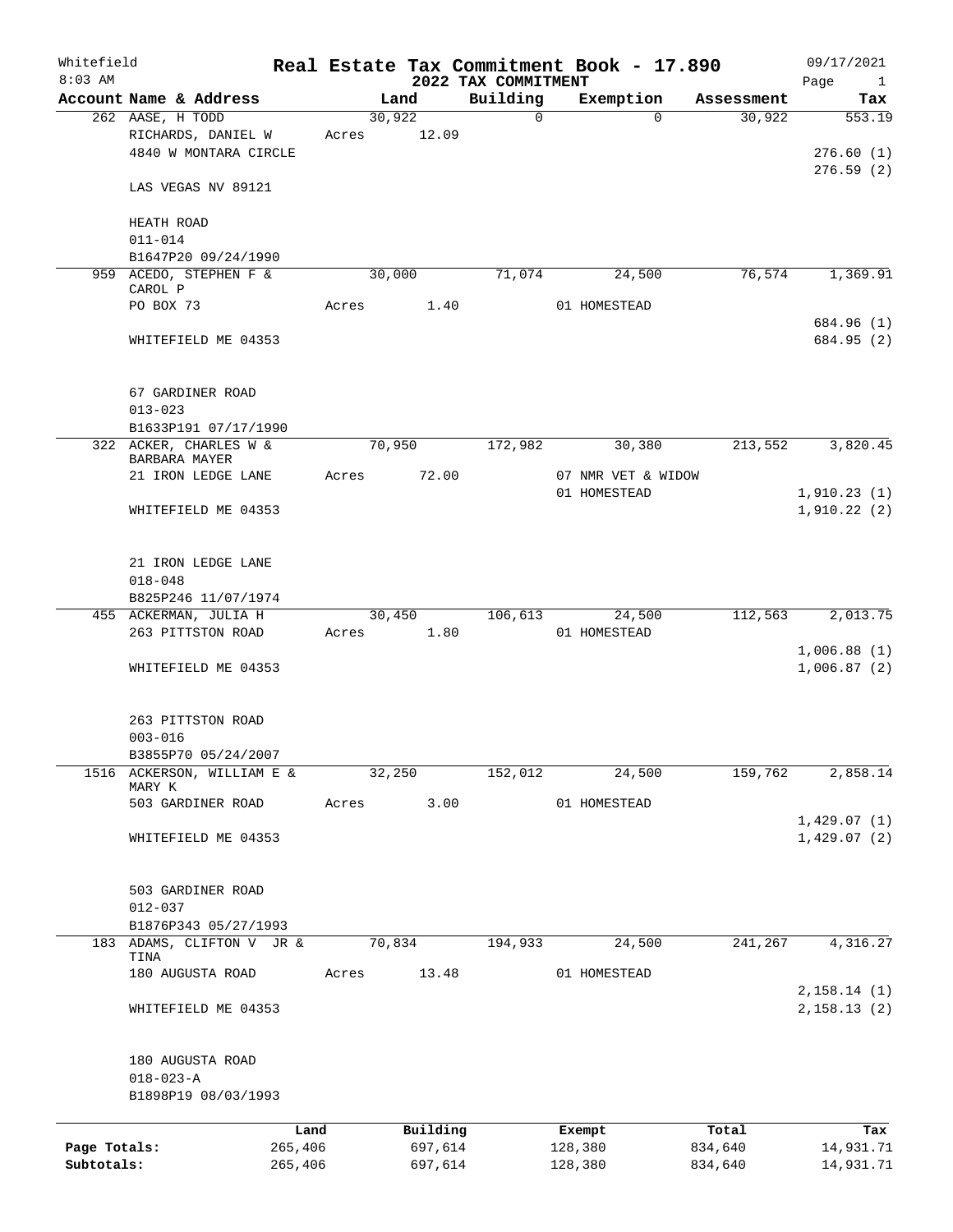Whitefield
8:03 AM

# Real Estate Tax Commitment Book - 17.890

## 2022 TAX COMMITMENT

09/17/2021

| Account Name & Address | Land | Building | Exemption | Assessment | Tax |
|---|---|---|---|---|---|
| 262 AASE, H TODD | 30,922 | 0 | 0 | 30,922 | 553.19 |
| RICHARDS, DANIEL W | Acres 12.09 | | | | |
| 4840 W MONTARA CIRCLE | | | | | 276.60 (1) |
| | | | | | 276.59 (2) |
| LAS VEGAS NV 89121 | | | | | |
| HEATH ROAD | | | | | |
| 011-014 | | | | | |
| B1647P20 09/24/1990 | | | | | |
| 959 ACEDO, STEPHEN F & CAROL P | 30,000 | 71,074 | 24,500 | 76,574 | 1,369.91 |
| PO BOX 73 | Acres 1.40 | | 01 HOMESTEAD | | |
| | | | | | 684.96 (1) |
| WHITEFIELD ME 04353 | | | | | 684.95 (2) |
| 67 GARDINER ROAD | | | | | |
| 013-023 | | | | | |
| B1633P191 07/17/1990 | | | | | |
| 322 ACKER, CHARLES W & BARBARA MAYER | 70,950 | 172,982 | 30,380 | 213,552 | 3,820.45 |
| 21 IRON LEDGE LANE | Acres 72.00 | | 07 NMR VET & WIDOW | | |
| | | | 01 HOMESTEAD | | 1,910.23 (1) |
| WHITEFIELD ME 04353 | | | | | 1,910.22 (2) |
| 21 IRON LEDGE LANE | | | | | |
| 018-048 | | | | | |
| B825P246 11/07/1974 | | | | | |
| 455 ACKERMAN, JULIA H | 30,450 | 106,613 | 24,500 | 112,563 | 2,013.75 |
| 263 PITTSTON ROAD | Acres 1.80 | | 01 HOMESTEAD | | |
| | | | | | 1,006.88 (1) |
| WHITEFIELD ME 04353 | | | | | 1,006.87 (2) |
| 263 PITTSTON ROAD | | | | | |
| 003-016 | | | | | |
| B3855P70 05/24/2007 | | | | | |
| 1516 ACKERSON, WILLIAM E & MARY K | 32,250 | 152,012 | 24,500 | 159,762 | 2,858.14 |
| 503 GARDINER ROAD | Acres 3.00 | | 01 HOMESTEAD | | |
| | | | | | 1,429.07 (1) |
| WHITEFIELD ME 04353 | | | | | 1,429.07 (2) |
| 503 GARDINER ROAD | | | | | |
| 012-037 | | | | | |
| B1876P343 05/27/1993 | | | | | |
| 183 ADAMS, CLIFTON V JR & TINA | 70,834 | 194,933 | 24,500 | 241,267 | 4,316.27 |
| 180 AUGUSTA ROAD | Acres 13.48 | | 01 HOMESTEAD | | |
| | | | | | 2,158.14 (1) |
| WHITEFIELD ME 04353 | | | | | 2,158.13 (2) |
| 180 AUGUSTA ROAD | | | | | |
| 018-023-A | | | | | |
| B1898P19 08/03/1993 | | | | | |

| | Land | Building | Exempt | Total | Tax |
|---|---|---|---|---|---|
| Page Totals: | 265,406 | 697,614 | 128,380 | 834,640 | 14,931.71 |
| Subtotals: | 265,406 | 697,614 | 128,380 | 834,640 | 14,931.71 |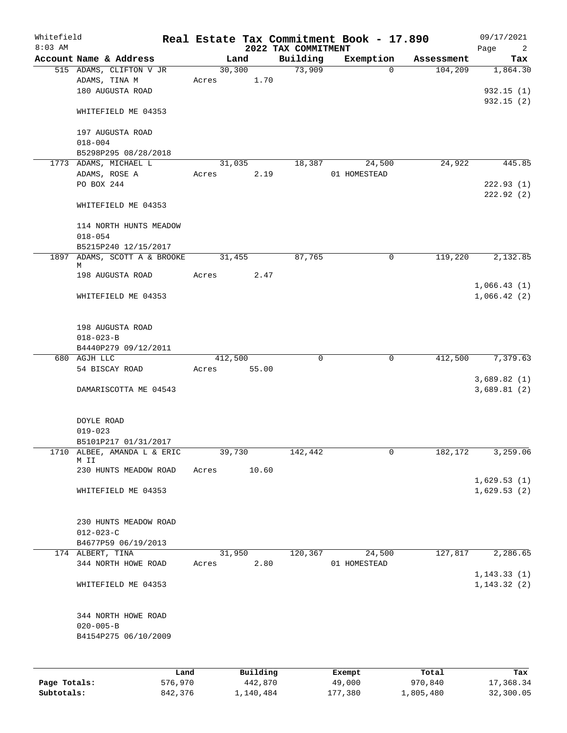# Real Estate Tax Commitment Book - 17.890

Whitefield
8:03 AM

2022 TAX COMMITMENT

09/17/2021

| Account Name & Address | Land | Building | Exemption | Assessment | Tax |
|---|---|---|---|---|---|
| 515 ADAMS, CLIFTON V JR | 30,300 | 73,909 | 0 | 104,209 | 1,864.30 |
| ADAMS, TINA M | Acres 1.70 | | | | |
| 180 AUGUSTA ROAD | | | | | 932.15 (1) |
| | | | | | 932.15 (2) |
| WHITEFIELD ME 04353 | | | | | |
| 197 AUGUSTA ROAD | | | | | |
| 018-004 | | | | | |
| B5298P295 08/28/2018 | | | | | |
| 1773 ADAMS, MICHAEL L | 31,035 | 18,387 | 24,500 | 24,922 | 445.85 |
| ADAMS, ROSE A | Acres 2.19 | | 01 HOMESTEAD | | |
| PO BOX 244 | | | | | 222.93 (1) |
| | | | | | 222.92 (2) |
| WHITEFIELD ME 04353 | | | | | |
| 114 NORTH HUNTS MEADOW | | | | | |
| 018-054 | | | | | |
| B5215P240 12/15/2017 | | | | | |
| 1897 ADAMS, SCOTT A & BROOKE M | 31,455 | 87,765 | 0 | 119,220 | 2,132.85 |
| 198 AUGUSTA ROAD | Acres 2.47 | | | | |
| | | | | | 1,066.43 (1) |
| WHITEFIELD ME 04353 | | | | | 1,066.42 (2) |
| 198 AUGUSTA ROAD | | | | | |
| 018-023-B | | | | | |
| B4440P279 09/12/2011 | | | | | |
| 680 AGJH LLC | 412,500 | 0 | 0 | 412,500 | 7,379.63 |
| 54 BISCAY ROAD | Acres 55.00 | | | | |
| | | | | | 3,689.82 (1) |
| DAMARISCOTTA ME 04543 | | | | | 3,689.81 (2) |
| DOYLE ROAD | | | | | |
| 019-023 | | | | | |
| B5101P217 01/31/2017 | | | | | |
| 1710 ALBEE, AMANDA L & ERIC M II | 39,730 | 142,442 | 0 | 182,172 | 3,259.06 |
| 230 HUNTS MEADOW ROAD | Acres 10.60 | | | | |
| | | | | | 1,629.53 (1) |
| WHITEFIELD ME 04353 | | | | | 1,629.53 (2) |
| 230 HUNTS MEADOW ROAD | | | | | |
| 012-023-C | | | | | |
| B4677P59 06/19/2013 | | | | | |
| 174 ALBERT, TINA | 31,950 | 120,367 | 24,500 | 127,817 | 2,286.65 |
| 344 NORTH HOWE ROAD | Acres 2.80 | | 01 HOMESTEAD | | |
| | | | | | 1,143.33 (1) |
| WHITEFIELD ME 04353 | | | | | 1,143.32 (2) |
| 344 NORTH HOWE ROAD | | | | | |
| 020-005-B | | | | | |
| B4154P275 06/10/2009 | | | | | |

| | Land | Building | Exempt | Total | Tax |
|---|---|---|---|---|---|
| Page Totals: | 576,970 | 442,870 | 49,000 | 970,840 | 17,368.34 |
| Subtotals: | 842,376 | 1,140,484 | 177,380 | 1,805,480 | 32,300.05 |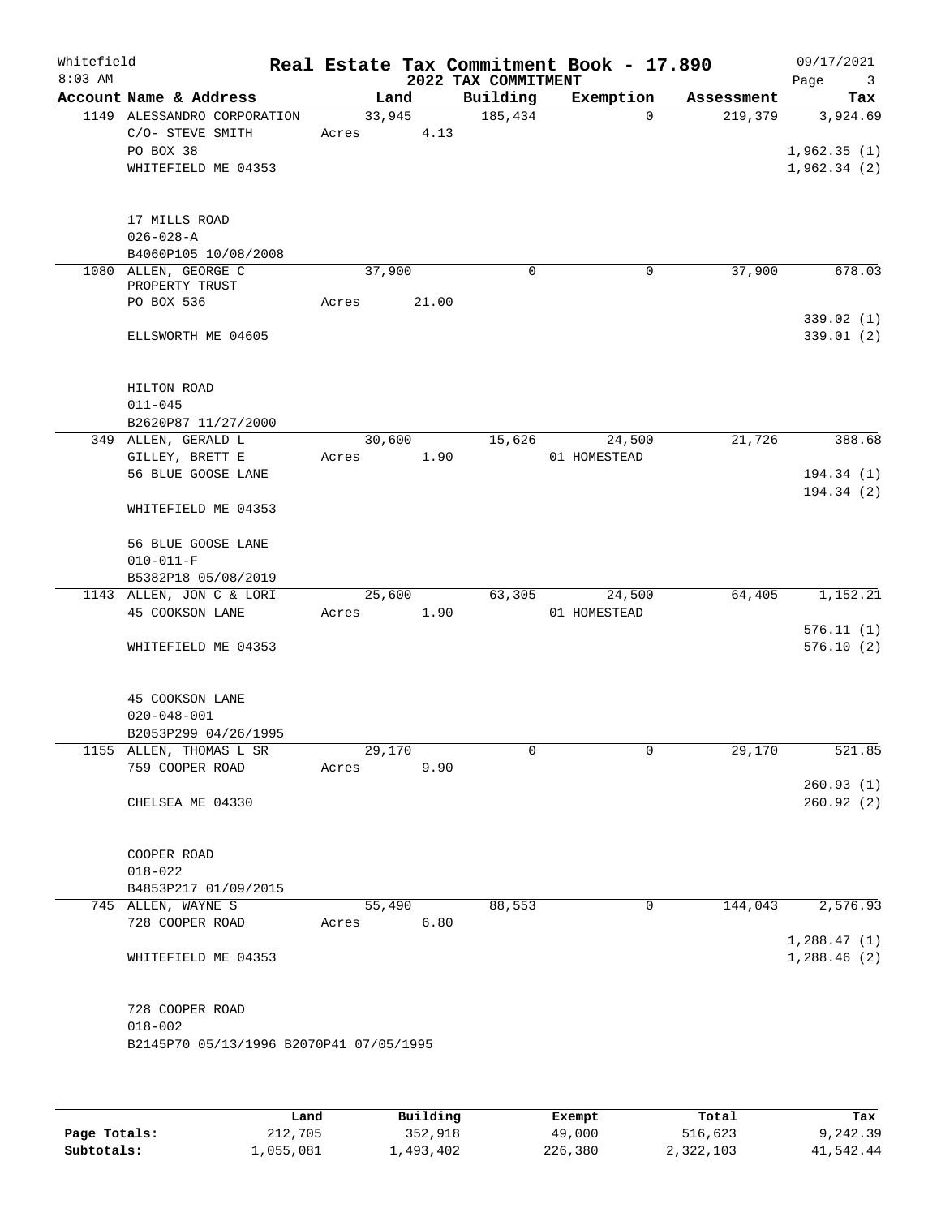Whitefield 8:03 AM

# Real Estate Tax Commitment Book - 17.890

## 2022 TAX COMMITMENT

09/17/2021

| Account Name & Address | Land | Building | Exemption | Assessment | Tax |
|---|---|---|---|---|---|
| 1149 ALESSANDRO CORPORATION<br>C/O- STEVE SMITH<br>PO BOX 38<br>WHITEFIELD ME 04353<br><br>17 MILLS ROAD<br>026-028-A<br>B4060P105 10/08/2008 | 33,945<br>Acres 4.13 | 185,434 | 0 | 219,379 | 3,924.69<br><br>1,962.35 (1)<br>1,962.34 (2) |
| 1080 ALLEN, GEORGE C<br>PROPERTY TRUST<br>PO BOX 536<br><br>ELLSWORTH ME 04605<br><br>HILTON ROAD<br>011-045<br>B2620P87 11/27/2000 | 37,900<br>Acres 21.00 | 0 | 0 | 37,900 | 678.03<br><br>339.02 (1)<br>339.01 (2) |
| 349 ALLEN, GERALD L<br>GILLEY, BRETT E<br>56 BLUE GOOSE LANE<br><br>WHITEFIELD ME 04353<br><br>56 BLUE GOOSE LANE<br>010-011-F<br>B5382P18 05/08/2019 | 30,600<br>Acres 1.90 | 15,626 | 24,500<br>01 HOMESTEAD | 21,726 | 388.68<br><br>194.34 (1)<br>194.34 (2) |
| 1143 ALLEN, JON C & LORI<br>45 COOKSON LANE<br><br>WHITEFIELD ME 04353<br><br>45 COOKSON LANE<br>020-048-001<br>B2053P299 04/26/1995 | 25,600<br>Acres 1.90 | 63,305 | 24,500<br>01 HOMESTEAD | 64,405 | 1,152.21<br><br>576.11 (1)<br>576.10 (2) |
| 1155 ALLEN, THOMAS L SR<br>759 COOPER ROAD<br><br>CHELSEA ME 04330<br><br>COOPER ROAD<br>018-022<br>B4853P217 01/09/2015 | 29,170<br>Acres 9.90 | 0 | 0 | 29,170 | 521.85<br><br>260.93 (1)<br>260.92 (2) |
| 745 ALLEN, WAYNE S<br>728 COOPER ROAD<br><br>WHITEFIELD ME 04353<br><br>728 COOPER ROAD<br>018-002<br>B2145P70 05/13/1996 B2070P41 07/05/1995 | 55,490<br>Acres 6.80 | 88,553 | 0 | 144,043 | 2,576.93<br><br>1,288.47 (1)<br>1,288.46 (2) |

| | Land | Building | Exempt | Total | Tax |
|---|---|---|---|---|---|
| Page Totals: | 212,705 | 352,918 | 49,000 | 516,623 | 9,242.39 |
| Subtotals: | 1,055,081 | 1,493,402 | 226,380 | 2,322,103 | 41,542.44 |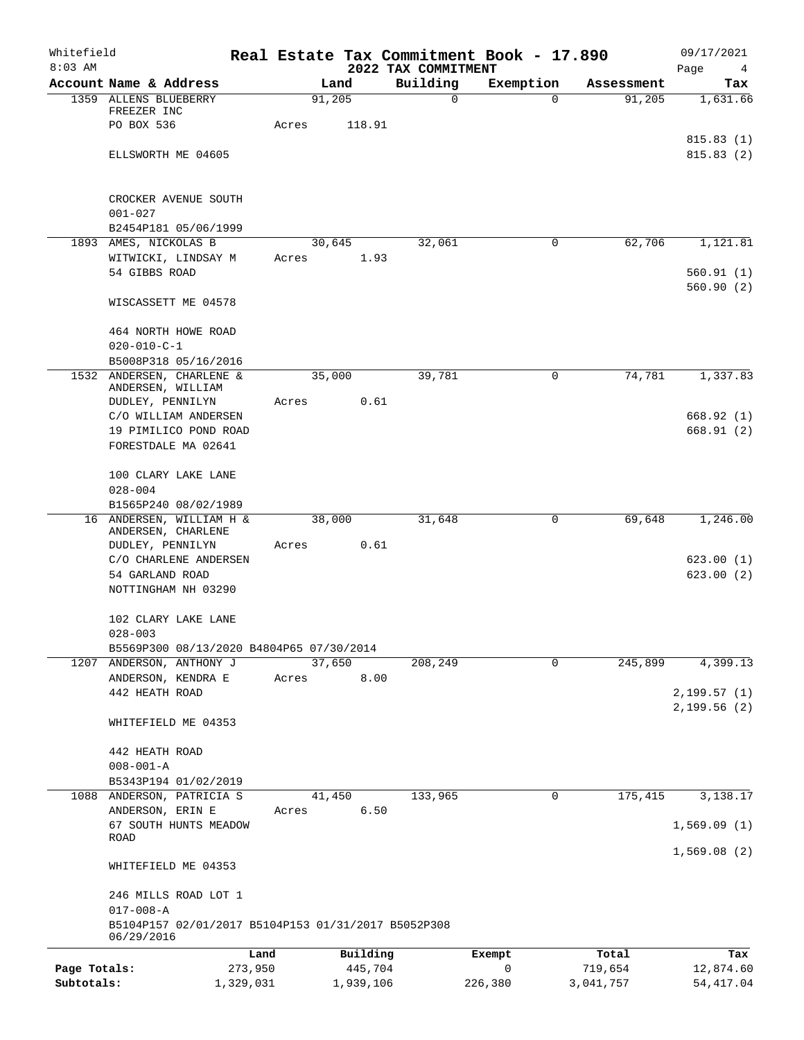Whitefield
8:03 AM

# Real Estate Tax Commitment Book - 17.890

## 2022 TAX COMMITMENT

09/17/2021

| Account | Name & Address | Land | Building | Exemption | Assessment | Tax |
|---|---|---|---|---|---|---|
| 1359 | ALLENS BLUEBERRY FREEZER INC<br>PO BOX 536<br>ELLSWORTH ME 04605<br>CROCKER AVENUE SOUTH<br>001-027<br>B2454P181 05/06/1999 | 91,205<br>Acres 118.91 | 0 | 0 | 91,205 | 1,631.66<br>815.83 (1)<br>815.83 (2) |
| 1893 | AMES, NICKOLAS B<br>WITWICKI, LINDSAY M<br>54 GIBBS ROAD<br>WISCASSETT ME 04578<br>464 NORTH HOWE ROAD<br>020-010-C-1<br>B5008P318 05/16/2016 | 30,645<br>Acres 1.93 | 32,061 | 0 | 62,706 | 1,121.81<br>560.91 (1)<br>560.90 (2) |
| 1532 | ANDERSEN, CHARLENE &<br>ANDERSEN, WILLIAM<br>DUDLEY, PENNILYN<br>C/O WILLIAM ANDERSEN<br>19 PIMILICO POND ROAD<br>FORESTDALE MA 02641<br>100 CLARY LAKE LANE<br>028-004<br>B1565P240 08/02/1989 | 35,000<br>Acres 0.61 | 39,781 | 0 | 74,781 | 1,337.83<br>668.92 (1)<br>668.91 (2) |
| 16 | ANDERSEN, WILLIAM H &<br>ANDERSEN, CHARLENE<br>DUDLEY, PENNILYN<br>C/O CHARLENE ANDERSEN<br>54 GARLAND ROAD<br>NOTTINGHAM NH 03290<br>102 CLARY LAKE LANE<br>028-003<br>B5569P300 08/13/2020 B4804P65 07/30/2014 | 38,000<br>Acres 0.61 | 31,648 | 0 | 69,648 | 1,246.00<br>623.00 (1)<br>623.00 (2) |
| 1207 | ANDERSON, ANTHONY J<br>ANDERSON, KENDRA E<br>442 HEATH ROAD<br>WHITEFIELD ME 04353<br>442 HEATH ROAD<br>008-001-A<br>B5343P194 01/02/2019 | 37,650<br>Acres 8.00 | 208,249 | 0 | 245,899 | 4,399.13<br>2,199.57 (1)<br>2,199.56 (2) |
| 1088 | ANDERSON, PATRICIA S<br>ANDERSON, ERIN E<br>67 SOUTH HUNTS MEADOW ROAD<br>WHITEFIELD ME 04353<br>246 MILLS ROAD LOT 1<br>017-008-A<br>B5104P157 02/01/2017 B5104P153 01/31/2017 B5052P308 06/29/2016 | 41,450<br>Acres 6.50 | 133,965 | 0 | 175,415 | 3,138.17<br>1,569.09 (1)<br>1,569.08 (2) |

| | Land | Building | Exempt | Total | Tax |
|---|---|---|---|---|---|
| Page Totals: | 273,950 | 445,704 | 0 | 719,654 | 12,874.60 |
| Subtotals: | 1,329,031 | 1,939,106 | 226,380 | 3,041,757 | 54,417.04 |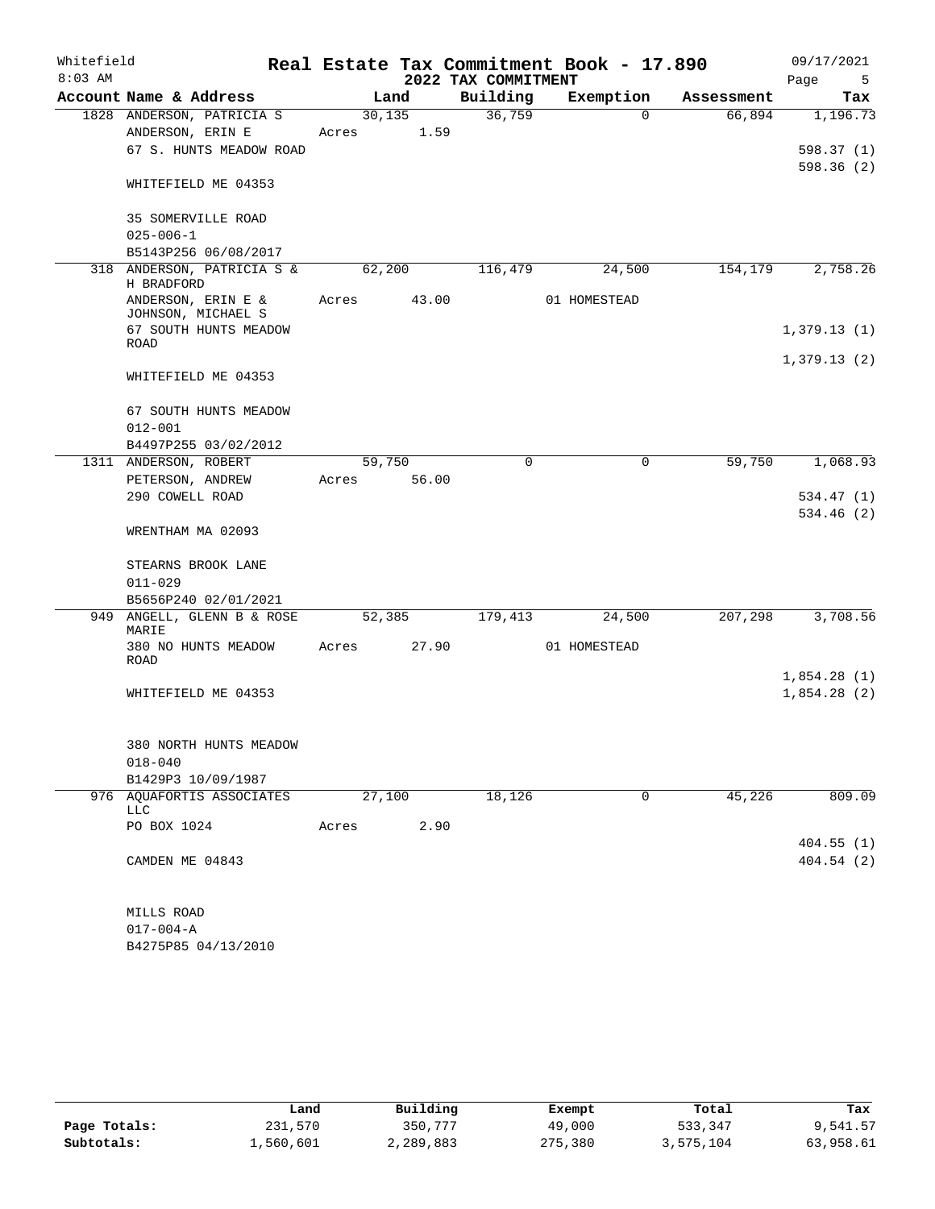# Real Estate Tax Commitment Book - 17.890

Whitefield 8:03 AM — 2022 TAX COMMITMENT — 09/17/2021

| Account Name & Address | Land | Building | Exemption | Assessment | Tax |
|---|---|---|---|---|---|
| 1828 ANDERSON, PATRICIA S | 30,135 | 36,759 | 0 | 66,894 | 1,196.73 |
| ANDERSON, ERIN E | Acres 1.59 | | | | |
| 67 S. HUNTS MEADOW ROAD | | | | | 598.37 (1) |
| | | | | | 598.36 (2) |
| WHITEFIELD ME 04353 | | | | | |
| 35 SOMERVILLE ROAD | | | | | |
| 025-006-1 | | | | | |
| B5143P256 06/08/2017 | | | | | |
| 318 ANDERSON, PATRICIA S & H BRADFORD | 62,200 | 116,479 | 24,500 | 154,179 | 2,758.26 |
| ANDERSON, ERIN E & JOHNSON, MICHAEL S | Acres 43.00 | | 01 HOMESTEAD | | |
| 67 SOUTH HUNTS MEADOW ROAD | | | | | 1,379.13 (1) |
| | | | | | 1,379.13 (2) |
| WHITEFIELD ME 04353 | | | | | |
| 67 SOUTH HUNTS MEADOW | | | | | |
| 012-001 | | | | | |
| B4497P255 03/02/2012 | | | | | |
| 1311 ANDERSON, ROBERT | 59,750 | 0 | 0 | 59,750 | 1,068.93 |
| PETERSON, ANDREW | Acres 56.00 | | | | |
| 290 COWELL ROAD | | | | | 534.47 (1) |
| | | | | | 534.46 (2) |
| WRENTHAM MA 02093 | | | | | |
| STEARNS BROOK LANE | | | | | |
| 011-029 | | | | | |
| B5656P240 02/01/2021 | | | | | |
| 949 ANGELL, GLENN B & ROSE MARIE | 52,385 | 179,413 | 24,500 | 207,298 | 3,708.56 |
| 380 NO HUNTS MEADOW ROAD | Acres 27.90 | | 01 HOMESTEAD | | |
| | | | | | 1,854.28 (1) |
| WHITEFIELD ME 04353 | | | | | 1,854.28 (2) |
| 380 NORTH HUNTS MEADOW | | | | | |
| 018-040 | | | | | |
| B1429P3 10/09/1987 | | | | | |
| 976 AQUAFORTIS ASSOCIATES LLC | 27,100 | 18,126 | 0 | 45,226 | 809.09 |
| PO BOX 1024 | Acres 2.90 | | | | |
| | | | | | 404.55 (1) |
| CAMDEN ME 04843 | | | | | 404.54 (2) |
| MILLS ROAD | | | | | |
| 017-004-A | | | | | |
| B4275P85 04/13/2010 | | | | | |

| | Land | Building | Exempt | Total | Tax |
|---|---|---|---|---|---|
| Page Totals: | 231,570 | 350,777 | 49,000 | 533,347 | 9,541.57 |
| Subtotals: | 1,560,601 | 2,289,883 | 275,380 | 3,575,104 | 63,958.61 |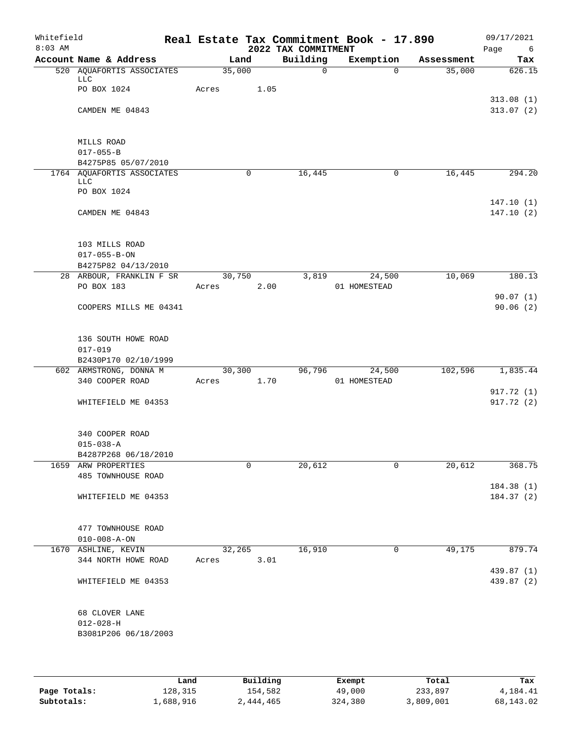Whitefield 8:03 AM

# Real Estate Tax Commitment Book - 17.890

## 2022 TAX COMMITMENT

09/17/2021

| Account Name & Address | Land | Building | Exemption | Assessment | Tax |
|---|---|---|---|---|---|
| 520 AQUAFORTIS ASSOCIATES LLC | 35,000 | 0 | 0 | 35,000 | 626.15 |
| PO BOX 1024 | Acres 1.05 | | | | |
| | | | | | 313.08 (1) |
| CAMDEN ME 04843 | | | | | 313.07 (2) |
| MILLS ROAD | | | | | |
| 017-055-B | | | | | |
| B4275P85 05/07/2010 | | | | | |
| 1764 AQUAFORTIS ASSOCIATES LLC | 0 | 16,445 | 0 | 16,445 | 294.20 |
| PO BOX 1024 | | | | | |
| | | | | | 147.10 (1) |
| CAMDEN ME 04843 | | | | | 147.10 (2) |
| 103 MILLS ROAD | | | | | |
| 017-055-B-ON | | | | | |
| B4275P82 04/13/2010 | | | | | |
| 28 ARBOUR, FRANKLIN F SR | 30,750 | 3,819 | 24,500 | 10,069 | 180.13 |
| PO BOX 183 | Acres 2.00 | | 01 HOMESTEAD | | |
| | | | | | 90.07 (1) |
| COOPERS MILLS ME 04341 | | | | | 90.06 (2) |
| 136 SOUTH HOWE ROAD | | | | | |
| 017-019 | | | | | |
| B2430P170 02/10/1999 | | | | | |
| 602 ARMSTRONG, DONNA M | 30,300 | 96,796 | 24,500 | 102,596 | 1,835.44 |
| 340 COOPER ROAD | Acres 1.70 | | 01 HOMESTEAD | | |
| | | | | | 917.72 (1) |
| WHITEFIELD ME 04353 | | | | | 917.72 (2) |
| 340 COOPER ROAD | | | | | |
| 015-038-A | | | | | |
| B4287P268 06/18/2010 | | | | | |
| 1659 ARW PROPERTIES | 0 | 20,612 | 0 | 20,612 | 368.75 |
| 485 TOWNHOUSE ROAD | | | | | |
| | | | | | 184.38 (1) |
| WHITEFIELD ME 04353 | | | | | 184.37 (2) |
| 477 TOWNHOUSE ROAD | | | | | |
| 010-008-A-ON | | | | | |
| 1670 ASHLINE, KEVIN | 32,265 | 16,910 | 0 | 49,175 | 879.74 |
| 344 NORTH HOWE ROAD | Acres 3.01 | | | | |
| | | | | | 439.87 (1) |
| WHITEFIELD ME 04353 | | | | | 439.87 (2) |
| 68 CLOVER LANE | | | | | |
| 012-028-H | | | | | |
| B3081P206 06/18/2003 | | | | | |

| | Land | Building | Exempt | Total | Tax |
|---|---|---|---|---|---|
| Page Totals: | 128,315 | 154,582 | 49,000 | 233,897 | 4,184.41 |
| Subtotals: | 1,688,916 | 2,444,465 | 324,380 | 3,809,001 | 68,143.02 |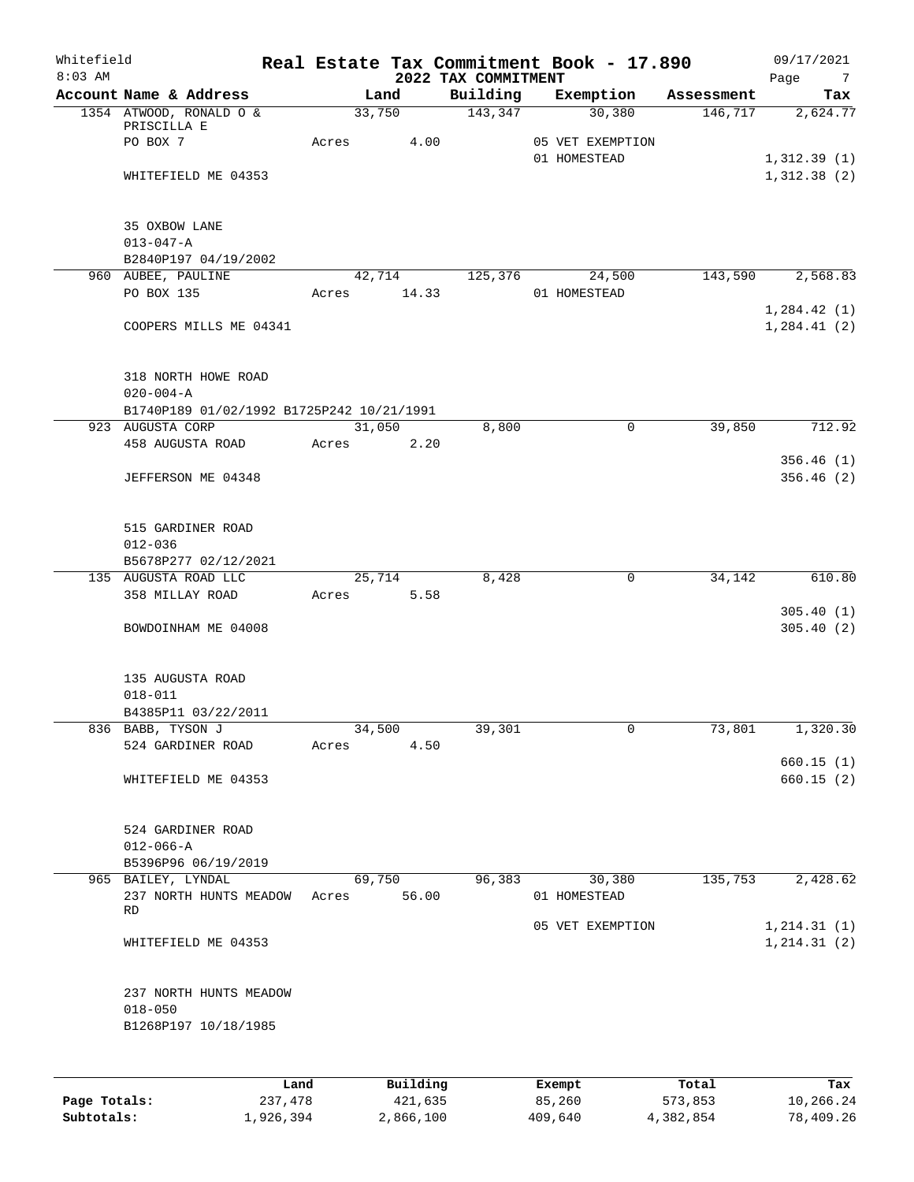Whitefield
8:03 AM

# Real Estate Tax Commitment Book - 17.890

## 2022 TAX COMMITMENT

09/17/2021

| Account Name & Address | Land | Building | Exemption | Assessment | Tax |
|---|---|---|---|---|---|
| 1354 ATWOOD, RONALD O & PRISCILLA E | 33,750 | 143,347 | 30,380 | 146,717 | 2,624.77 |
| PO BOX 7 | Acres 4.00 | | 05 VET EXEMPTION | | |
| | | | 01 HOMESTEAD | | 1,312.39 (1) |
| WHITEFIELD ME 04353 | | | | | 1,312.38 (2) |
| 35 OXBOW LANE | | | | | |
| 013-047-A | | | | | |
| B2840P197 04/19/2002 | | | | | |
| 960 AUBEE, PAULINE | 42,714 | 125,376 | 24,500 | 143,590 | 2,568.83 |
| PO BOX 135 | Acres 14.33 | | 01 HOMESTEAD | | |
| | | | | | 1,284.42 (1) |
| COOPERS MILLS ME 04341 | | | | | 1,284.41 (2) |
| 318 NORTH HOWE ROAD | | | | | |
| 020-004-A | | | | | |
| B1740P189 01/02/1992 B1725P242 10/21/1991 | | | | | |
| 923 AUGUSTA CORP | 31,050 | 8,800 | 0 | 39,850 | 712.92 |
| 458 AUGUSTA ROAD | Acres 2.20 | | | | |
| | | | | | 356.46 (1) |
| JEFFERSON ME 04348 | | | | | 356.46 (2) |
| 515 GARDINER ROAD | | | | | |
| 012-036 | | | | | |
| B5678P277 02/12/2021 | | | | | |
| 135 AUGUSTA ROAD LLC | 25,714 | 8,428 | 0 | 34,142 | 610.80 |
| 358 MILLAY ROAD | Acres 5.58 | | | | |
| | | | | | 305.40 (1) |
| BOWDOINHAM ME 04008 | | | | | 305.40 (2) |
| 135 AUGUSTA ROAD | | | | | |
| 018-011 | | | | | |
| B4385P11 03/22/2011 | | | | | |
| 836 BABB, TYSON J | 34,500 | 39,301 | 0 | 73,801 | 1,320.30 |
| 524 GARDINER ROAD | Acres 4.50 | | | | |
| | | | | | 660.15 (1) |
| WHITEFIELD ME 04353 | | | | | 660.15 (2) |
| 524 GARDINER ROAD | | | | | |
| 012-066-A | | | | | |
| B5396P96 06/19/2019 | | | | | |
| 965 BAILEY, LYNDAL | 69,750 | 96,383 | 30,380 | 135,753 | 2,428.62 |
| 237 NORTH HUNTS MEADOW RD | Acres 56.00 | | 01 HOMESTEAD | | |
| | | | 05 VET EXEMPTION | | 1,214.31 (1) |
| WHITEFIELD ME 04353 | | | | | 1,214.31 (2) |
| 237 NORTH HUNTS MEADOW | | | | | |
| 018-050 | | | | | |
| B1268P197 10/18/1985 | | | | | |

| | Land | Building | Exempt | Total | Tax |
|---|---|---|---|---|---|
| Page Totals: | 237,478 | 421,635 | 85,260 | 573,853 | 10,266.24 |
| Subtotals: | 1,926,394 | 2,866,100 | 409,640 | 4,382,854 | 78,409.26 |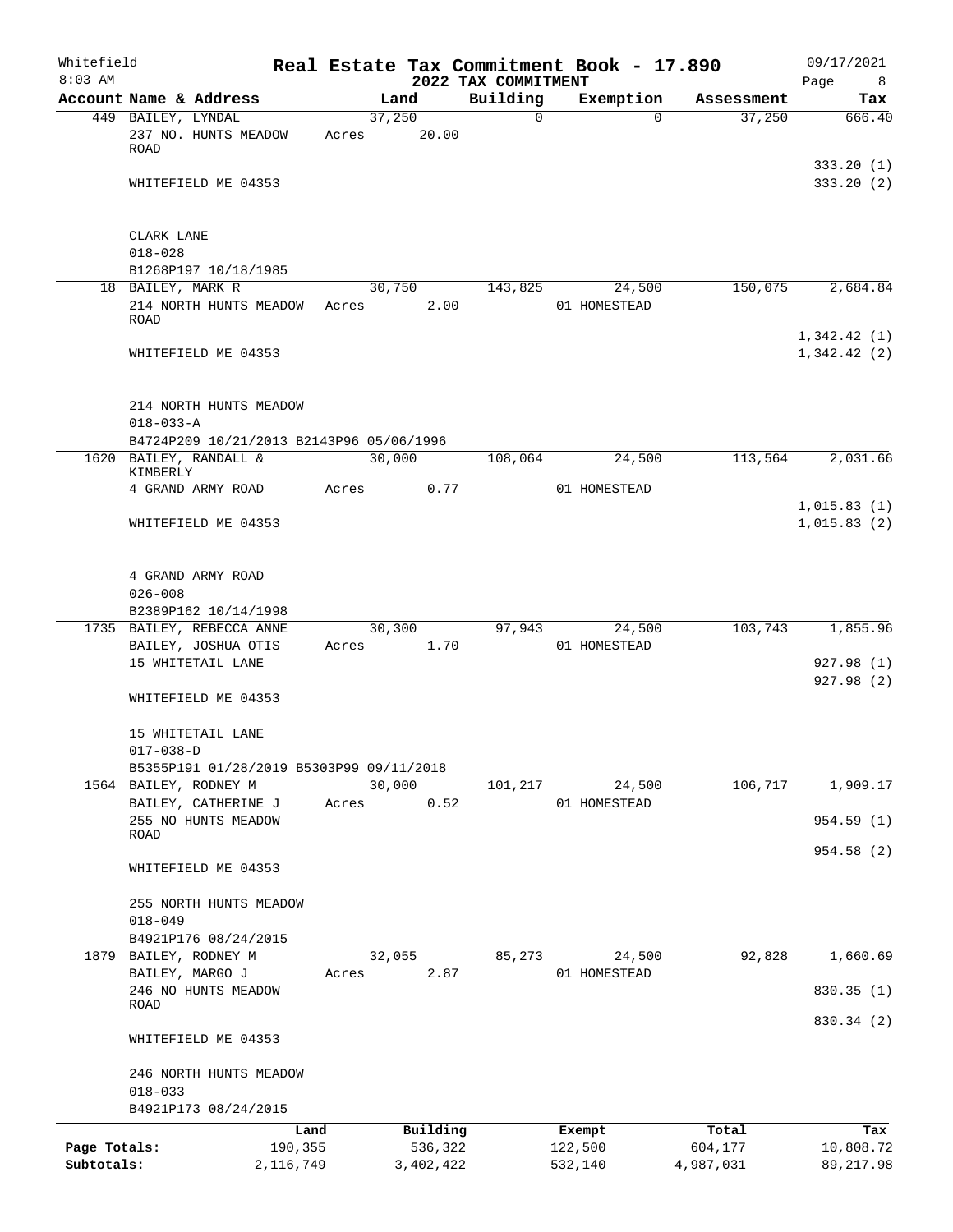Whitefield

8:03 AM

# Real Estate Tax Commitment Book - 17.890

## 2022 TAX COMMITMENT

09/17/2021

| Account Name & Address | Land | Building | Exemption | Assessment | Tax |
|---|---|---|---|---|---|
| 449 BAILEY, LYNDAL<br>237 NO. HUNTS MEADOW ROAD<br><br>WHITEFIELD ME 04353<br><br>CLARK LANE<br>018-028<br>B1268P197 10/18/1985 | 37,250<br>Acres 20.00 | 0 | 0 | 37,250 | 666.40<br><br>333.20 (1)<br>333.20 (2) |
| 18 BAILEY, MARK R<br>214 NORTH HUNTS MEADOW ROAD<br><br>WHITEFIELD ME 04353<br><br>214 NORTH HUNTS MEADOW<br>018-033-A<br>B4724P209 10/21/2013 B2143P96 05/06/1996 | 30,750<br>Acres 2.00 | 143,825 | 24,500<br>01 HOMESTEAD | 150,075 | 2,684.84<br><br>1,342.42 (1)<br>1,342.42 (2) |
| 1620 BAILEY, RANDALL & KIMBERLY<br>4 GRAND ARMY ROAD<br><br>WHITEFIELD ME 04353<br><br>4 GRAND ARMY ROAD<br>026-008<br>B2389P162 10/14/1998 | 30,000<br>Acres 0.77 | 108,064 | 24,500<br>01 HOMESTEAD | 113,564 | 2,031.66<br><br>1,015.83 (1)<br>1,015.83 (2) |
| 1735 BAILEY, REBECCA ANNE<br>BAILEY, JOSHUA OTIS<br>15 WHITETAIL LANE<br><br>WHITEFIELD ME 04353<br><br>15 WHITETAIL LANE<br>017-038-D<br>B5355P191 01/28/2019 B5303P99 09/11/2018 | 30,300<br>Acres 1.70 | 97,943 | 24,500<br>01 HOMESTEAD | 103,743 | 1,855.96<br><br>927.98 (1)<br>927.98 (2) |
| 1564 BAILEY, RODNEY M<br>BAILEY, CATHERINE J<br>255 NO HUNTS MEADOW ROAD<br><br>WHITEFIELD ME 04353<br><br>255 NORTH HUNTS MEADOW<br>018-049<br>B4921P176 08/24/2015 | 30,000<br>Acres 0.52 | 101,217 | 24,500<br>01 HOMESTEAD | 106,717 | 1,909.17<br><br>954.59 (1)<br>954.58 (2) |
| 1879 BAILEY, RODNEY M<br>BAILEY, MARGO J<br>246 NO HUNTS MEADOW ROAD<br><br>WHITEFIELD ME 04353<br><br>246 NORTH HUNTS MEADOW<br>018-033<br>B4921P173 08/24/2015 | 32,055<br>Acres 2.87 | 85,273 | 24,500<br>01 HOMESTEAD | 92,828 | 1,660.69<br><br>830.35 (1)<br>830.34 (2) |

| | Land | Building | Exempt | Total | Tax |
|---|---|---|---|---|---|
| Page Totals: | 190,355 | 536,322 | 122,500 | 604,177 | 10,808.72 |
| Subtotals: | 2,116,749 | 3,402,422 | 532,140 | 4,987,031 | 89,217.98 |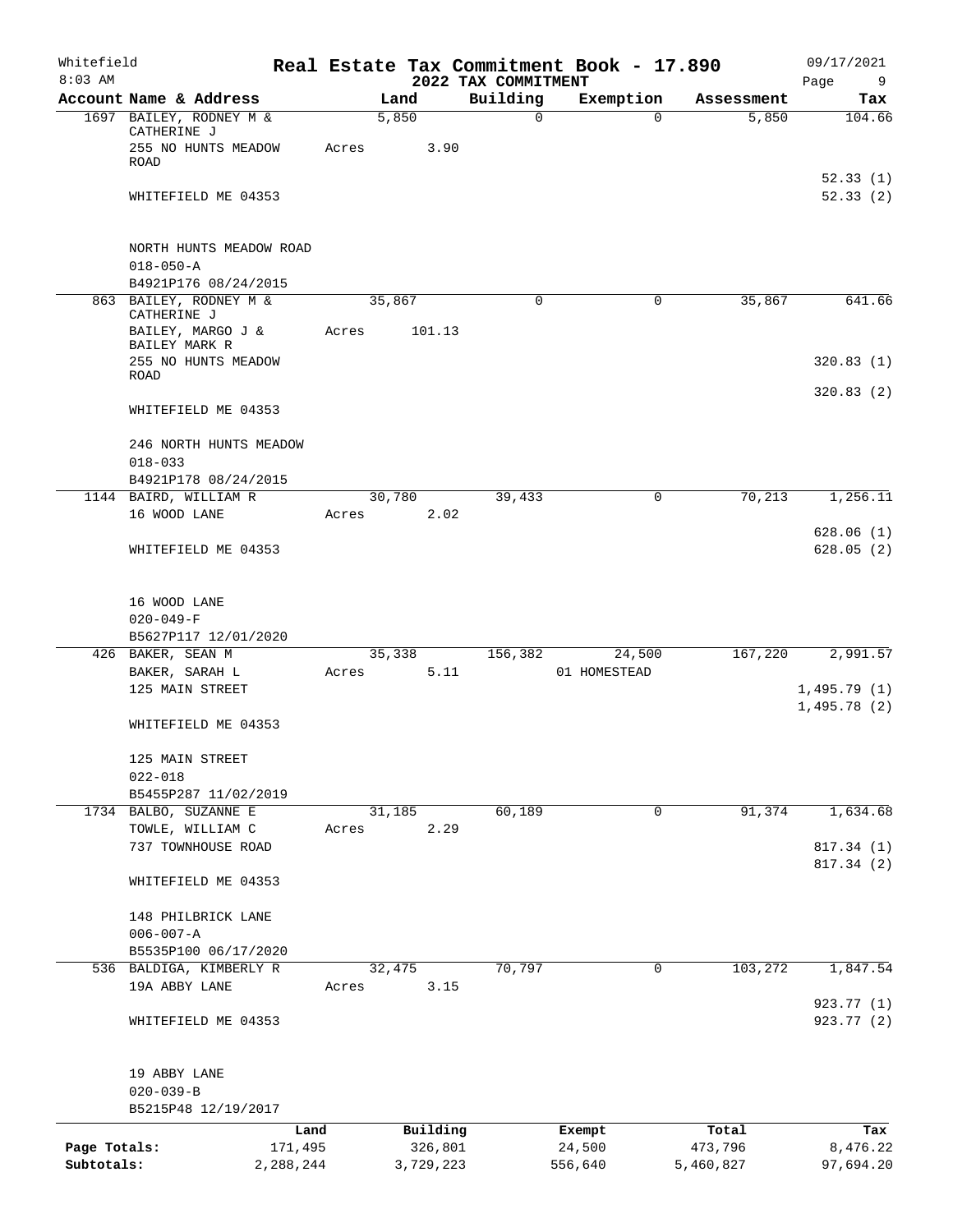# Whitefield — Real Estate Tax Commitment Book - 17.890

8:03 AM — 2022 TAX COMMITMENT — 09/17/2021

| Account | Name & Address | Land | Building | Exemption | Assessment | Tax |
|---|---|---|---|---|---|---|
| 1697 | BAILEY, RODNEY M & CATHERINE J<br>255 NO HUNTS MEADOW ROAD<br>WHITEFIELD ME 04353<br><br>NORTH HUNTS MEADOW ROAD<br>018-050-A<br>B4921P176 08/24/2015 | 5,850<br>Acres 3.90 | 0 | 0 | 5,850 | 104.66<br>52.33 (1)<br>52.33 (2) |
| 863 | BAILEY, RODNEY M & CATHERINE J<br>BAILEY, MARGO J & BAILEY MARK R<br>255 NO HUNTS MEADOW ROAD<br>WHITEFIELD ME 04353<br><br>246 NORTH HUNTS MEADOW<br>018-033<br>B4921P178 08/24/2015 | 35,867<br>Acres 101.13 | 0 | 0 | 35,867 | 641.66<br>320.83 (1)<br>320.83 (2) |
| 1144 | BAIRD, WILLIAM R<br>16 WOOD LANE<br>WHITEFIELD ME 04353<br><br>16 WOOD LANE<br>020-049-F<br>B5627P117 12/01/2020 | 30,780<br>Acres 2.02 | 39,433 | 0 | 70,213 | 1,256.11<br>628.06 (1)<br>628.05 (2) |
| 426 | BAKER, SEAN M<br>BAKER, SARAH L<br>125 MAIN STREET<br>WHITEFIELD ME 04353<br><br>125 MAIN STREET<br>022-018<br>B5455P287 11/02/2019 | 35,338<br>Acres 5.11 | 156,382 | 24,500<br>01 HOMESTEAD | 167,220 | 2,991.57<br>1,495.79 (1)<br>1,495.78 (2) |
| 1734 | BALBO, SUZANNE E<br>TOWLE, WILLIAM C<br>737 TOWNHOUSE ROAD<br>WHITEFIELD ME 04353<br><br>148 PHILBRICK LANE<br>006-007-A<br>B5535P100 06/17/2020 | 31,185<br>Acres 2.29 | 60,189 | 0 | 91,374 | 1,634.68<br>817.34 (1)<br>817.34 (2) |
| 536 | BALDIGA, KIMBERLY R<br>19A ABBY LANE<br>WHITEFIELD ME 04353<br><br>19 ABBY LANE<br>020-039-B<br>B5215P48 12/19/2017 | 32,475<br>Acres 3.15 | 70,797 | 0 | 103,272 | 1,847.54<br>923.77 (1)<br>923.77 (2) |

| | Land | Building | Exempt | Total | Tax |
|---|---|---|---|---|---|
| Page Totals: | 171,495 | 326,801 | 24,500 | 473,796 | 8,476.22 |
| Subtotals: | 2,288,244 | 3,729,223 | 556,640 | 5,460,827 | 97,694.20 |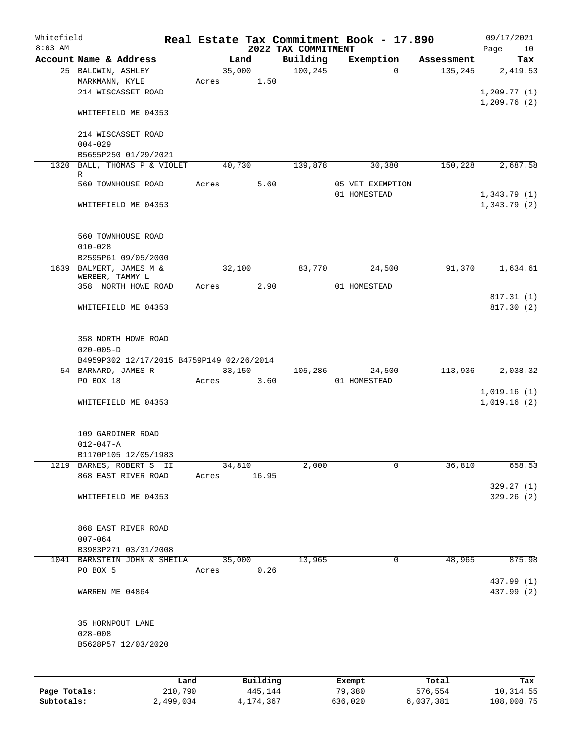Whitefield 8:03 AM

# Real Estate Tax Commitment Book - 17.890

## 2022 TAX COMMITMENT

09/17/2021

| Account Name & Address | Land | Building | Exemption | Assessment | Tax |
|---|---|---|---|---|---|
| 25 BALDWIN, ASHLEY | 35,000 | 100,245 | 0 | 135,245 | 2,419.53 |
| MARKMANN, KYLE | Acres 1.50 | | | | |
| 214 WISCASSET ROAD | | | | | 1,209.77 (1) |
| | | | | | 1,209.76 (2) |
| WHITEFIELD ME 04353 | | | | | |
| 214 WISCASSET ROAD | | | | | |
| 004-029 | | | | | |
| B5655P250 01/29/2021 | | | | | |
| 1320 BALL, THOMAS P & VIOLET R | 40,730 | 139,878 | 30,380 | 150,228 | 2,687.58 |
| 560 TOWNHOUSE ROAD | Acres 5.60 | | 05 VET EXEMPTION | | |
| | | | 01 HOMESTEAD | | 1,343.79 (1) |
| WHITEFIELD ME 04353 | | | | | 1,343.79 (2) |
| 560 TOWNHOUSE ROAD | | | | | |
| 010-028 | | | | | |
| B2595P61 09/05/2000 | | | | | |
| 1639 BALMERT, JAMES M & WERBER, TAMMY L | 32,100 | 83,770 | 24,500 | 91,370 | 1,634.61 |
| 358 NORTH HOWE ROAD | Acres 2.90 | | 01 HOMESTEAD | | |
| | | | | | 817.31 (1) |
| WHITEFIELD ME 04353 | | | | | 817.30 (2) |
| 358 NORTH HOWE ROAD | | | | | |
| 020-005-D | | | | | |
| B4959P302 12/17/2015 B4759P149 02/26/2014 | | | | | |
| 54 BARNARD, JAMES R | 33,150 | 105,286 | 24,500 | 113,936 | 2,038.32 |
| PO BOX 18 | Acres 3.60 | | 01 HOMESTEAD | | |
| | | | | | 1,019.16 (1) |
| WHITEFIELD ME 04353 | | | | | 1,019.16 (2) |
| 109 GARDINER ROAD | | | | | |
| 012-047-A | | | | | |
| B1170P105 12/05/1983 | | | | | |
| 1219 BARNES, ROBERT S II | 34,810 | 2,000 | 0 | 36,810 | 658.53 |
| 868 EAST RIVER ROAD | Acres 16.95 | | | | |
| | | | | | 329.27 (1) |
| WHITEFIELD ME 04353 | | | | | 329.26 (2) |
| 868 EAST RIVER ROAD | | | | | |
| 007-064 | | | | | |
| B3983P271 03/31/2008 | | | | | |
| 1041 BARNSTEIN JOHN & SHEILA | 35,000 | 13,965 | 0 | 48,965 | 875.98 |
| PO BOX 5 | Acres 0.26 | | | | |
| | | | | | 437.99 (1) |
| WARREN ME 04864 | | | | | 437.99 (2) |
| 35 HORNPOUT LANE | | | | | |
| 028-008 | | | | | |
| B5628P57 12/03/2020 | | | | | |

| | Land | Building | Exempt | Total | Tax |
|---|---|---|---|---|---|
| Page Totals: | 210,790 | 445,144 | 79,380 | 576,554 | 10,314.55 |
| Subtotals: | 2,499,034 | 4,174,367 | 636,020 | 6,037,381 | 108,008.75 |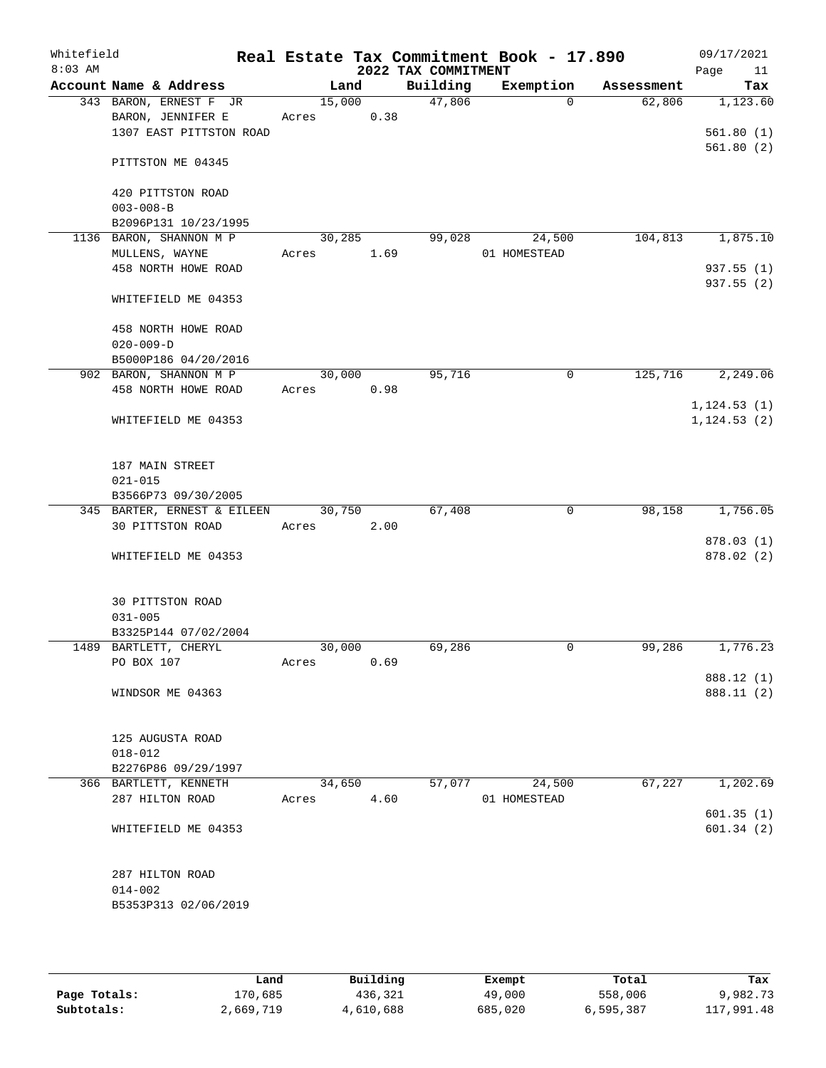# Real Estate Tax Commitment Book - 17.890

Whitefield
8:03 AM

## 2022 TAX COMMITMENT

09/17/2021

| Account Name & Address | Land | Building | Exemption | Assessment | Tax |
|---|---|---|---|---|---|
| 343 BARON, ERNEST F JR | 15,000 | 47,806 | 0 | 62,806 | 1,123.60 |
| BARON, JENNIFER E | Acres 0.38 | | | | |
| 1307 EAST PITTSTON ROAD | | | | | 561.80 (1) |
| | | | | | 561.80 (2) |
| PITTSTON ME 04345 | | | | | |
| 420 PITTSTON ROAD | | | | | |
| 003-008-B | | | | | |
| B2096P131 10/23/1995 | | | | | |
| 1136 BARON, SHANNON M P | 30,285 | 99,028 | 24,500 | 104,813 | 1,875.10 |
| MULLENS, WAYNE | Acres 1.69 | | 01 HOMESTEAD | | |
| 458 NORTH HOWE ROAD | | | | | 937.55 (1) |
| | | | | | 937.55 (2) |
| WHITEFIELD ME 04353 | | | | | |
| 458 NORTH HOWE ROAD | | | | | |
| 020-009-D | | | | | |
| B5000P186 04/20/2016 | | | | | |
| 902 BARON, SHANNON M P | 30,000 | 95,716 | 0 | 125,716 | 2,249.06 |
| 458 NORTH HOWE ROAD | Acres 0.98 | | | | |
| | | | | | 1,124.53 (1) |
| WHITEFIELD ME 04353 | | | | | 1,124.53 (2) |
| 187 MAIN STREET | | | | | |
| 021-015 | | | | | |
| B3566P73 09/30/2005 | | | | | |
| 345 BARTER, ERNEST & EILEEN | 30,750 | 67,408 | 0 | 98,158 | 1,756.05 |
| 30 PITTSTON ROAD | Acres 2.00 | | | | |
| | | | | | 878.03 (1) |
| WHITEFIELD ME 04353 | | | | | 878.02 (2) |
| 30 PITTSTON ROAD | | | | | |
| 031-005 | | | | | |
| B3325P144 07/02/2004 | | | | | |
| 1489 BARTLETT, CHERYL | 30,000 | 69,286 | 0 | 99,286 | 1,776.23 |
| PO BOX 107 | Acres 0.69 | | | | |
| | | | | | 888.12 (1) |
| WINDSOR ME 04363 | | | | | 888.11 (2) |
| 125 AUGUSTA ROAD | | | | | |
| 018-012 | | | | | |
| B2276P86 09/29/1997 | | | | | |
| 366 BARTLETT, KENNETH | 34,650 | 57,077 | 24,500 | 67,227 | 1,202.69 |
| 287 HILTON ROAD | Acres 4.60 | | 01 HOMESTEAD | | |
| | | | | | 601.35 (1) |
| WHITEFIELD ME 04353 | | | | | 601.34 (2) |
| 287 HILTON ROAD | | | | | |
| 014-002 | | | | | |
| B5353P313 02/06/2019 | | | | | |

| | Land | Building | Exempt | Total | Tax |
|---|---|---|---|---|---|
| Page Totals: | 170,685 | 436,321 | 49,000 | 558,006 | 9,982.73 |
| Subtotals: | 2,669,719 | 4,610,688 | 685,020 | 6,595,387 | 117,991.48 |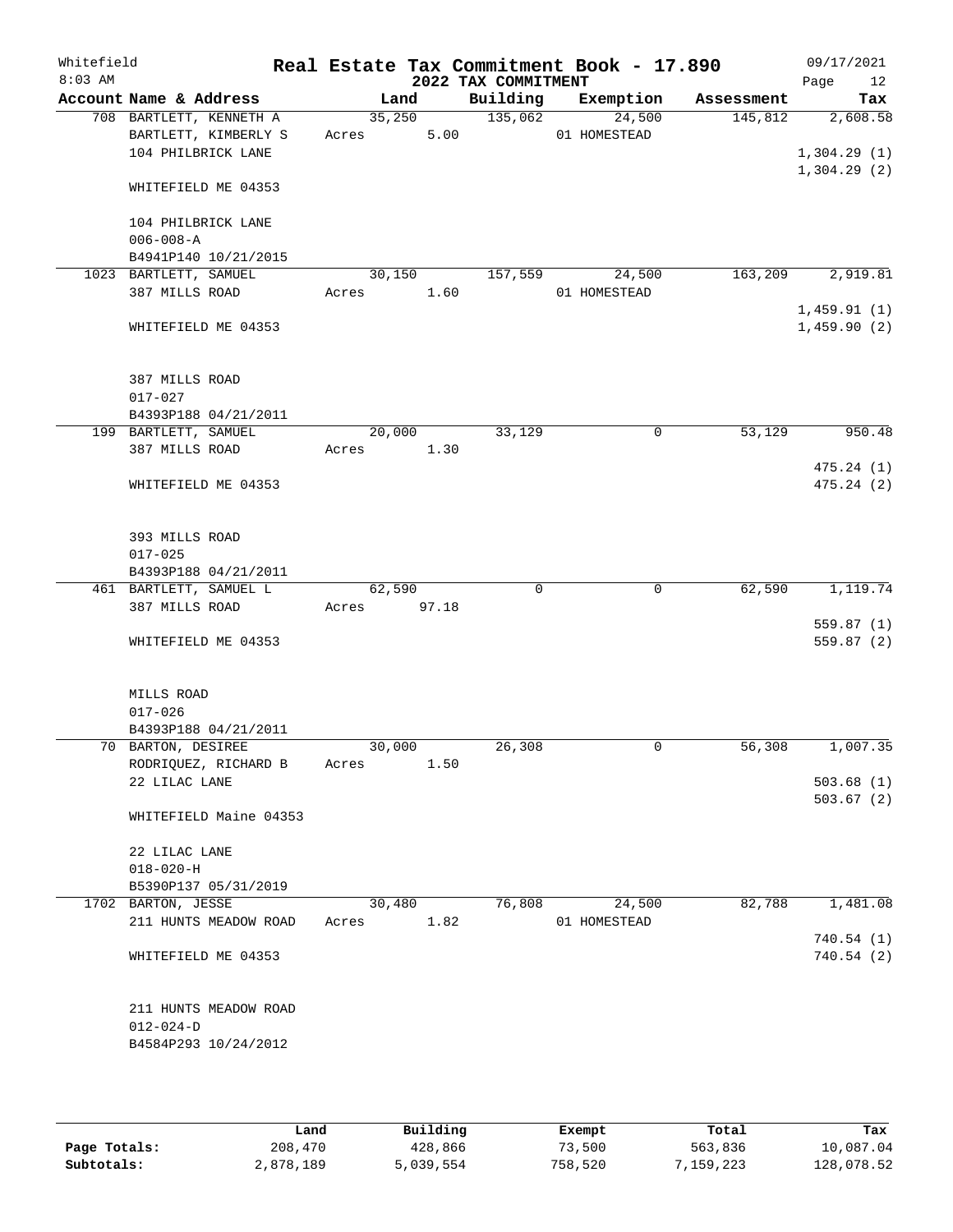Whitefield 8:03 AM

# Real Estate Tax Commitment Book - 17.890

## 2022 TAX COMMITMENT

09/17/2021

| Account Name & Address | Land | Building | Exemption | Assessment | Tax |
|---|---|---|---|---|---|
| 708 BARTLETT, KENNETH A<br>BARTLETT, KIMBERLY S<br>104 PHILBRICK LANE<br><br>WHITEFIELD ME 04353<br><br>104 PHILBRICK LANE<br>006-008-A<br>B4941P140 10/21/2015 | 35,250<br>Acres 5.00 | 135,062 | 24,500<br>01 HOMESTEAD | 145,812 | 2,608.58<br><br>1,304.29 (1)<br>1,304.29 (2) |
| 1023 BARTLETT, SAMUEL<br>387 MILLS ROAD<br><br>WHITEFIELD ME 04353<br><br>387 MILLS ROAD<br>017-027<br>B4393P188 04/21/2011 | 30,150<br>Acres 1.60 | 157,559 | 24,500<br>01 HOMESTEAD | 163,209 | 2,919.81<br><br>1,459.91 (1)<br>1,459.90 (2) |
| 199 BARTLETT, SAMUEL<br>387 MILLS ROAD<br><br>WHITEFIELD ME 04353<br><br>393 MILLS ROAD<br>017-025<br>B4393P188 04/21/2011 | 20,000<br>Acres 1.30 | 33,129 | 0 | 53,129 | 950.48<br><br>475.24 (1)<br>475.24 (2) |
| 461 BARTLETT, SAMUEL L<br>387 MILLS ROAD<br><br>WHITEFIELD ME 04353<br><br>MILLS ROAD<br>017-026<br>B4393P188 04/21/2011 | 62,590<br>Acres 97.18 | 0 | 0 | 62,590 | 1,119.74<br><br>559.87 (1)<br>559.87 (2) |
| 70 BARTON, DESIREE<br>RODRIQUEZ, RICHARD B<br>22 LILAC LANE<br><br>WHITEFIELD Maine 04353<br><br>22 LILAC LANE<br>018-020-H<br>B5390P137 05/31/2019 | 30,000<br>Acres 1.50 | 26,308 | 0 | 56,308 | 1,007.35<br><br>503.68 (1)<br>503.67 (2) |
| 1702 BARTON, JESSE<br>211 HUNTS MEADOW ROAD<br><br>WHITEFIELD ME 04353<br><br>211 HUNTS MEADOW ROAD<br>012-024-D<br>B4584P293 10/24/2012 | 30,480<br>Acres 1.82 | 76,808 | 24,500<br>01 HOMESTEAD | 82,788 | 1,481.08<br><br>740.54 (1)<br>740.54 (2) |

| | Land | Building | Exempt | Total | Tax |
|---|---|---|---|---|---|
| Page Totals: | 208,470 | 428,866 | 73,500 | 563,836 | 10,087.04 |
| Subtotals: | 2,878,189 | 5,039,554 | 758,520 | 7,159,223 | 128,078.52 |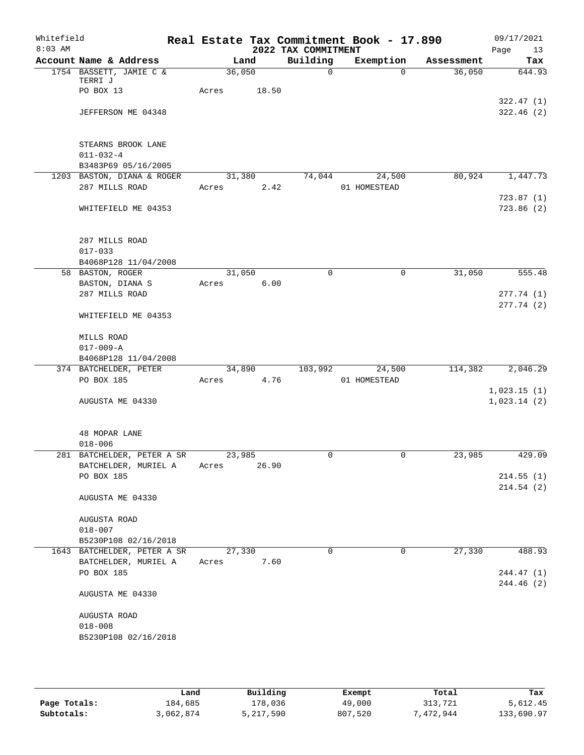# Real Estate Tax Commitment Book - 17.890

Whitefield, 8:03 AM — 2022 TAX COMMITMENT — 09/17/2021

| Account Name & Address | Land | Building | Exemption | Assessment | Tax |
|---|---|---|---|---|---|
| 1754 BASSETT, JAMIE C & TERRI J<br>PO BOX 13<br><br>JEFFERSON ME 04348<br><br>STEARNS BROOK LANE<br>011-032-4<br>B3483P69 05/16/2005 | 36,050<br>Acres 18.50 | 0 | 0 | 36,050 | 644.93<br><br>322.47 (1)<br>322.46 (2) |
| 1203 BASTON, DIANA & ROGER<br>287 MILLS ROAD<br><br>WHITEFIELD ME 04353<br><br>287 MILLS ROAD<br>017-033<br>B4068P128 11/04/2008 | 31,380<br>Acres 2.42 | 74,044 | 24,500<br>01 HOMESTEAD | 80,924 | 1,447.73<br><br>723.87 (1)<br>723.86 (2) |
| 58 BASTON, ROGER<br>BASTON, DIANA S<br>287 MILLS ROAD<br><br>WHITEFIELD ME 04353<br><br>MILLS ROAD<br>017-009-A<br>B4068P128 11/04/2008 | 31,050<br>Acres 6.00 | 0 | 0 | 31,050 | 555.48<br><br>277.74 (1)<br>277.74 (2) |
| 374 BATCHELDER, PETER<br>PO BOX 185<br><br>AUGUSTA ME 04330<br><br>48 MOPAR LANE<br>018-006 | 34,890<br>Acres 4.76 | 103,992 | 24,500<br>01 HOMESTEAD | 114,382 | 2,046.29<br><br>1,023.15 (1)<br>1,023.14 (2) |
| 281 BATCHELDER, PETER A SR<br>BATCHELDER, MURIEL A<br>PO BOX 185<br><br>AUGUSTA ME 04330<br><br>AUGUSTA ROAD<br>018-007<br>B5230P108 02/16/2018 | 23,985<br>Acres 26.90 | 0 | 0 | 23,985 | 429.09<br><br>214.55 (1)<br>214.54 (2) |
| 1643 BATCHELDER, PETER A SR<br>BATCHELDER, MURIEL A<br>PO BOX 185<br><br>AUGUSTA ME 04330<br><br>AUGUSTA ROAD<br>018-008<br>B5230P108 02/16/2018 | 27,330<br>Acres 7.60 | 0 | 0 | 27,330 | 488.93<br><br>244.47 (1)<br>244.46 (2) |

| | Land | Building | Exempt | Total | Tax |
|---|---|---|---|---|---|
| **Page Totals:** | 184,685 | 178,036 | 49,000 | 313,721 | 5,612.45 |
| **Subtotals:** | 3,062,874 | 5,217,590 | 807,520 | 7,472,944 | 133,690.97 |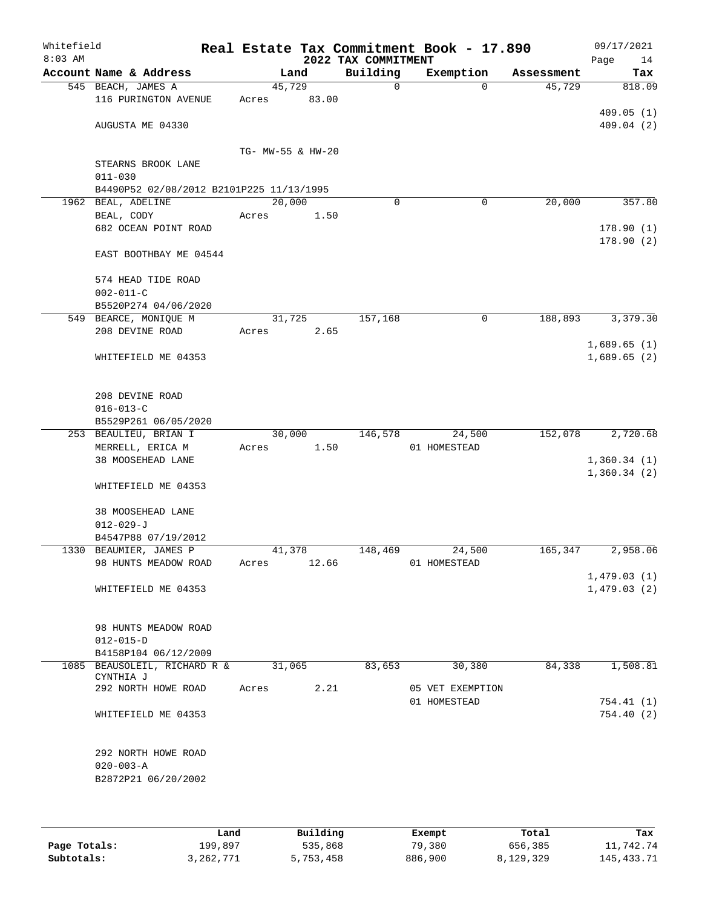Whitefield
8:03 AM

# Real Estate Tax Commitment Book - 17.890

## 2022 TAX COMMITMENT

09/17/2021

| Account Name & Address | Land | Building | Exemption | Assessment | Tax |
|---|---|---|---|---|---|
| 545 BEACH, JAMES A | 45,729 | 0 | 0 | 45,729 | 818.09 |
| 116 PURINGTON AVENUE | Acres 83.00 | | | | |
| | | | | | 409.05 (1) |
| AUGUSTA ME 04330 | | | | | 409.04 (2) |
| | TG- MW-55 & HW-20 | | | | |
| STEARNS BROOK LANE | | | | | |
| 011-030 | | | | | |
| B4490P52 02/08/2012 B2101P225 11/13/1995 | | | | | |
| 1962 BEAL, ADELINE | 20,000 | 0 | 0 | 20,000 | 357.80 |
| BEAL, CODY | Acres 1.50 | | | | |
| 682 OCEAN POINT ROAD | | | | | 178.90 (1) |
| | | | | | 178.90 (2) |
| EAST BOOTHBAY ME 04544 | | | | | |
| 574 HEAD TIDE ROAD | | | | | |
| 002-011-C | | | | | |
| B5520P274 04/06/2020 | | | | | |
| 549 BEARCE, MONIQUE M | 31,725 | 157,168 | 0 | 188,893 | 3,379.30 |
| 208 DEVINE ROAD | Acres 2.65 | | | | |
| | | | | | 1,689.65 (1) |
| WHITEFIELD ME 04353 | | | | | 1,689.65 (2) |
| 208 DEVINE ROAD | | | | | |
| 016-013-C | | | | | |
| B5529P261 06/05/2020 | | | | | |
| 253 BEAULIEU, BRIAN I | 30,000 | 146,578 | 24,500 | 152,078 | 2,720.68 |
| MERRELL, ERICA M | Acres 1.50 | | 01 HOMESTEAD | | |
| 38 MOOSEHEAD LANE | | | | | 1,360.34 (1) |
| | | | | | 1,360.34 (2) |
| WHITEFIELD ME 04353 | | | | | |
| 38 MOOSEHEAD LANE | | | | | |
| 012-029-J | | | | | |
| B4547P88 07/19/2012 | | | | | |
| 1330 BEAUMIER, JAMES P | 41,378 | 148,469 | 24,500 | 165,347 | 2,958.06 |
| 98 HUNTS MEADOW ROAD | Acres 12.66 | | 01 HOMESTEAD | | |
| | | | | | 1,479.03 (1) |
| WHITEFIELD ME 04353 | | | | | 1,479.03 (2) |
| 98 HUNTS MEADOW ROAD | | | | | |
| 012-015-D | | | | | |
| B4158P104 06/12/2009 | | | | | |
| 1085 BEAUSOLEIL, RICHARD R & CYNTHIA J | 31,065 | 83,653 | 30,380 | 84,338 | 1,508.81 |
| 292 NORTH HOWE ROAD | Acres 2.21 | | 05 VET EXEMPTION | | |
| | | | 01 HOMESTEAD | | 754.41 (1) |
| WHITEFIELD ME 04353 | | | | | 754.40 (2) |
| 292 NORTH HOWE ROAD | | | | | |
| 020-003-A | | | | | |
| B2872P21 06/20/2002 | | | | | |

| | Land | Building | Exempt | Total | Tax |
|---|---|---|---|---|---|
| Page Totals: | 199,897 | 535,868 | 79,380 | 656,385 | 11,742.74 |
| Subtotals: | 3,262,771 | 5,753,458 | 886,900 | 8,129,329 | 145,433.71 |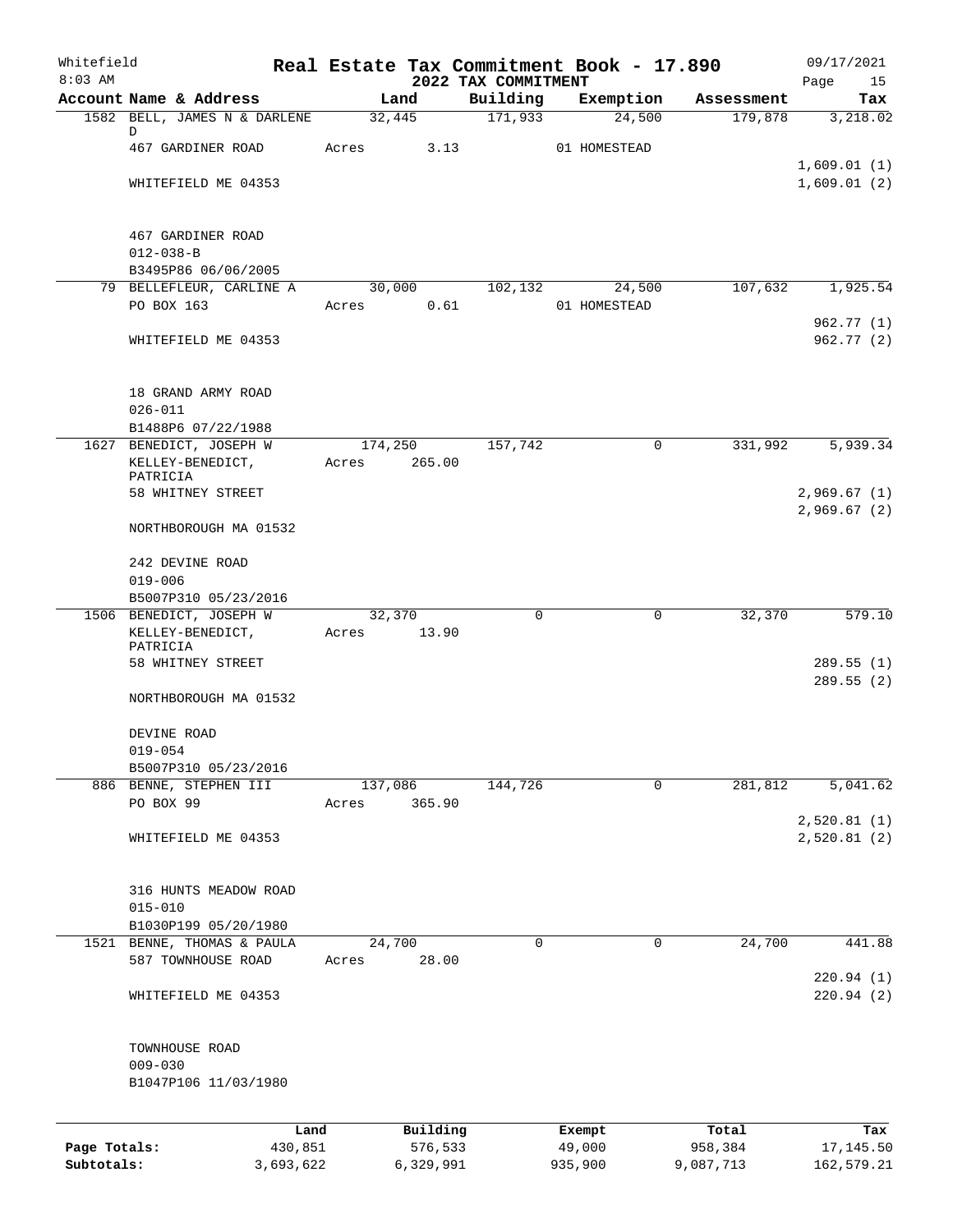Whitefield
8:03 AM

# Real Estate Tax Commitment Book - 17.890
## 2022 TAX COMMITMENT

09/17/2021

| Account | Name & Address | Land | Building | Exemption | Assessment | Tax |
|---|---|---|---|---|---|---|
| 1582 | BELL, JAMES N & DARLENE D | 32,445 | 171,933 | 24,500 | 179,878 | 3,218.02 |
| | 467 GARDINER ROAD | Acres 3.13 | | 01 HOMESTEAD | | |
| | | | | | | 1,609.01 (1) |
| | WHITEFIELD ME 04353 | | | | | 1,609.01 (2) |
| | 467 GARDINER ROAD | | | | | |
| | 012-038-B | | | | | |
| | B3495P86 06/06/2005 | | | | | |
| 79 | BELLEFLEUR, CARLINE A | 30,000 | 102,132 | 24,500 | 107,632 | 1,925.54 |
| | PO BOX 163 | Acres 0.61 | | 01 HOMESTEAD | | |
| | | | | | | 962.77 (1) |
| | WHITEFIELD ME 04353 | | | | | 962.77 (2) |
| | 18 GRAND ARMY ROAD | | | | | |
| | 026-011 | | | | | |
| | B1488P6 07/22/1988 | | | | | |
| 1627 | BENEDICT, JOSEPH W | 174,250 | 157,742 | 0 | 331,992 | 5,939.34 |
| | KELLEY-BENEDICT, PATRICIA | Acres 265.00 | | | | |
| | 58 WHITNEY STREET | | | | | 2,969.67 (1) |
| | | | | | | 2,969.67 (2) |
| | NORTHBOROUGH MA 01532 | | | | | |
| | 242 DEVINE ROAD | | | | | |
| | 019-006 | | | | | |
| | B5007P310 05/23/2016 | | | | | |
| 1506 | BENEDICT, JOSEPH W | 32,370 | 0 | 0 | 32,370 | 579.10 |
| | KELLEY-BENEDICT, PATRICIA | Acres 13.90 | | | | |
| | 58 WHITNEY STREET | | | | | 289.55 (1) |
| | | | | | | 289.55 (2) |
| | NORTHBOROUGH MA 01532 | | | | | |
| | DEVINE ROAD | | | | | |
| | 019-054 | | | | | |
| | B5007P310 05/23/2016 | | | | | |
| 886 | BENNE, STEPHEN III | 137,086 | 144,726 | 0 | 281,812 | 5,041.62 |
| | PO BOX 99 | Acres 365.90 | | | | |
| | | | | | | 2,520.81 (1) |
| | WHITEFIELD ME 04353 | | | | | 2,520.81 (2) |
| | 316 HUNTS MEADOW ROAD | | | | | |
| | 015-010 | | | | | |
| | B1030P199 05/20/1980 | | | | | |
| 1521 | BENNE, THOMAS & PAULA | 24,700 | 0 | 0 | 24,700 | 441.88 |
| | 587 TOWNHOUSE ROAD | Acres 28.00 | | | | |
| | | | | | | 220.94 (1) |
| | WHITEFIELD ME 04353 | | | | | 220.94 (2) |
| | TOWNHOUSE ROAD | | | | | |
| | 009-030 | | | | | |
| | B1047P106 11/03/1980 | | | | | |

| | Land | Building | Exempt | Total | Tax |
|---|---|---|---|---|---|
| Page Totals: | 430,851 | 576,533 | 49,000 | 958,384 | 17,145.50 |
| Subtotals: | 3,693,622 | 6,329,991 | 935,900 | 9,087,713 | 162,579.21 |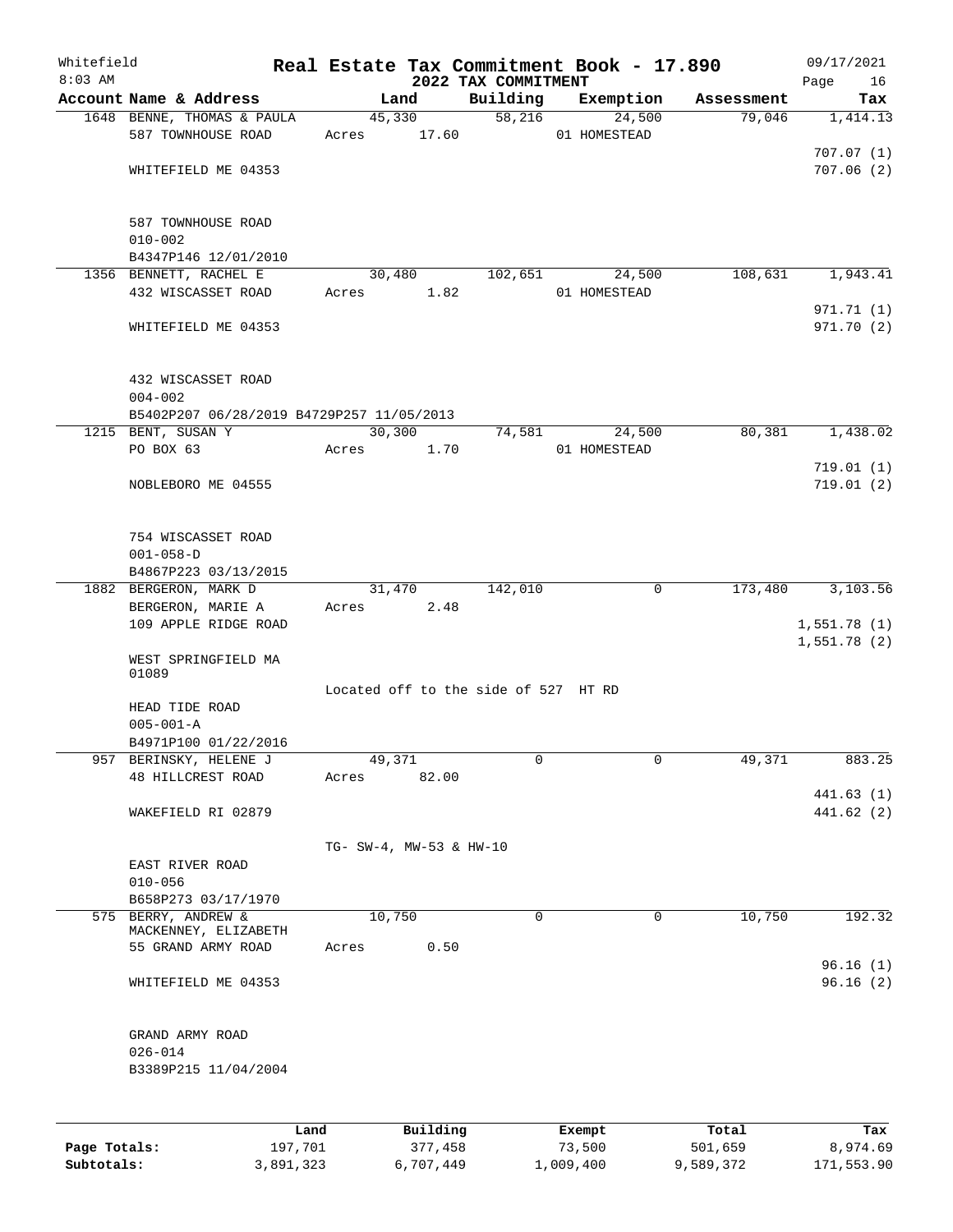Whitefield 8:03 AM

# Real Estate Tax Commitment Book - 17.890

## 2022 TAX COMMITMENT

09/17/2021

| Account Name & Address | Land | Building | Exemption | Assessment | Tax |
|---|---|---|---|---|---|
| 1648 BENNE, THOMAS & PAULA<br>587 TOWNHOUSE ROAD<br><br>WHITEFIELD ME 04353<br><br>587 TOWNHOUSE ROAD<br>010-002<br>B4347P146 12/01/2010 | 45,330<br>Acres 17.60 | 58,216 | 24,500<br>01 HOMESTEAD | 79,046 | 1,414.13<br>707.07 (1)<br>707.06 (2) |
| 1356 BENNETT, RACHEL E<br>432 WISCASSET ROAD<br><br>WHITEFIELD ME 04353<br><br>432 WISCASSET ROAD<br>004-002<br>B5402P207 06/28/2019 B4729P257 11/05/2013 | 30,480<br>Acres 1.82 | 102,651 | 24,500<br>01 HOMESTEAD | 108,631 | 1,943.41<br>971.71 (1)<br>971.70 (2) |
| 1215 BENT, SUSAN Y<br>PO BOX 63<br><br>NOBLEBORO ME 04555<br><br>754 WISCASSET ROAD<br>001-058-D<br>B4867P223 03/13/2015 | 30,300<br>Acres 1.70 | 74,581 | 24,500<br>01 HOMESTEAD | 80,381 | 1,438.02<br>719.01 (1)<br>719.01 (2) |
| 1882 BERGERON, MARK D<br>BERGERON, MARIE A<br>109 APPLE RIDGE ROAD<br><br>WEST SPRINGFIELD MA 01089<br><br>Located off to the side of 527 HT RD<br>HEAD TIDE ROAD<br>005-001-A<br>B4971P100 01/22/2016 | 31,470<br>Acres 2.48 | 142,010 | 0 | 173,480 | 3,103.56<br>1,551.78 (1)<br>1,551.78 (2) |
| 957 BERINSKY, HELENE J<br>48 HILLCREST ROAD<br><br>WAKEFIELD RI 02879<br><br>TG- SW-4, MW-53 & HW-10<br>EAST RIVER ROAD<br>010-056<br>B658P273 03/17/1970 | 49,371<br>Acres 82.00 | 0 | 0 | 49,371 | 883.25<br>441.63 (1)<br>441.62 (2) |
| 575 BERRY, ANDREW &<br>MACKENNEY, ELIZABETH<br>55 GRAND ARMY ROAD<br><br>WHITEFIELD ME 04353<br><br>GRAND ARMY ROAD<br>026-014<br>B3389P215 11/04/2004 | 10,750<br>Acres 0.50 | 0 | 0 | 10,750 | 192.32<br>96.16 (1)<br>96.16 (2) |

| | Land | Building | Exempt | Total | Tax |
|---|---|---|---|---|---|
| Page Totals: | 197,701 | 377,458 | 73,500 | 501,659 | 8,974.69 |
| Subtotals: | 3,891,323 | 6,707,449 | 1,009,400 | 9,589,372 | 171,553.90 |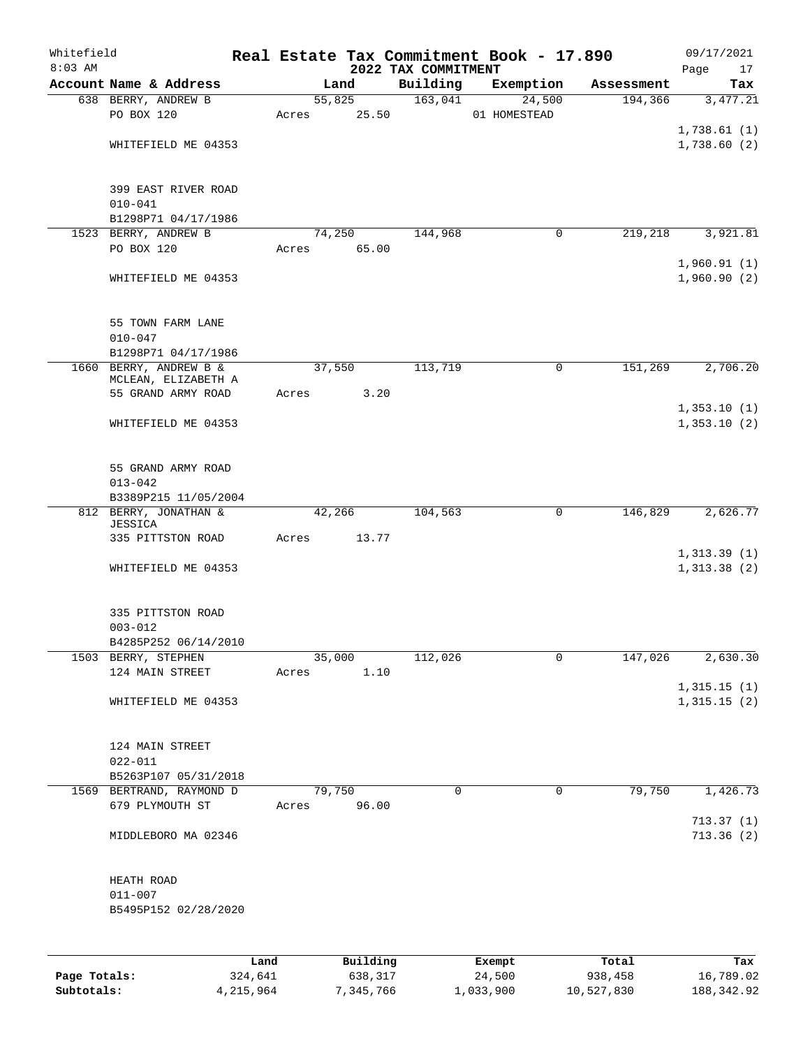Whitefield
8:03 AM

# Real Estate Tax Commitment Book - 17.890

## 2022 TAX COMMITMENT

09/17/2021

| Account Name & Address | Land | Building | Exemption | Assessment | Tax |
|---|---|---|---|---|---|
| 638 BERRY, ANDREW B | 55,825 | 163,041 | 24,500 | 194,366 | 3,477.21 |
| PO BOX 120 | Acres 25.50 | | 01 HOMESTEAD | | |
| | | | | | 1,738.61 (1) |
| WHITEFIELD ME 04353 | | | | | 1,738.60 (2) |
| 399 EAST RIVER ROAD | | | | | |
| 010-041 | | | | | |
| B1298P71 04/17/1986 | | | | | |
| 1523 BERRY, ANDREW B | 74,250 | 144,968 | 0 | 219,218 | 3,921.81 |
| PO BOX 120 | Acres 65.00 | | | | |
| | | | | | 1,960.91 (1) |
| WHITEFIELD ME 04353 | | | | | 1,960.90 (2) |
| 55 TOWN FARM LANE | | | | | |
| 010-047 | | | | | |
| B1298P71 04/17/1986 | | | | | |
| 1660 BERRY, ANDREW B & MCLEAN, ELIZABETH A | 37,550 | 113,719 | 0 | 151,269 | 2,706.20 |
| 55 GRAND ARMY ROAD | Acres 3.20 | | | | |
| | | | | | 1,353.10 (1) |
| WHITEFIELD ME 04353 | | | | | 1,353.10 (2) |
| 55 GRAND ARMY ROAD | | | | | |
| 013-042 | | | | | |
| B3389P215 11/05/2004 | | | | | |
| 812 BERRY, JONATHAN & JESSICA | 42,266 | 104,563 | 0 | 146,829 | 2,626.77 |
| 335 PITTSTON ROAD | Acres 13.77 | | | | |
| | | | | | 1,313.39 (1) |
| WHITEFIELD ME 04353 | | | | | 1,313.38 (2) |
| 335 PITTSTON ROAD | | | | | |
| 003-012 | | | | | |
| B4285P252 06/14/2010 | | | | | |
| 1503 BERRY, STEPHEN | 35,000 | 112,026 | 0 | 147,026 | 2,630.30 |
| 124 MAIN STREET | Acres 1.10 | | | | |
| | | | | | 1,315.15 (1) |
| WHITEFIELD ME 04353 | | | | | 1,315.15 (2) |
| 124 MAIN STREET | | | | | |
| 022-011 | | | | | |
| B5263P107 05/31/2018 | | | | | |
| 1569 BERTRAND, RAYMOND D | 79,750 | 0 | 0 | 79,750 | 1,426.73 |
| 679 PLYMOUTH ST | Acres 96.00 | | | | |
| | | | | | 713.37 (1) |
| MIDDLEBORO MA 02346 | | | | | 713.36 (2) |
| HEATH ROAD | | | | | |
| 011-007 | | | | | |
| B5495P152 02/28/2020 | | | | | |

| | Land | Building | Exempt | Total | Tax |
|---|---|---|---|---|---|
| Page Totals: | 324,641 | 638,317 | 24,500 | 938,458 | 16,789.02 |
| Subtotals: | 4,215,964 | 7,345,766 | 1,033,900 | 10,527,830 | 188,342.92 |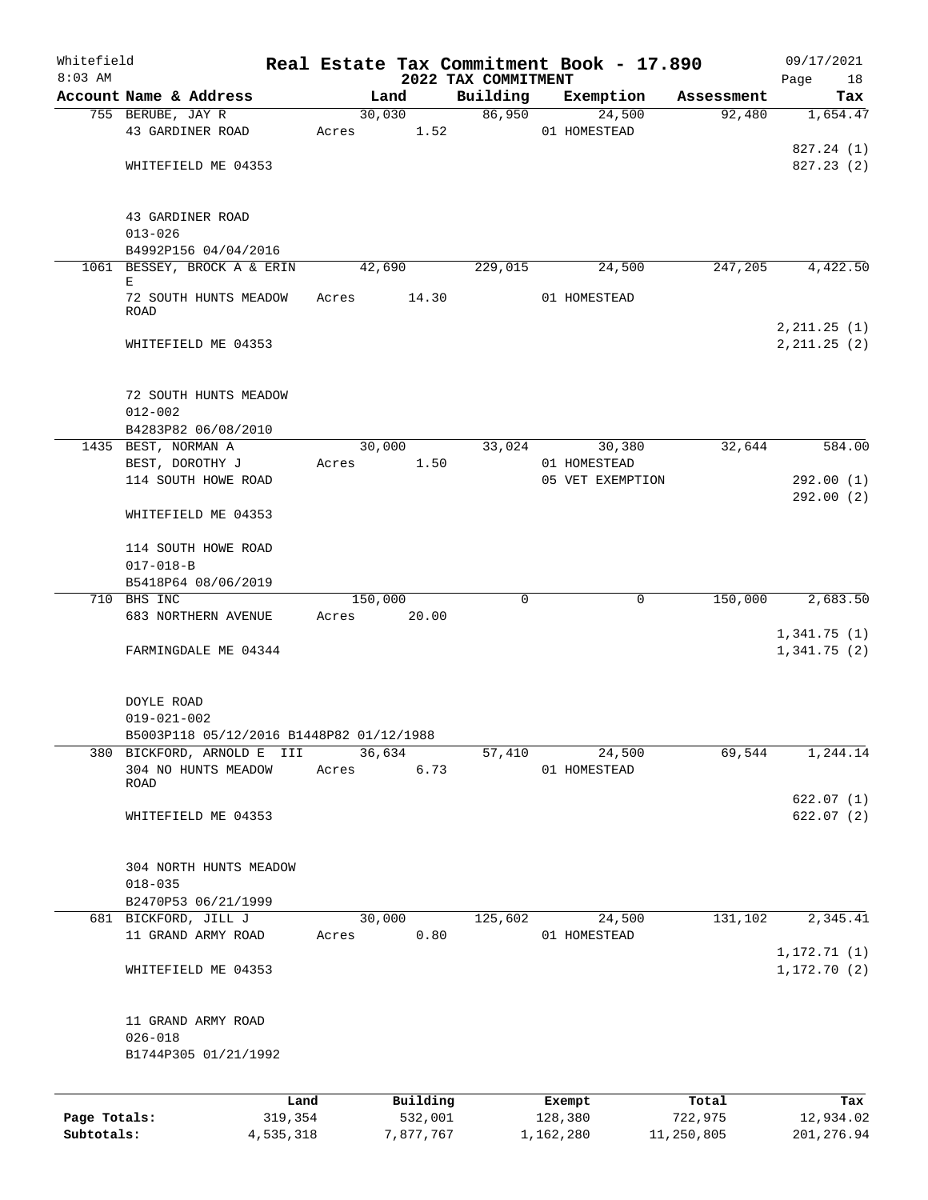Whitefield
8:03 AM

# Real Estate Tax Commitment Book - 17.890

## 2022 TAX COMMITMENT

09/17/2021

| Account Name & Address | Land | Building | Exemption | Assessment | Tax |
|---|---|---|---|---|---|
| 755 BERUBE, JAY R | 30,030 | 86,950 | 24,500 | 92,480 | 1,654.47 |
| 43 GARDINER ROAD | Acres 1.52 | | 01 HOMESTEAD | | |
| | | | | | 827.24 (1) |
| WHITEFIELD ME 04353 | | | | | 827.23 (2) |
| 43 GARDINER ROAD | | | | | |
| 013-026 | | | | | |
| B4992P156 04/04/2016 | | | | | |
| 1061 BESSEY, BROCK A & ERIN E | 42,690 | 229,015 | 24,500 | 247,205 | 4,422.50 |
| 72 SOUTH HUNTS MEADOW ROAD | Acres 14.30 | | 01 HOMESTEAD | | |
| | | | | | 2,211.25 (1) |
| WHITEFIELD ME 04353 | | | | | 2,211.25 (2) |
| 72 SOUTH HUNTS MEADOW | | | | | |
| 012-002 | | | | | |
| B4283P82 06/08/2010 | | | | | |
| 1435 BEST, NORMAN A | 30,000 | 33,024 | 30,380 | 32,644 | 584.00 |
| BEST, DOROTHY J | Acres 1.50 | | 01 HOMESTEAD | | |
| 114 SOUTH HOWE ROAD | | | 05 VET EXEMPTION | | 292.00 (1) |
| | | | | | 292.00 (2) |
| WHITEFIELD ME 04353 | | | | | |
| 114 SOUTH HOWE ROAD | | | | | |
| 017-018-B | | | | | |
| B5418P64 08/06/2019 | | | | | |
| 710 BHS INC | 150,000 | 0 | 0 | 150,000 | 2,683.50 |
| 683 NORTHERN AVENUE | Acres 20.00 | | | | |
| | | | | | 1,341.75 (1) |
| FARMINGDALE ME 04344 | | | | | 1,341.75 (2) |
| DOYLE ROAD | | | | | |
| 019-021-002 | | | | | |
| B5003P118 05/12/2016 B1448P82 01/12/1988 | | | | | |
| 380 BICKFORD, ARNOLD E III | 36,634 | 57,410 | 24,500 | 69,544 | 1,244.14 |
| 304 NO HUNTS MEADOW ROAD | Acres 6.73 | | 01 HOMESTEAD | | |
| | | | | | 622.07 (1) |
| WHITEFIELD ME 04353 | | | | | 622.07 (2) |
| 304 NORTH HUNTS MEADOW | | | | | |
| 018-035 | | | | | |
| B2470P53 06/21/1999 | | | | | |
| 681 BICKFORD, JILL J | 30,000 | 125,602 | 24,500 | 131,102 | 2,345.41 |
| 11 GRAND ARMY ROAD | Acres 0.80 | | 01 HOMESTEAD | | |
| | | | | | 1,172.71 (1) |
| WHITEFIELD ME 04353 | | | | | 1,172.70 (2) |
| 11 GRAND ARMY ROAD | | | | | |
| 026-018 | | | | | |
| B1744P305 01/21/1992 | | | | | |

| | Land | Building | Exempt | Total | Tax |
|---|---|---|---|---|---|
| Page Totals: | 319,354 | 532,001 | 128,380 | 722,975 | 12,934.02 |
| Subtotals: | 4,535,318 | 7,877,767 | 1,162,280 | 11,250,805 | 201,276.94 |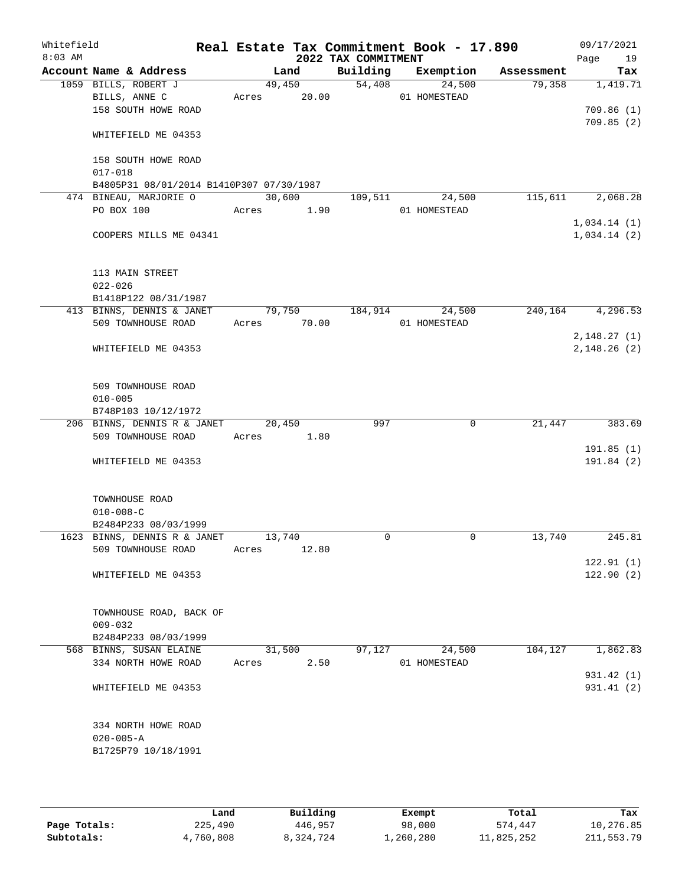Whitefield 8:03 AM

# Real Estate Tax Commitment Book - 17.890

## 2022 TAX COMMITMENT

09/17/2021 Page 19

| Account Name & Address | Land | Building | Exemption | Assessment | Tax |
|---|---|---|---|---|---|
| 1059 BILLS, ROBERT J | 49,450 | 54,408 | 24,500 | 79,358 | 1,419.71 |
| BILLS, ANNE C | Acres 20.00 | | 01 HOMESTEAD | | |
| 158 SOUTH HOWE ROAD | | | | | 709.86 (1) |
| | | | | | 709.85 (2) |
| WHITEFIELD ME 04353 | | | | | |
| 158 SOUTH HOWE ROAD | | | | | |
| 017-018 | | | | | |
| B4805P31 08/01/2014 B1410P307 07/30/1987 | | | | | |
| 474 BINEAU, MARJORIE O | 30,600 | 109,511 | 24,500 | 115,611 | 2,068.28 |
| PO BOX 100 | Acres 1.90 | | 01 HOMESTEAD | | |
| | | | | | 1,034.14 (1) |
| COOPERS MILLS ME 04341 | | | | | 1,034.14 (2) |
| 113 MAIN STREET | | | | | |
| 022-026 | | | | | |
| B1418P122 08/31/1987 | | | | | |
| 413 BINNS, DENNIS & JANET | 79,750 | 184,914 | 24,500 | 240,164 | 4,296.53 |
| 509 TOWNHOUSE ROAD | Acres 70.00 | | 01 HOMESTEAD | | |
| | | | | | 2,148.27 (1) |
| WHITEFIELD ME 04353 | | | | | 2,148.26 (2) |
| 509 TOWNHOUSE ROAD | | | | | |
| 010-005 | | | | | |
| B748P103 10/12/1972 | | | | | |
| 206 BINNS, DENNIS R & JANET | 20,450 | 997 | 0 | 21,447 | 383.69 |
| 509 TOWNHOUSE ROAD | Acres 1.80 | | | | |
| | | | | | 191.85 (1) |
| WHITEFIELD ME 04353 | | | | | 191.84 (2) |
| TOWNHOUSE ROAD | | | | | |
| 010-008-C | | | | | |
| B2484P233 08/03/1999 | | | | | |
| 1623 BINNS, DENNIS R & JANET | 13,740 | 0 | 0 | 13,740 | 245.81 |
| 509 TOWNHOUSE ROAD | Acres 12.80 | | | | |
| | | | | | 122.91 (1) |
| WHITEFIELD ME 04353 | | | | | 122.90 (2) |
| TOWNHOUSE ROAD, BACK OF | | | | | |
| 009-032 | | | | | |
| B2484P233 08/03/1999 | | | | | |
| 568 BINNS, SUSAN ELAINE | 31,500 | 97,127 | 24,500 | 104,127 | 1,862.83 |
| 334 NORTH HOWE ROAD | Acres 2.50 | | 01 HOMESTEAD | | |
| | | | | | 931.42 (1) |
| WHITEFIELD ME 04353 | | | | | 931.41 (2) |
| 334 NORTH HOWE ROAD | | | | | |
| 020-005-A | | | | | |
| B1725P79 10/18/1991 | | | | | |

| | Land | Building | Exempt | Total | Tax |
|---|---|---|---|---|---|
| Page Totals: | 225,490 | 446,957 | 98,000 | 574,447 | 10,276.85 |
| Subtotals: | 4,760,808 | 8,324,724 | 1,260,280 | 11,825,252 | 211,553.79 |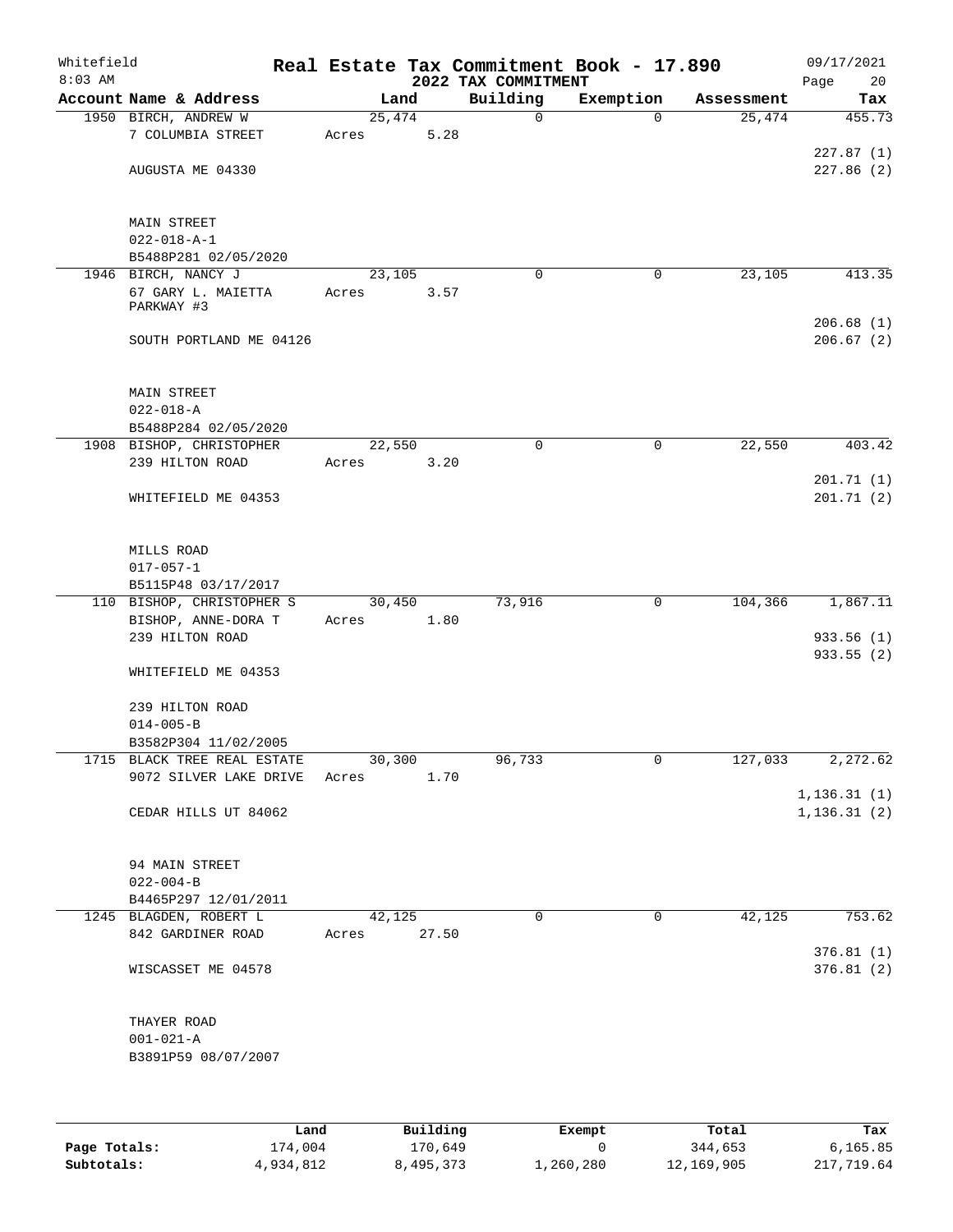Whitefield
8:03 AM

# Real Estate Tax Commitment Book - 17.890

2022 TAX COMMITMENT

09/17/2021

| Account | Name & Address | Land | Building | Exemption | Assessment | Tax |
|---|---|---|---|---|---|---|
| 1950 | BIRCH, ANDREW W<br>7 COLUMBIA STREET<br><br>AUGUSTA ME 04330<br><br>MAIN STREET<br>022-018-A-1<br>B5488P281 02/05/2020 | 25,474<br>Acres 5.28 | 0 | 0 | 25,474 | 455.73<br><br>227.87 (1)<br>227.86 (2) |
| 1946 | BIRCH, NANCY J<br>67 GARY L. MAIETTA PARKWAY #3<br><br>SOUTH PORTLAND ME 04126<br><br>MAIN STREET<br>022-018-A<br>B5488P284 02/05/2020 | 23,105<br>Acres 3.57 | 0 | 0 | 23,105 | 413.35<br><br>206.68 (1)<br>206.67 (2) |
| 1908 | BISHOP, CHRISTOPHER<br>239 HILTON ROAD<br><br>WHITEFIELD ME 04353<br><br>MILLS ROAD<br>017-057-1<br>B5115P48 03/17/2017 | 22,550<br>Acres 3.20 | 0 | 0 | 22,550 | 403.42<br><br>201.71 (1)<br>201.71 (2) |
| 110 | BISHOP, CHRISTOPHER S<br>BISHOP, ANNE-DORA T<br>239 HILTON ROAD<br><br>WHITEFIELD ME 04353<br><br>239 HILTON ROAD<br>014-005-B<br>B3582P304 11/02/2005 | 30,450<br>Acres 1.80 | 73,916 | 0 | 104,366 | 1,867.11<br><br>933.56 (1)<br>933.55 (2) |
| 1715 | BLACK TREE REAL ESTATE<br>9072 SILVER LAKE DRIVE<br><br>CEDAR HILLS UT 84062<br><br>94 MAIN STREET<br>022-004-B<br>B4465P297 12/01/2011 | 30,300<br>Acres 1.70 | 96,733 | 0 | 127,033 | 2,272.62<br><br>1,136.31 (1)<br>1,136.31 (2) |
| 1245 | BLAGDEN, ROBERT L<br>842 GARDINER ROAD<br><br>WISCASSET ME 04578<br><br>THAYER ROAD<br>001-021-A<br>B3891P59 08/07/2007 | 42,125<br>Acres 27.50 | 0 | 0 | 42,125 | 753.62<br><br>376.81 (1)<br>376.81 (2) |

| | Land | Building | Exempt | Total | Tax |
|---|---|---|---|---|---|
| **Page Totals:** | 174,004 | 170,649 | 0 | 344,653 | 6,165.85 |
| **Subtotals:** | 4,934,812 | 8,495,373 | 1,260,280 | 12,169,905 | 217,719.64 |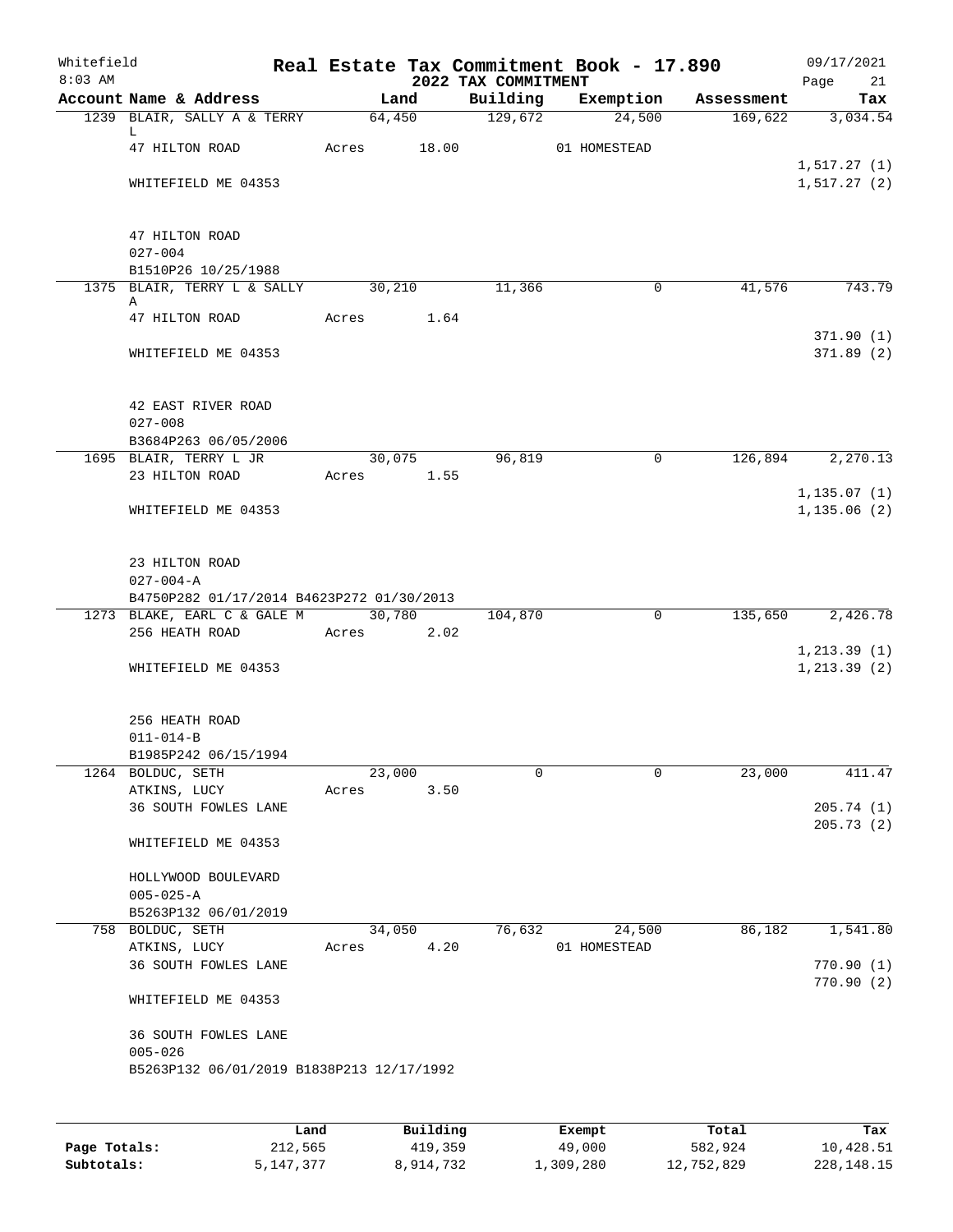Whitefield 8:03 AM

# Real Estate Tax Commitment Book - 17.890

## 2022 TAX COMMITMENT

09/17/2021

| Account Name & Address | Land | Building | Exemption | Assessment | Tax |
|---|---|---|---|---|---|
| 1239 BLAIR, SALLY A & TERRY L | 64,450 | 129,672 | 24,500 | 169,622 | 3,034.54 |
| 47 HILTON ROAD | Acres 18.00 | | 01 HOMESTEAD | | |
| | | | | | 1,517.27 (1) |
| WHITEFIELD ME 04353 | | | | | 1,517.27 (2) |
| 47 HILTON ROAD | | | | | |
| 027-004 | | | | | |
| B1510P26 10/25/1988 | | | | | |
| 1375 BLAIR, TERRY L & SALLY A | 30,210 | 11,366 | 0 | 41,576 | 743.79 |
| 47 HILTON ROAD | Acres 1.64 | | | | |
| | | | | | 371.90 (1) |
| WHITEFIELD ME 04353 | | | | | 371.89 (2) |
| 42 EAST RIVER ROAD | | | | | |
| 027-008 | | | | | |
| B3684P263 06/05/2006 | | | | | |
| 1695 BLAIR, TERRY L JR | 30,075 | 96,819 | 0 | 126,894 | 2,270.13 |
| 23 HILTON ROAD | Acres 1.55 | | | | |
| | | | | | 1,135.07 (1) |
| WHITEFIELD ME 04353 | | | | | 1,135.06 (2) |
| 23 HILTON ROAD | | | | | |
| 027-004-A | | | | | |
| B4750P282 01/17/2014 B4623P272 01/30/2013 | | | | | |
| 1273 BLAKE, EARL C & GALE M | 30,780 | 104,870 | 0 | 135,650 | 2,426.78 |
| 256 HEATH ROAD | Acres 2.02 | | | | |
| | | | | | 1,213.39 (1) |
| WHITEFIELD ME 04353 | | | | | 1,213.39 (2) |
| 256 HEATH ROAD | | | | | |
| 011-014-B | | | | | |
| B1985P242 06/15/1994 | | | | | |
| 1264 BOLDUC, SETH | 23,000 | 0 | 0 | 23,000 | 411.47 |
| ATKINS, LUCY | Acres 3.50 | | | | |
| 36 SOUTH FOWLES LANE | | | | | 205.74 (1) |
| | | | | | 205.73 (2) |
| WHITEFIELD ME 04353 | | | | | |
| HOLLYWOOD BOULEVARD | | | | | |
| 005-025-A | | | | | |
| B5263P132 06/01/2019 | | | | | |
| 758 BOLDUC, SETH | 34,050 | 76,632 | 24,500 | 86,182 | 1,541.80 |
| ATKINS, LUCY | Acres 4.20 | | 01 HOMESTEAD | | |
| 36 SOUTH FOWLES LANE | | | | | 770.90 (1) |
| | | | | | 770.90 (2) |
| WHITEFIELD ME 04353 | | | | | |
| 36 SOUTH FOWLES LANE | | | | | |
| 005-026 | | | | | |
| B5263P132 06/01/2019 B1838P213 12/17/1992 | | | | | |

| | Land | Building | Exempt | Total | Tax |
|---|---|---|---|---|---|
| Page Totals: | 212,565 | 419,359 | 49,000 | 582,924 | 10,428.51 |
| Subtotals: | 5,147,377 | 8,914,732 | 1,309,280 | 12,752,829 | 228,148.15 |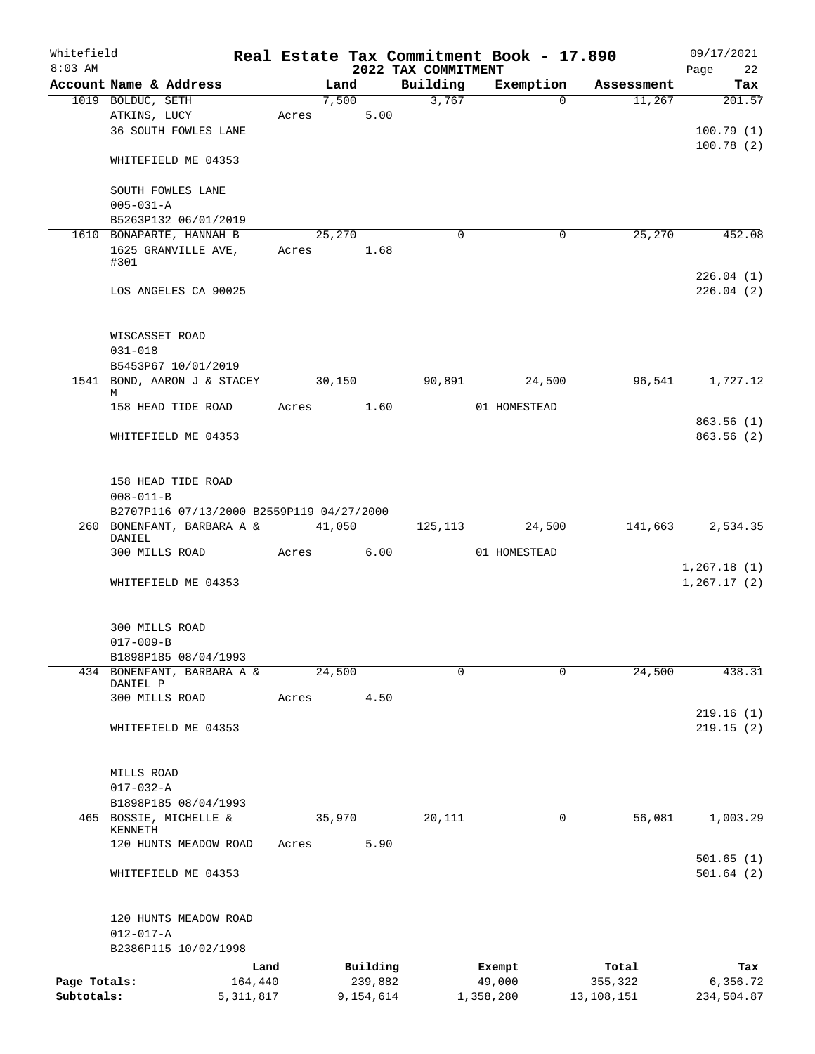Whitefield
8:03 AM

# Real Estate Tax Commitment Book - 17.890
## 2022 TAX COMMITMENT

09/17/2021

| Account | Name & Address | Land | Building | Exemption | Assessment | Tax |
|---|---|---|---|---|---|---|
| 1019 | BOLDUC, SETH | 7,500 | 3,767 | 0 | 11,267 | 201.57 |
| | ATKINS, LUCY | Acres 5.00 | | | | |
| | 36 SOUTH FOWLES LANE | | | | | 100.79 (1) |
| | | | | | | 100.78 (2) |
| | WHITEFIELD ME 04353 | | | | | |
| | SOUTH FOWLES LANE | | | | | |
| | 005-031-A | | | | | |
| | B5263P132 06/01/2019 | | | | | |
| 1610 | BONAPARTE, HANNAH B | 25,270 | 0 | 0 | 25,270 | 452.08 |
| | 1625 GRANVILLE AVE, #301 | Acres 1.68 | | | | |
| | | | | | | 226.04 (1) |
| | LOS ANGELES CA 90025 | | | | | 226.04 (2) |
| | WISCASSET ROAD | | | | | |
| | 031-018 | | | | | |
| | B5453P67 10/01/2019 | | | | | |
| 1541 | BOND, AARON J & STACEY M | 30,150 | 90,891 | 24,500 | 96,541 | 1,727.12 |
| | 158 HEAD TIDE ROAD | Acres 1.60 | | 01 HOMESTEAD | | |
| | | | | | | 863.56 (1) |
| | WHITEFIELD ME 04353 | | | | | 863.56 (2) |
| | 158 HEAD TIDE ROAD | | | | | |
| | 008-011-B | | | | | |
| | B2707P116 07/13/2000 B2559P119 04/27/2000 | | | | | |
| 260 | BONENFANT, BARBARA A & DANIEL | 41,050 | 125,113 | 24,500 | 141,663 | 2,534.35 |
| | 300 MILLS ROAD | Acres 6.00 | | 01 HOMESTEAD | | |
| | | | | | | 1,267.18 (1) |
| | WHITEFIELD ME 04353 | | | | | 1,267.17 (2) |
| | 300 MILLS ROAD | | | | | |
| | 017-009-B | | | | | |
| | B1898P185 08/04/1993 | | | | | |
| 434 | BONENFANT, BARBARA A & DANIEL P | 24,500 | 0 | 0 | 24,500 | 438.31 |
| | 300 MILLS ROAD | Acres 4.50 | | | | |
| | | | | | | 219.16 (1) |
| | WHITEFIELD ME 04353 | | | | | 219.15 (2) |
| | MILLS ROAD | | | | | |
| | 017-032-A | | | | | |
| | B1898P185 08/04/1993 | | | | | |
| 465 | BOSSIE, MICHELLE & KENNETH | 35,970 | 20,111 | 0 | 56,081 | 1,003.29 |
| | 120 HUNTS MEADOW ROAD | Acres 5.90 | | | | |
| | | | | | | 501.65 (1) |
| | WHITEFIELD ME 04353 | | | | | 501.64 (2) |
| | 120 HUNTS MEADOW ROAD | | | | | |
| | 012-017-A | | | | | |
| | B2386P115 10/02/1998 | | | | | |

| | Land | Building | Exempt | Total | Tax |
|---|---|---|---|---|---|
| Page Totals: | 164,440 | 239,882 | 49,000 | 355,322 | 6,356.72 |
| Subtotals: | 5,311,817 | 9,154,614 | 1,358,280 | 13,108,151 | 234,504.87 |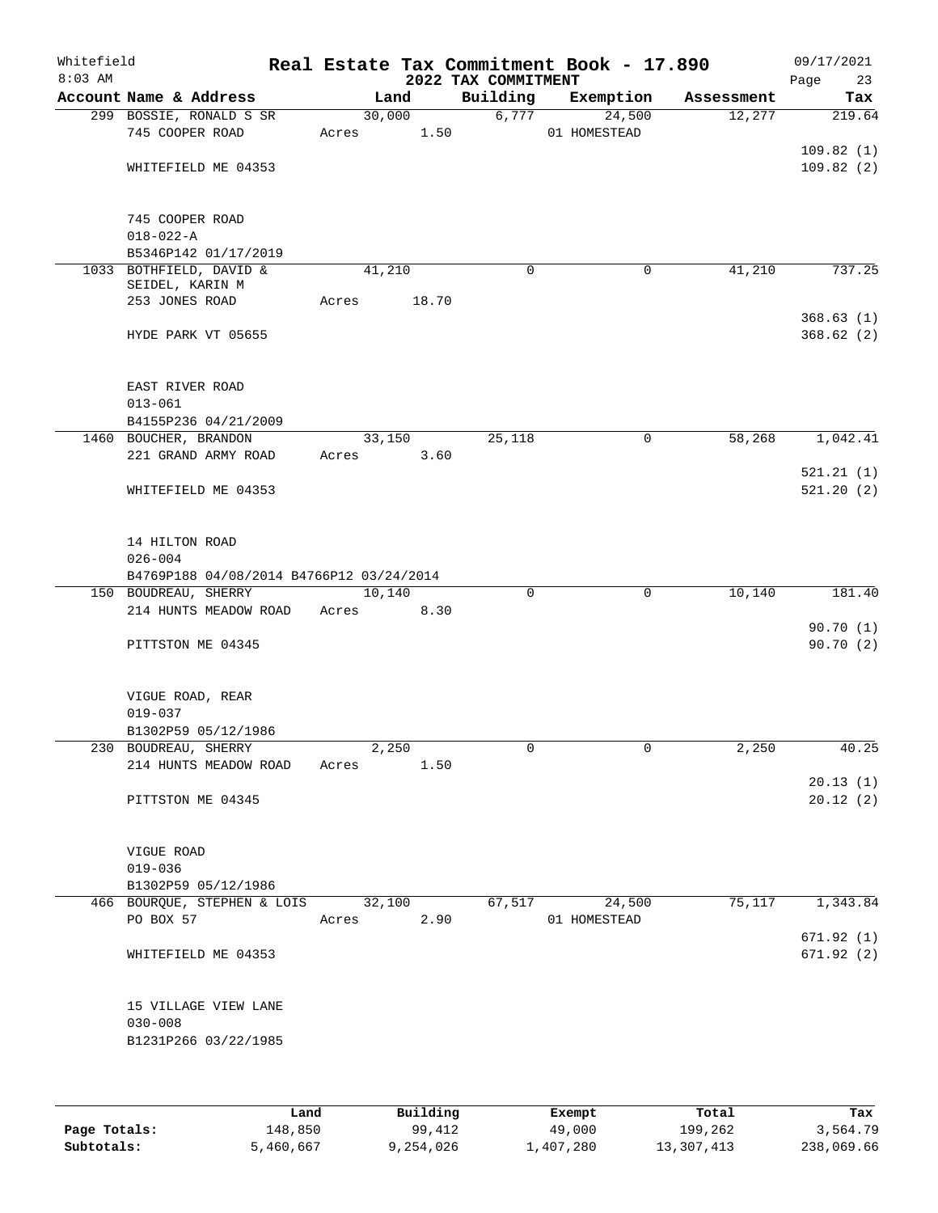Whitefield 8:03 AM

# Real Estate Tax Commitment Book - 17.890

## 2022 TAX COMMITMENT

09/17/2021

| Account Name & Address | Land | Building | Exemption | Assessment | Tax |
|---|---|---|---|---|---|
| 299 BOSSIE, RONALD S SR | 30,000 | 6,777 | 24,500 | 12,277 | 219.64 |
| 745 COOPER ROAD | Acres 1.50 | | 01 HOMESTEAD | | |
| | | | | | 109.82 (1) |
| WHITEFIELD ME 04353 | | | | | 109.82 (2) |
| 745 COOPER ROAD | | | | | |
| 018-022-A | | | | | |
| B5346P142 01/17/2019 | | | | | |
| 1033 BOTHFIELD, DAVID & | 41,210 | 0 | 0 | 41,210 | 737.25 |
| SEIDEL, KARIN M | | | | | |
| 253 JONES ROAD | Acres 18.70 | | | | |
| | | | | | 368.63 (1) |
| HYDE PARK VT 05655 | | | | | 368.62 (2) |
| EAST RIVER ROAD | | | | | |
| 013-061 | | | | | |
| B4155P236 04/21/2009 | | | | | |
| 1460 BOUCHER, BRANDON | 33,150 | 25,118 | 0 | 58,268 | 1,042.41 |
| 221 GRAND ARMY ROAD | Acres 3.60 | | | | |
| | | | | | 521.21 (1) |
| WHITEFIELD ME 04353 | | | | | 521.20 (2) |
| 14 HILTON ROAD | | | | | |
| 026-004 | | | | | |
| B4769P188 04/08/2014 B4766P12 03/24/2014 | | | | | |
| 150 BOUDREAU, SHERRY | 10,140 | 0 | 0 | 10,140 | 181.40 |
| 214 HUNTS MEADOW ROAD | Acres 8.30 | | | | |
| | | | | | 90.70 (1) |
| PITTSTON ME 04345 | | | | | 90.70 (2) |
| VIGUE ROAD, REAR | | | | | |
| 019-037 | | | | | |
| B1302P59 05/12/1986 | | | | | |
| 230 BOUDREAU, SHERRY | 2,250 | 0 | 0 | 2,250 | 40.25 |
| 214 HUNTS MEADOW ROAD | Acres 1.50 | | | | |
| | | | | | 20.13 (1) |
| PITTSTON ME 04345 | | | | | 20.12 (2) |
| VIGUE ROAD | | | | | |
| 019-036 | | | | | |
| B1302P59 05/12/1986 | | | | | |
| 466 BOURQUE, STEPHEN & LOIS | 32,100 | 67,517 | 24,500 | 75,117 | 1,343.84 |
| PO BOX 57 | Acres 2.90 | | 01 HOMESTEAD | | |
| | | | | | 671.92 (1) |
| WHITEFIELD ME 04353 | | | | | 671.92 (2) |
| 15 VILLAGE VIEW LANE | | | | | |
| 030-008 | | | | | |
| B1231P266 03/22/1985 | | | | | |

| | Land | Building | Exempt | Total | Tax |
|---|---|---|---|---|---|
| Page Totals: | 148,850 | 99,412 | 49,000 | 199,262 | 3,564.79 |
| Subtotals: | 5,460,667 | 9,254,026 | 1,407,280 | 13,307,413 | 238,069.66 |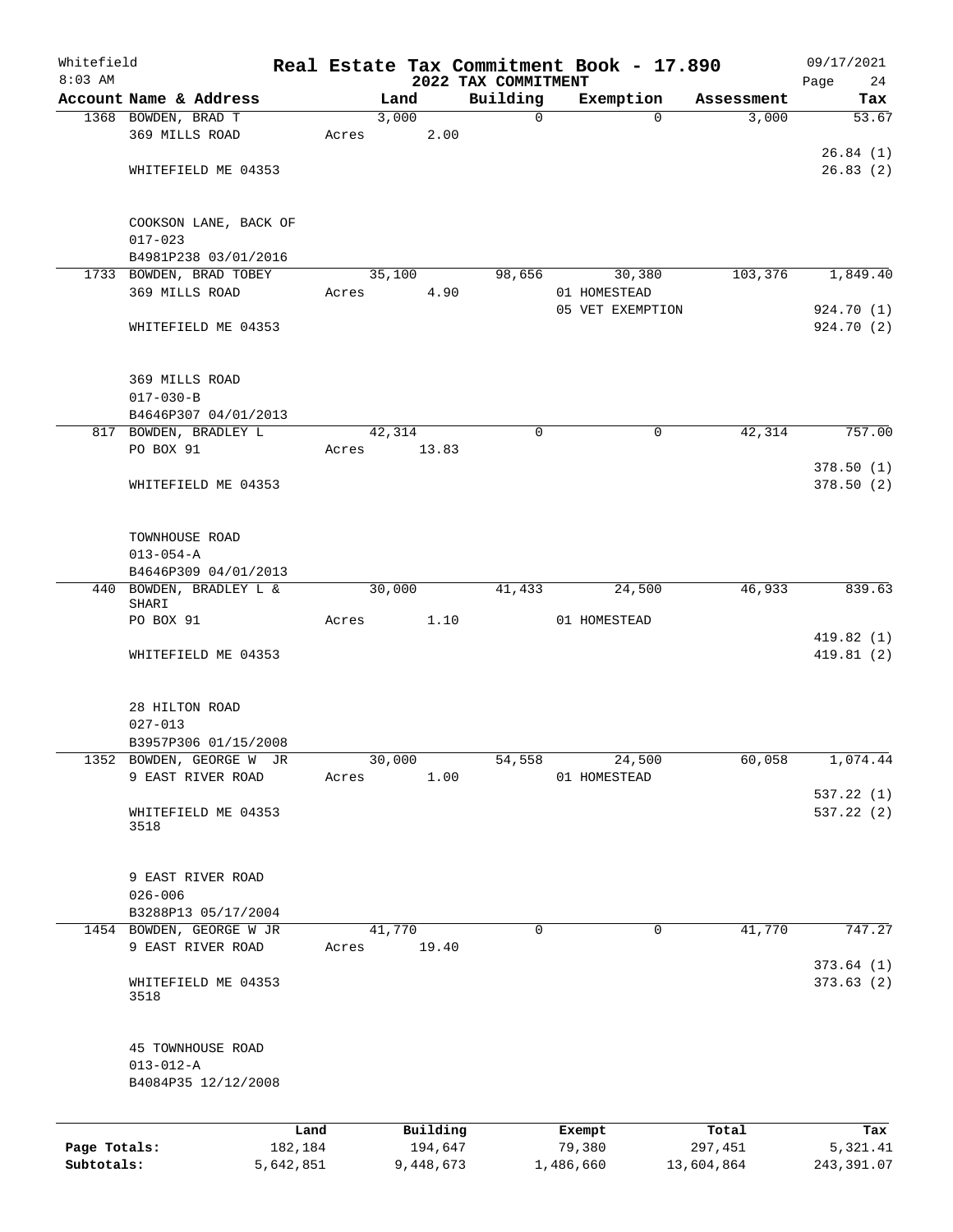Whitefield
8:03 AM

# Real Estate Tax Commitment Book - 17.890
## 2022 TAX COMMITMENT

09/17/2021

| Account Name & Address | Land | Building | Exemption | Assessment | Tax |
|---|---|---|---|---|---|
| 1368 BOWDEN, BRAD T | 3,000 | 0 | 0 | 3,000 | 53.67 |
| 369 MILLS ROAD | Acres 2.00 | | | | |
| | | | | | 26.84 (1) |
| WHITEFIELD ME 04353 | | | | | 26.83 (2) |
| COOKSON LANE, BACK OF | | | | | |
| 017-023 | | | | | |
| B4981P238 03/01/2016 | | | | | |
| 1733 BOWDEN, BRAD TOBEY | 35,100 | 98,656 | 30,380 | 103,376 | 1,849.40 |
| 369 MILLS ROAD | Acres 4.90 | | 01 HOMESTEAD | | |
| | | | 05 VET EXEMPTION | | 924.70 (1) |
| WHITEFIELD ME 04353 | | | | | 924.70 (2) |
| 369 MILLS ROAD | | | | | |
| 017-030-B | | | | | |
| B4646P307 04/01/2013 | | | | | |
| 817 BOWDEN, BRADLEY L | 42,314 | 0 | 0 | 42,314 | 757.00 |
| PO BOX 91 | Acres 13.83 | | | | |
| | | | | | 378.50 (1) |
| WHITEFIELD ME 04353 | | | | | 378.50 (2) |
| TOWNHOUSE ROAD | | | | | |
| 013-054-A | | | | | |
| B4646P309 04/01/2013 | | | | | |
| 440 BOWDEN, BRADLEY L & SHARI | 30,000 | 41,433 | 24,500 | 46,933 | 839.63 |
| PO BOX 91 | Acres 1.10 | | 01 HOMESTEAD | | |
| | | | | | 419.82 (1) |
| WHITEFIELD ME 04353 | | | | | 419.81 (2) |
| 28 HILTON ROAD | | | | | |
| 027-013 | | | | | |
| B3957P306 01/15/2008 | | | | | |
| 1352 BOWDEN, GEORGE W JR | 30,000 | 54,558 | 24,500 | 60,058 | 1,074.44 |
| 9 EAST RIVER ROAD | Acres 1.00 | | 01 HOMESTEAD | | |
| | | | | | 537.22 (1) |
| WHITEFIELD ME 04353 3518 | | | | | 537.22 (2) |
| 9 EAST RIVER ROAD | | | | | |
| 026-006 | | | | | |
| B3288P13 05/17/2004 | | | | | |
| 1454 BOWDEN, GEORGE W JR | 41,770 | 0 | 0 | 41,770 | 747.27 |
| 9 EAST RIVER ROAD | Acres 19.40 | | | | |
| | | | | | 373.64 (1) |
| WHITEFIELD ME 04353 3518 | | | | | 373.63 (2) |
| 45 TOWNHOUSE ROAD | | | | | |
| 013-012-A | | | | | |
| B4084P35 12/12/2008 | | | | | |

| | Land | Building | Exempt | Total | Tax |
|---|---|---|---|---|---|
| Page Totals: | 182,184 | 194,647 | 79,380 | 297,451 | 5,321.41 |
| Subtotals: | 5,642,851 | 9,448,673 | 1,486,660 | 13,604,864 | 243,391.07 |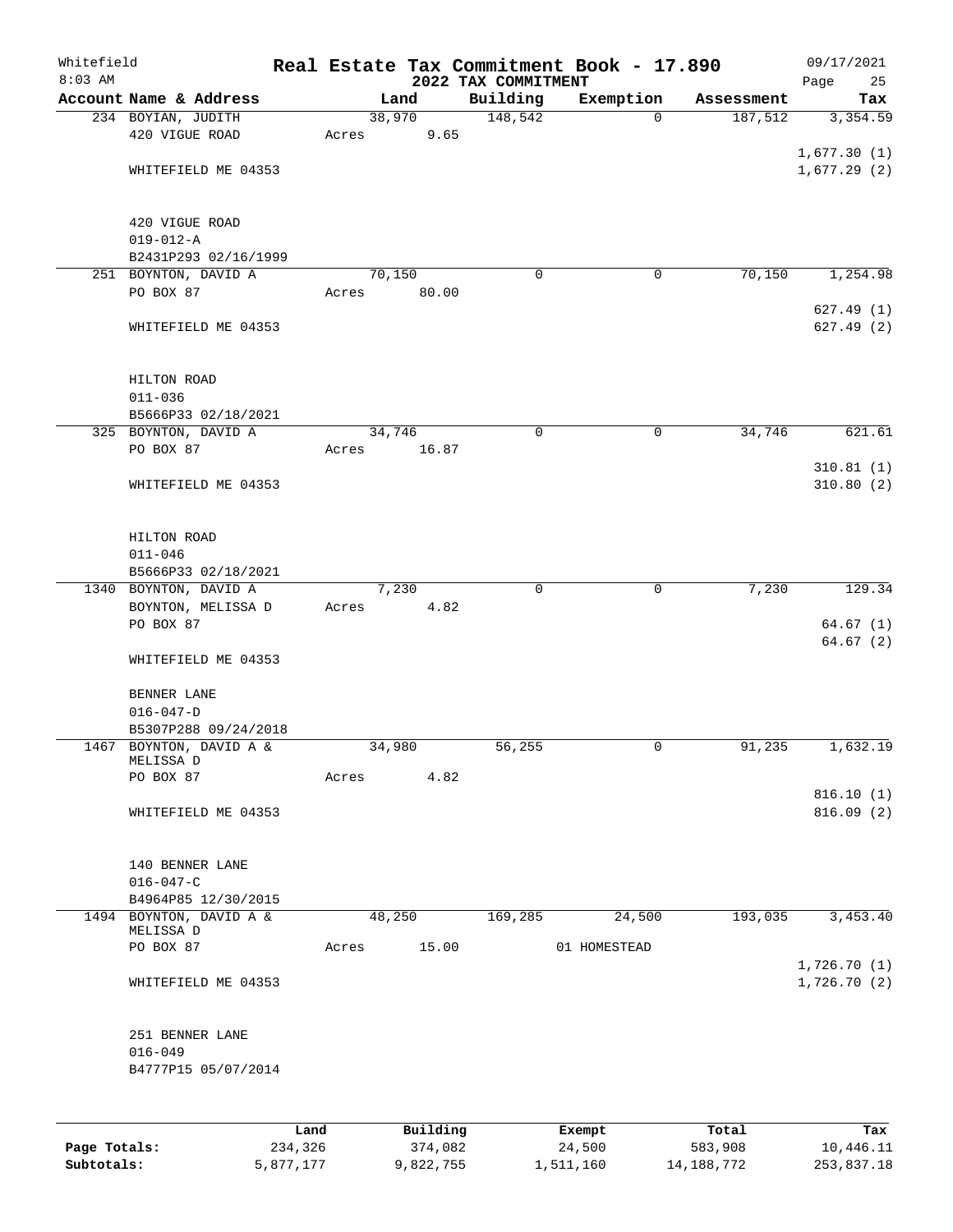Whitefield
8:03 AM

# Real Estate Tax Commitment Book - 17.890

## 2022 TAX COMMITMENT

09/17/2021

| Account Name & Address | Land | Building | Exemption | Assessment | Tax |
|---|---|---|---|---|---|
| 234 BOYIAN, JUDITH | 38,970 | 148,542 | 0 | 187,512 | 3,354.59 |
| 420 VIGUE ROAD | Acres 9.65 | | | | |
| | | | | | 1,677.30 (1) |
| WHITEFIELD ME 04353 | | | | | 1,677.29 (2) |
| 420 VIGUE ROAD | | | | | |
| 019-012-A | | | | | |
| B2431P293 02/16/1999 | | | | | |
| 251 BOYNTON, DAVID A | 70,150 | 0 | 0 | 70,150 | 1,254.98 |
| PO BOX 87 | Acres 80.00 | | | | |
| | | | | | 627.49 (1) |
| WHITEFIELD ME 04353 | | | | | 627.49 (2) |
| HILTON ROAD | | | | | |
| 011-036 | | | | | |
| B5666P33 02/18/2021 | | | | | |
| 325 BOYNTON, DAVID A | 34,746 | 0 | 0 | 34,746 | 621.61 |
| PO BOX 87 | Acres 16.87 | | | | |
| | | | | | 310.81 (1) |
| WHITEFIELD ME 04353 | | | | | 310.80 (2) |
| HILTON ROAD | | | | | |
| 011-046 | | | | | |
| B5666P33 02/18/2021 | | | | | |
| 1340 BOYNTON, DAVID A | 7,230 | 0 | 0 | 7,230 | 129.34 |
| BOYNTON, MELISSA D | Acres 4.82 | | | | |
| PO BOX 87 | | | | | 64.67 (1) |
| | | | | | 64.67 (2) |
| WHITEFIELD ME 04353 | | | | | |
| BENNER LANE | | | | | |
| 016-047-D | | | | | |
| B5307P288 09/24/2018 | | | | | |
| 1467 BOYNTON, DAVID A & MELISSA D | 34,980 | 56,255 | 0 | 91,235 | 1,632.19 |
| PO BOX 87 | Acres 4.82 | | | | |
| | | | | | 816.10 (1) |
| WHITEFIELD ME 04353 | | | | | 816.09 (2) |
| 140 BENNER LANE | | | | | |
| 016-047-C | | | | | |
| B4964P85 12/30/2015 | | | | | |
| 1494 BOYNTON, DAVID A & MELISSA D | 48,250 | 169,285 | 24,500 | 193,035 | 3,453.40 |
| PO BOX 87 | Acres 15.00 | | 01 HOMESTEAD | | |
| | | | | | 1,726.70 (1) |
| WHITEFIELD ME 04353 | | | | | 1,726.70 (2) |
| 251 BENNER LANE | | | | | |
| 016-049 | | | | | |
| B4777P15 05/07/2014 | | | | | |

| | Land | Building | Exempt | Total | Tax |
|---|---|---|---|---|---|
| Page Totals: | 234,326 | 374,082 | 24,500 | 583,908 | 10,446.11 |
| Subtotals: | 5,877,177 | 9,822,755 | 1,511,160 | 14,188,772 | 253,837.18 |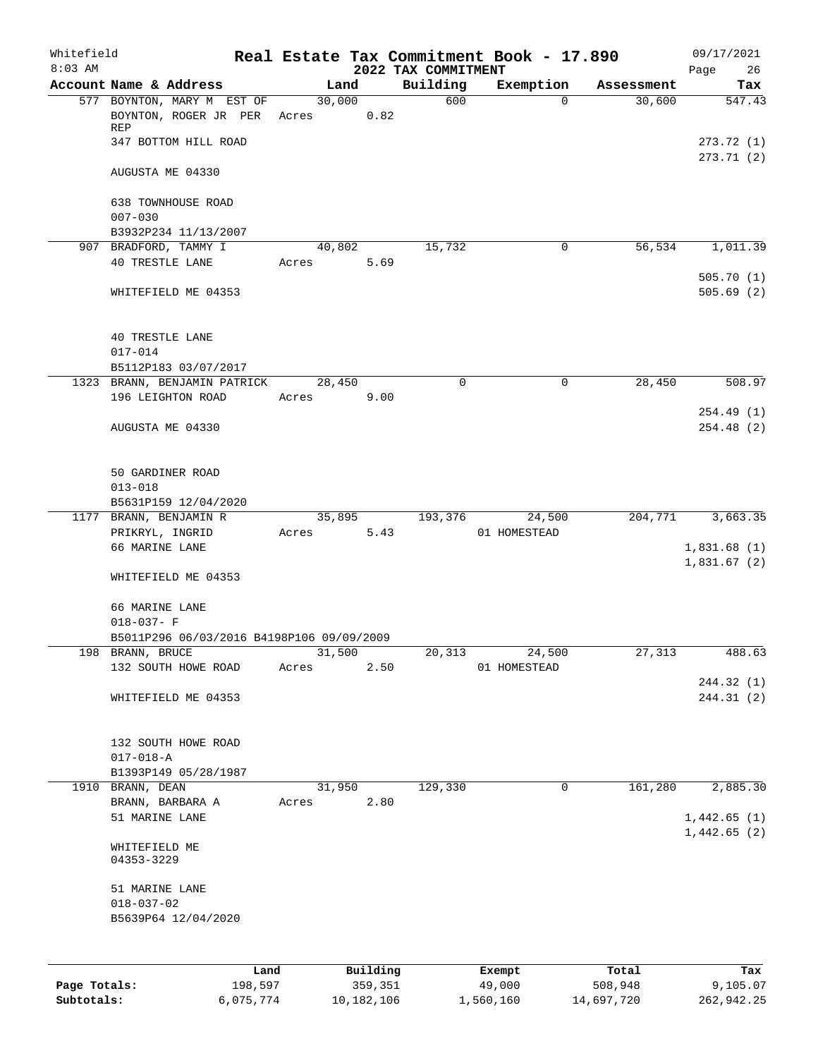Whitefield 8:03 AM

# Real Estate Tax Commitment Book - 17.890

## 2022 TAX COMMITMENT

09/17/2021

| Account | Name & Address | Land | Building | Exemption | Assessment | Tax |
|---|---|---|---|---|---|---|
| 577 | BOYNTON, MARY M EST OF<br>BOYNTON, ROGER JR PER REP<br>347 BOTTOM HILL ROAD<br>AUGUSTA ME 04330<br><br>638 TOWNHOUSE ROAD<br>007-030<br>B3932P234 11/13/2007 | 30,000<br>Acres 0.82 | 600 | 0 | 30,600 | 547.43<br><br>273.72 (1)<br>273.71 (2) |
| 907 | BRADFORD, TAMMY I<br>40 TRESTLE LANE<br>WHITEFIELD ME 04353<br><br>40 TRESTLE LANE<br>017-014<br>B5112P183 03/07/2017 | 40,802<br>Acres 5.69 | 15,732 | 0 | 56,534 | 1,011.39<br><br>505.70 (1)<br>505.69 (2) |
| 1323 | BRANN, BENJAMIN PATRICK<br>196 LEIGHTON ROAD<br>AUGUSTA ME 04330<br><br>50 GARDINER ROAD<br>013-018<br>B5631P159 12/04/2020 | 28,450<br>Acres 9.00 | 0 | 0 | 28,450 | 508.97<br><br>254.49 (1)<br>254.48 (2) |
| 1177 | BRANN, BENJAMIN R<br>PRIKRYL, INGRID<br>66 MARINE LANE<br>WHITEFIELD ME 04353<br><br>66 MARINE LANE<br>018-037- F<br>B5011P296 06/03/2016 B4198P106 09/09/2009 | 35,895<br>Acres 5.43 | 193,376 | 24,500<br>01 HOMESTEAD | 204,771 | 3,663.35<br><br>1,831.68 (1)<br>1,831.67 (2) |
| 198 | BRANN, BRUCE<br>132 SOUTH HOWE ROAD<br>WHITEFIELD ME 04353<br><br>132 SOUTH HOWE ROAD<br>017-018-A<br>B1393P149 05/28/1987 | 31,500<br>Acres 2.50 | 20,313 | 24,500<br>01 HOMESTEAD | 27,313 | 488.63<br><br>244.32 (1)<br>244.31 (2) |
| 1910 | BRANN, DEAN<br>BRANN, BARBARA A<br>51 MARINE LANE<br>WHITEFIELD ME 04353-3229<br><br>51 MARINE LANE<br>018-037-02<br>B5639P64 12/04/2020 | 31,950<br>Acres 2.80 | 129,330 | 0 | 161,280 | 2,885.30<br><br>1,442.65 (1)<br>1,442.65 (2) |

| | Land | Building | Exempt | Total | Tax |
|---|---|---|---|---|---|
| Page Totals: | 198,597 | 359,351 | 49,000 | 508,948 | 9,105.07 |
| Subtotals: | 6,075,774 | 10,182,106 | 1,560,160 | 14,697,720 | 262,942.25 |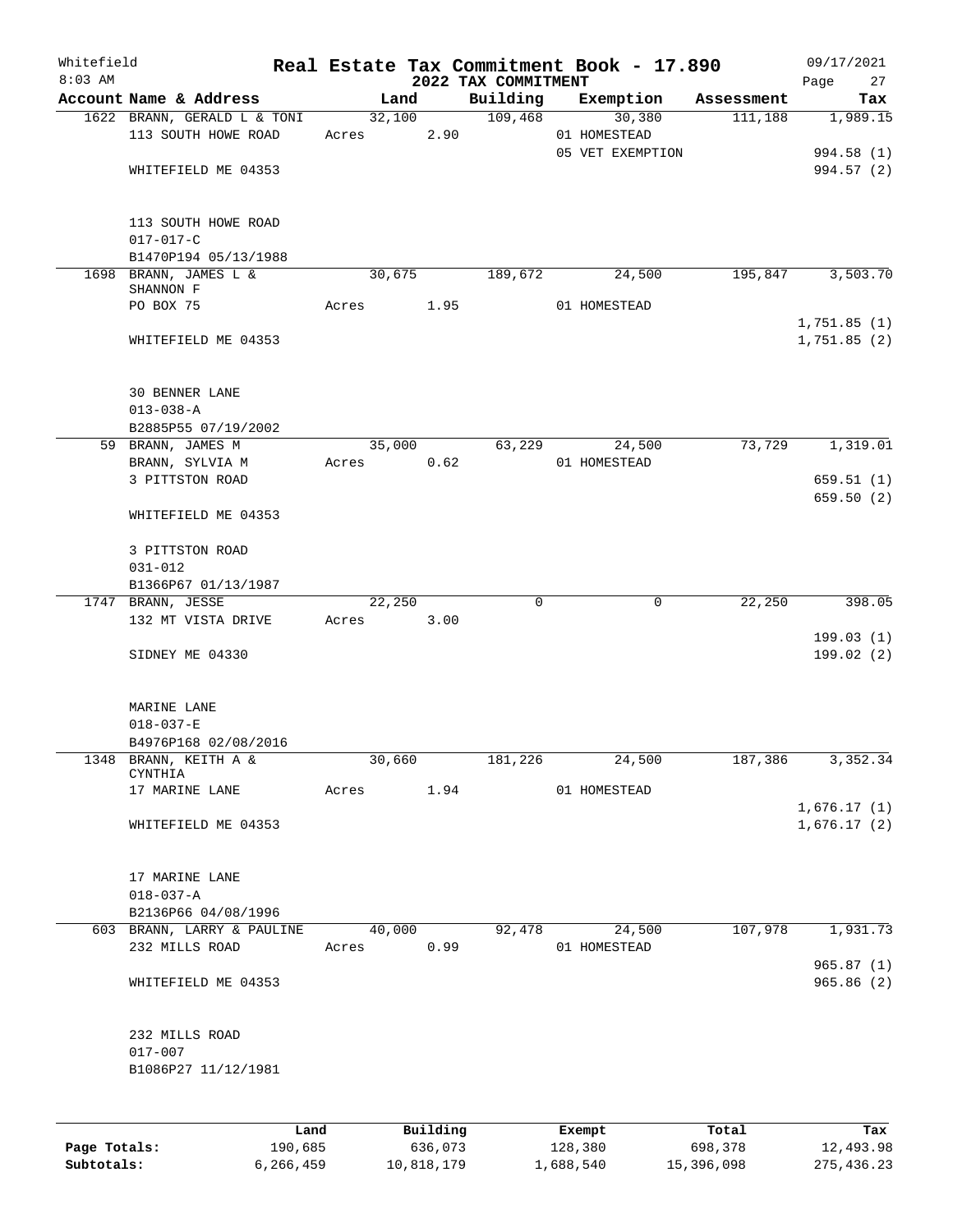Whitefield
8:03 AM

# Real Estate Tax Commitment Book - 17.890
## 2022 TAX COMMITMENT

09/17/2021

| Account Name & Address | Land | Building | Exemption | Assessment | Tax |
|---|---|---|---|---|---|
| 1622 BRANN, GERALD L & TONI | 32,100 | 109,468 | 30,380 | 111,188 | 1,989.15 |
| 113 SOUTH HOWE ROAD | Acres 2.90 | | 01 HOMESTEAD | | |
| | | | 05 VET EXEMPTION | | 994.58 (1) |
| WHITEFIELD ME 04353 | | | | | 994.57 (2) |
| 113 SOUTH HOWE ROAD | | | | | |
| 017-017-C | | | | | |
| B1470P194 05/13/1988 | | | | | |
| 1698 BRANN, JAMES L & SHANNON F | 30,675 | 189,672 | 24,500 | 195,847 | 3,503.70 |
| PO BOX 75 | Acres 1.95 | | 01 HOMESTEAD | | |
| | | | | | 1,751.85 (1) |
| WHITEFIELD ME 04353 | | | | | 1,751.85 (2) |
| 30 BENNER LANE | | | | | |
| 013-038-A | | | | | |
| B2885P55 07/19/2002 | | | | | |
| 59 BRANN, JAMES M | 35,000 | 63,229 | 24,500 | 73,729 | 1,319.01 |
| BRANN, SYLVIA M | Acres 0.62 | | 01 HOMESTEAD | | |
| 3 PITTSTON ROAD | | | | | 659.51 (1) |
| | | | | | 659.50 (2) |
| WHITEFIELD ME 04353 | | | | | |
| 3 PITTSTON ROAD | | | | | |
| 031-012 | | | | | |
| B1366P67 01/13/1987 | | | | | |
| 1747 BRANN, JESSE | 22,250 | 0 | 0 | 22,250 | 398.05 |
| 132 MT VISTA DRIVE | Acres 3.00 | | | | |
| | | | | | 199.03 (1) |
| SIDNEY ME 04330 | | | | | 199.02 (2) |
| MARINE LANE | | | | | |
| 018-037-E | | | | | |
| B4976P168 02/08/2016 | | | | | |
| 1348 BRANN, KEITH A & CYNTHIA | 30,660 | 181,226 | 24,500 | 187,386 | 3,352.34 |
| 17 MARINE LANE | Acres 1.94 | | 01 HOMESTEAD | | |
| | | | | | 1,676.17 (1) |
| WHITEFIELD ME 04353 | | | | | 1,676.17 (2) |
| 17 MARINE LANE | | | | | |
| 018-037-A | | | | | |
| B2136P66 04/08/1996 | | | | | |
| 603 BRANN, LARRY & PAULINE | 40,000 | 92,478 | 24,500 | 107,978 | 1,931.73 |
| 232 MILLS ROAD | Acres 0.99 | | 01 HOMESTEAD | | |
| | | | | | 965.87 (1) |
| WHITEFIELD ME 04353 | | | | | 965.86 (2) |
| 232 MILLS ROAD | | | | | |
| 017-007 | | | | | |
| B1086P27 11/12/1981 | | | | | |

| | Land | Building | Exempt | Total | Tax |
|---|---|---|---|---|---|
| Page Totals: | 190,685 | 636,073 | 128,380 | 698,378 | 12,493.98 |
| Subtotals: | 6,266,459 | 10,818,179 | 1,688,540 | 15,396,098 | 275,436.23 |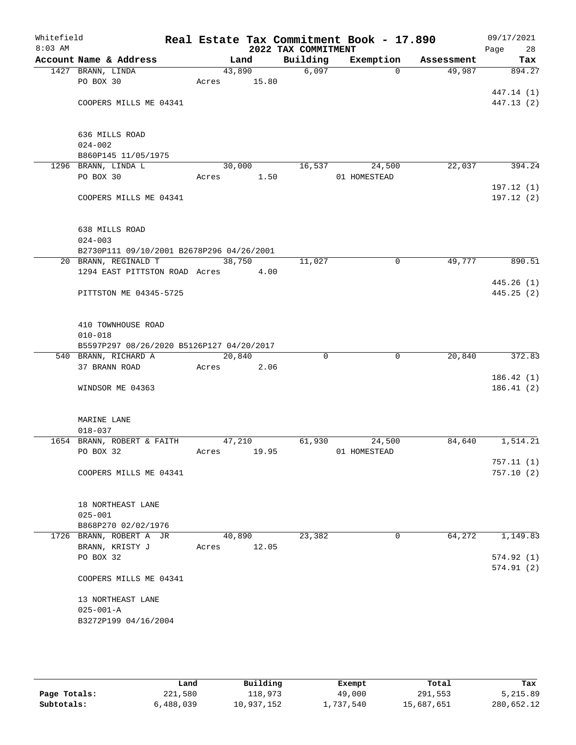Whitefield — Real Estate Tax Commitment Book - 17.890 — 09/17/2021
8:03 AM — 2022 TAX COMMITMENT — Page 28

| Account Name & Address | Land | Building | Exemption | Assessment | Tax |
|---|---|---|---|---|---|
| 1427 BRANN, LINDA | 43,890 | 6,097 | 0 | 49,987 | 894.27 |
| PO BOX 30 | Acres 15.80 | | | | |
| | | | | | 447.14 (1) |
| COOPERS MILLS ME 04341 | | | | | 447.13 (2) |
| 636 MILLS ROAD | | | | | |
| 024-002 | | | | | |
| B860P145 11/05/1975 | | | | | |
| 1296 BRANN, LINDA L | 30,000 | 16,537 | 24,500 | 22,037 | 394.24 |
| PO BOX 30 | Acres 1.50 | | 01 HOMESTEAD | | |
| | | | | | 197.12 (1) |
| COOPERS MILLS ME 04341 | | | | | 197.12 (2) |
| 638 MILLS ROAD | | | | | |
| 024-003 | | | | | |
| B2730P111 09/10/2001 B2678P296 04/26/2001 | | | | | |
| 20 BRANN, REGINALD T | 38,750 | 11,027 | 0 | 49,777 | 890.51 |
| 1294 EAST PITTSTON ROAD | Acres 4.00 | | | | |
| | | | | | 445.26 (1) |
| PITTSTON ME 04345-5725 | | | | | 445.25 (2) |
| 410 TOWNHOUSE ROAD | | | | | |
| 010-018 | | | | | |
| B5597P297 08/26/2020 B5126P127 04/20/2017 | | | | | |
| 540 BRANN, RICHARD A | 20,840 | 0 | 0 | 20,840 | 372.83 |
| 37 BRANN ROAD | Acres 2.06 | | | | |
| | | | | | 186.42 (1) |
| WINDSOR ME 04363 | | | | | 186.41 (2) |
| MARINE LANE | | | | | |
| 018-037 | | | | | |
| 1654 BRANN, ROBERT & FAITH | 47,210 | 61,930 | 24,500 | 84,640 | 1,514.21 |
| PO BOX 32 | Acres 19.95 | | 01 HOMESTEAD | | |
| | | | | | 757.11 (1) |
| COOPERS MILLS ME 04341 | | | | | 757.10 (2) |
| 18 NORTHEAST LANE | | | | | |
| 025-001 | | | | | |
| B868P270 02/02/1976 | | | | | |
| 1726 BRANN, ROBERT A JR | 40,890 | 23,382 | 0 | 64,272 | 1,149.83 |
| BRANN, KRISTY J | Acres 12.05 | | | | |
| PO BOX 32 | | | | | 574.92 (1) |
| | | | | | 574.91 (2) |
| COOPERS MILLS ME 04341 | | | | | |
| 13 NORTHEAST LANE | | | | | |
| 025-001-A | | | | | |
| B3272P199 04/16/2004 | | | | | |

| | Land | Building | Exempt | Total | Tax |
|---|---|---|---|---|---|
| Page Totals: | 221,580 | 118,973 | 49,000 | 291,553 | 5,215.89 |
| Subtotals: | 6,488,039 | 10,937,152 | 1,737,540 | 15,687,651 | 280,652.12 |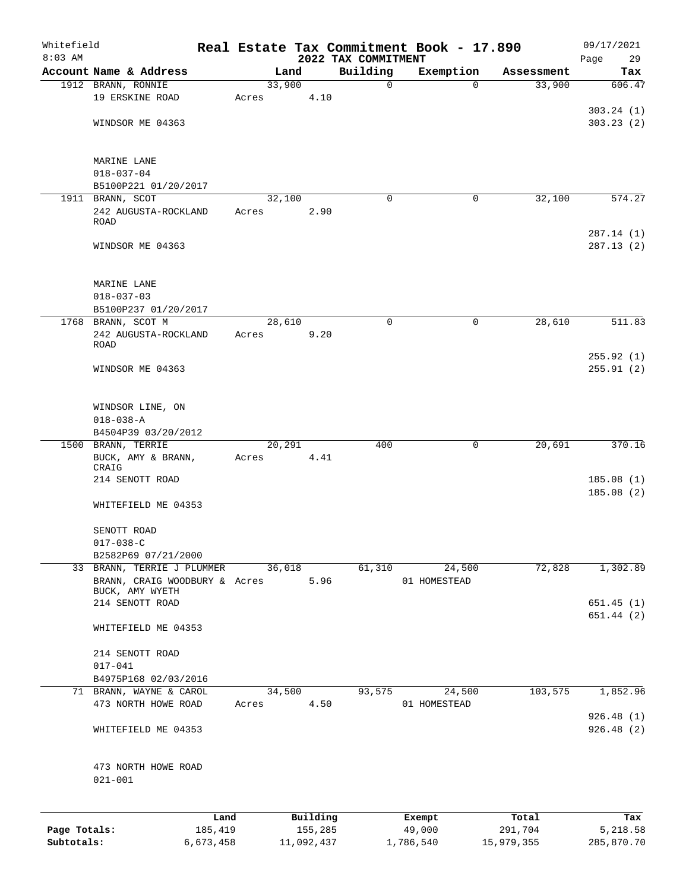# Real Estate Tax Commitment Book - 17.890

Whitefield
8:03 AM

2022 TAX COMMITMENT

09/17/2021

| Account Name & Address | Land | Building | Exemption | Assessment | Tax |
|---|---|---|---|---|---|
| 1912 BRANN, RONNIE<br>19 ERSKINE ROAD<br><br>WINDSOR ME 04363<br><br>MARINE LANE<br>018-037-04<br>B5100P221 01/20/2017 | 33,900<br>Acres 4.10 | 0 | 0 | 33,900 | 606.47<br><br>303.24 (1)<br>303.23 (2) |
| 1911 BRANN, SCOT<br>242 AUGUSTA-ROCKLAND ROAD<br><br>WINDSOR ME 04363<br><br>MARINE LANE<br>018-037-03<br>B5100P237 01/20/2017 | 32,100<br>Acres 2.90 | 0 | 0 | 32,100 | 574.27<br><br>287.14 (1)<br>287.13 (2) |
| 1768 BRANN, SCOT M<br>242 AUGUSTA-ROCKLAND ROAD<br><br>WINDSOR ME 04363<br><br>WINDSOR LINE, ON<br>018-038-A<br>B4504P39 03/20/2012 | 28,610<br>Acres 9.20 | 0 | 0 | 28,610 | 511.83<br><br>255.92 (1)<br>255.91 (2) |
| 1500 BRANN, TERRIE<br>BUCK, AMY & BRANN, CRAIG<br>214 SENOTT ROAD<br><br>WHITEFIELD ME 04353<br><br>SENOTT ROAD<br>017-038-C<br>B2582P69 07/21/2000 | 20,291<br>Acres 4.41 | 400 | 0 | 20,691 | 370.16<br><br>185.08 (1)<br>185.08 (2) |
| 33 BRANN, TERRIE J PLUMMER<br>BRANN, CRAIG WOODBURY & BUCK, AMY WYETH<br>214 SENOTT ROAD<br><br>WHITEFIELD ME 04353<br><br>214 SENOTT ROAD<br>017-041<br>B4975P168 02/03/2016 | 36,018<br>Acres 5.96 | 61,310 | 24,500<br>01 HOMESTEAD | 72,828 | 1,302.89<br><br>651.45 (1)<br>651.44 (2) |
| 71 BRANN, WAYNE & CAROL<br>473 NORTH HOWE ROAD<br><br>WHITEFIELD ME 04353<br><br>473 NORTH HOWE ROAD<br>021-001 | 34,500<br>Acres 4.50 | 93,575 | 24,500<br>01 HOMESTEAD | 103,575 | 1,852.96<br><br>926.48 (1)<br>926.48 (2) |

| | Land | Building | Exempt | Total | Tax |
|---|---|---|---|---|---|
| Page Totals: | 185,419 | 155,285 | 49,000 | 291,704 | 5,218.58 |
| Subtotals: | 6,673,458 | 11,092,437 | 1,786,540 | 15,979,355 | 285,870.70 |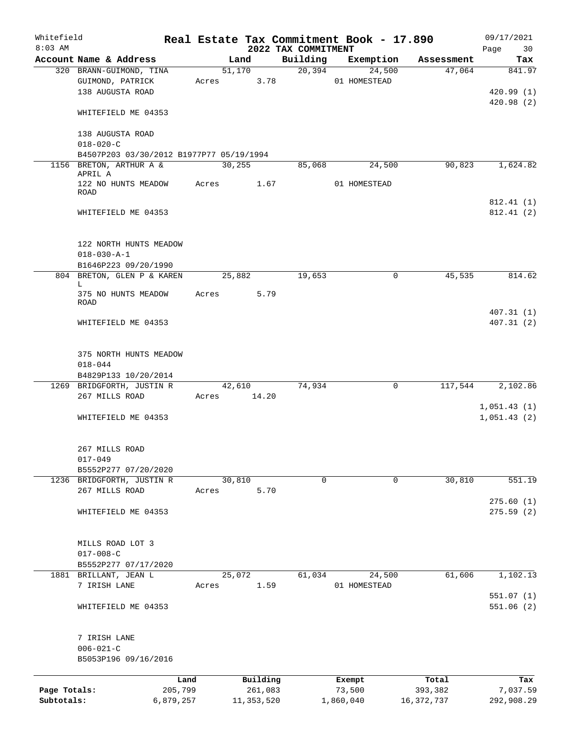Whitefield 8:03 AM

# Real Estate Tax Commitment Book - 17.890

## 2022 TAX COMMITMENT

09/17/2021 Page 30

| Account Name & Address | Land | Building | Exemption | Assessment | Tax |
|---|---|---|---|---|---|
| 320 BRANN-GUIMOND, TINA | 51,170 | 20,394 | 24,500 | 47,064 | 841.97 |
| GUIMOND, PATRICK | Acres 3.78 | | 01 HOMESTEAD | | |
| 138 AUGUSTA ROAD | | | | | 420.99 (1) |
| | | | | | 420.98 (2) |
| WHITEFIELD ME 04353 | | | | | |
| 138 AUGUSTA ROAD | | | | | |
| 018-020-C | | | | | |
| B4507P203 03/30/2012 B1977P77 05/19/1994 | | | | | |
| 1156 BRETON, ARTHUR A & APRIL A | 30,255 | 85,068 | 24,500 | 90,823 | 1,624.82 |
| 122 NO HUNTS MEADOW ROAD | Acres 1.67 | | 01 HOMESTEAD | | |
| | | | | | 812.41 (1) |
| WHITEFIELD ME 04353 | | | | | 812.41 (2) |
| 122 NORTH HUNTS MEADOW | | | | | |
| 018-030-A-1 | | | | | |
| B1646P223 09/20/1990 | | | | | |
| 804 BRETON, GLEN P & KAREN L | 25,882 | 19,653 | 0 | 45,535 | 814.62 |
| 375 NO HUNTS MEADOW ROAD | Acres 5.79 | | | | |
| | | | | | 407.31 (1) |
| WHITEFIELD ME 04353 | | | | | 407.31 (2) |
| 375 NORTH HUNTS MEADOW | | | | | |
| 018-044 | | | | | |
| B4829P133 10/20/2014 | | | | | |
| 1269 BRIDGFORTH, JUSTIN R | 42,610 | 74,934 | 0 | 117,544 | 2,102.86 |
| 267 MILLS ROAD | Acres 14.20 | | | | |
| | | | | | 1,051.43 (1) |
| WHITEFIELD ME 04353 | | | | | 1,051.43 (2) |
| 267 MILLS ROAD | | | | | |
| 017-049 | | | | | |
| B5552P277 07/20/2020 | | | | | |
| 1236 BRIDGFORTH, JUSTIN R | 30,810 | 0 | 0 | 30,810 | 551.19 |
| 267 MILLS ROAD | Acres 5.70 | | | | |
| | | | | | 275.60 (1) |
| WHITEFIELD ME 04353 | | | | | 275.59 (2) |
| MILLS ROAD LOT 3 | | | | | |
| 017-008-C | | | | | |
| B5552P277 07/17/2020 | | | | | |
| 1881 BRILLANT, JEAN L | 25,072 | 61,034 | 24,500 | 61,606 | 1,102.13 |
| 7 IRISH LANE | Acres 1.59 | | 01 HOMESTEAD | | |
| | | | | | 551.07 (1) |
| WHITEFIELD ME 04353 | | | | | 551.06 (2) |
| 7 IRISH LANE | | | | | |
| 006-021-C | | | | | |
| B5053P196 09/16/2016 | | | | | |

| | Land | Building | Exempt | Total | Tax |
|---|---|---|---|---|---|
| Page Totals: | 205,799 | 261,083 | 73,500 | 393,382 | 7,037.59 |
| Subtotals: | 6,879,257 | 11,353,520 | 1,860,040 | 16,372,737 | 292,908.29 |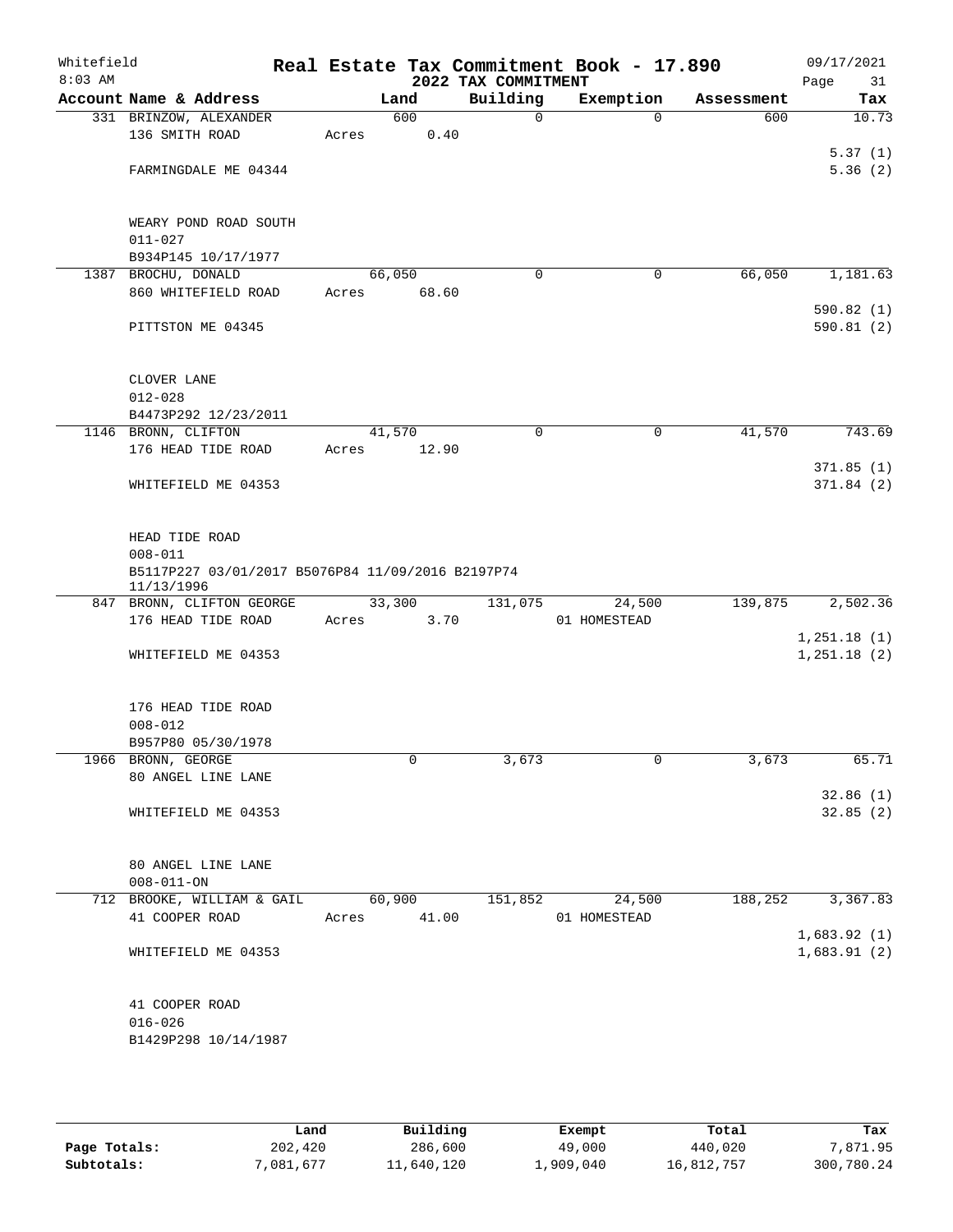Whitefield 8:03 AM

# Real Estate Tax Commitment Book - 17.890

## 2022 TAX COMMITMENT

09/17/2021 Page 31

| Account Name & Address | Land | Building | Exemption | Assessment | Tax |
|---|---|---|---|---|---|
| 331 BRINZOW, ALEXANDER | 600 | 0 | 0 | 600 | 10.73 |
| 136 SMITH ROAD | Acres 0.40 | | | | |
| | | | | | 5.37 (1) |
| FARMINGDALE ME 04344 | | | | | 5.36 (2) |
| WEARY POND ROAD SOUTH | | | | | |
| 011-027 | | | | | |
| B934P145 10/17/1977 | | | | | |
| 1387 BROCHU, DONALD | 66,050 | 0 | 0 | 66,050 | 1,181.63 |
| 860 WHITEFIELD ROAD | Acres 68.60 | | | | |
| | | | | | 590.82 (1) |
| PITTSTON ME 04345 | | | | | 590.81 (2) |
| CLOVER LANE | | | | | |
| 012-028 | | | | | |
| B4473P292 12/23/2011 | | | | | |
| 1146 BRONN, CLIFTON | 41,570 | 0 | 0 | 41,570 | 743.69 |
| 176 HEAD TIDE ROAD | Acres 12.90 | | | | |
| | | | | | 371.85 (1) |
| WHITEFIELD ME 04353 | | | | | 371.84 (2) |
| HEAD TIDE ROAD | | | | | |
| 008-011 | | | | | |
| B5117P227 03/01/2017 B5076P84 11/09/2016 B2197P74 11/13/1996 | | | | | |
| 847 BRONN, CLIFTON GEORGE | 33,300 | 131,075 | 24,500 | 139,875 | 2,502.36 |
| 176 HEAD TIDE ROAD | Acres 3.70 | | 01 HOMESTEAD | | |
| | | | | | 1,251.18 (1) |
| WHITEFIELD ME 04353 | | | | | 1,251.18 (2) |
| 176 HEAD TIDE ROAD | | | | | |
| 008-012 | | | | | |
| B957P80 05/30/1978 | | | | | |
| 1966 BRONN, GEORGE | 0 | 3,673 | 0 | 3,673 | 65.71 |
| 80 ANGEL LINE LANE | | | | | |
| | | | | | 32.86 (1) |
| WHITEFIELD ME 04353 | | | | | 32.85 (2) |
| 80 ANGEL LINE LANE | | | | | |
| 008-011-ON | | | | | |
| 712 BROOKE, WILLIAM & GAIL | 60,900 | 151,852 | 24,500 | 188,252 | 3,367.83 |
| 41 COOPER ROAD | Acres 41.00 | | 01 HOMESTEAD | | |
| | | | | | 1,683.92 (1) |
| WHITEFIELD ME 04353 | | | | | 1,683.91 (2) |
| 41 COOPER ROAD | | | | | |
| 016-026 | | | | | |
| B1429P298 10/14/1987 | | | | | |

| | Land | Building | Exempt | Total | Tax |
|---|---|---|---|---|---|
| Page Totals: | 202,420 | 286,600 | 49,000 | 440,020 | 7,871.95 |
| Subtotals: | 7,081,677 | 11,640,120 | 1,909,040 | 16,812,757 | 300,780.24 |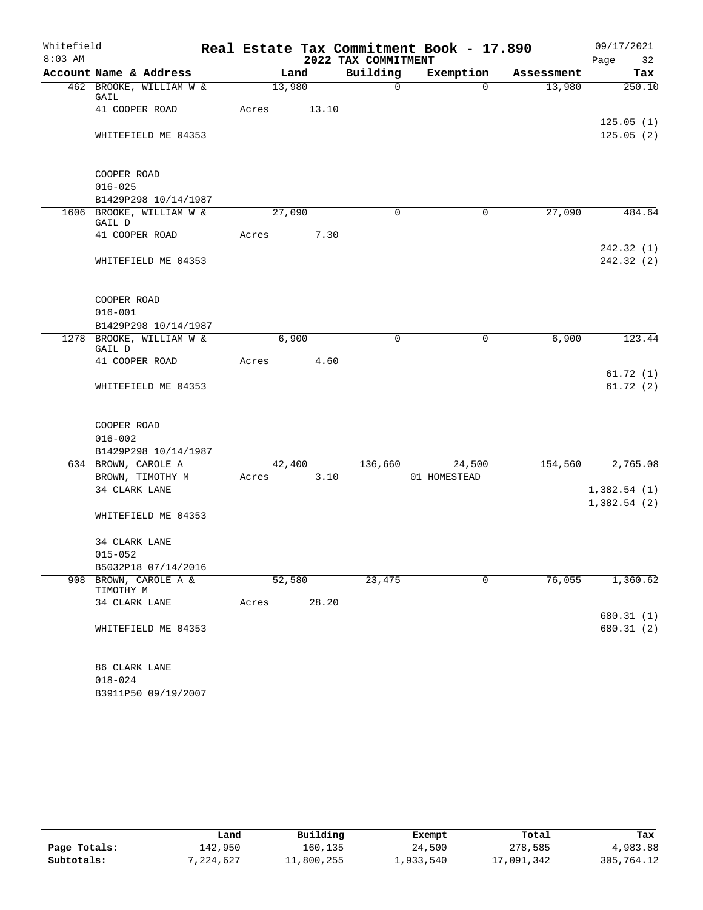Whitefield 8:03 AM

# Real Estate Tax Commitment Book - 17.890

## 2022 TAX COMMITMENT

09/17/2021

| Account Name & Address | Land | Building | Exemption | Assessment | Tax |
|---|---|---|---|---|---|
| 462 BROOKE, WILLIAM W & GAIL | 13,980 | 0 | 0 | 13,980 | 250.10 |
| 41 COOPER ROAD | Acres 13.10 | | | | |
| | | | | | 125.05 (1) |
| WHITEFIELD ME 04353 | | | | | 125.05 (2) |
| COOPER ROAD | | | | | |
| 016-025 | | | | | |
| B1429P298 10/14/1987 | | | | | |
| 1606 BROOKE, WILLIAM W & GAIL D | 27,090 | 0 | 0 | 27,090 | 484.64 |
| 41 COOPER ROAD | Acres 7.30 | | | | |
| | | | | | 242.32 (1) |
| WHITEFIELD ME 04353 | | | | | 242.32 (2) |
| COOPER ROAD | | | | | |
| 016-001 | | | | | |
| B1429P298 10/14/1987 | | | | | |
| 1278 BROOKE, WILLIAM W & GAIL D | 6,900 | 0 | 0 | 6,900 | 123.44 |
| 41 COOPER ROAD | Acres 4.60 | | | | |
| | | | | | 61.72 (1) |
| WHITEFIELD ME 04353 | | | | | 61.72 (2) |
| COOPER ROAD | | | | | |
| 016-002 | | | | | |
| B1429P298 10/14/1987 | | | | | |
| 634 BROWN, CAROLE A | 42,400 | 136,660 | 24,500 | 154,560 | 2,765.08 |
| BROWN, TIMOTHY M | Acres 3.10 | | 01 HOMESTEAD | | |
| 34 CLARK LANE | | | | | 1,382.54 (1) |
| | | | | | 1,382.54 (2) |
| WHITEFIELD ME 04353 | | | | | |
| 34 CLARK LANE | | | | | |
| 015-052 | | | | | |
| B5032P18 07/14/2016 | | | | | |
| 908 BROWN, CAROLE A & TIMOTHY M | 52,580 | 23,475 | 0 | 76,055 | 1,360.62 |
| 34 CLARK LANE | Acres 28.20 | | | | |
| | | | | | 680.31 (1) |
| WHITEFIELD ME 04353 | | | | | 680.31 (2) |
| 86 CLARK LANE | | | | | |
| 018-024 | | | | | |
| B3911P50 09/19/2007 | | | | | |

| | Land | Building | Exempt | Total | Tax |
|---|---|---|---|---|---|
| Page Totals: | 142,950 | 160,135 | 24,500 | 278,585 | 4,983.88 |
| Subtotals: | 7,224,627 | 11,800,255 | 1,933,540 | 17,091,342 | 305,764.12 |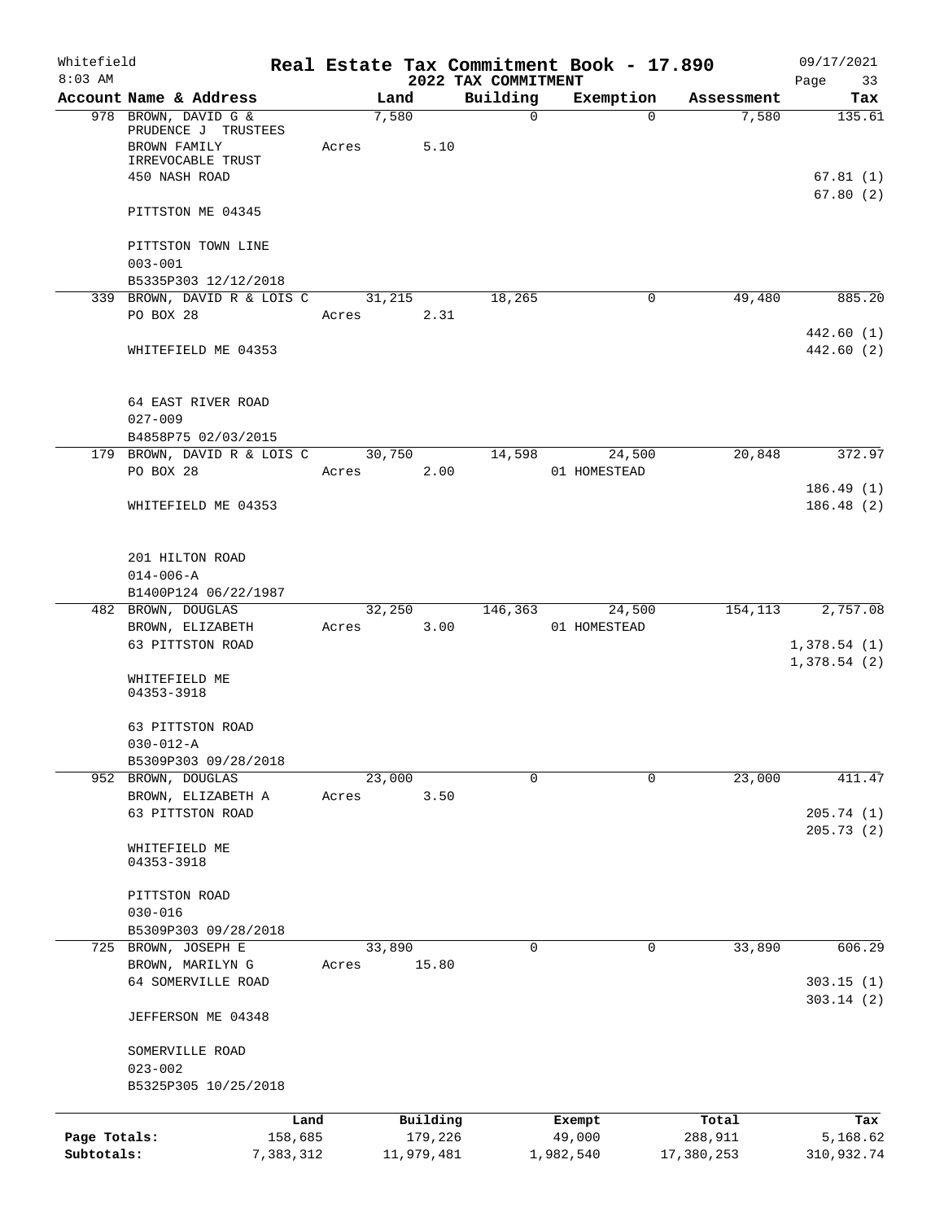Whitefield 8:03 AM

# Real Estate Tax Commitment Book - 17.890

## 2022 TAX COMMITMENT

09/17/2021

| Account Name & Address | Land | Building | Exemption | Assessment | Tax |
|---|---|---|---|---|---|
| 978 BROWN, DAVID G & PRUDENCE J TRUSTEES BROWN FAMILY IRREVOCABLE TRUST 450 NASH ROAD PITTSTON ME 04345 | 7,580 Acres 5.10 | 0 | 0 | 7,580 | 135.61 67.81 (1) 67.80 (2) |
| PITTSTON TOWN LINE 003-001 B5335P303 12/12/2018 | | | | | |
| 339 BROWN, DAVID R & LOIS C PO BOX 28 WHITEFIELD ME 04353 | 31,215 Acres 2.31 | 18,265 | 0 | 49,480 | 885.20 442.60 (1) 442.60 (2) |
| 64 EAST RIVER ROAD 027-009 B4858P75 02/03/2015 | | | | | |
| 179 BROWN, DAVID R & LOIS C PO BOX 28 WHITEFIELD ME 04353 | 30,750 Acres 2.00 | 14,598 | 24,500 01 HOMESTEAD | 20,848 | 372.97 186.49 (1) 186.48 (2) |
| 201 HILTON ROAD 014-006-A B1400P124 06/22/1987 | | | | | |
| 482 BROWN, DOUGLAS BROWN, ELIZABETH 63 PITTSTON ROAD WHITEFIELD ME 04353-3918 | 32,250 Acres 3.00 | 146,363 | 24,500 01 HOMESTEAD | 154,113 | 2,757.08 1,378.54 (1) 1,378.54 (2) |
| 63 PITTSTON ROAD 030-012-A B5309P303 09/28/2018 | | | | | |
| 952 BROWN, DOUGLAS BROWN, ELIZABETH A 63 PITTSTON ROAD WHITEFIELD ME 04353-3918 | 23,000 Acres 3.50 | 0 | 0 | 23,000 | 411.47 205.74 (1) 205.73 (2) |
| PITTSTON ROAD 030-016 B5309P303 09/28/2018 | | | | | |
| 725 BROWN, JOSEPH E BROWN, MARILYN G 64 SOMERVILLE ROAD JEFFERSON ME 04348 | 33,890 Acres 15.80 | 0 | 0 | 33,890 | 606.29 303.15 (1) 303.14 (2) |
| SOMERVILLE ROAD 023-002 B5325P305 10/25/2018 | | | | | |

| | Land | Building | Exempt | Total | Tax |
|---|---|---|---|---|---|
| Page Totals: | 158,685 | 179,226 | 49,000 | 288,911 | 5,168.62 |
| Subtotals: | 7,383,312 | 11,979,481 | 1,982,540 | 17,380,253 | 310,932.74 |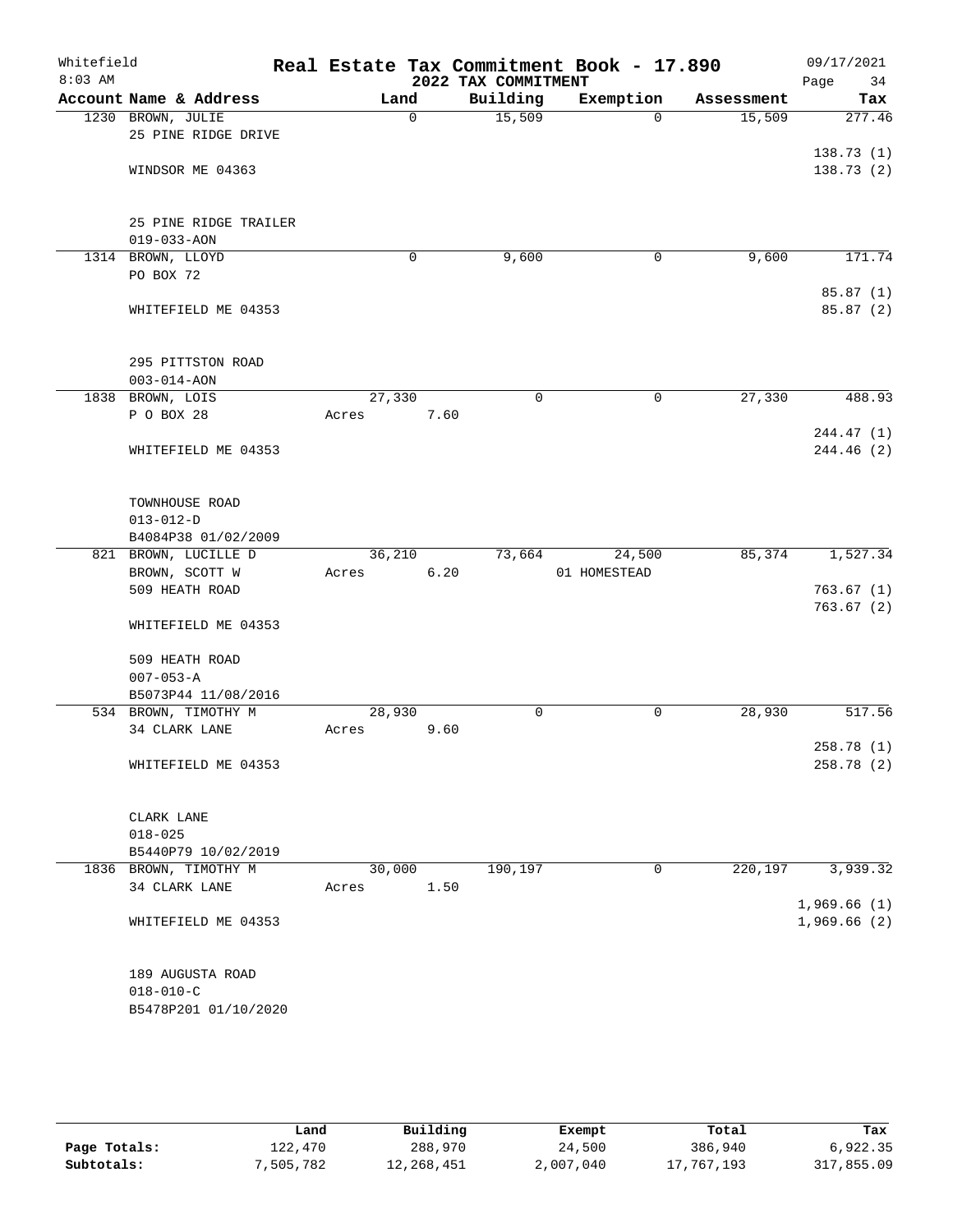# Real Estate Tax Commitment Book - 17.890

Whitefield
8:03 AM

2022 TAX COMMITMENT

09/17/2021

| Account Name & Address | Land | Building | Exemption | Assessment | Tax |
|---|---|---|---|---|---|
| 1230 BROWN, JULIE<br>25 PINE RIDGE DRIVE<br><br>WINDSOR ME 04363<br><br>25 PINE RIDGE TRAILER<br>019-033-AON | 0 | 15,509 | 0 | 15,509 | 277.46<br><br>138.73 (1)<br>138.73 (2) |
| 1314 BROWN, LLOYD<br>PO BOX 72<br><br>WHITEFIELD ME 04353<br><br>295 PITTSTON ROAD<br>003-014-AON | 0 | 9,600 | 0 | 9,600 | 171.74<br><br>85.87 (1)<br>85.87 (2) |
| 1838 BROWN, LOIS<br>P O BOX 28<br><br>WHITEFIELD ME 04353<br><br>TOWNHOUSE ROAD<br>013-012-D<br>B4084P38 01/02/2009 | 27,330<br>Acres 7.60 | 0 | 0 | 27,330 | 488.93<br><br>244.47 (1)<br>244.46 (2) |
| 821 BROWN, LUCILLE D<br>BROWN, SCOTT W<br>509 HEATH ROAD<br><br>WHITEFIELD ME 04353<br><br>509 HEATH ROAD<br>007-053-A<br>B5073P44 11/08/2016 | 36,210<br>Acres 6.20 | 73,664 | 24,500<br>01 HOMESTEAD | 85,374 | 1,527.34<br><br>763.67 (1)<br>763.67 (2) |
| 534 BROWN, TIMOTHY M<br>34 CLARK LANE<br><br>WHITEFIELD ME 04353<br><br>CLARK LANE<br>018-025<br>B5440P79 10/02/2019 | 28,930<br>Acres 9.60 | 0 | 0 | 28,930 | 517.56<br><br>258.78 (1)<br>258.78 (2) |
| 1836 BROWN, TIMOTHY M<br>34 CLARK LANE<br><br>WHITEFIELD ME 04353<br><br>189 AUGUSTA ROAD<br>018-010-C<br>B5478P201 01/10/2020 | 30,000<br>Acres 1.50 | 190,197 | 0 | 220,197 | 3,939.32<br><br>1,969.66 (1)<br>1,969.66 (2) |

| | Land | Building | Exempt | Total | Tax |
|---|---|---|---|---|---|
| Page Totals: | 122,470 | 288,970 | 24,500 | 386,940 | 6,922.35 |
| Subtotals: | 7,505,782 | 12,268,451 | 2,007,040 | 17,767,193 | 317,855.09 |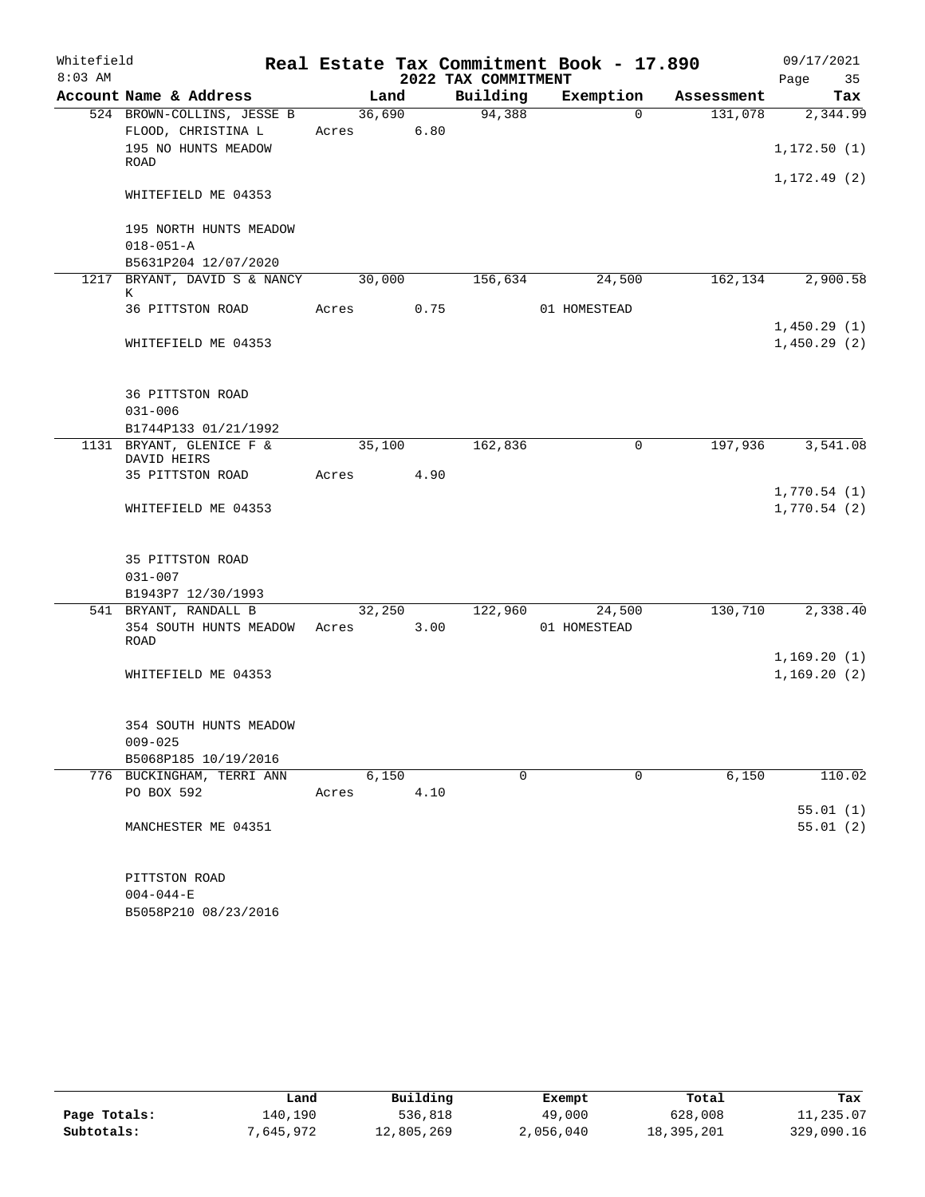Whitefield
8:03 AM

# Real Estate Tax Commitment Book - 17.890

## 2022 TAX COMMITMENT

09/17/2021

| Account Name & Address | Land | Building | Exemption | Assessment | Tax |
|---|---|---|---|---|---|
| 524 BROWN-COLLINS, JESSE B | 36,690 | 94,388 | 0 | 131,078 | 2,344.99 |
| FLOOD, CHRISTINA L | Acres 6.80 | | | | |
| 195 NO HUNTS MEADOW ROAD | | | | | 1,172.50 (1) |
| | | | | | 1,172.49 (2) |
| WHITEFIELD ME 04353 | | | | | |
| 195 NORTH HUNTS MEADOW | | | | | |
| 018-051-A | | | | | |
| B5631P204 12/07/2020 | | | | | |
| 1217 BRYANT, DAVID S & NANCY K | 30,000 | 156,634 | 24,500 | 162,134 | 2,900.58 |
| 36 PITTSTON ROAD | Acres 0.75 | | 01 HOMESTEAD | | |
| | | | | | 1,450.29 (1) |
| WHITEFIELD ME 04353 | | | | | 1,450.29 (2) |
| 36 PITTSTON ROAD | | | | | |
| 031-006 | | | | | |
| B1744P133 01/21/1992 | | | | | |
| 1131 BRYANT, GLENICE F & DAVID HEIRS | 35,100 | 162,836 | 0 | 197,936 | 3,541.08 |
| 35 PITTSTON ROAD | Acres 4.90 | | | | |
| | | | | | 1,770.54 (1) |
| WHITEFIELD ME 04353 | | | | | 1,770.54 (2) |
| 35 PITTSTON ROAD | | | | | |
| 031-007 | | | | | |
| B1943P7 12/30/1993 | | | | | |
| 541 BRYANT, RANDALL B | 32,250 | 122,960 | 24,500 | 130,710 | 2,338.40 |
| 354 SOUTH HUNTS MEADOW ROAD | Acres 3.00 | | 01 HOMESTEAD | | |
| | | | | | 1,169.20 (1) |
| WHITEFIELD ME 04353 | | | | | 1,169.20 (2) |
| 354 SOUTH HUNTS MEADOW | | | | | |
| 009-025 | | | | | |
| B5068P185 10/19/2016 | | | | | |
| 776 BUCKINGHAM, TERRI ANN | 6,150 | 0 | 0 | 6,150 | 110.02 |
| PO BOX 592 | Acres 4.10 | | | | |
| | | | | | 55.01 (1) |
| MANCHESTER ME 04351 | | | | | 55.01 (2) |
| PITTSTON ROAD | | | | | |
| 004-044-E | | | | | |
| B5058P210 08/23/2016 | | | | | |

| | Land | Building | Exempt | Total | Tax |
|---|---|---|---|---|---|
| Page Totals: | 140,190 | 536,818 | 49,000 | 628,008 | 11,235.07 |
| Subtotals: | 7,645,972 | 12,805,269 | 2,056,040 | 18,395,201 | 329,090.16 |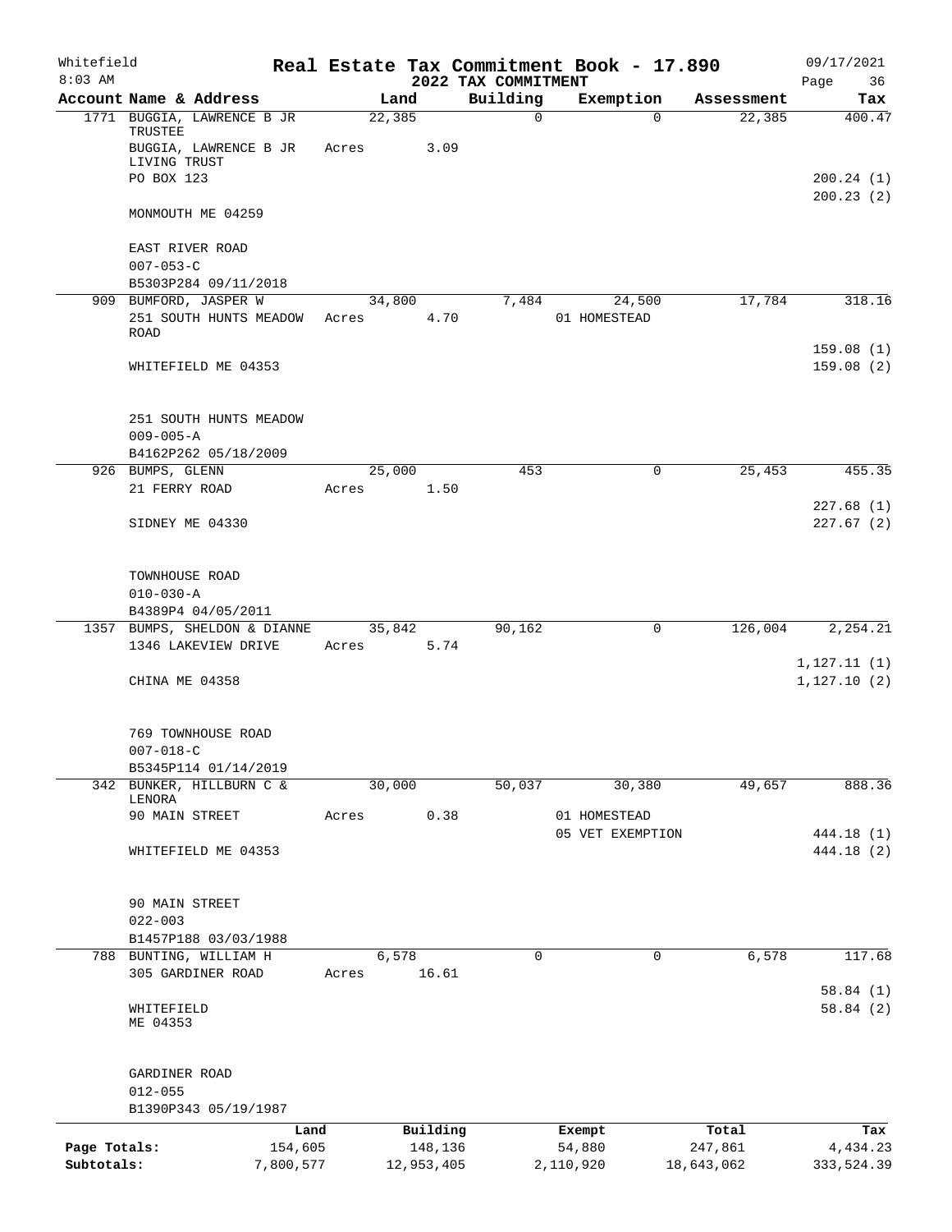Whitefield 8:03 AM

# Real Estate Tax Commitment Book - 17.890

## 2022 TAX COMMITMENT

09/17/2021 Page 36

| Account Name & Address | Land | Building | Exemption | Assessment | Tax |
|---|---|---|---|---|---|
| 1771 BUGGIA, LAWRENCE B JR TRUSTEE | 22,385 | 0 | 0 | 22,385 | 400.47 |
| BUGGIA, LAWRENCE B JR LIVING TRUST | Acres 3.09 | | | | |
| PO BOX 123 | | | | | 200.24 (1) |
| | | | | | 200.23 (2) |
| MONMOUTH ME 04259 | | | | | |
| EAST RIVER ROAD | | | | | |
| 007-053-C | | | | | |
| B5303P284 09/11/2018 | | | | | |
| 909 BUMFORD, JASPER W | 34,800 | 7,484 | 24,500 | 17,784 | 318.16 |
| 251 SOUTH HUNTS MEADOW ROAD | Acres 4.70 | | 01 HOMESTEAD | | |
| | | | | | 159.08 (1) |
| WHITEFIELD ME 04353 | | | | | 159.08 (2) |
| 251 SOUTH HUNTS MEADOW | | | | | |
| 009-005-A | | | | | |
| B4162P262 05/18/2009 | | | | | |
| 926 BUMPS, GLENN | 25,000 | 453 | 0 | 25,453 | 455.35 |
| 21 FERRY ROAD | Acres 1.50 | | | | |
| | | | | | 227.68 (1) |
| SIDNEY ME 04330 | | | | | 227.67 (2) |
| TOWNHOUSE ROAD | | | | | |
| 010-030-A | | | | | |
| B4389P4 04/05/2011 | | | | | |
| 1357 BUMPS, SHELDON & DIANNE | 35,842 | 90,162 | 0 | 126,004 | 2,254.21 |
| 1346 LAKEVIEW DRIVE | Acres 5.74 | | | | |
| | | | | | 1,127.11 (1) |
| CHINA ME 04358 | | | | | 1,127.10 (2) |
| 769 TOWNHOUSE ROAD | | | | | |
| 007-018-C | | | | | |
| B5345P114 01/14/2019 | | | | | |
| 342 BUNKER, HILLBURN C & LENORA | 30,000 | 50,037 | 30,380 | 49,657 | 888.36 |
| 90 MAIN STREET | Acres 0.38 | | 01 HOMESTEAD | | |
| | | | 05 VET EXEMPTION | | 444.18 (1) |
| WHITEFIELD ME 04353 | | | | | 444.18 (2) |
| 90 MAIN STREET | | | | | |
| 022-003 | | | | | |
| B1457P188 03/03/1988 | | | | | |
| 788 BUNTING, WILLIAM H | 6,578 | 0 | 0 | 6,578 | 117.68 |
| 305 GARDINER ROAD | Acres 16.61 | | | | |
| | | | | | 58.84 (1) |
| WHITEFIELD ME 04353 | | | | | 58.84 (2) |
| GARDINER ROAD | | | | | |
| 012-055 | | | | | |
| B1390P343 05/19/1987 | | | | | |

| | Land | Building | Exempt | Total | Tax |
|---|---|---|---|---|---|
| Page Totals: | 154,605 | 148,136 | 54,880 | 247,861 | 4,434.23 |
| Subtotals: | 7,800,577 | 12,953,405 | 2,110,920 | 18,643,062 | 333,524.39 |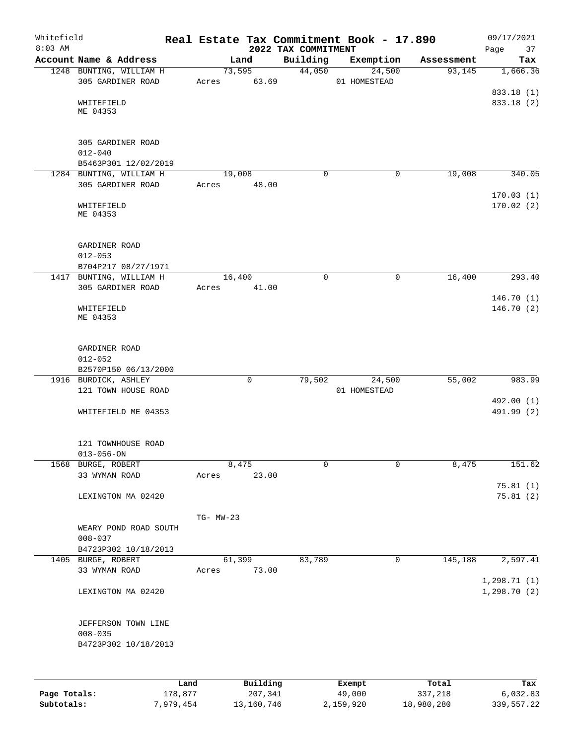Whitefield
8:03 AM

# Real Estate Tax Commitment Book - 17.890
## 2022 TAX COMMITMENT

09/17/2021

| Account Name & Address | Land | Building | Exemption | Assessment | Tax |
|---|---|---|---|---|---|
| 1248 BUNTING, WILLIAM H<br>305 GARDINER ROAD<br><br>WHITEFIELD<br>ME 04353<br><br>305 GARDINER ROAD<br>012-040<br>B5463P301 12/02/2019 | 73,595<br>Acres 63.69 | 44,050 | 24,500<br>01 HOMESTEAD | 93,145 | 1,666.36<br><br>833.18 (1)<br>833.18 (2) |
| 1284 BUNTING, WILLIAM H<br>305 GARDINER ROAD<br><br>WHITEFIELD<br>ME 04353<br><br>GARDINER ROAD<br>012-053<br>B704P217 08/27/1971 | 19,008<br>Acres 48.00 | 0 | 0 | 19,008 | 340.05<br><br>170.03 (1)<br>170.02 (2) |
| 1417 BUNTING, WILLIAM H<br>305 GARDINER ROAD<br><br>WHITEFIELD<br>ME 04353<br><br>GARDINER ROAD<br>012-052<br>B2570P150 06/13/2000 | 16,400<br>Acres 41.00 | 0 | 0 | 16,400 | 293.40<br><br>146.70 (1)<br>146.70 (2) |
| 1916 BURDICK, ASHLEY<br>121 TOWN HOUSE ROAD<br><br>WHITEFIELD ME 04353<br><br>121 TOWNHOUSE ROAD<br>013-056-ON | 0 | 79,502 | 24,500<br>01 HOMESTEAD | 55,002 | 983.99<br><br>492.00 (1)<br>491.99 (2) |
| 1568 BURGE, ROBERT<br>33 WYMAN ROAD<br><br>LEXINGTON MA 02420<br><br>WEARY POND ROAD SOUTH<br>008-037<br>B4723P302 10/18/2013 | 8,475<br>Acres 23.00<br><br>TG- MW-23 | 0 | 0 | 8,475 | 151.62<br><br>75.81 (1)<br>75.81 (2) |
| 1405 BURGE, ROBERT<br>33 WYMAN ROAD<br><br>LEXINGTON MA 02420<br><br>JEFFERSON TOWN LINE<br>008-035<br>B4723P302 10/18/2013 | 61,399<br>Acres 73.00 | 83,789 | 0 | 145,188 | 2,597.41<br><br>1,298.71 (1)<br>1,298.70 (2) |

| | Land | Building | Exempt | Total | Tax |
|---|---|---|---|---|---|
| Page Totals: | 178,877 | 207,341 | 49,000 | 337,218 | 6,032.83 |
| Subtotals: | 7,979,454 | 13,160,746 | 2,159,920 | 18,980,280 | 339,557.22 |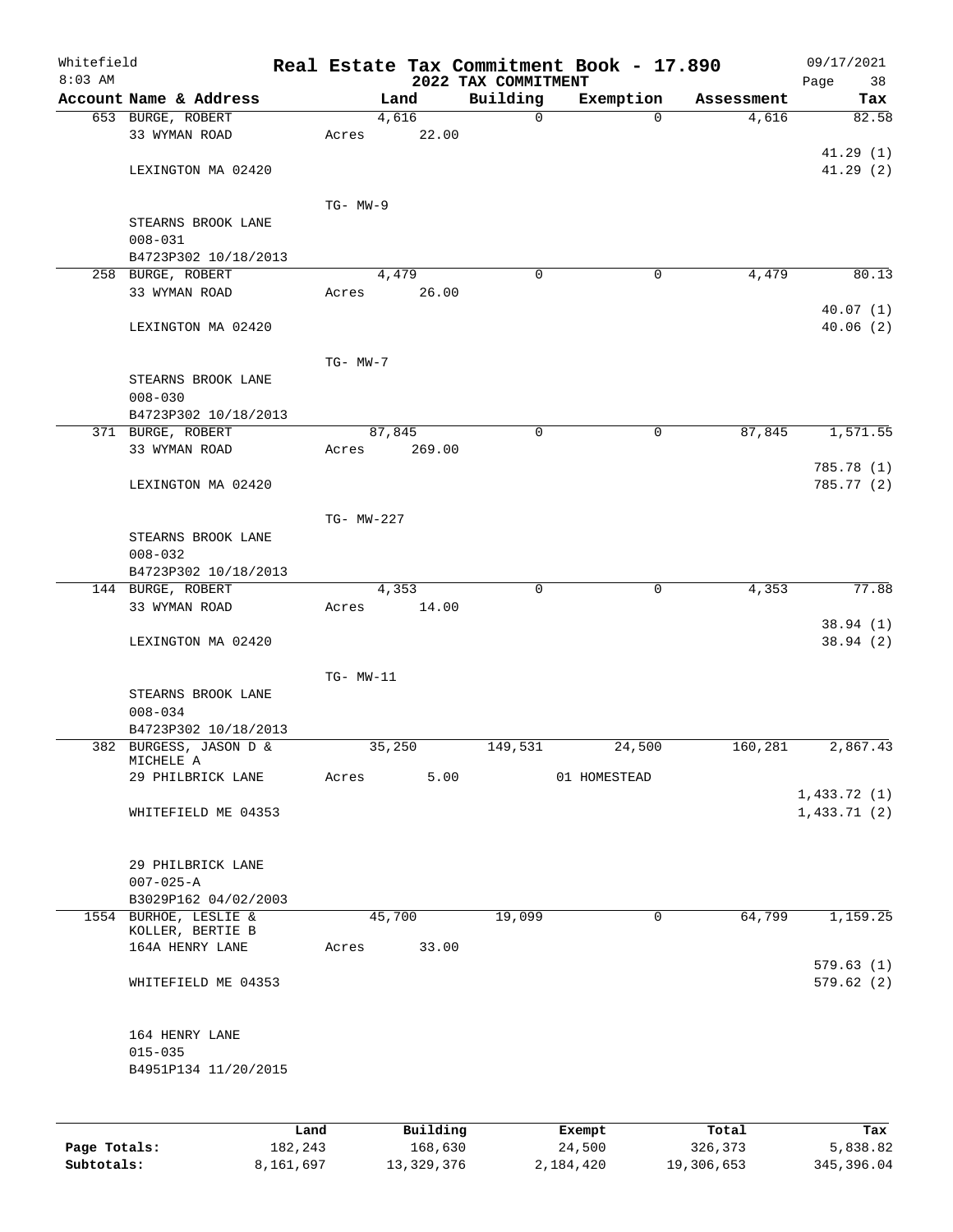Whitefield
8:03 AM

# Real Estate Tax Commitment Book - 17.890

## 2022 TAX COMMITMENT

09/17/2021

| Account Name & Address | Land | Building | Exemption | Assessment | Tax |
|---|---|---|---|---|---|
| 653 BURGE, ROBERT | 4,616 | 0 | 0 | 4,616 | 82.58 |
| 33 WYMAN ROAD | Acres 22.00 | | | | |
| | | | | | 41.29 (1) |
| LEXINGTON MA 02420 | | | | | 41.29 (2) |
| | TG- MW-9 | | | | |
| STEARNS BROOK LANE | | | | | |
| 008-031 | | | | | |
| B4723P302 10/18/2013 | | | | | |
| 258 BURGE, ROBERT | 4,479 | 0 | 0 | 4,479 | 80.13 |
| 33 WYMAN ROAD | Acres 26.00 | | | | |
| | | | | | 40.07 (1) |
| LEXINGTON MA 02420 | | | | | 40.06 (2) |
| | TG- MW-7 | | | | |
| STEARNS BROOK LANE | | | | | |
| 008-030 | | | | | |
| B4723P302 10/18/2013 | | | | | |
| 371 BURGE, ROBERT | 87,845 | 0 | 0 | 87,845 | 1,571.55 |
| 33 WYMAN ROAD | Acres 269.00 | | | | |
| | | | | | 785.78 (1) |
| LEXINGTON MA 02420 | | | | | 785.77 (2) |
| | TG- MW-227 | | | | |
| STEARNS BROOK LANE | | | | | |
| 008-032 | | | | | |
| B4723P302 10/18/2013 | | | | | |
| 144 BURGE, ROBERT | 4,353 | 0 | 0 | 4,353 | 77.88 |
| 33 WYMAN ROAD | Acres 14.00 | | | | |
| | | | | | 38.94 (1) |
| LEXINGTON MA 02420 | | | | | 38.94 (2) |
| | TG- MW-11 | | | | |
| STEARNS BROOK LANE | | | | | |
| 008-034 | | | | | |
| B4723P302 10/18/2013 | | | | | |
| 382 BURGESS, JASON D & MICHELE A | 35,250 | 149,531 | 24,500 | 160,281 | 2,867.43 |
| 29 PHILBRICK LANE | Acres 5.00 | | 01 HOMESTEAD | | |
| | | | | | 1,433.72 (1) |
| WHITEFIELD ME 04353 | | | | | 1,433.71 (2) |
| 29 PHILBRICK LANE | | | | | |
| 007-025-A | | | | | |
| B3029P162 04/02/2003 | | | | | |
| 1554 BURHOE, LESLIE & KOLLER, BERTIE B | 45,700 | 19,099 | 0 | 64,799 | 1,159.25 |
| 164A HENRY LANE | Acres 33.00 | | | | |
| | | | | | 579.63 (1) |
| WHITEFIELD ME 04353 | | | | | 579.62 (2) |
| 164 HENRY LANE | | | | | |
| 015-035 | | | | | |
| B4951P134 11/20/2015 | | | | | |

| | Land | Building | Exempt | Total | Tax |
|---|---|---|---|---|---|
| Page Totals: | 182,243 | 168,630 | 24,500 | 326,373 | 5,838.82 |
| Subtotals: | 8,161,697 | 13,329,376 | 2,184,420 | 19,306,653 | 345,396.04 |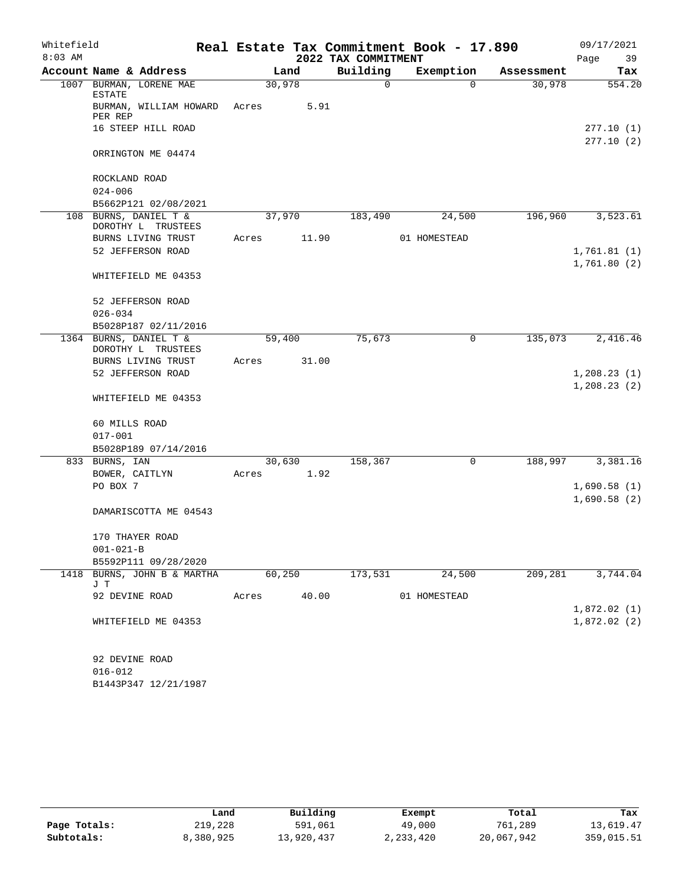Whitefield — Real Estate Tax Commitment Book - 17.890 — 09/17/2021
8:03 AM — 2022 TAX COMMITMENT — Page 39

| Account Name & Address | Land | Building | Exemption | Assessment | Tax |
|---|---|---|---|---|---|
| 1007 BURMAN, LORENE MAE ESTATE | 30,978 | 0 | 0 | 30,978 | 554.20 |
| BURMAN, WILLIAM HOWARD PER REP | Acres 5.91 | | | | |
| 16 STEEP HILL ROAD | | | | | 277.10 (1) |
| | | | | | 277.10 (2) |
| ORRINGTON ME 04474 | | | | | |
| ROCKLAND ROAD | | | | | |
| 024-006 | | | | | |
| B5662P121 02/08/2021 | | | | | |
| 108 BURNS, DANIEL T & DOROTHY L TRUSTEES | 37,970 | 183,490 | 24,500 | 196,960 | 3,523.61 |
| BURNS LIVING TRUST | Acres 11.90 | | 01 HOMESTEAD | | |
| 52 JEFFERSON ROAD | | | | | 1,761.81 (1) |
| | | | | | 1,761.80 (2) |
| WHITEFIELD ME 04353 | | | | | |
| 52 JEFFERSON ROAD | | | | | |
| 026-034 | | | | | |
| B5028P187 02/11/2016 | | | | | |
| 1364 BURNS, DANIEL T & DOROTHY L TRUSTEES | 59,400 | 75,673 | 0 | 135,073 | 2,416.46 |
| BURNS LIVING TRUST | Acres 31.00 | | | | |
| 52 JEFFERSON ROAD | | | | | 1,208.23 (1) |
| | | | | | 1,208.23 (2) |
| WHITEFIELD ME 04353 | | | | | |
| 60 MILLS ROAD | | | | | |
| 017-001 | | | | | |
| B5028P189 07/14/2016 | | | | | |
| 833 BURNS, IAN | 30,630 | 158,367 | 0 | 188,997 | 3,381.16 |
| BOWER, CAITLYN | Acres 1.92 | | | | |
| PO BOX 7 | | | | | 1,690.58 (1) |
| | | | | | 1,690.58 (2) |
| DAMARISCOTTA ME 04543 | | | | | |
| 170 THAYER ROAD | | | | | |
| 001-021-B | | | | | |
| B5592P111 09/28/2020 | | | | | |
| 1418 BURNS, JOHN B & MARTHA J T | 60,250 | 173,531 | 24,500 | 209,281 | 3,744.04 |
| 92 DEVINE ROAD | Acres 40.00 | | 01 HOMESTEAD | | |
| | | | | | 1,872.02 (1) |
| WHITEFIELD ME 04353 | | | | | 1,872.02 (2) |
| 92 DEVINE ROAD | | | | | |
| 016-012 | | | | | |
| B1443P347 12/21/1987 | | | | | |

| | Land | Building | Exempt | Total | Tax |
|---|---|---|---|---|---|
| Page Totals: | 219,228 | 591,061 | 49,000 | 761,289 | 13,619.47 |
| Subtotals: | 8,380,925 | 13,920,437 | 2,233,420 | 20,067,942 | 359,015.51 |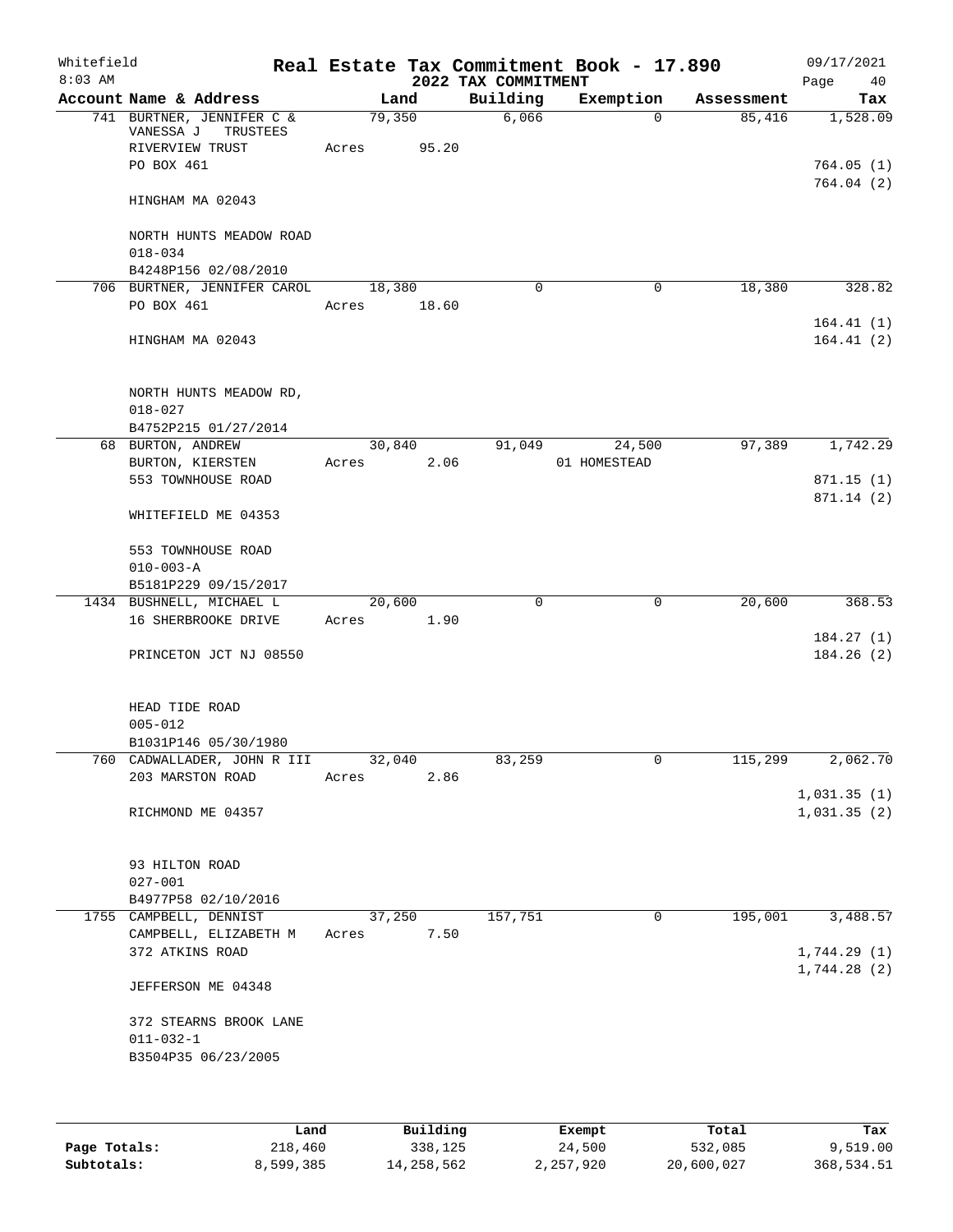Whitefield 8:03 AM

# Real Estate Tax Commitment Book - 17.890

## 2022 TAX COMMITMENT

09/17/2021 Page 40

| Account Name & Address | Land | Building | Exemption | Assessment | Tax |
|---|---|---|---|---|---|
| 741 BURTNER, JENNIFER C & VANESSA J TRUSTEES | 79,350 | 6,066 | 0 | 85,416 | 1,528.09 |
| RIVERVIEW TRUST | Acres 95.20 | | | | |
| PO BOX 461 | | | | | 764.05 (1) |
| | | | | | 764.04 (2) |
| HINGHAM MA 02043 | | | | | |
| NORTH HUNTS MEADOW ROAD | | | | | |
| 018-034 | | | | | |
| B4248P156 02/08/2010 | | | | | |
| 706 BURTNER, JENNIFER CAROL | 18,380 | 0 | 0 | 18,380 | 328.82 |
| PO BOX 461 | Acres 18.60 | | | | |
| | | | | | 164.41 (1) |
| HINGHAM MA 02043 | | | | | 164.41 (2) |
| NORTH HUNTS MEADOW RD, | | | | | |
| 018-027 | | | | | |
| B4752P215 01/27/2014 | | | | | |
| 68 BURTON, ANDREW | 30,840 | 91,049 | 24,500 | 97,389 | 1,742.29 |
| BURTON, KIERSTEN | Acres 2.06 | | 01 HOMESTEAD | | |
| 553 TOWNHOUSE ROAD | | | | | 871.15 (1) |
| | | | | | 871.14 (2) |
| WHITEFIELD ME 04353 | | | | | |
| 553 TOWNHOUSE ROAD | | | | | |
| 010-003-A | | | | | |
| B5181P229 09/15/2017 | | | | | |
| 1434 BUSHNELL, MICHAEL L | 20,600 | 0 | 0 | 20,600 | 368.53 |
| 16 SHERBROOKE DRIVE | Acres 1.90 | | | | |
| | | | | | 184.27 (1) |
| PRINCETON JCT NJ 08550 | | | | | 184.26 (2) |
| HEAD TIDE ROAD | | | | | |
| 005-012 | | | | | |
| B1031P146 05/30/1980 | | | | | |
| 760 CADWALLADER, JOHN R III | 32,040 | 83,259 | 0 | 115,299 | 2,062.70 |
| 203 MARSTON ROAD | Acres 2.86 | | | | |
| | | | | | 1,031.35 (1) |
| RICHMOND ME 04357 | | | | | 1,031.35 (2) |
| 93 HILTON ROAD | | | | | |
| 027-001 | | | | | |
| B4977P58 02/10/2016 | | | | | |
| 1755 CAMPBELL, DENNIST | 37,250 | 157,751 | 0 | 195,001 | 3,488.57 |
| CAMPBELL, ELIZABETH M | Acres 7.50 | | | | |
| 372 ATKINS ROAD | | | | | 1,744.29 (1) |
| | | | | | 1,744.28 (2) |
| JEFFERSON ME 04348 | | | | | |
| 372 STEARNS BROOK LANE | | | | | |
| 011-032-1 | | | | | |
| B3504P35 06/23/2005 | | | | | |

| | Land | Building | Exempt | Total | Tax |
|---|---|---|---|---|---|
| Page Totals: | 218,460 | 338,125 | 24,500 | 532,085 | 9,519.00 |
| Subtotals: | 8,599,385 | 14,258,562 | 2,257,920 | 20,600,027 | 368,534.51 |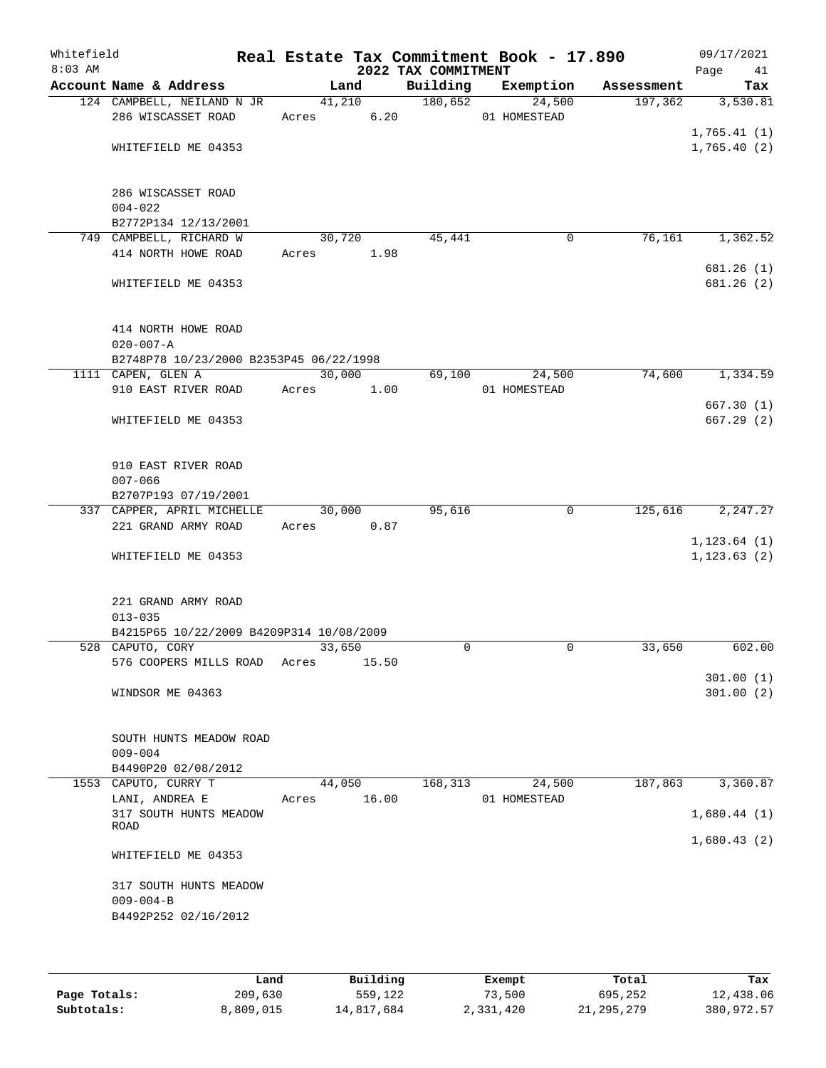Whitefield 8:03 AM

# Real Estate Tax Commitment Book - 17.890

## 2022 TAX COMMITMENT

09/17/2021

| Account Name & Address | Land | Building | Exemption | Assessment | Tax |
|---|---|---|---|---|---|
| 124 CAMPBELL, NEILAND N JR<br>286 WISCASSET ROAD<br><br>WHITEFIELD ME 04353<br><br>286 WISCASSET ROAD<br>004-022<br>B2772P134 12/13/2001 | 41,210<br>Acres 6.20 | 180,652 | 24,500<br>01 HOMESTEAD | 197,362 | 3,530.81<br><br>1,765.41 (1)<br>1,765.40 (2) |
| 749 CAMPBELL, RICHARD W<br>414 NORTH HOWE ROAD<br><br>WHITEFIELD ME 04353<br><br>414 NORTH HOWE ROAD<br>020-007-A<br>B2748P78 10/23/2000 B2353P45 06/22/1998 | 30,720<br>Acres 1.98 | 45,441 | 0 | 76,161 | 1,362.52<br><br>681.26 (1)<br>681.26 (2) |
| 1111 CAPEN, GLEN A<br>910 EAST RIVER ROAD<br><br>WHITEFIELD ME 04353<br><br>910 EAST RIVER ROAD<br>007-066<br>B2707P193 07/19/2001 | 30,000<br>Acres 1.00 | 69,100 | 24,500<br>01 HOMESTEAD | 74,600 | 1,334.59<br><br>667.30 (1)<br>667.29 (2) |
| 337 CAPPER, APRIL MICHELLE<br>221 GRAND ARMY ROAD<br><br>WHITEFIELD ME 04353<br><br>221 GRAND ARMY ROAD<br>013-035<br>B4215P65 10/22/2009 B4209P314 10/08/2009 | 30,000<br>Acres 0.87 | 95,616 | 0 | 125,616 | 2,247.27<br><br>1,123.64 (1)<br>1,123.63 (2) |
| 528 CAPUTO, CORY<br>576 COOPERS MILLS ROAD<br><br>WINDSOR ME 04363<br><br>SOUTH HUNTS MEADOW ROAD<br>009-004<br>B4490P20 02/08/2012 | 33,650<br>Acres 15.50 | 0 | 0 | 33,650 | 602.00<br><br>301.00 (1)<br>301.00 (2) |
| 1553 CAPUTO, CURRY T<br>LANI, ANDREA E<br>317 SOUTH HUNTS MEADOW ROAD<br><br>WHITEFIELD ME 04353<br><br>317 SOUTH HUNTS MEADOW<br>009-004-B<br>B4492P252 02/16/2012 | 44,050<br>Acres 16.00 | 168,313 | 24,500<br>01 HOMESTEAD | 187,863 | 3,360.87<br><br>1,680.44 (1)<br>1,680.43 (2) |

| | Land | Building | Exempt | Total | Tax |
|---|---|---|---|---|---|
| Page Totals: | 209,630 | 559,122 | 73,500 | 695,252 | 12,438.06 |
| Subtotals: | 8,809,015 | 14,817,684 | 2,331,420 | 21,295,279 | 380,972.57 |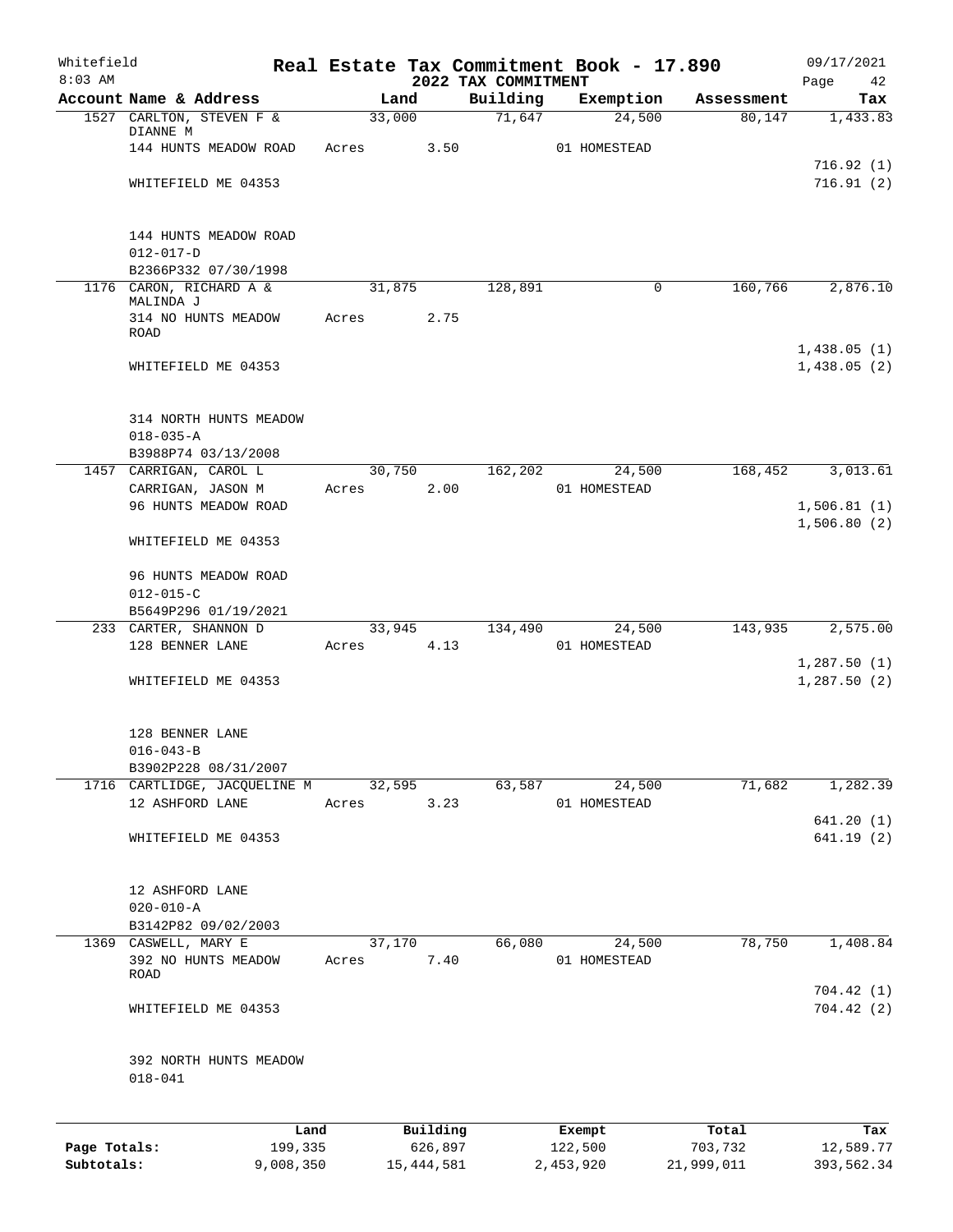Whitefield 8:03 AM

# Real Estate Tax Commitment Book - 17.890

## 2022 TAX COMMITMENT

09/17/2021 Page 42

| Account Name & Address | Land | Building | Exemption | Assessment | Tax |
|---|---|---|---|---|---|
| 1527 CARLTON, STEVEN F & DIANNE M | 33,000 | 71,647 | 24,500 | 80,147 | 1,433.83 |
| 144 HUNTS MEADOW ROAD | Acres 3.50 | | 01 HOMESTEAD | | |
| | | | | | 716.92 (1) |
| WHITEFIELD ME 04353 | | | | | 716.91 (2) |
| 144 HUNTS MEADOW ROAD | | | | | |
| 012-017-D | | | | | |
| B2366P332 07/30/1998 | | | | | |
| 1176 CARON, RICHARD A & MALINDA J | 31,875 | 128,891 | 0 | 160,766 | 2,876.10 |
| 314 NO HUNTS MEADOW ROAD | Acres 2.75 | | | | |
| | | | | | 1,438.05 (1) |
| WHITEFIELD ME 04353 | | | | | 1,438.05 (2) |
| 314 NORTH HUNTS MEADOW | | | | | |
| 018-035-A | | | | | |
| B3988P74 03/13/2008 | | | | | |
| 1457 CARRIGAN, CAROL L | 30,750 | 162,202 | 24,500 | 168,452 | 3,013.61 |
| CARRIGAN, JASON M | Acres 2.00 | | 01 HOMESTEAD | | |
| 96 HUNTS MEADOW ROAD | | | | | 1,506.81 (1) |
| | | | | | 1,506.80 (2) |
| WHITEFIELD ME 04353 | | | | | |
| 96 HUNTS MEADOW ROAD | | | | | |
| 012-015-C | | | | | |
| B5649P296 01/19/2021 | | | | | |
| 233 CARTER, SHANNON D | 33,945 | 134,490 | 24,500 | 143,935 | 2,575.00 |
| 128 BENNER LANE | Acres 4.13 | | 01 HOMESTEAD | | |
| | | | | | 1,287.50 (1) |
| WHITEFIELD ME 04353 | | | | | 1,287.50 (2) |
| 128 BENNER LANE | | | | | |
| 016-043-B | | | | | |
| B3902P228 08/31/2007 | | | | | |
| 1716 CARTLIDGE, JACQUELINE M | 32,595 | 63,587 | 24,500 | 71,682 | 1,282.39 |
| 12 ASHFORD LANE | Acres 3.23 | | 01 HOMESTEAD | | |
| | | | | | 641.20 (1) |
| WHITEFIELD ME 04353 | | | | | 641.19 (2) |
| 12 ASHFORD LANE | | | | | |
| 020-010-A | | | | | |
| B3142P82 09/02/2003 | | | | | |
| 1369 CASWELL, MARY E | 37,170 | 66,080 | 24,500 | 78,750 | 1,408.84 |
| 392 NO HUNTS MEADOW ROAD | Acres 7.40 | | 01 HOMESTEAD | | |
| | | | | | 704.42 (1) |
| WHITEFIELD ME 04353 | | | | | 704.42 (2) |
| 392 NORTH HUNTS MEADOW | | | | | |
| 018-041 | | | | | |

| | Land | Building | Exempt | Total | Tax |
|---|---|---|---|---|---|
| Page Totals: | 199,335 | 626,897 | 122,500 | 703,732 | 12,589.77 |
| Subtotals: | 9,008,350 | 15,444,581 | 2,453,920 | 21,999,011 | 393,562.34 |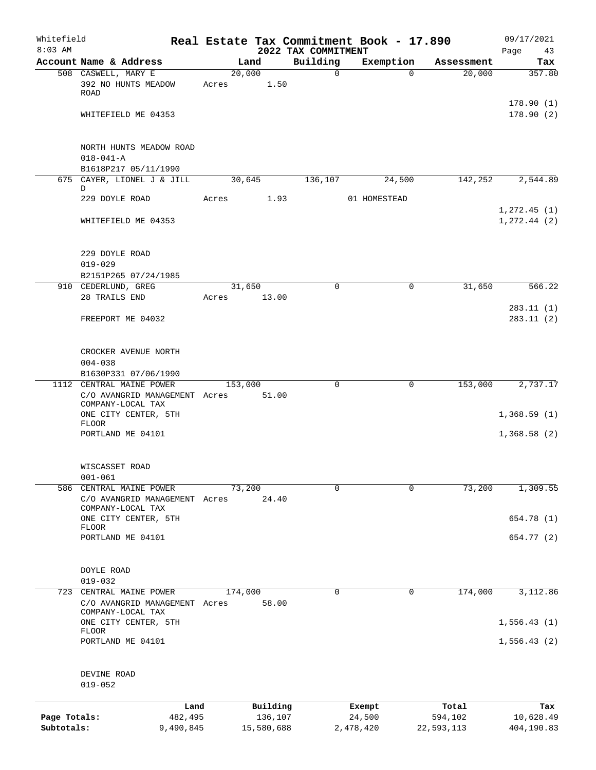# Real Estate Tax Commitment Book - 17.890

Whitefield
8:03 AM

## 2022 TAX COMMITMENT

09/17/2021

| Account Name & Address | Land | Building | Exemption | Assessment | Tax |
|---|---|---|---|---|---|
| 508 CASWELL, MARY E | 20,000 | 0 | 0 | 20,000 | 357.80 |
| 392 NO HUNTS MEADOW ROAD | Acres 1.50 | | | | |
| | | | | | 178.90 (1) |
| WHITEFIELD ME 04353 | | | | | 178.90 (2) |
| NORTH HUNTS MEADOW ROAD | | | | | |
| 018-041-A | | | | | |
| B1618P217 05/11/1990 | | | | | |
| 675 CAYER, LIONEL J & JILL D | 30,645 | 136,107 | 24,500 | 142,252 | 2,544.89 |
| 229 DOYLE ROAD | Acres 1.93 | | 01 HOMESTEAD | | |
| | | | | | 1,272.45 (1) |
| WHITEFIELD ME 04353 | | | | | 1,272.44 (2) |
| 229 DOYLE ROAD | | | | | |
| 019-029 | | | | | |
| B2151P265 07/24/1985 | | | | | |
| 910 CEDERLUND, GREG | 31,650 | 0 | 0 | 31,650 | 566.22 |
| 28 TRAILS END | Acres 13.00 | | | | |
| | | | | | 283.11 (1) |
| FREEPORT ME 04032 | | | | | 283.11 (2) |
| CROCKER AVENUE NORTH | | | | | |
| 004-038 | | | | | |
| B1630P331 07/06/1990 | | | | | |
| 1112 CENTRAL MAINE POWER | 153,000 | 0 | 0 | 153,000 | 2,737.17 |
| C/O AVANGRID MANAGEMENT COMPANY-LOCAL TAX | Acres 51.00 | | | | |
| ONE CITY CENTER, 5TH FLOOR | | | | | 1,368.59 (1) |
| PORTLAND ME 04101 | | | | | 1,368.58 (2) |
| WISCASSET ROAD | | | | | |
| 001-061 | | | | | |
| 586 CENTRAL MAINE POWER | 73,200 | 0 | 0 | 73,200 | 1,309.55 |
| C/O AVANGRID MANAGEMENT COMPANY-LOCAL TAX | Acres 24.40 | | | | |
| ONE CITY CENTER, 5TH FLOOR | | | | | 654.78 (1) |
| PORTLAND ME 04101 | | | | | 654.77 (2) |
| DOYLE ROAD | | | | | |
| 019-032 | | | | | |
| 723 CENTRAL MAINE POWER | 174,000 | 0 | 0 | 174,000 | 3,112.86 |
| C/O AVANGRID MANAGEMENT COMPANY-LOCAL TAX | Acres 58.00 | | | | |
| ONE CITY CENTER, 5TH FLOOR | | | | | 1,556.43 (1) |
| PORTLAND ME 04101 | | | | | 1,556.43 (2) |
| DEVINE ROAD | | | | | |
| 019-052 | | | | | |

| | Land | Building | Exempt | Total | Tax |
|---|---|---|---|---|---|
| Page Totals: | 482,495 | 136,107 | 24,500 | 594,102 | 10,628.49 |
| Subtotals: | 9,490,845 | 15,580,688 | 2,478,420 | 22,593,113 | 404,190.83 |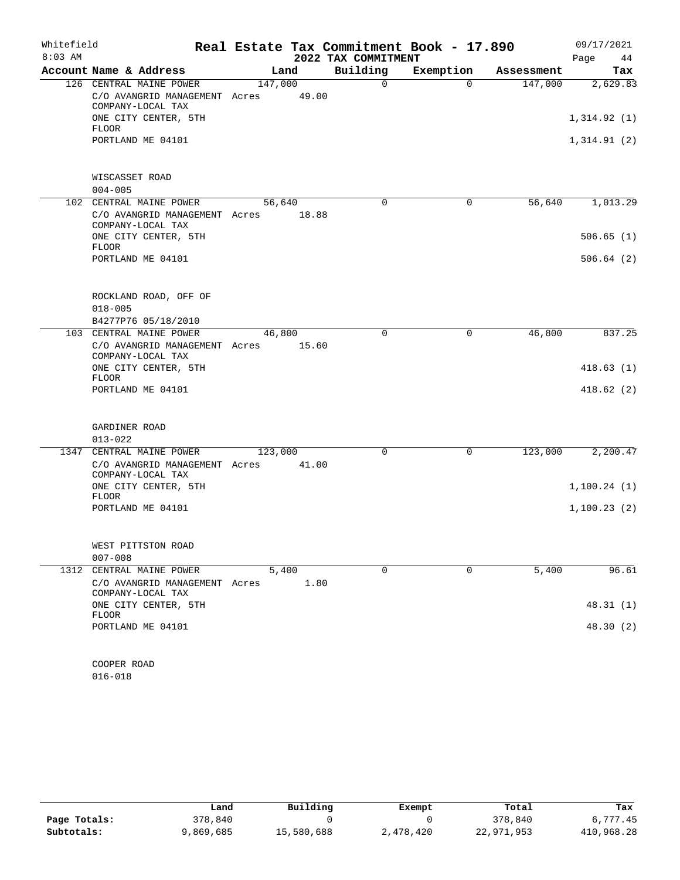Whitefield 8:03 AM

# Real Estate Tax Commitment Book - 17.890

## 2022 TAX COMMITMENT

09/17/2021 Page 44

| Account Name & Address | Land | Building | Exemption | Assessment | Tax |
|---|---|---|---|---|---|
| 126 CENTRAL MAINE POWER | 147,000 | 0 | 0 | 147,000 | 2,629.83 |
| C/O AVANGRID MANAGEMENT COMPANY-LOCAL TAX | Acres 49.00 | | | | |
| ONE CITY CENTER, 5TH FLOOR | | | | | 1,314.92 (1) |
| PORTLAND ME 04101 | | | | | 1,314.91 (2) |
| WISCASSET ROAD | | | | | |
| 004-005 | | | | | |
| 102 CENTRAL MAINE POWER | 56,640 | 0 | 0 | 56,640 | 1,013.29 |
| C/O AVANGRID MANAGEMENT COMPANY-LOCAL TAX | Acres 18.88 | | | | |
| ONE CITY CENTER, 5TH FLOOR | | | | | 506.65 (1) |
| PORTLAND ME 04101 | | | | | 506.64 (2) |
| ROCKLAND ROAD, OFF OF | | | | | |
| 018-005 | | | | | |
| B4277P76 05/18/2010 | | | | | |
| 103 CENTRAL MAINE POWER | 46,800 | 0 | 0 | 46,800 | 837.25 |
| C/O AVANGRID MANAGEMENT COMPANY-LOCAL TAX | Acres 15.60 | | | | |
| ONE CITY CENTER, 5TH FLOOR | | | | | 418.63 (1) |
| PORTLAND ME 04101 | | | | | 418.62 (2) |
| GARDINER ROAD | | | | | |
| 013-022 | | | | | |
| 1347 CENTRAL MAINE POWER | 123,000 | 0 | 0 | 123,000 | 2,200.47 |
| C/O AVANGRID MANAGEMENT COMPANY-LOCAL TAX | Acres 41.00 | | | | |
| ONE CITY CENTER, 5TH FLOOR | | | | | 1,100.24 (1) |
| PORTLAND ME 04101 | | | | | 1,100.23 (2) |
| WEST PITTSTON ROAD | | | | | |
| 007-008 | | | | | |
| 1312 CENTRAL MAINE POWER | 5,400 | 0 | 0 | 5,400 | 96.61 |
| C/O AVANGRID MANAGEMENT COMPANY-LOCAL TAX | Acres 1.80 | | | | |
| ONE CITY CENTER, 5TH FLOOR | | | | | 48.31 (1) |
| PORTLAND ME 04101 | | | | | 48.30 (2) |
| COOPER ROAD | | | | | |
| 016-018 | | | | | |

| | Land | Building | Exempt | Total | Tax |
|---|---|---|---|---|---|
| Page Totals: | 378,840 | 0 | 0 | 378,840 | 6,777.45 |
| Subtotals: | 9,869,685 | 15,580,688 | 2,478,420 | 22,971,953 | 410,968.28 |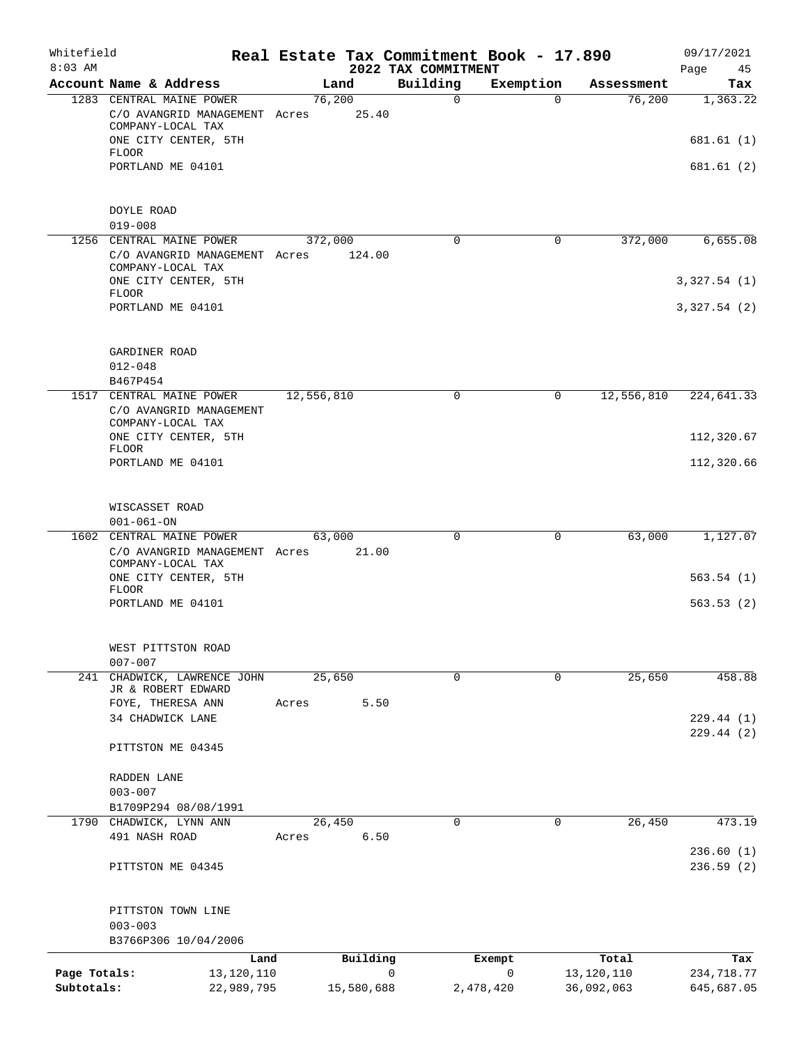Whitefield | Real Estate Tax Commitment Book - 17.890 | 09/17/2021
8:03 AM | 2022 TAX COMMITMENT | Page 45

| Account Name & Address | Land | Building | Exemption | Assessment | Tax |
|---|---|---|---|---|---|
| 1283 CENTRAL MAINE POWER | 76,200 | 0 | 0 | 76,200 | 1,363.22 |
| C/O AVANGRID MANAGEMENT COMPANY-LOCAL TAX | Acres 25.40 | | | | |
| ONE CITY CENTER, 5TH FLOOR | | | | | 681.61 (1) |
| PORTLAND ME 04101 | | | | | 681.61 (2) |
| DOYLE ROAD | | | | | |
| 019-008 | | | | | |
| 1256 CENTRAL MAINE POWER | 372,000 | 0 | 0 | 372,000 | 6,655.08 |
| C/O AVANGRID MANAGEMENT COMPANY-LOCAL TAX | Acres 124.00 | | | | |
| ONE CITY CENTER, 5TH FLOOR | | | | | 3,327.54 (1) |
| PORTLAND ME 04101 | | | | | 3,327.54 (2) |
| GARDINER ROAD | | | | | |
| 012-048 | | | | | |
| B467P454 | | | | | |
| 1517 CENTRAL MAINE POWER | 12,556,810 | 0 | 0 | 12,556,810 | 224,641.33 |
| C/O AVANGRID MANAGEMENT COMPANY-LOCAL TAX | | | | | |
| ONE CITY CENTER, 5TH FLOOR | | | | | 112,320.67 |
| PORTLAND ME 04101 | | | | | 112,320.66 |
| WISCASSET ROAD | | | | | |
| 001-061-ON | | | | | |
| 1602 CENTRAL MAINE POWER | 63,000 | 0 | 0 | 63,000 | 1,127.07 |
| C/O AVANGRID MANAGEMENT COMPANY-LOCAL TAX | Acres 21.00 | | | | |
| ONE CITY CENTER, 5TH FLOOR | | | | | 563.54 (1) |
| PORTLAND ME 04101 | | | | | 563.53 (2) |
| WEST PITTSTON ROAD | | | | | |
| 007-007 | | | | | |
| 241 CHADWICK, LAWRENCE JOHN JR & ROBERT EDWARD | 25,650 | 0 | 0 | 25,650 | 458.88 |
| FOYE, THERESA ANN | Acres 5.50 | | | | |
| 34 CHADWICK LANE | | | | | 229.44 (1) |
| | | | | | 229.44 (2) |
| PITTSTON ME 04345 | | | | | |
| RADDEN LANE | | | | | |
| 003-007 | | | | | |
| B1709P294 08/08/1991 | | | | | |
| 1790 CHADWICK, LYNN ANN | 26,450 | 0 | 0 | 26,450 | 473.19 |
| 491 NASH ROAD | Acres 6.50 | | | | |
| | | | | | 236.60 (1) |
| PITTSTON ME 04345 | | | | | 236.59 (2) |
| PITTSTON TOWN LINE | | | | | |
| 003-003 | | | | | |
| B3766P306 10/04/2006 | | | | | |

| | Land | Building | Exempt | Total | Tax |
|---|---|---|---|---|---|
| Page Totals: | 13,120,110 | 0 | 0 | 13,120,110 | 234,718.77 |
| Subtotals: | 22,989,795 | 15,580,688 | 2,478,420 | 36,092,063 | 645,687.05 |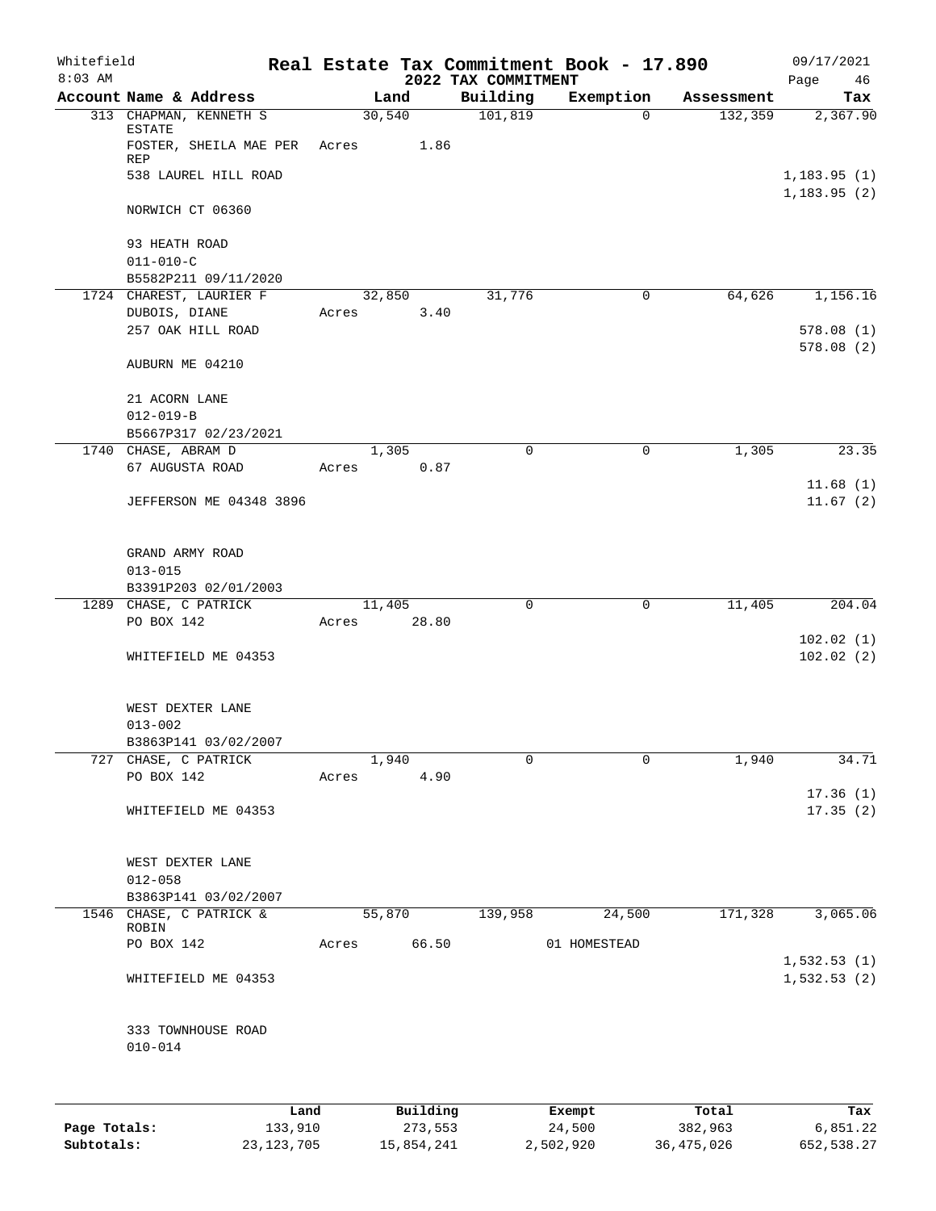# Real Estate Tax Commitment Book - 17.890

Whitefield 8:03 AM — 2022 TAX COMMITMENT — 09/17/2021

| Account Name & Address | Land | Building | Exemption | Assessment | Tax |
|---|---|---|---|---|---|
| 313 CHAPMAN, KENNETH S ESTATE | 30,540 | 101,819 | 0 | 132,359 | 2,367.90 |
| FOSTER, SHEILA MAE PER REP | Acres 1.86 | | | | |
| 538 LAUREL HILL ROAD | | | | | 1,183.95 (1) |
| | | | | | 1,183.95 (2) |
| NORWICH CT 06360 | | | | | |
| 93 HEATH ROAD | | | | | |
| 011-010-C | | | | | |
| B5582P211 09/11/2020 | | | | | |
| 1724 CHAREST, LAURIER F | 32,850 | 31,776 | 0 | 64,626 | 1,156.16 |
| DUBOIS, DIANE | Acres 3.40 | | | | |
| 257 OAK HILL ROAD | | | | | 578.08 (1) |
| | | | | | 578.08 (2) |
| AUBURN ME 04210 | | | | | |
| 21 ACORN LANE | | | | | |
| 012-019-B | | | | | |
| B5667P317 02/23/2021 | | | | | |
| 1740 CHASE, ABRAM D | 1,305 | 0 | 0 | 1,305 | 23.35 |
| 67 AUGUSTA ROAD | Acres 0.87 | | | | |
| | | | | | 11.68 (1) |
| JEFFERSON ME 04348 3896 | | | | | 11.67 (2) |
| GRAND ARMY ROAD | | | | | |
| 013-015 | | | | | |
| B3391P203 02/01/2003 | | | | | |
| 1289 CHASE, C PATRICK | 11,405 | 0 | 0 | 11,405 | 204.04 |
| PO BOX 142 | Acres 28.80 | | | | |
| | | | | | 102.02 (1) |
| WHITEFIELD ME 04353 | | | | | 102.02 (2) |
| WEST DEXTER LANE | | | | | |
| 013-002 | | | | | |
| B3863P141 03/02/2007 | | | | | |
| 727 CHASE, C PATRICK | 1,940 | 0 | 0 | 1,940 | 34.71 |
| PO BOX 142 | Acres 4.90 | | | | |
| | | | | | 17.36 (1) |
| WHITEFIELD ME 04353 | | | | | 17.35 (2) |
| WEST DEXTER LANE | | | | | |
| 012-058 | | | | | |
| B3863P141 03/02/2007 | | | | | |
| 1546 CHASE, C PATRICK & ROBIN | 55,870 | 139,958 | 24,500 | 171,328 | 3,065.06 |
| PO BOX 142 | Acres 66.50 | | 01 HOMESTEAD | | |
| | | | | | 1,532.53 (1) |
| WHITEFIELD ME 04353 | | | | | 1,532.53 (2) |
| 333 TOWNHOUSE ROAD | | | | | |
| 010-014 | | | | | |

| | Land | Building | Exempt | Total | Tax |
|---|---|---|---|---|---|
| Page Totals: | 133,910 | 273,553 | 24,500 | 382,963 | 6,851.22 |
| Subtotals: | 23,123,705 | 15,854,241 | 2,502,920 | 36,475,026 | 652,538.27 |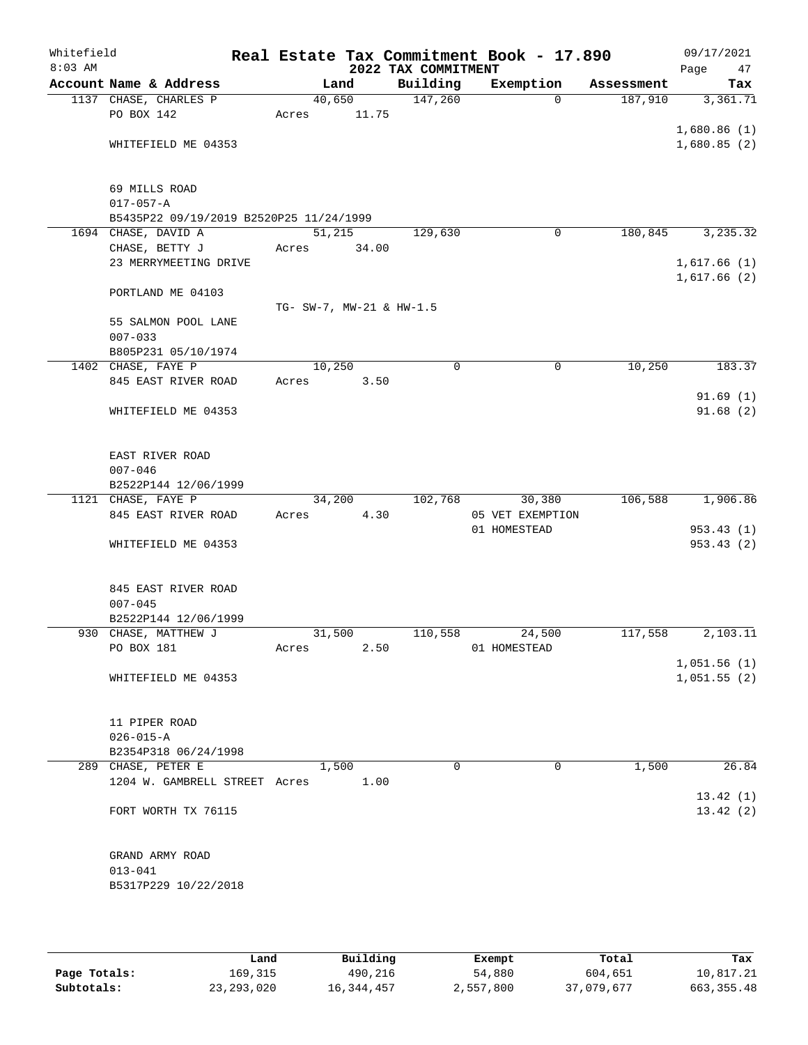# Real Estate Tax Commitment Book - 17.890

Whitefield
8:03 AM

## 2022 TAX COMMITMENT

09/17/2021

| Account Name & Address | Land | Building | Exemption | Assessment | Tax |
|---|---|---|---|---|---|
| 1137 CHASE, CHARLES P | 40,650 | 147,260 | 0 | 187,910 | 3,361.71 |
| PO BOX 142 | Acres 11.75 | | | | |
| | | | | | 1,680.86 (1) |
| WHITEFIELD ME 04353 | | | | | 1,680.85 (2) |
| 69 MILLS ROAD | | | | | |
| 017-057-A | | | | | |
| B5435P22 09/19/2019 B2520P25 11/24/1999 | | | | | |
| 1694 CHASE, DAVID A | 51,215 | 129,630 | 0 | 180,845 | 3,235.32 |
| CHASE, BETTY J | Acres 34.00 | | | | |
| 23 MERRYMEETING DRIVE | | | | | 1,617.66 (1) |
| | | | | | 1,617.66 (2) |
| PORTLAND ME 04103 | | | | | |
| | TG- SW-7, MW-21 & HW-1.5 | | | | |
| 55 SALMON POOL LANE | | | | | |
| 007-033 | | | | | |
| B805P231 05/10/1974 | | | | | |
| 1402 CHASE, FAYE P | 10,250 | 0 | 0 | 10,250 | 183.37 |
| 845 EAST RIVER ROAD | Acres 3.50 | | | | |
| | | | | | 91.69 (1) |
| WHITEFIELD ME 04353 | | | | | 91.68 (2) |
| EAST RIVER ROAD | | | | | |
| 007-046 | | | | | |
| B2522P144 12/06/1999 | | | | | |
| 1121 CHASE, FAYE P | 34,200 | 102,768 | 30,380 | 106,588 | 1,906.86 |
| 845 EAST RIVER ROAD | Acres 4.30 | | 05 VET EXEMPTION | | |
| | | | 01 HOMESTEAD | | 953.43 (1) |
| WHITEFIELD ME 04353 | | | | | 953.43 (2) |
| 845 EAST RIVER ROAD | | | | | |
| 007-045 | | | | | |
| B2522P144 12/06/1999 | | | | | |
| 930 CHASE, MATTHEW J | 31,500 | 110,558 | 24,500 | 117,558 | 2,103.11 |
| PO BOX 181 | Acres 2.50 | | 01 HOMESTEAD | | |
| | | | | | 1,051.56 (1) |
| WHITEFIELD ME 04353 | | | | | 1,051.55 (2) |
| 11 PIPER ROAD | | | | | |
| 026-015-A | | | | | |
| B2354P318 06/24/1998 | | | | | |
| 289 CHASE, PETER E | 1,500 | 0 | 0 | 1,500 | 26.84 |
| 1204 W. GAMBRELL STREET | Acres 1.00 | | | | |
| | | | | | 13.42 (1) |
| FORT WORTH TX 76115 | | | | | 13.42 (2) |
| GRAND ARMY ROAD | | | | | |
| 013-041 | | | | | |
| B5317P229 10/22/2018 | | | | | |

| | Land | Building | Exempt | Total | Tax |
|---|---|---|---|---|---|
| Page Totals: | 169,315 | 490,216 | 54,880 | 604,651 | 10,817.21 |
| Subtotals: | 23,293,020 | 16,344,457 | 2,557,800 | 37,079,677 | 663,355.48 |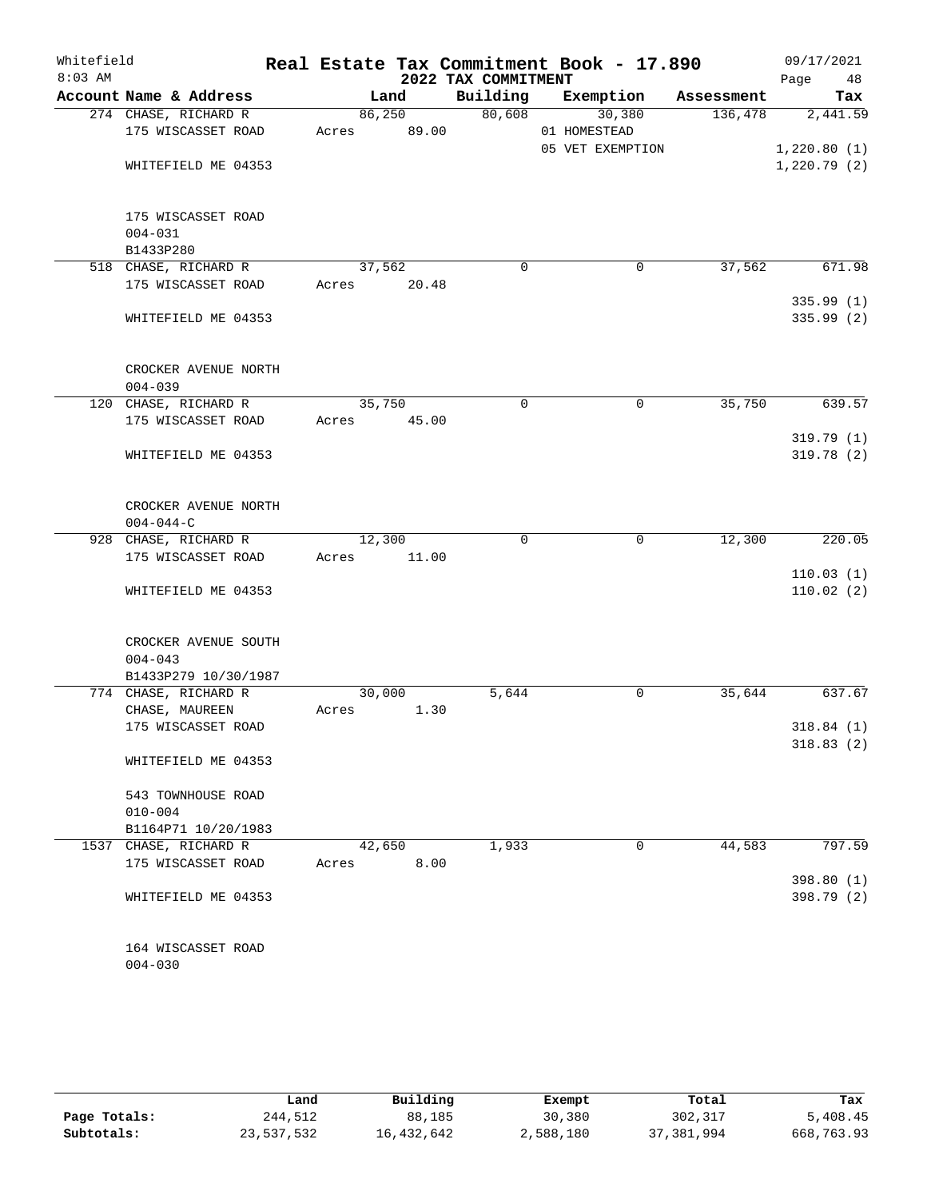Whitefield 8:03 AM

# Real Estate Tax Commitment Book - 17.890

## 2022 TAX COMMITMENT

09/17/2021 Page 48

| Account | Name & Address | Land | Building | Exemption | Assessment | Tax |
|---|---|---|---|---|---|---|
| 274 | CHASE, RICHARD R<br>175 WISCASSET ROAD<br><br>WHITEFIELD ME 04353<br><br>175 WISCASSET ROAD<br>004-031<br>B1433P280 | 86,250<br>Acres 89.00 | 80,608 | 30,380<br>01 HOMESTEAD<br>05 VET EXEMPTION | 136,478 | 2,441.59<br><br>1,220.80 (1)<br>1,220.79 (2) |
| 518 | CHASE, RICHARD R<br>175 WISCASSET ROAD<br><br>WHITEFIELD ME 04353<br><br>CROCKER AVENUE NORTH<br>004-039 | 37,562<br>Acres 20.48 | 0 | 0 | 37,562 | 671.98<br><br>335.99 (1)<br>335.99 (2) |
| 120 | CHASE, RICHARD R<br>175 WISCASSET ROAD<br><br>WHITEFIELD ME 04353<br><br>CROCKER AVENUE NORTH<br>004-044-C | 35,750<br>Acres 45.00 | 0 | 0 | 35,750 | 639.57<br><br>319.79 (1)<br>319.78 (2) |
| 928 | CHASE, RICHARD R<br>175 WISCASSET ROAD<br><br>WHITEFIELD ME 04353<br><br>CROCKER AVENUE SOUTH<br>004-043<br>B1433P279 10/30/1987 | 12,300<br>Acres 11.00 | 0 | 0 | 12,300 | 220.05<br><br>110.03 (1)<br>110.02 (2) |
| 774 | CHASE, RICHARD R<br>CHASE, MAUREEN<br>175 WISCASSET ROAD<br><br>WHITEFIELD ME 04353<br><br>543 TOWNHOUSE ROAD<br>010-004<br>B1164P71 10/20/1983 | 30,000<br>Acres 1.30 | 5,644 | 0 | 35,644 | 637.67<br><br>318.84 (1)<br>318.83 (2) |
| 1537 | CHASE, RICHARD R<br>175 WISCASSET ROAD<br><br>WHITEFIELD ME 04353<br><br>164 WISCASSET ROAD<br>004-030 | 42,650<br>Acres 8.00 | 1,933 | 0 | 44,583 | 797.59<br><br>398.80 (1)<br>398.79 (2) |

| | Land | Building | Exempt | Total | Tax |
|---|---|---|---|---|---|
| Page Totals: | 244,512 | 88,185 | 30,380 | 302,317 | 5,408.45 |
| Subtotals: | 23,537,532 | 16,432,642 | 2,588,180 | 37,381,994 | 668,763.93 |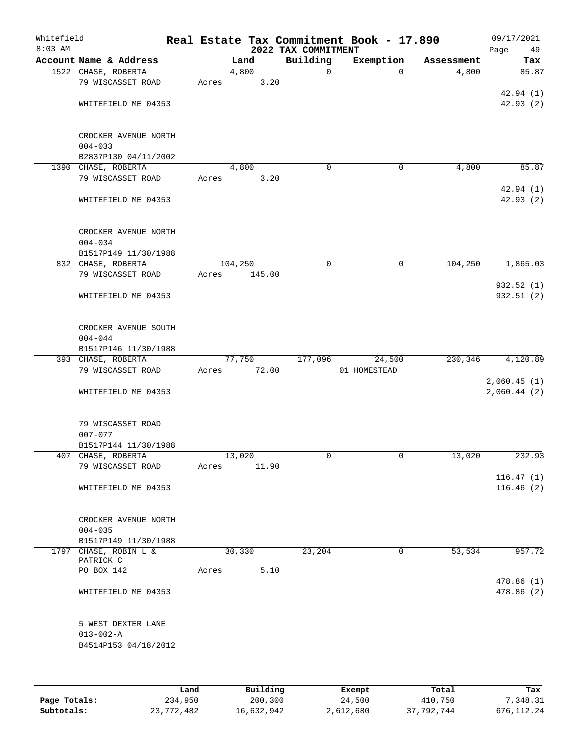Whitefield
8:03 AM

# Real Estate Tax Commitment Book - 17.890

## 2022 TAX COMMITMENT

09/17/2021

| Account | Name & Address | Land | Building | Exemption | Assessment | Tax |
|---|---|---|---|---|---|---|
| 1522 | CHASE, ROBERTA<br>79 WISCASSET ROAD<br><br>WHITEFIELD ME 04353<br><br>CROCKER AVENUE NORTH<br>004-033<br>B2837P130 04/11/2002 | 4,800<br>Acres 3.20 | 0 | 0 | 4,800 | 85.87<br><br>42.94 (1)<br>42.93 (2) |
| 1390 | CHASE, ROBERTA<br>79 WISCASSET ROAD<br><br>WHITEFIELD ME 04353<br><br>CROCKER AVENUE NORTH<br>004-034<br>B1517P149 11/30/1988 | 4,800<br>Acres 3.20 | 0 | 0 | 4,800 | 85.87<br><br>42.94 (1)<br>42.93 (2) |
| 832 | CHASE, ROBERTA<br>79 WISCASSET ROAD<br><br>WHITEFIELD ME 04353<br><br>CROCKER AVENUE SOUTH<br>004-044<br>B1517P146 11/30/1988 | 104,250<br>Acres 145.00 | 0 | 0 | 104,250 | 1,865.03<br><br>932.52 (1)<br>932.51 (2) |
| 393 | CHASE, ROBERTA<br>79 WISCASSET ROAD<br><br>WHITEFIELD ME 04353<br><br>79 WISCASSET ROAD<br>007-077<br>B1517P144 11/30/1988 | 77,750<br>Acres 72.00 | 177,096 | 24,500<br>01 HOMESTEAD | 230,346 | 4,120.89<br><br>2,060.45 (1)<br>2,060.44 (2) |
| 407 | CHASE, ROBERTA<br>79 WISCASSET ROAD<br><br>WHITEFIELD ME 04353<br><br>CROCKER AVENUE NORTH<br>004-035<br>B1517P149 11/30/1988 | 13,020<br>Acres 11.90 | 0 | 0 | 13,020 | 232.93<br><br>116.47 (1)<br>116.46 (2) |
| 1797 | CHASE, ROBIN L &<br>PATRICK C<br>PO BOX 142<br><br>WHITEFIELD ME 04353<br><br>5 WEST DEXTER LANE<br>013-002-A<br>B4514P153 04/18/2012 | 30,330<br>Acres 5.10 | 23,204 | 0 | 53,534 | 957.72<br><br>478.86 (1)<br>478.86 (2) |

| | Land | Building | Exempt | Total | Tax |
|---|---|---|---|---|---|
| **Page Totals:** | 234,950 | 200,300 | 24,500 | 410,750 | 7,348.31 |
| **Subtotals:** | 23,772,482 | 16,632,942 | 2,612,680 | 37,792,744 | 676,112.24 |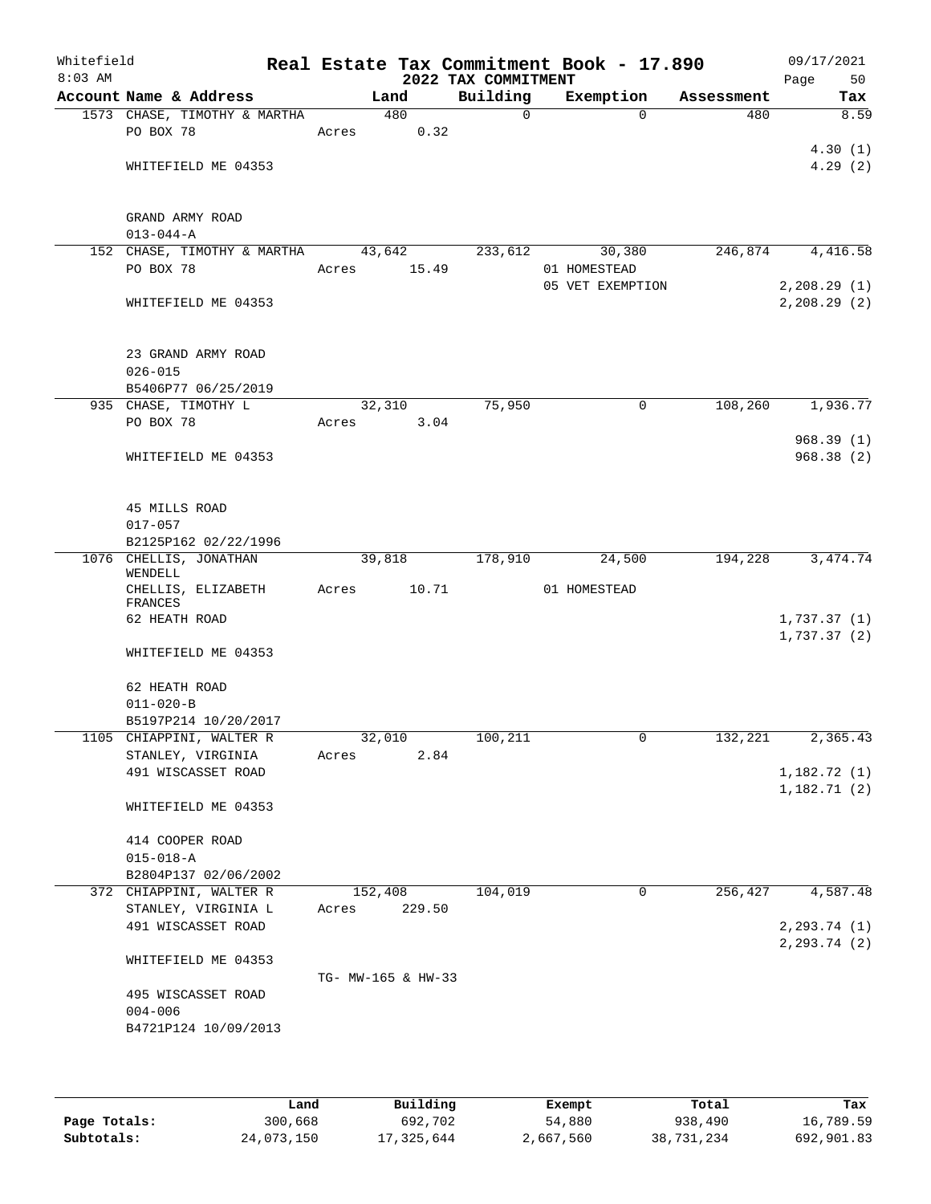Whitefield | Real Estate Tax Commitment Book - 17.890 | 09/17/2021
8:03 AM | 2022 TAX COMMITMENT | Page 50

| Account Name & Address | Land | Building | Exemption | Assessment | Tax |
|---|---|---|---|---|---|
| 1573 CHASE, TIMOTHY & MARTHA | 480 | 0 | 0 | 480 | 8.59 |
| PO BOX 78 | Acres 0.32 | | | | |
| | | | | | 4.30 (1) |
| WHITEFIELD ME 04353 | | | | | 4.29 (2) |
| GRAND ARMY ROAD | | | | | |
| 013-044-A | | | | | |
| 152 CHASE, TIMOTHY & MARTHA | 43,642 | 233,612 | 30,380 | 246,874 | 4,416.58 |
| PO BOX 78 | Acres 15.49 | | 01 HOMESTEAD | | |
| | | | 05 VET EXEMPTION | | 2,208.29 (1) |
| WHITEFIELD ME 04353 | | | | | 2,208.29 (2) |
| 23 GRAND ARMY ROAD | | | | | |
| 026-015 | | | | | |
| B5406P77 06/25/2019 | | | | | |
| 935 CHASE, TIMOTHY L | 32,310 | 75,950 | 0 | 108,260 | 1,936.77 |
| PO BOX 78 | Acres 3.04 | | | | |
| | | | | | 968.39 (1) |
| WHITEFIELD ME 04353 | | | | | 968.38 (2) |
| 45 MILLS ROAD | | | | | |
| 017-057 | | | | | |
| B2125P162 02/22/1996 | | | | | |
| 1076 CHELLIS, JONATHAN WENDELL | 39,818 | 178,910 | 24,500 | 194,228 | 3,474.74 |
| CHELLIS, ELIZABETH FRANCES | Acres 10.71 | | 01 HOMESTEAD | | |
| 62 HEATH ROAD | | | | | 1,737.37 (1) |
| | | | | | 1,737.37 (2) |
| WHITEFIELD ME 04353 | | | | | |
| 62 HEATH ROAD | | | | | |
| 011-020-B | | | | | |
| B5197P214 10/20/2017 | | | | | |
| 1105 CHIAPPINI, WALTER R | 32,010 | 100,211 | 0 | 132,221 | 2,365.43 |
| STANLEY, VIRGINIA | Acres 2.84 | | | | |
| 491 WISCASSET ROAD | | | | | 1,182.72 (1) |
| | | | | | 1,182.71 (2) |
| WHITEFIELD ME 04353 | | | | | |
| 414 COOPER ROAD | | | | | |
| 015-018-A | | | | | |
| B2804P137 02/06/2002 | | | | | |
| 372 CHIAPPINI, WALTER R | 152,408 | 104,019 | 0 | 256,427 | 4,587.48 |
| STANLEY, VIRGINIA L | Acres 229.50 | | | | |
| 491 WISCASSET ROAD | | | | | 2,293.74 (1) |
| | | | | | 2,293.74 (2) |
| WHITEFIELD ME 04353 | | | | | |
| | TG- MW-165 & HW-33 | | | | |
| 495 WISCASSET ROAD | | | | | |
| 004-006 | | | | | |
| B4721P124 10/09/2013 | | | | | |

| | Land | Building | Exempt | Total | Tax |
|---|---|---|---|---|---|
| Page Totals: | 300,668 | 692,702 | 54,880 | 938,490 | 16,789.59 |
| Subtotals: | 24,073,150 | 17,325,644 | 2,667,560 | 38,731,234 | 692,901.83 |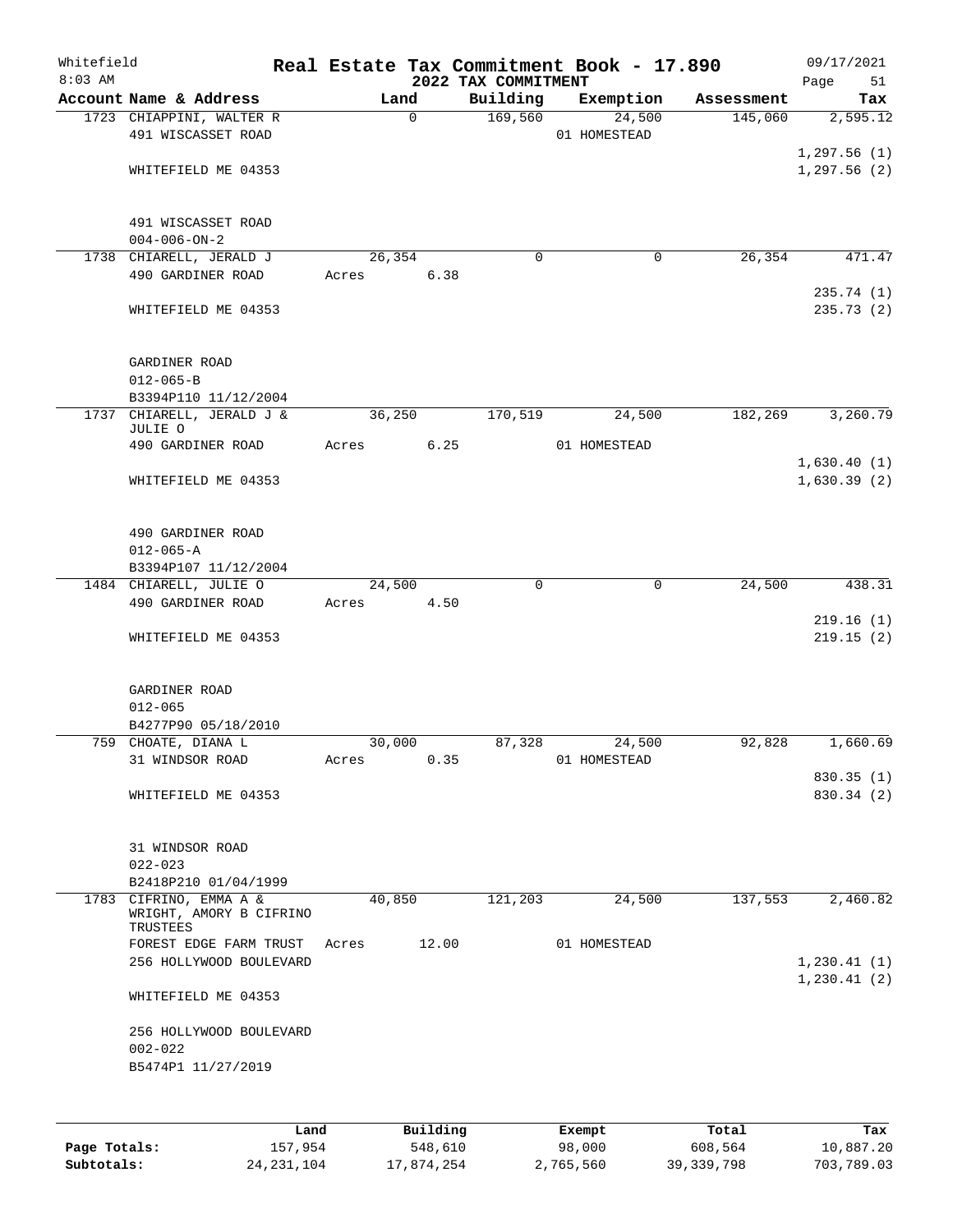# Real Estate Tax Commitment Book - 17.890

Whitefield
8:03 AM

2022 TAX COMMITMENT

09/17/2021
Page 51

| Account Name & Address | Land | Building | Exemption | Assessment | Tax |
|---|---|---|---|---|---|
| 1723 CHIAPPINI, WALTER R<br>491 WISCASSET ROAD<br><br>WHITEFIELD ME 04353<br><br>491 WISCASSET ROAD<br>004-006-ON-2 | 0 | 169,560 | 24,500<br>01 HOMESTEAD | 145,060 | 2,595.12<br><br>1,297.56 (1)<br>1,297.56 (2) |
| 1738 CHIARELL, JERALD J<br>490 GARDINER ROAD<br><br>WHITEFIELD ME 04353<br><br>GARDINER ROAD<br>012-065-B<br>B3394P110 11/12/2004 | 26,354<br>Acres 6.38 | 0 | 0 | 26,354 | 471.47<br><br>235.74 (1)<br>235.73 (2) |
| 1737 CHIARELL, JERALD J &<br>JULIE O<br>490 GARDINER ROAD<br><br>WHITEFIELD ME 04353<br><br>490 GARDINER ROAD<br>012-065-A<br>B3394P107 11/12/2004 | 36,250<br>Acres 6.25 | 170,519 | 24,500<br>01 HOMESTEAD | 182,269 | 3,260.79<br><br>1,630.40 (1)<br>1,630.39 (2) |
| 1484 CHIARELL, JULIE O<br>490 GARDINER ROAD<br><br>WHITEFIELD ME 04353<br><br>GARDINER ROAD<br>012-065<br>B4277P90 05/18/2010 | 24,500<br>Acres 4.50 | 0 | 0 | 24,500 | 438.31<br><br>219.16 (1)<br>219.15 (2) |
| 759 CHOATE, DIANA L<br>31 WINDSOR ROAD<br><br>WHITEFIELD ME 04353<br><br>31 WINDSOR ROAD<br>022-023<br>B2418P210 01/04/1999 | 30,000<br>Acres 0.35 | 87,328 | 24,500<br>01 HOMESTEAD | 92,828 | 1,660.69<br><br>830.35 (1)<br>830.34 (2) |
| 1783 CIFRINO, EMMA A &<br>WRIGHT, AMORY B CIFRINO<br>TRUSTEES<br>FOREST EDGE FARM TRUST<br>256 HOLLYWOOD BOULEVARD<br><br>WHITEFIELD ME 04353<br><br>256 HOLLYWOOD BOULEVARD<br>002-022<br>B5474P1 11/27/2019 | 40,850<br>Acres 12.00 | 121,203 | 24,500<br>01 HOMESTEAD | 137,553 | 2,460.82<br><br>1,230.41 (1)<br>1,230.41 (2) |

|  | Land | Building | Exempt | Total | Tax |
|---|---|---|---|---|---|
| **Page Totals:** | 157,954 | 548,610 | 98,000 | 608,564 | 10,887.20 |
| **Subtotals:** | 24,231,104 | 17,874,254 | 2,765,560 | 39,339,798 | 703,789.03 |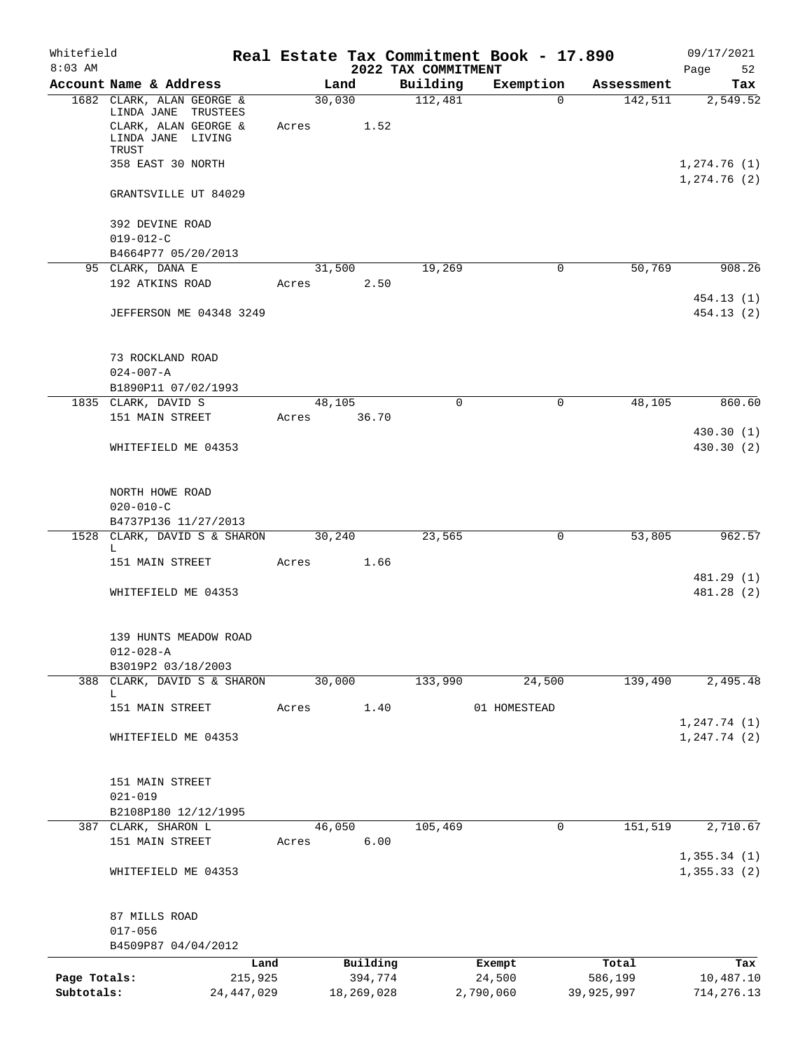Whitefield 8:03 AM

# Real Estate Tax Commitment Book - 17.890

## 2022 TAX COMMITMENT

09/17/2021

| Account Name & Address | Land | Building | Exemption | Assessment | Tax |
|---|---|---|---|---|---|
| 1682 CLARK, ALAN GEORGE & LINDA JANE TRUSTEES | 30,030 | 112,481 | 0 | 142,511 | 2,549.52 |
| CLARK, ALAN GEORGE & LINDA JANE LIVING TRUST | Acres 1.52 | | | | |
| 358 EAST 30 NORTH | | | | | 1,274.76 (1) |
| GRANTSVILLE UT 84029 | | | | | 1,274.76 (2) |
| 392 DEVINE ROAD | | | | | |
| 019-012-C | | | | | |
| B4664P77 05/20/2013 | | | | | |
| 95 CLARK, DANA E | 31,500 | 19,269 | 0 | 50,769 | 908.26 |
| 192 ATKINS ROAD | Acres 2.50 | | | | 454.13 (1) |
| JEFFERSON ME 04348 3249 | | | | | 454.13 (2) |
| 73 ROCKLAND ROAD | | | | | |
| 024-007-A | | | | | |
| B1890P11 07/02/1993 | | | | | |
| 1835 CLARK, DAVID S | 48,105 | 0 | 0 | 48,105 | 860.60 |
| 151 MAIN STREET | Acres 36.70 | | | | 430.30 (1) |
| WHITEFIELD ME 04353 | | | | | 430.30 (2) |
| NORTH HOWE ROAD | | | | | |
| 020-010-C | | | | | |
| B4737P136 11/27/2013 | | | | | |
| 1528 CLARK, DAVID S & SHARON L | 30,240 | 23,565 | 0 | 53,805 | 962.57 |
| 151 MAIN STREET | Acres 1.66 | | | | 481.29 (1) |
| WHITEFIELD ME 04353 | | | | | 481.28 (2) |
| 139 HUNTS MEADOW ROAD | | | | | |
| 012-028-A | | | | | |
| B3019P2 03/18/2003 | | | | | |
| 388 CLARK, DAVID S & SHARON L | 30,000 | 133,990 | 24,500 | 139,490 | 2,495.48 |
| 151 MAIN STREET | Acres 1.40 | | 01 HOMESTEAD | | 1,247.74 (1) |
| WHITEFIELD ME 04353 | | | | | 1,247.74 (2) |
| 151 MAIN STREET | | | | | |
| 021-019 | | | | | |
| B2108P180 12/12/1995 | | | | | |
| 387 CLARK, SHARON L | 46,050 | 105,469 | 0 | 151,519 | 2,710.67 |
| 151 MAIN STREET | Acres 6.00 | | | | 1,355.34 (1) |
| WHITEFIELD ME 04353 | | | | | 1,355.33 (2) |
| 87 MILLS ROAD | | | | | |
| 017-056 | | | | | |
| B4509P87 04/04/2012 | | | | | |

| | Land | Building | Exempt | Total | Tax |
|---|---|---|---|---|---|
| Page Totals: | 215,925 | 394,774 | 24,500 | 586,199 | 10,487.10 |
| Subtotals: | 24,447,029 | 18,269,028 | 2,790,060 | 39,925,997 | 714,276.13 |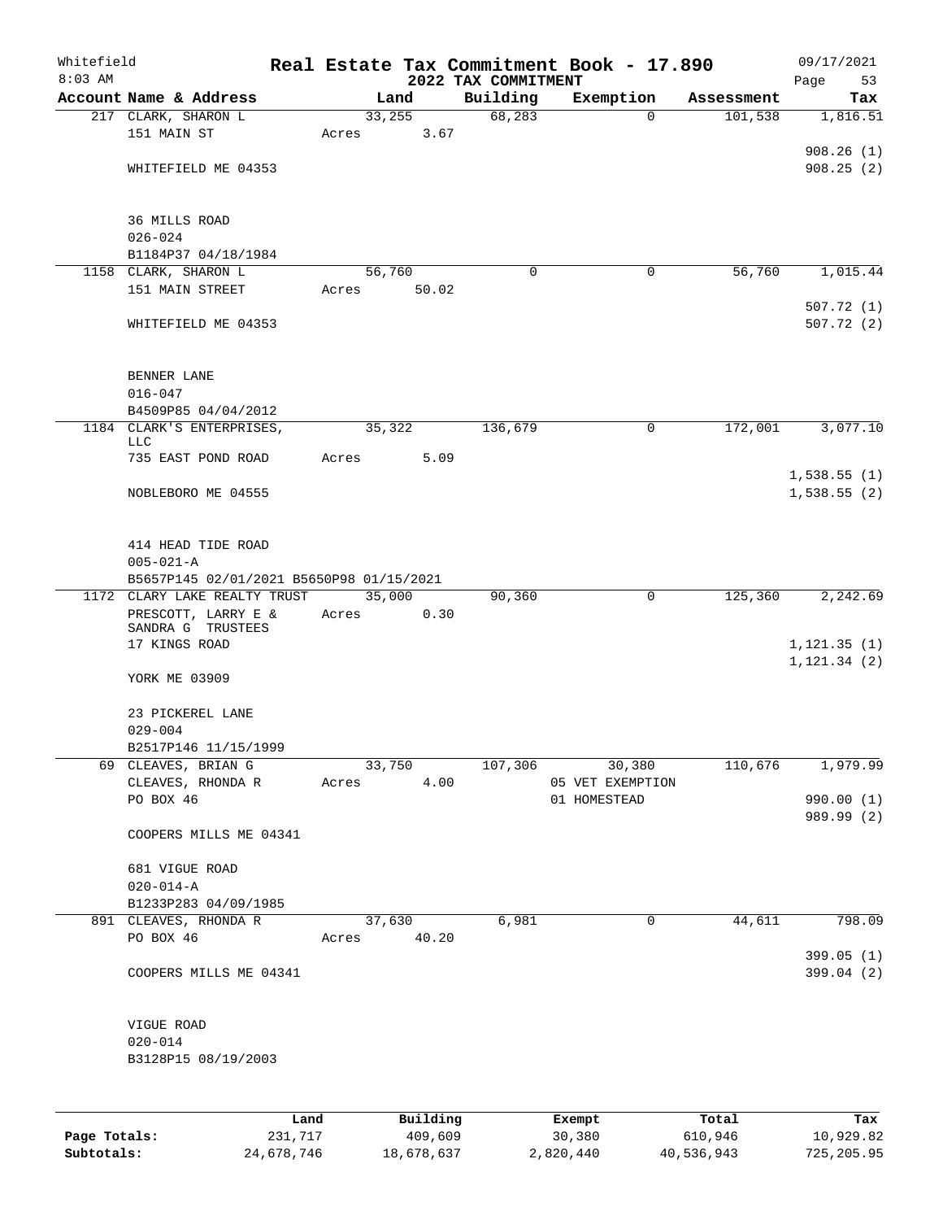Whitefield 8:03 AM

# Real Estate Tax Commitment Book - 17.890

## 2022 TAX COMMITMENT

09/17/2021

| Account Name & Address | Land | Building | Exemption | Assessment | Tax |
|---|---|---|---|---|---|
| 217 CLARK, SHARON L | 33,255 | 68,283 | 0 | 101,538 | 1,816.51 |
| 151 MAIN ST | Acres 3.67 | | | | |
| | | | | | 908.26 (1) |
| WHITEFIELD ME 04353 | | | | | 908.25 (2) |
| 36 MILLS ROAD | | | | | |
| 026-024 | | | | | |
| B1184P37 04/18/1984 | | | | | |
| 1158 CLARK, SHARON L | 56,760 | 0 | 0 | 56,760 | 1,015.44 |
| 151 MAIN STREET | Acres 50.02 | | | | |
| | | | | | 507.72 (1) |
| WHITEFIELD ME 04353 | | | | | 507.72 (2) |
| BENNER LANE | | | | | |
| 016-047 | | | | | |
| B4509P85 04/04/2012 | | | | | |
| 1184 CLARK'S ENTERPRISES, LLC | 35,322 | 136,679 | 0 | 172,001 | 3,077.10 |
| 735 EAST POND ROAD | Acres 5.09 | | | | |
| | | | | | 1,538.55 (1) |
| NOBLEBORO ME 04555 | | | | | 1,538.55 (2) |
| 414 HEAD TIDE ROAD | | | | | |
| 005-021-A | | | | | |
| B5657P145 02/01/2021 B5650P98 01/15/2021 | | | | | |
| 1172 CLARY LAKE REALTY TRUST | 35,000 | 90,360 | 0 | 125,360 | 2,242.69 |
| PRESCOTT, LARRY E & SANDRA G TRUSTEES | Acres 0.30 | | | | |
| 17 KINGS ROAD | | | | | 1,121.35 (1) |
| | | | | | 1,121.34 (2) |
| YORK ME 03909 | | | | | |
| 23 PICKEREL LANE | | | | | |
| 029-004 | | | | | |
| B2517P146 11/15/1999 | | | | | |
| 69 CLEAVES, BRIAN G | 33,750 | 107,306 | 30,380 | 110,676 | 1,979.99 |
| CLEAVES, RHONDA R | Acres 4.00 | | 05 VET EXEMPTION | | |
| PO BOX 46 | | | 01 HOMESTEAD | | 990.00 (1) |
| | | | | | 989.99 (2) |
| COOPERS MILLS ME 04341 | | | | | |
| 681 VIGUE ROAD | | | | | |
| 020-014-A | | | | | |
| B1233P283 04/09/1985 | | | | | |
| 891 CLEAVES, RHONDA R | 37,630 | 6,981 | 0 | 44,611 | 798.09 |
| PO BOX 46 | Acres 40.20 | | | | |
| | | | | | 399.05 (1) |
| COOPERS MILLS ME 04341 | | | | | 399.04 (2) |
| VIGUE ROAD | | | | | |
| 020-014 | | | | | |
| B3128P15 08/19/2003 | | | | | |

| | Land | Building | Exempt | Total | Tax |
|---|---|---|---|---|---|
| Page Totals: | 231,717 | 409,609 | 30,380 | 610,946 | 10,929.82 |
| Subtotals: | 24,678,746 | 18,678,637 | 2,820,440 | 40,536,943 | 725,205.95 |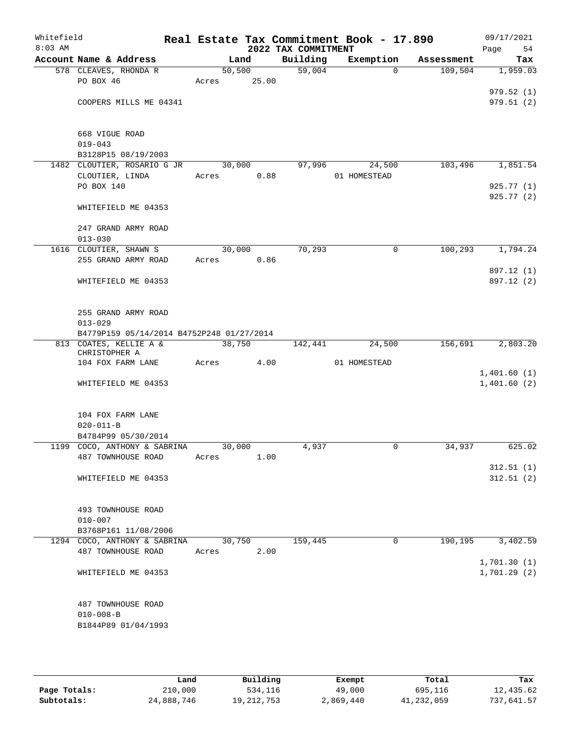# Real Estate Tax Commitment Book - 17.890

Whitefield
8:03 AM

## 2022 TAX COMMITMENT

09/17/2021

| Account Name & Address | Land | Building | Exemption | Assessment | Tax |
|---|---|---|---|---|---|
| 578 CLEAVES, RHONDA R | 50,500 | 59,004 | 0 | 109,504 | 1,959.03 |
| PO BOX 46 | Acres 25.00 | | | | |
| | | | | | 979.52 (1) |
| COOPERS MILLS ME 04341 | | | | | 979.51 (2) |
| 668 VIGUE ROAD | | | | | |
| 019-043 | | | | | |
| B3128P15 08/19/2003 | | | | | |
| 1482 CLOUTIER, ROSARIO G JR | 30,000 | 97,996 | 24,500 | 103,496 | 1,851.54 |
| CLOUTIER, LINDA | Acres 0.88 | | 01 HOMESTEAD | | |
| PO BOX 140 | | | | | 925.77 (1) |
| | | | | | 925.77 (2) |
| WHITEFIELD ME 04353 | | | | | |
| 247 GRAND ARMY ROAD | | | | | |
| 013-030 | | | | | |
| 1616 CLOUTIER, SHAWN S | 30,000 | 70,293 | 0 | 100,293 | 1,794.24 |
| 255 GRAND ARMY ROAD | Acres 0.86 | | | | |
| | | | | | 897.12 (1) |
| WHITEFIELD ME 04353 | | | | | 897.12 (2) |
| 255 GRAND ARMY ROAD | | | | | |
| 013-029 | | | | | |
| B4779P159 05/14/2014 B4752P248 01/27/2014 | | | | | |
| 813 COATES, KELLIE A & CHRISTOPHER A | 38,750 | 142,441 | 24,500 | 156,691 | 2,803.20 |
| 104 FOX FARM LANE | Acres 4.00 | | 01 HOMESTEAD | | |
| | | | | | 1,401.60 (1) |
| WHITEFIELD ME 04353 | | | | | 1,401.60 (2) |
| 104 FOX FARM LANE | | | | | |
| 020-011-B | | | | | |
| B4784P99 05/30/2014 | | | | | |
| 1199 COCO, ANTHONY & SABRINA | 30,000 | 4,937 | 0 | 34,937 | 625.02 |
| 487 TOWNHOUSE ROAD | Acres 1.00 | | | | |
| | | | | | 312.51 (1) |
| WHITEFIELD ME 04353 | | | | | 312.51 (2) |
| 493 TOWNHOUSE ROAD | | | | | |
| 010-007 | | | | | |
| B3768P161 11/08/2006 | | | | | |
| 1294 COCO, ANTHONY & SABRINA | 30,750 | 159,445 | 0 | 190,195 | 3,402.59 |
| 487 TOWNHOUSE ROAD | Acres 2.00 | | | | |
| | | | | | 1,701.30 (1) |
| WHITEFIELD ME 04353 | | | | | 1,701.29 (2) |
| 487 TOWNHOUSE ROAD | | | | | |
| 010-008-B | | | | | |
| B1844P89 01/04/1993 | | | | | |

| | Land | Building | Exempt | Total | Tax |
|---|---|---|---|---|---|
| Page Totals: | 210,000 | 534,116 | 49,000 | 695,116 | 12,435.62 |
| Subtotals: | 24,888,746 | 19,212,753 | 2,869,440 | 41,232,059 | 737,641.57 |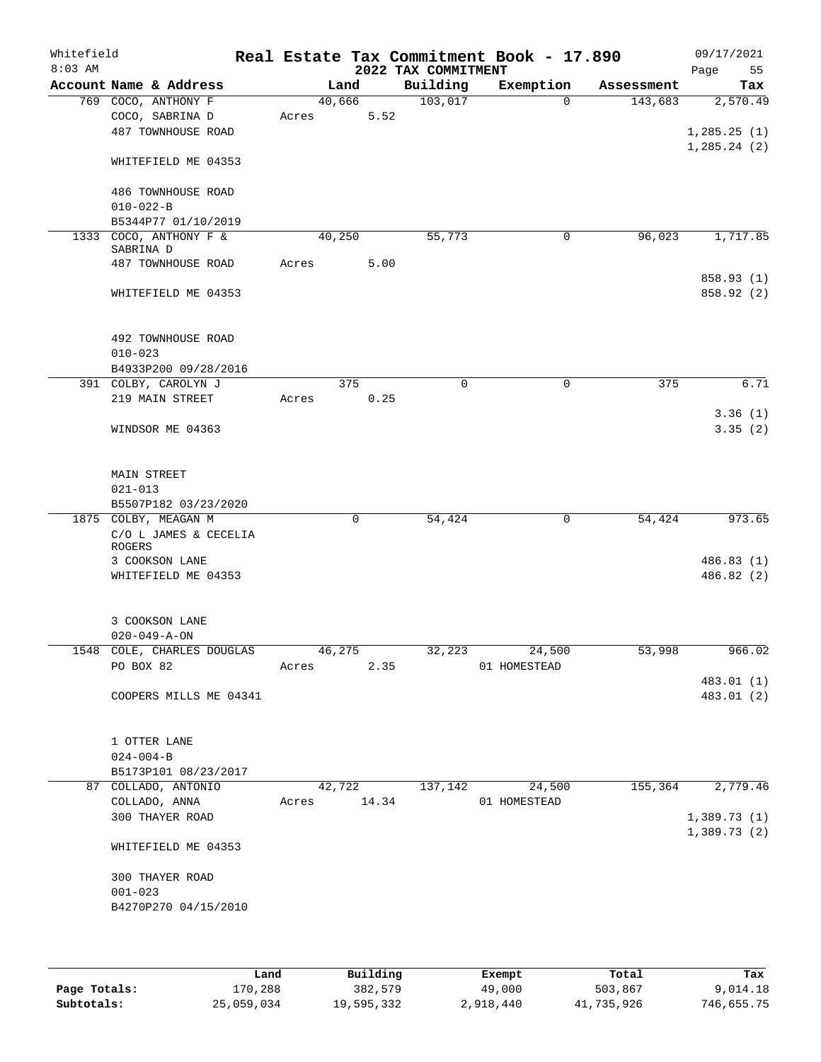Whitefield
8:03 AM

# Real Estate Tax Commitment Book - 17.890

## 2022 TAX COMMITMENT

09/17/2021

| Account | Name & Address | Land | Building | Exemption | Assessment | Tax |
|---|---|---|---|---|---|---|
| 769 | COCO, ANTHONY F<br>COCO, SABRINA D<br>487 TOWNHOUSE ROAD<br><br>WHITEFIELD ME 04353<br><br>486 TOWNHOUSE ROAD<br>010-022-B<br>B5344P77 01/10/2019 | 40,666<br>Acres 5.52 | 103,017 | 0 | 143,683 | 2,570.49<br><br>1,285.25 (1)<br>1,285.24 (2) |
| 1333 | COCO, ANTHONY F &<br>SABRINA D<br>487 TOWNHOUSE ROAD<br><br>WHITEFIELD ME 04353<br><br>492 TOWNHOUSE ROAD<br>010-023<br>B4933P200 09/28/2016 | 40,250<br>Acres 5.00 | 55,773 | 0 | 96,023 | 1,717.85<br><br>858.93 (1)<br>858.92 (2) |
| 391 | COLBY, CAROLYN J<br>219 MAIN STREET<br><br>WINDSOR ME 04363<br><br>MAIN STREET<br>021-013<br>B5507P182 03/23/2020 | 375<br>Acres 0.25 | 0 | 0 | 375 | 6.71<br><br>3.36 (1)<br>3.35 (2) |
| 1875 | COLBY, MEAGAN M<br>C/O L JAMES & CECELIA<br>ROGERS<br>3 COOKSON LANE<br>WHITEFIELD ME 04353<br><br>3 COOKSON LANE<br>020-049-A-ON | 0 | 54,424 | 0 | 54,424 | 973.65<br><br>486.83 (1)<br>486.82 (2) |
| 1548 | COLE, CHARLES DOUGLAS<br>PO BOX 82<br><br>COOPERS MILLS ME 04341<br><br>1 OTTER LANE<br>024-004-B<br>B5173P101 08/23/2017 | 46,275<br>Acres 2.35 | 32,223 | 24,500<br>01 HOMESTEAD | 53,998 | 966.02<br><br>483.01 (1)<br>483.01 (2) |
| 87 | COLLADO, ANTONIO<br>COLLADO, ANNA<br>300 THAYER ROAD<br><br>WHITEFIELD ME 04353<br><br>300 THAYER ROAD<br>001-023<br>B4270P270 04/15/2010 | 42,722<br>Acres 14.34 | 137,142 | 24,500<br>01 HOMESTEAD | 155,364 | 2,779.46<br><br>1,389.73 (1)<br>1,389.73 (2) |

| | Land | Building | Exempt | Total | Tax |
|---|---|---|---|---|---|
| **Page Totals:** | 170,288 | 382,579 | 49,000 | 503,867 | 9,014.18 |
| **Subtotals:** | 25,059,034 | 19,595,332 | 2,918,440 | 41,735,926 | 746,655.75 |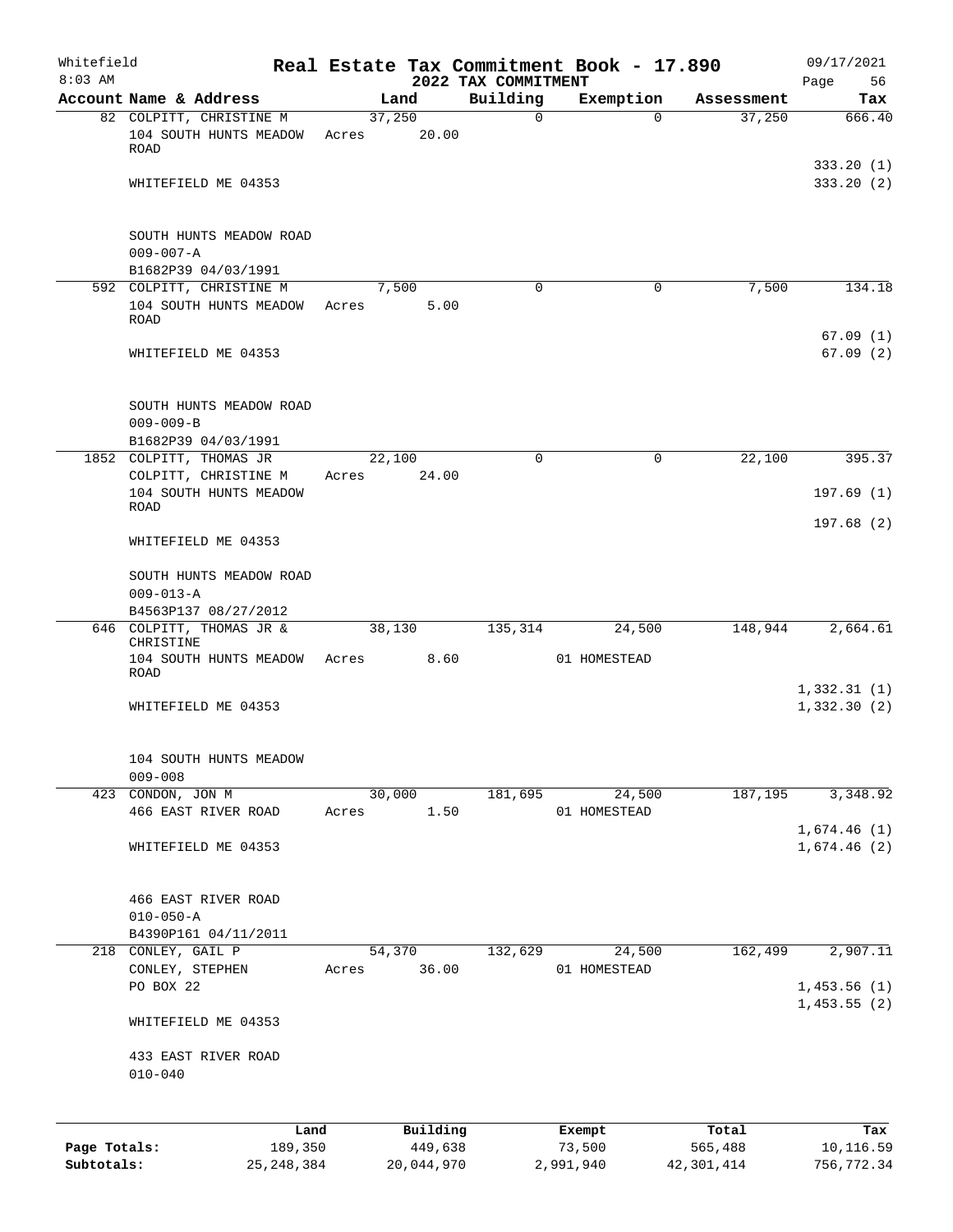Whitefield — Real Estate Tax Commitment Book - 17.890 — 09/17/2021

8:03 AM — 2022 TAX COMMITMENT

| Account | Name & Address | Land | Building | Exemption | Assessment | Tax |
|---|---|---|---|---|---|---|
| 82 | COLPITT, CHRISTINE M<br>104 SOUTH HUNTS MEADOW ROAD<br>WHITEFIELD ME 04353<br><br>SOUTH HUNTS MEADOW ROAD<br>009-007-A<br>B1682P39 04/03/1991 | 37,250<br>Acres 20.00 | 0 | 0 | 37,250 | 666.40<br>333.20 (1)<br>333.20 (2) |
| 592 | COLPITT, CHRISTINE M<br>104 SOUTH HUNTS MEADOW ROAD<br>WHITEFIELD ME 04353<br><br>SOUTH HUNTS MEADOW ROAD<br>009-009-B<br>B1682P39 04/03/1991 | 7,500<br>Acres 5.00 | 0 | 0 | 7,500 | 134.18<br>67.09 (1)<br>67.09 (2) |
| 1852 | COLPITT, THOMAS JR<br>COLPITT, CHRISTINE M<br>104 SOUTH HUNTS MEADOW ROAD<br>WHITEFIELD ME 04353<br><br>SOUTH HUNTS MEADOW ROAD<br>009-013-A<br>B4563P137 08/27/2012 | 22,100<br>Acres 24.00 | 0 | 0 | 22,100 | 395.37<br>197.69 (1)<br>197.68 (2) |
| 646 | COLPITT, THOMAS JR & CHRISTINE<br>104 SOUTH HUNTS MEADOW ROAD<br>WHITEFIELD ME 04353<br><br>104 SOUTH HUNTS MEADOW<br>009-008 | 38,130<br>Acres 8.60 | 135,314 | 24,500<br>01 HOMESTEAD | 148,944 | 2,664.61<br>1,332.31 (1)<br>1,332.30 (2) |
| 423 | CONDON, JON M<br>466 EAST RIVER ROAD<br>WHITEFIELD ME 04353<br><br>466 EAST RIVER ROAD<br>010-050-A<br>B4390P161 04/11/2011 | 30,000<br>Acres 1.50 | 181,695 | 24,500<br>01 HOMESTEAD | 187,195 | 3,348.92<br>1,674.46 (1)<br>1,674.46 (2) |
| 218 | CONLEY, GAIL P<br>CONLEY, STEPHEN<br>PO BOX 22<br>WHITEFIELD ME 04353<br><br>433 EAST RIVER ROAD<br>010-040 | 54,370<br>Acres 36.00 | 132,629 | 24,500<br>01 HOMESTEAD | 162,499 | 2,907.11<br>1,453.56 (1)<br>1,453.55 (2) |

| | Land | Building | Exempt | Total | Tax |
|---|---|---|---|---|---|
| Page Totals: | 189,350 | 449,638 | 73,500 | 565,488 | 10,116.59 |
| Subtotals: | 25,248,384 | 20,044,970 | 2,991,940 | 42,301,414 | 756,772.34 |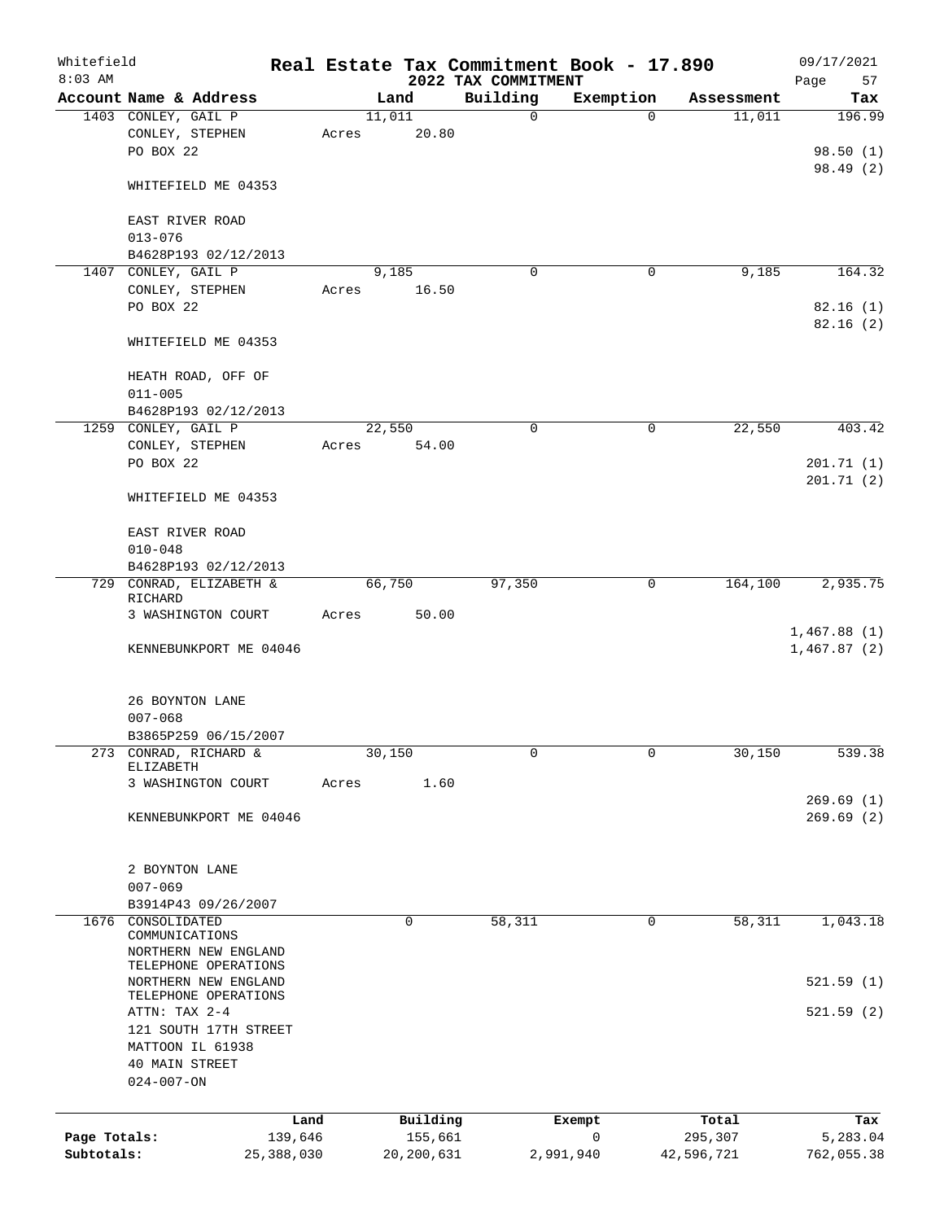Whitefield — Real Estate Tax Commitment Book - 17.890 — 09/17/2021

8:03 AM — 2022 TAX COMMITMENT

| Account Name & Address | Land | Building | Exemption | Assessment | Tax |
|---|---|---|---|---|---|
| 1403 CONLEY, GAIL P | 11,011 | 0 | 0 | 11,011 | 196.99 |
| CONLEY, STEPHEN | Acres 20.80 | | | | |
| PO BOX 22 | | | | | 98.50 (1) |
| | | | | | 98.49 (2) |
| WHITEFIELD ME 04353 | | | | | |
| EAST RIVER ROAD | | | | | |
| 013-076 | | | | | |
| B4628P193 02/12/2013 | | | | | |
| 1407 CONLEY, GAIL P | 9,185 | 0 | 0 | 9,185 | 164.32 |
| CONLEY, STEPHEN | Acres 16.50 | | | | |
| PO BOX 22 | | | | | 82.16 (1) |
| | | | | | 82.16 (2) |
| WHITEFIELD ME 04353 | | | | | |
| HEATH ROAD, OFF OF | | | | | |
| 011-005 | | | | | |
| B4628P193 02/12/2013 | | | | | |
| 1259 CONLEY, GAIL P | 22,550 | 0 | 0 | 22,550 | 403.42 |
| CONLEY, STEPHEN | Acres 54.00 | | | | |
| PO BOX 22 | | | | | 201.71 (1) |
| | | | | | 201.71 (2) |
| WHITEFIELD ME 04353 | | | | | |
| EAST RIVER ROAD | | | | | |
| 010-048 | | | | | |
| B4628P193 02/12/2013 | | | | | |
| 729 CONRAD, ELIZABETH & RICHARD | 66,750 | 97,350 | 0 | 164,100 | 2,935.75 |
| 3 WASHINGTON COURT | Acres 50.00 | | | | |
| | | | | | 1,467.88 (1) |
| KENNEBUNKPORT ME 04046 | | | | | 1,467.87 (2) |
| 26 BOYNTON LANE | | | | | |
| 007-068 | | | | | |
| B3865P259 06/15/2007 | | | | | |
| 273 CONRAD, RICHARD & ELIZABETH | 30,150 | 0 | 0 | 30,150 | 539.38 |
| 3 WASHINGTON COURT | Acres 1.60 | | | | |
| | | | | | 269.69 (1) |
| KENNEBUNKPORT ME 04046 | | | | | 269.69 (2) |
| 2 BOYNTON LANE | | | | | |
| 007-069 | | | | | |
| B3914P43 09/26/2007 | | | | | |
| 1676 CONSOLIDATED COMMUNICATIONS | 0 | 58,311 | 0 | 58,311 | 1,043.18 |
| NORTHERN NEW ENGLAND TELEPHONE OPERATIONS | | | | | |
| NORTHERN NEW ENGLAND TELEPHONE OPERATIONS | | | | | 521.59 (1) |
| ATTN: TAX 2-4 | | | | | 521.59 (2) |
| 121 SOUTH 17TH STREET | | | | | |
| MATTOON IL 61938 | | | | | |
| 40 MAIN STREET | | | | | |
| 024-007-ON | | | | | |

| | Land | Building | Exempt | Total | Tax |
|---|---|---|---|---|---|
| Page Totals: | 139,646 | 155,661 | 0 | 295,307 | 5,283.04 |
| Subtotals: | 25,388,030 | 20,200,631 | 2,991,940 | 42,596,721 | 762,055.38 |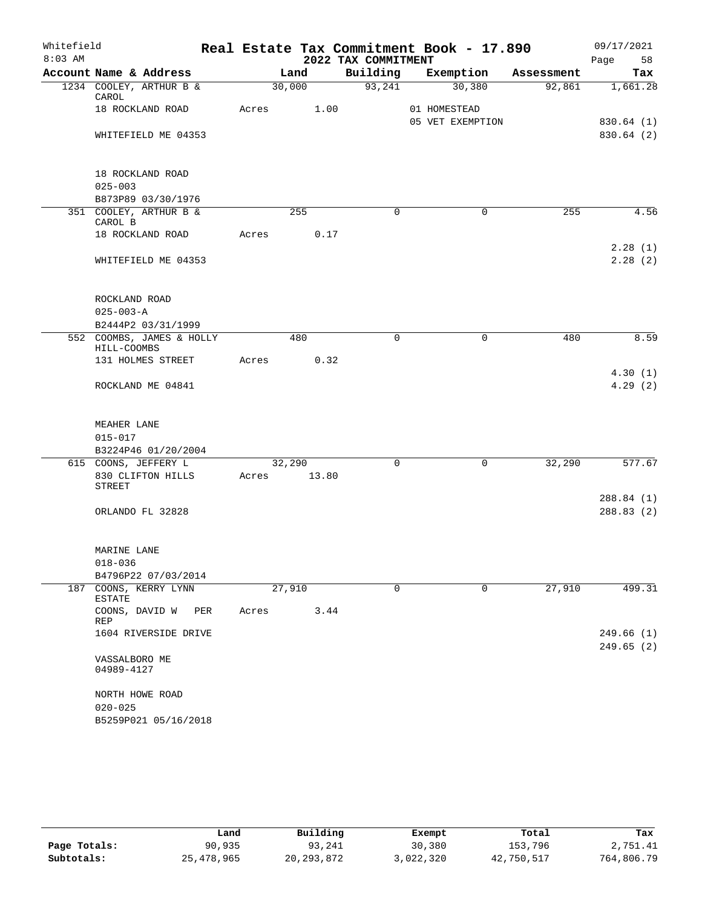Whitefield 8:03 AM

# Real Estate Tax Commitment Book - 17.890

## 2022 TAX COMMITMENT

09/17/2021

| Account Name & Address | Land | Building | Exemption | Assessment | Tax |
|---|---|---|---|---|---|
| 1234 COOLEY, ARTHUR B & CAROL | 30,000 | 93,241 | 30,380 | 92,861 | 1,661.28 |
| 18 ROCKLAND ROAD | Acres 1.00 | | 01 HOMESTEAD | | |
| | | | 05 VET EXEMPTION | | 830.64 (1) |
| WHITEFIELD ME 04353 | | | | | 830.64 (2) |
| 18 ROCKLAND ROAD | | | | | |
| 025-003 | | | | | |
| B873P89 03/30/1976 | | | | | |
| 351 COOLEY, ARTHUR B & CAROL B | 255 | 0 | 0 | 255 | 4.56 |
| 18 ROCKLAND ROAD | Acres 0.17 | | | | |
| | | | | | 2.28 (1) |
| WHITEFIELD ME 04353 | | | | | 2.28 (2) |
| ROCKLAND ROAD | | | | | |
| 025-003-A | | | | | |
| B2444P2 03/31/1999 | | | | | |
| 552 COOMBS, JAMES & HOLLY HILL-COOMBS | 480 | 0 | 0 | 480 | 8.59 |
| 131 HOLMES STREET | Acres 0.32 | | | | |
| | | | | | 4.30 (1) |
| ROCKLAND ME 04841 | | | | | 4.29 (2) |
| MEAHER LANE | | | | | |
| 015-017 | | | | | |
| B3224P46 01/20/2004 | | | | | |
| 615 COONS, JEFFERY L | 32,290 | 0 | 0 | 32,290 | 577.67 |
| 830 CLIFTON HILLS STREET | Acres 13.80 | | | | |
| | | | | | 288.84 (1) |
| ORLANDO FL 32828 | | | | | 288.83 (2) |
| MARINE LANE | | | | | |
| 018-036 | | | | | |
| B4796P22 07/03/2014 | | | | | |
| 187 COONS, KERRY LYNN ESTATE | 27,910 | 0 | 0 | 27,910 | 499.31 |
| COONS, DAVID W PER REP | Acres 3.44 | | | | |
| 1604 RIVERSIDE DRIVE | | | | | 249.66 (1) |
| | | | | | 249.65 (2) |
| VASSALBORO ME 04989-4127 | | | | | |
| NORTH HOWE ROAD | | | | | |
| 020-025 | | | | | |
| B5259P021 05/16/2018 | | | | | |

| | Land | Building | Exempt | Total | Tax |
|---|---|---|---|---|---|
| Page Totals: | 90,935 | 93,241 | 30,380 | 153,796 | 2,751.41 |
| Subtotals: | 25,478,965 | 20,293,872 | 3,022,320 | 42,750,517 | 764,806.79 |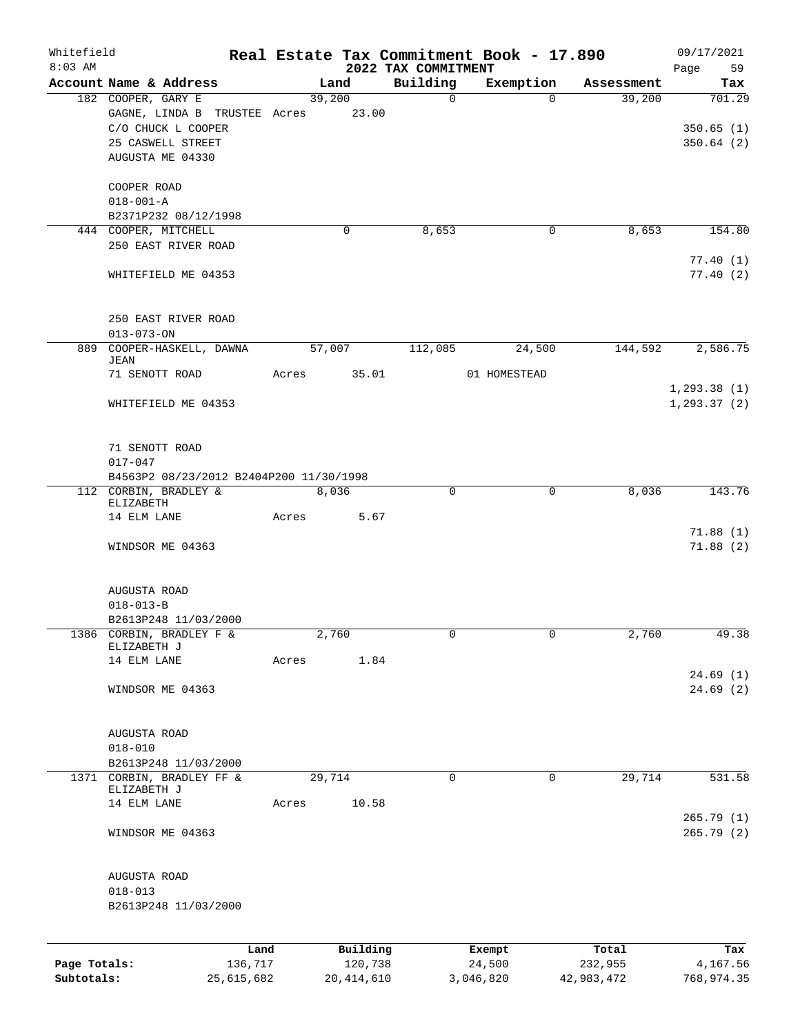Whitefield
8:03 AM

# Real Estate Tax Commitment Book - 17.890

## 2022 TAX COMMITMENT

09/17/2021

| Account | Name & Address | Land | Building | Exemption | Assessment | Tax |
|---|---|---|---|---|---|---|
| 182 | COOPER, GARY E<br>GAGNE, LINDA B TRUSTEE<br>C/O CHUCK L COOPER<br>25 CASWELL STREET<br>AUGUSTA ME 04330<br><br>COOPER ROAD<br>018-001-A<br>B2371P232 08/12/1998 | 39,200<br>Acres 23.00 | 0 | 0 | 39,200 | 701.29<br><br>350.65 (1)<br>350.64 (2) |
| 444 | COOPER, MITCHELL<br>250 EAST RIVER ROAD<br><br>WHITEFIELD ME 04353<br><br>250 EAST RIVER ROAD<br>013-073-ON | 0 | 8,653 | 0 | 8,653 | 154.80<br><br>77.40 (1)<br>77.40 (2) |
| 889 | COOPER-HASKELL, DAWNA JEAN<br>71 SENOTT ROAD<br><br>WHITEFIELD ME 04353<br><br>71 SENOTT ROAD<br>017-047<br>B4563P2 08/23/2012 B2404P200 11/30/1998 | 57,007<br>Acres 35.01 | 112,085 | 24,500<br>01 HOMESTEAD | 144,592 | 2,586.75<br><br>1,293.38 (1)<br>1,293.37 (2) |
| 112 | CORBIN, BRADLEY & ELIZABETH<br>14 ELM LANE<br><br>WINDSOR ME 04363<br><br>AUGUSTA ROAD<br>018-013-B<br>B2613P248 11/03/2000 | 8,036<br>Acres 5.67 | 0 | 0 | 8,036 | 143.76<br><br>71.88 (1)<br>71.88 (2) |
| 1386 | CORBIN, BRADLEY F & ELIZABETH J<br>14 ELM LANE<br><br>WINDSOR ME 04363<br><br>AUGUSTA ROAD<br>018-010<br>B2613P248 11/03/2000 | 2,760<br>Acres 1.84 | 0 | 0 | 2,760 | 49.38<br><br>24.69 (1)<br>24.69 (2) |
| 1371 | CORBIN, BRADLEY FF & ELIZABETH J<br>14 ELM LANE<br><br>WINDSOR ME 04363<br><br>AUGUSTA ROAD<br>018-013<br>B2613P248 11/03/2000 | 29,714<br>Acres 10.58 | 0 | 0 | 29,714 | 531.58<br><br>265.79 (1)<br>265.79 (2) |

|  | Land | Building | Exempt | Total | Tax |
|---|---|---|---|---|---|
| Page Totals: | 136,717 | 120,738 | 24,500 | 232,955 | 4,167.56 |
| Subtotals: | 25,615,682 | 20,414,610 | 3,046,820 | 42,983,472 | 768,974.35 |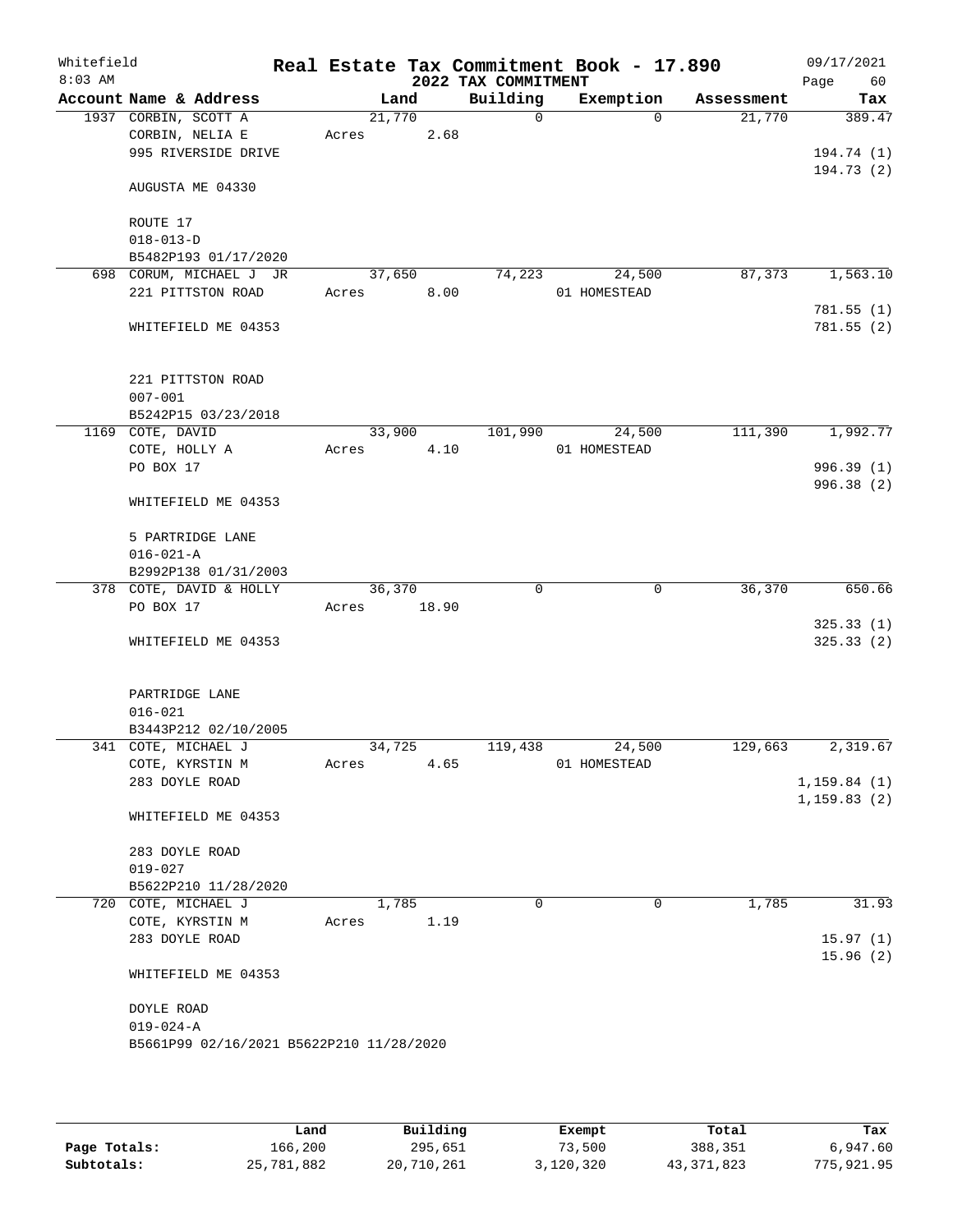# Real Estate Tax Commitment Book - 17.890

Whitefield
8:03 AM

## 2022 TAX COMMITMENT

09/17/2021

| Account Name & Address | Land | Building | Exemption | Assessment | Tax |
|---|---|---|---|---|---|
| 1937 CORBIN, SCOTT A | 21,770 | 0 | 0 | 21,770 | 389.47 |
| CORBIN, NELIA E | Acres 2.68 | | | | |
| 995 RIVERSIDE DRIVE | | | | | 194.74 (1) |
| | | | | | 194.73 (2) |
| AUGUSTA ME 04330 | | | | | |
| ROUTE 17 | | | | | |
| 018-013-D | | | | | |
| B5482P193 01/17/2020 | | | | | |
| 698 CORUM, MICHAEL J JR | 37,650 | 74,223 | 24,500 | 87,373 | 1,563.10 |
| 221 PITTSTON ROAD | Acres 8.00 | | 01 HOMESTEAD | | |
| | | | | | 781.55 (1) |
| WHITEFIELD ME 04353 | | | | | 781.55 (2) |
| 221 PITTSTON ROAD | | | | | |
| 007-001 | | | | | |
| B5242P15 03/23/2018 | | | | | |
| 1169 COTE, DAVID | 33,900 | 101,990 | 24,500 | 111,390 | 1,992.77 |
| COTE, HOLLY A | Acres 4.10 | | 01 HOMESTEAD | | |
| PO BOX 17 | | | | | 996.39 (1) |
| | | | | | 996.38 (2) |
| WHITEFIELD ME 04353 | | | | | |
| 5 PARTRIDGE LANE | | | | | |
| 016-021-A | | | | | |
| B2992P138 01/31/2003 | | | | | |
| 378 COTE, DAVID & HOLLY | 36,370 | 0 | 0 | 36,370 | 650.66 |
| PO BOX 17 | Acres 18.90 | | | | |
| | | | | | 325.33 (1) |
| WHITEFIELD ME 04353 | | | | | 325.33 (2) |
| PARTRIDGE LANE | | | | | |
| 016-021 | | | | | |
| B3443P212 02/10/2005 | | | | | |
| 341 COTE, MICHAEL J | 34,725 | 119,438 | 24,500 | 129,663 | 2,319.67 |
| COTE, KYRSTIN M | Acres 4.65 | | 01 HOMESTEAD | | |
| 283 DOYLE ROAD | | | | | 1,159.84 (1) |
| | | | | | 1,159.83 (2) |
| WHITEFIELD ME 04353 | | | | | |
| 283 DOYLE ROAD | | | | | |
| 019-027 | | | | | |
| B5622P210 11/28/2020 | | | | | |
| 720 COTE, MICHAEL J | 1,785 | 0 | 0 | 1,785 | 31.93 |
| COTE, KYRSTIN M | Acres 1.19 | | | | |
| 283 DOYLE ROAD | | | | | 15.97 (1) |
| | | | | | 15.96 (2) |
| WHITEFIELD ME 04353 | | | | | |
| DOYLE ROAD | | | | | |
| 019-024-A | | | | | |
| B5661P99 02/16/2021 B5622P210 11/28/2020 | | | | | |

| | Land | Building | Exempt | Total | Tax |
|---|---|---|---|---|---|
| Page Totals: | 166,200 | 295,651 | 73,500 | 388,351 | 6,947.60 |
| Subtotals: | 25,781,882 | 20,710,261 | 3,120,320 | 43,371,823 | 775,921.95 |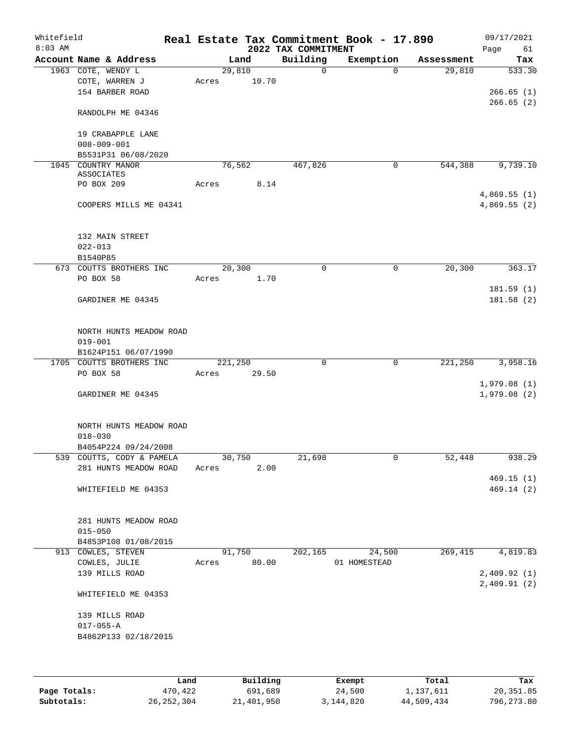Whitefield 8:03 AM

# Real Estate Tax Commitment Book - 17.890

## 2022 TAX COMMITMENT

09/17/2021

| Account Name & Address | Land | Building | Exemption | Assessment | Tax |
|---|---|---|---|---|---|
| 1963 COTE, WENDY L<br>COTE, WARREN J<br>154 BARBER ROAD<br><br>RANDOLPH ME 04346<br><br>19 CRABAPPLE LANE<br>008-009-001<br>B5531P31 06/08/2020 | 29,810<br>Acres 10.70 | 0 | 0 | 29,810 | 533.30<br><br>266.65 (1)<br>266.65 (2) |
| 1045 COUNTRY MANOR ASSOCIATES<br>PO BOX 209<br><br>COOPERS MILLS ME 04341<br><br>132 MAIN STREET<br>022-013<br>B1540P85 | 76,562<br>Acres 8.14 | 467,826 | 0 | 544,388 | 9,739.10<br><br>4,869.55 (1)<br>4,869.55 (2) |
| 673 COUTTS BROTHERS INC<br>PO BOX 58<br><br>GARDINER ME 04345<br><br>NORTH HUNTS MEADOW ROAD<br>019-001<br>B1624P151 06/07/1990 | 20,300<br>Acres 1.70 | 0 | 0 | 20,300 | 363.17<br><br>181.59 (1)<br>181.58 (2) |
| 1705 COUTTS BROTHERS INC<br>PO BOX 58<br><br>GARDINER ME 04345<br><br>NORTH HUNTS MEADOW ROAD<br>018-030<br>B4054P224 09/24/2008 | 221,250<br>Acres 29.50 | 0 | 0 | 221,250 | 3,958.16<br><br>1,979.08 (1)<br>1,979.08 (2) |
| 539 COUTTS, CODY & PAMELA<br>281 HUNTS MEADOW ROAD<br><br>WHITEFIELD ME 04353<br><br>281 HUNTS MEADOW ROAD<br>015-050<br>B4853P108 01/08/2015 | 30,750<br>Acres 2.00 | 21,698 | 0 | 52,448 | 938.29<br><br>469.15 (1)<br>469.14 (2) |
| 913 COWLES, STEVEN<br>COWLES, JULIE<br>139 MILLS ROAD<br><br>WHITEFIELD ME 04353<br><br>139 MILLS ROAD<br>017-055-A<br>B4862P133 02/18/2015 | 91,750<br>Acres 80.00 | 202,165 | 24,500<br>01 HOMESTEAD | 269,415 | 4,819.83<br><br>2,409.92 (1)<br>2,409.91 (2) |

| | Land | Building | Exempt | Total | Tax |
|---|---|---|---|---|---|
| Page Totals: | 470,422 | 691,689 | 24,500 | 1,137,611 | 20,351.85 |
| Subtotals: | 26,252,304 | 21,401,950 | 3,144,820 | 44,509,434 | 796,273.80 |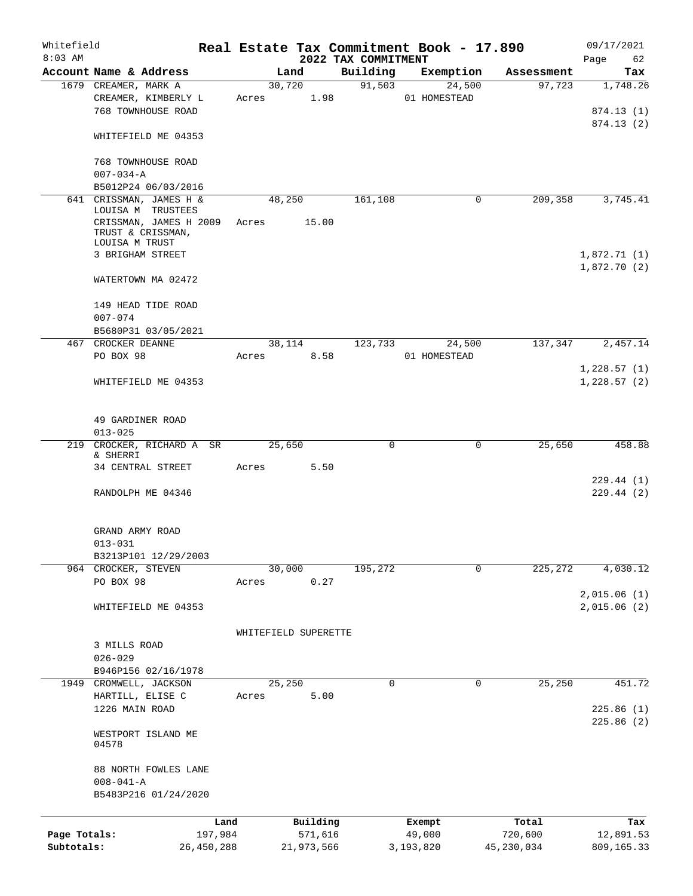Whitefield 8:03 AM

# Real Estate Tax Commitment Book - 17.890

## 2022 TAX COMMITMENT

09/17/2021

| Account Name & Address | Land | Building | Exemption | Assessment | Tax |
|---|---|---|---|---|---|
| 1679 CREAMER, MARK A | 30,720 | 91,503 | 24,500 | 97,723 | 1,748.26 |
| CREAMER, KIMBERLY L | Acres 1.98 | | 01 HOMESTEAD | | |
| 768 TOWNHOUSE ROAD | | | | | 874.13 (1) |
| | | | | | 874.13 (2) |
| WHITEFIELD ME 04353 | | | | | |
| 768 TOWNHOUSE ROAD | | | | | |
| 007-034-A | | | | | |
| B5012P24 06/03/2016 | | | | | |
| 641 CRISSMAN, JAMES H & LOUISA M TRUSTEES | 48,250 | 161,108 | 0 | 209,358 | 3,745.41 |
| CRISSMAN, JAMES H 2009 TRUST & CRISSMAN, LOUISA M TRUST | Acres 15.00 | | | | |
| 3 BRIGHAM STREET | | | | | 1,872.71 (1) |
| | | | | | 1,872.70 (2) |
| WATERTOWN MA 02472 | | | | | |
| 149 HEAD TIDE ROAD | | | | | |
| 007-074 | | | | | |
| B5680P31 03/05/2021 | | | | | |
| 467 CROCKER DEANNE | 38,114 | 123,733 | 24,500 | 137,347 | 2,457.14 |
| PO BOX 98 | Acres 8.58 | | 01 HOMESTEAD | | |
| | | | | | 1,228.57 (1) |
| WHITEFIELD ME 04353 | | | | | 1,228.57 (2) |
| 49 GARDINER ROAD | | | | | |
| 013-025 | | | | | |
| 219 CROCKER, RICHARD A SR & SHERRI | 25,650 | 0 | 0 | 25,650 | 458.88 |
| 34 CENTRAL STREET | Acres 5.50 | | | | |
| | | | | | 229.44 (1) |
| RANDOLPH ME 04346 | | | | | 229.44 (2) |
| GRAND ARMY ROAD | | | | | |
| 013-031 | | | | | |
| B3213P101 12/29/2003 | | | | | |
| 964 CROCKER, STEVEN | 30,000 | 195,272 | 0 | 225,272 | 4,030.12 |
| PO BOX 98 | Acres 0.27 | | | | |
| | | | | | 2,015.06 (1) |
| WHITEFIELD ME 04353 | | | | | 2,015.06 (2) |
| | WHITEFIELD SUPERETTE | | | | |
| 3 MILLS ROAD | | | | | |
| 026-029 | | | | | |
| B946P156 02/16/1978 | | | | | |
| 1949 CROMWELL, JACKSON | 25,250 | 0 | 0 | 25,250 | 451.72 |
| HARTILL, ELISE C | Acres 5.00 | | | | |
| 1226 MAIN ROAD | | | | | 225.86 (1) |
| | | | | | 225.86 (2) |
| WESTPORT ISLAND ME 04578 | | | | | |
| 88 NORTH FOWLES LANE | | | | | |
| 008-041-A | | | | | |
| B5483P216 01/24/2020 | | | | | |

| | Land | Building | Exempt | Total | Tax |
|---|---|---|---|---|---|
| Page Totals: | 197,984 | 571,616 | 49,000 | 720,600 | 12,891.53 |
| Subtotals: | 26,450,288 | 21,973,566 | 3,193,820 | 45,230,034 | 809,165.33 |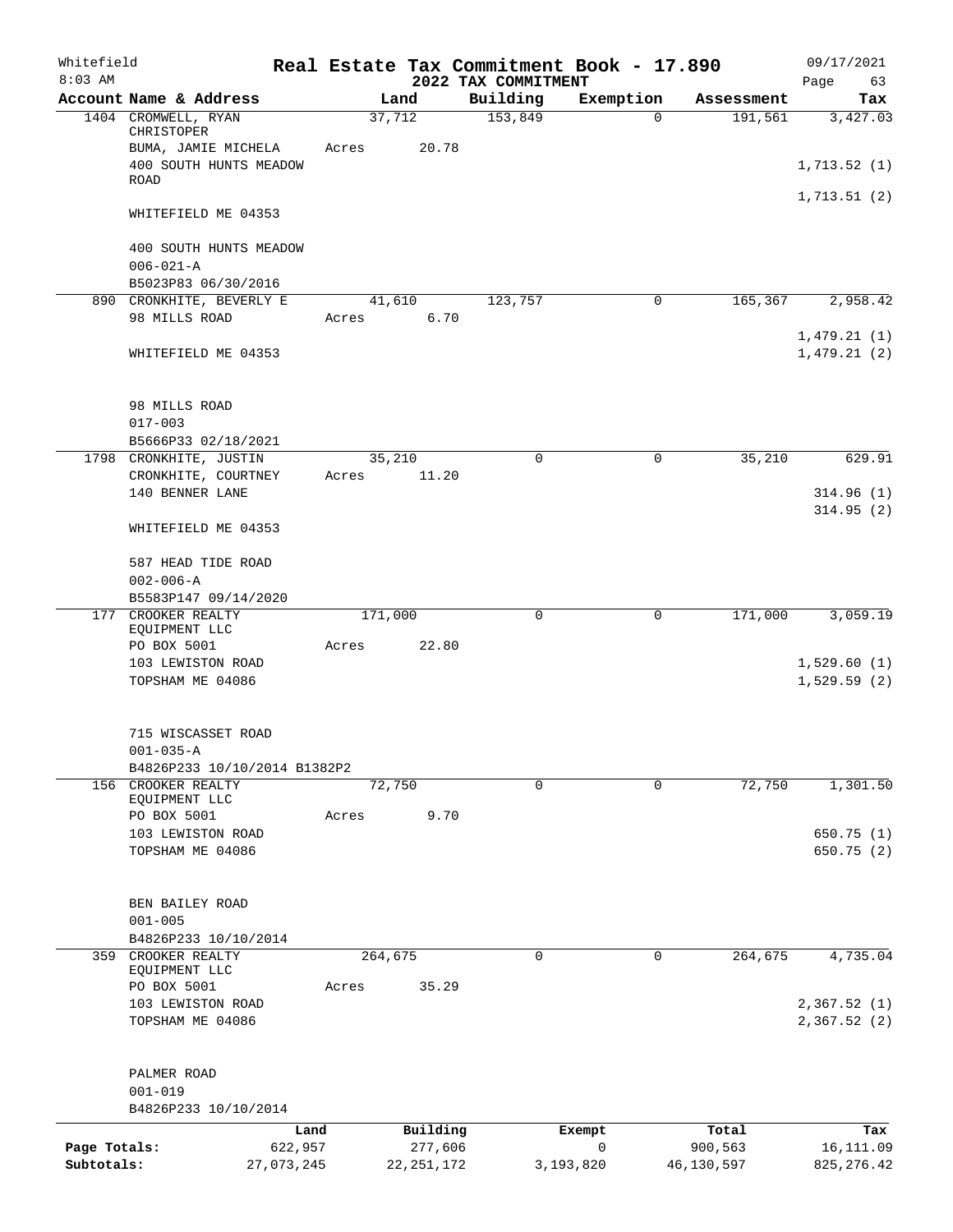Whitefield

8:03 AM

# Real Estate Tax Commitment Book - 17.890

## 2022 TAX COMMITMENT

09/17/2021

| Account Name & Address | Land | Building | Exemption | Assessment | Tax |
|---|---|---|---|---|---|
| 1404 CROMWELL, RYAN CHRISTOPHER | 37,712 | 153,849 | 0 | 191,561 | 3,427.03 |
| BUMA, JAMIE MICHELA | Acres 20.78 | | | | |
| 400 SOUTH HUNTS MEADOW ROAD | | | | | 1,713.52 (1) |
| | | | | | 1,713.51 (2) |
| WHITEFIELD ME 04353 | | | | | |
| 400 SOUTH HUNTS MEADOW | | | | | |
| 006-021-A | | | | | |
| B5023P83 06/30/2016 | | | | | |
| 890 CRONKHITE, BEVERLY E | 41,610 | 123,757 | 0 | 165,367 | 2,958.42 |
| 98 MILLS ROAD | Acres 6.70 | | | | |
| | | | | | 1,479.21 (1) |
| WHITEFIELD ME 04353 | | | | | 1,479.21 (2) |
| 98 MILLS ROAD | | | | | |
| 017-003 | | | | | |
| B5666P33 02/18/2021 | | | | | |
| 1798 CRONKHITE, JUSTIN | 35,210 | 0 | 0 | 35,210 | 629.91 |
| CRONKHITE, COURTNEY | Acres 11.20 | | | | |
| 140 BENNER LANE | | | | | 314.96 (1) |
| | | | | | 314.95 (2) |
| WHITEFIELD ME 04353 | | | | | |
| 587 HEAD TIDE ROAD | | | | | |
| 002-006-A | | | | | |
| B5583P147 09/14/2020 | | | | | |
| 177 CROOKER REALTY EQUIPMENT LLC | 171,000 | 0 | 0 | 171,000 | 3,059.19 |
| PO BOX 5001 | Acres 22.80 | | | | |
| 103 LEWISTON ROAD | | | | | 1,529.60 (1) |
| TOPSHAM ME 04086 | | | | | 1,529.59 (2) |
| 715 WISCASSET ROAD | | | | | |
| 001-035-A | | | | | |
| B4826P233 10/10/2014 B1382P2 | | | | | |
| 156 CROOKER REALTY EQUIPMENT LLC | 72,750 | 0 | 0 | 72,750 | 1,301.50 |
| PO BOX 5001 | Acres 9.70 | | | | |
| 103 LEWISTON ROAD | | | | | 650.75 (1) |
| TOPSHAM ME 04086 | | | | | 650.75 (2) |
| BEN BAILEY ROAD | | | | | |
| 001-005 | | | | | |
| B4826P233 10/10/2014 | | | | | |
| 359 CROOKER REALTY EQUIPMENT LLC | 264,675 | 0 | 0 | 264,675 | 4,735.04 |
| PO BOX 5001 | Acres 35.29 | | | | |
| 103 LEWISTON ROAD | | | | | 2,367.52 (1) |
| TOPSHAM ME 04086 | | | | | 2,367.52 (2) |
| PALMER ROAD | | | | | |
| 001-019 | | | | | |
| B4826P233 10/10/2014 | | | | | |

| | Land | Building | Exempt | Total | Tax |
|---|---|---|---|---|---|
| Page Totals: | 622,957 | 277,606 | 0 | 900,563 | 16,111.09 |
| Subtotals: | 27,073,245 | 22,251,172 | 3,193,820 | 46,130,597 | 825,276.42 |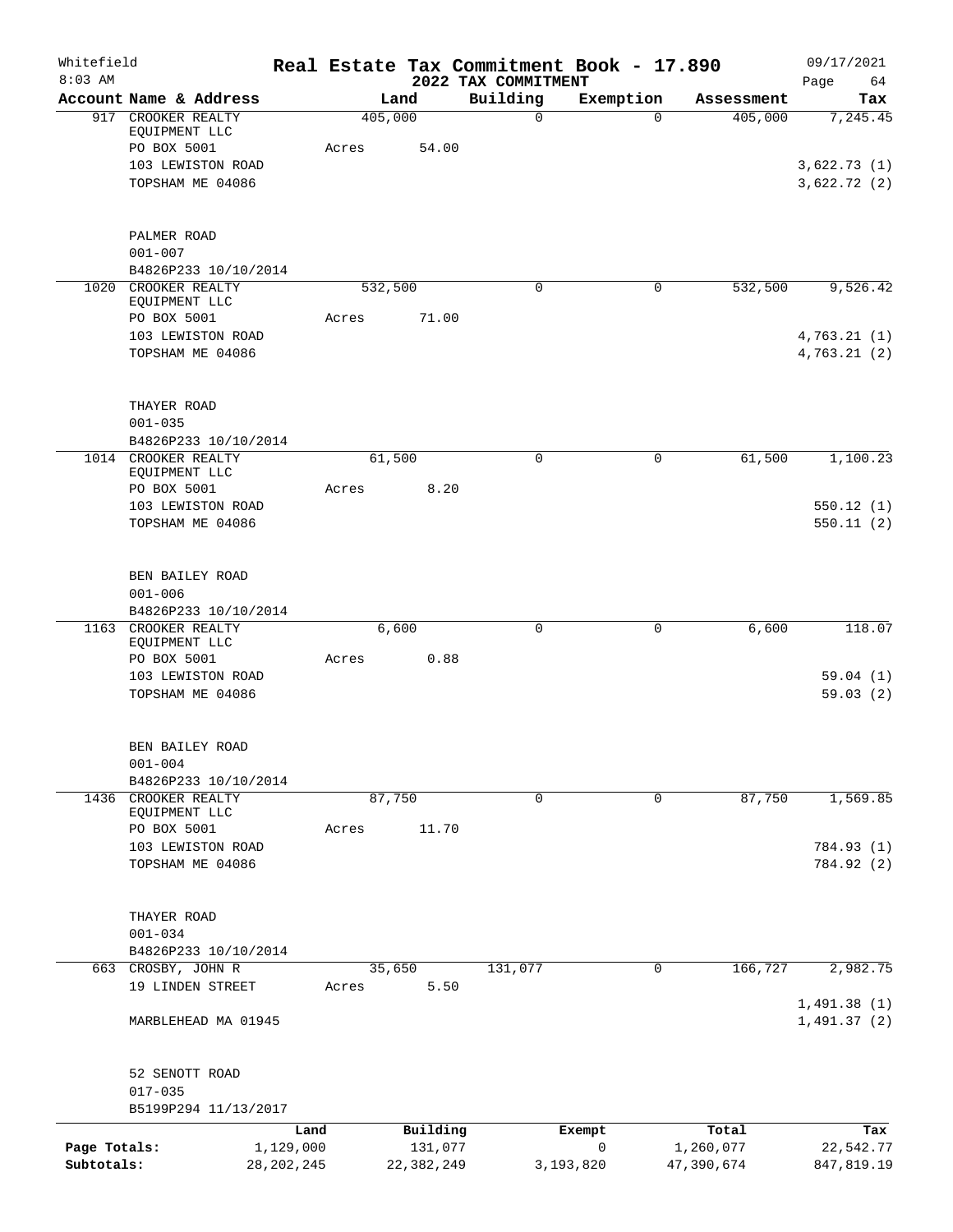Whitefield
8:03 AM

# Real Estate Tax Commitment Book - 17.890

## 2022 TAX COMMITMENT

09/17/2021

| Account Name & Address | Land | Building | Exemption | Assessment | Tax |
|---|---|---|---|---|---|
| 917 CROOKER REALTY EQUIPMENT LLC<br>PO BOX 5001<br>103 LEWISTON ROAD<br>TOPSHAM ME 04086<br><br>PALMER ROAD<br>001-007<br>B4826P233 10/10/2014 | 405,000<br>Acres 54.00 | 0 | 0 | 405,000 | 7,245.45<br><br>3,622.73 (1)<br>3,622.72 (2) |
| 1020 CROOKER REALTY EQUIPMENT LLC<br>PO BOX 5001<br>103 LEWISTON ROAD<br>TOPSHAM ME 04086<br><br>THAYER ROAD<br>001-035<br>B4826P233 10/10/2014 | 532,500<br>Acres 71.00 | 0 | 0 | 532,500 | 9,526.42<br><br>4,763.21 (1)<br>4,763.21 (2) |
| 1014 CROOKER REALTY EQUIPMENT LLC<br>PO BOX 5001<br>103 LEWISTON ROAD<br>TOPSHAM ME 04086<br><br>BEN BAILEY ROAD<br>001-006<br>B4826P233 10/10/2014 | 61,500<br>Acres 8.20 | 0 | 0 | 61,500 | 1,100.23<br><br>550.12 (1)<br>550.11 (2) |
| 1163 CROOKER REALTY EQUIPMENT LLC<br>PO BOX 5001<br>103 LEWISTON ROAD<br>TOPSHAM ME 04086<br><br>BEN BAILEY ROAD<br>001-004<br>B4826P233 10/10/2014 | 6,600<br>Acres 0.88 | 0 | 0 | 6,600 | 118.07<br><br>59.04 (1)<br>59.03 (2) |
| 1436 CROOKER REALTY EQUIPMENT LLC<br>PO BOX 5001<br>103 LEWISTON ROAD<br>TOPSHAM ME 04086<br><br>THAYER ROAD<br>001-034<br>B4826P233 10/10/2014 | 87,750<br>Acres 11.70 | 0 | 0 | 87,750 | 1,569.85<br><br>784.93 (1)<br>784.92 (2) |
| 663 CROSBY, JOHN R<br>19 LINDEN STREET<br><br>MARBLEHEAD MA 01945<br><br>52 SENOTT ROAD<br>017-035<br>B5199P294 11/13/2017 | 35,650<br>Acres 5.50 | 131,077 | 0 | 166,727 | 2,982.75<br><br>1,491.38 (1)<br>1,491.37 (2) |

| | Land | Building | Exempt | Total | Tax |
|---|---|---|---|---|---|
| Page Totals: | 1,129,000 | 131,077 | 0 | 1,260,077 | 22,542.77 |
| Subtotals: | 28,202,245 | 22,382,249 | 3,193,820 | 47,390,674 | 847,819.19 |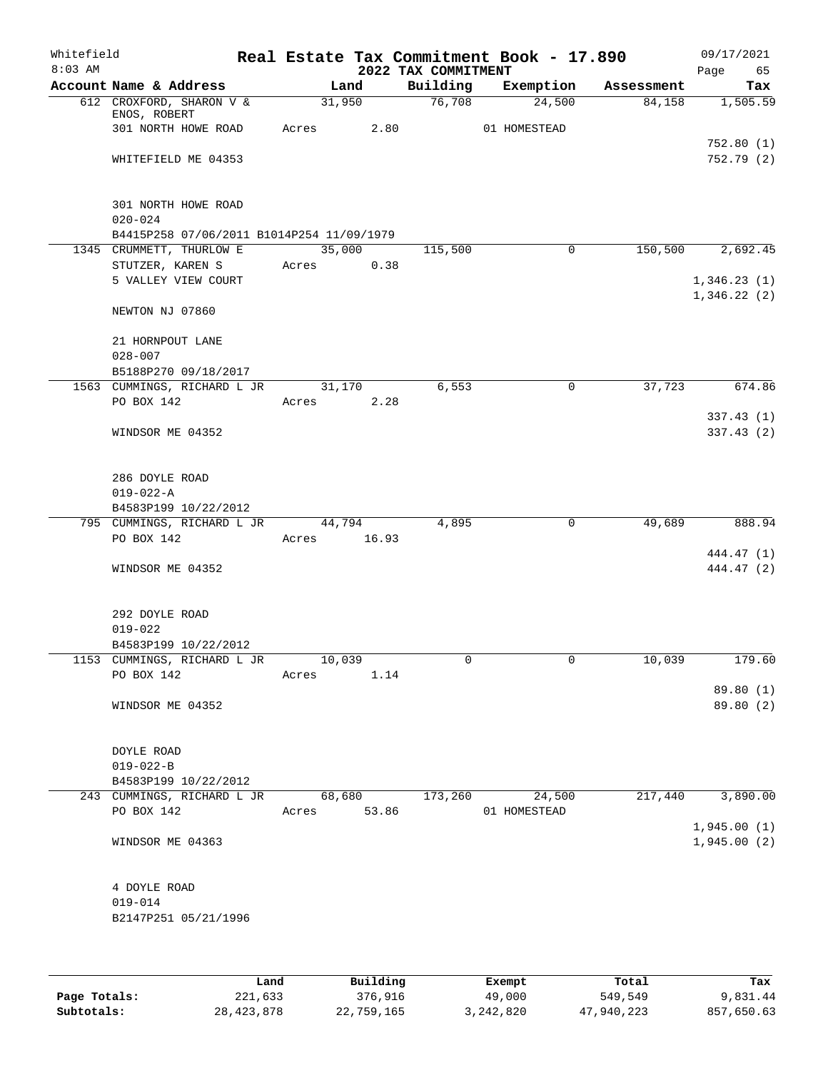Whitefield 8:03 AM

# Real Estate Tax Commitment Book - 17.890

## 2022 TAX COMMITMENT

09/17/2021 Page 65

| Account Name & Address | Land | Building | Exemption | Assessment | Tax |
|---|---|---|---|---|---|
| 612 CROXFORD, SHARON V & ENOS, ROBERT | 31,950 | 76,708 | 24,500 | 84,158 | 1,505.59 |
| 301 NORTH HOWE ROAD | Acres 2.80 | | 01 HOMESTEAD | | |
| | | | | | 752.80 (1) |
| WHITEFIELD ME 04353 | | | | | 752.79 (2) |
| 301 NORTH HOWE ROAD | | | | | |
| 020-024 | | | | | |
| B4415P258 07/06/2011 B1014P254 11/09/1979 | | | | | |
| 1345 CRUMMETT, THURLOW E | 35,000 | 115,500 | 0 | 150,500 | 2,692.45 |
| STUTZER, KAREN S | Acres 0.38 | | | | |
| 5 VALLEY VIEW COURT | | | | | 1,346.23 (1) |
| | | | | | 1,346.22 (2) |
| NEWTON NJ 07860 | | | | | |
| 21 HORNPOUT LANE | | | | | |
| 028-007 | | | | | |
| B5188P270 09/18/2017 | | | | | |
| 1563 CUMMINGS, RICHARD L JR | 31,170 | 6,553 | 0 | 37,723 | 674.86 |
| PO BOX 142 | Acres 2.28 | | | | |
| | | | | | 337.43 (1) |
| WINDSOR ME 04352 | | | | | 337.43 (2) |
| 286 DOYLE ROAD | | | | | |
| 019-022-A | | | | | |
| B4583P199 10/22/2012 | | | | | |
| 795 CUMMINGS, RICHARD L JR | 44,794 | 4,895 | 0 | 49,689 | 888.94 |
| PO BOX 142 | Acres 16.93 | | | | |
| | | | | | 444.47 (1) |
| WINDSOR ME 04352 | | | | | 444.47 (2) |
| 292 DOYLE ROAD | | | | | |
| 019-022 | | | | | |
| B4583P199 10/22/2012 | | | | | |
| 1153 CUMMINGS, RICHARD L JR | 10,039 | 0 | 0 | 10,039 | 179.60 |
| PO BOX 142 | Acres 1.14 | | | | |
| | | | | | 89.80 (1) |
| WINDSOR ME 04352 | | | | | 89.80 (2) |
| DOYLE ROAD | | | | | |
| 019-022-B | | | | | |
| B4583P199 10/22/2012 | | | | | |
| 243 CUMMINGS, RICHARD L JR | 68,680 | 173,260 | 24,500 | 217,440 | 3,890.00 |
| PO BOX 142 | Acres 53.86 | | 01 HOMESTEAD | | |
| | | | | | 1,945.00 (1) |
| WINDSOR ME 04363 | | | | | 1,945.00 (2) |
| 4 DOYLE ROAD | | | | | |
| 019-014 | | | | | |
| B2147P251 05/21/1996 | | | | | |

| | Land | Building | Exempt | Total | Tax |
|---|---|---|---|---|---|
| Page Totals: | 221,633 | 376,916 | 49,000 | 549,549 | 9,831.44 |
| Subtotals: | 28,423,878 | 22,759,165 | 3,242,820 | 47,940,223 | 857,650.63 |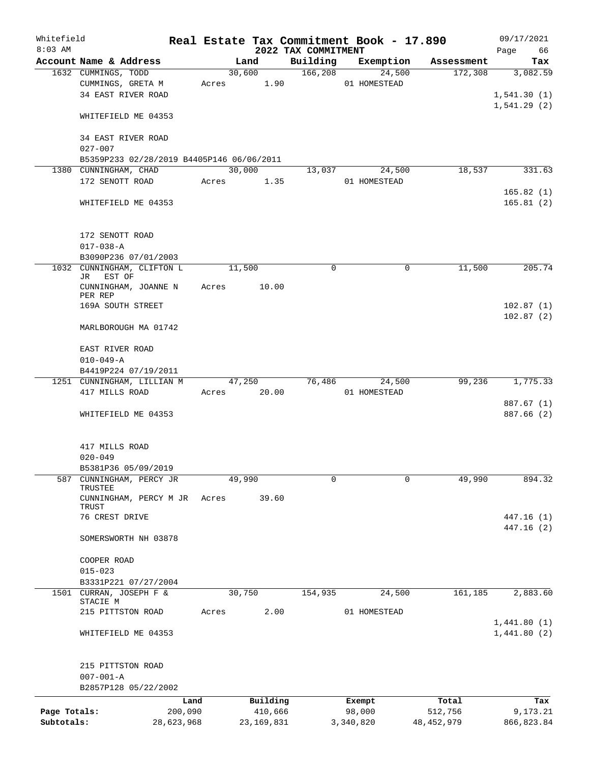# Real Estate Tax Commitment Book - 17.890

## 2022 TAX COMMITMENT

Whitefield
8:03 AM
09/17/2021

| Account | Name & Address | Land | Building | Exemption | Assessment | Tax |
|---|---|---|---|---|---|---|
| 1632 | CUMMINGS, TODD<br>CUMMINGS, GRETA M<br>34 EAST RIVER ROAD<br><br>WHITEFIELD ME 04353<br><br>34 EAST RIVER ROAD<br>027-007<br>B5359P233 02/28/2019 B4405P146 06/06/2011 | 30,600<br>Acres 1.90 | 166,208 | 24,500<br>01 HOMESTEAD | 172,308 | 3,082.59<br><br>1,541.30 (1)<br>1,541.29 (2) |
| 1380 | CUNNINGHAM, CHAD<br>172 SENOTT ROAD<br><br>WHITEFIELD ME 04353<br><br>172 SENOTT ROAD<br>017-038-A<br>B3090P236 07/01/2003 | 30,000<br>Acres 1.35 | 13,037 | 24,500<br>01 HOMESTEAD | 18,537 | 331.63<br><br>165.82 (1)<br>165.81 (2) |
| 1032 | CUNNINGHAM, CLIFTON L JR EST OF<br>CUNNINGHAM, JOANNE N PER REP<br>169A SOUTH STREET<br><br>MARLBOROUGH MA 01742<br><br>EAST RIVER ROAD<br>010-049-A<br>B4419P224 07/19/2011 | 11,500<br>Acres 10.00 | 0 | 0 | 11,500 | 205.74<br><br>102.87 (1)<br>102.87 (2) |
| 1251 | CUNNINGHAM, LILLIAN M<br>417 MILLS ROAD<br><br>WHITEFIELD ME 04353<br><br>417 MILLS ROAD<br>020-049<br>B5381P36 05/09/2019 | 47,250<br>Acres 20.00 | 76,486 | 24,500<br>01 HOMESTEAD | 99,236 | 1,775.33<br><br>887.67 (1)<br>887.66 (2) |
| 587 | CUNNINGHAM, PERCY JR TRUSTEE<br>CUNNINGHAM, PERCY M JR TRUST<br>76 CREST DRIVE<br><br>SOMERSWORTH NH 03878<br><br>COOPER ROAD<br>015-023<br>B3331P221 07/27/2004 | 49,990<br>Acres 39.60 | 0 | 0 | 49,990 | 894.32<br><br>447.16 (1)<br>447.16 (2) |
| 1501 | CURRAN, JOSEPH F & STACIE M<br>215 PITTSTON ROAD<br><br>WHITEFIELD ME 04353<br><br>215 PITTSTON ROAD<br>007-001-A<br>B2857P128 05/22/2002 | 30,750<br>Acres 2.00 | 154,935 | 24,500<br>01 HOMESTEAD | 161,185 | 2,883.60<br><br>1,441.80 (1)<br>1,441.80 (2) |

| | Land | Building | Exempt | Total | Tax |
|---|---|---|---|---|---|
| Page Totals: | 200,090 | 410,666 | 98,000 | 512,756 | 9,173.21 |
| Subtotals: | 28,623,968 | 23,169,831 | 3,340,820 | 48,452,979 | 866,823.84 |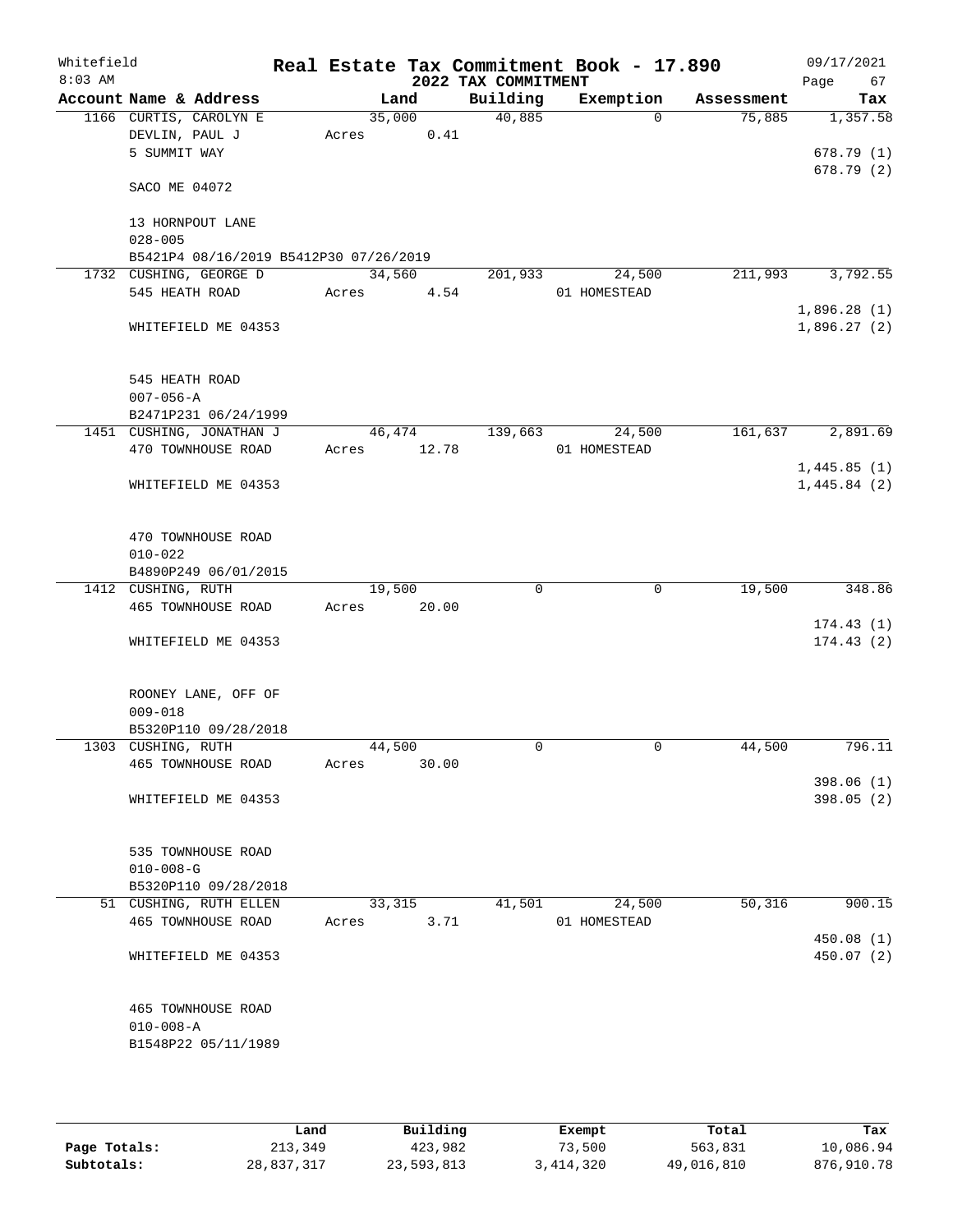Whitefield 8:03 AM

# Real Estate Tax Commitment Book - 17.890

## 2022 TAX COMMITMENT

09/17/2021 Page 67

| Account Name & Address | Land | Building | Exemption | Assessment | Tax |
|---|---|---|---|---|---|
| 1166 CURTIS, CAROLYN E | 35,000 | 40,885 | 0 | 75,885 | 1,357.58 |
| DEVLIN, PAUL J | Acres 0.41 | | | | |
| 5 SUMMIT WAY | | | | | 678.79 (1) |
| | | | | | 678.79 (2) |
| SACO ME 04072 | | | | | |
| 13 HORNPOUT LANE | | | | | |
| 028-005 | | | | | |
| B5421P4 08/16/2019 B5412P30 07/26/2019 | | | | | |
| 1732 CUSHING, GEORGE D | 34,560 | 201,933 | 24,500 | 211,993 | 3,792.55 |
| 545 HEATH ROAD | Acres 4.54 | | 01 HOMESTEAD | | |
| | | | | | 1,896.28 (1) |
| WHITEFIELD ME 04353 | | | | | 1,896.27 (2) |
| 545 HEATH ROAD | | | | | |
| 007-056-A | | | | | |
| B2471P231 06/24/1999 | | | | | |
| 1451 CUSHING, JONATHAN J | 46,474 | 139,663 | 24,500 | 161,637 | 2,891.69 |
| 470 TOWNHOUSE ROAD | Acres 12.78 | | 01 HOMESTEAD | | |
| | | | | | 1,445.85 (1) |
| WHITEFIELD ME 04353 | | | | | 1,445.84 (2) |
| 470 TOWNHOUSE ROAD | | | | | |
| 010-022 | | | | | |
| B4890P249 06/01/2015 | | | | | |
| 1412 CUSHING, RUTH | 19,500 | 0 | 0 | 19,500 | 348.86 |
| 465 TOWNHOUSE ROAD | Acres 20.00 | | | | |
| | | | | | 174.43 (1) |
| WHITEFIELD ME 04353 | | | | | 174.43 (2) |
| ROONEY LANE, OFF OF | | | | | |
| 009-018 | | | | | |
| B5320P110 09/28/2018 | | | | | |
| 1303 CUSHING, RUTH | 44,500 | 0 | 0 | 44,500 | 796.11 |
| 465 TOWNHOUSE ROAD | Acres 30.00 | | | | |
| | | | | | 398.06 (1) |
| WHITEFIELD ME 04353 | | | | | 398.05 (2) |
| 535 TOWNHOUSE ROAD | | | | | |
| 010-008-G | | | | | |
| B5320P110 09/28/2018 | | | | | |
| 51 CUSHING, RUTH ELLEN | 33,315 | 41,501 | 24,500 | 50,316 | 900.15 |
| 465 TOWNHOUSE ROAD | Acres 3.71 | | 01 HOMESTEAD | | |
| | | | | | 450.08 (1) |
| WHITEFIELD ME 04353 | | | | | 450.07 (2) |
| 465 TOWNHOUSE ROAD | | | | | |
| 010-008-A | | | | | |
| B1548P22 05/11/1989 | | | | | |

| | Land | Building | Exempt | Total | Tax |
|---|---|---|---|---|---|
| Page Totals: | 213,349 | 423,982 | 73,500 | 563,831 | 10,086.94 |
| Subtotals: | 28,837,317 | 23,593,813 | 3,414,320 | 49,016,810 | 876,910.78 |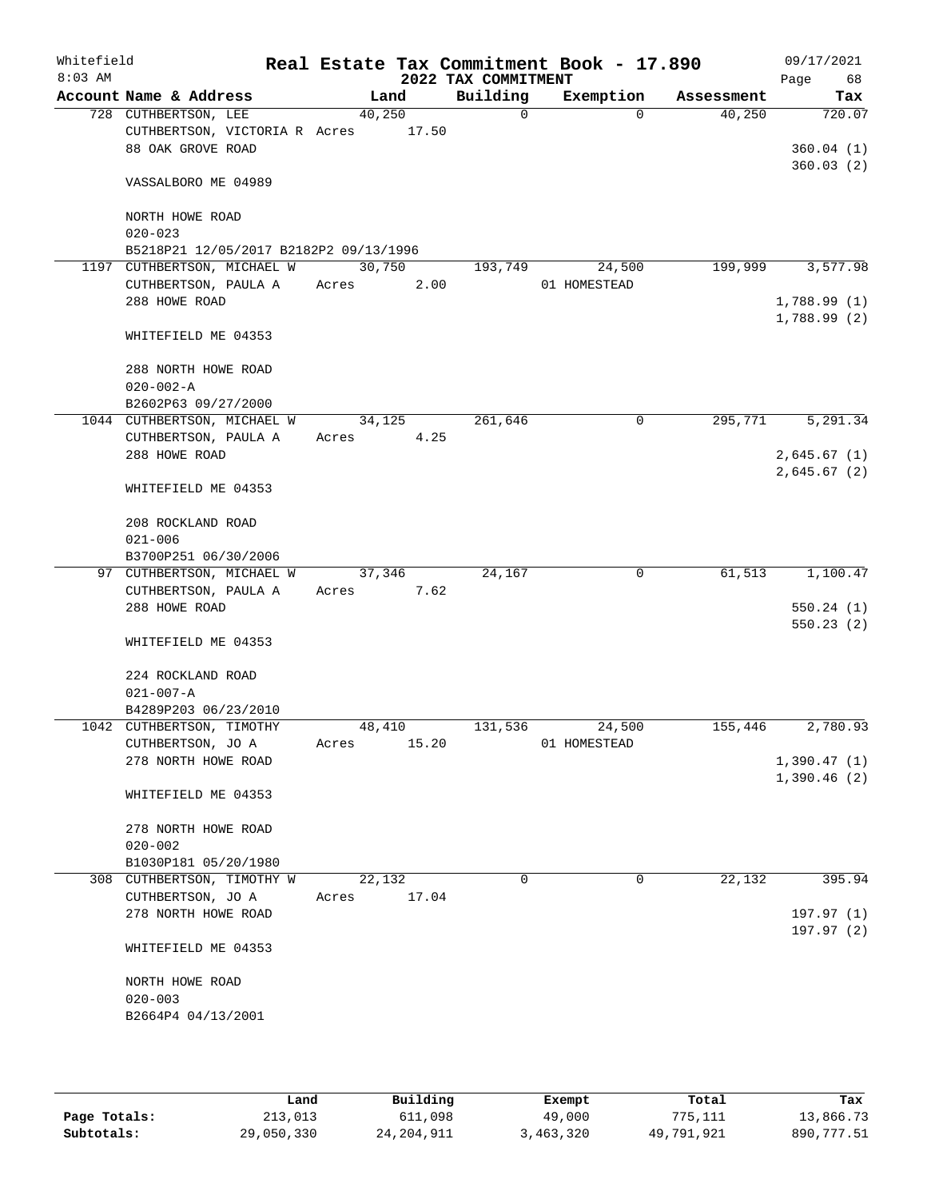Whitefield 8:03 AM

# Real Estate Tax Commitment Book - 17.890

## 2022 TAX COMMITMENT

09/17/2021

| Account Name & Address | Land | Building | Exemption | Assessment | Tax |
|---|---|---|---|---|---|
| 728 CUTHBERTSON, LEE | 40,250 | 0 | 0 | 40,250 | 720.07 |
| CUTHBERTSON, VICTORIA R | Acres 17.50 | | | | |
| 88 OAK GROVE ROAD | | | | | 360.04 (1) |
| | | | | | 360.03 (2) |
| VASSALBORO ME 04989 | | | | | |
| NORTH HOWE ROAD | | | | | |
| 020-023 | | | | | |
| B5218P21 12/05/2017 B2182P2 09/13/1996 | | | | | |
| 1197 CUTHBERTSON, MICHAEL W | 30,750 | 193,749 | 24,500 | 199,999 | 3,577.98 |
| CUTHBERTSON, PAULA A | Acres 2.00 | | 01 HOMESTEAD | | |
| 288 HOWE ROAD | | | | | 1,788.99 (1) |
| | | | | | 1,788.99 (2) |
| WHITEFIELD ME 04353 | | | | | |
| 288 NORTH HOWE ROAD | | | | | |
| 020-002-A | | | | | |
| B2602P63 09/27/2000 | | | | | |
| 1044 CUTHBERTSON, MICHAEL W | 34,125 | 261,646 | 0 | 295,771 | 5,291.34 |
| CUTHBERTSON, PAULA A | Acres 4.25 | | | | |
| 288 HOWE ROAD | | | | | 2,645.67 (1) |
| | | | | | 2,645.67 (2) |
| WHITEFIELD ME 04353 | | | | | |
| 208 ROCKLAND ROAD | | | | | |
| 021-006 | | | | | |
| B3700P251 06/30/2006 | | | | | |
| 97 CUTHBERTSON, MICHAEL W | 37,346 | 24,167 | 0 | 61,513 | 1,100.47 |
| CUTHBERTSON, PAULA A | Acres 7.62 | | | | |
| 288 HOWE ROAD | | | | | 550.24 (1) |
| | | | | | 550.23 (2) |
| WHITEFIELD ME 04353 | | | | | |
| 224 ROCKLAND ROAD | | | | | |
| 021-007-A | | | | | |
| B4289P203 06/23/2010 | | | | | |
| 1042 CUTHBERTSON, TIMOTHY | 48,410 | 131,536 | 24,500 | 155,446 | 2,780.93 |
| CUTHBERTSON, JO A | Acres 15.20 | | 01 HOMESTEAD | | |
| 278 NORTH HOWE ROAD | | | | | 1,390.47 (1) |
| | | | | | 1,390.46 (2) |
| WHITEFIELD ME 04353 | | | | | |
| 278 NORTH HOWE ROAD | | | | | |
| 020-002 | | | | | |
| B1030P181 05/20/1980 | | | | | |
| 308 CUTHBERTSON, TIMOTHY W | 22,132 | 0 | 0 | 22,132 | 395.94 |
| CUTHBERTSON, JO A | Acres 17.04 | | | | |
| 278 NORTH HOWE ROAD | | | | | 197.97 (1) |
| | | | | | 197.97 (2) |
| WHITEFIELD ME 04353 | | | | | |
| NORTH HOWE ROAD | | | | | |
| 020-003 | | | | | |
| B2664P4 04/13/2001 | | | | | |

| | Land | Building | Exempt | Total | Tax |
|---|---|---|---|---|---|
| Page Totals: | 213,013 | 611,098 | 49,000 | 775,111 | 13,866.73 |
| Subtotals: | 29,050,330 | 24,204,911 | 3,463,320 | 49,791,921 | 890,777.51 |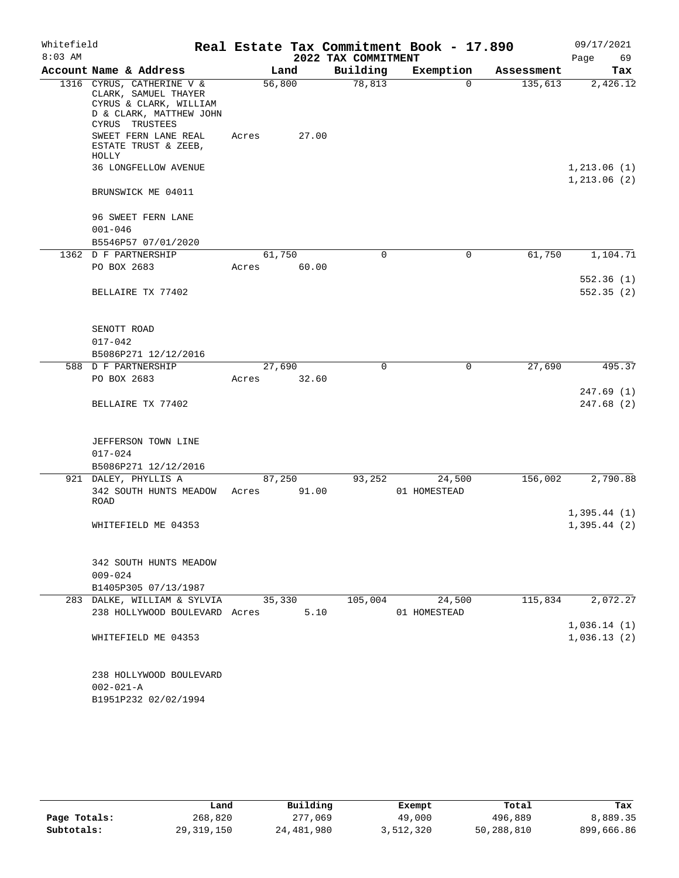Whitefield 8:03 AM

# Real Estate Tax Commitment Book - 17.890

## 2022 TAX COMMITMENT

09/17/2021

| Account | Name & Address | Land | Building | Exemption | Assessment | Tax |
|---|---|---|---|---|---|---|
| 1316 | CYRUS, CATHERINE V & CLARK, SAMUEL THAYER CYRUS & CLARK, WILLIAM D & CLARK, MATTHEW JOHN CYRUS TRUSTEES | 56,800 | 78,813 | 0 | 135,613 | 2,426.12 |
| | SWEET FERN LANE REAL ESTATE TRUST & ZEEB, HOLLY | Acres 27.00 | | | | |
| | 36 LONGFELLOW AVENUE | | | | | 1,213.06 (1) |
| | | | | | | 1,213.06 (2) |
| | BRUNSWICK ME 04011 | | | | | |
| | 96 SWEET FERN LANE | | | | | |
| | 001-046 | | | | | |
| | B5546P57 07/01/2020 | | | | | |
| 1362 | D F PARTNERSHIP | 61,750 | 0 | 0 | 61,750 | 1,104.71 |
| | PO BOX 2683 | Acres 60.00 | | | | |
| | | | | | | 552.36 (1) |
| | BELLAIRE TX 77402 | | | | | 552.35 (2) |
| | SENOTT ROAD | | | | | |
| | 017-042 | | | | | |
| | B5086P271 12/12/2016 | | | | | |
| 588 | D F PARTNERSHIP | 27,690 | 0 | 0 | 27,690 | 495.37 |
| | PO BOX 2683 | Acres 32.60 | | | | |
| | | | | | | 247.69 (1) |
| | BELLAIRE TX 77402 | | | | | 247.68 (2) |
| | JEFFERSON TOWN LINE | | | | | |
| | 017-024 | | | | | |
| | B5086P271 12/12/2016 | | | | | |
| 921 | DALEY, PHYLLIS A | 87,250 | 93,252 | 24,500 | 156,002 | 2,790.88 |
| | 342 SOUTH HUNTS MEADOW ROAD | Acres 91.00 | | 01 HOMESTEAD | | |
| | | | | | | 1,395.44 (1) |
| | WHITEFIELD ME 04353 | | | | | 1,395.44 (2) |
| | 342 SOUTH HUNTS MEADOW | | | | | |
| | 009-024 | | | | | |
| | B1405P305 07/13/1987 | | | | | |
| 283 | DALKE, WILLIAM & SYLVIA | 35,330 | 105,004 | 24,500 | 115,834 | 2,072.27 |
| | 238 HOLLYWOOD BOULEVARD | Acres 5.10 | | 01 HOMESTEAD | | |
| | | | | | | 1,036.14 (1) |
| | WHITEFIELD ME 04353 | | | | | 1,036.13 (2) |
| | 238 HOLLYWOOD BOULEVARD | | | | | |
| | 002-021-A | | | | | |
| | B1951P232 02/02/1994 | | | | | |

| | Land | Building | Exempt | Total | Tax |
|---|---|---|---|---|---|
| Page Totals: | 268,820 | 277,069 | 49,000 | 496,889 | 8,889.35 |
| Subtotals: | 29,319,150 | 24,481,980 | 3,512,320 | 50,288,810 | 899,666.86 |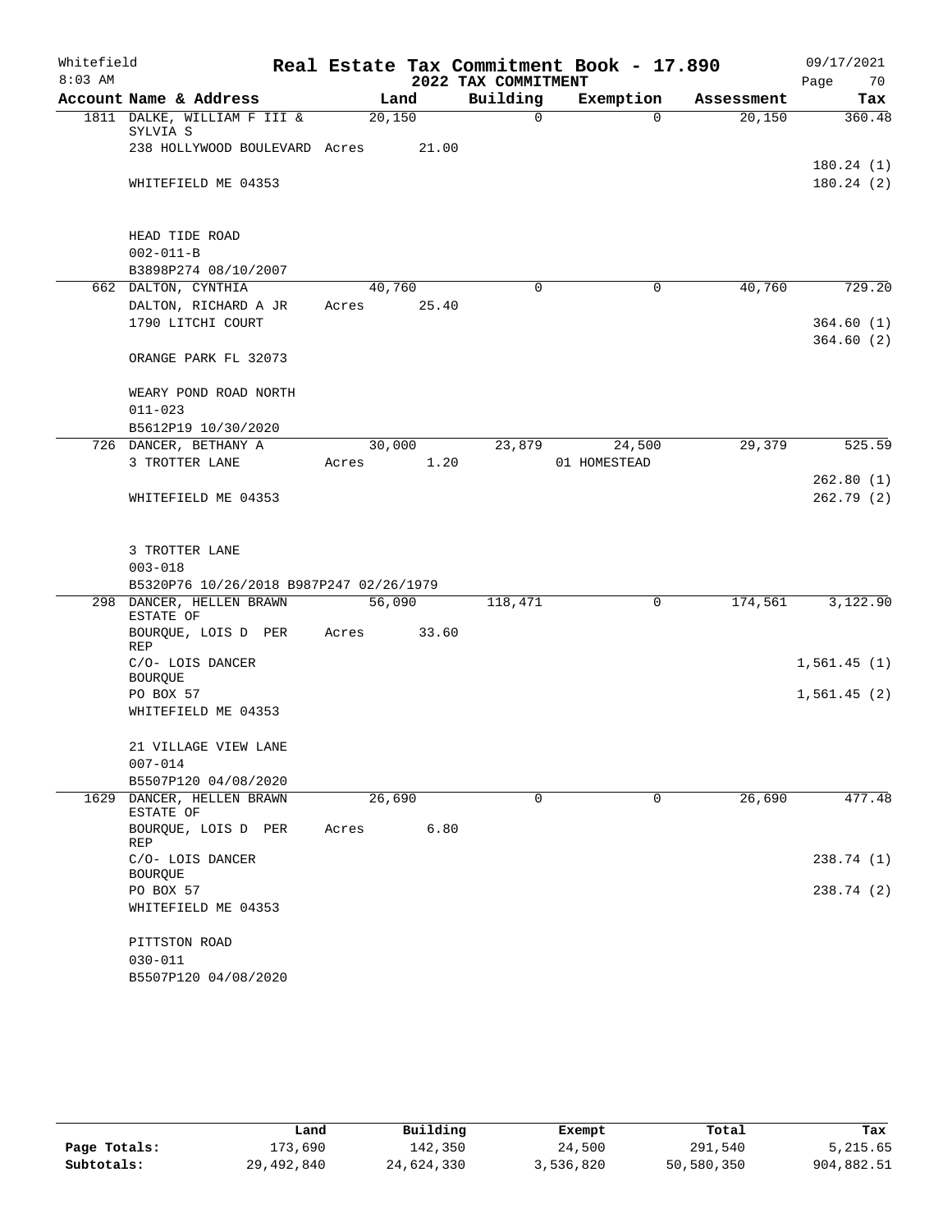Whitefield 8:03 AM

# Real Estate Tax Commitment Book - 17.890

## 2022 TAX COMMITMENT

09/17/2021 Page 70

| Account Name & Address | Land | Building | Exemption | Assessment | Tax |
|---|---|---|---|---|---|
| 1811 DALKE, WILLIAM F III & SYLVIA S | 20,150 | 0 | 0 | 20,150 | 360.48 |
| 238 HOLLYWOOD BOULEVARD | Acres 21.00 | | | | |
| | | | | | 180.24 (1) |
| WHITEFIELD ME 04353 | | | | | 180.24 (2) |
| HEAD TIDE ROAD | | | | | |
| 002-011-B | | | | | |
| B3898P274 08/10/2007 | | | | | |
| 662 DALTON, CYNTHIA | 40,760 | 0 | 0 | 40,760 | 729.20 |
| DALTON, RICHARD A JR | Acres 25.40 | | | | |
| 1790 LITCHI COURT | | | | | 364.60 (1) |
| | | | | | 364.60 (2) |
| ORANGE PARK FL 32073 | | | | | |
| WEARY POND ROAD NORTH | | | | | |
| 011-023 | | | | | |
| B5612P19 10/30/2020 | | | | | |
| 726 DANCER, BETHANY A | 30,000 | 23,879 | 24,500 | 29,379 | 525.59 |
| 3 TROTTER LANE | Acres 1.20 | | 01 HOMESTEAD | | |
| | | | | | 262.80 (1) |
| WHITEFIELD ME 04353 | | | | | 262.79 (2) |
| 3 TROTTER LANE | | | | | |
| 003-018 | | | | | |
| B5320P76 10/26/2018 B987P247 02/26/1979 | | | | | |
| 298 DANCER, HELLEN BRAWN ESTATE OF | 56,090 | 118,471 | 0 | 174,561 | 3,122.90 |
| BOURQUE, LOIS D PER REP | Acres 33.60 | | | | |
| C/O- LOIS DANCER BOURQUE | | | | | 1,561.45 (1) |
| PO BOX 57 | | | | | 1,561.45 (2) |
| WHITEFIELD ME 04353 | | | | | |
| 21 VILLAGE VIEW LANE | | | | | |
| 007-014 | | | | | |
| B5507P120 04/08/2020 | | | | | |
| 1629 DANCER, HELLEN BRAWN ESTATE OF | 26,690 | 0 | 0 | 26,690 | 477.48 |
| BOURQUE, LOIS D PER REP | Acres 6.80 | | | | |
| C/O- LOIS DANCER BOURQUE | | | | | 238.74 (1) |
| PO BOX 57 | | | | | 238.74 (2) |
| WHITEFIELD ME 04353 | | | | | |
| PITTSTON ROAD | | | | | |
| 030-011 | | | | | |
| B5507P120 04/08/2020 | | | | | |

| | Land | Building | Exempt | Total | Tax |
|---|---|---|---|---|---|
| Page Totals: | 173,690 | 142,350 | 24,500 | 291,540 | 5,215.65 |
| Subtotals: | 29,492,840 | 24,624,330 | 3,536,820 | 50,580,350 | 904,882.51 |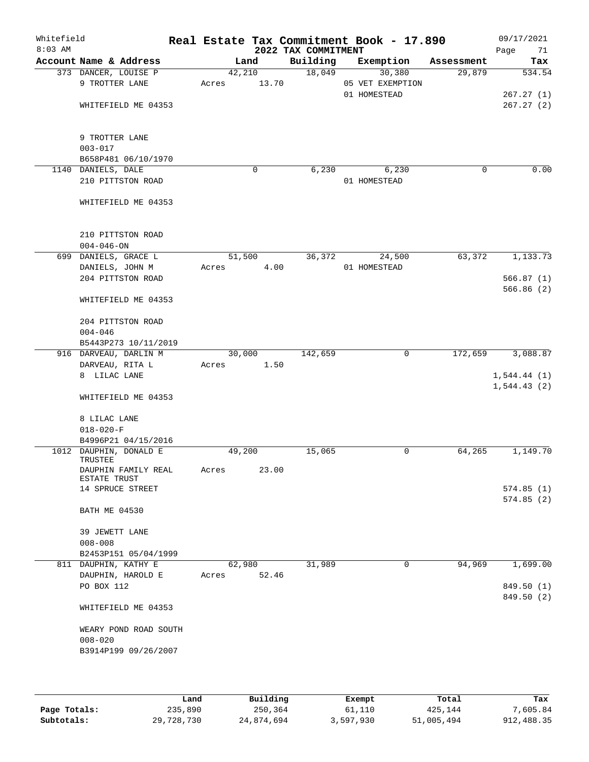Whitefield 8:03 AM

# Real Estate Tax Commitment Book - 17.890
## 2022 TAX COMMITMENT

09/17/2021

| Account Name & Address | Land | Building | Exemption | Assessment | Tax |
|---|---|---|---|---|---|
| 373 DANCER, LOUISE P | 42,210 | 18,049 | 30,380 | 29,879 | 534.54 |
| 9 TROTTER LANE | Acres 13.70 | | 05 VET EXEMPTION | | |
| | | | 01 HOMESTEAD | | 267.27 (1) |
| WHITEFIELD ME 04353 | | | | | 267.27 (2) |
| 9 TROTTER LANE | | | | | |
| 003-017 | | | | | |
| B658P481 06/10/1970 | | | | | |
| 1140 DANIELS, DALE | 0 | 6,230 | 6,230 | 0 | 0.00 |
| 210 PITTSTON ROAD | | | 01 HOMESTEAD | | |
| WHITEFIELD ME 04353 | | | | | |
| 210 PITTSTON ROAD | | | | | |
| 004-046-ON | | | | | |
| 699 DANIELS, GRACE L | 51,500 | 36,372 | 24,500 | 63,372 | 1,133.73 |
| DANIELS, JOHN M | Acres 4.00 | | 01 HOMESTEAD | | |
| 204 PITTSTON ROAD | | | | | 566.87 (1) |
| | | | | | 566.86 (2) |
| WHITEFIELD ME 04353 | | | | | |
| 204 PITTSTON ROAD | | | | | |
| 004-046 | | | | | |
| B5443P273 10/11/2019 | | | | | |
| 916 DARVEAU, DARLIN M | 30,000 | 142,659 | 0 | 172,659 | 3,088.87 |
| DARVEAU, RITA L | Acres 1.50 | | | | |
| 8 LILAC LANE | | | | | 1,544.44 (1) |
| | | | | | 1,544.43 (2) |
| WHITEFIELD ME 04353 | | | | | |
| 8 LILAC LANE | | | | | |
| 018-020-F | | | | | |
| B4996P21 04/15/2016 | | | | | |
| 1012 DAUPHIN, DONALD E TRUSTEE | 49,200 | 15,065 | 0 | 64,265 | 1,149.70 |
| DAUPHIN FAMILY REAL ESTATE TRUST | Acres 23.00 | | | | |
| 14 SPRUCE STREET | | | | | 574.85 (1) |
| | | | | | 574.85 (2) |
| BATH ME 04530 | | | | | |
| 39 JEWETT LANE | | | | | |
| 008-008 | | | | | |
| B2453P151 05/04/1999 | | | | | |
| 811 DAUPHIN, KATHY E | 62,980 | 31,989 | 0 | 94,969 | 1,699.00 |
| DAUPHIN, HAROLD E | Acres 52.46 | | | | |
| PO BOX 112 | | | | | 849.50 (1) |
| | | | | | 849.50 (2) |
| WHITEFIELD ME 04353 | | | | | |
| WEARY POND ROAD SOUTH | | | | | |
| 008-020 | | | | | |
| B3914P199 09/26/2007 | | | | | |

| | Land | Building | Exempt | Total | Tax |
|---|---|---|---|---|---|
| Page Totals: | 235,890 | 250,364 | 61,110 | 425,144 | 7,605.84 |
| Subtotals: | 29,728,730 | 24,874,694 | 3,597,930 | 51,005,494 | 912,488.35 |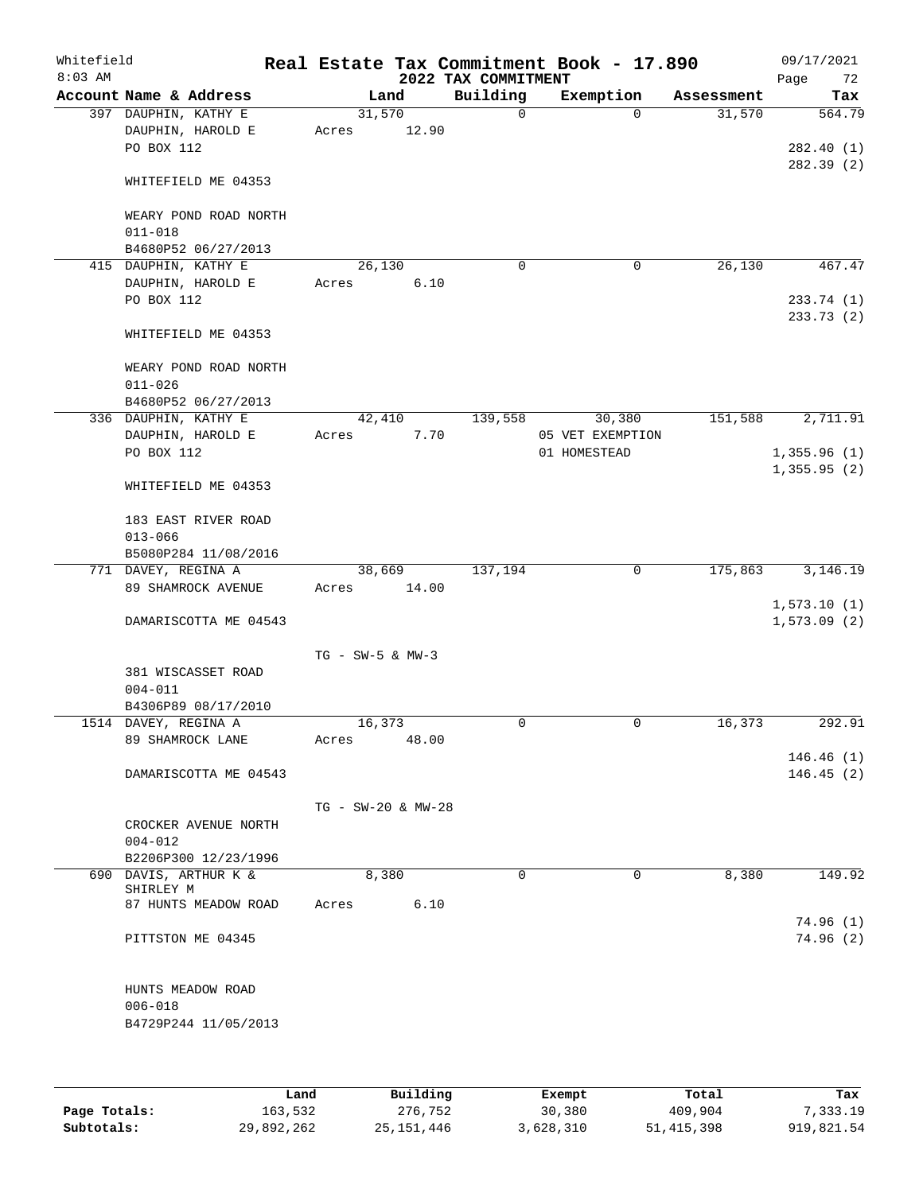Whitefield 8:03 AM

# Real Estate Tax Commitment Book - 17.890

## 2022 TAX COMMITMENT

09/17/2021 Page 72

| Account Name & Address | Land | Building | Exemption | Assessment | Tax |
|---|---|---|---|---|---|
| 397 DAUPHIN, KATHY E | 31,570 | 0 | 0 | 31,570 | 564.79 |
| DAUPHIN, HAROLD E | Acres 12.90 | | | | |
| PO BOX 112 | | | | | 282.40 (1) |
| | | | | | 282.39 (2) |
| WHITEFIELD ME 04353 | | | | | |
| WEARY POND ROAD NORTH | | | | | |
| 011-018 | | | | | |
| B4680P52 06/27/2013 | | | | | |
| 415 DAUPHIN, KATHY E | 26,130 | 0 | 0 | 26,130 | 467.47 |
| DAUPHIN, HAROLD E | Acres 6.10 | | | | |
| PO BOX 112 | | | | | 233.74 (1) |
| | | | | | 233.73 (2) |
| WHITEFIELD ME 04353 | | | | | |
| WEARY POND ROAD NORTH | | | | | |
| 011-026 | | | | | |
| B4680P52 06/27/2013 | | | | | |
| 336 DAUPHIN, KATHY E | 42,410 | 139,558 | 30,380 | 151,588 | 2,711.91 |
| DAUPHIN, HAROLD E | Acres 7.70 | | 05 VET EXEMPTION | | |
| PO BOX 112 | | | 01 HOMESTEAD | | 1,355.96 (1) |
| | | | | | 1,355.95 (2) |
| WHITEFIELD ME 04353 | | | | | |
| 183 EAST RIVER ROAD | | | | | |
| 013-066 | | | | | |
| B5080P284 11/08/2016 | | | | | |
| 771 DAVEY, REGINA A | 38,669 | 137,194 | 0 | 175,863 | 3,146.19 |
| 89 SHAMROCK AVENUE | Acres 14.00 | | | | |
| | | | | | 1,573.10 (1) |
| DAMARISCOTTA ME 04543 | | | | | 1,573.09 (2) |
| | TG - SW-5 & MW-3 | | | | |
| 381 WISCASSET ROAD | | | | | |
| 004-011 | | | | | |
| B4306P89 08/17/2010 | | | | | |
| 1514 DAVEY, REGINA A | 16,373 | 0 | 0 | 16,373 | 292.91 |
| 89 SHAMROCK LANE | Acres 48.00 | | | | |
| | | | | | 146.46 (1) |
| DAMARISCOTTA ME 04543 | | | | | 146.45 (2) |
| | TG - SW-20 & MW-28 | | | | |
| CROCKER AVENUE NORTH | | | | | |
| 004-012 | | | | | |
| B2206P300 12/23/1996 | | | | | |
| 690 DAVIS, ARTHUR K & SHIRLEY M | 8,380 | 0 | 0 | 8,380 | 149.92 |
| 87 HUNTS MEADOW ROAD | Acres 6.10 | | | | |
| | | | | | 74.96 (1) |
| PITTSTON ME 04345 | | | | | 74.96 (2) |
| HUNTS MEADOW ROAD | | | | | |
| 006-018 | | | | | |
| B4729P244 11/05/2013 | | | | | |

| | Land | Building | Exempt | Total | Tax |
|---|---|---|---|---|---|
| Page Totals: | 163,532 | 276,752 | 30,380 | 409,904 | 7,333.19 |
| Subtotals: | 29,892,262 | 25,151,446 | 3,628,310 | 51,415,398 | 919,821.54 |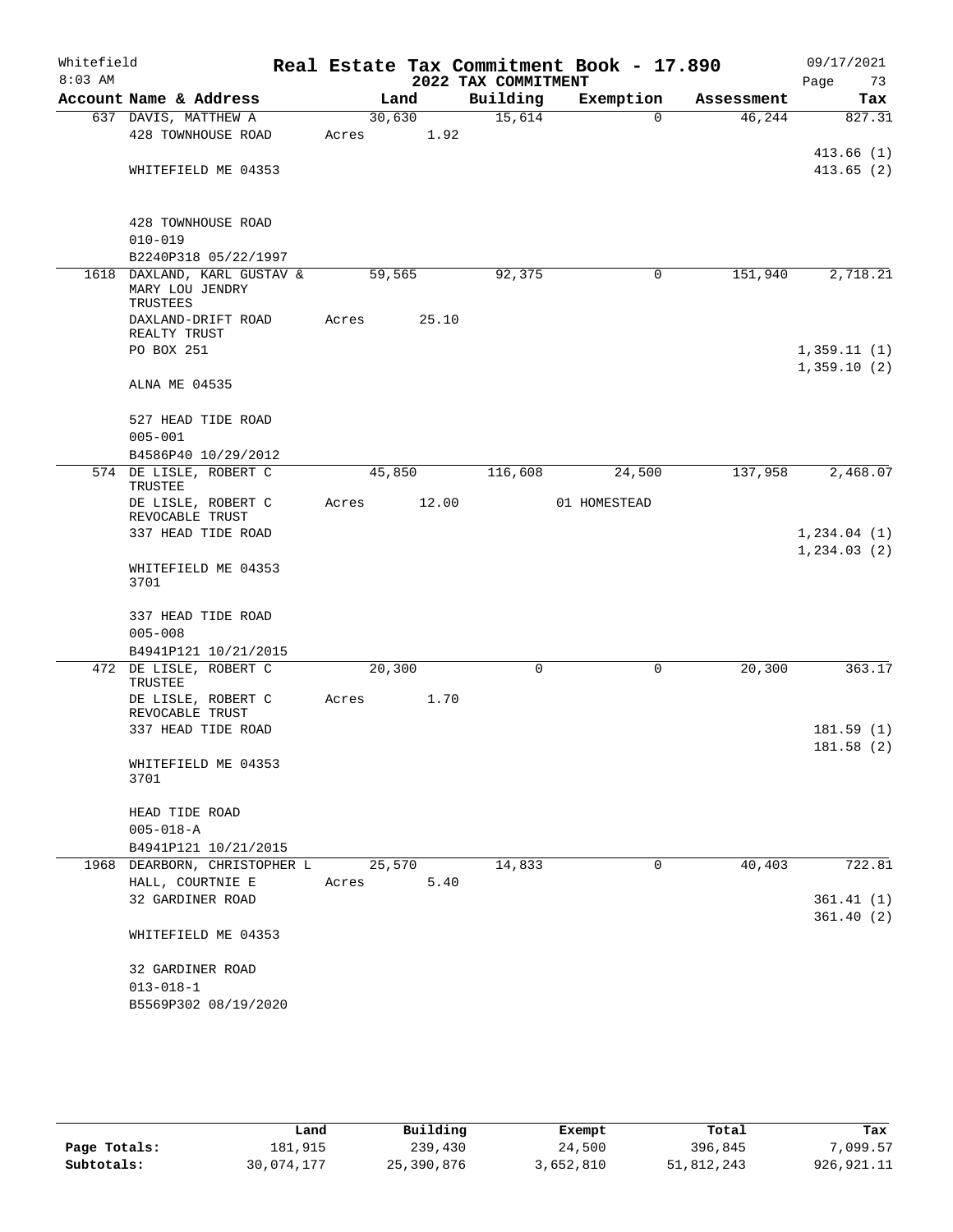Whitefield 8:03 AM

# Real Estate Tax Commitment Book - 17.890

## 2022 TAX COMMITMENT

09/17/2021

| Account Name & Address | Land | Building | Exemption | Assessment | Tax |
|---|---|---|---|---|---|
| 637 DAVIS, MATTHEW A<br>428 TOWNHOUSE ROAD<br><br>WHITEFIELD ME 04353<br><br>428 TOWNHOUSE ROAD<br>010-019<br>B2240P318 05/22/1997 | 30,630<br>Acres 1.92 | 15,614 | 0 | 46,244 | 827.31<br><br>413.66 (1)<br>413.65 (2) |
| 1618 DAXLAND, KARL GUSTAV & MARY LOU JENDRY TRUSTEES<br>DAXLAND-DRIFT ROAD REALTY TRUST<br>PO BOX 251<br><br>ALNA ME 04535<br><br>527 HEAD TIDE ROAD<br>005-001<br>B4586P40 10/29/2012 | 59,565<br>Acres 25.10 | 92,375 | 0 | 151,940 | 2,718.21<br><br>1,359.11 (1)<br>1,359.10 (2) |
| 574 DE LISLE, ROBERT C TRUSTEE<br>DE LISLE, ROBERT C REVOCABLE TRUST<br>337 HEAD TIDE ROAD<br><br>WHITEFIELD ME 04353 3701<br><br>337 HEAD TIDE ROAD<br>005-008<br>B4941P121 10/21/2015 | 45,850<br>Acres 12.00 | 116,608 | 24,500<br>01 HOMESTEAD | 137,958 | 2,468.07<br><br>1,234.04 (1)<br>1,234.03 (2) |
| 472 DE LISLE, ROBERT C TRUSTEE<br>DE LISLE, ROBERT C REVOCABLE TRUST<br>337 HEAD TIDE ROAD<br><br>WHITEFIELD ME 04353 3701<br><br>HEAD TIDE ROAD<br>005-018-A<br>B4941P121 10/21/2015 | 20,300<br>Acres 1.70 | 0 | 0 | 20,300 | 363.17<br><br>181.59 (1)<br>181.58 (2) |
| 1968 DEARBORN, CHRISTOPHER L<br>HALL, COURTNIE E<br>32 GARDINER ROAD<br><br>WHITEFIELD ME 04353<br><br>32 GARDINER ROAD<br>013-018-1<br>B5569P302 08/19/2020 | 25,570<br>Acres 5.40 | 14,833 | 0 | 40,403 | 722.81<br><br>361.41 (1)<br>361.40 (2) |

| | Land | Building | Exempt | Total | Tax |
|---|---|---|---|---|---|
| Page Totals: | 181,915 | 239,430 | 24,500 | 396,845 | 7,099.57 |
| Subtotals: | 30,074,177 | 25,390,876 | 3,652,810 | 51,812,243 | 926,921.11 |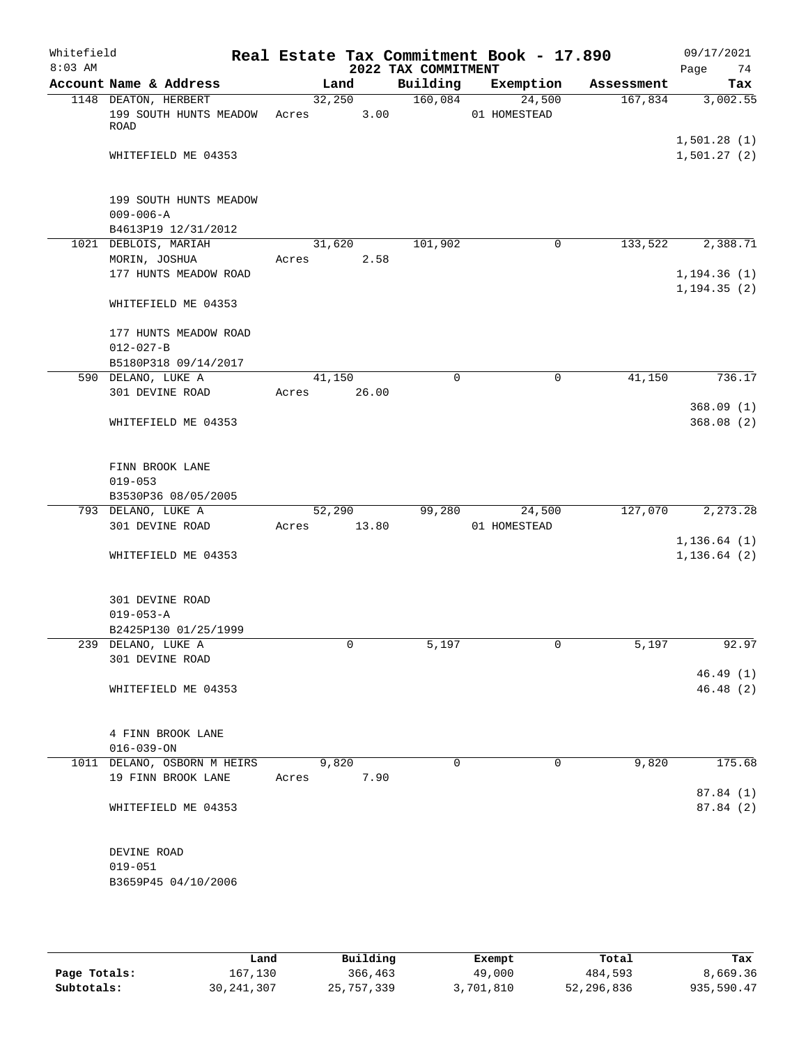Whitefield 8:03 AM

# Real Estate Tax Commitment Book - 17.890

## 2022 TAX COMMITMENT

09/17/2021

| Account Name & Address | Land | Building | Exemption | Assessment | Tax |
|---|---|---|---|---|---|
| 1148 DEATON, HERBERT | 32,250 | 160,084 | 24,500 | 167,834 | 3,002.55 |
| 199 SOUTH HUNTS MEADOW ROAD | Acres 3.00 | | 01 HOMESTEAD | | |
| | | | | | 1,501.28 (1) |
| WHITEFIELD ME 04353 | | | | | 1,501.27 (2) |
| 199 SOUTH HUNTS MEADOW | | | | | |
| 009-006-A | | | | | |
| B4613P19 12/31/2012 | | | | | |
| 1021 DEBLOIS, MARIAH | 31,620 | 101,902 | 0 | 133,522 | 2,388.71 |
| MORIN, JOSHUA | Acres 2.58 | | | | |
| 177 HUNTS MEADOW ROAD | | | | | 1,194.36 (1) |
| | | | | | 1,194.35 (2) |
| WHITEFIELD ME 04353 | | | | | |
| 177 HUNTS MEADOW ROAD | | | | | |
| 012-027-B | | | | | |
| B5180P318 09/14/2017 | | | | | |
| 590 DELANO, LUKE A | 41,150 | 0 | 0 | 41,150 | 736.17 |
| 301 DEVINE ROAD | Acres 26.00 | | | | |
| | | | | | 368.09 (1) |
| WHITEFIELD ME 04353 | | | | | 368.08 (2) |
| FINN BROOK LANE | | | | | |
| 019-053 | | | | | |
| B3530P36 08/05/2005 | | | | | |
| 793 DELANO, LUKE A | 52,290 | 99,280 | 24,500 | 127,070 | 2,273.28 |
| 301 DEVINE ROAD | Acres 13.80 | | 01 HOMESTEAD | | |
| | | | | | 1,136.64 (1) |
| WHITEFIELD ME 04353 | | | | | 1,136.64 (2) |
| 301 DEVINE ROAD | | | | | |
| 019-053-A | | | | | |
| B2425P130 01/25/1999 | | | | | |
| 239 DELANO, LUKE A | 0 | 5,197 | 0 | 5,197 | 92.97 |
| 301 DEVINE ROAD | | | | | |
| | | | | | 46.49 (1) |
| WHITEFIELD ME 04353 | | | | | 46.48 (2) |
| 4 FINN BROOK LANE | | | | | |
| 016-039-ON | | | | | |
| 1011 DELANO, OSBORN M HEIRS | 9,820 | 0 | 0 | 9,820 | 175.68 |
| 19 FINN BROOK LANE | Acres 7.90 | | | | |
| | | | | | 87.84 (1) |
| WHITEFIELD ME 04353 | | | | | 87.84 (2) |
| DEVINE ROAD | | | | | |
| 019-051 | | | | | |
| B3659P45 04/10/2006 | | | | | |

| | Land | Building | Exempt | Total | Tax |
|---|---|---|---|---|---|
| Page Totals: | 167,130 | 366,463 | 49,000 | 484,593 | 8,669.36 |
| Subtotals: | 30,241,307 | 25,757,339 | 3,701,810 | 52,296,836 | 935,590.47 |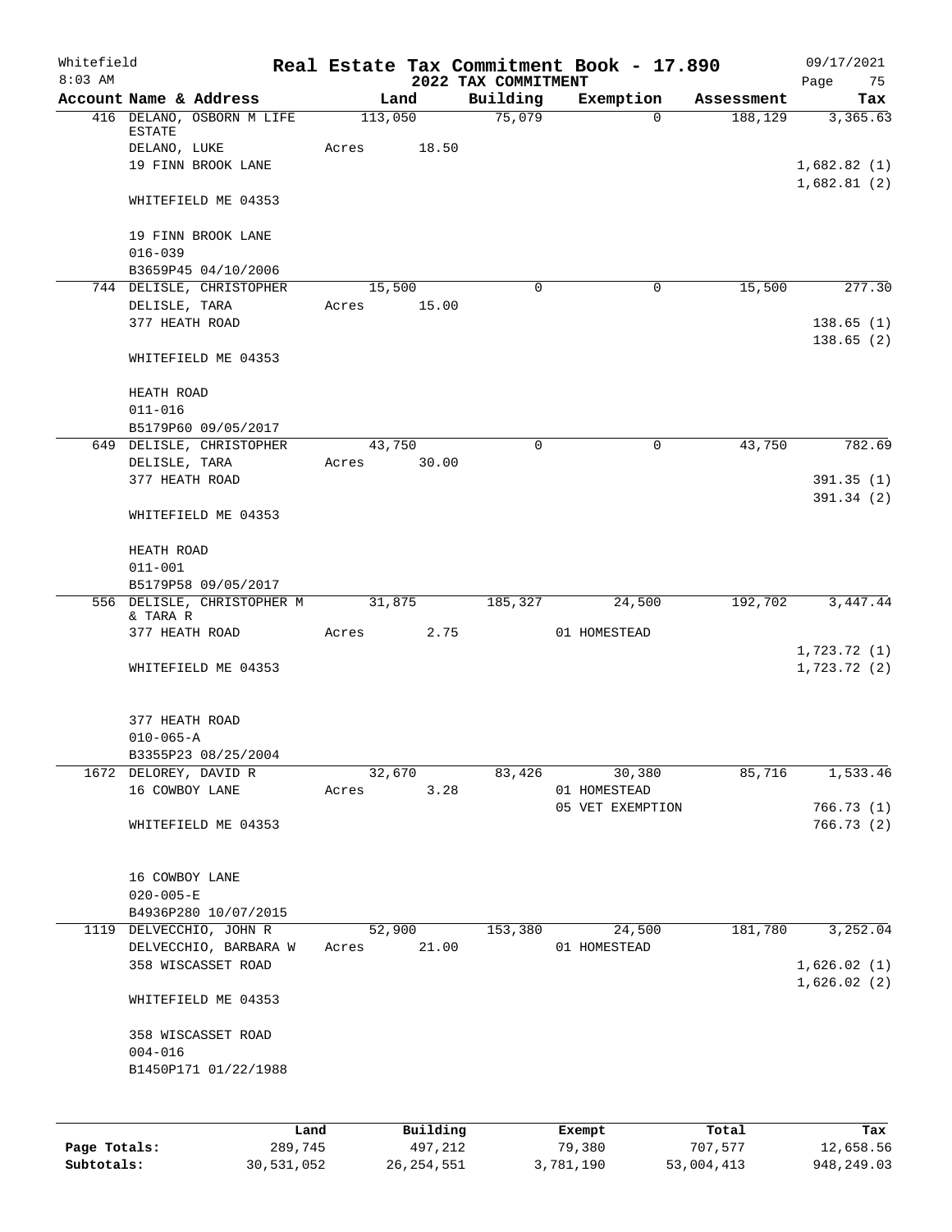Whitefield 8:03 AM

# Real Estate Tax Commitment Book - 17.890

## 2022 TAX COMMITMENT

09/17/2021

| Account Name & Address | Land | Building | Exemption | Assessment | Tax |
|---|---|---|---|---|---|
| 416 DELANO, OSBORN M LIFE ESTATE | 113,050 | 75,079 | 0 | 188,129 | 3,365.63 |
| DELANO, LUKE | Acres 18.50 | | | | |
| 19 FINN BROOK LANE | | | | | 1,682.82 (1) |
| | | | | | 1,682.81 (2) |
| WHITEFIELD ME 04353 | | | | | |
| 19 FINN BROOK LANE | | | | | |
| 016-039 | | | | | |
| B3659P45 04/10/2006 | | | | | |
| 744 DELISLE, CHRISTOPHER | 15,500 | 0 | 0 | 15,500 | 277.30 |
| DELISLE, TARA | Acres 15.00 | | | | |
| 377 HEATH ROAD | | | | | 138.65 (1) |
| | | | | | 138.65 (2) |
| WHITEFIELD ME 04353 | | | | | |
| HEATH ROAD | | | | | |
| 011-016 | | | | | |
| B5179P60 09/05/2017 | | | | | |
| 649 DELISLE, CHRISTOPHER | 43,750 | 0 | 0 | 43,750 | 782.69 |
| DELISLE, TARA | Acres 30.00 | | | | |
| 377 HEATH ROAD | | | | | 391.35 (1) |
| | | | | | 391.34 (2) |
| WHITEFIELD ME 04353 | | | | | |
| HEATH ROAD | | | | | |
| 011-001 | | | | | |
| B5179P58 09/05/2017 | | | | | |
| 556 DELISLE, CHRISTOPHER M & TARA R | 31,875 | 185,327 | 24,500 | 192,702 | 3,447.44 |
| 377 HEATH ROAD | Acres 2.75 | | 01 HOMESTEAD | | |
| | | | | | 1,723.72 (1) |
| WHITEFIELD ME 04353 | | | | | 1,723.72 (2) |
| 377 HEATH ROAD | | | | | |
| 010-065-A | | | | | |
| B3355P23 08/25/2004 | | | | | |
| 1672 DELOREY, DAVID R | 32,670 | 83,426 | 30,380 | 85,716 | 1,533.46 |
| 16 COWBOY LANE | Acres 3.28 | | 01 HOMESTEAD | | |
| | | | 05 VET EXEMPTION | | 766.73 (1) |
| WHITEFIELD ME 04353 | | | | | 766.73 (2) |
| 16 COWBOY LANE | | | | | |
| 020-005-E | | | | | |
| B4936P280 10/07/2015 | | | | | |
| 1119 DELVECCHIO, JOHN R | 52,900 | 153,380 | 24,500 | 181,780 | 3,252.04 |
| DELVECCHIO, BARBARA W | Acres 21.00 | | 01 HOMESTEAD | | |
| 358 WISCASSET ROAD | | | | | 1,626.02 (1) |
| | | | | | 1,626.02 (2) |
| WHITEFIELD ME 04353 | | | | | |
| 358 WISCASSET ROAD | | | | | |
| 004-016 | | | | | |
| B1450P171 01/22/1988 | | | | | |

| | Land | Building | Exempt | Total | Tax |
|---|---|---|---|---|---|
| Page Totals: | 289,745 | 497,212 | 79,380 | 707,577 | 12,658.56 |
| Subtotals: | 30,531,052 | 26,254,551 | 3,781,190 | 53,004,413 | 948,249.03 |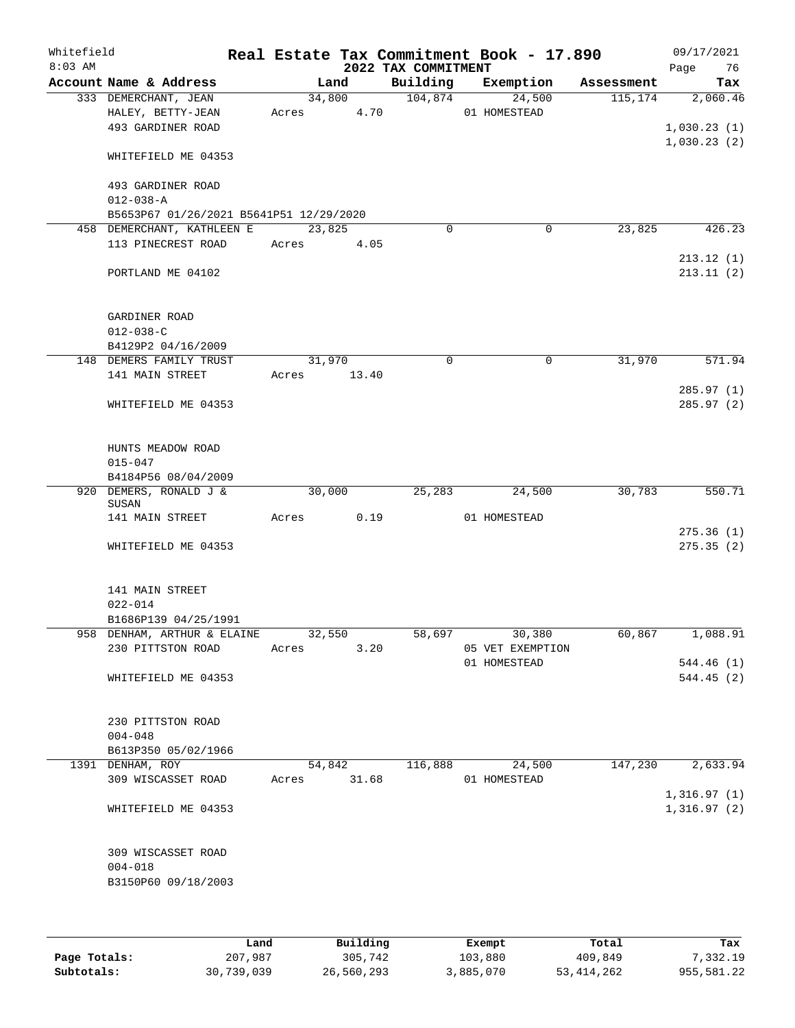# Real Estate Tax Commitment Book - 17.890

Whitefield
8:03 AM

2022 TAX COMMITMENT

09/17/2021

| Account Name & Address | Land | Building | Exemption | Assessment | Tax |
|---|---|---|---|---|---|
| 333 DEMERCHANT, JEAN | 34,800 | 104,874 | 24,500 | 115,174 | 2,060.46 |
| HALEY, BETTY-JEAN | Acres 4.70 | | 01 HOMESTEAD | | |
| 493 GARDINER ROAD | | | | | 1,030.23 (1) |
| | | | | | 1,030.23 (2) |
| WHITEFIELD ME 04353 | | | | | |
| 493 GARDINER ROAD | | | | | |
| 012-038-A | | | | | |
| B5653P67 01/26/2021 B5641P51 12/29/2020 | | | | | |
| 458 DEMERCHANT, KATHLEEN E | 23,825 | 0 | 0 | 23,825 | 426.23 |
| 113 PINECREST ROAD | Acres 4.05 | | | | |
| | | | | | 213.12 (1) |
| PORTLAND ME 04102 | | | | | 213.11 (2) |
| GARDINER ROAD | | | | | |
| 012-038-C | | | | | |
| B4129P2 04/16/2009 | | | | | |
| 148 DEMERS FAMILY TRUST | 31,970 | 0 | 0 | 31,970 | 571.94 |
| 141 MAIN STREET | Acres 13.40 | | | | |
| | | | | | 285.97 (1) |
| WHITEFIELD ME 04353 | | | | | 285.97 (2) |
| HUNTS MEADOW ROAD | | | | | |
| 015-047 | | | | | |
| B4184P56 08/04/2009 | | | | | |
| 920 DEMERS, RONALD J & SUSAN | 30,000 | 25,283 | 24,500 | 30,783 | 550.71 |
| 141 MAIN STREET | Acres 0.19 | | 01 HOMESTEAD | | |
| | | | | | 275.36 (1) |
| WHITEFIELD ME 04353 | | | | | 275.35 (2) |
| 141 MAIN STREET | | | | | |
| 022-014 | | | | | |
| B1686P139 04/25/1991 | | | | | |
| 958 DENHAM, ARTHUR & ELAINE | 32,550 | 58,697 | 30,380 | 60,867 | 1,088.91 |
| 230 PITTSTON ROAD | Acres 3.20 | | 05 VET EXEMPTION | | |
| | | | 01 HOMESTEAD | | 544.46 (1) |
| WHITEFIELD ME 04353 | | | | | 544.45 (2) |
| 230 PITTSTON ROAD | | | | | |
| 004-048 | | | | | |
| B613P350 05/02/1966 | | | | | |
| 1391 DENHAM, ROY | 54,842 | 116,888 | 24,500 | 147,230 | 2,633.94 |
| 309 WISCASSET ROAD | Acres 31.68 | | 01 HOMESTEAD | | |
| | | | | | 1,316.97 (1) |
| WHITEFIELD ME 04353 | | | | | 1,316.97 (2) |
| 309 WISCASSET ROAD | | | | | |
| 004-018 | | | | | |
| B3150P60 09/18/2003 | | | | | |

| | Land | Building | Exempt | Total | Tax |
|---|---|---|---|---|---|
| Page Totals: | 207,987 | 305,742 | 103,880 | 409,849 | 7,332.19 |
| Subtotals: | 30,739,039 | 26,560,293 | 3,885,070 | 53,414,262 | 955,581.22 |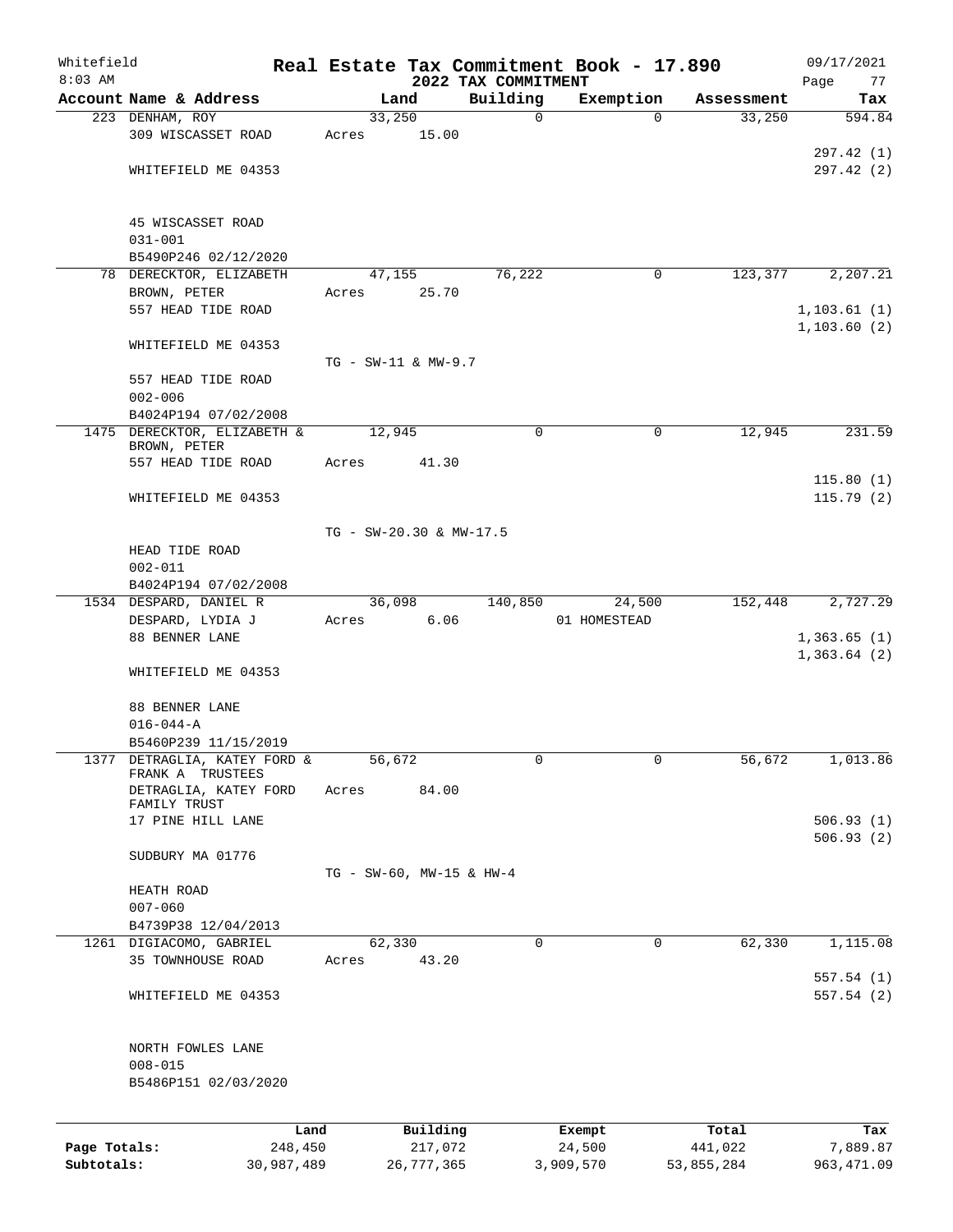Whitefield — Real Estate Tax Commitment Book - 17.890 — 09/17/2021
8:03 AM — 2022 TAX COMMITMENT

| Account Name & Address | Land | Building | Exemption | Assessment | Tax |
|---|---|---|---|---|---|
| 223 DENHAM, ROY<br>309 WISCASSET ROAD<br>WHITEFIELD ME 04353<br><br>45 WISCASSET ROAD<br>031-001<br>B5490P246 02/12/2020 | 33,250<br>Acres 15.00 | 0 | 0 | 33,250 | 594.84<br>297.42 (1)<br>297.42 (2) |
| 78 DERECKTOR, ELIZABETH<br>BROWN, PETER<br>557 HEAD TIDE ROAD<br>WHITEFIELD ME 04353<br><br>557 HEAD TIDE ROAD<br>002-006<br>B4024P194 07/02/2008 | 47,155<br>Acres 25.70<br>TG - SW-11 & MW-9.7 | 76,222 | 0 | 123,377 | 2,207.21<br>1,103.61 (1)<br>1,103.60 (2) |
| 1475 DERECKTOR, ELIZABETH & BROWN, PETER<br>557 HEAD TIDE ROAD<br>WHITEFIELD ME 04353<br><br>HEAD TIDE ROAD<br>002-011<br>B4024P194 07/02/2008 | 12,945<br>Acres 41.30<br>TG - SW-20.30 & MW-17.5 | 0 | 0 | 12,945 | 231.59<br>115.80 (1)<br>115.79 (2) |
| 1534 DESPARD, DANIEL R<br>DESPARD, LYDIA J<br>88 BENNER LANE<br>WHITEFIELD ME 04353<br><br>88 BENNER LANE<br>016-044-A<br>B5460P239 11/15/2019 | 36,098<br>Acres 6.06 | 140,850 | 24,500<br>01 HOMESTEAD | 152,448 | 2,727.29<br>1,363.65 (1)<br>1,363.64 (2) |
| 1377 DETRAGLIA, KATEY FORD & FRANK A TRUSTEES<br>DETRAGLIA, KATEY FORD FAMILY TRUST<br>17 PINE HILL LANE<br>SUDBURY MA 01776<br><br>HEATH ROAD<br>007-060<br>B4739P38 12/04/2013 | 56,672<br>Acres 84.00<br>TG - SW-60, MW-15 & HW-4 | 0 | 0 | 56,672 | 1,013.86<br>506.93 (1)<br>506.93 (2) |
| 1261 DIGIACOMO, GABRIEL<br>35 TOWNHOUSE ROAD<br>WHITEFIELD ME 04353<br><br>NORTH FOWLES LANE<br>008-015<br>B5486P151 02/03/2020 | 62,330<br>Acres 43.20 | 0 | 0 | 62,330 | 1,115.08<br>557.54 (1)<br>557.54 (2) |

| | Land | Building | Exempt | Total | Tax |
|---|---|---|---|---|---|
| Page Totals: | 248,450 | 217,072 | 24,500 | 441,022 | 7,889.87 |
| Subtotals: | 30,987,489 | 26,777,365 | 3,909,570 | 53,855,284 | 963,471.09 |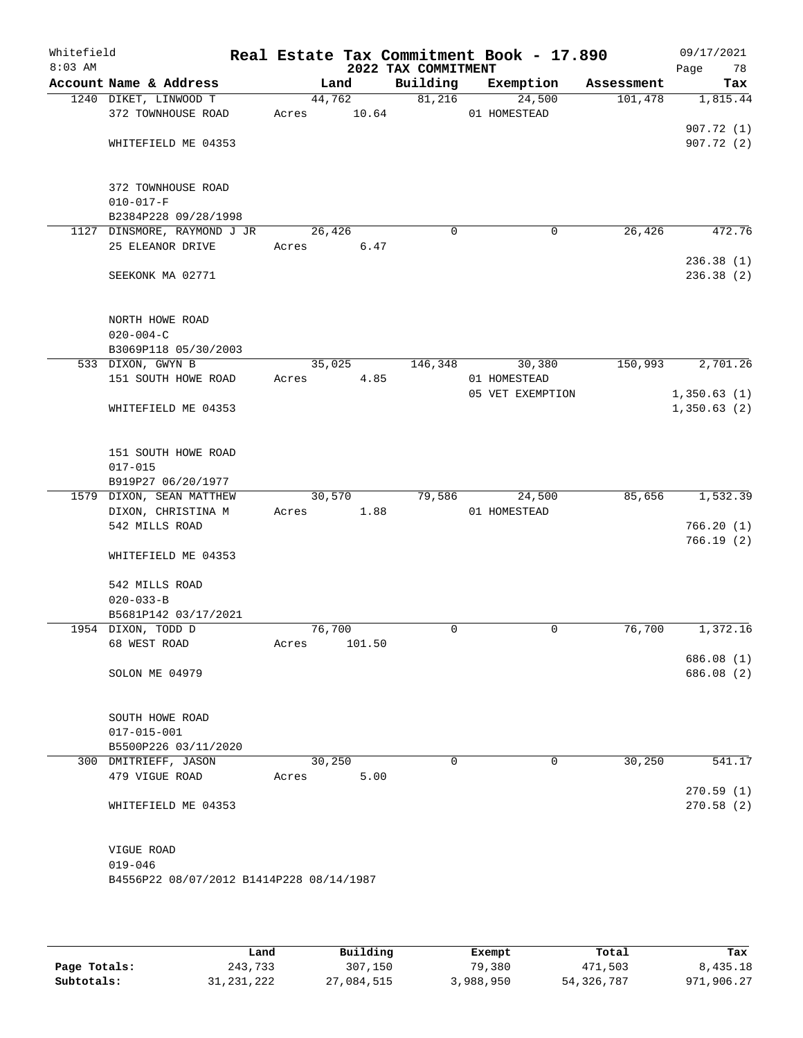Whitefield 8:03 AM

# Real Estate Tax Commitment Book - 17.890
## 2022 TAX COMMITMENT

09/17/2021

| Account Name & Address | Land | Building | Exemption | Assessment | Tax |
|---|---|---|---|---|---|
| 1240 DIKET, LINWOOD T<br>372 TOWNHOUSE ROAD<br><br>WHITEFIELD ME 04353<br><br>372 TOWNHOUSE ROAD<br>010-017-F<br>B2384P228 09/28/1998 | 44,762<br>Acres 10.64 | 81,216 | 24,500<br>01 HOMESTEAD | 101,478 | 1,815.44<br><br>907.72 (1)<br>907.72 (2) |
| 1127 DINSMORE, RAYMOND J JR<br>25 ELEANOR DRIVE<br><br>SEEKONK MA 02771<br><br>NORTH HOWE ROAD<br>020-004-C<br>B3069P118 05/30/2003 | 26,426<br>Acres 6.47 | 0 | 0 | 26,426 | 472.76<br><br>236.38 (1)<br>236.38 (2) |
| 533 DIXON, GWYN B<br>151 SOUTH HOWE ROAD<br><br>WHITEFIELD ME 04353<br><br>151 SOUTH HOWE ROAD<br>017-015<br>B919P27 06/20/1977 | 35,025<br>Acres 4.85 | 146,348 | 30,380<br>01 HOMESTEAD<br>05 VET EXEMPTION | 150,993 | 2,701.26<br><br>1,350.63 (1)<br>1,350.63 (2) |
| 1579 DIXON, SEAN MATTHEW<br>DIXON, CHRISTINA M<br>542 MILLS ROAD<br><br>WHITEFIELD ME 04353<br><br>542 MILLS ROAD<br>020-033-B<br>B5681P142 03/17/2021 | 30,570<br>Acres 1.88 | 79,586 | 24,500<br>01 HOMESTEAD | 85,656 | 1,532.39<br><br>766.20 (1)<br>766.19 (2) |
| 1954 DIXON, TODD D<br>68 WEST ROAD<br><br>SOLON ME 04979<br><br>SOUTH HOWE ROAD<br>017-015-001<br>B5500P226 03/11/2020 | 76,700<br>Acres 101.50 | 0 | 0 | 76,700 | 1,372.16<br><br>686.08 (1)<br>686.08 (2) |
| 300 DMITRIEFF, JASON<br>479 VIGUE ROAD<br><br>WHITEFIELD ME 04353<br><br>VIGUE ROAD<br>019-046<br>B4556P22 08/07/2012 B1414P228 08/14/1987 | 30,250<br>Acres 5.00 | 0 | 0 | 30,250 | 541.17<br><br>270.59 (1)<br>270.58 (2) |

| | Land | Building | Exempt | Total | Tax |
|---|---|---|---|---|---|
| Page Totals: | 243,733 | 307,150 | 79,380 | 471,503 | 8,435.18 |
| Subtotals: | 31,231,222 | 27,084,515 | 3,988,950 | 54,326,787 | 971,906.27 |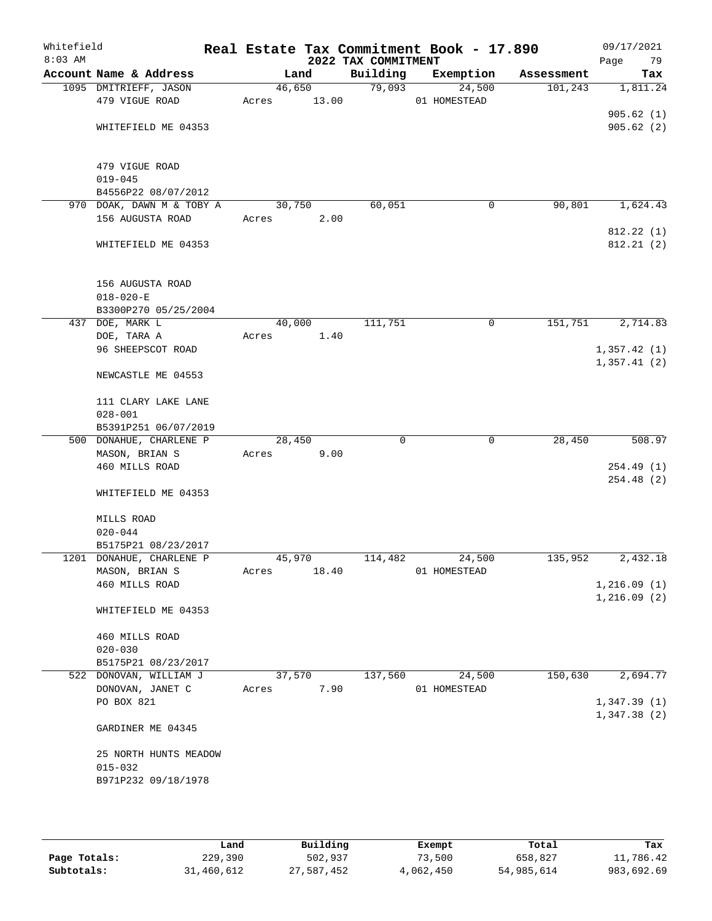# Real Estate Tax Commitment Book - 17.890

Whitefield
8:03 AM

## 2022 TAX COMMITMENT

09/17/2021

| Account Name & Address | Land | Building | Exemption | Assessment | Tax |
|---|---|---|---|---|---|
| 1095 DMITRIEFF, JASON<br>479 VIGUE ROAD<br><br>WHITEFIELD ME 04353<br><br>479 VIGUE ROAD<br>019-045<br>B4556P22 08/07/2012 | 46,650<br>Acres 13.00 | 79,093 | 24,500<br>01 HOMESTEAD | 101,243 | 1,811.24<br><br>905.62 (1)<br>905.62 (2) |
| 970 DOAK, DAWN M & TOBY A<br>156 AUGUSTA ROAD<br><br>WHITEFIELD ME 04353<br><br>156 AUGUSTA ROAD<br>018-020-E<br>B3300P270 05/25/2004 | 30,750<br>Acres 2.00 | 60,051 | 0 | 90,801 | 1,624.43<br><br>812.22 (1)<br>812.21 (2) |
| 437 DOE, MARK L<br>DOE, TARA A<br>96 SHEEPSCOT ROAD<br><br>NEWCASTLE ME 04553<br><br>111 CLARY LAKE LANE<br>028-001<br>B5391P251 06/07/2019 | 40,000<br>Acres 1.40 | 111,751 | 0 | 151,751 | 2,714.83<br><br>1,357.42 (1)<br>1,357.41 (2) |
| 500 DONAHUE, CHARLENE P<br>MASON, BRIAN S<br>460 MILLS ROAD<br><br>WHITEFIELD ME 04353<br><br>MILLS ROAD<br>020-044<br>B5175P21 08/23/2017 | 28,450<br>Acres 9.00 | 0 | 0 | 28,450 | 508.97<br><br>254.49 (1)<br>254.48 (2) |
| 1201 DONAHUE, CHARLENE P<br>MASON, BRIAN S<br>460 MILLS ROAD<br><br>WHITEFIELD ME 04353<br><br>460 MILLS ROAD<br>020-030<br>B5175P21 08/23/2017 | 45,970<br>Acres 18.40 | 114,482 | 24,500<br>01 HOMESTEAD | 135,952 | 2,432.18<br><br>1,216.09 (1)<br>1,216.09 (2) |
| 522 DONOVAN, WILLIAM J<br>DONOVAN, JANET C<br>PO BOX 821<br><br>GARDINER ME 04345<br><br>25 NORTH HUNTS MEADOW<br>015-032<br>B971P232 09/18/1978 | 37,570<br>Acres 7.90 | 137,560 | 24,500<br>01 HOMESTEAD | 150,630 | 2,694.77<br><br>1,347.39 (1)<br>1,347.38 (2) |

| | Land | Building | Exempt | Total | Tax |
|---|---|---|---|---|---|
| Page Totals: | 229,390 | 502,937 | 73,500 | 658,827 | 11,786.42 |
| Subtotals: | 31,460,612 | 27,587,452 | 4,062,450 | 54,985,614 | 983,692.69 |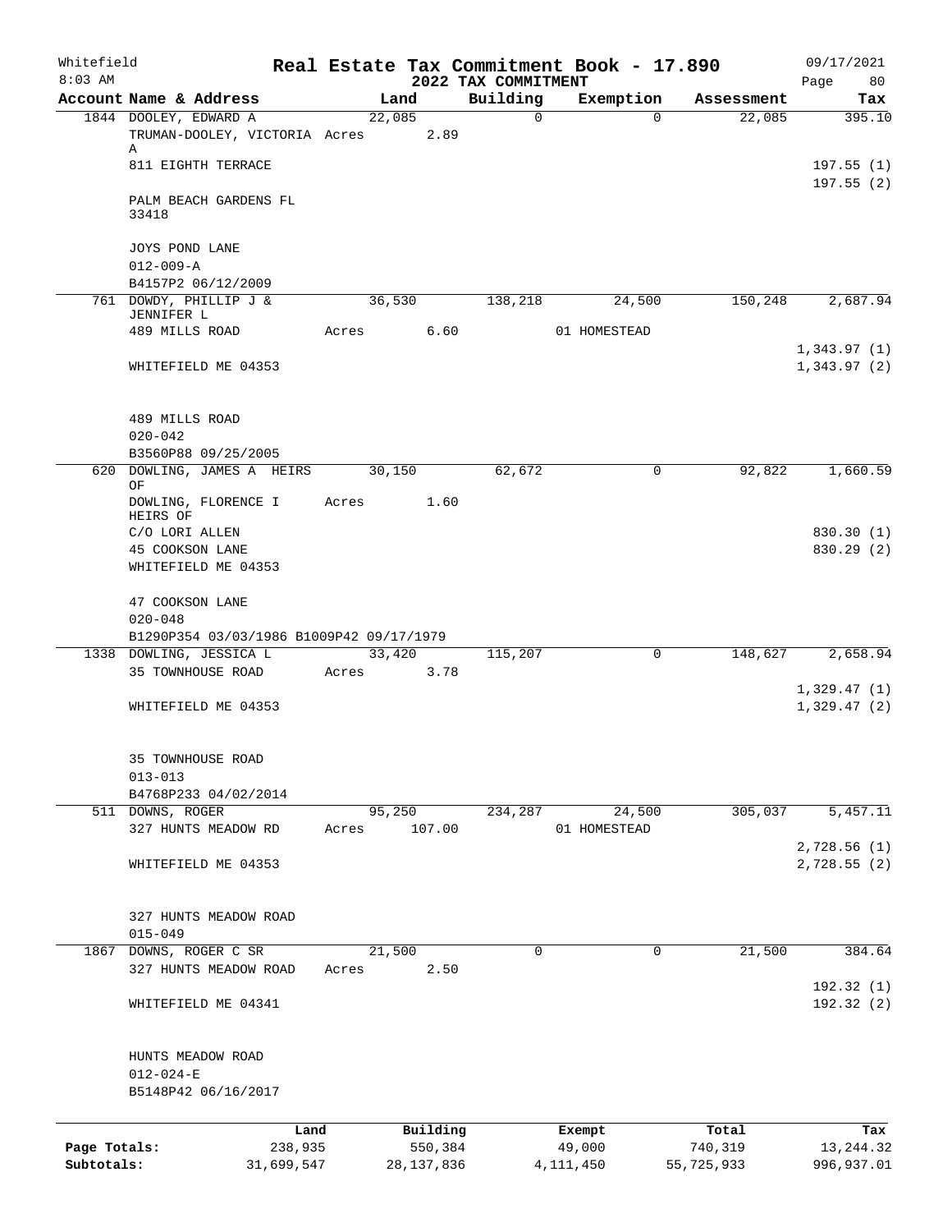Whitefield 8:03 AM

# Real Estate Tax Commitment Book - 17.890

## 2022 TAX COMMITMENT

09/17/2021 Page 80

| Account Name & Address | Land | Building | Exemption | Assessment | Tax |
|---|---|---|---|---|---|
| 1844 DOOLEY, EDWARD A<br>TRUMAN-DOOLEY, VICTORIA A<br>811 EIGHTH TERRACE<br><br>PALM BEACH GARDENS FL 33418<br><br>JOYS POND LANE<br>012-009-A<br>B4157P2 06/12/2009 | 22,085<br>Acres 2.89 | 0 | 0 | 22,085 | 395.10<br><br>197.55 (1)<br>197.55 (2) |
| 761 DOWDY, PHILLIP J & JENNIFER L<br>489 MILLS ROAD<br><br>WHITEFIELD ME 04353<br><br>489 MILLS ROAD<br>020-042<br>B3560P88 09/25/2005 | 36,530<br>Acres 6.60 | 138,218 | 24,500<br>01 HOMESTEAD | 150,248 | 2,687.94<br><br>1,343.97 (1)<br>1,343.97 (2) |
| 620 DOWLING, JAMES A HEIRS OF<br>DOWLING, FLORENCE I HEIRS OF<br>C/O LORI ALLEN<br>45 COOKSON LANE<br>WHITEFIELD ME 04353<br><br>47 COOKSON LANE<br>020-048<br>B1290P354 03/03/1986 B1009P42 09/17/1979 | 30,150<br>Acres 1.60 | 62,672 | 0 | 92,822 | 1,660.59<br><br>830.30 (1)<br>830.29 (2) |
| 1338 DOWLING, JESSICA L<br>35 TOWNHOUSE ROAD<br><br>WHITEFIELD ME 04353<br><br>35 TOWNHOUSE ROAD<br>013-013<br>B4768P233 04/02/2014 | 33,420<br>Acres 3.78 | 115,207 | 0 | 148,627 | 2,658.94<br><br>1,329.47 (1)<br>1,329.47 (2) |
| 511 DOWNS, ROGER<br>327 HUNTS MEADOW RD<br><br>WHITEFIELD ME 04353<br><br>327 HUNTS MEADOW ROAD<br>015-049 | 95,250<br>Acres 107.00 | 234,287 | 24,500<br>01 HOMESTEAD | 305,037 | 5,457.11<br><br>2,728.56 (1)<br>2,728.55 (2) |
| 1867 DOWNS, ROGER C SR<br>327 HUNTS MEADOW ROAD<br><br>WHITEFIELD ME 04341<br><br>HUNTS MEADOW ROAD<br>012-024-E<br>B5148P42 06/16/2017 | 21,500<br>Acres 2.50 | 0 | 0 | 21,500 | 384.64<br><br>192.32 (1)<br>192.32 (2) |

| | Land | Building | Exempt | Total | Tax |
|---|---|---|---|---|---|
| Page Totals: | 238,935 | 550,384 | 49,000 | 740,319 | 13,244.32 |
| Subtotals: | 31,699,547 | 28,137,836 | 4,111,450 | 55,725,933 | 996,937.01 |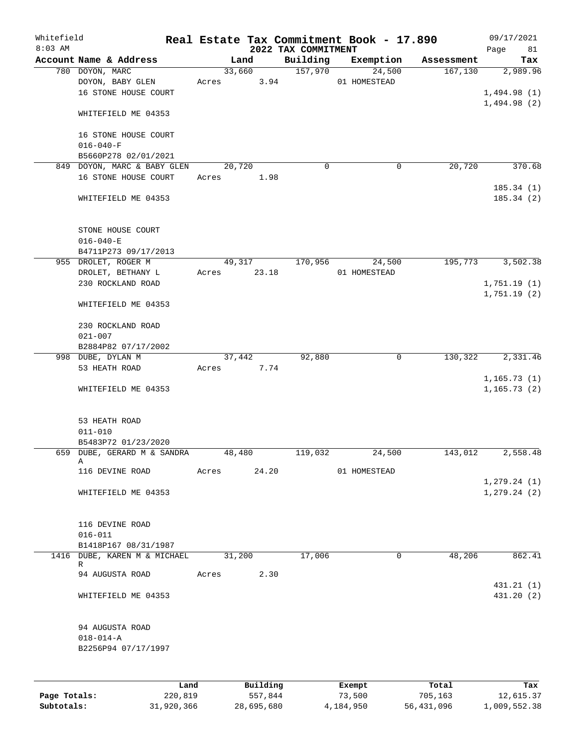# Real Estate Tax Commitment Book - 17.890

Whitefield
8:03 AM

## 2022 TAX COMMITMENT

09/17/2021

| Account Name & Address | Land | Building | Exemption | Assessment | Tax |
|---|---|---|---|---|---|
| 780 DOYON, MARC | 33,660 | 157,970 | 24,500 | 167,130 | 2,989.96 |
| DOYON, BABY GLEN | Acres 3.94 | | 01 HOMESTEAD | | |
| 16 STONE HOUSE COURT | | | | | 1,494.98 (1) |
| | | | | | 1,494.98 (2) |
| WHITEFIELD ME 04353 | | | | | |
| 16 STONE HOUSE COURT | | | | | |
| 016-040-F | | | | | |
| B5660P278 02/01/2021 | | | | | |
| 849 DOYON, MARC & BABY GLEN | 20,720 | 0 | 0 | 20,720 | 370.68 |
| 16 STONE HOUSE COURT | Acres 1.98 | | | | |
| | | | | | 185.34 (1) |
| WHITEFIELD ME 04353 | | | | | 185.34 (2) |
| STONE HOUSE COURT | | | | | |
| 016-040-E | | | | | |
| B4711P273 09/17/2013 | | | | | |
| 955 DROLET, ROGER M | 49,317 | 170,956 | 24,500 | 195,773 | 3,502.38 |
| DROLET, BETHANY L | Acres 23.18 | | 01 HOMESTEAD | | |
| 230 ROCKLAND ROAD | | | | | 1,751.19 (1) |
| | | | | | 1,751.19 (2) |
| WHITEFIELD ME 04353 | | | | | |
| 230 ROCKLAND ROAD | | | | | |
| 021-007 | | | | | |
| B2884P82 07/17/2002 | | | | | |
| 998 DUBE, DYLAN M | 37,442 | 92,880 | 0 | 130,322 | 2,331.46 |
| 53 HEATH ROAD | Acres 7.74 | | | | |
| | | | | | 1,165.73 (1) |
| WHITEFIELD ME 04353 | | | | | 1,165.73 (2) |
| 53 HEATH ROAD | | | | | |
| 011-010 | | | | | |
| B5483P72 01/23/2020 | | | | | |
| 659 DUBE, GERARD M & SANDRA A | 48,480 | 119,032 | 24,500 | 143,012 | 2,558.48 |
| 116 DEVINE ROAD | Acres 24.20 | | 01 HOMESTEAD | | |
| | | | | | 1,279.24 (1) |
| WHITEFIELD ME 04353 | | | | | 1,279.24 (2) |
| 116 DEVINE ROAD | | | | | |
| 016-011 | | | | | |
| B1418P167 08/31/1987 | | | | | |
| 1416 DUBE, KAREN M & MICHAEL R | 31,200 | 17,006 | 0 | 48,206 | 862.41 |
| 94 AUGUSTA ROAD | Acres 2.30 | | | | |
| | | | | | 431.21 (1) |
| WHITEFIELD ME 04353 | | | | | 431.20 (2) |
| 94 AUGUSTA ROAD | | | | | |
| 018-014-A | | | | | |
| B2256P94 07/17/1997 | | | | | |

| | Land | Building | Exempt | Total | Tax |
|---|---|---|---|---|---|
| Page Totals: | 220,819 | 557,844 | 73,500 | 705,163 | 12,615.37 |
| Subtotals: | 31,920,366 | 28,695,680 | 4,184,950 | 56,431,096 | 1,009,552.38 |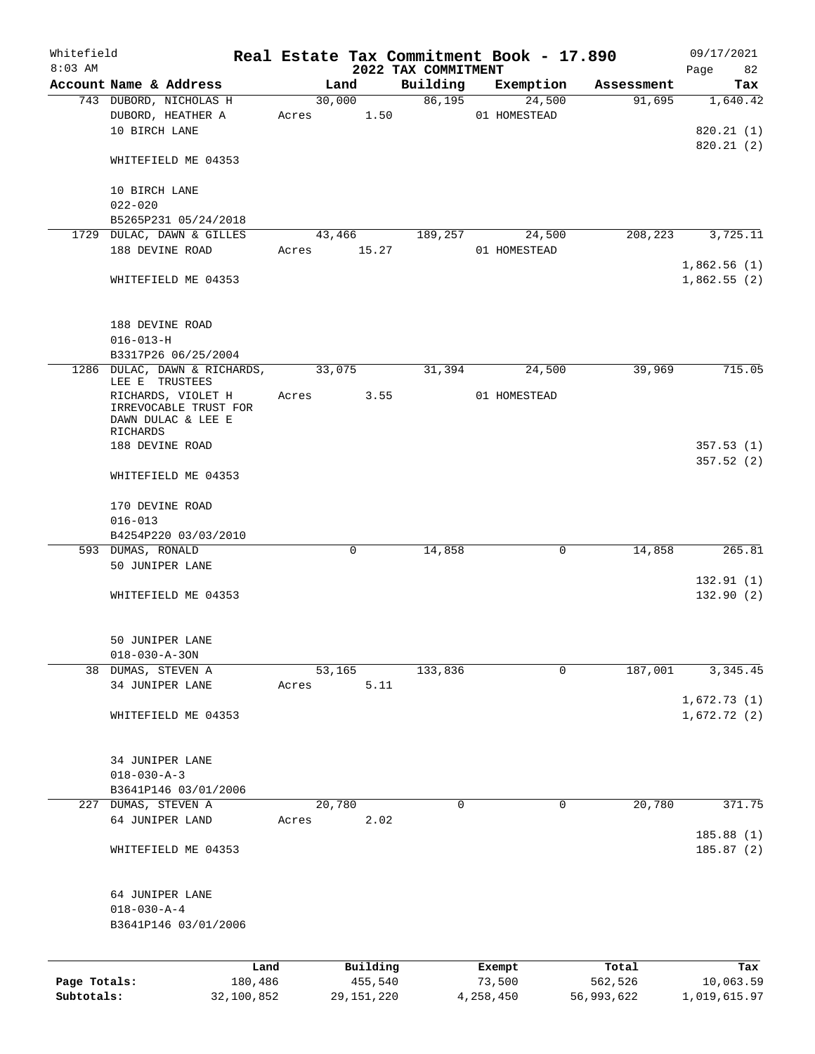Whitefield
8:03 AM

# Real Estate Tax Commitment Book - 17.890

## 2022 TAX COMMITMENT

09/17/2021

| Account Name & Address | Land | Building | Exemption | Assessment | Tax |
|---|---|---|---|---|---|
| 743 DUBORD, NICHOLAS H | 30,000 | 86,195 | 24,500 | 91,695 | 1,640.42 |
| DUBORD, HEATHER A | Acres 1.50 | | 01 HOMESTEAD | | |
| 10 BIRCH LANE | | | | | 820.21 (1) |
| | | | | | 820.21 (2) |
| WHITEFIELD ME 04353 | | | | | |
| 10 BIRCH LANE | | | | | |
| 022-020 | | | | | |
| B5265P231 05/24/2018 | | | | | |
| 1729 DULAC, DAWN & GILLES | 43,466 | 189,257 | 24,500 | 208,223 | 3,725.11 |
| 188 DEVINE ROAD | Acres 15.27 | | 01 HOMESTEAD | | |
| | | | | | 1,862.56 (1) |
| WHITEFIELD ME 04353 | | | | | 1,862.55 (2) |
| 188 DEVINE ROAD | | | | | |
| 016-013-H | | | | | |
| B3317P26 06/25/2004 | | | | | |
| 1286 DULAC, DAWN & RICHARDS, LEE E TRUSTEES | 33,075 | 31,394 | 24,500 | 39,969 | 715.05 |
| RICHARDS, VIOLET H IRREVOCABLE TRUST FOR DAWN DULAC & LEE E RICHARDS | Acres 3.55 | | 01 HOMESTEAD | | |
| 188 DEVINE ROAD | | | | | 357.53 (1) |
| | | | | | 357.52 (2) |
| WHITEFIELD ME 04353 | | | | | |
| 170 DEVINE ROAD | | | | | |
| 016-013 | | | | | |
| B4254P220 03/03/2010 | | | | | |
| 593 DUMAS, RONALD | 0 | 14,858 | 0 | 14,858 | 265.81 |
| 50 JUNIPER LANE | | | | | |
| | | | | | 132.91 (1) |
| WHITEFIELD ME 04353 | | | | | 132.90 (2) |
| 50 JUNIPER LANE | | | | | |
| 018-030-A-3ON | | | | | |
| 38 DUMAS, STEVEN A | 53,165 | 133,836 | 0 | 187,001 | 3,345.45 |
| 34 JUNIPER LANE | Acres 5.11 | | | | |
| | | | | | 1,672.73 (1) |
| WHITEFIELD ME 04353 | | | | | 1,672.72 (2) |
| 34 JUNIPER LANE | | | | | |
| 018-030-A-3 | | | | | |
| B3641P146 03/01/2006 | | | | | |
| 227 DUMAS, STEVEN A | 20,780 | 0 | 0 | 20,780 | 371.75 |
| 64 JUNIPER LAND | Acres 2.02 | | | | |
| | | | | | 185.88 (1) |
| WHITEFIELD ME 04353 | | | | | 185.87 (2) |
| 64 JUNIPER LANE | | | | | |
| 018-030-A-4 | | | | | |
| B3641P146 03/01/2006 | | | | | |

| | Land | Building | Exempt | Total | Tax |
|---|---|---|---|---|---|
| Page Totals: | 180,486 | 455,540 | 73,500 | 562,526 | 10,063.59 |
| Subtotals: | 32,100,852 | 29,151,220 | 4,258,450 | 56,993,622 | 1,019,615.97 |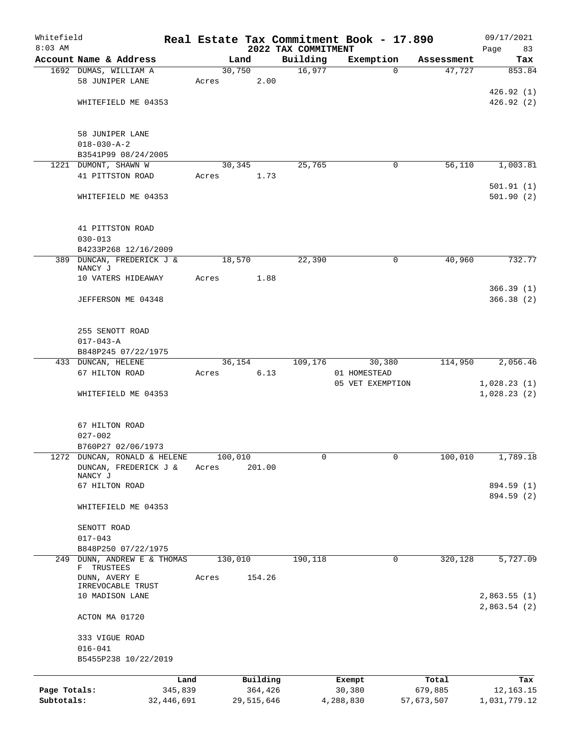Whitefield 8:03 AM

**Real Estate Tax Commitment Book - 17.890**

**2022 TAX COMMITMENT**

09/17/2021 Page 83

| Account Name & Address | Land | Building | Exemption | Assessment | Tax |
|---|---|---|---|---|---|
| 1692 DUMAS, WILLIAM A | 30,750 | 16,977 | 0 | 47,727 | 853.84 |
| 58 JUNIPER LANE | Acres 2.00 | | | | |
| | | | | | 426.92 (1) |
| WHITEFIELD ME 04353 | | | | | 426.92 (2) |
| 58 JUNIPER LANE | | | | | |
| 018-030-A-2 | | | | | |
| B3541P99 08/24/2005 | | | | | |
| 1221 DUMONT, SHAWN W | 30,345 | 25,765 | 0 | 56,110 | 1,003.81 |
| 41 PITTSTON ROAD | Acres 1.73 | | | | |
| | | | | | 501.91 (1) |
| WHITEFIELD ME 04353 | | | | | 501.90 (2) |
| 41 PITTSTON ROAD | | | | | |
| 030-013 | | | | | |
| B4233P268 12/16/2009 | | | | | |
| 389 DUNCAN, FREDERICK J & NANCY J | 18,570 | 22,390 | 0 | 40,960 | 732.77 |
| 10 VATERS HIDEAWAY | Acres 1.88 | | | | |
| | | | | | 366.39 (1) |
| JEFFERSON ME 04348 | | | | | 366.38 (2) |
| 255 SENOTT ROAD | | | | | |
| 017-043-A | | | | | |
| B848P245 07/22/1975 | | | | | |
| 433 DUNCAN, HELENE | 36,154 | 109,176 | 30,380 | 114,950 | 2,056.46 |
| 67 HILTON ROAD | Acres 6.13 | | 01 HOMESTEAD | | |
| | | | 05 VET EXEMPTION | | 1,028.23 (1) |
| WHITEFIELD ME 04353 | | | | | 1,028.23 (2) |
| 67 HILTON ROAD | | | | | |
| 027-002 | | | | | |
| B760P27 02/06/1973 | | | | | |
| 1272 DUNCAN, RONALD & HELENE | 100,010 | 0 | 0 | 100,010 | 1,789.18 |
| DUNCAN, FREDERICK J & NANCY J | Acres 201.00 | | | | |
| 67 HILTON ROAD | | | | | 894.59 (1) |
| | | | | | 894.59 (2) |
| WHITEFIELD ME 04353 | | | | | |
| SENOTT ROAD | | | | | |
| 017-043 | | | | | |
| B848P250 07/22/1975 | | | | | |
| 249 DUNN, ANDREW E & THOMAS F TRUSTEES | 130,010 | 190,118 | 0 | 320,128 | 5,727.09 |
| DUNN, AVERY E IRREVOCABLE TRUST | Acres 154.26 | | | | |
| 10 MADISON LANE | | | | | 2,863.55 (1) |
| | | | | | 2,863.54 (2) |
| ACTON MA 01720 | | | | | |
| 333 VIGUE ROAD | | | | | |
| 016-041 | | | | | |
| B5455P238 10/22/2019 | | | | | |

| | Land | Building | Exempt | Total | Tax |
|---|---|---|---|---|---|
| Page Totals: | 345,839 | 364,426 | 30,380 | 679,885 | 12,163.15 |
| Subtotals: | 32,446,691 | 29,515,646 | 4,288,830 | 57,673,507 | 1,031,779.12 |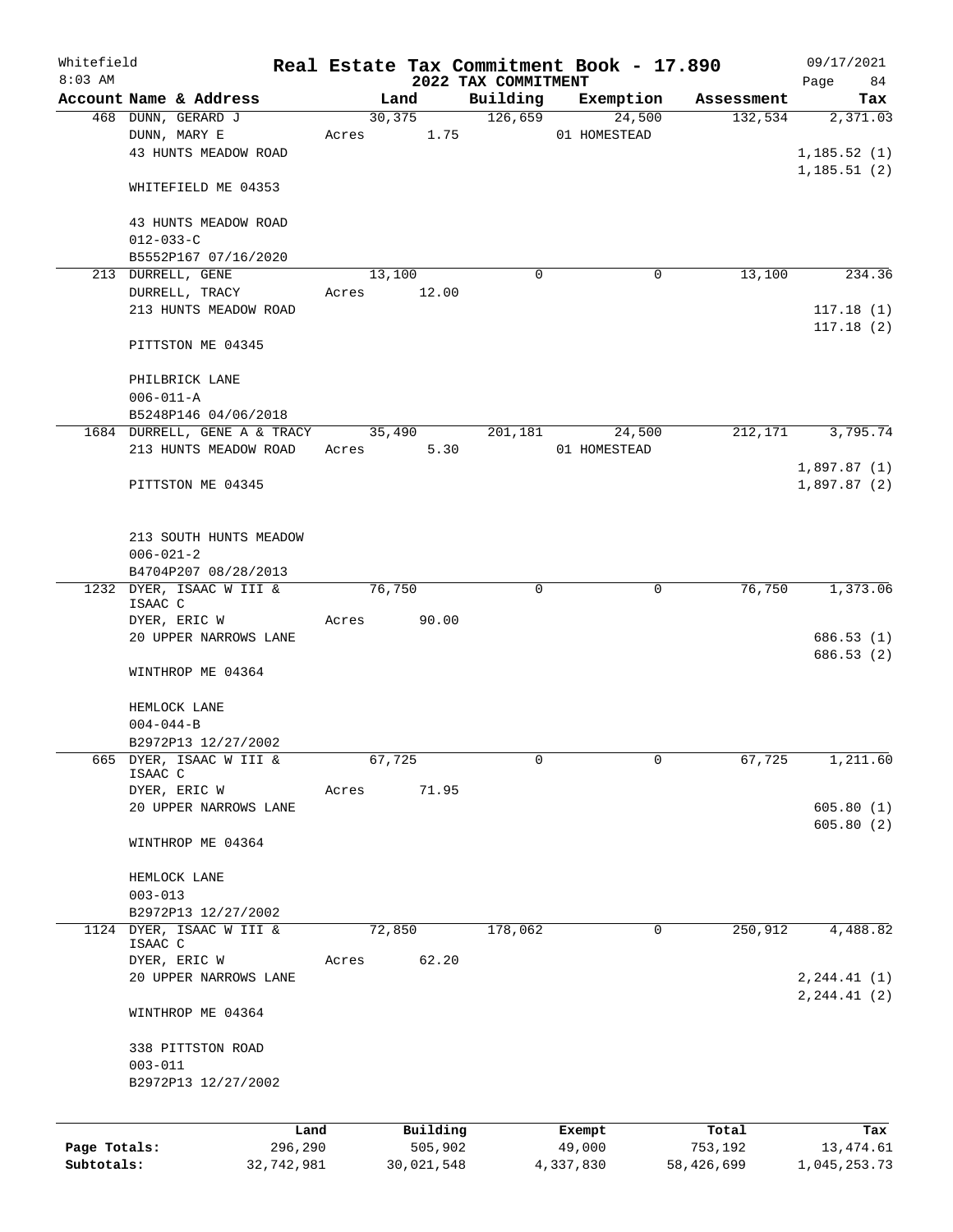Whitefield 8:03 AM

# Real Estate Tax Commitment Book - 17.890

## 2022 TAX COMMITMENT

09/17/2021

| Account Name & Address | Land | Building | Exemption | Assessment | Tax |
|---|---|---|---|---|---|
| 468 DUNN, GERARD J<br>DUNN, MARY E<br>43 HUNTS MEADOW ROAD<br><br>WHITEFIELD ME 04353<br><br>43 HUNTS MEADOW ROAD<br>012-033-C<br>B5552P167 07/16/2020 | 30,375<br>Acres 1.75 | 126,659 | 24,500<br>01 HOMESTEAD | 132,534 | 2,371.03<br><br>1,185.52 (1)<br>1,185.51 (2) |
| 213 DURRELL, GENE<br>DURRELL, TRACY<br>213 HUNTS MEADOW ROAD<br><br>PITTSTON ME 04345<br><br>PHILBRICK LANE<br>006-011-A<br>B5248P146 04/06/2018 | 13,100<br>Acres 12.00 | 0 | 0 | 13,100 | 234.36<br><br>117.18 (1)<br>117.18 (2) |
| 1684 DURRELL, GENE A & TRACY<br>213 HUNTS MEADOW ROAD<br><br>PITTSTON ME 04345<br><br>213 SOUTH HUNTS MEADOW<br>006-021-2<br>B4704P207 08/28/2013 | 35,490<br>Acres 5.30 | 201,181 | 24,500<br>01 HOMESTEAD | 212,171 | 3,795.74<br><br>1,897.87 (1)<br>1,897.87 (2) |
| 1232 DYER, ISAAC W III & ISAAC C<br>DYER, ERIC W<br>20 UPPER NARROWS LANE<br><br>WINTHROP ME 04364<br><br>HEMLOCK LANE<br>004-044-B<br>B2972P13 12/27/2002 | 76,750<br>Acres 90.00 | 0 | 0 | 76,750 | 1,373.06<br><br>686.53 (1)<br>686.53 (2) |
| 665 DYER, ISAAC W III & ISAAC C<br>DYER, ERIC W<br>20 UPPER NARROWS LANE<br><br>WINTHROP ME 04364<br><br>HEMLOCK LANE<br>003-013<br>B2972P13 12/27/2002 | 67,725<br>Acres 71.95 | 0 | 0 | 67,725 | 1,211.60<br><br>605.80 (1)<br>605.80 (2) |
| 1124 DYER, ISAAC W III & ISAAC C<br>DYER, ERIC W<br>20 UPPER NARROWS LANE<br><br>WINTHROP ME 04364<br><br>338 PITTSTON ROAD<br>003-011<br>B2972P13 12/27/2002 | 72,850<br>Acres 62.20 | 178,062 | 0 | 250,912 | 4,488.82<br><br>2,244.41 (1)<br>2,244.41 (2) |

| | Land | Building | Exempt | Total | Tax |
|---|---|---|---|---|---|
| Page Totals: | 296,290 | 505,902 | 49,000 | 753,192 | 13,474.61 |
| Subtotals: | 32,742,981 | 30,021,548 | 4,337,830 | 58,426,699 | 1,045,253.73 |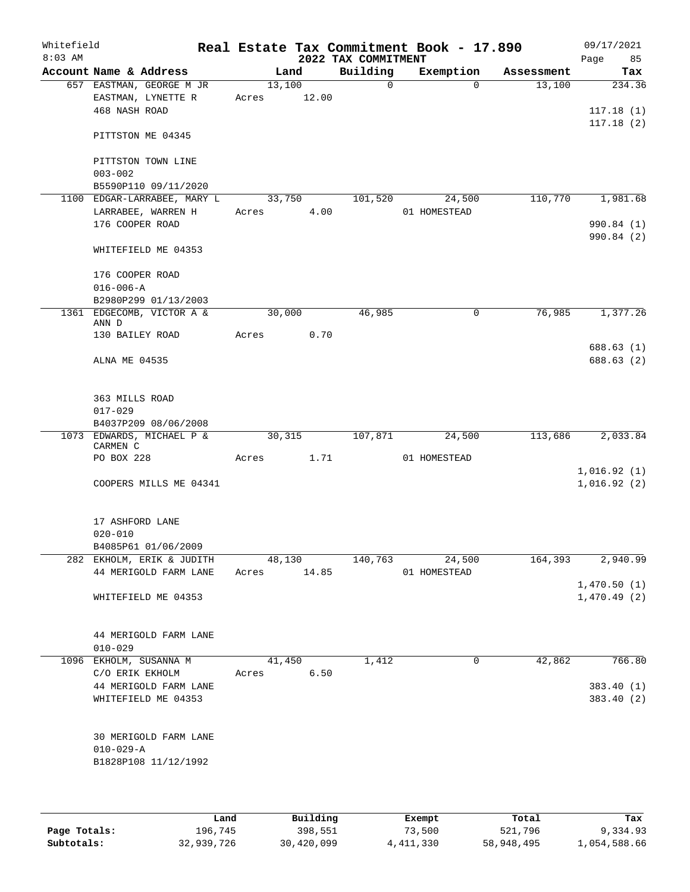Whitefield 8:03 AM

# Real Estate Tax Commitment Book - 17.890

## 2022 TAX COMMITMENT

09/17/2021

| Account Name & Address | Land | Building | Exemption | Assessment | Tax |
|---|---|---|---|---|---|
| 657 EASTMAN, GEORGE M JR | 13,100 | 0 | 0 | 13,100 | 234.36 |
| EASTMAN, LYNETTE R | Acres 12.00 | | | | |
| 468 NASH ROAD | | | | | 117.18 (1) |
| | | | | | 117.18 (2) |
| PITTSTON ME 04345 | | | | | |
| PITTSTON TOWN LINE | | | | | |
| 003-002 | | | | | |
| B5590P110 09/11/2020 | | | | | |
| 1100 EDGAR-LARRABEE, MARY L | 33,750 | 101,520 | 24,500 | 110,770 | 1,981.68 |
| LARRABEE, WARREN H | Acres 4.00 | | 01 HOMESTEAD | | |
| 176 COOPER ROAD | | | | | 990.84 (1) |
| | | | | | 990.84 (2) |
| WHITEFIELD ME 04353 | | | | | |
| 176 COOPER ROAD | | | | | |
| 016-006-A | | | | | |
| B2980P299 01/13/2003 | | | | | |
| 1361 EDGECOMB, VICTOR A & ANN D | 30,000 | 46,985 | 0 | 76,985 | 1,377.26 |
| 130 BAILEY ROAD | Acres 0.70 | | | | |
| | | | | | 688.63 (1) |
| ALNA ME 04535 | | | | | 688.63 (2) |
| 363 MILLS ROAD | | | | | |
| 017-029 | | | | | |
| B4037P209 08/06/2008 | | | | | |
| 1073 EDWARDS, MICHAEL P & CARMEN C | 30,315 | 107,871 | 24,500 | 113,686 | 2,033.84 |
| PO BOX 228 | Acres 1.71 | | 01 HOMESTEAD | | |
| | | | | | 1,016.92 (1) |
| COOPERS MILLS ME 04341 | | | | | 1,016.92 (2) |
| 17 ASHFORD LANE | | | | | |
| 020-010 | | | | | |
| B4085P61 01/06/2009 | | | | | |
| 282 EKHOLM, ERIK & JUDITH | 48,130 | 140,763 | 24,500 | 164,393 | 2,940.99 |
| 44 MERIGOLD FARM LANE | Acres 14.85 | | 01 HOMESTEAD | | |
| | | | | | 1,470.50 (1) |
| WHITEFIELD ME 04353 | | | | | 1,470.49 (2) |
| 44 MERIGOLD FARM LANE | | | | | |
| 010-029 | | | | | |
| 1096 EKHOLM, SUSANNA M | 41,450 | 1,412 | 0 | 42,862 | 766.80 |
| C/O ERIK EKHOLM | Acres 6.50 | | | | |
| 44 MERIGOLD FARM LANE | | | | | 383.40 (1) |
| WHITEFIELD ME 04353 | | | | | 383.40 (2) |
| 30 MERIGOLD FARM LANE | | | | | |
| 010-029-A | | | | | |
| B1828P108 11/12/1992 | | | | | |

| | Land | Building | Exempt | Total | Tax |
|---|---|---|---|---|---|
| Page Totals: | 196,745 | 398,551 | 73,500 | 521,796 | 9,334.93 |
| Subtotals: | 32,939,726 | 30,420,099 | 4,411,330 | 58,948,495 | 1,054,588.66 |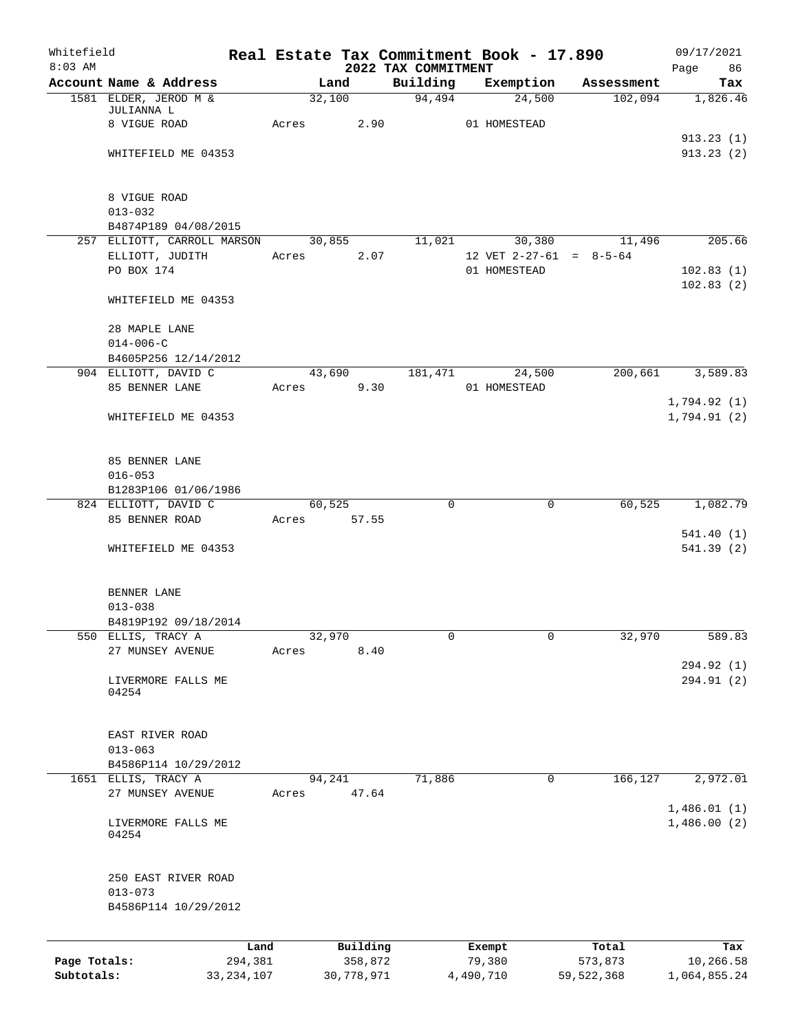Whitefield 8:03 AM

# Real Estate Tax Commitment Book - 17.890

## 2022 TAX COMMITMENT

09/17/2021 Page 86

| Account Name & Address | Land | Building | Exemption | Assessment | Tax |
|---|---|---|---|---|---|
| 1581 ELDER, JEROD M & JULIANNA L | 32,100 | 94,494 | 24,500 | 102,094 | 1,826.46 |
| 8 VIGUE ROAD | Acres 2.90 | | 01 HOMESTEAD | | |
| | | | | | 913.23 (1) |
| WHITEFIELD ME 04353 | | | | | 913.23 (2) |
| 8 VIGUE ROAD | | | | | |
| 013-032 | | | | | |
| B4874P189 04/08/2015 | | | | | |
| 257 ELLIOTT, CARROLL MARSON | 30,855 | 11,021 | 30,380 | 11,496 | 205.66 |
| ELLIOTT, JUDITH | Acres 2.07 | | 12 VET 2-27-61 = 8-5-64 | | |
| PO BOX 174 | | | 01 HOMESTEAD | | 102.83 (1) |
| | | | | | 102.83 (2) |
| WHITEFIELD ME 04353 | | | | | |
| 28 MAPLE LANE | | | | | |
| 014-006-C | | | | | |
| B4605P256 12/14/2012 | | | | | |
| 904 ELLIOTT, DAVID C | 43,690 | 181,471 | 24,500 | 200,661 | 3,589.83 |
| 85 BENNER LANE | Acres 9.30 | | 01 HOMESTEAD | | |
| | | | | | 1,794.92 (1) |
| WHITEFIELD ME 04353 | | | | | 1,794.91 (2) |
| 85 BENNER LANE | | | | | |
| 016-053 | | | | | |
| B1283P106 01/06/1986 | | | | | |
| 824 ELLIOTT, DAVID C | 60,525 | 0 | 0 | 60,525 | 1,082.79 |
| 85 BENNER ROAD | Acres 57.55 | | | | |
| | | | | | 541.40 (1) |
| WHITEFIELD ME 04353 | | | | | 541.39 (2) |
| BENNER LANE | | | | | |
| 013-038 | | | | | |
| B4819P192 09/18/2014 | | | | | |
| 550 ELLIS, TRACY A | 32,970 | 0 | 0 | 32,970 | 589.83 |
| 27 MUNSEY AVENUE | Acres 8.40 | | | | |
| | | | | | 294.92 (1) |
| LIVERMORE FALLS ME 04254 | | | | | 294.91 (2) |
| EAST RIVER ROAD | | | | | |
| 013-063 | | | | | |
| B4586P114 10/29/2012 | | | | | |
| 1651 ELLIS, TRACY A | 94,241 | 71,886 | 0 | 166,127 | 2,972.01 |
| 27 MUNSEY AVENUE | Acres 47.64 | | | | |
| | | | | | 1,486.01 (1) |
| LIVERMORE FALLS ME 04254 | | | | | 1,486.00 (2) |
| 250 EAST RIVER ROAD | | | | | |
| 013-073 | | | | | |
| B4586P114 10/29/2012 | | | | | |

| | Land | Building | Exempt | Total | Tax |
|---|---|---|---|---|---|
| Page Totals: | 294,381 | 358,872 | 79,380 | 573,873 | 10,266.58 |
| Subtotals: | 33,234,107 | 30,778,971 | 4,490,710 | 59,522,368 | 1,064,855.24 |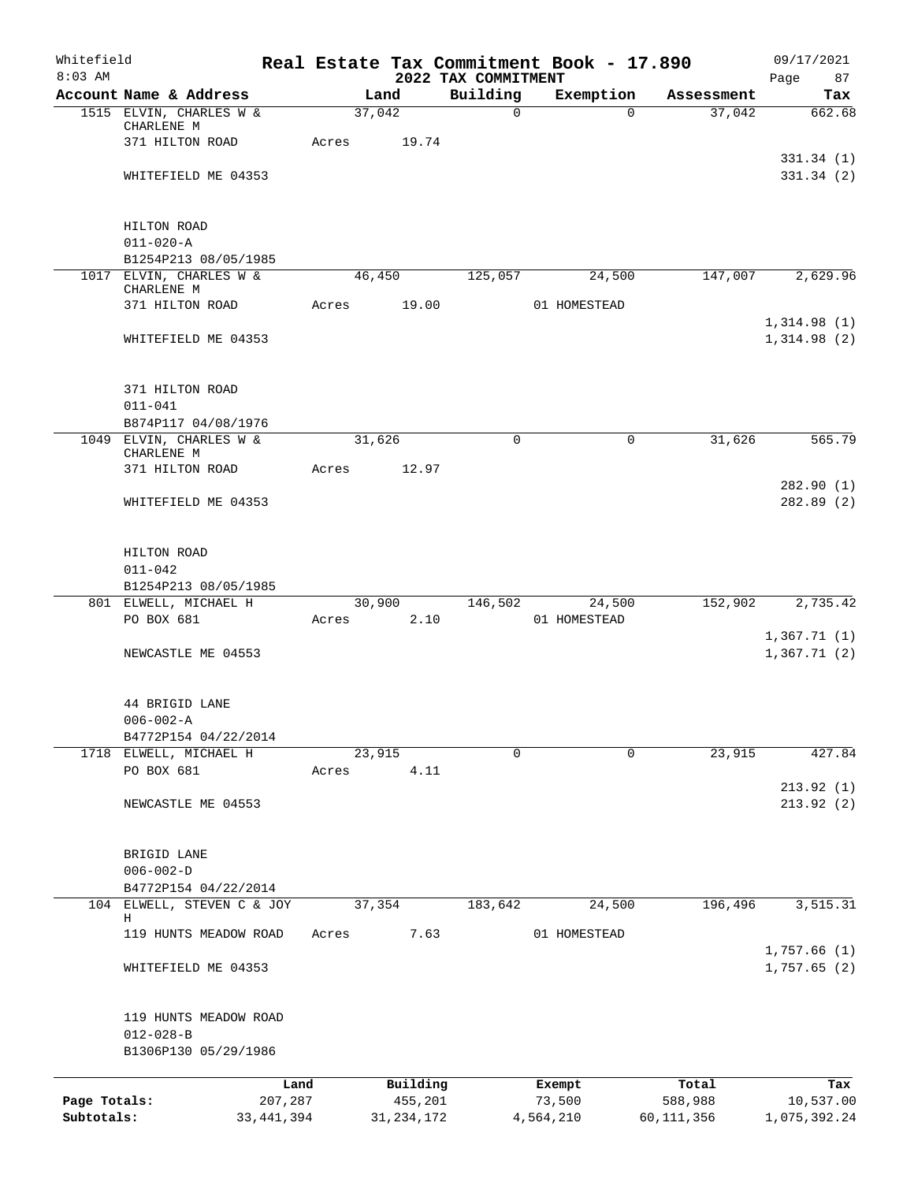Whitefield — Real Estate Tax Commitment Book - 17.890 — 09/17/2021
8:03 AM — 2022 TAX COMMITMENT — Page 87

| Account Name & Address | Land | Building | Exemption | Assessment | Tax |
|---|---|---|---|---|---|
| 1515 ELVIN, CHARLES W & CHARLENE M | 37,042 | 0 | 0 | 37,042 | 662.68 |
| 371 HILTON ROAD | Acres 19.74 | | | | |
| | | | | | 331.34 (1) |
| WHITEFIELD ME 04353 | | | | | 331.34 (2) |
| HILTON ROAD | | | | | |
| 011-020-A | | | | | |
| B1254P213 08/05/1985 | | | | | |
| 1017 ELVIN, CHARLES W & CHARLENE M | 46,450 | 125,057 | 24,500 | 147,007 | 2,629.96 |
| 371 HILTON ROAD | Acres 19.00 | | 01 HOMESTEAD | | |
| | | | | | 1,314.98 (1) |
| WHITEFIELD ME 04353 | | | | | 1,314.98 (2) |
| 371 HILTON ROAD | | | | | |
| 011-041 | | | | | |
| B874P117 04/08/1976 | | | | | |
| 1049 ELVIN, CHARLES W & CHARLENE M | 31,626 | 0 | 0 | 31,626 | 565.79 |
| 371 HILTON ROAD | Acres 12.97 | | | | |
| | | | | | 282.90 (1) |
| WHITEFIELD ME 04353 | | | | | 282.89 (2) |
| HILTON ROAD | | | | | |
| 011-042 | | | | | |
| B1254P213 08/05/1985 | | | | | |
| 801 ELWELL, MICHAEL H | 30,900 | 146,502 | 24,500 | 152,902 | 2,735.42 |
| PO BOX 681 | Acres 2.10 | | 01 HOMESTEAD | | |
| | | | | | 1,367.71 (1) |
| NEWCASTLE ME 04553 | | | | | 1,367.71 (2) |
| 44 BRIGID LANE | | | | | |
| 006-002-A | | | | | |
| B4772P154 04/22/2014 | | | | | |
| 1718 ELWELL, MICHAEL H | 23,915 | 0 | 0 | 23,915 | 427.84 |
| PO BOX 681 | Acres 4.11 | | | | |
| | | | | | 213.92 (1) |
| NEWCASTLE ME 04553 | | | | | 213.92 (2) |
| BRIGID LANE | | | | | |
| 006-002-D | | | | | |
| B4772P154 04/22/2014 | | | | | |
| 104 ELWELL, STEVEN C & JOY H | 37,354 | 183,642 | 24,500 | 196,496 | 3,515.31 |
| 119 HUNTS MEADOW ROAD | Acres 7.63 | | 01 HOMESTEAD | | |
| | | | | | 1,757.66 (1) |
| WHITEFIELD ME 04353 | | | | | 1,757.65 (2) |
| 119 HUNTS MEADOW ROAD | | | | | |
| 012-028-B | | | | | |
| B1306P130 05/29/1986 | | | | | |

| | Land | Building | Exempt | Total | Tax |
|---|---|---|---|---|---|
| Page Totals: | 207,287 | 455,201 | 73,500 | 588,988 | 10,537.00 |
| Subtotals: | 33,441,394 | 31,234,172 | 4,564,210 | 60,111,356 | 1,075,392.24 |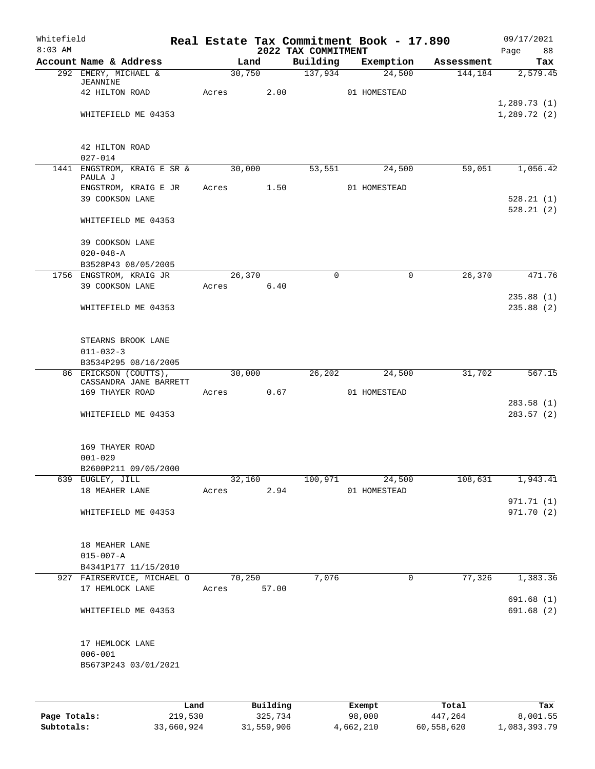Whitefield
8:03 AM

**Real Estate Tax Commitment Book - 17.890**
**2022 TAX COMMITMENT**

09/17/2021
Page 88

| Account Name & Address | Land | Building | Exemption | Assessment | Tax |
|---|---|---|---|---|---|
| 292 EMERY, MICHAEL & JEANNINE | 30,750 | 137,934 | 24,500 | 144,184 | 2,579.45 |
| 42 HILTON ROAD | Acres 2.00 | | 01 HOMESTEAD | | |
| | | | | | 1,289.73 (1) |
| WHITEFIELD ME 04353 | | | | | 1,289.72 (2) |
| 42 HILTON ROAD | | | | | |
| 027-014 | | | | | |
| 1441 ENGSTROM, KRAIG E SR & PAULA J | 30,000 | 53,551 | 24,500 | 59,051 | 1,056.42 |
| ENGSTROM, KRAIG E JR | Acres 1.50 | | 01 HOMESTEAD | | |
| 39 COOKSON LANE | | | | | 528.21 (1) |
| | | | | | 528.21 (2) |
| WHITEFIELD ME 04353 | | | | | |
| 39 COOKSON LANE | | | | | |
| 020-048-A | | | | | |
| B3528P43 08/05/2005 | | | | | |
| 1756 ENGSTROM, KRAIG JR | 26,370 | 0 | 0 | 26,370 | 471.76 |
| 39 COOKSON LANE | Acres 6.40 | | | | |
| | | | | | 235.88 (1) |
| WHITEFIELD ME 04353 | | | | | 235.88 (2) |
| STEARNS BROOK LANE | | | | | |
| 011-032-3 | | | | | |
| B3534P295 08/16/2005 | | | | | |
| 86 ERICKSON (COUTTS), CASSANDRA JANE BARRETT | 30,000 | 26,202 | 24,500 | 31,702 | 567.15 |
| 169 THAYER ROAD | Acres 0.67 | | 01 HOMESTEAD | | |
| | | | | | 283.58 (1) |
| WHITEFIELD ME 04353 | | | | | 283.57 (2) |
| 169 THAYER ROAD | | | | | |
| 001-029 | | | | | |
| B2600P211 09/05/2000 | | | | | |
| 639 EUGLEY, JILL | 32,160 | 100,971 | 24,500 | 108,631 | 1,943.41 |
| 18 MEAHER LANE | Acres 2.94 | | 01 HOMESTEAD | | |
| | | | | | 971.71 (1) |
| WHITEFIELD ME 04353 | | | | | 971.70 (2) |
| 18 MEAHER LANE | | | | | |
| 015-007-A | | | | | |
| B4341P177 11/15/2010 | | | | | |
| 927 FAIRSERVICE, MICHAEL O | 70,250 | 7,076 | 0 | 77,326 | 1,383.36 |
| 17 HEMLOCK LANE | Acres 57.00 | | | | |
| | | | | | 691.68 (1) |
| WHITEFIELD ME 04353 | | | | | 691.68 (2) |
| 17 HEMLOCK LANE | | | | | |
| 006-001 | | | | | |
| B5673P243 03/01/2021 | | | | | |

| | Land | Building | Exempt | Total | Tax |
|---|---|---|---|---|---|
| Page Totals: | 219,530 | 325,734 | 98,000 | 447,264 | 8,001.55 |
| Subtotals: | 33,660,924 | 31,559,906 | 4,662,210 | 60,558,620 | 1,083,393.79 |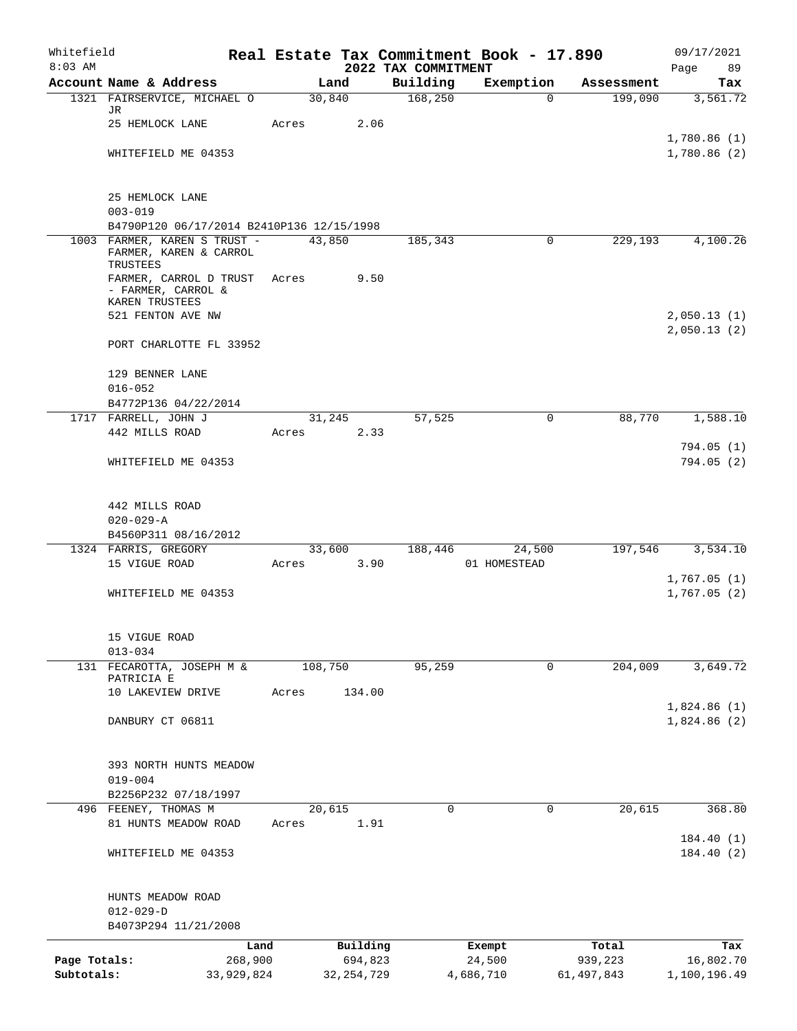Whitefield 8:03 AM

# Real Estate Tax Commitment Book - 17.890

## 2022 TAX COMMITMENT

09/17/2021

| Account Name & Address | Land | Building | Exemption | Assessment | Tax |
|---|---|---|---|---|---|
| 1321 FAIRSERVICE, MICHAEL O JR | 30,840 | 168,250 | 0 | 199,090 | 3,561.72 |
| 25 HEMLOCK LANE | Acres 2.06 | | | | |
| | | | | | 1,780.86 (1) |
| WHITEFIELD ME 04353 | | | | | 1,780.86 (2) |
| 25 HEMLOCK LANE | | | | | |
| 003-019 | | | | | |
| B4790P120 06/17/2014 B2410P136 12/15/1998 | | | | | |
| 1003 FARMER, KAREN S TRUST - FARMER, KAREN & CARROL TRUSTEES | 43,850 | 185,343 | 0 | 229,193 | 4,100.26 |
| FARMER, CARROL D TRUST - FARMER, CARROL & KAREN TRUSTEES | Acres 9.50 | | | | |
| 521 FENTON AVE NW | | | | | 2,050.13 (1) |
| | | | | | 2,050.13 (2) |
| PORT CHARLOTTE FL 33952 | | | | | |
| 129 BENNER LANE | | | | | |
| 016-052 | | | | | |
| B4772P136 04/22/2014 | | | | | |
| 1717 FARRELL, JOHN J | 31,245 | 57,525 | 0 | 88,770 | 1,588.10 |
| 442 MILLS ROAD | Acres 2.33 | | | | |
| | | | | | 794.05 (1) |
| WHITEFIELD ME 04353 | | | | | 794.05 (2) |
| 442 MILLS ROAD | | | | | |
| 020-029-A | | | | | |
| B4560P311 08/16/2012 | | | | | |
| 1324 FARRIS, GREGORY | 33,600 | 188,446 | 24,500 | 197,546 | 3,534.10 |
| 15 VIGUE ROAD | Acres 3.90 | | 01 HOMESTEAD | | |
| | | | | | 1,767.05 (1) |
| WHITEFIELD ME 04353 | | | | | 1,767.05 (2) |
| 15 VIGUE ROAD | | | | | |
| 013-034 | | | | | |
| 131 FECAROTTA, JOSEPH M & PATRICIA E | 108,750 | 95,259 | 0 | 204,009 | 3,649.72 |
| 10 LAKEVIEW DRIVE | Acres 134.00 | | | | |
| | | | | | 1,824.86 (1) |
| DANBURY CT 06811 | | | | | 1,824.86 (2) |
| 393 NORTH HUNTS MEADOW | | | | | |
| 019-004 | | | | | |
| B2256P232 07/18/1997 | | | | | |
| 496 FEENEY, THOMAS M | 20,615 | 0 | 0 | 20,615 | 368.80 |
| 81 HUNTS MEADOW ROAD | Acres 1.91 | | | | |
| | | | | | 184.40 (1) |
| WHITEFIELD ME 04353 | | | | | 184.40 (2) |
| HUNTS MEADOW ROAD | | | | | |
| 012-029-D | | | | | |
| B4073P294 11/21/2008 | | | | | |

| | Land | Building | Exempt | Total | Tax |
|---|---|---|---|---|---|
| Page Totals: | 268,900 | 694,823 | 24,500 | 939,223 | 16,802.70 |
| Subtotals: | 33,929,824 | 32,254,729 | 4,686,710 | 61,497,843 | 1,100,196.49 |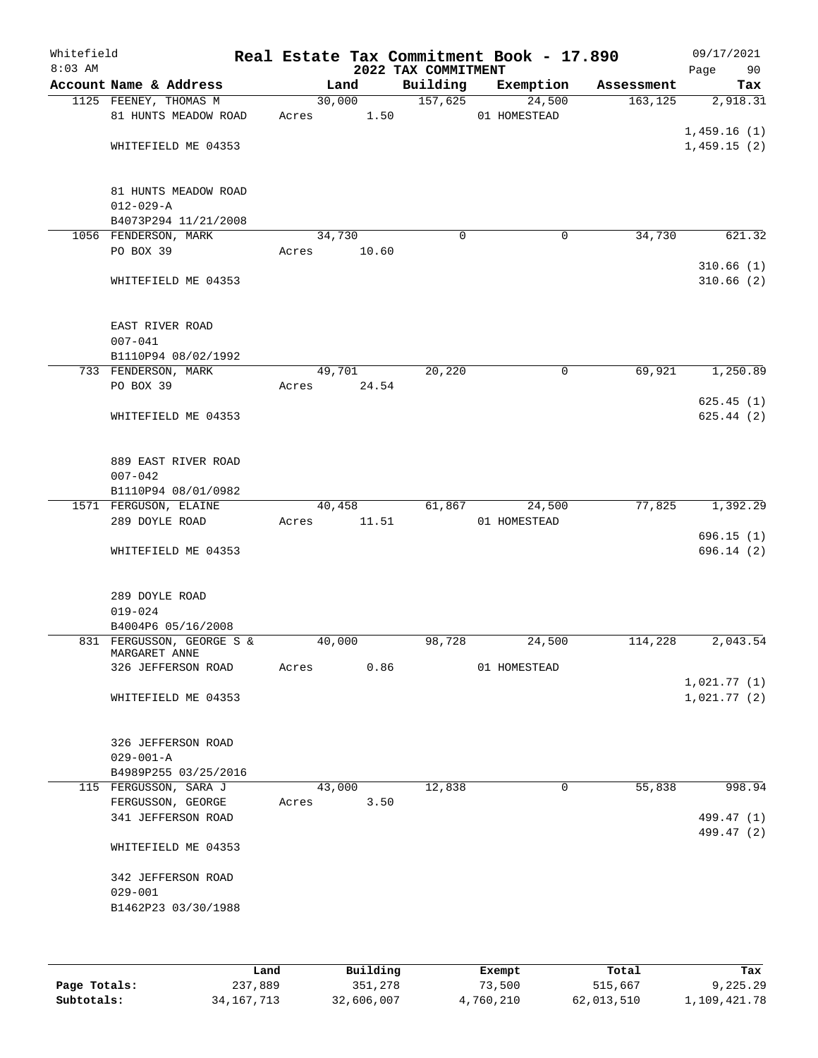Whitefield 8:03 AM

# Real Estate Tax Commitment Book - 17.890
## 2022 TAX COMMITMENT

09/17/2021

| Account Name & Address | Land | Building | Exemption | Assessment | Tax |
|---|---|---|---|---|---|
| 1125 FEENEY, THOMAS M | 30,000 | 157,625 | 24,500 | 163,125 | 2,918.31 |
| 81 HUNTS MEADOW ROAD | Acres 1.50 | | 01 HOMESTEAD | | |
| | | | | | 1,459.16 (1) |
| WHITEFIELD ME 04353 | | | | | 1,459.15 (2) |
| 81 HUNTS MEADOW ROAD | | | | | |
| 012-029-A | | | | | |
| B4073P294 11/21/2008 | | | | | |
| 1056 FENDERSON, MARK | 34,730 | 0 | 0 | 34,730 | 621.32 |
| PO BOX 39 | Acres 10.60 | | | | |
| | | | | | 310.66 (1) |
| WHITEFIELD ME 04353 | | | | | 310.66 (2) |
| EAST RIVER ROAD | | | | | |
| 007-041 | | | | | |
| B1110P94 08/02/1992 | | | | | |
| 733 FENDERSON, MARK | 49,701 | 20,220 | 0 | 69,921 | 1,250.89 |
| PO BOX 39 | Acres 24.54 | | | | |
| | | | | | 625.45 (1) |
| WHITEFIELD ME 04353 | | | | | 625.44 (2) |
| 889 EAST RIVER ROAD | | | | | |
| 007-042 | | | | | |
| B1110P94 08/01/0982 | | | | | |
| 1571 FERGUSON, ELAINE | 40,458 | 61,867 | 24,500 | 77,825 | 1,392.29 |
| 289 DOYLE ROAD | Acres 11.51 | | 01 HOMESTEAD | | |
| | | | | | 696.15 (1) |
| WHITEFIELD ME 04353 | | | | | 696.14 (2) |
| 289 DOYLE ROAD | | | | | |
| 019-024 | | | | | |
| B4004P6 05/16/2008 | | | | | |
| 831 FERGUSSON, GEORGE S & MARGARET ANNE | 40,000 | 98,728 | 24,500 | 114,228 | 2,043.54 |
| 326 JEFFERSON ROAD | Acres 0.86 | | 01 HOMESTEAD | | |
| | | | | | 1,021.77 (1) |
| WHITEFIELD ME 04353 | | | | | 1,021.77 (2) |
| 326 JEFFERSON ROAD | | | | | |
| 029-001-A | | | | | |
| B4989P255 03/25/2016 | | | | | |
| 115 FERGUSSON, SARA J | 43,000 | 12,838 | 0 | 55,838 | 998.94 |
| FERGUSSON, GEORGE | Acres 3.50 | | | | |
| 341 JEFFERSON ROAD | | | | | 499.47 (1) |
| | | | | | 499.47 (2) |
| WHITEFIELD ME 04353 | | | | | |
| 342 JEFFERSON ROAD | | | | | |
| 029-001 | | | | | |
| B1462P23 03/30/1988 | | | | | |

| | Land | Building | Exempt | Total | Tax |
|---|---|---|---|---|---|
| Page Totals: | 237,889 | 351,278 | 73,500 | 515,667 | 9,225.29 |
| Subtotals: | 34,167,713 | 32,606,007 | 4,760,210 | 62,013,510 | 1,109,421.78 |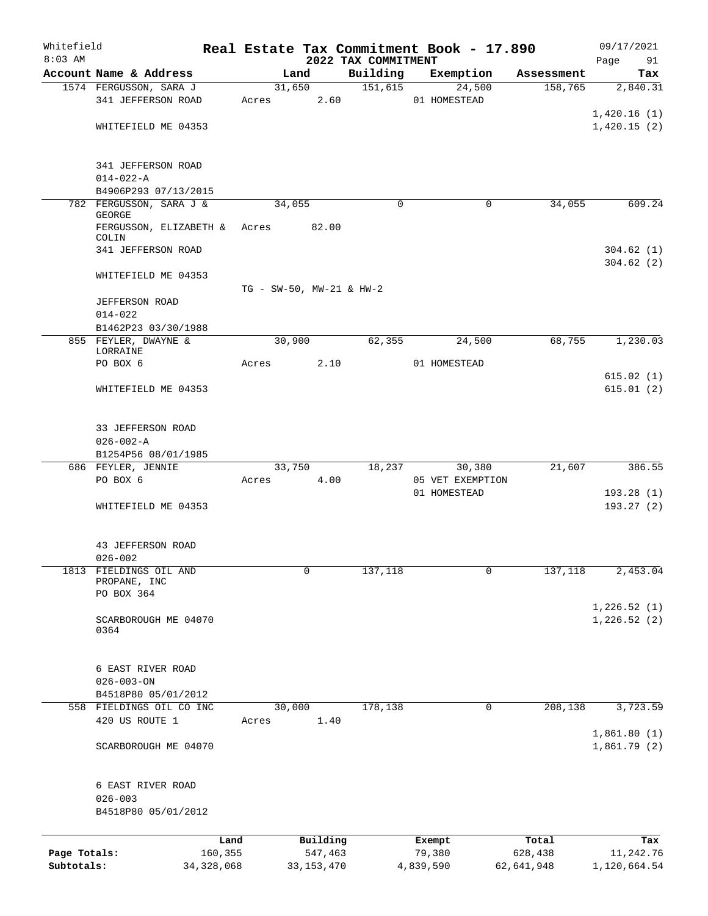# Real Estate Tax Commitment Book - 17.890

Whitefield
8:03 AM

2022 TAX COMMITMENT

09/17/2021

| Account Name & Address | Land | Building | Exemption | Assessment | Tax |
|---|---|---|---|---|---|
| 1574 FERGUSSON, SARA J | 31,650 | 151,615 | 24,500 | 158,765 | 2,840.31 |
| 341 JEFFERSON ROAD | Acres 2.60 | | 01 HOMESTEAD | | |
| | | | | | 1,420.16 (1) |
| WHITEFIELD ME 04353 | | | | | 1,420.15 (2) |
| 341 JEFFERSON ROAD | | | | | |
| 014-022-A | | | | | |
| B4906P293 07/13/2015 | | | | | |
| 782 FERGUSSON, SARA J & GEORGE | 34,055 | 0 | 0 | 34,055 | 609.24 |
| FERGUSSON, ELIZABETH & COLIN | Acres 82.00 | | | | |
| 341 JEFFERSON ROAD | | | | | 304.62 (1) |
| | | | | | 304.62 (2) |
| WHITEFIELD ME 04353 | | | | | |
| | TG - SW-50, MW-21 & HW-2 | | | | |
| JEFFERSON ROAD | | | | | |
| 014-022 | | | | | |
| B1462P23 03/30/1988 | | | | | |
| 855 FEYLER, DWAYNE & LORRAINE | 30,900 | 62,355 | 24,500 | 68,755 | 1,230.03 |
| PO BOX 6 | Acres 2.10 | | 01 HOMESTEAD | | |
| | | | | | 615.02 (1) |
| WHITEFIELD ME 04353 | | | | | 615.01 (2) |
| 33 JEFFERSON ROAD | | | | | |
| 026-002-A | | | | | |
| B1254P56 08/01/1985 | | | | | |
| 686 FEYLER, JENNIE | 33,750 | 18,237 | 30,380 | 21,607 | 386.55 |
| PO BOX 6 | Acres 4.00 | | 05 VET EXEMPTION | | |
| | | | 01 HOMESTEAD | | 193.28 (1) |
| WHITEFIELD ME 04353 | | | | | 193.27 (2) |
| 43 JEFFERSON ROAD | | | | | |
| 026-002 | | | | | |
| 1813 FIELDINGS OIL AND PROPANE, INC | 0 | 137,118 | 0 | 137,118 | 2,453.04 |
| PO BOX 364 | | | | | |
| | | | | | 1,226.52 (1) |
| SCARBOROUGH ME 04070 0364 | | | | | 1,226.52 (2) |
| 6 EAST RIVER ROAD | | | | | |
| 026-003-ON | | | | | |
| B4518P80 05/01/2012 | | | | | |
| 558 FIELDINGS OIL CO INC | 30,000 | 178,138 | 0 | 208,138 | 3,723.59 |
| 420 US ROUTE 1 | Acres 1.40 | | | | |
| | | | | | 1,861.80 (1) |
| SCARBOROUGH ME 04070 | | | | | 1,861.79 (2) |
| 6 EAST RIVER ROAD | | | | | |
| 026-003 | | | | | |
| B4518P80 05/01/2012 | | | | | |

| | Land | Building | Exempt | Total | Tax |
|---|---|---|---|---|---|
| Page Totals: | 160,355 | 547,463 | 79,380 | 628,438 | 11,242.76 |
| Subtotals: | 34,328,068 | 33,153,470 | 4,839,590 | 62,641,948 | 1,120,664.54 |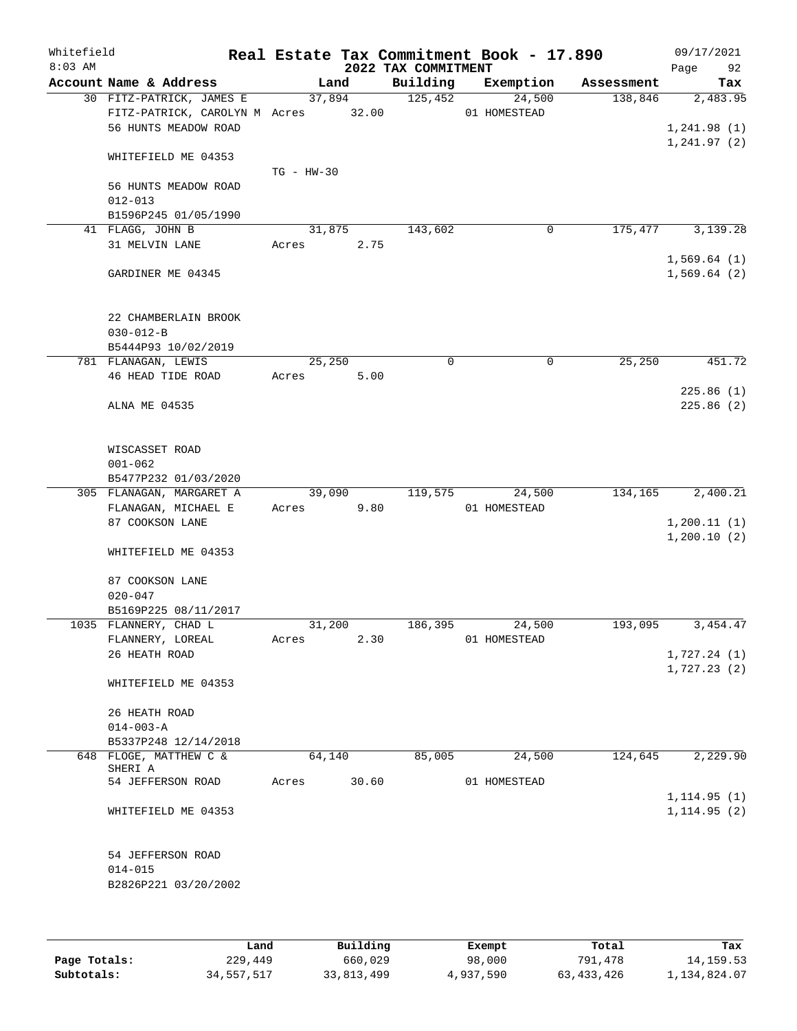Whitefield
8:03 AM

# Real Estate Tax Commitment Book - 17.890
## 2022 TAX COMMITMENT

09/17/2021
Page 92

| Account Name & Address | Land | Building | Exemption | Assessment | Tax |
|---|---|---|---|---|---|
| 30 FITZ-PATRICK, JAMES E | 37,894 | 125,452 | 24,500 | 138,846 | 2,483.95 |
| FITZ-PATRICK, CAROLYN M | Acres 32.00 | | 01 HOMESTEAD | | |
| 56 HUNTS MEADOW ROAD | | | | | 1,241.98 (1) |
| | | | | | 1,241.97 (2) |
| WHITEFIELD ME 04353 | | | | | |
| | TG - HW-30 | | | | |
| 56 HUNTS MEADOW ROAD | | | | | |
| 012-013 | | | | | |
| B1596P245 01/05/1990 | | | | | |
| 41 FLAGG, JOHN B | 31,875 | 143,602 | 0 | 175,477 | 3,139.28 |
| 31 MELVIN LANE | Acres 2.75 | | | | |
| | | | | | 1,569.64 (1) |
| GARDINER ME 04345 | | | | | 1,569.64 (2) |
| 22 CHAMBERLAIN BROOK | | | | | |
| 030-012-B | | | | | |
| B5444P93 10/02/2019 | | | | | |
| 781 FLANAGAN, LEWIS | 25,250 | 0 | 0 | 25,250 | 451.72 |
| 46 HEAD TIDE ROAD | Acres 5.00 | | | | |
| | | | | | 225.86 (1) |
| ALNA ME 04535 | | | | | 225.86 (2) |
| WISCASSET ROAD | | | | | |
| 001-062 | | | | | |
| B5477P232 01/03/2020 | | | | | |
| 305 FLANAGAN, MARGARET A | 39,090 | 119,575 | 24,500 | 134,165 | 2,400.21 |
| FLANAGAN, MICHAEL E | Acres 9.80 | | 01 HOMESTEAD | | |
| 87 COOKSON LANE | | | | | 1,200.11 (1) |
| | | | | | 1,200.10 (2) |
| WHITEFIELD ME 04353 | | | | | |
| 87 COOKSON LANE | | | | | |
| 020-047 | | | | | |
| B5169P225 08/11/2017 | | | | | |
| 1035 FLANNERY, CHAD L | 31,200 | 186,395 | 24,500 | 193,095 | 3,454.47 |
| FLANNERY, LOREAL | Acres 2.30 | | 01 HOMESTEAD | | |
| 26 HEATH ROAD | | | | | 1,727.24 (1) |
| | | | | | 1,727.23 (2) |
| WHITEFIELD ME 04353 | | | | | |
| 26 HEATH ROAD | | | | | |
| 014-003-A | | | | | |
| B5337P248 12/14/2018 | | | | | |
| 648 FLOGE, MATTHEW C & SHERI A | 64,140 | 85,005 | 24,500 | 124,645 | 2,229.90 |
| 54 JEFFERSON ROAD | Acres 30.60 | | 01 HOMESTEAD | | |
| | | | | | 1,114.95 (1) |
| WHITEFIELD ME 04353 | | | | | 1,114.95 (2) |
| 54 JEFFERSON ROAD | | | | | |
| 014-015 | | | | | |
| B2826P221 03/20/2002 | | | | | |

| | Land | Building | Exempt | Total | Tax |
|---|---|---|---|---|---|
| Page Totals: | 229,449 | 660,029 | 98,000 | 791,478 | 14,159.53 |
| Subtotals: | 34,557,517 | 33,813,499 | 4,937,590 | 63,433,426 | 1,134,824.07 |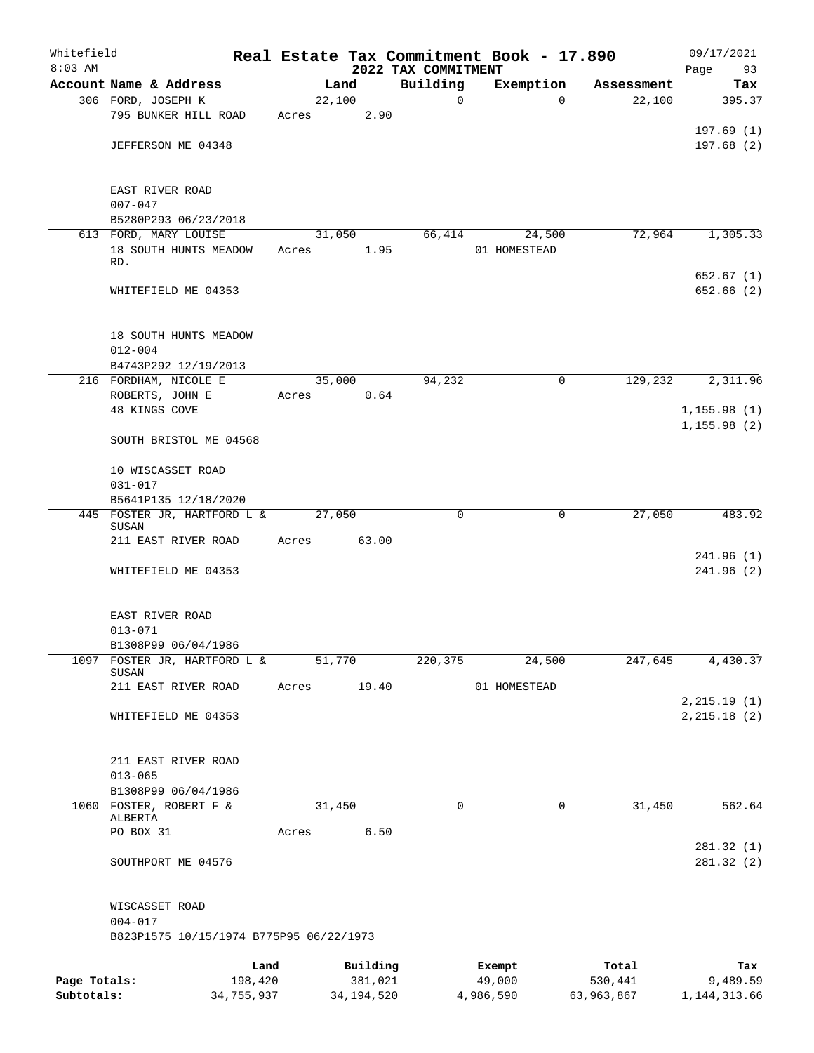Whitefield 8:03 AM

# Real Estate Tax Commitment Book - 17.890

## 2022 TAX COMMITMENT

09/17/2021 Page 93

| Account Name & Address | Land | Building | Exemption | Assessment | Tax |
|---|---|---|---|---|---|
| 306 FORD, JOSEPH K<br>795 BUNKER HILL ROAD<br><br>JEFFERSON ME 04348<br><br>EAST RIVER ROAD<br>007-047<br>B5280P293 06/23/2018 | 22,100<br>Acres 2.90 | 0 | 0 | 22,100 | 395.37<br><br>197.69 (1)<br>197.68 (2) |
| 613 FORD, MARY LOUISE<br>18 SOUTH HUNTS MEADOW RD.<br><br>WHITEFIELD ME 04353<br><br>18 SOUTH HUNTS MEADOW<br>012-004<br>B4743P292 12/19/2013 | 31,050<br>Acres 1.95 | 66,414 | 24,500<br>01 HOMESTEAD | 72,964 | 1,305.33<br><br>652.67 (1)<br>652.66 (2) |
| 216 FORDHAM, NICOLE E<br>ROBERTS, JOHN E<br>48 KINGS COVE<br><br>SOUTH BRISTOL ME 04568<br><br>10 WISCASSET ROAD<br>031-017<br>B5641P135 12/18/2020 | 35,000<br>Acres 0.64 | 94,232 | 0 | 129,232 | 2,311.96<br><br>1,155.98 (1)<br>1,155.98 (2) |
| 445 FOSTER JR, HARTFORD L & SUSAN<br>211 EAST RIVER ROAD<br><br>WHITEFIELD ME 04353<br><br>EAST RIVER ROAD<br>013-071<br>B1308P99 06/04/1986 | 27,050<br>Acres 63.00 | 0 | 0 | 27,050 | 483.92<br><br>241.96 (1)<br>241.96 (2) |
| 1097 FOSTER JR, HARTFORD L & SUSAN<br>211 EAST RIVER ROAD<br><br>WHITEFIELD ME 04353<br><br>211 EAST RIVER ROAD<br>013-065<br>B1308P99 06/04/1986 | 51,770<br>Acres 19.40 | 220,375 | 24,500<br>01 HOMESTEAD | 247,645 | 4,430.37<br><br>2,215.19 (1)<br>2,215.18 (2) |
| 1060 FOSTER, ROBERT F & ALBERTA<br>PO BOX 31<br><br>SOUTHPORT ME 04576<br><br>WISCASSET ROAD<br>004-017<br>B823P1575 10/15/1974 B775P95 06/22/1973 | 31,450<br>Acres 6.50 | 0 | 0 | 31,450 | 562.64<br><br>281.32 (1)<br>281.32 (2) |

| | Land | Building | Exempt | Total | Tax |
|---|---|---|---|---|---|
| Page Totals: | 198,420 | 381,021 | 49,000 | 530,441 | 9,489.59 |
| Subtotals: | 34,755,937 | 34,194,520 | 4,986,590 | 63,963,867 | 1,144,313.66 |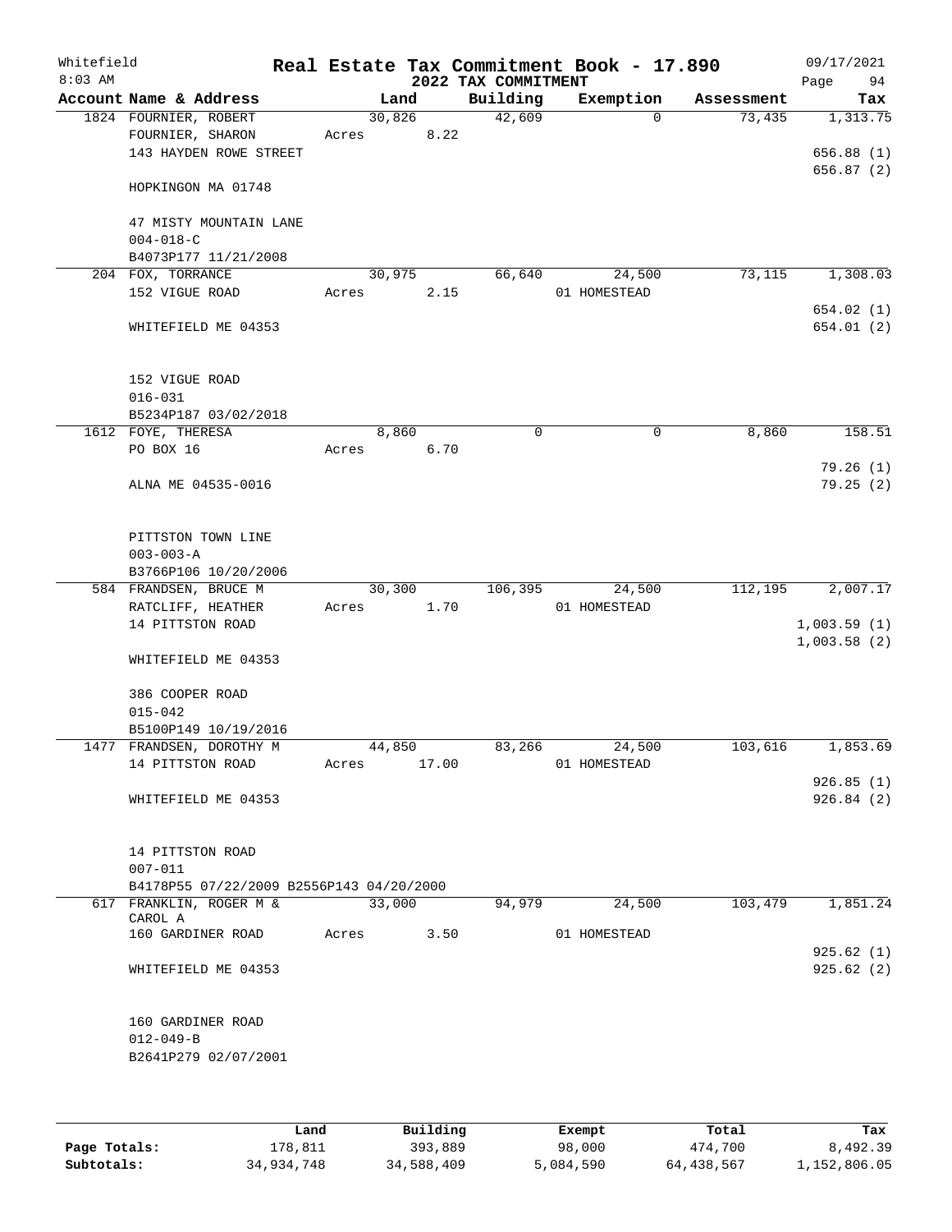# Real Estate Tax Commitment Book - 17.890

Whitefield 8:03 AM — 2022 TAX COMMITMENT — 09/17/2021

| Account Name & Address | Land | Building | Exemption | Assessment | Tax |
|---|---|---|---|---|---|
| 1824 FOURNIER, ROBERT<br>FOURNIER, SHARON<br>143 HAYDEN ROWE STREET<br><br>HOPKINGON MA 01748<br><br>47 MISTY MOUNTAIN LANE<br>004-018-C<br>B4073P177 11/21/2008 | 30,826<br>Acres 8.22 | 42,609 | 0 | 73,435 | 1,313.75<br><br>656.88 (1)<br>656.87 (2) |
| 204 FOX, TORRANCE<br>152 VIGUE ROAD<br><br>WHITEFIELD ME 04353<br><br>152 VIGUE ROAD<br>016-031<br>B5234P187 03/02/2018 | 30,975<br>Acres 2.15 | 66,640 | 24,500<br>01 HOMESTEAD | 73,115 | 1,308.03<br><br>654.02 (1)<br>654.01 (2) |
| 1612 FOYE, THERESA<br>PO BOX 16<br><br>ALNA ME 04535-0016<br><br>PITTSTON TOWN LINE<br>003-003-A<br>B3766P106 10/20/2006 | 8,860<br>Acres 6.70 | 0 | 0 | 8,860 | 158.51<br><br>79.26 (1)<br>79.25 (2) |
| 584 FRANDSEN, BRUCE M<br>RATCLIFF, HEATHER<br>14 PITTSTON ROAD<br><br>WHITEFIELD ME 04353<br><br>386 COOPER ROAD<br>015-042<br>B5100P149 10/19/2016 | 30,300<br>Acres 1.70 | 106,395 | 24,500<br>01 HOMESTEAD | 112,195 | 2,007.17<br><br>1,003.59 (1)<br>1,003.58 (2) |
| 1477 FRANDSEN, DOROTHY M<br>14 PITTSTON ROAD<br><br>WHITEFIELD ME 04353<br><br>14 PITTSTON ROAD<br>007-011<br>B4178P55 07/22/2009 B2556P143 04/20/2000 | 44,850<br>Acres 17.00 | 83,266 | 24,500<br>01 HOMESTEAD | 103,616 | 1,853.69<br><br>926.85 (1)<br>926.84 (2) |
| 617 FRANKLIN, ROGER M & CAROL A<br>160 GARDINER ROAD<br><br>WHITEFIELD ME 04353<br><br>160 GARDINER ROAD<br>012-049-B<br>B2641P279 02/07/2001 | 33,000<br>Acres 3.50 | 94,979 | 24,500<br>01 HOMESTEAD | 103,479 | 1,851.24<br><br>925.62 (1)<br>925.62 (2) |

| | Land | Building | Exempt | Total | Tax |
|---|---|---|---|---|---|
| Page Totals: | 178,811 | 393,889 | 98,000 | 474,700 | 8,492.39 |
| Subtotals: | 34,934,748 | 34,588,409 | 5,084,590 | 64,438,567 | 1,152,806.05 |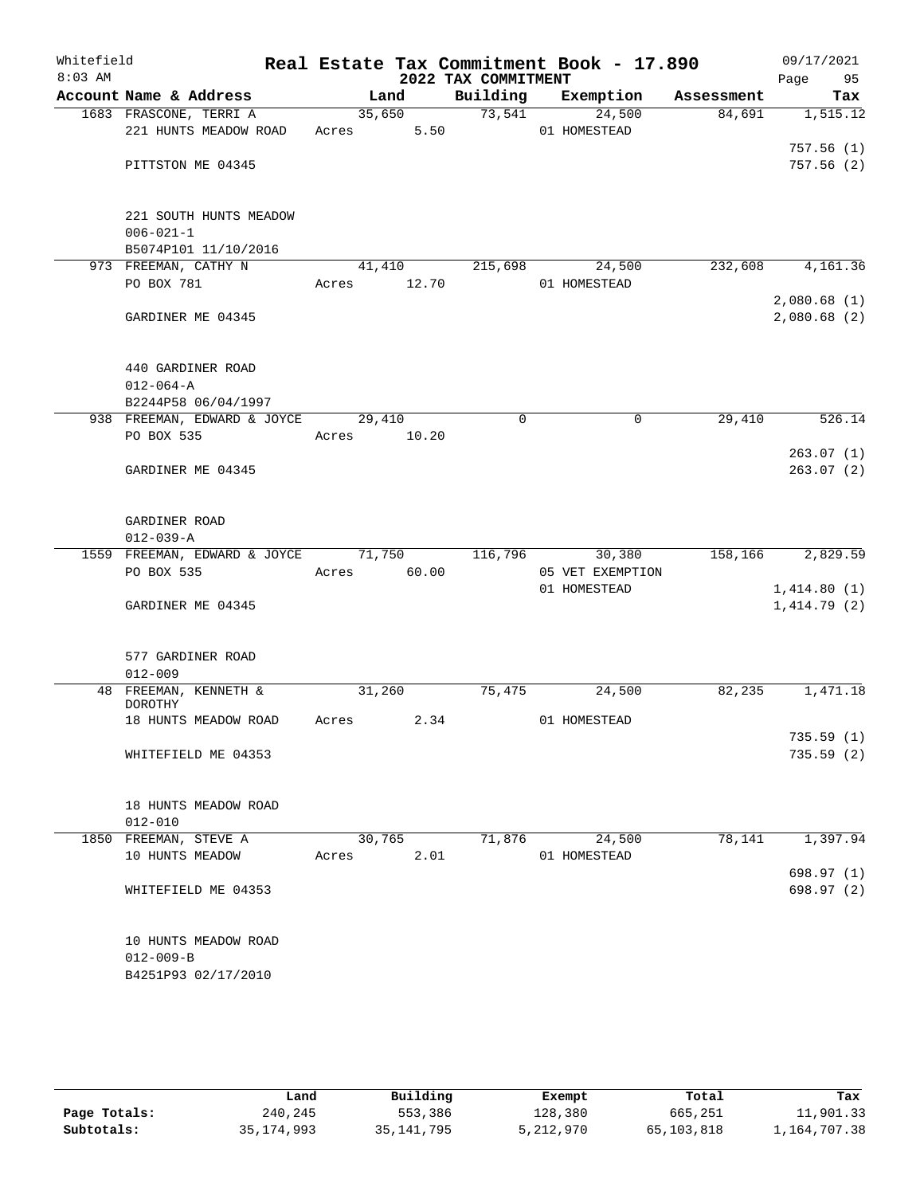# Real Estate Tax Commitment Book - 17.890

Whitefield
8:03 AM

## 2022 TAX COMMITMENT

09/17/2021

| Account Name & Address | Land | Building | Exemption | Assessment | Tax |
|---|---|---|---|---|---|
| 1683 FRASCONE, TERRI A | 35,650 | 73,541 | 24,500 | 84,691 | 1,515.12 |
| 221 HUNTS MEADOW ROAD | Acres 5.50 | | 01 HOMESTEAD | | |
| | | | | | 757.56 (1) |
| PITTSTON ME 04345 | | | | | 757.56 (2) |
| 221 SOUTH HUNTS MEADOW | | | | | |
| 006-021-1 | | | | | |
| B5074P101 11/10/2016 | | | | | |
| 973 FREEMAN, CATHY N | 41,410 | 215,698 | 24,500 | 232,608 | 4,161.36 |
| PO BOX 781 | Acres 12.70 | | 01 HOMESTEAD | | |
| | | | | | 2,080.68 (1) |
| GARDINER ME 04345 | | | | | 2,080.68 (2) |
| 440 GARDINER ROAD | | | | | |
| 012-064-A | | | | | |
| B2244P58 06/04/1997 | | | | | |
| 938 FREEMAN, EDWARD & JOYCE | 29,410 | 0 | 0 | 29,410 | 526.14 |
| PO BOX 535 | Acres 10.20 | | | | |
| | | | | | 263.07 (1) |
| GARDINER ME 04345 | | | | | 263.07 (2) |
| GARDINER ROAD | | | | | |
| 012-039-A | | | | | |
| 1559 FREEMAN, EDWARD & JOYCE | 71,750 | 116,796 | 30,380 | 158,166 | 2,829.59 |
| PO BOX 535 | Acres 60.00 | | 05 VET EXEMPTION | | |
| | | | 01 HOMESTEAD | | 1,414.80 (1) |
| GARDINER ME 04345 | | | | | 1,414.79 (2) |
| 577 GARDINER ROAD | | | | | |
| 012-009 | | | | | |
| 48 FREEMAN, KENNETH & DOROTHY | 31,260 | 75,475 | 24,500 | 82,235 | 1,471.18 |
| 18 HUNTS MEADOW ROAD | Acres 2.34 | | 01 HOMESTEAD | | |
| | | | | | 735.59 (1) |
| WHITEFIELD ME 04353 | | | | | 735.59 (2) |
| 18 HUNTS MEADOW ROAD | | | | | |
| 012-010 | | | | | |
| 1850 FREEMAN, STEVE A | 30,765 | 71,876 | 24,500 | 78,141 | 1,397.94 |
| 10 HUNTS MEADOW | Acres 2.01 | | 01 HOMESTEAD | | |
| | | | | | 698.97 (1) |
| WHITEFIELD ME 04353 | | | | | 698.97 (2) |
| 10 HUNTS MEADOW ROAD | | | | | |
| 012-009-B | | | | | |
| B4251P93 02/17/2010 | | | | | |

| | Land | Building | Exempt | Total | Tax |
|---|---|---|---|---|---|
| Page Totals: | 240,245 | 553,386 | 128,380 | 665,251 | 11,901.33 |
| Subtotals: | 35,174,993 | 35,141,795 | 5,212,970 | 65,103,818 | 1,164,707.38 |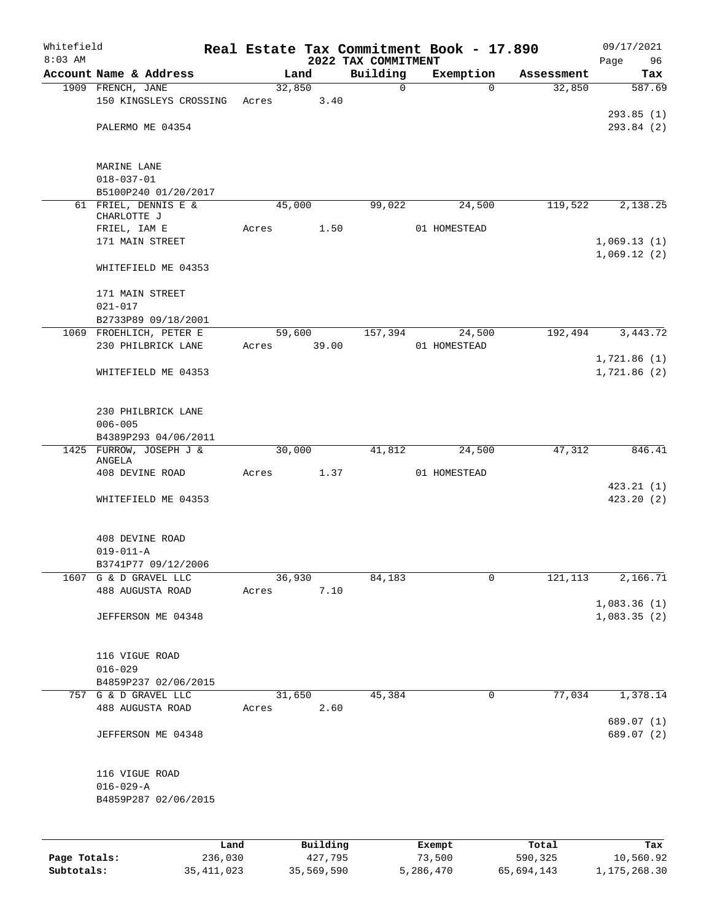# Real Estate Tax Commitment Book - 17.890

Whitefield
8:03 AM

## 2022 TAX COMMITMENT

09/17/2021

| Account Name & Address | Land | Building | Exemption | Assessment | Tax |
|---|---|---|---|---|---|
| 1909 FRENCH, JANE | 32,850 | 0 | 0 | 32,850 | 587.69 |
| 150 KINGSLEYS CROSSING | Acres 3.40 | | | | |
| | | | | | 293.85 (1) |
| PALERMO ME 04354 | | | | | 293.84 (2) |
| MARINE LANE | | | | | |
| 018-037-01 | | | | | |
| B5100P240 01/20/2017 | | | | | |
| 61 FRIEL, DENNIS E & CHARLOTTE J | 45,000 | 99,022 | 24,500 | 119,522 | 2,138.25 |
| FRIEL, IAM E | Acres 1.50 | | 01 HOMESTEAD | | |
| 171 MAIN STREET | | | | | 1,069.13 (1) |
| | | | | | 1,069.12 (2) |
| WHITEFIELD ME 04353 | | | | | |
| 171 MAIN STREET | | | | | |
| 021-017 | | | | | |
| B2733P89 09/18/2001 | | | | | |
| 1069 FROEHLICH, PETER E | 59,600 | 157,394 | 24,500 | 192,494 | 3,443.72 |
| 230 PHILBRICK LANE | Acres 39.00 | | 01 HOMESTEAD | | |
| | | | | | 1,721.86 (1) |
| WHITEFIELD ME 04353 | | | | | 1,721.86 (2) |
| 230 PHILBRICK LANE | | | | | |
| 006-005 | | | | | |
| B4389P293 04/06/2011 | | | | | |
| 1425 FURROW, JOSEPH J & ANGELA | 30,000 | 41,812 | 24,500 | 47,312 | 846.41 |
| 408 DEVINE ROAD | Acres 1.37 | | 01 HOMESTEAD | | |
| | | | | | 423.21 (1) |
| WHITEFIELD ME 04353 | | | | | 423.20 (2) |
| 408 DEVINE ROAD | | | | | |
| 019-011-A | | | | | |
| B3741P77 09/12/2006 | | | | | |
| 1607 G & D GRAVEL LLC | 36,930 | 84,183 | 0 | 121,113 | 2,166.71 |
| 488 AUGUSTA ROAD | Acres 7.10 | | | | |
| | | | | | 1,083.36 (1) |
| JEFFERSON ME 04348 | | | | | 1,083.35 (2) |
| 116 VIGUE ROAD | | | | | |
| 016-029 | | | | | |
| B4859P237 02/06/2015 | | | | | |
| 757 G & D GRAVEL LLC | 31,650 | 45,384 | 0 | 77,034 | 1,378.14 |
| 488 AUGUSTA ROAD | Acres 2.60 | | | | |
| | | | | | 689.07 (1) |
| JEFFERSON ME 04348 | | | | | 689.07 (2) |
| 116 VIGUE ROAD | | | | | |
| 016-029-A | | | | | |
| B4859P287 02/06/2015 | | | | | |

| | Land | Building | Exempt | Total | Tax |
|---|---|---|---|---|---|
| Page Totals: | 236,030 | 427,795 | 73,500 | 590,325 | 10,560.92 |
| Subtotals: | 35,411,023 | 35,569,590 | 5,286,470 | 65,694,143 | 1,175,268.30 |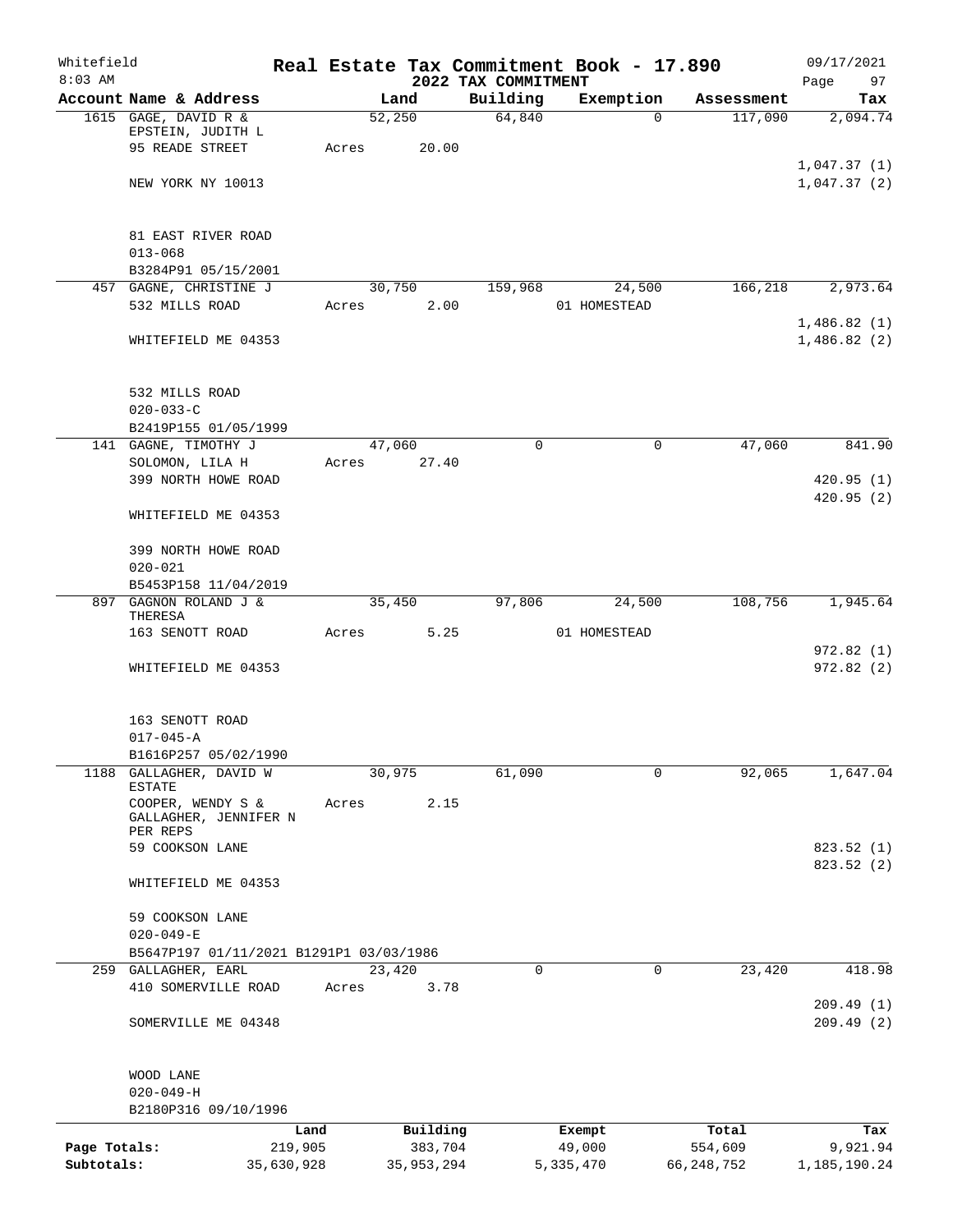Whitefield 8:03 AM

# Real Estate Tax Commitment Book - 17.890

## 2022 TAX COMMITMENT

09/17/2021 Page 97

| Account | Name & Address | Land | Building | Exemption | Assessment | Tax |
|---|---|---|---|---|---|---|
| 1615 | GAGE, DAVID R & EPSTEIN, JUDITH L 95 READE STREET NEW YORK NY 10013 | 52,250 Acres 20.00 | 64,840 | 0 | 117,090 | 2,094.74 1,047.37 (1) 1,047.37 (2) |
| | 81 EAST RIVER ROAD 013-068 B3284P91 05/15/2001 | | | | | |
| 457 | GAGNE, CHRISTINE J 532 MILLS ROAD WHITEFIELD ME 04353 | 30,750 Acres 2.00 | 159,968 | 24,500 01 HOMESTEAD | 166,218 | 2,973.64 1,486.82 (1) 1,486.82 (2) |
| | 532 MILLS ROAD 020-033-C B2419P155 01/05/1999 | | | | | |
| 141 | GAGNE, TIMOTHY J SOLOMON, LILA H 399 NORTH HOWE ROAD WHITEFIELD ME 04353 | 47,060 Acres 27.40 | 0 | 0 | 47,060 | 841.90 420.95 (1) 420.95 (2) |
| | 399 NORTH HOWE ROAD 020-021 B5453P158 11/04/2019 | | | | | |
| 897 | GAGNON ROLAND J & THERESA 163 SENOTT ROAD WHITEFIELD ME 04353 | 35,450 Acres 5.25 | 97,806 | 24,500 01 HOMESTEAD | 108,756 | 1,945.64 972.82 (1) 972.82 (2) |
| | 163 SENOTT ROAD 017-045-A B1616P257 05/02/1990 | | | | | |
| 1188 | GALLAGHER, DAVID W ESTATE COOPER, WENDY S & GALLAGHER, JENNIFER N PER REPS 59 COOKSON LANE WHITEFIELD ME 04353 | 30,975 Acres 2.15 | 61,090 | 0 | 92,065 | 1,647.04 823.52 (1) 823.52 (2) |
| | 59 COOKSON LANE 020-049-E B5647P197 01/11/2021 B1291P1 03/03/1986 | | | | | |
| 259 | GALLAGHER, EARL 410 SOMERVILLE ROAD SOMERVILLE ME 04348 | 23,420 Acres 3.78 | 0 | 0 | 23,420 | 418.98 209.49 (1) 209.49 (2) |
| | WOOD LANE 020-049-H B2180P316 09/10/1996 | | | | | |

| | Land | Building | Exempt | Total | Tax |
|---|---|---|---|---|---|
| Page Totals: | 219,905 | 383,704 | 49,000 | 554,609 | 9,921.94 |
| Subtotals: | 35,630,928 | 35,953,294 | 5,335,470 | 66,248,752 | 1,185,190.24 |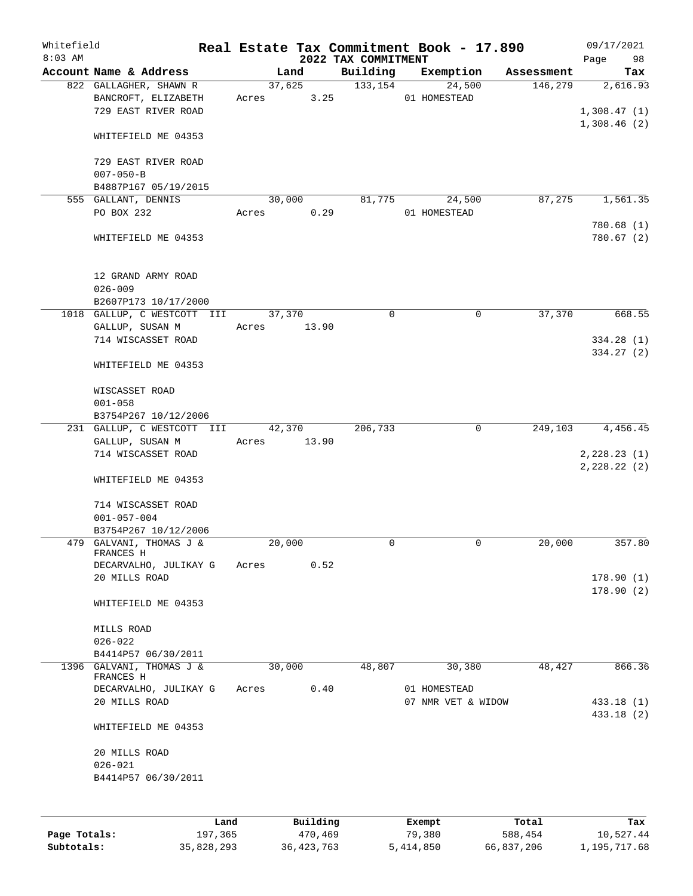Whitefield 8:03 AM

# Real Estate Tax Commitment Book - 17.890

## 2022 TAX COMMITMENT

09/17/2021

| Account Name & Address | Land | Building | Exemption | Assessment | Tax |
|---|---|---|---|---|---|
| 822 GALLAGHER, SHAWN R | 37,625 | 133,154 | 24,500 | 146,279 | 2,616.93 |
| BANCROFT, ELIZABETH | Acres 3.25 | | 01 HOMESTEAD | | |
| 729 EAST RIVER ROAD | | | | | 1,308.47 (1) |
| | | | | | 1,308.46 (2) |
| WHITEFIELD ME 04353 | | | | | |
| 729 EAST RIVER ROAD | | | | | |
| 007-050-B | | | | | |
| B4887P167 05/19/2015 | | | | | |
| 555 GALLANT, DENNIS | 30,000 | 81,775 | 24,500 | 87,275 | 1,561.35 |
| PO BOX 232 | Acres 0.29 | | 01 HOMESTEAD | | |
| | | | | | 780.68 (1) |
| WHITEFIELD ME 04353 | | | | | 780.67 (2) |
| 12 GRAND ARMY ROAD | | | | | |
| 026-009 | | | | | |
| B2607P173 10/17/2000 | | | | | |
| 1018 GALLUP, C WESTCOTT III | 37,370 | 0 | 0 | 37,370 | 668.55 |
| GALLUP, SUSAN M | Acres 13.90 | | | | |
| 714 WISCASSET ROAD | | | | | 334.28 (1) |
| | | | | | 334.27 (2) |
| WHITEFIELD ME 04353 | | | | | |
| WISCASSET ROAD | | | | | |
| 001-058 | | | | | |
| B3754P267 10/12/2006 | | | | | |
| 231 GALLUP, C WESTCOTT III | 42,370 | 206,733 | 0 | 249,103 | 4,456.45 |
| GALLUP, SUSAN M | Acres 13.90 | | | | |
| 714 WISCASSET ROAD | | | | | 2,228.23 (1) |
| | | | | | 2,228.22 (2) |
| WHITEFIELD ME 04353 | | | | | |
| 714 WISCASSET ROAD | | | | | |
| 001-057-004 | | | | | |
| B3754P267 10/12/2006 | | | | | |
| 479 GALVANI, THOMAS J & FRANCES H | 20,000 | 0 | 0 | 20,000 | 357.80 |
| DECARVALHO, JULIKAY G | Acres 0.52 | | | | |
| 20 MILLS ROAD | | | | | 178.90 (1) |
| | | | | | 178.90 (2) |
| WHITEFIELD ME 04353 | | | | | |
| MILLS ROAD | | | | | |
| 026-022 | | | | | |
| B4414P57 06/30/2011 | | | | | |
| 1396 GALVANI, THOMAS J & FRANCES H | 30,000 | 48,807 | 30,380 | 48,427 | 866.36 |
| DECARVALHO, JULIKAY G | Acres 0.40 | | 01 HOMESTEAD | | |
| 20 MILLS ROAD | | | 07 NMR VET & WIDOW | | 433.18 (1) |
| | | | | | 433.18 (2) |
| WHITEFIELD ME 04353 | | | | | |
| 20 MILLS ROAD | | | | | |
| 026-021 | | | | | |
| B4414P57 06/30/2011 | | | | | |

| | Land | Building | Exempt | Total | Tax |
|---|---|---|---|---|---|
| Page Totals: | 197,365 | 470,469 | 79,380 | 588,454 | 10,527.44 |
| Subtotals: | 35,828,293 | 36,423,763 | 5,414,850 | 66,837,206 | 1,195,717.68 |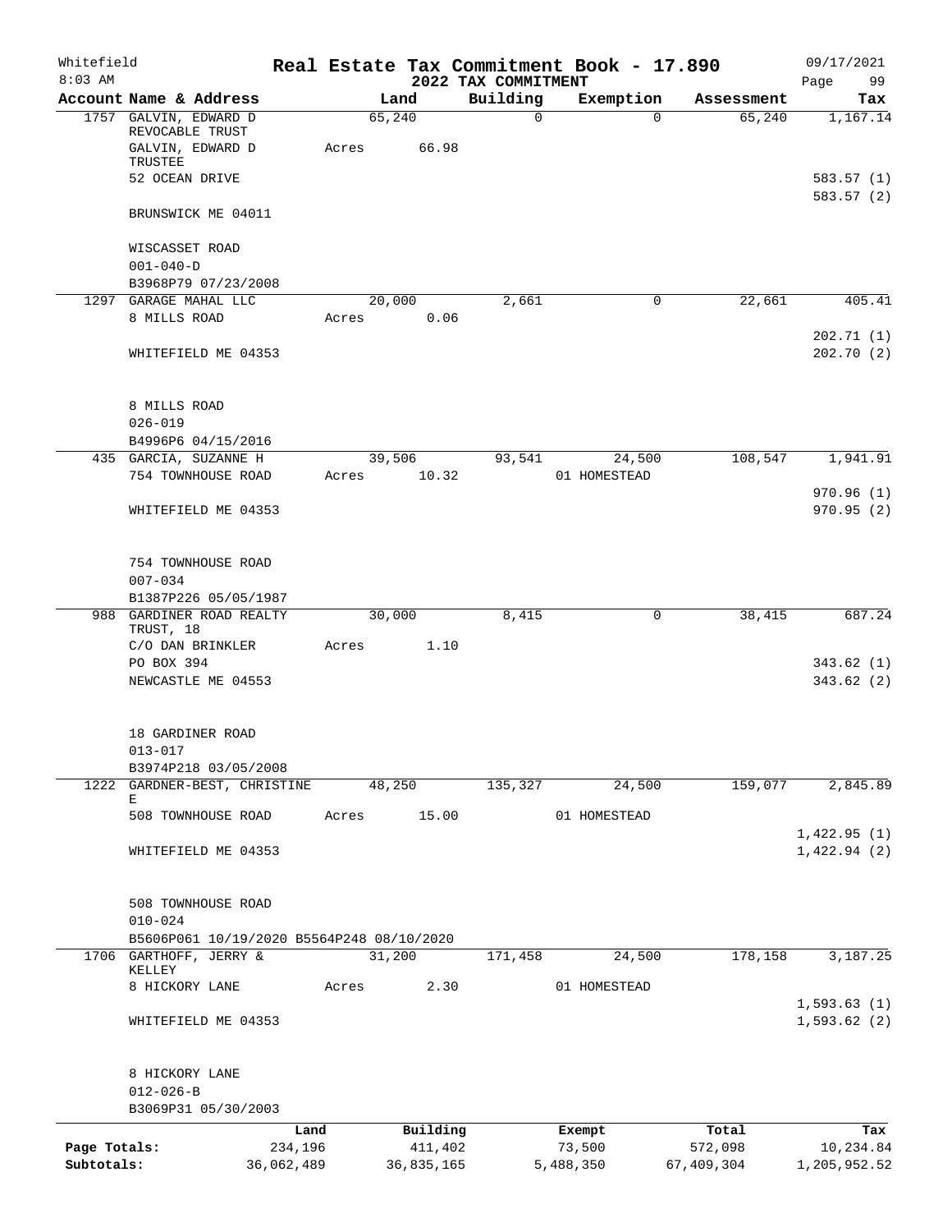Whitefield 8:03 AM

# Real Estate Tax Commitment Book - 17.890

## 2022 TAX COMMITMENT

09/17/2021

| Account | Name & Address | Land | Building | Exemption | Assessment | Tax |
|---|---|---|---|---|---|---|
| 1757 | GALVIN, EDWARD D REVOCABLE TRUST<br>GALVIN, EDWARD D TRUSTEE<br>52 OCEAN DRIVE<br>BRUNSWICK ME 04011<br><br>WISCASSET ROAD<br>001-040-D<br>B3968P79 07/23/2008 | 65,240<br>Acres 66.98 | 0 | 0 | 65,240 | 1,167.14<br><br>583.57 (1)<br>583.57 (2) |
| 1297 | GARAGE MAHAL LLC<br>8 MILLS ROAD<br>WHITEFIELD ME 04353<br><br>8 MILLS ROAD<br>026-019<br>B4996P6 04/15/2016 | 20,000<br>Acres 0.06 | 2,661 | 0 | 22,661 | 405.41<br><br>202.71 (1)<br>202.70 (2) |
| 435 | GARCIA, SUZANNE H<br>754 TOWNHOUSE ROAD<br>WHITEFIELD ME 04353<br><br>754 TOWNHOUSE ROAD<br>007-034<br>B1387P226 05/05/1987 | 39,506<br>Acres 10.32 | 93,541 | 24,500<br>01 HOMESTEAD | 108,547 | 1,941.91<br><br>970.96 (1)<br>970.95 (2) |
| 988 | GARDINER ROAD REALTY TRUST, 18<br>C/O DAN BRINKLER<br>PO BOX 394<br>NEWCASTLE ME 04553<br><br>18 GARDINER ROAD<br>013-017<br>B3974P218 03/05/2008 | 30,000<br>Acres 1.10 | 8,415 | 0 | 38,415 | 687.24<br><br>343.62 (1)<br>343.62 (2) |
| 1222 | GARDNER-BEST, CHRISTINE E<br>508 TOWNHOUSE ROAD<br>WHITEFIELD ME 04353<br><br>508 TOWNHOUSE ROAD<br>010-024<br>B5606P061 10/19/2020 B5564P248 08/10/2020 | 48,250<br>Acres 15.00 | 135,327 | 24,500<br>01 HOMESTEAD | 159,077 | 2,845.89<br><br>1,422.95 (1)<br>1,422.94 (2) |
| 1706 | GARTHOFF, JERRY & KELLEY<br>8 HICKORY LANE<br>WHITEFIELD ME 04353<br><br>8 HICKORY LANE<br>012-026-B<br>B3069P31 05/30/2003 | 31,200<br>Acres 2.30 | 171,458 | 24,500<br>01 HOMESTEAD | 178,158 | 3,187.25<br><br>1,593.63 (1)<br>1,593.62 (2) |

| | Land | Building | Exempt | Total | Tax |
|---|---|---|---|---|---|
| Page Totals: | 234,196 | 411,402 | 73,500 | 572,098 | 10,234.84 |
| Subtotals: | 36,062,489 | 36,835,165 | 5,488,350 | 67,409,304 | 1,205,952.52 |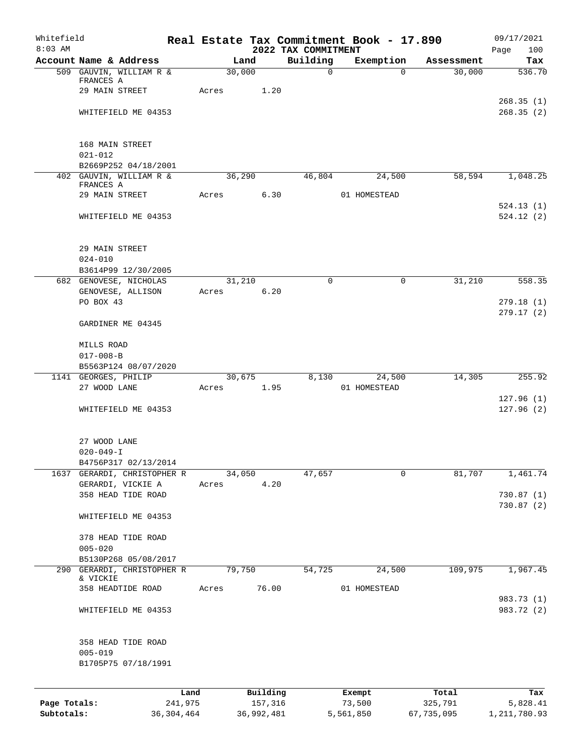Whitefield 8:03 AM

# Real Estate Tax Commitment Book - 17.890
## 2022 TAX COMMITMENT

09/17/2021 Page 100

| Account Name & Address | Land | Building | Exemption | Assessment | Tax |
|---|---|---|---|---|---|
| 509 GAUVIN, WILLIAM R & FRANCES A | 30,000 | 0 | 0 | 30,000 | 536.70 |
| 29 MAIN STREET | Acres 1.20 | | | | |
| | | | | | 268.35 (1) |
| WHITEFIELD ME 04353 | | | | | 268.35 (2) |
| 168 MAIN STREET | | | | | |
| 021-012 | | | | | |
| B2669P252 04/18/2001 | | | | | |
| 402 GAUVIN, WILLIAM R & FRANCES A | 36,290 | 46,804 | 24,500 | 58,594 | 1,048.25 |
| 29 MAIN STREET | Acres 6.30 | | 01 HOMESTEAD | | |
| | | | | | 524.13 (1) |
| WHITEFIELD ME 04353 | | | | | 524.12 (2) |
| 29 MAIN STREET | | | | | |
| 024-010 | | | | | |
| B3614P99 12/30/2005 | | | | | |
| 682 GENOVESE, NICHOLAS | 31,210 | 0 | 0 | 31,210 | 558.35 |
| GENOVESE, ALLISON | Acres 6.20 | | | | |
| PO BOX 43 | | | | | 279.18 (1) |
| | | | | | 279.17 (2) |
| GARDINER ME 04345 | | | | | |
| MILLS ROAD | | | | | |
| 017-008-B | | | | | |
| B5563P124 08/07/2020 | | | | | |
| 1141 GEORGES, PHILIP | 30,675 | 8,130 | 24,500 | 14,305 | 255.92 |
| 27 WOOD LANE | Acres 1.95 | | 01 HOMESTEAD | | |
| | | | | | 127.96 (1) |
| WHITEFIELD ME 04353 | | | | | 127.96 (2) |
| 27 WOOD LANE | | | | | |
| 020-049-I | | | | | |
| B4756P317 02/13/2014 | | | | | |
| 1637 GERARDI, CHRISTOPHER R | 34,050 | 47,657 | 0 | 81,707 | 1,461.74 |
| GERARDI, VICKIE A | Acres 4.20 | | | | |
| 358 HEAD TIDE ROAD | | | | | 730.87 (1) |
| | | | | | 730.87 (2) |
| WHITEFIELD ME 04353 | | | | | |
| 378 HEAD TIDE ROAD | | | | | |
| 005-020 | | | | | |
| B5130P268 05/08/2017 | | | | | |
| 290 GERARDI, CHRISTOPHER R & VICKIE | 79,750 | 54,725 | 24,500 | 109,975 | 1,967.45 |
| 358 HEADTIDE ROAD | Acres 76.00 | | 01 HOMESTEAD | | |
| | | | | | 983.73 (1) |
| WHITEFIELD ME 04353 | | | | | 983.72 (2) |
| 358 HEAD TIDE ROAD | | | | | |
| 005-019 | | | | | |
| B1705P75 07/18/1991 | | | | | |

| | Land | Building | Exempt | Total | Tax |
|---|---|---|---|---|---|
| Page Totals: | 241,975 | 157,316 | 73,500 | 325,791 | 5,828.41 |
| Subtotals: | 36,304,464 | 36,992,481 | 5,561,850 | 67,735,095 | 1,211,780.93 |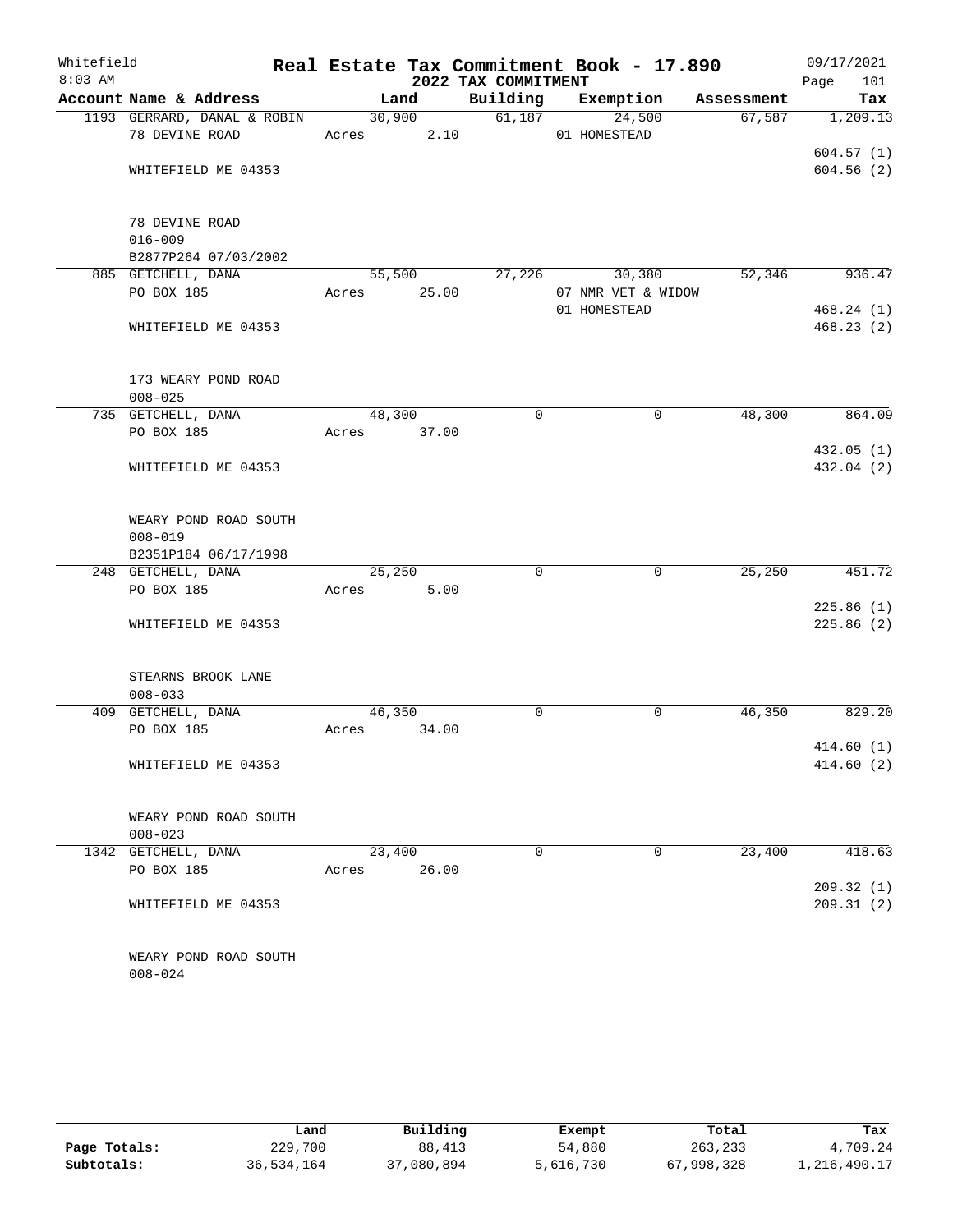Whitefield
8:03 AM

# Real Estate Tax Commitment Book - 17.890

## 2022 TAX COMMITMENT

09/17/2021

| Account Name & Address | Land | Building | Exemption | Assessment | Tax |
|---|---|---|---|---|---|
| 1193 GERRARD, DANAL & ROBIN | 30,900 | 61,187 | 24,500 | 67,587 | 1,209.13 |
| 78 DEVINE ROAD | Acres 2.10 | | 01 HOMESTEAD | | |
| | | | | | 604.57 (1) |
| WHITEFIELD ME 04353 | | | | | 604.56 (2) |
| 78 DEVINE ROAD | | | | | |
| 016-009 | | | | | |
| B2877P264 07/03/2002 | | | | | |
| 885 GETCHELL, DANA | 55,500 | 27,226 | 30,380 | 52,346 | 936.47 |
| PO BOX 185 | Acres 25.00 | | 07 NMR VET & WIDOW | | |
| | | | 01 HOMESTEAD | | 468.24 (1) |
| WHITEFIELD ME 04353 | | | | | 468.23 (2) |
| 173 WEARY POND ROAD | | | | | |
| 008-025 | | | | | |
| 735 GETCHELL, DANA | 48,300 | 0 | 0 | 48,300 | 864.09 |
| PO BOX 185 | Acres 37.00 | | | | |
| | | | | | 432.05 (1) |
| WHITEFIELD ME 04353 | | | | | 432.04 (2) |
| WEARY POND ROAD SOUTH | | | | | |
| 008-019 | | | | | |
| B2351P184 06/17/1998 | | | | | |
| 248 GETCHELL, DANA | 25,250 | 0 | 0 | 25,250 | 451.72 |
| PO BOX 185 | Acres 5.00 | | | | |
| | | | | | 225.86 (1) |
| WHITEFIELD ME 04353 | | | | | 225.86 (2) |
| STEARNS BROOK LANE | | | | | |
| 008-033 | | | | | |
| 409 GETCHELL, DANA | 46,350 | 0 | 0 | 46,350 | 829.20 |
| PO BOX 185 | Acres 34.00 | | | | |
| | | | | | 414.60 (1) |
| WHITEFIELD ME 04353 | | | | | 414.60 (2) |
| WEARY POND ROAD SOUTH | | | | | |
| 008-023 | | | | | |
| 1342 GETCHELL, DANA | 23,400 | 0 | 0 | 23,400 | 418.63 |
| PO BOX 185 | Acres 26.00 | | | | |
| | | | | | 209.32 (1) |
| WHITEFIELD ME 04353 | | | | | 209.31 (2) |
| WEARY POND ROAD SOUTH | | | | | |
| 008-024 | | | | | |

| | Land | Building | Exempt | Total | Tax |
|---|---|---|---|---|---|
| Page Totals: | 229,700 | 88,413 | 54,880 | 263,233 | 4,709.24 |
| Subtotals: | 36,534,164 | 37,080,894 | 5,616,730 | 67,998,328 | 1,216,490.17 |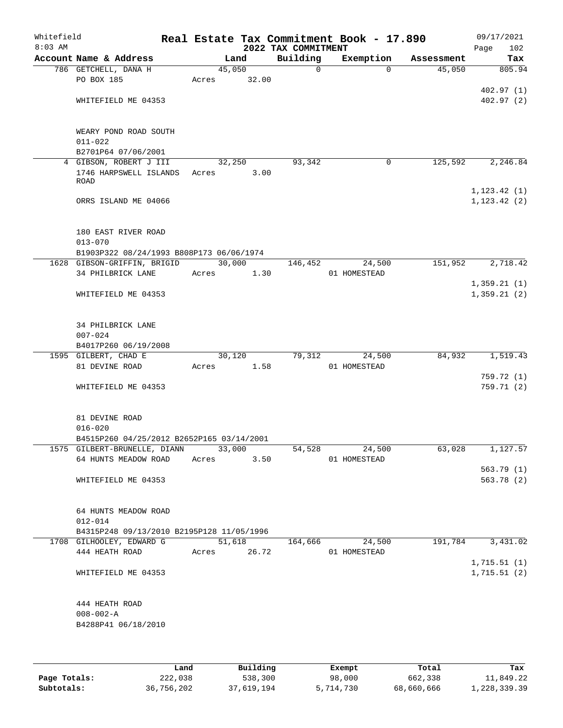Whitefield 8:03 AM

# Real Estate Tax Commitment Book - 17.890

## 2022 TAX COMMITMENT

09/17/2021

| Account Name & Address | Land | Building | Exemption | Assessment | Tax |
|---|---|---|---|---|---|
| 786 GETCHELL, DANA H | 45,050 | 0 | 0 | 45,050 | 805.94 |
| PO BOX 185 | Acres 32.00 | | | | |
| | | | | | 402.97 (1) |
| WHITEFIELD ME 04353 | | | | | 402.97 (2) |
| WEARY POND ROAD SOUTH | | | | | |
| 011-022 | | | | | |
| B2701P64 07/06/2001 | | | | | |
| 4 GIBSON, ROBERT J III | 32,250 | 93,342 | 0 | 125,592 | 2,246.84 |
| 1746 HARPSWELL ISLANDS ROAD | Acres 3.00 | | | | |
| | | | | | 1,123.42 (1) |
| ORRS ISLAND ME 04066 | | | | | 1,123.42 (2) |
| 180 EAST RIVER ROAD | | | | | |
| 013-070 | | | | | |
| B1903P322 08/24/1993 B808P173 06/06/1974 | | | | | |
| 1628 GIBSON-GRIFFIN, BRIGID | 30,000 | 146,452 | 24,500 | 151,952 | 2,718.42 |
| 34 PHILBRICK LANE | Acres 1.30 | | 01 HOMESTEAD | | |
| | | | | | 1,359.21 (1) |
| WHITEFIELD ME 04353 | | | | | 1,359.21 (2) |
| 34 PHILBRICK LANE | | | | | |
| 007-024 | | | | | |
| B4017P260 06/19/2008 | | | | | |
| 1595 GILBERT, CHAD E | 30,120 | 79,312 | 24,500 | 84,932 | 1,519.43 |
| 81 DEVINE ROAD | Acres 1.58 | | 01 HOMESTEAD | | |
| | | | | | 759.72 (1) |
| WHITEFIELD ME 04353 | | | | | 759.71 (2) |
| 81 DEVINE ROAD | | | | | |
| 016-020 | | | | | |
| B4515P260 04/25/2012 B2652P165 03/14/2001 | | | | | |
| 1575 GILBERT-BRUNELLE, DIANN | 33,000 | 54,528 | 24,500 | 63,028 | 1,127.57 |
| 64 HUNTS MEADOW ROAD | Acres 3.50 | | 01 HOMESTEAD | | |
| | | | | | 563.79 (1) |
| WHITEFIELD ME 04353 | | | | | 563.78 (2) |
| 64 HUNTS MEADOW ROAD | | | | | |
| 012-014 | | | | | |
| B4315P248 09/13/2010 B2195P128 11/05/1996 | | | | | |
| 1708 GILHOOLEY, EDWARD G | 51,618 | 164,666 | 24,500 | 191,784 | 3,431.02 |
| 444 HEATH ROAD | Acres 26.72 | | 01 HOMESTEAD | | |
| | | | | | 1,715.51 (1) |
| WHITEFIELD ME 04353 | | | | | 1,715.51 (2) |
| 444 HEATH ROAD | | | | | |
| 008-002-A | | | | | |
| B4288P41 06/18/2010 | | | | | |

| | Land | Building | Exempt | Total | Tax |
|---|---|---|---|---|---|
| Page Totals: | 222,038 | 538,300 | 98,000 | 662,338 | 11,849.22 |
| Subtotals: | 36,756,202 | 37,619,194 | 5,714,730 | 68,660,666 | 1,228,339.39 |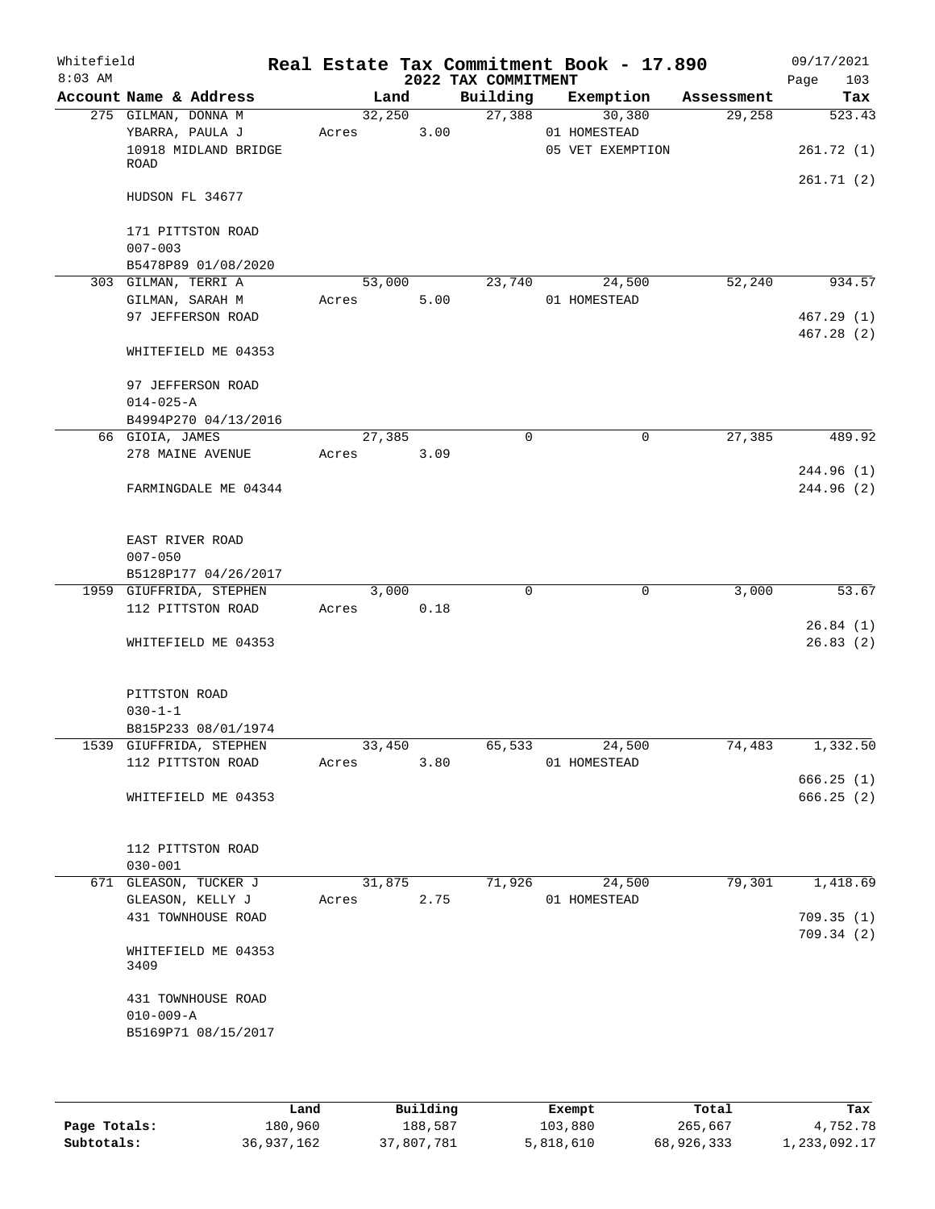Whitefield 8:03 AM

# Real Estate Tax Commitment Book - 17.890

## 2022 TAX COMMITMENT

09/17/2021 Page 103

| Account Name & Address | Land | Building | Exemption | Assessment | Tax |
|---|---|---|---|---|---|
| 275 GILMAN, DONNA M | 32,250 | 27,388 | 30,380 | 29,258 | 523.43 |
| YBARRA, PAULA J | Acres 3.00 | | 01 HOMESTEAD | | |
| 10918 MIDLAND BRIDGE ROAD | | | 05 VET EXEMPTION | | 261.72 (1) |
| | | | | | 261.71 (2) |
| HUDSON FL 34677 | | | | | |
| 171 PITTSTON ROAD | | | | | |
| 007-003 | | | | | |
| B5478P89 01/08/2020 | | | | | |
| 303 GILMAN, TERRI A | 53,000 | 23,740 | 24,500 | 52,240 | 934.57 |
| GILMAN, SARAH M | Acres 5.00 | | 01 HOMESTEAD | | |
| 97 JEFFERSON ROAD | | | | | 467.29 (1) |
| | | | | | 467.28 (2) |
| WHITEFIELD ME 04353 | | | | | |
| 97 JEFFERSON ROAD | | | | | |
| 014-025-A | | | | | |
| B4994P270 04/13/2016 | | | | | |
| 66 GIOIA, JAMES | 27,385 | 0 | 0 | 27,385 | 489.92 |
| 278 MAINE AVENUE | Acres 3.09 | | | | |
| | | | | | 244.96 (1) |
| FARMINGDALE ME 04344 | | | | | 244.96 (2) |
| EAST RIVER ROAD | | | | | |
| 007-050 | | | | | |
| B5128P177 04/26/2017 | | | | | |
| 1959 GIUFFRIDA, STEPHEN | 3,000 | 0 | 0 | 3,000 | 53.67 |
| 112 PITTSTON ROAD | Acres 0.18 | | | | |
| | | | | | 26.84 (1) |
| WHITEFIELD ME 04353 | | | | | 26.83 (2) |
| PITTSTON ROAD | | | | | |
| 030-1-1 | | | | | |
| B815P233 08/01/1974 | | | | | |
| 1539 GIUFFRIDA, STEPHEN | 33,450 | 65,533 | 24,500 | 74,483 | 1,332.50 |
| 112 PITTSTON ROAD | Acres 3.80 | | 01 HOMESTEAD | | |
| | | | | | 666.25 (1) |
| WHITEFIELD ME 04353 | | | | | 666.25 (2) |
| 112 PITTSTON ROAD | | | | | |
| 030-001 | | | | | |
| 671 GLEASON, TUCKER J | 31,875 | 71,926 | 24,500 | 79,301 | 1,418.69 |
| GLEASON, KELLY J | Acres 2.75 | | 01 HOMESTEAD | | |
| 431 TOWNHOUSE ROAD | | | | | 709.35 (1) |
| | | | | | 709.34 (2) |
| WHITEFIELD ME 04353 3409 | | | | | |
| 431 TOWNHOUSE ROAD | | | | | |
| 010-009-A | | | | | |
| B5169P71 08/15/2017 | | | | | |

| | Land | Building | Exempt | Total | Tax |
|---|---|---|---|---|---|
| Page Totals: | 180,960 | 188,587 | 103,880 | 265,667 | 4,752.78 |
| Subtotals: | 36,937,162 | 37,807,781 | 5,818,610 | 68,926,333 | 1,233,092.17 |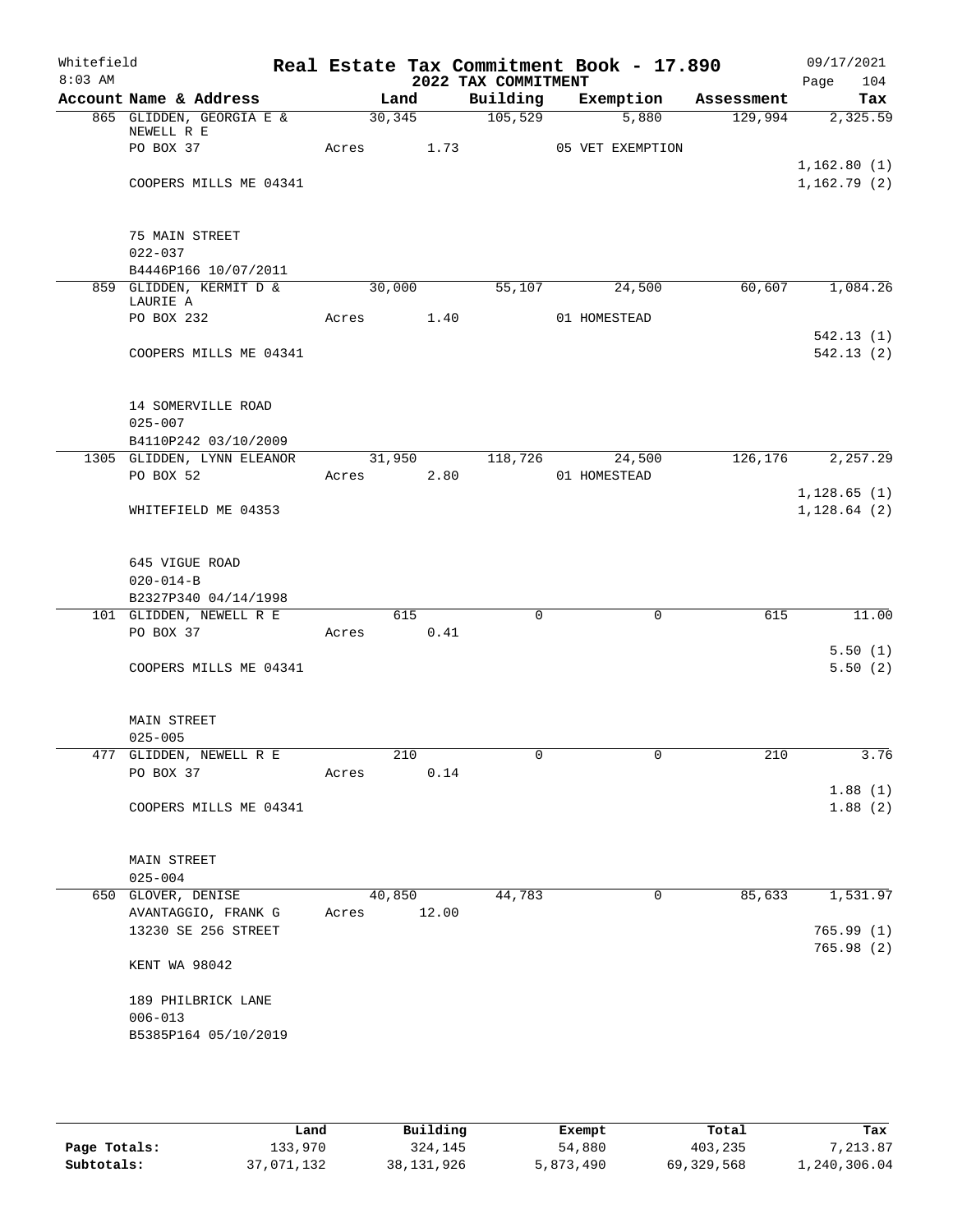Whitefield 8:03 AM

# Real Estate Tax Commitment Book - 17.890

## 2022 TAX COMMITMENT

09/17/2021

| Account Name & Address | Land | Building | Exemption | Assessment | Tax |
|---|---|---|---|---|---|
| 865 GLIDDEN, GEORGIA E & NEWELL R E | 30,345 | 105,529 | 5,880 | 129,994 | 2,325.59 |
| PO BOX 37 | Acres 1.73 | | 05 VET EXEMPTION | | |
| | | | | | 1,162.80 (1) |
| COOPERS MILLS ME 04341 | | | | | 1,162.79 (2) |
| 75 MAIN STREET | | | | | |
| 022-037 | | | | | |
| B4446P166 10/07/2011 | | | | | |
| 859 GLIDDEN, KERMIT D & LAURIE A | 30,000 | 55,107 | 24,500 | 60,607 | 1,084.26 |
| PO BOX 232 | Acres 1.40 | | 01 HOMESTEAD | | |
| | | | | | 542.13 (1) |
| COOPERS MILLS ME 04341 | | | | | 542.13 (2) |
| 14 SOMERVILLE ROAD | | | | | |
| 025-007 | | | | | |
| B4110P242 03/10/2009 | | | | | |
| 1305 GLIDDEN, LYNN ELEANOR | 31,950 | 118,726 | 24,500 | 126,176 | 2,257.29 |
| PO BOX 52 | Acres 2.80 | | 01 HOMESTEAD | | |
| | | | | | 1,128.65 (1) |
| WHITEFIELD ME 04353 | | | | | 1,128.64 (2) |
| 645 VIGUE ROAD | | | | | |
| 020-014-B | | | | | |
| B2327P340 04/14/1998 | | | | | |
| 101 GLIDDEN, NEWELL R E | 615 | 0 | 0 | 615 | 11.00 |
| PO BOX 37 | Acres 0.41 | | | | |
| | | | | | 5.50 (1) |
| COOPERS MILLS ME 04341 | | | | | 5.50 (2) |
| MAIN STREET | | | | | |
| 025-005 | | | | | |
| 477 GLIDDEN, NEWELL R E | 210 | 0 | 0 | 210 | 3.76 |
| PO BOX 37 | Acres 0.14 | | | | |
| | | | | | 1.88 (1) |
| COOPERS MILLS ME 04341 | | | | | 1.88 (2) |
| MAIN STREET | | | | | |
| 025-004 | | | | | |
| 650 GLOVER, DENISE | 40,850 | 44,783 | 0 | 85,633 | 1,531.97 |
| AVANTAGGIO, FRANK G | Acres 12.00 | | | | |
| 13230 SE 256 STREET | | | | | 765.99 (1) |
| | | | | | 765.98 (2) |
| KENT WA 98042 | | | | | |
| 189 PHILBRICK LANE | | | | | |
| 006-013 | | | | | |
| B5385P164 05/10/2019 | | | | | |

| | Land | Building | Exempt | Total | Tax |
|---|---|---|---|---|---|
| Page Totals: | 133,970 | 324,145 | 54,880 | 403,235 | 7,213.87 |
| Subtotals: | 37,071,132 | 38,131,926 | 5,873,490 | 69,329,568 | 1,240,306.04 |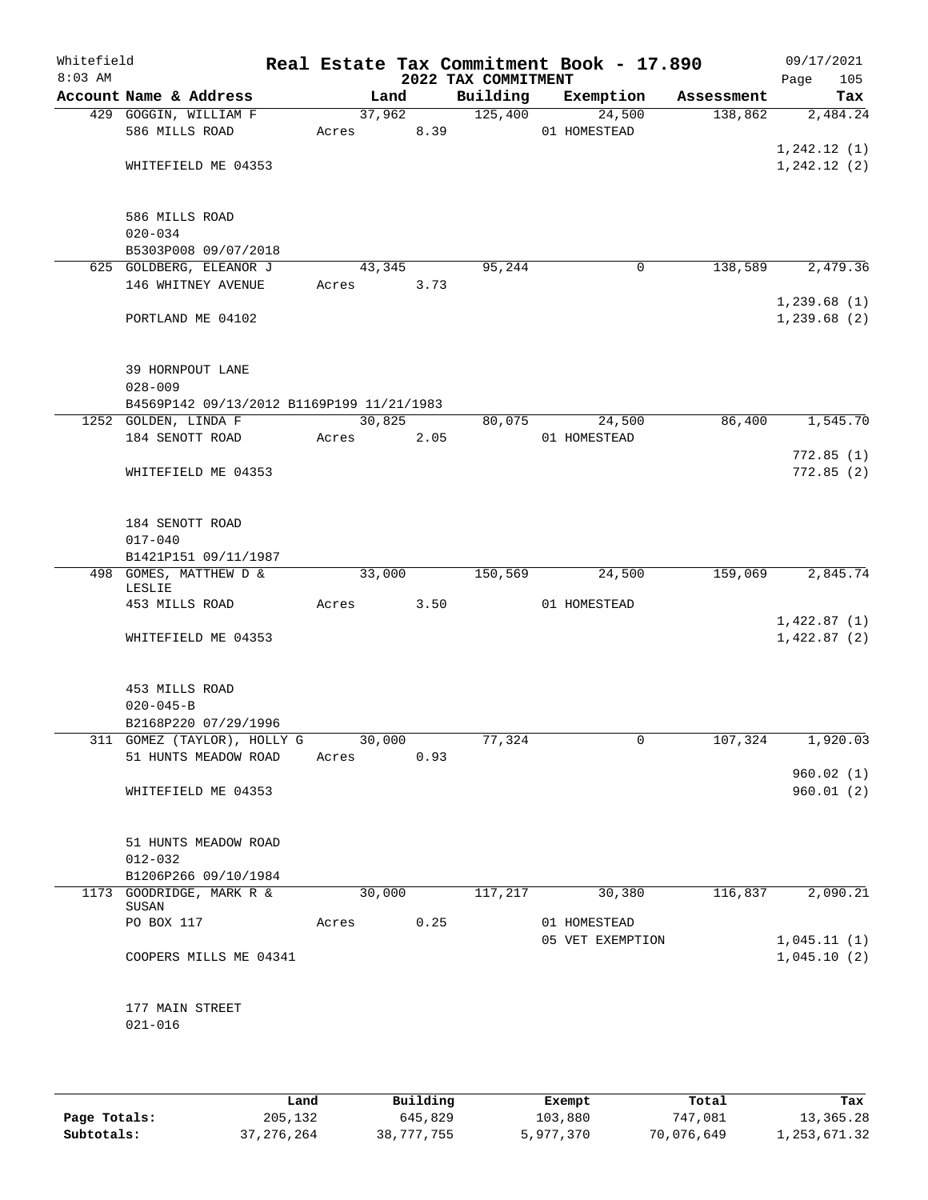Whitefield 8:03 AM

# Real Estate Tax Commitment Book - 17.890
## 2022 TAX COMMITMENT

09/17/2021 Page 105

| Account Name & Address | Land | Building | Exemption | Assessment | Tax |
|---|---|---|---|---|---|
| 429 GOGGIN, WILLIAM F | 37,962 | 125,400 | 24,500 | 138,862 | 2,484.24 |
| 586 MILLS ROAD | Acres 8.39 | | 01 HOMESTEAD | | |
| | | | | | 1,242.12 (1) |
| WHITEFIELD ME 04353 | | | | | 1,242.12 (2) |
| 586 MILLS ROAD | | | | | |
| 020-034 | | | | | |
| B5303P008 09/07/2018 | | | | | |
| 625 GOLDBERG, ELEANOR J | 43,345 | 95,244 | 0 | 138,589 | 2,479.36 |
| 146 WHITNEY AVENUE | Acres 3.73 | | | | |
| | | | | | 1,239.68 (1) |
| PORTLAND ME 04102 | | | | | 1,239.68 (2) |
| 39 HORNPOUT LANE | | | | | |
| 028-009 | | | | | |
| B4569P142 09/13/2012 B1169P199 11/21/1983 | | | | | |
| 1252 GOLDEN, LINDA F | 30,825 | 80,075 | 24,500 | 86,400 | 1,545.70 |
| 184 SENOTT ROAD | Acres 2.05 | | 01 HOMESTEAD | | |
| | | | | | 772.85 (1) |
| WHITEFIELD ME 04353 | | | | | 772.85 (2) |
| 184 SENOTT ROAD | | | | | |
| 017-040 | | | | | |
| B1421P151 09/11/1987 | | | | | |
| 498 GOMES, MATTHEW D & LESLIE | 33,000 | 150,569 | 24,500 | 159,069 | 2,845.74 |
| 453 MILLS ROAD | Acres 3.50 | | 01 HOMESTEAD | | |
| | | | | | 1,422.87 (1) |
| WHITEFIELD ME 04353 | | | | | 1,422.87 (2) |
| 453 MILLS ROAD | | | | | |
| 020-045-B | | | | | |
| B2168P220 07/29/1996 | | | | | |
| 311 GOMEZ (TAYLOR), HOLLY G | 30,000 | 77,324 | 0 | 107,324 | 1,920.03 |
| 51 HUNTS MEADOW ROAD | Acres 0.93 | | | | |
| | | | | | 960.02 (1) |
| WHITEFIELD ME 04353 | | | | | 960.01 (2) |
| 51 HUNTS MEADOW ROAD | | | | | |
| 012-032 | | | | | |
| B1206P266 09/10/1984 | | | | | |
| 1173 GOODRIDGE, MARK R & SUSAN | 30,000 | 117,217 | 30,380 | 116,837 | 2,090.21 |
| PO BOX 117 | Acres 0.25 | | 01 HOMESTEAD | | |
| | | | 05 VET EXEMPTION | | 1,045.11 (1) |
| COOPERS MILLS ME 04341 | | | | | 1,045.10 (2) |
| 177 MAIN STREET | | | | | |
| 021-016 | | | | | |

| | Land | Building | Exempt | Total | Tax |
|---|---|---|---|---|---|
| Page Totals: | 205,132 | 645,829 | 103,880 | 747,081 | 13,365.28 |
| Subtotals: | 37,276,264 | 38,777,755 | 5,977,370 | 70,076,649 | 1,253,671.32 |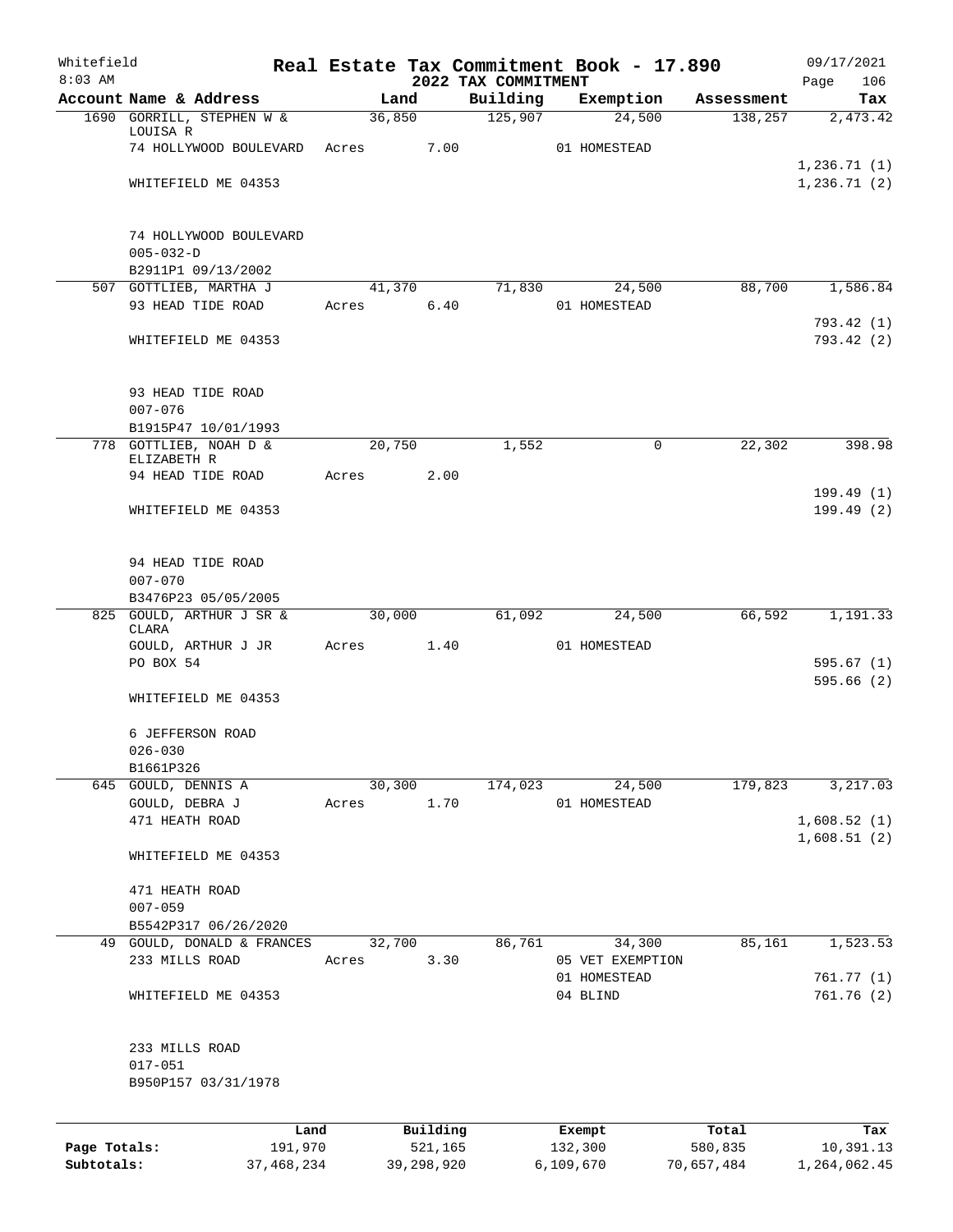Whitefield 8:03 AM

# Real Estate Tax Commitment Book - 17.890

## 2022 TAX COMMITMENT

09/17/2021 Page 106

| Account Name & Address | Land | Building | Exemption | Assessment | Tax |
|---|---|---|---|---|---|
| 1690 GORRILL, STEPHEN W & LOUISA R | 36,850 | 125,907 | 24,500 | 138,257 | 2,473.42 |
| 74 HOLLYWOOD BOULEVARD | Acres 7.00 | | 01 HOMESTEAD | | |
| | | | | | 1,236.71 (1) |
| WHITEFIELD ME 04353 | | | | | 1,236.71 (2) |
| 74 HOLLYWOOD BOULEVARD | | | | | |
| 005-032-D | | | | | |
| B2911P1 09/13/2002 | | | | | |
| 507 GOTTLIEB, MARTHA J | 41,370 | 71,830 | 24,500 | 88,700 | 1,586.84 |
| 93 HEAD TIDE ROAD | Acres 6.40 | | 01 HOMESTEAD | | |
| | | | | | 793.42 (1) |
| WHITEFIELD ME 04353 | | | | | 793.42 (2) |
| 93 HEAD TIDE ROAD | | | | | |
| 007-076 | | | | | |
| B1915P47 10/01/1993 | | | | | |
| 778 GOTTLIEB, NOAH D & ELIZABETH R | 20,750 | 1,552 | 0 | 22,302 | 398.98 |
| 94 HEAD TIDE ROAD | Acres 2.00 | | | | |
| | | | | | 199.49 (1) |
| WHITEFIELD ME 04353 | | | | | 199.49 (2) |
| 94 HEAD TIDE ROAD | | | | | |
| 007-070 | | | | | |
| B3476P23 05/05/2005 | | | | | |
| 825 GOULD, ARTHUR J SR & CLARA | 30,000 | 61,092 | 24,500 | 66,592 | 1,191.33 |
| GOULD, ARTHUR J JR | Acres 1.40 | | 01 HOMESTEAD | | |
| PO BOX 54 | | | | | 595.67 (1) |
| | | | | | 595.66 (2) |
| WHITEFIELD ME 04353 | | | | | |
| 6 JEFFERSON ROAD | | | | | |
| 026-030 | | | | | |
| B1661P326 | | | | | |
| 645 GOULD, DENNIS A | 30,300 | 174,023 | 24,500 | 179,823 | 3,217.03 |
| GOULD, DEBRA J | Acres 1.70 | | 01 HOMESTEAD | | |
| 471 HEATH ROAD | | | | | 1,608.52 (1) |
| | | | | | 1,608.51 (2) |
| WHITEFIELD ME 04353 | | | | | |
| 471 HEATH ROAD | | | | | |
| 007-059 | | | | | |
| B5542P317 06/26/2020 | | | | | |
| 49 GOULD, DONALD & FRANCES | 32,700 | 86,761 | 34,300 | 85,161 | 1,523.53 |
| 233 MILLS ROAD | Acres 3.30 | | 05 VET EXEMPTION | | |
| | | | 01 HOMESTEAD | | 761.77 (1) |
| WHITEFIELD ME 04353 | | | 04 BLIND | | 761.76 (2) |
| 233 MILLS ROAD | | | | | |
| 017-051 | | | | | |
| B950P157 03/31/1978 | | | | | |

| | Land | Building | Exempt | Total | Tax |
|---|---|---|---|---|---|
| Page Totals: | 191,970 | 521,165 | 132,300 | 580,835 | 10,391.13 |
| Subtotals: | 37,468,234 | 39,298,920 | 6,109,670 | 70,657,484 | 1,264,062.45 |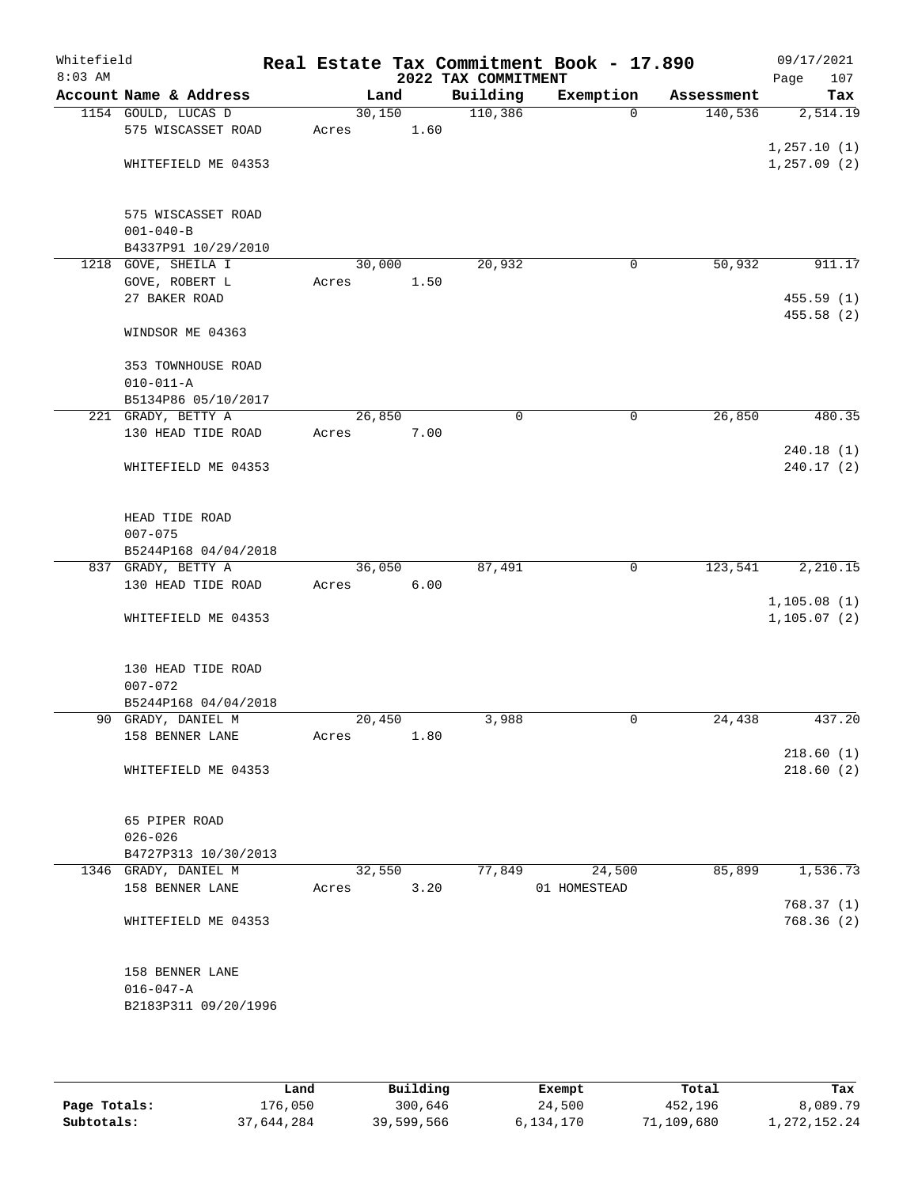Whitefield
8:03 AM

# Real Estate Tax Commitment Book - 17.890
## 2022 TAX COMMITMENT

09/17/2021

| Account Name & Address | Land | Building | Exemption | Assessment | Tax |
|---|---|---|---|---|---|
| 1154 GOULD, LUCAS D<br>575 WISCASSET ROAD<br><br>WHITEFIELD ME 04353<br><br>575 WISCASSET ROAD<br>001-040-B<br>B4337P91 10/29/2010 | 30,150<br>Acres 1.60 | 110,386 | 0 | 140,536 | 2,514.19<br><br>1,257.10 (1)<br>1,257.09 (2) |
| 1218 GOVE, SHEILA I<br>GOVE, ROBERT L<br>27 BAKER ROAD<br><br>WINDSOR ME 04363<br><br>353 TOWNHOUSE ROAD<br>010-011-A<br>B5134P86 05/10/2017 | 30,000<br>Acres 1.50 | 20,932 | 0 | 50,932 | 911.17<br><br>455.59 (1)<br>455.58 (2) |
| 221 GRADY, BETTY A<br>130 HEAD TIDE ROAD<br><br>WHITEFIELD ME 04353<br><br>HEAD TIDE ROAD<br>007-075<br>B5244P168 04/04/2018 | 26,850<br>Acres 7.00 | 0 | 0 | 26,850 | 480.35<br><br>240.18 (1)<br>240.17 (2) |
| 837 GRADY, BETTY A<br>130 HEAD TIDE ROAD<br><br>WHITEFIELD ME 04353<br><br>130 HEAD TIDE ROAD<br>007-072<br>B5244P168 04/04/2018 | 36,050<br>Acres 6.00 | 87,491 | 0 | 123,541 | 2,210.15<br><br>1,105.08 (1)<br>1,105.07 (2) |
| 90 GRADY, DANIEL M<br>158 BENNER LANE<br><br>WHITEFIELD ME 04353<br><br>65 PIPER ROAD<br>026-026<br>B4727P313 10/30/2013 | 20,450<br>Acres 1.80 | 3,988 | 0 | 24,438 | 437.20<br><br>218.60 (1)<br>218.60 (2) |
| 1346 GRADY, DANIEL M<br>158 BENNER LANE<br><br>WHITEFIELD ME 04353<br><br>158 BENNER LANE<br>016-047-A<br>B2183P311 09/20/1996 | 32,550<br>Acres 3.20 | 77,849 | 24,500<br>01 HOMESTEAD | 85,899 | 1,536.73<br><br>768.37 (1)<br>768.36 (2) |

| | Land | Building | Exempt | Total | Tax |
|---|---|---|---|---|---|
| Page Totals: | 176,050 | 300,646 | 24,500 | 452,196 | 8,089.79 |
| Subtotals: | 37,644,284 | 39,599,566 | 6,134,170 | 71,109,680 | 1,272,152.24 |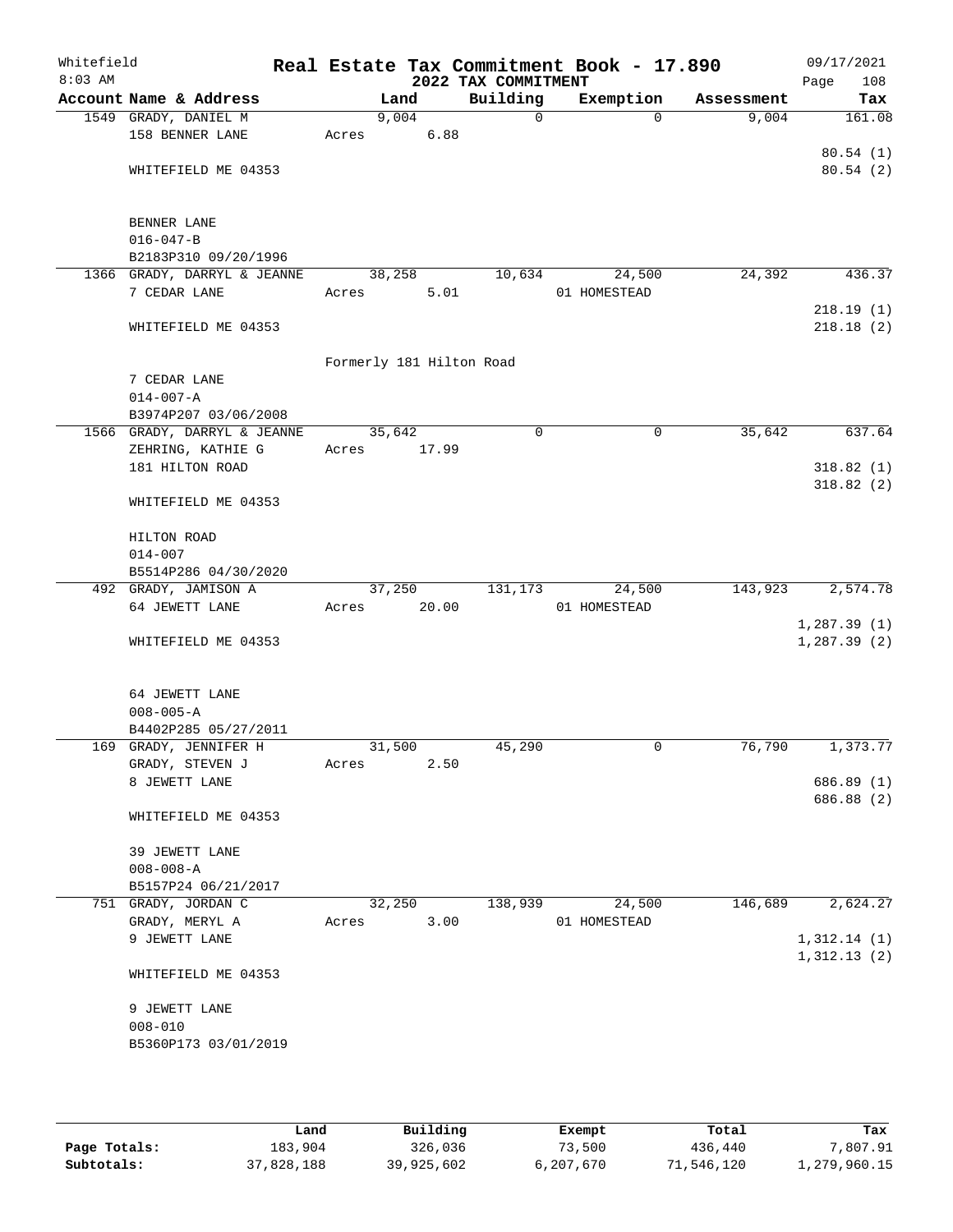Whitefield 8:03 AM

# Real Estate Tax Commitment Book - 17.890

## 2022 TAX COMMITMENT

09/17/2021 Page 108

| Account Name & Address | Land | Building | Exemption | Assessment | Tax |
|---|---|---|---|---|---|
| 1549 GRADY, DANIEL M | 9,004 | 0 | 0 | 9,004 | 161.08 |
| 158 BENNER LANE | Acres 6.88 | | | | |
| | | | | | 80.54 (1) |
| WHITEFIELD ME 04353 | | | | | 80.54 (2) |
| BENNER LANE | | | | | |
| 016-047-B | | | | | |
| B2183P310 09/20/1996 | | | | | |
| 1366 GRADY, DARRYL & JEANNE | 38,258 | 10,634 | 24,500 | 24,392 | 436.37 |
| 7 CEDAR LANE | Acres 5.01 | | 01 HOMESTEAD | | |
| | | | | | 218.19 (1) |
| WHITEFIELD ME 04353 | | | | | 218.18 (2) |
| | Formerly 181 Hilton Road | | | | |
| 7 CEDAR LANE | | | | | |
| 014-007-A | | | | | |
| B3974P207 03/06/2008 | | | | | |
| 1566 GRADY, DARRYL & JEANNE | 35,642 | 0 | 0 | 35,642 | 637.64 |
| ZEHRING, KATHIE G | Acres 17.99 | | | | |
| 181 HILTON ROAD | | | | | 318.82 (1) |
| | | | | | 318.82 (2) |
| WHITEFIELD ME 04353 | | | | | |
| HILTON ROAD | | | | | |
| 014-007 | | | | | |
| B5514P286 04/30/2020 | | | | | |
| 492 GRADY, JAMISON A | 37,250 | 131,173 | 24,500 | 143,923 | 2,574.78 |
| 64 JEWETT LANE | Acres 20.00 | | 01 HOMESTEAD | | |
| | | | | | 1,287.39 (1) |
| WHITEFIELD ME 04353 | | | | | 1,287.39 (2) |
| 64 JEWETT LANE | | | | | |
| 008-005-A | | | | | |
| B4402P285 05/27/2011 | | | | | |
| 169 GRADY, JENNIFER H | 31,500 | 45,290 | 0 | 76,790 | 1,373.77 |
| GRADY, STEVEN J | Acres 2.50 | | | | |
| 8 JEWETT LANE | | | | | 686.89 (1) |
| | | | | | 686.88 (2) |
| WHITEFIELD ME 04353 | | | | | |
| 39 JEWETT LANE | | | | | |
| 008-008-A | | | | | |
| B5157P24 06/21/2017 | | | | | |
| 751 GRADY, JORDAN C | 32,250 | 138,939 | 24,500 | 146,689 | 2,624.27 |
| GRADY, MERYL A | Acres 3.00 | | 01 HOMESTEAD | | |
| 9 JEWETT LANE | | | | | 1,312.14 (1) |
| | | | | | 1,312.13 (2) |
| WHITEFIELD ME 04353 | | | | | |
| 9 JEWETT LANE | | | | | |
| 008-010 | | | | | |
| B5360P173 03/01/2019 | | | | | |

| | Land | Building | Exempt | Total | Tax |
|---|---|---|---|---|---|
| Page Totals: | 183,904 | 326,036 | 73,500 | 436,440 | 7,807.91 |
| Subtotals: | 37,828,188 | 39,925,602 | 6,207,670 | 71,546,120 | 1,279,960.15 |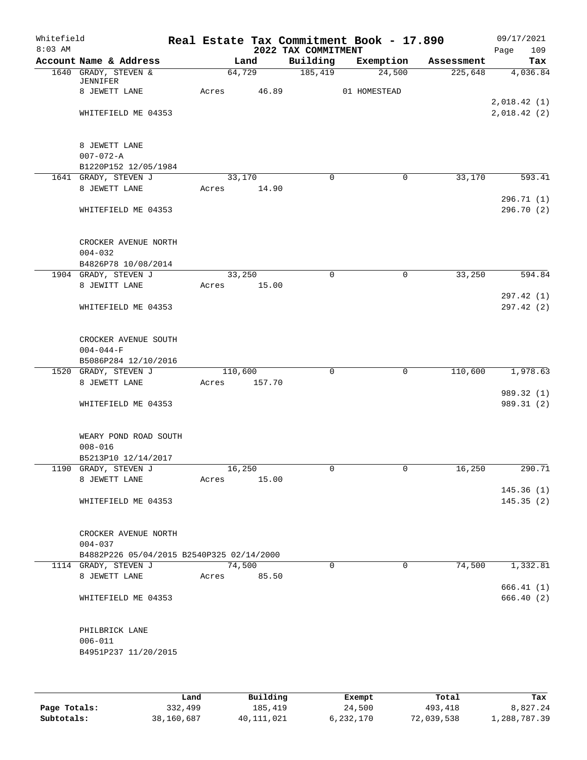Whitefield 8:03 AM

# Real Estate Tax Commitment Book - 17.890

## 2022 TAX COMMITMENT

09/17/2021 Page 109

| Account Name & Address | Land | Building | Exemption | Assessment | Tax |
|---|---|---|---|---|---|
| 1640 GRADY, STEVEN & JENNIFER | 64,729 | 185,419 | 24,500 | 225,648 | 4,036.84 |
| 8 JEWETT LANE | Acres 46.89 | | 01 HOMESTEAD | | |
| | | | | | 2,018.42 (1) |
| WHITEFIELD ME 04353 | | | | | 2,018.42 (2) |
| 8 JEWETT LANE | | | | | |
| 007-072-A | | | | | |
| B1220P152 12/05/1984 | | | | | |
| 1641 GRADY, STEVEN J | 33,170 | 0 | 0 | 33,170 | 593.41 |
| 8 JEWETT LANE | Acres 14.90 | | | | |
| | | | | | 296.71 (1) |
| WHITEFIELD ME 04353 | | | | | 296.70 (2) |
| CROCKER AVENUE NORTH | | | | | |
| 004-032 | | | | | |
| B4826P78 10/08/2014 | | | | | |
| 1904 GRADY, STEVEN J | 33,250 | 0 | 0 | 33,250 | 594.84 |
| 8 JEWITT LANE | Acres 15.00 | | | | |
| | | | | | 297.42 (1) |
| WHITEFIELD ME 04353 | | | | | 297.42 (2) |
| CROCKER AVENUE SOUTH | | | | | |
| 004-044-F | | | | | |
| B5086P284 12/10/2016 | | | | | |
| 1520 GRADY, STEVEN J | 110,600 | 0 | 0 | 110,600 | 1,978.63 |
| 8 JEWETT LANE | Acres 157.70 | | | | |
| | | | | | 989.32 (1) |
| WHITEFIELD ME 04353 | | | | | 989.31 (2) |
| WEARY POND ROAD SOUTH | | | | | |
| 008-016 | | | | | |
| B5213P10 12/14/2017 | | | | | |
| 1190 GRADY, STEVEN J | 16,250 | 0 | 0 | 16,250 | 290.71 |
| 8 JEWETT LANE | Acres 15.00 | | | | |
| | | | | | 145.36 (1) |
| WHITEFIELD ME 04353 | | | | | 145.35 (2) |
| CROCKER AVENUE NORTH | | | | | |
| 004-037 | | | | | |
| B4882P226 05/04/2015 B2540P325 02/14/2000 | | | | | |
| 1114 GRADY, STEVEN J | 74,500 | 0 | 0 | 74,500 | 1,332.81 |
| 8 JEWETT LANE | Acres 85.50 | | | | |
| | | | | | 666.41 (1) |
| WHITEFIELD ME 04353 | | | | | 666.40 (2) |
| PHILBRICK LANE | | | | | |
| 006-011 | | | | | |
| B4951P237 11/20/2015 | | | | | |

| | Land | Building | Exempt | Total | Tax |
|---|---|---|---|---|---|
| Page Totals: | 332,499 | 185,419 | 24,500 | 493,418 | 8,827.24 |
| Subtotals: | 38,160,687 | 40,111,021 | 6,232,170 | 72,039,538 | 1,288,787.39 |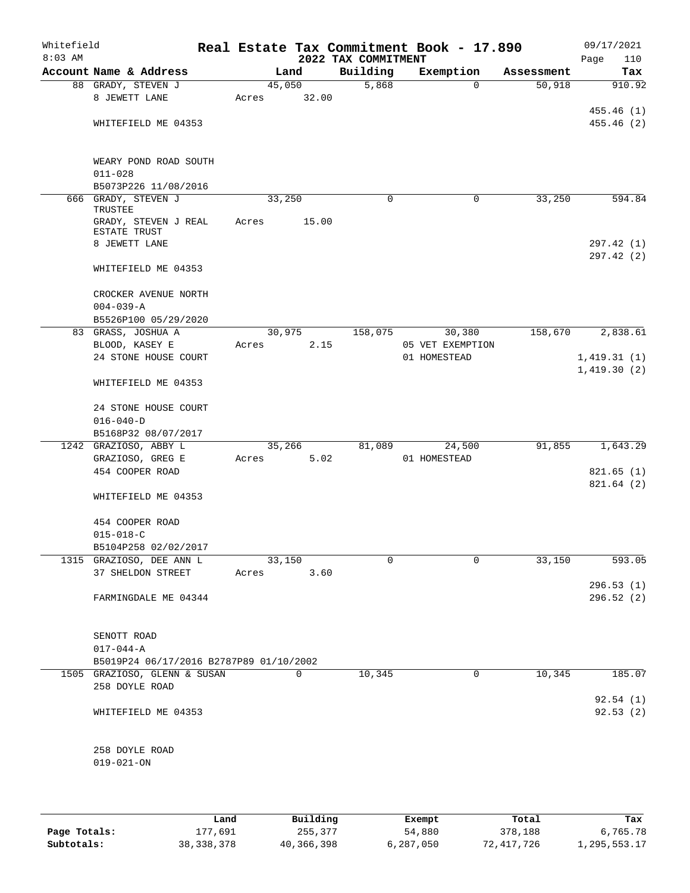# Real Estate Tax Commitment Book - 17.890

## 2022 TAX COMMITMENT

Whitefield
8:03 AM

09/17/2021

| Account | Name & Address | Land | Building | Exemption | Assessment | Tax |
|---|---|---|---|---|---|---|
| 88 | GRADY, STEVEN J<br>8 JEWETT LANE<br><br>WHITEFIELD ME 04353<br><br>WEARY POND ROAD SOUTH<br>011-028<br>B5073P226 11/08/2016 | 45,050<br>Acres 32.00 | 5,868 | 0 | 50,918 | 910.92<br><br>455.46 (1)<br>455.46 (2) |
| 666 | GRADY, STEVEN J TRUSTEE<br>GRADY, STEVEN J REAL ESTATE TRUST<br>8 JEWETT LANE<br><br>WHITEFIELD ME 04353<br><br>CROCKER AVENUE NORTH<br>004-039-A<br>B5526P100 05/29/2020 | 33,250<br>Acres 15.00 | 0 | 0 | 33,250 | 594.84<br><br>297.42 (1)<br>297.42 (2) |
| 83 | GRASS, JOSHUA A<br>BLOOD, KASEY E<br>24 STONE HOUSE COURT<br><br>WHITEFIELD ME 04353<br><br>24 STONE HOUSE COURT<br>016-040-D<br>B5168P32 08/07/2017 | 30,975<br>Acres 2.15 | 158,075 | 30,380<br>05 VET EXEMPTION<br>01 HOMESTEAD | 158,670 | 2,838.61<br><br>1,419.31 (1)<br>1,419.30 (2) |
| 1242 | GRAZIOSO, ABBY L<br>GRAZIOSO, GREG E<br>454 COOPER ROAD<br><br>WHITEFIELD ME 04353<br><br>454 COOPER ROAD<br>015-018-C<br>B5104P258 02/02/2017 | 35,266<br>Acres 5.02 | 81,089 | 24,500<br>01 HOMESTEAD | 91,855 | 1,643.29<br><br>821.65 (1)<br>821.64 (2) |
| 1315 | GRAZIOSO, DEE ANN L<br>37 SHELDON STREET<br><br>FARMINGDALE ME 04344<br><br>SENOTT ROAD<br>017-044-A<br>B5019P24 06/17/2016 B2787P89 01/10/2002 | 33,150<br>Acres 3.60 | 0 | 0 | 33,150 | 593.05<br><br>296.53 (1)<br>296.52 (2) |
| 1505 | GRAZIOSO, GLENN & SUSAN<br>258 DOYLE ROAD<br><br>WHITEFIELD ME 04353<br><br>258 DOYLE ROAD<br>019-021-ON | 0 | 10,345 | 0 | 10,345 | 185.07<br><br>92.54 (1)<br>92.53 (2) |

| | Land | Building | Exempt | Total | Tax |
|---|---|---|---|---|---|
| Page Totals: | 177,691 | 255,377 | 54,880 | 378,188 | 6,765.78 |
| Subtotals: | 38,338,378 | 40,366,398 | 6,287,050 | 72,417,726 | 1,295,553.17 |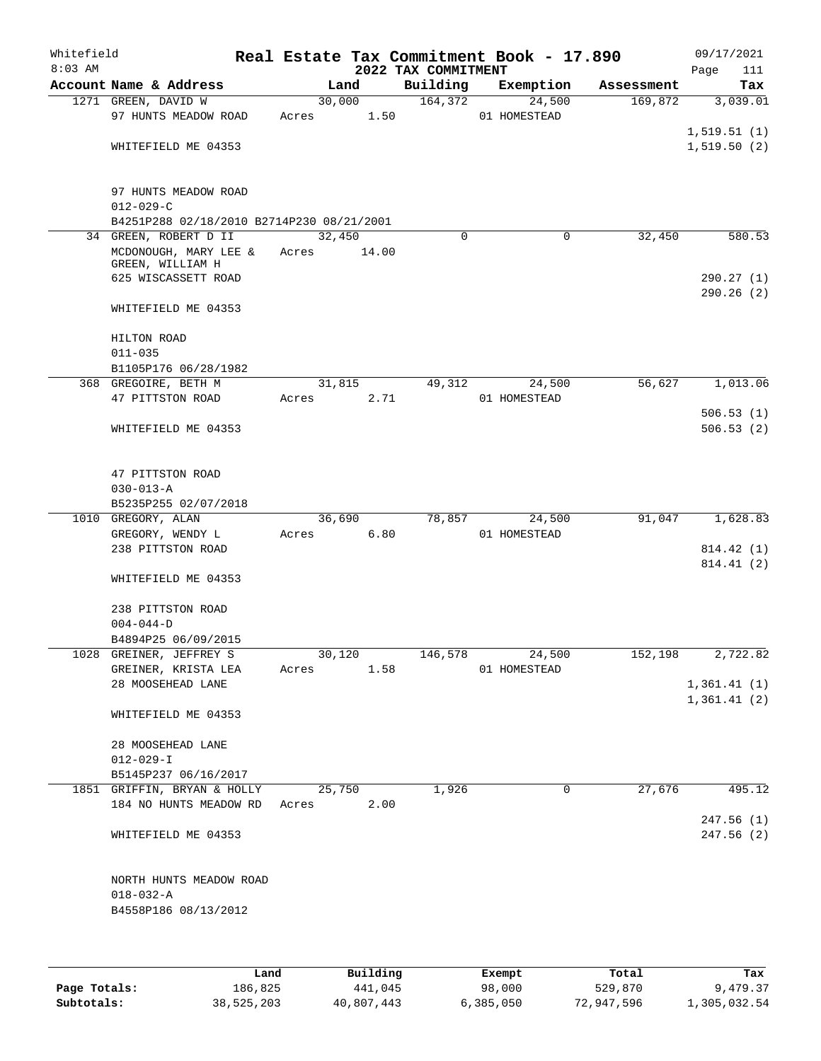Whitefield 8:03 AM

# Real Estate Tax Commitment Book - 17.890

## 2022 TAX COMMITMENT

09/17/2021 Page 111

| Account Name & Address | Land | Building | Exemption | Assessment | Tax |
|---|---|---|---|---|---|
| 1271 GREEN, DAVID W<br>97 HUNTS MEADOW ROAD<br><br>WHITEFIELD ME 04353<br><br>97 HUNTS MEADOW ROAD<br>012-029-C<br>B4251P288 02/18/2010 B2714P230 08/21/2001 | 30,000<br>Acres 1.50 | 164,372 | 24,500<br>01 HOMESTEAD | 169,872 | 3,039.01<br><br>1,519.51 (1)<br>1,519.50 (2) |
| 34 GREEN, ROBERT D II<br>MCDONOUGH, MARY LEE &<br>GREEN, WILLIAM H<br>625 WISCASSETT ROAD<br><br>WHITEFIELD ME 04353<br><br>HILTON ROAD<br>011-035<br>B1105P176 06/28/1982 | 32,450<br>Acres 14.00 | 0 | 0 | 32,450 | 580.53<br><br>290.27 (1)<br>290.26 (2) |
| 368 GREGOIRE, BETH M<br>47 PITTSTON ROAD<br><br>WHITEFIELD ME 04353<br><br>47 PITTSTON ROAD<br>030-013-A<br>B5235P255 02/07/2018 | 31,815<br>Acres 2.71 | 49,312 | 24,500<br>01 HOMESTEAD | 56,627 | 1,013.06<br><br>506.53 (1)<br>506.53 (2) |
| 1010 GREGORY, ALAN<br>GREGORY, WENDY L<br>238 PITTSTON ROAD<br><br>WHITEFIELD ME 04353<br><br>238 PITTSTON ROAD<br>004-044-D<br>B4894P25 06/09/2015 | 36,690<br>Acres 6.80 | 78,857 | 24,500<br>01 HOMESTEAD | 91,047 | 1,628.83<br><br>814.42 (1)<br>814.41 (2) |
| 1028 GREINER, JEFFREY S<br>GREINER, KRISTA LEA<br>28 MOOSEHEAD LANE<br><br>WHITEFIELD ME 04353<br><br>28 MOOSEHEAD LANE<br>012-029-I<br>B5145P237 06/16/2017 | 30,120<br>Acres 1.58 | 146,578 | 24,500<br>01 HOMESTEAD | 152,198 | 2,722.82<br><br>1,361.41 (1)<br>1,361.41 (2) |
| 1851 GRIFFIN, BRYAN & HOLLY<br>184 NO HUNTS MEADOW RD<br><br>WHITEFIELD ME 04353<br><br>NORTH HUNTS MEADOW ROAD<br>018-032-A<br>B4558P186 08/13/2012 | 25,750<br>Acres 2.00 | 1,926 | 0 | 27,676 | 495.12<br><br>247.56 (1)<br>247.56 (2) |

| | Land | Building | Exempt | Total | Tax |
|---|---|---|---|---|---|
| Page Totals: | 186,825 | 441,045 | 98,000 | 529,870 | 9,479.37 |
| Subtotals: | 38,525,203 | 40,807,443 | 6,385,050 | 72,947,596 | 1,305,032.54 |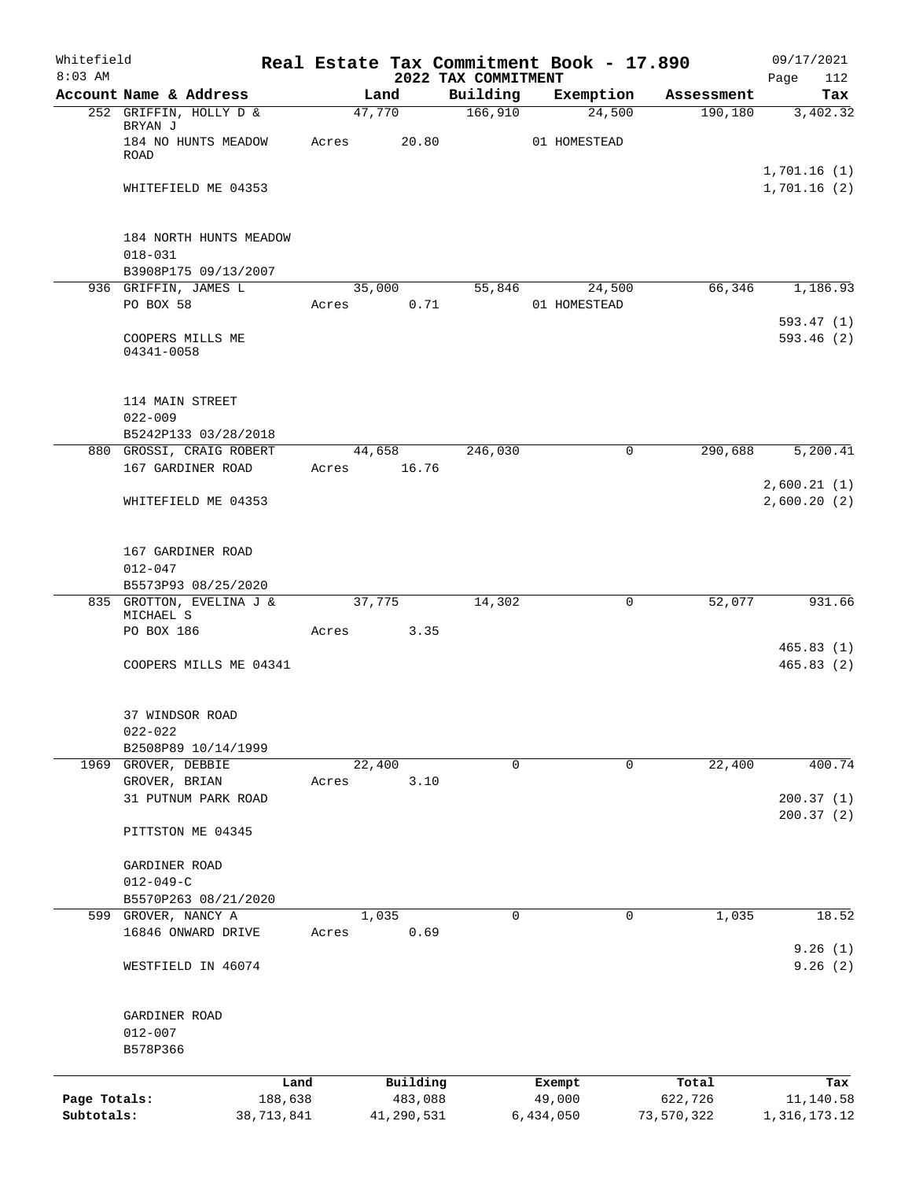Whitefield 8:03 AM

# Real Estate Tax Commitment Book - 17.890
## 2022 TAX COMMITMENT

09/17/2021 Page 112

| Account Name & Address | Land | Building | Exemption | Assessment | Tax |
|---|---|---|---|---|---|
| 252 GRIFFIN, HOLLY D & BRYAN J | 47,770 | 166,910 | 24,500 | 190,180 | 3,402.32 |
| 184 NO HUNTS MEADOW ROAD | Acres 20.80 | | 01 HOMESTEAD | | |
| | | | | | 1,701.16 (1) |
| WHITEFIELD ME 04353 | | | | | 1,701.16 (2) |
| 184 NORTH HUNTS MEADOW | | | | | |
| 018-031 | | | | | |
| B3908P175 09/13/2007 | | | | | |
| 936 GRIFFIN, JAMES L | 35,000 | 55,846 | 24,500 | 66,346 | 1,186.93 |
| PO BOX 58 | Acres 0.71 | | 01 HOMESTEAD | | |
| | | | | | 593.47 (1) |
| COOPERS MILLS ME 04341-0058 | | | | | 593.46 (2) |
| 114 MAIN STREET | | | | | |
| 022-009 | | | | | |
| B5242P133 03/28/2018 | | | | | |
| 880 GROSSI, CRAIG ROBERT | 44,658 | 246,030 | 0 | 290,688 | 5,200.41 |
| 167 GARDINER ROAD | Acres 16.76 | | | | |
| | | | | | 2,600.21 (1) |
| WHITEFIELD ME 04353 | | | | | 2,600.20 (2) |
| 167 GARDINER ROAD | | | | | |
| 012-047 | | | | | |
| B5573P93 08/25/2020 | | | | | |
| 835 GROTTON, EVELINA J & MICHAEL S | 37,775 | 14,302 | 0 | 52,077 | 931.66 |
| PO BOX 186 | Acres 3.35 | | | | |
| | | | | | 465.83 (1) |
| COOPERS MILLS ME 04341 | | | | | 465.83 (2) |
| 37 WINDSOR ROAD | | | | | |
| 022-022 | | | | | |
| B2508P89 10/14/1999 | | | | | |
| 1969 GROVER, DEBBIE | 22,400 | 0 | 0 | 22,400 | 400.74 |
| GROVER, BRIAN | Acres 3.10 | | | | |
| 31 PUTNUM PARK ROAD | | | | | 200.37 (1) |
| | | | | | 200.37 (2) |
| PITTSTON ME 04345 | | | | | |
| GARDINER ROAD | | | | | |
| 012-049-C | | | | | |
| B5570P263 08/21/2020 | | | | | |
| 599 GROVER, NANCY A | 1,035 | 0 | 0 | 1,035 | 18.52 |
| 16846 ONWARD DRIVE | Acres 0.69 | | | | |
| | | | | | 9.26 (1) |
| WESTFIELD IN 46074 | | | | | 9.26 (2) |
| GARDINER ROAD | | | | | |
| 012-007 | | | | | |
| B578P366 | | | | | |

| | Land | Building | Exempt | Total | Tax |
|---|---|---|---|---|---|
| Page Totals: | 188,638 | 483,088 | 49,000 | 622,726 | 11,140.58 |
| Subtotals: | 38,713,841 | 41,290,531 | 6,434,050 | 73,570,322 | 1,316,173.12 |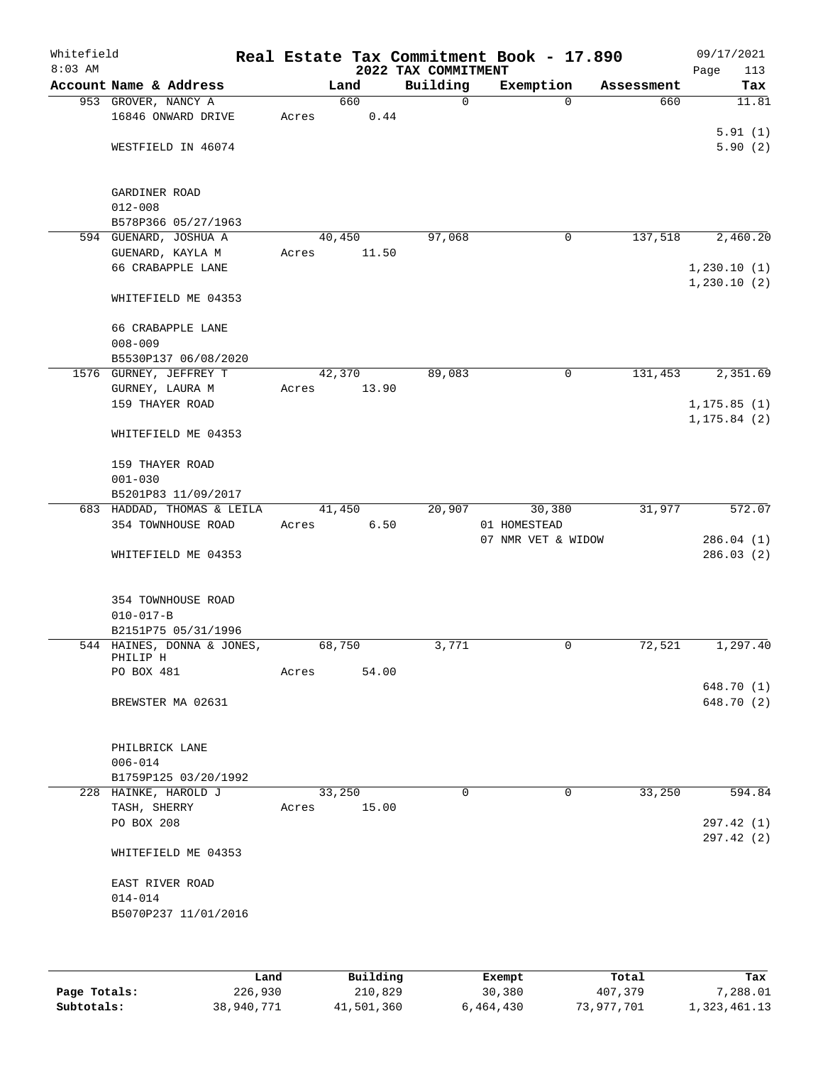Whitefield 8:03 AM

# Real Estate Tax Commitment Book - 17.890

## 2022 TAX COMMITMENT

09/17/2021 Page 113

| Account Name & Address | Land | Building | Exemption | Assessment | Tax |
|---|---|---|---|---|---|
| 953 GROVER, NANCY A<br>16846 ONWARD DRIVE<br><br>WESTFIELD IN 46074<br><br>GARDINER ROAD<br>012-008<br>B578P366 05/27/1963 | 660<br>Acres 0.44 | 0 | 0 | 660 | 11.81<br><br>5.91 (1)<br>5.90 (2) |
| 594 GUENARD, JOSHUA A<br>GUENARD, KAYLA M<br>66 CRABAPPLE LANE<br><br>WHITEFIELD ME 04353<br><br>66 CRABAPPLE LANE<br>008-009<br>B5530P137 06/08/2020 | 40,450<br>Acres 11.50 | 97,068 | 0 | 137,518 | 2,460.20<br><br>1,230.10 (1)<br>1,230.10 (2) |
| 1576 GURNEY, JEFFREY T<br>GURNEY, LAURA M<br>159 THAYER ROAD<br><br>WHITEFIELD ME 04353<br><br>159 THAYER ROAD<br>001-030<br>B5201P83 11/09/2017 | 42,370<br>Acres 13.90 | 89,083 | 0 | 131,453 | 2,351.69<br><br>1,175.85 (1)<br>1,175.84 (2) |
| 683 HADDAD, THOMAS & LEILA<br>354 TOWNHOUSE ROAD<br><br>WHITEFIELD ME 04353<br><br>354 TOWNHOUSE ROAD<br>010-017-B<br>B2151P75 05/31/1996 | 41,450<br>Acres 6.50 | 20,907 | 30,380<br>01 HOMESTEAD<br>07 NMR VET & WIDOW | 31,977 | 572.07<br><br>286.04 (1)<br>286.03 (2) |
| 544 HAINES, DONNA & JONES, PHILIP H<br>PO BOX 481<br><br>BREWSTER MA 02631<br><br>PHILBRICK LANE<br>006-014<br>B1759P125 03/20/1992 | 68,750<br>Acres 54.00 | 3,771 | 0 | 72,521 | 1,297.40<br><br>648.70 (1)<br>648.70 (2) |
| 228 HAINKE, HAROLD J<br>TASH, SHERRY<br>PO BOX 208<br><br>WHITEFIELD ME 04353<br><br>EAST RIVER ROAD<br>014-014<br>B5070P237 11/01/2016 | 33,250<br>Acres 15.00 | 0 | 0 | 33,250 | 594.84<br><br>297.42 (1)<br>297.42 (2) |

| | Land | Building | Exempt | Total | Tax |
|---|---|---|---|---|---|
| Page Totals: | 226,930 | 210,829 | 30,380 | 407,379 | 7,288.01 |
| Subtotals: | 38,940,771 | 41,501,360 | 6,464,430 | 73,977,701 | 1,323,461.13 |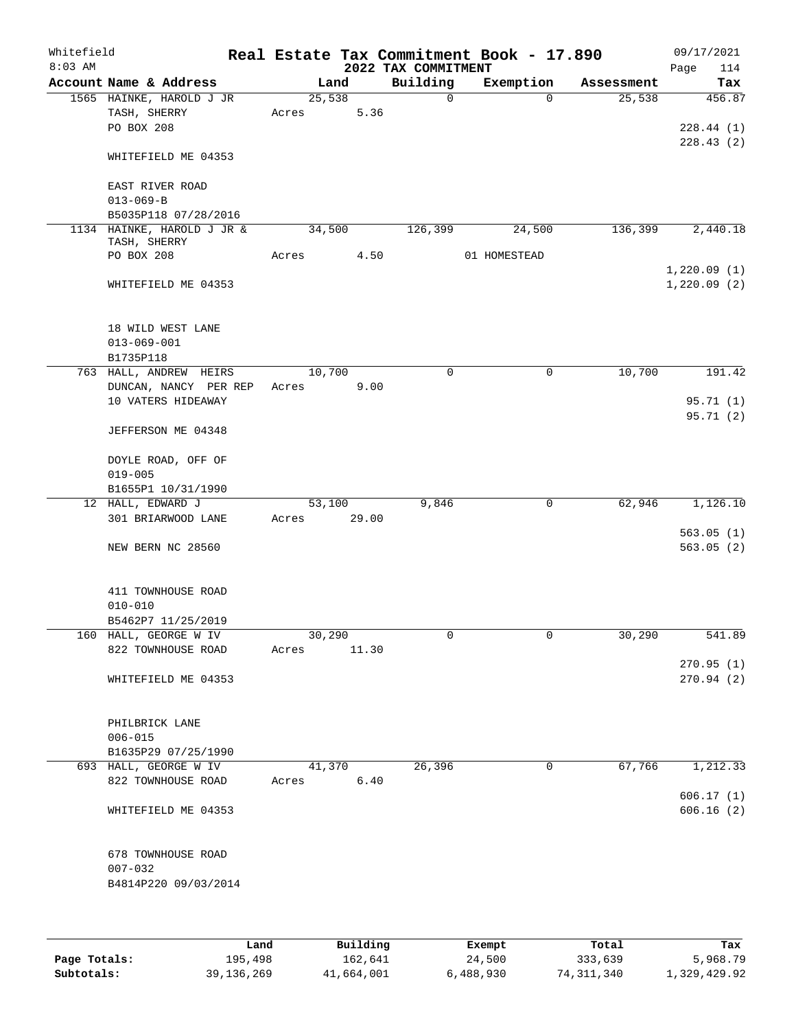Whitefield
8:03 AM

# Real Estate Tax Commitment Book - 17.890

## 2022 TAX COMMITMENT

09/17/2021

| Account Name & Address | Land | Building | Exemption | Assessment | Tax |
|---|---|---|---|---|---|
| 1565 HAINKE, HAROLD J JR | 25,538 | 0 | 0 | 25,538 | 456.87 |
| TASH, SHERRY | Acres 5.36 | | | | |
| PO BOX 208 | | | | | 228.44 (1) |
| | | | | | 228.43 (2) |
| WHITEFIELD ME 04353 | | | | | |
| EAST RIVER ROAD | | | | | |
| 013-069-B | | | | | |
| B5035P118 07/28/2016 | | | | | |
| 1134 HAINKE, HAROLD J JR & TASH, SHERRY | 34,500 | 126,399 | 24,500 | 136,399 | 2,440.18 |
| PO BOX 208 | Acres 4.50 | | 01 HOMESTEAD | | |
| | | | | | 1,220.09 (1) |
| WHITEFIELD ME 04353 | | | | | 1,220.09 (2) |
| 18 WILD WEST LANE | | | | | |
| 013-069-001 | | | | | |
| B1735P118 | | | | | |
| 763 HALL, ANDREW HEIRS | 10,700 | 0 | 0 | 10,700 | 191.42 |
| DUNCAN, NANCY PER REP | Acres 9.00 | | | | |
| 10 VATERS HIDEAWAY | | | | | 95.71 (1) |
| | | | | | 95.71 (2) |
| JEFFERSON ME 04348 | | | | | |
| DOYLE ROAD, OFF OF | | | | | |
| 019-005 | | | | | |
| B1655P1 10/31/1990 | | | | | |
| 12 HALL, EDWARD J | 53,100 | 9,846 | 0 | 62,946 | 1,126.10 |
| 301 BRIARWOOD LANE | Acres 29.00 | | | | |
| | | | | | 563.05 (1) |
| NEW BERN NC 28560 | | | | | 563.05 (2) |
| 411 TOWNHOUSE ROAD | | | | | |
| 010-010 | | | | | |
| B5462P7 11/25/2019 | | | | | |
| 160 HALL, GEORGE W IV | 30,290 | 0 | 0 | 30,290 | 541.89 |
| 822 TOWNHOUSE ROAD | Acres 11.30 | | | | |
| | | | | | 270.95 (1) |
| WHITEFIELD ME 04353 | | | | | 270.94 (2) |
| PHILBRICK LANE | | | | | |
| 006-015 | | | | | |
| B1635P29 07/25/1990 | | | | | |
| 693 HALL, GEORGE W IV | 41,370 | 26,396 | 0 | 67,766 | 1,212.33 |
| 822 TOWNHOUSE ROAD | Acres 6.40 | | | | |
| | | | | | 606.17 (1) |
| WHITEFIELD ME 04353 | | | | | 606.16 (2) |
| 678 TOWNHOUSE ROAD | | | | | |
| 007-032 | | | | | |
| B4814P220 09/03/2014 | | | | | |

| | Land | Building | Exempt | Total | Tax |
|---|---|---|---|---|---|
| Page Totals: | 195,498 | 162,641 | 24,500 | 333,639 | 5,968.79 |
| Subtotals: | 39,136,269 | 41,664,001 | 6,488,930 | 74,311,340 | 1,329,429.92 |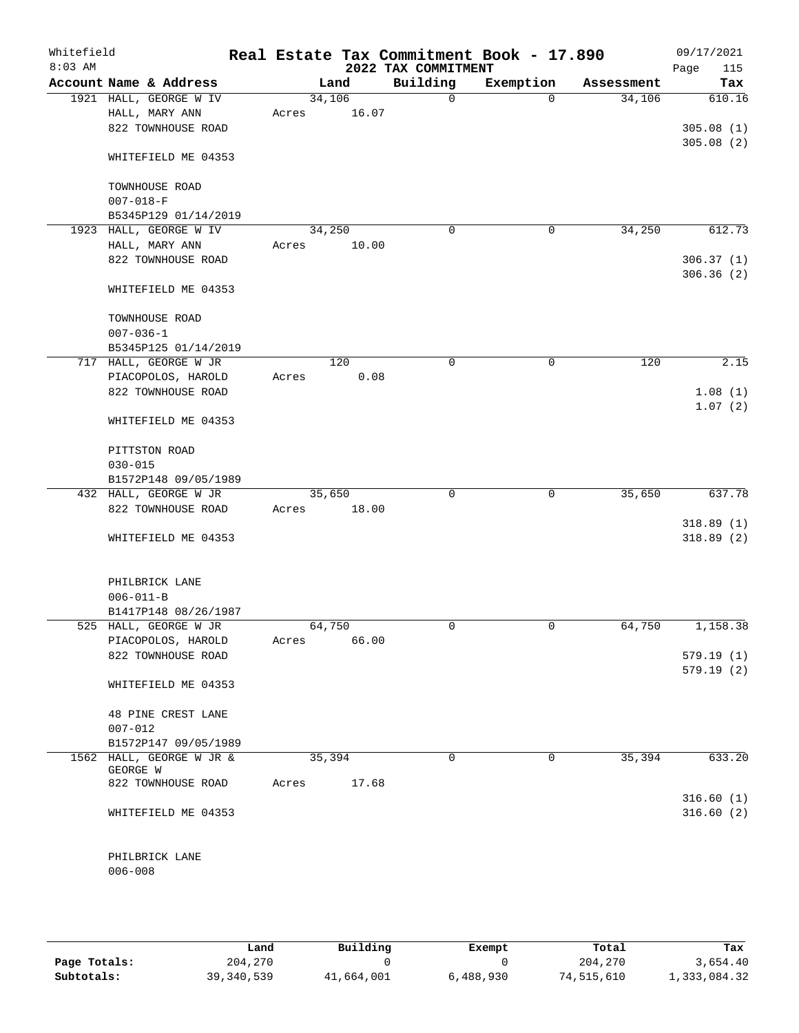Whitefield
8:03 AM

# Real Estate Tax Commitment Book - 17.890
## 2022 TAX COMMITMENT

09/17/2021
Page 115

| Account Name & Address | Land | Building | Exemption | Assessment | Tax |
|---|---|---|---|---|---|
| 1921 HALL, GEORGE W IV<br>HALL, MARY ANN<br>822 TOWNHOUSE ROAD<br><br>WHITEFIELD ME 04353<br><br>TOWNHOUSE ROAD<br>007-018-F<br>B5345P129 01/14/2019 | 34,106<br>Acres 16.07 | 0 | 0 | 34,106 | 610.16<br><br>305.08 (1)<br>305.08 (2) |
| 1923 HALL, GEORGE W IV<br>HALL, MARY ANN<br>822 TOWNHOUSE ROAD<br><br>WHITEFIELD ME 04353<br><br>TOWNHOUSE ROAD<br>007-036-1<br>B5345P125 01/14/2019 | 34,250<br>Acres 10.00 | 0 | 0 | 34,250 | 612.73<br><br>306.37 (1)<br>306.36 (2) |
| 717 HALL, GEORGE W JR<br>PIACOPOLOS, HAROLD<br>822 TOWNHOUSE ROAD<br><br>WHITEFIELD ME 04353<br><br>PITTSTON ROAD<br>030-015<br>B1572P148 09/05/1989 | 120<br>Acres 0.08 | 0 | 0 | 120 | 2.15<br><br>1.08 (1)<br>1.07 (2) |
| 432 HALL, GEORGE W JR<br>822 TOWNHOUSE ROAD<br><br>WHITEFIELD ME 04353<br><br>PHILBRICK LANE<br>006-011-B<br>B1417P148 08/26/1987 | 35,650<br>Acres 18.00 | 0 | 0 | 35,650 | 637.78<br><br>318.89 (1)<br>318.89 (2) |
| 525 HALL, GEORGE W JR<br>PIACOPOLOS, HAROLD<br>822 TOWNHOUSE ROAD<br><br>WHITEFIELD ME 04353<br><br>48 PINE CREST LANE<br>007-012<br>B1572P147 09/05/1989 | 64,750<br>Acres 66.00 | 0 | 0 | 64,750 | 1,158.38<br><br>579.19 (1)<br>579.19 (2) |
| 1562 HALL, GEORGE W JR & GEORGE W<br>822 TOWNHOUSE ROAD<br><br>WHITEFIELD ME 04353<br><br>PHILBRICK LANE<br>006-008 | 35,394<br>Acres 17.68 | 0 | 0 | 35,394 | 633.20<br><br>316.60 (1)<br>316.60 (2) |

| | Land | Building | Exempt | Total | Tax |
|---|---|---|---|---|---|
| Page Totals: | 204,270 | 0 | 0 | 204,270 | 3,654.40 |
| Subtotals: | 39,340,539 | 41,664,001 | 6,488,930 | 74,515,610 | 1,333,084.32 |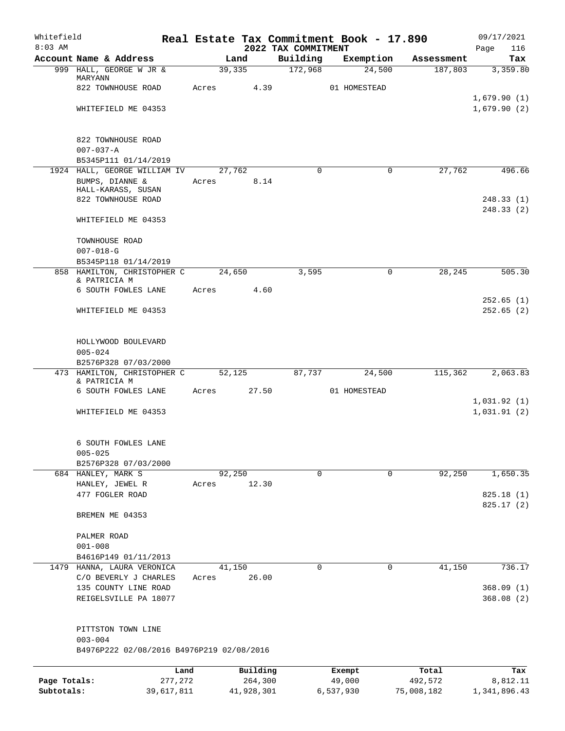Whitefield 8:03 AM

# Real Estate Tax Commitment Book - 17.890

## 2022 TAX COMMITMENT

09/17/2021

| Account Name & Address | Land | Building | Exemption | Assessment | Tax |
|---|---|---|---|---|---|
| 999 HALL, GEORGE W JR & MARYANN | 39,335 | 172,968 | 24,500 | 187,803 | 3,359.80 |
| 822 TOWNHOUSE ROAD | Acres 4.39 | | 01 HOMESTEAD | | |
| | | | | | 1,679.90 (1) |
| WHITEFIELD ME 04353 | | | | | 1,679.90 (2) |
| 822 TOWNHOUSE ROAD | | | | | |
| 007-037-A | | | | | |
| B5345P111 01/14/2019 | | | | | |
| 1924 HALL, GEORGE WILLIAM IV | 27,762 | 0 | 0 | 27,762 | 496.66 |
| BUMPS, DIANNE & HALL-KARASS, SUSAN | Acres 8.14 | | | | |
| 822 TOWNHOUSE ROAD | | | | | 248.33 (1) |
| | | | | | 248.33 (2) |
| WHITEFIELD ME 04353 | | | | | |
| TOWNHOUSE ROAD | | | | | |
| 007-018-G | | | | | |
| B5345P118 01/14/2019 | | | | | |
| 858 HAMILTON, CHRISTOPHER C & PATRICIA M | 24,650 | 3,595 | 0 | 28,245 | 505.30 |
| 6 SOUTH FOWLES LANE | Acres 4.60 | | | | |
| | | | | | 252.65 (1) |
| WHITEFIELD ME 04353 | | | | | 252.65 (2) |
| HOLLYWOOD BOULEVARD | | | | | |
| 005-024 | | | | | |
| B2576P328 07/03/2000 | | | | | |
| 473 HAMILTON, CHRISTOPHER C & PATRICIA M | 52,125 | 87,737 | 24,500 | 115,362 | 2,063.83 |
| 6 SOUTH FOWLES LANE | Acres 27.50 | | 01 HOMESTEAD | | |
| | | | | | 1,031.92 (1) |
| WHITEFIELD ME 04353 | | | | | 1,031.91 (2) |
| 6 SOUTH FOWLES LANE | | | | | |
| 005-025 | | | | | |
| B2576P328 07/03/2000 | | | | | |
| 684 HANLEY, MARK S | 92,250 | 0 | 0 | 92,250 | 1,650.35 |
| HANLEY, JEWEL R | Acres 12.30 | | | | |
| 477 FOGLER ROAD | | | | | 825.18 (1) |
| | | | | | 825.17 (2) |
| BREMEN ME 04353 | | | | | |
| PALMER ROAD | | | | | |
| 001-008 | | | | | |
| B4616P149 01/11/2013 | | | | | |
| 1479 HANNA, LAURA VERONICA | 41,150 | 0 | 0 | 41,150 | 736.17 |
| C/O BEVERLY J CHARLES | Acres 26.00 | | | | |
| 135 COUNTY LINE ROAD | | | | | 368.09 (1) |
| REIGELSVILLE PA 18077 | | | | | 368.08 (2) |
| PITTSTON TOWN LINE | | | | | |
| 003-004 | | | | | |
| B4976P222 02/08/2016 B4976P219 02/08/2016 | | | | | |

| | Land | Building | Exempt | Total | Tax |
|---|---|---|---|---|---|
| Page Totals: | 277,272 | 264,300 | 49,000 | 492,572 | 8,812.11 |
| Subtotals: | 39,617,811 | 41,928,301 | 6,537,930 | 75,008,182 | 1,341,896.43 |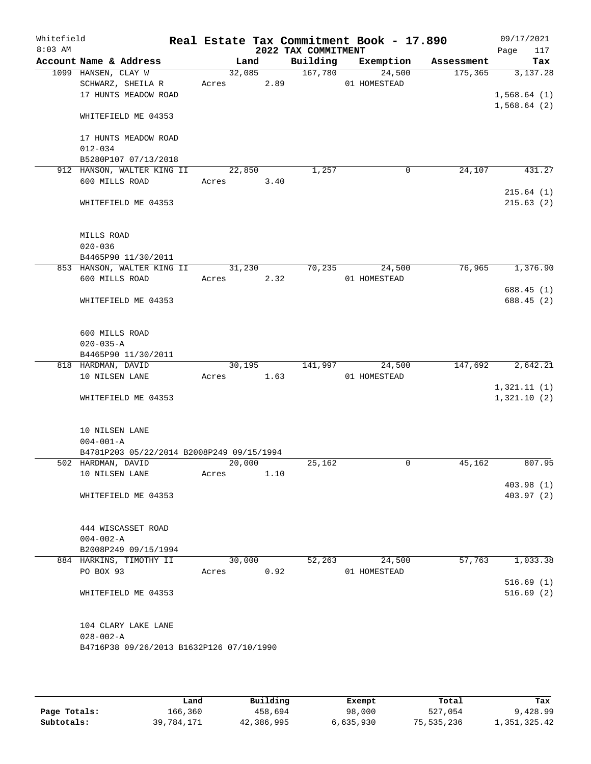Whitefield 8:03 AM

# Real Estate Tax Commitment Book - 17.890

## 2022 TAX COMMITMENT

09/17/2021 Page 117

| Account Name & Address | Land | Building | Exemption | Assessment | Tax |
|---|---|---|---|---|---|
| 1099 HANSEN, CLAY W<br>SCHWARZ, SHEILA R<br>17 HUNTS MEADOW ROAD<br><br>WHITEFIELD ME 04353<br><br>17 HUNTS MEADOW ROAD<br>012-034<br>B5280P107 07/13/2018 | 32,085<br>Acres 2.89 | 167,780 | 24,500<br>01 HOMESTEAD | 175,365 | 3,137.28<br><br>1,568.64 (1)<br>1,568.64 (2) |
| 912 HANSON, WALTER KING II<br>600 MILLS ROAD<br><br>WHITEFIELD ME 04353<br><br>MILLS ROAD<br>020-036<br>B4465P90 11/30/2011 | 22,850<br>Acres 3.40 | 1,257 | 0 | 24,107 | 431.27<br><br>215.64 (1)<br>215.63 (2) |
| 853 HANSON, WALTER KING II<br>600 MILLS ROAD<br><br>WHITEFIELD ME 04353<br><br>600 MILLS ROAD<br>020-035-A<br>B4465P90 11/30/2011 | 31,230<br>Acres 2.32 | 70,235 | 24,500<br>01 HOMESTEAD | 76,965 | 1,376.90<br><br>688.45 (1)<br>688.45 (2) |
| 818 HARDMAN, DAVID<br>10 NILSEN LANE<br><br>WHITEFIELD ME 04353<br><br>10 NILSEN LANE<br>004-001-A<br>B4781P203 05/22/2014 B2008P249 09/15/1994 | 30,195<br>Acres 1.63 | 141,997 | 24,500<br>01 HOMESTEAD | 147,692 | 2,642.21<br><br>1,321.11 (1)<br>1,321.10 (2) |
| 502 HARDMAN, DAVID<br>10 NILSEN LANE<br><br>WHITEFIELD ME 04353<br><br>444 WISCASSET ROAD<br>004-002-A<br>B2008P249 09/15/1994 | 20,000<br>Acres 1.10 | 25,162 | 0 | 45,162 | 807.95<br><br>403.98 (1)<br>403.97 (2) |
| 884 HARKINS, TIMOTHY II<br>PO BOX 93<br><br>WHITEFIELD ME 04353<br><br>104 CLARY LAKE LANE<br>028-002-A<br>B4716P38 09/26/2013 B1632P126 07/10/1990 | 30,000<br>Acres 0.92 | 52,263 | 24,500<br>01 HOMESTEAD | 57,763 | 1,033.38<br><br>516.69 (1)<br>516.69 (2) |

| | Land | Building | Exempt | Total | Tax |
|---|---|---|---|---|---|
| Page Totals: | 166,360 | 458,694 | 98,000 | 527,054 | 9,428.99 |
| Subtotals: | 39,784,171 | 42,386,995 | 6,635,930 | 75,535,236 | 1,351,325.42 |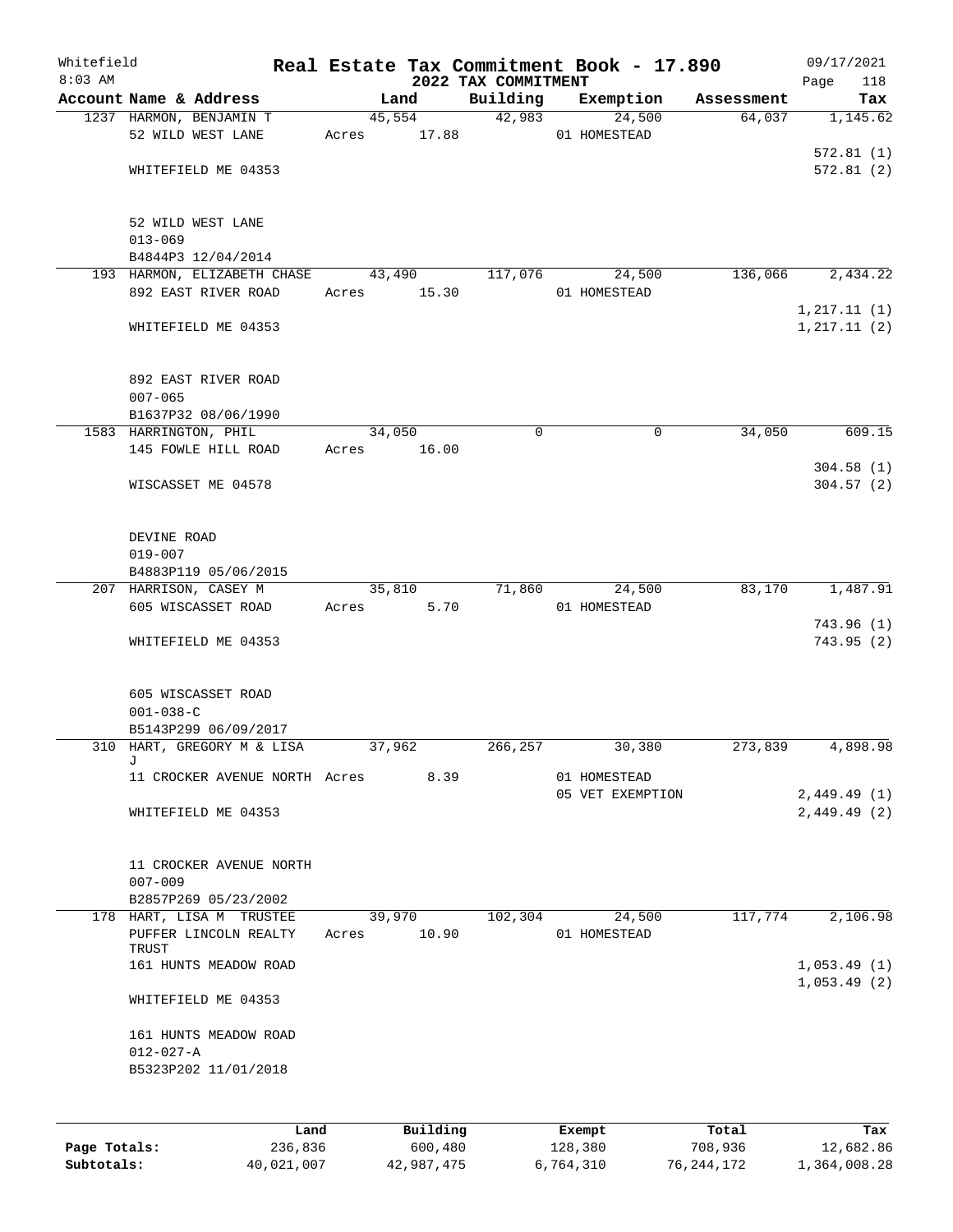Whitefield
8:03 AM

# Real Estate Tax Commitment Book - 17.890

## 2022 TAX COMMITMENT

09/17/2021
Page 118

| Account Name & Address | Land | Building | Exemption | Assessment | Tax |
|---|---|---|---|---|---|
| 1237 HARMON, BENJAMIN T | 45,554 | 42,983 | 24,500 | 64,037 | 1,145.62 |
| 52 WILD WEST LANE | Acres 17.88 | | 01 HOMESTEAD | | |
| | | | | | 572.81 (1) |
| WHITEFIELD ME 04353 | | | | | 572.81 (2) |
| 52 WILD WEST LANE | | | | | |
| 013-069 | | | | | |
| B4844P3 12/04/2014 | | | | | |
| 193 HARMON, ELIZABETH CHASE | 43,490 | 117,076 | 24,500 | 136,066 | 2,434.22 |
| 892 EAST RIVER ROAD | Acres 15.30 | | 01 HOMESTEAD | | |
| | | | | | 1,217.11 (1) |
| WHITEFIELD ME 04353 | | | | | 1,217.11 (2) |
| 892 EAST RIVER ROAD | | | | | |
| 007-065 | | | | | |
| B1637P32 08/06/1990 | | | | | |
| 1583 HARRINGTON, PHIL | 34,050 | 0 | 0 | 34,050 | 609.15 |
| 145 FOWLE HILL ROAD | Acres 16.00 | | | | |
| | | | | | 304.58 (1) |
| WISCASSET ME 04578 | | | | | 304.57 (2) |
| DEVINE ROAD | | | | | |
| 019-007 | | | | | |
| B4883P119 05/06/2015 | | | | | |
| 207 HARRISON, CASEY M | 35,810 | 71,860 | 24,500 | 83,170 | 1,487.91 |
| 605 WISCASSET ROAD | Acres 5.70 | | 01 HOMESTEAD | | |
| | | | | | 743.96 (1) |
| WHITEFIELD ME 04353 | | | | | 743.95 (2) |
| 605 WISCASSET ROAD | | | | | |
| 001-038-C | | | | | |
| B5143P299 06/09/2017 | | | | | |
| 310 HART, GREGORY M & LISA J | 37,962 | 266,257 | 30,380 | 273,839 | 4,898.98 |
| 11 CROCKER AVENUE NORTH | Acres 8.39 | | 01 HOMESTEAD | | |
| | | | 05 VET EXEMPTION | | 2,449.49 (1) |
| WHITEFIELD ME 04353 | | | | | 2,449.49 (2) |
| 11 CROCKER AVENUE NORTH | | | | | |
| 007-009 | | | | | |
| B2857P269 05/23/2002 | | | | | |
| 178 HART, LISA M TRUSTEE | 39,970 | 102,304 | 24,500 | 117,774 | 2,106.98 |
| PUFFER LINCOLN REALTY TRUST | Acres 10.90 | | 01 HOMESTEAD | | |
| 161 HUNTS MEADOW ROAD | | | | | 1,053.49 (1) |
| | | | | | 1,053.49 (2) |
| WHITEFIELD ME 04353 | | | | | |
| 161 HUNTS MEADOW ROAD | | | | | |
| 012-027-A | | | | | |
| B5323P202 11/01/2018 | | | | | |

| | Land | Building | Exempt | Total | Tax |
|---|---|---|---|---|---|
| Page Totals: | 236,836 | 600,480 | 128,380 | 708,936 | 12,682.86 |
| Subtotals: | 40,021,007 | 42,987,475 | 6,764,310 | 76,244,172 | 1,364,008.28 |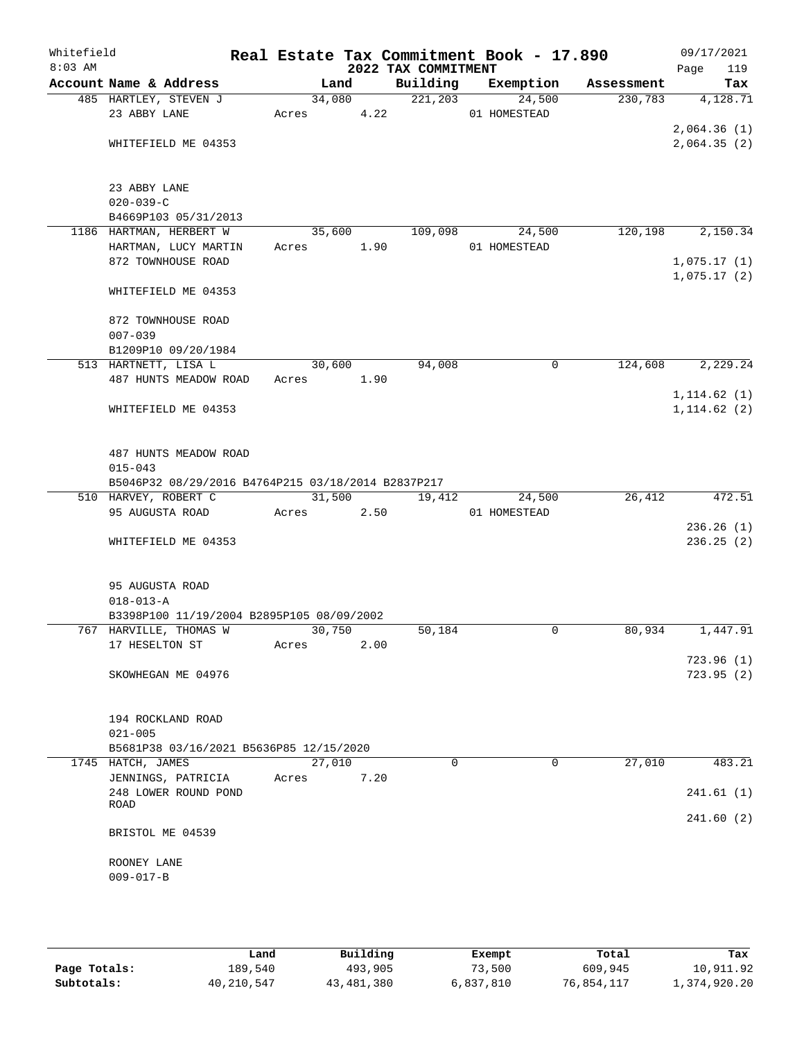Whitefield
8:03 AM

# Real Estate Tax Commitment Book - 17.890

## 2022 TAX COMMITMENT

09/17/2021

| Account Name & Address | Land | Building | Exemption | Assessment | Tax |
|---|---|---|---|---|---|
| 485 HARTLEY, STEVEN J | 34,080 | 221,203 | 24,500 | 230,783 | 4,128.71 |
| 23 ABBY LANE | Acres 4.22 | | 01 HOMESTEAD | | |
| | | | | | 2,064.36 (1) |
| WHITEFIELD ME 04353 | | | | | 2,064.35 (2) |
| 23 ABBY LANE | | | | | |
| 020-039-C | | | | | |
| B4669P103 05/31/2013 | | | | | |
| 1186 HARTMAN, HERBERT W | 35,600 | 109,098 | 24,500 | 120,198 | 2,150.34 |
| HARTMAN, LUCY MARTIN | Acres 1.90 | | 01 HOMESTEAD | | |
| 872 TOWNHOUSE ROAD | | | | | 1,075.17 (1) |
| | | | | | 1,075.17 (2) |
| WHITEFIELD ME 04353 | | | | | |
| 872 TOWNHOUSE ROAD | | | | | |
| 007-039 | | | | | |
| B1209P10 09/20/1984 | | | | | |
| 513 HARTNETT, LISA L | 30,600 | 94,008 | 0 | 124,608 | 2,229.24 |
| 487 HUNTS MEADOW ROAD | Acres 1.90 | | | | |
| | | | | | 1,114.62 (1) |
| WHITEFIELD ME 04353 | | | | | 1,114.62 (2) |
| 487 HUNTS MEADOW ROAD | | | | | |
| 015-043 | | | | | |
| B5046P32 08/29/2016 B4764P215 03/18/2014 B2837P217 | | | | | |
| 510 HARVEY, ROBERT C | 31,500 | 19,412 | 24,500 | 26,412 | 472.51 |
| 95 AUGUSTA ROAD | Acres 2.50 | | 01 HOMESTEAD | | |
| | | | | | 236.26 (1) |
| WHITEFIELD ME 04353 | | | | | 236.25 (2) |
| 95 AUGUSTA ROAD | | | | | |
| 018-013-A | | | | | |
| B3398P100 11/19/2004 B2895P105 08/09/2002 | | | | | |
| 767 HARVILLE, THOMAS W | 30,750 | 50,184 | 0 | 80,934 | 1,447.91 |
| 17 HESELTON ST | Acres 2.00 | | | | |
| | | | | | 723.96 (1) |
| SKOWHEGAN ME 04976 | | | | | 723.95 (2) |
| 194 ROCKLAND ROAD | | | | | |
| 021-005 | | | | | |
| B5681P38 03/16/2021 B5636P85 12/15/2020 | | | | | |
| 1745 HATCH, JAMES | 27,010 | 0 | 0 | 27,010 | 483.21 |
| JENNINGS, PATRICIA | Acres 7.20 | | | | |
| 248 LOWER ROUND POND ROAD | | | | | 241.61 (1) |
| | | | | | 241.60 (2) |
| BRISTOL ME 04539 | | | | | |
| ROONEY LANE | | | | | |
| 009-017-B | | | | | |

| | Land | Building | Exempt | Total | Tax |
|---|---|---|---|---|---|
| Page Totals: | 189,540 | 493,905 | 73,500 | 609,945 | 10,911.92 |
| Subtotals: | 40,210,547 | 43,481,380 | 6,837,810 | 76,854,117 | 1,374,920.20 |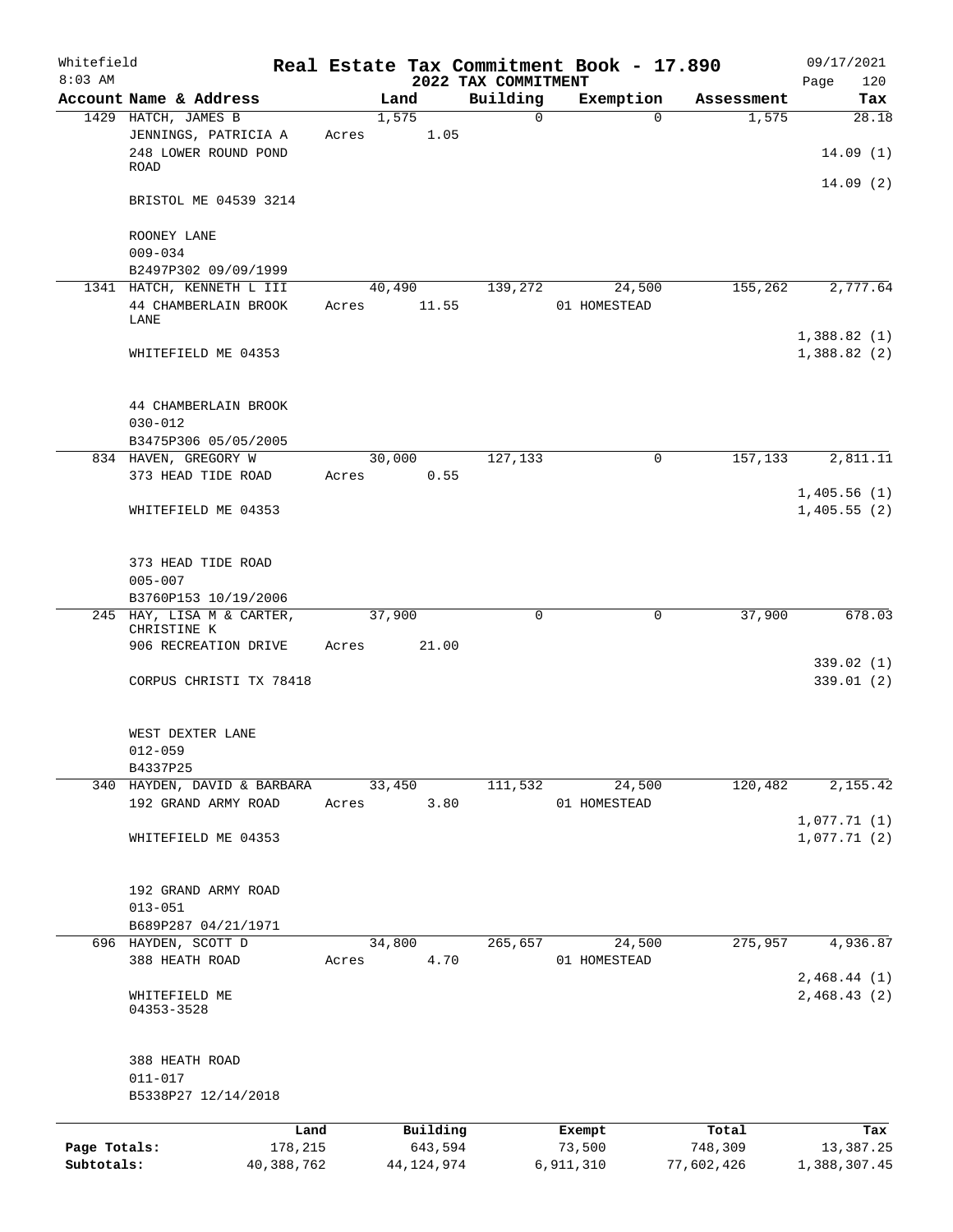Whitefield 8:03 AM

# Real Estate Tax Commitment Book - 17.890

## 2022 TAX COMMITMENT

09/17/2021 Page 120

| Account Name & Address | Land | Building | Exemption | Assessment | Tax |
|---|---|---|---|---|---|
| 1429 HATCH, JAMES B | 1,575 | 0 | 0 | 1,575 | 28.18 |
| JENNINGS, PATRICIA A | Acres 1.05 | | | | |
| 248 LOWER ROUND POND ROAD | | | | | 14.09 (1) |
| | | | | | 14.09 (2) |
| BRISTOL ME 04539 3214 | | | | | |
| ROONEY LANE | | | | | |
| 009-034 | | | | | |
| B2497P302 09/09/1999 | | | | | |
| 1341 HATCH, KENNETH L III | 40,490 | 139,272 | 24,500 | 155,262 | 2,777.64 |
| 44 CHAMBERLAIN BROOK LANE | Acres 11.55 | | 01 HOMESTEAD | | |
| | | | | | 1,388.82 (1) |
| WHITEFIELD ME 04353 | | | | | 1,388.82 (2) |
| 44 CHAMBERLAIN BROOK | | | | | |
| 030-012 | | | | | |
| B3475P306 05/05/2005 | | | | | |
| 834 HAVEN, GREGORY W | 30,000 | 127,133 | 0 | 157,133 | 2,811.11 |
| 373 HEAD TIDE ROAD | Acres 0.55 | | | | |
| | | | | | 1,405.56 (1) |
| WHITEFIELD ME 04353 | | | | | 1,405.55 (2) |
| 373 HEAD TIDE ROAD | | | | | |
| 005-007 | | | | | |
| B3760P153 10/19/2006 | | | | | |
| 245 HAY, LISA M & CARTER, CHRISTINE K | 37,900 | 0 | 0 | 37,900 | 678.03 |
| 906 RECREATION DRIVE | Acres 21.00 | | | | |
| | | | | | 339.02 (1) |
| CORPUS CHRISTI TX 78418 | | | | | 339.01 (2) |
| WEST DEXTER LANE | | | | | |
| 012-059 | | | | | |
| B4337P25 | | | | | |
| 340 HAYDEN, DAVID & BARBARA | 33,450 | 111,532 | 24,500 | 120,482 | 2,155.42 |
| 192 GRAND ARMY ROAD | Acres 3.80 | | 01 HOMESTEAD | | |
| | | | | | 1,077.71 (1) |
| WHITEFIELD ME 04353 | | | | | 1,077.71 (2) |
| 192 GRAND ARMY ROAD | | | | | |
| 013-051 | | | | | |
| B689P287 04/21/1971 | | | | | |
| 696 HAYDEN, SCOTT D | 34,800 | 265,657 | 24,500 | 275,957 | 4,936.87 |
| 388 HEATH ROAD | Acres 4.70 | | 01 HOMESTEAD | | |
| | | | | | 2,468.44 (1) |
| WHITEFIELD ME 04353-3528 | | | | | 2,468.43 (2) |
| 388 HEATH ROAD | | | | | |
| 011-017 | | | | | |
| B5338P27 12/14/2018 | | | | | |

| | Land | Building | Exempt | Total | Tax |
|---|---|---|---|---|---|
| Page Totals: | 178,215 | 643,594 | 73,500 | 748,309 | 13,387.25 |
| Subtotals: | 40,388,762 | 44,124,974 | 6,911,310 | 77,602,426 | 1,388,307.45 |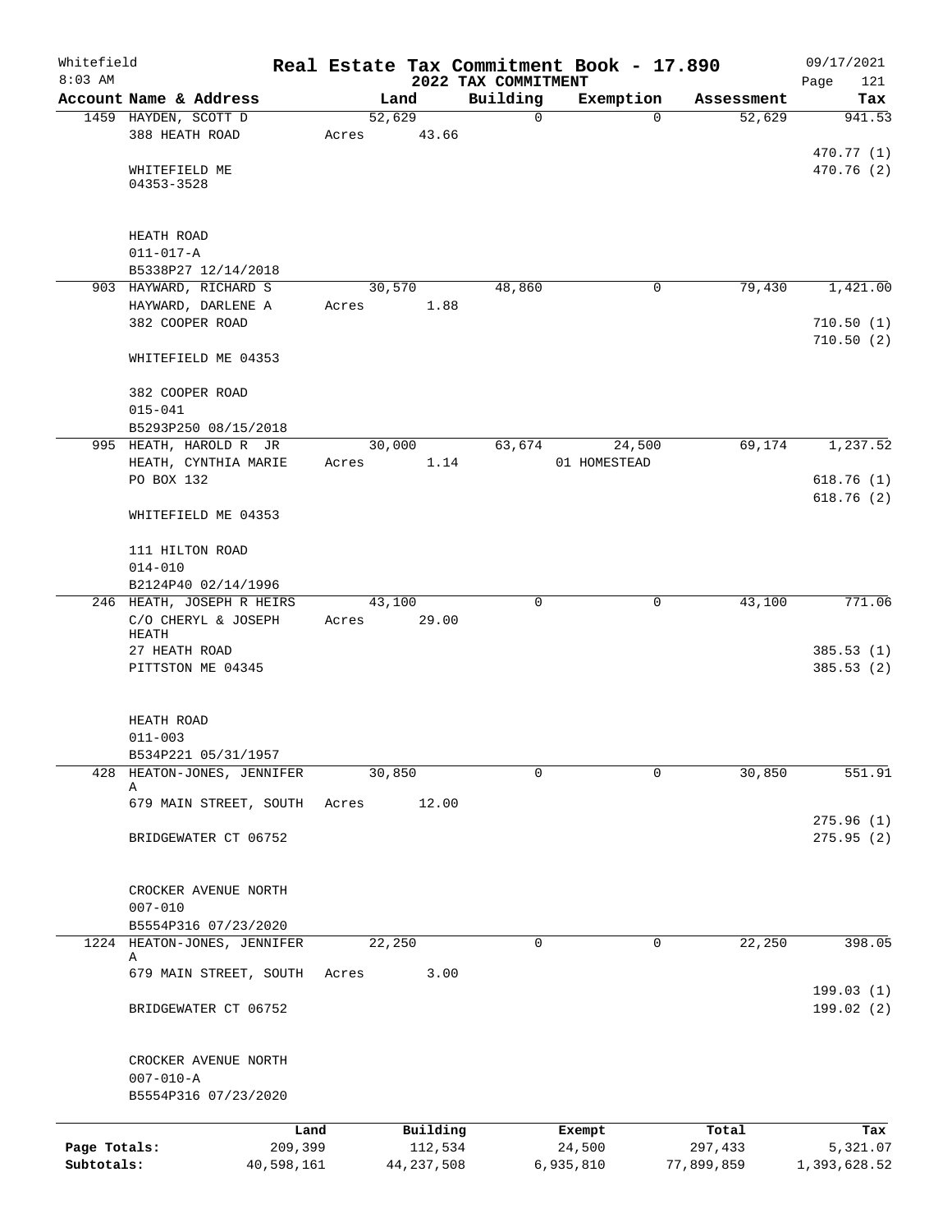Whitefield
8:03 AM

# Real Estate Tax Commitment Book - 17.890

## 2022 TAX COMMITMENT

09/17/2021

| Account Name & Address | Land | Building | Exemption | Assessment | Tax |
|---|---|---|---|---|---|
| 1459 HAYDEN, SCOTT D | 52,629 | 0 | 0 | 52,629 | 941.53 |
| 388 HEATH ROAD | Acres 43.66 | | | | |
| | | | | | 470.77 (1) |
| WHITEFIELD ME 04353-3528 | | | | | 470.76 (2) |
| HEATH ROAD | | | | | |
| 011-017-A | | | | | |
| B5338P27 12/14/2018 | | | | | |
| 903 HAYWARD, RICHARD S | 30,570 | 48,860 | 0 | 79,430 | 1,421.00 |
| HAYWARD, DARLENE A | Acres 1.88 | | | | |
| 382 COOPER ROAD | | | | | 710.50 (1) |
| | | | | | 710.50 (2) |
| WHITEFIELD ME 04353 | | | | | |
| 382 COOPER ROAD | | | | | |
| 015-041 | | | | | |
| B5293P250 08/15/2018 | | | | | |
| 995 HEATH, HAROLD R JR | 30,000 | 63,674 | 24,500 | 69,174 | 1,237.52 |
| HEATH, CYNTHIA MARIE | Acres 1.14 | | 01 HOMESTEAD | | |
| PO BOX 132 | | | | | 618.76 (1) |
| | | | | | 618.76 (2) |
| WHITEFIELD ME 04353 | | | | | |
| 111 HILTON ROAD | | | | | |
| 014-010 | | | | | |
| B2124P40 02/14/1996 | | | | | |
| 246 HEATH, JOSEPH R HEIRS | 43,100 | 0 | 0 | 43,100 | 771.06 |
| C/O CHERYL & JOSEPH HEATH | Acres 29.00 | | | | |
| 27 HEATH ROAD | | | | | 385.53 (1) |
| PITTSTON ME 04345 | | | | | 385.53 (2) |
| HEATH ROAD | | | | | |
| 011-003 | | | | | |
| B534P221 05/31/1957 | | | | | |
| 428 HEATON-JONES, JENNIFER A | 30,850 | 0 | 0 | 30,850 | 551.91 |
| 679 MAIN STREET, SOUTH | Acres 12.00 | | | | |
| | | | | | 275.96 (1) |
| BRIDGEWATER CT 06752 | | | | | 275.95 (2) |
| CROCKER AVENUE NORTH | | | | | |
| 007-010 | | | | | |
| B5554P316 07/23/2020 | | | | | |
| 1224 HEATON-JONES, JENNIFER A | 22,250 | 0 | 0 | 22,250 | 398.05 |
| 679 MAIN STREET, SOUTH | Acres 3.00 | | | | |
| | | | | | 199.03 (1) |
| BRIDGEWATER CT 06752 | | | | | 199.02 (2) |
| CROCKER AVENUE NORTH | | | | | |
| 007-010-A | | | | | |
| B5554P316 07/23/2020 | | | | | |

| | Land | Building | Exempt | Total | Tax |
|---|---|---|---|---|---|
| Page Totals: | 209,399 | 112,534 | 24,500 | 297,433 | 5,321.07 |
| Subtotals: | 40,598,161 | 44,237,508 | 6,935,810 | 77,899,859 | 1,393,628.52 |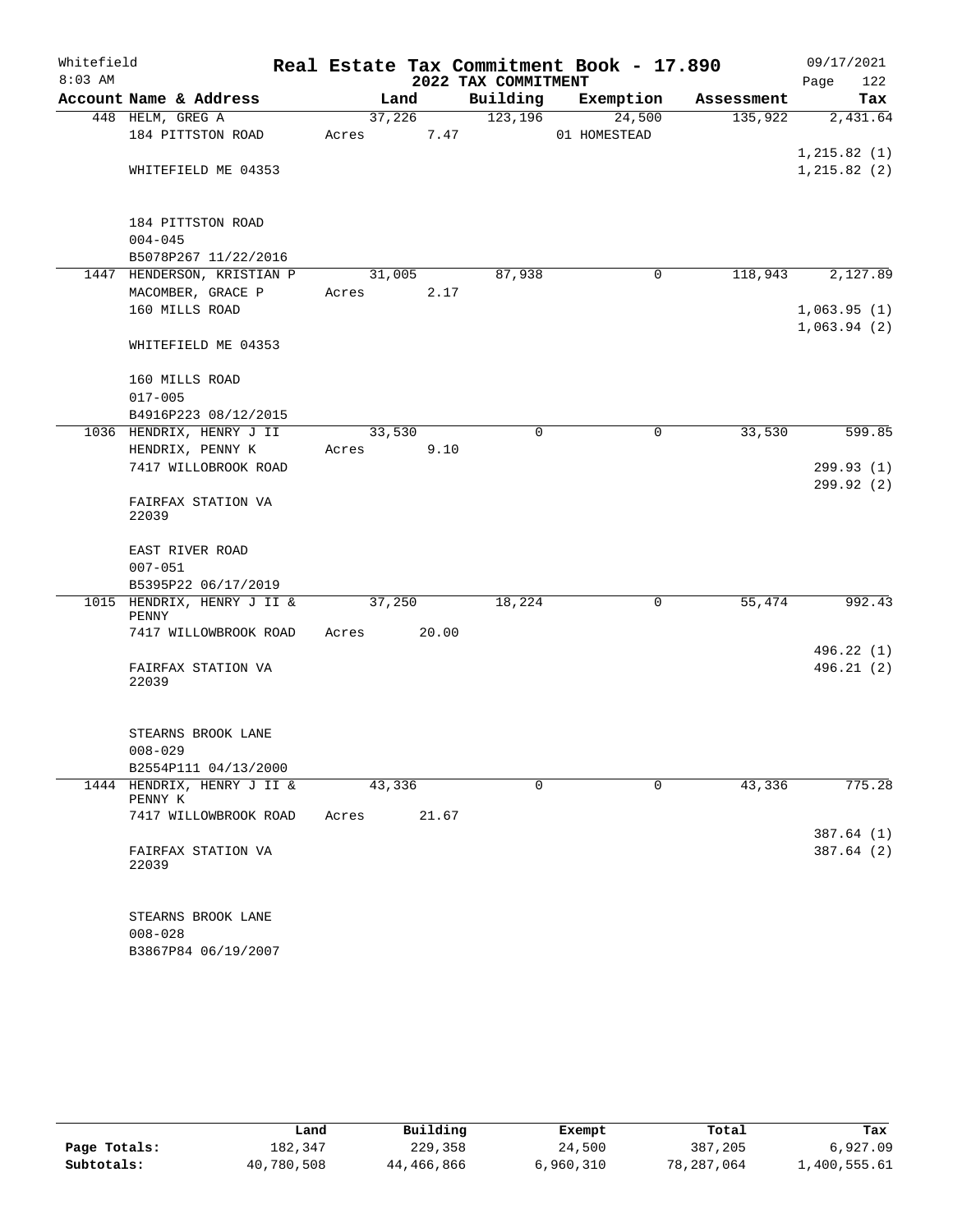Whitefield
8:03 AM

# Real Estate Tax Commitment Book - 17.890

## 2022 TAX COMMITMENT

09/17/2021
Page 122

| Account Name & Address | Land | Building | Exemption | Assessment | Tax |
|---|---|---|---|---|---|
| 448 HELM, GREG A | 37,226 | 123,196 | 24,500 | 135,922 | 2,431.64 |
| 184 PITTSTON ROAD | Acres 7.47 | | 01 HOMESTEAD | | |
| | | | | | 1,215.82 (1) |
| WHITEFIELD ME 04353 | | | | | 1,215.82 (2) |
| 184 PITTSTON ROAD | | | | | |
| 004-045 | | | | | |
| B5078P267 11/22/2016 | | | | | |
| 1447 HENDERSON, KRISTIAN P | 31,005 | 87,938 | 0 | 118,943 | 2,127.89 |
| MACOMBER, GRACE P | Acres 2.17 | | | | |
| 160 MILLS ROAD | | | | | 1,063.95 (1) |
| | | | | | 1,063.94 (2) |
| WHITEFIELD ME 04353 | | | | | |
| 160 MILLS ROAD | | | | | |
| 017-005 | | | | | |
| B4916P223 08/12/2015 | | | | | |
| 1036 HENDRIX, HENRY J II | 33,530 | 0 | 0 | 33,530 | 599.85 |
| HENDRIX, PENNY K | Acres 9.10 | | | | |
| 7417 WILLOBROOK ROAD | | | | | 299.93 (1) |
| | | | | | 299.92 (2) |
| FAIRFAX STATION VA 22039 | | | | | |
| EAST RIVER ROAD | | | | | |
| 007-051 | | | | | |
| B5395P22 06/17/2019 | | | | | |
| 1015 HENDRIX, HENRY J II & PENNY | 37,250 | 18,224 | 0 | 55,474 | 992.43 |
| 7417 WILLOWBROOK ROAD | Acres 20.00 | | | | |
| | | | | | 496.22 (1) |
| FAIRFAX STATION VA 22039 | | | | | 496.21 (2) |
| STEARNS BROOK LANE | | | | | |
| 008-029 | | | | | |
| B2554P111 04/13/2000 | | | | | |
| 1444 HENDRIX, HENRY J II & PENNY K | 43,336 | 0 | 0 | 43,336 | 775.28 |
| 7417 WILLOWBROOK ROAD | Acres 21.67 | | | | |
| | | | | | 387.64 (1) |
| FAIRFAX STATION VA 22039 | | | | | 387.64 (2) |
| STEARNS BROOK LANE | | | | | |
| 008-028 | | | | | |
| B3867P84 06/19/2007 | | | | | |

| | Land | Building | Exempt | Total | Tax |
|---|---|---|---|---|---|
| Page Totals: | 182,347 | 229,358 | 24,500 | 387,205 | 6,927.09 |
| Subtotals: | 40,780,508 | 44,466,866 | 6,960,310 | 78,287,064 | 1,400,555.61 |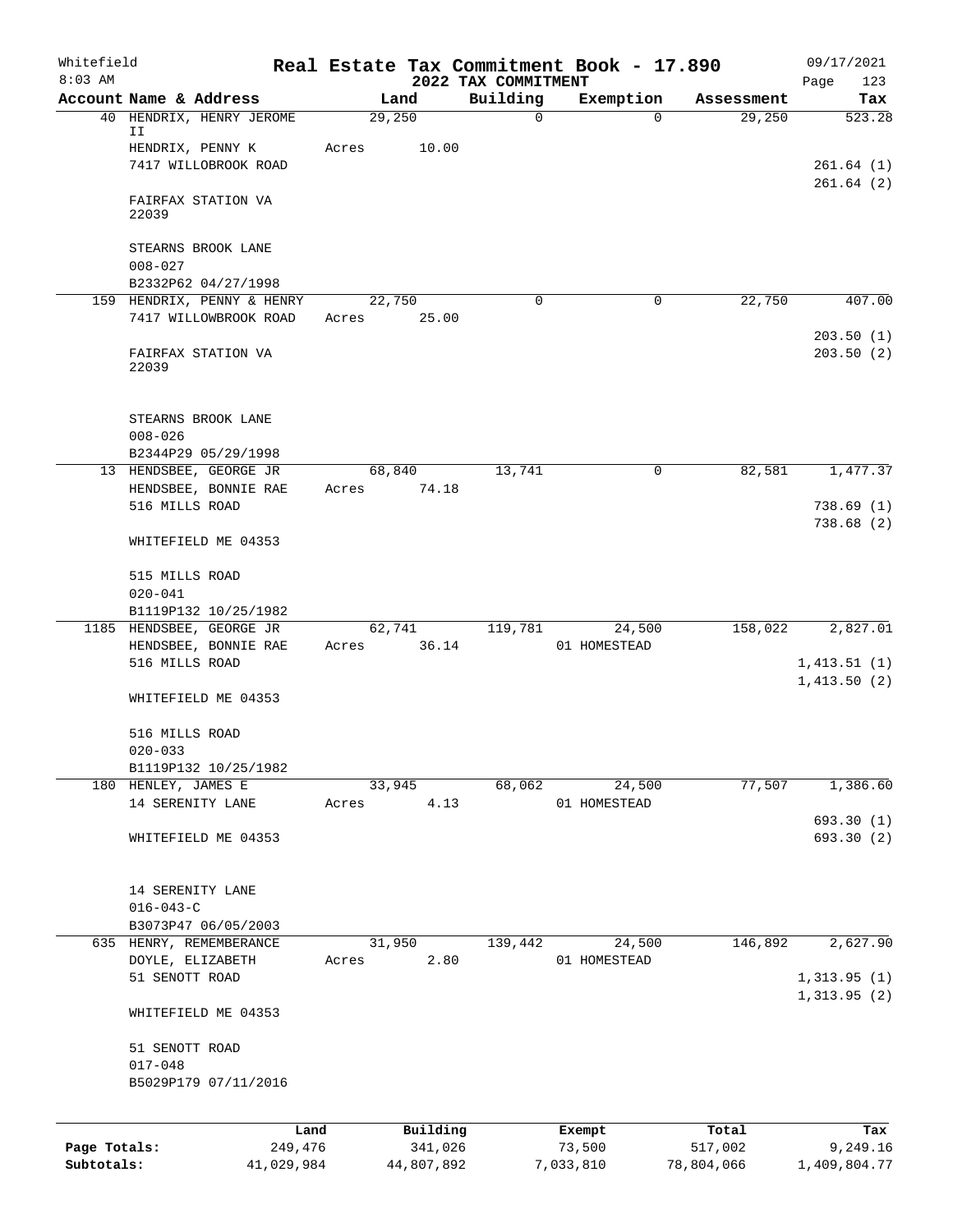Whitefield
8:03 AM

# Real Estate Tax Commitment Book - 17.890
## 2022 TAX COMMITMENT

09/17/2021
Page 123

| Account Name & Address | Land | Building | Exemption | Assessment | Tax |
|---|---|---|---|---|---|
| 40 HENDRIX, HENRY JEROME II<br>HENDRIX, PENNY K<br>7417 WILLOBROOK ROAD<br><br>FAIRFAX STATION VA 22039<br><br>STEARNS BROOK LANE<br>008-027<br>B2332P62 04/27/1998 | 29,250<br>Acres 10.00 | 0 | 0 | 29,250 | 523.28<br><br>261.64 (1)<br>261.64 (2) |
| 159 HENDRIX, PENNY & HENRY<br>7417 WILLOWBROOK ROAD<br><br>FAIRFAX STATION VA 22039<br><br>STEARNS BROOK LANE<br>008-026<br>B2344P29 05/29/1998 | 22,750<br>Acres 25.00 | 0 | 0 | 22,750 | 407.00<br><br>203.50 (1)<br>203.50 (2) |
| 13 HENDSBEE, GEORGE JR<br>HENDSBEE, BONNIE RAE<br>516 MILLS ROAD<br><br>WHITEFIELD ME 04353<br><br>515 MILLS ROAD<br>020-041<br>B1119P132 10/25/1982 | 68,840<br>Acres 74.18 | 13,741 | 0 | 82,581 | 1,477.37<br><br>738.69 (1)<br>738.68 (2) |
| 1185 HENDSBEE, GEORGE JR<br>HENDSBEE, BONNIE RAE<br>516 MILLS ROAD<br><br>WHITEFIELD ME 04353<br><br>516 MILLS ROAD<br>020-033<br>B1119P132 10/25/1982 | 62,741<br>Acres 36.14 | 119,781 | 24,500<br>01 HOMESTEAD | 158,022 | 2,827.01<br><br>1,413.51 (1)<br>1,413.50 (2) |
| 180 HENLEY, JAMES E<br>14 SERENITY LANE<br><br>WHITEFIELD ME 04353<br><br>14 SERENITY LANE<br>016-043-C<br>B3073P47 06/05/2003 | 33,945<br>Acres 4.13 | 68,062 | 24,500<br>01 HOMESTEAD | 77,507 | 1,386.60<br><br>693.30 (1)<br>693.30 (2) |
| 635 HENRY, REMEMBERANCE<br>DOYLE, ELIZABETH<br>51 SENOTT ROAD<br><br>WHITEFIELD ME 04353<br><br>51 SENOTT ROAD<br>017-048<br>B5029P179 07/11/2016 | 31,950<br>Acres 2.80 | 139,442 | 24,500<br>01 HOMESTEAD | 146,892 | 2,627.90<br><br>1,313.95 (1)<br>1,313.95 (2) |

| | Land | Building | Exempt | Total | Tax |
|---|---|---|---|---|---|
| Page Totals: | 249,476 | 341,026 | 73,500 | 517,002 | 9,249.16 |
| Subtotals: | 41,029,984 | 44,807,892 | 7,033,810 | 78,804,066 | 1,409,804.77 |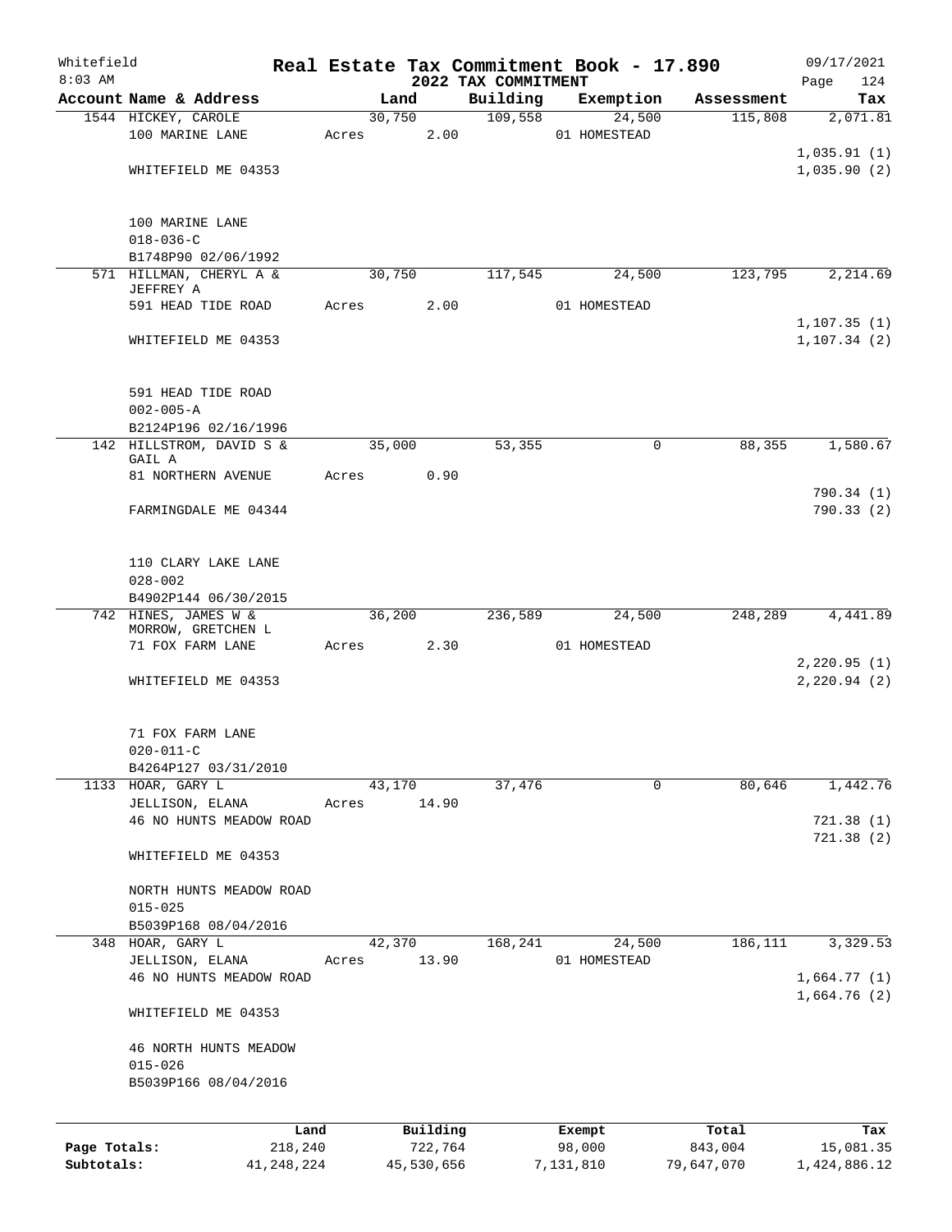Whitefield 8:03 AM

# Real Estate Tax Commitment Book - 17.890

## 2022 TAX COMMITMENT

09/17/2021

| Account Name & Address | Land | Building | Exemption | Assessment | Tax |
|---|---|---|---|---|---|
| 1544 HICKEY, CAROLE | 30,750 | 109,558 | 24,500 | 115,808 | 2,071.81 |
| 100 MARINE LANE | Acres 2.00 | | 01 HOMESTEAD | | |
| | | | | | 1,035.91 (1) |
| WHITEFIELD ME 04353 | | | | | 1,035.90 (2) |
| 100 MARINE LANE | | | | | |
| 018-036-C | | | | | |
| B1748P90 02/06/1992 | | | | | |
| 571 HILLMAN, CHERYL A & JEFFREY A | 30,750 | 117,545 | 24,500 | 123,795 | 2,214.69 |
| 591 HEAD TIDE ROAD | Acres 2.00 | | 01 HOMESTEAD | | |
| | | | | | 1,107.35 (1) |
| WHITEFIELD ME 04353 | | | | | 1,107.34 (2) |
| 591 HEAD TIDE ROAD | | | | | |
| 002-005-A | | | | | |
| B2124P196 02/16/1996 | | | | | |
| 142 HILLSTROM, DAVID S & GAIL A | 35,000 | 53,355 | 0 | 88,355 | 1,580.67 |
| 81 NORTHERN AVENUE | Acres 0.90 | | | | |
| | | | | | 790.34 (1) |
| FARMINGDALE ME 04344 | | | | | 790.33 (2) |
| 110 CLARY LAKE LANE | | | | | |
| 028-002 | | | | | |
| B4902P144 06/30/2015 | | | | | |
| 742 HINES, JAMES W & MORROW, GRETCHEN L | 36,200 | 236,589 | 24,500 | 248,289 | 4,441.89 |
| 71 FOX FARM LANE | Acres 2.30 | | 01 HOMESTEAD | | |
| | | | | | 2,220.95 (1) |
| WHITEFIELD ME 04353 | | | | | 2,220.94 (2) |
| 71 FOX FARM LANE | | | | | |
| 020-011-C | | | | | |
| B4264P127 03/31/2010 | | | | | |
| 1133 HOAR, GARY L | 43,170 | 37,476 | 0 | 80,646 | 1,442.76 |
| JELLISON, ELANA | Acres 14.90 | | | | |
| 46 NO HUNTS MEADOW ROAD | | | | | 721.38 (1) |
| | | | | | 721.38 (2) |
| WHITEFIELD ME 04353 | | | | | |
| NORTH HUNTS MEADOW ROAD | | | | | |
| 015-025 | | | | | |
| B5039P168 08/04/2016 | | | | | |
| 348 HOAR, GARY L | 42,370 | 168,241 | 24,500 | 186,111 | 3,329.53 |
| JELLISON, ELANA | Acres 13.90 | | 01 HOMESTEAD | | |
| 46 NO HUNTS MEADOW ROAD | | | | | 1,664.77 (1) |
| | | | | | 1,664.76 (2) |
| WHITEFIELD ME 04353 | | | | | |
| 46 NORTH HUNTS MEADOW | | | | | |
| 015-026 | | | | | |
| B5039P166 08/04/2016 | | | | | |

| | Land | Building | Exempt | Total | Tax |
|---|---|---|---|---|---|
| Page Totals: | 218,240 | 722,764 | 98,000 | 843,004 | 15,081.35 |
| Subtotals: | 41,248,224 | 45,530,656 | 7,131,810 | 79,647,070 | 1,424,886.12 |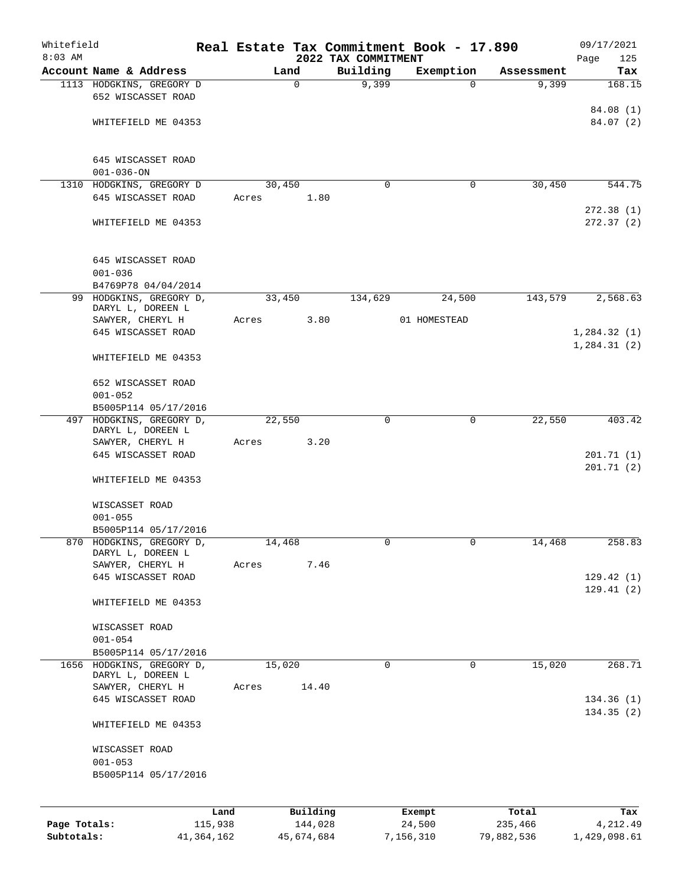Whitefield
8:03 AM

**Real Estate Tax Commitment Book - 17.890**
**2022 TAX COMMITMENT**

09/17/2021

| Account Name & Address | Land | Building | Exemption | Assessment | Tax |
|---|---|---|---|---|---|
| 1113 HODGKINS, GREGORY D<br>652 WISCASSET ROAD<br><br>WHITEFIELD ME 04353<br><br>645 WISCASSET ROAD<br>001-036-ON | 0 | 9,399 | 0 | 9,399 | 168.15<br><br>84.08 (1)<br>84.07 (2) |
| 1310 HODGKINS, GREGORY D<br>645 WISCASSET ROAD<br><br>WHITEFIELD ME 04353<br><br>645 WISCASSET ROAD<br>001-036<br>B4769P78 04/04/2014 | 30,450<br>Acres 1.80 | 0 | 0 | 30,450 | 544.75<br><br>272.38 (1)<br>272.37 (2) |
| 99 HODGKINS, GREGORY D,<br>DARYL L, DOREEN L<br>SAWYER, CHERYL H<br>645 WISCASSET ROAD<br><br>WHITEFIELD ME 04353<br><br>652 WISCASSET ROAD<br>001-052<br>B5005P114 05/17/2016 | 33,450<br>Acres 3.80 | 134,629 | 24,500<br>01 HOMESTEAD | 143,579 | 2,568.63<br><br>1,284.32 (1)<br>1,284.31 (2) |
| 497 HODGKINS, GREGORY D,<br>DARYL L, DOREEN L<br>SAWYER, CHERYL H<br>645 WISCASSET ROAD<br><br>WHITEFIELD ME 04353<br><br>WISCASSET ROAD<br>001-055<br>B5005P114 05/17/2016 | 22,550<br>Acres 3.20 | 0 | 0 | 22,550 | 403.42<br><br>201.71 (1)<br>201.71 (2) |
| 870 HODGKINS, GREGORY D,<br>DARYL L, DOREEN L<br>SAWYER, CHERYL H<br>645 WISCASSET ROAD<br><br>WHITEFIELD ME 04353<br><br>WISCASSET ROAD<br>001-054<br>B5005P114 05/17/2016 | 14,468<br>Acres 7.46 | 0 | 0 | 14,468 | 258.83<br><br>129.42 (1)<br>129.41 (2) |
| 1656 HODGKINS, GREGORY D,<br>DARYL L, DOREEN L<br>SAWYER, CHERYL H<br>645 WISCASSET ROAD<br><br>WHITEFIELD ME 04353<br><br>WISCASSET ROAD<br>001-053<br>B5005P114 05/17/2016 | 15,020<br>Acres 14.40 | 0 | 0 | 15,020 | 268.71<br><br>134.36 (1)<br>134.35 (2) |

| | Land | Building | Exempt | Total | Tax |
|---|---|---|---|---|---|
| **Page Totals:** | 115,938 | 144,028 | 24,500 | 235,466 | 4,212.49 |
| **Subtotals:** | 41,364,162 | 45,674,684 | 7,156,310 | 79,882,536 | 1,429,098.61 |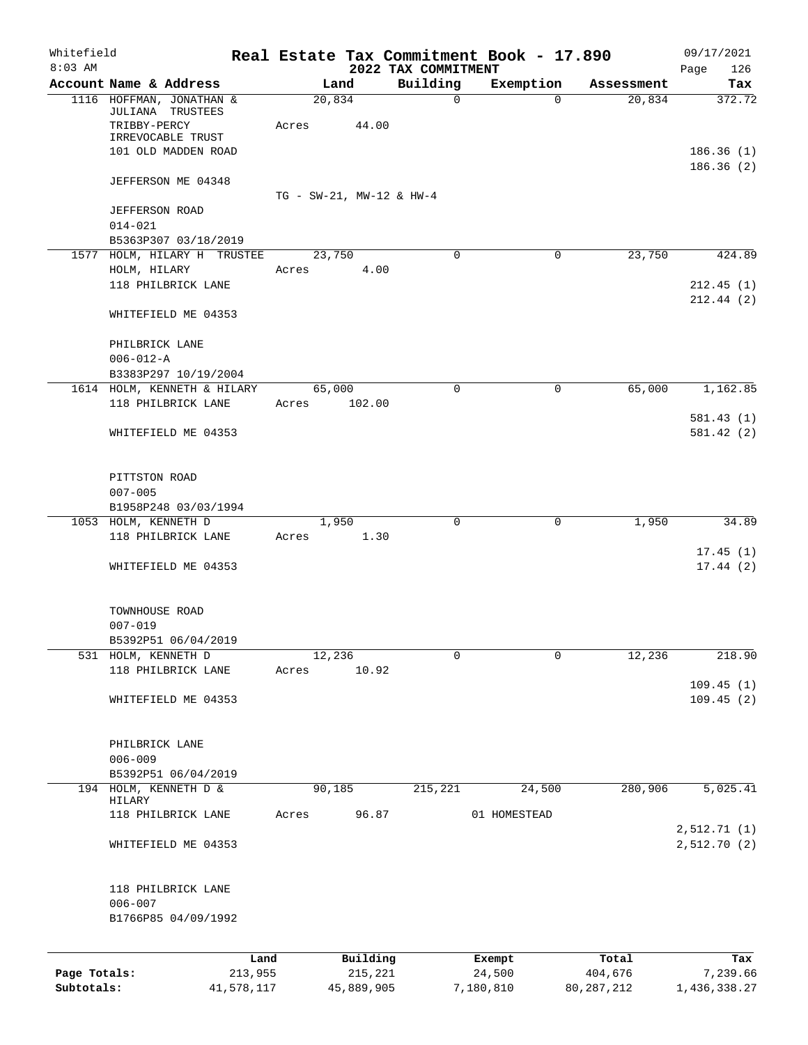# Whitefield — Real Estate Tax Commitment Book - 17.890 — 2022 TAX COMMITMENT

8:03 AM — 09/17/2021

| Account Name & Address | Land | Building | Exemption | Assessment | Tax |
|---|---|---|---|---|---|
| 1116 HOFFMAN, JONATHAN & JULIANA TRUSTEES<br>TRIBBY-PERCY IRREVOCABLE TRUST<br>101 OLD MADDEN ROAD<br>JEFFERSON ME 04348<br>JEFFERSON ROAD<br>014-021<br>B5363P307 03/18/2019 | 20,834<br>Acres 44.00<br>TG - SW-21, MW-12 & HW-4 | 0 | 0 | 20,834 | 372.72<br>186.36 (1)<br>186.36 (2) |
| 1577 HOLM, HILARY H TRUSTEE<br>HOLM, HILARY<br>118 PHILBRICK LANE<br>WHITEFIELD ME 04353<br>PHILBRICK LANE<br>006-012-A<br>B3383P297 10/19/2004 | 23,750<br>Acres 4.00 | 0 | 0 | 23,750 | 424.89<br>212.45 (1)<br>212.44 (2) |
| 1614 HOLM, KENNETH & HILARY<br>118 PHILBRICK LANE<br>WHITEFIELD ME 04353<br>PITTSTON ROAD<br>007-005<br>B1958P248 03/03/1994 | 65,000<br>Acres 102.00 | 0 | 0 | 65,000 | 1,162.85<br>581.43 (1)<br>581.42 (2) |
| 1053 HOLM, KENNETH D<br>118 PHILBRICK LANE<br>WHITEFIELD ME 04353<br>TOWNHOUSE ROAD<br>007-019<br>B5392P51 06/04/2019 | 1,950<br>Acres 1.30 | 0 | 0 | 1,950 | 34.89<br>17.45 (1)<br>17.44 (2) |
| 531 HOLM, KENNETH D<br>118 PHILBRICK LANE<br>WHITEFIELD ME 04353<br>PHILBRICK LANE<br>006-009<br>B5392P51 06/04/2019 | 12,236<br>Acres 10.92 | 0 | 0 | 12,236 | 218.90<br>109.45 (1)<br>109.45 (2) |
| 194 HOLM, KENNETH D & HILARY<br>118 PHILBRICK LANE<br>WHITEFIELD ME 04353<br>118 PHILBRICK LANE<br>006-007<br>B1766P85 04/09/1992 | 90,185<br>Acres 96.87 | 215,221 | 24,500<br>01 HOMESTEAD | 280,906 | 5,025.41<br>2,512.71 (1)<br>2,512.70 (2) |

| | Land | Building | Exempt | Total | Tax |
|---|---|---|---|---|---|
| Page Totals: | 213,955 | 215,221 | 24,500 | 404,676 | 7,239.66 |
| Subtotals: | 41,578,117 | 45,889,905 | 7,180,810 | 80,287,212 | 1,436,338.27 |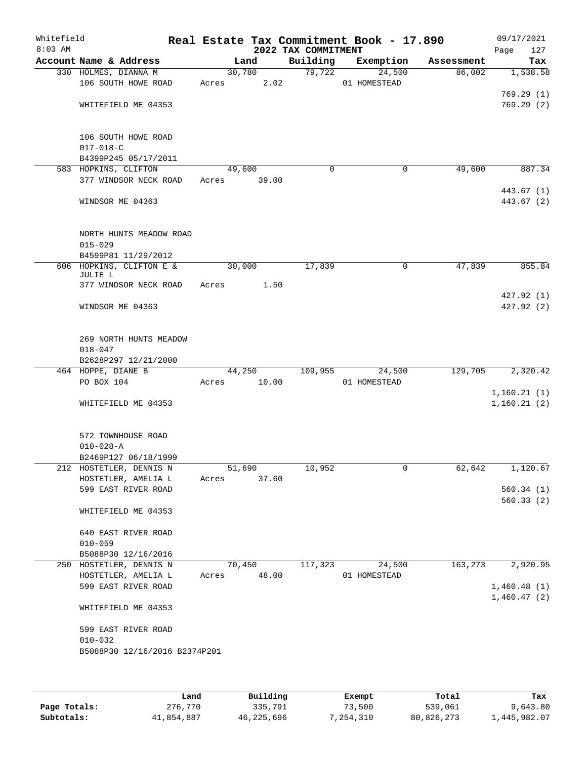Whitefield — Real Estate Tax Commitment Book - 17.890 — 09/17/2021
8:03 AM — 2022 TAX COMMITMENT

| Account Name & Address | Land | Building | Exemption | Assessment | Tax |
|---|---|---|---|---|---|
| 330 HOLMES, DIANNA M | 30,780 | 79,722 | 24,500 | 86,002 | 1,538.58 |
| 106 SOUTH HOWE ROAD | Acres 2.02 | | 01 HOMESTEAD | | |
| | | | | | 769.29 (1) |
| WHITEFIELD ME 04353 | | | | | 769.29 (2) |
| 106 SOUTH HOWE ROAD | | | | | |
| 017-018-C | | | | | |
| B4399P245 05/17/2011 | | | | | |
| 583 HOPKINS, CLIFTON | 49,600 | 0 | 0 | 49,600 | 887.34 |
| 377 WINDSOR NECK ROAD | Acres 39.00 | | | | |
| | | | | | 443.67 (1) |
| WINDSOR ME 04363 | | | | | 443.67 (2) |
| NORTH HUNTS MEADOW ROAD | | | | | |
| 015-029 | | | | | |
| B4599P81 11/29/2012 | | | | | |
| 606 HOPKINS, CLIFTON E & JULIE L | 30,000 | 17,839 | 0 | 47,839 | 855.84 |
| 377 WINDSOR NECK ROAD | Acres 1.50 | | | | |
| | | | | | 427.92 (1) |
| WINDSOR ME 04363 | | | | | 427.92 (2) |
| 269 NORTH HUNTS MEADOW | | | | | |
| 018-047 | | | | | |
| B2628P297 12/21/2000 | | | | | |
| 464 HOPPE, DIANE B | 44,250 | 109,955 | 24,500 | 129,705 | 2,320.42 |
| PO BOX 104 | Acres 10.00 | | 01 HOMESTEAD | | |
| | | | | | 1,160.21 (1) |
| WHITEFIELD ME 04353 | | | | | 1,160.21 (2) |
| 572 TOWNHOUSE ROAD | | | | | |
| 010-028-A | | | | | |
| B2469P127 06/18/1999 | | | | | |
| 212 HOSTETLER, DENNIS N | 51,690 | 10,952 | 0 | 62,642 | 1,120.67 |
| HOSTETLER, AMELIA L | Acres 37.60 | | | | |
| 599 EAST RIVER ROAD | | | | | 560.34 (1) |
| | | | | | 560.33 (2) |
| WHITEFIELD ME 04353 | | | | | |
| 640 EAST RIVER ROAD | | | | | |
| 010-059 | | | | | |
| B5088P30 12/16/2016 | | | | | |
| 250 HOSTETLER, DENNIS N | 70,450 | 117,323 | 24,500 | 163,273 | 2,920.95 |
| HOSTETLER, AMELIA L | Acres 48.00 | | 01 HOMESTEAD | | |
| 599 EAST RIVER ROAD | | | | | 1,460.48 (1) |
| | | | | | 1,460.47 (2) |
| WHITEFIELD ME 04353 | | | | | |
| 599 EAST RIVER ROAD | | | | | |
| 010-032 | | | | | |
| B5088P30 12/16/2016 B2374P201 | | | | | |

| | Land | Building | Exempt | Total | Tax |
|---|---|---|---|---|---|
| Page Totals: | 276,770 | 335,791 | 73,500 | 539,061 | 9,643.80 |
| Subtotals: | 41,854,887 | 46,225,696 | 7,254,310 | 80,826,273 | 1,445,982.07 |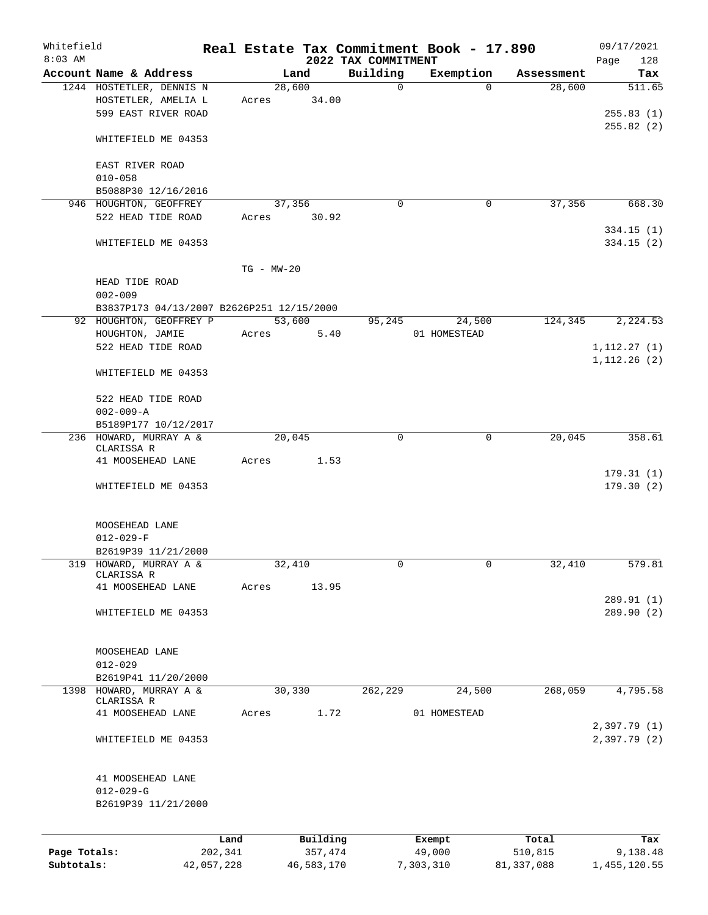Whitefield
8:03 AM

# Real Estate Tax Commitment Book - 17.890
## 2022 TAX COMMITMENT

09/17/2021

| Account Name & Address | Land | Building | Exemption | Assessment | Tax |
|---|---|---|---|---|---|
| 1244 HOSTETLER, DENNIS N<br>HOSTETLER, AMELIA L<br>599 EAST RIVER ROAD<br><br>WHITEFIELD ME 04353<br><br>EAST RIVER ROAD<br>010-058<br>B5088P30 12/16/2016 | 28,600<br>Acres 34.00 | 0 | 0 | 28,600 | 511.65<br><br>255.83 (1)<br>255.82 (2) |
| 946 HOUGHTON, GEOFFREY<br>522 HEAD TIDE ROAD<br><br>WHITEFIELD ME 04353<br><br>HEAD TIDE ROAD<br>002-009<br>B3837P173 04/13/2007 B2626P251 12/15/2000 | 37,356<br>Acres 30.92<br><br>TG - MW-20 | 0 | 0 | 37,356 | 668.30<br><br>334.15 (1)<br>334.15 (2) |
| 92 HOUGHTON, GEOFFREY P<br>HOUGHTON, JAMIE<br>522 HEAD TIDE ROAD<br><br>WHITEFIELD ME 04353<br><br>522 HEAD TIDE ROAD<br>002-009-A<br>B5189P177 10/12/2017 | 53,600<br>Acres 5.40 | 95,245 | 24,500<br>01 HOMESTEAD | 124,345 | 2,224.53<br><br>1,112.27 (1)<br>1,112.26 (2) |
| 236 HOWARD, MURRAY A &<br>CLARISSA R<br>41 MOOSEHEAD LANE<br><br>WHITEFIELD ME 04353<br><br>MOOSEHEAD LANE<br>012-029-F<br>B2619P39 11/21/2000 | 20,045<br>Acres 1.53 | 0 | 0 | 20,045 | 358.61<br><br>179.31 (1)<br>179.30 (2) |
| 319 HOWARD, MURRAY A &<br>CLARISSA R<br>41 MOOSEHEAD LANE<br><br>WHITEFIELD ME 04353<br><br>MOOSEHEAD LANE<br>012-029<br>B2619P41 11/20/2000 | 32,410<br>Acres 13.95 | 0 | 0 | 32,410 | 579.81<br><br>289.91 (1)<br>289.90 (2) |
| 1398 HOWARD, MURRAY A &<br>CLARISSA R<br>41 MOOSEHEAD LANE<br><br>WHITEFIELD ME 04353<br><br>41 MOOSEHEAD LANE<br>012-029-G<br>B2619P39 11/21/2000 | 30,330<br>Acres 1.72 | 262,229 | 24,500<br>01 HOMESTEAD | 268,059 | 4,795.58<br><br>2,397.79 (1)<br>2,397.79 (2) |

| | Land | Building | Exempt | Total | Tax |
|---|---|---|---|---|---|
| Page Totals: | 202,341 | 357,474 | 49,000 | 510,815 | 9,138.48 |
| Subtotals: | 42,057,228 | 46,583,170 | 7,303,310 | 81,337,088 | 1,455,120.55 |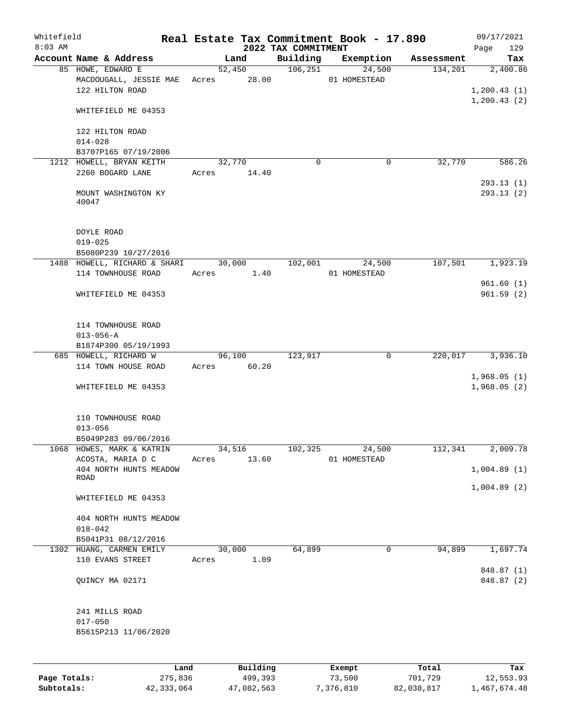Whitefield 8:03 AM

# Real Estate Tax Commitment Book - 17.890
## 2022 TAX COMMITMENT

09/17/2021 Page 129

| Account | Name & Address | Land | Building | Exemption | Assessment | Tax |
|---|---|---|---|---|---|---|
| 85 | HOWE, EDWARD E<br>MACDOUGALL, JESSIE MAE<br>122 HILTON ROAD<br><br>WHITEFIELD ME 04353<br><br>122 HILTON ROAD<br>014-028<br>B3707P165 07/19/2006 | 52,450<br>Acres 28.00 | 106,251 | 24,500<br>01 HOMESTEAD | 134,201 | 2,400.86<br><br>1,200.43 (1)<br>1,200.43 (2) |
| 1212 | HOWELL, BRYAN KEITH<br>2260 BOGARD LANE<br><br>MOUNT WASHINGTON KY 40047<br><br>DOYLE ROAD<br>019-025<br>B5080P239 10/27/2016 | 32,770<br>Acres 14.40 | 0 | 0 | 32,770 | 586.26<br><br>293.13 (1)<br>293.13 (2) |
| 1488 | HOWELL, RICHARD & SHARI<br>114 TOWNHOUSE ROAD<br><br>WHITEFIELD ME 04353<br><br>114 TOWNHOUSE ROAD<br>013-056-A<br>B1874P300 05/19/1993 | 30,000<br>Acres 1.40 | 102,001 | 24,500<br>01 HOMESTEAD | 107,501 | 1,923.19<br><br>961.60 (1)<br>961.59 (2) |
| 685 | HOWELL, RICHARD W<br>114 TOWN HOUSE ROAD<br><br>WHITEFIELD ME 04353<br><br>110 TOWNHOUSE ROAD<br>013-056<br>B5049P283 09/06/2016 | 96,100<br>Acres 60.20 | 123,917 | 0 | 220,017 | 3,936.10<br><br>1,968.05 (1)<br>1,968.05 (2) |
| 1068 | HOWES, MARK & KATRIN<br>ACOSTA, MARIA D C<br>404 NORTH HUNTS MEADOW ROAD<br><br>WHITEFIELD ME 04353<br><br>404 NORTH HUNTS MEADOW<br>018-042<br>B5041P31 08/12/2016 | 34,516<br>Acres 13.60 | 102,325 | 24,500<br>01 HOMESTEAD | 112,341 | 2,009.78<br><br>1,004.89 (1)<br>1,004.89 (2) |
| 1302 | HUANG, CARMEN EMILY<br>110 EVANS STREET<br><br>QUINCY MA 02171<br><br>241 MILLS ROAD<br>017-050<br>B5615P213 11/06/2020 | 30,000<br>Acres 1.09 | 64,899 | 0 | 94,899 | 1,697.74<br><br>848.87 (1)<br>848.87 (2) |

| | Land | Building | Exempt | Total | Tax |
|---|---|---|---|---|---|
| Page Totals: | 275,836 | 499,393 | 73,500 | 701,729 | 12,553.93 |
| Subtotals: | 42,333,064 | 47,082,563 | 7,376,810 | 82,038,817 | 1,467,674.48 |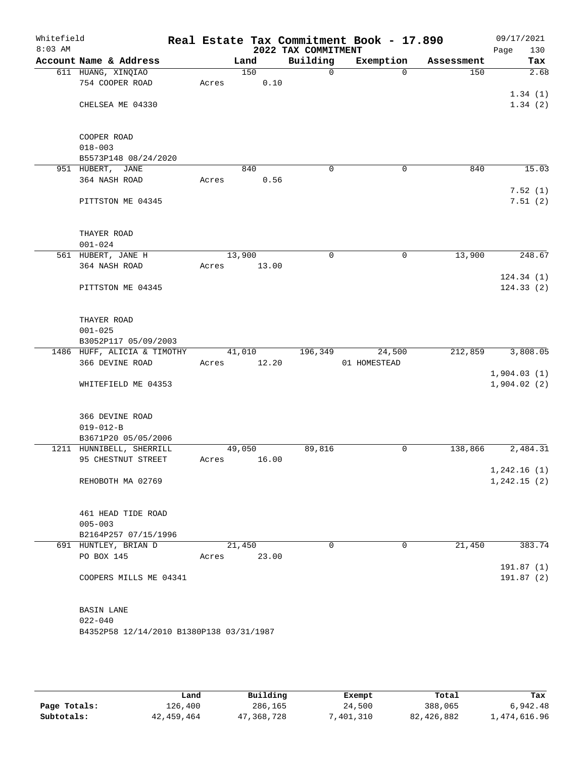Whitefield
8:03 AM

# Real Estate Tax Commitment Book - 17.890

## 2022 TAX COMMITMENT

09/17/2021
Page 130

| Account Name & Address | Land | Building | Exemption | Assessment | Tax |
|---|---|---|---|---|---|
| 611 HUANG, XINQIAO | 150 | 0 | 0 | 150 | 2.68 |
| 754 COOPER ROAD | Acres 0.10 | | | | |
| | | | | | 1.34 (1) |
| CHELSEA ME 04330 | | | | | 1.34 (2) |
| COOPER ROAD | | | | | |
| 018-003 | | | | | |
| B5573P148 08/24/2020 | | | | | |
| 951 HUBERT, JANE | 840 | 0 | 0 | 840 | 15.03 |
| 364 NASH ROAD | Acres 0.56 | | | | |
| | | | | | 7.52 (1) |
| PITTSTON ME 04345 | | | | | 7.51 (2) |
| THAYER ROAD | | | | | |
| 001-024 | | | | | |
| 561 HUBERT, JANE H | 13,900 | 0 | 0 | 13,900 | 248.67 |
| 364 NASH ROAD | Acres 13.00 | | | | |
| | | | | | 124.34 (1) |
| PITTSTON ME 04345 | | | | | 124.33 (2) |
| THAYER ROAD | | | | | |
| 001-025 | | | | | |
| B3052P117 05/09/2003 | | | | | |
| 1486 HUFF, ALICIA & TIMOTHY | 41,010 | 196,349 | 24,500 | 212,859 | 3,808.05 |
| 366 DEVINE ROAD | Acres 12.20 | | 01 HOMESTEAD | | |
| | | | | | 1,904.03 (1) |
| WHITEFIELD ME 04353 | | | | | 1,904.02 (2) |
| 366 DEVINE ROAD | | | | | |
| 019-012-B | | | | | |
| B3671P20 05/05/2006 | | | | | |
| 1211 HUNNIBELL, SHERRILL | 49,050 | 89,816 | 0 | 138,866 | 2,484.31 |
| 95 CHESTNUT STREET | Acres 16.00 | | | | |
| | | | | | 1,242.16 (1) |
| REHOBOTH MA 02769 | | | | | 1,242.15 (2) |
| 461 HEAD TIDE ROAD | | | | | |
| 005-003 | | | | | |
| B2164P257 07/15/1996 | | | | | |
| 691 HUNTLEY, BRIAN D | 21,450 | 0 | 0 | 21,450 | 383.74 |
| PO BOX 145 | Acres 23.00 | | | | |
| | | | | | 191.87 (1) |
| COOPERS MILLS ME 04341 | | | | | 191.87 (2) |
| BASIN LANE | | | | | |
| 022-040 | | | | | |
| B4352P58 12/14/2010 B1380P138 03/31/1987 | | | | | |

| | Land | Building | Exempt | Total | Tax |
|---|---|---|---|---|---|
| Page Totals: | 126,400 | 286,165 | 24,500 | 388,065 | 6,942.48 |
| Subtotals: | 42,459,464 | 47,368,728 | 7,401,310 | 82,426,882 | 1,474,616.96 |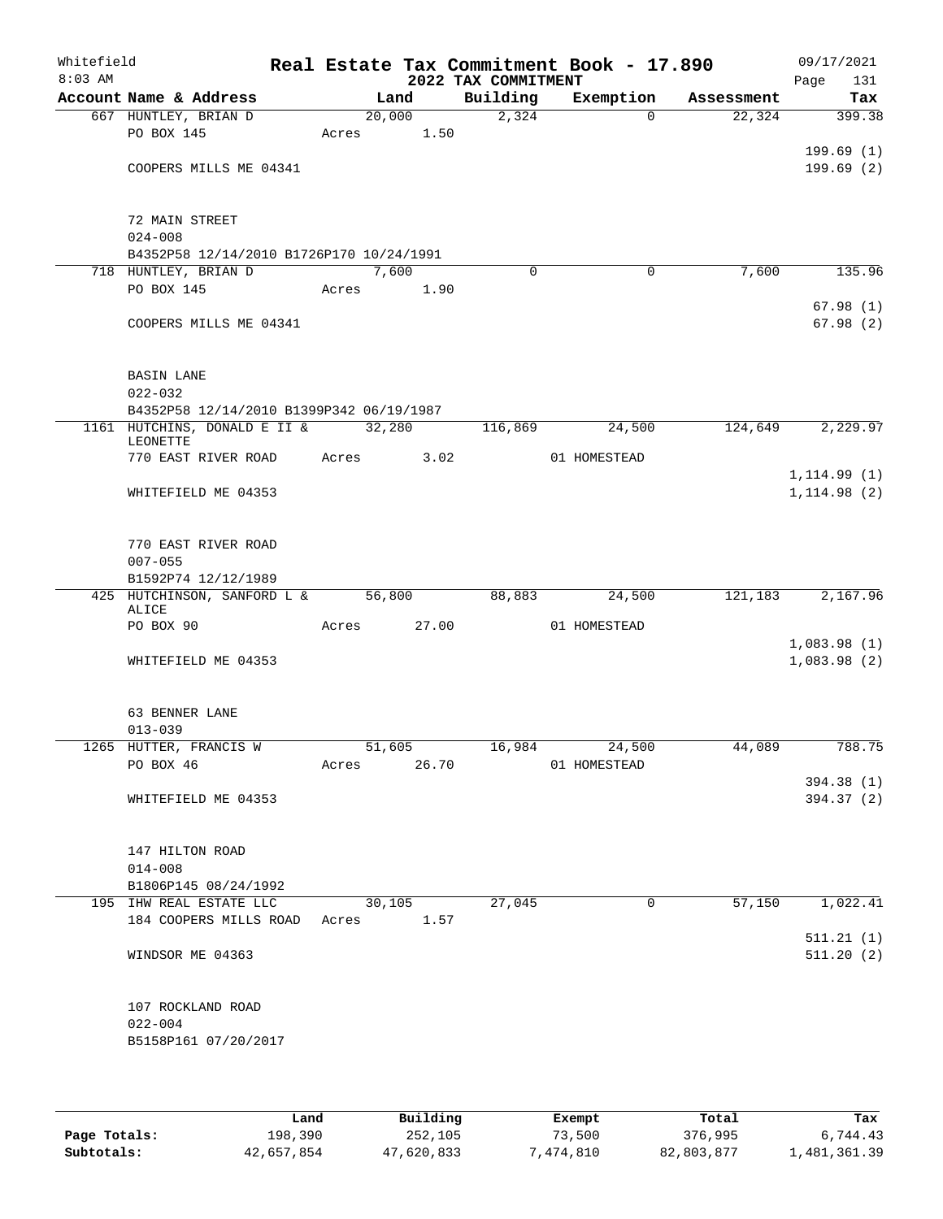Whitefield
8:03 AM

# Real Estate Tax Commitment Book - 17.890
## 2022 TAX COMMITMENT

09/17/2021

| Account Name & Address | Land | Building | Exemption | Assessment | Tax |
|---|---|---|---|---|---|
| 667 HUNTLEY, BRIAN D | 20,000 | 2,324 | 0 | 22,324 | 399.38 |
| PO BOX 145 | Acres 1.50 | | | | |
| | | | | | 199.69 (1) |
| COOPERS MILLS ME 04341 | | | | | 199.69 (2) |
| 72 MAIN STREET | | | | | |
| 024-008 | | | | | |
| B4352P58 12/14/2010 B1726P170 10/24/1991 | | | | | |
| 718 HUNTLEY, BRIAN D | 7,600 | 0 | 0 | 7,600 | 135.96 |
| PO BOX 145 | Acres 1.90 | | | | |
| | | | | | 67.98 (1) |
| COOPERS MILLS ME 04341 | | | | | 67.98 (2) |
| BASIN LANE | | | | | |
| 022-032 | | | | | |
| B4352P58 12/14/2010 B1399P342 06/19/1987 | | | | | |
| 1161 HUTCHINS, DONALD E II & LEONETTE | 32,280 | 116,869 | 24,500 | 124,649 | 2,229.97 |
| 770 EAST RIVER ROAD | Acres 3.02 | | 01 HOMESTEAD | | |
| | | | | | 1,114.99 (1) |
| WHITEFIELD ME 04353 | | | | | 1,114.98 (2) |
| 770 EAST RIVER ROAD | | | | | |
| 007-055 | | | | | |
| B1592P74 12/12/1989 | | | | | |
| 425 HUTCHINSON, SANFORD L & ALICE | 56,800 | 88,883 | 24,500 | 121,183 | 2,167.96 |
| PO BOX 90 | Acres 27.00 | | 01 HOMESTEAD | | |
| | | | | | 1,083.98 (1) |
| WHITEFIELD ME 04353 | | | | | 1,083.98 (2) |
| 63 BENNER LANE | | | | | |
| 013-039 | | | | | |
| 1265 HUTTER, FRANCIS W | 51,605 | 16,984 | 24,500 | 44,089 | 788.75 |
| PO BOX 46 | Acres 26.70 | | 01 HOMESTEAD | | |
| | | | | | 394.38 (1) |
| WHITEFIELD ME 04353 | | | | | 394.37 (2) |
| 147 HILTON ROAD | | | | | |
| 014-008 | | | | | |
| B1806P145 08/24/1992 | | | | | |
| 195 IHW REAL ESTATE LLC | 30,105 | 27,045 | 0 | 57,150 | 1,022.41 |
| 184 COOPERS MILLS ROAD | Acres 1.57 | | | | |
| | | | | | 511.21 (1) |
| WINDSOR ME 04363 | | | | | 511.20 (2) |
| 107 ROCKLAND ROAD | | | | | |
| 022-004 | | | | | |
| B5158P161 07/20/2017 | | | | | |

| | Land | Building | Exempt | Total | Tax |
|---|---|---|---|---|---|
| Page Totals: | 198,390 | 252,105 | 73,500 | 376,995 | 6,744.43 |
| Subtotals: | 42,657,854 | 47,620,833 | 7,474,810 | 82,803,877 | 1,481,361.39 |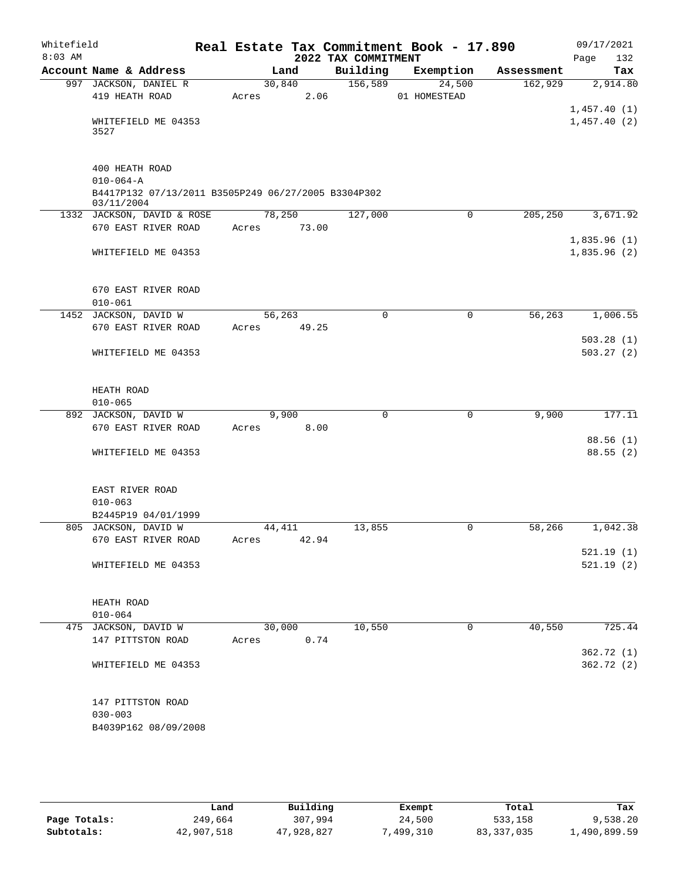Whitefield
8:03 AM

# Real Estate Tax Commitment Book - 17.890
## 2022 TAX COMMITMENT

09/17/2021

| Account Name & Address | Land | Building | Exemption | Assessment | Tax |
|---|---|---|---|---|---|
| 997 JACKSON, DANIEL R | 30,840 | 156,589 | 24,500 | 162,929 | 2,914.80 |
| 419 HEATH ROAD | Acres 2.06 | | 01 HOMESTEAD | | |
| | | | | | 1,457.40 (1) |
| WHITEFIELD ME 04353 | | | | | 1,457.40 (2) |
| 3527 | | | | | |
| 400 HEATH ROAD | | | | | |
| 010-064-A | | | | | |
| B4417P132 07/13/2011 B3505P249 06/27/2005 B3304P302 03/11/2004 | | | | | |
| 1332 JACKSON, DAVID & ROSE | 78,250 | 127,000 | 0 | 205,250 | 3,671.92 |
| 670 EAST RIVER ROAD | Acres 73.00 | | | | |
| | | | | | 1,835.96 (1) |
| WHITEFIELD ME 04353 | | | | | 1,835.96 (2) |
| 670 EAST RIVER ROAD | | | | | |
| 010-061 | | | | | |
| 1452 JACKSON, DAVID W | 56,263 | 0 | 0 | 56,263 | 1,006.55 |
| 670 EAST RIVER ROAD | Acres 49.25 | | | | |
| | | | | | 503.28 (1) |
| WHITEFIELD ME 04353 | | | | | 503.27 (2) |
| HEATH ROAD | | | | | |
| 010-065 | | | | | |
| 892 JACKSON, DAVID W | 9,900 | 0 | 0 | 9,900 | 177.11 |
| 670 EAST RIVER ROAD | Acres 8.00 | | | | |
| | | | | | 88.56 (1) |
| WHITEFIELD ME 04353 | | | | | 88.55 (2) |
| EAST RIVER ROAD | | | | | |
| 010-063 | | | | | |
| B2445P19 04/01/1999 | | | | | |
| 805 JACKSON, DAVID W | 44,411 | 13,855 | 0 | 58,266 | 1,042.38 |
| 670 EAST RIVER ROAD | Acres 42.94 | | | | |
| | | | | | 521.19 (1) |
| WHITEFIELD ME 04353 | | | | | 521.19 (2) |
| HEATH ROAD | | | | | |
| 010-064 | | | | | |
| 475 JACKSON, DAVID W | 30,000 | 10,550 | 0 | 40,550 | 725.44 |
| 147 PITTSTON ROAD | Acres 0.74 | | | | |
| | | | | | 362.72 (1) |
| WHITEFIELD ME 04353 | | | | | 362.72 (2) |
| 147 PITTSTON ROAD | | | | | |
| 030-003 | | | | | |
| B4039P162 08/09/2008 | | | | | |

| | Land | Building | Exempt | Total | Tax |
|---|---|---|---|---|---|
| Page Totals: | 249,664 | 307,994 | 24,500 | 533,158 | 9,538.20 |
| Subtotals: | 42,907,518 | 47,928,827 | 7,499,310 | 83,337,035 | 1,490,899.59 |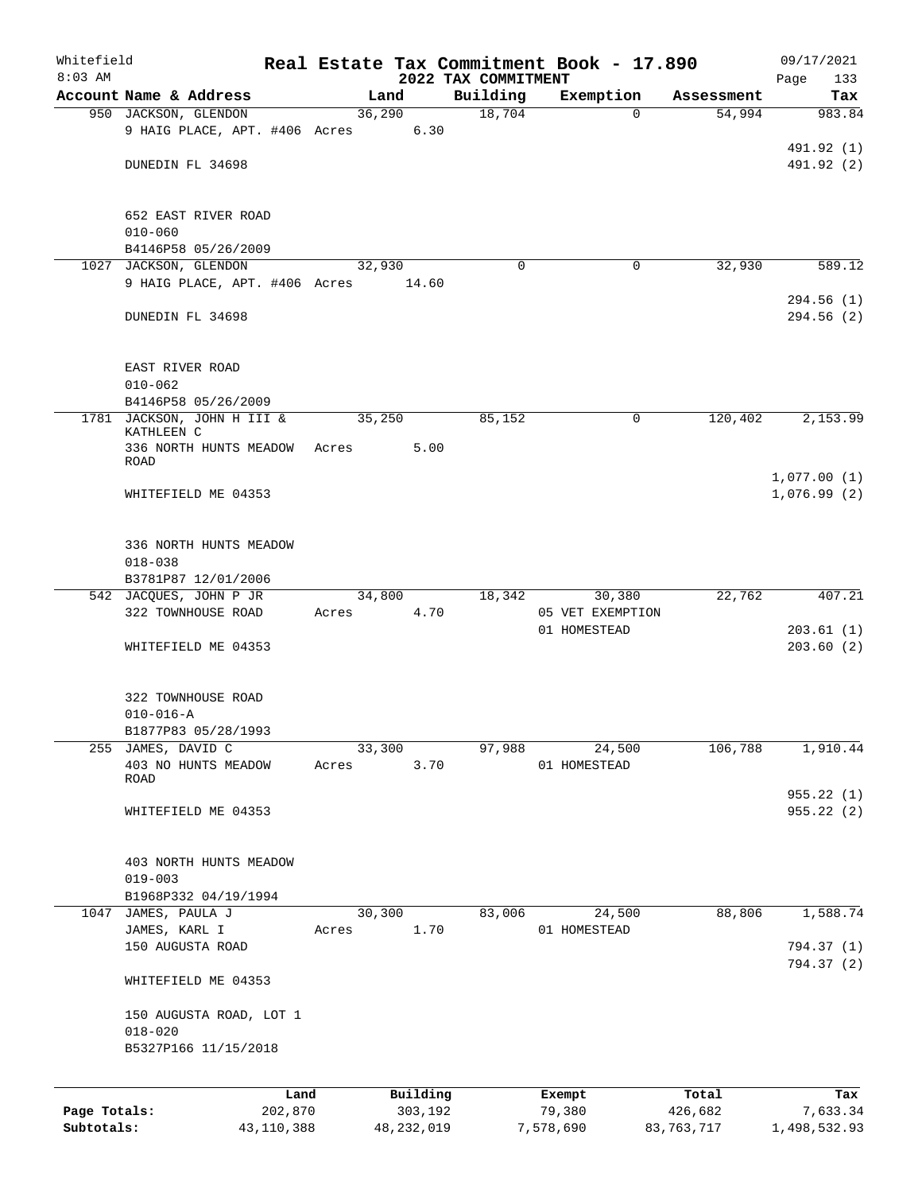Whitefield 8:03 AM

# Real Estate Tax Commitment Book - 17.890
## 2022 TAX COMMITMENT

09/17/2021 Page 133

| Account Name & Address | Land | Building | Exemption | Assessment | Tax |
|---|---|---|---|---|---|
| 950 JACKSON, GLENDON | 36,290 | 18,704 | 0 | 54,994 | 983.84 |
| 9 HAIG PLACE, APT. #406 | Acres 6.30 | | | | |
| | | | | | 491.92 (1) |
| DUNEDIN FL 34698 | | | | | 491.92 (2) |
| 652 EAST RIVER ROAD | | | | | |
| 010-060 | | | | | |
| B4146P58 05/26/2009 | | | | | |
| 1027 JACKSON, GLENDON | 32,930 | 0 | 0 | 32,930 | 589.12 |
| 9 HAIG PLACE, APT. #406 | Acres 14.60 | | | | |
| | | | | | 294.56 (1) |
| DUNEDIN FL 34698 | | | | | 294.56 (2) |
| EAST RIVER ROAD | | | | | |
| 010-062 | | | | | |
| B4146P58 05/26/2009 | | | | | |
| 1781 JACKSON, JOHN H III & KATHLEEN C | 35,250 | 85,152 | 0 | 120,402 | 2,153.99 |
| 336 NORTH HUNTS MEADOW ROAD | Acres 5.00 | | | | |
| | | | | | 1,077.00 (1) |
| WHITEFIELD ME 04353 | | | | | 1,076.99 (2) |
| 336 NORTH HUNTS MEADOW | | | | | |
| 018-038 | | | | | |
| B3781P87 12/01/2006 | | | | | |
| 542 JACQUES, JOHN P JR | 34,800 | 18,342 | 30,380 | 22,762 | 407.21 |
| 322 TOWNHOUSE ROAD | Acres 4.70 | | 05 VET EXEMPTION | | |
| | | | 01 HOMESTEAD | | 203.61 (1) |
| WHITEFIELD ME 04353 | | | | | 203.60 (2) |
| 322 TOWNHOUSE ROAD | | | | | |
| 010-016-A | | | | | |
| B1877P83 05/28/1993 | | | | | |
| 255 JAMES, DAVID C | 33,300 | 97,988 | 24,500 | 106,788 | 1,910.44 |
| 403 NO HUNTS MEADOW ROAD | Acres 3.70 | | 01 HOMESTEAD | | |
| | | | | | 955.22 (1) |
| WHITEFIELD ME 04353 | | | | | 955.22 (2) |
| 403 NORTH HUNTS MEADOW | | | | | |
| 019-003 | | | | | |
| B1968P332 04/19/1994 | | | | | |
| 1047 JAMES, PAULA J | 30,300 | 83,006 | 24,500 | 88,806 | 1,588.74 |
| JAMES, KARL I | Acres 1.70 | | 01 HOMESTEAD | | |
| 150 AUGUSTA ROAD | | | | | 794.37 (1) |
| | | | | | 794.37 (2) |
| WHITEFIELD ME 04353 | | | | | |
| 150 AUGUSTA ROAD, LOT 1 | | | | | |
| 018-020 | | | | | |
| B5327P166 11/15/2018 | | | | | |

| | Land | Building | Exempt | Total | Tax |
|---|---|---|---|---|---|
| Page Totals: | 202,870 | 303,192 | 79,380 | 426,682 | 7,633.34 |
| Subtotals: | 43,110,388 | 48,232,019 | 7,578,690 | 83,763,717 | 1,498,532.93 |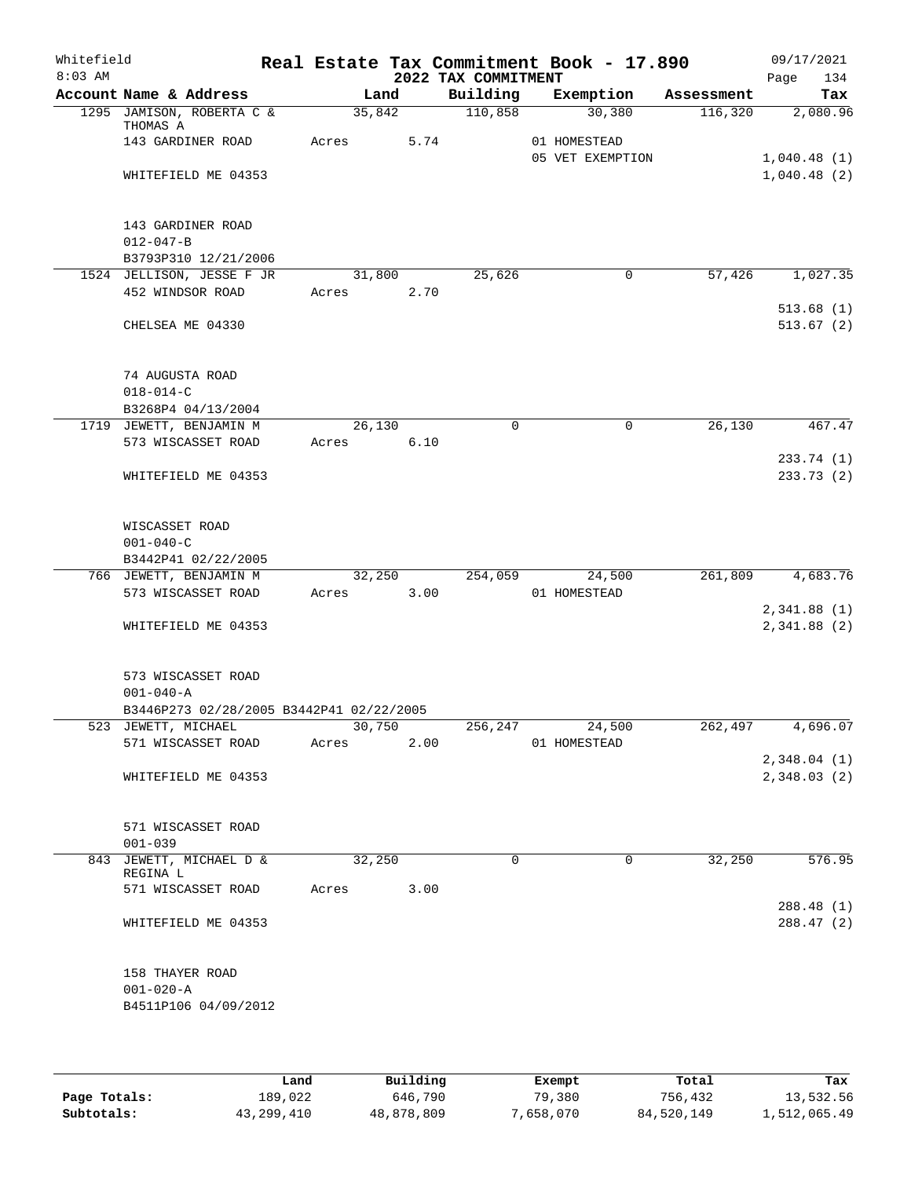Whitefield 8:03 AM

# Real Estate Tax Commitment Book - 17.890

## 2022 TAX COMMITMENT

09/17/2021 Page 134

| Account Name & Address | Land | Building | Exemption | Assessment | Tax |
|---|---|---|---|---|---|
| 1295 JAMISON, ROBERTA C & THOMAS A | 35,842 | 110,858 | 30,380 | 116,320 | 2,080.96 |
| 143 GARDINER ROAD | Acres 5.74 | | 01 HOMESTEAD | | |
| | | | 05 VET EXEMPTION | | 1,040.48 (1) |
| WHITEFIELD ME 04353 | | | | | 1,040.48 (2) |
| 143 GARDINER ROAD | | | | | |
| 012-047-B | | | | | |
| B3793P310 12/21/2006 | | | | | |
| 1524 JELLISON, JESSE F JR | 31,800 | 25,626 | 0 | 57,426 | 1,027.35 |
| 452 WINDSOR ROAD | Acres 2.70 | | | | |
| | | | | | 513.68 (1) |
| CHELSEA ME 04330 | | | | | 513.67 (2) |
| 74 AUGUSTA ROAD | | | | | |
| 018-014-C | | | | | |
| B3268P4 04/13/2004 | | | | | |
| 1719 JEWETT, BENJAMIN M | 26,130 | 0 | 0 | 26,130 | 467.47 |
| 573 WISCASSET ROAD | Acres 6.10 | | | | |
| | | | | | 233.74 (1) |
| WHITEFIELD ME 04353 | | | | | 233.73 (2) |
| WISCASSET ROAD | | | | | |
| 001-040-C | | | | | |
| B3442P41 02/22/2005 | | | | | |
| 766 JEWETT, BENJAMIN M | 32,250 | 254,059 | 24,500 | 261,809 | 4,683.76 |
| 573 WISCASSET ROAD | Acres 3.00 | | 01 HOMESTEAD | | |
| | | | | | 2,341.88 (1) |
| WHITEFIELD ME 04353 | | | | | 2,341.88 (2) |
| 573 WISCASSET ROAD | | | | | |
| 001-040-A | | | | | |
| B3446P273 02/28/2005 B3442P41 02/22/2005 | | | | | |
| 523 JEWETT, MICHAEL | 30,750 | 256,247 | 24,500 | 262,497 | 4,696.07 |
| 571 WISCASSET ROAD | Acres 2.00 | | 01 HOMESTEAD | | |
| | | | | | 2,348.04 (1) |
| WHITEFIELD ME 04353 | | | | | 2,348.03 (2) |
| 571 WISCASSET ROAD | | | | | |
| 001-039 | | | | | |
| 843 JEWETT, MICHAEL D & REGINA L | 32,250 | 0 | 0 | 32,250 | 576.95 |
| 571 WISCASSET ROAD | Acres 3.00 | | | | |
| | | | | | 288.48 (1) |
| WHITEFIELD ME 04353 | | | | | 288.47 (2) |
| 158 THAYER ROAD | | | | | |
| 001-020-A | | | | | |
| B4511P106 04/09/2012 | | | | | |

| | Land | Building | Exempt | Total | Tax |
|---|---|---|---|---|---|
| Page Totals: | 189,022 | 646,790 | 79,380 | 756,432 | 13,532.56 |
| Subtotals: | 43,299,410 | 48,878,809 | 7,658,070 | 84,520,149 | 1,512,065.49 |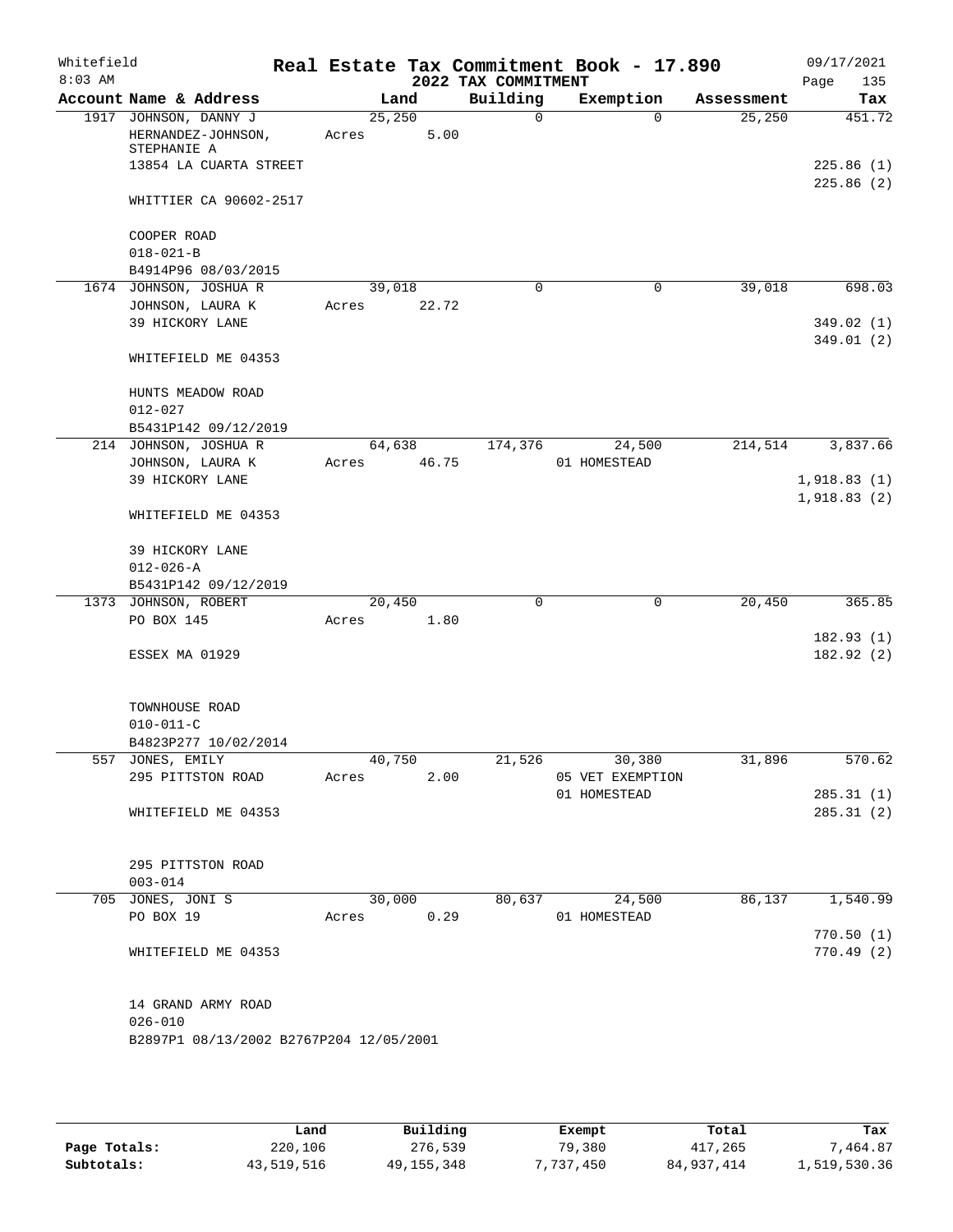# Real Estate Tax Commitment Book - 17.890

## 2022 TAX COMMITMENT

Whitefield 8:03 AM — 09/17/2021

| Account Name & Address | Land | Building | Exemption | Assessment | Tax |
|---|---|---|---|---|---|
| 1917 JOHNSON, DANNY J<br>HERNANDEZ-JOHNSON, STEPHANIE A<br>13854 LA CUARTA STREET<br><br>WHITTIER CA 90602-2517<br><br>COOPER ROAD<br>018-021-B<br>B4914P96 08/03/2015 | 25,250<br>Acres 5.00 | 0 | 0 | 25,250 | 451.72<br><br>225.86 (1)<br>225.86 (2) |
| 1674 JOHNSON, JOSHUA R<br>JOHNSON, LAURA K<br>39 HICKORY LANE<br><br>WHITEFIELD ME 04353<br><br>HUNTS MEADOW ROAD<br>012-027<br>B5431P142 09/12/2019 | 39,018<br>Acres 22.72 | 0 | 0 | 39,018 | 698.03<br><br>349.02 (1)<br>349.01 (2) |
| 214 JOHNSON, JOSHUA R<br>JOHNSON, LAURA K<br>39 HICKORY LANE<br><br>WHITEFIELD ME 04353<br><br>39 HICKORY LANE<br>012-026-A<br>B5431P142 09/12/2019 | 64,638<br>Acres 46.75 | 174,376 | 24,500<br>01 HOMESTEAD | 214,514 | 3,837.66<br><br>1,918.83 (1)<br>1,918.83 (2) |
| 1373 JOHNSON, ROBERT<br>PO BOX 145<br><br>ESSEX MA 01929<br><br>TOWNHOUSE ROAD<br>010-011-C<br>B4823P277 10/02/2014 | 20,450<br>Acres 1.80 | 0 | 0 | 20,450 | 365.85<br><br>182.93 (1)<br>182.92 (2) |
| 557 JONES, EMILY<br>295 PITTSTON ROAD<br><br>WHITEFIELD ME 04353<br><br>295 PITTSTON ROAD<br>003-014 | 40,750<br>Acres 2.00 | 21,526 | 30,380<br>05 VET EXEMPTION<br>01 HOMESTEAD | 31,896 | 570.62<br><br>285.31 (1)<br>285.31 (2) |
| 705 JONES, JONI S<br>PO BOX 19<br><br>WHITEFIELD ME 04353<br><br>14 GRAND ARMY ROAD<br>026-010<br>B2897P1 08/13/2002 B2767P204 12/05/2001 | 30,000<br>Acres 0.29 | 80,637 | 24,500<br>01 HOMESTEAD | 86,137 | 1,540.99<br><br>770.50 (1)<br>770.49 (2) |

| | Land | Building | Exempt | Total | Tax |
|---|---|---|---|---|---|
| Page Totals: | 220,106 | 276,539 | 79,380 | 417,265 | 7,464.87 |
| Subtotals: | 43,519,516 | 49,155,348 | 7,737,450 | 84,937,414 | 1,519,530.36 |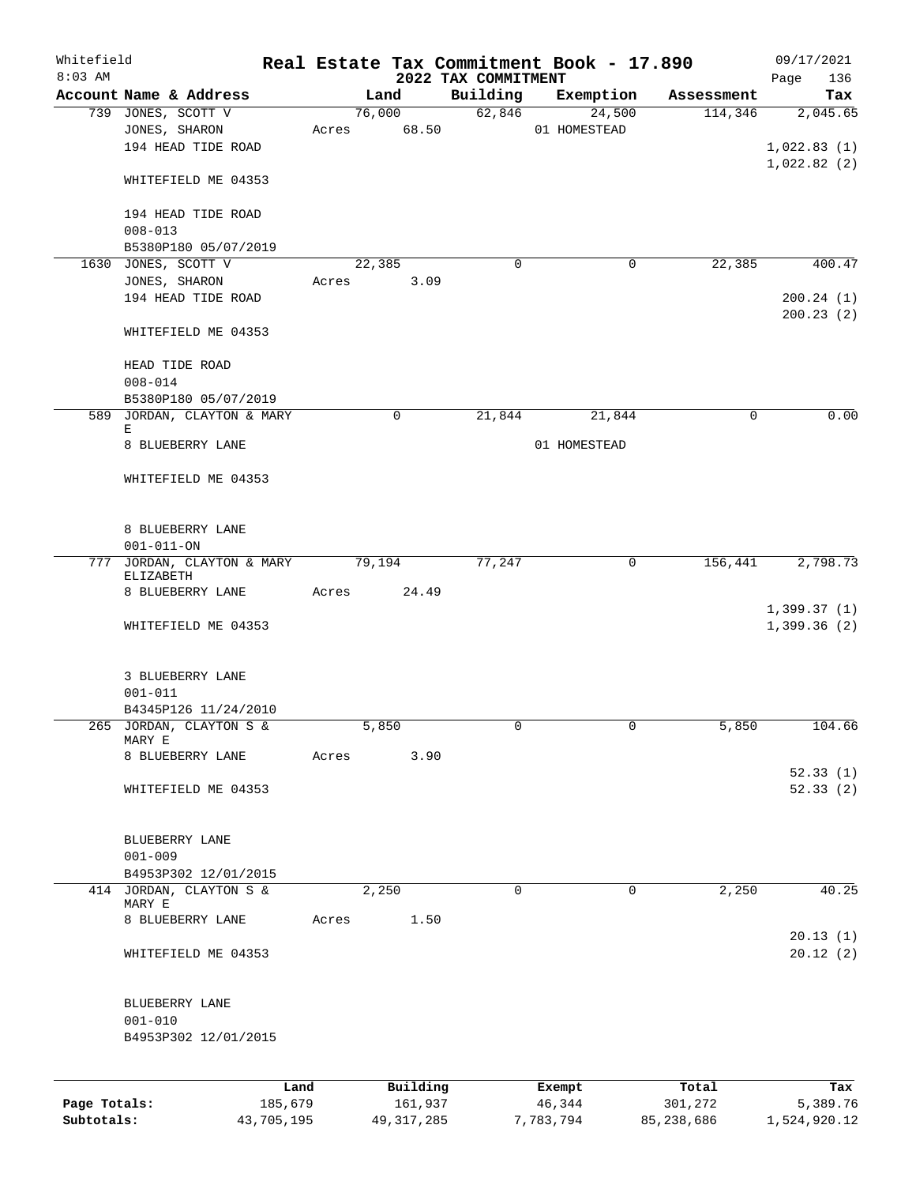Whitefield
8:03 AM

# Real Estate Tax Commitment Book - 17.890
## 2022 TAX COMMITMENT

09/17/2021

| Account Name & Address | Land | Building | Exemption | Assessment | Tax |
|---|---|---|---|---|---|
| 739 JONES, SCOTT V<br>JONES, SHARON<br>194 HEAD TIDE ROAD<br><br>WHITEFIELD ME 04353<br><br>194 HEAD TIDE ROAD<br>008-013<br>B5380P180 05/07/2019 | 76,000<br>Acres 68.50 | 62,846 | 24,500<br>01 HOMESTEAD | 114,346 | 2,045.65<br><br>1,022.83 (1)<br>1,022.82 (2) |
| 1630 JONES, SCOTT V<br>JONES, SHARON<br>194 HEAD TIDE ROAD<br><br>WHITEFIELD ME 04353<br><br>HEAD TIDE ROAD<br>008-014<br>B5380P180 05/07/2019 | 22,385<br>Acres 3.09 | 0 | 0 | 22,385 | 400.47<br><br>200.24 (1)<br>200.23 (2) |
| 589 JORDAN, CLAYTON & MARY E<br>8 BLUEBERRY LANE<br><br>WHITEFIELD ME 04353<br><br>8 BLUEBERRY LANE<br>001-011-ON | 0 | 21,844 | 21,844<br>01 HOMESTEAD | 0 | 0.00 |
| 777 JORDAN, CLAYTON & MARY ELIZABETH<br>8 BLUEBERRY LANE<br><br>WHITEFIELD ME 04353<br><br>3 BLUEBERRY LANE<br>001-011<br>B4345P126 11/24/2010 | 79,194<br>Acres 24.49 | 77,247 | 0 | 156,441 | 2,798.73<br><br>1,399.37 (1)<br>1,399.36 (2) |
| 265 JORDAN, CLAYTON S & MARY E<br>8 BLUEBERRY LANE<br><br>WHITEFIELD ME 04353<br><br>BLUEBERRY LANE<br>001-009<br>B4953P302 12/01/2015 | 5,850<br>Acres 3.90 | 0 | 0 | 5,850 | 104.66<br><br>52.33 (1)<br>52.33 (2) |
| 414 JORDAN, CLAYTON S & MARY E<br>8 BLUEBERRY LANE<br><br>WHITEFIELD ME 04353<br><br>BLUEBERRY LANE<br>001-010<br>B4953P302 12/01/2015 | 2,250<br>Acres 1.50 | 0 | 0 | 2,250 | 40.25<br><br>20.13 (1)<br>20.12 (2) |

| | Land | Building | Exempt | Total | Tax |
|---|---|---|---|---|---|
| Page Totals: | 185,679 | 161,937 | 46,344 | 301,272 | 5,389.76 |
| Subtotals: | 43,705,195 | 49,317,285 | 7,783,794 | 85,238,686 | 1,524,920.12 |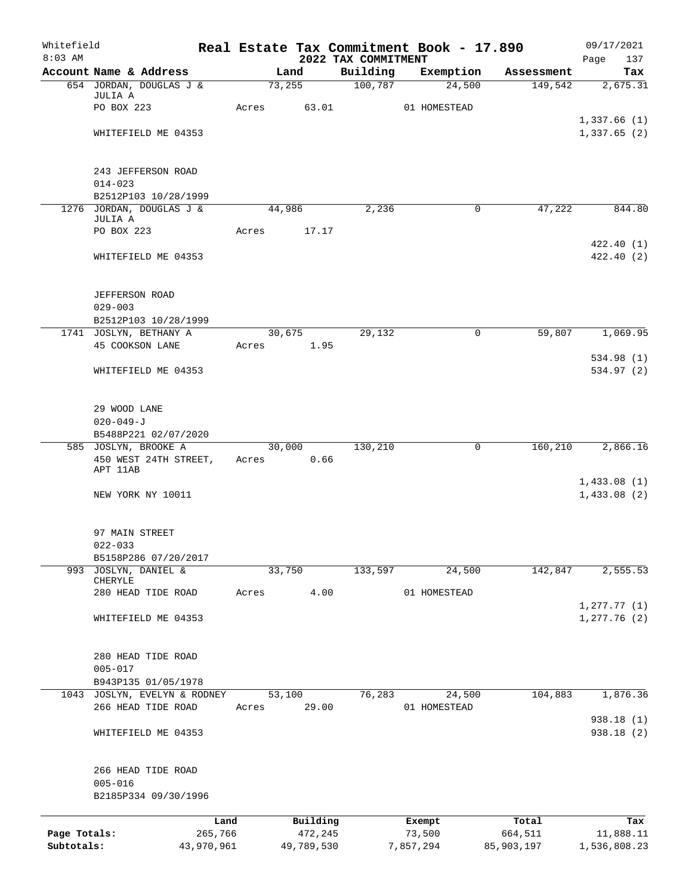Whitefield 8:03 AM

# Real Estate Tax Commitment Book - 17.890

## 2022 TAX COMMITMENT

09/17/2021 Page 137

| Account Name & Address | Land | Building | Exemption | Assessment | Tax |
|---|---|---|---|---|---|
| 654 JORDAN, DOUGLAS J & JULIA A | 73,255 | 100,787 | 24,500 | 149,542 | 2,675.31 |
| PO BOX 223 | Acres 63.01 | | 01 HOMESTEAD | | |
| | | | | | 1,337.66 (1) |
| WHITEFIELD ME 04353 | | | | | 1,337.65 (2) |
| 243 JEFFERSON ROAD | | | | | |
| 014-023 | | | | | |
| B2512P103 10/28/1999 | | | | | |
| 1276 JORDAN, DOUGLAS J & JULIA A | 44,986 | 2,236 | 0 | 47,222 | 844.80 |
| PO BOX 223 | Acres 17.17 | | | | |
| | | | | | 422.40 (1) |
| WHITEFIELD ME 04353 | | | | | 422.40 (2) |
| JEFFERSON ROAD | | | | | |
| 029-003 | | | | | |
| B2512P103 10/28/1999 | | | | | |
| 1741 JOSLYN, BETHANY A | 30,675 | 29,132 | 0 | 59,807 | 1,069.95 |
| 45 COOKSON LANE | Acres 1.95 | | | | |
| | | | | | 534.98 (1) |
| WHITEFIELD ME 04353 | | | | | 534.97 (2) |
| 29 WOOD LANE | | | | | |
| 020-049-J | | | | | |
| B5488P221 02/07/2020 | | | | | |
| 585 JOSLYN, BROOKE A | 30,000 | 130,210 | 0 | 160,210 | 2,866.16 |
| 450 WEST 24TH STREET, APT 11AB | Acres 0.66 | | | | |
| | | | | | 1,433.08 (1) |
| NEW YORK NY 10011 | | | | | 1,433.08 (2) |
| 97 MAIN STREET | | | | | |
| 022-033 | | | | | |
| B5158P286 07/20/2017 | | | | | |
| 993 JOSLYN, DANIEL & CHERYLE | 33,750 | 133,597 | 24,500 | 142,847 | 2,555.53 |
| 280 HEAD TIDE ROAD | Acres 4.00 | | 01 HOMESTEAD | | |
| | | | | | 1,277.77 (1) |
| WHITEFIELD ME 04353 | | | | | 1,277.76 (2) |
| 280 HEAD TIDE ROAD | | | | | |
| 005-017 | | | | | |
| B943P135 01/05/1978 | | | | | |
| 1043 JOSLYN, EVELYN & RODNEY | 53,100 | 76,283 | 24,500 | 104,883 | 1,876.36 |
| 266 HEAD TIDE ROAD | Acres 29.00 | | 01 HOMESTEAD | | |
| | | | | | 938.18 (1) |
| WHITEFIELD ME 04353 | | | | | 938.18 (2) |
| 266 HEAD TIDE ROAD | | | | | |
| 005-016 | | | | | |
| B2185P334 09/30/1996 | | | | | |

| | Land | Building | Exempt | Total | Tax |
|---|---|---|---|---|---|
| Page Totals: | 265,766 | 472,245 | 73,500 | 664,511 | 11,888.11 |
| Subtotals: | 43,970,961 | 49,789,530 | 7,857,294 | 85,903,197 | 1,536,808.23 |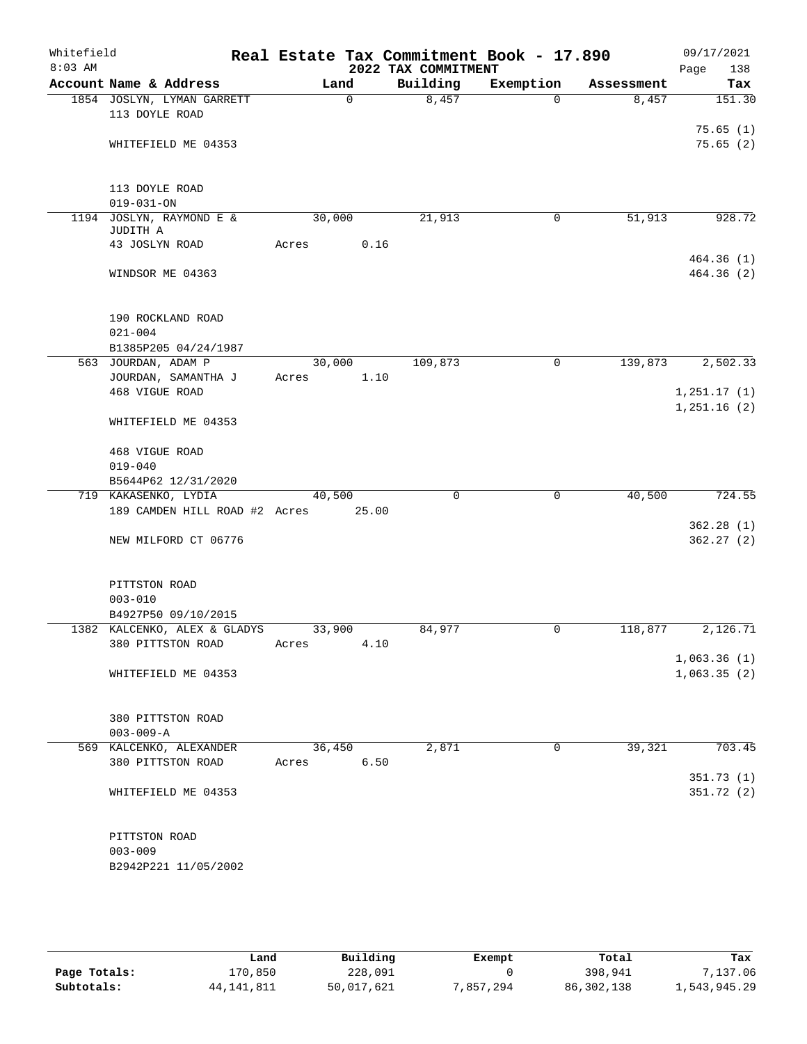Whitefield 8:03 AM

# Real Estate Tax Commitment Book - 17.890

## 2022 TAX COMMITMENT

09/17/2021 Page 138

| Account Name & Address | Land | Building | Exemption | Assessment | Tax |
|---|---|---|---|---|---|
| 1854 JOSLYN, LYMAN GARRETT<br>113 DOYLE ROAD<br><br>WHITEFIELD ME 04353<br><br>113 DOYLE ROAD<br>019-031-ON | 0 | 8,457 | 0 | 8,457 | 151.30<br><br>75.65 (1)<br>75.65 (2) |
| 1194 JOSLYN, RAYMOND E &<br>JUDITH A<br>43 JOSLYN ROAD<br><br>WINDSOR ME 04363<br><br>190 ROCKLAND ROAD<br>021-004<br>B1385P205 04/24/1987 | 30,000<br><br>Acres 0.16 | 21,913 | 0 | 51,913 | 928.72<br><br>464.36 (1)<br>464.36 (2) |
| 563 JOURDAN, ADAM P<br>JOURDAN, SAMANTHA J<br>468 VIGUE ROAD<br><br>WHITEFIELD ME 04353<br><br>468 VIGUE ROAD<br>019-040<br>B5644P62 12/31/2020 | 30,000<br>Acres 1.10 | 109,873 | 0 | 139,873 | 2,502.33<br><br>1,251.17 (1)<br>1,251.16 (2) |
| 719 KAKASENKO, LYDIA<br>189 CAMDEN HILL ROAD #2<br><br>NEW MILFORD CT 06776<br><br>PITTSTON ROAD<br>003-010<br>B4927P50 09/10/2015 | 40,500<br>Acres 25.00 | 0 | 0 | 40,500 | 724.55<br><br>362.28 (1)<br>362.27 (2) |
| 1382 KALCENKO, ALEX & GLADYS<br>380 PITTSTON ROAD<br><br>WHITEFIELD ME 04353<br><br>380 PITTSTON ROAD<br>003-009-A | 33,900<br>Acres 4.10 | 84,977 | 0 | 118,877 | 2,126.71<br><br>1,063.36 (1)<br>1,063.35 (2) |
| 569 KALCENKO, ALEXANDER<br>380 PITTSTON ROAD<br><br>WHITEFIELD ME 04353<br><br>PITTSTON ROAD<br>003-009<br>B2942P221 11/05/2002 | 36,450<br>Acres 6.50 | 2,871 | 0 | 39,321 | 703.45<br><br>351.73 (1)<br>351.72 (2) |

| | Land | Building | Exempt | Total | Tax |
|---|---|---|---|---|---|
| Page Totals: | 170,850 | 228,091 | 0 | 398,941 | 7,137.06 |
| Subtotals: | 44,141,811 | 50,017,621 | 7,857,294 | 86,302,138 | 1,543,945.29 |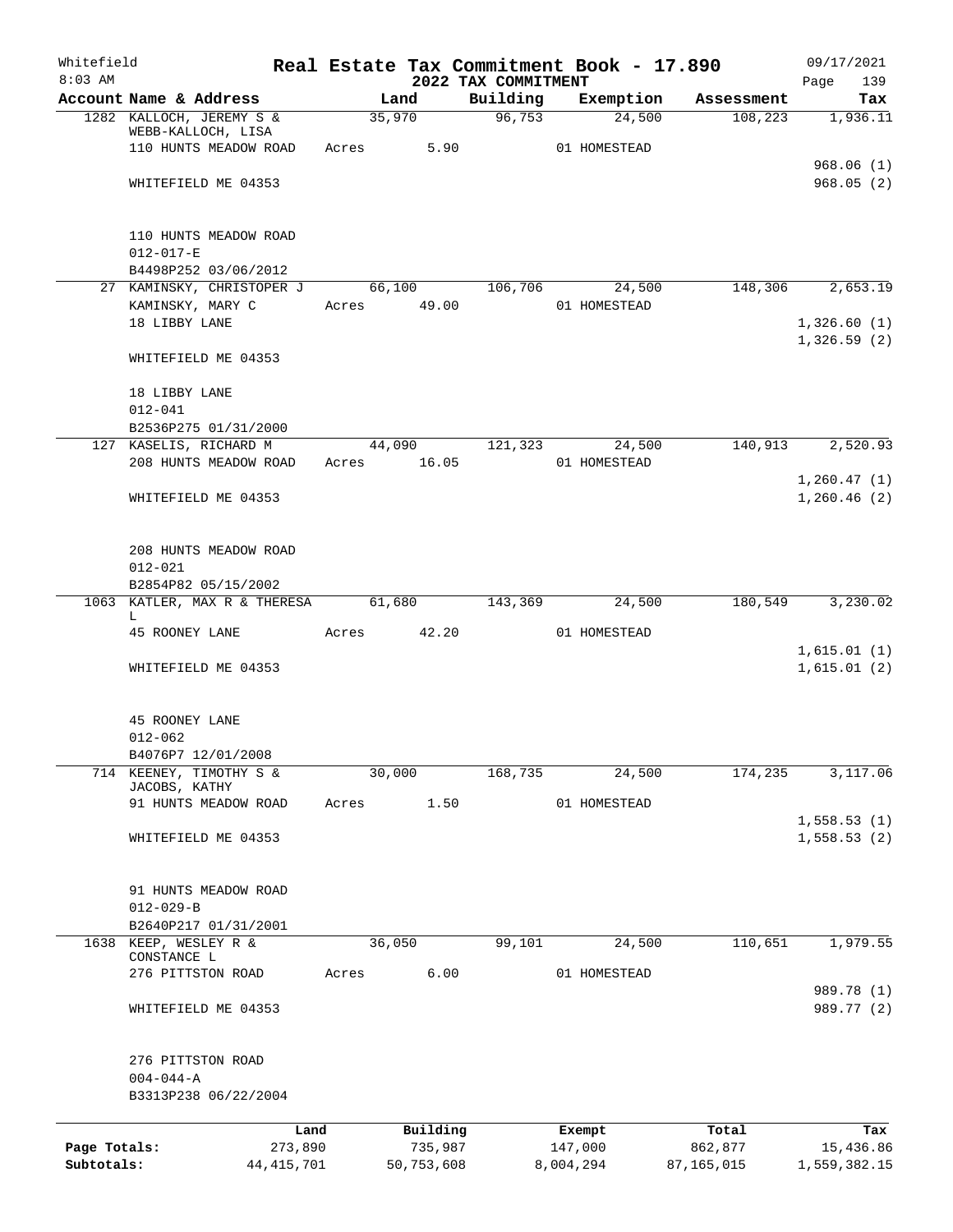Whitefield 8:03 AM

# Real Estate Tax Commitment Book - 17.890

## 2022 TAX COMMITMENT

09/17/2021 Page 139

| Account Name & Address | Land | Building | Exemption | Assessment | Tax |
|---|---|---|---|---|---|
| 1282 KALLOCH, JEREMY S & WEBB-KALLOCH, LISA | 35,970 | 96,753 | 24,500 | 108,223 | 1,936.11 |
| 110 HUNTS MEADOW ROAD | Acres 5.90 | | 01 HOMESTEAD | | |
| | | | | | 968.06 (1) |
| WHITEFIELD ME 04353 | | | | | 968.05 (2) |
| 110 HUNTS MEADOW ROAD | | | | | |
| 012-017-E | | | | | |
| B4498P252 03/06/2012 | | | | | |
| 27 KAMINSKY, CHRISTOPER J | 66,100 | 106,706 | 24,500 | 148,306 | 2,653.19 |
| KAMINSKY, MARY C | Acres 49.00 | | 01 HOMESTEAD | | |
| 18 LIBBY LANE | | | | | 1,326.60 (1) |
| | | | | | 1,326.59 (2) |
| WHITEFIELD ME 04353 | | | | | |
| 18 LIBBY LANE | | | | | |
| 012-041 | | | | | |
| B2536P275 01/31/2000 | | | | | |
| 127 KASELIS, RICHARD M | 44,090 | 121,323 | 24,500 | 140,913 | 2,520.93 |
| 208 HUNTS MEADOW ROAD | Acres 16.05 | | 01 HOMESTEAD | | |
| | | | | | 1,260.47 (1) |
| WHITEFIELD ME 04353 | | | | | 1,260.46 (2) |
| 208 HUNTS MEADOW ROAD | | | | | |
| 012-021 | | | | | |
| B2854P82 05/15/2002 | | | | | |
| 1063 KATLER, MAX R & THERESA L | 61,680 | 143,369 | 24,500 | 180,549 | 3,230.02 |
| 45 ROONEY LANE | Acres 42.20 | | 01 HOMESTEAD | | |
| | | | | | 1,615.01 (1) |
| WHITEFIELD ME 04353 | | | | | 1,615.01 (2) |
| 45 ROONEY LANE | | | | | |
| 012-062 | | | | | |
| B4076P7 12/01/2008 | | | | | |
| 714 KEENEY, TIMOTHY S & JACOBS, KATHY | 30,000 | 168,735 | 24,500 | 174,235 | 3,117.06 |
| 91 HUNTS MEADOW ROAD | Acres 1.50 | | 01 HOMESTEAD | | |
| | | | | | 1,558.53 (1) |
| WHITEFIELD ME 04353 | | | | | 1,558.53 (2) |
| 91 HUNTS MEADOW ROAD | | | | | |
| 012-029-B | | | | | |
| B2640P217 01/31/2001 | | | | | |
| 1638 KEEP, WESLEY R & CONSTANCE L | 36,050 | 99,101 | 24,500 | 110,651 | 1,979.55 |
| 276 PITTSTON ROAD | Acres 6.00 | | 01 HOMESTEAD | | |
| | | | | | 989.78 (1) |
| WHITEFIELD ME 04353 | | | | | 989.77 (2) |
| 276 PITTSTON ROAD | | | | | |
| 004-044-A | | | | | |
| B3313P238 06/22/2004 | | | | | |

| | Land | Building | Exempt | Total | Tax |
|---|---|---|---|---|---|
| Page Totals: | 273,890 | 735,987 | 147,000 | 862,877 | 15,436.86 |
| Subtotals: | 44,415,701 | 50,753,608 | 8,004,294 | 87,165,015 | 1,559,382.15 |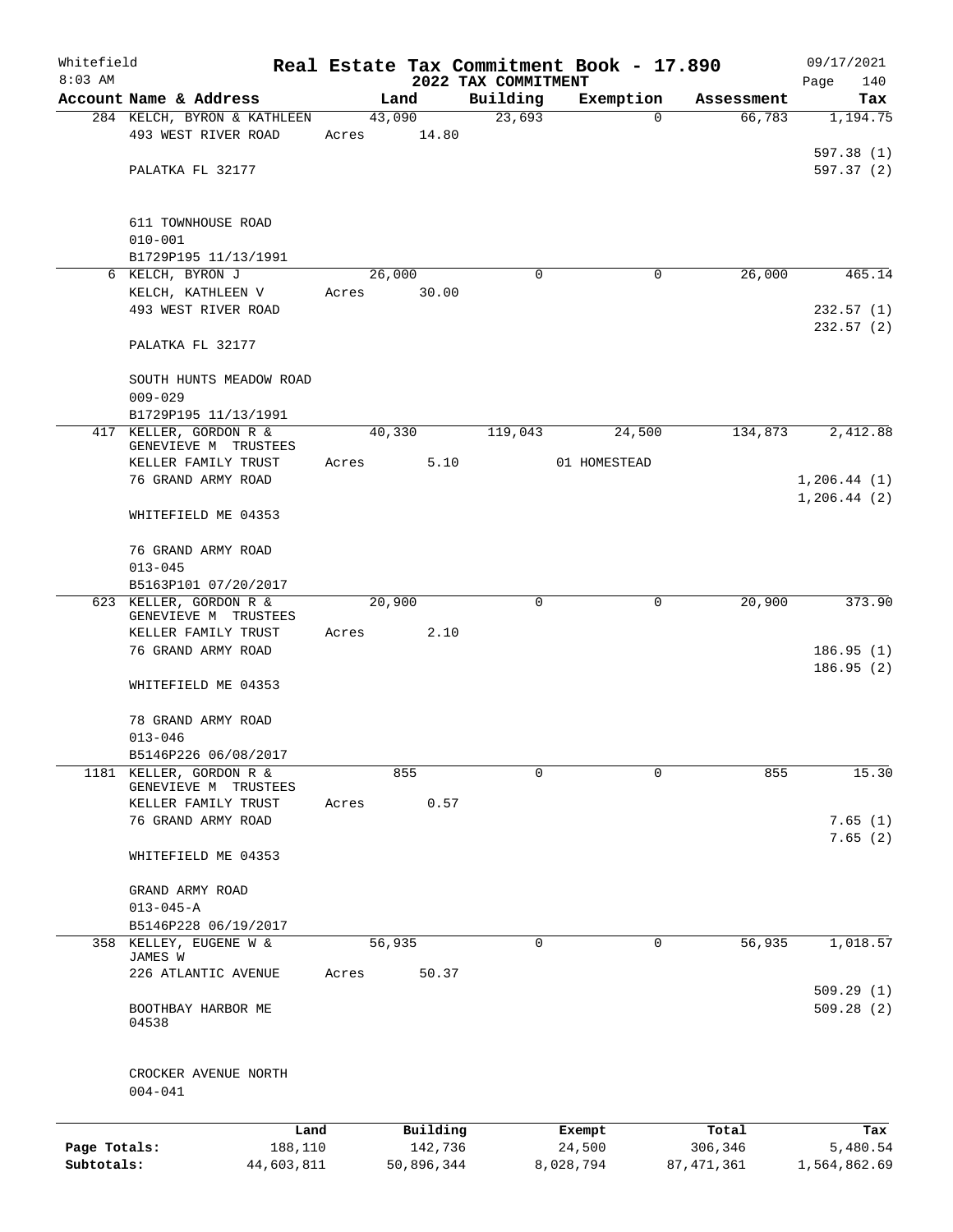Whitefield 8:03 AM

# Real Estate Tax Commitment Book - 17.890

## 2022 TAX COMMITMENT

09/17/2021

| Account Name & Address | Land | Building | Exemption | Assessment | Tax |
|---|---|---|---|---|---|
| 284 KELCH, BYRON & KATHLEEN<br>493 WEST RIVER ROAD<br><br>PALATKA FL 32177<br><br>611 TOWNHOUSE ROAD<br>010-001<br>B1729P195 11/13/1991 | 43,090<br>Acres 14.80 | 23,693 | 0 | 66,783 | 1,194.75<br><br>597.38 (1)<br>597.37 (2) |
| 6 KELCH, BYRON J<br>KELCH, KATHLEEN V<br>493 WEST RIVER ROAD<br><br>PALATKA FL 32177<br><br>SOUTH HUNTS MEADOW ROAD<br>009-029<br>B1729P195 11/13/1991 | 26,000<br>Acres 30.00 | 0 | 0 | 26,000 | 465.14<br><br>232.57 (1)<br>232.57 (2) |
| 417 KELLER, GORDON R &<br>GENEVIEVE M TRUSTEES<br>KELLER FAMILY TRUST<br>76 GRAND ARMY ROAD<br><br>WHITEFIELD ME 04353<br><br>76 GRAND ARMY ROAD<br>013-045<br>B5163P101 07/20/2017 | 40,330<br>Acres 5.10 | 119,043 | 24,500<br>01 HOMESTEAD | 134,873 | 2,412.88<br><br>1,206.44 (1)<br>1,206.44 (2) |
| 623 KELLER, GORDON R &<br>GENEVIEVE M TRUSTEES<br>KELLER FAMILY TRUST<br>76 GRAND ARMY ROAD<br><br>WHITEFIELD ME 04353<br><br>78 GRAND ARMY ROAD<br>013-046<br>B5146P226 06/08/2017 | 20,900<br>Acres 2.10 | 0 | 0 | 20,900 | 373.90<br><br>186.95 (1)<br>186.95 (2) |
| 1181 KELLER, GORDON R &<br>GENEVIEVE M TRUSTEES<br>KELLER FAMILY TRUST<br>76 GRAND ARMY ROAD<br><br>WHITEFIELD ME 04353<br><br>GRAND ARMY ROAD<br>013-045-A<br>B5146P228 06/19/2017 | 855<br>Acres 0.57 | 0 | 0 | 855 | 15.30<br><br>7.65 (1)<br>7.65 (2) |
| 358 KELLEY, EUGENE W &<br>JAMES W<br>226 ATLANTIC AVENUE<br><br>BOOTHBAY HARBOR ME<br>04538<br><br>CROCKER AVENUE NORTH<br>004-041 | 56,935<br>Acres 50.37 | 0 | 0 | 56,935 | 1,018.57<br><br>509.29 (1)<br>509.28 (2) |

| | Land | Building | Exempt | Total | Tax |
|---|---|---|---|---|---|
| Page Totals: | 188,110 | 142,736 | 24,500 | 306,346 | 5,480.54 |
| Subtotals: | 44,603,811 | 50,896,344 | 8,028,794 | 87,471,361 | 1,564,862.69 |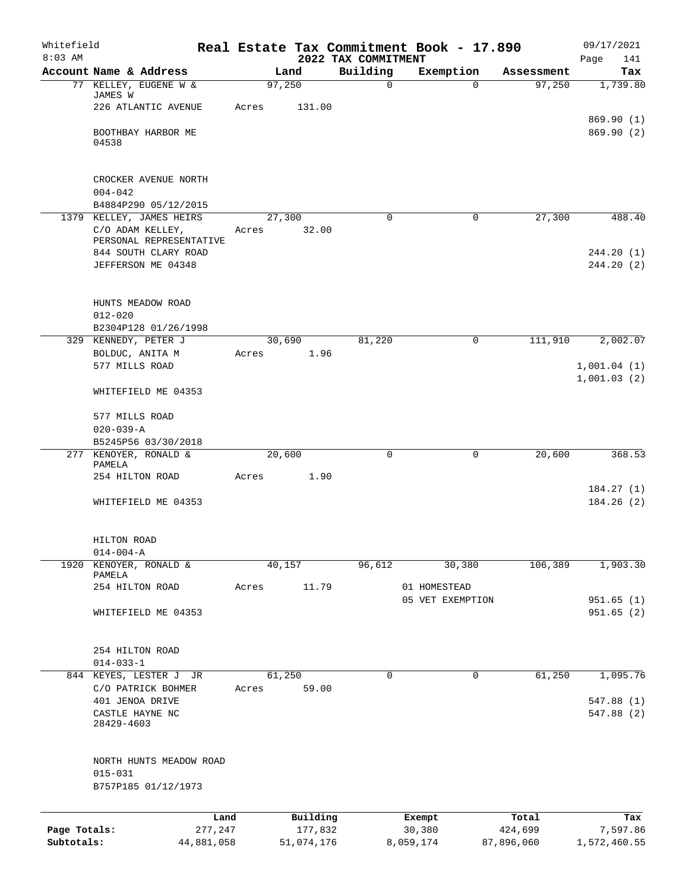Whitefield
8:03 AM

# Real Estate Tax Commitment Book - 17.890
## 2022 TAX COMMITMENT

09/17/2021

| Account | Name & Address | Land | Building | Exemption | Assessment | Tax |
|---|---|---|---|---|---|---|
| 77 | KELLEY, EUGENE W & JAMES W | 97,250 | 0 | 0 | 97,250 | 1,739.80 |
| | 226 ATLANTIC AVENUE | Acres 131.00 | | | | |
| | | | | | | 869.90 (1) |
| | BOOTHBAY HARBOR ME 04538 | | | | | 869.90 (2) |
| | CROCKER AVENUE NORTH | | | | | |
| | 004-042 | | | | | |
| | B4884P290 05/12/2015 | | | | | |
| 1379 | KELLEY, JAMES HEIRS | 27,300 | 0 | 0 | 27,300 | 488.40 |
| | C/O ADAM KELLEY, PERSONAL REPRESENTATIVE | Acres 32.00 | | | | |
| | 844 SOUTH CLARY ROAD | | | | | 244.20 (1) |
| | JEFFERSON ME 04348 | | | | | 244.20 (2) |
| | HUNTS MEADOW ROAD | | | | | |
| | 012-020 | | | | | |
| | B2304P128 01/26/1998 | | | | | |
| 329 | KENNEDY, PETER J | 30,690 | 81,220 | 0 | 111,910 | 2,002.07 |
| | BOLDUC, ANITA M | Acres 1.96 | | | | |
| | 577 MILLS ROAD | | | | | 1,001.04 (1) |
| | | | | | | 1,001.03 (2) |
| | WHITEFIELD ME 04353 | | | | | |
| | 577 MILLS ROAD | | | | | |
| | 020-039-A | | | | | |
| | B5245P56 03/30/2018 | | | | | |
| 277 | KENOYER, RONALD & PAMELA | 20,600 | 0 | 0 | 20,600 | 368.53 |
| | 254 HILTON ROAD | Acres 1.90 | | | | |
| | | | | | | 184.27 (1) |
| | WHITEFIELD ME 04353 | | | | | 184.26 (2) |
| | HILTON ROAD | | | | | |
| | 014-004-A | | | | | |
| 1920 | KENOYER, RONALD & PAMELA | 40,157 | 96,612 | 30,380 | 106,389 | 1,903.30 |
| | 254 HILTON ROAD | Acres 11.79 | | 01 HOMESTEAD | | |
| | | | | 05 VET EXEMPTION | | 951.65 (1) |
| | WHITEFIELD ME 04353 | | | | | 951.65 (2) |
| | 254 HILTON ROAD | | | | | |
| | 014-033-1 | | | | | |
| 844 | KEYES, LESTER J JR | 61,250 | 0 | 0 | 61,250 | 1,095.76 |
| | C/O PATRICK BOHMER | Acres 59.00 | | | | |
| | 401 JENOA DRIVE | | | | | 547.88 (1) |
| | CASTLE HAYNE NC 28429-4603 | | | | | 547.88 (2) |
| | NORTH HUNTS MEADOW ROAD | | | | | |
| | 015-031 | | | | | |
| | B757P185 01/12/1973 | | | | | |

| | Land | Building | Exempt | Total | Tax |
|---|---|---|---|---|---|
| Page Totals: | 277,247 | 177,832 | 30,380 | 424,699 | 7,597.86 |
| Subtotals: | 44,881,058 | 51,074,176 | 8,059,174 | 87,896,060 | 1,572,460.55 |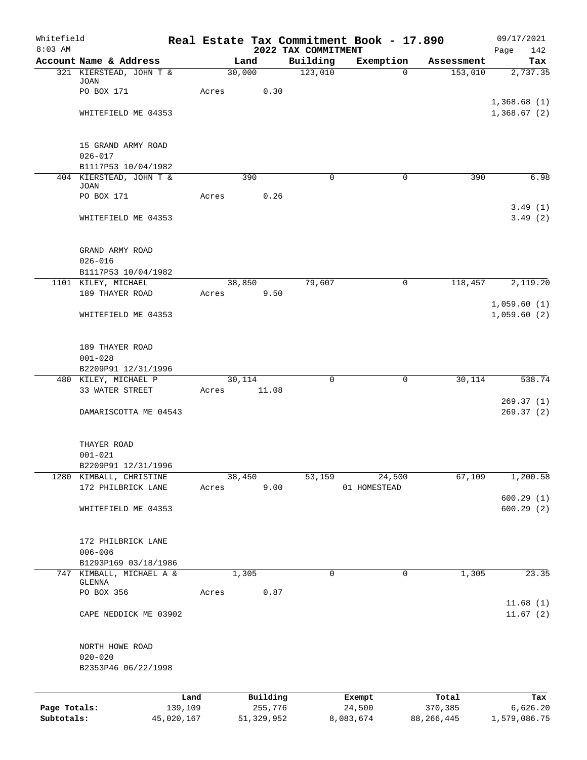Whitefield
8:03 AM

# Real Estate Tax Commitment Book - 17.890

## 2022 TAX COMMITMENT

09/17/2021

| Account Name & Address | Land | Building | Exemption | Assessment | Tax |
|---|---|---|---|---|---|
| 321 KIERSTEAD, JOHN T & JOAN | 30,000 | 123,010 | 0 | 153,010 | 2,737.35 |
| PO BOX 171 | Acres 0.30 | | | | |
| | | | | | 1,368.68 (1) |
| WHITEFIELD ME 04353 | | | | | 1,368.67 (2) |
| 15 GRAND ARMY ROAD | | | | | |
| 026-017 | | | | | |
| B1117P53 10/04/1982 | | | | | |
| 404 KIERSTEAD, JOHN T & JOAN | 390 | 0 | 0 | 390 | 6.98 |
| PO BOX 171 | Acres 0.26 | | | | |
| | | | | | 3.49 (1) |
| WHITEFIELD ME 04353 | | | | | 3.49 (2) |
| GRAND ARMY ROAD | | | | | |
| 026-016 | | | | | |
| B1117P53 10/04/1982 | | | | | |
| 1101 KILEY, MICHAEL | 38,850 | 79,607 | 0 | 118,457 | 2,119.20 |
| 189 THAYER ROAD | Acres 9.50 | | | | |
| | | | | | 1,059.60 (1) |
| WHITEFIELD ME 04353 | | | | | 1,059.60 (2) |
| 189 THAYER ROAD | | | | | |
| 001-028 | | | | | |
| B2209P91 12/31/1996 | | | | | |
| 480 KILEY, MICHAEL P | 30,114 | 0 | 0 | 30,114 | 538.74 |
| 33 WATER STREET | Acres 11.08 | | | | |
| | | | | | 269.37 (1) |
| DAMARISCOTTA ME 04543 | | | | | 269.37 (2) |
| THAYER ROAD | | | | | |
| 001-021 | | | | | |
| B2209P91 12/31/1996 | | | | | |
| 1280 KIMBALL, CHRISTINE | 38,450 | 53,159 | 24,500 | 67,109 | 1,200.58 |
| 172 PHILBRICK LANE | Acres 9.00 | | 01 HOMESTEAD | | |
| | | | | | 600.29 (1) |
| WHITEFIELD ME 04353 | | | | | 600.29 (2) |
| 172 PHILBRICK LANE | | | | | |
| 006-006 | | | | | |
| B1293P169 03/18/1986 | | | | | |
| 747 KIMBALL, MICHAEL A & GLENNA | 1,305 | 0 | 0 | 1,305 | 23.35 |
| PO BOX 356 | Acres 0.87 | | | | |
| | | | | | 11.68 (1) |
| CAPE NEDDICK ME 03902 | | | | | 11.67 (2) |
| NORTH HOWE ROAD | | | | | |
| 020-020 | | | | | |
| B2353P46 06/22/1998 | | | | | |

| | Land | Building | Exempt | Total | Tax |
|---|---|---|---|---|---|
| Page Totals: | 139,109 | 255,776 | 24,500 | 370,385 | 6,626.20 |
| Subtotals: | 45,020,167 | 51,329,952 | 8,083,674 | 88,266,445 | 1,579,086.75 |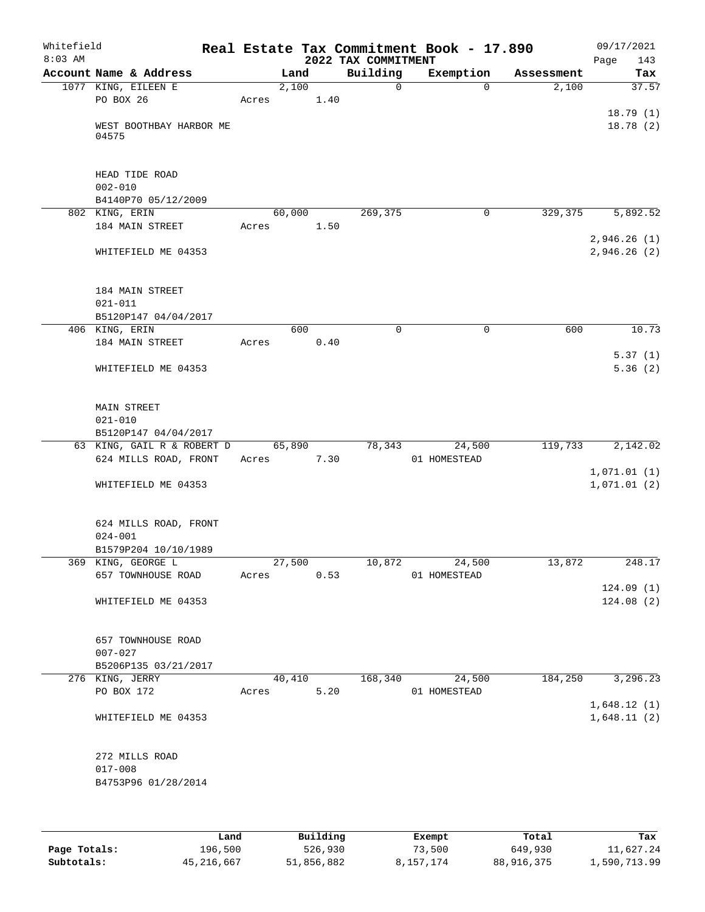Whitefield 8:03 AM

# Real Estate Tax Commitment Book - 17.890
## 2022 TAX COMMITMENT

09/17/2021

| Account Name & Address | Land | Building | Exemption | Assessment | Tax |
|---|---|---|---|---|---|
| 1077 KING, EILEEN E<br>PO BOX 26<br><br>WEST BOOTHBAY HARBOR ME 04575<br><br>HEAD TIDE ROAD<br>002-010<br>B4140P70 05/12/2009 | 2,100<br>Acres 1.40 | 0 | 0 | 2,100 | 37.57<br><br>18.79 (1)<br>18.78 (2) |
| 802 KING, ERIN<br>184 MAIN STREET<br><br>WHITEFIELD ME 04353<br><br>184 MAIN STREET<br>021-011<br>B5120P147 04/04/2017 | 60,000<br>Acres 1.50 | 269,375 | 0 | 329,375 | 5,892.52<br><br>2,946.26 (1)<br>2,946.26 (2) |
| 406 KING, ERIN<br>184 MAIN STREET<br><br>WHITEFIELD ME 04353<br><br>MAIN STREET<br>021-010<br>B5120P147 04/04/2017 | 600<br>Acres 0.40 | 0 | 0 | 600 | 10.73<br><br>5.37 (1)<br>5.36 (2) |
| 63 KING, GAIL R & ROBERT D<br>624 MILLS ROAD, FRONT<br><br>WHITEFIELD ME 04353<br><br>624 MILLS ROAD, FRONT<br>024-001<br>B1579P204 10/10/1989 | 65,890<br>Acres 7.30 | 78,343 | 24,500<br>01 HOMESTEAD | 119,733 | 2,142.02<br><br>1,071.01 (1)<br>1,071.01 (2) |
| 369 KING, GEORGE L<br>657 TOWNHOUSE ROAD<br><br>WHITEFIELD ME 04353<br><br>657 TOWNHOUSE ROAD<br>007-027<br>B5206P135 03/21/2017 | 27,500<br>Acres 0.53 | 10,872 | 24,500<br>01 HOMESTEAD | 13,872 | 248.17<br><br>124.09 (1)<br>124.08 (2) |
| 276 KING, JERRY<br>PO BOX 172<br><br>WHITEFIELD ME 04353<br><br>272 MILLS ROAD<br>017-008<br>B4753P96 01/28/2014 | 40,410<br>Acres 5.20 | 168,340 | 24,500<br>01 HOMESTEAD | 184,250 | 3,296.23<br><br>1,648.12 (1)<br>1,648.11 (2) |

| | Land | Building | Exempt | Total | Tax |
|---|---|---|---|---|---|
| Page Totals: | 196,500 | 526,930 | 73,500 | 649,930 | 11,627.24 |
| Subtotals: | 45,216,667 | 51,856,882 | 8,157,174 | 88,916,375 | 1,590,713.99 |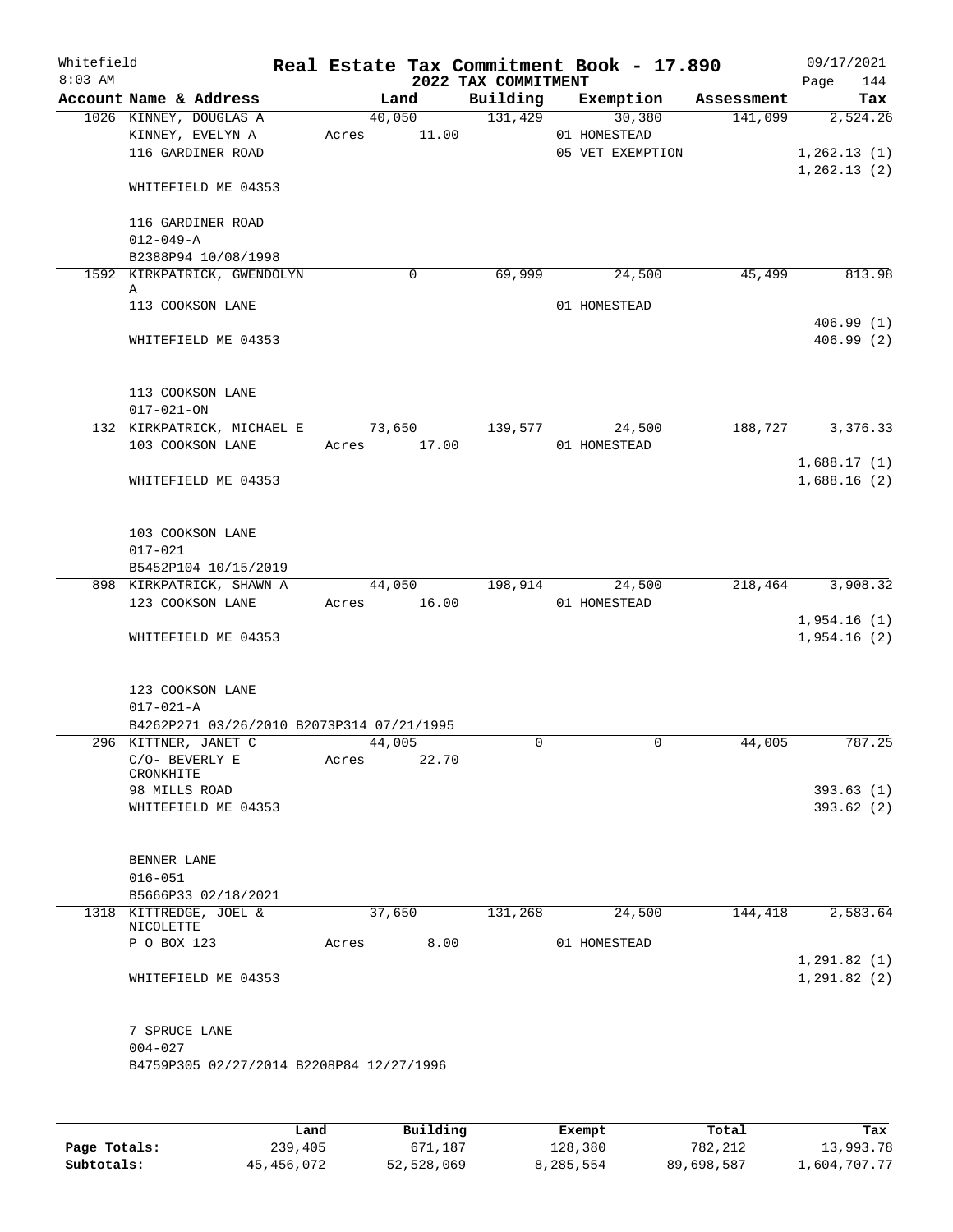Whitefield 8:03 AM

# Real Estate Tax Commitment Book - 17.890

## 2022 TAX COMMITMENT

09/17/2021

| Account Name & Address | Land | Building | Exemption | Assessment | Tax |
|---|---|---|---|---|---|
| 1026 KINNEY, DOUGLAS A | 40,050 | 131,429 | 30,380 | 141,099 | 2,524.26 |
| KINNEY, EVELYN A | Acres 11.00 | | 01 HOMESTEAD | | |
| 116 GARDINER ROAD | | | 05 VET EXEMPTION | | 1,262.13 (1) |
| | | | | | 1,262.13 (2) |
| WHITEFIELD ME 04353 | | | | | |
| 116 GARDINER ROAD | | | | | |
| 012-049-A | | | | | |
| B2388P94 10/08/1998 | | | | | |
| 1592 KIRKPATRICK, GWENDOLYN A | 0 | 69,999 | 24,500 | 45,499 | 813.98 |
| 113 COOKSON LANE | | | 01 HOMESTEAD | | |
| | | | | | 406.99 (1) |
| WHITEFIELD ME 04353 | | | | | 406.99 (2) |
| 113 COOKSON LANE | | | | | |
| 017-021-ON | | | | | |
| 132 KIRKPATRICK, MICHAEL E | 73,650 | 139,577 | 24,500 | 188,727 | 3,376.33 |
| 103 COOKSON LANE | Acres 17.00 | | 01 HOMESTEAD | | |
| | | | | | 1,688.17 (1) |
| WHITEFIELD ME 04353 | | | | | 1,688.16 (2) |
| 103 COOKSON LANE | | | | | |
| 017-021 | | | | | |
| B5452P104 10/15/2019 | | | | | |
| 898 KIRKPATRICK, SHAWN A | 44,050 | 198,914 | 24,500 | 218,464 | 3,908.32 |
| 123 COOKSON LANE | Acres 16.00 | | 01 HOMESTEAD | | |
| | | | | | 1,954.16 (1) |
| WHITEFIELD ME 04353 | | | | | 1,954.16 (2) |
| 123 COOKSON LANE | | | | | |
| 017-021-A | | | | | |
| B4262P271 03/26/2010 B2073P314 07/21/1995 | | | | | |
| 296 KITTNER, JANET C | 44,005 | 0 | 0 | 44,005 | 787.25 |
| C/O- BEVERLY E CRONKHITE | Acres 22.70 | | | | |
| 98 MILLS ROAD | | | | | 393.63 (1) |
| WHITEFIELD ME 04353 | | | | | 393.62 (2) |
| BENNER LANE | | | | | |
| 016-051 | | | | | |
| B5666P33 02/18/2021 | | | | | |
| 1318 KITTREDGE, JOEL & NICOLETTE | 37,650 | 131,268 | 24,500 | 144,418 | 2,583.64 |
| P O BOX 123 | Acres 8.00 | | 01 HOMESTEAD | | |
| | | | | | 1,291.82 (1) |
| WHITEFIELD ME 04353 | | | | | 1,291.82 (2) |
| 7 SPRUCE LANE | | | | | |
| 004-027 | | | | | |
| B4759P305 02/27/2014 B2208P84 12/27/1996 | | | | | |

| | Land | Building | Exempt | Total | Tax |
|---|---|---|---|---|---|
| Page Totals: | 239,405 | 671,187 | 128,380 | 782,212 | 13,993.78 |
| Subtotals: | 45,456,072 | 52,528,069 | 8,285,554 | 89,698,587 | 1,604,707.77 |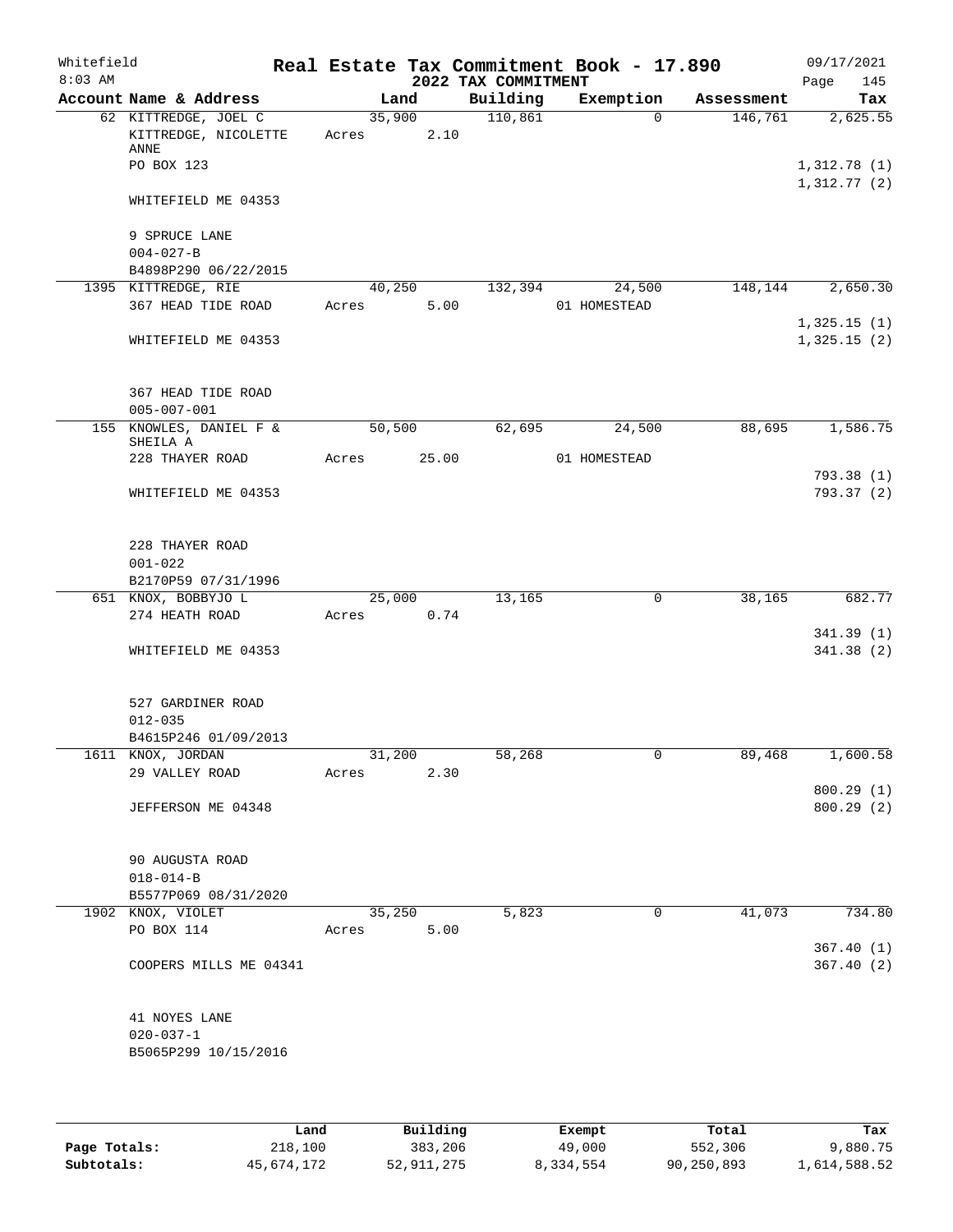# Real Estate Tax Commitment Book - 17.890

Whitefield
8:03 AM

2022 TAX COMMITMENT

09/17/2021

| Account Name & Address | Land | Building | Exemption | Assessment | Tax |
|---|---|---|---|---|---|
| 62 KITTREDGE, JOEL C<br>KITTREDGE, NICOLETTE ANNE<br>PO BOX 123<br><br>WHITEFIELD ME 04353<br><br>9 SPRUCE LANE<br>004-027-B<br>B4898P290 06/22/2015 | 35,900<br>Acres 2.10 | 110,861 | 0 | 146,761 | 2,625.55<br><br>1,312.78 (1)<br>1,312.77 (2) |
| 1395 KITTREDGE, RIE<br>367 HEAD TIDE ROAD<br><br>WHITEFIELD ME 04353<br><br>367 HEAD TIDE ROAD<br>005-007-001 | 40,250<br>Acres 5.00 | 132,394 | 24,500<br>01 HOMESTEAD | 148,144 | 2,650.30<br><br>1,325.15 (1)<br>1,325.15 (2) |
| 155 KNOWLES, DANIEL F & SHEILA A<br>228 THAYER ROAD<br><br>WHITEFIELD ME 04353<br><br>228 THAYER ROAD<br>001-022<br>B2170P59 07/31/1996 | 50,500<br>Acres 25.00 | 62,695 | 24,500<br>01 HOMESTEAD | 88,695 | 1,586.75<br><br>793.38 (1)<br>793.37 (2) |
| 651 KNOX, BOBBYJO L<br>274 HEATH ROAD<br><br>WHITEFIELD ME 04353<br><br>527 GARDINER ROAD<br>012-035<br>B4615P246 01/09/2013 | 25,000<br>Acres 0.74 | 13,165 | 0 | 38,165 | 682.77<br><br>341.39 (1)<br>341.38 (2) |
| 1611 KNOX, JORDAN<br>29 VALLEY ROAD<br><br>JEFFERSON ME 04348<br><br>90 AUGUSTA ROAD<br>018-014-B<br>B5577P069 08/31/2020 | 31,200<br>Acres 2.30 | 58,268 | 0 | 89,468 | 1,600.58<br><br>800.29 (1)<br>800.29 (2) |
| 1902 KNOX, VIOLET<br>PO BOX 114<br><br>COOPERS MILLS ME 04341<br><br>41 NOYES LANE<br>020-037-1<br>B5065P299 10/15/2016 | 35,250<br>Acres 5.00 | 5,823 | 0 | 41,073 | 734.80<br><br>367.40 (1)<br>367.40 (2) |

| | Land | Building | Exempt | Total | Tax |
|---|---|---|---|---|---|
| **Page Totals:** | 218,100 | 383,206 | 49,000 | 552,306 | 9,880.75 |
| **Subtotals:** | 45,674,172 | 52,911,275 | 8,334,554 | 90,250,893 | 1,614,588.52 |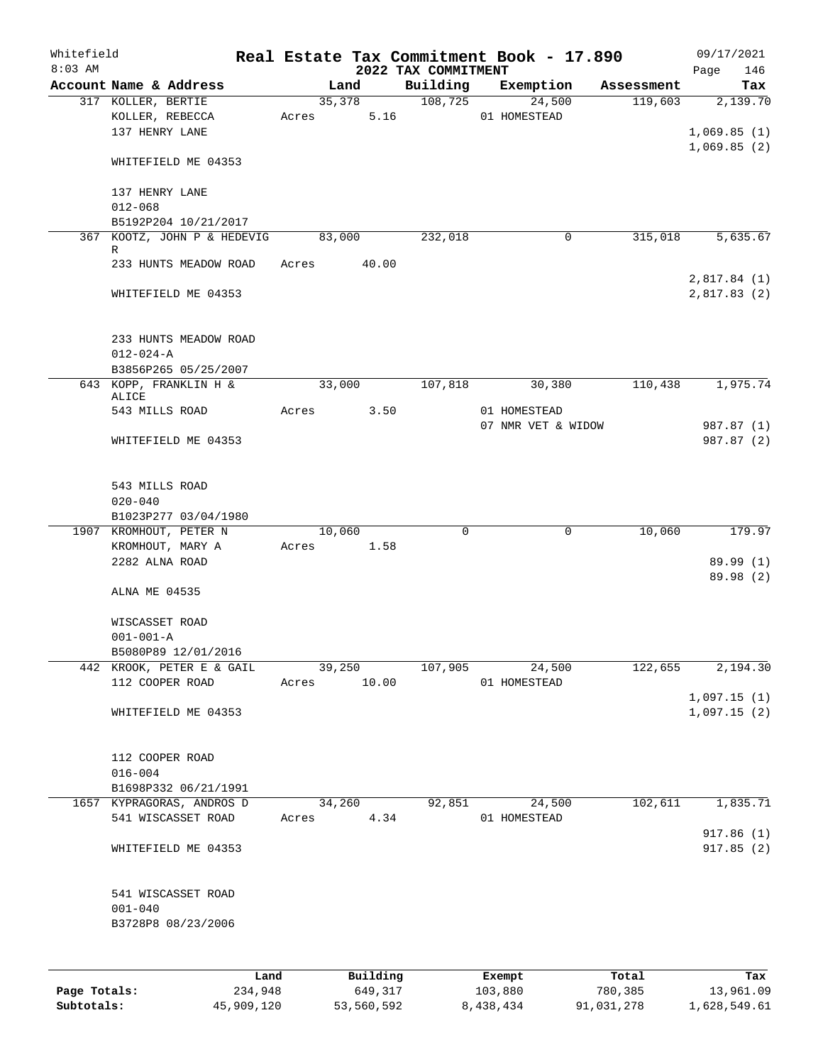Whitefield 8:03 AM

# Real Estate Tax Commitment Book - 17.890

## 2022 TAX COMMITMENT

09/17/2021 Page 146

| Account | Name & Address | Land | Building | Exemption | Assessment | Tax |
|---|---|---|---|---|---|---|
| 317 | KOLLER, BERTIE<br>KOLLER, REBECCA<br>137 HENRY LANE<br><br>WHITEFIELD ME 04353<br><br>137 HENRY LANE<br>012-068<br>B5192P204 10/21/2017 | 35,378<br>Acres 5.16 | 108,725 | 24,500<br>01 HOMESTEAD | 119,603 | 2,139.70<br><br>1,069.85 (1)<br>1,069.85 (2) |
| 367 | KOOTZ, JOHN P & HEDEVIG R<br>233 HUNTS MEADOW ROAD<br><br>WHITEFIELD ME 04353<br><br>233 HUNTS MEADOW ROAD<br>012-024-A<br>B3856P265 05/25/2007 | 83,000<br>Acres 40.00 | 232,018 | 0 | 315,018 | 5,635.67<br><br>2,817.84 (1)<br>2,817.83 (2) |
| 643 | KOPP, FRANKLIN H & ALICE<br>543 MILLS ROAD<br><br>WHITEFIELD ME 04353<br><br>543 MILLS ROAD<br>020-040<br>B1023P277 03/04/1980 | 33,000<br>Acres 3.50 | 107,818 | 30,380<br>01 HOMESTEAD<br>07 NMR VET & WIDOW | 110,438 | 1,975.74<br><br>987.87 (1)<br>987.87 (2) |
| 1907 | KROMHOUT, PETER N<br>KROMHOUT, MARY A<br>2282 ALNA ROAD<br><br>ALNA ME 04535<br><br>WISCASSET ROAD<br>001-001-A<br>B5080P89 12/01/2016 | 10,060<br>Acres 1.58 | 0 | 0 | 10,060 | 179.97<br><br>89.99 (1)<br>89.98 (2) |
| 442 | KROOK, PETER E & GAIL<br>112 COOPER ROAD<br><br>WHITEFIELD ME 04353<br><br>112 COOPER ROAD<br>016-004<br>B1698P332 06/21/1991 | 39,250<br>Acres 10.00 | 107,905 | 24,500<br>01 HOMESTEAD | 122,655 | 2,194.30<br><br>1,097.15 (1)<br>1,097.15 (2) |
| 1657 | KYPRAGORAS, ANDROS D<br>541 WISCASSET ROAD<br><br>WHITEFIELD ME 04353<br><br>541 WISCASSET ROAD<br>001-040<br>B3728P8 08/23/2006 | 34,260<br>Acres 4.34 | 92,851 | 24,500<br>01 HOMESTEAD | 102,611 | 1,835.71<br><br>917.86 (1)<br>917.85 (2) |

| | Land | Building | Exempt | Total | Tax |
|---|---|---|---|---|---|
| Page Totals: | 234,948 | 649,317 | 103,880 | 780,385 | 13,961.09 |
| Subtotals: | 45,909,120 | 53,560,592 | 8,438,434 | 91,031,278 | 1,628,549.61 |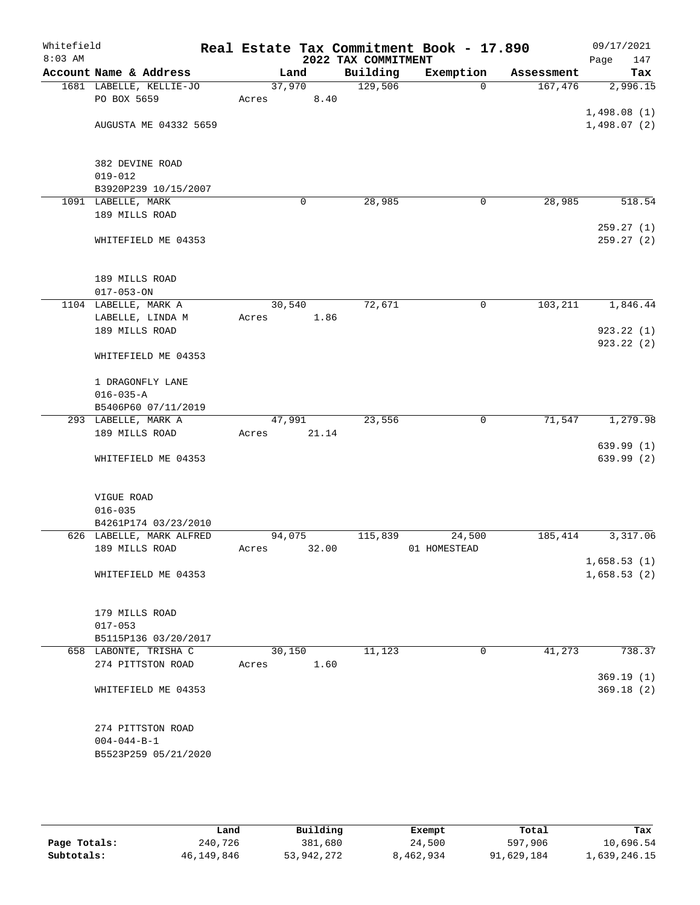Whitefield 8:03 AM

# Real Estate Tax Commitment Book - 17.890

## 2022 TAX COMMITMENT

09/17/2021 Page 147

| Account Name & Address | Land | Building | Exemption | Assessment | Tax |
|---|---|---|---|---|---|
| 1681 LABELLE, KELLIE-JO<br>PO BOX 5659<br><br>AUGUSTA ME 04332 5659<br><br>382 DEVINE ROAD<br>019-012<br>B3920P239 10/15/2007 | 37,970<br>Acres 8.40 | 129,506 | 0 | 167,476 | 2,996.15<br><br>1,498.08 (1)<br>1,498.07 (2) |
| 1091 LABELLE, MARK<br>189 MILLS ROAD<br><br>WHITEFIELD ME 04353<br><br>189 MILLS ROAD<br>017-053-ON | 0 | 28,985 | 0 | 28,985 | 518.54<br><br>259.27 (1)<br>259.27 (2) |
| 1104 LABELLE, MARK A<br>LABELLE, LINDA M<br>189 MILLS ROAD<br><br>WHITEFIELD ME 04353<br><br>1 DRAGONFLY LANE<br>016-035-A<br>B5406P60 07/11/2019 | 30,540<br>Acres 1.86 | 72,671 | 0 | 103,211 | 1,846.44<br><br>923.22 (1)<br>923.22 (2) |
| 293 LABELLE, MARK A<br>189 MILLS ROAD<br><br>WHITEFIELD ME 04353<br><br>VIGUE ROAD<br>016-035<br>B4261P174 03/23/2010 | 47,991<br>Acres 21.14 | 23,556 | 0 | 71,547 | 1,279.98<br><br>639.99 (1)<br>639.99 (2) |
| 626 LABELLE, MARK ALFRED<br>189 MILLS ROAD<br><br>WHITEFIELD ME 04353<br><br>179 MILLS ROAD<br>017-053<br>B5115P136 03/20/2017 | 94,075<br>Acres 32.00 | 115,839 | 24,500<br>01 HOMESTEAD | 185,414 | 3,317.06<br><br>1,658.53 (1)<br>1,658.53 (2) |
| 658 LABONTE, TRISHA C<br>274 PITTSTON ROAD<br><br>WHITEFIELD ME 04353<br><br>274 PITTSTON ROAD<br>004-044-B-1<br>B5523P259 05/21/2020 | 30,150<br>Acres 1.60 | 11,123 | 0 | 41,273 | 738.37<br><br>369.19 (1)<br>369.18 (2) |

| | Land | Building | Exempt | Total | Tax |
|---|---|---|---|---|---|
| Page Totals: | 240,726 | 381,680 | 24,500 | 597,906 | 10,696.54 |
| Subtotals: | 46,149,846 | 53,942,272 | 8,462,934 | 91,629,184 | 1,639,246.15 |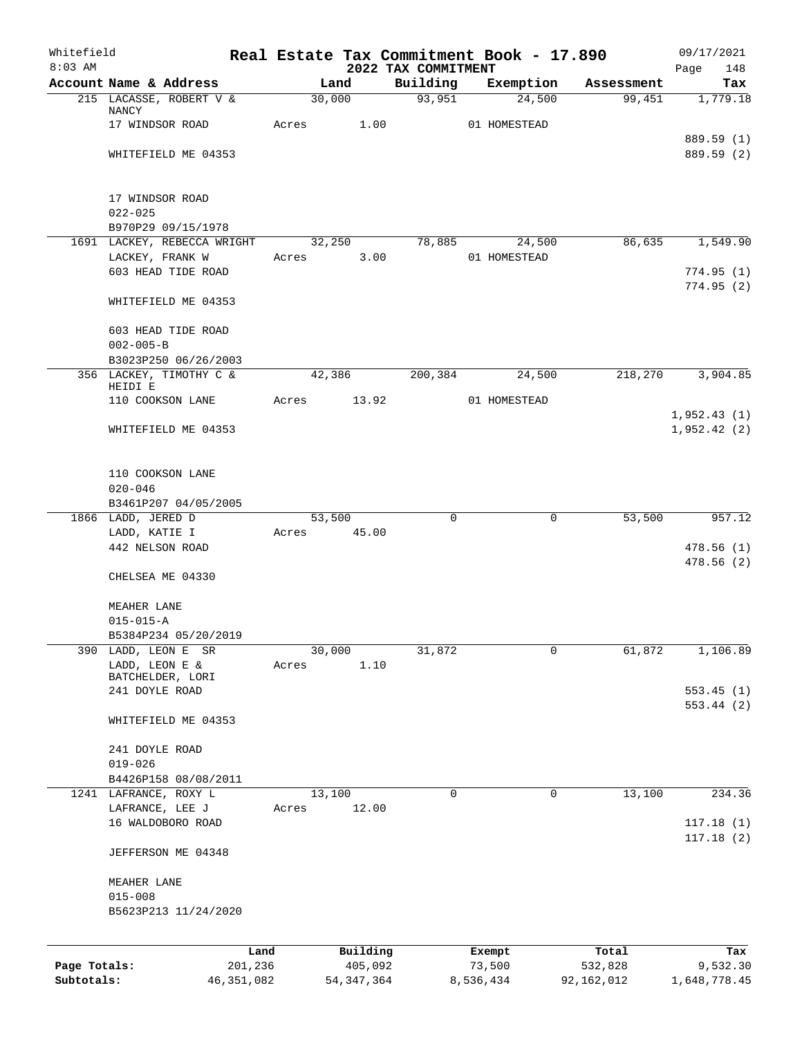# Real Estate Tax Commitment Book - 17.890

Whitefield
8:03 AM

2022 TAX COMMITMENT

09/17/2021
Page 148

| Account Name & Address | Land | Building | Exemption | Assessment | Tax |
|---|---|---|---|---|---|
| 215 LACASSE, ROBERT V & NANCY | 30,000 | 93,951 | 24,500 | 99,451 | 1,779.18 |
| 17 WINDSOR ROAD | Acres 1.00 | | 01 HOMESTEAD | | |
| | | | | | 889.59 (1) |
| WHITEFIELD ME 04353 | | | | | 889.59 (2) |
| 17 WINDSOR ROAD | | | | | |
| 022-025 | | | | | |
| B970P29 09/15/1978 | | | | | |
| 1691 LACKEY, REBECCA WRIGHT | 32,250 | 78,885 | 24,500 | 86,635 | 1,549.90 |
| LACKEY, FRANK W | Acres 3.00 | | 01 HOMESTEAD | | |
| 603 HEAD TIDE ROAD | | | | | 774.95 (1) |
| | | | | | 774.95 (2) |
| WHITEFIELD ME 04353 | | | | | |
| 603 HEAD TIDE ROAD | | | | | |
| 002-005-B | | | | | |
| B3023P250 06/26/2003 | | | | | |
| 356 LACKEY, TIMOTHY C & HEIDI E | 42,386 | 200,384 | 24,500 | 218,270 | 3,904.85 |
| 110 COOKSON LANE | Acres 13.92 | | 01 HOMESTEAD | | |
| | | | | | 1,952.43 (1) |
| WHITEFIELD ME 04353 | | | | | 1,952.42 (2) |
| 110 COOKSON LANE | | | | | |
| 020-046 | | | | | |
| B3461P207 04/05/2005 | | | | | |
| 1866 LADD, JERED D | 53,500 | 0 | 0 | 53,500 | 957.12 |
| LADD, KATIE I | Acres 45.00 | | | | |
| 442 NELSON ROAD | | | | | 478.56 (1) |
| | | | | | 478.56 (2) |
| CHELSEA ME 04330 | | | | | |
| MEAHER LANE | | | | | |
| 015-015-A | | | | | |
| B5384P234 05/20/2019 | | | | | |
| 390 LADD, LEON E SR | 30,000 | 31,872 | 0 | 61,872 | 1,106.89 |
| LADD, LEON E & BATCHELDER, LORI | Acres 1.10 | | | | |
| 241 DOYLE ROAD | | | | | 553.45 (1) |
| | | | | | 553.44 (2) |
| WHITEFIELD ME 04353 | | | | | |
| 241 DOYLE ROAD | | | | | |
| 019-026 | | | | | |
| B4426P158 08/08/2011 | | | | | |
| 1241 LAFRANCE, ROXY L | 13,100 | 0 | 0 | 13,100 | 234.36 |
| LAFRANCE, LEE J | Acres 12.00 | | | | |
| 16 WALDOBORO ROAD | | | | | 117.18 (1) |
| | | | | | 117.18 (2) |
| JEFFERSON ME 04348 | | | | | |
| MEAHER LANE | | | | | |
| 015-008 | | | | | |
| B5623P213 11/24/2020 | | | | | |

| | Land | Building | Exempt | Total | Tax |
|---|---|---|---|---|---|
| Page Totals: | 201,236 | 405,092 | 73,500 | 532,828 | 9,532.30 |
| Subtotals: | 46,351,082 | 54,347,364 | 8,536,434 | 92,162,012 | 1,648,778.45 |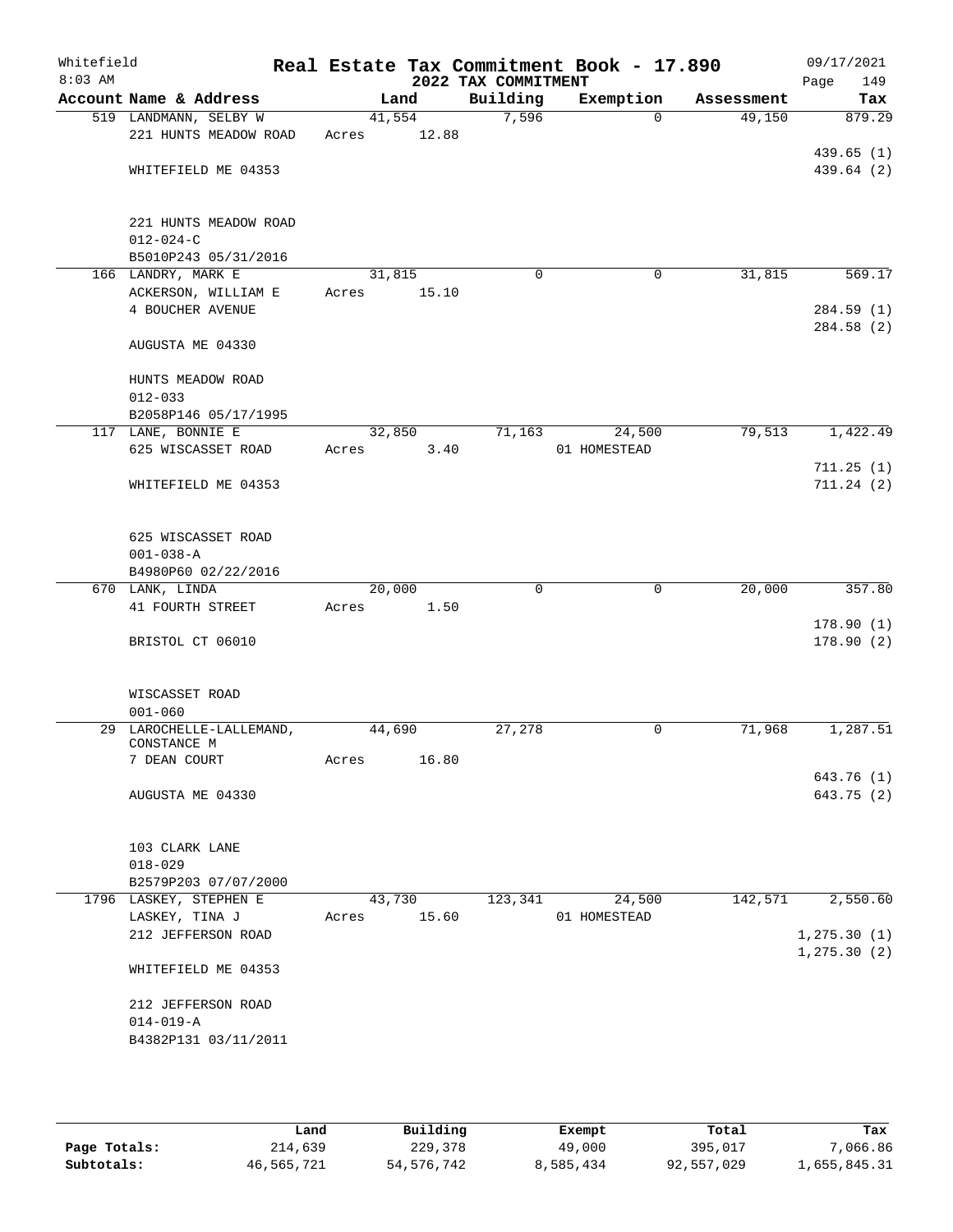Whitefield 8:03 AM

# Real Estate Tax Commitment Book - 17.890

## 2022 TAX COMMITMENT

09/17/2021 Page 149

| Account Name & Address | Land | Building | Exemption | Assessment | Tax |
|---|---|---|---|---|---|
| 519 LANDMANN, SELBY W<br>221 HUNTS MEADOW ROAD<br><br>WHITEFIELD ME 04353<br><br>221 HUNTS MEADOW ROAD<br>012-024-C<br>B5010P243 05/31/2016 | 41,554<br>Acres 12.88 | 7,596 | 0 | 49,150 | 879.29<br><br>439.65 (1)<br>439.64 (2) |
| 166 LANDRY, MARK E<br>ACKERSON, WILLIAM E<br>4 BOUCHER AVENUE<br><br>AUGUSTA ME 04330<br><br>HUNTS MEADOW ROAD<br>012-033<br>B2058P146 05/17/1995 | 31,815<br>Acres 15.10 | 0 | 0 | 31,815 | 569.17<br><br>284.59 (1)<br>284.58 (2) |
| 117 LANE, BONNIE E<br>625 WISCASSET ROAD<br><br>WHITEFIELD ME 04353<br><br>625 WISCASSET ROAD<br>001-038-A<br>B4980P60 02/22/2016 | 32,850<br>Acres 3.40 | 71,163 | 24,500<br>01 HOMESTEAD | 79,513 | 1,422.49<br><br>711.25 (1)<br>711.24 (2) |
| 670 LANK, LINDA<br>41 FOURTH STREET<br><br>BRISTOL CT 06010<br><br>WISCASSET ROAD<br>001-060 | 20,000<br>Acres 1.50 | 0 | 0 | 20,000 | 357.80<br><br>178.90 (1)<br>178.90 (2) |
| 29 LAROCHELLE-LALLEMAND, CONSTANCE M<br>7 DEAN COURT<br><br>AUGUSTA ME 04330<br><br>103 CLARK LANE<br>018-029<br>B2579P203 07/07/2000 | 44,690<br>Acres 16.80 | 27,278 | 0 | 71,968 | 1,287.51<br><br>643.76 (1)<br>643.75 (2) |
| 1796 LASKEY, STEPHEN E<br>LASKEY, TINA J<br>212 JEFFERSON ROAD<br><br>WHITEFIELD ME 04353<br><br>212 JEFFERSON ROAD<br>014-019-A<br>B4382P131 03/11/2011 | 43,730<br>Acres 15.60 | 123,341 | 24,500<br>01 HOMESTEAD | 142,571 | 2,550.60<br><br>1,275.30 (1)<br>1,275.30 (2) |

| | Land | Building | Exempt | Total | Tax |
|---|---|---|---|---|---|
| Page Totals: | 214,639 | 229,378 | 49,000 | 395,017 | 7,066.86 |
| Subtotals: | 46,565,721 | 54,576,742 | 8,585,434 | 92,557,029 | 1,655,845.31 |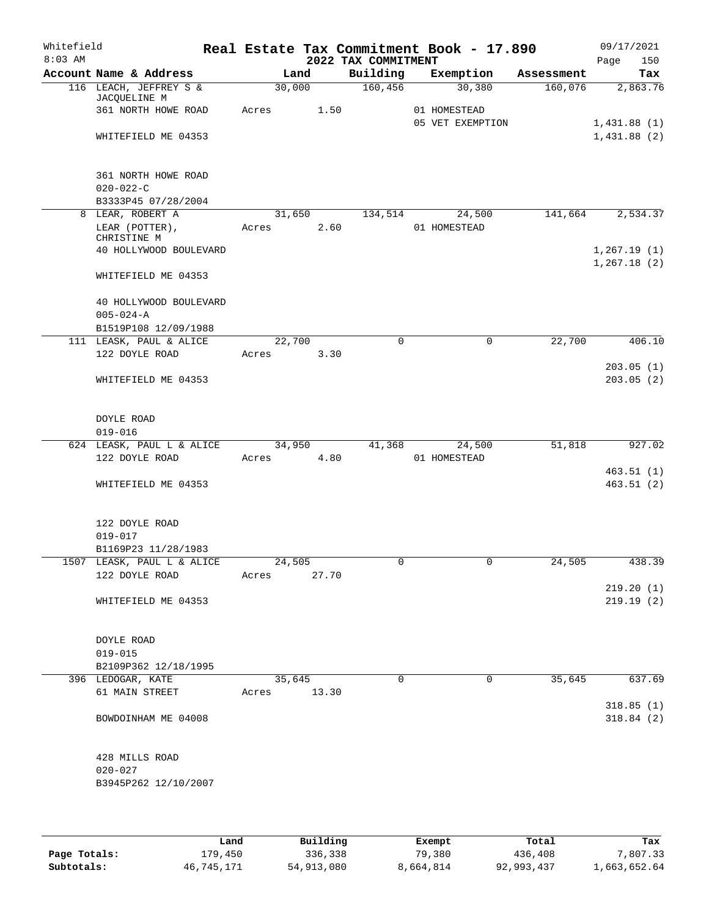Whitefield
8:03 AM

# Real Estate Tax Commitment Book - 17.890

## 2022 TAX COMMITMENT

09/17/2021
Page 150

| Account Name & Address | Land | Building | Exemption | Assessment | Tax |
|---|---|---|---|---|---|
| 116 LEACH, JEFFREY S & JACQUELINE M | 30,000 | 160,456 | 30,380 | 160,076 | 2,863.76 |
| 361 NORTH HOWE ROAD | Acres 1.50 | | 01 HOMESTEAD | | |
| | | | 05 VET EXEMPTION | | 1,431.88 (1) |
| WHITEFIELD ME 04353 | | | | | 1,431.88 (2) |
| 361 NORTH HOWE ROAD | | | | | |
| 020-022-C | | | | | |
| B3333P45 07/28/2004 | | | | | |
| 8 LEAR, ROBERT A | 31,650 | 134,514 | 24,500 | 141,664 | 2,534.37 |
| LEAR (POTTER), CHRISTINE M | Acres 2.60 | | 01 HOMESTEAD | | |
| 40 HOLLYWOOD BOULEVARD | | | | | 1,267.19 (1) |
| | | | | | 1,267.18 (2) |
| WHITEFIELD ME 04353 | | | | | |
| 40 HOLLYWOOD BOULEVARD | | | | | |
| 005-024-A | | | | | |
| B1519P108 12/09/1988 | | | | | |
| 111 LEASK, PAUL & ALICE | 22,700 | 0 | 0 | 22,700 | 406.10 |
| 122 DOYLE ROAD | Acres 3.30 | | | | |
| | | | | | 203.05 (1) |
| WHITEFIELD ME 04353 | | | | | 203.05 (2) |
| DOYLE ROAD | | | | | |
| 019-016 | | | | | |
| 624 LEASK, PAUL L & ALICE | 34,950 | 41,368 | 24,500 | 51,818 | 927.02 |
| 122 DOYLE ROAD | Acres 4.80 | | 01 HOMESTEAD | | |
| | | | | | 463.51 (1) |
| WHITEFIELD ME 04353 | | | | | 463.51 (2) |
| 122 DOYLE ROAD | | | | | |
| 019-017 | | | | | |
| B1169P23 11/28/1983 | | | | | |
| 1507 LEASK, PAUL L & ALICE | 24,505 | 0 | 0 | 24,505 | 438.39 |
| 122 DOYLE ROAD | Acres 27.70 | | | | |
| | | | | | 219.20 (1) |
| WHITEFIELD ME 04353 | | | | | 219.19 (2) |
| DOYLE ROAD | | | | | |
| 019-015 | | | | | |
| B2109P362 12/18/1995 | | | | | |
| 396 LEDOGAR, KATE | 35,645 | 0 | 0 | 35,645 | 637.69 |
| 61 MAIN STREET | Acres 13.30 | | | | |
| | | | | | 318.85 (1) |
| BOWDOINHAM ME 04008 | | | | | 318.84 (2) |
| 428 MILLS ROAD | | | | | |
| 020-027 | | | | | |
| B3945P262 12/10/2007 | | | | | |

| | Land | Building | Exempt | Total | Tax |
|---|---|---|---|---|---|
| Page Totals: | 179,450 | 336,338 | 79,380 | 436,408 | 7,807.33 |
| Subtotals: | 46,745,171 | 54,913,080 | 8,664,814 | 92,993,437 | 1,663,652.64 |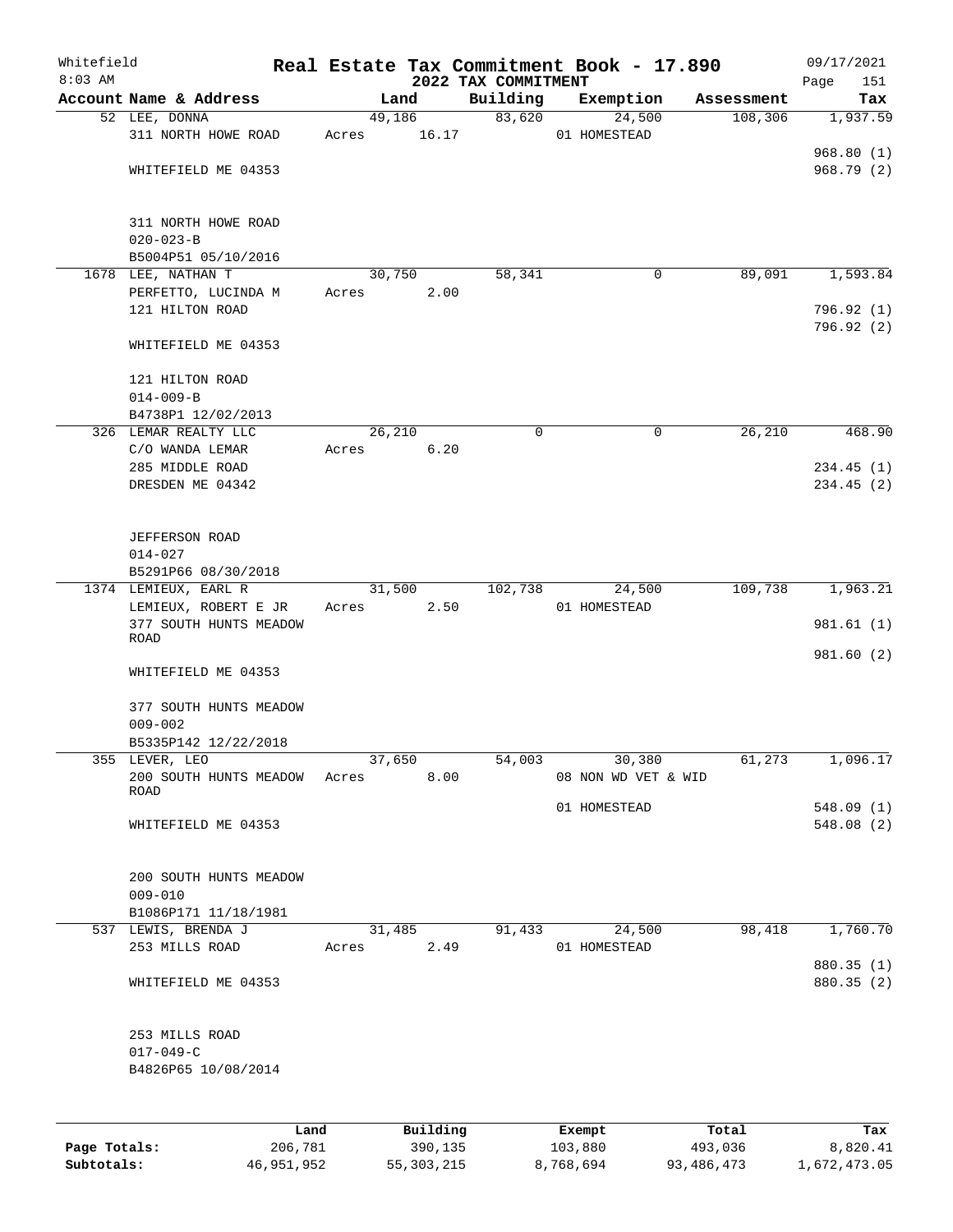Whitefield
8:03 AM

# Real Estate Tax Commitment Book - 17.890
## 2022 TAX COMMITMENT

09/17/2021

| Account Name & Address | Land | Building | Exemption | Assessment | Tax |
|---|---|---|---|---|---|
| 52 LEE, DONNA<br>311 NORTH HOWE ROAD<br><br>WHITEFIELD ME 04353<br><br>311 NORTH HOWE ROAD<br>020-023-B<br>B5004P51 05/10/2016 | 49,186<br>Acres 16.17 | 83,620 | 24,500<br>01 HOMESTEAD | 108,306 | 1,937.59<br><br>968.80 (1)<br>968.79 (2) |
| 1678 LEE, NATHAN T<br>PERFETTO, LUCINDA M<br>121 HILTON ROAD<br><br>WHITEFIELD ME 04353<br><br>121 HILTON ROAD<br>014-009-B<br>B4738P1 12/02/2013 | 30,750<br>Acres 2.00 | 58,341 | 0 | 89,091 | 1,593.84<br><br>796.92 (1)<br>796.92 (2) |
| 326 LEMAR REALTY LLC<br>C/O WANDA LEMAR<br>285 MIDDLE ROAD<br>DRESDEN ME 04342<br><br>JEFFERSON ROAD<br>014-027<br>B5291P66 08/30/2018 | 26,210<br>Acres 6.20 | 0 | 0 | 26,210 | 468.90<br><br>234.45 (1)<br>234.45 (2) |
| 1374 LEMIEUX, EARL R<br>LEMIEUX, ROBERT E JR<br>377 SOUTH HUNTS MEADOW ROAD<br><br>WHITEFIELD ME 04353<br><br>377 SOUTH HUNTS MEADOW<br>009-002<br>B5335P142 12/22/2018 | 31,500<br>Acres 2.50 | 102,738 | 24,500<br>01 HOMESTEAD | 109,738 | 1,963.21<br><br>981.61 (1)<br>981.60 (2) |
| 355 LEVER, LEO<br>200 SOUTH HUNTS MEADOW ROAD<br><br>WHITEFIELD ME 04353<br><br>200 SOUTH HUNTS MEADOW<br>009-010<br>B1086P171 11/18/1981 | 37,650<br>Acres 8.00 | 54,003 | 30,380<br>08 NON WD VET & WID<br>01 HOMESTEAD | 61,273 | 1,096.17<br><br>548.09 (1)<br>548.08 (2) |
| 537 LEWIS, BRENDA J<br>253 MILLS ROAD<br><br>WHITEFIELD ME 04353<br><br>253 MILLS ROAD<br>017-049-C<br>B4826P65 10/08/2014 | 31,485<br>Acres 2.49 | 91,433 | 24,500<br>01 HOMESTEAD | 98,418 | 1,760.70<br><br>880.35 (1)<br>880.35 (2) |

| | Land | Building | Exempt | Total | Tax |
|---|---|---|---|---|---|
| Page Totals: | 206,781 | 390,135 | 103,880 | 493,036 | 8,820.41 |
| Subtotals: | 46,951,952 | 55,303,215 | 8,768,694 | 93,486,473 | 1,672,473.05 |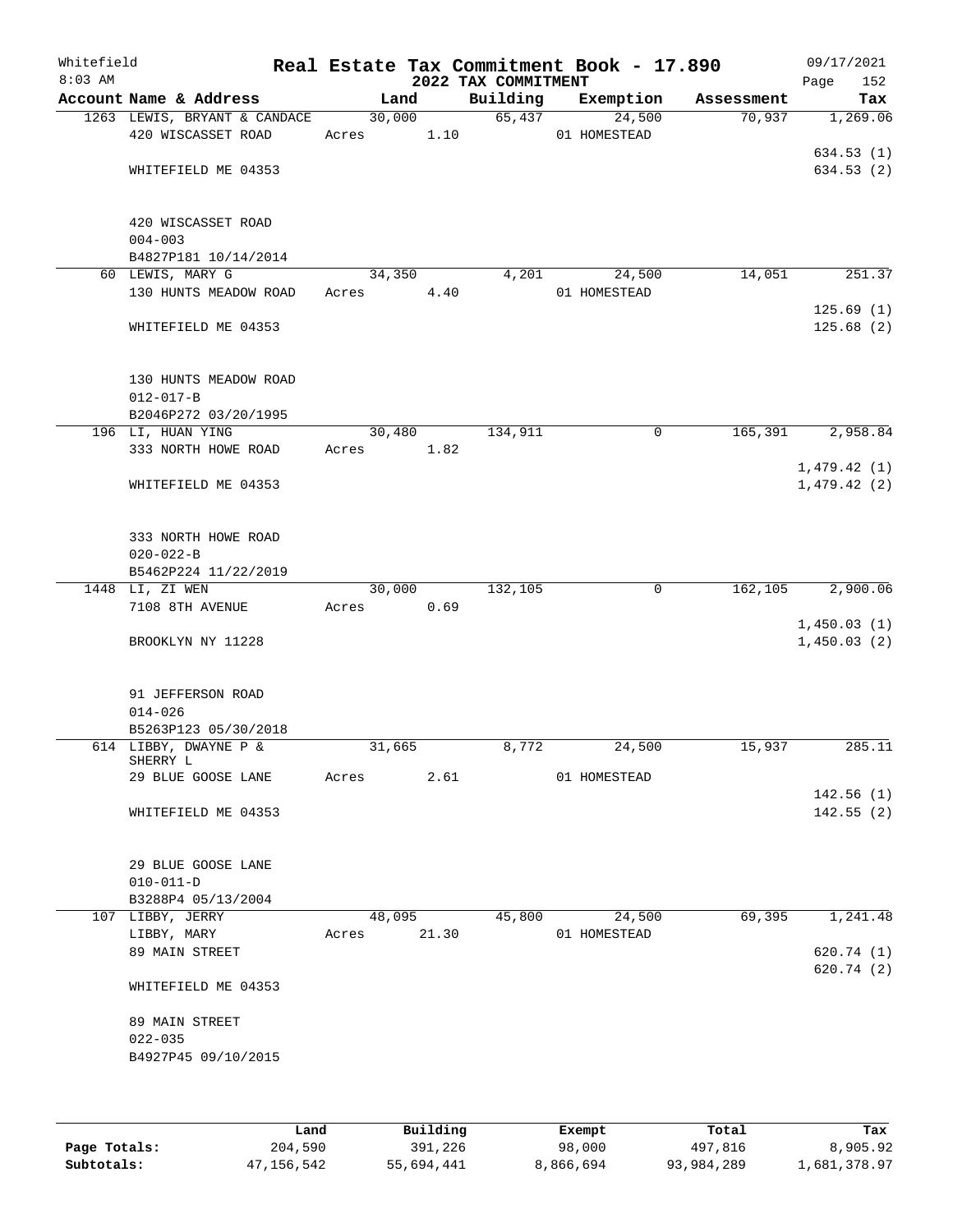Whitefield
8:03 AM

# Real Estate Tax Commitment Book - 17.890
## 2022 TAX COMMITMENT

09/17/2021

| Account Name & Address | Land | Building | Exemption | Assessment | Tax |
|---|---|---|---|---|---|
| 1263 LEWIS, BRYANT & CANDACE | 30,000 | 65,437 | 24,500 | 70,937 | 1,269.06 |
| 420 WISCASSET ROAD | Acres 1.10 | | 01 HOMESTEAD | | |
| | | | | | 634.53 (1) |
| WHITEFIELD ME 04353 | | | | | 634.53 (2) |
| 420 WISCASSET ROAD | | | | | |
| 004-003 | | | | | |
| B4827P181 10/14/2014 | | | | | |
| 60 LEWIS, MARY G | 34,350 | 4,201 | 24,500 | 14,051 | 251.37 |
| 130 HUNTS MEADOW ROAD | Acres 4.40 | | 01 HOMESTEAD | | |
| | | | | | 125.69 (1) |
| WHITEFIELD ME 04353 | | | | | 125.68 (2) |
| 130 HUNTS MEADOW ROAD | | | | | |
| 012-017-B | | | | | |
| B2046P272 03/20/1995 | | | | | |
| 196 LI, HUAN YING | 30,480 | 134,911 | 0 | 165,391 | 2,958.84 |
| 333 NORTH HOWE ROAD | Acres 1.82 | | | | |
| | | | | | 1,479.42 (1) |
| WHITEFIELD ME 04353 | | | | | 1,479.42 (2) |
| 333 NORTH HOWE ROAD | | | | | |
| 020-022-B | | | | | |
| B5462P224 11/22/2019 | | | | | |
| 1448 LI, ZI WEN | 30,000 | 132,105 | 0 | 162,105 | 2,900.06 |
| 7108 8TH AVENUE | Acres 0.69 | | | | |
| | | | | | 1,450.03 (1) |
| BROOKLYN NY 11228 | | | | | 1,450.03 (2) |
| 91 JEFFERSON ROAD | | | | | |
| 014-026 | | | | | |
| B5263P123 05/30/2018 | | | | | |
| 614 LIBBY, DWAYNE P & SHERRY L | 31,665 | 8,772 | 24,500 | 15,937 | 285.11 |
| 29 BLUE GOOSE LANE | Acres 2.61 | | 01 HOMESTEAD | | |
| | | | | | 142.56 (1) |
| WHITEFIELD ME 04353 | | | | | 142.55 (2) |
| 29 BLUE GOOSE LANE | | | | | |
| 010-011-D | | | | | |
| B3288P4 05/13/2004 | | | | | |
| 107 LIBBY, JERRY | 48,095 | 45,800 | 24,500 | 69,395 | 1,241.48 |
| LIBBY, MARY | Acres 21.30 | | 01 HOMESTEAD | | |
| 89 MAIN STREET | | | | | 620.74 (1) |
| | | | | | 620.74 (2) |
| WHITEFIELD ME 04353 | | | | | |
| 89 MAIN STREET | | | | | |
| 022-035 | | | | | |
| B4927P45 09/10/2015 | | | | | |

| | Land | Building | Exempt | Total | Tax |
|---|---|---|---|---|---|
| Page Totals: | 204,590 | 391,226 | 98,000 | 497,816 | 8,905.92 |
| Subtotals: | 47,156,542 | 55,694,441 | 8,866,694 | 93,984,289 | 1,681,378.97 |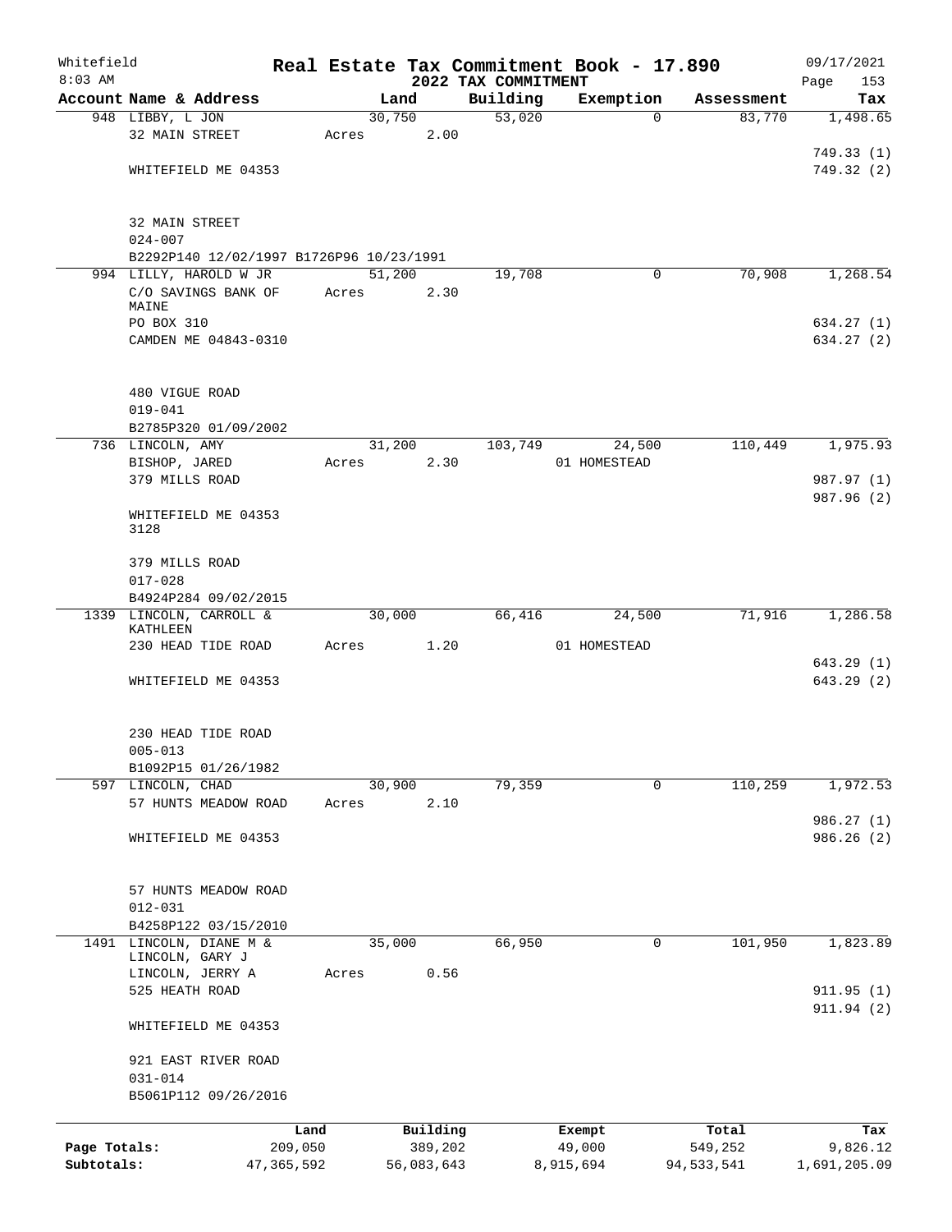Whitefield 8:03 AM

# Real Estate Tax Commitment Book - 17.890

## 2022 TAX COMMITMENT

09/17/2021 Page 153

| Account Name & Address | Land | Building | Exemption | Assessment | Tax |
|---|---|---|---|---|---|
| 948 LIBBY, L JON<br>32 MAIN STREET<br><br>WHITEFIELD ME 04353<br><br>32 MAIN STREET<br>024-007<br>B2292P140 12/02/1997 B1726P96 10/23/1991 | 30,750<br>Acres 2.00 | 53,020 | 0 | 83,770 | 1,498.65<br><br>749.33 (1)<br>749.32 (2) |
| 994 LILLY, HAROLD W JR<br>C/O SAVINGS BANK OF MAINE<br>PO BOX 310<br>CAMDEN ME 04843-0310<br><br>480 VIGUE ROAD<br>019-041<br>B2785P320 01/09/2002 | 51,200<br>Acres 2.30 | 19,708 | 0 | 70,908 | 1,268.54<br><br>634.27 (1)<br>634.27 (2) |
| 736 LINCOLN, AMY<br>BISHOP, JARED<br>379 MILLS ROAD<br><br>WHITEFIELD ME 04353 3128<br><br>379 MILLS ROAD<br>017-028<br>B4924P284 09/02/2015 | 31,200<br>Acres 2.30 | 103,749 | 24,500<br>01 HOMESTEAD | 110,449 | 1,975.93<br><br>987.97 (1)<br>987.96 (2) |
| 1339 LINCOLN, CARROLL & KATHLEEN<br>230 HEAD TIDE ROAD<br><br>WHITEFIELD ME 04353<br><br>230 HEAD TIDE ROAD<br>005-013<br>B1092P15 01/26/1982 | 30,000<br>Acres 1.20 | 66,416 | 24,500<br>01 HOMESTEAD | 71,916 | 1,286.58<br><br>643.29 (1)<br>643.29 (2) |
| 597 LINCOLN, CHAD<br>57 HUNTS MEADOW ROAD<br><br>WHITEFIELD ME 04353<br><br>57 HUNTS MEADOW ROAD<br>012-031<br>B4258P122 03/15/2010 | 30,900<br>Acres 2.10 | 79,359 | 0 | 110,259 | 1,972.53<br><br>986.27 (1)<br>986.26 (2) |
| 1491 LINCOLN, DIANE M & LINCOLN, GARY J<br>LINCOLN, JERRY A<br>525 HEATH ROAD<br><br>WHITEFIELD ME 04353<br><br>921 EAST RIVER ROAD<br>031-014<br>B5061P112 09/26/2016 | 35,000<br>Acres 0.56 | 66,950 | 0 | 101,950 | 1,823.89<br><br>911.95 (1)<br>911.94 (2) |

| | Land | Building | Exempt | Total | Tax |
|---|---|---|---|---|---|
| Page Totals: | 209,050 | 389,202 | 49,000 | 549,252 | 9,826.12 |
| Subtotals: | 47,365,592 | 56,083,643 | 8,915,694 | 94,533,541 | 1,691,205.09 |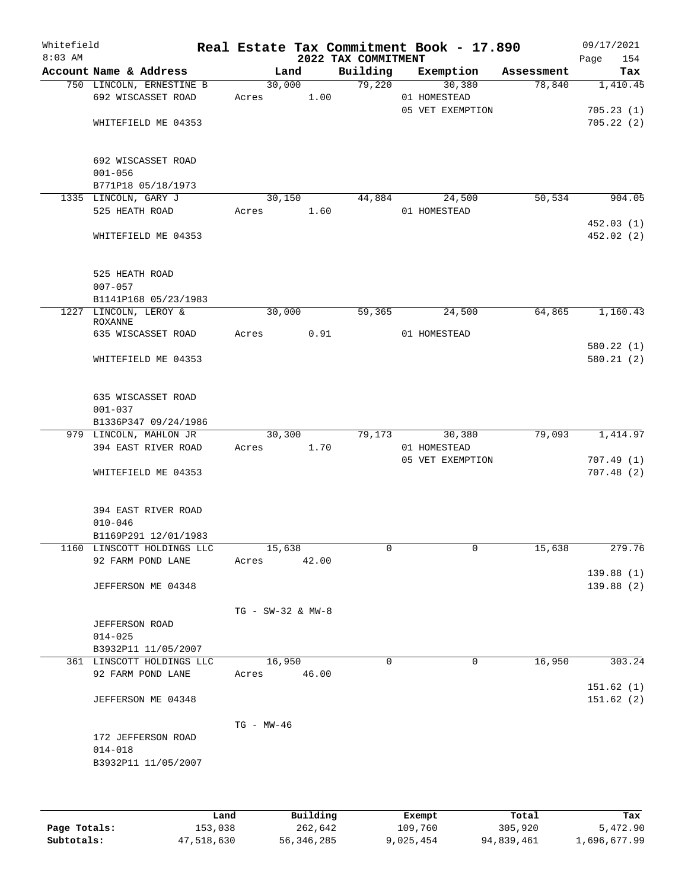Whitefield 8:03 AM

# Real Estate Tax Commitment Book - 17.890

## 2022 TAX COMMITMENT

09/17/2021 Page 154

| Account Name & Address | Land | Building | Exemption | Assessment | Tax |
|---|---|---|---|---|---|
| 750 LINCOLN, ERNESTINE B | 30,000 | 79,220 | 30,380 | 78,840 | 1,410.45 |
| 692 WISCASSET ROAD | Acres 1.00 | | 01 HOMESTEAD | | |
| | | | 05 VET EXEMPTION | | 705.23 (1) |
| WHITEFIELD ME 04353 | | | | | 705.22 (2) |
| 692 WISCASSET ROAD | | | | | |
| 001-056 | | | | | |
| B771P18 05/18/1973 | | | | | |
| 1335 LINCOLN, GARY J | 30,150 | 44,884 | 24,500 | 50,534 | 904.05 |
| 525 HEATH ROAD | Acres 1.60 | | 01 HOMESTEAD | | |
| | | | | | 452.03 (1) |
| WHITEFIELD ME 04353 | | | | | 452.02 (2) |
| 525 HEATH ROAD | | | | | |
| 007-057 | | | | | |
| B1141P168 05/23/1983 | | | | | |
| 1227 LINCOLN, LEROY & ROXANNE | 30,000 | 59,365 | 24,500 | 64,865 | 1,160.43 |
| 635 WISCASSET ROAD | Acres 0.91 | | 01 HOMESTEAD | | |
| | | | | | 580.22 (1) |
| WHITEFIELD ME 04353 | | | | | 580.21 (2) |
| 635 WISCASSET ROAD | | | | | |
| 001-037 | | | | | |
| B1336P347 09/24/1986 | | | | | |
| 979 LINCOLN, MAHLON JR | 30,300 | 79,173 | 30,380 | 79,093 | 1,414.97 |
| 394 EAST RIVER ROAD | Acres 1.70 | | 01 HOMESTEAD | | |
| | | | 05 VET EXEMPTION | | 707.49 (1) |
| WHITEFIELD ME 04353 | | | | | 707.48 (2) |
| 394 EAST RIVER ROAD | | | | | |
| 010-046 | | | | | |
| B1169P291 12/01/1983 | | | | | |
| 1160 LINSCOTT HOLDINGS LLC | 15,638 | 0 | 0 | 15,638 | 279.76 |
| 92 FARM POND LANE | Acres 42.00 | | | | |
| | | | | | 139.88 (1) |
| JEFFERSON ME 04348 | | | | | 139.88 (2) |
| | TG - SW-32 & MW-8 | | | | |
| JEFFERSON ROAD | | | | | |
| 014-025 | | | | | |
| B3932P11 11/05/2007 | | | | | |
| 361 LINSCOTT HOLDINGS LLC | 16,950 | 0 | 0 | 16,950 | 303.24 |
| 92 FARM POND LANE | Acres 46.00 | | | | |
| | | | | | 151.62 (1) |
| JEFFERSON ME 04348 | | | | | 151.62 (2) |
| | TG - MW-46 | | | | |
| 172 JEFFERSON ROAD | | | | | |
| 014-018 | | | | | |
| B3932P11 11/05/2007 | | | | | |

| | Land | Building | Exempt | Total | Tax |
|---|---|---|---|---|---|
| Page Totals: | 153,038 | 262,642 | 109,760 | 305,920 | 5,472.90 |
| Subtotals: | 47,518,630 | 56,346,285 | 9,025,454 | 94,839,461 | 1,696,677.99 |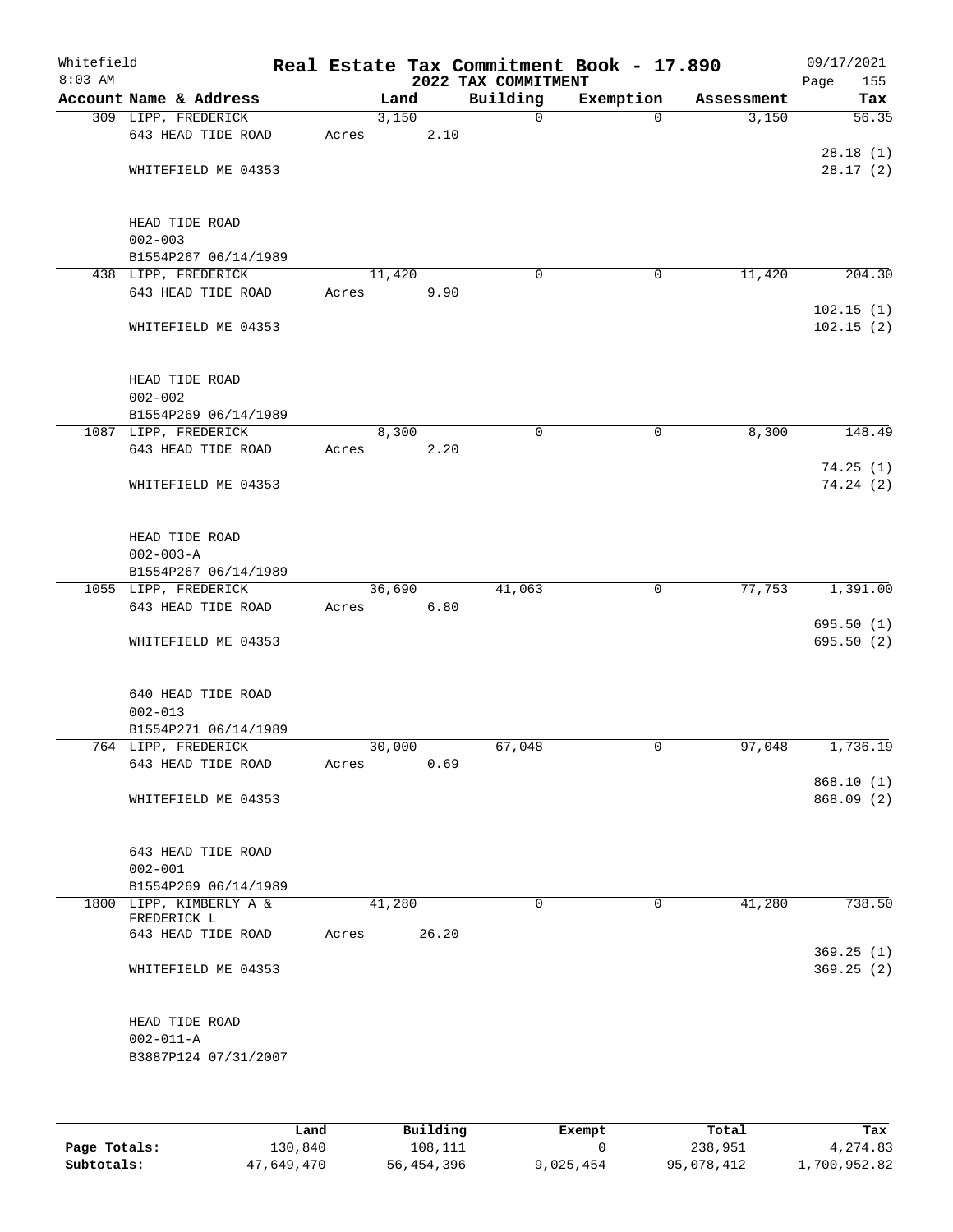# Real Estate Tax Commitment Book - 17.890

Whitefield
8:03 AM

## 2022 TAX COMMITMENT

09/17/2021

| Account Name & Address | Land | Building | Exemption | Assessment | Tax |
|---|---|---|---|---|---|
| 309 LIPP, FREDERICK | 3,150 | 0 | 0 | 3,150 | 56.35 |
| 643 HEAD TIDE ROAD | Acres 2.10 | | | | |
| | | | | | 28.18 (1) |
| WHITEFIELD ME 04353 | | | | | 28.17 (2) |
| HEAD TIDE ROAD | | | | | |
| 002-003 | | | | | |
| B1554P267 06/14/1989 | | | | | |
| 438 LIPP, FREDERICK | 11,420 | 0 | 0 | 11,420 | 204.30 |
| 643 HEAD TIDE ROAD | Acres 9.90 | | | | |
| | | | | | 102.15 (1) |
| WHITEFIELD ME 04353 | | | | | 102.15 (2) |
| HEAD TIDE ROAD | | | | | |
| 002-002 | | | | | |
| B1554P269 06/14/1989 | | | | | |
| 1087 LIPP, FREDERICK | 8,300 | 0 | 0 | 8,300 | 148.49 |
| 643 HEAD TIDE ROAD | Acres 2.20 | | | | |
| | | | | | 74.25 (1) |
| WHITEFIELD ME 04353 | | | | | 74.24 (2) |
| HEAD TIDE ROAD | | | | | |
| 002-003-A | | | | | |
| B1554P267 06/14/1989 | | | | | |
| 1055 LIPP, FREDERICK | 36,690 | 41,063 | 0 | 77,753 | 1,391.00 |
| 643 HEAD TIDE ROAD | Acres 6.80 | | | | |
| | | | | | 695.50 (1) |
| WHITEFIELD ME 04353 | | | | | 695.50 (2) |
| 640 HEAD TIDE ROAD | | | | | |
| 002-013 | | | | | |
| B1554P271 06/14/1989 | | | | | |
| 764 LIPP, FREDERICK | 30,000 | 67,048 | 0 | 97,048 | 1,736.19 |
| 643 HEAD TIDE ROAD | Acres 0.69 | | | | |
| | | | | | 868.10 (1) |
| WHITEFIELD ME 04353 | | | | | 868.09 (2) |
| 643 HEAD TIDE ROAD | | | | | |
| 002-001 | | | | | |
| B1554P269 06/14/1989 | | | | | |
| 1800 LIPP, KIMBERLY A & FREDERICK L | 41,280 | 0 | 0 | 41,280 | 738.50 |
| 643 HEAD TIDE ROAD | Acres 26.20 | | | | |
| | | | | | 369.25 (1) |
| WHITEFIELD ME 04353 | | | | | 369.25 (2) |
| HEAD TIDE ROAD | | | | | |
| 002-011-A | | | | | |
| B3887P124 07/31/2007 | | | | | |

| | Land | Building | Exempt | Total | Tax |
|---|---|---|---|---|---|
| Page Totals: | 130,840 | 108,111 | 0 | 238,951 | 4,274.83 |
| Subtotals: | 47,649,470 | 56,454,396 | 9,025,454 | 95,078,412 | 1,700,952.82 |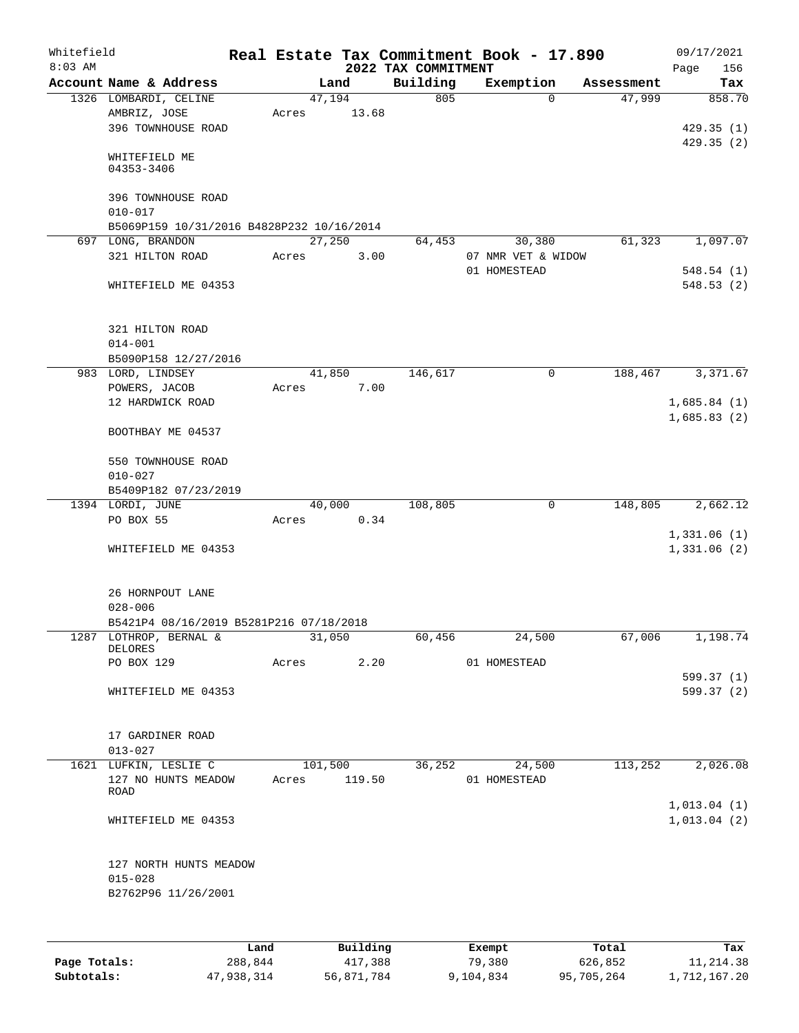# Real Estate Tax Commitment Book - 17.890

## 2022 TAX COMMITMENT

Whitefield 8:03 AM — 09/17/2021

| Account Name & Address | Land | Building | Exemption | Assessment | Tax |
|---|---|---|---|---|---|
| 1326 LOMBARDI, CELINE<br>AMBRIZ, JOSE<br>396 TOWNHOUSE ROAD<br><br>WHITEFIELD ME<br>04353-3406<br><br>396 TOWNHOUSE ROAD<br>010-017<br>B5069P159 10/31/2016 B4828P232 10/16/2014 | 47,194<br>Acres 13.68 | 805 | 0 | 47,999 | 858.70<br><br>429.35 (1)<br>429.35 (2) |
| 697 LONG, BRANDON<br>321 HILTON ROAD<br><br>WHITEFIELD ME 04353<br><br>321 HILTON ROAD<br>014-001<br>B5090P158 12/27/2016 | 27,250<br>Acres 3.00 | 64,453 | 30,380<br>07 NMR VET & WIDOW<br>01 HOMESTEAD | 61,323 | 1,097.07<br><br>548.54 (1)<br>548.53 (2) |
| 983 LORD, LINDSEY<br>POWERS, JACOB<br>12 HARDWICK ROAD<br><br>BOOTHBAY ME 04537<br><br>550 TOWNHOUSE ROAD<br>010-027<br>B5409P182 07/23/2019 | 41,850<br>Acres 7.00 | 146,617 | 0 | 188,467 | 3,371.67<br><br>1,685.84 (1)<br>1,685.83 (2) |
| 1394 LORDI, JUNE<br>PO BOX 55<br><br>WHITEFIELD ME 04353<br><br>26 HORNPOUT LANE<br>028-006<br>B5421P4 08/16/2019 B5281P216 07/18/2018 | 40,000<br>Acres 0.34 | 108,805 | 0 | 148,805 | 2,662.12<br><br>1,331.06 (1)<br>1,331.06 (2) |
| 1287 LOTHROP, BERNAL &<br>DELORES<br>PO BOX 129<br><br>WHITEFIELD ME 04353<br><br>17 GARDINER ROAD<br>013-027 | 31,050<br>Acres 2.20 | 60,456 | 24,500<br>01 HOMESTEAD | 67,006 | 1,198.74<br><br>599.37 (1)<br>599.37 (2) |
| 1621 LUFKIN, LESLIE C<br>127 NO HUNTS MEADOW<br>ROAD<br><br>WHITEFIELD ME 04353<br><br>127 NORTH HUNTS MEADOW<br>015-028<br>B2762P96 11/26/2001 | 101,500<br>Acres 119.50 | 36,252 | 24,500<br>01 HOMESTEAD | 113,252 | 2,026.08<br><br>1,013.04 (1)<br>1,013.04 (2) |

| | Land | Building | Exempt | Total | Tax |
|---|---|---|---|---|---|
| **Page Totals:** | 288,844 | 417,388 | 79,380 | 626,852 | 11,214.38 |
| **Subtotals:** | 47,938,314 | 56,871,784 | 9,104,834 | 95,705,264 | 1,712,167.20 |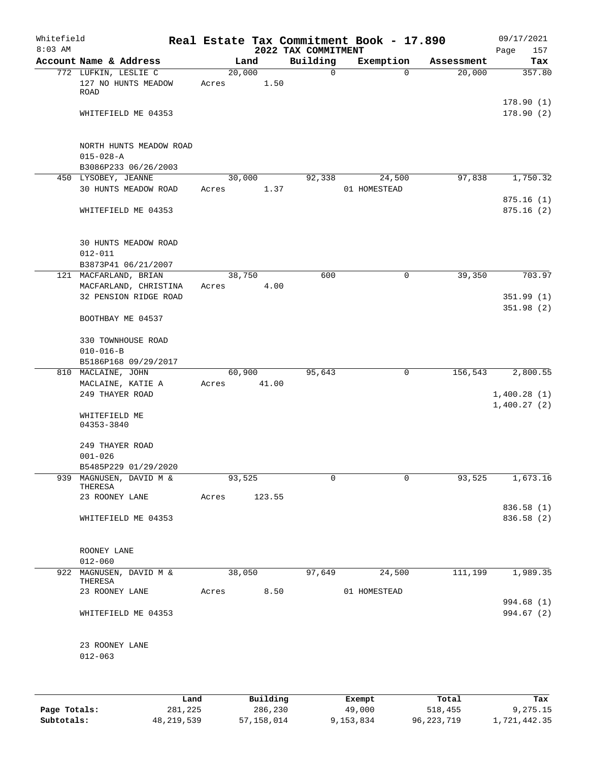Whitefield 8:03 AM

# Real Estate Tax Commitment Book - 17.890

## 2022 TAX COMMITMENT

09/17/2021 Page 157

| Account Name & Address | Land | Building | Exemption | Assessment | Tax |
|---|---|---|---|---|---|
| 772 LUFKIN, LESLIE C | 20,000 | 0 | 0 | 20,000 | 357.80 |
| 127 NO HUNTS MEADOW ROAD | Acres 1.50 | | | | |
| | | | | | 178.90 (1) |
| WHITEFIELD ME 04353 | | | | | 178.90 (2) |
| NORTH HUNTS MEADOW ROAD | | | | | |
| 015-028-A | | | | | |
| B3086P233 06/26/2003 | | | | | |
| 450 LYSOBEY, JEANNE | 30,000 | 92,338 | 24,500 | 97,838 | 1,750.32 |
| 30 HUNTS MEADOW ROAD | Acres 1.37 | | 01 HOMESTEAD | | |
| | | | | | 875.16 (1) |
| WHITEFIELD ME 04353 | | | | | 875.16 (2) |
| 30 HUNTS MEADOW ROAD | | | | | |
| 012-011 | | | | | |
| B3873P41 06/21/2007 | | | | | |
| 121 MACFARLAND, BRIAN | 38,750 | 600 | 0 | 39,350 | 703.97 |
| MACFARLAND, CHRISTINA | Acres 4.00 | | | | |
| 32 PENSION RIDGE ROAD | | | | | 351.99 (1) |
| | | | | | 351.98 (2) |
| BOOTHBAY ME 04537 | | | | | |
| 330 TOWNHOUSE ROAD | | | | | |
| 010-016-B | | | | | |
| B5186P168 09/29/2017 | | | | | |
| 810 MACLAINE, JOHN | 60,900 | 95,643 | 0 | 156,543 | 2,800.55 |
| MACLAINE, KATIE A | Acres 41.00 | | | | |
| 249 THAYER ROAD | | | | | 1,400.28 (1) |
| | | | | | 1,400.27 (2) |
| WHITEFIELD ME 04353-3840 | | | | | |
| 249 THAYER ROAD | | | | | |
| 001-026 | | | | | |
| B5485P229 01/29/2020 | | | | | |
| 939 MAGNUSEN, DAVID M & THERESA | 93,525 | 0 | 0 | 93,525 | 1,673.16 |
| 23 ROONEY LANE | Acres 123.55 | | | | |
| | | | | | 836.58 (1) |
| WHITEFIELD ME 04353 | | | | | 836.58 (2) |
| ROONEY LANE | | | | | |
| 012-060 | | | | | |
| 922 MAGNUSEN, DAVID M & THERESA | 38,050 | 97,649 | 24,500 | 111,199 | 1,989.35 |
| 23 ROONEY LANE | Acres 8.50 | | 01 HOMESTEAD | | |
| | | | | | 994.68 (1) |
| WHITEFIELD ME 04353 | | | | | 994.67 (2) |
| 23 ROONEY LANE | | | | | |
| 012-063 | | | | | |

| | Land | Building | Exempt | Total | Tax |
|---|---|---|---|---|---|
| Page Totals: | 281,225 | 286,230 | 49,000 | 518,455 | 9,275.15 |
| Subtotals: | 48,219,539 | 57,158,014 | 9,153,834 | 96,223,719 | 1,721,442.35 |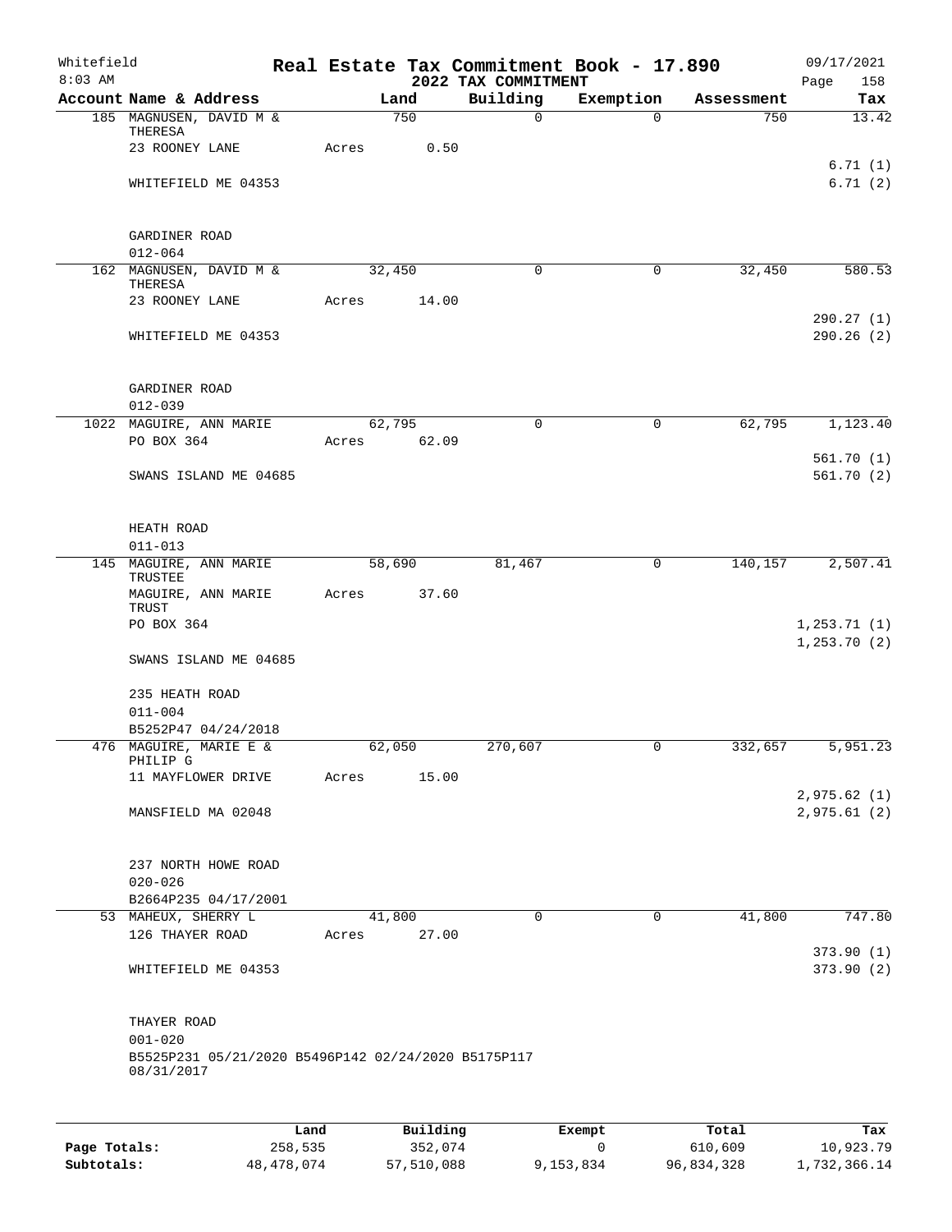Whitefield 8:03 AM

# Real Estate Tax Commitment Book - 17.890

## 2022 TAX COMMITMENT

09/17/2021

| Account Name & Address | Land | Building | Exemption | Assessment | Tax |
|---|---|---|---|---|---|
| 185 MAGNUSEN, DAVID M & THERESA | 750 | 0 | 0 | 750 | 13.42 |
| 23 ROONEY LANE | Acres 0.50 | | | | |
| | | | | | 6.71 (1) |
| WHITEFIELD ME 04353 | | | | | 6.71 (2) |
| GARDINER ROAD | | | | | |
| 012-064 | | | | | |
| 162 MAGNUSEN, DAVID M & THERESA | 32,450 | 0 | 0 | 32,450 | 580.53 |
| 23 ROONEY LANE | Acres 14.00 | | | | |
| | | | | | 290.27 (1) |
| WHITEFIELD ME 04353 | | | | | 290.26 (2) |
| GARDINER ROAD | | | | | |
| 012-039 | | | | | |
| 1022 MAGUIRE, ANN MARIE | 62,795 | 0 | 0 | 62,795 | 1,123.40 |
| PO BOX 364 | Acres 62.09 | | | | |
| | | | | | 561.70 (1) |
| SWANS ISLAND ME 04685 | | | | | 561.70 (2) |
| HEATH ROAD | | | | | |
| 011-013 | | | | | |
| 145 MAGUIRE, ANN MARIE TRUSTEE | 58,690 | 81,467 | 0 | 140,157 | 2,507.41 |
| MAGUIRE, ANN MARIE TRUST | Acres 37.60 | | | | |
| PO BOX 364 | | | | | 1,253.71 (1) |
| | | | | | 1,253.70 (2) |
| SWANS ISLAND ME 04685 | | | | | |
| 235 HEATH ROAD | | | | | |
| 011-004 | | | | | |
| B5252P47 04/24/2018 | | | | | |
| 476 MAGUIRE, MARIE E & PHILIP G | 62,050 | 270,607 | 0 | 332,657 | 5,951.23 |
| 11 MAYFLOWER DRIVE | Acres 15.00 | | | | |
| | | | | | 2,975.62 (1) |
| MANSFIELD MA 02048 | | | | | 2,975.61 (2) |
| 237 NORTH HOWE ROAD | | | | | |
| 020-026 | | | | | |
| B2664P235 04/17/2001 | | | | | |
| 53 MAHEUX, SHERRY L | 41,800 | 0 | 0 | 41,800 | 747.80 |
| 126 THAYER ROAD | Acres 27.00 | | | | |
| | | | | | 373.90 (1) |
| WHITEFIELD ME 04353 | | | | | 373.90 (2) |
| THAYER ROAD | | | | | |
| 001-020 | | | | | |
| B5525P231 05/21/2020 B5496P142 02/24/2020 B5175P117 08/31/2017 | | | | | |

| | Land | Building | Exempt | Total | Tax |
|---|---|---|---|---|---|
| Page Totals: | 258,535 | 352,074 | 0 | 610,609 | 10,923.79 |
| Subtotals: | 48,478,074 | 57,510,088 | 9,153,834 | 96,834,328 | 1,732,366.14 |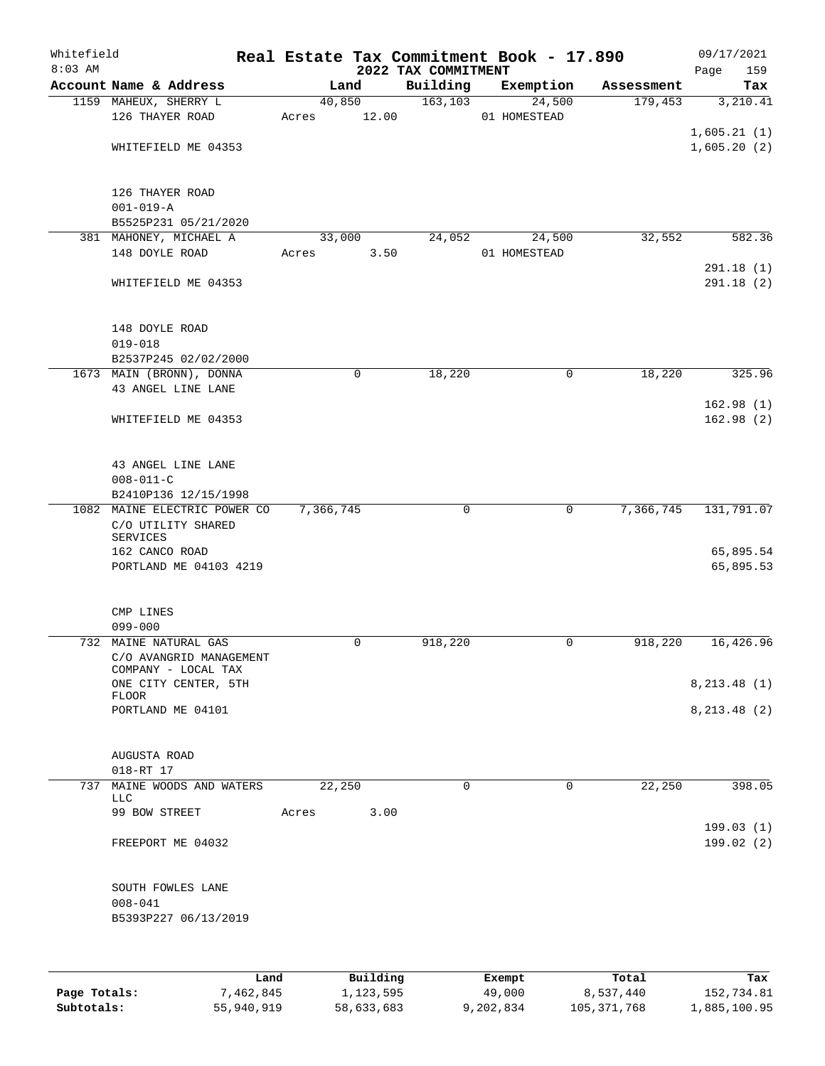Whitefield

8:03 AM

# Real Estate Tax Commitment Book - 17.890

## 2022 TAX COMMITMENT

09/17/2021

| Account Name & Address | Land | Building | Exemption | Assessment | Tax |
|---|---|---|---|---|---|
| 1159 MAHEUX, SHERRY L<br>126 THAYER ROAD<br><br>WHITEFIELD ME 04353<br><br>126 THAYER ROAD<br>001-019-A<br>B5525P231 05/21/2020 | 40,850<br>Acres 12.00 | 163,103 | 24,500<br>01 HOMESTEAD | 179,453 | 3,210.41<br><br>1,605.21 (1)<br>1,605.20 (2) |
| 381 MAHONEY, MICHAEL A<br>148 DOYLE ROAD<br><br>WHITEFIELD ME 04353<br><br>148 DOYLE ROAD<br>019-018<br>B2537P245 02/02/2000 | 33,000<br>Acres 3.50 | 24,052 | 24,500<br>01 HOMESTEAD | 32,552 | 582.36<br><br>291.18 (1)<br>291.18 (2) |
| 1673 MAIN (BRONN), DONNA<br>43 ANGEL LINE LANE<br><br>WHITEFIELD ME 04353<br><br>43 ANGEL LINE LANE<br>008-011-C<br>B2410P136 12/15/1998 | 0 | 18,220 | 0 | 18,220 | 325.96<br><br>162.98 (1)<br>162.98 (2) |
| 1082 MAINE ELECTRIC POWER CO<br>C/O UTILITY SHARED SERVICES<br>162 CANCO ROAD<br>PORTLAND ME 04103 4219<br><br>CMP LINES<br>099-000 | 7,366,745 | 0 | 0 | 7,366,745 | 131,791.07<br><br>65,895.54<br>65,895.53 |
| 732 MAINE NATURAL GAS<br>C/O AVANGRID MANAGEMENT COMPANY - LOCAL TAX<br>ONE CITY CENTER, 5TH FLOOR<br>PORTLAND ME 04101<br><br>AUGUSTA ROAD<br>018-RT 17 | 0 | 918,220 | 0 | 918,220 | 16,426.96<br><br>8,213.48 (1)<br>8,213.48 (2) |
| 737 MAINE WOODS AND WATERS LLC<br>99 BOW STREET<br><br>FREEPORT ME 04032<br><br>SOUTH FOWLES LANE<br>008-041<br>B5393P227 06/13/2019 | 22,250<br>Acres 3.00 | 0 | 0 | 22,250 | 398.05<br><br>199.03 (1)<br>199.02 (2) |

| | Land | Building | Exempt | Total | Tax |
|---|---|---|---|---|---|
| Page Totals: | 7,462,845 | 1,123,595 | 49,000 | 8,537,440 | 152,734.81 |
| Subtotals: | 55,940,919 | 58,633,683 | 9,202,834 | 105,371,768 | 1,885,100.95 |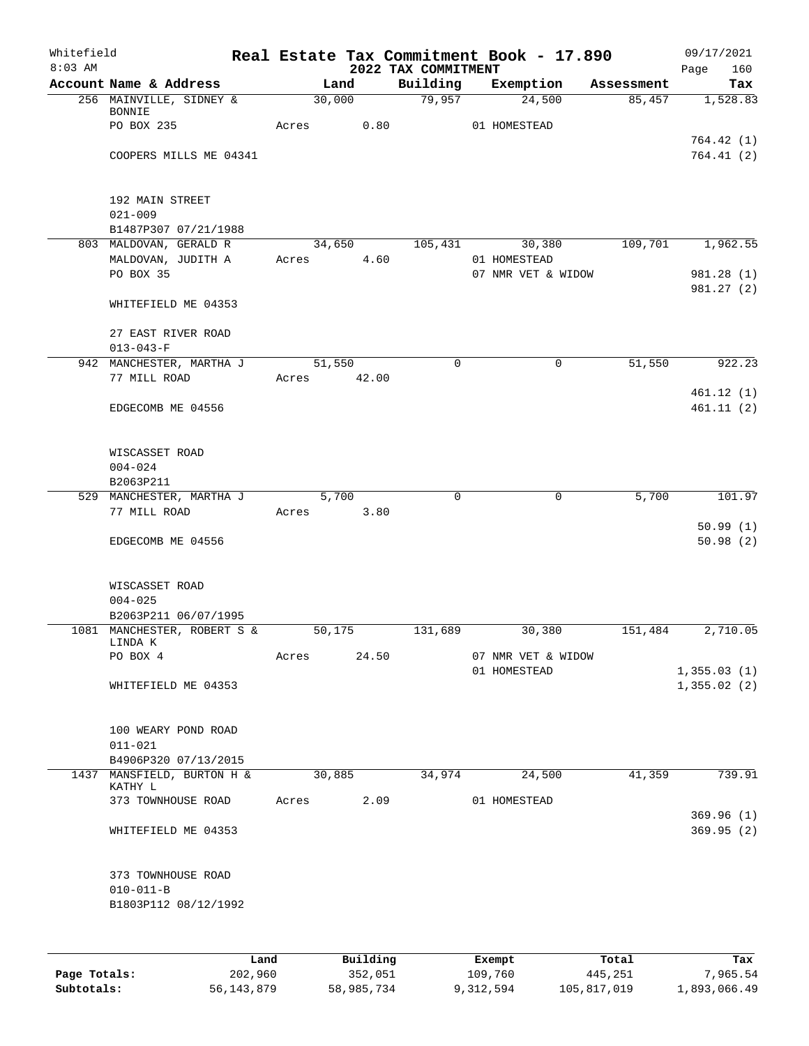Whitefield 8:03 AM

# Real Estate Tax Commitment Book - 17.890

## 2022 TAX COMMITMENT

09/17/2021 Page 160

| Account Name & Address | Land | Building | Exemption | Assessment | Tax |
|---|---|---|---|---|---|
| 256 MAINVILLE, SIDNEY & BONNIE | 30,000 | 79,957 | 24,500 | 85,457 | 1,528.83 |
| PO BOX 235 | Acres 0.80 | | 01 HOMESTEAD | | |
| | | | | | 764.42 (1) |
| COOPERS MILLS ME 04341 | | | | | 764.41 (2) |
| 192 MAIN STREET | | | | | |
| 021-009 | | | | | |
| B1487P307 07/21/1988 | | | | | |
| 803 MALDOVAN, GERALD R | 34,650 | 105,431 | 30,380 | 109,701 | 1,962.55 |
| MALDOVAN, JUDITH A | Acres 4.60 | | 01 HOMESTEAD | | |
| PO BOX 35 | | | 07 NMR VET & WIDOW | | 981.28 (1) |
| | | | | | 981.27 (2) |
| WHITEFIELD ME 04353 | | | | | |
| 27 EAST RIVER ROAD | | | | | |
| 013-043-F | | | | | |
| 942 MANCHESTER, MARTHA J | 51,550 | 0 | 0 | 51,550 | 922.23 |
| 77 MILL ROAD | Acres 42.00 | | | | |
| | | | | | 461.12 (1) |
| EDGECOMB ME 04556 | | | | | 461.11 (2) |
| WISCASSET ROAD | | | | | |
| 004-024 | | | | | |
| B2063P211 | | | | | |
| 529 MANCHESTER, MARTHA J | 5,700 | 0 | 0 | 5,700 | 101.97 |
| 77 MILL ROAD | Acres 3.80 | | | | |
| | | | | | 50.99 (1) |
| EDGECOMB ME 04556 | | | | | 50.98 (2) |
| WISCASSET ROAD | | | | | |
| 004-025 | | | | | |
| B2063P211 06/07/1995 | | | | | |
| 1081 MANCHESTER, ROBERT S & LINDA K | 50,175 | 131,689 | 30,380 | 151,484 | 2,710.05 |
| PO BOX 4 | Acres 24.50 | | 07 NMR VET & WIDOW | | |
| | | | 01 HOMESTEAD | | 1,355.03 (1) |
| WHITEFIELD ME 04353 | | | | | 1,355.02 (2) |
| 100 WEARY POND ROAD | | | | | |
| 011-021 | | | | | |
| B4906P320 07/13/2015 | | | | | |
| 1437 MANSFIELD, BURTON H & KATHY L | 30,885 | 34,974 | 24,500 | 41,359 | 739.91 |
| 373 TOWNHOUSE ROAD | Acres 2.09 | | 01 HOMESTEAD | | |
| | | | | | 369.96 (1) |
| WHITEFIELD ME 04353 | | | | | 369.95 (2) |
| 373 TOWNHOUSE ROAD | | | | | |
| 010-011-B | | | | | |
| B1803P112 08/12/1992 | | | | | |

| | Land | Building | Exempt | Total | Tax |
|---|---|---|---|---|---|
| Page Totals: | 202,960 | 352,051 | 109,760 | 445,251 | 7,965.54 |
| Subtotals: | 56,143,879 | 58,985,734 | 9,312,594 | 105,817,019 | 1,893,066.49 |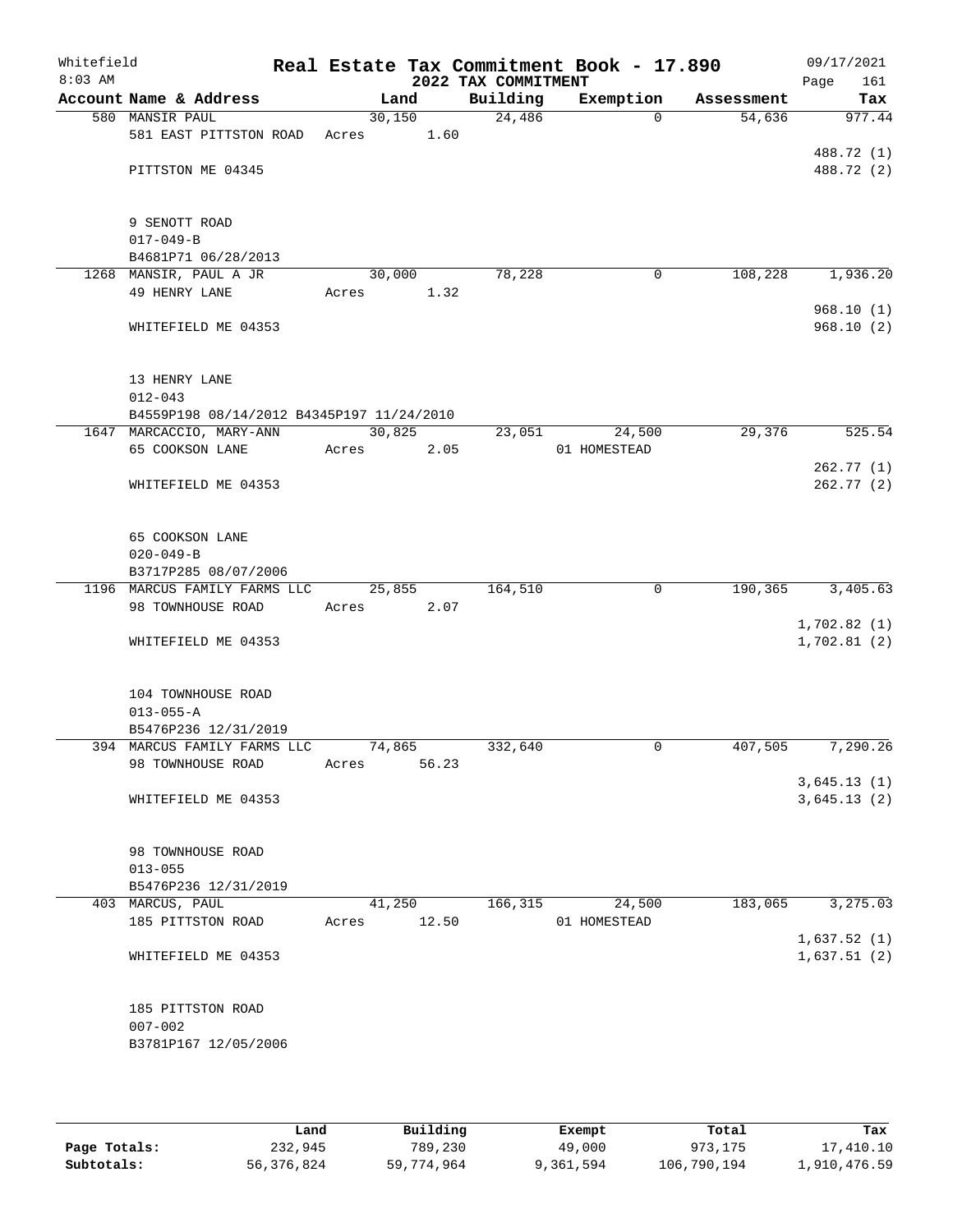Whitefield
8:03 AM

# Real Estate Tax Commitment Book - 17.890
## 2022 TAX COMMITMENT

09/17/2021

| Account Name & Address | Land | Building | Exemption | Assessment | Tax |
|---|---|---|---|---|---|
| 580 MANSIR PAUL | 30,150 | 24,486 | 0 | 54,636 | 977.44 |
| 581 EAST PITTSTON ROAD | Acres 1.60 | | | | |
| | | | | | 488.72 (1) |
| PITTSTON ME 04345 | | | | | 488.72 (2) |
| 9 SENOTT ROAD | | | | | |
| 017-049-B | | | | | |
| B4681P71 06/28/2013 | | | | | |
| 1268 MANSIR, PAUL A JR | 30,000 | 78,228 | 0 | 108,228 | 1,936.20 |
| 49 HENRY LANE | Acres 1.32 | | | | |
| | | | | | 968.10 (1) |
| WHITEFIELD ME 04353 | | | | | 968.10 (2) |
| 13 HENRY LANE | | | | | |
| 012-043 | | | | | |
| B4559P198 08/14/2012 B4345P197 11/24/2010 | | | | | |
| 1647 MARCACCIO, MARY-ANN | 30,825 | 23,051 | 24,500 | 29,376 | 525.54 |
| 65 COOKSON LANE | Acres 2.05 | | 01 HOMESTEAD | | |
| | | | | | 262.77 (1) |
| WHITEFIELD ME 04353 | | | | | 262.77 (2) |
| 65 COOKSON LANE | | | | | |
| 020-049-B | | | | | |
| B3717P285 08/07/2006 | | | | | |
| 1196 MARCUS FAMILY FARMS LLC | 25,855 | 164,510 | 0 | 190,365 | 3,405.63 |
| 98 TOWNHOUSE ROAD | Acres 2.07 | | | | |
| | | | | | 1,702.82 (1) |
| WHITEFIELD ME 04353 | | | | | 1,702.81 (2) |
| 104 TOWNHOUSE ROAD | | | | | |
| 013-055-A | | | | | |
| B5476P236 12/31/2019 | | | | | |
| 394 MARCUS FAMILY FARMS LLC | 74,865 | 332,640 | 0 | 407,505 | 7,290.26 |
| 98 TOWNHOUSE ROAD | Acres 56.23 | | | | |
| | | | | | 3,645.13 (1) |
| WHITEFIELD ME 04353 | | | | | 3,645.13 (2) |
| 98 TOWNHOUSE ROAD | | | | | |
| 013-055 | | | | | |
| B5476P236 12/31/2019 | | | | | |
| 403 MARCUS, PAUL | 41,250 | 166,315 | 24,500 | 183,065 | 3,275.03 |
| 185 PITTSTON ROAD | Acres 12.50 | | 01 HOMESTEAD | | |
| | | | | | 1,637.52 (1) |
| WHITEFIELD ME 04353 | | | | | 1,637.51 (2) |
| 185 PITTSTON ROAD | | | | | |
| 007-002 | | | | | |
| B3781P167 12/05/2006 | | | | | |

| | Land | Building | Exempt | Total | Tax |
|---|---|---|---|---|---|
| Page Totals: | 232,945 | 789,230 | 49,000 | 973,175 | 17,410.10 |
| Subtotals: | 56,376,824 | 59,774,964 | 9,361,594 | 106,790,194 | 1,910,476.59 |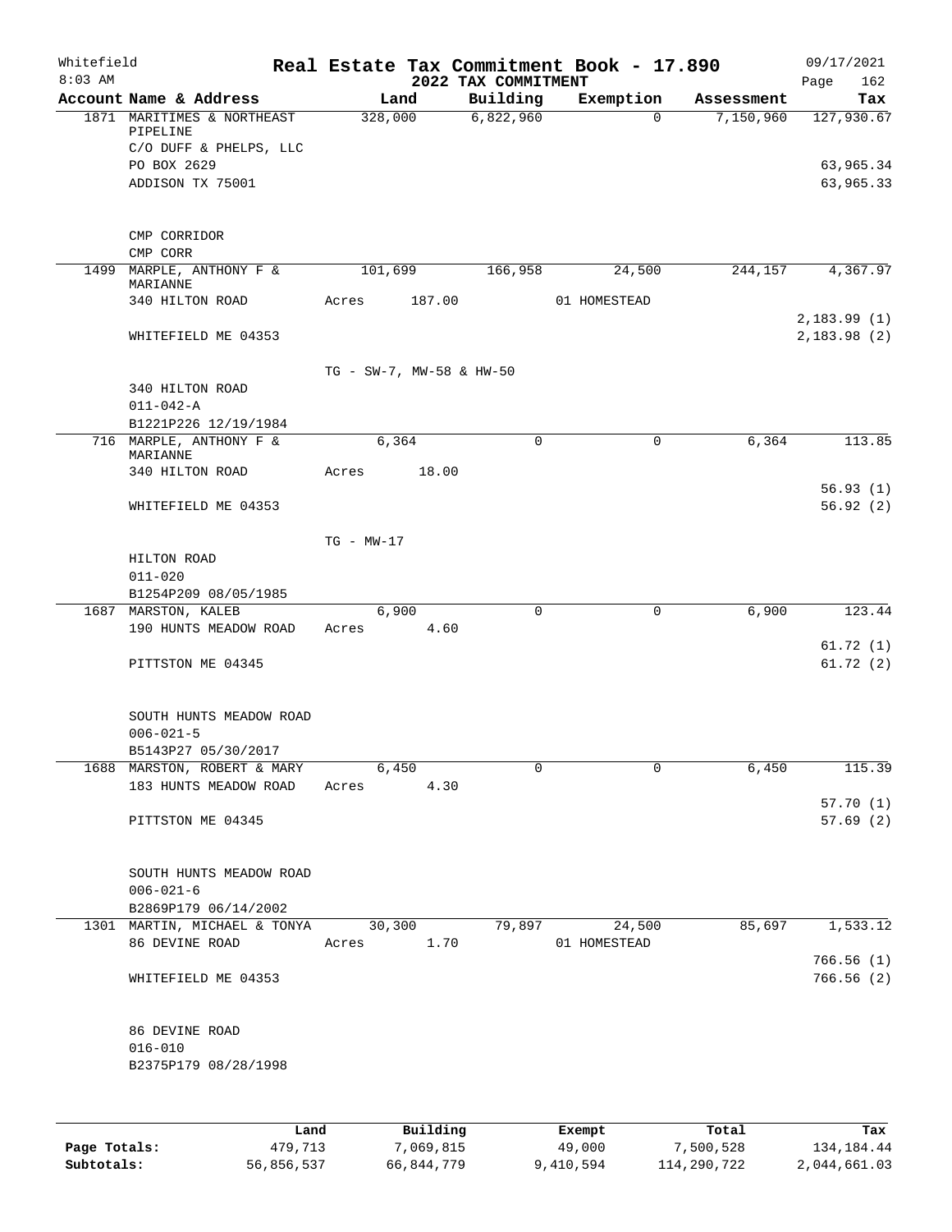# Whitefield — Real Estate Tax Commitment Book - 17.890

**2022 TAX COMMITMENT**

8:03 AM — 09/17/2021

| Account Name & Address | Land | Building | Exemption | Assessment | Tax |
|---|---|---|---|---|---|
| 1871 MARITIMES & NORTHEAST PIPELINE | 328,000 | 6,822,960 | 0 | 7,150,960 | 127,930.67 |
| C/O DUFF & PHELPS, LLC | | | | | |
| PO BOX 2629 | | | | | 63,965.34 |
| ADDISON TX 75001 | | | | | 63,965.33 |
| CMP CORRIDOR | | | | | |
| CMP CORR | | | | | |
| 1499 MARPLE, ANTHONY F & MARIANNE | 101,699 | 166,958 | 24,500 | 244,157 | 4,367.97 |
| 340 HILTON ROAD | Acres 187.00 | | 01 HOMESTEAD | | |
| | | | | | 2,183.99 (1) |
| WHITEFIELD ME 04353 | | | | | 2,183.98 (2) |
| | TG - SW-7, MW-58 & HW-50 | | | | |
| 340 HILTON ROAD | | | | | |
| 011-042-A | | | | | |
| B1221P226 12/19/1984 | | | | | |
| 716 MARPLE, ANTHONY F & MARIANNE | 6,364 | 0 | 0 | 6,364 | 113.85 |
| 340 HILTON ROAD | Acres 18.00 | | | | |
| | | | | | 56.93 (1) |
| WHITEFIELD ME 04353 | | | | | 56.92 (2) |
| | TG - MW-17 | | | | |
| HILTON ROAD | | | | | |
| 011-020 | | | | | |
| B1254P209 08/05/1985 | | | | | |
| 1687 MARSTON, KALEB | 6,900 | 0 | 0 | 6,900 | 123.44 |
| 190 HUNTS MEADOW ROAD | Acres 4.60 | | | | |
| | | | | | 61.72 (1) |
| PITTSTON ME 04345 | | | | | 61.72 (2) |
| SOUTH HUNTS MEADOW ROAD | | | | | |
| 006-021-5 | | | | | |
| B5143P27 05/30/2017 | | | | | |
| 1688 MARSTON, ROBERT & MARY | 6,450 | 0 | 0 | 6,450 | 115.39 |
| 183 HUNTS MEADOW ROAD | Acres 4.30 | | | | |
| | | | | | 57.70 (1) |
| PITTSTON ME 04345 | | | | | 57.69 (2) |
| SOUTH HUNTS MEADOW ROAD | | | | | |
| 006-021-6 | | | | | |
| B2869P179 06/14/2002 | | | | | |
| 1301 MARTIN, MICHAEL & TONYA | 30,300 | 79,897 | 24,500 | 85,697 | 1,533.12 |
| 86 DEVINE ROAD | Acres 1.70 | | 01 HOMESTEAD | | |
| | | | | | 766.56 (1) |
| WHITEFIELD ME 04353 | | | | | 766.56 (2) |
| 86 DEVINE ROAD | | | | | |
| 016-010 | | | | | |
| B2375P179 08/28/1998 | | | | | |

| | Land | Building | Exempt | Total | Tax |
|---|---|---|---|---|---|
| Page Totals: | 479,713 | 7,069,815 | 49,000 | 7,500,528 | 134,184.44 |
| Subtotals: | 56,856,537 | 66,844,779 | 9,410,594 | 114,290,722 | 2,044,661.03 |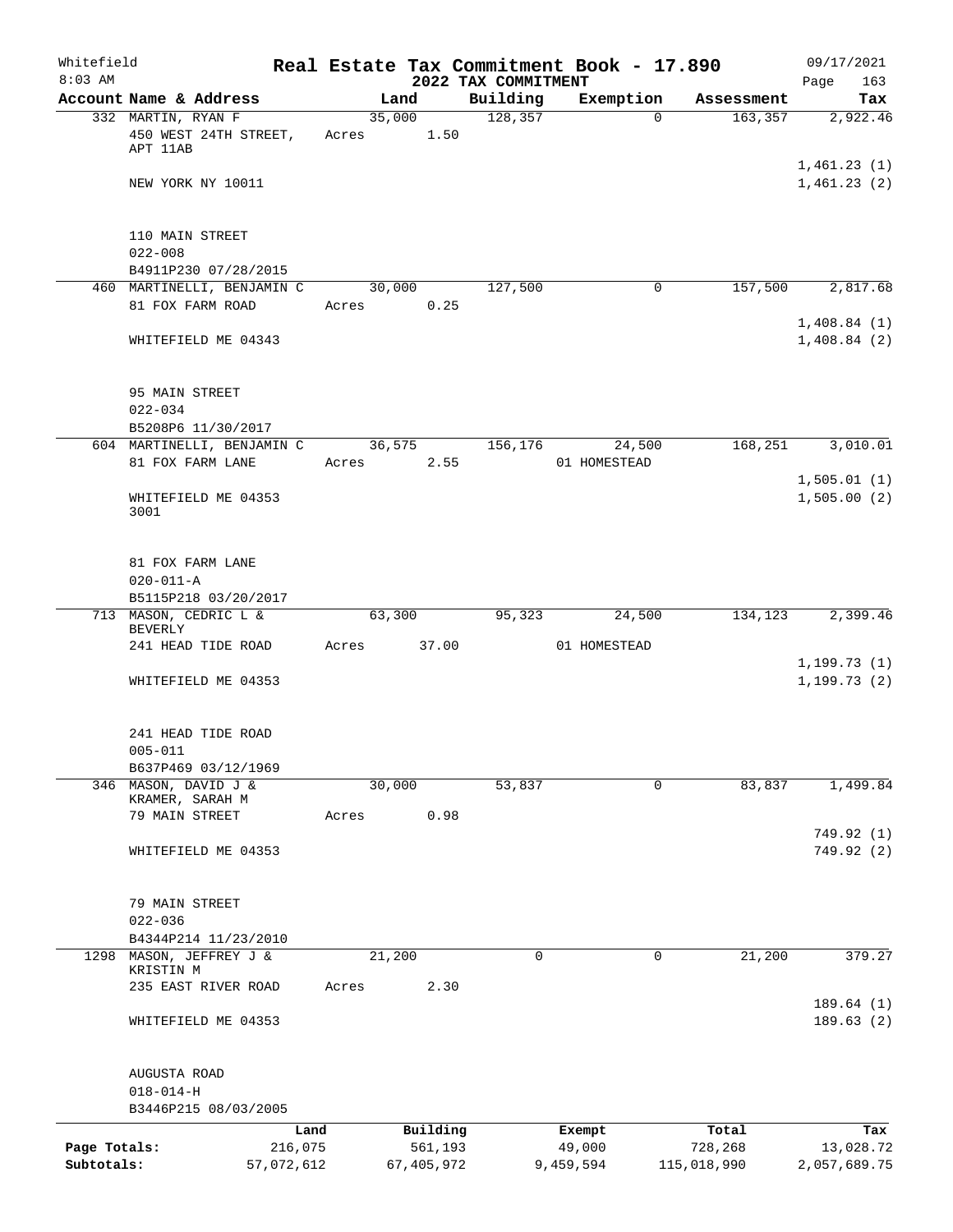Whitefield 8:03 AM

# Real Estate Tax Commitment Book - 17.890

## 2022 TAX COMMITMENT

09/17/2021 Page 163

| Account Name & Address | Land | Building | Exemption | Assessment | Tax |
|---|---|---|---|---|---|
| 332 MARTIN, RYAN F<br>450 WEST 24TH STREET, APT 11AB<br>NEW YORK NY 10011<br>110 MAIN STREET<br>022-008<br>B4911P230 07/28/2015 | 35,000<br>Acres 1.50 | 128,357 | 0 | 163,357 | 2,922.46<br>1,461.23 (1)<br>1,461.23 (2) |
| 460 MARTINELLI, BENJAMIN C<br>81 FOX FARM ROAD<br>WHITEFIELD ME 04343<br>95 MAIN STREET<br>022-034<br>B5208P6 11/30/2017 | 30,000<br>Acres 0.25 | 127,500 | 0 | 157,500 | 2,817.68<br>1,408.84 (1)<br>1,408.84 (2) |
| 604 MARTINELLI, BENJAMIN C<br>81 FOX FARM LANE<br>WHITEFIELD ME 04353 3001<br>81 FOX FARM LANE<br>020-011-A<br>B5115P218 03/20/2017 | 36,575<br>Acres 2.55 | 156,176 | 24,500<br>01 HOMESTEAD | 168,251 | 3,010.01<br>1,505.01 (1)<br>1,505.00 (2) |
| 713 MASON, CEDRIC L & BEVERLY<br>241 HEAD TIDE ROAD<br>WHITEFIELD ME 04353<br>241 HEAD TIDE ROAD<br>005-011<br>B637P469 03/12/1969 | 63,300<br>Acres 37.00 | 95,323 | 24,500<br>01 HOMESTEAD | 134,123 | 2,399.46<br>1,199.73 (1)<br>1,199.73 (2) |
| 346 MASON, DAVID J &<br>KRAMER, SARAH M<br>79 MAIN STREET<br>WHITEFIELD ME 04353<br>79 MAIN STREET<br>022-036<br>B4344P214 11/23/2010 | 30,000<br>Acres 0.98 | 53,837 | 0 | 83,837 | 1,499.84<br>749.92 (1)<br>749.92 (2) |
| 1298 MASON, JEFFREY J & KRISTIN M<br>235 EAST RIVER ROAD<br>WHITEFIELD ME 04353<br>AUGUSTA ROAD<br>018-014-H<br>B3446P215 08/03/2005 | 21,200<br>Acres 2.30 | 0 | 0 | 21,200 | 379.27<br>189.64 (1)<br>189.63 (2) |

| | Land | Building | Exempt | Total | Tax |
|---|---|---|---|---|---|
| Page Totals: | 216,075 | 561,193 | 49,000 | 728,268 | 13,028.72 |
| Subtotals: | 57,072,612 | 67,405,972 | 9,459,594 | 115,018,990 | 2,057,689.75 |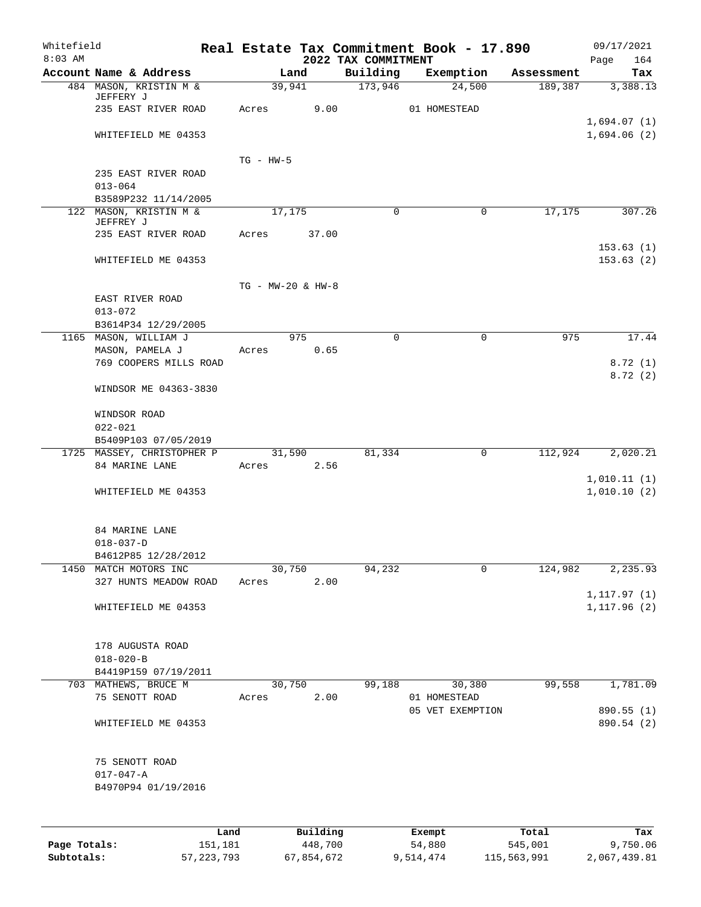Whitefield 8:03 AM

# Real Estate Tax Commitment Book - 17.890

## 2022 TAX COMMITMENT

09/17/2021 Page 164

| Account Name & Address | Land | Building | Exemption | Assessment | Tax |
|---|---|---|---|---|---|
| 484 MASON, KRISTIN M & JEFFERY J | 39,941 | 173,946 | 24,500 | 189,387 | 3,388.13 |
| 235 EAST RIVER ROAD | Acres 9.00 | | 01 HOMESTEAD | | |
| | | | | | 1,694.07 (1) |
| WHITEFIELD ME 04353 | | | | | 1,694.06 (2) |
| | TG - HW-5 | | | | |
| 235 EAST RIVER ROAD | | | | | |
| 013-064 | | | | | |
| B3589P232 11/14/2005 | | | | | |
| 122 MASON, KRISTIN M & JEFFREY J | 17,175 | 0 | 0 | 17,175 | 307.26 |
| 235 EAST RIVER ROAD | Acres 37.00 | | | | |
| | | | | | 153.63 (1) |
| WHITEFIELD ME 04353 | | | | | 153.63 (2) |
| | TG - MW-20 & HW-8 | | | | |
| EAST RIVER ROAD | | | | | |
| 013-072 | | | | | |
| B3614P34 12/29/2005 | | | | | |
| 1165 MASON, WILLIAM J | 975 | 0 | 0 | 975 | 17.44 |
| MASON, PAMELA J | Acres 0.65 | | | | |
| 769 COOPERS MILLS ROAD | | | | | 8.72 (1) |
| | | | | | 8.72 (2) |
| WINDSOR ME 04363-3830 | | | | | |
| WINDSOR ROAD | | | | | |
| 022-021 | | | | | |
| B5409P103 07/05/2019 | | | | | |
| 1725 MASSEY, CHRISTOPHER P | 31,590 | 81,334 | 0 | 112,924 | 2,020.21 |
| 84 MARINE LANE | Acres 2.56 | | | | |
| | | | | | 1,010.11 (1) |
| WHITEFIELD ME 04353 | | | | | 1,010.10 (2) |
| 84 MARINE LANE | | | | | |
| 018-037-D | | | | | |
| B4612P85 12/28/2012 | | | | | |
| 1450 MATCH MOTORS INC | 30,750 | 94,232 | 0 | 124,982 | 2,235.93 |
| 327 HUNTS MEADOW ROAD | Acres 2.00 | | | | |
| | | | | | 1,117.97 (1) |
| WHITEFIELD ME 04353 | | | | | 1,117.96 (2) |
| 178 AUGUSTA ROAD | | | | | |
| 018-020-B | | | | | |
| B4419P159 07/19/2011 | | | | | |
| 703 MATHEWS, BRUCE M | 30,750 | 99,188 | 30,380 | 99,558 | 1,781.09 |
| 75 SENOTT ROAD | Acres 2.00 | | 01 HOMESTEAD | | |
| | | | 05 VET EXEMPTION | | 890.55 (1) |
| WHITEFIELD ME 04353 | | | | | 890.54 (2) |
| 75 SENOTT ROAD | | | | | |
| 017-047-A | | | | | |
| B4970P94 01/19/2016 | | | | | |

| | Land | Building | Exempt | Total | Tax |
|---|---|---|---|---|---|
| Page Totals: | 151,181 | 448,700 | 54,880 | 545,001 | 9,750.06 |
| Subtotals: | 57,223,793 | 67,854,672 | 9,514,474 | 115,563,991 | 2,067,439.81 |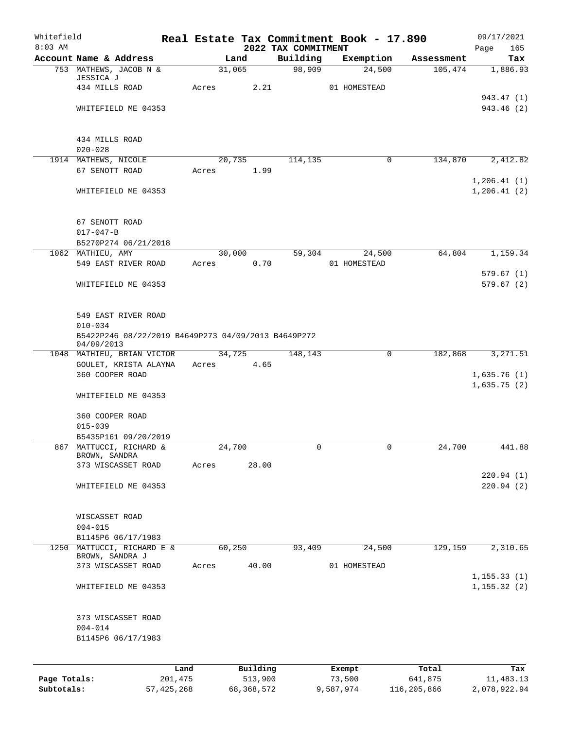Whitefield 8:03 AM

# Real Estate Tax Commitment Book - 17.890

## 2022 TAX COMMITMENT

09/17/2021

| Account Name & Address | Land | Building | Exemption | Assessment | Tax |
|---|---|---|---|---|---|
| 753 MATHEWS, JACOB N & JESSICA J | 31,065 | 98,909 | 24,500 | 105,474 | 1,886.93 |
| 434 MILLS ROAD | Acres 2.21 | | 01 HOMESTEAD | | |
| | | | | | 943.47 (1) |
| WHITEFIELD ME 04353 | | | | | 943.46 (2) |
| 434 MILLS ROAD | | | | | |
| 020-028 | | | | | |
| 1914 MATHEWS, NICOLE | 20,735 | 114,135 | 0 | 134,870 | 2,412.82 |
| 67 SENOTT ROAD | Acres 1.99 | | | | |
| | | | | | 1,206.41 (1) |
| WHITEFIELD ME 04353 | | | | | 1,206.41 (2) |
| 67 SENOTT ROAD | | | | | |
| 017-047-B | | | | | |
| B5270P274 06/21/2018 | | | | | |
| 1062 MATHIEU, AMY | 30,000 | 59,304 | 24,500 | 64,804 | 1,159.34 |
| 549 EAST RIVER ROAD | Acres 0.70 | | 01 HOMESTEAD | | |
| | | | | | 579.67 (1) |
| WHITEFIELD ME 04353 | | | | | 579.67 (2) |
| 549 EAST RIVER ROAD | | | | | |
| 010-034 | | | | | |
| B5422P246 08/22/2019 B4649P273 04/09/2013 B4649P272 04/09/2013 | | | | | |
| 1048 MATHIEU, BRIAN VICTOR | 34,725 | 148,143 | 0 | 182,868 | 3,271.51 |
| GOULET, KRISTA ALAYNA | Acres 4.65 | | | | |
| 360 COOPER ROAD | | | | | 1,635.76 (1) |
| | | | | | 1,635.75 (2) |
| WHITEFIELD ME 04353 | | | | | |
| 360 COOPER ROAD | | | | | |
| 015-039 | | | | | |
| B5435P161 09/20/2019 | | | | | |
| 867 MATTUCCI, RICHARD & BROWN, SANDRA | 24,700 | 0 | 0 | 24,700 | 441.88 |
| 373 WISCASSET ROAD | Acres 28.00 | | | | |
| | | | | | 220.94 (1) |
| WHITEFIELD ME 04353 | | | | | 220.94 (2) |
| WISCASSET ROAD | | | | | |
| 004-015 | | | | | |
| B1145P6 06/17/1983 | | | | | |
| 1250 MATTUCCI, RICHARD E & BROWN, SANDRA J | 60,250 | 93,409 | 24,500 | 129,159 | 2,310.65 |
| 373 WISCASSET ROAD | Acres 40.00 | | 01 HOMESTEAD | | |
| | | | | | 1,155.33 (1) |
| WHITEFIELD ME 04353 | | | | | 1,155.32 (2) |
| 373 WISCASSET ROAD | | | | | |
| 004-014 | | | | | |
| B1145P6 06/17/1983 | | | | | |

| | Land | Building | Exempt | Total | Tax |
|---|---|---|---|---|---|
| Page Totals: | 201,475 | 513,900 | 73,500 | 641,875 | 11,483.13 |
| Subtotals: | 57,425,268 | 68,368,572 | 9,587,974 | 116,205,866 | 2,078,922.94 |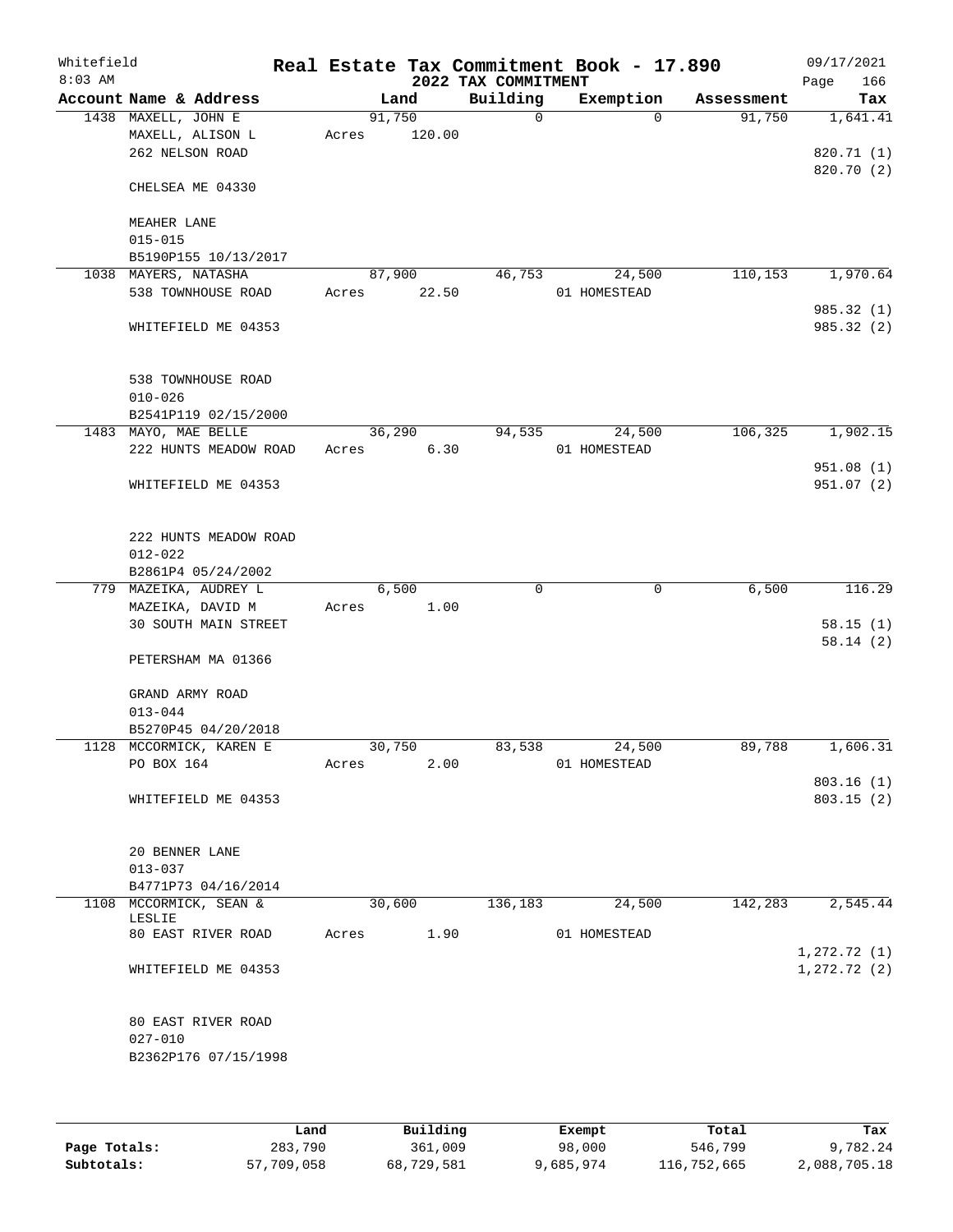Whitefield 8:03 AM

# Real Estate Tax Commitment Book - 17.890

## 2022 TAX COMMITMENT

09/17/2021 Page 166

| Account Name & Address | Land | Building | Exemption | Assessment | Tax |
|---|---|---|---|---|---|
| 1438 MAXELL, JOHN E | 91,750 | 0 | 0 | 91,750 | 1,641.41 |
| MAXELL, ALISON L | Acres 120.00 | | | | |
| 262 NELSON ROAD | | | | | 820.71 (1) |
| | | | | | 820.70 (2) |
| CHELSEA ME 04330 | | | | | |
| MEAHER LANE | | | | | |
| 015-015 | | | | | |
| B5190P155 10/13/2017 | | | | | |
| 1038 MAYERS, NATASHA | 87,900 | 46,753 | 24,500 | 110,153 | 1,970.64 |
| 538 TOWNHOUSE ROAD | Acres 22.50 | | 01 HOMESTEAD | | |
| | | | | | 985.32 (1) |
| WHITEFIELD ME 04353 | | | | | 985.32 (2) |
| 538 TOWNHOUSE ROAD | | | | | |
| 010-026 | | | | | |
| B2541P119 02/15/2000 | | | | | |
| 1483 MAYO, MAE BELLE | 36,290 | 94,535 | 24,500 | 106,325 | 1,902.15 |
| 222 HUNTS MEADOW ROAD | Acres 6.30 | | 01 HOMESTEAD | | |
| | | | | | 951.08 (1) |
| WHITEFIELD ME 04353 | | | | | 951.07 (2) |
| 222 HUNTS MEADOW ROAD | | | | | |
| 012-022 | | | | | |
| B2861P4 05/24/2002 | | | | | |
| 779 MAZEIKA, AUDREY L | 6,500 | 0 | 0 | 6,500 | 116.29 |
| MAZEIKA, DAVID M | Acres 1.00 | | | | |
| 30 SOUTH MAIN STREET | | | | | 58.15 (1) |
| | | | | | 58.14 (2) |
| PETERSHAM MA 01366 | | | | | |
| GRAND ARMY ROAD | | | | | |
| 013-044 | | | | | |
| B5270P45 04/20/2018 | | | | | |
| 1128 MCCORMICK, KAREN E | 30,750 | 83,538 | 24,500 | 89,788 | 1,606.31 |
| PO BOX 164 | Acres 2.00 | | 01 HOMESTEAD | | |
| | | | | | 803.16 (1) |
| WHITEFIELD ME 04353 | | | | | 803.15 (2) |
| 20 BENNER LANE | | | | | |
| 013-037 | | | | | |
| B4771P73 04/16/2014 | | | | | |
| 1108 MCCORMICK, SEAN & LESLIE | 30,600 | 136,183 | 24,500 | 142,283 | 2,545.44 |
| 80 EAST RIVER ROAD | Acres 1.90 | | 01 HOMESTEAD | | |
| | | | | | 1,272.72 (1) |
| WHITEFIELD ME 04353 | | | | | 1,272.72 (2) |
| 80 EAST RIVER ROAD | | | | | |
| 027-010 | | | | | |
| B2362P176 07/15/1998 | | | | | |

| | Land | Building | Exempt | Total | Tax |
|---|---|---|---|---|---|
| Page Totals: | 283,790 | 361,009 | 98,000 | 546,799 | 9,782.24 |
| Subtotals: | 57,709,058 | 68,729,581 | 9,685,974 | 116,752,665 | 2,088,705.18 |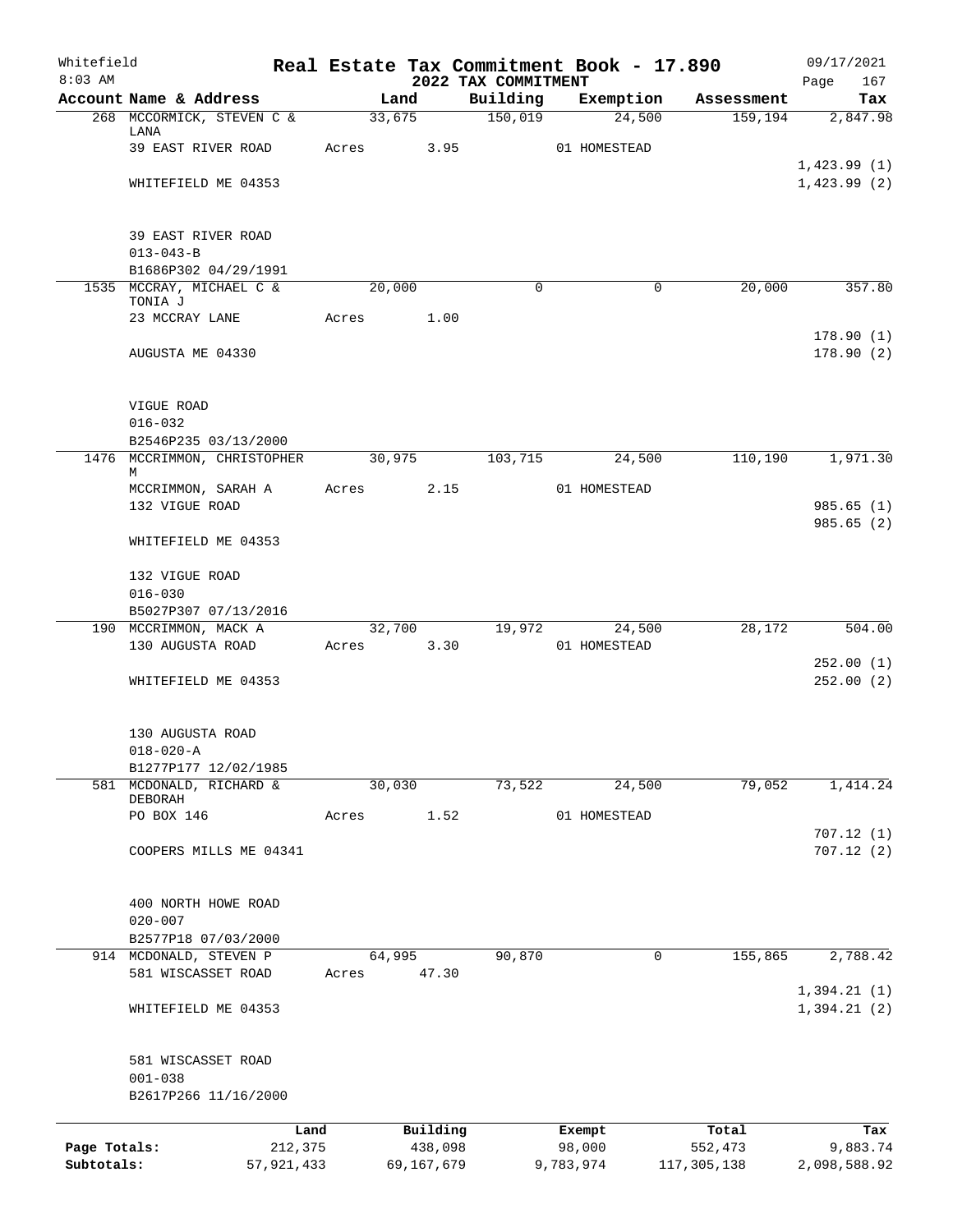Whitefield 8:03 AM

# Real Estate Tax Commitment Book - 17.890

## 2022 TAX COMMITMENT

09/17/2021 Page 167

| Account Name & Address | Land | Building | Exemption | Assessment | Tax |
|---|---|---|---|---|---|
| 268 MCCORMICK, STEVEN C & LANA | 33,675 | 150,019 | 24,500 | 159,194 | 2,847.98 |
| 39 EAST RIVER ROAD | Acres 3.95 | | 01 HOMESTEAD | | |
| | | | | | 1,423.99 (1) |
| WHITEFIELD ME 04353 | | | | | 1,423.99 (2) |
| 39 EAST RIVER ROAD | | | | | |
| 013-043-B | | | | | |
| B1686P302 04/29/1991 | | | | | |
| 1535 MCCRAY, MICHAEL C & TONIA J | 20,000 | 0 | 0 | 20,000 | 357.80 |
| 23 MCCRAY LANE | Acres 1.00 | | | | |
| | | | | | 178.90 (1) |
| AUGUSTA ME 04330 | | | | | 178.90 (2) |
| VIGUE ROAD | | | | | |
| 016-032 | | | | | |
| B2546P235 03/13/2000 | | | | | |
| 1476 MCCRIMMON, CHRISTOPHER M | 30,975 | 103,715 | 24,500 | 110,190 | 1,971.30 |
| MCCRIMMON, SARAH A | Acres 2.15 | | 01 HOMESTEAD | | |
| 132 VIGUE ROAD | | | | | 985.65 (1) |
| | | | | | 985.65 (2) |
| WHITEFIELD ME 04353 | | | | | |
| 132 VIGUE ROAD | | | | | |
| 016-030 | | | | | |
| B5027P307 07/13/2016 | | | | | |
| 190 MCCRIMMON, MACK A | 32,700 | 19,972 | 24,500 | 28,172 | 504.00 |
| 130 AUGUSTA ROAD | Acres 3.30 | | 01 HOMESTEAD | | |
| | | | | | 252.00 (1) |
| WHITEFIELD ME 04353 | | | | | 252.00 (2) |
| 130 AUGUSTA ROAD | | | | | |
| 018-020-A | | | | | |
| B1277P177 12/02/1985 | | | | | |
| 581 MCDONALD, RICHARD & DEBORAH | 30,030 | 73,522 | 24,500 | 79,052 | 1,414.24 |
| PO BOX 146 | Acres 1.52 | | 01 HOMESTEAD | | |
| | | | | | 707.12 (1) |
| COOPERS MILLS ME 04341 | | | | | 707.12 (2) |
| 400 NORTH HOWE ROAD | | | | | |
| 020-007 | | | | | |
| B2577P18 07/03/2000 | | | | | |
| 914 MCDONALD, STEVEN P | 64,995 | 90,870 | 0 | 155,865 | 2,788.42 |
| 581 WISCASSET ROAD | Acres 47.30 | | | | |
| | | | | | 1,394.21 (1) |
| WHITEFIELD ME 04353 | | | | | 1,394.21 (2) |
| 581 WISCASSET ROAD | | | | | |
| 001-038 | | | | | |
| B2617P266 11/16/2000 | | | | | |

| | Land | Building | Exempt | Total | Tax |
|---|---|---|---|---|---|
| Page Totals: | 212,375 | 438,098 | 98,000 | 552,473 | 9,883.74 |
| Subtotals: | 57,921,433 | 69,167,679 | 9,783,974 | 117,305,138 | 2,098,588.92 |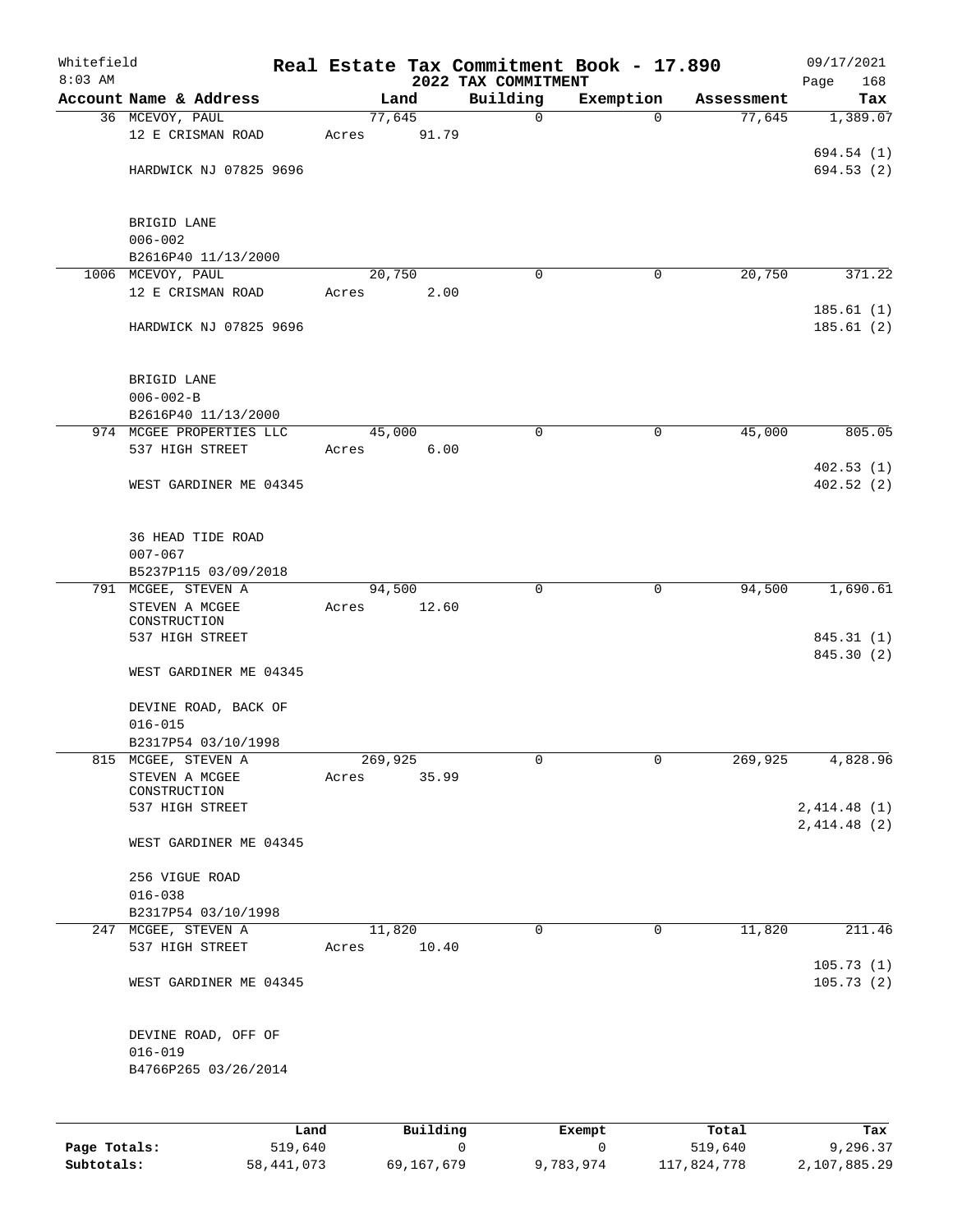Whitefield 8:03 AM

# Real Estate Tax Commitment Book - 17.890

## 2022 TAX COMMITMENT

09/17/2021

| Account Name & Address | Land | Building | Exemption | Assessment | Tax |
|---|---|---|---|---|---|
| 36 MCEVOY, PAUL<br>12 E CRISMAN ROAD<br><br>HARDWICK NJ 07825 9696<br><br>BRIGID LANE<br>006-002<br>B2616P40 11/13/2000 | 77,645<br>Acres 91.79 | 0 | 0 | 77,645 | 1,389.07<br><br>694.54 (1)<br>694.53 (2) |
| 1006 MCEVOY, PAUL<br>12 E CRISMAN ROAD<br><br>HARDWICK NJ 07825 9696<br><br>BRIGID LANE<br>006-002-B<br>B2616P40 11/13/2000 | 20,750<br>Acres 2.00 | 0 | 0 | 20,750 | 371.22<br><br>185.61 (1)<br>185.61 (2) |
| 974 MCGEE PROPERTIES LLC<br>537 HIGH STREET<br><br>WEST GARDINER ME 04345<br><br>36 HEAD TIDE ROAD<br>007-067<br>B5237P115 03/09/2018 | 45,000<br>Acres 6.00 | 0 | 0 | 45,000 | 805.05<br><br>402.53 (1)<br>402.52 (2) |
| 791 MCGEE, STEVEN A<br>STEVEN A MCGEE CONSTRUCTION<br>537 HIGH STREET<br><br>WEST GARDINER ME 04345<br><br>DEVINE ROAD, BACK OF<br>016-015<br>B2317P54 03/10/1998 | 94,500<br>Acres 12.60 | 0 | 0 | 94,500 | 1,690.61<br><br>845.31 (1)<br>845.30 (2) |
| 815 MCGEE, STEVEN A<br>STEVEN A MCGEE CONSTRUCTION<br>537 HIGH STREET<br><br>WEST GARDINER ME 04345<br><br>256 VIGUE ROAD<br>016-038<br>B2317P54 03/10/1998 | 269,925<br>Acres 35.99 | 0 | 0 | 269,925 | 4,828.96<br><br>2,414.48 (1)<br>2,414.48 (2) |
| 247 MCGEE, STEVEN A<br>537 HIGH STREET<br><br>WEST GARDINER ME 04345<br><br>DEVINE ROAD, OFF OF<br>016-019<br>B4766P265 03/26/2014 | 11,820<br>Acres 10.40 | 0 | 0 | 11,820 | 211.46<br><br>105.73 (1)<br>105.73 (2) |

| | Land | Building | Exempt | Total | Tax |
|---|---|---|---|---|---|
| Page Totals: | 519,640 | 0 | 0 | 519,640 | 9,296.37 |
| Subtotals: | 58,441,073 | 69,167,679 | 9,783,974 | 117,824,778 | 2,107,885.29 |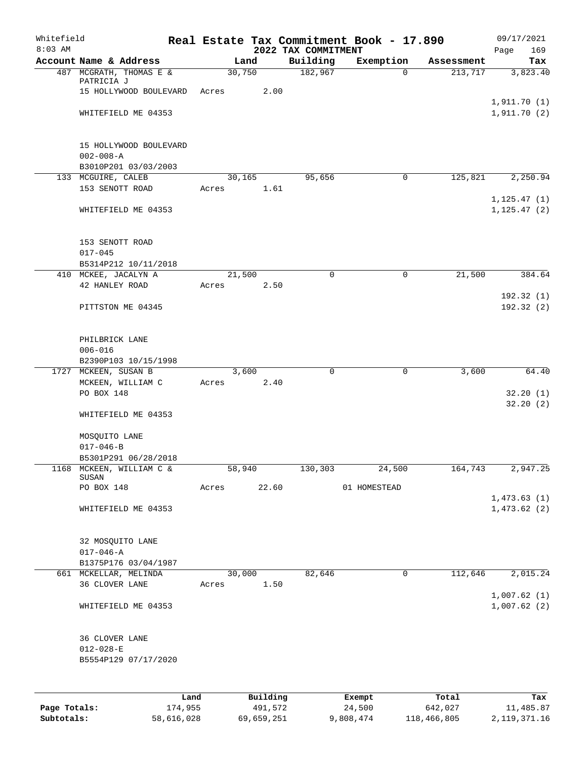Whitefield
8:03 AM

# Real Estate Tax Commitment Book - 17.890
## 2022 TAX COMMITMENT

09/17/2021

| Account | Name & Address | Land | Building | Exemption | Assessment | Tax |
|---|---|---|---|---|---|---|
| 487 | MCGRATH, THOMAS E & PATRICIA J | 30,750 | 182,967 | 0 | 213,717 | 3,823.40 |
| | 15 HOLLYWOOD BOULEVARD | Acres 2.00 | | | | |
| | WHITEFIELD ME 04353 | | | | | 1,911.70 (1) |
| | | | | | | 1,911.70 (2) |
| | 15 HOLLYWOOD BOULEVARD | | | | | |
| | 002-008-A | | | | | |
| | B3010P201 03/03/2003 | | | | | |
| 133 | MCGUIRE, CALEB | 30,165 | 95,656 | 0 | 125,821 | 2,250.94 |
| | 153 SENOTT ROAD | Acres 1.61 | | | | |
| | WHITEFIELD ME 04353 | | | | | 1,125.47 (1) |
| | | | | | | 1,125.47 (2) |
| | 153 SENOTT ROAD | | | | | |
| | 017-045 | | | | | |
| | B5314P212 10/11/2018 | | | | | |
| 410 | MCKEE, JACALYN A | 21,500 | 0 | 0 | 21,500 | 384.64 |
| | 42 HANLEY ROAD | Acres 2.50 | | | | |
| | PITTSTON ME 04345 | | | | | 192.32 (1) |
| | | | | | | 192.32 (2) |
| | PHILBRICK LANE | | | | | |
| | 006-016 | | | | | |
| | B2390P103 10/15/1998 | | | | | |
| 1727 | MCKEEN, SUSAN B | 3,600 | 0 | 0 | 3,600 | 64.40 |
| | MCKEEN, WILLIAM C | Acres 2.40 | | | | |
| | PO BOX 148 | | | | | 32.20 (1) |
| | | | | | | 32.20 (2) |
| | WHITEFIELD ME 04353 | | | | | |
| | MOSQUITO LANE | | | | | |
| | 017-046-B | | | | | |
| | B5301P291 06/28/2018 | | | | | |
| 1168 | MCKEEN, WILLIAM C & SUSAN | 58,940 | 130,303 | 24,500 | 164,743 | 2,947.25 |
| | PO BOX 148 | Acres 22.60 | | 01 HOMESTEAD | | |
| | WHITEFIELD ME 04353 | | | | | 1,473.63 (1) |
| | | | | | | 1,473.62 (2) |
| | 32 MOSQUITO LANE | | | | | |
| | 017-046-A | | | | | |
| | B1375P176 03/04/1987 | | | | | |
| 661 | MCKELLAR, MELINDA | 30,000 | 82,646 | 0 | 112,646 | 2,015.24 |
| | 36 CLOVER LANE | Acres 1.50 | | | | |
| | WHITEFIELD ME 04353 | | | | | 1,007.62 (1) |
| | | | | | | 1,007.62 (2) |
| | 36 CLOVER LANE | | | | | |
| | 012-028-E | | | | | |
| | B5554P129 07/17/2020 | | | | | |

| | Land | Building | Exempt | Total | Tax |
|---|---|---|---|---|---|
| Page Totals: | 174,955 | 491,572 | 24,500 | 642,027 | 11,485.87 |
| Subtotals: | 58,616,028 | 69,659,251 | 9,808,474 | 118,466,805 | 2,119,371.16 |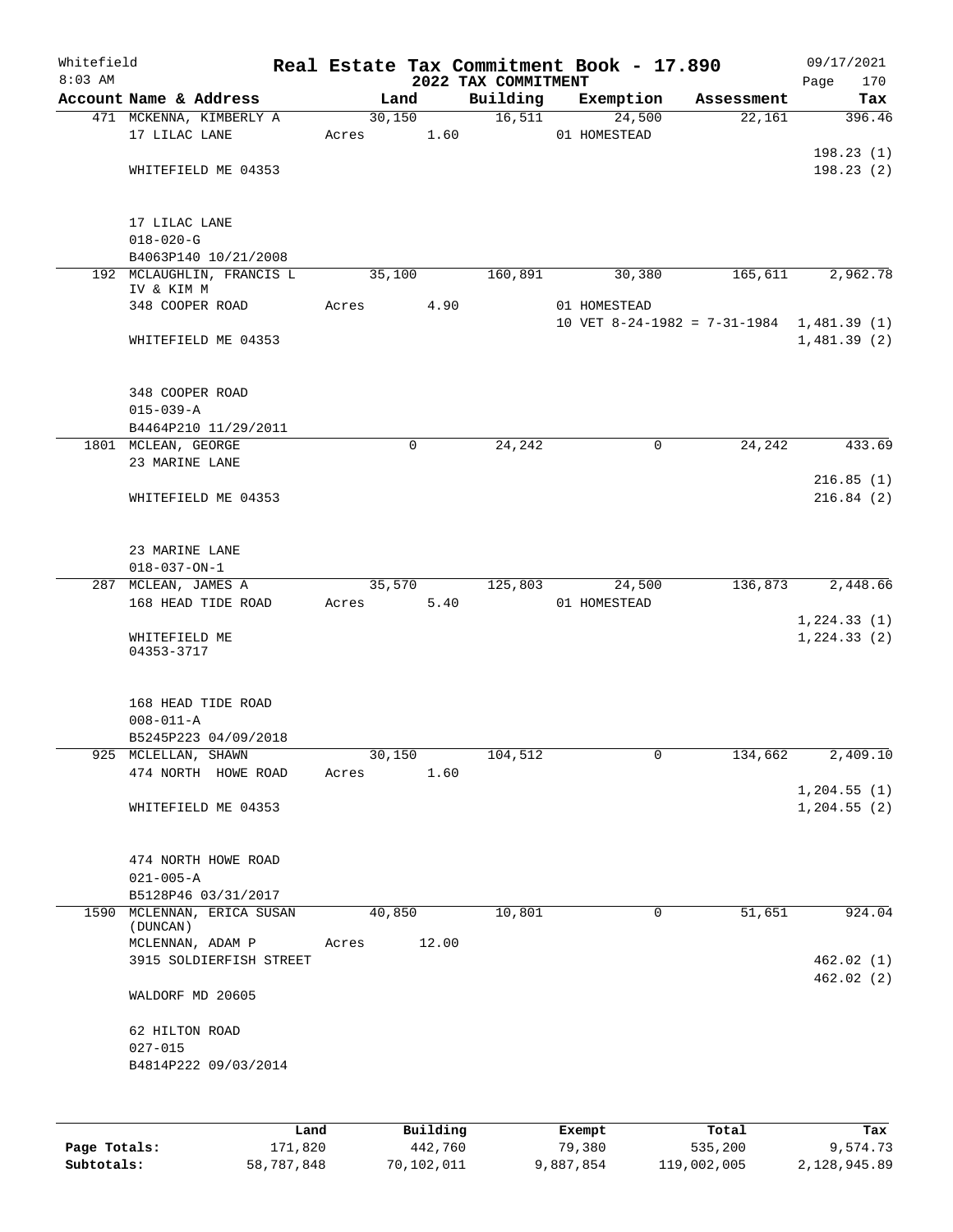Whitefield
8:03 AM

# Real Estate Tax Commitment Book - 17.890

## 2022 TAX COMMITMENT

09/17/2021
Page 170

| Account Name & Address | Land | Building | Exemption | Assessment | Tax |
|---|---|---|---|---|---|
| 471 MCKENNA, KIMBERLY A<br>17 LILAC LANE<br><br>WHITEFIELD ME 04353<br><br>17 LILAC LANE<br>018-020-G<br>B4063P140 10/21/2008 | 30,150<br>Acres 1.60 | 16,511 | 24,500<br>01 HOMESTEAD | 22,161 | 396.46<br><br>198.23 (1)<br>198.23 (2) |
| 192 MCLAUGHLIN, FRANCIS L IV & KIM M<br>348 COOPER ROAD<br><br>WHITEFIELD ME 04353<br><br>348 COOPER ROAD<br>015-039-A<br>B4464P210 11/29/2011 | 35,100<br>Acres 4.90 | 160,891 | 30,380<br>01 HOMESTEAD<br>10 VET 8-24-1982 = 7-31-1984 | 165,611 | 2,962.78<br><br>1,481.39 (1)<br>1,481.39 (2) |
| 1801 MCLEAN, GEORGE<br>23 MARINE LANE<br><br>WHITEFIELD ME 04353<br><br>23 MARINE LANE<br>018-037-ON-1 | 0 | 24,242 | 0 | 24,242 | 433.69<br><br>216.85 (1)<br>216.84 (2) |
| 287 MCLEAN, JAMES A<br>168 HEAD TIDE ROAD<br><br>WHITEFIELD ME<br>04353-3717<br><br>168 HEAD TIDE ROAD<br>008-011-A<br>B5245P223 04/09/2018 | 35,570<br>Acres 5.40 | 125,803 | 24,500<br>01 HOMESTEAD | 136,873 | 2,448.66<br><br>1,224.33 (1)<br>1,224.33 (2) |
| 925 MCLELLAN, SHAWN<br>474 NORTH HOWE ROAD<br><br>WHITEFIELD ME 04353<br><br>474 NORTH HOWE ROAD<br>021-005-A<br>B5128P46 03/31/2017 | 30,150<br>Acres 1.60 | 104,512 | 0 | 134,662 | 2,409.10<br><br>1,204.55 (1)<br>1,204.55 (2) |
| 1590 MCLENNAN, ERICA SUSAN (DUNCAN)<br>MCLENNAN, ADAM P<br>3915 SOLDIERFISH STREET<br><br>WALDORF MD 20605<br><br>62 HILTON ROAD<br>027-015<br>B4814P222 09/03/2014 | 40,850<br>Acres 12.00 | 10,801 | 0 | 51,651 | 924.04<br><br>462.02 (1)<br>462.02 (2) |

| | Land | Building | Exempt | Total | Tax |
|---|---|---|---|---|---|
| Page Totals: | 171,820 | 442,760 | 79,380 | 535,200 | 9,574.73 |
| Subtotals: | 58,787,848 | 70,102,011 | 9,887,854 | 119,002,005 | 2,128,945.89 |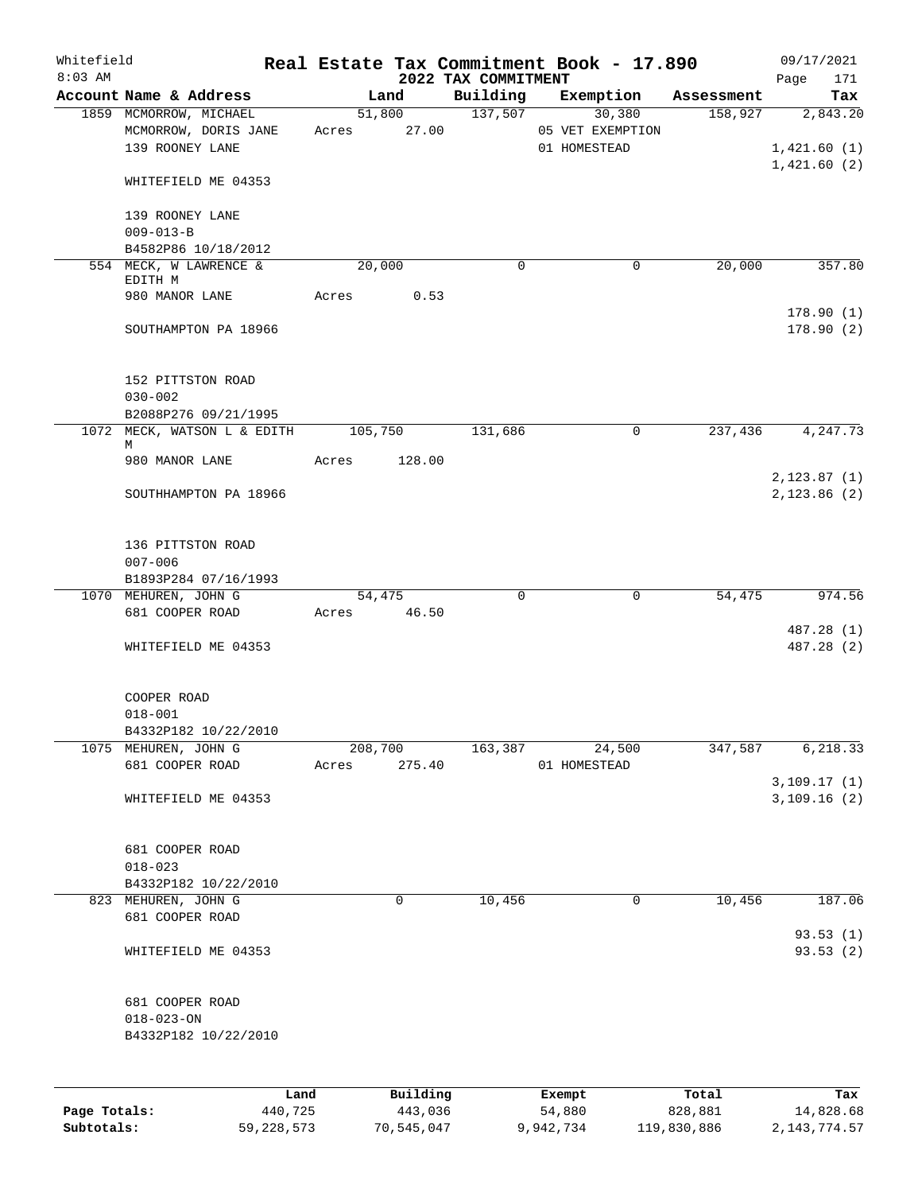# Real Estate Tax Commitment Book - 17.890

## 2022 TAX COMMITMENT

Whitefield 8:03 AM — 09/17/2021

| Account | Name & Address | Land | Building | Exemption | Assessment | Tax |
|---|---|---|---|---|---|---|
| 1859 | MCMORROW, MICHAEL<br>MCMORROW, DORIS JANE<br>139 ROONEY LANE<br><br>WHITEFIELD ME 04353<br><br>139 ROONEY LANE<br>009-013-B<br>B4582P86 10/18/2012 | 51,800<br>Acres 27.00 | 137,507 | 30,380<br>05 VET EXEMPTION<br>01 HOMESTEAD | 158,927 | 2,843.20<br><br>1,421.60 (1)<br>1,421.60 (2) |
| 554 | MECK, W LAWRENCE & EDITH M<br>980 MANOR LANE<br><br>SOUTHAMPTON PA 18966<br><br>152 PITTSTON ROAD<br>030-002<br>B2088P276 09/21/1995 | 20,000<br>Acres 0.53 | 0 | 0 | 20,000 | 357.80<br><br>178.90 (1)<br>178.90 (2) |
| 1072 | MECK, WATSON L & EDITH M<br>980 MANOR LANE<br><br>SOUTHHAMPTON PA 18966<br><br>136 PITTSTON ROAD<br>007-006<br>B1893P284 07/16/1993 | 105,750<br>Acres 128.00 | 131,686 | 0 | 237,436 | 4,247.73<br><br>2,123.87 (1)<br>2,123.86 (2) |
| 1070 | MEHUREN, JOHN G<br>681 COOPER ROAD<br><br>WHITEFIELD ME 04353<br><br>COOPER ROAD<br>018-001<br>B4332P182 10/22/2010 | 54,475<br>Acres 46.50 | 0 | 0 | 54,475 | 974.56<br><br>487.28 (1)<br>487.28 (2) |
| 1075 | MEHUREN, JOHN G<br>681 COOPER ROAD<br><br>WHITEFIELD ME 04353<br><br>681 COOPER ROAD<br>018-023<br>B4332P182 10/22/2010 | 208,700<br>Acres 275.40 | 163,387 | 24,500<br>01 HOMESTEAD | 347,587 | 6,218.33<br><br>3,109.17 (1)<br>3,109.16 (2) |
| 823 | MEHUREN, JOHN G<br>681 COOPER ROAD<br><br>WHITEFIELD ME 04353<br><br>681 COOPER ROAD<br>018-023-ON<br>B4332P182 10/22/2010 | 0 | 10,456 | 0 | 10,456 | 187.06<br><br>93.53 (1)<br>93.53 (2) |

| | Land | Building | Exempt | Total | Tax |
|---|---|---|---|---|---|
| Page Totals: | 440,725 | 443,036 | 54,880 | 828,881 | 14,828.68 |
| Subtotals: | 59,228,573 | 70,545,047 | 9,942,734 | 119,830,886 | 2,143,774.57 |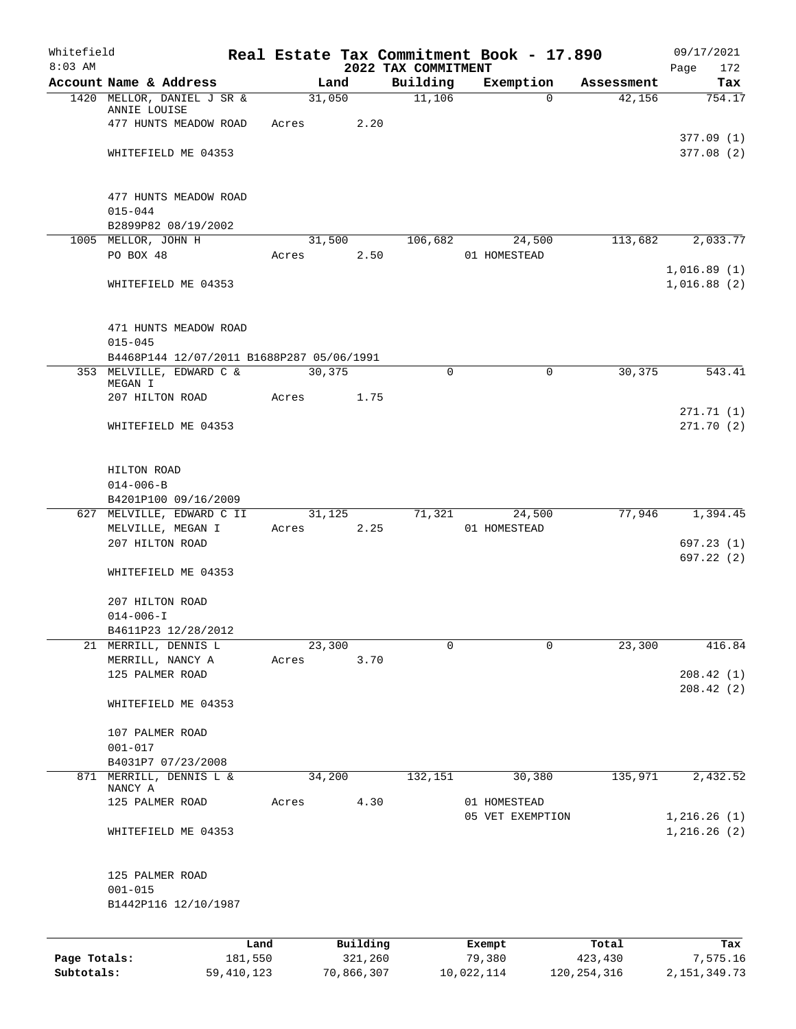Whitefield 8:03 AM

# Real Estate Tax Commitment Book - 17.890

## 2022 TAX COMMITMENT

09/17/2021

| Account Name & Address | Land | Building | Exemption | Assessment | Tax |
|---|---|---|---|---|---|
| 1420 MELLOR, DANIEL J SR & ANNIE LOUISE | 31,050 | 11,106 | 0 | 42,156 | 754.17 |
| 477 HUNTS MEADOW ROAD | Acres 2.20 | | | | |
| | | | | | 377.09 (1) |
| WHITEFIELD ME 04353 | | | | | 377.08 (2) |
| 477 HUNTS MEADOW ROAD | | | | | |
| 015-044 | | | | | |
| B2899P82 08/19/2002 | | | | | |
| 1005 MELLOR, JOHN H | 31,500 | 106,682 | 24,500 | 113,682 | 2,033.77 |
| PO BOX 48 | Acres 2.50 | | 01 HOMESTEAD | | |
| | | | | | 1,016.89 (1) |
| WHITEFIELD ME 04353 | | | | | 1,016.88 (2) |
| 471 HUNTS MEADOW ROAD | | | | | |
| 015-045 | | | | | |
| B4468P144 12/07/2011 B1688P287 05/06/1991 | | | | | |
| 353 MELVILLE, EDWARD C & MEGAN I | 30,375 | 0 | 0 | 30,375 | 543.41 |
| 207 HILTON ROAD | Acres 1.75 | | | | |
| | | | | | 271.71 (1) |
| WHITEFIELD ME 04353 | | | | | 271.70 (2) |
| HILTON ROAD | | | | | |
| 014-006-B | | | | | |
| B4201P100 09/16/2009 | | | | | |
| 627 MELVILLE, EDWARD C II | 31,125 | 71,321 | 24,500 | 77,946 | 1,394.45 |
| MELVILLE, MEGAN I | Acres 2.25 | | 01 HOMESTEAD | | |
| 207 HILTON ROAD | | | | | 697.23 (1) |
| | | | | | 697.22 (2) |
| WHITEFIELD ME 04353 | | | | | |
| 207 HILTON ROAD | | | | | |
| 014-006-I | | | | | |
| B4611P23 12/28/2012 | | | | | |
| 21 MERRILL, DENNIS L | 23,300 | 0 | 0 | 23,300 | 416.84 |
| MERRILL, NANCY A | Acres 3.70 | | | | |
| 125 PALMER ROAD | | | | | 208.42 (1) |
| | | | | | 208.42 (2) |
| WHITEFIELD ME 04353 | | | | | |
| 107 PALMER ROAD | | | | | |
| 001-017 | | | | | |
| B4031P7 07/23/2008 | | | | | |
| 871 MERRILL, DENNIS L & NANCY A | 34,200 | 132,151 | 30,380 | 135,971 | 2,432.52 |
| 125 PALMER ROAD | Acres 4.30 | | 01 HOMESTEAD | | |
| | | | 05 VET EXEMPTION | | 1,216.26 (1) |
| WHITEFIELD ME 04353 | | | | | 1,216.26 (2) |
| 125 PALMER ROAD | | | | | |
| 001-015 | | | | | |
| B1442P116 12/10/1987 | | | | | |

| | Land | Building | Exempt | Total | Tax |
|---|---|---|---|---|---|
| Page Totals: | 181,550 | 321,260 | 79,380 | 423,430 | 7,575.16 |
| Subtotals: | 59,410,123 | 70,866,307 | 10,022,114 | 120,254,316 | 2,151,349.73 |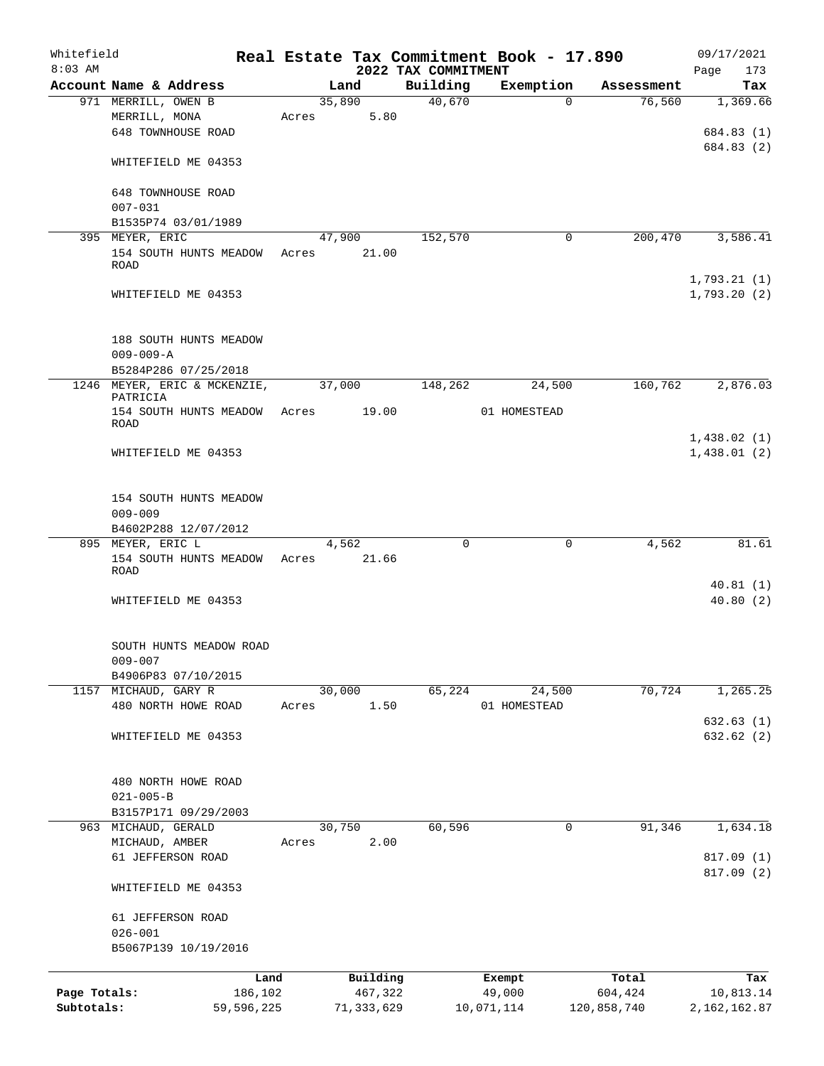Whitefield
8:03 AM

# Real Estate Tax Commitment Book - 17.890
## 2022 TAX COMMITMENT

09/17/2021
Page 173

| Account Name & Address | Land | Building | Exemption | Assessment | Tax |
|---|---|---|---|---|---|
| 971 MERRILL, OWEN B | 35,890 | 40,670 | 0 | 76,560 | 1,369.66 |
| MERRILL, MONA | Acres 5.80 | | | | |
| 648 TOWNHOUSE ROAD | | | | | 684.83 (1) |
| | | | | | 684.83 (2) |
| WHITEFIELD ME 04353 | | | | | |
| 648 TOWNHOUSE ROAD | | | | | |
| 007-031 | | | | | |
| B1535P74 03/01/1989 | | | | | |
| 395 MEYER, ERIC | 47,900 | 152,570 | 0 | 200,470 | 3,586.41 |
| 154 SOUTH HUNTS MEADOW ROAD | Acres 21.00 | | | | |
| | | | | | 1,793.21 (1) |
| WHITEFIELD ME 04353 | | | | | 1,793.20 (2) |
| 188 SOUTH HUNTS MEADOW | | | | | |
| 009-009-A | | | | | |
| B5284P286 07/25/2018 | | | | | |
| 1246 MEYER, ERIC & MCKENZIE, PATRICIA | 37,000 | 148,262 | 24,500 | 160,762 | 2,876.03 |
| 154 SOUTH HUNTS MEADOW ROAD | Acres 19.00 | | 01 HOMESTEAD | | |
| | | | | | 1,438.02 (1) |
| WHITEFIELD ME 04353 | | | | | 1,438.01 (2) |
| 154 SOUTH HUNTS MEADOW | | | | | |
| 009-009 | | | | | |
| B4602P288 12/07/2012 | | | | | |
| 895 MEYER, ERIC L | 4,562 | 0 | 0 | 4,562 | 81.61 |
| 154 SOUTH HUNTS MEADOW ROAD | Acres 21.66 | | | | |
| | | | | | 40.81 (1) |
| WHITEFIELD ME 04353 | | | | | 40.80 (2) |
| SOUTH HUNTS MEADOW ROAD | | | | | |
| 009-007 | | | | | |
| B4906P83 07/10/2015 | | | | | |
| 1157 MICHAUD, GARY R | 30,000 | 65,224 | 24,500 | 70,724 | 1,265.25 |
| 480 NORTH HOWE ROAD | Acres 1.50 | | 01 HOMESTEAD | | |
| | | | | | 632.63 (1) |
| WHITEFIELD ME 04353 | | | | | 632.62 (2) |
| 480 NORTH HOWE ROAD | | | | | |
| 021-005-B | | | | | |
| B3157P171 09/29/2003 | | | | | |
| 963 MICHAUD, GERALD | 30,750 | 60,596 | 0 | 91,346 | 1,634.18 |
| MICHAUD, AMBER | Acres 2.00 | | | | |
| 61 JEFFERSON ROAD | | | | | 817.09 (1) |
| | | | | | 817.09 (2) |
| WHITEFIELD ME 04353 | | | | | |
| 61 JEFFERSON ROAD | | | | | |
| 026-001 | | | | | |
| B5067P139 10/19/2016 | | | | | |

| | Land | Building | Exempt | Total | Tax |
|---|---|---|---|---|---|
| Page Totals: | 186,102 | 467,322 | 49,000 | 604,424 | 10,813.14 |
| Subtotals: | 59,596,225 | 71,333,629 | 10,071,114 | 120,858,740 | 2,162,162.87 |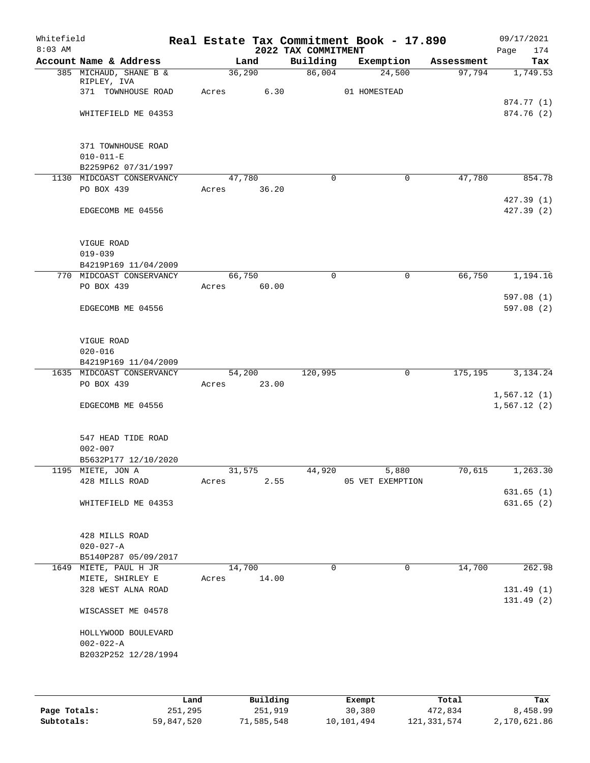Whitefield 8:03 AM

# Real Estate Tax Commitment Book - 17.890

## 2022 TAX COMMITMENT

09/17/2021

| Account Name & Address | Land | Building | Exemption | Assessment | Tax |
|---|---|---|---|---|---|
| 385 MICHAUD, SHANE B & RIPLEY, IVA | 36,290 | 86,004 | 24,500 | 97,794 | 1,749.53 |
| 371 TOWNHOUSE ROAD | Acres 6.30 | | 01 HOMESTEAD | | |
| | | | | | 874.77 (1) |
| WHITEFIELD ME 04353 | | | | | 874.76 (2) |
| 371 TOWNHOUSE ROAD | | | | | |
| 010-011-E | | | | | |
| B2259P62 07/31/1997 | | | | | |
| 1130 MIDCOAST CONSERVANCY | 47,780 | 0 | 0 | 47,780 | 854.78 |
| PO BOX 439 | Acres 36.20 | | | | |
| | | | | | 427.39 (1) |
| EDGECOMB ME 04556 | | | | | 427.39 (2) |
| VIGUE ROAD | | | | | |
| 019-039 | | | | | |
| B4219P169 11/04/2009 | | | | | |
| 770 MIDCOAST CONSERVANCY | 66,750 | 0 | 0 | 66,750 | 1,194.16 |
| PO BOX 439 | Acres 60.00 | | | | |
| | | | | | 597.08 (1) |
| EDGECOMB ME 04556 | | | | | 597.08 (2) |
| VIGUE ROAD | | | | | |
| 020-016 | | | | | |
| B4219P169 11/04/2009 | | | | | |
| 1635 MIDCOAST CONSERVANCY | 54,200 | 120,995 | 0 | 175,195 | 3,134.24 |
| PO BOX 439 | Acres 23.00 | | | | |
| | | | | | 1,567.12 (1) |
| EDGECOMB ME 04556 | | | | | 1,567.12 (2) |
| 547 HEAD TIDE ROAD | | | | | |
| 002-007 | | | | | |
| B5632P177 12/10/2020 | | | | | |
| 1195 MIETE, JON A | 31,575 | 44,920 | 5,880 | 70,615 | 1,263.30 |
| 428 MILLS ROAD | Acres 2.55 | | 05 VET EXEMPTION | | |
| | | | | | 631.65 (1) |
| WHITEFIELD ME 04353 | | | | | 631.65 (2) |
| 428 MILLS ROAD | | | | | |
| 020-027-A | | | | | |
| B5140P287 05/09/2017 | | | | | |
| 1649 MIETE, PAUL H JR | 14,700 | 0 | 0 | 14,700 | 262.98 |
| MIETE, SHIRLEY E | Acres 14.00 | | | | |
| 328 WEST ALNA ROAD | | | | | 131.49 (1) |
| | | | | | 131.49 (2) |
| WISCASSET ME 04578 | | | | | |
| HOLLYWOOD BOULEVARD | | | | | |
| 002-022-A | | | | | |
| B2032P252 12/28/1994 | | | | | |

| | Land | Building | Exempt | Total | Tax |
|---|---|---|---|---|---|
| Page Totals: | 251,295 | 251,919 | 30,380 | 472,834 | 8,458.99 |
| Subtotals: | 59,847,520 | 71,585,548 | 10,101,494 | 121,331,574 | 2,170,621.86 |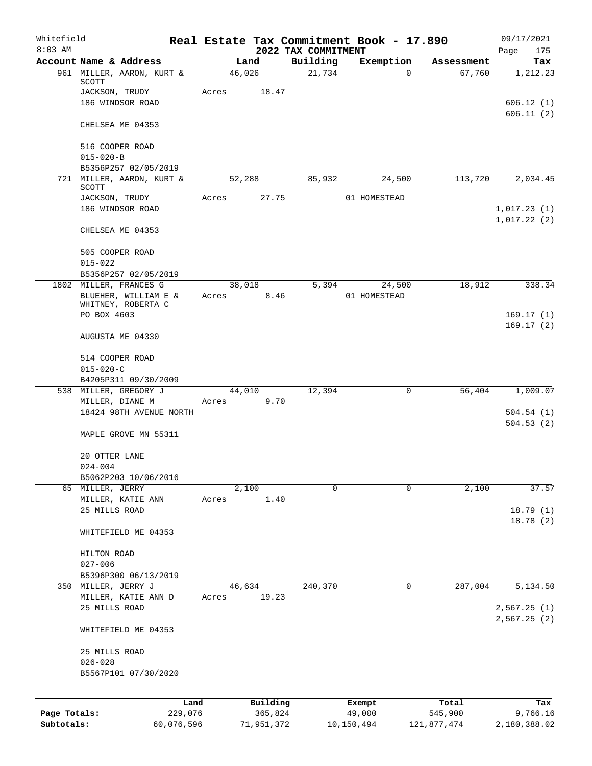Whitefield
8:03 AM

# Real Estate Tax Commitment Book - 17.890

## 2022 TAX COMMITMENT

09/17/2021

| Account Name & Address | Land | Building | Exemption | Assessment | Tax |
|---|---|---|---|---|---|
| 961 MILLER, AARON, KURT & SCOTT | 46,026 | 21,734 | 0 | 67,760 | 1,212.23 |
| JACKSON, TRUDY | Acres 18.47 | | | | |
| 186 WINDSOR ROAD | | | | | 606.12 (1) |
| | | | | | 606.11 (2) |
| CHELSEA ME 04353 | | | | | |
| 516 COOPER ROAD | | | | | |
| 015-020-B | | | | | |
| B5356P257 02/05/2019 | | | | | |
| 721 MILLER, AARON, KURT & SCOTT | 52,288 | 85,932 | 24,500 | 113,720 | 2,034.45 |
| JACKSON, TRUDY | Acres 27.75 | | 01 HOMESTEAD | | |
| 186 WINDSOR ROAD | | | | | 1,017.23 (1) |
| | | | | | 1,017.22 (2) |
| CHELSEA ME 04353 | | | | | |
| 505 COOPER ROAD | | | | | |
| 015-022 | | | | | |
| B5356P257 02/05/2019 | | | | | |
| 1802 MILLER, FRANCES G | 38,018 | 5,394 | 24,500 | 18,912 | 338.34 |
| BLUEHER, WILLIAM E & WHITNEY, ROBERTA C | Acres 8.46 | | 01 HOMESTEAD | | |
| PO BOX 4603 | | | | | 169.17 (1) |
| | | | | | 169.17 (2) |
| AUGUSTA ME 04330 | | | | | |
| 514 COOPER ROAD | | | | | |
| 015-020-C | | | | | |
| B4205P311 09/30/2009 | | | | | |
| 538 MILLER, GREGORY J | 44,010 | 12,394 | 0 | 56,404 | 1,009.07 |
| MILLER, DIANE M | Acres 9.70 | | | | |
| 18424 98TH AVENUE NORTH | | | | | 504.54 (1) |
| | | | | | 504.53 (2) |
| MAPLE GROVE MN 55311 | | | | | |
| 20 OTTER LANE | | | | | |
| 024-004 | | | | | |
| B5062P203 10/06/2016 | | | | | |
| 65 MILLER, JERRY | 2,100 | 0 | 0 | 2,100 | 37.57 |
| MILLER, KATIE ANN | Acres 1.40 | | | | |
| 25 MILLS ROAD | | | | | 18.79 (1) |
| | | | | | 18.78 (2) |
| WHITEFIELD ME 04353 | | | | | |
| HILTON ROAD | | | | | |
| 027-006 | | | | | |
| B5396P300 06/13/2019 | | | | | |
| 350 MILLER, JERRY J | 46,634 | 240,370 | 0 | 287,004 | 5,134.50 |
| MILLER, KATIE ANN D | Acres 19.23 | | | | |
| 25 MILLS ROAD | | | | | 2,567.25 (1) |
| | | | | | 2,567.25 (2) |
| WHITEFIELD ME 04353 | | | | | |
| 25 MILLS ROAD | | | | | |
| 026-028 | | | | | |
| B5567P101 07/30/2020 | | | | | |

| | Land | Building | Exempt | Total | Tax |
|---|---|---|---|---|---|
| Page Totals: | 229,076 | 365,824 | 49,000 | 545,900 | 9,766.16 |
| Subtotals: | 60,076,596 | 71,951,372 | 10,150,494 | 121,877,474 | 2,180,388.02 |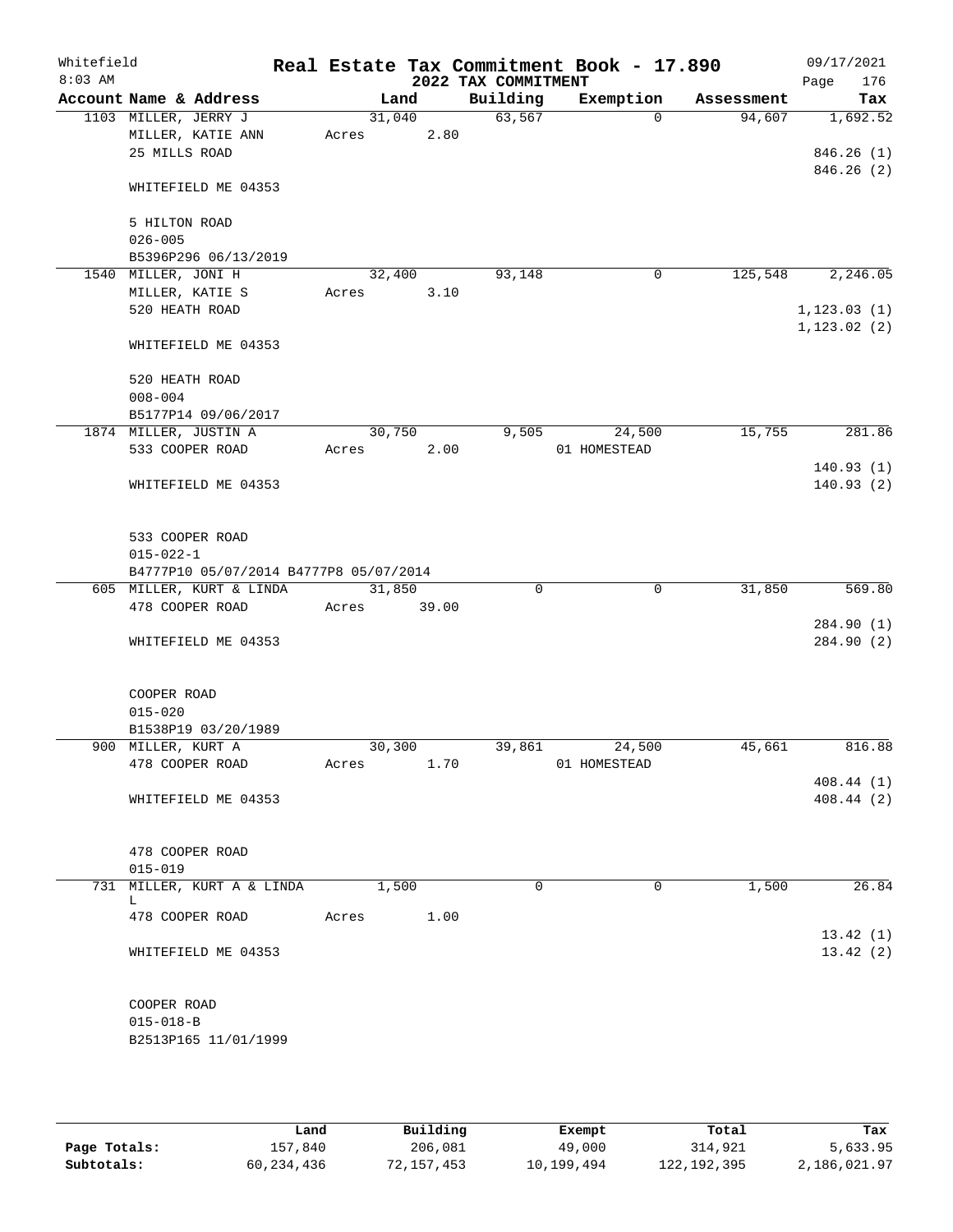Whitefield 8:03 AM

# Real Estate Tax Commitment Book - 17.890
## 2022 TAX COMMITMENT

09/17/2021 Page 176

| Account | Name & Address | Land | Building | Exemption | Assessment | Tax |
|---|---|---|---|---|---|---|
| 1103 | MILLER, JERRY J<br>MILLER, KATIE ANN<br>25 MILLS ROAD<br><br>WHITEFIELD ME 04353<br><br>5 HILTON ROAD<br>026-005<br>B5396P296 06/13/2019 | 31,040<br>Acres 2.80 | 63,567 | 0 | 94,607 | 1,692.52<br><br>846.26 (1)<br>846.26 (2) |
| 1540 | MILLER, JONI H<br>MILLER, KATIE S<br>520 HEATH ROAD<br><br>WHITEFIELD ME 04353<br><br>520 HEATH ROAD<br>008-004<br>B5177P14 09/06/2017 | 32,400<br>Acres 3.10 | 93,148 | 0 | 125,548 | 2,246.05<br><br>1,123.03 (1)<br>1,123.02 (2) |
| 1874 | MILLER, JUSTIN A<br>533 COOPER ROAD<br><br>WHITEFIELD ME 04353<br><br>533 COOPER ROAD<br>015-022-1<br>B4777P10 05/07/2014 B4777P8 05/07/2014 | 30,750<br>Acres 2.00 | 9,505 | 24,500<br>01 HOMESTEAD | 15,755 | 281.86<br><br>140.93 (1)<br>140.93 (2) |
| 605 | MILLER, KURT & LINDA<br>478 COOPER ROAD<br><br>WHITEFIELD ME 04353<br><br>COOPER ROAD<br>015-020<br>B1538P19 03/20/1989 | 31,850<br>Acres 39.00 | 0 | 0 | 31,850 | 569.80<br><br>284.90 (1)<br>284.90 (2) |
| 900 | MILLER, KURT A<br>478 COOPER ROAD<br><br>WHITEFIELD ME 04353<br><br>478 COOPER ROAD<br>015-019 | 30,300<br>Acres 1.70 | 39,861 | 24,500<br>01 HOMESTEAD | 45,661 | 816.88<br><br>408.44 (1)<br>408.44 (2) |
| 731 | MILLER, KURT A & LINDA L<br>478 COOPER ROAD<br><br>WHITEFIELD ME 04353<br><br>COOPER ROAD<br>015-018-B<br>B2513P165 11/01/1999 | 1,500<br>Acres 1.00 | 0 | 0 | 1,500 | 26.84<br><br>13.42 (1)<br>13.42 (2) |

| | Land | Building | Exempt | Total | Tax |
|---|---|---|---|---|---|
| Page Totals: | 157,840 | 206,081 | 49,000 | 314,921 | 5,633.95 |
| Subtotals: | 60,234,436 | 72,157,453 | 10,199,494 | 122,192,395 | 2,186,021.97 |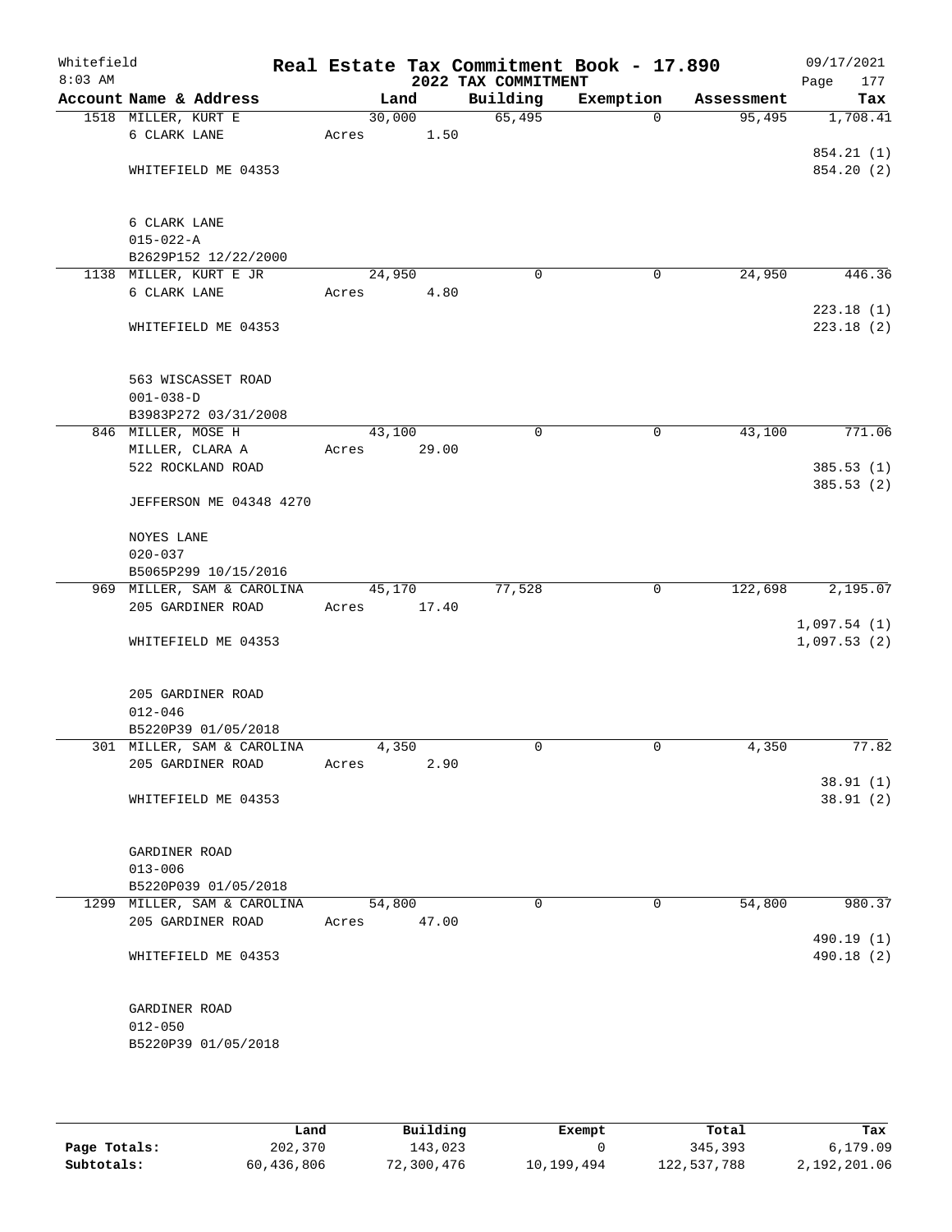Whitefield
8:03 AM

# Real Estate Tax Commitment Book - 17.890

## 2022 TAX COMMITMENT

09/17/2021

| Account Name & Address | Land | Building | Exemption | Assessment | Tax |
|---|---|---|---|---|---|
| 1518 MILLER, KURT E<br>6 CLARK LANE<br><br>WHITEFIELD ME 04353<br><br>6 CLARK LANE<br>015-022-A<br>B2629P152 12/22/2000 | 30,000<br>Acres 1.50 | 65,495 | 0 | 95,495 | 1,708.41<br><br>854.21 (1)<br>854.20 (2) |
| 1138 MILLER, KURT E JR<br>6 CLARK LANE<br><br>WHITEFIELD ME 04353<br><br>563 WISCASSET ROAD<br>001-038-D<br>B3983P272 03/31/2008 | 24,950<br>Acres 4.80 | 0 | 0 | 24,950 | 446.36<br><br>223.18 (1)<br>223.18 (2) |
| 846 MILLER, MOSE H<br>MILLER, CLARA A<br>522 ROCKLAND ROAD<br><br>JEFFERSON ME 04348 4270<br><br>NOYES LANE<br>020-037<br>B5065P299 10/15/2016 | 43,100<br>Acres 29.00 | 0 | 0 | 43,100 | 771.06<br><br>385.53 (1)<br>385.53 (2) |
| 969 MILLER, SAM & CAROLINA<br>205 GARDINER ROAD<br><br>WHITEFIELD ME 04353<br><br>205 GARDINER ROAD<br>012-046<br>B5220P39 01/05/2018 | 45,170<br>Acres 17.40 | 77,528 | 0 | 122,698 | 2,195.07<br><br>1,097.54 (1)<br>1,097.53 (2) |
| 301 MILLER, SAM & CAROLINA<br>205 GARDINER ROAD<br><br>WHITEFIELD ME 04353<br><br>GARDINER ROAD<br>013-006<br>B5220P039 01/05/2018 | 4,350<br>Acres 2.90 | 0 | 0 | 4,350 | 77.82<br><br>38.91 (1)<br>38.91 (2) |
| 1299 MILLER, SAM & CAROLINA<br>205 GARDINER ROAD<br><br>WHITEFIELD ME 04353<br><br>GARDINER ROAD<br>012-050<br>B5220P39 01/05/2018 | 54,800<br>Acres 47.00 | 0 | 0 | 54,800 | 980.37<br><br>490.19 (1)<br>490.18 (2) |

| | Land | Building | Exempt | Total | Tax |
|---|---|---|---|---|---|
| Page Totals: | 202,370 | 143,023 | 0 | 345,393 | 6,179.09 |
| Subtotals: | 60,436,806 | 72,300,476 | 10,199,494 | 122,537,788 | 2,192,201.06 |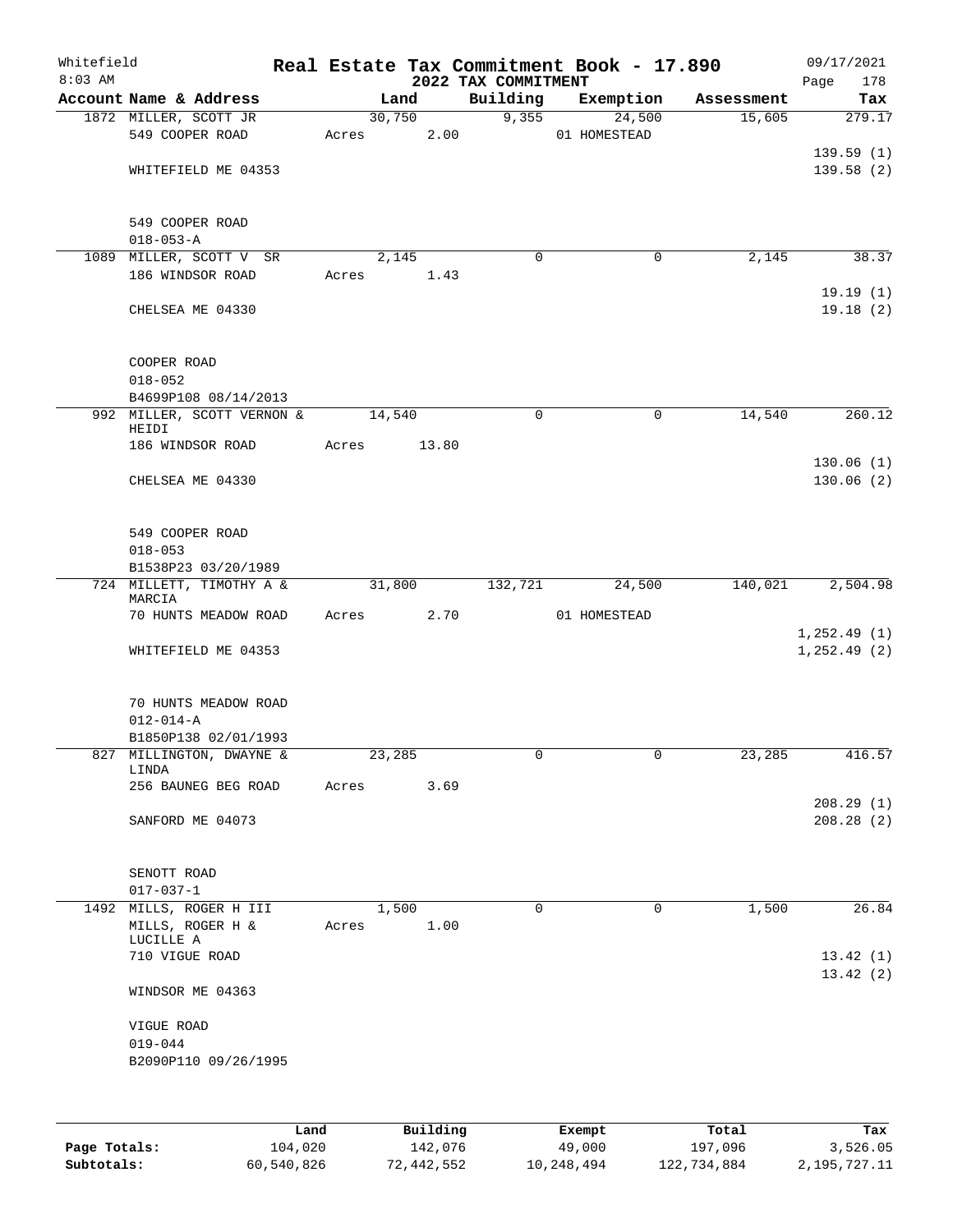Whitefield 8:03 AM

# Real Estate Tax Commitment Book - 17.890
## 2022 TAX COMMITMENT

09/17/2021 Page 178

| Account Name & Address | Land | Building | Exemption | Assessment | Tax |
|---|---|---|---|---|---|
| 1872 MILLER, SCOTT JR<br>549 COOPER ROAD<br><br>WHITEFIELD ME 04353<br><br>549 COOPER ROAD<br>018-053-A | 30,750<br>Acres 2.00 | 9,355 | 24,500<br>01 HOMESTEAD | 15,605 | 279.17<br><br>139.59 (1)<br>139.58 (2) |
| 1089 MILLER, SCOTT V SR<br>186 WINDSOR ROAD<br><br>CHELSEA ME 04330<br><br>COOPER ROAD<br>018-052<br>B4699P108 08/14/2013 | 2,145<br>Acres 1.43 | 0 | 0 | 2,145 | 38.37<br><br>19.19 (1)<br>19.18 (2) |
| 992 MILLER, SCOTT VERNON & HEIDI<br>186 WINDSOR ROAD<br><br>CHELSEA ME 04330<br><br>549 COOPER ROAD<br>018-053<br>B1538P23 03/20/1989 | 14,540<br>Acres 13.80 | 0 | 0 | 14,540 | 260.12<br><br>130.06 (1)<br>130.06 (2) |
| 724 MILLETT, TIMOTHY A & MARCIA<br>70 HUNTS MEADOW ROAD<br><br>WHITEFIELD ME 04353<br><br>70 HUNTS MEADOW ROAD<br>012-014-A<br>B1850P138 02/01/1993 | 31,800<br>Acres 2.70 | 132,721 | 24,500<br>01 HOMESTEAD | 140,021 | 2,504.98<br><br>1,252.49 (1)<br>1,252.49 (2) |
| 827 MILLINGTON, DWAYNE & LINDA<br>256 BAUNEG BEG ROAD<br><br>SANFORD ME 04073<br><br>SENOTT ROAD<br>017-037-1 | 23,285<br>Acres 3.69 | 0 | 0 | 23,285 | 416.57<br><br>208.29 (1)<br>208.28 (2) |
| 1492 MILLS, ROGER H III<br>MILLS, ROGER H & LUCILLE A<br>710 VIGUE ROAD<br><br>WINDSOR ME 04363<br><br>VIGUE ROAD<br>019-044<br>B2090P110 09/26/1995 | 1,500<br>Acres 1.00 | 0 | 0 | 1,500 | 26.84<br><br>13.42 (1)<br>13.42 (2) |

| | Land | Building | Exempt | Total | Tax |
|---|---|---|---|---|---|
| Page Totals: | 104,020 | 142,076 | 49,000 | 197,096 | 3,526.05 |
| Subtotals: | 60,540,826 | 72,442,552 | 10,248,494 | 122,734,884 | 2,195,727.11 |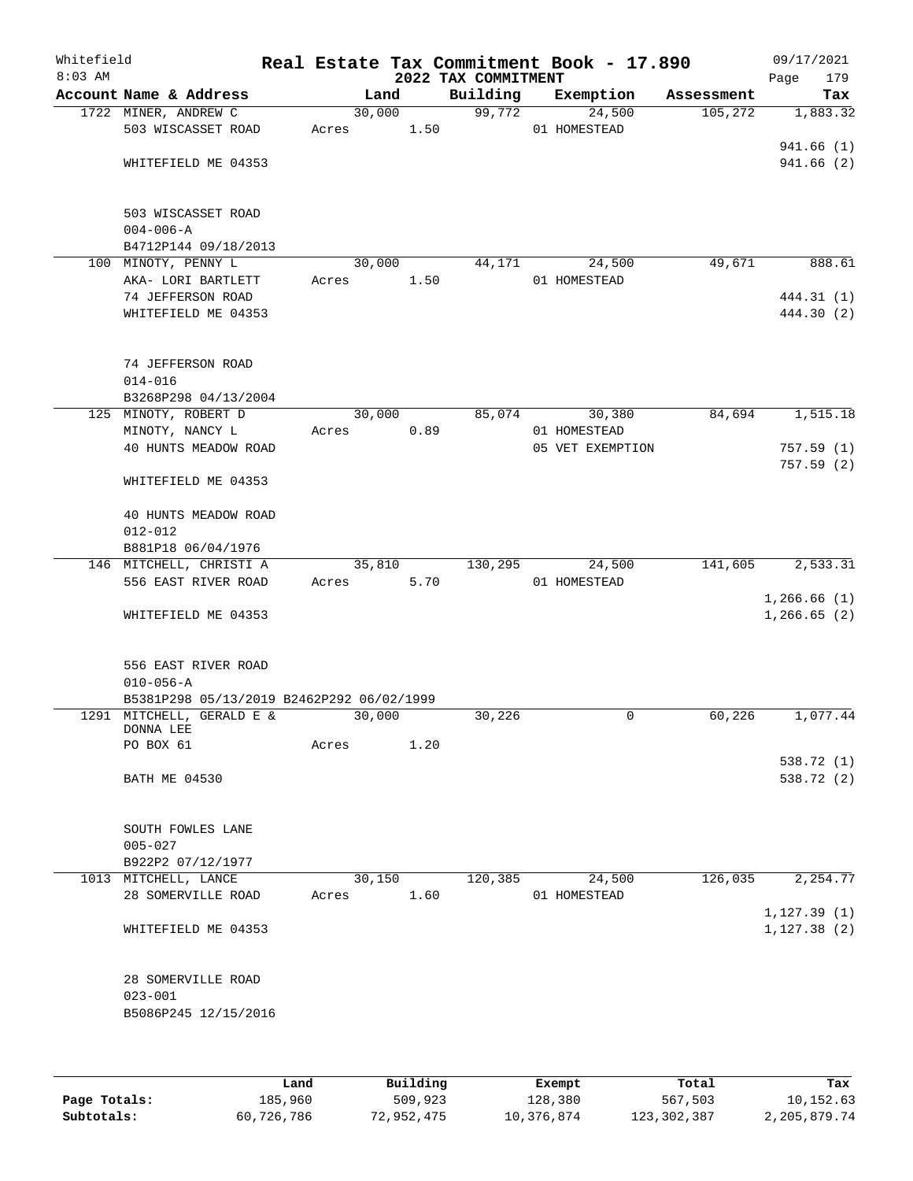Whitefield
8:03 AM

**Real Estate Tax Commitment Book - 17.890**
**2022 TAX COMMITMENT**

09/17/2021
Page 179

| Account Name & Address | Land | Building | Exemption | Assessment | Tax |
|---|---|---|---|---|---|
| 1722 MINER, ANDREW C | 30,000 | 99,772 | 24,500 | 105,272 | 1,883.32 |
| 503 WISCASSET ROAD | Acres 1.50 | | 01 HOMESTEAD | | |
| | | | | | 941.66 (1) |
| WHITEFIELD ME 04353 | | | | | 941.66 (2) |
| 503 WISCASSET ROAD | | | | | |
| 004-006-A | | | | | |
| B4712P144 09/18/2013 | | | | | |
| 100 MINOTY, PENNY L | 30,000 | 44,171 | 24,500 | 49,671 | 888.61 |
| AKA- LORI BARTLETT | Acres 1.50 | | 01 HOMESTEAD | | |
| 74 JEFFERSON ROAD | | | | | 444.31 (1) |
| WHITEFIELD ME 04353 | | | | | 444.30 (2) |
| 74 JEFFERSON ROAD | | | | | |
| 014-016 | | | | | |
| B3268P298 04/13/2004 | | | | | |
| 125 MINOTY, ROBERT D | 30,000 | 85,074 | 30,380 | 84,694 | 1,515.18 |
| MINOTY, NANCY L | Acres 0.89 | | 01 HOMESTEAD | | |
| 40 HUNTS MEADOW ROAD | | | 05 VET EXEMPTION | | 757.59 (1) |
| | | | | | 757.59 (2) |
| WHITEFIELD ME 04353 | | | | | |
| 40 HUNTS MEADOW ROAD | | | | | |
| 012-012 | | | | | |
| B881P18 06/04/1976 | | | | | |
| 146 MITCHELL, CHRISTI A | 35,810 | 130,295 | 24,500 | 141,605 | 2,533.31 |
| 556 EAST RIVER ROAD | Acres 5.70 | | 01 HOMESTEAD | | |
| | | | | | 1,266.66 (1) |
| WHITEFIELD ME 04353 | | | | | 1,266.65 (2) |
| 556 EAST RIVER ROAD | | | | | |
| 010-056-A | | | | | |
| B5381P298 05/13/2019 B2462P292 06/02/1999 | | | | | |
| 1291 MITCHELL, GERALD E & DONNA LEE | 30,000 | 30,226 | 0 | 60,226 | 1,077.44 |
| PO BOX 61 | Acres 1.20 | | | | |
| | | | | | 538.72 (1) |
| BATH ME 04530 | | | | | 538.72 (2) |
| SOUTH FOWLES LANE | | | | | |
| 005-027 | | | | | |
| B922P2 07/12/1977 | | | | | |
| 1013 MITCHELL, LANCE | 30,150 | 120,385 | 24,500 | 126,035 | 2,254.77 |
| 28 SOMERVILLE ROAD | Acres 1.60 | | 01 HOMESTEAD | | |
| | | | | | 1,127.39 (1) |
| WHITEFIELD ME 04353 | | | | | 1,127.38 (2) |
| 28 SOMERVILLE ROAD | | | | | |
| 023-001 | | | | | |
| B5086P245 12/15/2016 | | | | | |

| | Land | Building | Exempt | Total | Tax |
|---|---|---|---|---|---|
| Page Totals: | 185,960 | 509,923 | 128,380 | 567,503 | 10,152.63 |
| Subtotals: | 60,726,786 | 72,952,475 | 10,376,874 | 123,302,387 | 2,205,879.74 |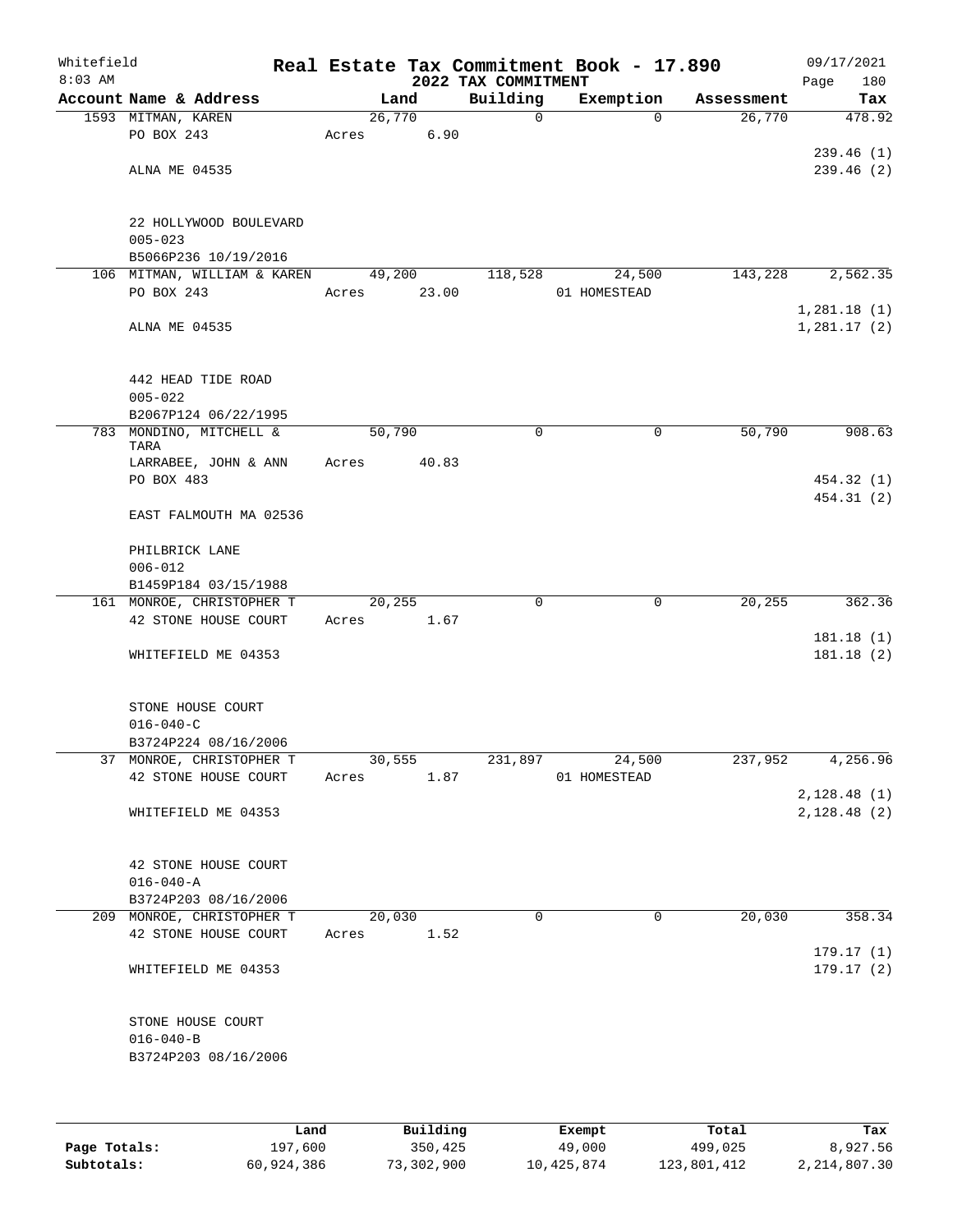Whitefield 8:03 AM

# Real Estate Tax Commitment Book - 17.890

## 2022 TAX COMMITMENT

09/17/2021 Page 180

| Account Name & Address | Land | Building | Exemption | Assessment | Tax |
|---|---|---|---|---|---|
| 1593 MITMAN, KAREN | 26,770 | 0 | 0 | 26,770 | 478.92 |
| PO BOX 243 | Acres 6.90 | | | | |
| | | | | | 239.46 (1) |
| ALNA ME 04535 | | | | | 239.46 (2) |
| 22 HOLLYWOOD BOULEVARD | | | | | |
| 005-023 | | | | | |
| B5066P236 10/19/2016 | | | | | |
| 106 MITMAN, WILLIAM & KAREN | 49,200 | 118,528 | 24,500 | 143,228 | 2,562.35 |
| PO BOX 243 | Acres 23.00 | | 01 HOMESTEAD | | |
| | | | | | 1,281.18 (1) |
| ALNA ME 04535 | | | | | 1,281.17 (2) |
| 442 HEAD TIDE ROAD | | | | | |
| 005-022 | | | | | |
| B2067P124 06/22/1995 | | | | | |
| 783 MONDINO, MITCHELL & TARA | 50,790 | 0 | 0 | 50,790 | 908.63 |
| LARRABEE, JOHN & ANN | Acres 40.83 | | | | |
| PO BOX 483 | | | | | 454.32 (1) |
| | | | | | 454.31 (2) |
| EAST FALMOUTH MA 02536 | | | | | |
| PHILBRICK LANE | | | | | |
| 006-012 | | | | | |
| B1459P184 03/15/1988 | | | | | |
| 161 MONROE, CHRISTOPHER T | 20,255 | 0 | 0 | 20,255 | 362.36 |
| 42 STONE HOUSE COURT | Acres 1.67 | | | | |
| | | | | | 181.18 (1) |
| WHITEFIELD ME 04353 | | | | | 181.18 (2) |
| STONE HOUSE COURT | | | | | |
| 016-040-C | | | | | |
| B3724P224 08/16/2006 | | | | | |
| 37 MONROE, CHRISTOPHER T | 30,555 | 231,897 | 24,500 | 237,952 | 4,256.96 |
| 42 STONE HOUSE COURT | Acres 1.87 | | 01 HOMESTEAD | | |
| | | | | | 2,128.48 (1) |
| WHITEFIELD ME 04353 | | | | | 2,128.48 (2) |
| 42 STONE HOUSE COURT | | | | | |
| 016-040-A | | | | | |
| B3724P203 08/16/2006 | | | | | |
| 209 MONROE, CHRISTOPHER T | 20,030 | 0 | 0 | 20,030 | 358.34 |
| 42 STONE HOUSE COURT | Acres 1.52 | | | | |
| | | | | | 179.17 (1) |
| WHITEFIELD ME 04353 | | | | | 179.17 (2) |
| STONE HOUSE COURT | | | | | |
| 016-040-B | | | | | |
| B3724P203 08/16/2006 | | | | | |

| | Land | Building | Exempt | Total | Tax |
|---|---|---|---|---|---|
| Page Totals: | 197,600 | 350,425 | 49,000 | 499,025 | 8,927.56 |
| Subtotals: | 60,924,386 | 73,302,900 | 10,425,874 | 123,801,412 | 2,214,807.30 |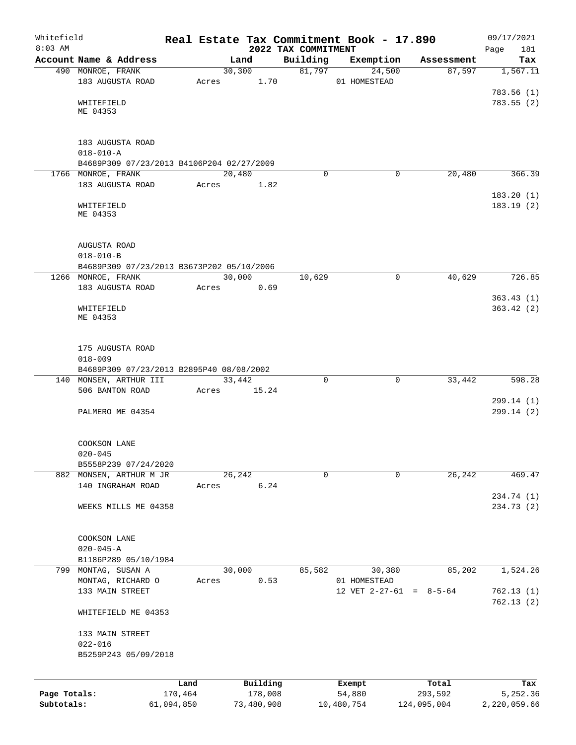Whitefield
8:03 AM

# Real Estate Tax Commitment Book - 17.890
## 2022 TAX COMMITMENT

09/17/2021

| Account Name & Address | Land | Building | Exemption | Assessment | Tax |
|---|---|---|---|---|---|
| 490 MONROE, FRANK | 30,300 | 81,797 | 24,500 | 87,597 | 1,567.11 |
| 183 AUGUSTA ROAD | Acres 1.70 | | 01 HOMESTEAD | | |
| | | | | | 783.56 (1) |
| WHITEFIELD | | | | | 783.55 (2) |
| ME 04353 | | | | | |
| 183 AUGUSTA ROAD | | | | | |
| 018-010-A | | | | | |
| B4689P309 07/23/2013 B4106P204 02/27/2009 | | | | | |
| 1766 MONROE, FRANK | 20,480 | 0 | 0 | 20,480 | 366.39 |
| 183 AUGUSTA ROAD | Acres 1.82 | | | | |
| | | | | | 183.20 (1) |
| WHITEFIELD | | | | | 183.19 (2) |
| ME 04353 | | | | | |
| AUGUSTA ROAD | | | | | |
| 018-010-B | | | | | |
| B4689P309 07/23/2013 B3673P202 05/10/2006 | | | | | |
| 1266 MONROE, FRANK | 30,000 | 10,629 | 0 | 40,629 | 726.85 |
| 183 AUGUSTA ROAD | Acres 0.69 | | | | |
| | | | | | 363.43 (1) |
| WHITEFIELD | | | | | 363.42 (2) |
| ME 04353 | | | | | |
| 175 AUGUSTA ROAD | | | | | |
| 018-009 | | | | | |
| B4689P309 07/23/2013 B2895P40 08/08/2002 | | | | | |
| 140 MONSEN, ARTHUR III | 33,442 | 0 | 0 | 33,442 | 598.28 |
| 506 BANTON ROAD | Acres 15.24 | | | | |
| | | | | | 299.14 (1) |
| PALMERO ME 04354 | | | | | 299.14 (2) |
| COOKSON LANE | | | | | |
| 020-045 | | | | | |
| B5558P239 07/24/2020 | | | | | |
| 882 MONSEN, ARTHUR M JR | 26,242 | 0 | 0 | 26,242 | 469.47 |
| 140 INGRAHAM ROAD | Acres 6.24 | | | | |
| | | | | | 234.74 (1) |
| WEEKS MILLS ME 04358 | | | | | 234.73 (2) |
| COOKSON LANE | | | | | |
| 020-045-A | | | | | |
| B1186P289 05/10/1984 | | | | | |
| 799 MONTAG, SUSAN A | 30,000 | 85,582 | 30,380 | 85,202 | 1,524.26 |
| MONTAG, RICHARD O | Acres 0.53 | | 01 HOMESTEAD | | |
| 133 MAIN STREET | | | 12 VET 2-27-61 = 8-5-64 | | 762.13 (1) |
| | | | | | 762.13 (2) |
| WHITEFIELD ME 04353 | | | | | |
| 133 MAIN STREET | | | | | |
| 022-016 | | | | | |
| B5259P243 05/09/2018 | | | | | |

| | Land | Building | Exempt | Total | Tax |
|---|---|---|---|---|---|
| Page Totals: | 170,464 | 178,008 | 54,880 | 293,592 | 5,252.36 |
| Subtotals: | 61,094,850 | 73,480,908 | 10,480,754 | 124,095,004 | 2,220,059.66 |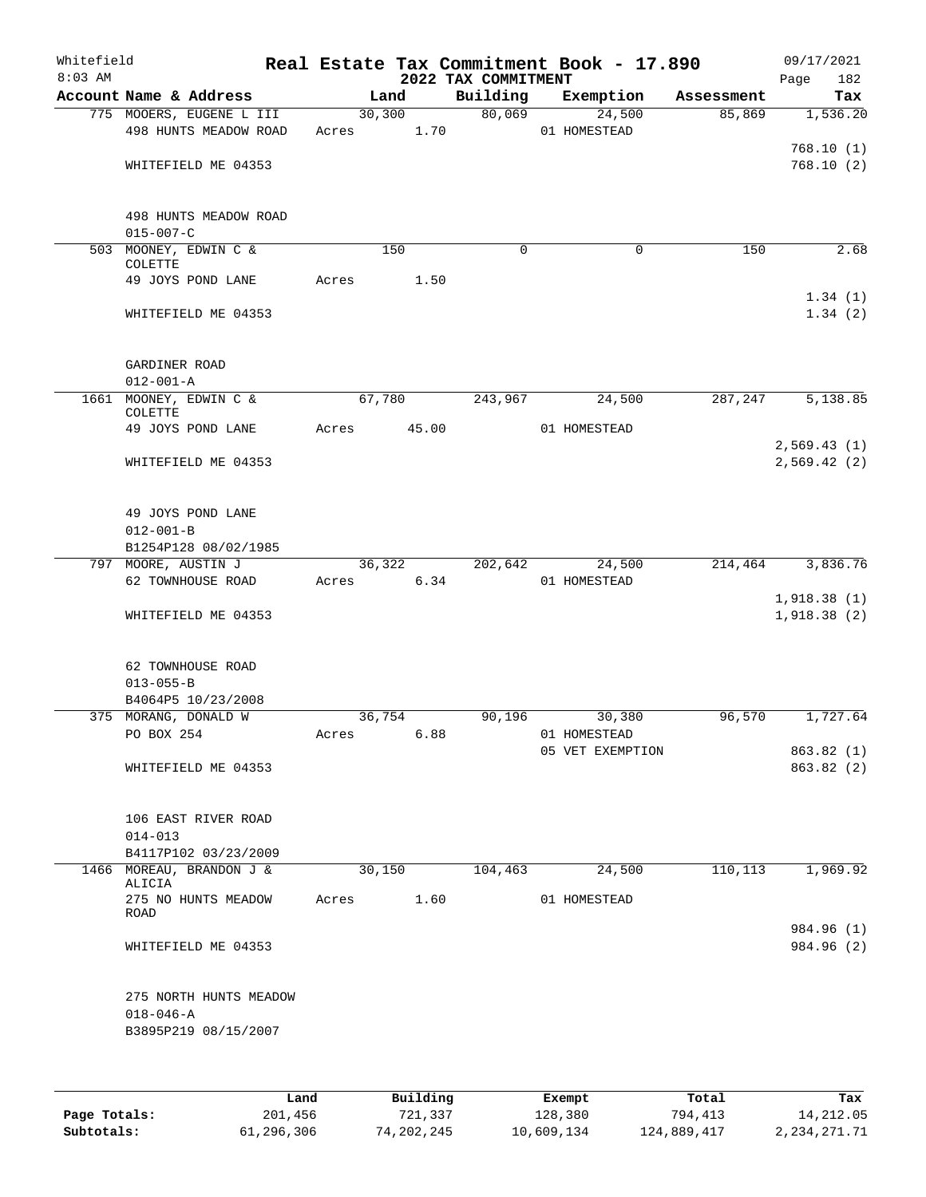# Real Estate Tax Commitment Book - 17.890

Whitefield
8:03 AM

2022 TAX COMMITMENT

09/17/2021

| Account Name & Address | Land | Building | Exemption | Assessment | Tax |
|---|---|---|---|---|---|
| 775 MOOERS, EUGENE L III | 30,300 | 80,069 | 24,500 | 85,869 | 1,536.20 |
| 498 HUNTS MEADOW ROAD | Acres 1.70 | | 01 HOMESTEAD | | |
| | | | | | 768.10 (1) |
| WHITEFIELD ME 04353 | | | | | 768.10 (2) |
| 498 HUNTS MEADOW ROAD | | | | | |
| 015-007-C | | | | | |
| 503 MOONEY, EDWIN C & COLETTE | 150 | 0 | 0 | 150 | 2.68 |
| 49 JOYS POND LANE | Acres 1.50 | | | | |
| | | | | | 1.34 (1) |
| WHITEFIELD ME 04353 | | | | | 1.34 (2) |
| GARDINER ROAD | | | | | |
| 012-001-A | | | | | |
| 1661 MOONEY, EDWIN C & COLETTE | 67,780 | 243,967 | 24,500 | 287,247 | 5,138.85 |
| 49 JOYS POND LANE | Acres 45.00 | | 01 HOMESTEAD | | |
| | | | | | 2,569.43 (1) |
| WHITEFIELD ME 04353 | | | | | 2,569.42 (2) |
| 49 JOYS POND LANE | | | | | |
| 012-001-B | | | | | |
| B1254P128 08/02/1985 | | | | | |
| 797 MOORE, AUSTIN J | 36,322 | 202,642 | 24,500 | 214,464 | 3,836.76 |
| 62 TOWNHOUSE ROAD | Acres 6.34 | | 01 HOMESTEAD | | |
| | | | | | 1,918.38 (1) |
| WHITEFIELD ME 04353 | | | | | 1,918.38 (2) |
| 62 TOWNHOUSE ROAD | | | | | |
| 013-055-B | | | | | |
| B4064P5 10/23/2008 | | | | | |
| 375 MORANG, DONALD W | 36,754 | 90,196 | 30,380 | 96,570 | 1,727.64 |
| PO BOX 254 | Acres 6.88 | | 01 HOMESTEAD | | |
| | | | 05 VET EXEMPTION | | 863.82 (1) |
| WHITEFIELD ME 04353 | | | | | 863.82 (2) |
| 106 EAST RIVER ROAD | | | | | |
| 014-013 | | | | | |
| B4117P102 03/23/2009 | | | | | |
| 1466 MOREAU, BRANDON J & ALICIA | 30,150 | 104,463 | 24,500 | 110,113 | 1,969.92 |
| 275 NO HUNTS MEADOW ROAD | Acres 1.60 | | 01 HOMESTEAD | | |
| | | | | | 984.96 (1) |
| WHITEFIELD ME 04353 | | | | | 984.96 (2) |
| 275 NORTH HUNTS MEADOW | | | | | |
| 018-046-A | | | | | |
| B3895P219 08/15/2007 | | | | | |

| | Land | Building | Exempt | Total | Tax |
|---|---|---|---|---|---|
| Page Totals: | 201,456 | 721,337 | 128,380 | 794,413 | 14,212.05 |
| Subtotals: | 61,296,306 | 74,202,245 | 10,609,134 | 124,889,417 | 2,234,271.71 |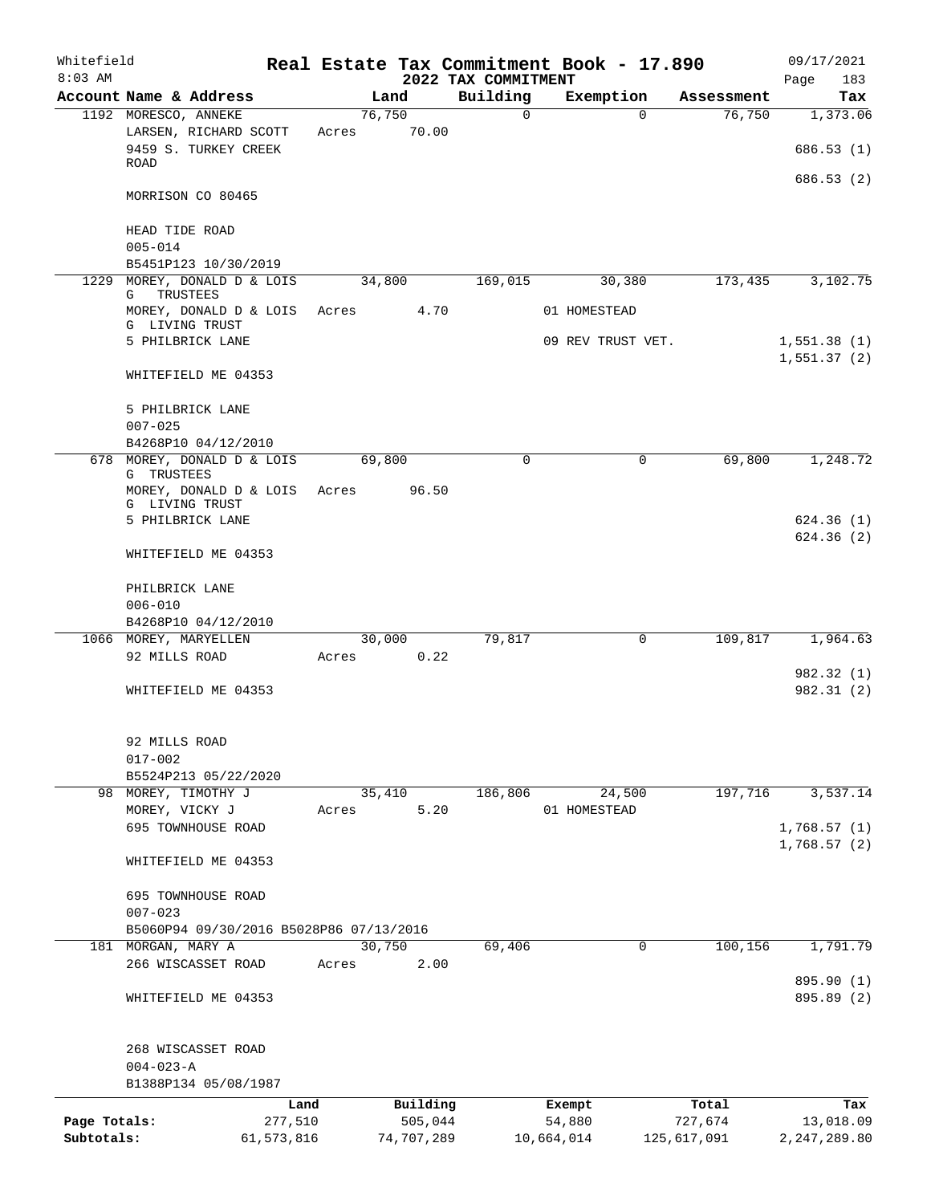# Whitefield — Real Estate Tax Commitment Book - 17.890

8:03 AM — 2022 TAX COMMITMENT — 09/17/2021

| Account Name & Address | Land | Building | Exemption | Assessment | Tax |
|---|---|---|---|---|---|
| 1192 MORESCO, ANNEKE | 76,750 | 0 | 0 | 76,750 | 1,373.06 |
| LARSEN, RICHARD SCOTT | Acres 70.00 | | | | |
| 9459 S. TURKEY CREEK ROAD | | | | | 686.53 (1) |
| | | | | | 686.53 (2) |
| MORRISON CO 80465 | | | | | |
| HEAD TIDE ROAD | | | | | |
| 005-014 | | | | | |
| B5451P123 10/30/2019 | | | | | |
| 1229 MOREY, DONALD D & LOIS G TRUSTEES | 34,800 | 169,015 | 30,380 | 173,435 | 3,102.75 |
| MOREY, DONALD D & LOIS G LIVING TRUST | Acres 4.70 | | 01 HOMESTEAD | | |
| 5 PHILBRICK LANE | | | 09 REV TRUST VET. | | 1,551.38 (1) |
| | | | | | 1,551.37 (2) |
| WHITEFIELD ME 04353 | | | | | |
| 5 PHILBRICK LANE | | | | | |
| 007-025 | | | | | |
| B4268P10 04/12/2010 | | | | | |
| 678 MOREY, DONALD D & LOIS G TRUSTEES | 69,800 | 0 | 0 | 69,800 | 1,248.72 |
| MOREY, DONALD D & LOIS G LIVING TRUST | Acres 96.50 | | | | |
| 5 PHILBRICK LANE | | | | | 624.36 (1) |
| | | | | | 624.36 (2) |
| WHITEFIELD ME 04353 | | | | | |
| PHILBRICK LANE | | | | | |
| 006-010 | | | | | |
| B4268P10 04/12/2010 | | | | | |
| 1066 MOREY, MARYELLEN | 30,000 | 79,817 | 0 | 109,817 | 1,964.63 |
| 92 MILLS ROAD | Acres 0.22 | | | | |
| | | | | | 982.32 (1) |
| WHITEFIELD ME 04353 | | | | | 982.31 (2) |
| 92 MILLS ROAD | | | | | |
| 017-002 | | | | | |
| B5524P213 05/22/2020 | | | | | |
| 98 MOREY, TIMOTHY J | 35,410 | 186,806 | 24,500 | 197,716 | 3,537.14 |
| MOREY, VICKY J | Acres 5.20 | | 01 HOMESTEAD | | |
| 695 TOWNHOUSE ROAD | | | | | 1,768.57 (1) |
| | | | | | 1,768.57 (2) |
| WHITEFIELD ME 04353 | | | | | |
| 695 TOWNHOUSE ROAD | | | | | |
| 007-023 | | | | | |
| B5060P94 09/30/2016 B5028P86 07/13/2016 | | | | | |
| 181 MORGAN, MARY A | 30,750 | 69,406 | 0 | 100,156 | 1,791.79 |
| 266 WISCASSET ROAD | Acres 2.00 | | | | |
| | | | | | 895.90 (1) |
| WHITEFIELD ME 04353 | | | | | 895.89 (2) |
| 268 WISCASSET ROAD | | | | | |
| 004-023-A | | | | | |
| B1388P134 05/08/1987 | | | | | |

| | Land | Building | Exempt | Total | Tax |
|---|---|---|---|---|---|
| Page Totals: | 277,510 | 505,044 | 54,880 | 727,674 | 13,018.09 |
| Subtotals: | 61,573,816 | 74,707,289 | 10,664,014 | 125,617,091 | 2,247,289.80 |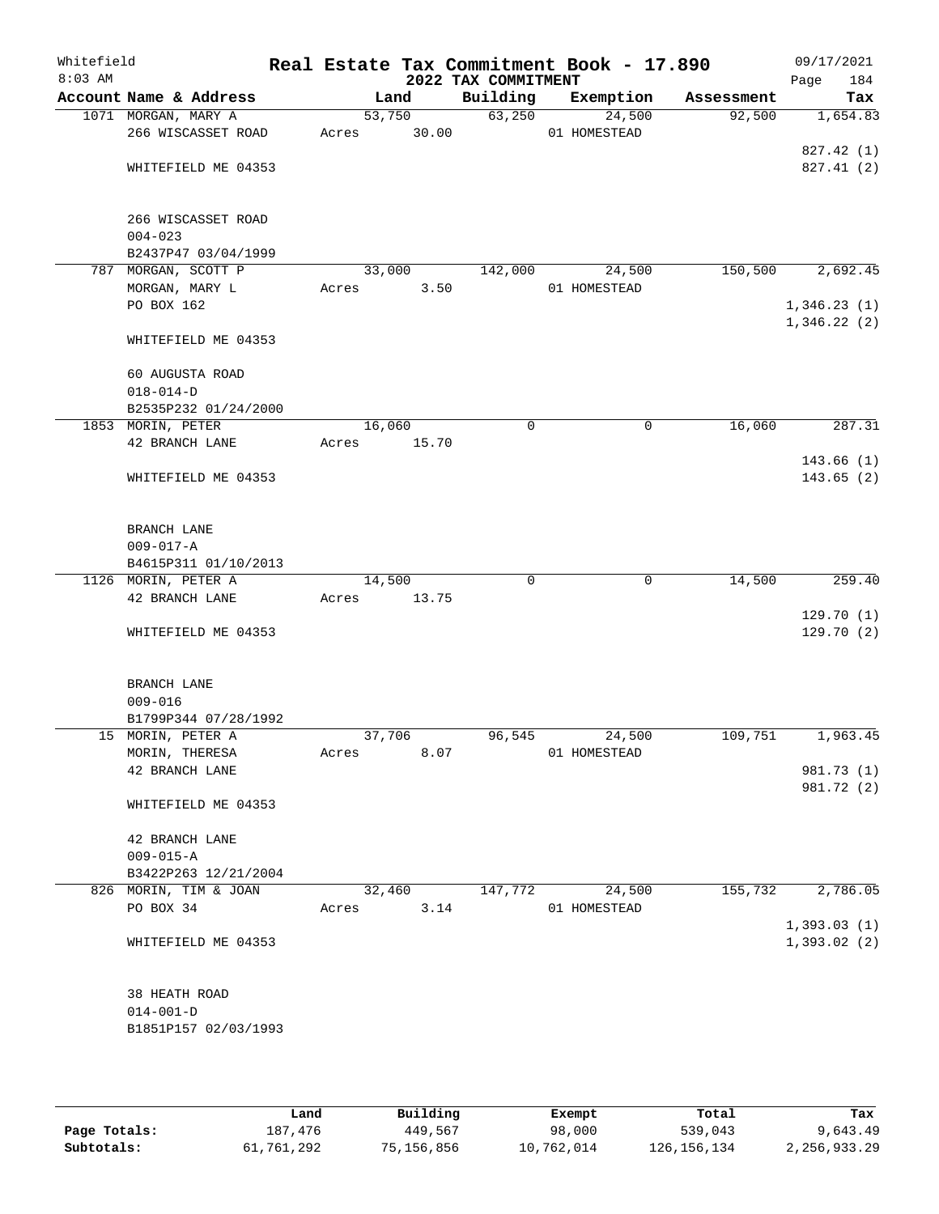Whitefield
8:03 AM

# Real Estate Tax Commitment Book - 17.890

## 2022 TAX COMMITMENT

09/17/2021

| Account Name & Address | Land | Building | Exemption | Assessment | Tax |
|---|---|---|---|---|---|
| 1071 MORGAN, MARY A<br>266 WISCASSET ROAD<br><br>WHITEFIELD ME 04353<br><br>266 WISCASSET ROAD<br>004-023<br>B2437P47 03/04/1999 | 53,750<br>Acres 30.00 | 63,250 | 24,500<br>01 HOMESTEAD | 92,500 | 1,654.83<br><br>827.42 (1)<br>827.41 (2) |
| 787 MORGAN, SCOTT P<br>MORGAN, MARY L<br>PO BOX 162<br><br>WHITEFIELD ME 04353<br><br>60 AUGUSTA ROAD<br>018-014-D<br>B2535P232 01/24/2000 | 33,000<br>Acres 3.50 | 142,000 | 24,500<br>01 HOMESTEAD | 150,500 | 2,692.45<br><br>1,346.23 (1)<br>1,346.22 (2) |
| 1853 MORIN, PETER<br>42 BRANCH LANE<br><br>WHITEFIELD ME 04353<br><br>BRANCH LANE<br>009-017-A<br>B4615P311 01/10/2013 | 16,060<br>Acres 15.70 | 0 | 0 | 16,060 | 287.31<br><br>143.66 (1)<br>143.65 (2) |
| 1126 MORIN, PETER A<br>42 BRANCH LANE<br><br>WHITEFIELD ME 04353<br><br>BRANCH LANE<br>009-016<br>B1799P344 07/28/1992 | 14,500<br>Acres 13.75 | 0 | 0 | 14,500 | 259.40<br><br>129.70 (1)<br>129.70 (2) |
| 15 MORIN, PETER A<br>MORIN, THERESA<br>42 BRANCH LANE<br><br>WHITEFIELD ME 04353<br><br>42 BRANCH LANE<br>009-015-A<br>B3422P263 12/21/2004 | 37,706<br>Acres 8.07 | 96,545 | 24,500<br>01 HOMESTEAD | 109,751 | 1,963.45<br><br>981.73 (1)<br>981.72 (2) |
| 826 MORIN, TIM & JOAN<br>PO BOX 34<br><br>WHITEFIELD ME 04353<br><br>38 HEATH ROAD<br>014-001-D<br>B1851P157 02/03/1993 | 32,460<br>Acres 3.14 | 147,772 | 24,500<br>01 HOMESTEAD | 155,732 | 2,786.05<br><br>1,393.03 (1)<br>1,393.02 (2) |

| | Land | Building | Exempt | Total | Tax |
|---|---|---|---|---|---|
| Page Totals: | 187,476 | 449,567 | 98,000 | 539,043 | 9,643.49 |
| Subtotals: | 61,761,292 | 75,156,856 | 10,762,014 | 126,156,134 | 2,256,933.29 |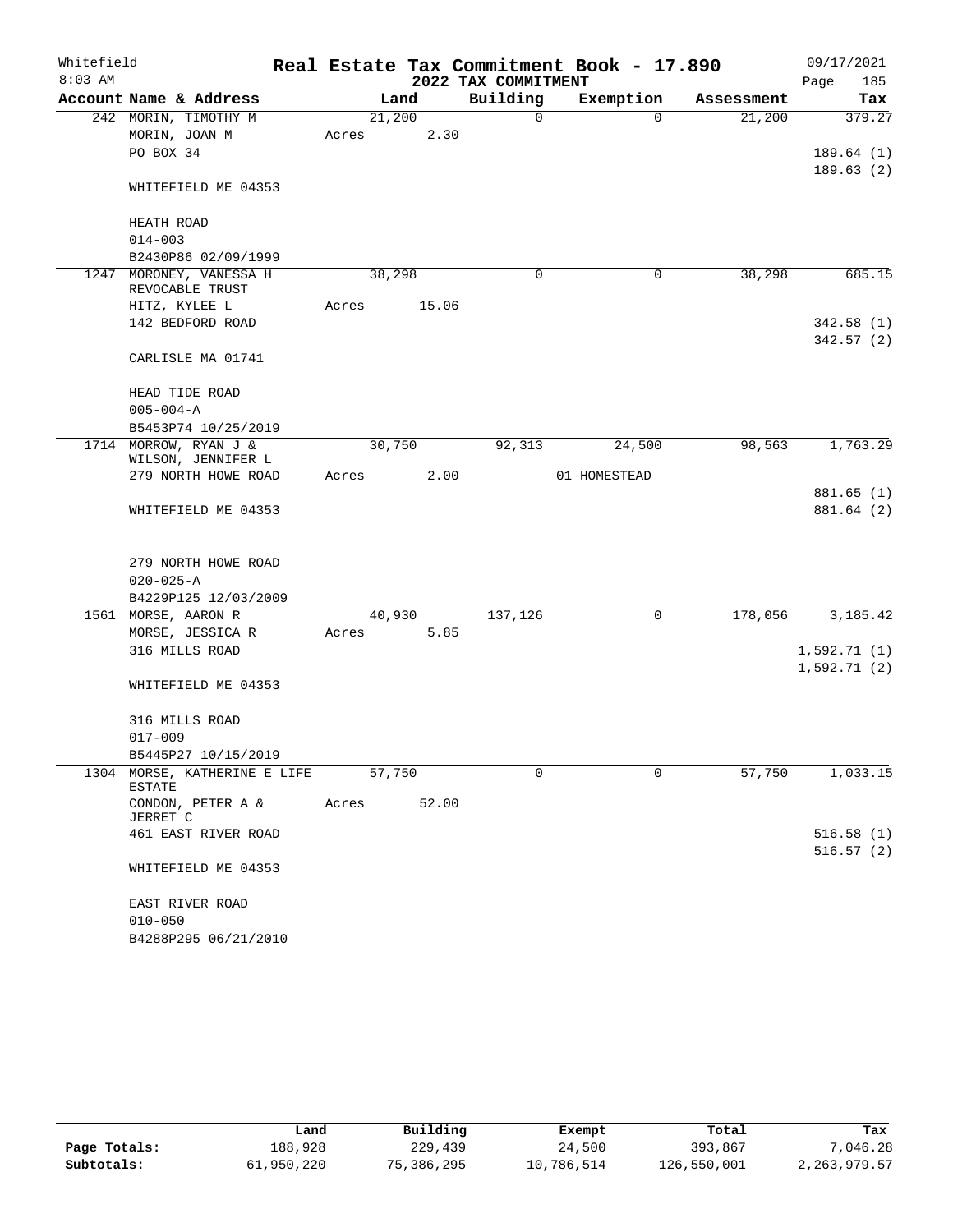Whitefield 8:03 AM

# Real Estate Tax Commitment Book - 17.890

## 2022 TAX COMMITMENT

09/17/2021

| Account Name & Address | Land | Building | Exemption | Assessment | Tax |
|---|---|---|---|---|---|
| 242 MORIN, TIMOTHY M | 21,200 | 0 | 0 | 21,200 | 379.27 |
| MORIN, JOAN M | Acres 2.30 | | | | |
| PO BOX 34 | | | | | 189.64 (1) |
| | | | | | 189.63 (2) |
| WHITEFIELD ME 04353 | | | | | |
| HEATH ROAD | | | | | |
| 014-003 | | | | | |
| B2430P86 02/09/1999 | | | | | |
| 1247 MORONEY, VANESSA H REVOCABLE TRUST | 38,298 | 0 | 0 | 38,298 | 685.15 |
| HITZ, KYLEE L | Acres 15.06 | | | | |
| 142 BEDFORD ROAD | | | | | 342.58 (1) |
| | | | | | 342.57 (2) |
| CARLISLE MA 01741 | | | | | |
| HEAD TIDE ROAD | | | | | |
| 005-004-A | | | | | |
| B5453P74 10/25/2019 | | | | | |
| 1714 MORROW, RYAN J & WILSON, JENNIFER L | 30,750 | 92,313 | 24,500 | 98,563 | 1,763.29 |
| 279 NORTH HOWE ROAD | Acres 2.00 | | 01 HOMESTEAD | | |
| | | | | | 881.65 (1) |
| WHITEFIELD ME 04353 | | | | | 881.64 (2) |
| 279 NORTH HOWE ROAD | | | | | |
| 020-025-A | | | | | |
| B4229P125 12/03/2009 | | | | | |
| 1561 MORSE, AARON R | 40,930 | 137,126 | 0 | 178,056 | 3,185.42 |
| MORSE, JESSICA R | Acres 5.85 | | | | |
| 316 MILLS ROAD | | | | | 1,592.71 (1) |
| | | | | | 1,592.71 (2) |
| WHITEFIELD ME 04353 | | | | | |
| 316 MILLS ROAD | | | | | |
| 017-009 | | | | | |
| B5445P27 10/15/2019 | | | | | |
| 1304 MORSE, KATHERINE E LIFE ESTATE | 57,750 | 0 | 0 | 57,750 | 1,033.15 |
| CONDON, PETER A & JERRET C | Acres 52.00 | | | | |
| 461 EAST RIVER ROAD | | | | | 516.58 (1) |
| | | | | | 516.57 (2) |
| WHITEFIELD ME 04353 | | | | | |
| EAST RIVER ROAD | | | | | |
| 010-050 | | | | | |
| B4288P295 06/21/2010 | | | | | |

| | Land | Building | Exempt | Total | Tax |
|---|---|---|---|---|---|
| Page Totals: | 188,928 | 229,439 | 24,500 | 393,867 | 7,046.28 |
| Subtotals: | 61,950,220 | 75,386,295 | 10,786,514 | 126,550,001 | 2,263,979.57 |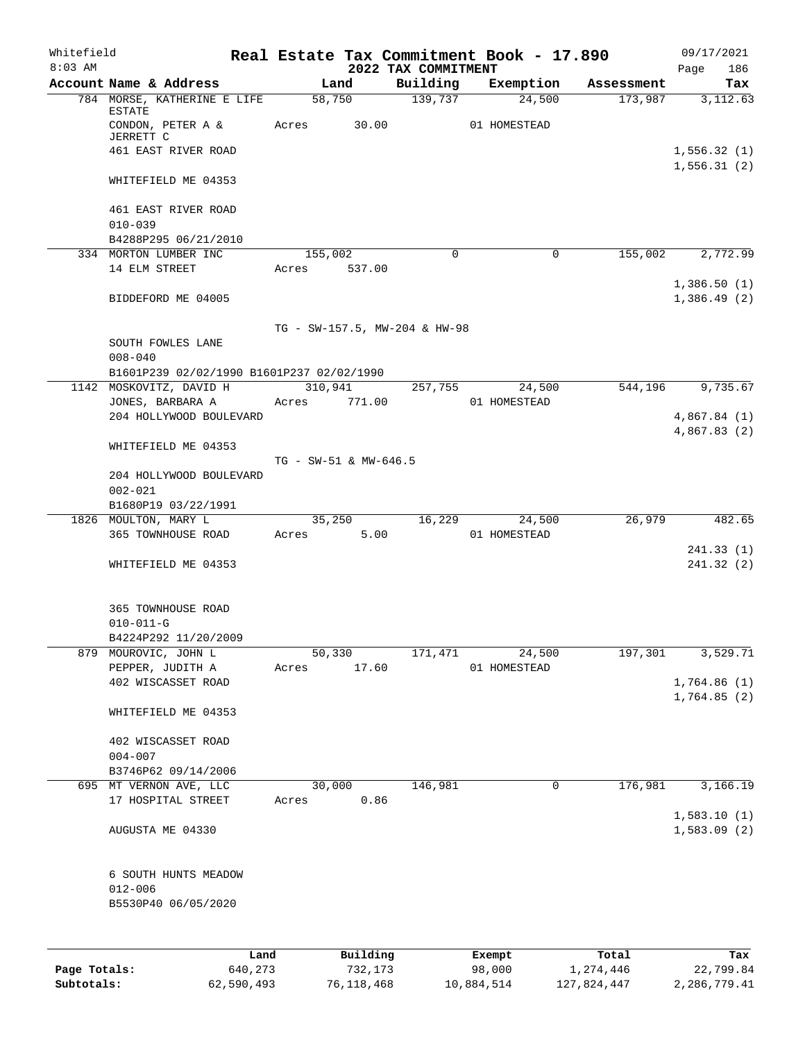Whitefield 8:03 AM

# Real Estate Tax Commitment Book - 17.890

## 2022 TAX COMMITMENT

09/17/2021 Page 186

| Account Name & Address | Land | Building | Exemption | Assessment | Tax |
|---|---|---|---|---|---|
| 784 MORSE, KATHERINE E LIFE ESTATE | 58,750 | 139,737 | 24,500 | 173,987 | 3,112.63 |
| CONDON, PETER A & JERRETT C | Acres 30.00 | | 01 HOMESTEAD | | |
| 461 EAST RIVER ROAD | | | | | 1,556.32 (1) |
| | | | | | 1,556.31 (2) |
| WHITEFIELD ME 04353 | | | | | |
| 461 EAST RIVER ROAD | | | | | |
| 010-039 | | | | | |
| B4288P295 06/21/2010 | | | | | |
| 334 MORTON LUMBER INC | 155,002 | 0 | 0 | 155,002 | 2,772.99 |
| 14 ELM STREET | Acres 537.00 | | | | |
| | | | | | 1,386.50 (1) |
| BIDDEFORD ME 04005 | | | | | 1,386.49 (2) |
| | TG - SW-157.5, MW-204 & HW-98 | | | | |
| SOUTH FOWLES LANE | | | | | |
| 008-040 | | | | | |
| B1601P239 02/02/1990 B1601P237 02/02/1990 | | | | | |
| 1142 MOSKOVITZ, DAVID H | 310,941 | 257,755 | 24,500 | 544,196 | 9,735.67 |
| JONES, BARBARA A | Acres 771.00 | | 01 HOMESTEAD | | |
| 204 HOLLYWOOD BOULEVARD | | | | | 4,867.84 (1) |
| | | | | | 4,867.83 (2) |
| WHITEFIELD ME 04353 | | | | | |
| | TG - SW-51 & MW-646.5 | | | | |
| 204 HOLLYWOOD BOULEVARD | | | | | |
| 002-021 | | | | | |
| B1680P19 03/22/1991 | | | | | |
| 1826 MOULTON, MARY L | 35,250 | 16,229 | 24,500 | 26,979 | 482.65 |
| 365 TOWNHOUSE ROAD | Acres 5.00 | | 01 HOMESTEAD | | |
| | | | | | 241.33 (1) |
| WHITEFIELD ME 04353 | | | | | 241.32 (2) |
| 365 TOWNHOUSE ROAD | | | | | |
| 010-011-G | | | | | |
| B4224P292 11/20/2009 | | | | | |
| 879 MOUROVIC, JOHN L | 50,330 | 171,471 | 24,500 | 197,301 | 3,529.71 |
| PEPPER, JUDITH A | Acres 17.60 | | 01 HOMESTEAD | | |
| 402 WISCASSET ROAD | | | | | 1,764.86 (1) |
| | | | | | 1,764.85 (2) |
| WHITEFIELD ME 04353 | | | | | |
| 402 WISCASSET ROAD | | | | | |
| 004-007 | | | | | |
| B3746P62 09/14/2006 | | | | | |
| 695 MT VERNON AVE, LLC | 30,000 | 146,981 | 0 | 176,981 | 3,166.19 |
| 17 HOSPITAL STREET | Acres 0.86 | | | | |
| | | | | | 1,583.10 (1) |
| AUGUSTA ME 04330 | | | | | 1,583.09 (2) |
| 6 SOUTH HUNTS MEADOW | | | | | |
| 012-006 | | | | | |
| B5530P40 06/05/2020 | | | | | |

| | Land | Building | Exempt | Total | Tax |
|---|---|---|---|---|---|
| Page Totals: | 640,273 | 732,173 | 98,000 | 1,274,446 | 22,799.84 |
| Subtotals: | 62,590,493 | 76,118,468 | 10,884,514 | 127,824,447 | 2,286,779.41 |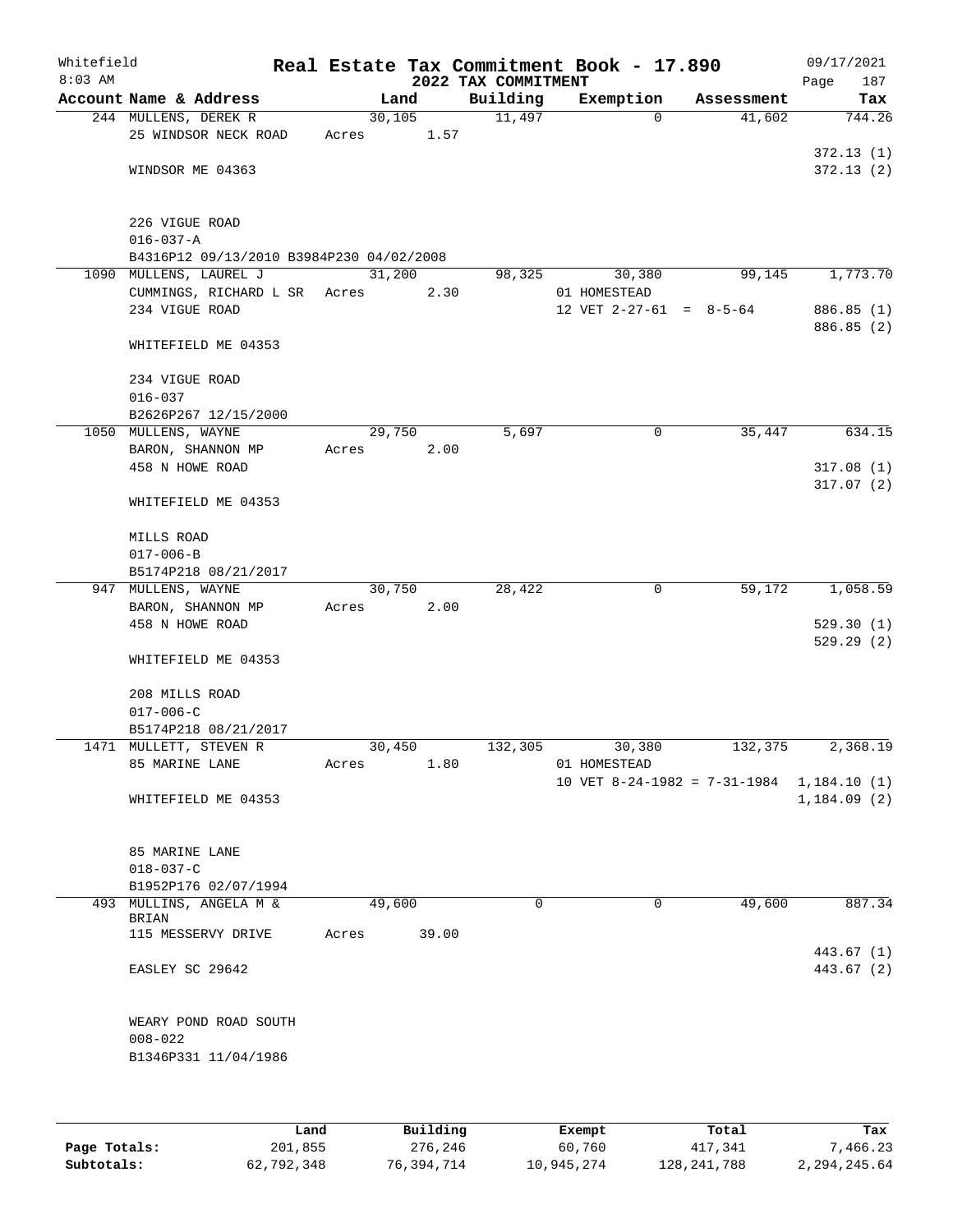Whitefield
8:03 AM

**Real Estate Tax Commitment Book - 17.890**
**2022 TAX COMMITMENT**

09/17/2021
Page 187

| Account Name & Address | Land | Building | Exemption | Assessment | Tax |
|---|---|---|---|---|---|
| 244 MULLENS, DEREK R | 30,105 | 11,497 | 0 | 41,602 | 744.26 |
| 25 WINDSOR NECK ROAD | Acres 1.57 | | | | |
| | | | | | 372.13 (1) |
| WINDSOR ME 04363 | | | | | 372.13 (2) |
| 226 VIGUE ROAD | | | | | |
| 016-037-A | | | | | |
| B4316P12 09/13/2010 B3984P230 04/02/2008 | | | | | |
| 1090 MULLENS, LAUREL J | 31,200 | 98,325 | 30,380 | 99,145 | 1,773.70 |
| CUMMINGS, RICHARD L SR | Acres 2.30 | | 01 HOMESTEAD | | |
| 234 VIGUE ROAD | | | 12 VET 2-27-61 = 8-5-64 | | 886.85 (1) |
| | | | | | 886.85 (2) |
| WHITEFIELD ME 04353 | | | | | |
| 234 VIGUE ROAD | | | | | |
| 016-037 | | | | | |
| B2626P267 12/15/2000 | | | | | |
| 1050 MULLENS, WAYNE | 29,750 | 5,697 | 0 | 35,447 | 634.15 |
| BARON, SHANNON MP | Acres 2.00 | | | | |
| 458 N HOWE ROAD | | | | | 317.08 (1) |
| | | | | | 317.07 (2) |
| WHITEFIELD ME 04353 | | | | | |
| MILLS ROAD | | | | | |
| 017-006-B | | | | | |
| B5174P218 08/21/2017 | | | | | |
| 947 MULLENS, WAYNE | 30,750 | 28,422 | 0 | 59,172 | 1,058.59 |
| BARON, SHANNON MP | Acres 2.00 | | | | |
| 458 N HOWE ROAD | | | | | 529.30 (1) |
| | | | | | 529.29 (2) |
| WHITEFIELD ME 04353 | | | | | |
| 208 MILLS ROAD | | | | | |
| 017-006-C | | | | | |
| B5174P218 08/21/2017 | | | | | |
| 1471 MULLETT, STEVEN R | 30,450 | 132,305 | 30,380 | 132,375 | 2,368.19 |
| 85 MARINE LANE | Acres 1.80 | | 01 HOMESTEAD | | |
| | | | 10 VET 8-24-1982 = 7-31-1984 | | 1,184.10 (1) |
| WHITEFIELD ME 04353 | | | | | 1,184.09 (2) |
| 85 MARINE LANE | | | | | |
| 018-037-C | | | | | |
| B1952P176 02/07/1994 | | | | | |
| 493 MULLINS, ANGELA M & BRIAN | 49,600 | 0 | 0 | 49,600 | 887.34 |
| 115 MESSERVY DRIVE | Acres 39.00 | | | | |
| | | | | | 443.67 (1) |
| EASLEY SC 29642 | | | | | 443.67 (2) |
| WEARY POND ROAD SOUTH | | | | | |
| 008-022 | | | | | |
| B1346P331 11/04/1986 | | | | | |

| | Land | Building | Exempt | Total | Tax |
|---|---|---|---|---|---|
| Page Totals: | 201,855 | 276,246 | 60,760 | 417,341 | 7,466.23 |
| Subtotals: | 62,792,348 | 76,394,714 | 10,945,274 | 128,241,788 | 2,294,245.64 |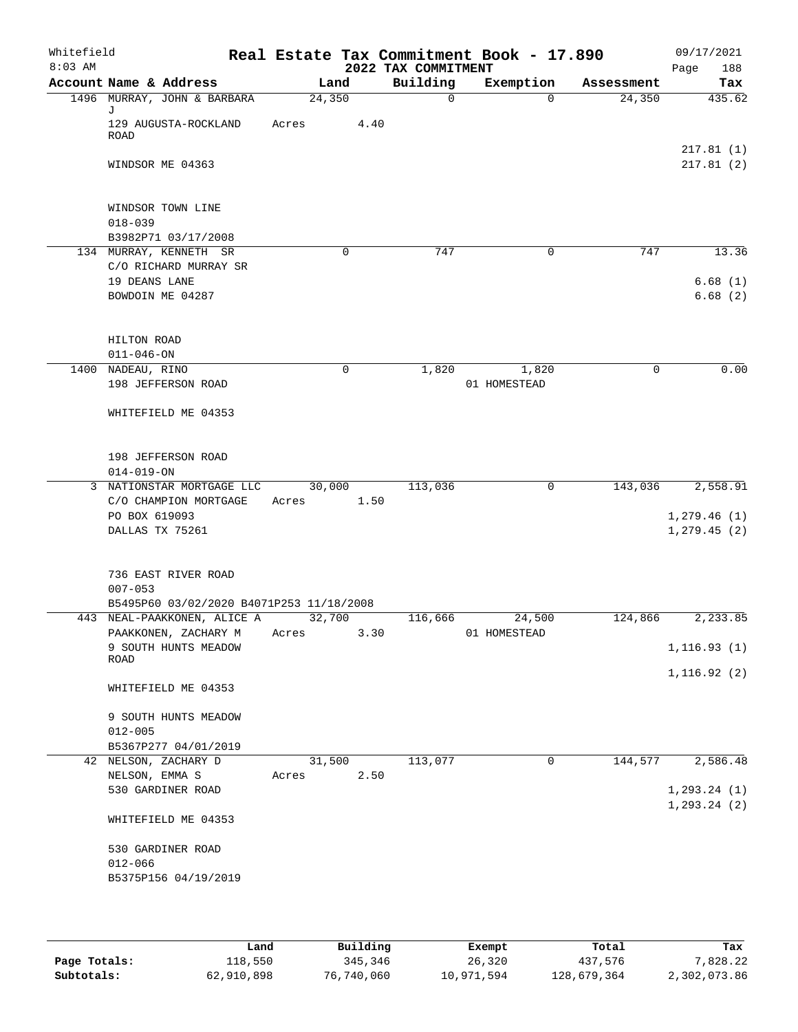# Real Estate Tax Commitment Book - 17.890

Whitefield
8:03 AM

2022 TAX COMMITMENT

09/17/2021

| Account Name & Address | Land | Building | Exemption | Assessment | Tax |
|---|---|---|---|---|---|
| 1496 MURRAY, JOHN & BARBARA J | 24,350 | 0 | 0 | 24,350 | 435.62 |
| 129 AUGUSTA-ROCKLAND ROAD | Acres 4.40 | | | | |
| | | | | | 217.81 (1) |
| WINDSOR ME 04363 | | | | | 217.81 (2) |
| WINDSOR TOWN LINE | | | | | |
| 018-039 | | | | | |
| B3982P71 03/17/2008 | | | | | |
| 134 MURRAY, KENNETH SR | 0 | 747 | 0 | 747 | 13.36 |
| C/O RICHARD MURRAY SR | | | | | |
| 19 DEANS LANE | | | | | 6.68 (1) |
| BOWDOIN ME 04287 | | | | | 6.68 (2) |
| HILTON ROAD | | | | | |
| 011-046-ON | | | | | |
| 1400 NADEAU, RINO | 0 | 1,820 | 1,820 | 0 | 0.00 |
| 198 JEFFERSON ROAD | | | 01 HOMESTEAD | | |
| WHITEFIELD ME 04353 | | | | | |
| 198 JEFFERSON ROAD | | | | | |
| 014-019-ON | | | | | |
| 3 NATIONSTAR MORTGAGE LLC | 30,000 | 113,036 | 0 | 143,036 | 2,558.91 |
| C/O CHAMPION MORTGAGE | Acres 1.50 | | | | |
| PO BOX 619093 | | | | | 1,279.46 (1) |
| DALLAS TX 75261 | | | | | 1,279.45 (2) |
| 736 EAST RIVER ROAD | | | | | |
| 007-053 | | | | | |
| B5495P60 03/02/2020 B4071P253 11/18/2008 | | | | | |
| 443 NEAL-PAAKKONEN, ALICE A | 32,700 | 116,666 | 24,500 | 124,866 | 2,233.85 |
| PAAKKONEN, ZACHARY M | Acres 3.30 | | 01 HOMESTEAD | | |
| 9 SOUTH HUNTS MEADOW ROAD | | | | | 1,116.93 (1) |
| | | | | | 1,116.92 (2) |
| WHITEFIELD ME 04353 | | | | | |
| 9 SOUTH HUNTS MEADOW | | | | | |
| 012-005 | | | | | |
| B5367P277 04/01/2019 | | | | | |
| 42 NELSON, ZACHARY D | 31,500 | 113,077 | 0 | 144,577 | 2,586.48 |
| NELSON, EMMA S | Acres 2.50 | | | | |
| 530 GARDINER ROAD | | | | | 1,293.24 (1) |
| | | | | | 1,293.24 (2) |
| WHITEFIELD ME 04353 | | | | | |
| 530 GARDINER ROAD | | | | | |
| 012-066 | | | | | |
| B5375P156 04/19/2019 | | | | | |

| | Land | Building | Exempt | Total | Tax |
|---|---|---|---|---|---|
| Page Totals: | 118,550 | 345,346 | 26,320 | 437,576 | 7,828.22 |
| Subtotals: | 62,910,898 | 76,740,060 | 10,971,594 | 128,679,364 | 2,302,073.86 |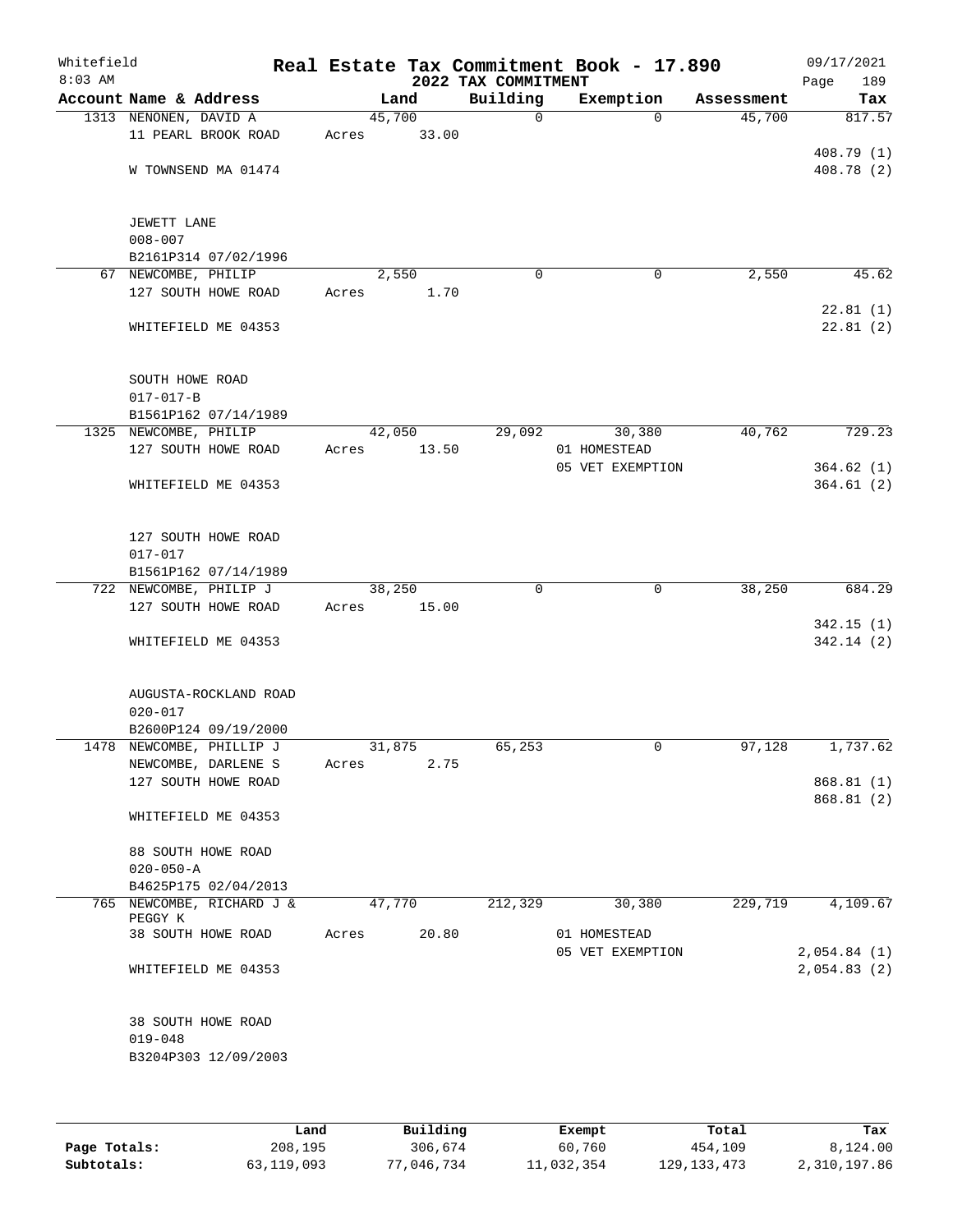Whitefield 8:03 AM

# Real Estate Tax Commitment Book - 17.890

## 2022 TAX COMMITMENT

09/17/2021

| Account Name & Address | Land | Building | Exemption | Assessment | Tax |
|---|---|---|---|---|---|
| 1313 NENONEN, DAVID A<br>11 PEARL BROOK ROAD<br><br>W TOWNSEND MA 01474<br><br>JEWETT LANE<br>008-007<br>B2161P314 07/02/1996 | 45,700<br>Acres 33.00 | 0 | 0 | 45,700 | 817.57<br><br>408.79 (1)<br>408.78 (2) |
| 67 NEWCOMBE, PHILIP<br>127 SOUTH HOWE ROAD<br><br>WHITEFIELD ME 04353<br><br>SOUTH HOWE ROAD<br>017-017-B<br>B1561P162 07/14/1989 | 2,550<br>Acres 1.70 | 0 | 0 | 2,550 | 45.62<br><br>22.81 (1)<br>22.81 (2) |
| 1325 NEWCOMBE, PHILIP<br>127 SOUTH HOWE ROAD<br><br>WHITEFIELD ME 04353<br><br>127 SOUTH HOWE ROAD<br>017-017<br>B1561P162 07/14/1989 | 42,050<br>Acres 13.50 | 29,092 | 30,380<br>01 HOMESTEAD<br>05 VET EXEMPTION | 40,762 | 729.23<br><br>364.62 (1)<br>364.61 (2) |
| 722 NEWCOMBE, PHILIP J<br>127 SOUTH HOWE ROAD<br><br>WHITEFIELD ME 04353<br><br>AUGUSTA-ROCKLAND ROAD<br>020-017<br>B2600P124 09/19/2000 | 38,250<br>Acres 15.00 | 0 | 0 | 38,250 | 684.29<br><br>342.15 (1)<br>342.14 (2) |
| 1478 NEWCOMBE, PHILLIP J<br>NEWCOMBE, DARLENE S<br>127 SOUTH HOWE ROAD<br><br>WHITEFIELD ME 04353<br><br>88 SOUTH HOWE ROAD<br>020-050-A<br>B4625P175 02/04/2013 | 31,875<br>Acres 2.75 | 65,253 | 0 | 97,128 | 1,737.62<br><br>868.81 (1)<br>868.81 (2) |
| 765 NEWCOMBE, RICHARD J & PEGGY K<br>38 SOUTH HOWE ROAD<br><br>WHITEFIELD ME 04353<br><br>38 SOUTH HOWE ROAD<br>019-048<br>B3204P303 12/09/2003 | 47,770<br>Acres 20.80 | 212,329 | 30,380<br>01 HOMESTEAD<br>05 VET EXEMPTION | 229,719 | 4,109.67<br><br>2,054.84 (1)<br>2,054.83 (2) |

| | Land | Building | Exempt | Total | Tax |
|---|---|---|---|---|---|
| **Page Totals:** | 208,195 | 306,674 | 60,760 | 454,109 | 8,124.00 |
| **Subtotals:** | 63,119,093 | 77,046,734 | 11,032,354 | 129,133,473 | 2,310,197.86 |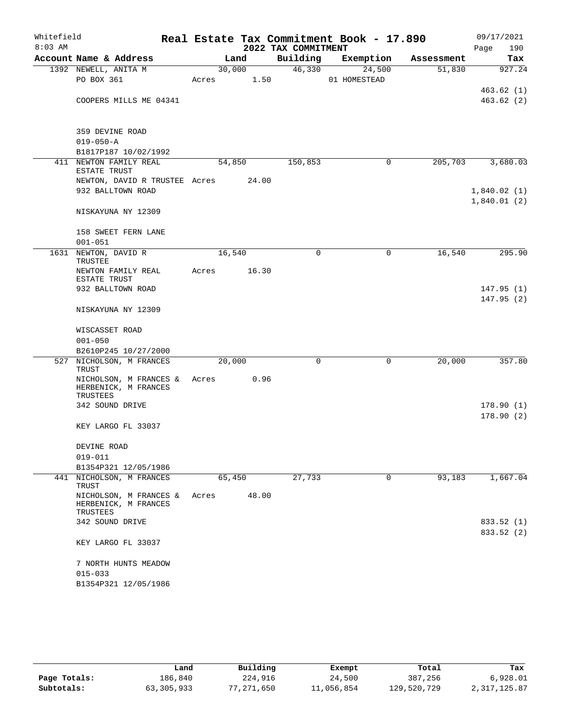Whitefield 8:03 AM

# Real Estate Tax Commitment Book - 17.890

## 2022 TAX COMMITMENT

09/17/2021 Page 190

| Account Name & Address | Land | Building | Exemption | Assessment | Tax |
|---|---|---|---|---|---|
| 1392 NEWELL, ANITA M | 30,000 | 46,330 | 24,500 | 51,830 | 927.24 |
| PO BOX 361 | Acres 1.50 | | 01 HOMESTEAD | | |
| | | | | | 463.62 (1) |
| COOPERS MILLS ME 04341 | | | | | 463.62 (2) |
| 359 DEVINE ROAD | | | | | |
| 019-050-A | | | | | |
| B1817P187 10/02/1992 | | | | | |
| 411 NEWTON FAMILY REAL ESTATE TRUST | 54,850 | 150,853 | 0 | 205,703 | 3,680.03 |
| NEWTON, DAVID R TRUSTEE | Acres 24.00 | | | | |
| 932 BALLTOWN ROAD | | | | | 1,840.02 (1) |
| | | | | | 1,840.01 (2) |
| NISKAYUNA NY 12309 | | | | | |
| 158 SWEET FERN LANE | | | | | |
| 001-051 | | | | | |
| 1631 NEWTON, DAVID R TRUSTEE | 16,540 | 0 | 0 | 16,540 | 295.90 |
| NEWTON FAMILY REAL ESTATE TRUST | Acres 16.30 | | | | |
| 932 BALLTOWN ROAD | | | | | 147.95 (1) |
| | | | | | 147.95 (2) |
| NISKAYUNA NY 12309 | | | | | |
| WISCASSET ROAD | | | | | |
| 001-050 | | | | | |
| B2610P245 10/27/2000 | | | | | |
| 527 NICHOLSON, M FRANCES TRUST | 20,000 | 0 | 0 | 20,000 | 357.80 |
| NICHOLSON, M FRANCES & HERBENICK, M FRANCES TRUSTEES | Acres 0.96 | | | | |
| 342 SOUND DRIVE | | | | | 178.90 (1) |
| | | | | | 178.90 (2) |
| KEY LARGO FL 33037 | | | | | |
| DEVINE ROAD | | | | | |
| 019-011 | | | | | |
| B1354P321 12/05/1986 | | | | | |
| 441 NICHOLSON, M FRANCES TRUST | 65,450 | 27,733 | 0 | 93,183 | 1,667.04 |
| NICHOLSON, M FRANCES & HERBENICK, M FRANCES TRUSTEES | Acres 48.00 | | | | |
| 342 SOUND DRIVE | | | | | 833.52 (1) |
| | | | | | 833.52 (2) |
| KEY LARGO FL 33037 | | | | | |
| 7 NORTH HUNTS MEADOW | | | | | |
| 015-033 | | | | | |
| B1354P321 12/05/1986 | | | | | |

| | Land | Building | Exempt | Total | Tax |
|---|---|---|---|---|---|
| Page Totals: | 186,840 | 224,916 | 24,500 | 387,256 | 6,928.01 |
| Subtotals: | 63,305,933 | 77,271,650 | 11,056,854 | 129,520,729 | 2,317,125.87 |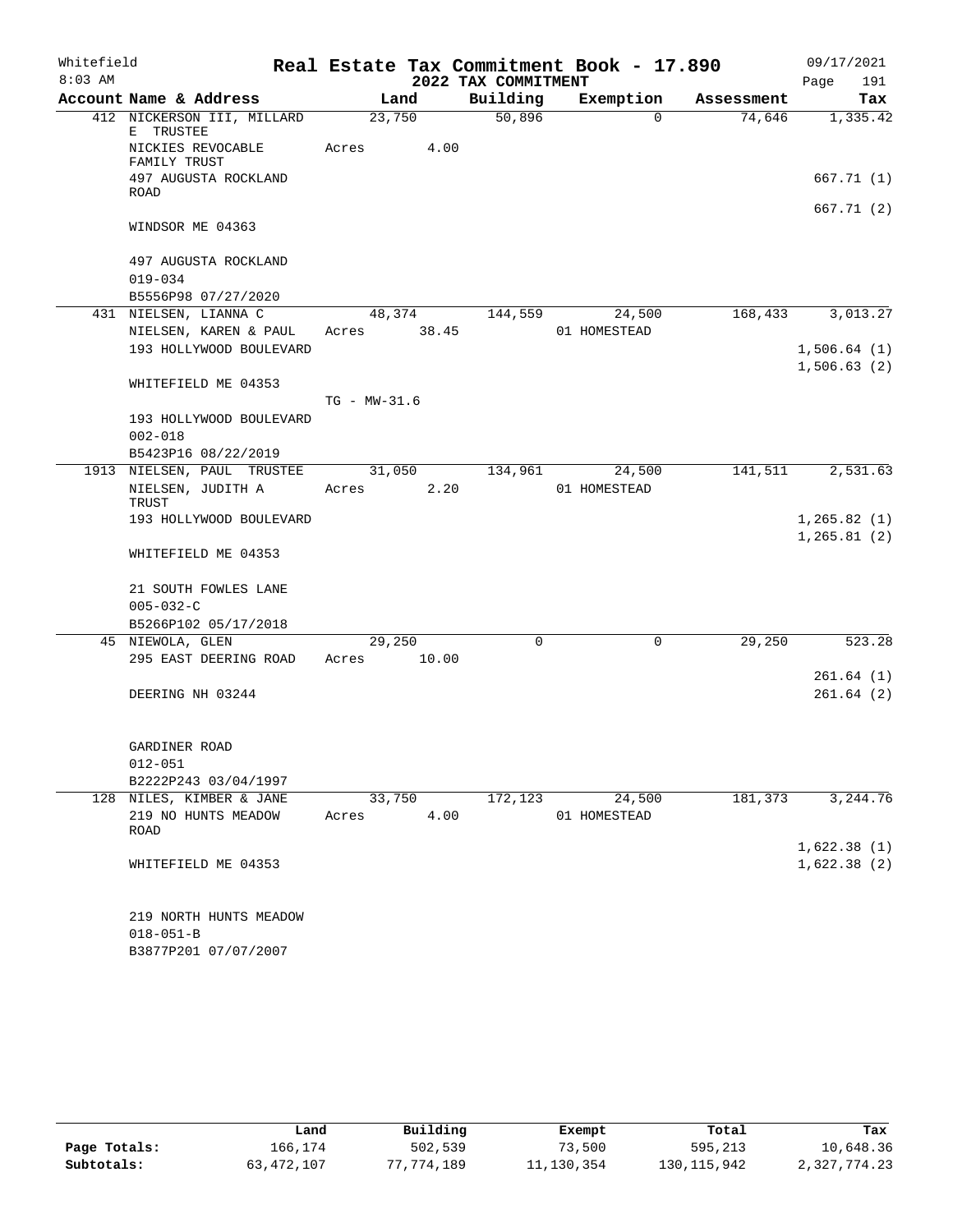# Real Estate Tax Commitment Book - 17.890

Whitefield 8:03 AM — 2022 TAX COMMITMENT — 09/17/2021 Page 191

| Account Name & Address | Land | Building | Exemption | Assessment | Tax |
|---|---|---|---|---|---|
| 412 NICKERSON III, MILLARD E TRUSTEE | 23,750 | 50,896 | 0 | 74,646 | 1,335.42 |
| NICKIES REVOCABLE FAMILY TRUST | Acres 4.00 | | | | |
| 497 AUGUSTA ROCKLAND ROAD | | | | | 667.71 (1) |
| | | | | | 667.71 (2) |
| WINDSOR ME 04363 | | | | | |
| 497 AUGUSTA ROCKLAND | | | | | |
| 019-034 | | | | | |
| B5556P98 07/27/2020 | | | | | |
| 431 NIELSEN, LIANNA C | 48,374 | 144,559 | 24,500 | 168,433 | 3,013.27 |
| NIELSEN, KAREN & PAUL | Acres 38.45 | | 01 HOMESTEAD | | |
| 193 HOLLYWOOD BOULEVARD | | | | | 1,506.64 (1) |
| | | | | | 1,506.63 (2) |
| WHITEFIELD ME 04353 | | | | | |
| | TG - MW-31.6 | | | | |
| 193 HOLLYWOOD BOULEVARD | | | | | |
| 002-018 | | | | | |
| B5423P16 08/22/2019 | | | | | |
| 1913 NIELSEN, PAUL TRUSTEE | 31,050 | 134,961 | 24,500 | 141,511 | 2,531.63 |
| NIELSEN, JUDITH A TRUST | Acres 2.20 | | 01 HOMESTEAD | | |
| 193 HOLLYWOOD BOULEVARD | | | | | 1,265.82 (1) |
| | | | | | 1,265.81 (2) |
| WHITEFIELD ME 04353 | | | | | |
| 21 SOUTH FOWLES LANE | | | | | |
| 005-032-C | | | | | |
| B5266P102 05/17/2018 | | | | | |
| 45 NIEWOLA, GLEN | 29,250 | 0 | 0 | 29,250 | 523.28 |
| 295 EAST DEERING ROAD | Acres 10.00 | | | | |
| | | | | | 261.64 (1) |
| DEERING NH 03244 | | | | | 261.64 (2) |
| GARDINER ROAD | | | | | |
| 012-051 | | | | | |
| B2222P243 03/04/1997 | | | | | |
| 128 NILES, KIMBER & JANE | 33,750 | 172,123 | 24,500 | 181,373 | 3,244.76 |
| 219 NO HUNTS MEADOW ROAD | Acres 4.00 | | 01 HOMESTEAD | | |
| | | | | | 1,622.38 (1) |
| WHITEFIELD ME 04353 | | | | | 1,622.38 (2) |
| 219 NORTH HUNTS MEADOW | | | | | |
| 018-051-B | | | | | |
| B3877P201 07/07/2007 | | | | | |

| | Land | Building | Exempt | Total | Tax |
|---|---|---|---|---|---|
| Page Totals: | 166,174 | 502,539 | 73,500 | 595,213 | 10,648.36 |
| Subtotals: | 63,472,107 | 77,774,189 | 11,130,354 | 130,115,942 | 2,327,774.23 |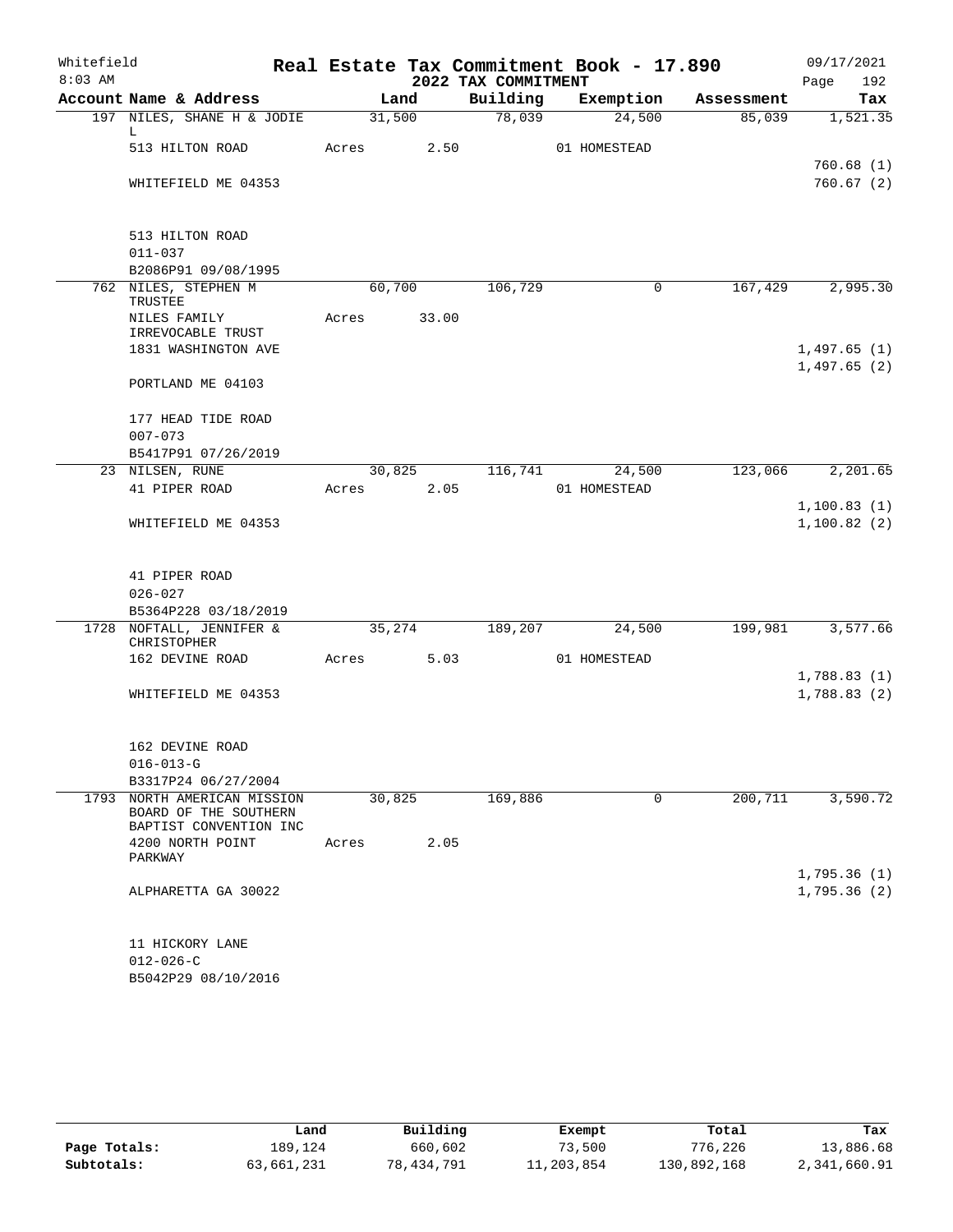Whitefield 8:03 AM

# Real Estate Tax Commitment Book - 17.890

## 2022 TAX COMMITMENT

09/17/2021 Page 192

| Account Name & Address | Land | Building | Exemption | Assessment | Tax |
|---|---|---|---|---|---|
| 197 NILES, SHANE H & JODIE L | 31,500 | 78,039 | 24,500 | 85,039 | 1,521.35 |
| 513 HILTON ROAD | Acres 2.50 | | 01 HOMESTEAD | | |
| | | | | | 760.68 (1) |
| WHITEFIELD ME 04353 | | | | | 760.67 (2) |
| 513 HILTON ROAD | | | | | |
| 011-037 | | | | | |
| B2086P91 09/08/1995 | | | | | |
| 762 NILES, STEPHEN M TRUSTEE | 60,700 | 106,729 | 0 | 167,429 | 2,995.30 |
| NILES FAMILY IRREVOCABLE TRUST | Acres 33.00 | | | | |
| 1831 WASHINGTON AVE | | | | | 1,497.65 (1) |
| | | | | | 1,497.65 (2) |
| PORTLAND ME 04103 | | | | | |
| 177 HEAD TIDE ROAD | | | | | |
| 007-073 | | | | | |
| B5417P91 07/26/2019 | | | | | |
| 23 NILSEN, RUNE | 30,825 | 116,741 | 24,500 | 123,066 | 2,201.65 |
| 41 PIPER ROAD | Acres 2.05 | | 01 HOMESTEAD | | |
| | | | | | 1,100.83 (1) |
| WHITEFIELD ME 04353 | | | | | 1,100.82 (2) |
| 41 PIPER ROAD | | | | | |
| 026-027 | | | | | |
| B5364P228 03/18/2019 | | | | | |
| 1728 NOFTALL, JENNIFER & CHRISTOPHER | 35,274 | 189,207 | 24,500 | 199,981 | 3,577.66 |
| 162 DEVINE ROAD | Acres 5.03 | | 01 HOMESTEAD | | |
| | | | | | 1,788.83 (1) |
| WHITEFIELD ME 04353 | | | | | 1,788.83 (2) |
| 162 DEVINE ROAD | | | | | |
| 016-013-G | | | | | |
| B3317P24 06/27/2004 | | | | | |
| 1793 NORTH AMERICAN MISSION BOARD OF THE SOUTHERN BAPTIST CONVENTION INC | 30,825 | 169,886 | 0 | 200,711 | 3,590.72 |
| 4200 NORTH POINT PARKWAY | Acres 2.05 | | | | |
| | | | | | 1,795.36 (1) |
| ALPHARETTA GA 30022 | | | | | 1,795.36 (2) |
| 11 HICKORY LANE | | | | | |
| 012-026-C | | | | | |
| B5042P29 08/10/2016 | | | | | |

| | Land | Building | Exempt | Total | Tax |
|---|---|---|---|---|---|
| Page Totals: | 189,124 | 660,602 | 73,500 | 776,226 | 13,886.68 |
| Subtotals: | 63,661,231 | 78,434,791 | 11,203,854 | 130,892,168 | 2,341,660.91 |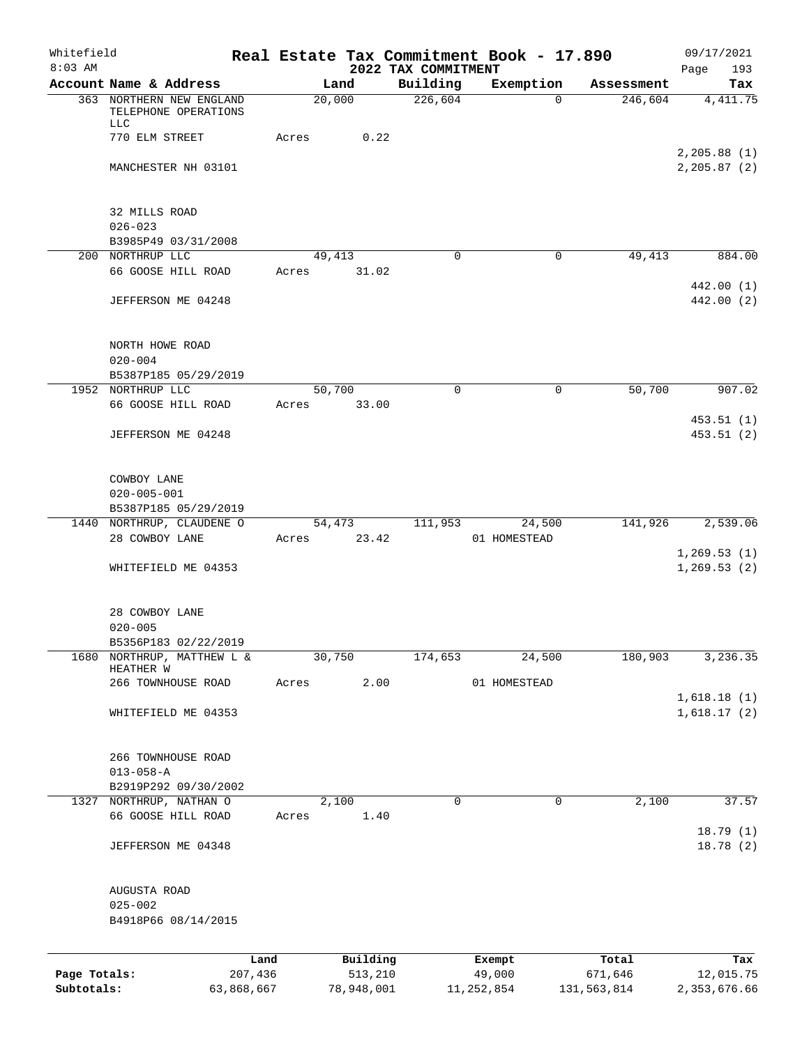Whitefield
8:03 AM

# Real Estate Tax Commitment Book - 17.890
## 2022 TAX COMMITMENT

09/17/2021
Page 193

| Account Name & Address | Land | Building | Exemption | Assessment | Tax |
|---|---|---|---|---|---|
| 363 NORTHERN NEW ENGLAND TELEPHONE OPERATIONS LLC | 20,000 | 226,604 | 0 | 246,604 | 4,411.75 |
| 770 ELM STREET | Acres 0.22 | | | | |
| | | | | | 2,205.88 (1) |
| MANCHESTER NH 03101 | | | | | 2,205.87 (2) |
| 32 MILLS ROAD | | | | | |
| 026-023 | | | | | |
| B3985P49 03/31/2008 | | | | | |
| 200 NORTHRUP LLC | 49,413 | 0 | 0 | 49,413 | 884.00 |
| 66 GOOSE HILL ROAD | Acres 31.02 | | | | |
| | | | | | 442.00 (1) |
| JEFFERSON ME 04248 | | | | | 442.00 (2) |
| NORTH HOWE ROAD | | | | | |
| 020-004 | | | | | |
| B5387P185 05/29/2019 | | | | | |
| 1952 NORTHRUP LLC | 50,700 | 0 | 0 | 50,700 | 907.02 |
| 66 GOOSE HILL ROAD | Acres 33.00 | | | | |
| | | | | | 453.51 (1) |
| JEFFERSON ME 04248 | | | | | 453.51 (2) |
| COWBOY LANE | | | | | |
| 020-005-001 | | | | | |
| B5387P185 05/29/2019 | | | | | |
| 1440 NORTHRUP, CLAUDENE O | 54,473 | 111,953 | 24,500 | 141,926 | 2,539.06 |
| 28 COWBOY LANE | Acres 23.42 | | 01 HOMESTEAD | | |
| | | | | | 1,269.53 (1) |
| WHITEFIELD ME 04353 | | | | | 1,269.53 (2) |
| 28 COWBOY LANE | | | | | |
| 020-005 | | | | | |
| B5356P183 02/22/2019 | | | | | |
| 1680 NORTHRUP, MATTHEW L & HEATHER W | 30,750 | 174,653 | 24,500 | 180,903 | 3,236.35 |
| 266 TOWNHOUSE ROAD | Acres 2.00 | | 01 HOMESTEAD | | |
| | | | | | 1,618.18 (1) |
| WHITEFIELD ME 04353 | | | | | 1,618.17 (2) |
| 266 TOWNHOUSE ROAD | | | | | |
| 013-058-A | | | | | |
| B2919P292 09/30/2002 | | | | | |
| 1327 NORTHRUP, NATHAN O | 2,100 | 0 | 0 | 2,100 | 37.57 |
| 66 GOOSE HILL ROAD | Acres 1.40 | | | | |
| | | | | | 18.79 (1) |
| JEFFERSON ME 04348 | | | | | 18.78 (2) |
| AUGUSTA ROAD | | | | | |
| 025-002 | | | | | |
| B4918P66 08/14/2015 | | | | | |

| | Land | Building | Exempt | Total | Tax |
|---|---|---|---|---|---|
| Page Totals: | 207,436 | 513,210 | 49,000 | 671,646 | 12,015.75 |
| Subtotals: | 63,868,667 | 78,948,001 | 11,252,854 | 131,563,814 | 2,353,676.66 |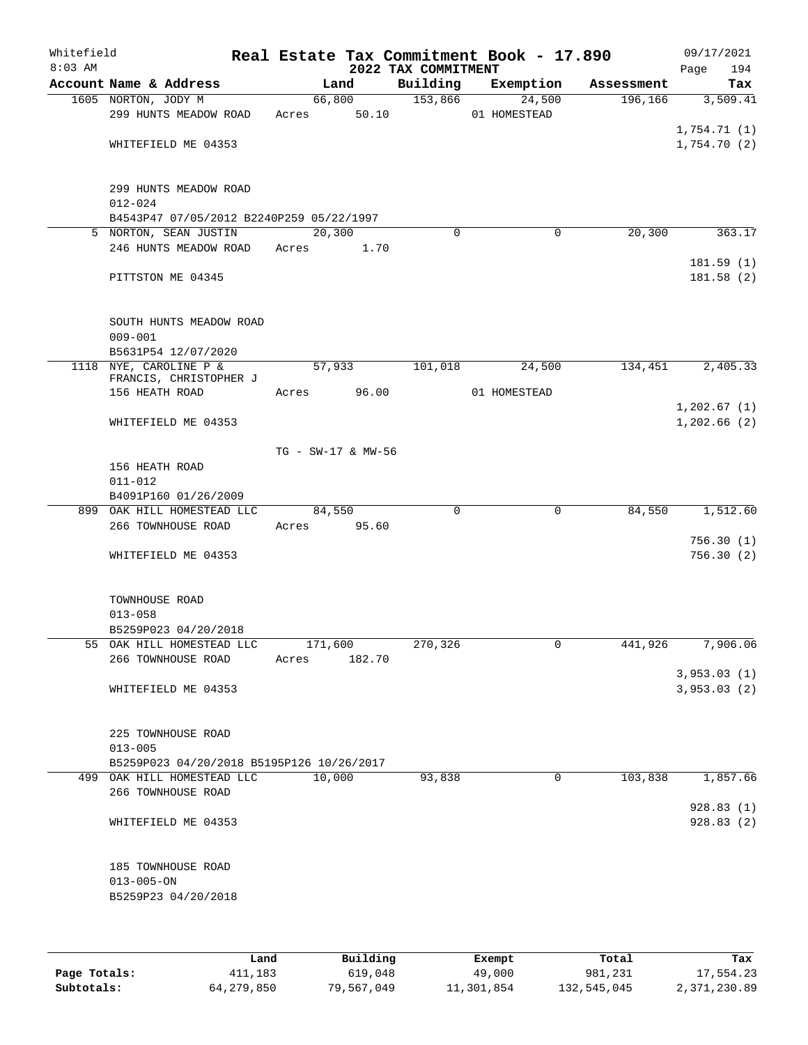# Real Estate Tax Commitment Book - 17.890

Whitefield 8:03 AM — 2022 TAX COMMITMENT — 09/17/2021

| Account Name & Address | Land | Building | Exemption | Assessment | Tax |
|---|---|---|---|---|---|
| 1605 NORTON, JODY M | 66,800 | 153,866 | 24,500 | 196,166 | 3,509.41 |
| 299 HUNTS MEADOW ROAD | Acres 50.10 | | 01 HOMESTEAD | | |
| | | | | | 1,754.71 (1) |
| WHITEFIELD ME 04353 | | | | | 1,754.70 (2) |
| 299 HUNTS MEADOW ROAD | | | | | |
| 012-024 | | | | | |
| B4543P47 07/05/2012 B2240P259 05/22/1997 | | | | | |
| 5 NORTON, SEAN JUSTIN | 20,300 | 0 | 0 | 20,300 | 363.17 |
| 246 HUNTS MEADOW ROAD | Acres 1.70 | | | | |
| | | | | | 181.59 (1) |
| PITTSTON ME 04345 | | | | | 181.58 (2) |
| SOUTH HUNTS MEADOW ROAD | | | | | |
| 009-001 | | | | | |
| B5631P54 12/07/2020 | | | | | |
| 1118 NYE, CAROLINE P & FRANCIS, CHRISTOPHER J | 57,933 | 101,018 | 24,500 | 134,451 | 2,405.33 |
| 156 HEATH ROAD | Acres 96.00 | | 01 HOMESTEAD | | |
| | | | | | 1,202.67 (1) |
| WHITEFIELD ME 04353 | | | | | 1,202.66 (2) |
| | TG - SW-17 & MW-56 | | | | |
| 156 HEATH ROAD | | | | | |
| 011-012 | | | | | |
| B4091P160 01/26/2009 | | | | | |
| 899 OAK HILL HOMESTEAD LLC | 84,550 | 0 | 0 | 84,550 | 1,512.60 |
| 266 TOWNHOUSE ROAD | Acres 95.60 | | | | |
| | | | | | 756.30 (1) |
| WHITEFIELD ME 04353 | | | | | 756.30 (2) |
| TOWNHOUSE ROAD | | | | | |
| 013-058 | | | | | |
| B5259P023 04/20/2018 | | | | | |
| 55 OAK HILL HOMESTEAD LLC | 171,600 | 270,326 | 0 | 441,926 | 7,906.06 |
| 266 TOWNHOUSE ROAD | Acres 182.70 | | | | |
| | | | | | 3,953.03 (1) |
| WHITEFIELD ME 04353 | | | | | 3,953.03 (2) |
| 225 TOWNHOUSE ROAD | | | | | |
| 013-005 | | | | | |
| B5259P023 04/20/2018 B5195P126 10/26/2017 | | | | | |
| 499 OAK HILL HOMESTEAD LLC | 10,000 | 93,838 | 0 | 103,838 | 1,857.66 |
| 266 TOWNHOUSE ROAD | | | | | |
| | | | | | 928.83 (1) |
| WHITEFIELD ME 04353 | | | | | 928.83 (2) |
| 185 TOWNHOUSE ROAD | | | | | |
| 013-005-ON | | | | | |
| B5259P23 04/20/2018 | | | | | |

| | Land | Building | Exempt | Total | Tax |
|---|---|---|---|---|---|
| Page Totals: | 411,183 | 619,048 | 49,000 | 981,231 | 17,554.23 |
| Subtotals: | 64,279,850 | 79,567,049 | 11,301,854 | 132,545,045 | 2,371,230.89 |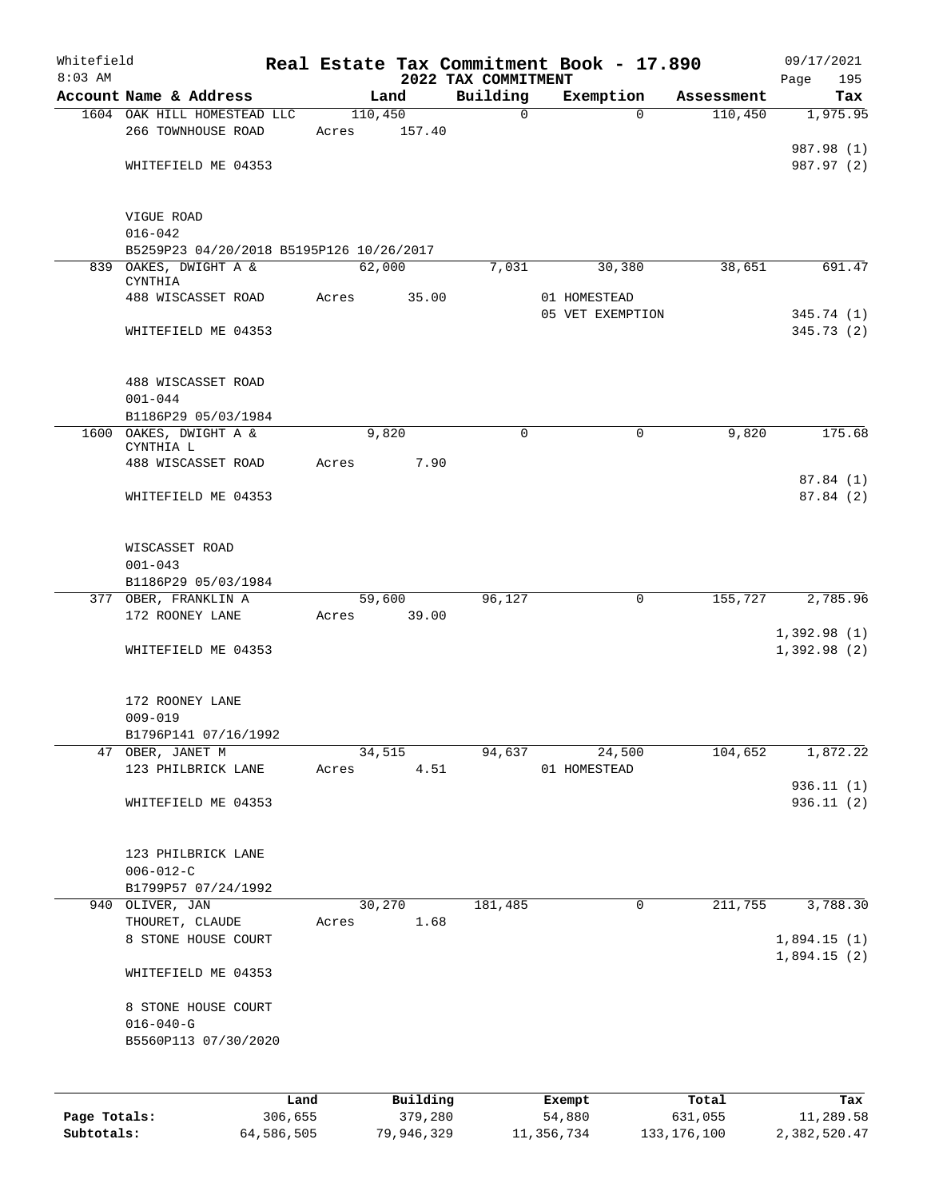Whitefield
8:03 AM

# Real Estate Tax Commitment Book - 17.890

## 2022 TAX COMMITMENT

09/17/2021
Page 195

| Account Name & Address | Land | Building | Exemption | Assessment | Tax |
|---|---|---|---|---|---|
| 1604 OAK HILL HOMESTEAD LLC | 110,450 | 0 | 0 | 110,450 | 1,975.95 |
| 266 TOWNHOUSE ROAD | Acres 157.40 | | | | |
| | | | | | 987.98 (1) |
| WHITEFIELD ME 04353 | | | | | 987.97 (2) |
| VIGUE ROAD | | | | | |
| 016-042 | | | | | |
| B5259P23 04/20/2018 B5195P126 10/26/2017 | | | | | |
| 839 OAKES, DWIGHT A & CYNTHIA | 62,000 | 7,031 | 30,380 | 38,651 | 691.47 |
| 488 WISCASSET ROAD | Acres 35.00 | | 01 HOMESTEAD | | |
| | | | 05 VET EXEMPTION | | 345.74 (1) |
| WHITEFIELD ME 04353 | | | | | 345.73 (2) |
| 488 WISCASSET ROAD | | | | | |
| 001-044 | | | | | |
| B1186P29 05/03/1984 | | | | | |
| 1600 OAKES, DWIGHT A & CYNTHIA L | 9,820 | 0 | 0 | 9,820 | 175.68 |
| 488 WISCASSET ROAD | Acres 7.90 | | | | |
| | | | | | 87.84 (1) |
| WHITEFIELD ME 04353 | | | | | 87.84 (2) |
| WISCASSET ROAD | | | | | |
| 001-043 | | | | | |
| B1186P29 05/03/1984 | | | | | |
| 377 OBER, FRANKLIN A | 59,600 | 96,127 | 0 | 155,727 | 2,785.96 |
| 172 ROONEY LANE | Acres 39.00 | | | | |
| | | | | | 1,392.98 (1) |
| WHITEFIELD ME 04353 | | | | | 1,392.98 (2) |
| 172 ROONEY LANE | | | | | |
| 009-019 | | | | | |
| B1796P141 07/16/1992 | | | | | |
| 47 OBER, JANET M | 34,515 | 94,637 | 24,500 | 104,652 | 1,872.22 |
| 123 PHILBRICK LANE | Acres 4.51 | | 01 HOMESTEAD | | |
| | | | | | 936.11 (1) |
| WHITEFIELD ME 04353 | | | | | 936.11 (2) |
| 123 PHILBRICK LANE | | | | | |
| 006-012-C | | | | | |
| B1799P57 07/24/1992 | | | | | |
| 940 OLIVER, JAN | 30,270 | 181,485 | 0 | 211,755 | 3,788.30 |
| THOURET, CLAUDE | Acres 1.68 | | | | |
| 8 STONE HOUSE COURT | | | | | 1,894.15 (1) |
| | | | | | 1,894.15 (2) |
| WHITEFIELD ME 04353 | | | | | |
| 8 STONE HOUSE COURT | | | | | |
| 016-040-G | | | | | |
| B5560P113 07/30/2020 | | | | | |

| | Land | Building | Exempt | Total | Tax |
|---|---|---|---|---|---|
| Page Totals: | 306,655 | 379,280 | 54,880 | 631,055 | 11,289.58 |
| Subtotals: | 64,586,505 | 79,946,329 | 11,356,734 | 133,176,100 | 2,382,520.47 |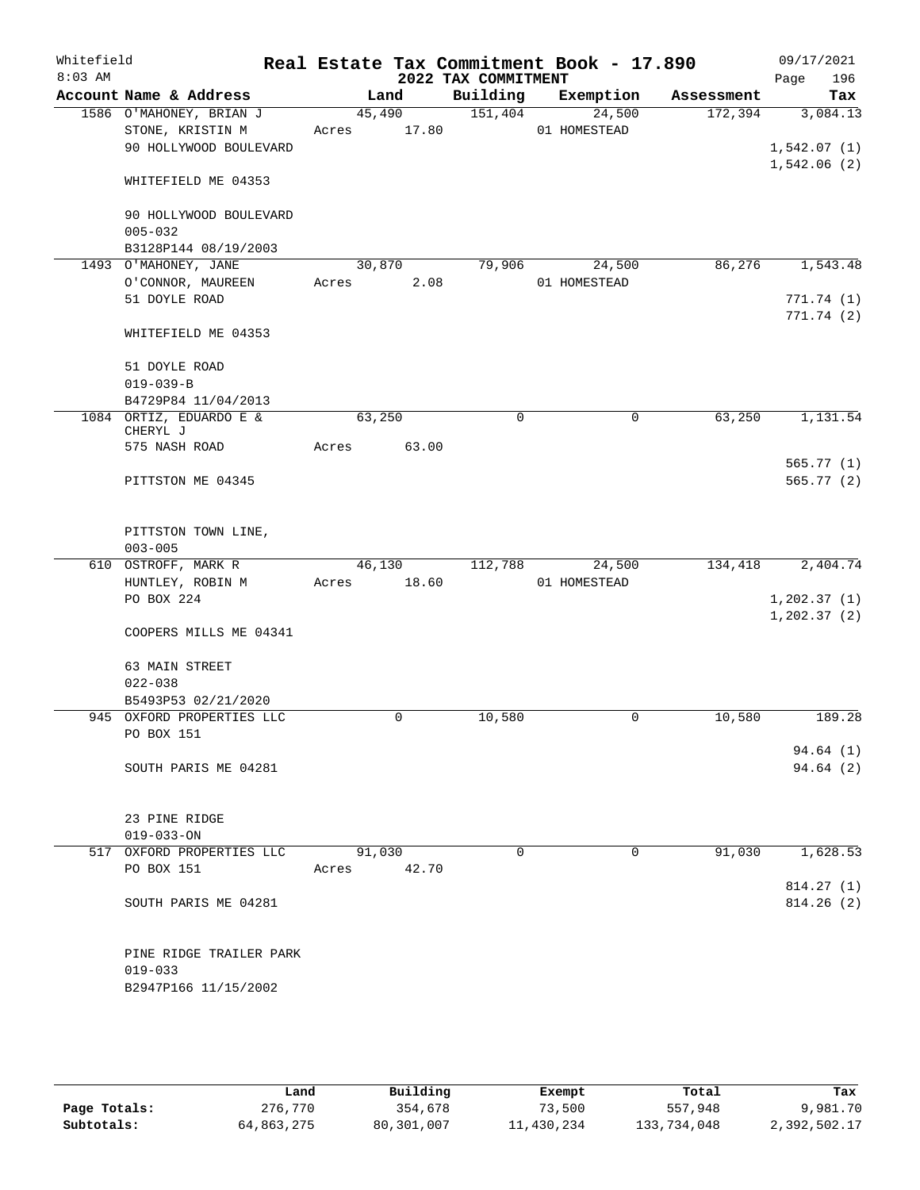# Real Estate Tax Commitment Book - 17.890

Whitefield
8:03 AM

2022 TAX COMMITMENT

09/17/2021
Page 196

| Account Name & Address | Land | Building | Exemption | Assessment | Tax |
|---|---|---|---|---|---|
| 1586 O'MAHONEY, BRIAN J | 45,490 | 151,404 | 24,500 | 172,394 | 3,084.13 |
| STONE, KRISTIN M | Acres 17.80 | | 01 HOMESTEAD | | |
| 90 HOLLYWOOD BOULEVARD | | | | | 1,542.07 (1) |
| | | | | | 1,542.06 (2) |
| WHITEFIELD ME 04353 | | | | | |
| 90 HOLLYWOOD BOULEVARD | | | | | |
| 005-032 | | | | | |
| B3128P144 08/19/2003 | | | | | |
| 1493 O'MAHONEY, JANE | 30,870 | 79,906 | 24,500 | 86,276 | 1,543.48 |
| O'CONNOR, MAUREEN | Acres 2.08 | | 01 HOMESTEAD | | |
| 51 DOYLE ROAD | | | | | 771.74 (1) |
| | | | | | 771.74 (2) |
| WHITEFIELD ME 04353 | | | | | |
| 51 DOYLE ROAD | | | | | |
| 019-039-B | | | | | |
| B4729P84 11/04/2013 | | | | | |
| 1084 ORTIZ, EDUARDO E & CHERYL J | 63,250 | 0 | 0 | 63,250 | 1,131.54 |
| 575 NASH ROAD | Acres 63.00 | | | | |
| | | | | | 565.77 (1) |
| PITTSTON ME 04345 | | | | | 565.77 (2) |
| PITTSTON TOWN LINE, | | | | | |
| 003-005 | | | | | |
| 610 OSTROFF, MARK R | 46,130 | 112,788 | 24,500 | 134,418 | 2,404.74 |
| HUNTLEY, ROBIN M | Acres 18.60 | | 01 HOMESTEAD | | |
| PO BOX 224 | | | | | 1,202.37 (1) |
| | | | | | 1,202.37 (2) |
| COOPERS MILLS ME 04341 | | | | | |
| 63 MAIN STREET | | | | | |
| 022-038 | | | | | |
| B5493P53 02/21/2020 | | | | | |
| 945 OXFORD PROPERTIES LLC | 0 | 10,580 | 0 | 10,580 | 189.28 |
| PO BOX 151 | | | | | |
| | | | | | 94.64 (1) |
| SOUTH PARIS ME 04281 | | | | | 94.64 (2) |
| 23 PINE RIDGE | | | | | |
| 019-033-ON | | | | | |
| 517 OXFORD PROPERTIES LLC | 91,030 | 0 | 0 | 91,030 | 1,628.53 |
| PO BOX 151 | Acres 42.70 | | | | |
| | | | | | 814.27 (1) |
| SOUTH PARIS ME 04281 | | | | | 814.26 (2) |
| PINE RIDGE TRAILER PARK | | | | | |
| 019-033 | | | | | |
| B2947P166 11/15/2002 | | | | | |

| | Land | Building | Exempt | Total | Tax |
|---|---|---|---|---|---|
| Page Totals: | 276,770 | 354,678 | 73,500 | 557,948 | 9,981.70 |
| Subtotals: | 64,863,275 | 80,301,007 | 11,430,234 | 133,734,048 | 2,392,502.17 |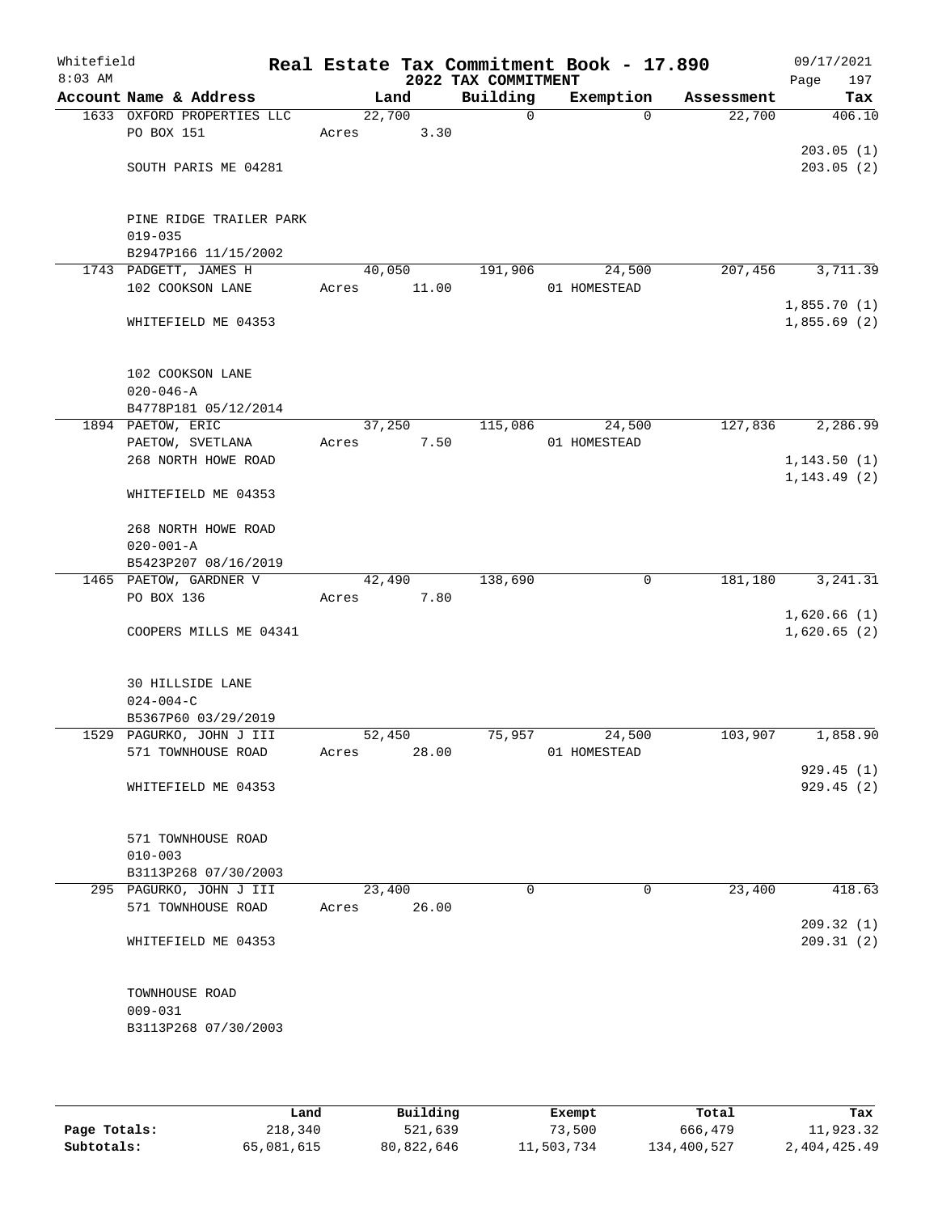# Real Estate Tax Commitment Book - 17.890

Whitefield
8:03 AM

2022 TAX COMMITMENT

09/17/2021

| Account Name & Address | Land | Building | Exemption | Assessment | Tax |
|---|---|---|---|---|---|
| 1633 OXFORD PROPERTIES LLC<br>PO BOX 151<br><br>SOUTH PARIS ME 04281<br><br>PINE RIDGE TRAILER PARK<br>019-035<br>B2947P166 11/15/2002 | 22,700<br>Acres 3.30 | 0 | 0 | 22,700 | 406.10<br><br>203.05 (1)<br>203.05 (2) |
| 1743 PADGETT, JAMES H<br>102 COOKSON LANE<br><br>WHITEFIELD ME 04353<br><br>102 COOKSON LANE<br>020-046-A<br>B4778P181 05/12/2014 | 40,050<br>Acres 11.00 | 191,906 | 24,500<br>01 HOMESTEAD | 207,456 | 3,711.39<br><br>1,855.70 (1)<br>1,855.69 (2) |
| 1894 PAETOW, ERIC<br>PAETOW, SVETLANA<br>268 NORTH HOWE ROAD<br><br>WHITEFIELD ME 04353<br><br>268 NORTH HOWE ROAD<br>020-001-A<br>B5423P207 08/16/2019 | 37,250<br>Acres 7.50 | 115,086 | 24,500<br>01 HOMESTEAD | 127,836 | 2,286.99<br><br>1,143.50 (1)<br>1,143.49 (2) |
| 1465 PAETOW, GARDNER V<br>PO BOX 136<br><br>COOPERS MILLS ME 04341<br><br>30 HILLSIDE LANE<br>024-004-C<br>B5367P60 03/29/2019 | 42,490<br>Acres 7.80 | 138,690 | 0 | 181,180 | 3,241.31<br><br>1,620.66 (1)<br>1,620.65 (2) |
| 1529 PAGURKO, JOHN J III<br>571 TOWNHOUSE ROAD<br><br>WHITEFIELD ME 04353<br><br>571 TOWNHOUSE ROAD<br>010-003<br>B3113P268 07/30/2003 | 52,450<br>Acres 28.00 | 75,957 | 24,500<br>01 HOMESTEAD | 103,907 | 1,858.90<br><br>929.45 (1)<br>929.45 (2) |
| 295 PAGURKO, JOHN J III<br>571 TOWNHOUSE ROAD<br><br>WHITEFIELD ME 04353<br><br>TOWNHOUSE ROAD<br>009-031<br>B3113P268 07/30/2003 | 23,400<br>Acres 26.00 | 0 | 0 | 23,400 | 418.63<br><br>209.32 (1)<br>209.31 (2) |

| | Land | Building | Exempt | Total | Tax |
|---|---|---|---|---|---|
| Page Totals: | 218,340 | 521,639 | 73,500 | 666,479 | 11,923.32 |
| Subtotals: | 65,081,615 | 80,822,646 | 11,503,734 | 134,400,527 | 2,404,425.49 |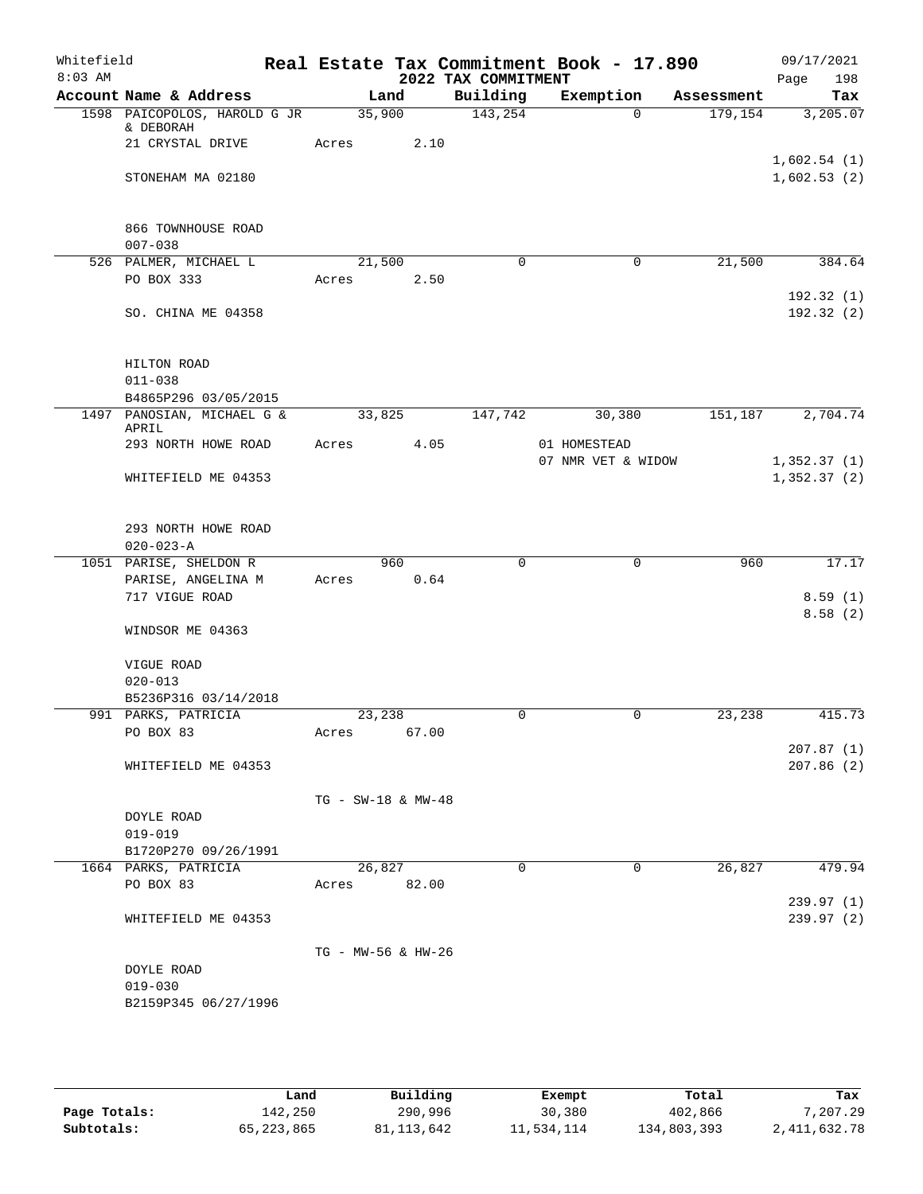Whitefield 8:03 AM

# Real Estate Tax Commitment Book - 17.890

## 2022 TAX COMMITMENT

09/17/2021 Page 198

| Account Name & Address | Land | Building | Exemption | Assessment | Tax |
|---|---|---|---|---|---|
| 1598 PAICOPOLOS, HAROLD G JR & DEBORAH | 35,900 | 143,254 | 0 | 179,154 | 3,205.07 |
| 21 CRYSTAL DRIVE | Acres 2.10 | | | | |
| | | | | | 1,602.54 (1) |
| STONEHAM MA 02180 | | | | | 1,602.53 (2) |
| 866 TOWNHOUSE ROAD | | | | | |
| 007-038 | | | | | |
| 526 PALMER, MICHAEL L | 21,500 | 0 | 0 | 21,500 | 384.64 |
| PO BOX 333 | Acres 2.50 | | | | |
| | | | | | 192.32 (1) |
| SO. CHINA ME 04358 | | | | | 192.32 (2) |
| HILTON ROAD | | | | | |
| 011-038 | | | | | |
| B4865P296 03/05/2015 | | | | | |
| 1497 PANOSIAN, MICHAEL G & APRIL | 33,825 | 147,742 | 30,380 | 151,187 | 2,704.74 |
| 293 NORTH HOWE ROAD | Acres 4.05 | | 01 HOMESTEAD | | |
| | | | 07 NMR VET & WIDOW | | 1,352.37 (1) |
| WHITEFIELD ME 04353 | | | | | 1,352.37 (2) |
| 293 NORTH HOWE ROAD | | | | | |
| 020-023-A | | | | | |
| 1051 PARISE, SHELDON R | 960 | 0 | 0 | 960 | 17.17 |
| PARISE, ANGELINA M | Acres 0.64 | | | | |
| 717 VIGUE ROAD | | | | | 8.59 (1) |
| | | | | | 8.58 (2) |
| WINDSOR ME 04363 | | | | | |
| VIGUE ROAD | | | | | |
| 020-013 | | | | | |
| B5236P316 03/14/2018 | | | | | |
| 991 PARKS, PATRICIA | 23,238 | 0 | 0 | 23,238 | 415.73 |
| PO BOX 83 | Acres 67.00 | | | | |
| | | | | | 207.87 (1) |
| WHITEFIELD ME 04353 | | | | | 207.86 (2) |
| | TG - SW-18 & MW-48 | | | | |
| DOYLE ROAD | | | | | |
| 019-019 | | | | | |
| B1720P270 09/26/1991 | | | | | |
| 1664 PARKS, PATRICIA | 26,827 | 0 | 0 | 26,827 | 479.94 |
| PO BOX 83 | Acres 82.00 | | | | |
| | | | | | 239.97 (1) |
| WHITEFIELD ME 04353 | | | | | 239.97 (2) |
| | TG - MW-56 & HW-26 | | | | |
| DOYLE ROAD | | | | | |
| 019-030 | | | | | |
| B2159P345 06/27/1996 | | | | | |

| | Land | Building | Exempt | Total | Tax |
|---|---|---|---|---|---|
| Page Totals: | 142,250 | 290,996 | 30,380 | 402,866 | 7,207.29 |
| Subtotals: | 65,223,865 | 81,113,642 | 11,534,114 | 134,803,393 | 2,411,632.78 |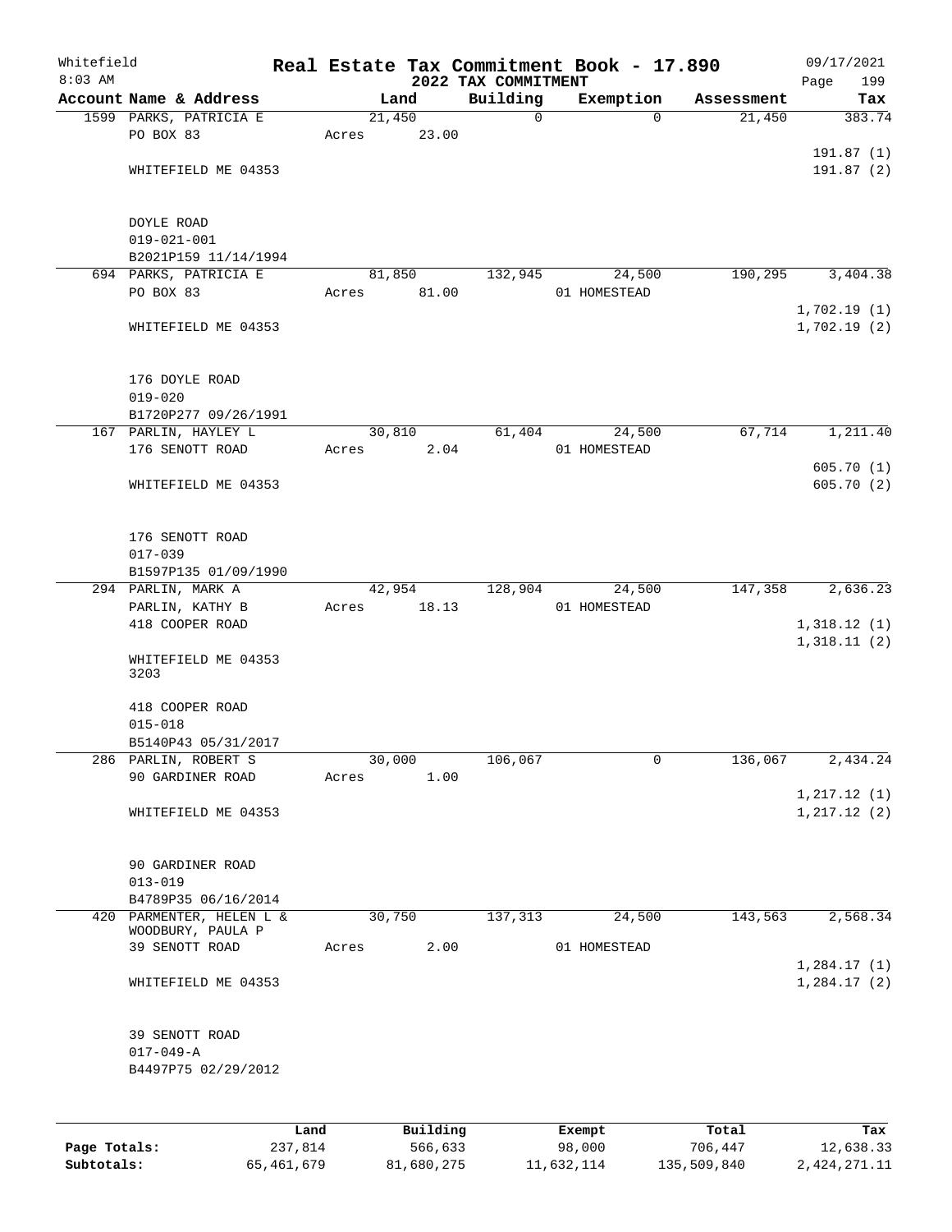Whitefield 8:03 AM

# Real Estate Tax Commitment Book - 17.890

## 2022 TAX COMMITMENT

09/17/2021 Page 199

| Account Name & Address | Land | Building | Exemption | Assessment | Tax |
|---|---|---|---|---|---|
| 1599 PARKS, PATRICIA E | 21,450 | 0 | 0 | 21,450 | 383.74 |
| PO BOX 83 | Acres 23.00 | | | | |
| | | | | | 191.87 (1) |
| WHITEFIELD ME 04353 | | | | | 191.87 (2) |
| DOYLE ROAD | | | | | |
| 019-021-001 | | | | | |
| B2021P159 11/14/1994 | | | | | |
| 694 PARKS, PATRICIA E | 81,850 | 132,945 | 24,500 | 190,295 | 3,404.38 |
| PO BOX 83 | Acres 81.00 | | 01 HOMESTEAD | | |
| | | | | | 1,702.19 (1) |
| WHITEFIELD ME 04353 | | | | | 1,702.19 (2) |
| 176 DOYLE ROAD | | | | | |
| 019-020 | | | | | |
| B1720P277 09/26/1991 | | | | | |
| 167 PARLIN, HAYLEY L | 30,810 | 61,404 | 24,500 | 67,714 | 1,211.40 |
| 176 SENOTT ROAD | Acres 2.04 | | 01 HOMESTEAD | | |
| | | | | | 605.70 (1) |
| WHITEFIELD ME 04353 | | | | | 605.70 (2) |
| 176 SENOTT ROAD | | | | | |
| 017-039 | | | | | |
| B1597P135 01/09/1990 | | | | | |
| 294 PARLIN, MARK A | 42,954 | 128,904 | 24,500 | 147,358 | 2,636.23 |
| PARLIN, KATHY B | Acres 18.13 | | 01 HOMESTEAD | | |
| 418 COOPER ROAD | | | | | 1,318.12 (1) |
| | | | | | 1,318.11 (2) |
| WHITEFIELD ME 04353 3203 | | | | | |
| 418 COOPER ROAD | | | | | |
| 015-018 | | | | | |
| B5140P43 05/31/2017 | | | | | |
| 286 PARLIN, ROBERT S | 30,000 | 106,067 | 0 | 136,067 | 2,434.24 |
| 90 GARDINER ROAD | Acres 1.00 | | | | |
| | | | | | 1,217.12 (1) |
| WHITEFIELD ME 04353 | | | | | 1,217.12 (2) |
| 90 GARDINER ROAD | | | | | |
| 013-019 | | | | | |
| B4789P35 06/16/2014 | | | | | |
| 420 PARMENTER, HELEN L & WOODBURY, PAULA P | 30,750 | 137,313 | 24,500 | 143,563 | 2,568.34 |
| 39 SENOTT ROAD | Acres 2.00 | | 01 HOMESTEAD | | |
| | | | | | 1,284.17 (1) |
| WHITEFIELD ME 04353 | | | | | 1,284.17 (2) |
| 39 SENOTT ROAD | | | | | |
| 017-049-A | | | | | |
| B4497P75 02/29/2012 | | | | | |

| | Land | Building | Exempt | Total | Tax |
|---|---|---|---|---|---|
| Page Totals: | 237,814 | 566,633 | 98,000 | 706,447 | 12,638.33 |
| Subtotals: | 65,461,679 | 81,680,275 | 11,632,114 | 135,509,840 | 2,424,271.11 |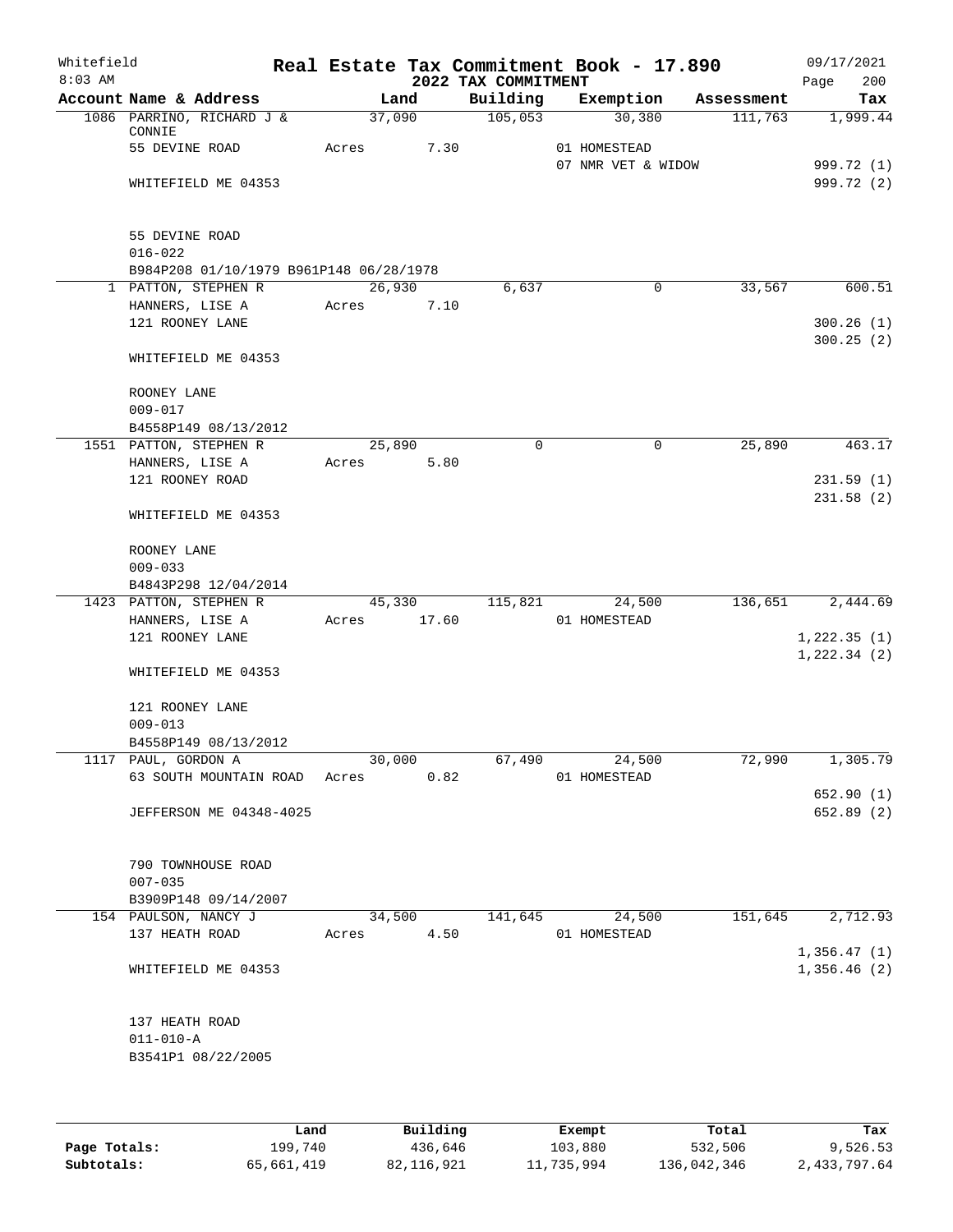# Real Estate Tax Commitment Book - 17.890

Whitefield 09/17/2021
8:03 AM 2022 TAX COMMITMENT

| Account Name & Address | Land | Building | Exemption | Assessment | Tax |
|---|---|---|---|---|---|
| 1086 PARRINO, RICHARD J & CONNIE | 37,090 | 105,053 | 30,380 | 111,763 | 1,999.44 |
| 55 DEVINE ROAD | Acres 7.30 | | 01 HOMESTEAD | | |
| | | | 07 NMR VET & WIDOW | | 999.72 (1) |
| WHITEFIELD ME 04353 | | | | | 999.72 (2) |
| 55 DEVINE ROAD | | | | | |
| 016-022 | | | | | |
| B984P208 01/10/1979 B961P148 06/28/1978 | | | | | |
| 1 PATTON, STEPHEN R | 26,930 | 6,637 | 0 | 33,567 | 600.51 |
| HANNERS, LISE A | Acres 7.10 | | | | |
| 121 ROONEY LANE | | | | | 300.26 (1) |
| | | | | | 300.25 (2) |
| WHITEFIELD ME 04353 | | | | | |
| ROONEY LANE | | | | | |
| 009-017 | | | | | |
| B4558P149 08/13/2012 | | | | | |
| 1551 PATTON, STEPHEN R | 25,890 | 0 | 0 | 25,890 | 463.17 |
| HANNERS, LISE A | Acres 5.80 | | | | |
| 121 ROONEY ROAD | | | | | 231.59 (1) |
| | | | | | 231.58 (2) |
| WHITEFIELD ME 04353 | | | | | |
| ROONEY LANE | | | | | |
| 009-033 | | | | | |
| B4843P298 12/04/2014 | | | | | |
| 1423 PATTON, STEPHEN R | 45,330 | 115,821 | 24,500 | 136,651 | 2,444.69 |
| HANNERS, LISE A | Acres 17.60 | | 01 HOMESTEAD | | |
| 121 ROONEY LANE | | | | | 1,222.35 (1) |
| | | | | | 1,222.34 (2) |
| WHITEFIELD ME 04353 | | | | | |
| 121 ROONEY LANE | | | | | |
| 009-013 | | | | | |
| B4558P149 08/13/2012 | | | | | |
| 1117 PAUL, GORDON A | 30,000 | 67,490 | 24,500 | 72,990 | 1,305.79 |
| 63 SOUTH MOUNTAIN ROAD | Acres 0.82 | | 01 HOMESTEAD | | |
| | | | | | 652.90 (1) |
| JEFFERSON ME 04348-4025 | | | | | 652.89 (2) |
| 790 TOWNHOUSE ROAD | | | | | |
| 007-035 | | | | | |
| B3909P148 09/14/2007 | | | | | |
| 154 PAULSON, NANCY J | 34,500 | 141,645 | 24,500 | 151,645 | 2,712.93 |
| 137 HEATH ROAD | Acres 4.50 | | 01 HOMESTEAD | | |
| | | | | | 1,356.47 (1) |
| WHITEFIELD ME 04353 | | | | | 1,356.46 (2) |
| 137 HEATH ROAD | | | | | |
| 011-010-A | | | | | |
| B3541P1 08/22/2005 | | | | | |

| | Land | Building | Exempt | Total | Tax |
|---|---|---|---|---|---|
| Page Totals: | 199,740 | 436,646 | 103,880 | 532,506 | 9,526.53 |
| Subtotals: | 65,661,419 | 82,116,921 | 11,735,994 | 136,042,346 | 2,433,797.64 |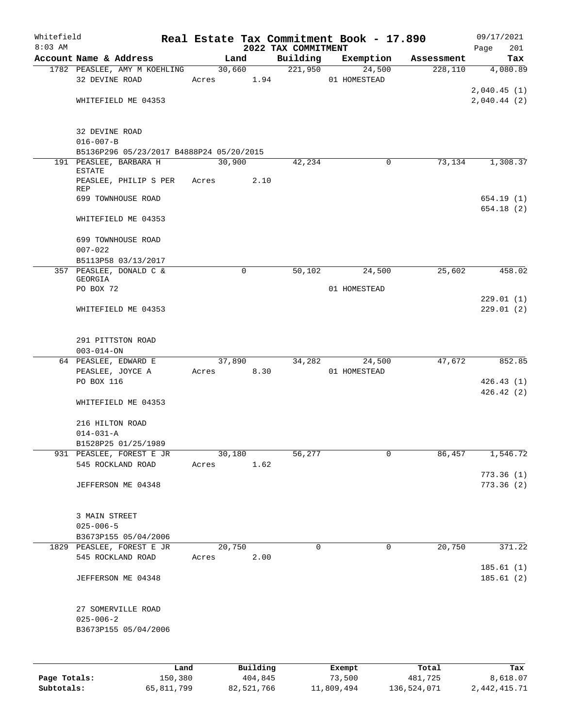# Real Estate Tax Commitment Book - 17.890

Whitefield 8:03 AM — 2022 TAX COMMITMENT — 09/17/2021 Page 201

| Account Name & Address | Land | Building | Exemption | Assessment | Tax |
|---|---|---|---|---|---|
| 1782 PEASLEE, AMY M KOEHLING<br>32 DEVINE ROAD<br><br>WHITEFIELD ME 04353<br><br>32 DEVINE ROAD<br>016-007-B<br>B5136P296 05/23/2017 B4888P24 05/20/2015 | 30,660<br>Acres 1.94 | 221,950 | 24,500<br>01 HOMESTEAD | 228,110 | 4,080.89<br><br>2,040.45 (1)<br>2,040.44 (2) |
| 191 PEASLEE, BARBARA H ESTATE<br>PEASLEE, PHILIP S PER REP<br>699 TOWNHOUSE ROAD<br><br>WHITEFIELD ME 04353<br><br>699 TOWNHOUSE ROAD<br>007-022<br>B5113P58 03/13/2017 | 30,900<br>Acres 2.10 | 42,234 | 0 | 73,134 | 1,308.37<br><br>654.19 (1)<br>654.18 (2) |
| 357 PEASLEE, DONALD C & GEORGIA<br>PO BOX 72<br><br>WHITEFIELD ME 04353<br><br>291 PITTSTON ROAD<br>003-014-ON | 0 | 50,102 | 24,500<br>01 HOMESTEAD | 25,602 | 458.02<br><br>229.01 (1)<br>229.01 (2) |
| 64 PEASLEE, EDWARD E<br>PEASLEE, JOYCE A<br>PO BOX 116<br><br>WHITEFIELD ME 04353<br><br>216 HILTON ROAD<br>014-031-A<br>B1528P25 01/25/1989 | 37,890<br>Acres 8.30 | 34,282 | 24,500<br>01 HOMESTEAD | 47,672 | 852.85<br><br>426.43 (1)<br>426.42 (2) |
| 931 PEASLEE, FOREST E JR<br>545 ROCKLAND ROAD<br><br>JEFFERSON ME 04348<br><br>3 MAIN STREET<br>025-006-5<br>B3673P155 05/04/2006 | 30,180<br>Acres 1.62 | 56,277 | 0 | 86,457 | 1,546.72<br><br>773.36 (1)<br>773.36 (2) |
| 1829 PEASLEE, FOREST E JR<br>545 ROCKLAND ROAD<br><br>JEFFERSON ME 04348<br><br>27 SOMERVILLE ROAD<br>025-006-2<br>B3673P155 05/04/2006 | 20,750<br>Acres 2.00 | 0 | 0 | 20,750 | 371.22<br><br>185.61 (1)<br>185.61 (2) |

| | Land | Building | Exempt | Total | Tax |
|---|---|---|---|---|---|
| Page Totals: | 150,380 | 404,845 | 73,500 | 481,725 | 8,618.07 |
| Subtotals: | 65,811,799 | 82,521,766 | 11,809,494 | 136,524,071 | 2,442,415.71 |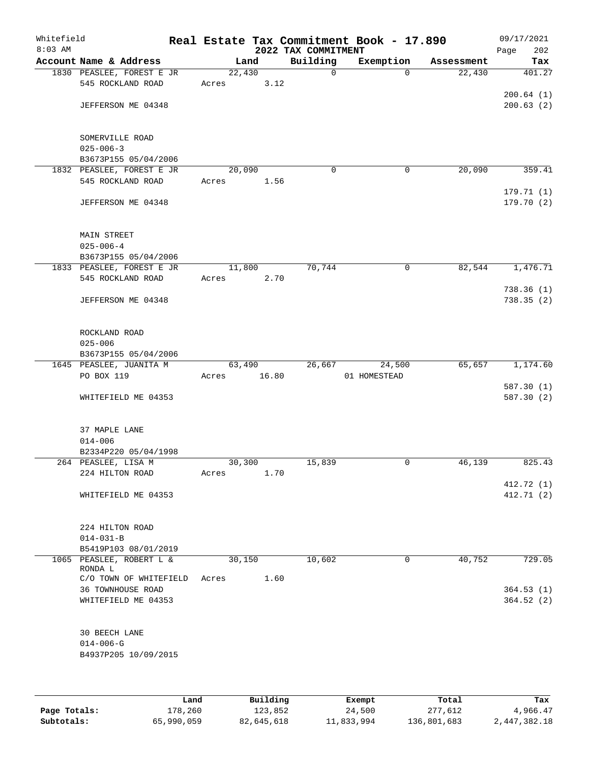Whitefield — Real Estate Tax Commitment Book - 17.890 — 09/17/2021
8:03 AM — 2022 TAX COMMITMENT — Page 202

| Account Name & Address | Land | Building | Exemption | Assessment | Tax |
|---|---|---|---|---|---|
| 1830 PEASLEE, FOREST E JR | 22,430 | 0 | 0 | 22,430 | 401.27 |
| 545 ROCKLAND ROAD | Acres 3.12 | | | | |
| | | | | | 200.64 (1) |
| JEFFERSON ME 04348 | | | | | 200.63 (2) |
| SOMERVILLE ROAD | | | | | |
| 025-006-3 | | | | | |
| B3673P155 05/04/2006 | | | | | |
| 1832 PEASLEE, FOREST E JR | 20,090 | 0 | 0 | 20,090 | 359.41 |
| 545 ROCKLAND ROAD | Acres 1.56 | | | | |
| | | | | | 179.71 (1) |
| JEFFERSON ME 04348 | | | | | 179.70 (2) |
| MAIN STREET | | | | | |
| 025-006-4 | | | | | |
| B3673P155 05/04/2006 | | | | | |
| 1833 PEASLEE, FOREST E JR | 11,800 | 70,744 | 0 | 82,544 | 1,476.71 |
| 545 ROCKLAND ROAD | Acres 2.70 | | | | |
| | | | | | 738.36 (1) |
| JEFFERSON ME 04348 | | | | | 738.35 (2) |
| ROCKLAND ROAD | | | | | |
| 025-006 | | | | | |
| B3673P155 05/04/2006 | | | | | |
| 1645 PEASLEE, JUANITA M | 63,490 | 26,667 | 24,500 | 65,657 | 1,174.60 |
| PO BOX 119 | Acres 16.80 | | 01 HOMESTEAD | | |
| | | | | | 587.30 (1) |
| WHITEFIELD ME 04353 | | | | | 587.30 (2) |
| 37 MAPLE LANE | | | | | |
| 014-006 | | | | | |
| B2334P220 05/04/1998 | | | | | |
| 264 PEASLEE, LISA M | 30,300 | 15,839 | 0 | 46,139 | 825.43 |
| 224 HILTON ROAD | Acres 1.70 | | | | |
| | | | | | 412.72 (1) |
| WHITEFIELD ME 04353 | | | | | 412.71 (2) |
| 224 HILTON ROAD | | | | | |
| 014-031-B | | | | | |
| B5419P103 08/01/2019 | | | | | |
| 1065 PEASLEE, ROBERT L & RONDA L | 30,150 | 10,602 | 0 | 40,752 | 729.05 |
| C/O TOWN OF WHITEFIELD | Acres 1.60 | | | | |
| 36 TOWNHOUSE ROAD | | | | | 364.53 (1) |
| WHITEFIELD ME 04353 | | | | | 364.52 (2) |
| 30 BEECH LANE | | | | | |
| 014-006-G | | | | | |
| B4937P205 10/09/2015 | | | | | |

| | Land | Building | Exempt | Total | Tax |
|---|---|---|---|---|---|
| Page Totals: | 178,260 | 123,852 | 24,500 | 277,612 | 4,966.47 |
| Subtotals: | 65,990,059 | 82,645,618 | 11,833,994 | 136,801,683 | 2,447,382.18 |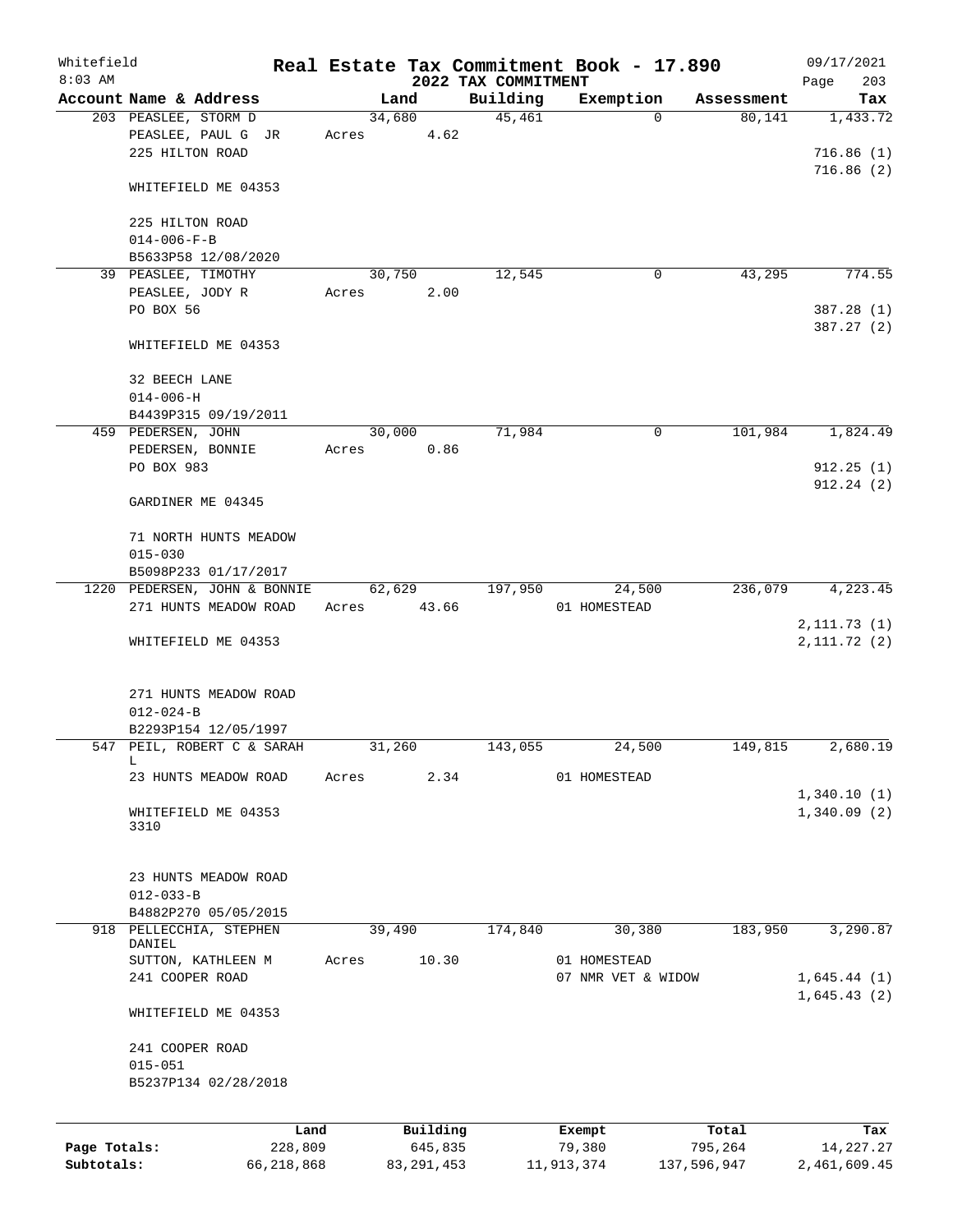# Real Estate Tax Commitment Book - 17.890

Whitefield
8:03 AM

## 2022 TAX COMMITMENT

09/17/2021

| Account Name & Address | Land | Building | Exemption | Assessment | Tax |
|---|---|---|---|---|---|
| 203 PEASLEE, STORM D | 34,680 | 45,461 | 0 | 80,141 | 1,433.72 |
| PEASLEE, PAUL G JR | Acres 4.62 | | | | |
| 225 HILTON ROAD | | | | | 716.86 (1) |
| | | | | | 716.86 (2) |
| WHITEFIELD ME 04353 | | | | | |
| 225 HILTON ROAD | | | | | |
| 014-006-F-B | | | | | |
| B5633P58 12/08/2020 | | | | | |
| 39 PEASLEE, TIMOTHY | 30,750 | 12,545 | 0 | 43,295 | 774.55 |
| PEASLEE, JODY R | Acres 2.00 | | | | |
| PO BOX 56 | | | | | 387.28 (1) |
| | | | | | 387.27 (2) |
| WHITEFIELD ME 04353 | | | | | |
| 32 BEECH LANE | | | | | |
| 014-006-H | | | | | |
| B4439P315 09/19/2011 | | | | | |
| 459 PEDERSEN, JOHN | 30,000 | 71,984 | 0 | 101,984 | 1,824.49 |
| PEDERSEN, BONNIE | Acres 0.86 | | | | |
| PO BOX 983 | | | | | 912.25 (1) |
| | | | | | 912.24 (2) |
| GARDINER ME 04345 | | | | | |
| 71 NORTH HUNTS MEADOW | | | | | |
| 015-030 | | | | | |
| B5098P233 01/17/2017 | | | | | |
| 1220 PEDERSEN, JOHN & BONNIE | 62,629 | 197,950 | 24,500 | 236,079 | 4,223.45 |
| 271 HUNTS MEADOW ROAD | Acres 43.66 | | 01 HOMESTEAD | | |
| | | | | | 2,111.73 (1) |
| WHITEFIELD ME 04353 | | | | | 2,111.72 (2) |
| 271 HUNTS MEADOW ROAD | | | | | |
| 012-024-B | | | | | |
| B2293P154 12/05/1997 | | | | | |
| 547 PEIL, ROBERT C & SARAH L | 31,260 | 143,055 | 24,500 | 149,815 | 2,680.19 |
| 23 HUNTS MEADOW ROAD | Acres 2.34 | | 01 HOMESTEAD | | |
| | | | | | 1,340.10 (1) |
| WHITEFIELD ME 04353 3310 | | | | | 1,340.09 (2) |
| 23 HUNTS MEADOW ROAD | | | | | |
| 012-033-B | | | | | |
| B4882P270 05/05/2015 | | | | | |
| 918 PELLECCHIA, STEPHEN DANIEL | 39,490 | 174,840 | 30,380 | 183,950 | 3,290.87 |
| SUTTON, KATHLEEN M | Acres 10.30 | | 01 HOMESTEAD | | |
| 241 COOPER ROAD | | | 07 NMR VET & WIDOW | | 1,645.44 (1) |
| | | | | | 1,645.43 (2) |
| WHITEFIELD ME 04353 | | | | | |
| 241 COOPER ROAD | | | | | |
| 015-051 | | | | | |
| B5237P134 02/28/2018 | | | | | |

| | Land | Building | Exempt | Total | Tax |
|---|---|---|---|---|---|
| Page Totals: | 228,809 | 645,835 | 79,380 | 795,264 | 14,227.27 |
| Subtotals: | 66,218,868 | 83,291,453 | 11,913,374 | 137,596,947 | 2,461,609.45 |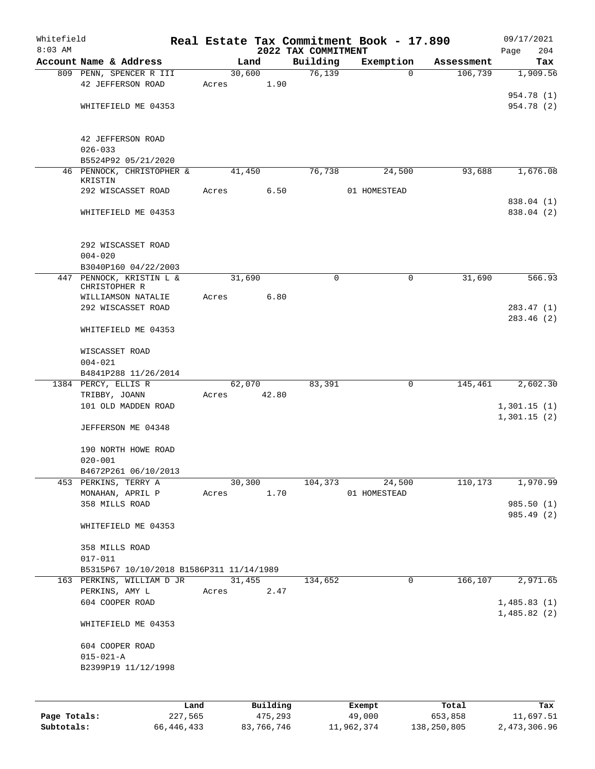Whitefield
8:03 AM

# Real Estate Tax Commitment Book - 17.890

## 2022 TAX COMMITMENT

09/17/2021
Page 204

| Account Name & Address | Land | Building | Exemption | Assessment | Tax |
|---|---|---|---|---|---|
| 809 PENN, SPENCER R III | 30,600 | 76,139 | 0 | 106,739 | 1,909.56 |
| 42 JEFFERSON ROAD | Acres 1.90 | | | | |
| | | | | | 954.78 (1) |
| WHITEFIELD ME 04353 | | | | | 954.78 (2) |
| 42 JEFFERSON ROAD | | | | | |
| 026-033 | | | | | |
| B5524P92 05/21/2020 | | | | | |
| 46 PENNOCK, CHRISTOPHER & KRISTIN | 41,450 | 76,738 | 24,500 | 93,688 | 1,676.08 |
| 292 WISCASSET ROAD | Acres 6.50 | | 01 HOMESTEAD | | |
| | | | | | 838.04 (1) |
| WHITEFIELD ME 04353 | | | | | 838.04 (2) |
| 292 WISCASSET ROAD | | | | | |
| 004-020 | | | | | |
| B3040P160 04/22/2003 | | | | | |
| 447 PENNOCK, KRISTIN L & CHRISTOPHER R | 31,690 | 0 | 0 | 31,690 | 566.93 |
| WILLIAMSON NATALIE | Acres 6.80 | | | | |
| 292 WISCASSET ROAD | | | | | 283.47 (1) |
| | | | | | 283.46 (2) |
| WHITEFIELD ME 04353 | | | | | |
| WISCASSET ROAD | | | | | |
| 004-021 | | | | | |
| B4841P288 11/26/2014 | | | | | |
| 1384 PERCY, ELLIS R | 62,070 | 83,391 | 0 | 145,461 | 2,602.30 |
| TRIBBY, JOANN | Acres 42.80 | | | | |
| 101 OLD MADDEN ROAD | | | | | 1,301.15 (1) |
| | | | | | 1,301.15 (2) |
| JEFFERSON ME 04348 | | | | | |
| 190 NORTH HOWE ROAD | | | | | |
| 020-001 | | | | | |
| B4672P261 06/10/2013 | | | | | |
| 453 PERKINS, TERRY A | 30,300 | 104,373 | 24,500 | 110,173 | 1,970.99 |
| MONAHAN, APRIL P | Acres 1.70 | | 01 HOMESTEAD | | |
| 358 MILLS ROAD | | | | | 985.50 (1) |
| | | | | | 985.49 (2) |
| WHITEFIELD ME 04353 | | | | | |
| 358 MILLS ROAD | | | | | |
| 017-011 | | | | | |
| B5315P67 10/10/2018 B1586P311 11/14/1989 | | | | | |
| 163 PERKINS, WILLIAM D JR | 31,455 | 134,652 | 0 | 166,107 | 2,971.65 |
| PERKINS, AMY L | Acres 2.47 | | | | |
| 604 COOPER ROAD | | | | | 1,485.83 (1) |
| | | | | | 1,485.82 (2) |
| WHITEFIELD ME 04353 | | | | | |
| 604 COOPER ROAD | | | | | |
| 015-021-A | | | | | |
| B2399P19 11/12/1998 | | | | | |

| | Land | Building | Exempt | Total | Tax |
|---|---|---|---|---|---|
| Page Totals: | 227,565 | 475,293 | 49,000 | 653,858 | 11,697.51 |
| Subtotals: | 66,446,433 | 83,766,746 | 11,962,374 | 138,250,805 | 2,473,306.96 |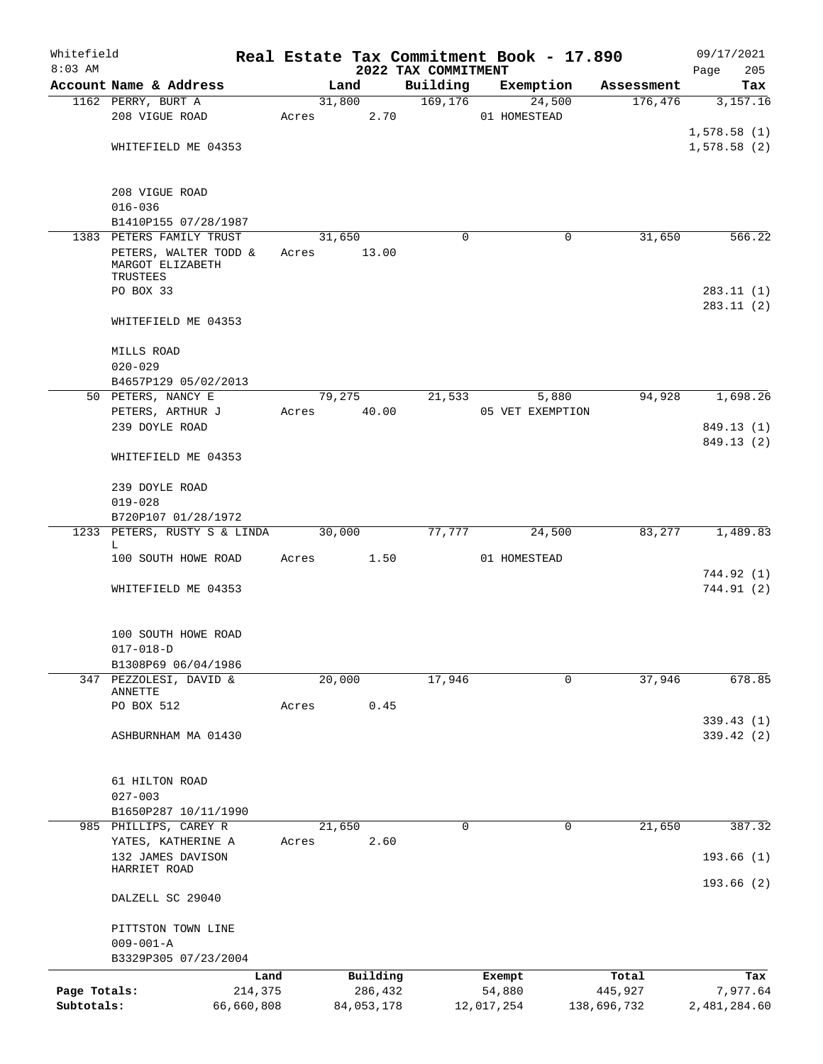Whitefield
8:03 AM

# Real Estate Tax Commitment Book - 17.890
## 2022 TAX COMMITMENT

09/17/2021
Page 205

| Account Name & Address | Land | Building | Exemption | Assessment | Tax |
|---|---|---|---|---|---|
| 1162 PERRY, BURT A | 31,800 | 169,176 | 24,500 | 176,476 | 3,157.16 |
| 208 VIGUE ROAD | Acres 2.70 | | 01 HOMESTEAD | | |
| | | | | | 1,578.58 (1) |
| WHITEFIELD ME 04353 | | | | | 1,578.58 (2) |
| 208 VIGUE ROAD | | | | | |
| 016-036 | | | | | |
| B1410P155 07/28/1987 | | | | | |
| 1383 PETERS FAMILY TRUST | 31,650 | 0 | 0 | 31,650 | 566.22 |
| PETERS, WALTER TODD & MARGOT ELIZABETH TRUSTEES | Acres 13.00 | | | | |
| PO BOX 33 | | | | | 283.11 (1) |
| | | | | | 283.11 (2) |
| WHITEFIELD ME 04353 | | | | | |
| MILLS ROAD | | | | | |
| 020-029 | | | | | |
| B4657P129 05/02/2013 | | | | | |
| 50 PETERS, NANCY E | 79,275 | 21,533 | 5,880 | 94,928 | 1,698.26 |
| PETERS, ARTHUR J | Acres 40.00 | | 05 VET EXEMPTION | | |
| 239 DOYLE ROAD | | | | | 849.13 (1) |
| | | | | | 849.13 (2) |
| WHITEFIELD ME 04353 | | | | | |
| 239 DOYLE ROAD | | | | | |
| 019-028 | | | | | |
| B720P107 01/28/1972 | | | | | |
| 1233 PETERS, RUSTY S & LINDA L | 30,000 | 77,777 | 24,500 | 83,277 | 1,489.83 |
| 100 SOUTH HOWE ROAD | Acres 1.50 | | 01 HOMESTEAD | | |
| | | | | | 744.92 (1) |
| WHITEFIELD ME 04353 | | | | | 744.91 (2) |
| 100 SOUTH HOWE ROAD | | | | | |
| 017-018-D | | | | | |
| B1308P69 06/04/1986 | | | | | |
| 347 PEZZOLESI, DAVID & ANNETTE | 20,000 | 17,946 | 0 | 37,946 | 678.85 |
| PO BOX 512 | Acres 0.45 | | | | |
| | | | | | 339.43 (1) |
| ASHBURNHAM MA 01430 | | | | | 339.42 (2) |
| 61 HILTON ROAD | | | | | |
| 027-003 | | | | | |
| B1650P287 10/11/1990 | | | | | |
| 985 PHILLIPS, CAREY R | 21,650 | 0 | 0 | 21,650 | 387.32 |
| YATES, KATHERINE A | Acres 2.60 | | | | |
| 132 JAMES DAVISON HARRIET ROAD | | | | | 193.66 (1) |
| | | | | | 193.66 (2) |
| DALZELL SC 29040 | | | | | |
| PITTSTON TOWN LINE | | | | | |
| 009-001-A | | | | | |
| B3329P305 07/23/2004 | | | | | |

| | Land | Building | Exempt | Total | Tax |
|---|---|---|---|---|---|
| Page Totals: | 214,375 | 286,432 | 54,880 | 445,927 | 7,977.64 |
| Subtotals: | 66,660,808 | 84,053,178 | 12,017,254 | 138,696,732 | 2,481,284.60 |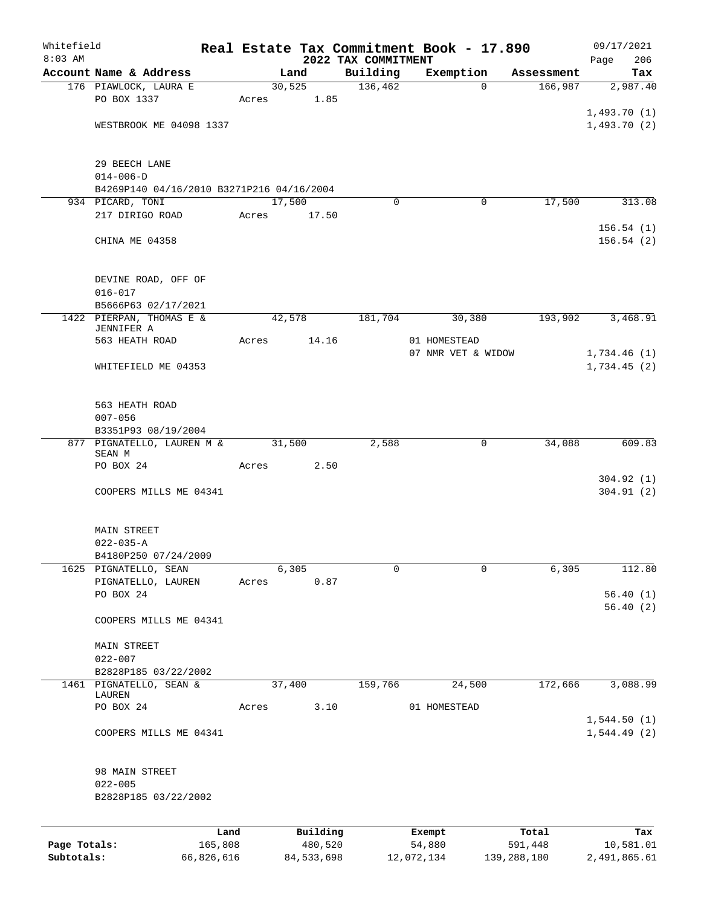Whitefield 8:03 AM

# Real Estate Tax Commitment Book - 17.890

## 2022 TAX COMMITMENT

09/17/2021

| Account Name & Address | Land | Building | Exemption | Assessment | Tax |
|---|---|---|---|---|---|
| 176 PIAWLOCK, LAURA E | 30,525 | 136,462 | 0 | 166,987 | 2,987.40 |
| PO BOX 1337 | Acres 1.85 | | | | |
| | | | | | 1,493.70 (1) |
| WESTBROOK ME 04098 1337 | | | | | 1,493.70 (2) |
| 29 BEECH LANE | | | | | |
| 014-006-D | | | | | |
| B4269P140 04/16/2010 B3271P216 04/16/2004 | | | | | |
| 934 PICARD, TONI | 17,500 | 0 | 0 | 17,500 | 313.08 |
| 217 DIRIGO ROAD | Acres 17.50 | | | | |
| | | | | | 156.54 (1) |
| CHINA ME 04358 | | | | | 156.54 (2) |
| DEVINE ROAD, OFF OF | | | | | |
| 016-017 | | | | | |
| B5666P63 02/17/2021 | | | | | |
| 1422 PIERPAN, THOMAS E & JENNIFER A | 42,578 | 181,704 | 30,380 | 193,902 | 3,468.91 |
| 563 HEATH ROAD | Acres 14.16 | | 01 HOMESTEAD | | |
| | | | 07 NMR VET & WIDOW | | 1,734.46 (1) |
| WHITEFIELD ME 04353 | | | | | 1,734.45 (2) |
| 563 HEATH ROAD | | | | | |
| 007-056 | | | | | |
| B3351P93 08/19/2004 | | | | | |
| 877 PIGNATELLO, LAUREN M & SEAN M | 31,500 | 2,588 | 0 | 34,088 | 609.83 |
| PO BOX 24 | Acres 2.50 | | | | |
| | | | | | 304.92 (1) |
| COOPERS MILLS ME 04341 | | | | | 304.91 (2) |
| MAIN STREET | | | | | |
| 022-035-A | | | | | |
| B4180P250 07/24/2009 | | | | | |
| 1625 PIGNATELLO, SEAN | 6,305 | 0 | 0 | 6,305 | 112.80 |
| PIGNATELLO, LAUREN | Acres 0.87 | | | | |
| PO BOX 24 | | | | | 56.40 (1) |
| | | | | | 56.40 (2) |
| COOPERS MILLS ME 04341 | | | | | |
| MAIN STREET | | | | | |
| 022-007 | | | | | |
| B2828P185 03/22/2002 | | | | | |
| 1461 PIGNATELLO, SEAN & LAUREN | 37,400 | 159,766 | 24,500 | 172,666 | 3,088.99 |
| PO BOX 24 | Acres 3.10 | | 01 HOMESTEAD | | |
| | | | | | 1,544.50 (1) |
| COOPERS MILLS ME 04341 | | | | | 1,544.49 (2) |
| 98 MAIN STREET | | | | | |
| 022-005 | | | | | |
| B2828P185 03/22/2002 | | | | | |

| | Land | Building | Exempt | Total | Tax |
|---|---|---|---|---|---|
| Page Totals: | 165,808 | 480,520 | 54,880 | 591,448 | 10,581.01 |
| Subtotals: | 66,826,616 | 84,533,698 | 12,072,134 | 139,288,180 | 2,491,865.61 |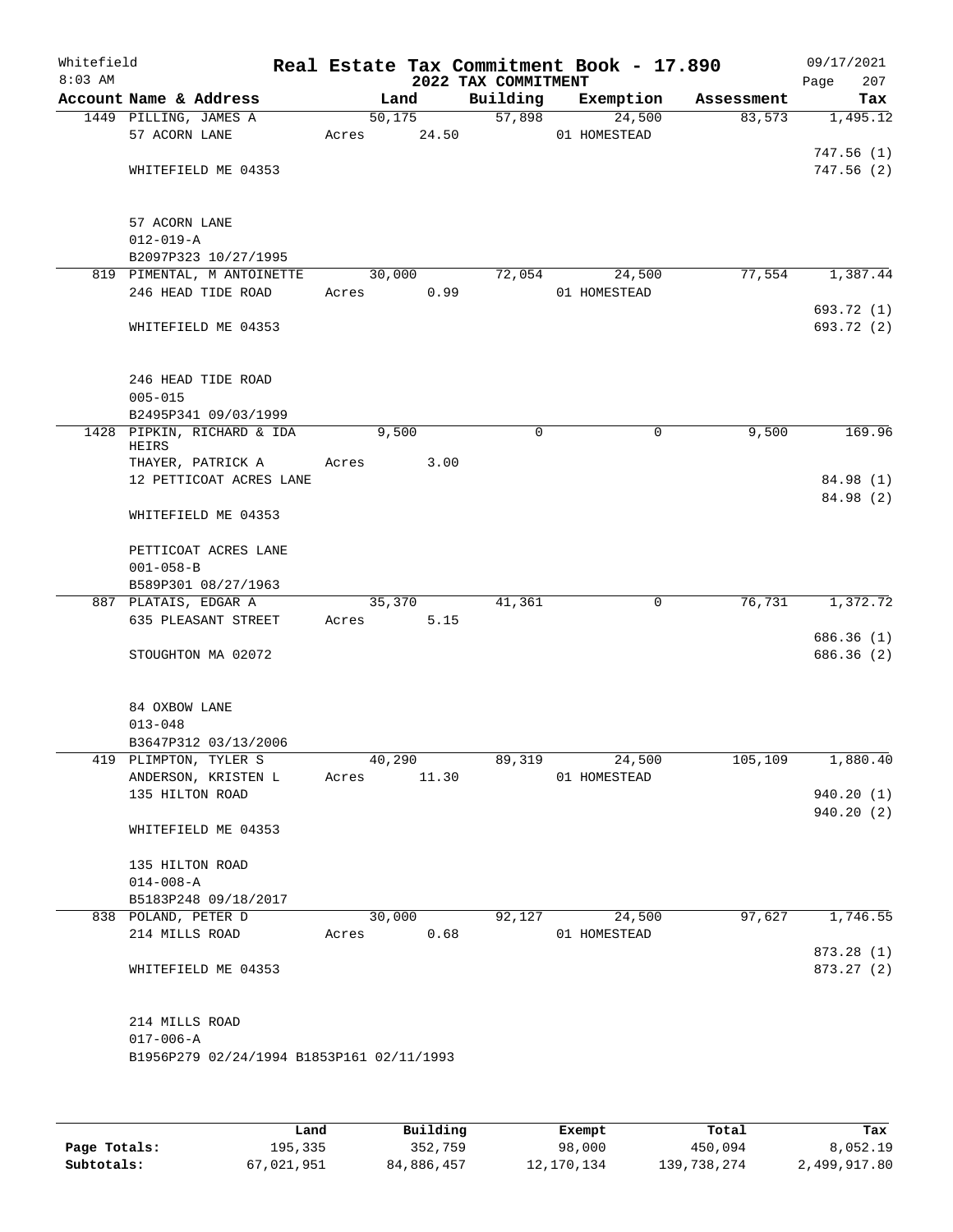Whitefield 8:03 AM

# Real Estate Tax Commitment Book - 17.890

## 2022 TAX COMMITMENT

09/17/2021

| Account Name & Address | Land | Building | Exemption | Assessment | Tax |
|---|---|---|---|---|---|
| 1449 PILLING, JAMES A<br>57 ACORN LANE<br><br>WHITEFIELD ME 04353<br><br>57 ACORN LANE<br>012-019-A<br>B2097P323 10/27/1995 | 50,175<br>Acres 24.50 | 57,898 | 24,500<br>01 HOMESTEAD | 83,573 | 1,495.12<br><br>747.56 (1)<br>747.56 (2) |
| 819 PIMENTAL, M ANTOINETTE<br>246 HEAD TIDE ROAD<br><br>WHITEFIELD ME 04353<br><br>246 HEAD TIDE ROAD<br>005-015<br>B2495P341 09/03/1999 | 30,000<br>Acres 0.99 | 72,054 | 24,500<br>01 HOMESTEAD | 77,554 | 1,387.44<br><br>693.72 (1)<br>693.72 (2) |
| 1428 PIPKIN, RICHARD & IDA HEIRS<br>THAYER, PATRICK A<br>12 PETTICOAT ACRES LANE<br><br>WHITEFIELD ME 04353<br><br>PETTICOAT ACRES LANE<br>001-058-B<br>B589P301 08/27/1963 | 9,500<br>Acres 3.00 | 0 | 0 | 9,500 | 169.96<br><br>84.98 (1)<br>84.98 (2) |
| 887 PLATAIS, EDGAR A<br>635 PLEASANT STREET<br><br>STOUGHTON MA 02072<br><br>84 OXBOW LANE<br>013-048<br>B3647P312 03/13/2006 | 35,370<br>Acres 5.15 | 41,361 | 0 | 76,731 | 1,372.72<br><br>686.36 (1)<br>686.36 (2) |
| 419 PLIMPTON, TYLER S<br>ANDERSON, KRISTEN L<br>135 HILTON ROAD<br><br>WHITEFIELD ME 04353<br><br>135 HILTON ROAD<br>014-008-A<br>B5183P248 09/18/2017 | 40,290<br>Acres 11.30 | 89,319 | 24,500<br>01 HOMESTEAD | 105,109 | 1,880.40<br><br>940.20 (1)<br>940.20 (2) |
| 838 POLAND, PETER D<br>214 MILLS ROAD<br><br>WHITEFIELD ME 04353<br><br>214 MILLS ROAD<br>017-006-A<br>B1956P279 02/24/1994 B1853P161 02/11/1993 | 30,000<br>Acres 0.68 | 92,127 | 24,500<br>01 HOMESTEAD | 97,627 | 1,746.55<br><br>873.28 (1)<br>873.27 (2) |

| | Land | Building | Exempt | Total | Tax |
|---|---|---|---|---|---|
| Page Totals: | 195,335 | 352,759 | 98,000 | 450,094 | 8,052.19 |
| Subtotals: | 67,021,951 | 84,886,457 | 12,170,134 | 139,738,274 | 2,499,917.80 |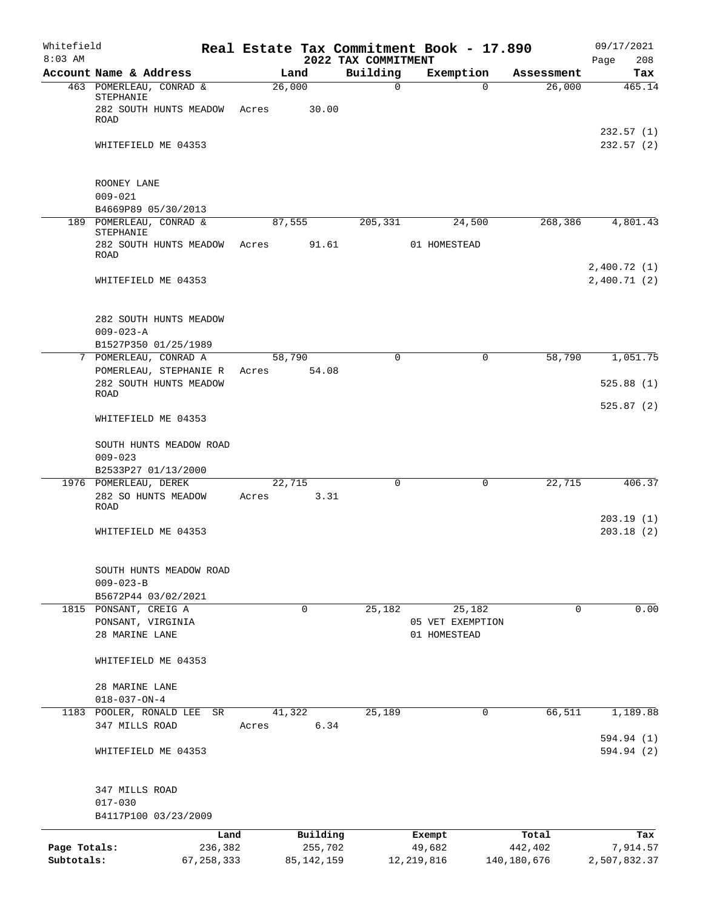Whitefield 8:03 AM

**Real Estate Tax Commitment Book - 17.890**

**2022 TAX COMMITMENT**

09/17/2021 Page 208

| Account Name & Address | Land | Building | Exemption | Assessment | Tax |
|---|---|---|---|---|---|
| 463 POMERLEAU, CONRAD & STEPHANIE | 26,000 | 0 | 0 | 26,000 | 465.14 |
| 282 SOUTH HUNTS MEADOW ROAD | Acres 30.00 | | | | 232.57 (1) |
| WHITEFIELD ME 04353 | | | | | 232.57 (2) |
| ROONEY LANE | | | | | |
| 009-021 | | | | | |
| B4669P89 05/30/2013 | | | | | |
| 189 POMERLEAU, CONRAD & STEPHANIE | 87,555 | 205,331 | 24,500 | 268,386 | 4,801.43 |
| 282 SOUTH HUNTS MEADOW ROAD | Acres 91.61 | | 01 HOMESTEAD | | 2,400.72 (1) |
| WHITEFIELD ME 04353 | | | | | 2,400.71 (2) |
| 282 SOUTH HUNTS MEADOW | | | | | |
| 009-023-A | | | | | |
| B1527P350 01/25/1989 | | | | | |
| 7 POMERLEAU, CONRAD A | 58,790 | 0 | 0 | 58,790 | 1,051.75 |
| POMERLEAU, STEPHANIE R | Acres 54.08 | | | | |
| 282 SOUTH HUNTS MEADOW ROAD | | | | | 525.88 (1) |
| | | | | | 525.87 (2) |
| WHITEFIELD ME 04353 | | | | | |
| SOUTH HUNTS MEADOW ROAD | | | | | |
| 009-023 | | | | | |
| B2533P27 01/13/2000 | | | | | |
| 1976 POMERLEAU, DEREK | 22,715 | 0 | 0 | 22,715 | 406.37 |
| 282 SO HUNTS MEADOW ROAD | Acres 3.31 | | | | 203.19 (1) |
| WHITEFIELD ME 04353 | | | | | 203.18 (2) |
| SOUTH HUNTS MEADOW ROAD | | | | | |
| 009-023-B | | | | | |
| B5672P44 03/02/2021 | | | | | |
| 1815 PONSANT, CREIG A | 0 | 25,182 | 25,182 | 0 | 0.00 |
| PONSANT, VIRGINIA | | | 05 VET EXEMPTION | | |
| 28 MARINE LANE | | | 01 HOMESTEAD | | |
| WHITEFIELD ME 04353 | | | | | |
| 28 MARINE LANE | | | | | |
| 018-037-ON-4 | | | | | |
| 1183 POOLER, RONALD LEE SR | 41,322 | 25,189 | 0 | 66,511 | 1,189.88 |
| 347 MILLS ROAD | Acres 6.34 | | | | 594.94 (1) |
| WHITEFIELD ME 04353 | | | | | 594.94 (2) |
| 347 MILLS ROAD | | | | | |
| 017-030 | | | | | |
| B4117P100 03/23/2009 | | | | | |

| | Land | Building | Exempt | Total | Tax |
|---|---|---|---|---|---|
| Page Totals: | 236,382 | 255,702 | 49,682 | 442,402 | 7,914.57 |
| Subtotals: | 67,258,333 | 85,142,159 | 12,219,816 | 140,180,676 | 2,507,832.37 |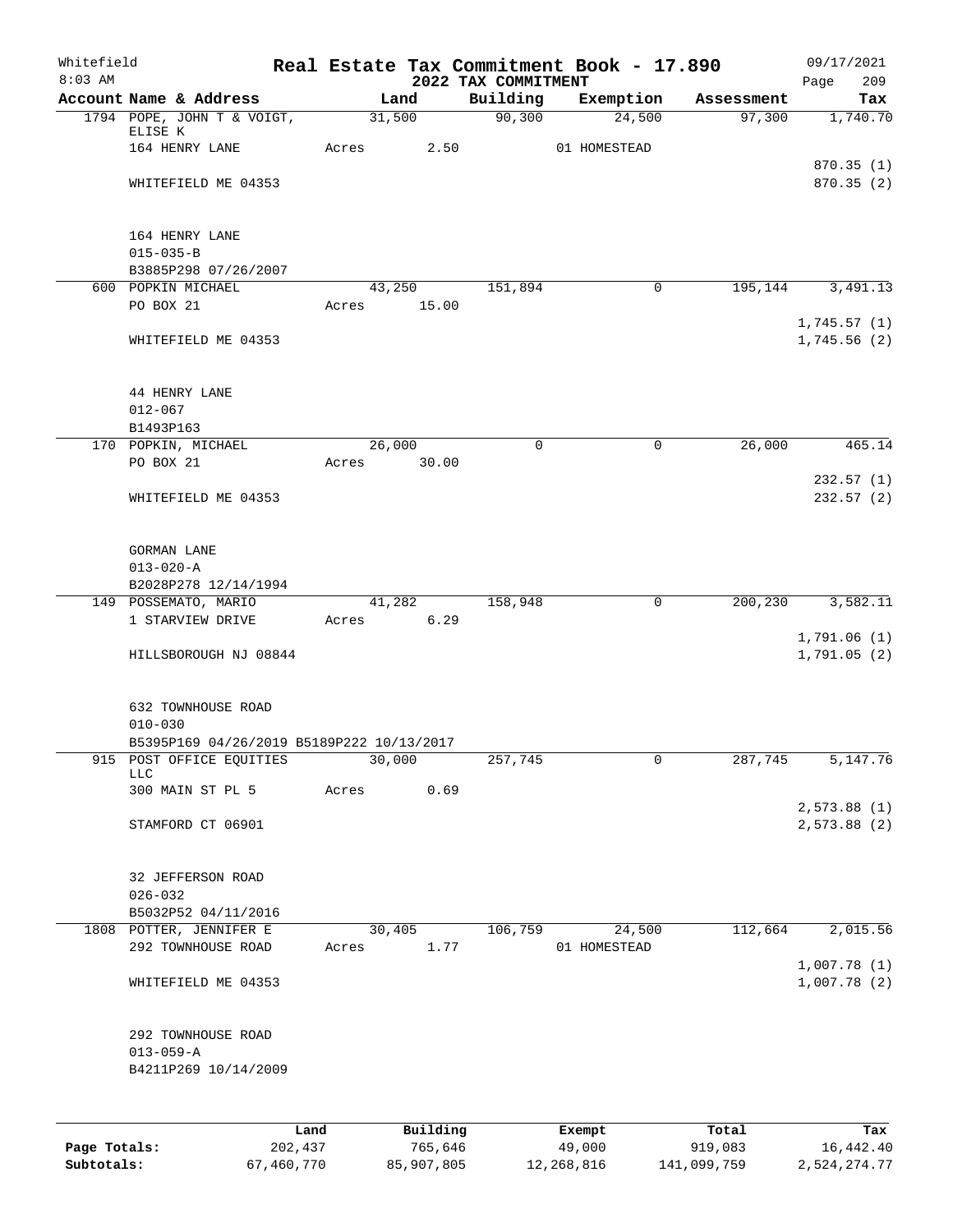Whitefield 8:03 AM

**Real Estate Tax Commitment Book - 17.890**
**2022 TAX COMMITMENT**

09/17/2021

| Account Name & Address | Land | Building | Exemption | Assessment | Tax |
|---|---|---|---|---|---|
| 1794 POPE, JOHN T & VOIGT, ELISE K | 31,500 | 90,300 | 24,500 | 97,300 | 1,740.70 |
| 164 HENRY LANE | Acres 2.50 | | 01 HOMESTEAD | | |
| | | | | | 870.35 (1) |
| WHITEFIELD ME 04353 | | | | | 870.35 (2) |
| 164 HENRY LANE | | | | | |
| 015-035-B | | | | | |
| B3885P298 07/26/2007 | | | | | |
| 600 POPKIN MICHAEL | 43,250 | 151,894 | 0 | 195,144 | 3,491.13 |
| PO BOX 21 | Acres 15.00 | | | | |
| | | | | | 1,745.57 (1) |
| WHITEFIELD ME 04353 | | | | | 1,745.56 (2) |
| 44 HENRY LANE | | | | | |
| 012-067 | | | | | |
| B1493P163 | | | | | |
| 170 POPKIN, MICHAEL | 26,000 | 0 | 0 | 26,000 | 465.14 |
| PO BOX 21 | Acres 30.00 | | | | |
| | | | | | 232.57 (1) |
| WHITEFIELD ME 04353 | | | | | 232.57 (2) |
| GORMAN LANE | | | | | |
| 013-020-A | | | | | |
| B2028P278 12/14/1994 | | | | | |
| 149 POSSEMATO, MARIO | 41,282 | 158,948 | 0 | 200,230 | 3,582.11 |
| 1 STARVIEW DRIVE | Acres 6.29 | | | | |
| | | | | | 1,791.06 (1) |
| HILLSBOROUGH NJ 08844 | | | | | 1,791.05 (2) |
| 632 TOWNHOUSE ROAD | | | | | |
| 010-030 | | | | | |
| B5395P169 04/26/2019 B5189P222 10/13/2017 | | | | | |
| 915 POST OFFICE EQUITIES LLC | 30,000 | 257,745 | 0 | 287,745 | 5,147.76 |
| 300 MAIN ST PL 5 | Acres 0.69 | | | | |
| | | | | | 2,573.88 (1) |
| STAMFORD CT 06901 | | | | | 2,573.88 (2) |
| 32 JEFFERSON ROAD | | | | | |
| 026-032 | | | | | |
| B5032P52 04/11/2016 | | | | | |
| 1808 POTTER, JENNIFER E | 30,405 | 106,759 | 24,500 | 112,664 | 2,015.56 |
| 292 TOWNHOUSE ROAD | Acres 1.77 | | 01 HOMESTEAD | | |
| | | | | | 1,007.78 (1) |
| WHITEFIELD ME 04353 | | | | | 1,007.78 (2) |
| 292 TOWNHOUSE ROAD | | | | | |
| 013-059-A | | | | | |
| B4211P269 10/14/2009 | | | | | |

| | Land | Building | Exempt | Total | Tax |
|---|---|---|---|---|---|
| Page Totals: | 202,437 | 765,646 | 49,000 | 919,083 | 16,442.40 |
| Subtotals: | 67,460,770 | 85,907,805 | 12,268,816 | 141,099,759 | 2,524,274.77 |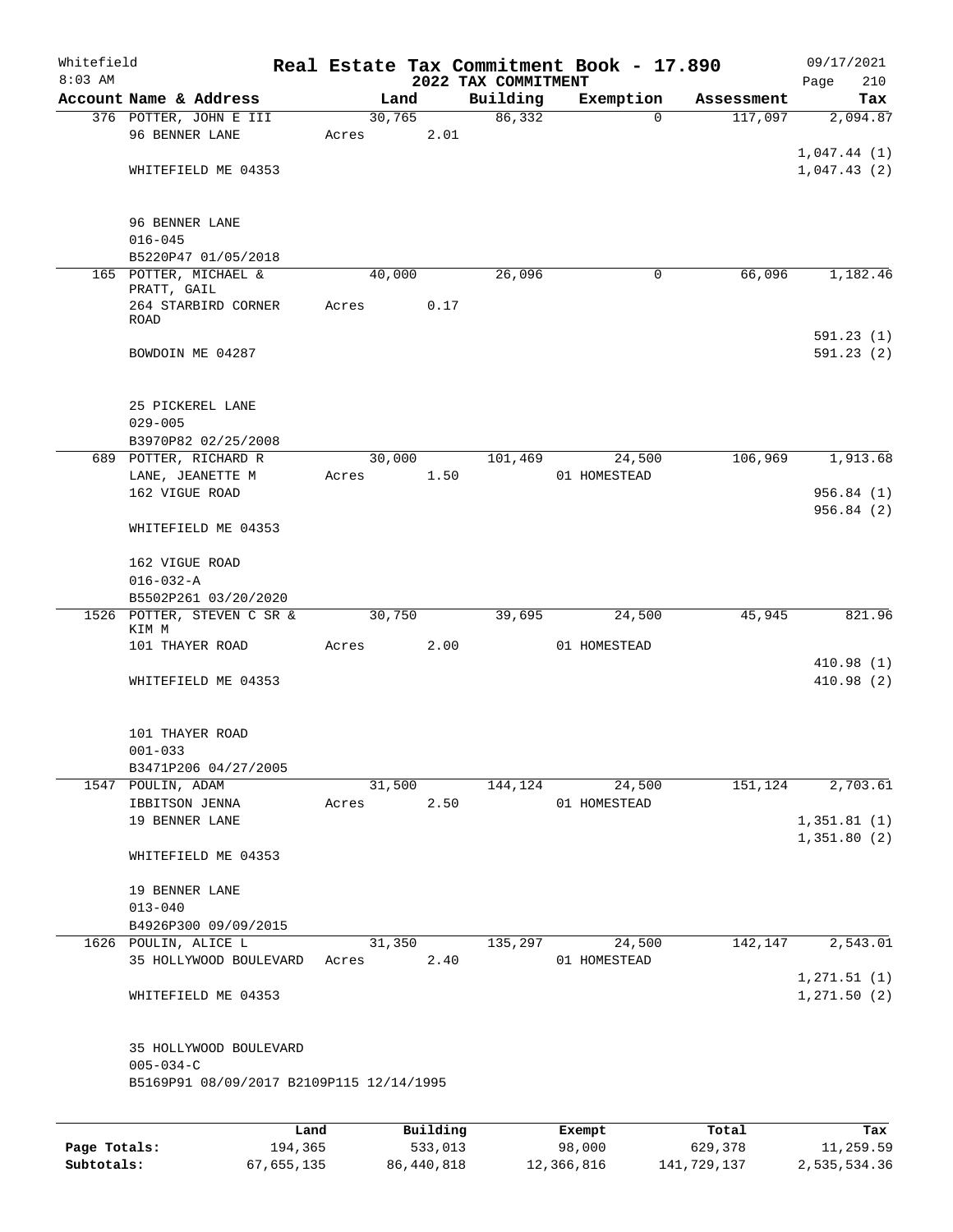Whitefield 8:03 AM

# Real Estate Tax Commitment Book - 17.890

## 2022 TAX COMMITMENT

09/17/2021 Page 210

| Account Name & Address | Land | Building | Exemption | Assessment | Tax |
|---|---|---|---|---|---|
| 376 POTTER, JOHN E III | 30,765 | 86,332 | 0 | 117,097 | 2,094.87 |
| 96 BENNER LANE | Acres 2.01 | | | | |
| | | | | | 1,047.44 (1) |
| WHITEFIELD ME 04353 | | | | | 1,047.43 (2) |
| 96 BENNER LANE | | | | | |
| 016-045 | | | | | |
| B5220P47 01/05/2018 | | | | | |
| 165 POTTER, MICHAEL & PRATT, GAIL | 40,000 | 26,096 | 0 | 66,096 | 1,182.46 |
| 264 STARBIRD CORNER ROAD | Acres 0.17 | | | | |
| | | | | | 591.23 (1) |
| BOWDOIN ME 04287 | | | | | 591.23 (2) |
| 25 PICKEREL LANE | | | | | |
| 029-005 | | | | | |
| B3970P82 02/25/2008 | | | | | |
| 689 POTTER, RICHARD R | 30,000 | 101,469 | 24,500 | 106,969 | 1,913.68 |
| LANE, JEANETTE M | Acres 1.50 | | 01 HOMESTEAD | | |
| 162 VIGUE ROAD | | | | | 956.84 (1) |
| | | | | | 956.84 (2) |
| WHITEFIELD ME 04353 | | | | | |
| 162 VIGUE ROAD | | | | | |
| 016-032-A | | | | | |
| B5502P261 03/20/2020 | | | | | |
| 1526 POTTER, STEVEN C SR & KIM M | 30,750 | 39,695 | 24,500 | 45,945 | 821.96 |
| 101 THAYER ROAD | Acres 2.00 | | 01 HOMESTEAD | | |
| | | | | | 410.98 (1) |
| WHITEFIELD ME 04353 | | | | | 410.98 (2) |
| 101 THAYER ROAD | | | | | |
| 001-033 | | | | | |
| B3471P206 04/27/2005 | | | | | |
| 1547 POULIN, ADAM | 31,500 | 144,124 | 24,500 | 151,124 | 2,703.61 |
| IBBITSON JENNA | Acres 2.50 | | 01 HOMESTEAD | | |
| 19 BENNER LANE | | | | | 1,351.81 (1) |
| | | | | | 1,351.80 (2) |
| WHITEFIELD ME 04353 | | | | | |
| 19 BENNER LANE | | | | | |
| 013-040 | | | | | |
| B4926P300 09/09/2015 | | | | | |
| 1626 POULIN, ALICE L | 31,350 | 135,297 | 24,500 | 142,147 | 2,543.01 |
| 35 HOLLYWOOD BOULEVARD | Acres 2.40 | | 01 HOMESTEAD | | |
| | | | | | 1,271.51 (1) |
| WHITEFIELD ME 04353 | | | | | 1,271.50 (2) |
| 35 HOLLYWOOD BOULEVARD | | | | | |
| 005-034-C | | | | | |
| B5169P91 08/09/2017 B2109P115 12/14/1995 | | | | | |

| | Land | Building | Exempt | Total | Tax |
|---|---|---|---|---|---|
| Page Totals: | 194,365 | 533,013 | 98,000 | 629,378 | 11,259.59 |
| Subtotals: | 67,655,135 | 86,440,818 | 12,366,816 | 141,729,137 | 2,535,534.36 |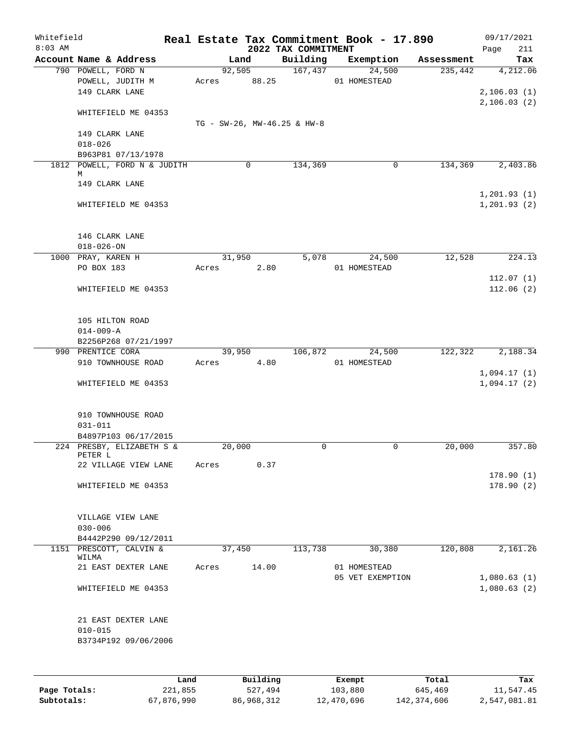Whitefield
8:03 AM

# Real Estate Tax Commitment Book - 17.890

## 2022 TAX COMMITMENT

09/17/2021
Page 211

| Account Name & Address | Land | Building | Exemption | Assessment | Tax |
|---|---|---|---|---|---|
| 790 POWELL, FORD N | 92,505 | 167,437 | 24,500 | 235,442 | 4,212.06 |
| POWELL, JUDITH M | Acres 88.25 | | 01 HOMESTEAD | | |
| 149 CLARK LANE | | | | | 2,106.03 (1) |
| | | | | | 2,106.03 (2) |
| WHITEFIELD ME 04353 | | | | | |
| | TG - SW-26, MW-46.25 & HW-8 | | | | |
| 149 CLARK LANE | | | | | |
| 018-026 | | | | | |
| B963P81 07/13/1978 | | | | | |
| 1812 POWELL, FORD N & JUDITH M | 0 | 134,369 | 0 | 134,369 | 2,403.86 |
| 149 CLARK LANE | | | | | |
| | | | | | 1,201.93 (1) |
| WHITEFIELD ME 04353 | | | | | 1,201.93 (2) |
| 146 CLARK LANE | | | | | |
| 018-026-ON | | | | | |
| 1000 PRAY, KAREN H | 31,950 | 5,078 | 24,500 | 12,528 | 224.13 |
| PO BOX 183 | Acres 2.80 | | 01 HOMESTEAD | | |
| | | | | | 112.07 (1) |
| WHITEFIELD ME 04353 | | | | | 112.06 (2) |
| 105 HILTON ROAD | | | | | |
| 014-009-A | | | | | |
| B2256P268 07/21/1997 | | | | | |
| 990 PRENTICE CORA | 39,950 | 106,872 | 24,500 | 122,322 | 2,188.34 |
| 910 TOWNHOUSE ROAD | Acres 4.80 | | 01 HOMESTEAD | | |
| | | | | | 1,094.17 (1) |
| WHITEFIELD ME 04353 | | | | | 1,094.17 (2) |
| 910 TOWNHOUSE ROAD | | | | | |
| 031-011 | | | | | |
| B4897P103 06/17/2015 | | | | | |
| 224 PRESBY, ELIZABETH S & PETER L | 20,000 | 0 | 0 | 20,000 | 357.80 |
| 22 VILLAGE VIEW LANE | Acres 0.37 | | | | |
| | | | | | 178.90 (1) |
| WHITEFIELD ME 04353 | | | | | 178.90 (2) |
| VILLAGE VIEW LANE | | | | | |
| 030-006 | | | | | |
| B4442P290 09/12/2011 | | | | | |
| 1151 PRESCOTT, CALVIN & WILMA | 37,450 | 113,738 | 30,380 | 120,808 | 2,161.26 |
| 21 EAST DEXTER LANE | Acres 14.00 | | 01 HOMESTEAD | | |
| | | | 05 VET EXEMPTION | | 1,080.63 (1) |
| WHITEFIELD ME 04353 | | | | | 1,080.63 (2) |
| 21 EAST DEXTER LANE | | | | | |
| 010-015 | | | | | |
| B3734P192 09/06/2006 | | | | | |

| | Land | Building | Exempt | Total | Tax |
|---|---|---|---|---|---|
| Page Totals: | 221,855 | 527,494 | 103,880 | 645,469 | 11,547.45 |
| Subtotals: | 67,876,990 | 86,968,312 | 12,470,696 | 142,374,606 | 2,547,081.81 |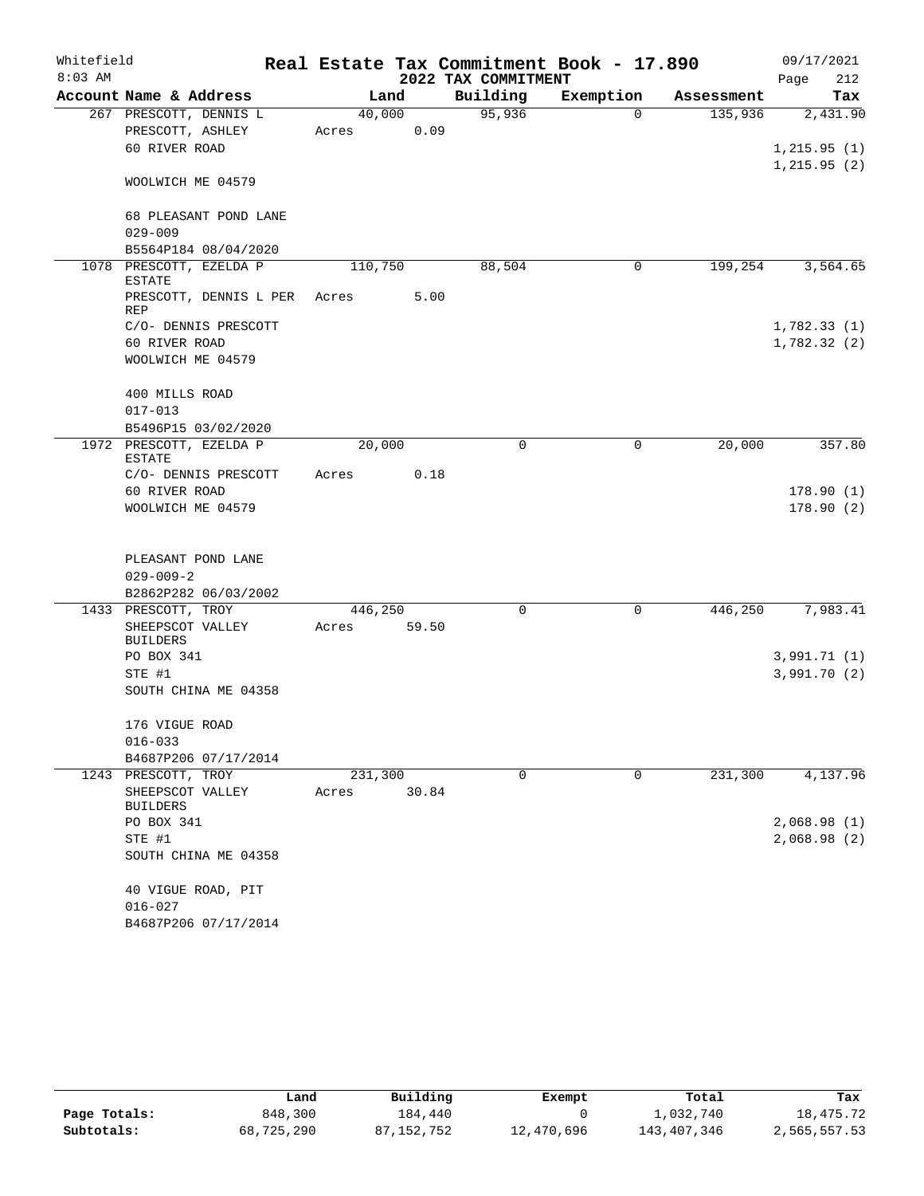Whitefield 8:03 AM

# Real Estate Tax Commitment Book - 17.890

## 2022 TAX COMMITMENT

09/17/2021 Page 212

| Account Name & Address | Land | Building | Exemption | Assessment | Tax |
|---|---|---|---|---|---|
| 267 PRESCOTT, DENNIS L | 40,000 | 95,936 | 0 | 135,936 | 2,431.90 |
| PRESCOTT, ASHLEY | Acres 0.09 | | | | |
| 60 RIVER ROAD | | | | | 1,215.95 (1) |
| | | | | | 1,215.95 (2) |
| WOOLWICH ME 04579 | | | | | |
| 68 PLEASANT POND LANE | | | | | |
| 029-009 | | | | | |
| B5564P184 08/04/2020 | | | | | |
| 1078 PRESCOTT, EZELDA P ESTATE | 110,750 | 88,504 | 0 | 199,254 | 3,564.65 |
| PRESCOTT, DENNIS L PER REP | Acres 5.00 | | | | |
| C/O- DENNIS PRESCOTT | | | | | 1,782.33 (1) |
| 60 RIVER ROAD | | | | | 1,782.32 (2) |
| WOOLWICH ME 04579 | | | | | |
| 400 MILLS ROAD | | | | | |
| 017-013 | | | | | |
| B5496P15 03/02/2020 | | | | | |
| 1972 PRESCOTT, EZELDA P ESTATE | 20,000 | 0 | 0 | 20,000 | 357.80 |
| C/O- DENNIS PRESCOTT | Acres 0.18 | | | | |
| 60 RIVER ROAD | | | | | 178.90 (1) |
| WOOLWICH ME 04579 | | | | | 178.90 (2) |
| PLEASANT POND LANE | | | | | |
| 029-009-2 | | | | | |
| B2862P282 06/03/2002 | | | | | |
| 1433 PRESCOTT, TROY | 446,250 | 0 | 0 | 446,250 | 7,983.41 |
| SHEEPSCOT VALLEY BUILDERS | Acres 59.50 | | | | |
| PO BOX 341 | | | | | 3,991.71 (1) |
| STE #1 | | | | | 3,991.70 (2) |
| SOUTH CHINA ME 04358 | | | | | |
| 176 VIGUE ROAD | | | | | |
| 016-033 | | | | | |
| B4687P206 07/17/2014 | | | | | |
| 1243 PRESCOTT, TROY | 231,300 | 0 | 0 | 231,300 | 4,137.96 |
| SHEEPSCOT VALLEY BUILDERS | Acres 30.84 | | | | |
| PO BOX 341 | | | | | 2,068.98 (1) |
| STE #1 | | | | | 2,068.98 (2) |
| SOUTH CHINA ME 04358 | | | | | |
| 40 VIGUE ROAD, PIT | | | | | |
| 016-027 | | | | | |
| B4687P206 07/17/2014 | | | | | |

| | Land | Building | Exempt | Total | Tax |
|---|---|---|---|---|---|
| Page Totals: | 848,300 | 184,440 | 0 | 1,032,740 | 18,475.72 |
| Subtotals: | 68,725,290 | 87,152,752 | 12,470,696 | 143,407,346 | 2,565,557.53 |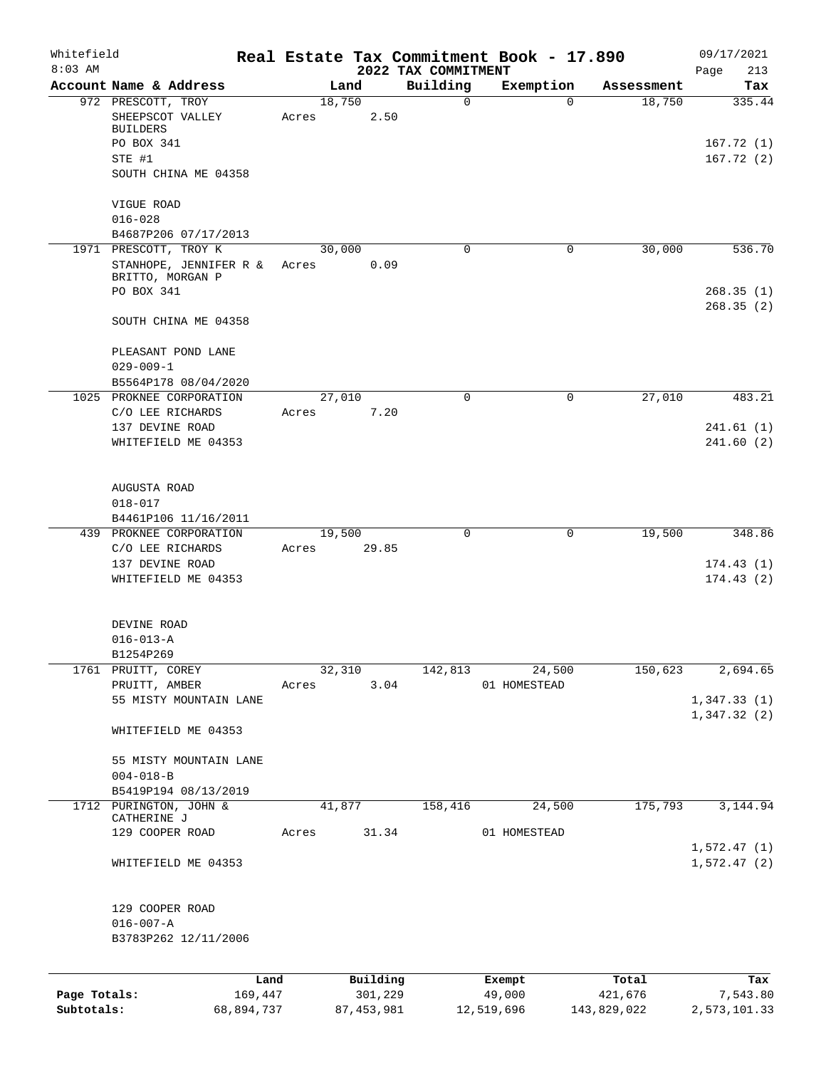Whitefield 8:03 AM

# Real Estate Tax Commitment Book - 17.890

2022 TAX COMMITMENT

09/17/2021 Page 213

| Account Name & Address | Land | Building | Exemption | Assessment | Tax |
|---|---|---|---|---|---|
| 972 PRESCOTT, TROY<br>SHEEPSCOT VALLEY BUILDERS<br>PO BOX 341<br>STE #1<br>SOUTH CHINA ME 04358<br><br>VIGUE ROAD<br>016-028<br>B4687P206 07/17/2013 | 18,750<br>Acres 2.50 | 0 | 0 | 18,750 | 335.44<br><br>167.72 (1)<br>167.72 (2) |
| 1971 PRESCOTT, TROY K<br>STANHOPE, JENNIFER R & BRITTO, MORGAN P<br>PO BOX 341<br><br>SOUTH CHINA ME 04358<br><br>PLEASANT POND LANE<br>029-009-1<br>B5564P178 08/04/2020 | 30,000<br>Acres 0.09 | 0 | 0 | 30,000 | 536.70<br><br>268.35 (1)<br>268.35 (2) |
| 1025 PROKNEE CORPORATION<br>C/O LEE RICHARDS<br>137 DEVINE ROAD<br>WHITEFIELD ME 04353<br><br>AUGUSTA ROAD<br>018-017<br>B4461P106 11/16/2011 | 27,010<br>Acres 7.20 | 0 | 0 | 27,010 | 483.21<br><br>241.61 (1)<br>241.60 (2) |
| 439 PROKNEE CORPORATION<br>C/O LEE RICHARDS<br>137 DEVINE ROAD<br>WHITEFIELD ME 04353<br><br>DEVINE ROAD<br>016-013-A<br>B1254P269 | 19,500<br>Acres 29.85 | 0 | 0 | 19,500 | 348.86<br><br>174.43 (1)<br>174.43 (2) |
| 1761 PRUITT, COREY<br>PRUITT, AMBER<br>55 MISTY MOUNTAIN LANE<br><br>WHITEFIELD ME 04353<br><br>55 MISTY MOUNTAIN LANE<br>004-018-B<br>B5419P194 08/13/2019 | 32,310<br>Acres 3.04 | 142,813 | 24,500<br>01 HOMESTEAD | 150,623 | 2,694.65<br><br>1,347.33 (1)<br>1,347.32 (2) |
| 1712 PURINGTON, JOHN & CATHERINE J<br>129 COOPER ROAD<br><br>WHITEFIELD ME 04353<br><br>129 COOPER ROAD<br>016-007-A<br>B3783P262 12/11/2006 | 41,877<br>Acres 31.34 | 158,416 | 24,500<br>01 HOMESTEAD | 175,793 | 3,144.94<br><br>1,572.47 (1)<br>1,572.47 (2) |

| | Land | Building | Exempt | Total | Tax |
|---|---|---|---|---|---|
| Page Totals: | 169,447 | 301,229 | 49,000 | 421,676 | 7,543.80 |
| Subtotals: | 68,894,737 | 87,453,981 | 12,519,696 | 143,829,022 | 2,573,101.33 |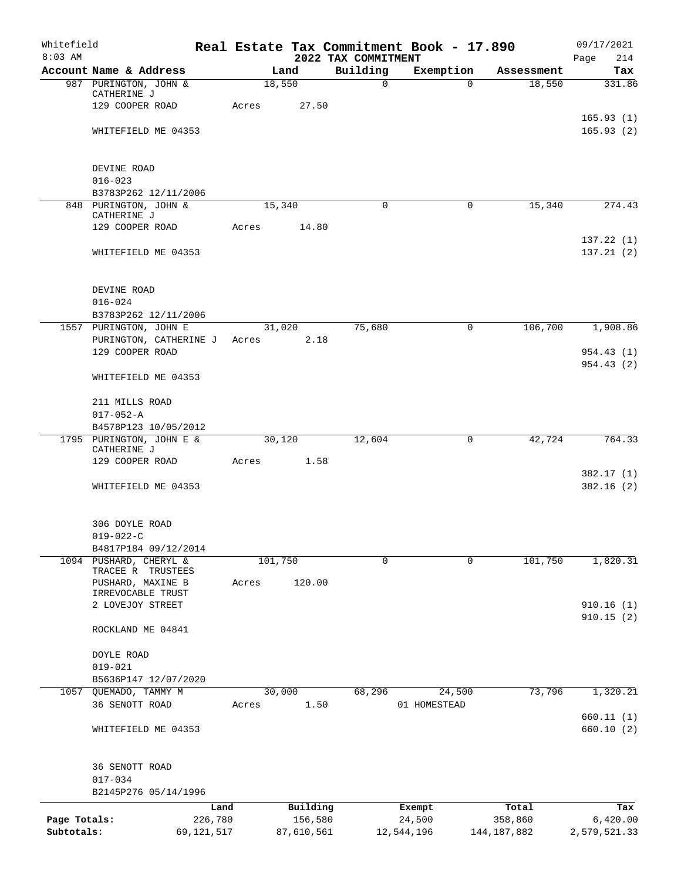Whitefield
8:03 AM

# Real Estate Tax Commitment Book - 17.890

## 2022 TAX COMMITMENT

09/17/2021

| Account Name & Address | Land | Building | Exemption | Assessment | Tax |
|---|---|---|---|---|---|
| 987 PURINGTON, JOHN & CATHERINE J<br>129 COOPER ROAD<br><br>WHITEFIELD ME 04353<br><br>DEVINE ROAD<br>016-023<br>B3783P262 12/11/2006 | 18,550<br>Acres 27.50 | 0 | 0 | 18,550 | 331.86<br><br>165.93 (1)<br>165.93 (2) |
| 848 PURINGTON, JOHN & CATHERINE J<br>129 COOPER ROAD<br><br>WHITEFIELD ME 04353<br><br>DEVINE ROAD<br>016-024<br>B3783P262 12/11/2006 | 15,340<br>Acres 14.80 | 0 | 0 | 15,340 | 274.43<br><br>137.22 (1)<br>137.21 (2) |
| 1557 PURINGTON, JOHN E<br>PURINGTON, CATHERINE J<br>129 COOPER ROAD<br><br>WHITEFIELD ME 04353<br><br>211 MILLS ROAD<br>017-052-A<br>B4578P123 10/05/2012 | 31,020<br>Acres 2.18 | 75,680 | 0 | 106,700 | 1,908.86<br><br>954.43 (1)<br>954.43 (2) |
| 1795 PURINGTON, JOHN E & CATHERINE J<br>129 COOPER ROAD<br><br>WHITEFIELD ME 04353<br><br>306 DOYLE ROAD<br>019-022-C<br>B4817P184 09/12/2014 | 30,120<br>Acres 1.58 | 12,604 | 0 | 42,724 | 764.33<br><br>382.17 (1)<br>382.16 (2) |
| 1094 PUSHARD, CHERYL & TRACEE R TRUSTEES<br>PUSHARD, MAXINE B IRREVOCABLE TRUST<br>2 LOVEJOY STREET<br><br>ROCKLAND ME 04841<br><br>DOYLE ROAD<br>019-021<br>B5636P147 12/07/2020 | 101,750<br>Acres 120.00 | 0 | 0 | 101,750 | 1,820.31<br><br>910.16 (1)<br>910.15 (2) |
| 1057 QUEMADO, TAMMY M<br>36 SENOTT ROAD<br><br>WHITEFIELD ME 04353<br><br>36 SENOTT ROAD<br>017-034<br>B2145P276 05/14/1996 | 30,000<br>Acres 1.50 | 68,296 | 24,500<br>01 HOMESTEAD | 73,796 | 1,320.21<br><br>660.11 (1)<br>660.10 (2) |

| | Land | Building | Exempt | Total | Tax |
|---|---|---|---|---|---|
| Page Totals: | 226,780 | 156,580 | 24,500 | 358,860 | 6,420.00 |
| Subtotals: | 69,121,517 | 87,610,561 | 12,544,196 | 144,187,882 | 2,579,521.33 |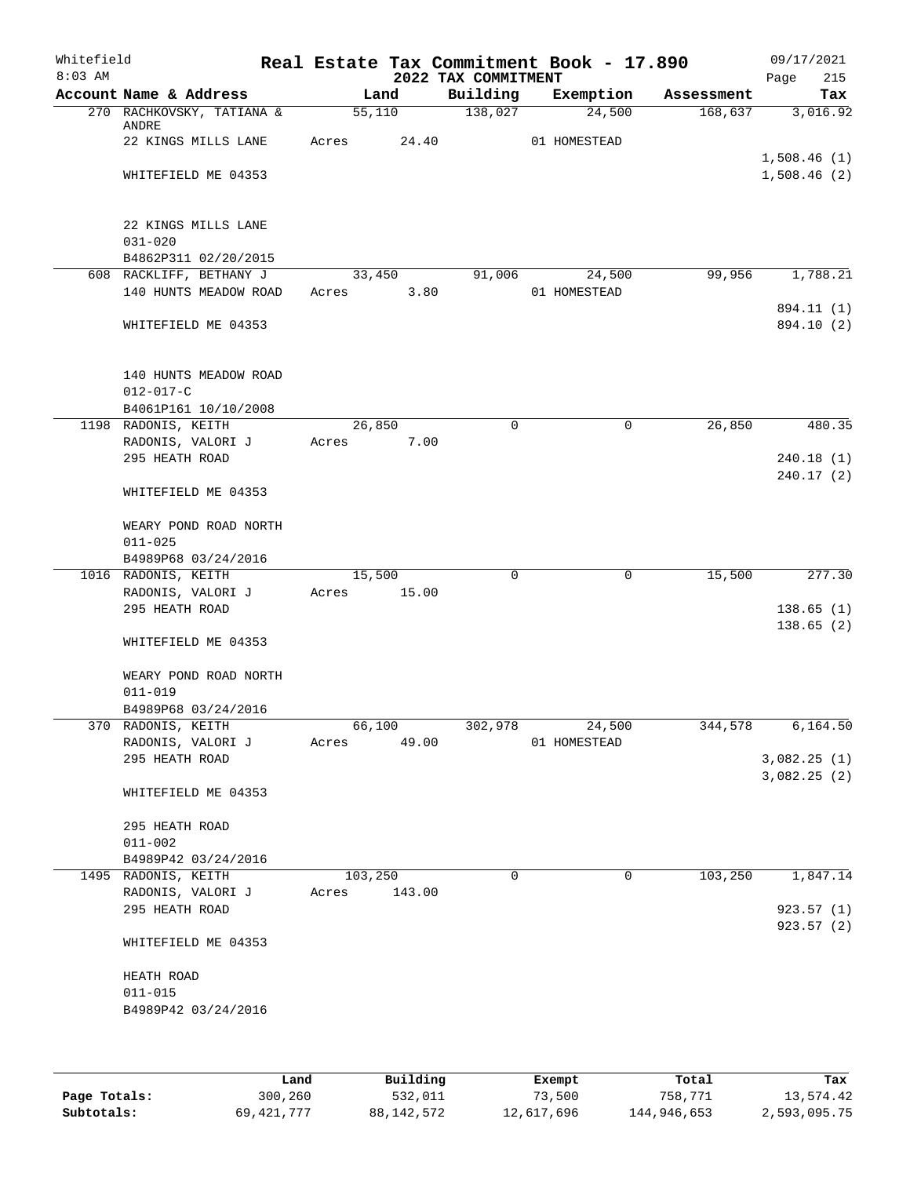Whitefield
8:03 AM

# Real Estate Tax Commitment Book - 17.890

2022 TAX COMMITMENT

09/17/2021

| Account Name & Address | Land | Building | Exemption | Assessment | Tax |
|---|---|---|---|---|---|
| 270 RACHKOVSKY, TATIANA & ANDRE | 55,110 | 138,027 | 24,500 | 168,637 | 3,016.92 |
| 22 KINGS MILLS LANE | Acres 24.40 | | 01 HOMESTEAD | | |
| | | | | | 1,508.46 (1) |
| WHITEFIELD ME 04353 | | | | | 1,508.46 (2) |
| 22 KINGS MILLS LANE | | | | | |
| 031-020 | | | | | |
| B4862P311 02/20/2015 | | | | | |
| 608 RACKLIFF, BETHANY J | 33,450 | 91,006 | 24,500 | 99,956 | 1,788.21 |
| 140 HUNTS MEADOW ROAD | Acres 3.80 | | 01 HOMESTEAD | | |
| | | | | | 894.11 (1) |
| WHITEFIELD ME 04353 | | | | | 894.10 (2) |
| 140 HUNTS MEADOW ROAD | | | | | |
| 012-017-C | | | | | |
| B4061P161 10/10/2008 | | | | | |
| 1198 RADONIS, KEITH | 26,850 | 0 | 0 | 26,850 | 480.35 |
| RADONIS, VALORI J | Acres 7.00 | | | | |
| 295 HEATH ROAD | | | | | 240.18 (1) |
| | | | | | 240.17 (2) |
| WHITEFIELD ME 04353 | | | | | |
| WEARY POND ROAD NORTH | | | | | |
| 011-025 | | | | | |
| B4989P68 03/24/2016 | | | | | |
| 1016 RADONIS, KEITH | 15,500 | 0 | 0 | 15,500 | 277.30 |
| RADONIS, VALORI J | Acres 15.00 | | | | |
| 295 HEATH ROAD | | | | | 138.65 (1) |
| | | | | | 138.65 (2) |
| WHITEFIELD ME 04353 | | | | | |
| WEARY POND ROAD NORTH | | | | | |
| 011-019 | | | | | |
| B4989P68 03/24/2016 | | | | | |
| 370 RADONIS, KEITH | 66,100 | 302,978 | 24,500 | 344,578 | 6,164.50 |
| RADONIS, VALORI J | Acres 49.00 | | 01 HOMESTEAD | | |
| 295 HEATH ROAD | | | | | 3,082.25 (1) |
| | | | | | 3,082.25 (2) |
| WHITEFIELD ME 04353 | | | | | |
| 295 HEATH ROAD | | | | | |
| 011-002 | | | | | |
| B4989P42 03/24/2016 | | | | | |
| 1495 RADONIS, KEITH | 103,250 | 0 | 0 | 103,250 | 1,847.14 |
| RADONIS, VALORI J | Acres 143.00 | | | | |
| 295 HEATH ROAD | | | | | 923.57 (1) |
| | | | | | 923.57 (2) |
| WHITEFIELD ME 04353 | | | | | |
| HEATH ROAD | | | | | |
| 011-015 | | | | | |
| B4989P42 03/24/2016 | | | | | |

| | Land | Building | Exempt | Total | Tax |
|---|---|---|---|---|---|
| Page Totals: | 300,260 | 532,011 | 73,500 | 758,771 | 13,574.42 |
| Subtotals: | 69,421,777 | 88,142,572 | 12,617,696 | 144,946,653 | 2,593,095.75 |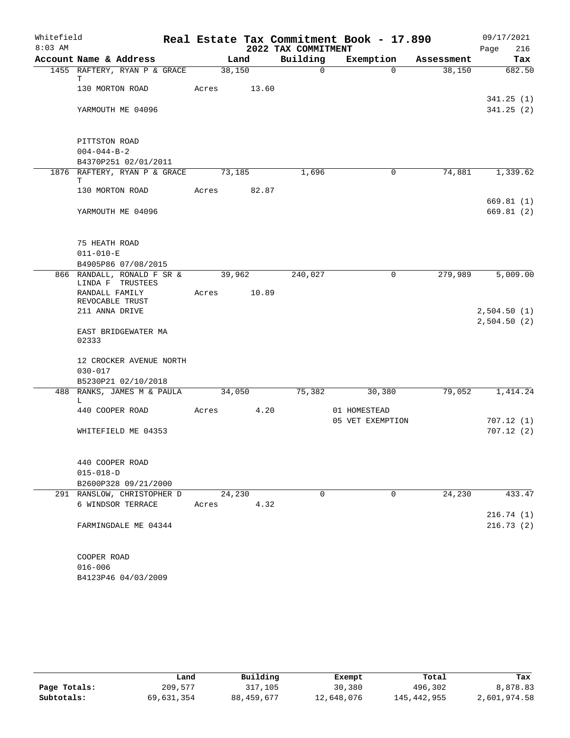Whitefield 8:03 AM

# Real Estate Tax Commitment Book - 17.890

## 2022 TAX COMMITMENT

09/17/2021 Page 216

| Account Name & Address | Land | | Building | Exemption | Assessment | Tax |
|---|---|---|---|---|---|---|
| 1455 RAFTERY, RYAN P & GRACE T | 38,150 | | 0 | 0 | 38,150 | 682.50 |
| 130 MORTON ROAD | Acres | 13.60 | | | | |
| | | | | | | 341.25 (1) |
| YARMOUTH ME 04096 | | | | | | 341.25 (2) |
| PITTSTON ROAD | | | | | | |
| 004-044-B-2 | | | | | | |
| B4370P251 02/01/2011 | | | | | | |
| 1876 RAFTERY, RYAN P & GRACE T | 73,185 | | 1,696 | 0 | 74,881 | 1,339.62 |
| 130 MORTON ROAD | Acres | 82.87 | | | | |
| | | | | | | 669.81 (1) |
| YARMOUTH ME 04096 | | | | | | 669.81 (2) |
| 75 HEATH ROAD | | | | | | |
| 011-010-E | | | | | | |
| B4905P86 07/08/2015 | | | | | | |
| 866 RANDALL, RONALD F SR & LINDA F TRUSTEES | 39,962 | | 240,027 | 0 | 279,989 | 5,009.00 |
| RANDALL FAMILY REVOCABLE TRUST | Acres | 10.89 | | | | |
| 211 ANNA DRIVE | | | | | | 2,504.50 (1) |
| | | | | | | 2,504.50 (2) |
| EAST BRIDGEWATER MA 02333 | | | | | | |
| 12 CROCKER AVENUE NORTH | | | | | | |
| 030-017 | | | | | | |
| B5230P21 02/10/2018 | | | | | | |
| 488 RANKS, JAMES M & PAULA L | 34,050 | | 75,382 | 30,380 | 79,052 | 1,414.24 |
| 440 COOPER ROAD | Acres | 4.20 | | 01 HOMESTEAD | | |
| | | | | 05 VET EXEMPTION | | 707.12 (1) |
| WHITEFIELD ME 04353 | | | | | | 707.12 (2) |
| 440 COOPER ROAD | | | | | | |
| 015-018-D | | | | | | |
| B2600P328 09/21/2000 | | | | | | |
| 291 RANSLOW, CHRISTOPHER D | 24,230 | | 0 | 0 | 24,230 | 433.47 |
| 6 WINDSOR TERRACE | Acres | 4.32 | | | | |
| | | | | | | 216.74 (1) |
| FARMINGDALE ME 04344 | | | | | | 216.73 (2) |
| COOPER ROAD | | | | | | |
| 016-006 | | | | | | |
| B4123P46 04/03/2009 | | | | | | |

| | Land | Building | Exempt | Total | Tax |
|---|---|---|---|---|---|
| Page Totals: | 209,577 | 317,105 | 30,380 | 496,302 | 8,878.83 |
| Subtotals: | 69,631,354 | 88,459,677 | 12,648,076 | 145,442,955 | 2,601,974.58 |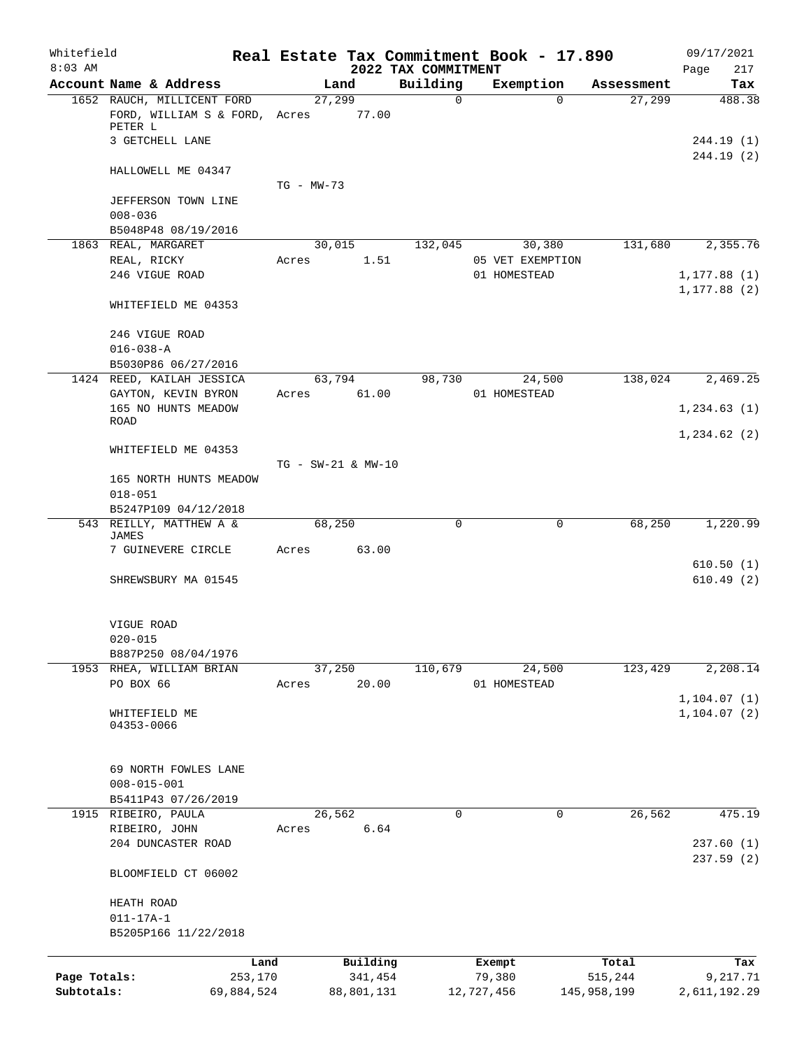Whitefield 8:03 AM

# Real Estate Tax Commitment Book - 17.890
## 2022 TAX COMMITMENT

09/17/2021 Page 217

| Account Name & Address | Land | Building | Exemption | Assessment | Tax |
|---|---|---|---|---|---|
| 1652 RAUCH, MILLICENT FORD | 27,299 | 0 | 0 | 27,299 | 488.38 |
| FORD, WILLIAM S & FORD, PETER L | Acres 77.00 | | | | |
| 3 GETCHELL LANE | | | | | 244.19 (1) |
| | | | | | 244.19 (2) |
| HALLOWELL ME 04347 | TG - MW-73 | | | | |
| JEFFERSON TOWN LINE | | | | | |
| 008-036 | | | | | |
| B5048P48 08/19/2016 | | | | | |
| 1863 REAL, MARGARET | 30,015 | 132,045 | 30,380 | 131,680 | 2,355.76 |
| REAL, RICKY | Acres 1.51 | | 05 VET EXEMPTION | | |
| 246 VIGUE ROAD | | | 01 HOMESTEAD | | 1,177.88 (1) |
| | | | | | 1,177.88 (2) |
| WHITEFIELD ME 04353 | | | | | |
| 246 VIGUE ROAD | | | | | |
| 016-038-A | | | | | |
| B5030P86 06/27/2016 | | | | | |
| 1424 REED, KAILAH JESSICA | 63,794 | 98,730 | 24,500 | 138,024 | 2,469.25 |
| GAYTON, KEVIN BYRON | Acres 61.00 | | 01 HOMESTEAD | | |
| 165 NO HUNTS MEADOW ROAD | | | | | 1,234.63 (1) |
| | | | | | 1,234.62 (2) |
| WHITEFIELD ME 04353 | TG - SW-21 & MW-10 | | | | |
| 165 NORTH HUNTS MEADOW | | | | | |
| 018-051 | | | | | |
| B5247P109 04/12/2018 | | | | | |
| 543 REILLY, MATTHEW A & JAMES | 68,250 | 0 | 0 | 68,250 | 1,220.99 |
| 7 GUINEVERE CIRCLE | Acres 63.00 | | | | |
| | | | | | 610.50 (1) |
| SHREWSBURY MA 01545 | | | | | 610.49 (2) |
| VIGUE ROAD | | | | | |
| 020-015 | | | | | |
| B887P250 08/04/1976 | | | | | |
| 1953 RHEA, WILLIAM BRIAN | 37,250 | 110,679 | 24,500 | 123,429 | 2,208.14 |
| PO BOX 66 | Acres 20.00 | | 01 HOMESTEAD | | |
| | | | | | 1,104.07 (1) |
| WHITEFIELD ME 04353-0066 | | | | | 1,104.07 (2) |
| 69 NORTH FOWLES LANE | | | | | |
| 008-015-001 | | | | | |
| B5411P43 07/26/2019 | | | | | |
| 1915 RIBEIRO, PAULA | 26,562 | 0 | 0 | 26,562 | 475.19 |
| RIBEIRO, JOHN | Acres 6.64 | | | | |
| 204 DUNCASTER ROAD | | | | | 237.60 (1) |
| | | | | | 237.59 (2) |
| BLOOMFIELD CT 06002 | | | | | |
| HEATH ROAD | | | | | |
| 011-17A-1 | | | | | |
| B5205P166 11/22/2018 | | | | | |

| | Land | Building | Exempt | Total | Tax |
|---|---|---|---|---|---|
| Page Totals: | 253,170 | 341,454 | 79,380 | 515,244 | 9,217.71 |
| Subtotals: | 69,884,524 | 88,801,131 | 12,727,456 | 145,958,199 | 2,611,192.29 |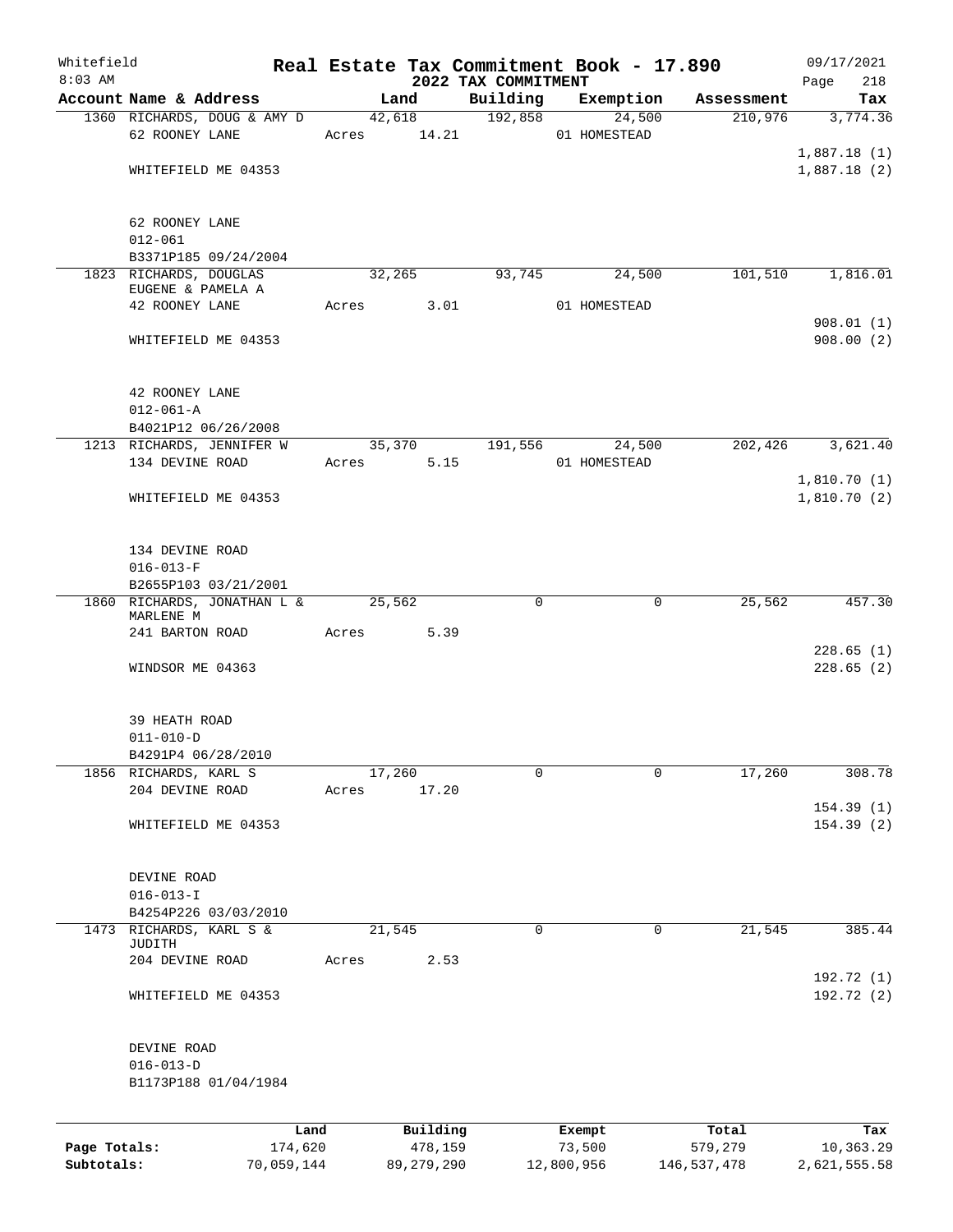Whitefield
8:03 AM

# Real Estate Tax Commitment Book - 17.890

## 2022 TAX COMMITMENT

09/17/2021

| Account Name & Address | Land | Building | Exemption | Assessment | Tax |
|---|---|---|---|---|---|
| 1360 RICHARDS, DOUG & AMY D | 42,618 | 192,858 | 24,500 | 210,976 | 3,774.36 |
| 62 ROONEY LANE | Acres 14.21 | | 01 HOMESTEAD | | |
| | | | | | 1,887.18 (1) |
| WHITEFIELD ME 04353 | | | | | 1,887.18 (2) |
| 62 ROONEY LANE | | | | | |
| 012-061 | | | | | |
| B3371P185 09/24/2004 | | | | | |
| 1823 RICHARDS, DOUGLAS EUGENE & PAMELA A | 32,265 | 93,745 | 24,500 | 101,510 | 1,816.01 |
| 42 ROONEY LANE | Acres 3.01 | | 01 HOMESTEAD | | |
| | | | | | 908.01 (1) |
| WHITEFIELD ME 04353 | | | | | 908.00 (2) |
| 42 ROONEY LANE | | | | | |
| 012-061-A | | | | | |
| B4021P12 06/26/2008 | | | | | |
| 1213 RICHARDS, JENNIFER W | 35,370 | 191,556 | 24,500 | 202,426 | 3,621.40 |
| 134 DEVINE ROAD | Acres 5.15 | | 01 HOMESTEAD | | |
| | | | | | 1,810.70 (1) |
| WHITEFIELD ME 04353 | | | | | 1,810.70 (2) |
| 134 DEVINE ROAD | | | | | |
| 016-013-F | | | | | |
| B2655P103 03/21/2001 | | | | | |
| 1860 RICHARDS, JONATHAN L & MARLENE M | 25,562 | 0 | 0 | 25,562 | 457.30 |
| 241 BARTON ROAD | Acres 5.39 | | | | |
| | | | | | 228.65 (1) |
| WINDSOR ME 04363 | | | | | 228.65 (2) |
| 39 HEATH ROAD | | | | | |
| 011-010-D | | | | | |
| B4291P4 06/28/2010 | | | | | |
| 1856 RICHARDS, KARL S | 17,260 | 0 | 0 | 17,260 | 308.78 |
| 204 DEVINE ROAD | Acres 17.20 | | | | |
| | | | | | 154.39 (1) |
| WHITEFIELD ME 04353 | | | | | 154.39 (2) |
| DEVINE ROAD | | | | | |
| 016-013-I | | | | | |
| B4254P226 03/03/2010 | | | | | |
| 1473 RICHARDS, KARL S & JUDITH | 21,545 | 0 | 0 | 21,545 | 385.44 |
| 204 DEVINE ROAD | Acres 2.53 | | | | |
| | | | | | 192.72 (1) |
| WHITEFIELD ME 04353 | | | | | 192.72 (2) |
| DEVINE ROAD | | | | | |
| 016-013-D | | | | | |
| B1173P188 01/04/1984 | | | | | |

| | Land | Building | Exempt | Total | Tax |
|---|---|---|---|---|---|
| Page Totals: | 174,620 | 478,159 | 73,500 | 579,279 | 10,363.29 |
| Subtotals: | 70,059,144 | 89,279,290 | 12,800,956 | 146,537,478 | 2,621,555.58 |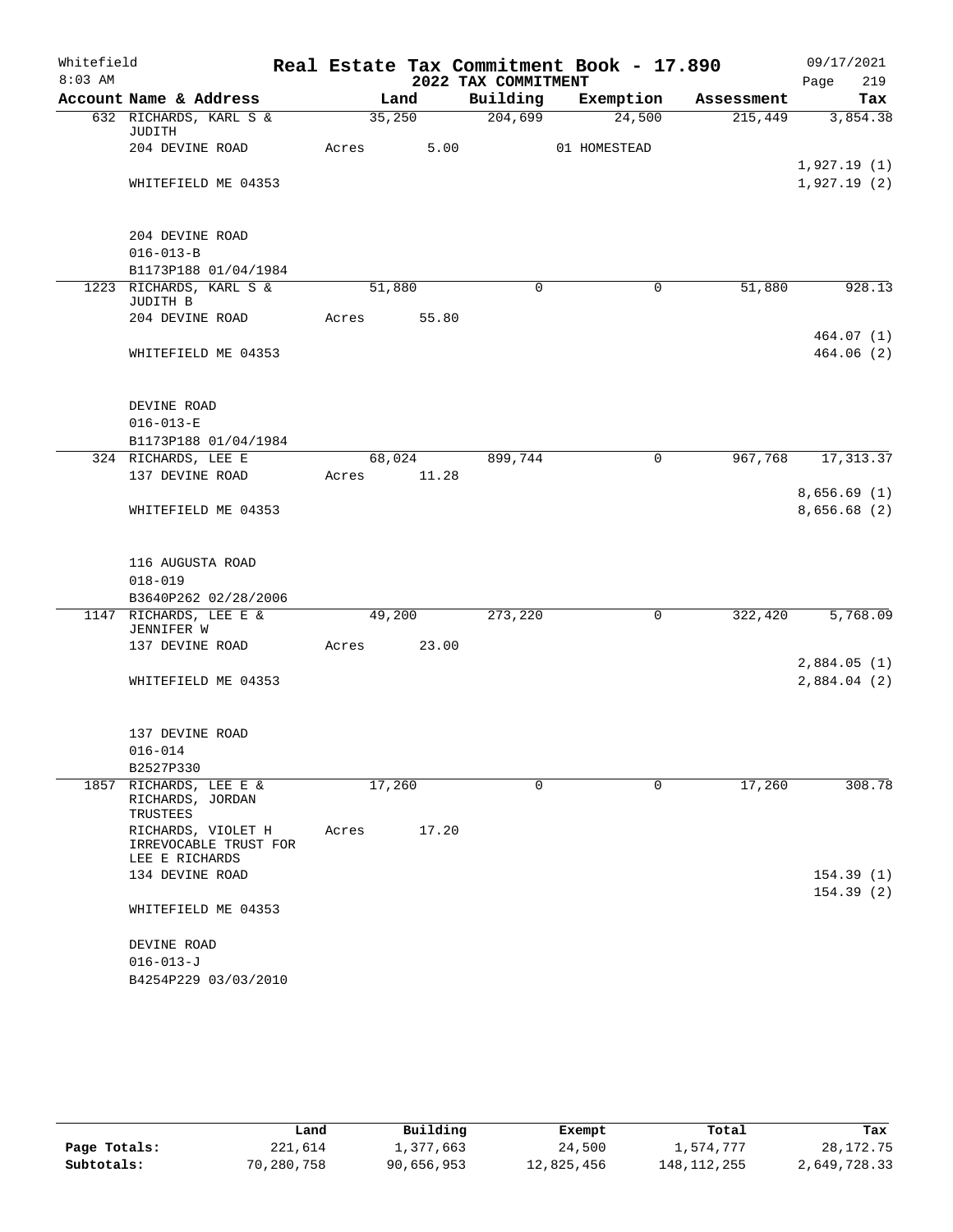Whitefield
8:03 AM

# Real Estate Tax Commitment Book - 17.890

## 2022 TAX COMMITMENT

09/17/2021

| Account Name & Address | Land | Building | Exemption | Assessment | Tax |
|---|---|---|---|---|---|
| 632 RICHARDS, KARL S & JUDITH | 35,250 | 204,699 | 24,500 | 215,449 | 3,854.38 |
| 204 DEVINE ROAD | Acres 5.00 | | 01 HOMESTEAD | | |
| | | | | | 1,927.19 (1) |
| WHITEFIELD ME 04353 | | | | | 1,927.19 (2) |
| 204 DEVINE ROAD | | | | | |
| 016-013-B | | | | | |
| B1173P188 01/04/1984 | | | | | |
| 1223 RICHARDS, KARL S & JUDITH B | 51,880 | 0 | 0 | 51,880 | 928.13 |
| 204 DEVINE ROAD | Acres 55.80 | | | | |
| | | | | | 464.07 (1) |
| WHITEFIELD ME 04353 | | | | | 464.06 (2) |
| DEVINE ROAD | | | | | |
| 016-013-E | | | | | |
| B1173P188 01/04/1984 | | | | | |
| 324 RICHARDS, LEE E | 68,024 | 899,744 | 0 | 967,768 | 17,313.37 |
| 137 DEVINE ROAD | Acres 11.28 | | | | |
| | | | | | 8,656.69 (1) |
| WHITEFIELD ME 04353 | | | | | 8,656.68 (2) |
| 116 AUGUSTA ROAD | | | | | |
| 018-019 | | | | | |
| B3640P262 02/28/2006 | | | | | |
| 1147 RICHARDS, LEE E & JENNIFER W | 49,200 | 273,220 | 0 | 322,420 | 5,768.09 |
| 137 DEVINE ROAD | Acres 23.00 | | | | |
| | | | | | 2,884.05 (1) |
| WHITEFIELD ME 04353 | | | | | 2,884.04 (2) |
| 137 DEVINE ROAD | | | | | |
| 016-014 | | | | | |
| B2527P330 | | | | | |
| 1857 RICHARDS, LEE E & RICHARDS, JORDAN TRUSTEES | 17,260 | 0 | 0 | 17,260 | 308.78 |
| RICHARDS, VIOLET H IRREVOCABLE TRUST FOR LEE E RICHARDS | Acres 17.20 | | | | |
| 134 DEVINE ROAD | | | | | 154.39 (1) |
| | | | | | 154.39 (2) |
| WHITEFIELD ME 04353 | | | | | |
| DEVINE ROAD | | | | | |
| 016-013-J | | | | | |
| B4254P229 03/03/2010 | | | | | |

| | Land | Building | Exempt | Total | Tax |
|---|---|---|---|---|---|
| Page Totals: | 221,614 | 1,377,663 | 24,500 | 1,574,777 | 28,172.75 |
| Subtotals: | 70,280,758 | 90,656,953 | 12,825,456 | 148,112,255 | 2,649,728.33 |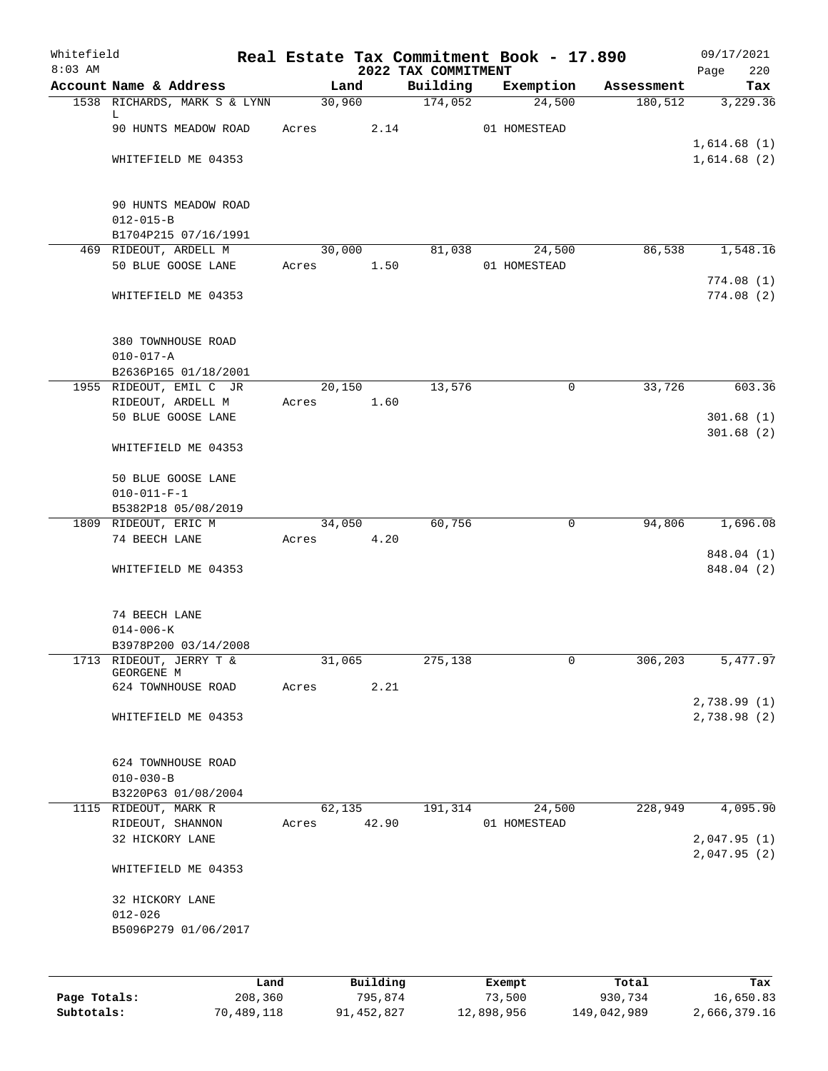Whitefield 8:03 AM

# Real Estate Tax Commitment Book - 17.890

## 2022 TAX COMMITMENT

09/17/2021

| Account Name & Address | Land | Building | Exemption | Assessment | Tax |
|---|---|---|---|---|---|
| 1538 RICHARDS, MARK S & LYNN L | 30,960 | 174,052 | 24,500 | 180,512 | 3,229.36 |
| 90 HUNTS MEADOW ROAD | Acres 2.14 | | 01 HOMESTEAD | | |
| | | | | | 1,614.68 (1) |
| WHITEFIELD ME 04353 | | | | | 1,614.68 (2) |
| 90 HUNTS MEADOW ROAD | | | | | |
| 012-015-B | | | | | |
| B1704P215 07/16/1991 | | | | | |
| 469 RIDEOUT, ARDELL M | 30,000 | 81,038 | 24,500 | 86,538 | 1,548.16 |
| 50 BLUE GOOSE LANE | Acres 1.50 | | 01 HOMESTEAD | | |
| | | | | | 774.08 (1) |
| WHITEFIELD ME 04353 | | | | | 774.08 (2) |
| 380 TOWNHOUSE ROAD | | | | | |
| 010-017-A | | | | | |
| B2636P165 01/18/2001 | | | | | |
| 1955 RIDEOUT, EMIL C JR | 20,150 | 13,576 | 0 | 33,726 | 603.36 |
| RIDEOUT, ARDELL M | Acres 1.60 | | | | |
| 50 BLUE GOOSE LANE | | | | | 301.68 (1) |
| | | | | | 301.68 (2) |
| WHITEFIELD ME 04353 | | | | | |
| 50 BLUE GOOSE LANE | | | | | |
| 010-011-F-1 | | | | | |
| B5382P18 05/08/2019 | | | | | |
| 1809 RIDEOUT, ERIC M | 34,050 | 60,756 | 0 | 94,806 | 1,696.08 |
| 74 BEECH LANE | Acres 4.20 | | | | |
| | | | | | 848.04 (1) |
| WHITEFIELD ME 04353 | | | | | 848.04 (2) |
| 74 BEECH LANE | | | | | |
| 014-006-K | | | | | |
| B3978P200 03/14/2008 | | | | | |
| 1713 RIDEOUT, JERRY T & GEORGENE M | 31,065 | 275,138 | 0 | 306,203 | 5,477.97 |
| 624 TOWNHOUSE ROAD | Acres 2.21 | | | | |
| | | | | | 2,738.99 (1) |
| WHITEFIELD ME 04353 | | | | | 2,738.98 (2) |
| 624 TOWNHOUSE ROAD | | | | | |
| 010-030-B | | | | | |
| B3220P63 01/08/2004 | | | | | |
| 1115 RIDEOUT, MARK R | 62,135 | 191,314 | 24,500 | 228,949 | 4,095.90 |
| RIDEOUT, SHANNON | Acres 42.90 | | 01 HOMESTEAD | | |
| 32 HICKORY LANE | | | | | 2,047.95 (1) |
| | | | | | 2,047.95 (2) |
| WHITEFIELD ME 04353 | | | | | |
| 32 HICKORY LANE | | | | | |
| 012-026 | | | | | |
| B5096P279 01/06/2017 | | | | | |

| | Land | Building | Exempt | Total | Tax |
|---|---|---|---|---|---|
| Page Totals: | 208,360 | 795,874 | 73,500 | 930,734 | 16,650.83 |
| Subtotals: | 70,489,118 | 91,452,827 | 12,898,956 | 149,042,989 | 2,666,379.16 |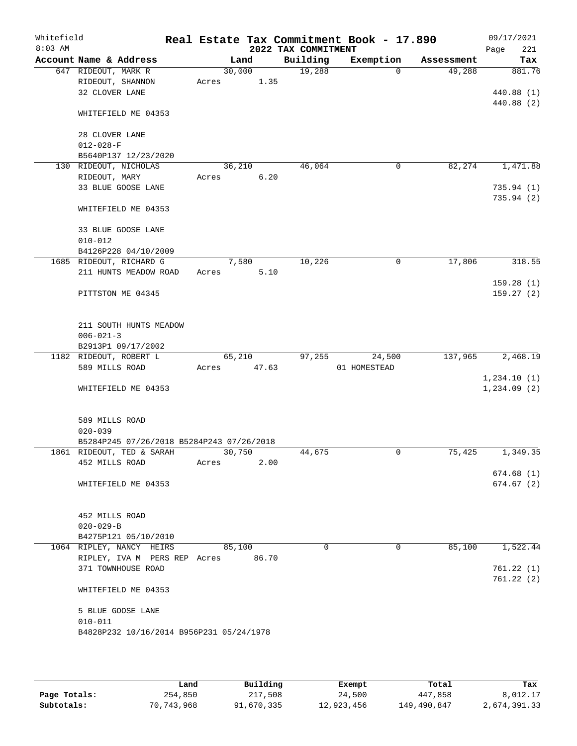# Real Estate Tax Commitment Book - 17.890

Whitefield
8:03 AM

2022 TAX COMMITMENT

09/17/2021

| Account Name & Address | Land | Building | Exemption | Assessment | Tax |
|---|---|---|---|---|---|
| 647 RIDEOUT, MARK R<br>RIDEOUT, SHANNON<br>32 CLOVER LANE<br><br>WHITEFIELD ME 04353<br><br>28 CLOVER LANE<br>012-028-F<br>B5640P137 12/23/2020 | 30,000<br>Acres 1.35 | 19,288 | 0 | 49,288 | 881.76<br><br>440.88 (1)<br>440.88 (2) |
| 130 RIDEOUT, NICHOLAS<br>RIDEOUT, MARY<br>33 BLUE GOOSE LANE<br><br>WHITEFIELD ME 04353<br><br>33 BLUE GOOSE LANE<br>010-012<br>B4126P228 04/10/2009 | 36,210<br>Acres 6.20 | 46,064 | 0 | 82,274 | 1,471.88<br><br>735.94 (1)<br>735.94 (2) |
| 1685 RIDEOUT, RICHARD G<br>211 HUNTS MEADOW ROAD<br><br>PITTSTON ME 04345<br><br>211 SOUTH HUNTS MEADOW<br>006-021-3<br>B2913P1 09/17/2002 | 7,580<br>Acres 5.10 | 10,226 | 0 | 17,806 | 318.55<br><br>159.28 (1)<br>159.27 (2) |
| 1182 RIDEOUT, ROBERT L<br>589 MILLS ROAD<br><br>WHITEFIELD ME 04353<br><br>589 MILLS ROAD<br>020-039<br>B5284P245 07/26/2018 B5284P243 07/26/2018 | 65,210<br>Acres 47.63 | 97,255 | 24,500<br>01 HOMESTEAD | 137,965 | 2,468.19<br><br>1,234.10 (1)<br>1,234.09 (2) |
| 1861 RIDEOUT, TED & SARAH<br>452 MILLS ROAD<br><br>WHITEFIELD ME 04353<br><br>452 MILLS ROAD<br>020-029-B<br>B4275P121 05/10/2010 | 30,750<br>Acres 2.00 | 44,675 | 0 | 75,425 | 1,349.35<br><br>674.68 (1)<br>674.67 (2) |
| 1064 RIPLEY, NANCY HEIRS<br>RIPLEY, IVA M PERS REP<br>371 TOWNHOUSE ROAD<br><br>WHITEFIELD ME 04353<br><br>5 BLUE GOOSE LANE<br>010-011<br>B4828P232 10/16/2014 B956P231 05/24/1978 | 85,100<br>Acres 86.70 | 0 | 0 | 85,100 | 1,522.44<br><br>761.22 (1)<br>761.22 (2) |

| | Land | Building | Exempt | Total | Tax |
|---|---|---|---|---|---|
| Page Totals: | 254,850 | 217,508 | 24,500 | 447,858 | 8,012.17 |
| Subtotals: | 70,743,968 | 91,670,335 | 12,923,456 | 149,490,847 | 2,674,391.33 |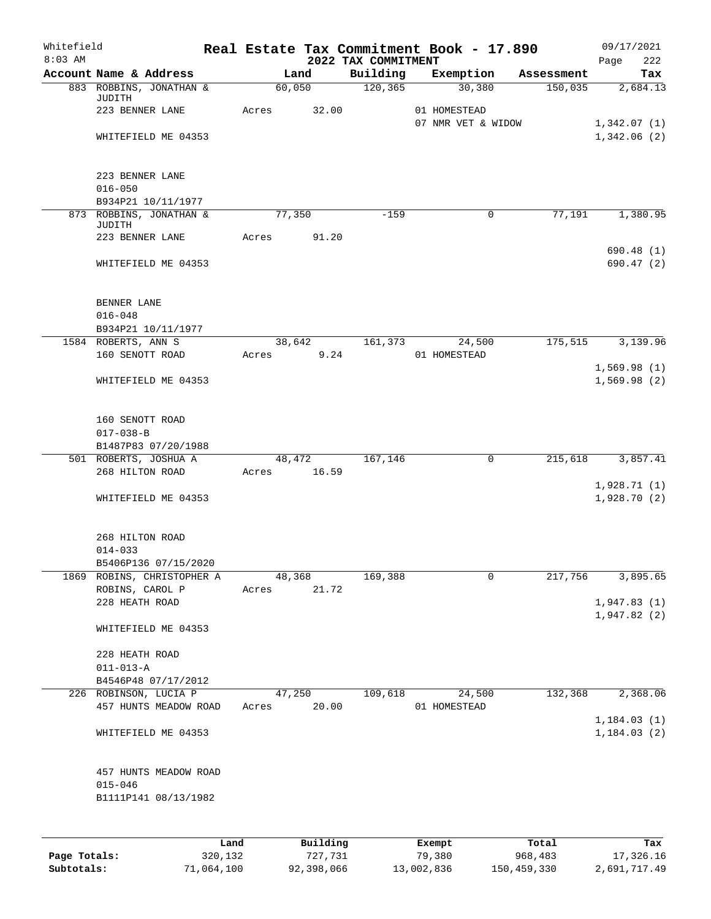Whitefield
8:03 AM

# Real Estate Tax Commitment Book - 17.890

## 2022 TAX COMMITMENT

09/17/2021
Page 222

| Account Name & Address | Land | Building | Exemption | Assessment | Tax |
|---|---|---|---|---|---|
| 883 ROBBINS, JONATHAN & JUDITH | 60,050 | 120,365 | 30,380 | 150,035 | 2,684.13 |
| 223 BENNER LANE | Acres 32.00 | | 01 HOMESTEAD | | |
| | | | 07 NMR VET & WIDOW | | 1,342.07 (1) |
| WHITEFIELD ME 04353 | | | | | 1,342.06 (2) |
| 223 BENNER LANE | | | | | |
| 016-050 | | | | | |
| B934P21 10/11/1977 | | | | | |
| 873 ROBBINS, JONATHAN & JUDITH | 77,350 | -159 | 0 | 77,191 | 1,380.95 |
| 223 BENNER LANE | Acres 91.20 | | | | |
| | | | | | 690.48 (1) |
| WHITEFIELD ME 04353 | | | | | 690.47 (2) |
| BENNER LANE | | | | | |
| 016-048 | | | | | |
| B934P21 10/11/1977 | | | | | |
| 1584 ROBERTS, ANN S | 38,642 | 161,373 | 24,500 | 175,515 | 3,139.96 |
| 160 SENOTT ROAD | Acres 9.24 | | 01 HOMESTEAD | | |
| | | | | | 1,569.98 (1) |
| WHITEFIELD ME 04353 | | | | | 1,569.98 (2) |
| 160 SENOTT ROAD | | | | | |
| 017-038-B | | | | | |
| B1487P83 07/20/1988 | | | | | |
| 501 ROBERTS, JOSHUA A | 48,472 | 167,146 | 0 | 215,618 | 3,857.41 |
| 268 HILTON ROAD | Acres 16.59 | | | | |
| | | | | | 1,928.71 (1) |
| WHITEFIELD ME 04353 | | | | | 1,928.70 (2) |
| 268 HILTON ROAD | | | | | |
| 014-033 | | | | | |
| B5406P136 07/15/2020 | | | | | |
| 1869 ROBINS, CHRISTOPHER A | 48,368 | 169,388 | 0 | 217,756 | 3,895.65 |
| ROBINS, CAROL P | Acres 21.72 | | | | |
| 228 HEATH ROAD | | | | | 1,947.83 (1) |
| | | | | | 1,947.82 (2) |
| WHITEFIELD ME 04353 | | | | | |
| 228 HEATH ROAD | | | | | |
| 011-013-A | | | | | |
| B4546P48 07/17/2012 | | | | | |
| 226 ROBINSON, LUCIA P | 47,250 | 109,618 | 24,500 | 132,368 | 2,368.06 |
| 457 HUNTS MEADOW ROAD | Acres 20.00 | | 01 HOMESTEAD | | |
| | | | | | 1,184.03 (1) |
| WHITEFIELD ME 04353 | | | | | 1,184.03 (2) |
| 457 HUNTS MEADOW ROAD | | | | | |
| 015-046 | | | | | |
| B1111P141 08/13/1982 | | | | | |

| | Land | Building | Exempt | Total | Tax |
|---|---|---|---|---|---|
| Page Totals: | 320,132 | 727,731 | 79,380 | 968,483 | 17,326.16 |
| Subtotals: | 71,064,100 | 92,398,066 | 13,002,836 | 150,459,330 | 2,691,717.49 |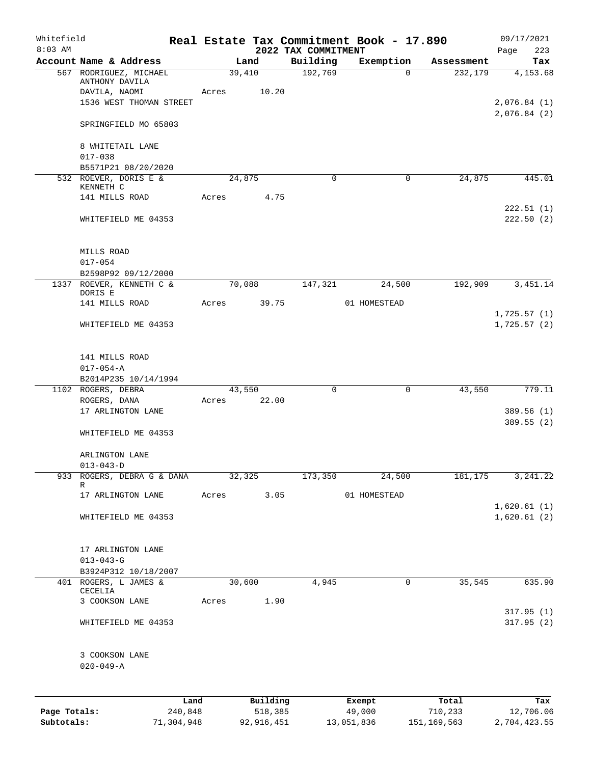Whitefield
8:03 AM

# Real Estate Tax Commitment Book - 17.890
## 2022 TAX COMMITMENT

09/17/2021

| Account Name & Address | Land | Building | Exemption | Assessment | Tax |
|---|---|---|---|---|---|
| 567 RODRIGUEZ, MICHAEL ANTHONY DAVILA | 39,410 | 192,769 | 0 | 232,179 | 4,153.68 |
| DAVILA, NAOMI | Acres 10.20 | | | | |
| 1536 WEST THOMAN STREET | | | | | 2,076.84 (1) |
| SPRINGFIELD MO 65803 | | | | | 2,076.84 (2) |
| 8 WHITETAIL LANE | | | | | |
| 017-038 | | | | | |
| B5571P21 08/20/2020 | | | | | |
| 532 ROEVER, DORIS E & KENNETH C | 24,875 | 0 | 0 | 24,875 | 445.01 |
| 141 MILLS ROAD | Acres 4.75 | | | | |
| | | | | | 222.51 (1) |
| WHITEFIELD ME 04353 | | | | | 222.50 (2) |
| MILLS ROAD | | | | | |
| 017-054 | | | | | |
| B2598P92 09/12/2000 | | | | | |
| 1337 ROEVER, KENNETH C & DORIS E | 70,088 | 147,321 | 24,500 | 192,909 | 3,451.14 |
| 141 MILLS ROAD | Acres 39.75 | | 01 HOMESTEAD | | |
| | | | | | 1,725.57 (1) |
| WHITEFIELD ME 04353 | | | | | 1,725.57 (2) |
| 141 MILLS ROAD | | | | | |
| 017-054-A | | | | | |
| B2014P235 10/14/1994 | | | | | |
| 1102 ROGERS, DEBRA | 43,550 | 0 | 0 | 43,550 | 779.11 |
| ROGERS, DANA | Acres 22.00 | | | | |
| 17 ARLINGTON LANE | | | | | 389.56 (1) |
| | | | | | 389.55 (2) |
| WHITEFIELD ME 04353 | | | | | |
| ARLINGTON LANE | | | | | |
| 013-043-D | | | | | |
| 933 ROGERS, DEBRA G & DANA R | 32,325 | 173,350 | 24,500 | 181,175 | 3,241.22 |
| 17 ARLINGTON LANE | Acres 3.05 | | 01 HOMESTEAD | | |
| | | | | | 1,620.61 (1) |
| WHITEFIELD ME 04353 | | | | | 1,620.61 (2) |
| 17 ARLINGTON LANE | | | | | |
| 013-043-G | | | | | |
| B3924P312 10/18/2007 | | | | | |
| 401 ROGERS, L JAMES & CECELIA | 30,600 | 4,945 | 0 | 35,545 | 635.90 |
| 3 COOKSON LANE | Acres 1.90 | | | | |
| | | | | | 317.95 (1) |
| WHITEFIELD ME 04353 | | | | | 317.95 (2) |
| 3 COOKSON LANE | | | | | |
| 020-049-A | | | | | |

| | Land | Building | Exempt | Total | Tax |
|---|---|---|---|---|---|
| Page Totals: | 240,848 | 518,385 | 49,000 | 710,233 | 12,706.06 |
| Subtotals: | 71,304,948 | 92,916,451 | 13,051,836 | 151,169,563 | 2,704,423.55 |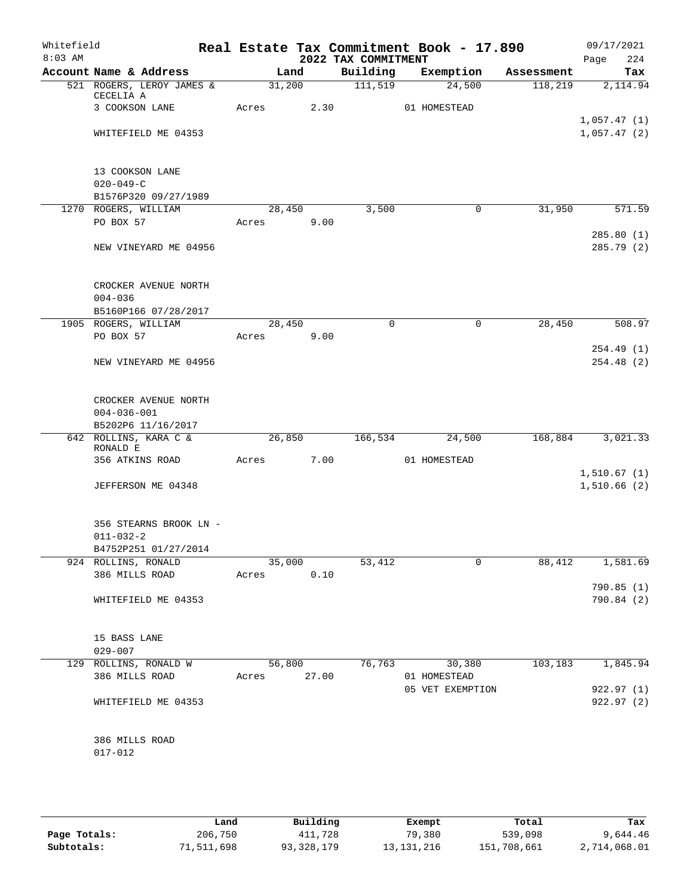# Real Estate Tax Commitment Book - 17.890

Whitefield
8:03 AM

2022 TAX COMMITMENT

09/17/2021
Page 224

| Account | Name & Address | Land | Building | Exemption | Assessment | Tax |
|---|---|---|---|---|---|---|
| 521 | ROGERS, LEROY JAMES & CECELIA A | 31,200 | 111,519 | 24,500 | 118,219 | 2,114.94 |
| | 3 COOKSON LANE | Acres 2.30 | | 01 HOMESTEAD | | |
| | | | | | | 1,057.47 (1) |
| | WHITEFIELD ME 04353 | | | | | 1,057.47 (2) |
| | 13 COOKSON LANE | | | | | |
| | 020-049-C | | | | | |
| | B1576P320 09/27/1989 | | | | | |
| 1270 | ROGERS, WILLIAM | 28,450 | 3,500 | 0 | 31,950 | 571.59 |
| | PO BOX 57 | Acres 9.00 | | | | |
| | | | | | | 285.80 (1) |
| | NEW VINEYARD ME 04956 | | | | | 285.79 (2) |
| | CROCKER AVENUE NORTH | | | | | |
| | 004-036 | | | | | |
| | B5160P166 07/28/2017 | | | | | |
| 1905 | ROGERS, WILLIAM | 28,450 | 0 | 0 | 28,450 | 508.97 |
| | PO BOX 57 | Acres 9.00 | | | | |
| | | | | | | 254.49 (1) |
| | NEW VINEYARD ME 04956 | | | | | 254.48 (2) |
| | CROCKER AVENUE NORTH | | | | | |
| | 004-036-001 | | | | | |
| | B5202P6 11/16/2017 | | | | | |
| 642 | ROLLINS, KARA C & RONALD E | 26,850 | 166,534 | 24,500 | 168,884 | 3,021.33 |
| | 356 ATKINS ROAD | Acres 7.00 | | 01 HOMESTEAD | | |
| | | | | | | 1,510.67 (1) |
| | JEFFERSON ME 04348 | | | | | 1,510.66 (2) |
| | 356 STEARNS BROOK LN - | | | | | |
| | 011-032-2 | | | | | |
| | B4752P251 01/27/2014 | | | | | |
| 924 | ROLLINS, RONALD | 35,000 | 53,412 | 0 | 88,412 | 1,581.69 |
| | 386 MILLS ROAD | Acres 0.10 | | | | |
| | | | | | | 790.85 (1) |
| | WHITEFIELD ME 04353 | | | | | 790.84 (2) |
| | 15 BASS LANE | | | | | |
| | 029-007 | | | | | |
| 129 | ROLLINS, RONALD W | 56,800 | 76,763 | 30,380 | 103,183 | 1,845.94 |
| | 386 MILLS ROAD | Acres 27.00 | | 01 HOMESTEAD | | |
| | | | | 05 VET EXEMPTION | | 922.97 (1) |
| | WHITEFIELD ME 04353 | | | | | 922.97 (2) |
| | 386 MILLS ROAD | | | | | |
| | 017-012 | | | | | |

| | Land | Building | Exempt | Total | Tax |
|---|---|---|---|---|---|
| Page Totals: | 206,750 | 411,728 | 79,380 | 539,098 | 9,644.46 |
| Subtotals: | 71,511,698 | 93,328,179 | 13,131,216 | 151,708,661 | 2,714,068.01 |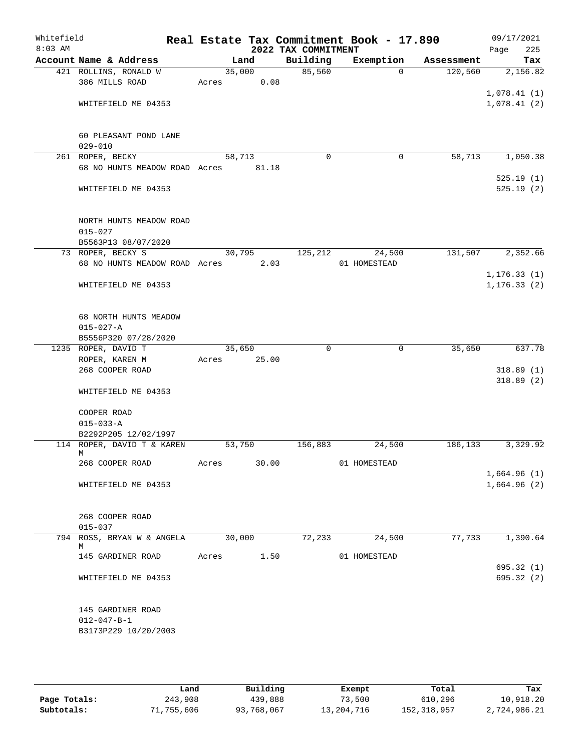# Real Estate Tax Commitment Book - 17.890

Whitefield 8:03 AM — 2022 TAX COMMITMENT — 09/17/2021

| Account Name & Address | Land | Building | Exemption | Assessment | Tax |
|---|---|---|---|---|---|
| 421 ROLLINS, RONALD W | 35,000 | 85,560 | 0 | 120,560 | 2,156.82 |
| 386 MILLS ROAD | Acres 0.08 | | | | |
| | | | | | 1,078.41 (1) |
| WHITEFIELD ME 04353 | | | | | 1,078.41 (2) |
| 60 PLEASANT POND LANE | | | | | |
| 029-010 | | | | | |
| 261 ROPER, BECKY | 58,713 | 0 | 0 | 58,713 | 1,050.38 |
| 68 NO HUNTS MEADOW ROAD | Acres 81.18 | | | | |
| | | | | | 525.19 (1) |
| WHITEFIELD ME 04353 | | | | | 525.19 (2) |
| NORTH HUNTS MEADOW ROAD | | | | | |
| 015-027 | | | | | |
| B5563P13 08/07/2020 | | | | | |
| 73 ROPER, BECKY S | 30,795 | 125,212 | 24,500 | 131,507 | 2,352.66 |
| 68 NO HUNTS MEADOW ROAD | Acres 2.03 | | 01 HOMESTEAD | | |
| | | | | | 1,176.33 (1) |
| WHITEFIELD ME 04353 | | | | | 1,176.33 (2) |
| 68 NORTH HUNTS MEADOW | | | | | |
| 015-027-A | | | | | |
| B5556P320 07/28/2020 | | | | | |
| 1235 ROPER, DAVID T | 35,650 | 0 | 0 | 35,650 | 637.78 |
| ROPER, KAREN M | Acres 25.00 | | | | |
| 268 COOPER ROAD | | | | | 318.89 (1) |
| | | | | | 318.89 (2) |
| WHITEFIELD ME 04353 | | | | | |
| COOPER ROAD | | | | | |
| 015-033-A | | | | | |
| B2292P205 12/02/1997 | | | | | |
| 114 ROPER, DAVID T & KAREN M | 53,750 | 156,883 | 24,500 | 186,133 | 3,329.92 |
| 268 COOPER ROAD | Acres 30.00 | | 01 HOMESTEAD | | |
| | | | | | 1,664.96 (1) |
| WHITEFIELD ME 04353 | | | | | 1,664.96 (2) |
| 268 COOPER ROAD | | | | | |
| 015-037 | | | | | |
| 794 ROSS, BRYAN W & ANGELA M | 30,000 | 72,233 | 24,500 | 77,733 | 1,390.64 |
| 145 GARDINER ROAD | Acres 1.50 | | 01 HOMESTEAD | | |
| | | | | | 695.32 (1) |
| WHITEFIELD ME 04353 | | | | | 695.32 (2) |
| 145 GARDINER ROAD | | | | | |
| 012-047-B-1 | | | | | |
| B3173P229 10/20/2003 | | | | | |

| | Land | Building | Exempt | Total | Tax |
|---|---|---|---|---|---|
| Page Totals: | 243,908 | 439,888 | 73,500 | 610,296 | 10,918.20 |
| Subtotals: | 71,755,606 | 93,768,067 | 13,204,716 | 152,318,957 | 2,724,986.21 |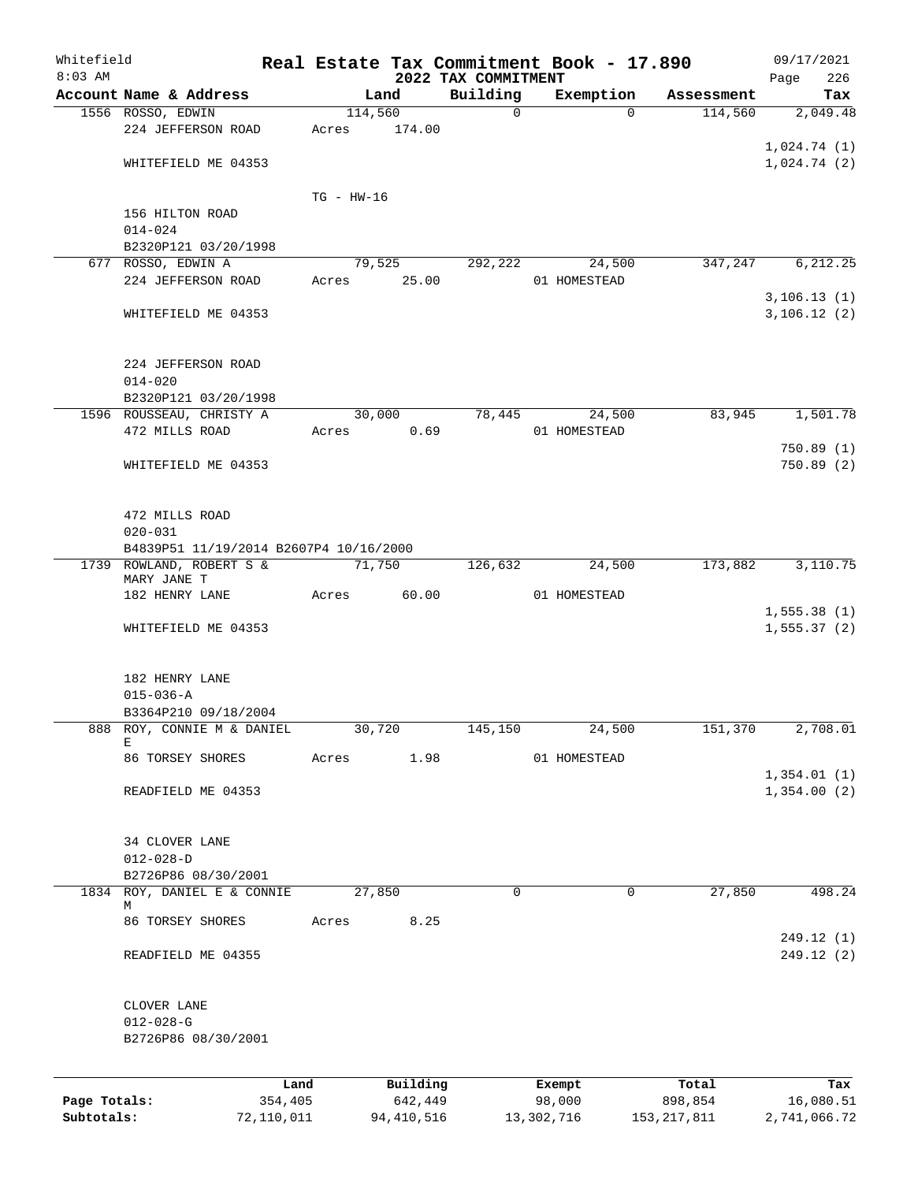Whitefield
8:03 AM

# Real Estate Tax Commitment Book - 17.890

## 2022 TAX COMMITMENT

09/17/2021

| Account Name & Address | Land | Building | Exemption | Assessment | Tax |
|---|---|---|---|---|---|
| 1556 ROSSO, EDWIN<br>224 JEFFERSON ROAD<br><br>WHITEFIELD ME 04353<br><br>156 HILTON ROAD<br>014-024<br>B2320P121 03/20/1998 | 114,560<br>Acres 174.00<br><br>TG - HW-16 | 0 | 0 | 114,560 | 2,049.48<br><br>1,024.74 (1)<br>1,024.74 (2) |
| 677 ROSSO, EDWIN A<br>224 JEFFERSON ROAD<br><br>WHITEFIELD ME 04353<br><br>224 JEFFERSON ROAD<br>014-020<br>B2320P121 03/20/1998 | 79,525<br>Acres 25.00 | 292,222 | 24,500<br>01 HOMESTEAD | 347,247 | 6,212.25<br><br>3,106.13 (1)<br>3,106.12 (2) |
| 1596 ROUSSEAU, CHRISTY A<br>472 MILLS ROAD<br><br>WHITEFIELD ME 04353<br><br>472 MILLS ROAD<br>020-031<br>B4839P51 11/19/2014 B2607P4 10/16/2000 | 30,000<br>Acres 0.69 | 78,445 | 24,500<br>01 HOMESTEAD | 83,945 | 1,501.78<br><br>750.89 (1)<br>750.89 (2) |
| 1739 ROWLAND, ROBERT S &<br>MARY JANE T<br>182 HENRY LANE<br><br>WHITEFIELD ME 04353<br><br>182 HENRY LANE<br>015-036-A<br>B3364P210 09/18/2004 | 71,750<br>Acres 60.00 | 126,632 | 24,500<br>01 HOMESTEAD | 173,882 | 3,110.75<br><br>1,555.38 (1)<br>1,555.37 (2) |
| 888 ROY, CONNIE M & DANIEL<br>E<br>86 TORSEY SHORES<br><br>READFIELD ME 04353<br><br>34 CLOVER LANE<br>012-028-D<br>B2726P86 08/30/2001 | 30,720<br>Acres 1.98 | 145,150 | 24,500<br>01 HOMESTEAD | 151,370 | 2,708.01<br><br>1,354.01 (1)<br>1,354.00 (2) |
| 1834 ROY, DANIEL E & CONNIE<br>M<br>86 TORSEY SHORES<br><br>READFIELD ME 04355<br><br>CLOVER LANE<br>012-028-G<br>B2726P86 08/30/2001 | 27,850<br>Acres 8.25 | 0 | 0 | 27,850 | 498.24<br><br>249.12 (1)<br>249.12 (2) |

| | Land | Building | Exempt | Total | Tax |
|---|---|---|---|---|---|
| Page Totals: | 354,405 | 642,449 | 98,000 | 898,854 | 16,080.51 |
| Subtotals: | 72,110,011 | 94,410,516 | 13,302,716 | 153,217,811 | 2,741,066.72 |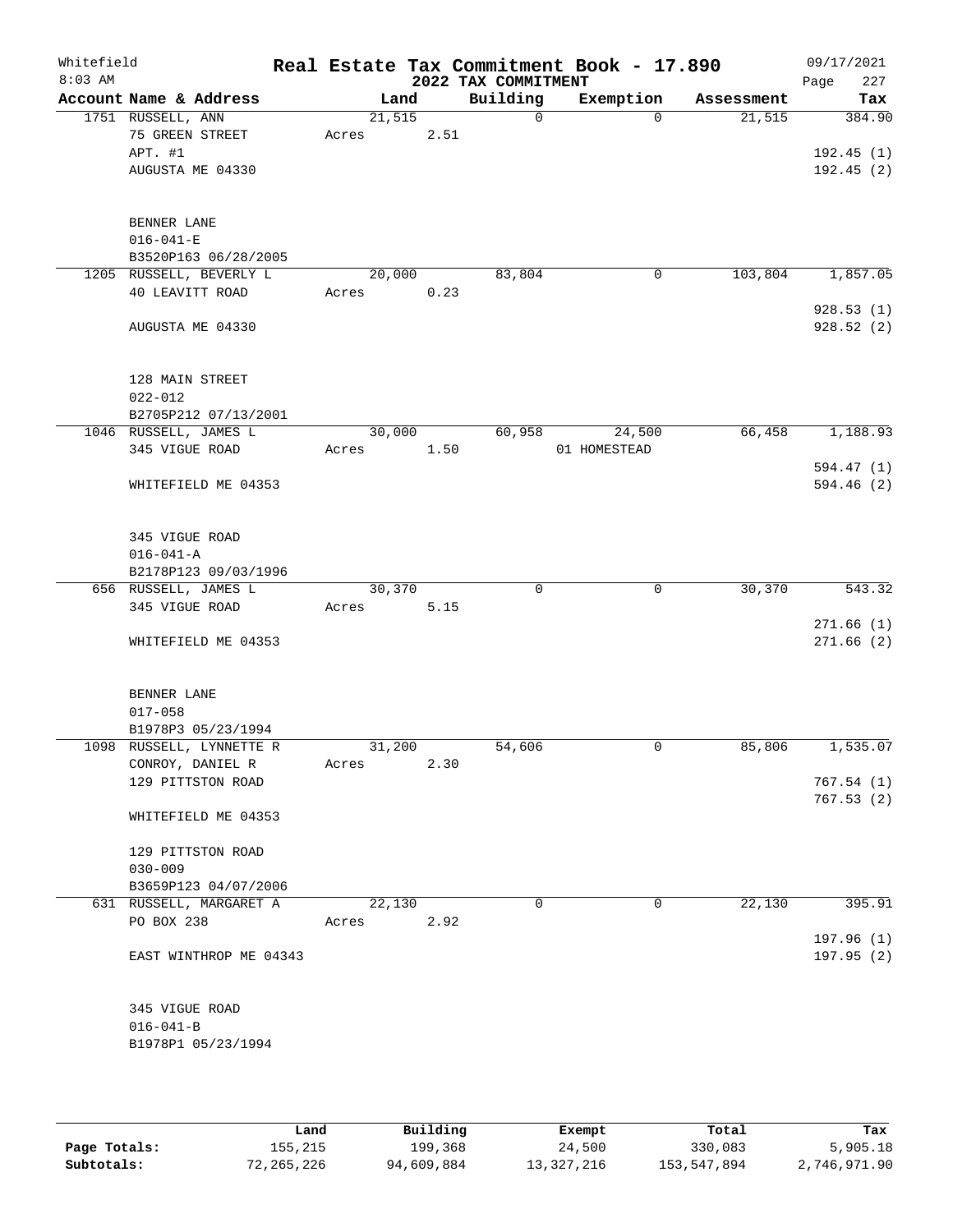Whitefield
8:03 AM

# Real Estate Tax Commitment Book - 17.890
## 2022 TAX COMMITMENT

09/17/2021

| Account Name & Address | Land | Building | Exemption | Assessment | Tax |
|---|---|---|---|---|---|
| 1751 RUSSELL, ANN<br>75 GREEN STREET<br>APT. #1<br>AUGUSTA ME 04330<br><br>BENNER LANE<br>016-041-E<br>B3520P163 06/28/2005 | 21,515<br>Acres 2.51 | 0 | 0 | 21,515 | 384.90<br><br>192.45 (1)<br>192.45 (2) |
| 1205 RUSSELL, BEVERLY L<br>40 LEAVITT ROAD<br><br>AUGUSTA ME 04330<br><br>128 MAIN STREET<br>022-012<br>B2705P212 07/13/2001 | 20,000<br>Acres 0.23 | 83,804 | 0 | 103,804 | 1,857.05<br><br>928.53 (1)<br>928.52 (2) |
| 1046 RUSSELL, JAMES L<br>345 VIGUE ROAD<br><br>WHITEFIELD ME 04353<br><br>345 VIGUE ROAD<br>016-041-A<br>B2178P123 09/03/1996 | 30,000<br>Acres 1.50 | 60,958 | 24,500<br>01 HOMESTEAD | 66,458 | 1,188.93<br><br>594.47 (1)<br>594.46 (2) |
| 656 RUSSELL, JAMES L<br>345 VIGUE ROAD<br><br>WHITEFIELD ME 04353<br><br>BENNER LANE<br>017-058<br>B1978P3 05/23/1994 | 30,370<br>Acres 5.15 | 0 | 0 | 30,370 | 543.32<br><br>271.66 (1)<br>271.66 (2) |
| 1098 RUSSELL, LYNNETTE R<br>CONROY, DANIEL R<br>129 PITTSTON ROAD<br><br>WHITEFIELD ME 04353<br><br>129 PITTSTON ROAD<br>030-009<br>B3659P123 04/07/2006 | 31,200<br>Acres 2.30 | 54,606 | 0 | 85,806 | 1,535.07<br><br>767.54 (1)<br>767.53 (2) |
| 631 RUSSELL, MARGARET A<br>PO BOX 238<br><br>EAST WINTHROP ME 04343<br><br>345 VIGUE ROAD<br>016-041-B<br>B1978P1 05/23/1994 | 22,130<br>Acres 2.92 | 0 | 0 | 22,130 | 395.91<br><br>197.96 (1)<br>197.95 (2) |

| | Land | Building | Exempt | Total | Tax |
|---|---|---|---|---|---|
| Page Totals: | 155,215 | 199,368 | 24,500 | 330,083 | 5,905.18 |
| Subtotals: | 72,265,226 | 94,609,884 | 13,327,216 | 153,547,894 | 2,746,971.90 |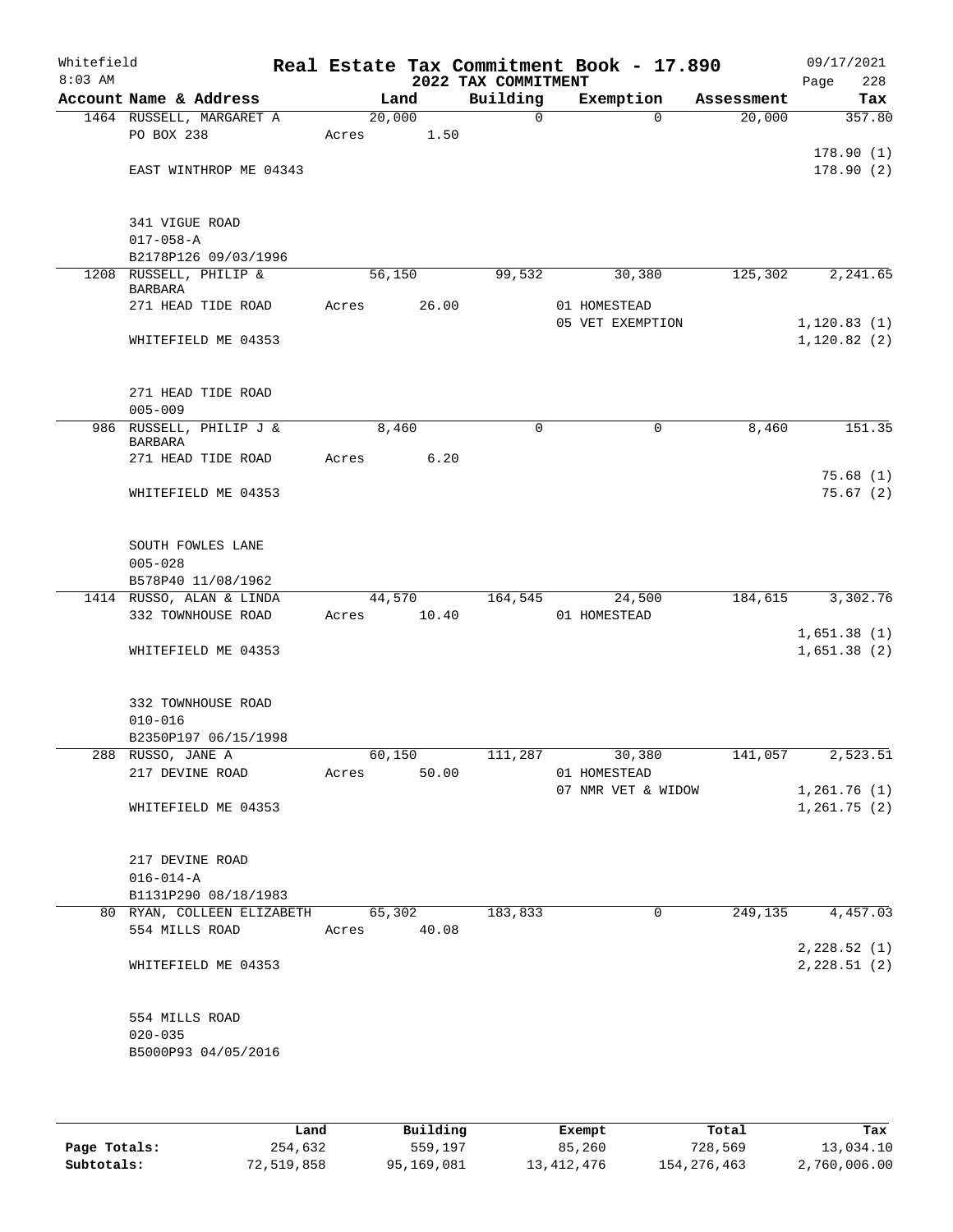Whitefield
8:03 AM

# Real Estate Tax Commitment Book - 17.890
## 2022 TAX COMMITMENT

09/17/2021

| Account Name & Address | Land | Building | Exemption | Assessment | Tax |
|---|---|---|---|---|---|
| 1464 RUSSELL, MARGARET A | 20,000 | 0 | 0 | 20,000 | 357.80 |
| PO BOX 238 | Acres 1.50 | | | | |
| | | | | | 178.90 (1) |
| EAST WINTHROP ME 04343 | | | | | 178.90 (2) |
| 341 VIGUE ROAD | | | | | |
| 017-058-A | | | | | |
| B2178P126 09/03/1996 | | | | | |
| 1208 RUSSELL, PHILIP & BARBARA | 56,150 | 99,532 | 30,380 | 125,302 | 2,241.65 |
| 271 HEAD TIDE ROAD | Acres 26.00 | | 01 HOMESTEAD | | |
| | | | 05 VET EXEMPTION | | 1,120.83 (1) |
| WHITEFIELD ME 04353 | | | | | 1,120.82 (2) |
| 271 HEAD TIDE ROAD | | | | | |
| 005-009 | | | | | |
| 986 RUSSELL, PHILIP J & BARBARA | 8,460 | 0 | 0 | 8,460 | 151.35 |
| 271 HEAD TIDE ROAD | Acres 6.20 | | | | |
| | | | | | 75.68 (1) |
| WHITEFIELD ME 04353 | | | | | 75.67 (2) |
| SOUTH FOWLES LANE | | | | | |
| 005-028 | | | | | |
| B578P40 11/08/1962 | | | | | |
| 1414 RUSSO, ALAN & LINDA | 44,570 | 164,545 | 24,500 | 184,615 | 3,302.76 |
| 332 TOWNHOUSE ROAD | Acres 10.40 | | 01 HOMESTEAD | | |
| | | | | | 1,651.38 (1) |
| WHITEFIELD ME 04353 | | | | | 1,651.38 (2) |
| 332 TOWNHOUSE ROAD | | | | | |
| 010-016 | | | | | |
| B2350P197 06/15/1998 | | | | | |
| 288 RUSSO, JANE A | 60,150 | 111,287 | 30,380 | 141,057 | 2,523.51 |
| 217 DEVINE ROAD | Acres 50.00 | | 01 HOMESTEAD | | |
| | | | 07 NMR VET & WIDOW | | 1,261.76 (1) |
| WHITEFIELD ME 04353 | | | | | 1,261.75 (2) |
| 217 DEVINE ROAD | | | | | |
| 016-014-A | | | | | |
| B1131P290 08/18/1983 | | | | | |
| 80 RYAN, COLLEEN ELIZABETH | 65,302 | 183,833 | 0 | 249,135 | 4,457.03 |
| 554 MILLS ROAD | Acres 40.08 | | | | |
| | | | | | 2,228.52 (1) |
| WHITEFIELD ME 04353 | | | | | 2,228.51 (2) |
| 554 MILLS ROAD | | | | | |
| 020-035 | | | | | |
| B5000P93 04/05/2016 | | | | | |

| | Land | Building | Exempt | Total | Tax |
|---|---|---|---|---|---|
| Page Totals: | 254,632 | 559,197 | 85,260 | 728,569 | 13,034.10 |
| Subtotals: | 72,519,858 | 95,169,081 | 13,412,476 | 154,276,463 | 2,760,006.00 |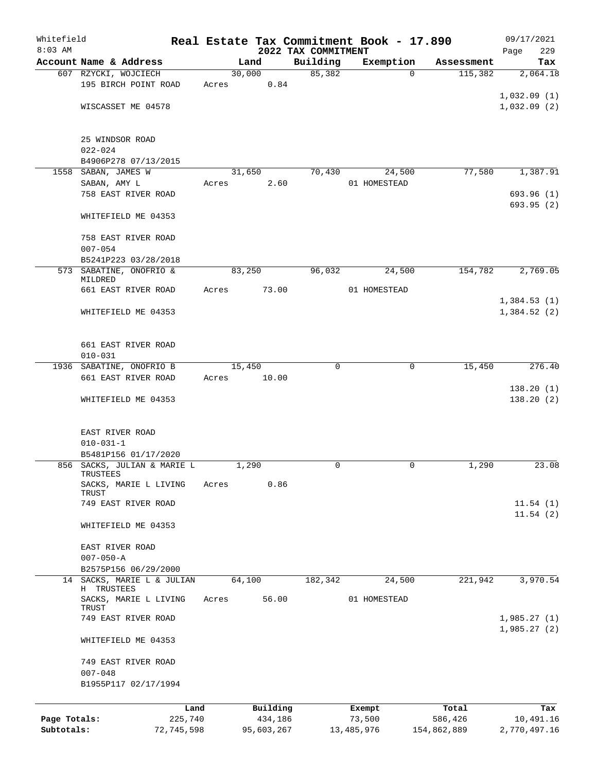Whitefield 8:03 AM

# Real Estate Tax Commitment Book - 17.890

## 2022 TAX COMMITMENT

09/17/2021 Page 229

| Account Name & Address | Land | Building | Exemption | Assessment | Tax |
|---|---|---|---|---|---|
| 607 RZYCKI, WOJCIECH | 30,000 | 85,382 | 0 | 115,382 | 2,064.18 |
| 195 BIRCH POINT ROAD | Acres 0.84 | | | | |
| | | | | | 1,032.09 (1) |
| WISCASSET ME 04578 | | | | | 1,032.09 (2) |
| 25 WINDSOR ROAD | | | | | |
| 022-024 | | | | | |
| B4906P278 07/13/2015 | | | | | |
| 1558 SABAN, JAMES W | 31,650 | 70,430 | 24,500 | 77,580 | 1,387.91 |
| SABAN, AMY L | Acres 2.60 | | 01 HOMESTEAD | | |
| 758 EAST RIVER ROAD | | | | | 693.96 (1) |
| | | | | | 693.95 (2) |
| WHITEFIELD ME 04353 | | | | | |
| 758 EAST RIVER ROAD | | | | | |
| 007-054 | | | | | |
| B5241P223 03/28/2018 | | | | | |
| 573 SABATINE, ONOFRIO & MILDRED | 83,250 | 96,032 | 24,500 | 154,782 | 2,769.05 |
| 661 EAST RIVER ROAD | Acres 73.00 | | 01 HOMESTEAD | | |
| | | | | | 1,384.53 (1) |
| WHITEFIELD ME 04353 | | | | | 1,384.52 (2) |
| 661 EAST RIVER ROAD | | | | | |
| 010-031 | | | | | |
| 1936 SABATINE, ONOFRIO B | 15,450 | 0 | 0 | 15,450 | 276.40 |
| 661 EAST RIVER ROAD | Acres 10.00 | | | | |
| | | | | | 138.20 (1) |
| WHITEFIELD ME 04353 | | | | | 138.20 (2) |
| EAST RIVER ROAD | | | | | |
| 010-031-1 | | | | | |
| B5481P156 01/17/2020 | | | | | |
| 856 SACKS, JULIAN & MARIE L TRUSTEES | 1,290 | 0 | 0 | 1,290 | 23.08 |
| SACKS, MARIE L LIVING TRUST | Acres 0.86 | | | | |
| 749 EAST RIVER ROAD | | | | | 11.54 (1) |
| | | | | | 11.54 (2) |
| WHITEFIELD ME 04353 | | | | | |
| EAST RIVER ROAD | | | | | |
| 007-050-A | | | | | |
| B2575P156 06/29/2000 | | | | | |
| 14 SACKS, MARIE L & JULIAN H TRUSTEES | 64,100 | 182,342 | 24,500 | 221,942 | 3,970.54 |
| SACKS, MARIE L LIVING TRUST | Acres 56.00 | | 01 HOMESTEAD | | |
| 749 EAST RIVER ROAD | | | | | 1,985.27 (1) |
| | | | | | 1,985.27 (2) |
| WHITEFIELD ME 04353 | | | | | |
| 749 EAST RIVER ROAD | | | | | |
| 007-048 | | | | | |
| B1955P117 02/17/1994 | | | | | |

| | Land | Building | Exempt | Total | Tax |
|---|---|---|---|---|---|
| Page Totals: | 225,740 | 434,186 | 73,500 | 586,426 | 10,491.16 |
| Subtotals: | 72,745,598 | 95,603,267 | 13,485,976 | 154,862,889 | 2,770,497.16 |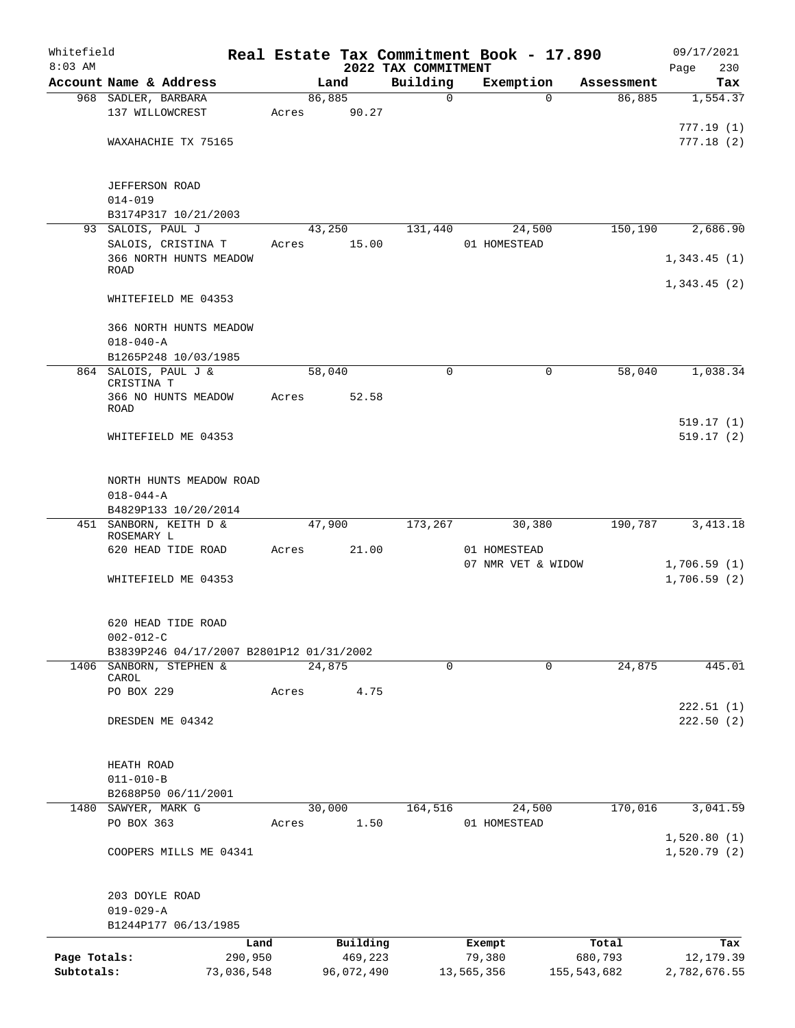Whitefield 8:03 AM

**Real Estate Tax Commitment Book - 17.890**

**2022 TAX COMMITMENT**

09/17/2021 Page 230

| Account Name & Address | Land | Building | Exemption | Assessment | Tax |
|---|---|---|---|---|---|
| 968 SADLER, BARBARA | 86,885 | 0 | 0 | 86,885 | 1,554.37 |
| 137 WILLOWCREST | Acres 90.27 | | | | 777.19 (1) |
| WAXAHACHIE TX 75165 | | | | | 777.18 (2) |
| JEFFERSON ROAD | | | | | |
| 014-019 | | | | | |
| B3174P317 10/21/2003 | | | | | |
| 93 SALOIS, PAUL J | 43,250 | 131,440 | 24,500 | 150,190 | 2,686.90 |
| SALOIS, CRISTINA T | Acres 15.00 | | 01 HOMESTEAD | | |
| 366 NORTH HUNTS MEADOW ROAD | | | | | 1,343.45 (1) |
| WHITEFIELD ME 04353 | | | | | 1,343.45 (2) |
| 366 NORTH HUNTS MEADOW | | | | | |
| 018-040-A | | | | | |
| B1265P248 10/03/1985 | | | | | |
| 864 SALOIS, PAUL J & CRISTINA T | 58,040 | 0 | 0 | 58,040 | 1,038.34 |
| 366 NO HUNTS MEADOW ROAD | Acres 52.58 | | | | 519.17 (1) |
| WHITEFIELD ME 04353 | | | | | 519.17 (2) |
| NORTH HUNTS MEADOW ROAD | | | | | |
| 018-044-A | | | | | |
| B4829P133 10/20/2014 | | | | | |
| 451 SANBORN, KEITH D & ROSEMARY L | 47,900 | 173,267 | 30,380 | 190,787 | 3,413.18 |
| 620 HEAD TIDE ROAD | Acres 21.00 | | 01 HOMESTEAD | | |
| | | | 07 NMR VET & WIDOW | | 1,706.59 (1) |
| WHITEFIELD ME 04353 | | | | | 1,706.59 (2) |
| 620 HEAD TIDE ROAD | | | | | |
| 002-012-C | | | | | |
| B3839P246 04/17/2007 B2801P12 01/31/2002 | | | | | |
| 1406 SANBORN, STEPHEN & CAROL | 24,875 | 0 | 0 | 24,875 | 445.01 |
| PO BOX 229 | Acres 4.75 | | | | 222.51 (1) |
| DRESDEN ME 04342 | | | | | 222.50 (2) |
| HEATH ROAD | | | | | |
| 011-010-B | | | | | |
| B2688P50 06/11/2001 | | | | | |
| 1480 SAWYER, MARK G | 30,000 | 164,516 | 24,500 | 170,016 | 3,041.59 |
| PO BOX 363 | Acres 1.50 | | 01 HOMESTEAD | | 1,520.80 (1) |
| COOPERS MILLS ME 04341 | | | | | 1,520.79 (2) |
| 203 DOYLE ROAD | | | | | |
| 019-029-A | | | | | |
| B1244P177 06/13/1985 | | | | | |

| | Land | Building | Exempt | Total | Tax |
|---|---|---|---|---|---|
| Page Totals: | 290,950 | 469,223 | 79,380 | 680,793 | 12,179.39 |
| Subtotals: | 73,036,548 | 96,072,490 | 13,565,356 | 155,543,682 | 2,782,676.55 |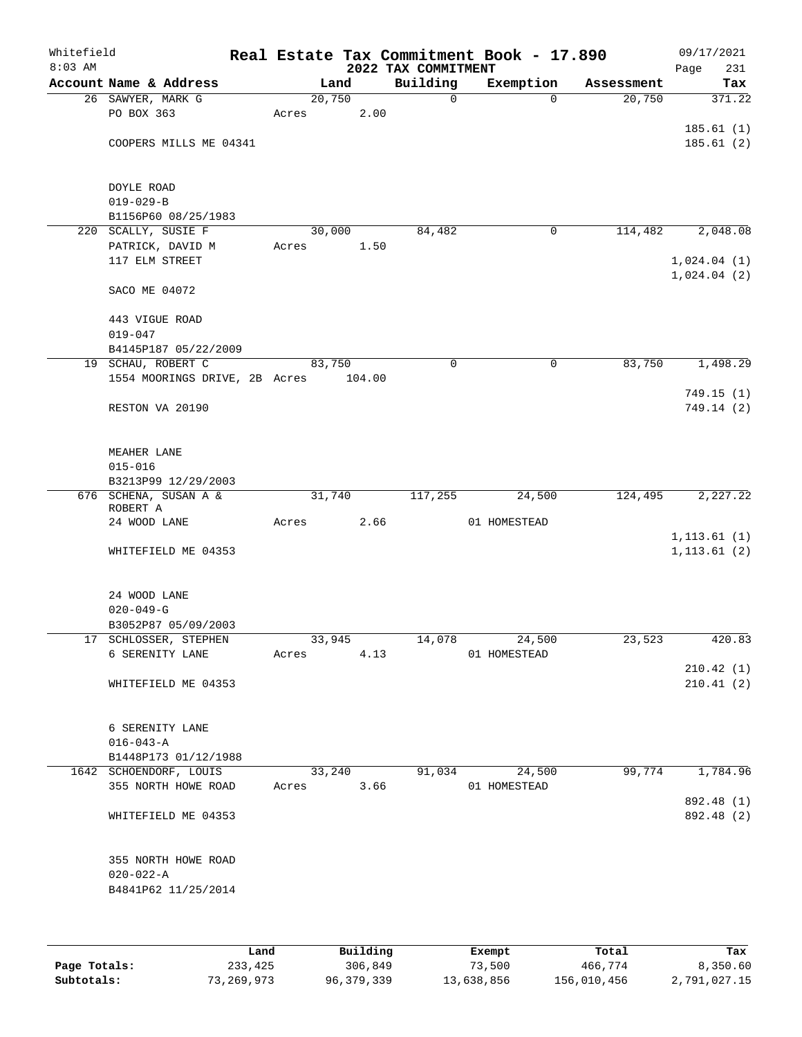Whitefield
8:03 AM

# Real Estate Tax Commitment Book - 17.890
## 2022 TAX COMMITMENT

09/17/2021
Page 231

| Account Name & Address | Land | Building | Exemption | Assessment | Tax |
|---|---|---|---|---|---|
| 26 SAWYER, MARK G | 20,750 | 0 | 0 | 20,750 | 371.22 |
| PO BOX 363 | Acres 2.00 | | | | |
| | | | | | 185.61 (1) |
| COOPERS MILLS ME 04341 | | | | | 185.61 (2) |
| DOYLE ROAD | | | | | |
| 019-029-B | | | | | |
| B1156P60 08/25/1983 | | | | | |
| 220 SCALLY, SUSIE F | 30,000 | 84,482 | 0 | 114,482 | 2,048.08 |
| PATRICK, DAVID M | Acres 1.50 | | | | |
| 117 ELM STREET | | | | | 1,024.04 (1) |
| | | | | | 1,024.04 (2) |
| SACO ME 04072 | | | | | |
| 443 VIGUE ROAD | | | | | |
| 019-047 | | | | | |
| B4145P187 05/22/2009 | | | | | |
| 19 SCHAU, ROBERT C | 83,750 | 0 | 0 | 83,750 | 1,498.29 |
| 1554 MOORINGS DRIVE, 2B | Acres 104.00 | | | | |
| | | | | | 749.15 (1) |
| RESTON VA 20190 | | | | | 749.14 (2) |
| MEAHER LANE | | | | | |
| 015-016 | | | | | |
| B3213P99 12/29/2003 | | | | | |
| 676 SCHENA, SUSAN A & ROBERT A | 31,740 | 117,255 | 24,500 | 124,495 | 2,227.22 |
| 24 WOOD LANE | Acres 2.66 | | 01 HOMESTEAD | | |
| | | | | | 1,113.61 (1) |
| WHITEFIELD ME 04353 | | | | | 1,113.61 (2) |
| 24 WOOD LANE | | | | | |
| 020-049-G | | | | | |
| B3052P87 05/09/2003 | | | | | |
| 17 SCHLOSSER, STEPHEN | 33,945 | 14,078 | 24,500 | 23,523 | 420.83 |
| 6 SERENITY LANE | Acres 4.13 | | 01 HOMESTEAD | | |
| | | | | | 210.42 (1) |
| WHITEFIELD ME 04353 | | | | | 210.41 (2) |
| 6 SERENITY LANE | | | | | |
| 016-043-A | | | | | |
| B1448P173 01/12/1988 | | | | | |
| 1642 SCHOENDORF, LOUIS | 33,240 | 91,034 | 24,500 | 99,774 | 1,784.96 |
| 355 NORTH HOWE ROAD | Acres 3.66 | | 01 HOMESTEAD | | |
| | | | | | 892.48 (1) |
| WHITEFIELD ME 04353 | | | | | 892.48 (2) |
| 355 NORTH HOWE ROAD | | | | | |
| 020-022-A | | | | | |
| B4841P62 11/25/2014 | | | | | |

| | Land | Building | Exempt | Total | Tax |
|---|---|---|---|---|---|
| Page Totals: | 233,425 | 306,849 | 73,500 | 466,774 | 8,350.60 |
| Subtotals: | 73,269,973 | 96,379,339 | 13,638,856 | 156,010,456 | 2,791,027.15 |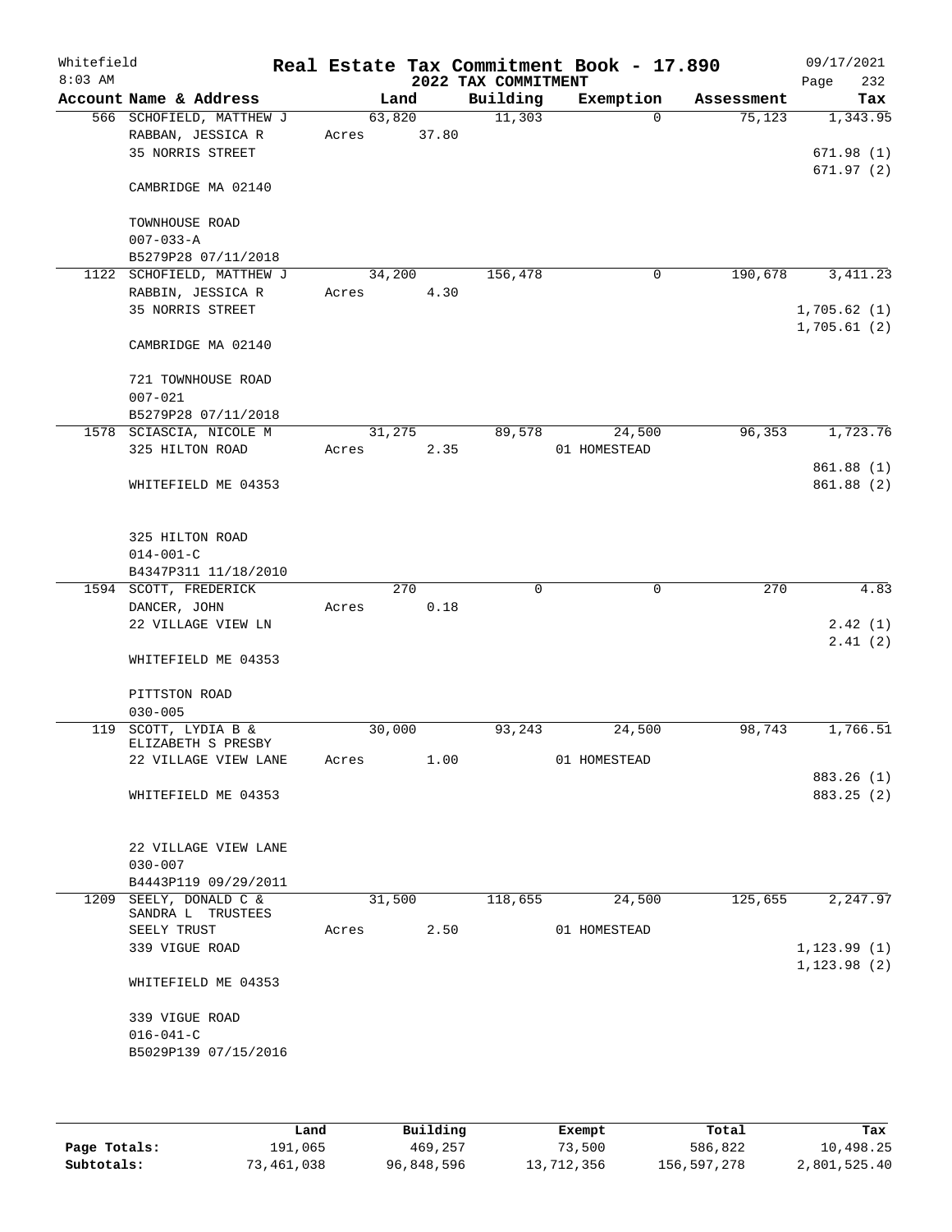# Real Estate Tax Commitment Book - 17.890

Whitefield
8:03 AM

2022 TAX COMMITMENT

09/17/2021

| Account Name & Address | Land | Building | Exemption | Assessment | Tax |
|---|---|---|---|---|---|
| 566 SCHOFIELD, MATTHEW J<br>RABBAN, JESSICA R<br>35 NORRIS STREET<br><br>CAMBRIDGE MA 02140<br><br>TOWNHOUSE ROAD<br>007-033-A<br>B5279P28 07/11/2018 | 63,820<br>Acres 37.80 | 11,303 | 0 | 75,123 | 1,343.95<br><br>671.98 (1)<br>671.97 (2) |
| 1122 SCHOFIELD, MATTHEW J<br>RABBIN, JESSICA R<br>35 NORRIS STREET<br><br>CAMBRIDGE MA 02140<br><br>721 TOWNHOUSE ROAD<br>007-021<br>B5279P28 07/11/2018 | 34,200<br>Acres 4.30 | 156,478 | 0 | 190,678 | 3,411.23<br><br>1,705.62 (1)<br>1,705.61 (2) |
| 1578 SCIASCIA, NICOLE M<br>325 HILTON ROAD<br><br>WHITEFIELD ME 04353<br><br>325 HILTON ROAD<br>014-001-C<br>B4347P311 11/18/2010 | 31,275<br>Acres 2.35 | 89,578 | 24,500<br>01 HOMESTEAD | 96,353 | 1,723.76<br><br>861.88 (1)<br>861.88 (2) |
| 1594 SCOTT, FREDERICK<br>DANCER, JOHN<br>22 VILLAGE VIEW LN<br><br>WHITEFIELD ME 04353<br><br>PITTSTON ROAD<br>030-005 | 270<br>Acres 0.18 | 0 | 0 | 270 | 4.83<br><br>2.42 (1)<br>2.41 (2) |
| 119 SCOTT, LYDIA B &<br>ELIZABETH S PRESBY<br>22 VILLAGE VIEW LANE<br><br>WHITEFIELD ME 04353<br><br>22 VILLAGE VIEW LANE<br>030-007<br>B4443P119 09/29/2011 | 30,000<br>Acres 1.00 | 93,243 | 24,500<br>01 HOMESTEAD | 98,743 | 1,766.51<br><br>883.26 (1)<br>883.25 (2) |
| 1209 SEELY, DONALD C &<br>SANDRA L TRUSTEES<br>SEELY TRUST<br>339 VIGUE ROAD<br><br>WHITEFIELD ME 04353<br><br>339 VIGUE ROAD<br>016-041-C<br>B5029P139 07/15/2016 | 31,500<br>Acres 2.50 | 118,655 | 24,500<br>01 HOMESTEAD | 125,655 | 2,247.97<br><br>1,123.99 (1)<br>1,123.98 (2) |

| | Land | Building | Exempt | Total | Tax |
|---|---|---|---|---|---|
| Page Totals: | 191,065 | 469,257 | 73,500 | 586,822 | 10,498.25 |
| Subtotals: | 73,461,038 | 96,848,596 | 13,712,356 | 156,597,278 | 2,801,525.40 |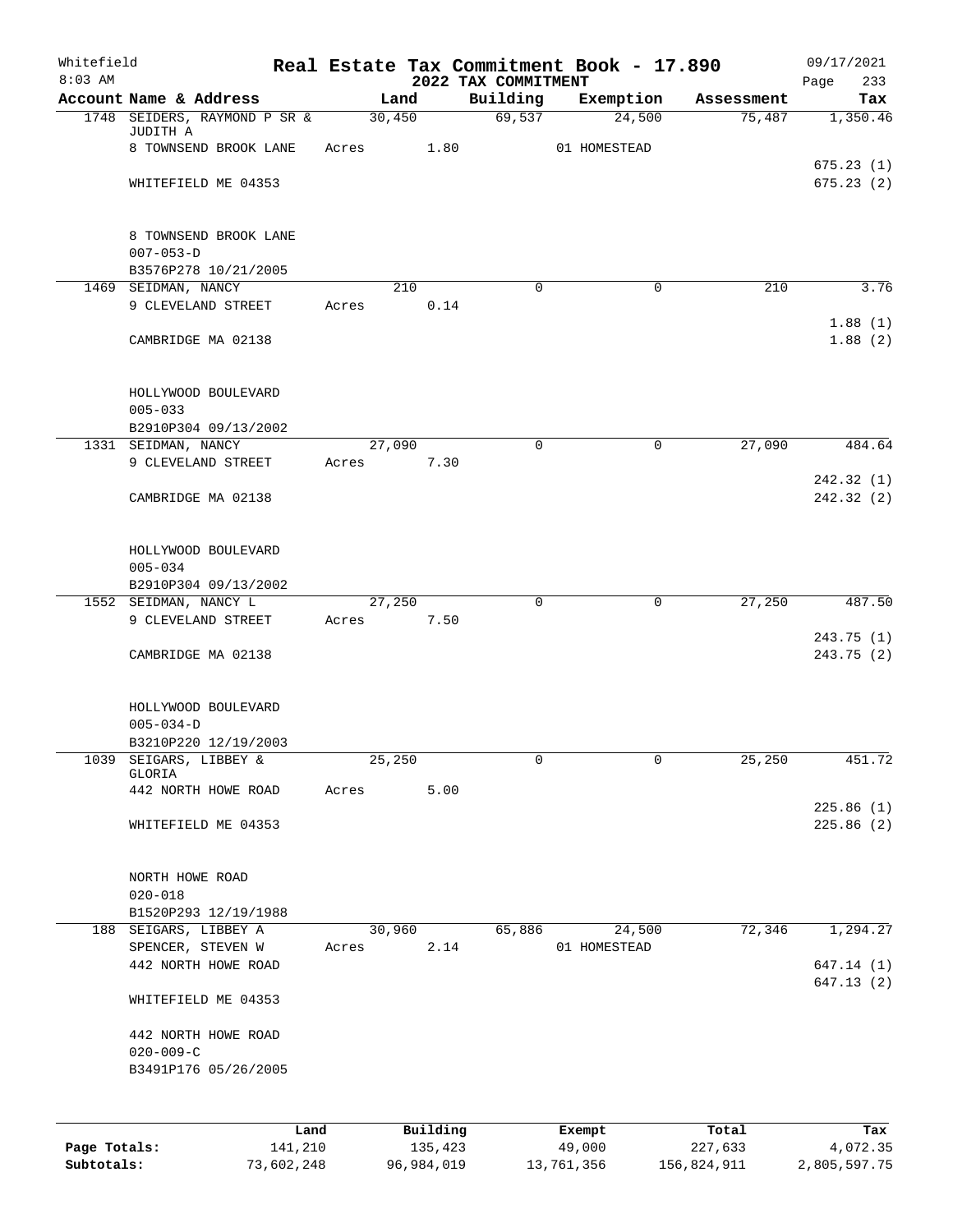Whitefield
8:03 AM

# Real Estate Tax Commitment Book - 17.890
## 2022 TAX COMMITMENT

09/17/2021
Page 233

| Account Name & Address | Land | Building | Exemption | Assessment | Tax |
|---|---|---|---|---|---|
| 1748 SEIDERS, RAYMOND P SR & JUDITH A | 30,450 | 69,537 | 24,500 | 75,487 | 1,350.46 |
| 8 TOWNSEND BROOK LANE | Acres 1.80 | | 01 HOMESTEAD | | |
| | | | | | 675.23 (1) |
| WHITEFIELD ME 04353 | | | | | 675.23 (2) |
| 8 TOWNSEND BROOK LANE | | | | | |
| 007-053-D | | | | | |
| B3576P278 10/21/2005 | | | | | |
| 1469 SEIDMAN, NANCY | 210 | 0 | 0 | 210 | 3.76 |
| 9 CLEVELAND STREET | Acres 0.14 | | | | |
| | | | | | 1.88 (1) |
| CAMBRIDGE MA 02138 | | | | | 1.88 (2) |
| HOLLYWOOD BOULEVARD | | | | | |
| 005-033 | | | | | |
| B2910P304 09/13/2002 | | | | | |
| 1331 SEIDMAN, NANCY | 27,090 | 0 | 0 | 27,090 | 484.64 |
| 9 CLEVELAND STREET | Acres 7.30 | | | | |
| | | | | | 242.32 (1) |
| CAMBRIDGE MA 02138 | | | | | 242.32 (2) |
| HOLLYWOOD BOULEVARD | | | | | |
| 005-034 | | | | | |
| B2910P304 09/13/2002 | | | | | |
| 1552 SEIDMAN, NANCY L | 27,250 | 0 | 0 | 27,250 | 487.50 |
| 9 CLEVELAND STREET | Acres 7.50 | | | | |
| | | | | | 243.75 (1) |
| CAMBRIDGE MA 02138 | | | | | 243.75 (2) |
| HOLLYWOOD BOULEVARD | | | | | |
| 005-034-D | | | | | |
| B3210P220 12/19/2003 | | | | | |
| 1039 SEIGARS, LIBBEY & GLORIA | 25,250 | 0 | 0 | 25,250 | 451.72 |
| 442 NORTH HOWE ROAD | Acres 5.00 | | | | |
| | | | | | 225.86 (1) |
| WHITEFIELD ME 04353 | | | | | 225.86 (2) |
| NORTH HOWE ROAD | | | | | |
| 020-018 | | | | | |
| B1520P293 12/19/1988 | | | | | |
| 188 SEIGARS, LIBBEY A | 30,960 | 65,886 | 24,500 | 72,346 | 1,294.27 |
| SPENCER, STEVEN W | Acres 2.14 | | 01 HOMESTEAD | | |
| 442 NORTH HOWE ROAD | | | | | 647.14 (1) |
| | | | | | 647.13 (2) |
| WHITEFIELD ME 04353 | | | | | |
| 442 NORTH HOWE ROAD | | | | | |
| 020-009-C | | | | | |
| B3491P176 05/26/2005 | | | | | |

| | Land | Building | Exempt | Total | Tax |
|---|---|---|---|---|---|
| Page Totals: | 141,210 | 135,423 | 49,000 | 227,633 | 4,072.35 |
| Subtotals: | 73,602,248 | 96,984,019 | 13,761,356 | 156,824,911 | 2,805,597.75 |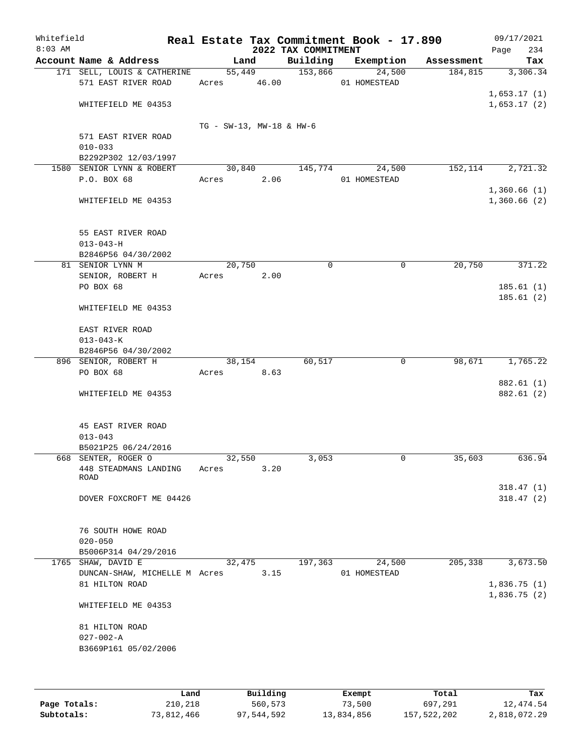Whitefield
8:03 AM

# Real Estate Tax Commitment Book - 17.890
## 2022 TAX COMMITMENT

09/17/2021

| Account Name & Address | Land | Building | Exemption | Assessment | Tax |
|---|---|---|---|---|---|
| 171 SELL, LOUIS & CATHERINE | 55,449 | 153,866 | 24,500 | 184,815 | 3,306.34 |
| 571 EAST RIVER ROAD | Acres 46.00 | | 01 HOMESTEAD | | |
| | | | | | 1,653.17 (1) |
| WHITEFIELD ME 04353 | | | | | 1,653.17 (2) |
| | TG - SW-13, MW-18 & HW-6 | | | | |
| 571 EAST RIVER ROAD | | | | | |
| 010-033 | | | | | |
| B2292P302 12/03/1997 | | | | | |
| 1580 SENIOR LYNN & ROBERT | 30,840 | 145,774 | 24,500 | 152,114 | 2,721.32 |
| P.O. BOX 68 | Acres 2.06 | | 01 HOMESTEAD | | |
| | | | | | 1,360.66 (1) |
| WHITEFIELD ME 04353 | | | | | 1,360.66 (2) |
| 55 EAST RIVER ROAD | | | | | |
| 013-043-H | | | | | |
| B2846P56 04/30/2002 | | | | | |
| 81 SENIOR LYNN M | 20,750 | 0 | 0 | 20,750 | 371.22 |
| SENIOR, ROBERT H | Acres 2.00 | | | | |
| PO BOX 68 | | | | | 185.61 (1) |
| | | | | | 185.61 (2) |
| WHITEFIELD ME 04353 | | | | | |
| EAST RIVER ROAD | | | | | |
| 013-043-K | | | | | |
| B2846P56 04/30/2002 | | | | | |
| 896 SENIOR, ROBERT H | 38,154 | 60,517 | 0 | 98,671 | 1,765.22 |
| PO BOX 68 | Acres 8.63 | | | | |
| | | | | | 882.61 (1) |
| WHITEFIELD ME 04353 | | | | | 882.61 (2) |
| 45 EAST RIVER ROAD | | | | | |
| 013-043 | | | | | |
| B5021P25 06/24/2016 | | | | | |
| 668 SENTER, ROGER O | 32,550 | 3,053 | 0 | 35,603 | 636.94 |
| 448 STEADMANS LANDING ROAD | Acres 3.20 | | | | |
| | | | | | 318.47 (1) |
| DOVER FOXCROFT ME 04426 | | | | | 318.47 (2) |
| 76 SOUTH HOWE ROAD | | | | | |
| 020-050 | | | | | |
| B5006P314 04/29/2016 | | | | | |
| 1765 SHAW, DAVID E | 32,475 | 197,363 | 24,500 | 205,338 | 3,673.50 |
| DUNCAN-SHAW, MICHELLE M | Acres 3.15 | | 01 HOMESTEAD | | |
| 81 HILTON ROAD | | | | | 1,836.75 (1) |
| | | | | | 1,836.75 (2) |
| WHITEFIELD ME 04353 | | | | | |
| 81 HILTON ROAD | | | | | |
| 027-002-A | | | | | |
| B3669P161 05/02/2006 | | | | | |

| | Land | Building | Exempt | Total | Tax |
|---|---|---|---|---|---|
| Page Totals: | 210,218 | 560,573 | 73,500 | 697,291 | 12,474.54 |
| Subtotals: | 73,812,466 | 97,544,592 | 13,834,856 | 157,522,202 | 2,818,072.29 |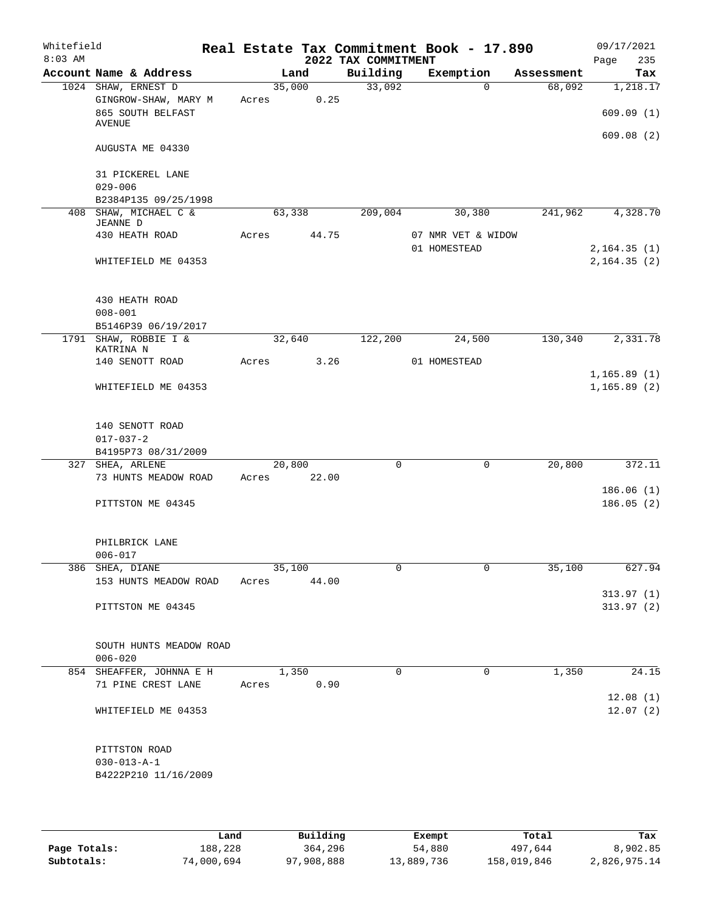Whitefield
8:03 AM

# Real Estate Tax Commitment Book - 17.890
## 2022 TAX COMMITMENT

09/17/2021

| Account | Name & Address | Land | Building | Exemption | Assessment | Tax |
|---|---|---|---|---|---|---|
| 1024 | SHAW, ERNEST D | 35,000 | 33,092 | 0 | 68,092 | 1,218.17 |
| | GINGROW-SHAW, MARY M | Acres 0.25 | | | | |
| | 865 SOUTH BELFAST AVENUE | | | | | 609.09 (1) |
| | | | | | | 609.08 (2) |
| | AUGUSTA ME 04330 | | | | | |
| | 31 PICKEREL LANE | | | | | |
| | 029-006 | | | | | |
| | B2384P135 09/25/1998 | | | | | |
| 408 | SHAW, MICHAEL C & JEANNE D | 63,338 | 209,004 | 30,380 | 241,962 | 4,328.70 |
| | 430 HEATH ROAD | Acres 44.75 | | 07 NMR VET & WIDOW | | |
| | | | | 01 HOMESTEAD | | 2,164.35 (1) |
| | WHITEFIELD ME 04353 | | | | | 2,164.35 (2) |
| | 430 HEATH ROAD | | | | | |
| | 008-001 | | | | | |
| | B5146P39 06/19/2017 | | | | | |
| 1791 | SHAW, ROBBIE I & KATRINA N | 32,640 | 122,200 | 24,500 | 130,340 | 2,331.78 |
| | 140 SENOTT ROAD | Acres 3.26 | | 01 HOMESTEAD | | |
| | | | | | | 1,165.89 (1) |
| | WHITEFIELD ME 04353 | | | | | 1,165.89 (2) |
| | 140 SENOTT ROAD | | | | | |
| | 017-037-2 | | | | | |
| | B4195P73 08/31/2009 | | | | | |
| 327 | SHEA, ARLENE | 20,800 | 0 | 0 | 20,800 | 372.11 |
| | 73 HUNTS MEADOW ROAD | Acres 22.00 | | | | |
| | | | | | | 186.06 (1) |
| | PITTSTON ME 04345 | | | | | 186.05 (2) |
| | PHILBRICK LANE | | | | | |
| | 006-017 | | | | | |
| 386 | SHEA, DIANE | 35,100 | 0 | 0 | 35,100 | 627.94 |
| | 153 HUNTS MEADOW ROAD | Acres 44.00 | | | | |
| | | | | | | 313.97 (1) |
| | PITTSTON ME 04345 | | | | | 313.97 (2) |
| | SOUTH HUNTS MEADOW ROAD | | | | | |
| | 006-020 | | | | | |
| 854 | SHEAFFER, JOHNNA E H | 1,350 | 0 | 0 | 1,350 | 24.15 |
| | 71 PINE CREST LANE | Acres 0.90 | | | | |
| | | | | | | 12.08 (1) |
| | WHITEFIELD ME 04353 | | | | | 12.07 (2) |
| | PITTSTON ROAD | | | | | |
| | 030-013-A-1 | | | | | |
| | B4222P210 11/16/2009 | | | | | |

| | Land | Building | Exempt | Total | Tax |
|---|---|---|---|---|---|
| Page Totals: | 188,228 | 364,296 | 54,880 | 497,644 | 8,902.85 |
| Subtotals: | 74,000,694 | 97,908,888 | 13,889,736 | 158,019,846 | 2,826,975.14 |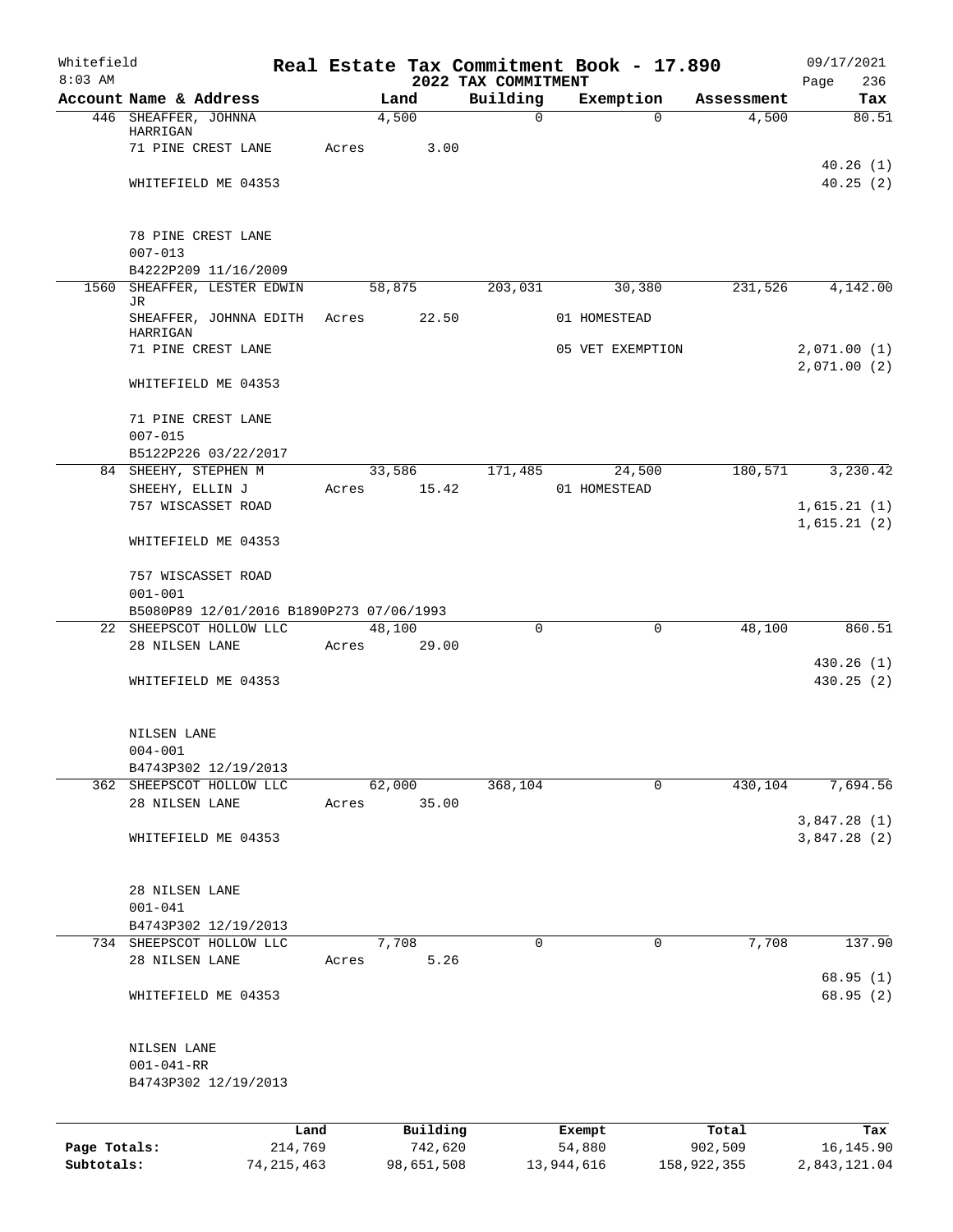Whitefield 8:03 AM

# Real Estate Tax Commitment Book - 17.890

## 2022 TAX COMMITMENT

09/17/2021

| Account Name & Address | Land | Building | Exemption | Assessment | Tax |
|---|---|---|---|---|---|
| 446 SHEAFFER, JOHNNA HARRIGAN | 4,500 | 0 | 0 | 4,500 | 80.51 |
| 71 PINE CREST LANE | Acres 3.00 | | | | |
| | | | | | 40.26 (1) |
| WHITEFIELD ME 04353 | | | | | 40.25 (2) |
| 78 PINE CREST LANE | | | | | |
| 007-013 | | | | | |
| B4222P209 11/16/2009 | | | | | |
| 1560 SHEAFFER, LESTER EDWIN JR | 58,875 | 203,031 | 30,380 | 231,526 | 4,142.00 |
| SHEAFFER, JOHNNA EDITH HARRIGAN | Acres 22.50 | | 01 HOMESTEAD | | |
| 71 PINE CREST LANE | | | 05 VET EXEMPTION | | 2,071.00 (1) |
| | | | | | 2,071.00 (2) |
| WHITEFIELD ME 04353 | | | | | |
| 71 PINE CREST LANE | | | | | |
| 007-015 | | | | | |
| B5122P226 03/22/2017 | | | | | |
| 84 SHEEHY, STEPHEN M | 33,586 | 171,485 | 24,500 | 180,571 | 3,230.42 |
| SHEEHY, ELLIN J | Acres 15.42 | | 01 HOMESTEAD | | |
| 757 WISCASSET ROAD | | | | | 1,615.21 (1) |
| | | | | | 1,615.21 (2) |
| WHITEFIELD ME 04353 | | | | | |
| 757 WISCASSET ROAD | | | | | |
| 001-001 | | | | | |
| B5080P89 12/01/2016 B1890P273 07/06/1993 | | | | | |
| 22 SHEEPSCOT HOLLOW LLC | 48,100 | 0 | 0 | 48,100 | 860.51 |
| 28 NILSEN LANE | Acres 29.00 | | | | |
| | | | | | 430.26 (1) |
| WHITEFIELD ME 04353 | | | | | 430.25 (2) |
| NILSEN LANE | | | | | |
| 004-001 | | | | | |
| B4743P302 12/19/2013 | | | | | |
| 362 SHEEPSCOT HOLLOW LLC | 62,000 | 368,104 | 0 | 430,104 | 7,694.56 |
| 28 NILSEN LANE | Acres 35.00 | | | | |
| | | | | | 3,847.28 (1) |
| WHITEFIELD ME 04353 | | | | | 3,847.28 (2) |
| 28 NILSEN LANE | | | | | |
| 001-041 | | | | | |
| B4743P302 12/19/2013 | | | | | |
| 734 SHEEPSCOT HOLLOW LLC | 7,708 | 0 | 0 | 7,708 | 137.90 |
| 28 NILSEN LANE | Acres 5.26 | | | | |
| | | | | | 68.95 (1) |
| WHITEFIELD ME 04353 | | | | | 68.95 (2) |
| NILSEN LANE | | | | | |
| 001-041-RR | | | | | |
| B4743P302 12/19/2013 | | | | | |

| | Land | Building | Exempt | Total | Tax |
|---|---|---|---|---|---|
| Page Totals: | 214,769 | 742,620 | 54,880 | 902,509 | 16,145.90 |
| Subtotals: | 74,215,463 | 98,651,508 | 13,944,616 | 158,922,355 | 2,843,121.04 |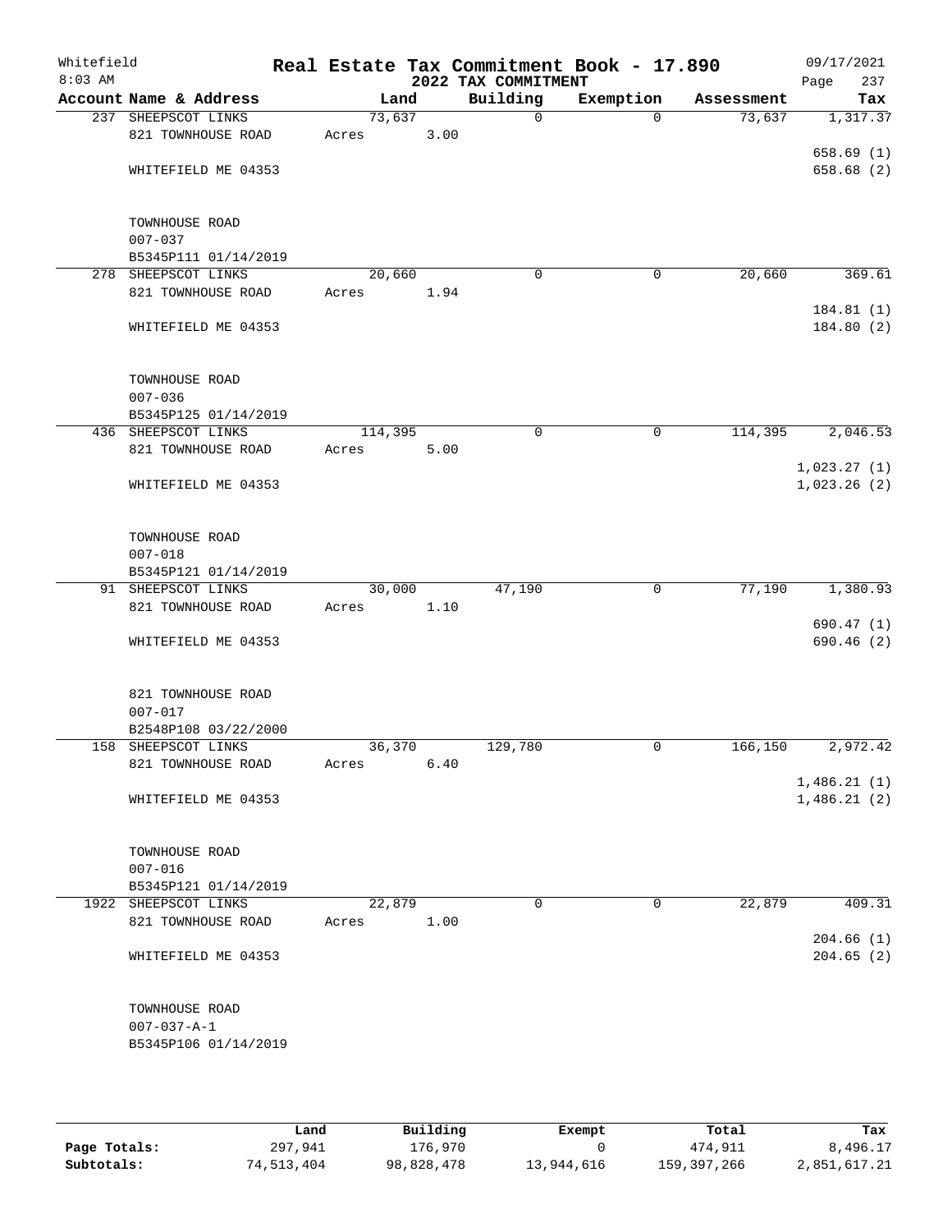Whitefield
8:03 AM

# Real Estate Tax Commitment Book - 17.890

## 2022 TAX COMMITMENT

09/17/2021

| Account Name & Address | Land | Building | Exemption | Assessment | Tax |
|---|---|---|---|---|---|
| 237 SHEEPSCOT LINKS<br>821 TOWNHOUSE ROAD<br><br>WHITEFIELD ME 04353<br><br>TOWNHOUSE ROAD<br>007-037<br>B5345P111 01/14/2019 | 73,637<br>Acres 3.00 | 0 | 0 | 73,637 | 1,317.37<br><br>658.69 (1)<br>658.68 (2) |
| 278 SHEEPSCOT LINKS<br>821 TOWNHOUSE ROAD<br><br>WHITEFIELD ME 04353<br><br>TOWNHOUSE ROAD<br>007-036<br>B5345P125 01/14/2019 | 20,660<br>Acres 1.94 | 0 | 0 | 20,660 | 369.61<br><br>184.81 (1)<br>184.80 (2) |
| 436 SHEEPSCOT LINKS<br>821 TOWNHOUSE ROAD<br><br>WHITEFIELD ME 04353<br><br>TOWNHOUSE ROAD<br>007-018<br>B5345P121 01/14/2019 | 114,395<br>Acres 5.00 | 0 | 0 | 114,395 | 2,046.53<br><br>1,023.27 (1)<br>1,023.26 (2) |
| 91 SHEEPSCOT LINKS<br>821 TOWNHOUSE ROAD<br><br>WHITEFIELD ME 04353<br><br>821 TOWNHOUSE ROAD<br>007-017<br>B2548P108 03/22/2000 | 30,000<br>Acres 1.10 | 47,190 | 0 | 77,190 | 1,380.93<br><br>690.47 (1)<br>690.46 (2) |
| 158 SHEEPSCOT LINKS<br>821 TOWNHOUSE ROAD<br><br>WHITEFIELD ME 04353<br><br>TOWNHOUSE ROAD<br>007-016<br>B5345P121 01/14/2019 | 36,370<br>Acres 6.40 | 129,780 | 0 | 166,150 | 2,972.42<br><br>1,486.21 (1)<br>1,486.21 (2) |
| 1922 SHEEPSCOT LINKS<br>821 TOWNHOUSE ROAD<br><br>WHITEFIELD ME 04353<br><br>TOWNHOUSE ROAD<br>007-037-A-1<br>B5345P106 01/14/2019 | 22,879<br>Acres 1.00 | 0 | 0 | 22,879 | 409.31<br><br>204.66 (1)<br>204.65 (2) |

| | Land | Building | Exempt | Total | Tax |
|---|---|---|---|---|---|
| **Page Totals:** | 297,941 | 176,970 | 0 | 474,911 | 8,496.17 |
| **Subtotals:** | 74,513,404 | 98,828,478 | 13,944,616 | 159,397,266 | 2,851,617.21 |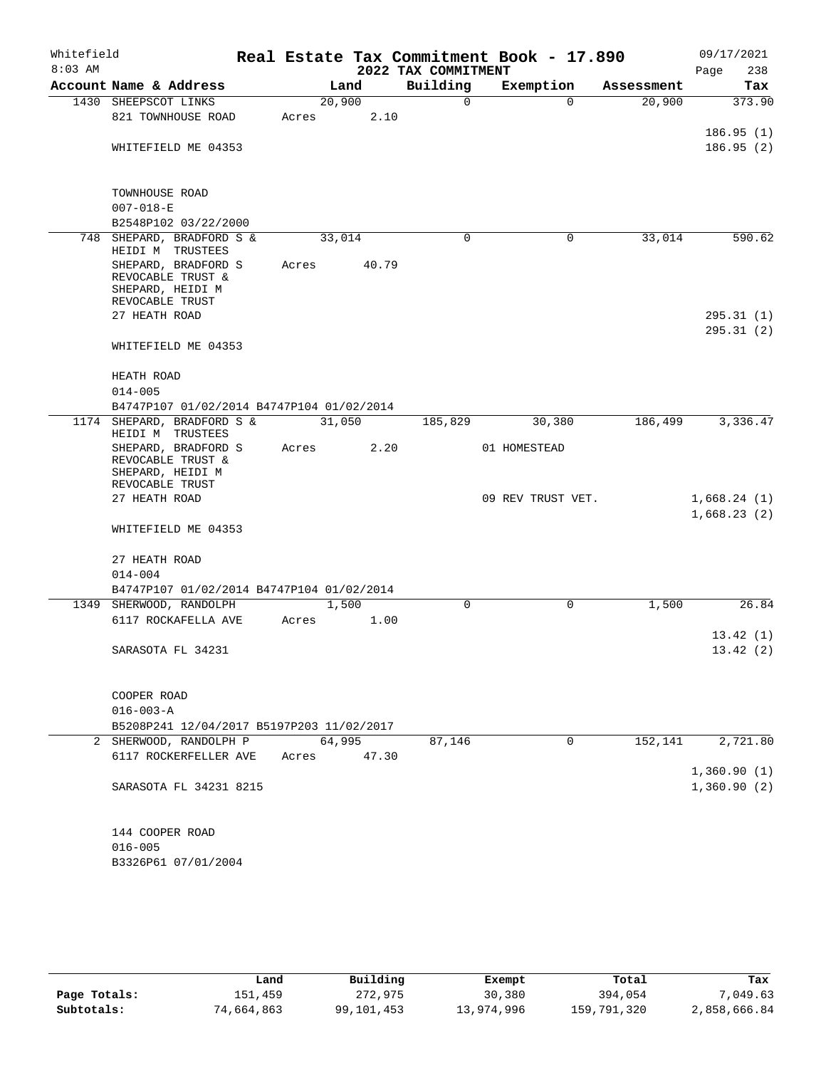Whitefield 8:03 AM

# Real Estate Tax Commitment Book - 17.890

## 2022 TAX COMMITMENT

09/17/2021

| Account Name & Address | Land | Building | Exemption | Assessment | Tax |
|---|---|---|---|---|---|
| 1430 SHEEPSCOT LINKS | 20,900 | 0 | 0 | 20,900 | 373.90 |
| 821 TOWNHOUSE ROAD | Acres 2.10 | | | | |
| | | | | | 186.95 (1) |
| WHITEFIELD ME 04353 | | | | | 186.95 (2) |
| TOWNHOUSE ROAD | | | | | |
| 007-018-E | | | | | |
| B2548P102 03/22/2000 | | | | | |
| 748 SHEPARD, BRADFORD S & HEIDI M TRUSTEES | 33,014 | 0 | 0 | 33,014 | 590.62 |
| SHEPARD, BRADFORD S REVOCABLE TRUST & SHEPARD, HEIDI M REVOCABLE TRUST | Acres 40.79 | | | | |
| 27 HEATH ROAD | | | | | 295.31 (1) |
| | | | | | 295.31 (2) |
| WHITEFIELD ME 04353 | | | | | |
| HEATH ROAD | | | | | |
| 014-005 | | | | | |
| B4747P107 01/02/2014 B4747P104 01/02/2014 | | | | | |
| 1174 SHEPARD, BRADFORD S & HEIDI M TRUSTEES | 31,050 | 185,829 | 30,380 | 186,499 | 3,336.47 |
| SHEPARD, BRADFORD S REVOCABLE TRUST & SHEPARD, HEIDI M REVOCABLE TRUST | Acres 2.20 | | 01 HOMESTEAD | | |
| 27 HEATH ROAD | | | 09 REV TRUST VET. | | 1,668.24 (1) |
| | | | | | 1,668.23 (2) |
| WHITEFIELD ME 04353 | | | | | |
| 27 HEATH ROAD | | | | | |
| 014-004 | | | | | |
| B4747P107 01/02/2014 B4747P104 01/02/2014 | | | | | |
| 1349 SHERWOOD, RANDOLPH | 1,500 | 0 | 0 | 1,500 | 26.84 |
| 6117 ROCKAFELLA AVE | Acres 1.00 | | | | |
| | | | | | 13.42 (1) |
| SARASOTA FL 34231 | | | | | 13.42 (2) |
| COOPER ROAD | | | | | |
| 016-003-A | | | | | |
| B5208P241 12/04/2017 B5197P203 11/02/2017 | | | | | |
| 2 SHERWOOD, RANDOLPH P | 64,995 | 87,146 | 0 | 152,141 | 2,721.80 |
| 6117 ROCKERFELLER AVE | Acres 47.30 | | | | |
| | | | | | 1,360.90 (1) |
| SARASOTA FL 34231 8215 | | | | | 1,360.90 (2) |
| 144 COOPER ROAD | | | | | |
| 016-005 | | | | | |
| B3326P61 07/01/2004 | | | | | |

| | Land | Building | Exempt | Total | Tax |
|---|---|---|---|---|---|
| Page Totals: | 151,459 | 272,975 | 30,380 | 394,054 | 7,049.63 |
| Subtotals: | 74,664,863 | 99,101,453 | 13,974,996 | 159,791,320 | 2,858,666.84 |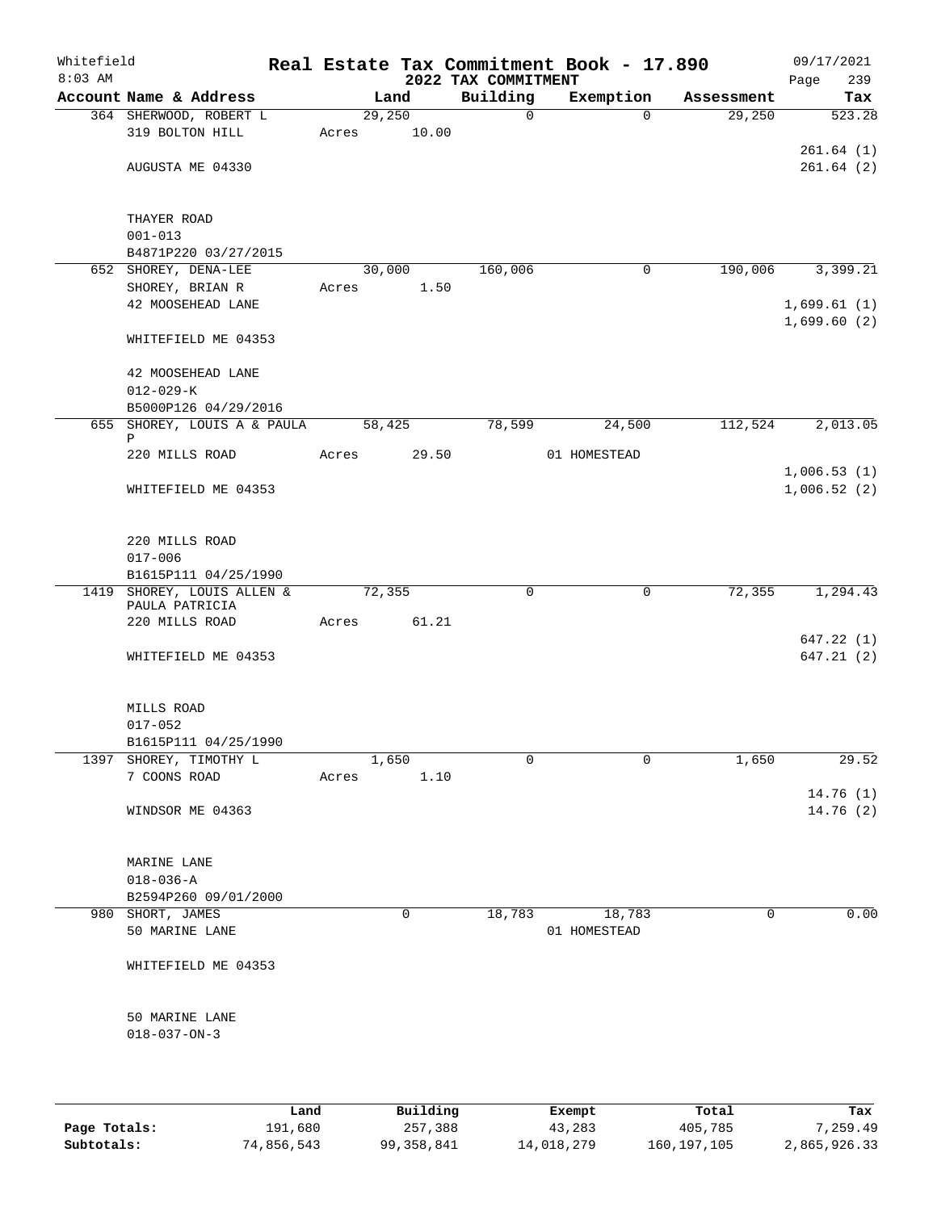Whitefield 8:03 AM

# Real Estate Tax Commitment Book - 17.890

## 2022 TAX COMMITMENT

09/17/2021 Page 239

| Account Name & Address | Land | Building | Exemption | Assessment | Tax |
|---|---|---|---|---|---|
| 364 SHERWOOD, ROBERT L | 29,250 | 0 | 0 | 29,250 | 523.28 |
| 319 BOLTON HILL | Acres 10.00 | | | | |
| | | | | | 261.64 (1) |
| AUGUSTA ME 04330 | | | | | 261.64 (2) |
| THAYER ROAD | | | | | |
| 001-013 | | | | | |
| B4871P220 03/27/2015 | | | | | |
| 652 SHOREY, DENA-LEE | 30,000 | 160,006 | 0 | 190,006 | 3,399.21 |
| SHOREY, BRIAN R | Acres 1.50 | | | | |
| 42 MOOSEHEAD LANE | | | | | 1,699.61 (1) |
| | | | | | 1,699.60 (2) |
| WHITEFIELD ME 04353 | | | | | |
| 42 MOOSEHEAD LANE | | | | | |
| 012-029-K | | | | | |
| B5000P126 04/29/2016 | | | | | |
| 655 SHOREY, LOUIS A & PAULA P | 58,425 | 78,599 | 24,500 | 112,524 | 2,013.05 |
| 220 MILLS ROAD | Acres 29.50 | | 01 HOMESTEAD | | |
| | | | | | 1,006.53 (1) |
| WHITEFIELD ME 04353 | | | | | 1,006.52 (2) |
| 220 MILLS ROAD | | | | | |
| 017-006 | | | | | |
| B1615P111 04/25/1990 | | | | | |
| 1419 SHOREY, LOUIS ALLEN & PAULA PATRICIA | 72,355 | 0 | 0 | 72,355 | 1,294.43 |
| 220 MILLS ROAD | Acres 61.21 | | | | |
| | | | | | 647.22 (1) |
| WHITEFIELD ME 04353 | | | | | 647.21 (2) |
| MILLS ROAD | | | | | |
| 017-052 | | | | | |
| B1615P111 04/25/1990 | | | | | |
| 1397 SHOREY, TIMOTHY L | 1,650 | 0 | 0 | 1,650 | 29.52 |
| 7 COONS ROAD | Acres 1.10 | | | | |
| | | | | | 14.76 (1) |
| WINDSOR ME 04363 | | | | | 14.76 (2) |
| MARINE LANE | | | | | |
| 018-036-A | | | | | |
| B2594P260 09/01/2000 | | | | | |
| 980 SHORT, JAMES | 0 | 18,783 | 18,783 | 0 | 0.00 |
| 50 MARINE LANE | | | 01 HOMESTEAD | | |
| WHITEFIELD ME 04353 | | | | | |
| 50 MARINE LANE | | | | | |
| 018-037-ON-3 | | | | | |

| | Land | Building | Exempt | Total | Tax |
|---|---|---|---|---|---|
| Page Totals: | 191,680 | 257,388 | 43,283 | 405,785 | 7,259.49 |
| Subtotals: | 74,856,543 | 99,358,841 | 14,018,279 | 160,197,105 | 2,865,926.33 |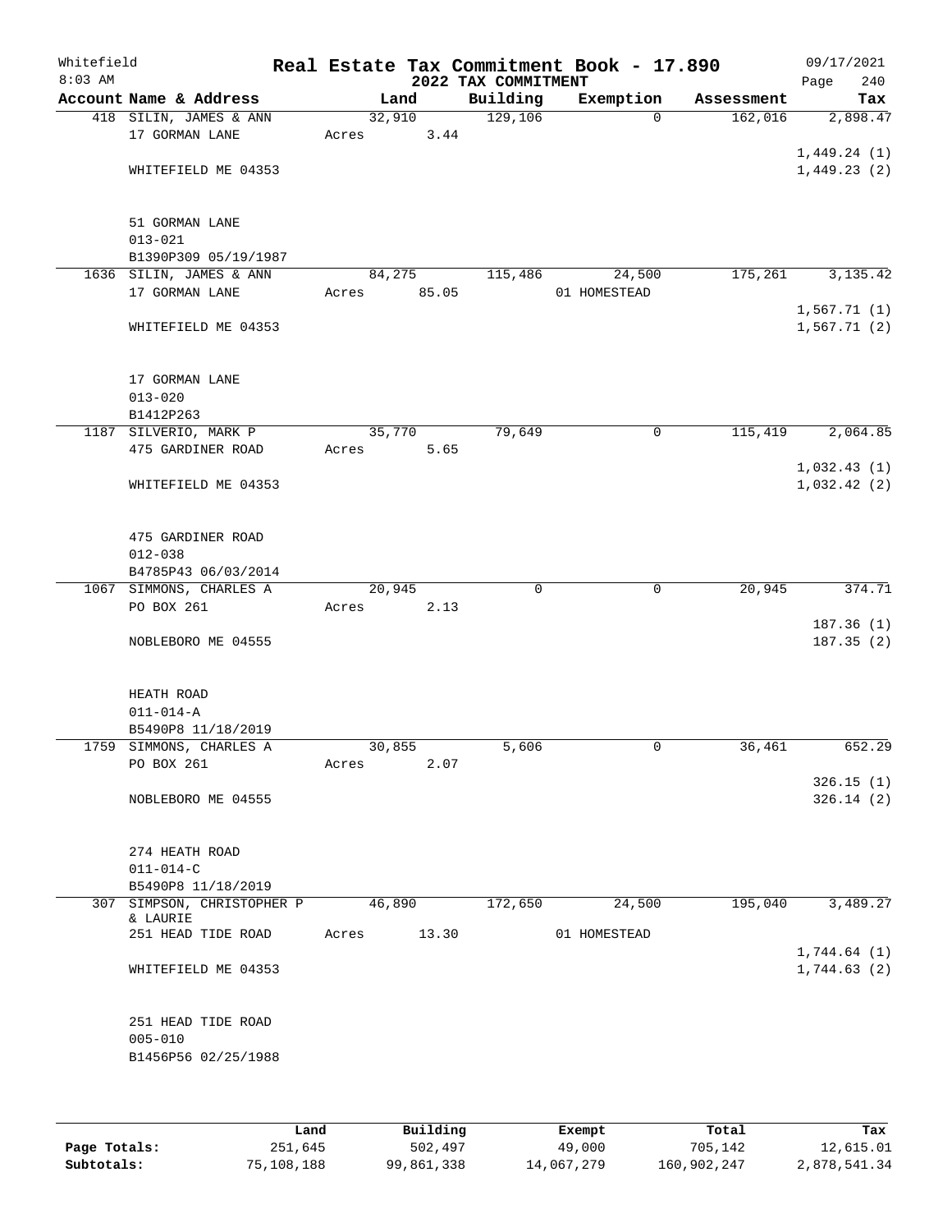Whitefield
8:03 AM

# Real Estate Tax Commitment Book - 17.890

## 2022 TAX COMMITMENT

09/17/2021

| Account | Name & Address | Land | Building | Exemption | Assessment | Tax |
|---|---|---|---|---|---|---|
| 418 | SILIN, JAMES & ANN | 32,910 | 129,106 | 0 | 162,016 | 2,898.47 |
| | 17 GORMAN LANE | Acres 3.44 | | | | |
| | | | | | | 1,449.24 (1) |
| | WHITEFIELD ME 04353 | | | | | 1,449.23 (2) |
| | 51 GORMAN LANE | | | | | |
| | 013-021 | | | | | |
| | B1390P309 05/19/1987 | | | | | |
| 1636 | SILIN, JAMES & ANN | 84,275 | 115,486 | 24,500 | 175,261 | 3,135.42 |
| | 17 GORMAN LANE | Acres 85.05 | | 01 HOMESTEAD | | |
| | | | | | | 1,567.71 (1) |
| | WHITEFIELD ME 04353 | | | | | 1,567.71 (2) |
| | 17 GORMAN LANE | | | | | |
| | 013-020 | | | | | |
| | B1412P263 | | | | | |
| 1187 | SILVERIO, MARK P | 35,770 | 79,649 | 0 | 115,419 | 2,064.85 |
| | 475 GARDINER ROAD | Acres 5.65 | | | | |
| | | | | | | 1,032.43 (1) |
| | WHITEFIELD ME 04353 | | | | | 1,032.42 (2) |
| | 475 GARDINER ROAD | | | | | |
| | 012-038 | | | | | |
| | B4785P43 06/03/2014 | | | | | |
| 1067 | SIMMONS, CHARLES A | 20,945 | 0 | 0 | 20,945 | 374.71 |
| | PO BOX 261 | Acres 2.13 | | | | |
| | | | | | | 187.36 (1) |
| | NOBLEBORO ME 04555 | | | | | 187.35 (2) |
| | HEATH ROAD | | | | | |
| | 011-014-A | | | | | |
| | B5490P8 11/18/2019 | | | | | |
| 1759 | SIMMONS, CHARLES A | 30,855 | 5,606 | 0 | 36,461 | 652.29 |
| | PO BOX 261 | Acres 2.07 | | | | |
| | | | | | | 326.15 (1) |
| | NOBLEBORO ME 04555 | | | | | 326.14 (2) |
| | 274 HEATH ROAD | | | | | |
| | 011-014-C | | | | | |
| | B5490P8 11/18/2019 | | | | | |
| 307 | SIMPSON, CHRISTOPHER P & LAURIE | 46,890 | 172,650 | 24,500 | 195,040 | 3,489.27 |
| | 251 HEAD TIDE ROAD | Acres 13.30 | | 01 HOMESTEAD | | |
| | | | | | | 1,744.64 (1) |
| | WHITEFIELD ME 04353 | | | | | 1,744.63 (2) |
| | 251 HEAD TIDE ROAD | | | | | |
| | 005-010 | | | | | |
| | B1456P56 02/25/1988 | | | | | |

| | Land | Building | Exempt | Total | Tax |
|---|---|---|---|---|---|
| **Page Totals:** | 251,645 | 502,497 | 49,000 | 705,142 | 12,615.01 |
| **Subtotals:** | 75,108,188 | 99,861,338 | 14,067,279 | 160,902,247 | 2,878,541.34 |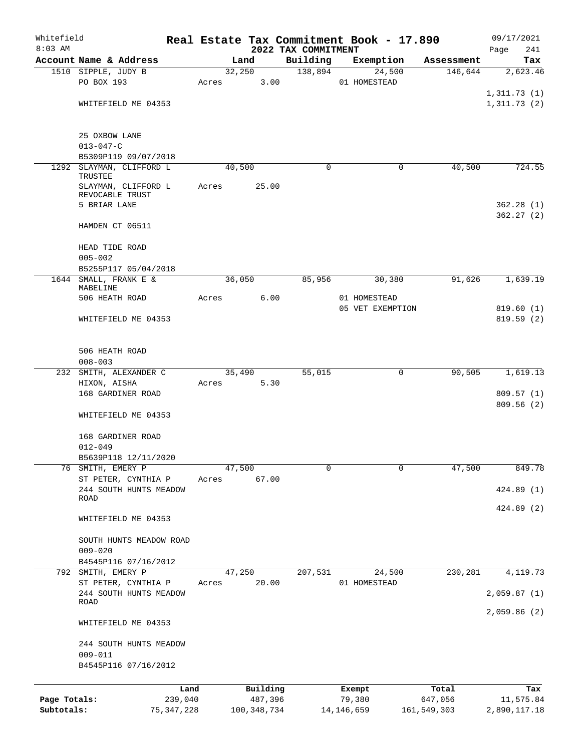Whitefield 8:03 AM

# Real Estate Tax Commitment Book - 17.890

## 2022 TAX COMMITMENT

09/17/2021 Page 241

| Account Name & Address | Land | Building | Exemption | Assessment | Tax |
|---|---|---|---|---|---|
| 1510 SIPPLE, JUDY B<br>PO BOX 193<br><br>WHITEFIELD ME 04353<br><br>25 OXBOW LANE<br>013-047-C<br>B5309P119 09/07/2018 | 32,250<br>Acres 3.00 | 138,894 | 24,500<br>01 HOMESTEAD | 146,644 | 2,623.46<br><br>1,311.73 (1)<br>1,311.73 (2) |
| 1292 SLAYMAN, CLIFFORD L TRUSTEE<br>SLAYMAN, CLIFFORD L REVOCABLE TRUST<br>5 BRIAR LANE<br><br>HAMDEN CT 06511<br><br>HEAD TIDE ROAD<br>005-002<br>B5255P117 05/04/2018 | 40,500<br>Acres 25.00 | 0 | 0 | 40,500 | 724.55<br><br>362.28 (1)<br>362.27 (2) |
| 1644 SMALL, FRANK E & MABELINE<br>506 HEATH ROAD<br><br>WHITEFIELD ME 04353<br><br>506 HEATH ROAD<br>008-003 | 36,050<br>Acres 6.00 | 85,956 | 30,380<br>01 HOMESTEAD<br>05 VET EXEMPTION | 91,626 | 1,639.19<br><br>819.60 (1)<br>819.59 (2) |
| 232 SMITH, ALEXANDER C<br>HIXON, AISHA<br>168 GARDINER ROAD<br><br>WHITEFIELD ME 04353<br><br>168 GARDINER ROAD<br>012-049<br>B5639P118 12/11/2020 | 35,490<br>Acres 5.30 | 55,015 | 0 | 90,505 | 1,619.13<br><br>809.57 (1)<br>809.56 (2) |
| 76 SMITH, EMERY P<br>ST PETER, CYNTHIA P<br>244 SOUTH HUNTS MEADOW ROAD<br><br>WHITEFIELD ME 04353<br><br>SOUTH HUNTS MEADOW ROAD<br>009-020<br>B4545P116 07/16/2012 | 47,500<br>Acres 67.00 | 0 | 0 | 47,500 | 849.78<br><br>424.89 (1)<br>424.89 (2) |
| 792 SMITH, EMERY P<br>ST PETER, CYNTHIA P<br>244 SOUTH HUNTS MEADOW ROAD<br><br>WHITEFIELD ME 04353<br><br>244 SOUTH HUNTS MEADOW<br>009-011<br>B4545P116 07/16/2012 | 47,250<br>Acres 20.00 | 207,531 | 24,500<br>01 HOMESTEAD | 230,281 | 4,119.73<br><br>2,059.87 (1)<br>2,059.86 (2) |

| | Land | Building | Exempt | Total | Tax |
|---|---|---|---|---|---|
| Page Totals: | 239,040 | 487,396 | 79,380 | 647,056 | 11,575.84 |
| Subtotals: | 75,347,228 | 100,348,734 | 14,146,659 | 161,549,303 | 2,890,117.18 |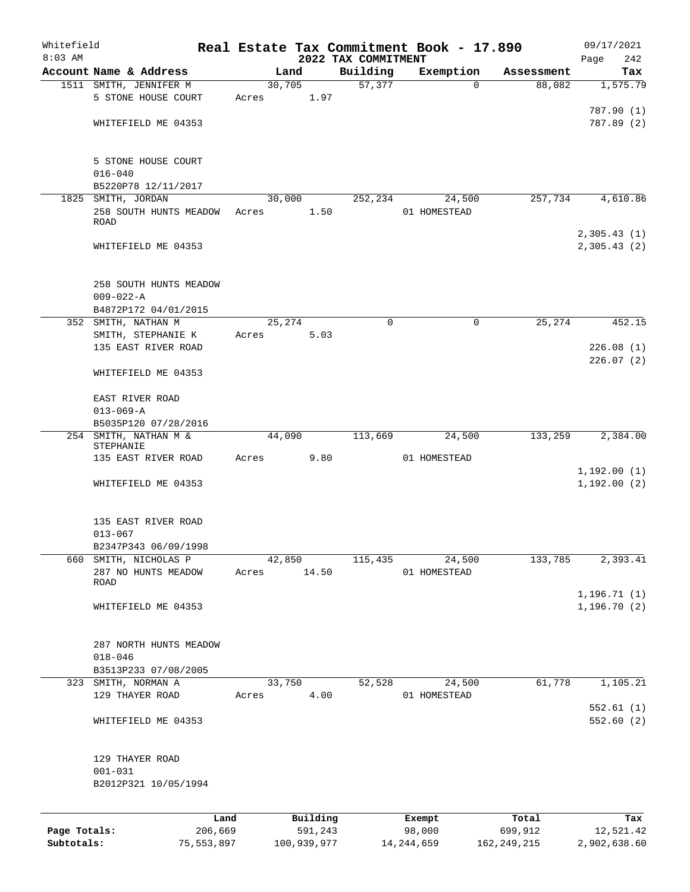Whitefield
8:03 AM

# Real Estate Tax Commitment Book - 17.890

## 2022 TAX COMMITMENT

09/17/2021
Page 242

| Account | Name & Address | Land | Building | Exemption | Assessment | Tax |
|---|---|---|---|---|---|---|
| 1511 | SMITH, JENNIFER M<br>5 STONE HOUSE COURT<br><br>WHITEFIELD ME 04353<br><br>5 STONE HOUSE COURT<br>016-040<br>B5220P78 12/11/2017 | 30,705<br>Acres 1.97 | 57,377 | 0 | 88,082 | 1,575.79<br><br>787.90 (1)<br>787.89 (2) |
| 1825 | SMITH, JORDAN<br>258 SOUTH HUNTS MEADOW ROAD<br><br>WHITEFIELD ME 04353<br><br>258 SOUTH HUNTS MEADOW<br>009-022-A<br>B4872P172 04/01/2015 | 30,000<br>Acres 1.50 | 252,234 | 24,500<br>01 HOMESTEAD | 257,734 | 4,610.86<br><br>2,305.43 (1)<br>2,305.43 (2) |
| 352 | SMITH, NATHAN M<br>SMITH, STEPHANIE K<br>135 EAST RIVER ROAD<br><br>WHITEFIELD ME 04353<br><br>EAST RIVER ROAD<br>013-069-A<br>B5035P120 07/28/2016 | 25,274<br>Acres 5.03 | 0 | 0 | 25,274 | 452.15<br><br>226.08 (1)<br>226.07 (2) |
| 254 | SMITH, NATHAN M & STEPHANIE<br>135 EAST RIVER ROAD<br><br>WHITEFIELD ME 04353<br><br>135 EAST RIVER ROAD<br>013-067<br>B2347P343 06/09/1998 | 44,090<br>Acres 9.80 | 113,669 | 24,500<br>01 HOMESTEAD | 133,259 | 2,384.00<br><br>1,192.00 (1)<br>1,192.00 (2) |
| 660 | SMITH, NICHOLAS P<br>287 NO HUNTS MEADOW ROAD<br><br>WHITEFIELD ME 04353<br><br>287 NORTH HUNTS MEADOW<br>018-046<br>B3513P233 07/08/2005 | 42,850<br>Acres 14.50 | 115,435 | 24,500<br>01 HOMESTEAD | 133,785 | 2,393.41<br><br>1,196.71 (1)<br>1,196.70 (2) |
| 323 | SMITH, NORMAN A<br>129 THAYER ROAD<br><br>WHITEFIELD ME 04353<br><br>129 THAYER ROAD<br>001-031<br>B2012P321 10/05/1994 | 33,750<br>Acres 4.00 | 52,528 | 24,500<br>01 HOMESTEAD | 61,778 | 1,105.21<br><br>552.61 (1)<br>552.60 (2) |

| | Land | Building | Exempt | Total | Tax |
|---|---|---|---|---|---|
| Page Totals: | 206,669 | 591,243 | 98,000 | 699,912 | 12,521.42 |
| Subtotals: | 75,553,897 | 100,939,977 | 14,244,659 | 162,249,215 | 2,902,638.60 |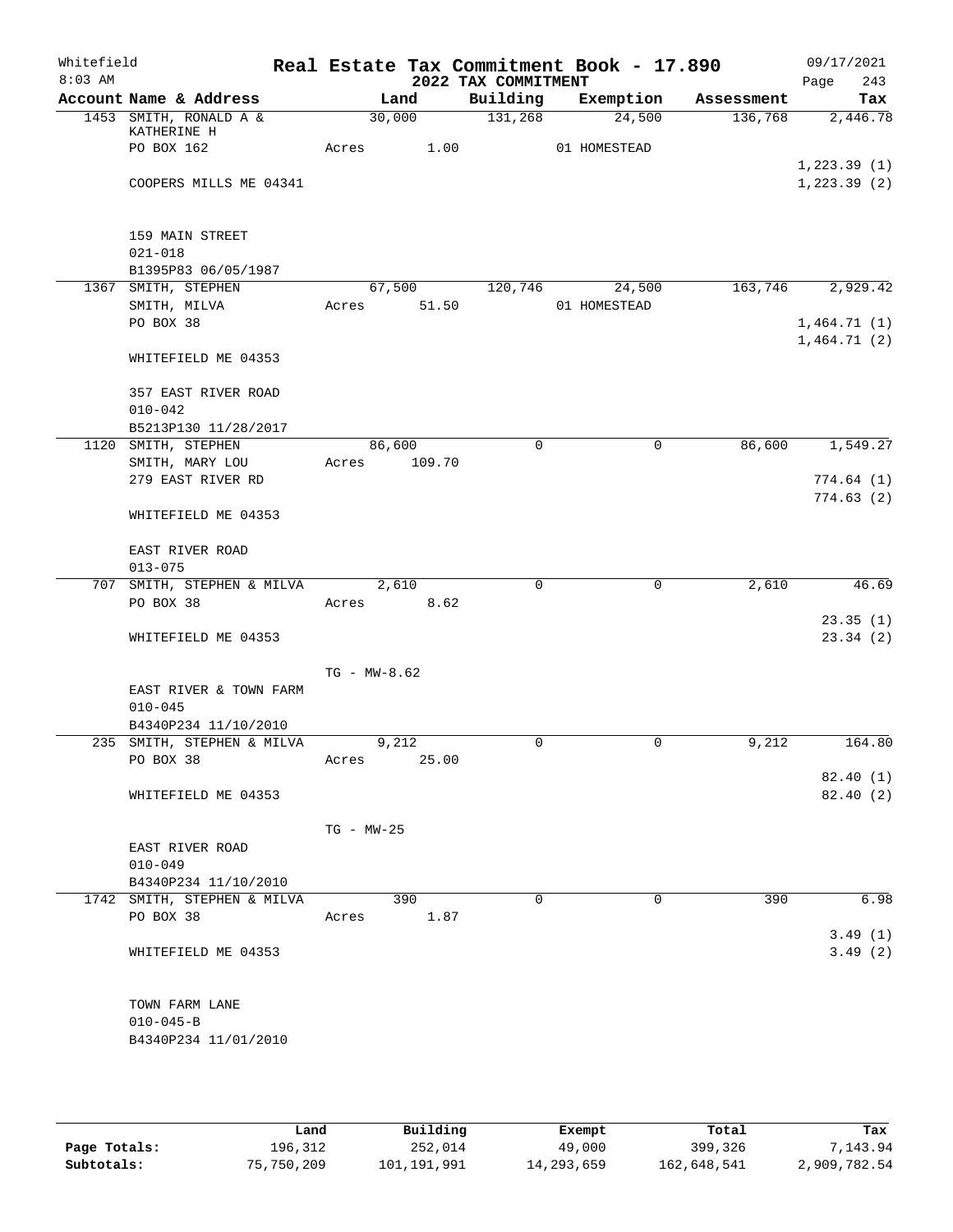Whitefield 8:03 AM

# Real Estate Tax Commitment Book - 17.890

## 2022 TAX COMMITMENT

09/17/2021

| Account Name & Address | Land | Building | Exemption | Assessment | Tax |
|---|---|---|---|---|---|
| 1453 SMITH, RONALD A & KATHERINE H | 30,000 | 131,268 | 24,500 | 136,768 | 2,446.78 |
| PO BOX 162 | Acres 1.00 | | 01 HOMESTEAD | | |
| | | | | | 1,223.39 (1) |
| COOPERS MILLS ME 04341 | | | | | 1,223.39 (2) |
| 159 MAIN STREET | | | | | |
| 021-018 | | | | | |
| B1395P83 06/05/1987 | | | | | |
| 1367 SMITH, STEPHEN | 67,500 | 120,746 | 24,500 | 163,746 | 2,929.42 |
| SMITH, MILVA | Acres 51.50 | | 01 HOMESTEAD | | |
| PO BOX 38 | | | | | 1,464.71 (1) |
| | | | | | 1,464.71 (2) |
| WHITEFIELD ME 04353 | | | | | |
| 357 EAST RIVER ROAD | | | | | |
| 010-042 | | | | | |
| B5213P130 11/28/2017 | | | | | |
| 1120 SMITH, STEPHEN | 86,600 | 0 | 0 | 86,600 | 1,549.27 |
| SMITH, MARY LOU | Acres 109.70 | | | | |
| 279 EAST RIVER RD | | | | | 774.64 (1) |
| | | | | | 774.63 (2) |
| WHITEFIELD ME 04353 | | | | | |
| EAST RIVER ROAD | | | | | |
| 013-075 | | | | | |
| 707 SMITH, STEPHEN & MILVA | 2,610 | 0 | 0 | 2,610 | 46.69 |
| PO BOX 38 | Acres 8.62 | | | | |
| | | | | | 23.35 (1) |
| WHITEFIELD ME 04353 | | | | | 23.34 (2) |
| | TG - MW-8.62 | | | | |
| EAST RIVER & TOWN FARM | | | | | |
| 010-045 | | | | | |
| B4340P234 11/10/2010 | | | | | |
| 235 SMITH, STEPHEN & MILVA | 9,212 | 0 | 0 | 9,212 | 164.80 |
| PO BOX 38 | Acres 25.00 | | | | |
| | | | | | 82.40 (1) |
| WHITEFIELD ME 04353 | | | | | 82.40 (2) |
| | TG - MW-25 | | | | |
| EAST RIVER ROAD | | | | | |
| 010-049 | | | | | |
| B4340P234 11/10/2010 | | | | | |
| 1742 SMITH, STEPHEN & MILVA | 390 | 0 | 0 | 390 | 6.98 |
| PO BOX 38 | Acres 1.87 | | | | |
| | | | | | 3.49 (1) |
| WHITEFIELD ME 04353 | | | | | 3.49 (2) |
| TOWN FARM LANE | | | | | |
| 010-045-B | | | | | |
| B4340P234 11/01/2010 | | | | | |

| | Land | Building | Exempt | Total | Tax |
|---|---|---|---|---|---|
| Page Totals: | 196,312 | 252,014 | 49,000 | 399,326 | 7,143.94 |
| Subtotals: | 75,750,209 | 101,191,991 | 14,293,659 | 162,648,541 | 2,909,782.54 |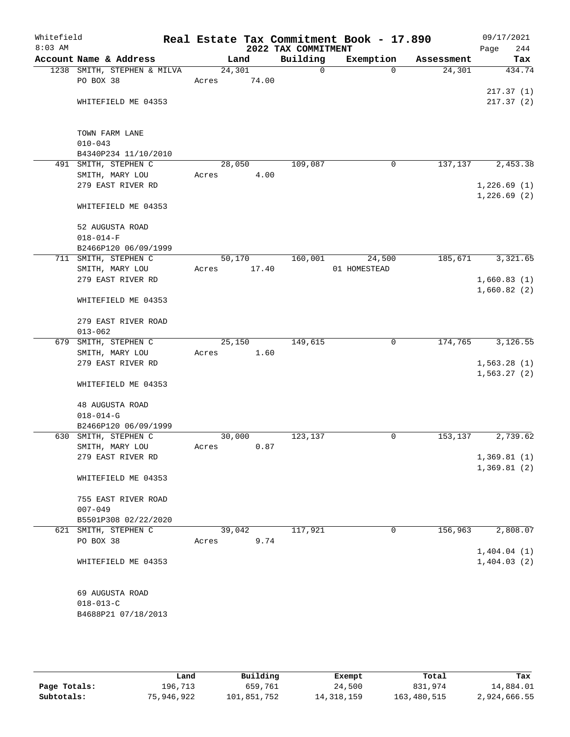Whitefield
8:03 AM

# Real Estate Tax Commitment Book - 17.890
## 2022 TAX COMMITMENT

09/17/2021
Page 244

| Account Name & Address | Land | Building | Exemption | Assessment | Tax |
|---|---|---|---|---|---|
| 1238 SMITH, STEPHEN & MILVA<br>PO BOX 38<br><br>WHITEFIELD ME 04353<br><br>TOWN FARM LANE<br>010-043<br>B4340P234 11/10/2010 | 24,301<br>Acres 74.00 | 0 | 0 | 24,301 | 434.74<br><br>217.37 (1)<br>217.37 (2) |
| 491 SMITH, STEPHEN C<br>SMITH, MARY LOU<br>279 EAST RIVER RD<br><br>WHITEFIELD ME 04353<br><br>52 AUGUSTA ROAD<br>018-014-F<br>B2466P120 06/09/1999 | 28,050<br>Acres 4.00 | 109,087 | 0 | 137,137 | 2,453.38<br><br>1,226.69 (1)<br>1,226.69 (2) |
| 711 SMITH, STEPHEN C<br>SMITH, MARY LOU<br>279 EAST RIVER RD<br><br>WHITEFIELD ME 04353<br><br>279 EAST RIVER ROAD<br>013-062 | 50,170<br>Acres 17.40 | 160,001 | 24,500<br>01 HOMESTEAD | 185,671 | 3,321.65<br><br>1,660.83 (1)<br>1,660.82 (2) |
| 679 SMITH, STEPHEN C<br>SMITH, MARY LOU<br>279 EAST RIVER RD<br><br>WHITEFIELD ME 04353<br><br>48 AUGUSTA ROAD<br>018-014-G<br>B2466P120 06/09/1999 | 25,150<br>Acres 1.60 | 149,615 | 0 | 174,765 | 3,126.55<br><br>1,563.28 (1)<br>1,563.27 (2) |
| 630 SMITH, STEPHEN C<br>SMITH, MARY LOU<br>279 EAST RIVER RD<br><br>WHITEFIELD ME 04353<br><br>755 EAST RIVER ROAD<br>007-049<br>B5501P308 02/22/2020 | 30,000<br>Acres 0.87 | 123,137 | 0 | 153,137 | 2,739.62<br><br>1,369.81 (1)<br>1,369.81 (2) |
| 621 SMITH, STEPHEN C<br>PO BOX 38<br><br>WHITEFIELD ME 04353<br><br>69 AUGUSTA ROAD<br>018-013-C<br>B4688P21 07/18/2013 | 39,042<br>Acres 9.74 | 117,921 | 0 | 156,963 | 2,808.07<br><br>1,404.04 (1)<br>1,404.03 (2) |

| | Land | Building | Exempt | Total | Tax |
|---|---|---|---|---|---|
| **Page Totals:** | 196,713 | 659,761 | 24,500 | 831,974 | 14,884.01 |
| **Subtotals:** | 75,946,922 | 101,851,752 | 14,318,159 | 163,480,515 | 2,924,666.55 |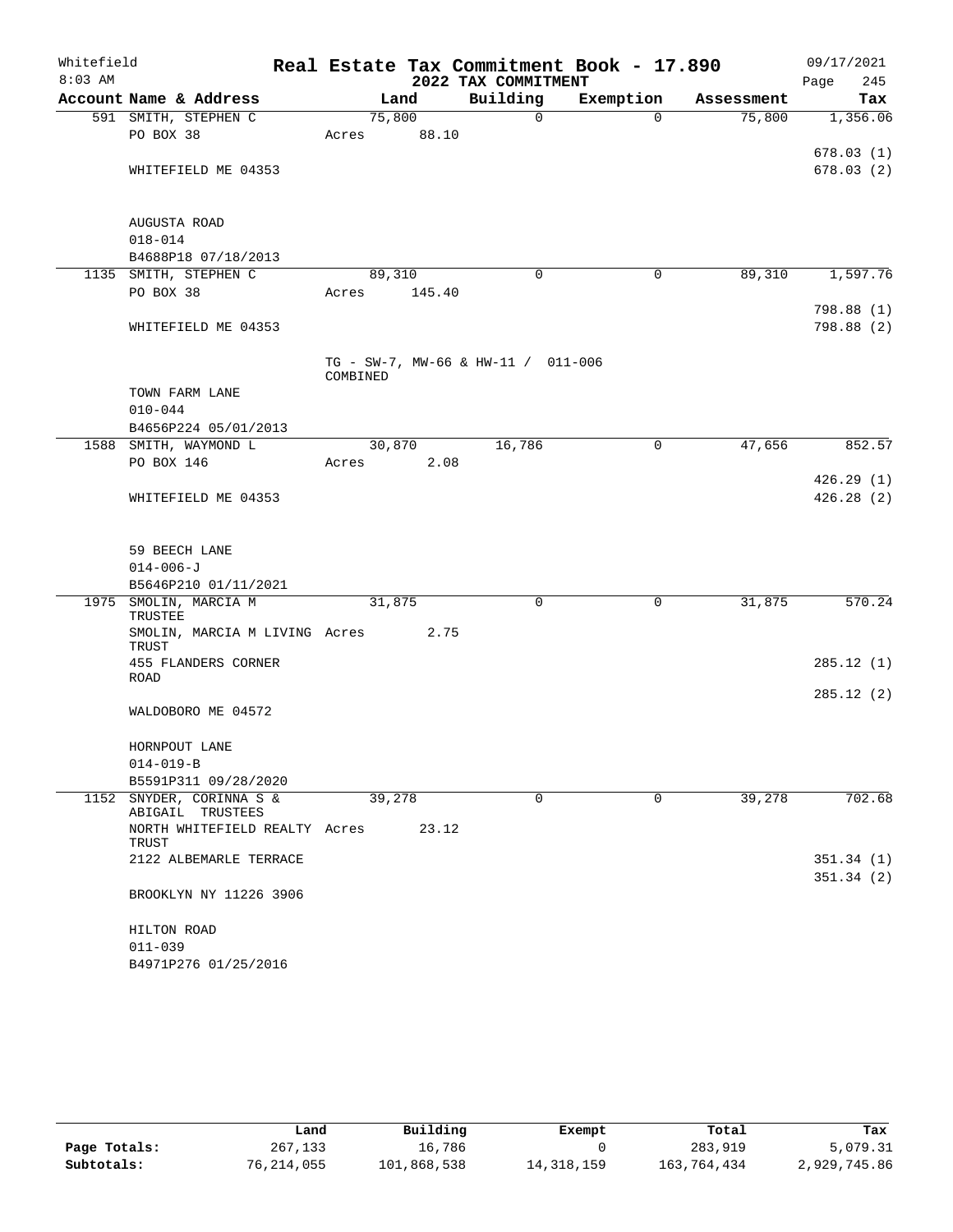# Real Estate Tax Commitment Book - 17.890

## 2022 TAX COMMITMENT

Whitefield
8:03 AM

09/17/2021

| Account Name & Address | Land | Building | Exemption | Assessment | Tax |
|---|---|---|---|---|---|
| 591 SMITH, STEPHEN C | 75,800 | 0 | 0 | 75,800 | 1,356.06 |
| PO BOX 38 | Acres 88.10 | | | | |
| | | | | | 678.03 (1) |
| WHITEFIELD ME 04353 | | | | | 678.03 (2) |
| AUGUSTA ROAD | | | | | |
| 018-014 | | | | | |
| B4688P18 07/18/2013 | | | | | |
| 1135 SMITH, STEPHEN C | 89,310 | 0 | 0 | 89,310 | 1,597.76 |
| PO BOX 38 | Acres 145.40 | | | | |
| | | | | | 798.88 (1) |
| WHITEFIELD ME 04353 | | | | | 798.88 (2) |
| | TG - SW-7, MW-66 & HW-11 / 011-006 COMBINED | | | | |
| TOWN FARM LANE | | | | | |
| 010-044 | | | | | |
| B4656P224 05/01/2013 | | | | | |
| 1588 SMITH, WAYMOND L | 30,870 | 16,786 | 0 | 47,656 | 852.57 |
| PO BOX 146 | Acres 2.08 | | | | |
| | | | | | 426.29 (1) |
| WHITEFIELD ME 04353 | | | | | 426.28 (2) |
| 59 BEECH LANE | | | | | |
| 014-006-J | | | | | |
| B5646P210 01/11/2021 | | | | | |
| 1975 SMOLIN, MARCIA M TRUSTEE | 31,875 | 0 | 0 | 31,875 | 570.24 |
| SMOLIN, MARCIA M LIVING TRUST | Acres 2.75 | | | | |
| 455 FLANDERS CORNER ROAD | | | | | 285.12 (1) |
| | | | | | 285.12 (2) |
| WALDOBORO ME 04572 | | | | | |
| HORNPOUT LANE | | | | | |
| 014-019-B | | | | | |
| B5591P311 09/28/2020 | | | | | |
| 1152 SNYDER, CORINNA S & ABIGAIL TRUSTEES | 39,278 | 0 | 0 | 39,278 | 702.68 |
| NORTH WHITEFIELD REALTY TRUST | Acres 23.12 | | | | |
| 2122 ALBEMARLE TERRACE | | | | | 351.34 (1) |
| | | | | | 351.34 (2) |
| BROOKLYN NY 11226 3906 | | | | | |
| HILTON ROAD | | | | | |
| 011-039 | | | | | |
| B4971P276 01/25/2016 | | | | | |

| | Land | Building | Exempt | Total | Tax |
|---|---|---|---|---|---|
| Page Totals: | 267,133 | 16,786 | 0 | 283,919 | 5,079.31 |
| Subtotals: | 76,214,055 | 101,868,538 | 14,318,159 | 163,764,434 | 2,929,745.86 |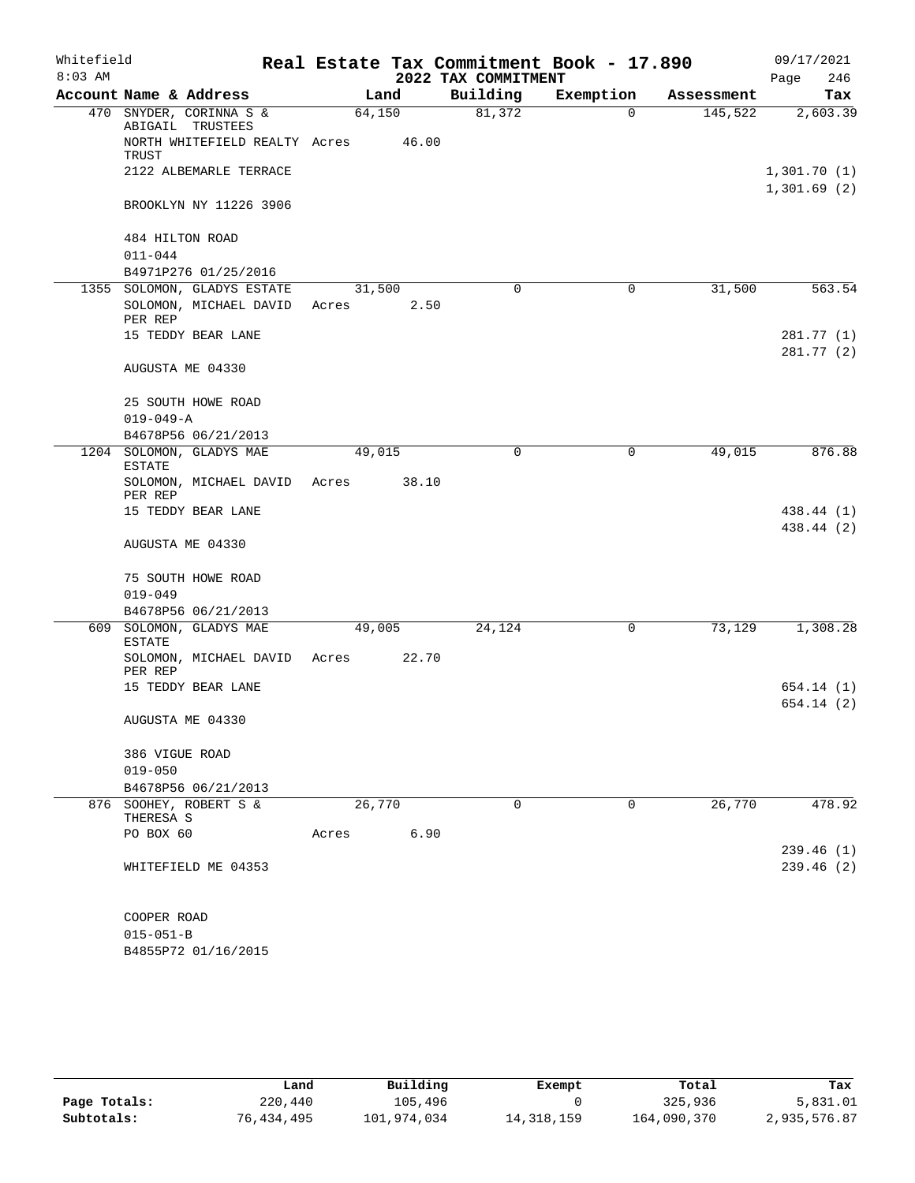# Real Estate Tax Commitment Book - 17.890

## 2022 TAX COMMITMENT

Whitefield 8:03 AM — 09/17/2021

| Account Name & Address | Land | Building | Exemption | Assessment | Tax |
|---|---|---|---|---|---|
| 470 SNYDER, CORINNA S & ABIGAIL TRUSTEES | 64,150 | 81,372 | 0 | 145,522 | 2,603.39 |
| NORTH WHITEFIELD REALTY TRUST | Acres 46.00 | | | | |
| 2122 ALBEMARLE TERRACE | | | | | 1,301.70 (1) |
| | | | | | 1,301.69 (2) |
| BROOKLYN NY 11226 3906 | | | | | |
| 484 HILTON ROAD | | | | | |
| 011-044 | | | | | |
| B4971P276 01/25/2016 | | | | | |
| 1355 SOLOMON, GLADYS ESTATE | 31,500 | 0 | 0 | 31,500 | 563.54 |
| SOLOMON, MICHAEL DAVID PER REP | Acres 2.50 | | | | |
| 15 TEDDY BEAR LANE | | | | | 281.77 (1) |
| | | | | | 281.77 (2) |
| AUGUSTA ME 04330 | | | | | |
| 25 SOUTH HOWE ROAD | | | | | |
| 019-049-A | | | | | |
| B4678P56 06/21/2013 | | | | | |
| 1204 SOLOMON, GLADYS MAE ESTATE | 49,015 | 0 | 0 | 49,015 | 876.88 |
| SOLOMON, MICHAEL DAVID PER REP | Acres 38.10 | | | | |
| 15 TEDDY BEAR LANE | | | | | 438.44 (1) |
| | | | | | 438.44 (2) |
| AUGUSTA ME 04330 | | | | | |
| 75 SOUTH HOWE ROAD | | | | | |
| 019-049 | | | | | |
| B4678P56 06/21/2013 | | | | | |
| 609 SOLOMON, GLADYS MAE ESTATE | 49,005 | 24,124 | 0 | 73,129 | 1,308.28 |
| SOLOMON, MICHAEL DAVID PER REP | Acres 22.70 | | | | |
| 15 TEDDY BEAR LANE | | | | | 654.14 (1) |
| | | | | | 654.14 (2) |
| AUGUSTA ME 04330 | | | | | |
| 386 VIGUE ROAD | | | | | |
| 019-050 | | | | | |
| B4678P56 06/21/2013 | | | | | |
| 876 SOOHEY, ROBERT S & THERESA S | 26,770 | 0 | 0 | 26,770 | 478.92 |
| PO BOX 60 | Acres 6.90 | | | | |
| | | | | | 239.46 (1) |
| WHITEFIELD ME 04353 | | | | | 239.46 (2) |
| COOPER ROAD | | | | | |
| 015-051-B | | | | | |
| B4855P72 01/16/2015 | | | | | |

| | Land | Building | Exempt | Total | Tax |
|---|---|---|---|---|---|
| Page Totals: | 220,440 | 105,496 | 0 | 325,936 | 5,831.01 |
| Subtotals: | 76,434,495 | 101,974,034 | 14,318,159 | 164,090,370 | 2,935,576.87 |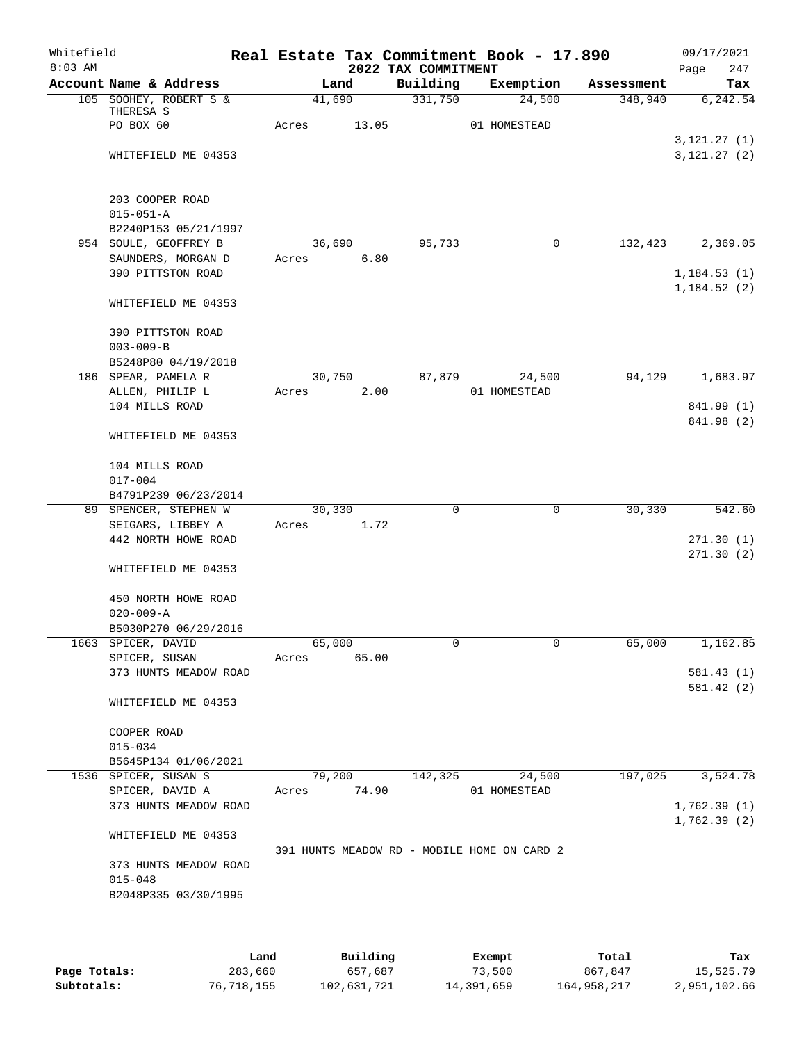Whitefield 8:03 AM

# Real Estate Tax Commitment Book - 17.890

## 2022 TAX COMMITMENT

09/17/2021 Page 247

| Account Name & Address | Land | Building | Exemption | Assessment | Tax |
|---|---|---|---|---|---|
| 105 SOOHEY, ROBERT S & THERESA S | 41,690 | 331,750 | 24,500 | 348,940 | 6,242.54 |
| PO BOX 60 | Acres 13.05 | | 01 HOMESTEAD | | |
| | | | | | 3,121.27 (1) |
| WHITEFIELD ME 04353 | | | | | 3,121.27 (2) |
| 203 COOPER ROAD | | | | | |
| 015-051-A | | | | | |
| B2240P153 05/21/1997 | | | | | |
| 954 SOULE, GEOFFREY B | 36,690 | 95,733 | 0 | 132,423 | 2,369.05 |
| SAUNDERS, MORGAN D | Acres 6.80 | | | | |
| 390 PITTSTON ROAD | | | | | 1,184.53 (1) |
| | | | | | 1,184.52 (2) |
| WHITEFIELD ME 04353 | | | | | |
| 390 PITTSTON ROAD | | | | | |
| 003-009-B | | | | | |
| B5248P80 04/19/2018 | | | | | |
| 186 SPEAR, PAMELA R | 30,750 | 87,879 | 24,500 | 94,129 | 1,683.97 |
| ALLEN, PHILIP L | Acres 2.00 | | 01 HOMESTEAD | | |
| 104 MILLS ROAD | | | | | 841.99 (1) |
| | | | | | 841.98 (2) |
| WHITEFIELD ME 04353 | | | | | |
| 104 MILLS ROAD | | | | | |
| 017-004 | | | | | |
| B4791P239 06/23/2014 | | | | | |
| 89 SPENCER, STEPHEN W | 30,330 | 0 | 0 | 30,330 | 542.60 |
| SEIGARS, LIBBEY A | Acres 1.72 | | | | |
| 442 NORTH HOWE ROAD | | | | | 271.30 (1) |
| | | | | | 271.30 (2) |
| WHITEFIELD ME 04353 | | | | | |
| 450 NORTH HOWE ROAD | | | | | |
| 020-009-A | | | | | |
| B5030P270 06/29/2016 | | | | | |
| 1663 SPICER, DAVID | 65,000 | 0 | 0 | 65,000 | 1,162.85 |
| SPICER, SUSAN | Acres 65.00 | | | | |
| 373 HUNTS MEADOW ROAD | | | | | 581.43 (1) |
| | | | | | 581.42 (2) |
| WHITEFIELD ME 04353 | | | | | |
| COOPER ROAD | | | | | |
| 015-034 | | | | | |
| B5645P134 01/06/2021 | | | | | |
| 1536 SPICER, SUSAN S | 79,200 | 142,325 | 24,500 | 197,025 | 3,524.78 |
| SPICER, DAVID A | Acres 74.90 | | 01 HOMESTEAD | | |
| 373 HUNTS MEADOW ROAD | | | | | 1,762.39 (1) |
| | | | | | 1,762.39 (2) |
| WHITEFIELD ME 04353 | | | | | |
| | 391 HUNTS MEADOW RD - MOBILE HOME ON CARD 2 | | | | |
| 373 HUNTS MEADOW ROAD | | | | | |
| 015-048 | | | | | |
| B2048P335 03/30/1995 | | | | | |

| | Land | Building | Exempt | Total | Tax |
|---|---|---|---|---|---|
| Page Totals: | 283,660 | 657,687 | 73,500 | 867,847 | 15,525.79 |
| Subtotals: | 76,718,155 | 102,631,721 | 14,391,659 | 164,958,217 | 2,951,102.66 |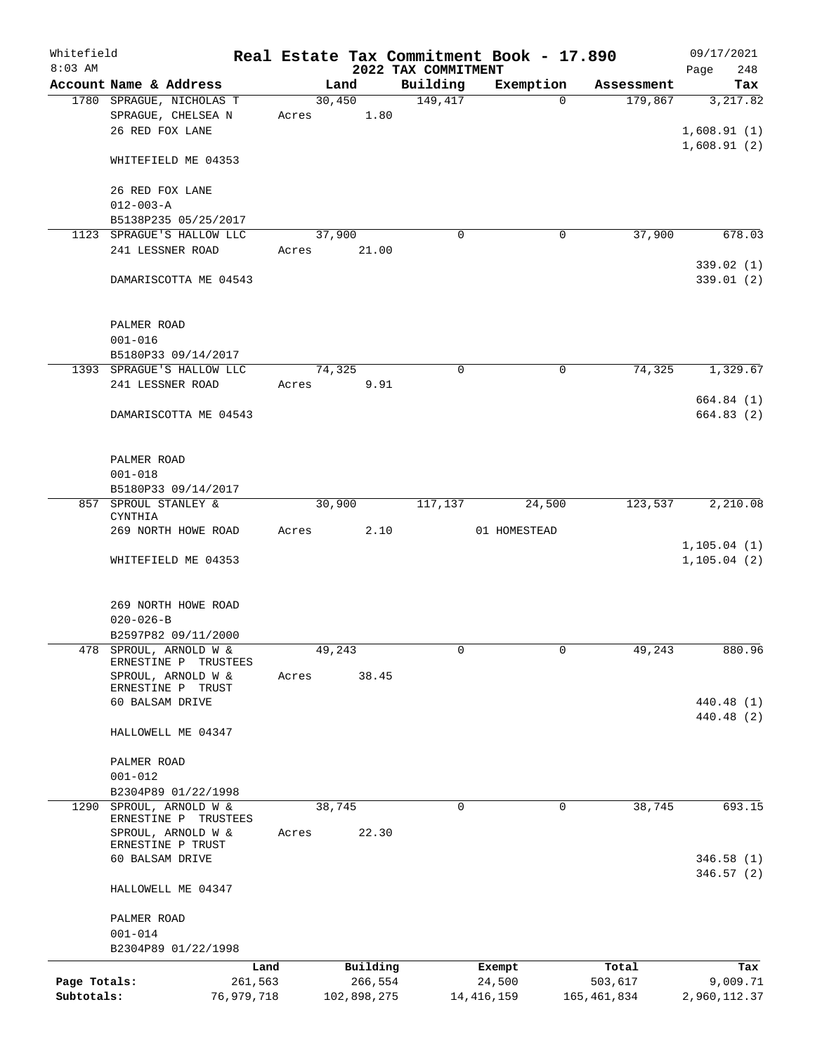Whitefield 8:03 AM

# Real Estate Tax Commitment Book - 17.890

## 2022 TAX COMMITMENT

09/17/2021

| Account Name & Address | Land | Building | Exemption | Assessment | Tax |
|---|---|---|---|---|---|
| 1780 SPRAGUE, NICHOLAS T | 30,450 | 149,417 | 0 | 179,867 | 3,217.82 |
| SPRAGUE, CHELSEA N | Acres 1.80 | | | | |
| 26 RED FOX LANE | | | | | 1,608.91 (1) |
| | | | | | 1,608.91 (2) |
| WHITEFIELD ME 04353 | | | | | |
| 26 RED FOX LANE | | | | | |
| 012-003-A | | | | | |
| B5138P235 05/25/2017 | | | | | |
| 1123 SPRAGUE'S HALLOW LLC | 37,900 | 0 | 0 | 37,900 | 678.03 |
| 241 LESSNER ROAD | Acres 21.00 | | | | |
| | | | | | 339.02 (1) |
| DAMARISCOTTA ME 04543 | | | | | 339.01 (2) |
| PALMER ROAD | | | | | |
| 001-016 | | | | | |
| B5180P33 09/14/2017 | | | | | |
| 1393 SPRAGUE'S HALLOW LLC | 74,325 | 0 | 0 | 74,325 | 1,329.67 |
| 241 LESSNER ROAD | Acres 9.91 | | | | |
| | | | | | 664.84 (1) |
| DAMARISCOTTA ME 04543 | | | | | 664.83 (2) |
| PALMER ROAD | | | | | |
| 001-018 | | | | | |
| B5180P33 09/14/2017 | | | | | |
| 857 SPROUL STANLEY & CYNTHIA | 30,900 | 117,137 | 24,500 | 123,537 | 2,210.08 |
| 269 NORTH HOWE ROAD | Acres 2.10 | | 01 HOMESTEAD | | |
| | | | | | 1,105.04 (1) |
| WHITEFIELD ME 04353 | | | | | 1,105.04 (2) |
| 269 NORTH HOWE ROAD | | | | | |
| 020-026-B | | | | | |
| B2597P82 09/11/2000 | | | | | |
| 478 SPROUL, ARNOLD W & ERNESTINE P TRUSTEES | 49,243 | 0 | 0 | 49,243 | 880.96 |
| SPROUL, ARNOLD W & ERNESTINE P TRUST | Acres 38.45 | | | | |
| 60 BALSAM DRIVE | | | | | 440.48 (1) |
| | | | | | 440.48 (2) |
| HALLOWELL ME 04347 | | | | | |
| PALMER ROAD | | | | | |
| 001-012 | | | | | |
| B2304P89 01/22/1998 | | | | | |
| 1290 SPROUL, ARNOLD W & ERNESTINE P TRUSTEES | 38,745 | 0 | 0 | 38,745 | 693.15 |
| SPROUL, ARNOLD W & ERNESTINE P TRUST | Acres 22.30 | | | | |
| 60 BALSAM DRIVE | | | | | 346.58 (1) |
| | | | | | 346.57 (2) |
| HALLOWELL ME 04347 | | | | | |
| PALMER ROAD | | | | | |
| 001-014 | | | | | |
| B2304P89 01/22/1998 | | | | | |

| | Land | Building | Exempt | Total | Tax |
|---|---|---|---|---|---|
| Page Totals: | 261,563 | 266,554 | 24,500 | 503,617 | 9,009.71 |
| Subtotals: | 76,979,718 | 102,898,275 | 14,416,159 | 165,461,834 | 2,960,112.37 |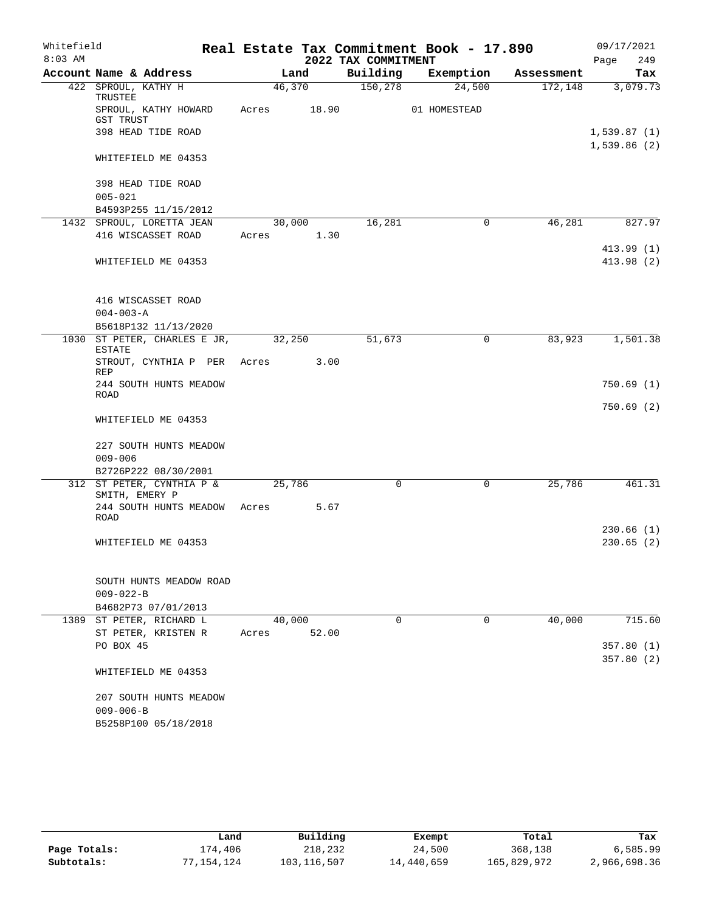Whitefield
8:03 AM

# Real Estate Tax Commitment Book - 17.890

## 2022 TAX COMMITMENT

09/17/2021
Page 249

| Account Name & Address | Land | Building | Exemption | Assessment | Tax |
|---|---|---|---|---|---|
| 422 SPROUL, KATHY H TRUSTEE | 46,370 | 150,278 | 24,500 | 172,148 | 3,079.73 |
| SPROUL, KATHY HOWARD GST TRUST | Acres 18.90 | | 01 HOMESTEAD | | |
| 398 HEAD TIDE ROAD | | | | | 1,539.87 (1) |
| | | | | | 1,539.86 (2) |
| WHITEFIELD ME 04353 | | | | | |
| 398 HEAD TIDE ROAD | | | | | |
| 005-021 | | | | | |
| B4593P255 11/15/2012 | | | | | |
| 1432 SPROUL, LORETTA JEAN | 30,000 | 16,281 | 0 | 46,281 | 827.97 |
| 416 WISCASSET ROAD | Acres 1.30 | | | | |
| | | | | | 413.99 (1) |
| WHITEFIELD ME 04353 | | | | | 413.98 (2) |
| 416 WISCASSET ROAD | | | | | |
| 004-003-A | | | | | |
| B5618P132 11/13/2020 | | | | | |
| 1030 ST PETER, CHARLES E JR, ESTATE | 32,250 | 51,673 | 0 | 83,923 | 1,501.38 |
| STROUT, CYNTHIA P PER REP | Acres 3.00 | | | | |
| 244 SOUTH HUNTS MEADOW ROAD | | | | | 750.69 (1) |
| | | | | | 750.69 (2) |
| WHITEFIELD ME 04353 | | | | | |
| 227 SOUTH HUNTS MEADOW | | | | | |
| 009-006 | | | | | |
| B2726P222 08/30/2001 | | | | | |
| 312 ST PETER, CYNTHIA P & SMITH, EMERY P | 25,786 | 0 | 0 | 25,786 | 461.31 |
| 244 SOUTH HUNTS MEADOW ROAD | Acres 5.67 | | | | |
| | | | | | 230.66 (1) |
| WHITEFIELD ME 04353 | | | | | 230.65 (2) |
| SOUTH HUNTS MEADOW ROAD | | | | | |
| 009-022-B | | | | | |
| B4682P73 07/01/2013 | | | | | |
| 1389 ST PETER, RICHARD L | 40,000 | 0 | 0 | 40,000 | 715.60 |
| ST PETER, KRISTEN R | Acres 52.00 | | | | |
| PO BOX 45 | | | | | 357.80 (1) |
| | | | | | 357.80 (2) |
| WHITEFIELD ME 04353 | | | | | |
| 207 SOUTH HUNTS MEADOW | | | | | |
| 009-006-B | | | | | |
| B5258P100 05/18/2018 | | | | | |

| | Land | Building | Exempt | Total | Tax |
|---|---|---|---|---|---|
| Page Totals: | 174,406 | 218,232 | 24,500 | 368,138 | 6,585.99 |
| Subtotals: | 77,154,124 | 103,116,507 | 14,440,659 | 165,829,972 | 2,966,698.36 |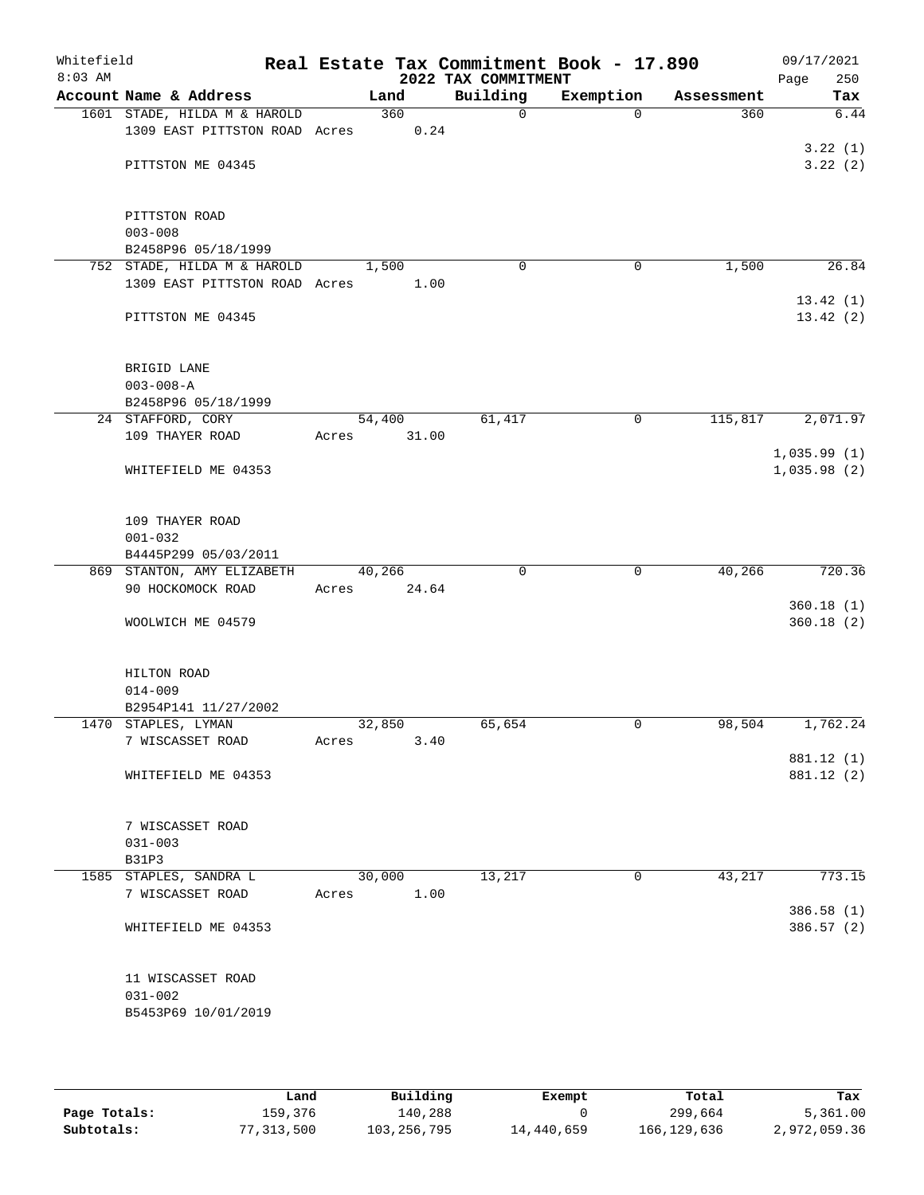Whitefield 8:03 AM

# Real Estate Tax Commitment Book - 17.890

## 2022 TAX COMMITMENT

09/17/2021 Page 250

| Account Name & Address | Land | Building | Exemption | Assessment | Tax |
|---|---|---|---|---|---|
| 1601 STADE, HILDA M & HAROLD<br>1309 EAST PITTSTON ROAD<br>PITTSTON ME 04345<br><br>PITTSTON ROAD<br>003-008<br>B2458P96 05/18/1999 | 360<br>Acres 0.24 | 0 | 0 | 360 | 6.44<br>3.22 (1)<br>3.22 (2) |
| 752 STADE, HILDA M & HAROLD<br>1309 EAST PITTSTON ROAD<br>PITTSTON ME 04345<br><br>BRIGID LANE<br>003-008-A<br>B2458P96 05/18/1999 | 1,500<br>Acres 1.00 | 0 | 0 | 1,500 | 26.84<br>13.42 (1)<br>13.42 (2) |
| 24 STAFFORD, CORY<br>109 THAYER ROAD<br>WHITEFIELD ME 04353<br><br>109 THAYER ROAD<br>001-032<br>B4445P299 05/03/2011 | 54,400<br>Acres 31.00 | 61,417 | 0 | 115,817 | 2,071.97<br>1,035.99 (1)<br>1,035.98 (2) |
| 869 STANTON, AMY ELIZABETH<br>90 HOCKOMOCK ROAD<br>WOOLWICH ME 04579<br><br>HILTON ROAD<br>014-009<br>B2954P141 11/27/2002 | 40,266<br>Acres 24.64 | 0 | 0 | 40,266 | 720.36<br>360.18 (1)<br>360.18 (2) |
| 1470 STAPLES, LYMAN<br>7 WISCASSET ROAD<br>WHITEFIELD ME 04353<br><br>7 WISCASSET ROAD<br>031-003<br>B31P3 | 32,850<br>Acres 3.40 | 65,654 | 0 | 98,504 | 1,762.24<br>881.12 (1)<br>881.12 (2) |
| 1585 STAPLES, SANDRA L<br>7 WISCASSET ROAD<br>WHITEFIELD ME 04353<br><br>11 WISCASSET ROAD<br>031-002<br>B5453P69 10/01/2019 | 30,000<br>Acres 1.00 | 13,217 | 0 | 43,217 | 773.15<br>386.58 (1)<br>386.57 (2) |

| | Land | Building | Exempt | Total | Tax |
|---|---|---|---|---|---|
| Page Totals: | 159,376 | 140,288 | 0 | 299,664 | 5,361.00 |
| Subtotals: | 77,313,500 | 103,256,795 | 14,440,659 | 166,129,636 | 2,972,059.36 |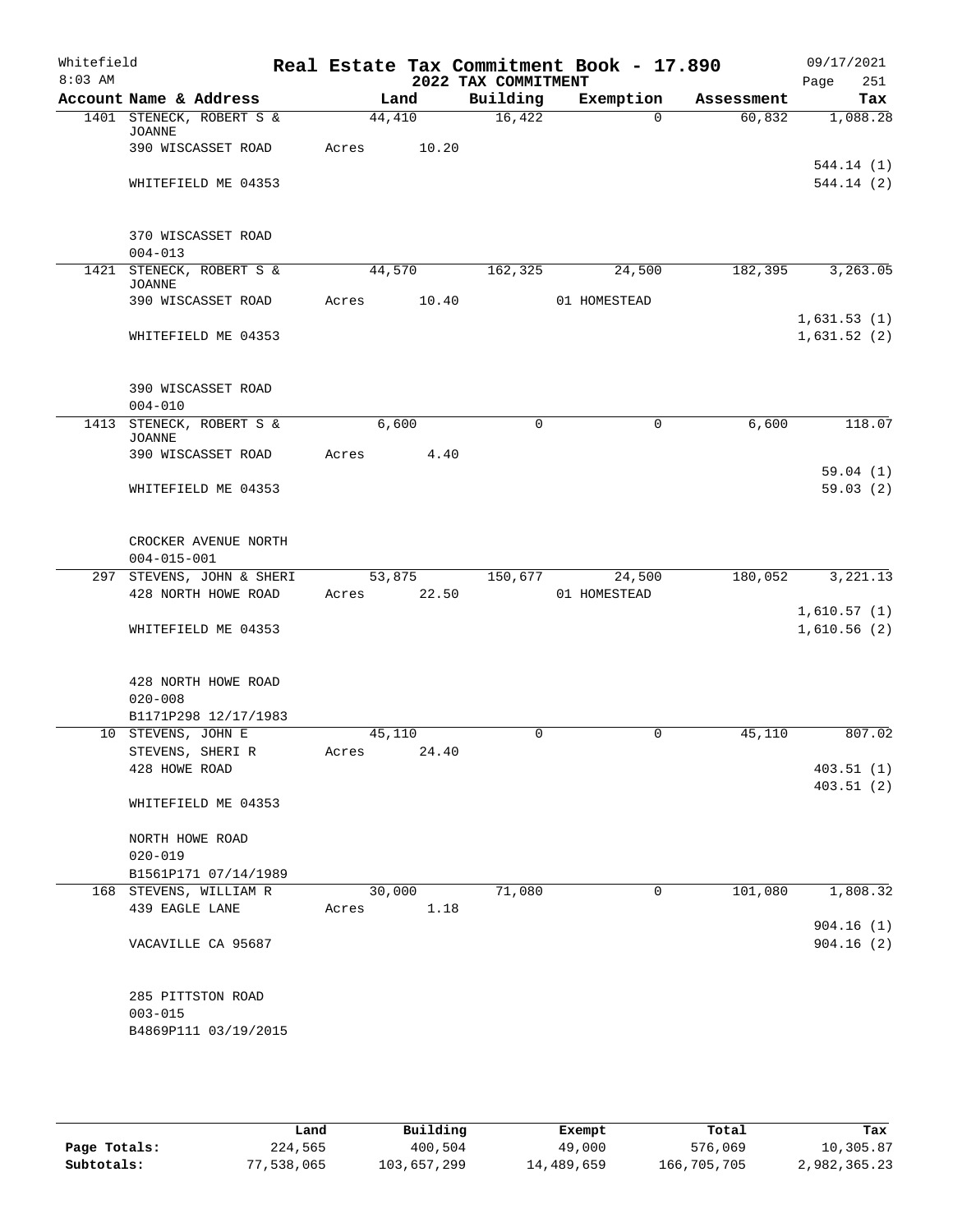Whitefield 8:03 AM

# Real Estate Tax Commitment Book - 17.890
## 2022 TAX COMMITMENT

09/17/2021 Page 251

| Account Name & Address | Land | Building | Exemption | Assessment | Tax |
|---|---|---|---|---|---|
| 1401 STENECK, ROBERT S & JOANNE | 44,410 | 16,422 | 0 | 60,832 | 1,088.28 |
| 390 WISCASSET ROAD | Acres 10.20 | | | | |
| | | | | | 544.14 (1) |
| WHITEFIELD ME 04353 | | | | | 544.14 (2) |
| 370 WISCASSET ROAD | | | | | |
| 004-013 | | | | | |
| 1421 STENECK, ROBERT S & JOANNE | 44,570 | 162,325 | 24,500 | 182,395 | 3,263.05 |
| 390 WISCASSET ROAD | Acres 10.40 | | 01 HOMESTEAD | | |
| | | | | | 1,631.53 (1) |
| WHITEFIELD ME 04353 | | | | | 1,631.52 (2) |
| 390 WISCASSET ROAD | | | | | |
| 004-010 | | | | | |
| 1413 STENECK, ROBERT S & JOANNE | 6,600 | 0 | 0 | 6,600 | 118.07 |
| 390 WISCASSET ROAD | Acres 4.40 | | | | |
| | | | | | 59.04 (1) |
| WHITEFIELD ME 04353 | | | | | 59.03 (2) |
| CROCKER AVENUE NORTH | | | | | |
| 004-015-001 | | | | | |
| 297 STEVENS, JOHN & SHERI | 53,875 | 150,677 | 24,500 | 180,052 | 3,221.13 |
| 428 NORTH HOWE ROAD | Acres 22.50 | | 01 HOMESTEAD | | |
| | | | | | 1,610.57 (1) |
| WHITEFIELD ME 04353 | | | | | 1,610.56 (2) |
| 428 NORTH HOWE ROAD | | | | | |
| 020-008 | | | | | |
| B1171P298 12/17/1983 | | | | | |
| 10 STEVENS, JOHN E | 45,110 | 0 | 0 | 45,110 | 807.02 |
| STEVENS, SHERI R | Acres 24.40 | | | | |
| 428 HOWE ROAD | | | | | 403.51 (1) |
| | | | | | 403.51 (2) |
| WHITEFIELD ME 04353 | | | | | |
| NORTH HOWE ROAD | | | | | |
| 020-019 | | | | | |
| B1561P171 07/14/1989 | | | | | |
| 168 STEVENS, WILLIAM R | 30,000 | 71,080 | 0 | 101,080 | 1,808.32 |
| 439 EAGLE LANE | Acres 1.18 | | | | |
| | | | | | 904.16 (1) |
| VACAVILLE CA 95687 | | | | | 904.16 (2) |
| 285 PITTSTON ROAD | | | | | |
| 003-015 | | | | | |
| B4869P111 03/19/2015 | | | | | |

| | Land | Building | Exempt | Total | Tax |
|---|---|---|---|---|---|
| Page Totals: | 224,565 | 400,504 | 49,000 | 576,069 | 10,305.87 |
| Subtotals: | 77,538,065 | 103,657,299 | 14,489,659 | 166,705,705 | 2,982,365.23 |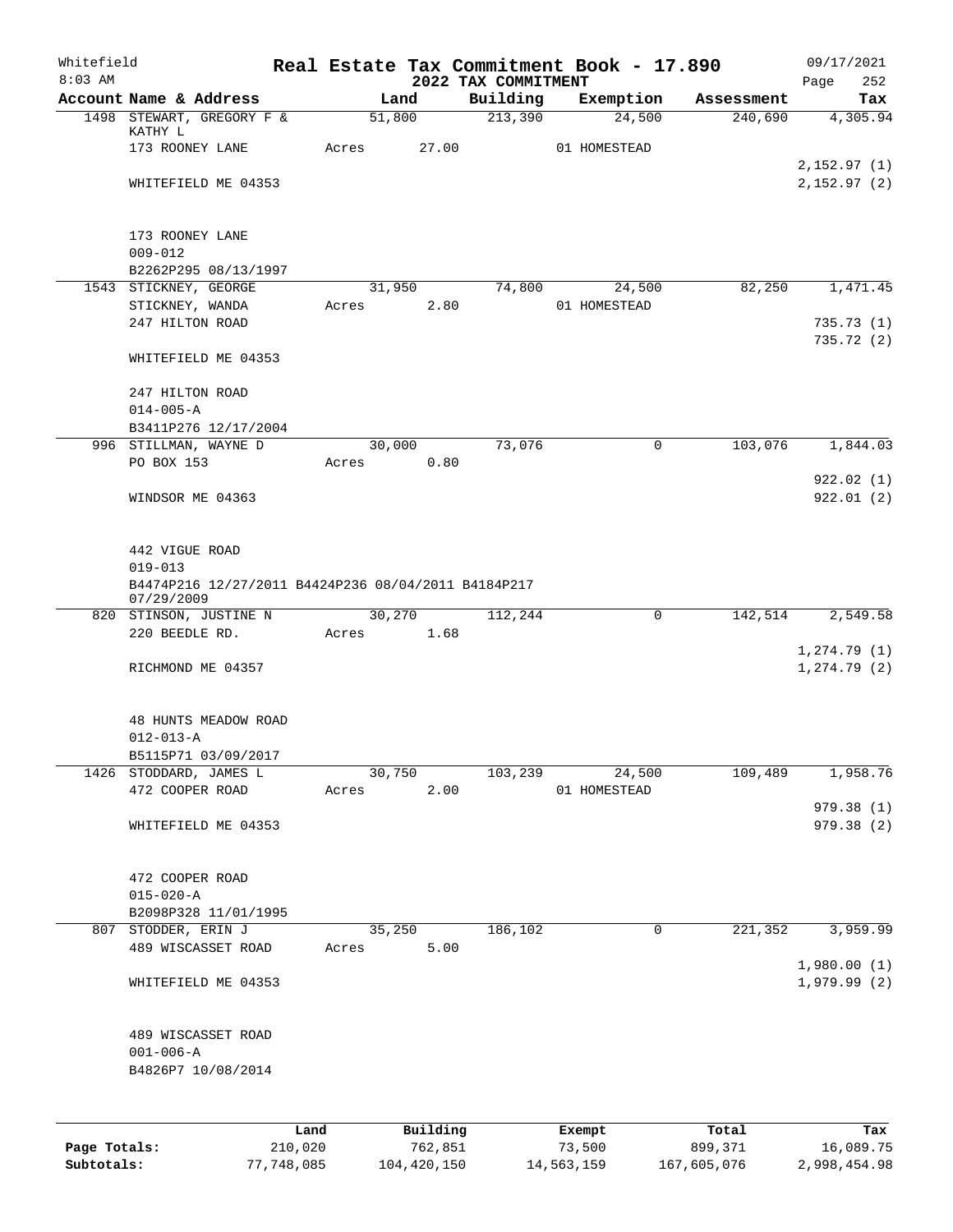# Real Estate Tax Commitment Book - 17.890

Whitefield
8:03 AM

## 2022 TAX COMMITMENT

09/17/2021

| Account Name & Address | Land | Building | Exemption | Assessment | Tax |
|---|---|---|---|---|---|
| 1498 STEWART, GREGORY F & KATHY L | 51,800 | 213,390 | 24,500 | 240,690 | 4,305.94 |
| 173 ROONEY LANE | Acres 27.00 | | 01 HOMESTEAD | | |
| | | | | | 2,152.97 (1) |
| WHITEFIELD ME 04353 | | | | | 2,152.97 (2) |
| 173 ROONEY LANE | | | | | |
| 009-012 | | | | | |
| B2262P295 08/13/1997 | | | | | |
| 1543 STICKNEY, GEORGE | 31,950 | 74,800 | 24,500 | 82,250 | 1,471.45 |
| STICKNEY, WANDA | Acres 2.80 | | 01 HOMESTEAD | | |
| 247 HILTON ROAD | | | | | 735.73 (1) |
| | | | | | 735.72 (2) |
| WHITEFIELD ME 04353 | | | | | |
| 247 HILTON ROAD | | | | | |
| 014-005-A | | | | | |
| B3411P276 12/17/2004 | | | | | |
| 996 STILLMAN, WAYNE D | 30,000 | 73,076 | 0 | 103,076 | 1,844.03 |
| PO BOX 153 | Acres 0.80 | | | | |
| | | | | | 922.02 (1) |
| WINDSOR ME 04363 | | | | | 922.01 (2) |
| 442 VIGUE ROAD | | | | | |
| 019-013 | | | | | |
| B4474P216 12/27/2011 B4424P236 08/04/2011 B4184P217 07/29/2009 | | | | | |
| 820 STINSON, JUSTINE N | 30,270 | 112,244 | 0 | 142,514 | 2,549.58 |
| 220 BEEDLE RD. | Acres 1.68 | | | | |
| | | | | | 1,274.79 (1) |
| RICHMOND ME 04357 | | | | | 1,274.79 (2) |
| 48 HUNTS MEADOW ROAD | | | | | |
| 012-013-A | | | | | |
| B5115P71 03/09/2017 | | | | | |
| 1426 STODDARD, JAMES L | 30,750 | 103,239 | 24,500 | 109,489 | 1,958.76 |
| 472 COOPER ROAD | Acres 2.00 | | 01 HOMESTEAD | | |
| | | | | | 979.38 (1) |
| WHITEFIELD ME 04353 | | | | | 979.38 (2) |
| 472 COOPER ROAD | | | | | |
| 015-020-A | | | | | |
| B2098P328 11/01/1995 | | | | | |
| 807 STODDER, ERIN J | 35,250 | 186,102 | 0 | 221,352 | 3,959.99 |
| 489 WISCASSET ROAD | Acres 5.00 | | | | |
| | | | | | 1,980.00 (1) |
| WHITEFIELD ME 04353 | | | | | 1,979.99 (2) |
| 489 WISCASSET ROAD | | | | | |
| 001-006-A | | | | | |
| B4826P7 10/08/2014 | | | | | |

| | Land | Building | Exempt | Total | Tax |
|---|---|---|---|---|---|
| Page Totals: | 210,020 | 762,851 | 73,500 | 899,371 | 16,089.75 |
| Subtotals: | 77,748,085 | 104,420,150 | 14,563,159 | 167,605,076 | 2,998,454.98 |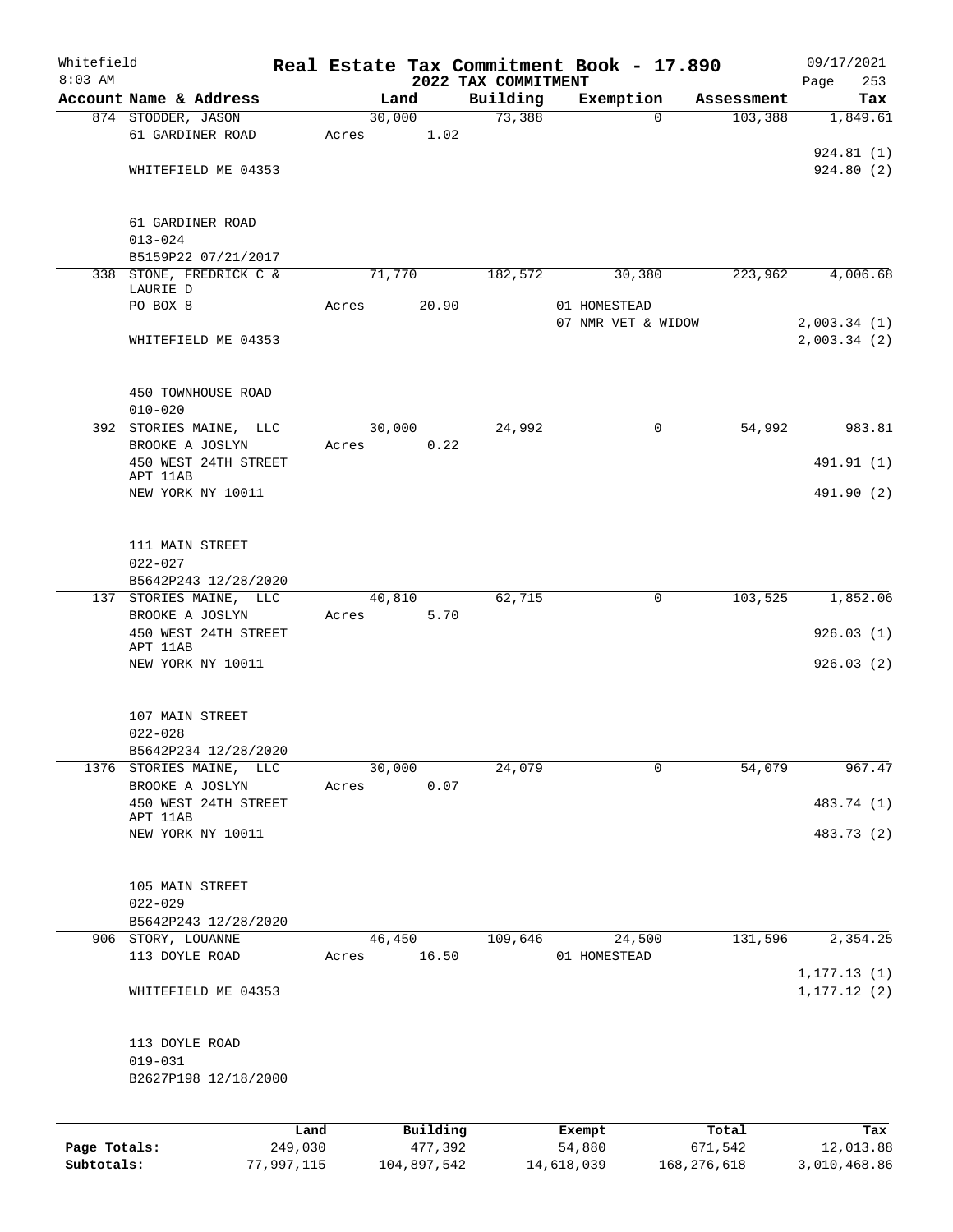Whitefield
8:03 AM

# Real Estate Tax Commitment Book - 17.890
## 2022 TAX COMMITMENT

09/17/2021

| Account Name & Address | Land | Building | Exemption | Assessment | Tax |
|---|---|---|---|---|---|
| 874 STODDER, JASON | 30,000 | 73,388 | 0 | 103,388 | 1,849.61 |
| 61 GARDINER ROAD | Acres 1.02 | | | | |
| | | | | | 924.81 (1) |
| WHITEFIELD ME 04353 | | | | | 924.80 (2) |
| 61 GARDINER ROAD | | | | | |
| 013-024 | | | | | |
| B5159P22 07/21/2017 | | | | | |
| 338 STONE, FREDRICK C & LAURIE D | 71,770 | 182,572 | 30,380 | 223,962 | 4,006.68 |
| PO BOX 8 | Acres 20.90 | | 01 HOMESTEAD | | |
| | | | 07 NMR VET & WIDOW | | 2,003.34 (1) |
| WHITEFIELD ME 04353 | | | | | 2,003.34 (2) |
| 450 TOWNHOUSE ROAD | | | | | |
| 010-020 | | | | | |
| 392 STORIES MAINE, LLC | 30,000 | 24,992 | 0 | 54,992 | 983.81 |
| BROOKE A JOSLYN | Acres 0.22 | | | | |
| 450 WEST 24TH STREET APT 11AB | | | | | 491.91 (1) |
| NEW YORK NY 10011 | | | | | 491.90 (2) |
| 111 MAIN STREET | | | | | |
| 022-027 | | | | | |
| B5642P243 12/28/2020 | | | | | |
| 137 STORIES MAINE, LLC | 40,810 | 62,715 | 0 | 103,525 | 1,852.06 |
| BROOKE A JOSLYN | Acres 5.70 | | | | |
| 450 WEST 24TH STREET APT 11AB | | | | | 926.03 (1) |
| NEW YORK NY 10011 | | | | | 926.03 (2) |
| 107 MAIN STREET | | | | | |
| 022-028 | | | | | |
| B5642P234 12/28/2020 | | | | | |
| 1376 STORIES MAINE, LLC | 30,000 | 24,079 | 0 | 54,079 | 967.47 |
| BROOKE A JOSLYN | Acres 0.07 | | | | |
| 450 WEST 24TH STREET APT 11AB | | | | | 483.74 (1) |
| NEW YORK NY 10011 | | | | | 483.73 (2) |
| 105 MAIN STREET | | | | | |
| 022-029 | | | | | |
| B5642P243 12/28/2020 | | | | | |
| 906 STORY, LOUANNE | 46,450 | 109,646 | 24,500 | 131,596 | 2,354.25 |
| 113 DOYLE ROAD | Acres 16.50 | | 01 HOMESTEAD | | |
| | | | | | 1,177.13 (1) |
| WHITEFIELD ME 04353 | | | | | 1,177.12 (2) |
| 113 DOYLE ROAD | | | | | |
| 019-031 | | | | | |
| B2627P198 12/18/2000 | | | | | |

| | Land | Building | Exempt | Total | Tax |
|---|---|---|---|---|---|
| Page Totals: | 249,030 | 477,392 | 54,880 | 671,542 | 12,013.88 |
| Subtotals: | 77,997,115 | 104,897,542 | 14,618,039 | 168,276,618 | 3,010,468.86 |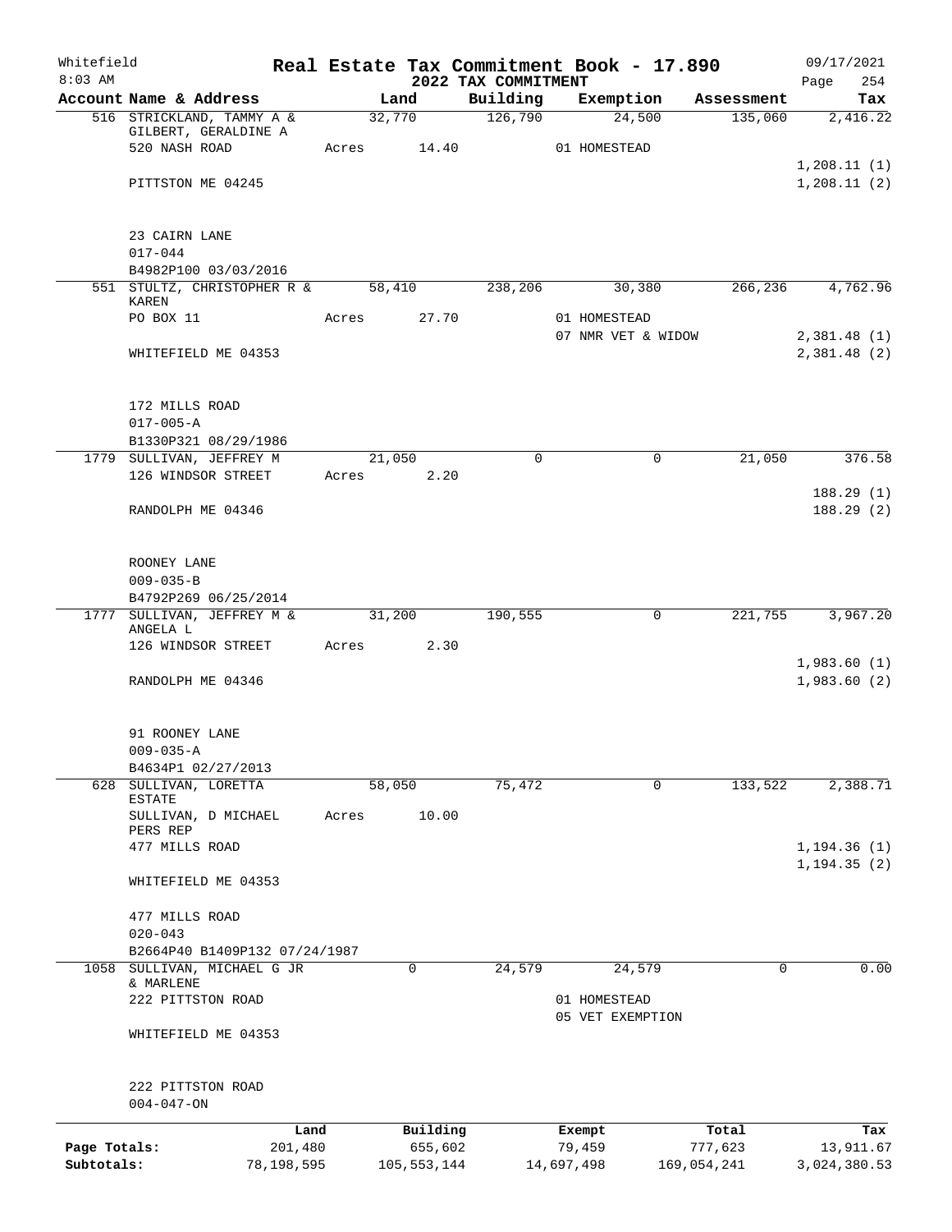Whitefield
8:03 AM

# Real Estate Tax Commitment Book - 17.890
## 2022 TAX COMMITMENT

09/17/2021
Page 254

| Account Name & Address | Land | Building | Exemption | Assessment | Tax |
|---|---|---|---|---|---|
| 516 STRICKLAND, TAMMY A & GILBERT, GERALDINE A | 32,770 | 126,790 | 24,500 | 135,060 | 2,416.22 |
| 520 NASH ROAD | Acres 14.40 | | 01 HOMESTEAD | | |
| PITTSTON ME 04245 | | | | | 1,208.11 (1) |
| | | | | | 1,208.11 (2) |
| 23 CAIRN LANE | | | | | |
| 017-044 | | | | | |
| B4982P100 03/03/2016 | | | | | |
| 551 STULTZ, CHRISTOPHER R & KAREN | 58,410 | 238,206 | 30,380 | 266,236 | 4,762.96 |
| PO BOX 11 | Acres 27.70 | | 01 HOMESTEAD | | |
| | | | 07 NMR VET & WIDOW | | 2,381.48 (1) |
| WHITEFIELD ME 04353 | | | | | 2,381.48 (2) |
| 172 MILLS ROAD | | | | | |
| 017-005-A | | | | | |
| B1330P321 08/29/1986 | | | | | |
| 1779 SULLIVAN, JEFFREY M | 21,050 | 0 | 0 | 21,050 | 376.58 |
| 126 WINDSOR STREET | Acres 2.20 | | | | |
| | | | | | 188.29 (1) |
| RANDOLPH ME 04346 | | | | | 188.29 (2) |
| ROONEY LANE | | | | | |
| 009-035-B | | | | | |
| B4792P269 06/25/2014 | | | | | |
| 1777 SULLIVAN, JEFFREY M & ANGELA L | 31,200 | 190,555 | 0 | 221,755 | 3,967.20 |
| 126 WINDSOR STREET | Acres 2.30 | | | | |
| | | | | | 1,983.60 (1) |
| RANDOLPH ME 04346 | | | | | 1,983.60 (2) |
| 91 ROONEY LANE | | | | | |
| 009-035-A | | | | | |
| B4634P1 02/27/2013 | | | | | |
| 628 SULLIVAN, LORETTA ESTATE | 58,050 | 75,472 | 0 | 133,522 | 2,388.71 |
| SULLIVAN, D MICHAEL PERS REP | Acres 10.00 | | | | |
| 477 MILLS ROAD | | | | | 1,194.36 (1) |
| | | | | | 1,194.35 (2) |
| WHITEFIELD ME 04353 | | | | | |
| 477 MILLS ROAD | | | | | |
| 020-043 | | | | | |
| B2664P40 B1409P132 07/24/1987 | | | | | |
| 1058 SULLIVAN, MICHAEL G JR & MARLENE | 0 | 24,579 | 24,579 | 0 | 0.00 |
| 222 PITTSTON ROAD | | | 01 HOMESTEAD | | |
| | | | 05 VET EXEMPTION | | |
| WHITEFIELD ME 04353 | | | | | |
| 222 PITTSTON ROAD | | | | | |
| 004-047-ON | | | | | |

| | Land | Building | Exempt | Total | Tax |
|---|---|---|---|---|---|
| Page Totals: | 201,480 | 655,602 | 79,459 | 777,623 | 13,911.67 |
| Subtotals: | 78,198,595 | 105,553,144 | 14,697,498 | 169,054,241 | 3,024,380.53 |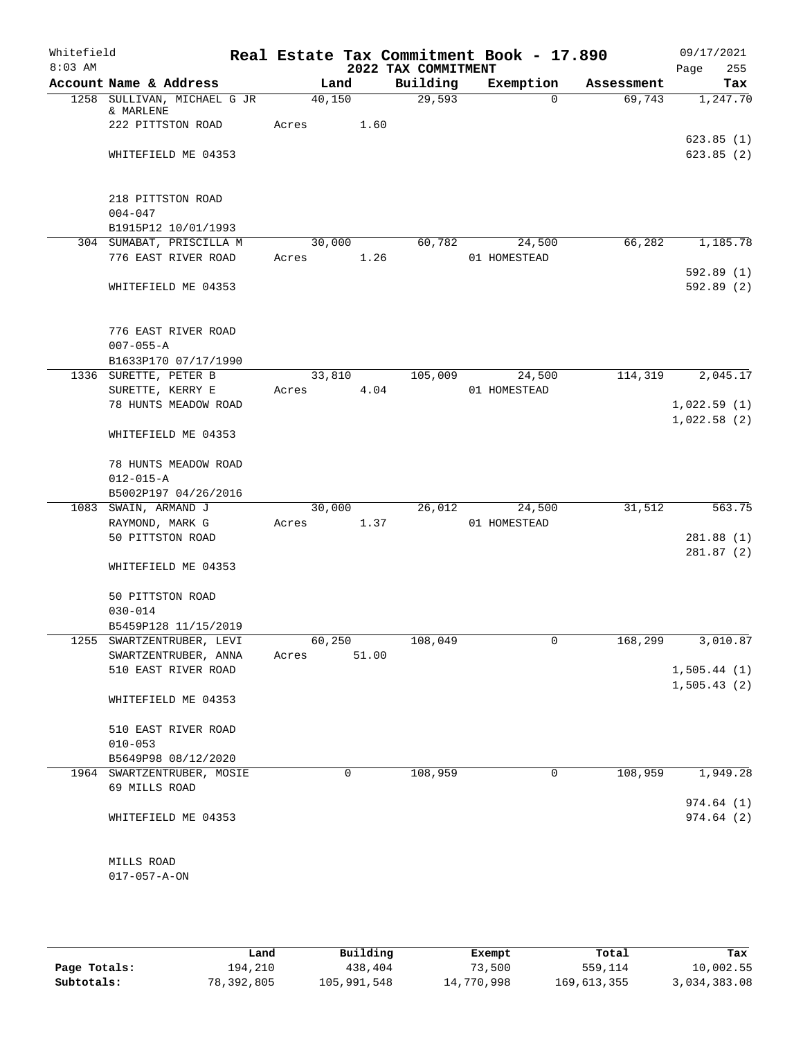Whitefield 8:03 AM

# Real Estate Tax Commitment Book - 17.890

## 2022 TAX COMMITMENT

09/17/2021

| Account Name & Address | Land | Building | Exemption | Assessment | Tax |
|---|---|---|---|---|---|
| 1258 SULLIVAN, MICHAEL G JR & MARLENE | 40,150 | 29,593 | 0 | 69,743 | 1,247.70 |
| 222 PITTSTON ROAD | Acres 1.60 | | | | |
| | | | | | 623.85 (1) |
| WHITEFIELD ME 04353 | | | | | 623.85 (2) |
| 218 PITTSTON ROAD | | | | | |
| 004-047 | | | | | |
| B1915P12 10/01/1993 | | | | | |
| 304 SUMABAT, PRISCILLA M | 30,000 | 60,782 | 24,500 | 66,282 | 1,185.78 |
| 776 EAST RIVER ROAD | Acres 1.26 | | 01 HOMESTEAD | | |
| | | | | | 592.89 (1) |
| WHITEFIELD ME 04353 | | | | | 592.89 (2) |
| 776 EAST RIVER ROAD | | | | | |
| 007-055-A | | | | | |
| B1633P170 07/17/1990 | | | | | |
| 1336 SURETTE, PETER B | 33,810 | 105,009 | 24,500 | 114,319 | 2,045.17 |
| SURETTE, KERRY E | Acres 4.04 | | 01 HOMESTEAD | | |
| 78 HUNTS MEADOW ROAD | | | | | 1,022.59 (1) |
| | | | | | 1,022.58 (2) |
| WHITEFIELD ME 04353 | | | | | |
| 78 HUNTS MEADOW ROAD | | | | | |
| 012-015-A | | | | | |
| B5002P197 04/26/2016 | | | | | |
| 1083 SWAIN, ARMAND J | 30,000 | 26,012 | 24,500 | 31,512 | 563.75 |
| RAYMOND, MARK G | Acres 1.37 | | 01 HOMESTEAD | | |
| 50 PITTSTON ROAD | | | | | 281.88 (1) |
| | | | | | 281.87 (2) |
| WHITEFIELD ME 04353 | | | | | |
| 50 PITTSTON ROAD | | | | | |
| 030-014 | | | | | |
| B5459P128 11/15/2019 | | | | | |
| 1255 SWARTZENTRUBER, LEVI | 60,250 | 108,049 | 0 | 168,299 | 3,010.87 |
| SWARTZENTRUBER, ANNA | Acres 51.00 | | | | |
| 510 EAST RIVER ROAD | | | | | 1,505.44 (1) |
| | | | | | 1,505.43 (2) |
| WHITEFIELD ME 04353 | | | | | |
| 510 EAST RIVER ROAD | | | | | |
| 010-053 | | | | | |
| B5649P98 08/12/2020 | | | | | |
| 1964 SWARTZENTRUBER, MOSIE | 0 | 108,959 | 0 | 108,959 | 1,949.28 |
| 69 MILLS ROAD | | | | | |
| | | | | | 974.64 (1) |
| WHITEFIELD ME 04353 | | | | | 974.64 (2) |
| MILLS ROAD | | | | | |
| 017-057-A-ON | | | | | |

| | Land | Building | Exempt | Total | Tax |
|---|---|---|---|---|---|
| Page Totals: | 194,210 | 438,404 | 73,500 | 559,114 | 10,002.55 |
| Subtotals: | 78,392,805 | 105,991,548 | 14,770,998 | 169,613,355 | 3,034,383.08 |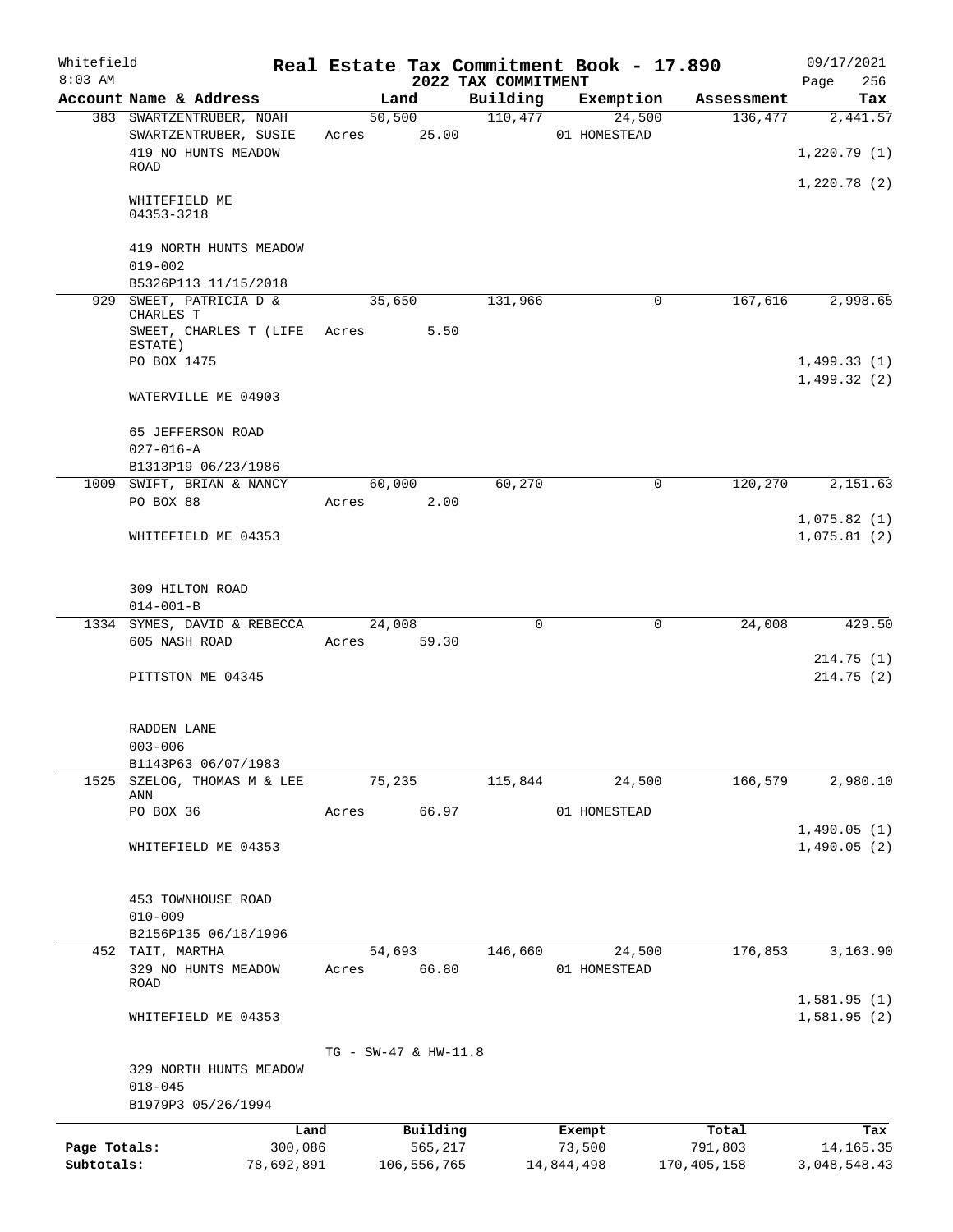Whitefield
8:03 AM

# Real Estate Tax Commitment Book - 17.890
## 2022 TAX COMMITMENT

09/17/2021
Page 256

| Account Name & Address | Land | Building | Exemption | Assessment | Tax |
|---|---|---|---|---|---|
| 383 SWARTZENTRUBER, NOAH | 50,500 | 110,477 | 24,500 | 136,477 | 2,441.57 |
| SWARTZENTRUBER, SUSIE | Acres 25.00 | | 01 HOMESTEAD | | |
| 419 NO HUNTS MEADOW ROAD | | | | | 1,220.79 (1) |
| | | | | | 1,220.78 (2) |
| WHITEFIELD ME 04353-3218 | | | | | |
| 419 NORTH HUNTS MEADOW | | | | | |
| 019-002 | | | | | |
| B5326P113 11/15/2018 | | | | | |
| 929 SWEET, PATRICIA D & CHARLES T | 35,650 | 131,966 | 0 | 167,616 | 2,998.65 |
| SWEET, CHARLES T (LIFE ESTATE) | Acres 5.50 | | | | |
| PO BOX 1475 | | | | | 1,499.33 (1) |
| | | | | | 1,499.32 (2) |
| WATERVILLE ME 04903 | | | | | |
| 65 JEFFERSON ROAD | | | | | |
| 027-016-A | | | | | |
| B1313P19 06/23/1986 | | | | | |
| 1009 SWIFT, BRIAN & NANCY | 60,000 | 60,270 | 0 | 120,270 | 2,151.63 |
| PO BOX 88 | Acres 2.00 | | | | |
| | | | | | 1,075.82 (1) |
| WHITEFIELD ME 04353 | | | | | 1,075.81 (2) |
| 309 HILTON ROAD | | | | | |
| 014-001-B | | | | | |
| 1334 SYMES, DAVID & REBECCA | 24,008 | 0 | 0 | 24,008 | 429.50 |
| 605 NASH ROAD | Acres 59.30 | | | | |
| | | | | | 214.75 (1) |
| PITTSTON ME 04345 | | | | | 214.75 (2) |
| RADDEN LANE | | | | | |
| 003-006 | | | | | |
| B1143P63 06/07/1983 | | | | | |
| 1525 SZELOG, THOMAS M & LEE ANN | 75,235 | 115,844 | 24,500 | 166,579 | 2,980.10 |
| PO BOX 36 | Acres 66.97 | | 01 HOMESTEAD | | |
| | | | | | 1,490.05 (1) |
| WHITEFIELD ME 04353 | | | | | 1,490.05 (2) |
| 453 TOWNHOUSE ROAD | | | | | |
| 010-009 | | | | | |
| B2156P135 06/18/1996 | | | | | |
| 452 TAIT, MARTHA | 54,693 | 146,660 | 24,500 | 176,853 | 3,163.90 |
| 329 NO HUNTS MEADOW ROAD | Acres 66.80 | | 01 HOMESTEAD | | |
| | | | | | 1,581.95 (1) |
| WHITEFIELD ME 04353 | | | | | 1,581.95 (2) |
| | TG - SW-47 & HW-11.8 | | | | |
| 329 NORTH HUNTS MEADOW | | | | | |
| 018-045 | | | | | |
| B1979P3 05/26/1994 | | | | | |

| | Land | Building | Exempt | Total | Tax |
|---|---|---|---|---|---|
| Page Totals: | 300,086 | 565,217 | 73,500 | 791,803 | 14,165.35 |
| Subtotals: | 78,692,891 | 106,556,765 | 14,844,498 | 170,405,158 | 3,048,548.43 |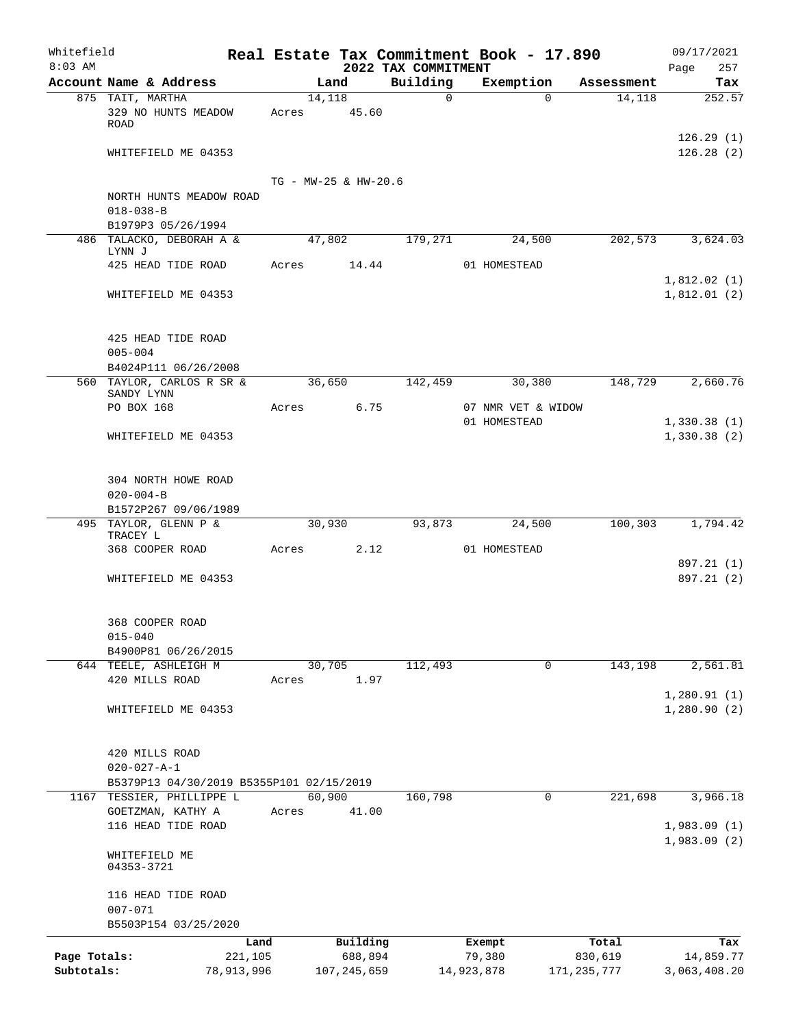Whitefield
8:03 AM

# Real Estate Tax Commitment Book - 17.890

## 2022 TAX COMMITMENT

09/17/2021
Page 257

| Account Name & Address | Land | Building | Exemption | Assessment | Tax |
|---|---|---|---|---|---|
| 875 TAIT, MARTHA | 14,118 | 0 | 0 | 14,118 | 252.57 |
| 329 NO HUNTS MEADOW ROAD | Acres 45.60 | | | | |
| | | | | | 126.29 (1) |
| WHITEFIELD ME 04353 | | | | | 126.28 (2) |
| | TG - MW-25 & HW-20.6 | | | | |
| NORTH HUNTS MEADOW ROAD | | | | | |
| 018-038-B | | | | | |
| B1979P3 05/26/1994 | | | | | |
| 486 TALACKO, DEBORAH A & LYNN J | 47,802 | 179,271 | 24,500 | 202,573 | 3,624.03 |
| 425 HEAD TIDE ROAD | Acres 14.44 | | 01 HOMESTEAD | | |
| | | | | | 1,812.02 (1) |
| WHITEFIELD ME 04353 | | | | | 1,812.01 (2) |
| 425 HEAD TIDE ROAD | | | | | |
| 005-004 | | | | | |
| B4024P111 06/26/2008 | | | | | |
| 560 TAYLOR, CARLOS R SR & SANDY LYNN | 36,650 | 142,459 | 30,380 | 148,729 | 2,660.76 |
| PO BOX 168 | Acres 6.75 | | 07 NMR VET & WIDOW | | |
| | | | 01 HOMESTEAD | | 1,330.38 (1) |
| WHITEFIELD ME 04353 | | | | | 1,330.38 (2) |
| 304 NORTH HOWE ROAD | | | | | |
| 020-004-B | | | | | |
| B1572P267 09/06/1989 | | | | | |
| 495 TAYLOR, GLENN P & TRACEY L | 30,930 | 93,873 | 24,500 | 100,303 | 1,794.42 |
| 368 COOPER ROAD | Acres 2.12 | | 01 HOMESTEAD | | |
| | | | | | 897.21 (1) |
| WHITEFIELD ME 04353 | | | | | 897.21 (2) |
| 368 COOPER ROAD | | | | | |
| 015-040 | | | | | |
| B4900P81 06/26/2015 | | | | | |
| 644 TEELE, ASHLEIGH M | 30,705 | 112,493 | 0 | 143,198 | 2,561.81 |
| 420 MILLS ROAD | Acres 1.97 | | | | |
| | | | | | 1,280.91 (1) |
| WHITEFIELD ME 04353 | | | | | 1,280.90 (2) |
| 420 MILLS ROAD | | | | | |
| 020-027-A-1 | | | | | |
| B5379P13 04/30/2019 B5355P101 02/15/2019 | | | | | |
| 1167 TESSIER, PHILLIPPE L | 60,900 | 160,798 | 0 | 221,698 | 3,966.18 |
| GOETZMAN, KATHY A | Acres 41.00 | | | | |
| 116 HEAD TIDE ROAD | | | | | 1,983.09 (1) |
| | | | | | 1,983.09 (2) |
| WHITEFIELD ME 04353-3721 | | | | | |
| 116 HEAD TIDE ROAD | | | | | |
| 007-071 | | | | | |
| B5503P154 03/25/2020 | | | | | |

| | Land | Building | Exempt | Total | Tax |
|---|---|---|---|---|---|
| Page Totals: | 221,105 | 688,894 | 79,380 | 830,619 | 14,859.77 |
| Subtotals: | 78,913,996 | 107,245,659 | 14,923,878 | 171,235,777 | 3,063,408.20 |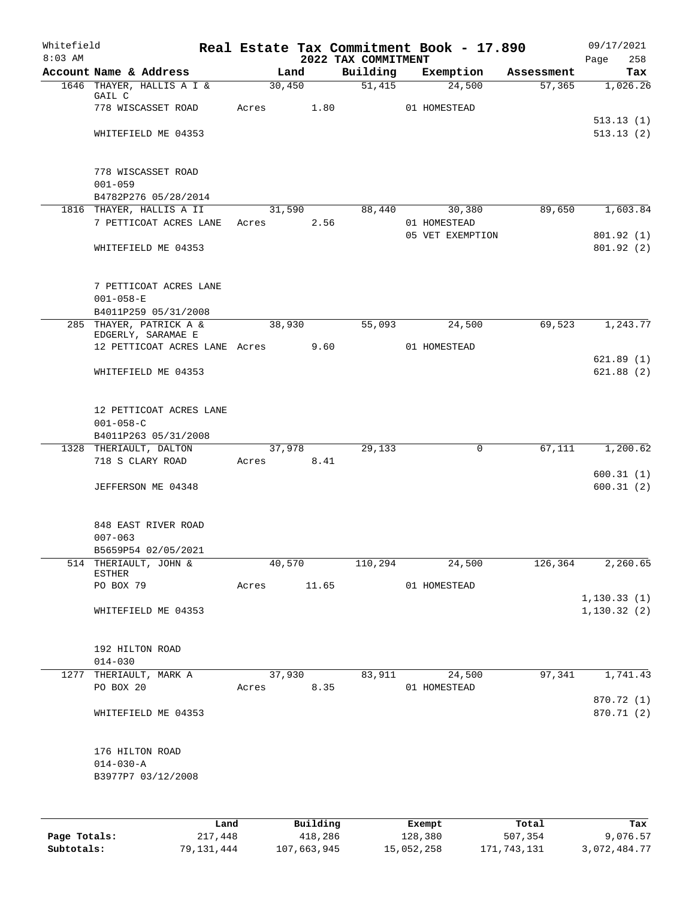Whitefield
8:03 AM

# Real Estate Tax Commitment Book - 17.890
## 2022 TAX COMMITMENT

09/17/2021

| Account Name & Address | Land | Building | Exemption | Assessment | Tax |
|---|---|---|---|---|---|
| 1646 THAYER, HALLIS A I & GAIL C | 30,450 | 51,415 | 24,500 | 57,365 | 1,026.26 |
| 778 WISCASSET ROAD | Acres 1.80 | | 01 HOMESTEAD | | |
| | | | | | 513.13 (1) |
| WHITEFIELD ME 04353 | | | | | 513.13 (2) |
| 778 WISCASSET ROAD | | | | | |
| 001-059 | | | | | |
| B4782P276 05/28/2014 | | | | | |
| 1816 THAYER, HALLIS A II | 31,590 | 88,440 | 30,380 | 89,650 | 1,603.84 |
| 7 PETTICOAT ACRES LANE | Acres 2.56 | | 01 HOMESTEAD | | |
| | | | 05 VET EXEMPTION | | 801.92 (1) |
| WHITEFIELD ME 04353 | | | | | 801.92 (2) |
| 7 PETTICOAT ACRES LANE | | | | | |
| 001-058-E | | | | | |
| B4011P259 05/31/2008 | | | | | |
| 285 THAYER, PATRICK A & EDGERLY, SARAMAE E | 38,930 | 55,093 | 24,500 | 69,523 | 1,243.77 |
| 12 PETTICOAT ACRES LANE | Acres 9.60 | | 01 HOMESTEAD | | |
| | | | | | 621.89 (1) |
| WHITEFIELD ME 04353 | | | | | 621.88 (2) |
| 12 PETTICOAT ACRES LANE | | | | | |
| 001-058-C | | | | | |
| B4011P263 05/31/2008 | | | | | |
| 1328 THERIAULT, DALTON | 37,978 | 29,133 | 0 | 67,111 | 1,200.62 |
| 718 S CLARY ROAD | Acres 8.41 | | | | |
| | | | | | 600.31 (1) |
| JEFFERSON ME 04348 | | | | | 600.31 (2) |
| 848 EAST RIVER ROAD | | | | | |
| 007-063 | | | | | |
| B5659P54 02/05/2021 | | | | | |
| 514 THERIAULT, JOHN & ESTHER | 40,570 | 110,294 | 24,500 | 126,364 | 2,260.65 |
| PO BOX 79 | Acres 11.65 | | 01 HOMESTEAD | | |
| | | | | | 1,130.33 (1) |
| WHITEFIELD ME 04353 | | | | | 1,130.32 (2) |
| 192 HILTON ROAD | | | | | |
| 014-030 | | | | | |
| 1277 THERIAULT, MARK A | 37,930 | 83,911 | 24,500 | 97,341 | 1,741.43 |
| PO BOX 20 | Acres 8.35 | | 01 HOMESTEAD | | |
| | | | | | 870.72 (1) |
| WHITEFIELD ME 04353 | | | | | 870.71 (2) |
| 176 HILTON ROAD | | | | | |
| 014-030-A | | | | | |
| B3977P7 03/12/2008 | | | | | |

| | Land | Building | Exempt | Total | Tax |
|---|---|---|---|---|---|
| Page Totals: | 217,448 | 418,286 | 128,380 | 507,354 | 9,076.57 |
| Subtotals: | 79,131,444 | 107,663,945 | 15,052,258 | 171,743,131 | 3,072,484.77 |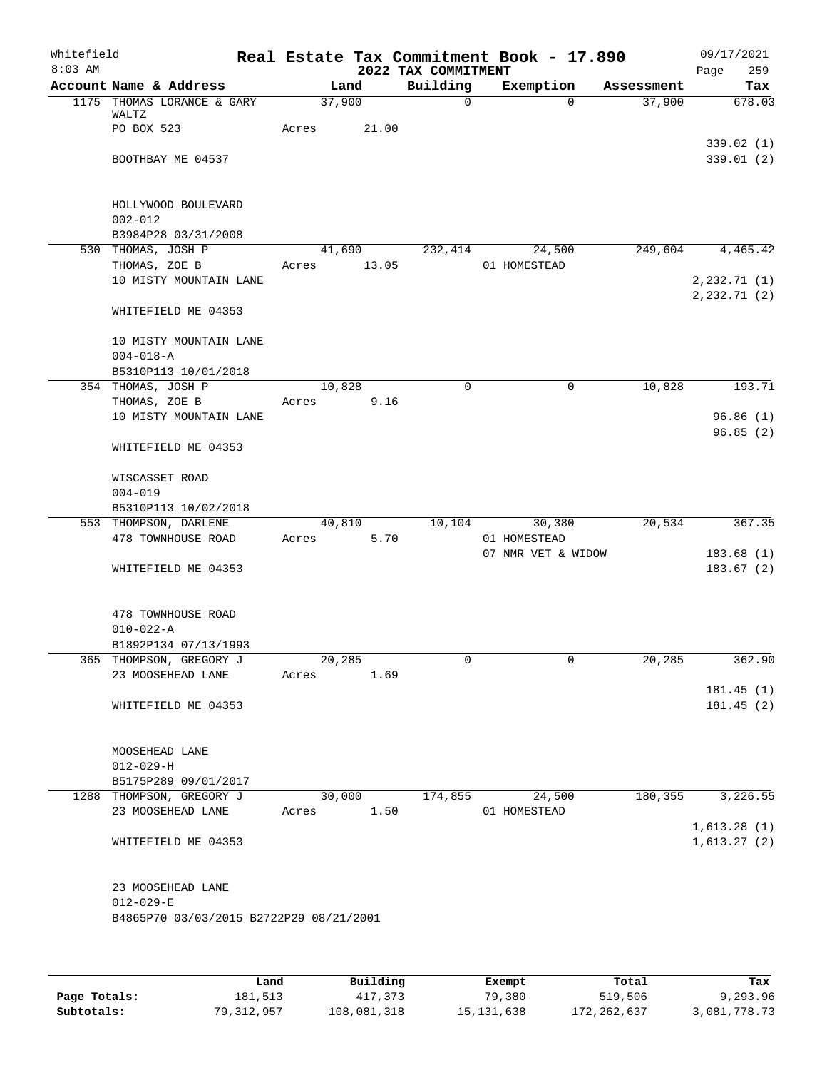Whitefield 8:03 AM

# Real Estate Tax Commitment Book - 17.890

## 2022 TAX COMMITMENT

09/17/2021 Page 259

| Account | Name & Address | Land | Building | Exemption | Assessment | Tax |
|---|---|---|---|---|---|---|
| 1175 | THOMAS LORANCE & GARY WALTZ<br>PO BOX 523<br><br>BOOTHBAY ME 04537<br><br>HOLLYWOOD BOULEVARD<br>002-012<br>B3984P28 03/31/2008 | 37,900<br>Acres 21.00 | 0 | 0 | 37,900 | 678.03<br><br>339.02 (1)<br>339.01 (2) |
| 530 | THOMAS, JOSH P<br>THOMAS, ZOE B<br>10 MISTY MOUNTAIN LANE<br><br>WHITEFIELD ME 04353<br><br>10 MISTY MOUNTAIN LANE<br>004-018-A<br>B5310P113 10/01/2018 | 41,690<br>Acres 13.05 | 232,414 | 24,500<br>01 HOMESTEAD | 249,604 | 4,465.42<br><br>2,232.71 (1)<br>2,232.71 (2) |
| 354 | THOMAS, JOSH P<br>THOMAS, ZOE B<br>10 MISTY MOUNTAIN LANE<br><br>WHITEFIELD ME 04353<br><br>WISCASSET ROAD<br>004-019<br>B5310P113 10/02/2018 | 10,828<br>Acres 9.16 | 0 | 0 | 10,828 | 193.71<br><br>96.86 (1)<br>96.85 (2) |
| 553 | THOMPSON, DARLENE<br>478 TOWNHOUSE ROAD<br><br>WHITEFIELD ME 04353<br><br>478 TOWNHOUSE ROAD<br>010-022-A<br>B1892P134 07/13/1993 | 40,810<br>Acres 5.70 | 10,104 | 30,380<br>01 HOMESTEAD<br>07 NMR VET & WIDOW | 20,534 | 367.35<br><br>183.68 (1)<br>183.67 (2) |
| 365 | THOMPSON, GREGORY J<br>23 MOOSEHEAD LANE<br><br>WHITEFIELD ME 04353<br><br>MOOSEHEAD LANE<br>012-029-H<br>B5175P289 09/01/2017 | 20,285<br>Acres 1.69 | 0 | 0 | 20,285 | 362.90<br><br>181.45 (1)<br>181.45 (2) |
| 1288 | THOMPSON, GREGORY J<br>23 MOOSEHEAD LANE<br><br>WHITEFIELD ME 04353<br><br>23 MOOSEHEAD LANE<br>012-029-E<br>B4865P70 03/03/2015 B2722P29 08/21/2001 | 30,000<br>Acres 1.50 | 174,855 | 24,500<br>01 HOMESTEAD | 180,355 | 3,226.55<br><br>1,613.28 (1)<br>1,613.27 (2) |

| | Land | Building | Exempt | Total | Tax |
|---|---|---|---|---|---|
| Page Totals: | 181,513 | 417,373 | 79,380 | 519,506 | 9,293.96 |
| Subtotals: | 79,312,957 | 108,081,318 | 15,131,638 | 172,262,637 | 3,081,778.73 |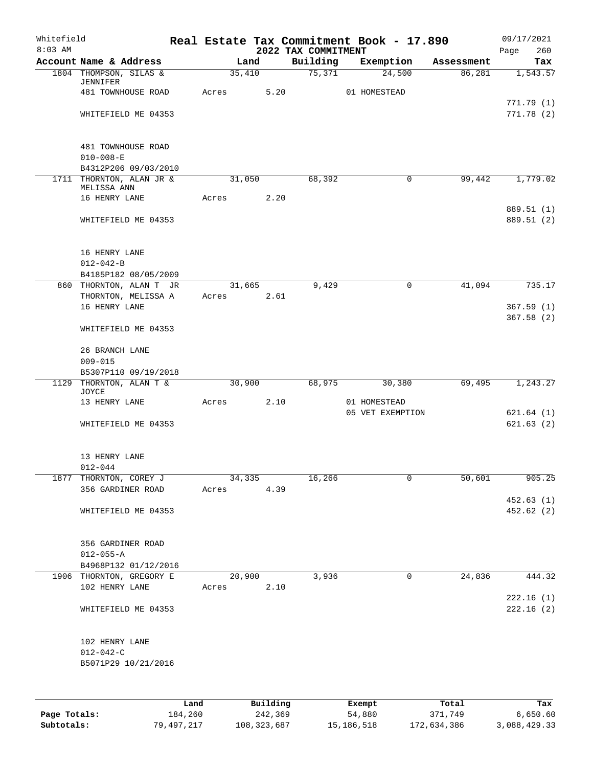Whitefield 8:03 AM

# Real Estate Tax Commitment Book - 17.890

## 2022 TAX COMMITMENT

09/17/2021 Page 260

| Account Name & Address | Land | Building | Exemption | Assessment | Tax |
|---|---|---|---|---|---|
| 1804 THOMPSON, SILAS & JENNIFER | 35,410 | 75,371 | 24,500 | 86,281 | 1,543.57 |
| 481 TOWNHOUSE ROAD | Acres 5.20 | | 01 HOMESTEAD | | |
| | | | | | 771.79 (1) |
| WHITEFIELD ME 04353 | | | | | 771.78 (2) |
| 481 TOWNHOUSE ROAD | | | | | |
| 010-008-E | | | | | |
| B4312P206 09/03/2010 | | | | | |
| 1711 THORNTON, ALAN JR & MELISSA ANN | 31,050 | 68,392 | 0 | 99,442 | 1,779.02 |
| 16 HENRY LANE | Acres 2.20 | | | | |
| | | | | | 889.51 (1) |
| WHITEFIELD ME 04353 | | | | | 889.51 (2) |
| 16 HENRY LANE | | | | | |
| 012-042-B | | | | | |
| B4185P182 08/05/2009 | | | | | |
| 860 THORNTON, ALAN T JR | 31,665 | 9,429 | 0 | 41,094 | 735.17 |
| THORNTON, MELISSA A | Acres 2.61 | | | | |
| 16 HENRY LANE | | | | | 367.59 (1) |
| | | | | | 367.58 (2) |
| WHITEFIELD ME 04353 | | | | | |
| 26 BRANCH LANE | | | | | |
| 009-015 | | | | | |
| B5307P110 09/19/2018 | | | | | |
| 1129 THORNTON, ALAN T & JOYCE | 30,900 | 68,975 | 30,380 | 69,495 | 1,243.27 |
| 13 HENRY LANE | Acres 2.10 | | 01 HOMESTEAD | | |
| | | | 05 VET EXEMPTION | | 621.64 (1) |
| WHITEFIELD ME 04353 | | | | | 621.63 (2) |
| 13 HENRY LANE | | | | | |
| 012-044 | | | | | |
| 1877 THORNTON, COREY J | 34,335 | 16,266 | 0 | 50,601 | 905.25 |
| 356 GARDINER ROAD | Acres 4.39 | | | | |
| | | | | | 452.63 (1) |
| WHITEFIELD ME 04353 | | | | | 452.62 (2) |
| 356 GARDINER ROAD | | | | | |
| 012-055-A | | | | | |
| B4968P132 01/12/2016 | | | | | |
| 1906 THORNTON, GREGORY E | 20,900 | 3,936 | 0 | 24,836 | 444.32 |
| 102 HENRY LANE | Acres 2.10 | | | | |
| | | | | | 222.16 (1) |
| WHITEFIELD ME 04353 | | | | | 222.16 (2) |
| 102 HENRY LANE | | | | | |
| 012-042-C | | | | | |
| B5071P29 10/21/2016 | | | | | |

| | Land | Building | Exempt | Total | Tax |
|---|---|---|---|---|---|
| Page Totals: | 184,260 | 242,369 | 54,880 | 371,749 | 6,650.60 |
| Subtotals: | 79,497,217 | 108,323,687 | 15,186,518 | 172,634,386 | 3,088,429.33 |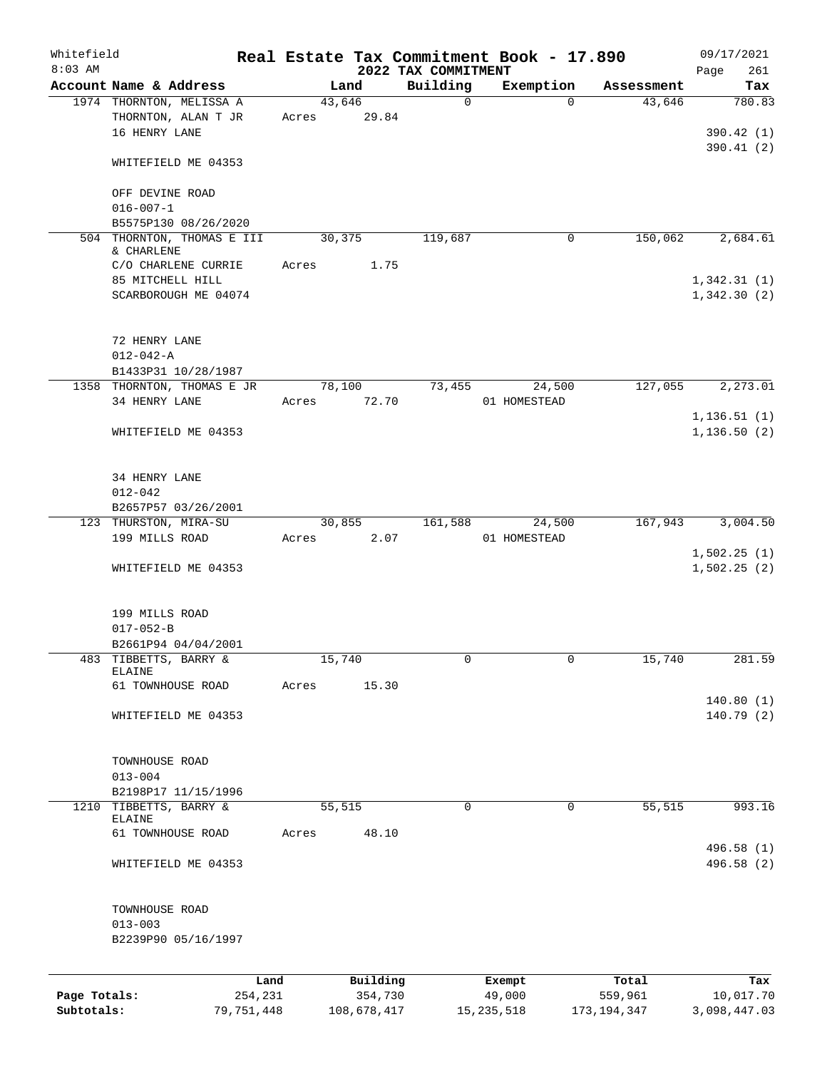Whitefield
8:03 AM

# Real Estate Tax Commitment Book - 17.890

## 2022 TAX COMMITMENT

09/17/2021
Page 261

| Account Name & Address | Land | Building | Exemption | Assessment | Tax |
|---|---|---|---|---|---|
| 1974 THORNTON, MELISSA A | 43,646 | 0 | 0 | 43,646 | 780.83 |
| THORNTON, ALAN T JR | Acres 29.84 | | | | |
| 16 HENRY LANE | | | | | 390.42 (1) |
| | | | | | 390.41 (2) |
| WHITEFIELD ME 04353 | | | | | |
| OFF DEVINE ROAD | | | | | |
| 016-007-1 | | | | | |
| B5575P130 08/26/2020 | | | | | |
| 504 THORNTON, THOMAS E III & CHARLENE | 30,375 | 119,687 | 0 | 150,062 | 2,684.61 |
| C/O CHARLENE CURRIE | Acres 1.75 | | | | |
| 85 MITCHELL HILL | | | | | 1,342.31 (1) |
| SCARBOROUGH ME 04074 | | | | | 1,342.30 (2) |
| 72 HENRY LANE | | | | | |
| 012-042-A | | | | | |
| B1433P31 10/28/1987 | | | | | |
| 1358 THORNTON, THOMAS E JR | 78,100 | 73,455 | 24,500 | 127,055 | 2,273.01 |
| 34 HENRY LANE | Acres 72.70 | | 01 HOMESTEAD | | |
| | | | | | 1,136.51 (1) |
| WHITEFIELD ME 04353 | | | | | 1,136.50 (2) |
| 34 HENRY LANE | | | | | |
| 012-042 | | | | | |
| B2657P57 03/26/2001 | | | | | |
| 123 THURSTON, MIRA-SU | 30,855 | 161,588 | 24,500 | 167,943 | 3,004.50 |
| 199 MILLS ROAD | Acres 2.07 | | 01 HOMESTEAD | | |
| | | | | | 1,502.25 (1) |
| WHITEFIELD ME 04353 | | | | | 1,502.25 (2) |
| 199 MILLS ROAD | | | | | |
| 017-052-B | | | | | |
| B2661P94 04/04/2001 | | | | | |
| 483 TIBBETTS, BARRY & ELAINE | 15,740 | 0 | 0 | 15,740 | 281.59 |
| 61 TOWNHOUSE ROAD | Acres 15.30 | | | | |
| | | | | | 140.80 (1) |
| WHITEFIELD ME 04353 | | | | | 140.79 (2) |
| TOWNHOUSE ROAD | | | | | |
| 013-004 | | | | | |
| B2198P17 11/15/1996 | | | | | |
| 1210 TIBBETTS, BARRY & ELAINE | 55,515 | 0 | 0 | 55,515 | 993.16 |
| 61 TOWNHOUSE ROAD | Acres 48.10 | | | | |
| | | | | | 496.58 (1) |
| WHITEFIELD ME 04353 | | | | | 496.58 (2) |
| TOWNHOUSE ROAD | | | | | |
| 013-003 | | | | | |
| B2239P90 05/16/1997 | | | | | |

| | Land | Building | Exempt | Total | Tax |
|---|---|---|---|---|---|
| Page Totals: | 254,231 | 354,730 | 49,000 | 559,961 | 10,017.70 |
| Subtotals: | 79,751,448 | 108,678,417 | 15,235,518 | 173,194,347 | 3,098,447.03 |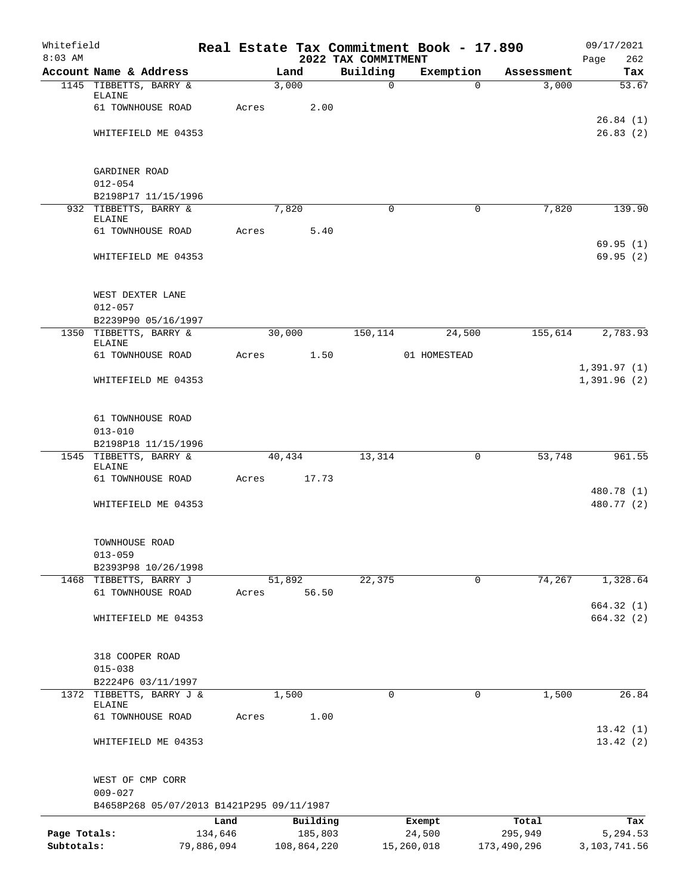Whitefield
8:03 AM

# Real Estate Tax Commitment Book - 17.890
## 2022 TAX COMMITMENT

09/17/2021

| Account Name & Address | Land | Building | Exemption | Assessment | Tax |
|---|---|---|---|---|---|
| 1145 TIBBETTS, BARRY & ELAINE | 3,000 | 0 | 0 | 3,000 | 53.67 |
| 61 TOWNHOUSE ROAD | Acres 2.00 | | | | |
| | | | | | 26.84 (1) |
| WHITEFIELD ME 04353 | | | | | 26.83 (2) |
| GARDINER ROAD | | | | | |
| 012-054 | | | | | |
| B2198P17 11/15/1996 | | | | | |
| 932 TIBBETTS, BARRY & ELAINE | 7,820 | 0 | 0 | 7,820 | 139.90 |
| 61 TOWNHOUSE ROAD | Acres 5.40 | | | | |
| | | | | | 69.95 (1) |
| WHITEFIELD ME 04353 | | | | | 69.95 (2) |
| WEST DEXTER LANE | | | | | |
| 012-057 | | | | | |
| B2239P90 05/16/1997 | | | | | |
| 1350 TIBBETTS, BARRY & ELAINE | 30,000 | 150,114 | 24,500 | 155,614 | 2,783.93 |
| 61 TOWNHOUSE ROAD | Acres 1.50 | | 01 HOMESTEAD | | |
| | | | | | 1,391.97 (1) |
| WHITEFIELD ME 04353 | | | | | 1,391.96 (2) |
| 61 TOWNHOUSE ROAD | | | | | |
| 013-010 | | | | | |
| B2198P18 11/15/1996 | | | | | |
| 1545 TIBBETTS, BARRY & ELAINE | 40,434 | 13,314 | 0 | 53,748 | 961.55 |
| 61 TOWNHOUSE ROAD | Acres 17.73 | | | | |
| | | | | | 480.78 (1) |
| WHITEFIELD ME 04353 | | | | | 480.77 (2) |
| TOWNHOUSE ROAD | | | | | |
| 013-059 | | | | | |
| B2393P98 10/26/1998 | | | | | |
| 1468 TIBBETTS, BARRY J | 51,892 | 22,375 | 0 | 74,267 | 1,328.64 |
| 61 TOWNHOUSE ROAD | Acres 56.50 | | | | |
| | | | | | 664.32 (1) |
| WHITEFIELD ME 04353 | | | | | 664.32 (2) |
| 318 COOPER ROAD | | | | | |
| 015-038 | | | | | |
| B2224P6 03/11/1997 | | | | | |
| 1372 TIBBETTS, BARRY J & ELAINE | 1,500 | 0 | 0 | 1,500 | 26.84 |
| 61 TOWNHOUSE ROAD | Acres 1.00 | | | | |
| | | | | | 13.42 (1) |
| WHITEFIELD ME 04353 | | | | | 13.42 (2) |
| WEST OF CMP CORR | | | | | |
| 009-027 | | | | | |
| B4658P268 05/07/2013 B1421P295 09/11/1987 | | | | | |

| | Land | Building | Exempt | Total | Tax |
|---|---|---|---|---|---|
| Page Totals: | 134,646 | 185,803 | 24,500 | 295,949 | 5,294.53 |
| Subtotals: | 79,886,094 | 108,864,220 | 15,260,018 | 173,490,296 | 3,103,741.56 |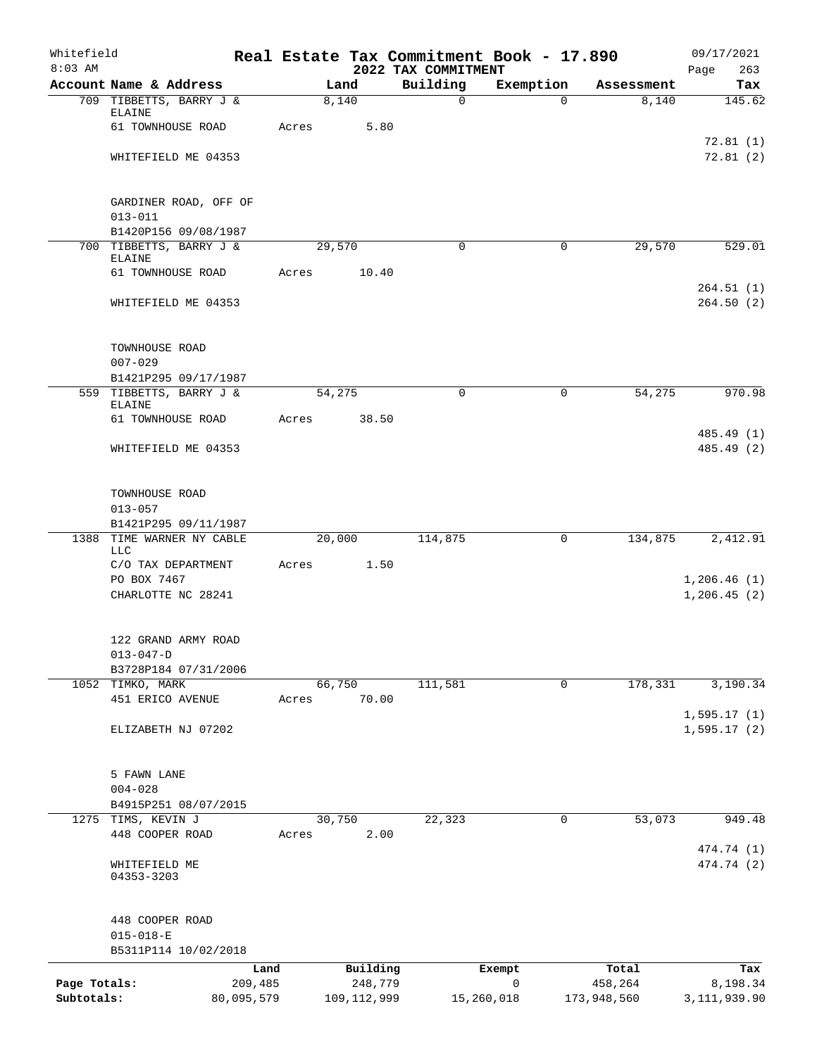Whitefield
8:03 AM

# Real Estate Tax Commitment Book - 17.890
## 2022 TAX COMMITMENT

09/17/2021

| Account | Name & Address | Land | Building | Exemption | Assessment | Tax |
|---|---|---|---|---|---|---|
| 709 | TIBBETTS, BARRY J & ELAINE<br>61 TOWNHOUSE ROAD<br><br>WHITEFIELD ME 04353<br><br>GARDINER ROAD, OFF OF<br>013-011<br>B1420P156 09/08/1987 | 8,140<br>Acres 5.80 | 0 | 0 | 8,140 | 145.62<br><br>72.81 (1)<br>72.81 (2) |
| 700 | TIBBETTS, BARRY J & ELAINE<br>61 TOWNHOUSE ROAD<br><br>WHITEFIELD ME 04353<br><br>TOWNHOUSE ROAD<br>007-029<br>B1421P295 09/17/1987 | 29,570<br>Acres 10.40 | 0 | 0 | 29,570 | 529.01<br><br>264.51 (1)<br>264.50 (2) |
| 559 | TIBBETTS, BARRY J & ELAINE<br>61 TOWNHOUSE ROAD<br><br>WHITEFIELD ME 04353<br><br>TOWNHOUSE ROAD<br>013-057<br>B1421P295 09/11/1987 | 54,275<br>Acres 38.50 | 0 | 0 | 54,275 | 970.98<br><br>485.49 (1)<br>485.49 (2) |
| 1388 | TIME WARNER NY CABLE LLC<br>C/O TAX DEPARTMENT<br>PO BOX 7467<br>CHARLOTTE NC 28241<br><br>122 GRAND ARMY ROAD<br>013-047-D<br>B3728P184 07/31/2006 | 20,000<br>Acres 1.50 | 114,875 | 0 | 134,875 | 2,412.91<br><br>1,206.46 (1)<br>1,206.45 (2) |
| 1052 | TIMKO, MARK<br>451 ERICO AVENUE<br><br>ELIZABETH NJ 07202<br><br>5 FAWN LANE<br>004-028<br>B4915P251 08/07/2015 | 66,750<br>Acres 70.00 | 111,581 | 0 | 178,331 | 3,190.34<br><br>1,595.17 (1)<br>1,595.17 (2) |
| 1275 | TIMS, KEVIN J<br>448 COOPER ROAD<br><br>WHITEFIELD ME 04353-3203<br><br>448 COOPER ROAD<br>015-018-E<br>B5311P114 10/02/2018 | 30,750<br>Acres 2.00 | 22,323 | 0 | 53,073 | 949.48<br><br>474.74 (1)<br>474.74 (2) |

| | Land | Building | Exempt | Total | Tax |
|---|---|---|---|---|---|
| Page Totals: | 209,485 | 248,779 | 0 | 458,264 | 8,198.34 |
| Subtotals: | 80,095,579 | 109,112,999 | 15,260,018 | 173,948,560 | 3,111,939.90 |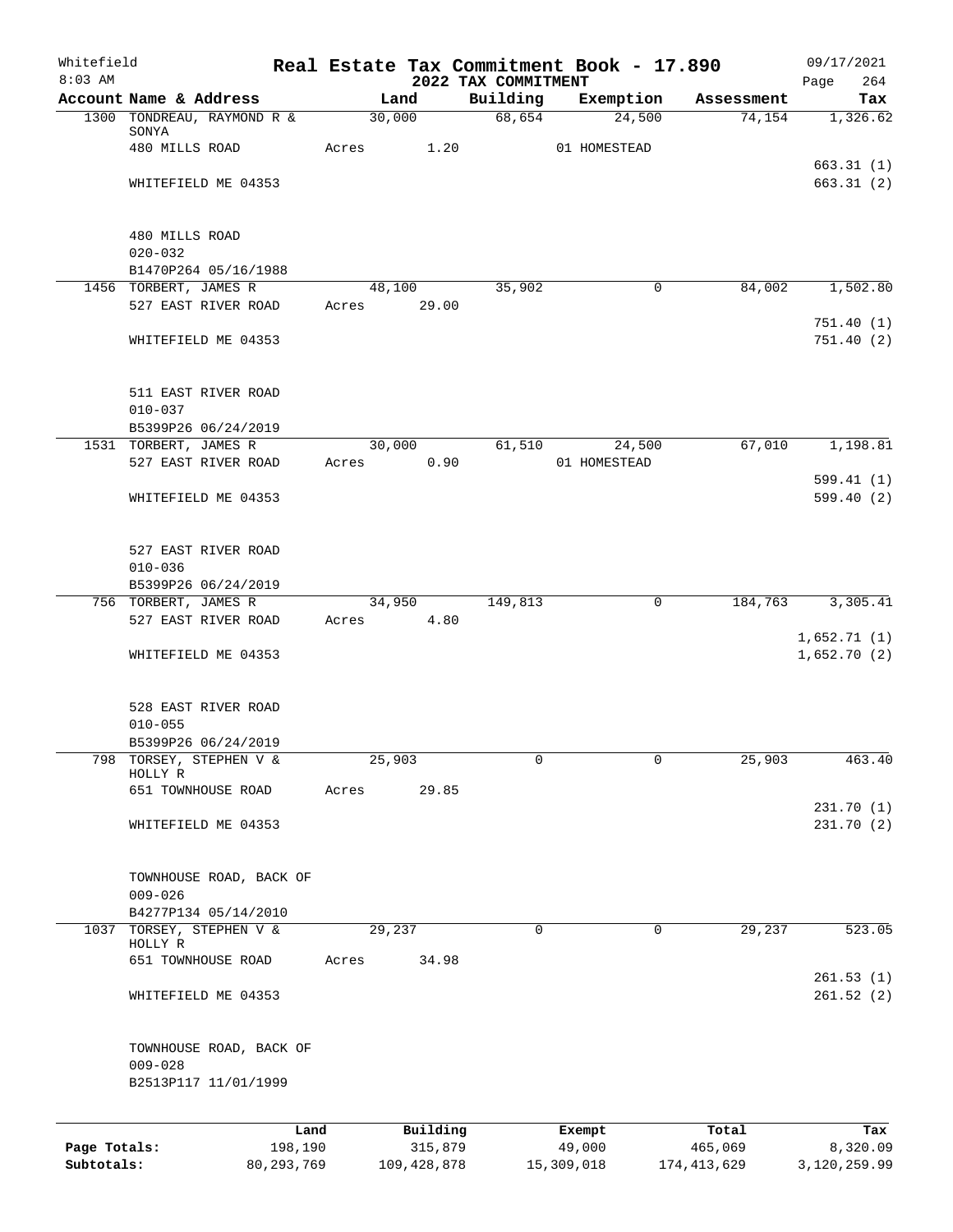Whitefield
8:03 AM

# Real Estate Tax Commitment Book - 17.890

## 2022 TAX COMMITMENT

09/17/2021

| Account | Name & Address | Land | Building | Exemption | Assessment | Tax |
|---|---|---|---|---|---|---|
| 1300 | TONDREAU, RAYMOND R & SONYA | 30,000 | 68,654 | 24,500 | 74,154 | 1,326.62 |
| | 480 MILLS ROAD | Acres 1.20 | | 01 HOMESTEAD | | |
| | | | | | | 663.31 (1) |
| | WHITEFIELD ME 04353 | | | | | 663.31 (2) |
| | 480 MILLS ROAD | | | | | |
| | 020-032 | | | | | |
| | B1470P264 05/16/1988 | | | | | |
| 1456 | TORBERT, JAMES R | 48,100 | 35,902 | 0 | 84,002 | 1,502.80 |
| | 527 EAST RIVER ROAD | Acres 29.00 | | | | |
| | | | | | | 751.40 (1) |
| | WHITEFIELD ME 04353 | | | | | 751.40 (2) |
| | 511 EAST RIVER ROAD | | | | | |
| | 010-037 | | | | | |
| | B5399P26 06/24/2019 | | | | | |
| 1531 | TORBERT, JAMES R | 30,000 | 61,510 | 24,500 | 67,010 | 1,198.81 |
| | 527 EAST RIVER ROAD | Acres 0.90 | | 01 HOMESTEAD | | |
| | | | | | | 599.41 (1) |
| | WHITEFIELD ME 04353 | | | | | 599.40 (2) |
| | 527 EAST RIVER ROAD | | | | | |
| | 010-036 | | | | | |
| | B5399P26 06/24/2019 | | | | | |
| 756 | TORBERT, JAMES R | 34,950 | 149,813 | 0 | 184,763 | 3,305.41 |
| | 527 EAST RIVER ROAD | Acres 4.80 | | | | |
| | | | | | | 1,652.71 (1) |
| | WHITEFIELD ME 04353 | | | | | 1,652.70 (2) |
| | 528 EAST RIVER ROAD | | | | | |
| | 010-055 | | | | | |
| | B5399P26 06/24/2019 | | | | | |
| 798 | TORSEY, STEPHEN V & HOLLY R | 25,903 | 0 | 0 | 25,903 | 463.40 |
| | 651 TOWNHOUSE ROAD | Acres 29.85 | | | | |
| | | | | | | 231.70 (1) |
| | WHITEFIELD ME 04353 | | | | | 231.70 (2) |
| | TOWNHOUSE ROAD, BACK OF | | | | | |
| | 009-026 | | | | | |
| | B4277P134 05/14/2010 | | | | | |
| 1037 | TORSEY, STEPHEN V & HOLLY R | 29,237 | 0 | 0 | 29,237 | 523.05 |
| | 651 TOWNHOUSE ROAD | Acres 34.98 | | | | |
| | | | | | | 261.53 (1) |
| | WHITEFIELD ME 04353 | | | | | 261.52 (2) |
| | TOWNHOUSE ROAD, BACK OF | | | | | |
| | 009-028 | | | | | |
| | B2513P117 11/01/1999 | | | | | |

| | Land | Building | Exempt | Total | Tax |
|---|---|---|---|---|---|
| Page Totals: | 198,190 | 315,879 | 49,000 | 465,069 | 8,320.09 |
| Subtotals: | 80,293,769 | 109,428,878 | 15,309,018 | 174,413,629 | 3,120,259.99 |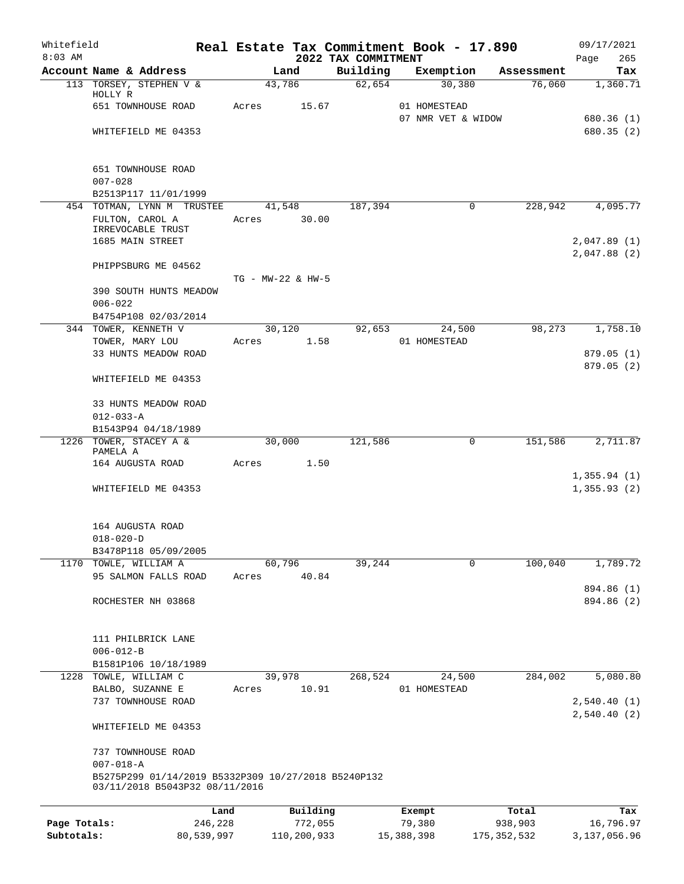Whitefield 8:03 AM

# Real Estate Tax Commitment Book - 17.890

## 2022 TAX COMMITMENT

09/17/2021 Page 265

| Account Name & Address | Land | Building | Exemption | Assessment | Tax |
|---|---|---|---|---|---|
| 113 TORSEY, STEPHEN V & HOLLY R | 43,786 | 62,654 | 30,380 | 76,060 | 1,360.71 |
| 651 TOWNHOUSE ROAD | Acres 15.67 | | 01 HOMESTEAD | | |
| | | | 07 NMR VET & WIDOW | | 680.36 (1) |
| WHITEFIELD ME 04353 | | | | | 680.35 (2) |
| 651 TOWNHOUSE ROAD | | | | | |
| 007-028 | | | | | |
| B2513P117 11/01/1999 | | | | | |
| 454 TOTMAN, LYNN M TRUSTEE | 41,548 | 187,394 | 0 | 228,942 | 4,095.77 |
| FULTON, CAROL A IRREVOCABLE TRUST | Acres 30.00 | | | | |
| 1685 MAIN STREET | | | | | 2,047.89 (1) |
| | | | | | 2,047.88 (2) |
| PHIPPSBURG ME 04562 | | | | | |
| | TG - MW-22 & HW-5 | | | | |
| 390 SOUTH HUNTS MEADOW | | | | | |
| 006-022 | | | | | |
| B4754P108 02/03/2014 | | | | | |
| 344 TOWER, KENNETH V | 30,120 | 92,653 | 24,500 | 98,273 | 1,758.10 |
| TOWER, MARY LOU | Acres 1.58 | | 01 HOMESTEAD | | |
| 33 HUNTS MEADOW ROAD | | | | | 879.05 (1) |
| | | | | | 879.05 (2) |
| WHITEFIELD ME 04353 | | | | | |
| 33 HUNTS MEADOW ROAD | | | | | |
| 012-033-A | | | | | |
| B1543P94 04/18/1989 | | | | | |
| 1226 TOWER, STACEY A & PAMELA A | 30,000 | 121,586 | 0 | 151,586 | 2,711.87 |
| 164 AUGUSTA ROAD | Acres 1.50 | | | | |
| | | | | | 1,355.94 (1) |
| WHITEFIELD ME 04353 | | | | | 1,355.93 (2) |
| 164 AUGUSTA ROAD | | | | | |
| 018-020-D | | | | | |
| B3478P118 05/09/2005 | | | | | |
| 1170 TOWLE, WILLIAM A | 60,796 | 39,244 | 0 | 100,040 | 1,789.72 |
| 95 SALMON FALLS ROAD | Acres 40.84 | | | | |
| | | | | | 894.86 (1) |
| ROCHESTER NH 03868 | | | | | 894.86 (2) |
| 111 PHILBRICK LANE | | | | | |
| 006-012-B | | | | | |
| B1581P106 10/18/1989 | | | | | |
| 1228 TOWLE, WILLIAM C | 39,978 | 268,524 | 24,500 | 284,002 | 5,080.80 |
| BALBO, SUZANNE E | Acres 10.91 | | 01 HOMESTEAD | | |
| 737 TOWNHOUSE ROAD | | | | | 2,540.40 (1) |
| | | | | | 2,540.40 (2) |
| WHITEFIELD ME 04353 | | | | | |
| 737 TOWNHOUSE ROAD | | | | | |
| 007-018-A | | | | | |
| B5275P299 01/14/2019 B5332P309 10/27/2018 B5240P132 03/11/2018 B5043P32 08/11/2016 | | | | | |

| | Land | Building | Exempt | Total | Tax |
|---|---|---|---|---|---|
| Page Totals: | 246,228 | 772,055 | 79,380 | 938,903 | 16,796.97 |
| Subtotals: | 80,539,997 | 110,200,933 | 15,388,398 | 175,352,532 | 3,137,056.96 |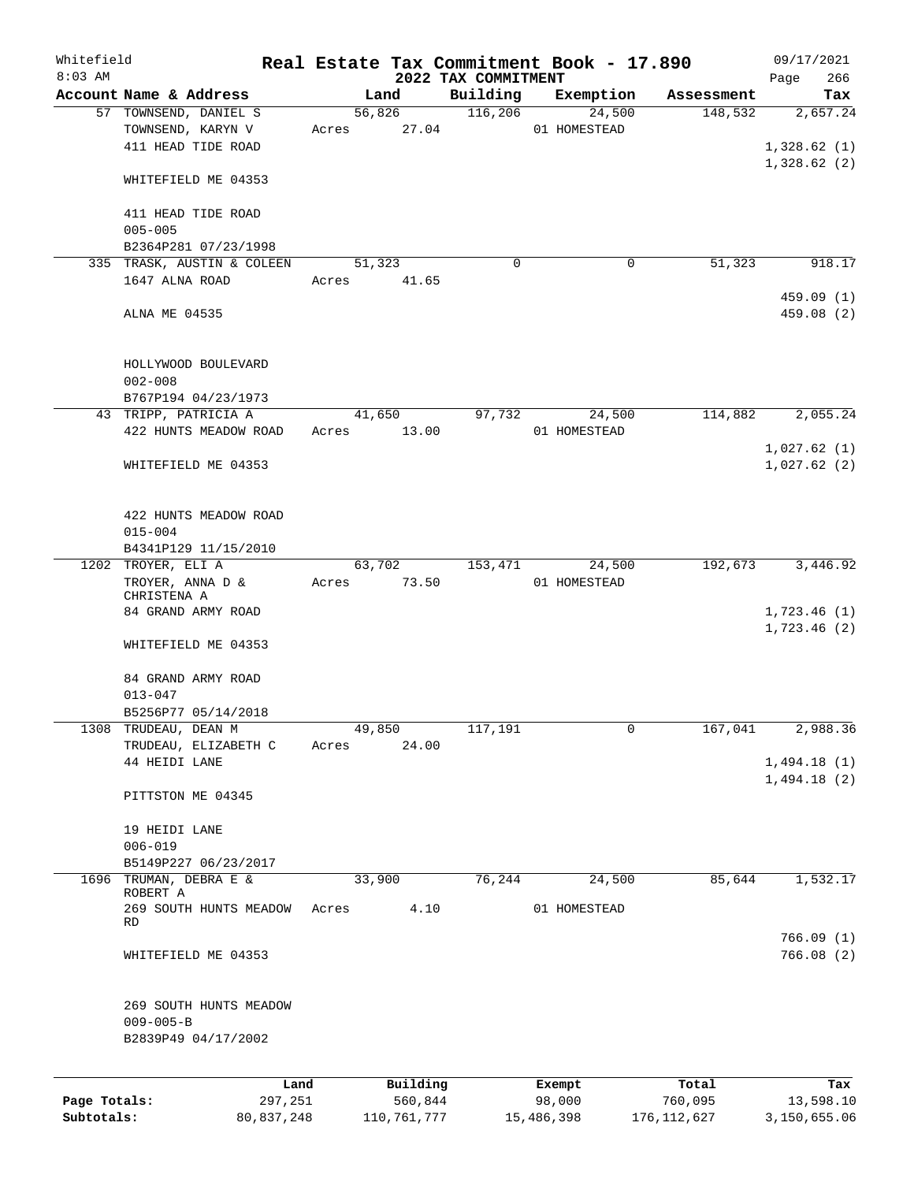# Real Estate Tax Commitment Book - 17.890

Whitefield
8:03 AM

## 2022 TAX COMMITMENT

09/17/2021
Page 266

| Account Name & Address | Land | Building | Exemption | Assessment | Tax |
|---|---|---|---|---|---|
| 57 TOWNSEND, DANIEL S<br>TOWNSEND, KARYN V<br>411 HEAD TIDE ROAD<br><br>WHITEFIELD ME 04353<br><br>411 HEAD TIDE ROAD<br>005-005<br>B2364P281 07/23/1998 | 56,826<br>Acres 27.04 | 116,206 | 24,500<br>01 HOMESTEAD | 148,532 | 2,657.24<br><br>1,328.62 (1)<br>1,328.62 (2) |
| 335 TRASK, AUSTIN & COLEEN<br>1647 ALNA ROAD<br><br>ALNA ME 04535<br><br>HOLLYWOOD BOULEVARD<br>002-008<br>B767P194 04/23/1973 | 51,323<br>Acres 41.65 | 0 | 0 | 51,323 | 918.17<br><br>459.09 (1)<br>459.08 (2) |
| 43 TRIPP, PATRICIA A<br>422 HUNTS MEADOW ROAD<br><br>WHITEFIELD ME 04353<br><br>422 HUNTS MEADOW ROAD<br>015-004<br>B4341P129 11/15/2010 | 41,650<br>Acres 13.00 | 97,732 | 24,500<br>01 HOMESTEAD | 114,882 | 2,055.24<br><br>1,027.62 (1)<br>1,027.62 (2) |
| 1202 TROYER, ELI A<br>TROYER, ANNA D & CHRISTENA A<br>84 GRAND ARMY ROAD<br><br>WHITEFIELD ME 04353<br><br>84 GRAND ARMY ROAD<br>013-047<br>B5256P77 05/14/2018 | 63,702<br>Acres 73.50 | 153,471 | 24,500<br>01 HOMESTEAD | 192,673 | 3,446.92<br><br>1,723.46 (1)<br>1,723.46 (2) |
| 1308 TRUDEAU, DEAN M<br>TRUDEAU, ELIZABETH C<br>44 HEIDI LANE<br><br>PITTSTON ME 04345<br><br>19 HEIDI LANE<br>006-019<br>B5149P227 06/23/2017 | 49,850<br>Acres 24.00 | 117,191 | 0 | 167,041 | 2,988.36<br><br>1,494.18 (1)<br>1,494.18 (2) |
| 1696 TRUMAN, DEBRA E & ROBERT A<br>269 SOUTH HUNTS MEADOW RD<br><br>WHITEFIELD ME 04353<br><br>269 SOUTH HUNTS MEADOW<br>009-005-B<br>B2839P49 04/17/2002 | 33,900<br>Acres 4.10 | 76,244 | 24,500<br>01 HOMESTEAD | 85,644 | 1,532.17<br><br>766.09 (1)<br>766.08 (2) |

| | Land | Building | Exempt | Total | Tax |
|---|---|---|---|---|---|
| Page Totals: | 297,251 | 560,844 | 98,000 | 760,095 | 13,598.10 |
| Subtotals: | 80,837,248 | 110,761,777 | 15,486,398 | 176,112,627 | 3,150,655.06 |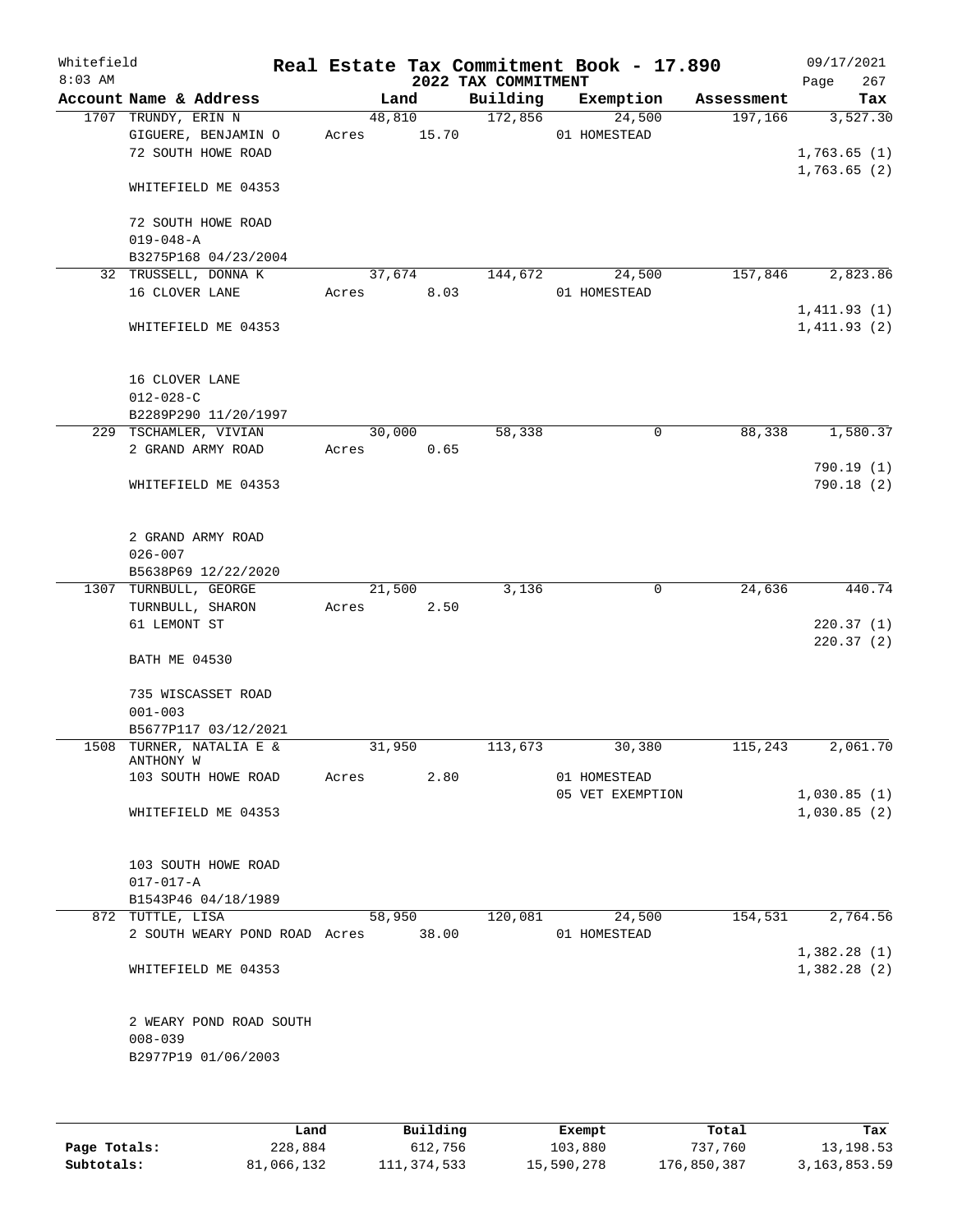Whitefield
8:03 AM

# Real Estate Tax Commitment Book - 17.890

## 2022 TAX COMMITMENT

09/17/2021

| Account Name & Address | Land | Building | Exemption | Assessment | Tax |
|---|---|---|---|---|---|
| 1707 TRUNDY, ERIN N | 48,810 | 172,856 | 24,500 | 197,166 | 3,527.30 |
| GIGUERE, BENJAMIN O | Acres 15.70 | | 01 HOMESTEAD | | |
| 72 SOUTH HOWE ROAD | | | | | 1,763.65 (1) |
| | | | | | 1,763.65 (2) |
| WHITEFIELD ME 04353 | | | | | |
| 72 SOUTH HOWE ROAD | | | | | |
| 019-048-A | | | | | |
| B3275P168 04/23/2004 | | | | | |
| 32 TRUSSELL, DONNA K | 37,674 | 144,672 | 24,500 | 157,846 | 2,823.86 |
| 16 CLOVER LANE | Acres 8.03 | | 01 HOMESTEAD | | |
| | | | | | 1,411.93 (1) |
| WHITEFIELD ME 04353 | | | | | 1,411.93 (2) |
| 16 CLOVER LANE | | | | | |
| 012-028-C | | | | | |
| B2289P290 11/20/1997 | | | | | |
| 229 TSCHAMLER, VIVIAN | 30,000 | 58,338 | 0 | 88,338 | 1,580.37 |
| 2 GRAND ARMY ROAD | Acres 0.65 | | | | |
| | | | | | 790.19 (1) |
| WHITEFIELD ME 04353 | | | | | 790.18 (2) |
| 2 GRAND ARMY ROAD | | | | | |
| 026-007 | | | | | |
| B5638P69 12/22/2020 | | | | | |
| 1307 TURNBULL, GEORGE | 21,500 | 3,136 | 0 | 24,636 | 440.74 |
| TURNBULL, SHARON | Acres 2.50 | | | | |
| 61 LEMONT ST | | | | | 220.37 (1) |
| | | | | | 220.37 (2) |
| BATH ME 04530 | | | | | |
| 735 WISCASSET ROAD | | | | | |
| 001-003 | | | | | |
| B5677P117 03/12/2021 | | | | | |
| 1508 TURNER, NATALIA E & ANTHONY W | 31,950 | 113,673 | 30,380 | 115,243 | 2,061.70 |
| 103 SOUTH HOWE ROAD | Acres 2.80 | | 01 HOMESTEAD | | |
| | | | 05 VET EXEMPTION | | 1,030.85 (1) |
| WHITEFIELD ME 04353 | | | | | 1,030.85 (2) |
| 103 SOUTH HOWE ROAD | | | | | |
| 017-017-A | | | | | |
| B1543P46 04/18/1989 | | | | | |
| 872 TUTTLE, LISA | 58,950 | 120,081 | 24,500 | 154,531 | 2,764.56 |
| 2 SOUTH WEARY POND ROAD | Acres 38.00 | | 01 HOMESTEAD | | |
| | | | | | 1,382.28 (1) |
| WHITEFIELD ME 04353 | | | | | 1,382.28 (2) |
| 2 WEARY POND ROAD SOUTH | | | | | |
| 008-039 | | | | | |
| B2977P19 01/06/2003 | | | | | |

| | Land | Building | Exempt | Total | Tax |
|---|---|---|---|---|---|
| Page Totals: | 228,884 | 612,756 | 103,880 | 737,760 | 13,198.53 |
| Subtotals: | 81,066,132 | 111,374,533 | 15,590,278 | 176,850,387 | 3,163,853.59 |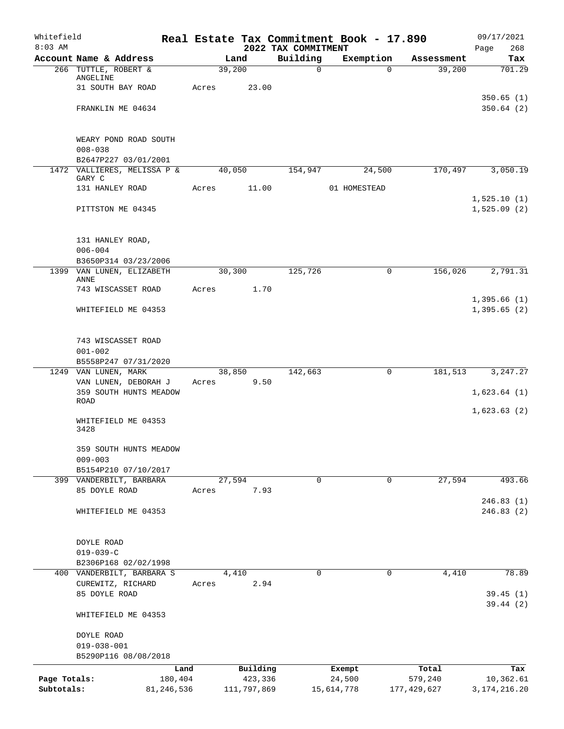Whitefield
8:03 AM

# Real Estate Tax Commitment Book - 17.890
## 2022 TAX COMMITMENT

09/17/2021
Page 268

| Account Name & Address | Land | Building | Exemption | Assessment | Tax |
|---|---|---|---|---|---|
| 266 TUTTLE, ROBERT & ANGELINE | 39,200 | 0 | 0 | 39,200 | 701.29 |
| 31 SOUTH BAY ROAD | Acres 23.00 | | | | |
| | | | | | 350.65 (1) |
| FRANKLIN ME 04634 | | | | | 350.64 (2) |
| WEARY POND ROAD SOUTH | | | | | |
| 008-038 | | | | | |
| B2647P227 03/01/2001 | | | | | |
| 1472 VALLIERES, MELISSA P & GARY C | 40,050 | 154,947 | 24,500 | 170,497 | 3,050.19 |
| 131 HANLEY ROAD | Acres 11.00 | | 01 HOMESTEAD | | |
| | | | | | 1,525.10 (1) |
| PITTSTON ME 04345 | | | | | 1,525.09 (2) |
| 131 HANLEY ROAD, | | | | | |
| 006-004 | | | | | |
| B3650P314 03/23/2006 | | | | | |
| 1399 VAN LUNEN, ELIZABETH ANNE | 30,300 | 125,726 | 0 | 156,026 | 2,791.31 |
| 743 WISCASSET ROAD | Acres 1.70 | | | | |
| | | | | | 1,395.66 (1) |
| WHITEFIELD ME 04353 | | | | | 1,395.65 (2) |
| 743 WISCASSET ROAD | | | | | |
| 001-002 | | | | | |
| B5558P247 07/31/2020 | | | | | |
| 1249 VAN LUNEN, MARK | 38,850 | 142,663 | 0 | 181,513 | 3,247.27 |
| VAN LUNEN, DEBORAH J | Acres 9.50 | | | | |
| 359 SOUTH HUNTS MEADOW ROAD | | | | | 1,623.64 (1) |
| | | | | | 1,623.63 (2) |
| WHITEFIELD ME 04353 3428 | | | | | |
| 359 SOUTH HUNTS MEADOW | | | | | |
| 009-003 | | | | | |
| B5154P210 07/10/2017 | | | | | |
| 399 VANDERBILT, BARBARA | 27,594 | 0 | 0 | 27,594 | 493.66 |
| 85 DOYLE ROAD | Acres 7.93 | | | | |
| | | | | | 246.83 (1) |
| WHITEFIELD ME 04353 | | | | | 246.83 (2) |
| DOYLE ROAD | | | | | |
| 019-039-C | | | | | |
| B2306P168 02/02/1998 | | | | | |
| 400 VANDERBILT, BARBARA S | 4,410 | 0 | 0 | 4,410 | 78.89 |
| CUREWITZ, RICHARD | Acres 2.94 | | | | |
| 85 DOYLE ROAD | | | | | 39.45 (1) |
| | | | | | 39.44 (2) |
| WHITEFIELD ME 04353 | | | | | |
| DOYLE ROAD | | | | | |
| 019-038-001 | | | | | |
| B5290P116 08/08/2018 | | | | | |

| | Land | Building | Exempt | Total | Tax |
|---|---|---|---|---|---|
| Page Totals: | 180,404 | 423,336 | 24,500 | 579,240 | 10,362.61 |
| Subtotals: | 81,246,536 | 111,797,869 | 15,614,778 | 177,429,627 | 3,174,216.20 |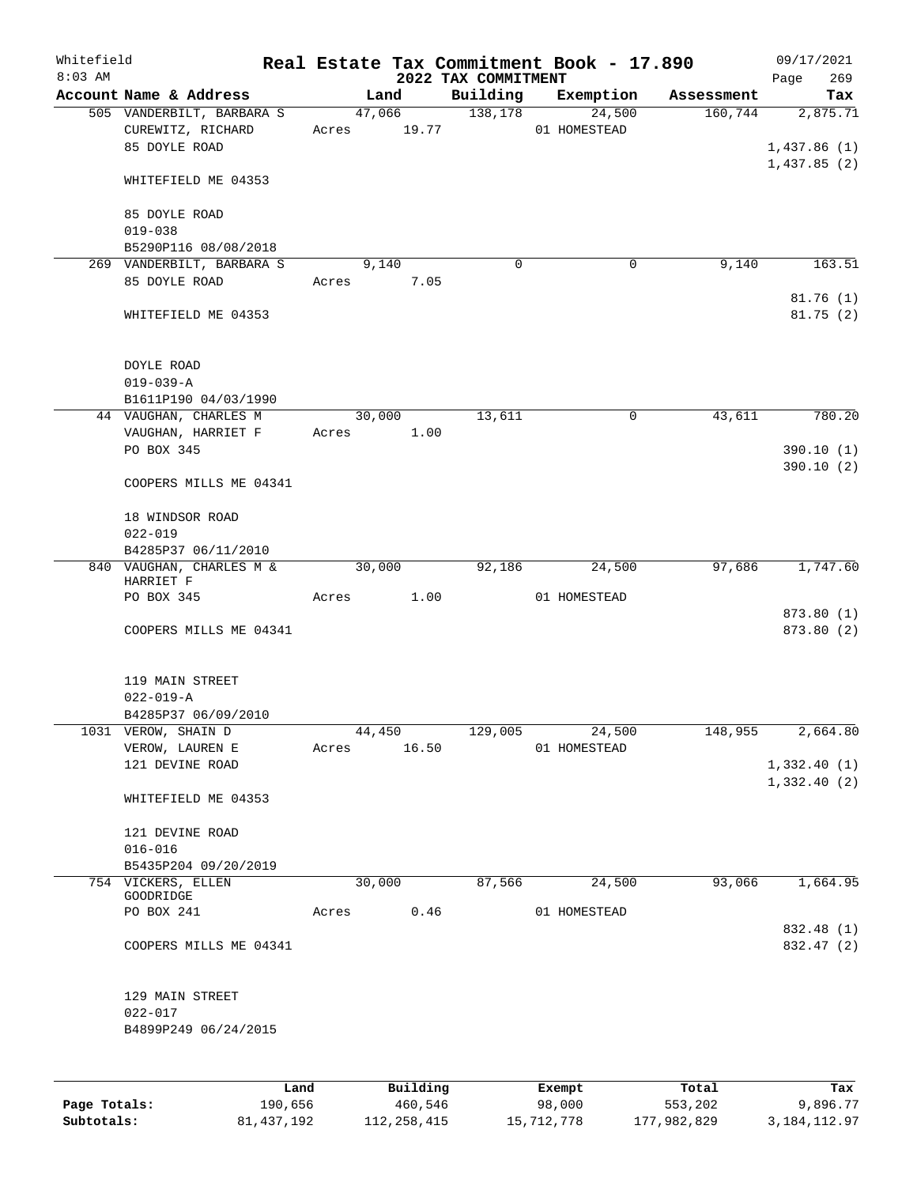# Real Estate Tax Commitment Book - 17.890

Whitefield
8:03 AM

## 2022 TAX COMMITMENT

09/17/2021

| Account Name & Address | Land | Building | Exemption | Assessment | Tax |
|---|---|---|---|---|---|
| 505 VANDERBILT, BARBARA S | 47,066 | 138,178 | 24,500 | 160,744 | 2,875.71 |
| CUREWITZ, RICHARD | Acres 19.77 | | 01 HOMESTEAD | | |
| 85 DOYLE ROAD | | | | | 1,437.86 (1) |
| | | | | | 1,437.85 (2) |
| WHITEFIELD ME 04353 | | | | | |
| 85 DOYLE ROAD | | | | | |
| 019-038 | | | | | |
| B5290P116 08/08/2018 | | | | | |
| 269 VANDERBILT, BARBARA S | 9,140 | 0 | 0 | 9,140 | 163.51 |
| 85 DOYLE ROAD | Acres 7.05 | | | | |
| | | | | | 81.76 (1) |
| WHITEFIELD ME 04353 | | | | | 81.75 (2) |
| DOYLE ROAD | | | | | |
| 019-039-A | | | | | |
| B1611P190 04/03/1990 | | | | | |
| 44 VAUGHAN, CHARLES M | 30,000 | 13,611 | 0 | 43,611 | 780.20 |
| VAUGHAN, HARRIET F | Acres 1.00 | | | | |
| PO BOX 345 | | | | | 390.10 (1) |
| | | | | | 390.10 (2) |
| COOPERS MILLS ME 04341 | | | | | |
| 18 WINDSOR ROAD | | | | | |
| 022-019 | | | | | |
| B4285P37 06/11/2010 | | | | | |
| 840 VAUGHAN, CHARLES M & HARRIET F | 30,000 | 92,186 | 24,500 | 97,686 | 1,747.60 |
| PO BOX 345 | Acres 1.00 | | 01 HOMESTEAD | | |
| | | | | | 873.80 (1) |
| COOPERS MILLS ME 04341 | | | | | 873.80 (2) |
| 119 MAIN STREET | | | | | |
| 022-019-A | | | | | |
| B4285P37 06/09/2010 | | | | | |
| 1031 VEROW, SHAIN D | 44,450 | 129,005 | 24,500 | 148,955 | 2,664.80 |
| VEROW, LAUREN E | Acres 16.50 | | 01 HOMESTEAD | | |
| 121 DEVINE ROAD | | | | | 1,332.40 (1) |
| | | | | | 1,332.40 (2) |
| WHITEFIELD ME 04353 | | | | | |
| 121 DEVINE ROAD | | | | | |
| 016-016 | | | | | |
| B5435P204 09/20/2019 | | | | | |
| 754 VICKERS, ELLEN GOODRIDGE | 30,000 | 87,566 | 24,500 | 93,066 | 1,664.95 |
| PO BOX 241 | Acres 0.46 | | 01 HOMESTEAD | | |
| | | | | | 832.48 (1) |
| COOPERS MILLS ME 04341 | | | | | 832.47 (2) |
| 129 MAIN STREET | | | | | |
| 022-017 | | | | | |
| B4899P249 06/24/2015 | | | | | |

| | Land | Building | Exempt | Total | Tax |
|---|---|---|---|---|---|
| Page Totals: | 190,656 | 460,546 | 98,000 | 553,202 | 9,896.77 |
| Subtotals: | 81,437,192 | 112,258,415 | 15,712,778 | 177,982,829 | 3,184,112.97 |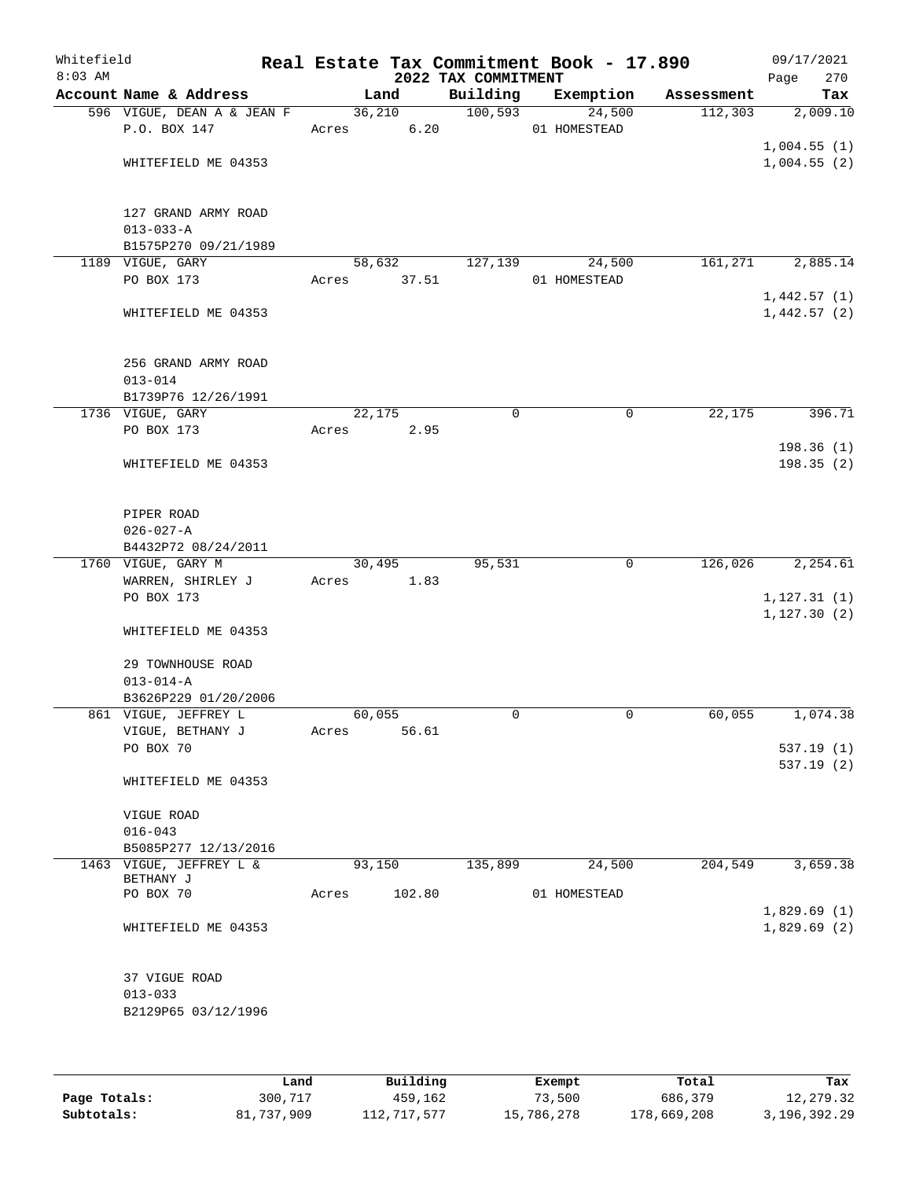Whitefield
8:03 AM

# Real Estate Tax Commitment Book - 17.890

## 2022 TAX COMMITMENT

09/17/2021

| Account Name & Address | Land | Building | Exemption | Assessment | Tax |
|---|---|---|---|---|---|
| 596 VIGUE, DEAN A & JEAN F | 36,210 | 100,593 | 24,500 | 112,303 | 2,009.10 |
| P.O. BOX 147 | Acres 6.20 | | 01 HOMESTEAD | | |
| | | | | | 1,004.55 (1) |
| WHITEFIELD ME 04353 | | | | | 1,004.55 (2) |
| 127 GRAND ARMY ROAD | | | | | |
| 013-033-A | | | | | |
| B1575P270 09/21/1989 | | | | | |
| 1189 VIGUE, GARY | 58,632 | 127,139 | 24,500 | 161,271 | 2,885.14 |
| PO BOX 173 | Acres 37.51 | | 01 HOMESTEAD | | |
| | | | | | 1,442.57 (1) |
| WHITEFIELD ME 04353 | | | | | 1,442.57 (2) |
| 256 GRAND ARMY ROAD | | | | | |
| 013-014 | | | | | |
| B1739P76 12/26/1991 | | | | | |
| 1736 VIGUE, GARY | 22,175 | 0 | 0 | 22,175 | 396.71 |
| PO BOX 173 | Acres 2.95 | | | | |
| | | | | | 198.36 (1) |
| WHITEFIELD ME 04353 | | | | | 198.35 (2) |
| PIPER ROAD | | | | | |
| 026-027-A | | | | | |
| B4432P72 08/24/2011 | | | | | |
| 1760 VIGUE, GARY M | 30,495 | 95,531 | 0 | 126,026 | 2,254.61 |
| WARREN, SHIRLEY J | Acres 1.83 | | | | |
| PO BOX 173 | | | | | 1,127.31 (1) |
| | | | | | 1,127.30 (2) |
| WHITEFIELD ME 04353 | | | | | |
| 29 TOWNHOUSE ROAD | | | | | |
| 013-014-A | | | | | |
| B3626P229 01/20/2006 | | | | | |
| 861 VIGUE, JEFFREY L | 60,055 | 0 | 0 | 60,055 | 1,074.38 |
| VIGUE, BETHANY J | Acres 56.61 | | | | |
| PO BOX 70 | | | | | 537.19 (1) |
| | | | | | 537.19 (2) |
| WHITEFIELD ME 04353 | | | | | |
| VIGUE ROAD | | | | | |
| 016-043 | | | | | |
| B5085P277 12/13/2016 | | | | | |
| 1463 VIGUE, JEFFREY L & BETHANY J | 93,150 | 135,899 | 24,500 | 204,549 | 3,659.38 |
| PO BOX 70 | Acres 102.80 | | 01 HOMESTEAD | | |
| | | | | | 1,829.69 (1) |
| WHITEFIELD ME 04353 | | | | | 1,829.69 (2) |
| 37 VIGUE ROAD | | | | | |
| 013-033 | | | | | |
| B2129P65 03/12/1996 | | | | | |

| | Land | Building | Exempt | Total | Tax |
|---|---|---|---|---|---|
| Page Totals: | 300,717 | 459,162 | 73,500 | 686,379 | 12,279.32 |
| Subtotals: | 81,737,909 | 112,717,577 | 15,786,278 | 178,669,208 | 3,196,392.29 |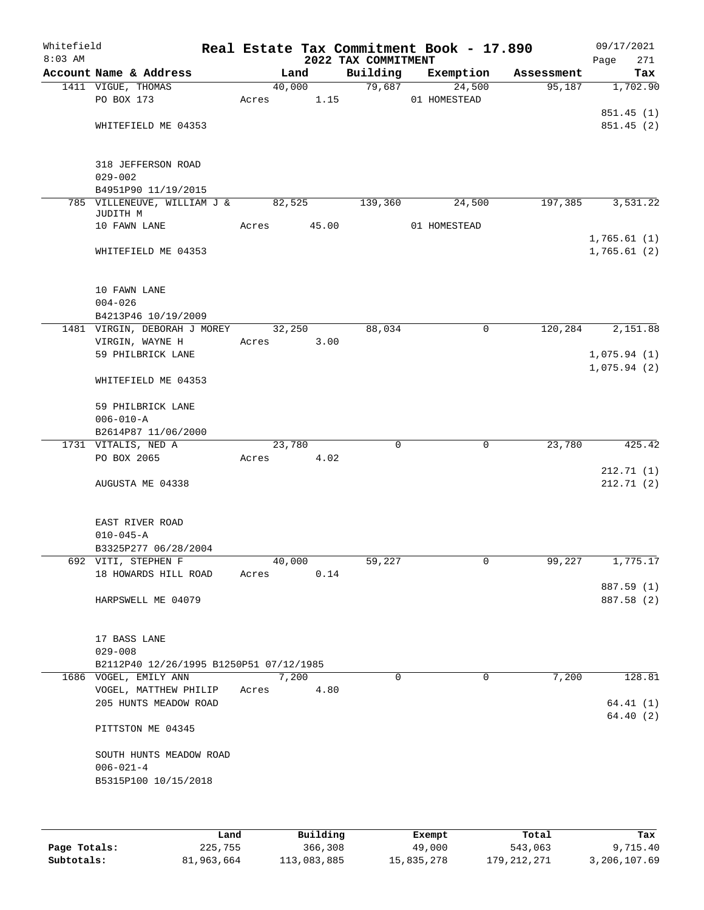# Whitefield — Real Estate Tax Commitment Book - 17.890

2022 TAX COMMITMENT

8:03 AM — 09/17/2021

| Account Name & Address | Land | Building | Exemption | Assessment | Tax |
|---|---|---|---|---|---|
| 1411 VIGUE, THOMAS | 40,000 | 79,687 | 24,500 | 95,187 | 1,702.90 |
| PO BOX 173 | Acres 1.15 | | 01 HOMESTEAD | | |
| | | | | | 851.45 (1) |
| WHITEFIELD ME 04353 | | | | | 851.45 (2) |
| 318 JEFFERSON ROAD | | | | | |
| 029-002 | | | | | |
| B4951P90 11/19/2015 | | | | | |
| 785 VILLENEUVE, WILLIAM J & JUDITH M | 82,525 | 139,360 | 24,500 | 197,385 | 3,531.22 |
| 10 FAWN LANE | Acres 45.00 | | 01 HOMESTEAD | | |
| | | | | | 1,765.61 (1) |
| WHITEFIELD ME 04353 | | | | | 1,765.61 (2) |
| 10 FAWN LANE | | | | | |
| 004-026 | | | | | |
| B4213P46 10/19/2009 | | | | | |
| 1481 VIRGIN, DEBORAH J MOREY | 32,250 | 88,034 | 0 | 120,284 | 2,151.88 |
| VIRGIN, WAYNE H | Acres 3.00 | | | | |
| 59 PHILBRICK LANE | | | | | 1,075.94 (1) |
| | | | | | 1,075.94 (2) |
| WHITEFIELD ME 04353 | | | | | |
| 59 PHILBRICK LANE | | | | | |
| 006-010-A | | | | | |
| B2614P87 11/06/2000 | | | | | |
| 1731 VITALIS, NED A | 23,780 | 0 | 0 | 23,780 | 425.42 |
| PO BOX 2065 | Acres 4.02 | | | | |
| | | | | | 212.71 (1) |
| AUGUSTA ME 04338 | | | | | 212.71 (2) |
| EAST RIVER ROAD | | | | | |
| 010-045-A | | | | | |
| B3325P277 06/28/2004 | | | | | |
| 692 VITI, STEPHEN F | 40,000 | 59,227 | 0 | 99,227 | 1,775.17 |
| 18 HOWARDS HILL ROAD | Acres 0.14 | | | | |
| | | | | | 887.59 (1) |
| HARPSWELL ME 04079 | | | | | 887.58 (2) |
| 17 BASS LANE | | | | | |
| 029-008 | | | | | |
| B2112P40 12/26/1995 B1250P51 07/12/1985 | | | | | |
| 1686 VOGEL, EMILY ANN | 7,200 | 0 | 0 | 7,200 | 128.81 |
| VOGEL, MATTHEW PHILIP | Acres 4.80 | | | | |
| 205 HUNTS MEADOW ROAD | | | | | 64.41 (1) |
| | | | | | 64.40 (2) |
| PITTSTON ME 04345 | | | | | |
| SOUTH HUNTS MEADOW ROAD | | | | | |
| 006-021-4 | | | | | |
| B5315P100 10/15/2018 | | | | | |

| | Land | Building | Exempt | Total | Tax |
|---|---|---|---|---|---|
| Page Totals: | 225,755 | 366,308 | 49,000 | 543,063 | 9,715.40 |
| Subtotals: | 81,963,664 | 113,083,885 | 15,835,278 | 179,212,271 | 3,206,107.69 |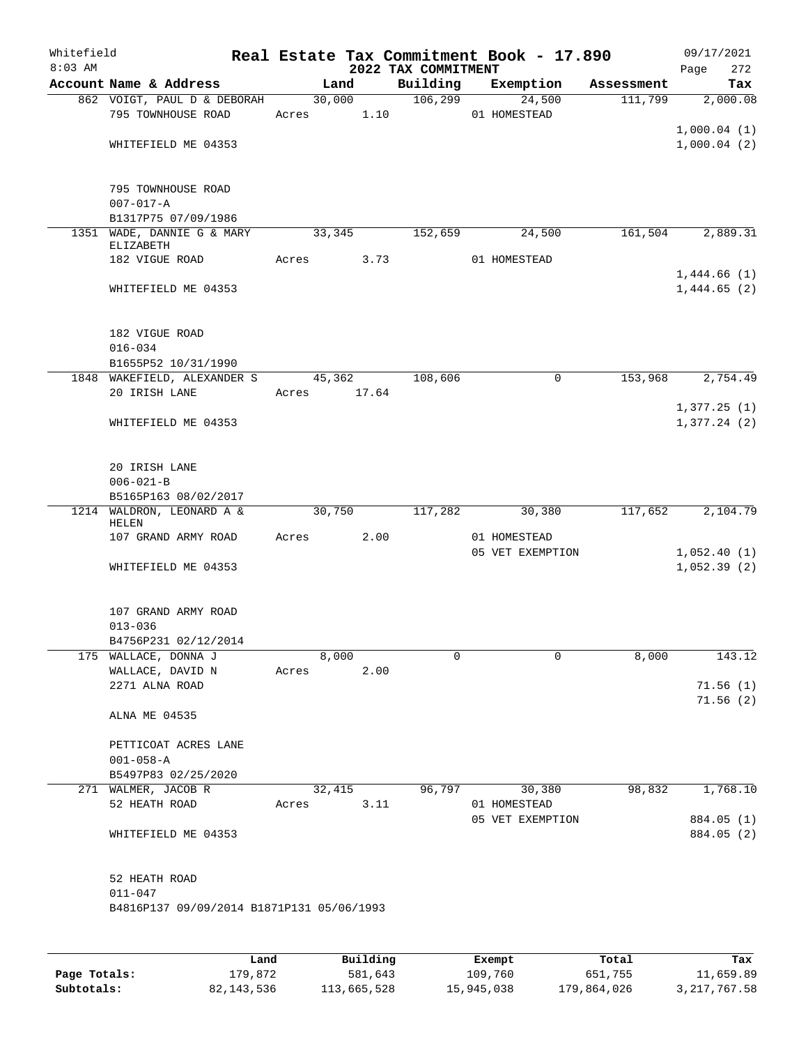Whitefield 8:03 AM

# Real Estate Tax Commitment Book - 17.890

## 2022 TAX COMMITMENT

09/17/2021 Page 272

| Account Name & Address | Land | Building | Exemption | Assessment | Tax |
|---|---|---|---|---|---|
| 862 VOIGT, PAUL D & DEBORAH | 30,000 | 106,299 | 24,500 | 111,799 | 2,000.08 |
| 795 TOWNHOUSE ROAD | Acres 1.10 | | 01 HOMESTEAD | | |
| | | | | | 1,000.04 (1) |
| WHITEFIELD ME 04353 | | | | | 1,000.04 (2) |
| 795 TOWNHOUSE ROAD | | | | | |
| 007-017-A | | | | | |
| B1317P75 07/09/1986 | | | | | |
| 1351 WADE, DANNIE G & MARY ELIZABETH | 33,345 | 152,659 | 24,500 | 161,504 | 2,889.31 |
| 182 VIGUE ROAD | Acres 3.73 | | 01 HOMESTEAD | | |
| | | | | | 1,444.66 (1) |
| WHITEFIELD ME 04353 | | | | | 1,444.65 (2) |
| 182 VIGUE ROAD | | | | | |
| 016-034 | | | | | |
| B1655P52 10/31/1990 | | | | | |
| 1848 WAKEFIELD, ALEXANDER S | 45,362 | 108,606 | 0 | 153,968 | 2,754.49 |
| 20 IRISH LANE | Acres 17.64 | | | | |
| | | | | | 1,377.25 (1) |
| WHITEFIELD ME 04353 | | | | | 1,377.24 (2) |
| 20 IRISH LANE | | | | | |
| 006-021-B | | | | | |
| B5165P163 08/02/2017 | | | | | |
| 1214 WALDRON, LEONARD A & HELEN | 30,750 | 117,282 | 30,380 | 117,652 | 2,104.79 |
| 107 GRAND ARMY ROAD | Acres 2.00 | | 01 HOMESTEAD | | |
| | | | 05 VET EXEMPTION | | 1,052.40 (1) |
| WHITEFIELD ME 04353 | | | | | 1,052.39 (2) |
| 107 GRAND ARMY ROAD | | | | | |
| 013-036 | | | | | |
| B4756P231 02/12/2014 | | | | | |
| 175 WALLACE, DONNA J | 8,000 | 0 | 0 | 8,000 | 143.12 |
| WALLACE, DAVID N | Acres 2.00 | | | | |
| 2271 ALNA ROAD | | | | | 71.56 (1) |
| | | | | | 71.56 (2) |
| ALNA ME 04535 | | | | | |
| PETTICOAT ACRES LANE | | | | | |
| 001-058-A | | | | | |
| B5497P83 02/25/2020 | | | | | |
| 271 WALMER, JACOB R | 32,415 | 96,797 | 30,380 | 98,832 | 1,768.10 |
| 52 HEATH ROAD | Acres 3.11 | | 01 HOMESTEAD | | |
| | | | 05 VET EXEMPTION | | 884.05 (1) |
| WHITEFIELD ME 04353 | | | | | 884.05 (2) |
| 52 HEATH ROAD | | | | | |
| 011-047 | | | | | |
| B4816P137 09/09/2014 B1871P131 05/06/1993 | | | | | |

| | Land | Building | Exempt | Total | Tax |
|---|---|---|---|---|---|
| Page Totals: | 179,872 | 581,643 | 109,760 | 651,755 | 11,659.89 |
| Subtotals: | 82,143,536 | 113,665,528 | 15,945,038 | 179,864,026 | 3,217,767.58 |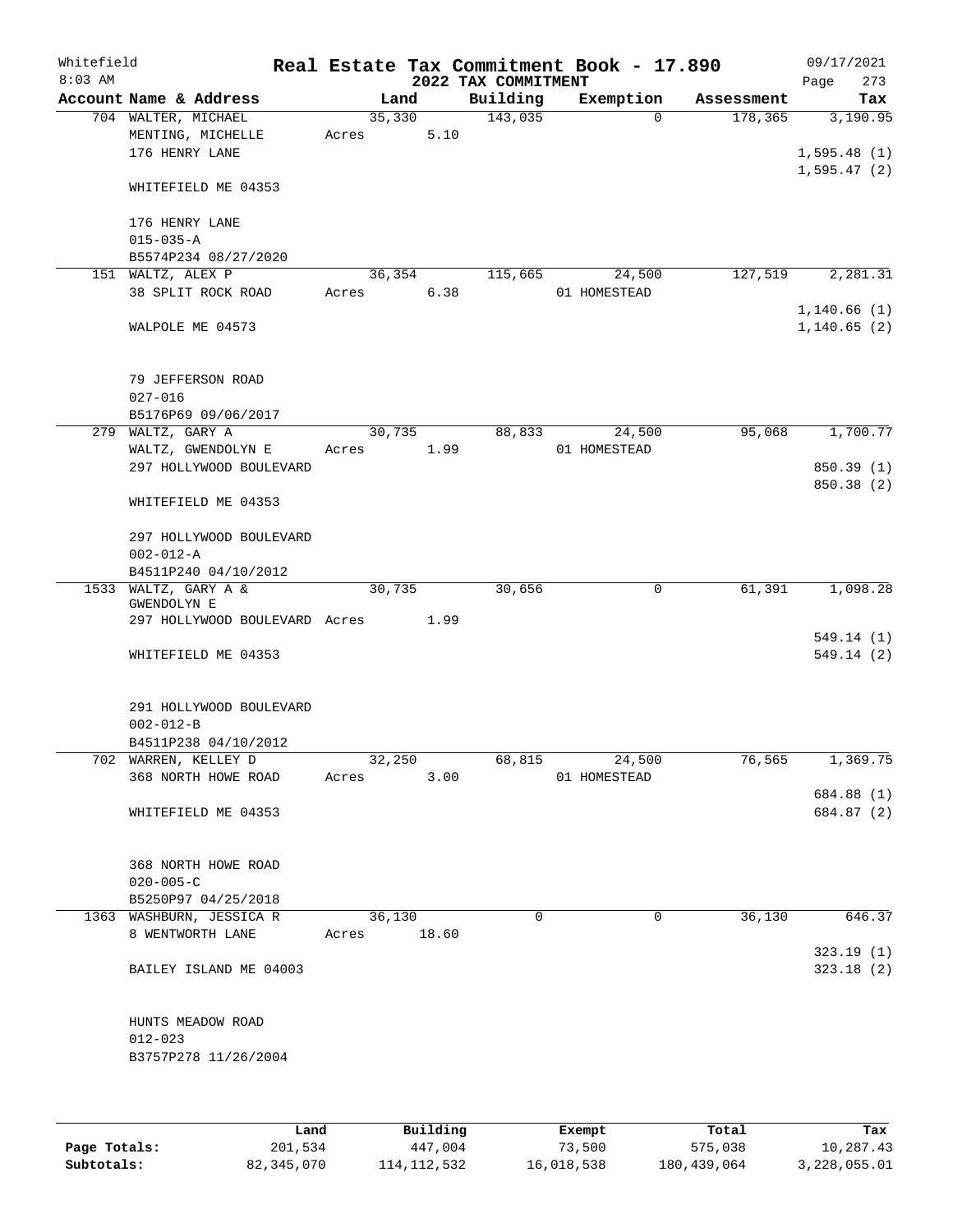Whitefield
8:03 AM

# Real Estate Tax Commitment Book - 17.890
## 2022 TAX COMMITMENT

09/17/2021

| Account Name & Address | Land | Building | Exemption | Assessment | Tax |
|---|---|---|---|---|---|
| 704 WALTER, MICHAEL<br>MENTING, MICHELLE<br>176 HENRY LANE<br><br>WHITEFIELD ME 04353<br><br>176 HENRY LANE<br>015-035-A<br>B5574P234 08/27/2020 | 35,330<br>Acres 5.10 | 143,035 | 0 | 178,365 | 3,190.95<br><br>1,595.48 (1)<br>1,595.47 (2) |
| 151 WALTZ, ALEX P<br>38 SPLIT ROCK ROAD<br><br>WALPOLE ME 04573<br><br>79 JEFFERSON ROAD<br>027-016<br>B5176P69 09/06/2017 | 36,354<br>Acres 6.38 | 115,665 | 24,500<br>01 HOMESTEAD | 127,519 | 2,281.31<br><br>1,140.66 (1)<br>1,140.65 (2) |
| 279 WALTZ, GARY A<br>WALTZ, GWENDOLYN E<br>297 HOLLYWOOD BOULEVARD<br><br>WHITEFIELD ME 04353<br><br>297 HOLLYWOOD BOULEVARD<br>002-012-A<br>B4511P240 04/10/2012 | 30,735<br>Acres 1.99 | 88,833 | 24,500<br>01 HOMESTEAD | 95,068 | 1,700.77<br><br>850.39 (1)<br>850.38 (2) |
| 1533 WALTZ, GARY A &<br>GWENDOLYN E<br>297 HOLLYWOOD BOULEVARD<br><br>WHITEFIELD ME 04353<br><br>291 HOLLYWOOD BOULEVARD<br>002-012-B<br>B4511P238 04/10/2012 | 30,735<br>Acres 1.99 | 30,656 | 0 | 61,391 | 1,098.28<br><br>549.14 (1)<br>549.14 (2) |
| 702 WARREN, KELLEY D<br>368 NORTH HOWE ROAD<br><br>WHITEFIELD ME 04353<br><br>368 NORTH HOWE ROAD<br>020-005-C<br>B5250P97 04/25/2018 | 32,250<br>Acres 3.00 | 68,815 | 24,500<br>01 HOMESTEAD | 76,565 | 1,369.75<br><br>684.88 (1)<br>684.87 (2) |
| 1363 WASHBURN, JESSICA R<br>8 WENTWORTH LANE<br><br>BAILEY ISLAND ME 04003<br><br>HUNTS MEADOW ROAD<br>012-023<br>B3757P278 11/26/2004 | 36,130<br>Acres 18.60 | 0 | 0 | 36,130 | 646.37<br><br>323.19 (1)<br>323.18 (2) |

| | Land | Building | Exempt | Total | Tax |
|---|---|---|---|---|---|
| **Page Totals:** | 201,534 | 447,004 | 73,500 | 575,038 | 10,287.43 |
| **Subtotals:** | 82,345,070 | 114,112,532 | 16,018,538 | 180,439,064 | 3,228,055.01 |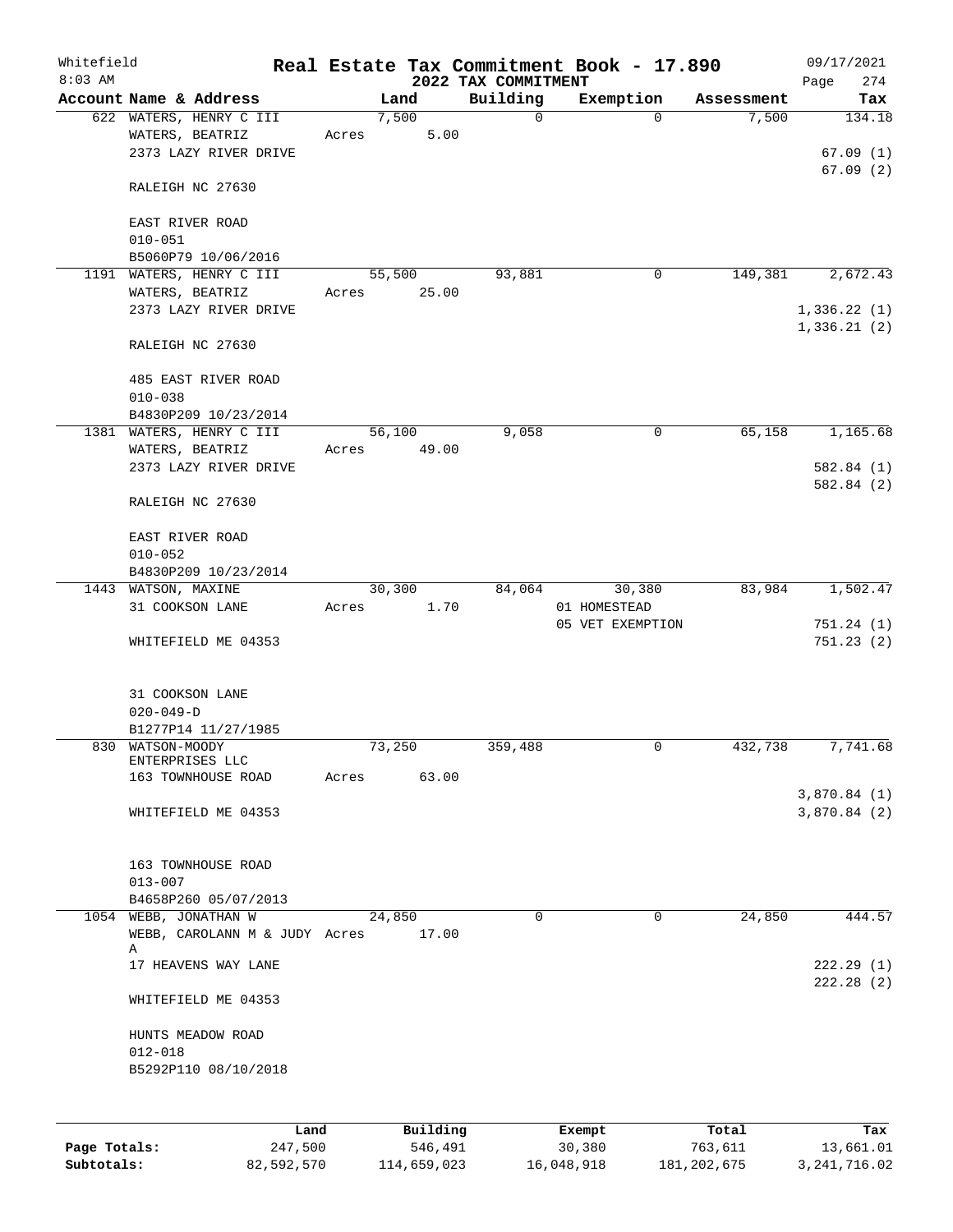# Real Estate Tax Commitment Book - 17.890

Whitefield 8:03 AM — 2022 TAX COMMITMENT — 09/17/2021 Page 274

| Account Name & Address | Land | Building | Exemption | Assessment | Tax |
|---|---|---|---|---|---|
| 622 WATERS, HENRY C III<br>WATERS, BEATRIZ<br>2373 LAZY RIVER DRIVE<br><br>RALEIGH NC 27630<br><br>EAST RIVER ROAD<br>010-051<br>B5060P79 10/06/2016 | 7,500<br>Acres 5.00 | 0 | 0 | 7,500 | 134.18<br><br>67.09 (1)<br>67.09 (2) |
| 1191 WATERS, HENRY C III<br>WATERS, BEATRIZ<br>2373 LAZY RIVER DRIVE<br><br>RALEIGH NC 27630<br><br>485 EAST RIVER ROAD<br>010-038<br>B4830P209 10/23/2014 | 55,500<br>Acres 25.00 | 93,881 | 0 | 149,381 | 2,672.43<br><br>1,336.22 (1)<br>1,336.21 (2) |
| 1381 WATERS, HENRY C III<br>WATERS, BEATRIZ<br>2373 LAZY RIVER DRIVE<br><br>RALEIGH NC 27630<br><br>EAST RIVER ROAD<br>010-052<br>B4830P209 10/23/2014 | 56,100<br>Acres 49.00 | 9,058 | 0 | 65,158 | 1,165.68<br><br>582.84 (1)<br>582.84 (2) |
| 1443 WATSON, MAXINE<br>31 COOKSON LANE<br><br>WHITEFIELD ME 04353<br><br>31 COOKSON LANE<br>020-049-D<br>B1277P14 11/27/1985 | 30,300<br>Acres 1.70 | 84,064 | 30,380<br>01 HOMESTEAD<br>05 VET EXEMPTION | 83,984 | 1,502.47<br><br>751.24 (1)<br>751.23 (2) |
| 830 WATSON-MOODY ENTERPRISES LLC<br>163 TOWNHOUSE ROAD<br><br>WHITEFIELD ME 04353<br><br>163 TOWNHOUSE ROAD<br>013-007<br>B4658P260 05/07/2013 | 73,250<br>Acres 63.00 | 359,488 | 0 | 432,738 | 7,741.68<br><br>3,870.84 (1)<br>3,870.84 (2) |
| 1054 WEBB, JONATHAN W<br>WEBB, CAROLANN M & JUDY A<br>17 HEAVENS WAY LANE<br><br>WHITEFIELD ME 04353<br><br>HUNTS MEADOW ROAD<br>012-018<br>B5292P110 08/10/2018 | 24,850<br>Acres 17.00 | 0 | 0 | 24,850 | 444.57<br><br>222.29 (1)<br>222.28 (2) |

| | Land | Building | Exempt | Total | Tax |
|---|---|---|---|---|---|
| Page Totals: | 247,500 | 546,491 | 30,380 | 763,611 | 13,661.01 |
| Subtotals: | 82,592,570 | 114,659,023 | 16,048,918 | 181,202,675 | 3,241,716.02 |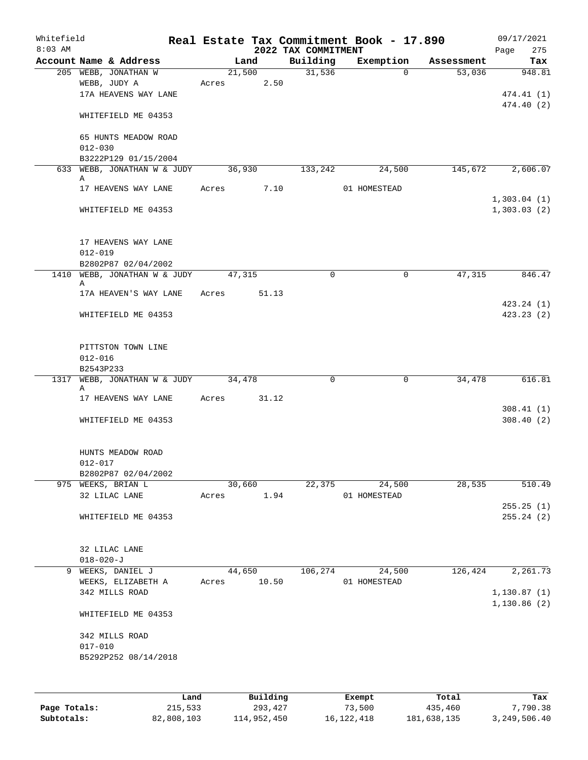Whitefield
8:03 AM

# Real Estate Tax Commitment Book - 17.890
## 2022 TAX COMMITMENT

09/17/2021

| Account Name & Address | Land | Building | Exemption | Assessment | Tax |
|---|---|---|---|---|---|
| 205 WEBB, JONATHAN W | 21,500 | 31,536 | 0 | 53,036 | 948.81 |
| WEBB, JUDY A | Acres 2.50 | | | | |
| 17A HEAVENS WAY LANE | | | | | 474.41 (1) |
| | | | | | 474.40 (2) |
| WHITEFIELD ME 04353 | | | | | |
| 65 HUNTS MEADOW ROAD | | | | | |
| 012-030 | | | | | |
| B3222P129 01/15/2004 | | | | | |
| 633 WEBB, JONATHAN W & JUDY A | 36,930 | 133,242 | 24,500 | 145,672 | 2,606.07 |
| 17 HEAVENS WAY LANE | Acres 7.10 | | 01 HOMESTEAD | | |
| | | | | | 1,303.04 (1) |
| WHITEFIELD ME 04353 | | | | | 1,303.03 (2) |
| 17 HEAVENS WAY LANE | | | | | |
| 012-019 | | | | | |
| B2802P87 02/04/2002 | | | | | |
| 1410 WEBB, JONATHAN W & JUDY A | 47,315 | 0 | 0 | 47,315 | 846.47 |
| 17A HEAVEN'S WAY LANE | Acres 51.13 | | | | |
| | | | | | 423.24 (1) |
| WHITEFIELD ME 04353 | | | | | 423.23 (2) |
| PITTSTON TOWN LINE | | | | | |
| 012-016 | | | | | |
| B2543P233 | | | | | |
| 1317 WEBB, JONATHAN W & JUDY A | 34,478 | 0 | 0 | 34,478 | 616.81 |
| 17 HEAVENS WAY LANE | Acres 31.12 | | | | |
| | | | | | 308.41 (1) |
| WHITEFIELD ME 04353 | | | | | 308.40 (2) |
| HUNTS MEADOW ROAD | | | | | |
| 012-017 | | | | | |
| B2802P87 02/04/2002 | | | | | |
| 975 WEEKS, BRIAN L | 30,660 | 22,375 | 24,500 | 28,535 | 510.49 |
| 32 LILAC LANE | Acres 1.94 | | 01 HOMESTEAD | | |
| | | | | | 255.25 (1) |
| WHITEFIELD ME 04353 | | | | | 255.24 (2) |
| 32 LILAC LANE | | | | | |
| 018-020-J | | | | | |
| 9 WEEKS, DANIEL J | 44,650 | 106,274 | 24,500 | 126,424 | 2,261.73 |
| WEEKS, ELIZABETH A | Acres 10.50 | | 01 HOMESTEAD | | |
| 342 MILLS ROAD | | | | | 1,130.87 (1) |
| | | | | | 1,130.86 (2) |
| WHITEFIELD ME 04353 | | | | | |
| 342 MILLS ROAD | | | | | |
| 017-010 | | | | | |
| B5292P252 08/14/2018 | | | | | |

| | Land | Building | Exempt | Total | Tax |
|---|---|---|---|---|---|
| Page Totals: | 215,533 | 293,427 | 73,500 | 435,460 | 7,790.38 |
| Subtotals: | 82,808,103 | 114,952,450 | 16,122,418 | 181,638,135 | 3,249,506.40 |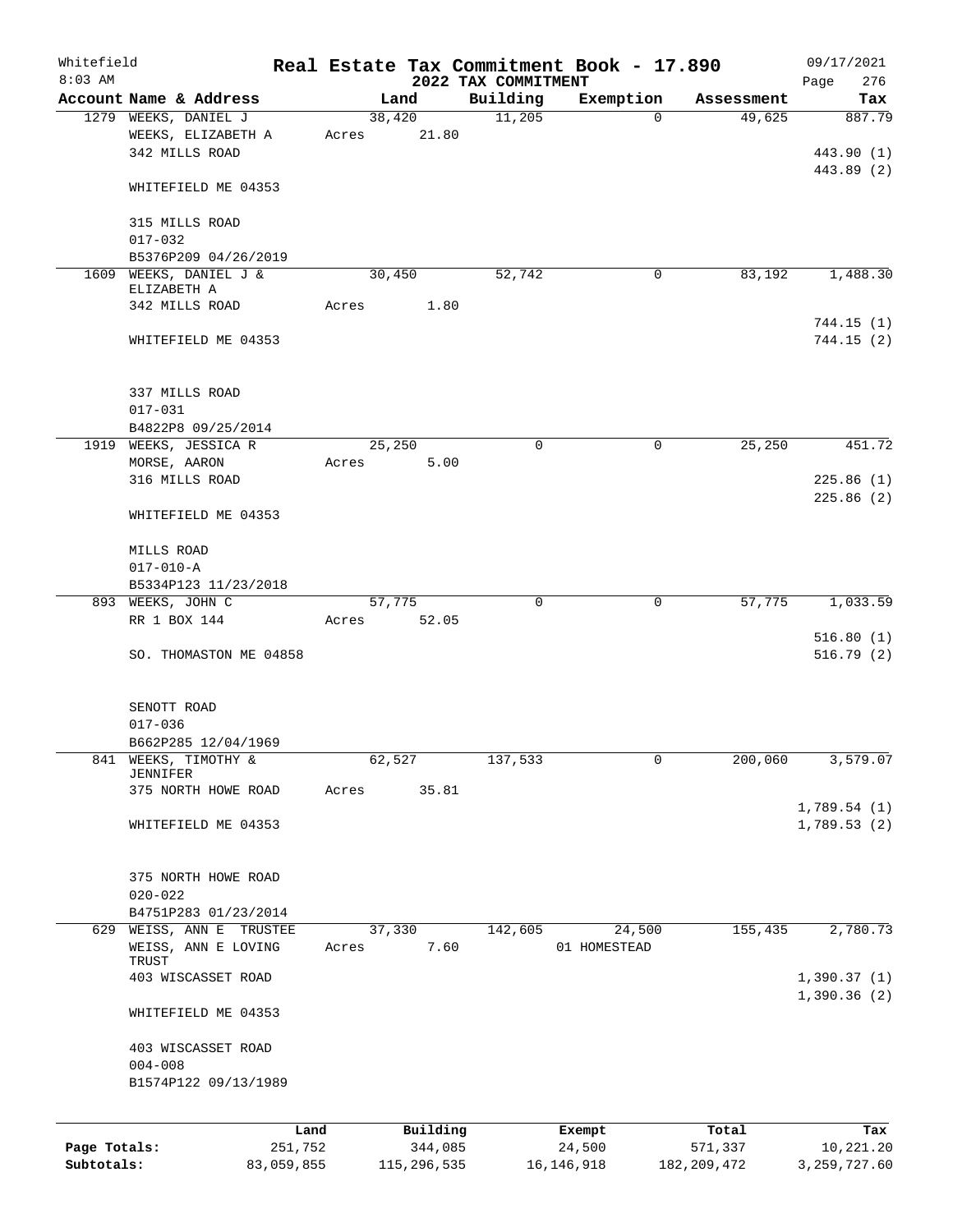Whitefield 8:03 AM

# Real Estate Tax Commitment Book - 17.890

## 2022 TAX COMMITMENT

09/17/2021 Page 276

| Account Name & Address | Land | Building | Exemption | Assessment | Tax |
|---|---|---|---|---|---|
| 1279 WEEKS, DANIEL J | 38,420 | 11,205 | 0 | 49,625 | 887.79 |
| WEEKS, ELIZABETH A | Acres 21.80 | | | | |
| 342 MILLS ROAD | | | | | 443.90 (1) |
| | | | | | 443.89 (2) |
| WHITEFIELD ME 04353 | | | | | |
| 315 MILLS ROAD | | | | | |
| 017-032 | | | | | |
| B5376P209 04/26/2019 | | | | | |
| 1609 WEEKS, DANIEL J & ELIZABETH A | 30,450 | 52,742 | 0 | 83,192 | 1,488.30 |
| 342 MILLS ROAD | Acres 1.80 | | | | |
| | | | | | 744.15 (1) |
| WHITEFIELD ME 04353 | | | | | 744.15 (2) |
| 337 MILLS ROAD | | | | | |
| 017-031 | | | | | |
| B4822P8 09/25/2014 | | | | | |
| 1919 WEEKS, JESSICA R | 25,250 | 0 | 0 | 25,250 | 451.72 |
| MORSE, AARON | Acres 5.00 | | | | |
| 316 MILLS ROAD | | | | | 225.86 (1) |
| | | | | | 225.86 (2) |
| WHITEFIELD ME 04353 | | | | | |
| MILLS ROAD | | | | | |
| 017-010-A | | | | | |
| B5334P123 11/23/2018 | | | | | |
| 893 WEEKS, JOHN C | 57,775 | 0 | 0 | 57,775 | 1,033.59 |
| RR 1 BOX 144 | Acres 52.05 | | | | |
| | | | | | 516.80 (1) |
| SO. THOMASTON ME 04858 | | | | | 516.79 (2) |
| SENOTT ROAD | | | | | |
| 017-036 | | | | | |
| B662P285 12/04/1969 | | | | | |
| 841 WEEKS, TIMOTHY & JENNIFER | 62,527 | 137,533 | 0 | 200,060 | 3,579.07 |
| 375 NORTH HOWE ROAD | Acres 35.81 | | | | |
| | | | | | 1,789.54 (1) |
| WHITEFIELD ME 04353 | | | | | 1,789.53 (2) |
| 375 NORTH HOWE ROAD | | | | | |
| 020-022 | | | | | |
| B4751P283 01/23/2014 | | | | | |
| 629 WEISS, ANN E TRUSTEE | 37,330 | 142,605 | 24,500 | 155,435 | 2,780.73 |
| WEISS, ANN E LOVING TRUST | Acres 7.60 | | 01 HOMESTEAD | | |
| 403 WISCASSET ROAD | | | | | 1,390.37 (1) |
| | | | | | 1,390.36 (2) |
| WHITEFIELD ME 04353 | | | | | |
| 403 WISCASSET ROAD | | | | | |
| 004-008 | | | | | |
| B1574P122 09/13/1989 | | | | | |

| | Land | Building | Exempt | Total | Tax |
|---|---|---|---|---|---|
| Page Totals: | 251,752 | 344,085 | 24,500 | 571,337 | 10,221.20 |
| Subtotals: | 83,059,855 | 115,296,535 | 16,146,918 | 182,209,472 | 3,259,727.60 |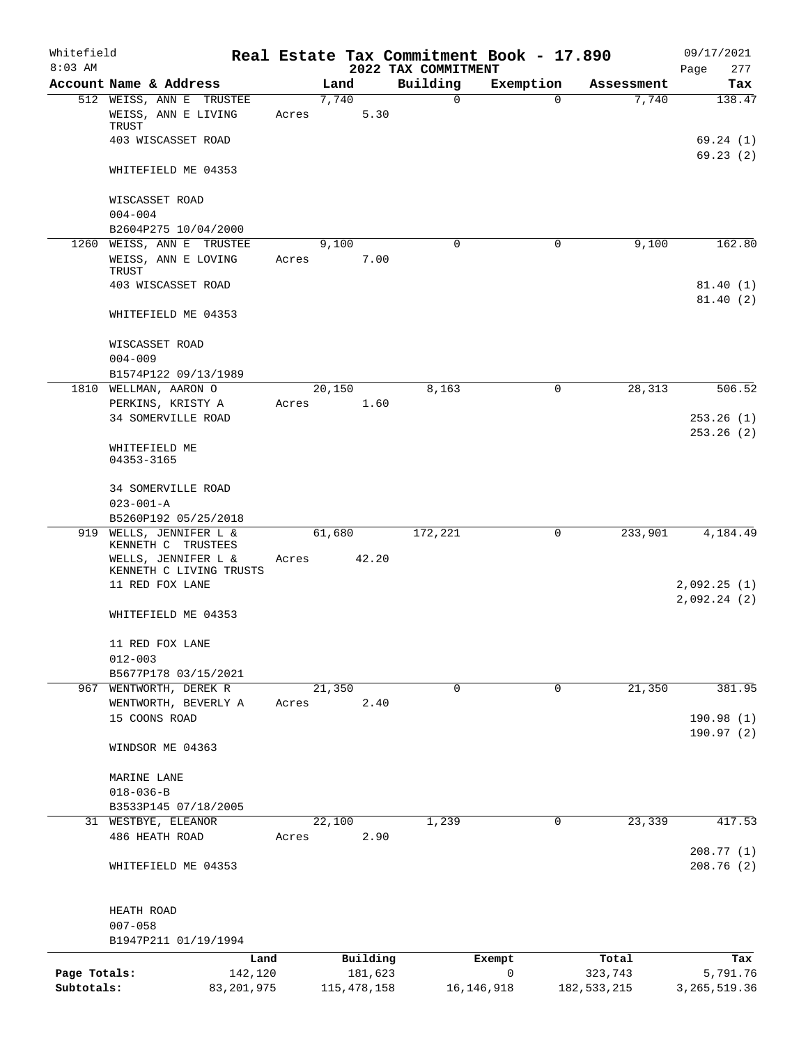Whitefield 8:03 AM

# Real Estate Tax Commitment Book - 17.890

## 2022 TAX COMMITMENT

09/17/2021 Page 277

| Account Name & Address | Land | Building | Exemption | Assessment | Tax |
|---|---|---|---|---|---|
| 512 WEISS, ANN E TRUSTEE<br>WEISS, ANN E LIVING TRUST<br>403 WISCASSET ROAD<br>WHITEFIELD ME 04353<br><br>WISCASSET ROAD<br>004-004<br>B2604P275 10/04/2000 | 7,740<br>Acres 5.30 | 0 | 0 | 7,740 | 138.47<br><br>69.24 (1)<br>69.23 (2) |
| 1260 WEISS, ANN E TRUSTEE<br>WEISS, ANN E LOVING TRUST<br>403 WISCASSET ROAD<br>WHITEFIELD ME 04353<br><br>WISCASSET ROAD<br>004-009<br>B1574P122 09/13/1989 | 9,100<br>Acres 7.00 | 0 | 0 | 9,100 | 162.80<br><br>81.40 (1)<br>81.40 (2) |
| 1810 WELLMAN, AARON O<br>PERKINS, KRISTY A<br>34 SOMERVILLE ROAD<br>WHITEFIELD ME 04353-3165<br><br>34 SOMERVILLE ROAD<br>023-001-A<br>B5260P192 05/25/2018 | 20,150<br>Acres 1.60 | 8,163 | 0 | 28,313 | 506.52<br><br>253.26 (1)<br>253.26 (2) |
| 919 WELLS, JENNIFER L & KENNETH C TRUSTEES<br>WELLS, JENNIFER L & KENNETH C LIVING TRUSTS<br>11 RED FOX LANE<br>WHITEFIELD ME 04353<br><br>11 RED FOX LANE<br>012-003<br>B5677P178 03/15/2021 | 61,680<br>Acres 42.20 | 172,221 | 0 | 233,901 | 4,184.49<br><br>2,092.25 (1)<br>2,092.24 (2) |
| 967 WENTWORTH, DEREK R<br>WENTWORTH, BEVERLY A<br>15 COONS ROAD<br>WINDSOR ME 04363<br><br>MARINE LANE<br>018-036-B<br>B3533P145 07/18/2005 | 21,350<br>Acres 2.40 | 0 | 0 | 21,350 | 381.95<br><br>190.98 (1)<br>190.97 (2) |
| 31 WESTBYE, ELEANOR<br>486 HEATH ROAD<br>WHITEFIELD ME 04353<br><br>HEATH ROAD<br>007-058<br>B1947P211 01/19/1994 | 22,100<br>Acres 2.90 | 1,239 | 0 | 23,339 | 417.53<br><br>208.77 (1)<br>208.76 (2) |

| | Land | Building | Exempt | Total | Tax |
|---|---|---|---|---|---|
| Page Totals: | 142,120 | 181,623 | 0 | 323,743 | 5,791.76 |
| Subtotals: | 83,201,975 | 115,478,158 | 16,146,918 | 182,533,215 | 3,265,519.36 |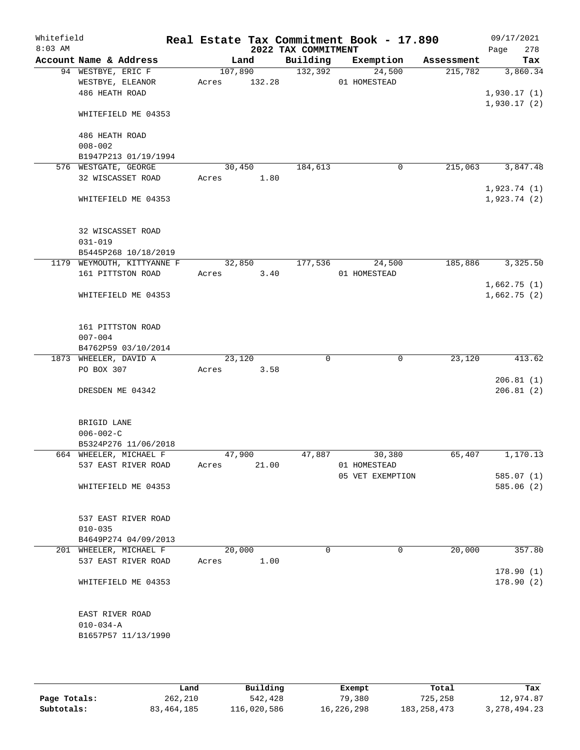Whitefield
8:03 AM

# Real Estate Tax Commitment Book - 17.890

## 2022 TAX COMMITMENT

09/17/2021
Page 278

| Account Name & Address | Land | Building | Exemption | Assessment | Tax |
|---|---|---|---|---|---|
| 94 WESTBYE, ERIC F | 107,890 | 132,392 | 24,500 | 215,782 | 3,860.34 |
| WESTBYE, ELEANOR | Acres 132.28 | | 01 HOMESTEAD | | |
| 486 HEATH ROAD | | | | | 1,930.17 (1) |
| | | | | | 1,930.17 (2) |
| WHITEFIELD ME 04353 | | | | | |
| 486 HEATH ROAD | | | | | |
| 008-002 | | | | | |
| B1947P213 01/19/1994 | | | | | |
| 576 WESTGATE, GEORGE | 30,450 | 184,613 | 0 | 215,063 | 3,847.48 |
| 32 WISCASSET ROAD | Acres 1.80 | | | | |
| | | | | | 1,923.74 (1) |
| WHITEFIELD ME 04353 | | | | | 1,923.74 (2) |
| 32 WISCASSET ROAD | | | | | |
| 031-019 | | | | | |
| B5445P268 10/18/2019 | | | | | |
| 1179 WEYMOUTH, KITTYANNE F | 32,850 | 177,536 | 24,500 | 185,886 | 3,325.50 |
| 161 PITTSTON ROAD | Acres 3.40 | | 01 HOMESTEAD | | |
| | | | | | 1,662.75 (1) |
| WHITEFIELD ME 04353 | | | | | 1,662.75 (2) |
| 161 PITTSTON ROAD | | | | | |
| 007-004 | | | | | |
| B4762P59 03/10/2014 | | | | | |
| 1873 WHEELER, DAVID A | 23,120 | 0 | 0 | 23,120 | 413.62 |
| PO BOX 307 | Acres 3.58 | | | | |
| | | | | | 206.81 (1) |
| DRESDEN ME 04342 | | | | | 206.81 (2) |
| BRIGID LANE | | | | | |
| 006-002-C | | | | | |
| B5324P276 11/06/2018 | | | | | |
| 664 WHEELER, MICHAEL F | 47,900 | 47,887 | 30,380 | 65,407 | 1,170.13 |
| 537 EAST RIVER ROAD | Acres 21.00 | | 01 HOMESTEAD | | |
| | | | 05 VET EXEMPTION | | 585.07 (1) |
| WHITEFIELD ME 04353 | | | | | 585.06 (2) |
| 537 EAST RIVER ROAD | | | | | |
| 010-035 | | | | | |
| B4649P274 04/09/2013 | | | | | |
| 201 WHEELER, MICHAEL F | 20,000 | 0 | 0 | 20,000 | 357.80 |
| 537 EAST RIVER ROAD | Acres 1.00 | | | | |
| | | | | | 178.90 (1) |
| WHITEFIELD ME 04353 | | | | | 178.90 (2) |
| EAST RIVER ROAD | | | | | |
| 010-034-A | | | | | |
| B1657P57 11/13/1990 | | | | | |

| | Land | Building | Exempt | Total | Tax |
|---|---|---|---|---|---|
| Page Totals: | 262,210 | 542,428 | 79,380 | 725,258 | 12,974.87 |
| Subtotals: | 83,464,185 | 116,020,586 | 16,226,298 | 183,258,473 | 3,278,494.23 |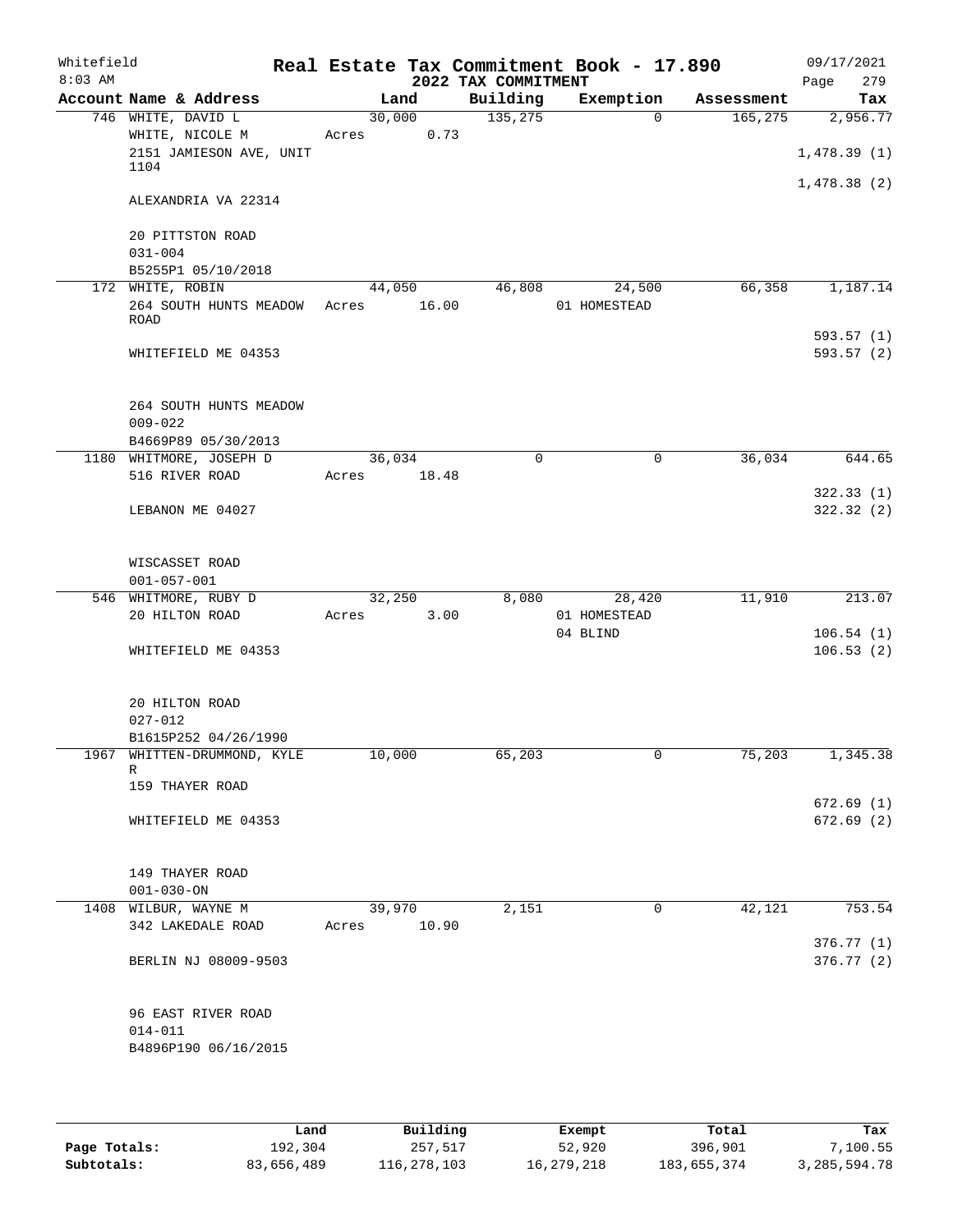Whitefield 8:03 AM

# Real Estate Tax Commitment Book - 17.890

## 2022 TAX COMMITMENT

09/17/2021 Page 279

| Account Name & Address | Land | Building | Exemption | Assessment | Tax |
|---|---|---|---|---|---|
| 746 WHITE, DAVID L | 30,000 | 135,275 | 0 | 165,275 | 2,956.77 |
| WHITE, NICOLE M | Acres 0.73 | | | | |
| 2151 JAMIESON AVE, UNIT 1104 | | | | | 1,478.39 (1) |
| | | | | | 1,478.38 (2) |
| ALEXANDRIA VA 22314 | | | | | |
| 20 PITTSTON ROAD | | | | | |
| 031-004 | | | | | |
| B5255P1 05/10/2018 | | | | | |
| 172 WHITE, ROBIN | 44,050 | 46,808 | 24,500 | 66,358 | 1,187.14 |
| 264 SOUTH HUNTS MEADOW ROAD | Acres 16.00 | | 01 HOMESTEAD | | |
| | | | | | 593.57 (1) |
| WHITEFIELD ME 04353 | | | | | 593.57 (2) |
| 264 SOUTH HUNTS MEADOW | | | | | |
| 009-022 | | | | | |
| B4669P89 05/30/2013 | | | | | |
| 1180 WHITMORE, JOSEPH D | 36,034 | 0 | 0 | 36,034 | 644.65 |
| 516 RIVER ROAD | Acres 18.48 | | | | |
| | | | | | 322.33 (1) |
| LEBANON ME 04027 | | | | | 322.32 (2) |
| WISCASSET ROAD | | | | | |
| 001-057-001 | | | | | |
| 546 WHITMORE, RUBY D | 32,250 | 8,080 | 28,420 | 11,910 | 213.07 |
| 20 HILTON ROAD | Acres 3.00 | | 01 HOMESTEAD | | |
| | | | 04 BLIND | | 106.54 (1) |
| WHITEFIELD ME 04353 | | | | | 106.53 (2) |
| 20 HILTON ROAD | | | | | |
| 027-012 | | | | | |
| B1615P252 04/26/1990 | | | | | |
| 1967 WHITTEN-DRUMMOND, KYLE R | 10,000 | 65,203 | 0 | 75,203 | 1,345.38 |
| 159 THAYER ROAD | | | | | |
| | | | | | 672.69 (1) |
| WHITEFIELD ME 04353 | | | | | 672.69 (2) |
| 149 THAYER ROAD | | | | | |
| 001-030-ON | | | | | |
| 1408 WILBUR, WAYNE M | 39,970 | 2,151 | 0 | 42,121 | 753.54 |
| 342 LAKEDALE ROAD | Acres 10.90 | | | | |
| | | | | | 376.77 (1) |
| BERLIN NJ 08009-9503 | | | | | 376.77 (2) |
| 96 EAST RIVER ROAD | | | | | |
| 014-011 | | | | | |
| B4896P190 06/16/2015 | | | | | |

| | Land | Building | Exempt | Total | Tax |
|---|---|---|---|---|---|
| Page Totals: | 192,304 | 257,517 | 52,920 | 396,901 | 7,100.55 |
| Subtotals: | 83,656,489 | 116,278,103 | 16,279,218 | 183,655,374 | 3,285,594.78 |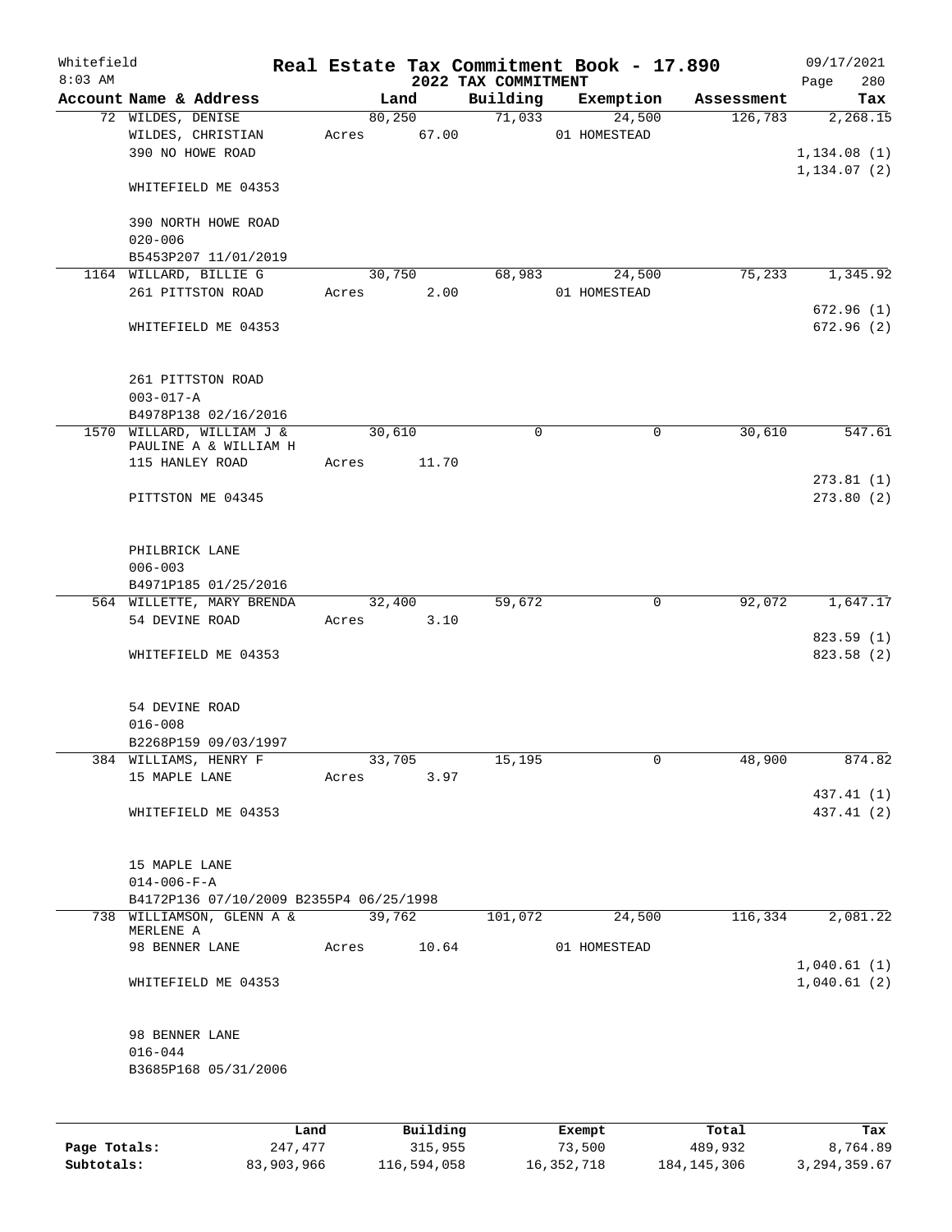# Real Estate Tax Commitment Book - 17.890

## 2022 TAX COMMITMENT

Whitefield
8:03 AM

09/17/2021

| Account Name & Address | Land | Building | Exemption | Assessment | Tax |
|---|---|---|---|---|---|
| 72 WILDES, DENISE | 80,250 | 71,033 | 24,500 | 126,783 | 2,268.15 |
| WILDES, CHRISTIAN | Acres 67.00 | | 01 HOMESTEAD | | |
| 390 NO HOWE ROAD | | | | | 1,134.08 (1) |
| | | | | | 1,134.07 (2) |
| WHITEFIELD ME 04353 | | | | | |
| 390 NORTH HOWE ROAD | | | | | |
| 020-006 | | | | | |
| B5453P207 11/01/2019 | | | | | |
| 1164 WILLARD, BILLIE G | 30,750 | 68,983 | 24,500 | 75,233 | 1,345.92 |
| 261 PITTSTON ROAD | Acres 2.00 | | 01 HOMESTEAD | | |
| | | | | | 672.96 (1) |
| WHITEFIELD ME 04353 | | | | | 672.96 (2) |
| 261 PITTSTON ROAD | | | | | |
| 003-017-A | | | | | |
| B4978P138 02/16/2016 | | | | | |
| 1570 WILLARD, WILLIAM J & PAULINE A & WILLIAM H | 30,610 | 0 | 0 | 30,610 | 547.61 |
| 115 HANLEY ROAD | Acres 11.70 | | | | |
| | | | | | 273.81 (1) |
| PITTSTON ME 04345 | | | | | 273.80 (2) |
| PHILBRICK LANE | | | | | |
| 006-003 | | | | | |
| B4971P185 01/25/2016 | | | | | |
| 564 WILLETTE, MARY BRENDA | 32,400 | 59,672 | 0 | 92,072 | 1,647.17 |
| 54 DEVINE ROAD | Acres 3.10 | | | | |
| | | | | | 823.59 (1) |
| WHITEFIELD ME 04353 | | | | | 823.58 (2) |
| 54 DEVINE ROAD | | | | | |
| 016-008 | | | | | |
| B2268P159 09/03/1997 | | | | | |
| 384 WILLIAMS, HENRY F | 33,705 | 15,195 | 0 | 48,900 | 874.82 |
| 15 MAPLE LANE | Acres 3.97 | | | | |
| | | | | | 437.41 (1) |
| WHITEFIELD ME 04353 | | | | | 437.41 (2) |
| 15 MAPLE LANE | | | | | |
| 014-006-F-A | | | | | |
| B4172P136 07/10/2009 B2355P4 06/25/1998 | | | | | |
| 738 WILLIAMSON, GLENN A & MERLENE A | 39,762 | 101,072 | 24,500 | 116,334 | 2,081.22 |
| 98 BENNER LANE | Acres 10.64 | | 01 HOMESTEAD | | |
| | | | | | 1,040.61 (1) |
| WHITEFIELD ME 04353 | | | | | 1,040.61 (2) |
| 98 BENNER LANE | | | | | |
| 016-044 | | | | | |
| B3685P168 05/31/2006 | | | | | |

| | Land | Building | Exempt | Total | Tax |
|---|---|---|---|---|---|
| Page Totals: | 247,477 | 315,955 | 73,500 | 489,932 | 8,764.89 |
| Subtotals: | 83,903,966 | 116,594,058 | 16,352,718 | 184,145,306 | 3,294,359.67 |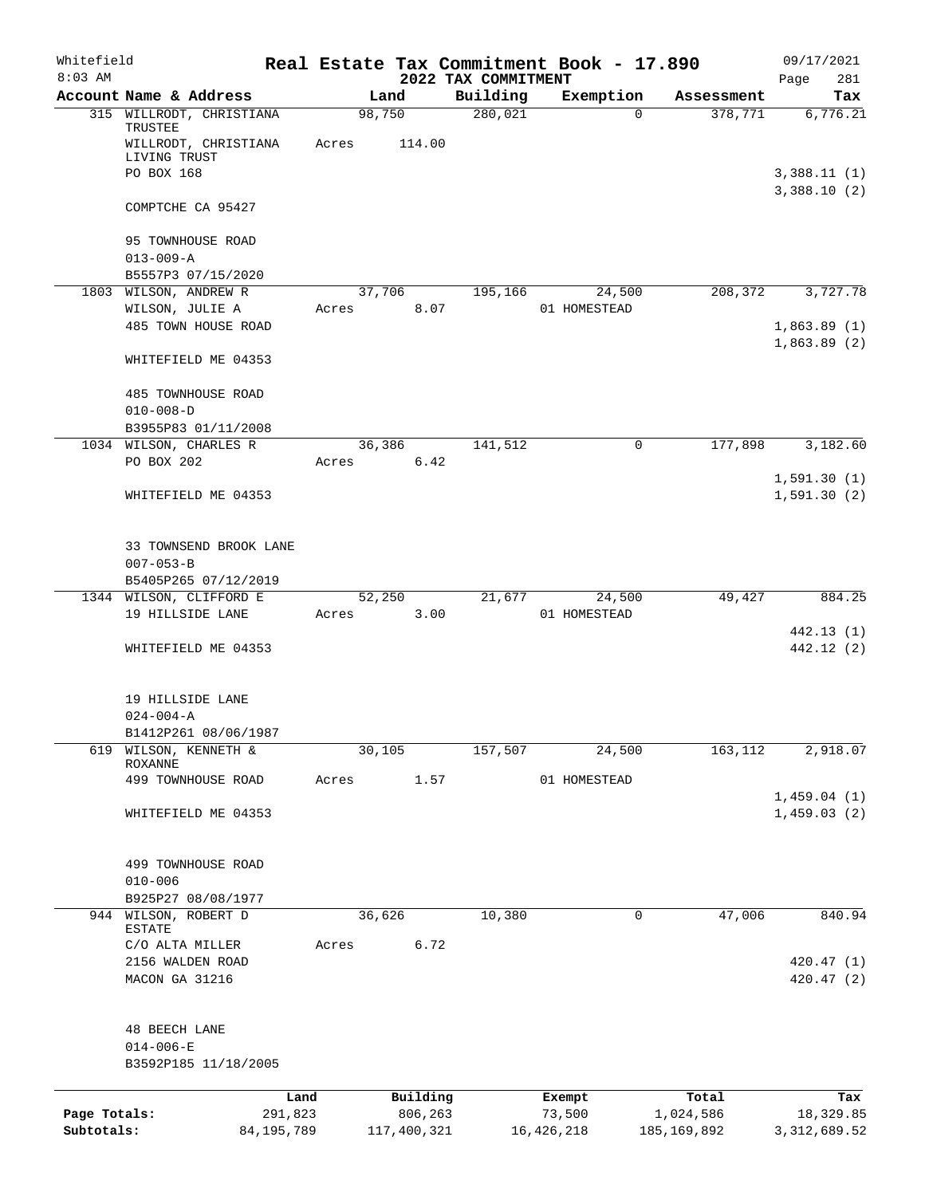Whitefield 8:03 AM

# Real Estate Tax Commitment Book - 17.890

## 2022 TAX COMMITMENT

09/17/2021 Page 281

| Account Name & Address | Land | Building | Exemption | Assessment | Tax |
|---|---|---|---|---|---|
| 315 WILLRODT, CHRISTIANA TRUSTEE | 98,750 | 280,021 | 0 | 378,771 | 6,776.21 |
| WILLRODT, CHRISTIANA LIVING TRUST | Acres 114.00 | | | | |
| PO BOX 168 | | | | | 3,388.11 (1) |
| | | | | | 3,388.10 (2) |
| COMPTCHE CA 95427 | | | | | |
| 95 TOWNHOUSE ROAD | | | | | |
| 013-009-A | | | | | |
| B5557P3 07/15/2020 | | | | | |
| 1803 WILSON, ANDREW R | 37,706 | 195,166 | 24,500 | 208,372 | 3,727.78 |
| WILSON, JULIE A | Acres 8.07 | | 01 HOMESTEAD | | |
| 485 TOWN HOUSE ROAD | | | | | 1,863.89 (1) |
| | | | | | 1,863.89 (2) |
| WHITEFIELD ME 04353 | | | | | |
| 485 TOWNHOUSE ROAD | | | | | |
| 010-008-D | | | | | |
| B3955P83 01/11/2008 | | | | | |
| 1034 WILSON, CHARLES R | 36,386 | 141,512 | 0 | 177,898 | 3,182.60 |
| PO BOX 202 | Acres 6.42 | | | | |
| | | | | | 1,591.30 (1) |
| WHITEFIELD ME 04353 | | | | | 1,591.30 (2) |
| 33 TOWNSEND BROOK LANE | | | | | |
| 007-053-B | | | | | |
| B5405P265 07/12/2019 | | | | | |
| 1344 WILSON, CLIFFORD E | 52,250 | 21,677 | 24,500 | 49,427 | 884.25 |
| 19 HILLSIDE LANE | Acres 3.00 | | 01 HOMESTEAD | | |
| | | | | | 442.13 (1) |
| WHITEFIELD ME 04353 | | | | | 442.12 (2) |
| 19 HILLSIDE LANE | | | | | |
| 024-004-A | | | | | |
| B1412P261 08/06/1987 | | | | | |
| 619 WILSON, KENNETH & ROXANNE | 30,105 | 157,507 | 24,500 | 163,112 | 2,918.07 |
| 499 TOWNHOUSE ROAD | Acres 1.57 | | 01 HOMESTEAD | | |
| | | | | | 1,459.04 (1) |
| WHITEFIELD ME 04353 | | | | | 1,459.03 (2) |
| 499 TOWNHOUSE ROAD | | | | | |
| 010-006 | | | | | |
| B925P27 08/08/1977 | | | | | |
| 944 WILSON, ROBERT D ESTATE | 36,626 | 10,380 | 0 | 47,006 | 840.94 |
| C/O ALTA MILLER | Acres 6.72 | | | | |
| 2156 WALDEN ROAD | | | | | 420.47 (1) |
| MACON GA 31216 | | | | | 420.47 (2) |
| 48 BEECH LANE | | | | | |
| 014-006-E | | | | | |
| B3592P185 11/18/2005 | | | | | |

| | Land | Building | Exempt | Total | Tax |
|---|---|---|---|---|---|
| Page Totals: | 291,823 | 806,263 | 73,500 | 1,024,586 | 18,329.85 |
| Subtotals: | 84,195,789 | 117,400,321 | 16,426,218 | 185,169,892 | 3,312,689.52 |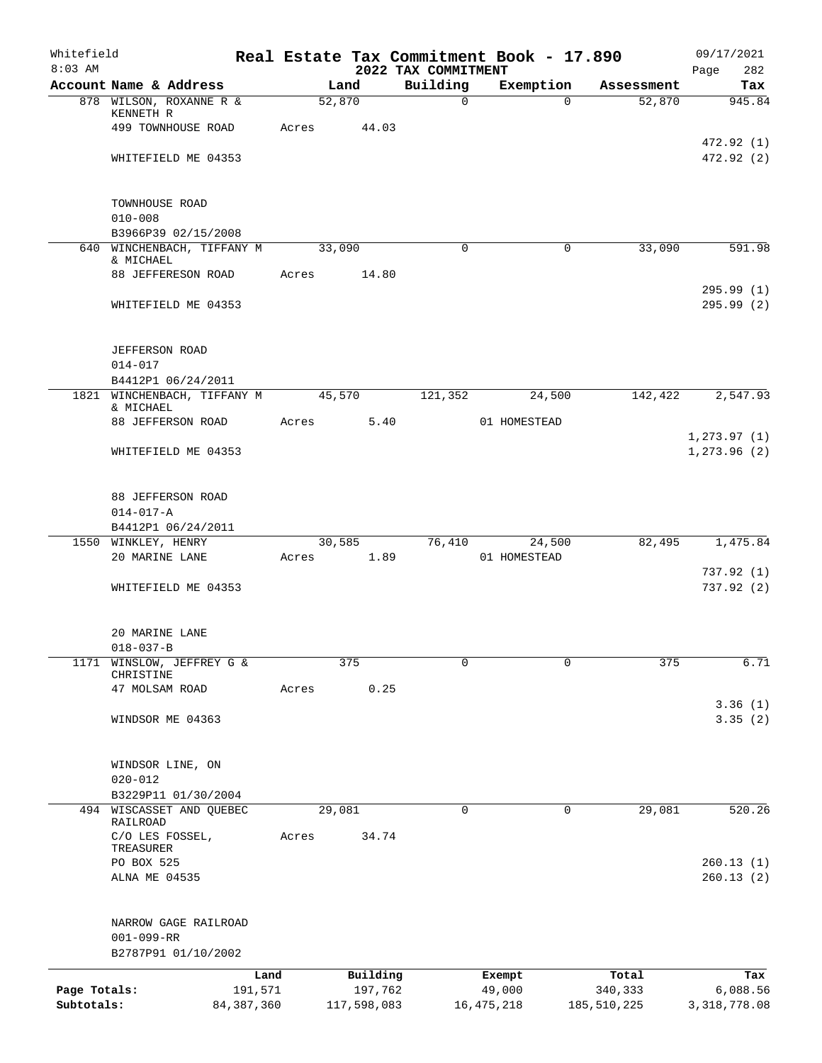Whitefield 8:03 AM

# Real Estate Tax Commitment Book - 17.890

## 2022 TAX COMMITMENT

09/17/2021 Page 282

| Account Name & Address | Land | Building | Exemption | Assessment | Tax |
|---|---|---|---|---|---|
| 878 WILSON, ROXANNE R & KENNETH R | 52,870 | 0 | 0 | 52,870 | 945.84 |
| 499 TOWNHOUSE ROAD | Acres 44.03 | | | | |
| | | | | | 472.92 (1) |
| WHITEFIELD ME 04353 | | | | | 472.92 (2) |
| TOWNHOUSE ROAD | | | | | |
| 010-008 | | | | | |
| B3966P39 02/15/2008 | | | | | |
| 640 WINCHENBACH, TIFFANY M & MICHAEL | 33,090 | 0 | 0 | 33,090 | 591.98 |
| 88 JEFFERESON ROAD | Acres 14.80 | | | | |
| | | | | | 295.99 (1) |
| WHITEFIELD ME 04353 | | | | | 295.99 (2) |
| JEFFERSON ROAD | | | | | |
| 014-017 | | | | | |
| B4412P1 06/24/2011 | | | | | |
| 1821 WINCHENBACH, TIFFANY M & MICHAEL | 45,570 | 121,352 | 24,500 | 142,422 | 2,547.93 |
| 88 JEFFERSON ROAD | Acres 5.40 | | 01 HOMESTEAD | | |
| | | | | | 1,273.97 (1) |
| WHITEFIELD ME 04353 | | | | | 1,273.96 (2) |
| 88 JEFFERSON ROAD | | | | | |
| 014-017-A | | | | | |
| B4412P1 06/24/2011 | | | | | |
| 1550 WINKLEY, HENRY | 30,585 | 76,410 | 24,500 | 82,495 | 1,475.84 |
| 20 MARINE LANE | Acres 1.89 | | 01 HOMESTEAD | | |
| | | | | | 737.92 (1) |
| WHITEFIELD ME 04353 | | | | | 737.92 (2) |
| 20 MARINE LANE | | | | | |
| 018-037-B | | | | | |
| 1171 WINSLOW, JEFFREY G & CHRISTINE | 375 | 0 | 0 | 375 | 6.71 |
| 47 MOLSAM ROAD | Acres 0.25 | | | | |
| | | | | | 3.36 (1) |
| WINDSOR ME 04363 | | | | | 3.35 (2) |
| WINDSOR LINE, ON | | | | | |
| 020-012 | | | | | |
| B3229P11 01/30/2004 | | | | | |
| 494 WISCASSET AND QUEBEC RAILROAD | 29,081 | 0 | 0 | 29,081 | 520.26 |
| C/O LES FOSSEL, TREASURER | Acres 34.74 | | | | |
| PO BOX 525 | | | | | 260.13 (1) |
| ALNA ME 04535 | | | | | 260.13 (2) |
| NARROW GAGE RAILROAD | | | | | |
| 001-099-RR | | | | | |
| B2787P91 01/10/2002 | | | | | |

| | Land | Building | Exempt | Total | Tax |
|---|---|---|---|---|---|
| Page Totals: | 191,571 | 197,762 | 49,000 | 340,333 | 6,088.56 |
| Subtotals: | 84,387,360 | 117,598,083 | 16,475,218 | 185,510,225 | 3,318,778.08 |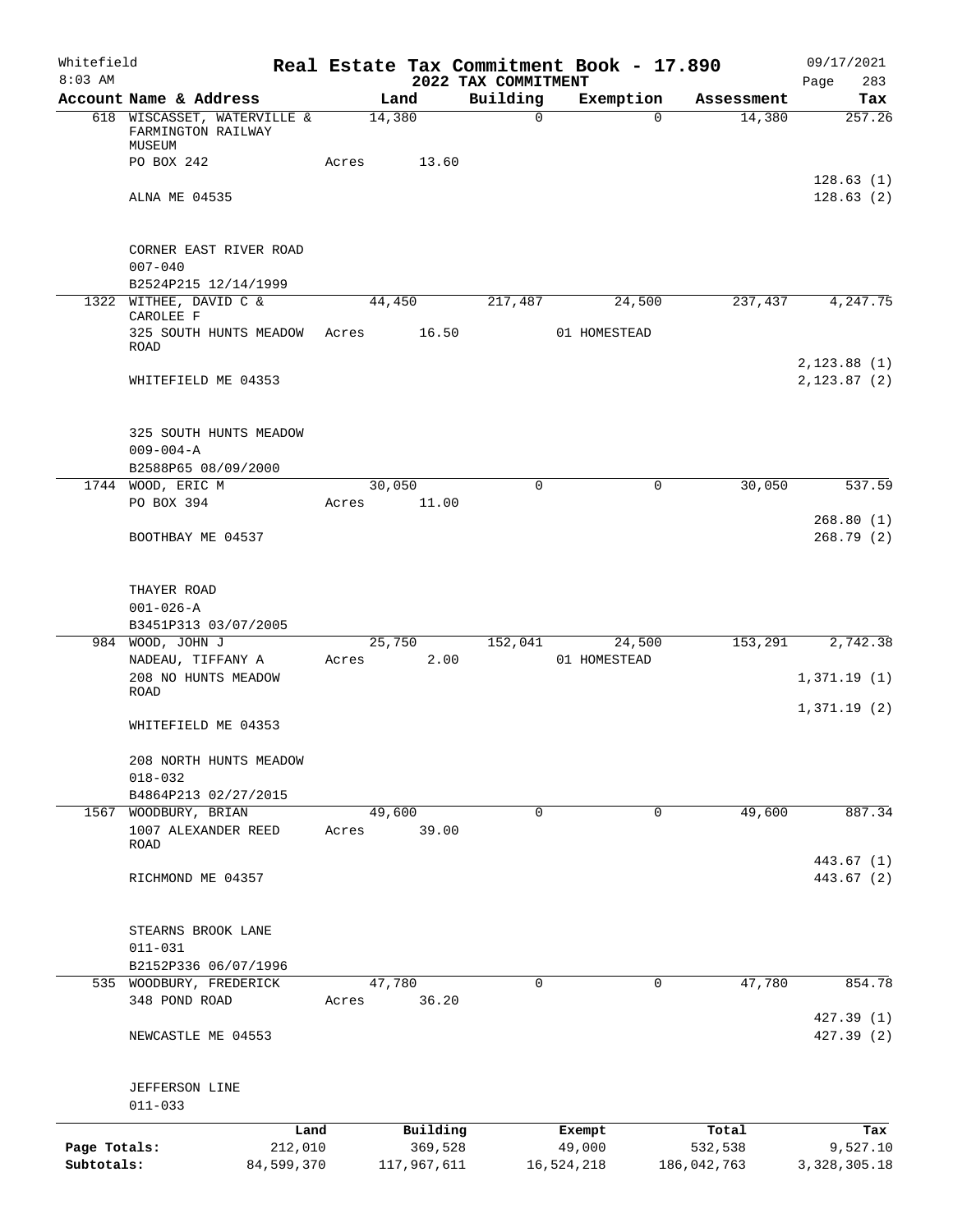Whitefield 8:03 AM

# Real Estate Tax Commitment Book - 17.890

## 2022 TAX COMMITMENT

09/17/2021 Page 283

| Account Name & Address | Land | Building | Exemption | Assessment | Tax |
|---|---|---|---|---|---|
| 618 WISCASSET, WATERVILLE & FARMINGTON RAILWAY MUSEUM | 14,380 | 0 | 0 | 14,380 | 257.26 |
| PO BOX 242 | Acres 13.60 | | | | |
| | | | | | 128.63 (1) |
| ALNA ME 04535 | | | | | 128.63 (2) |
| CORNER EAST RIVER ROAD | | | | | |
| 007-040 | | | | | |
| B2524P215 12/14/1999 | | | | | |
| 1322 WITHEE, DAVID C & CAROLEE F | 44,450 | 217,487 | 24,500 | 237,437 | 4,247.75 |
| 325 SOUTH HUNTS MEADOW ROAD | Acres 16.50 | | 01 HOMESTEAD | | |
| | | | | | 2,123.88 (1) |
| WHITEFIELD ME 04353 | | | | | 2,123.87 (2) |
| 325 SOUTH HUNTS MEADOW | | | | | |
| 009-004-A | | | | | |
| B2588P65 08/09/2000 | | | | | |
| 1744 WOOD, ERIC M | 30,050 | 0 | 0 | 30,050 | 537.59 |
| PO BOX 394 | Acres 11.00 | | | | |
| | | | | | 268.80 (1) |
| BOOTHBAY ME 04537 | | | | | 268.79 (2) |
| THAYER ROAD | | | | | |
| 001-026-A | | | | | |
| B3451P313 03/07/2005 | | | | | |
| 984 WOOD, JOHN J | 25,750 | 152,041 | 24,500 | 153,291 | 2,742.38 |
| NADEAU, TIFFANY A | Acres 2.00 | | 01 HOMESTEAD | | |
| 208 NO HUNTS MEADOW ROAD | | | | | 1,371.19 (1) |
| | | | | | 1,371.19 (2) |
| WHITEFIELD ME 04353 | | | | | |
| 208 NORTH HUNTS MEADOW | | | | | |
| 018-032 | | | | | |
| B4864P213 02/27/2015 | | | | | |
| 1567 WOODBURY, BRIAN | 49,600 | 0 | 0 | 49,600 | 887.34 |
| 1007 ALEXANDER REED ROAD | Acres 39.00 | | | | |
| | | | | | 443.67 (1) |
| RICHMOND ME 04357 | | | | | 443.67 (2) |
| STEARNS BROOK LANE | | | | | |
| 011-031 | | | | | |
| B2152P336 06/07/1996 | | | | | |
| 535 WOODBURY, FREDERICK | 47,780 | 0 | 0 | 47,780 | 854.78 |
| 348 POND ROAD | Acres 36.20 | | | | |
| | | | | | 427.39 (1) |
| NEWCASTLE ME 04553 | | | | | 427.39 (2) |
| JEFFERSON LINE | | | | | |
| 011-033 | | | | | |

| | Land | Building | Exempt | Total | Tax |
|---|---|---|---|---|---|
| Page Totals: | 212,010 | 369,528 | 49,000 | 532,538 | 9,527.10 |
| Subtotals: | 84,599,370 | 117,967,611 | 16,524,218 | 186,042,763 | 3,328,305.18 |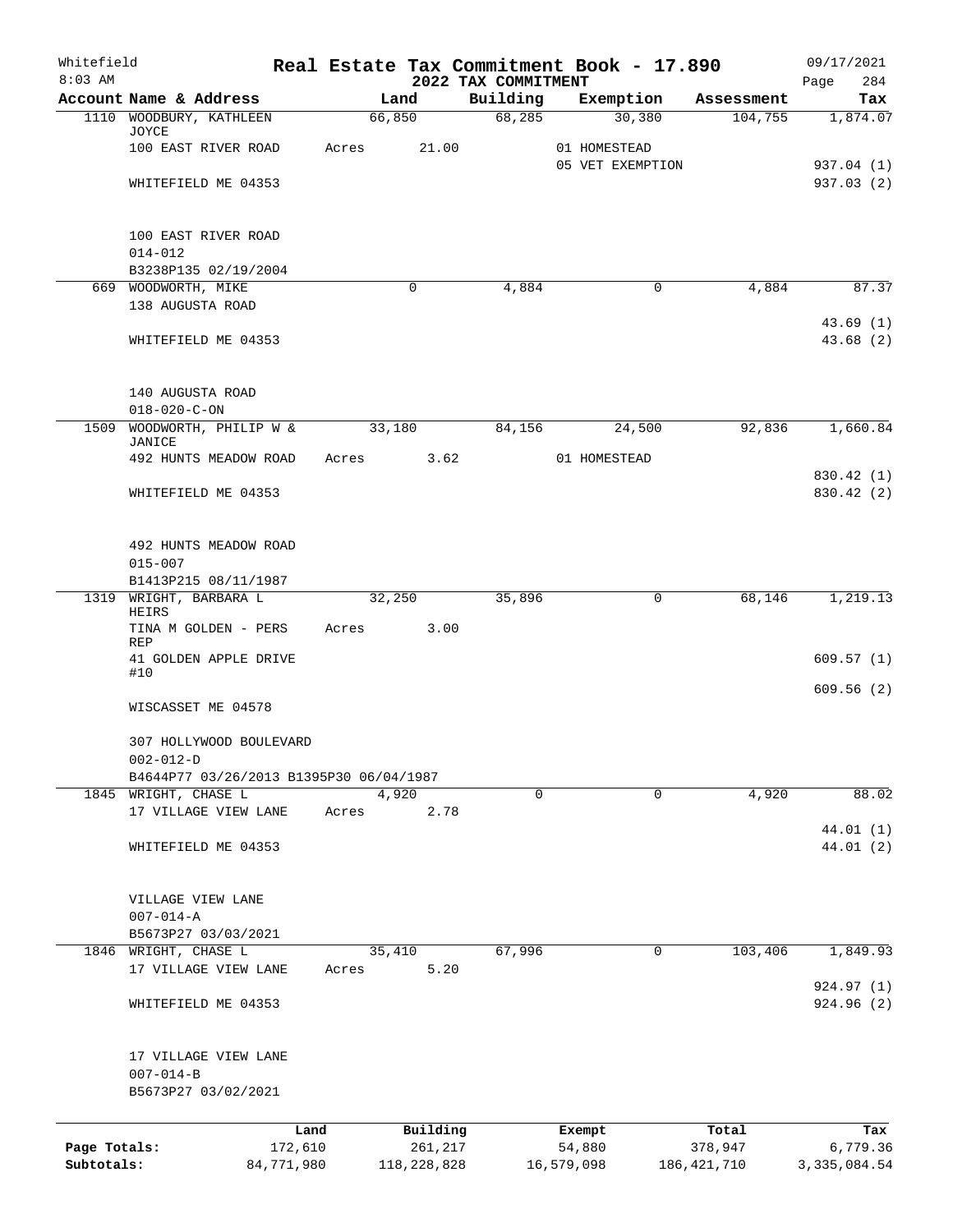# Real Estate Tax Commitment Book - 17.890

Whitefield
8:03 AM

## 2022 TAX COMMITMENT

09/17/2021
Page 284

| Account Name & Address | Land | Building | Exemption | Assessment | Tax |
|---|---|---|---|---|---|
| 1110 WOODBURY, KATHLEEN JOYCE | 66,850 | 68,285 | 30,380 | 104,755 | 1,874.07 |
| 100 EAST RIVER ROAD | Acres 21.00 | | 01 HOMESTEAD | | |
| | | | 05 VET EXEMPTION | | 937.04 (1) |
| WHITEFIELD ME 04353 | | | | | 937.03 (2) |
| 100 EAST RIVER ROAD | | | | | |
| 014-012 | | | | | |
| B3238P135 02/19/2004 | | | | | |
| 669 WOODWORTH, MIKE | 0 | 4,884 | 0 | 4,884 | 87.37 |
| 138 AUGUSTA ROAD | | | | | |
| | | | | | 43.69 (1) |
| WHITEFIELD ME 04353 | | | | | 43.68 (2) |
| 140 AUGUSTA ROAD | | | | | |
| 018-020-C-ON | | | | | |
| 1509 WOODWORTH, PHILIP W & JANICE | 33,180 | 84,156 | 24,500 | 92,836 | 1,660.84 |
| 492 HUNTS MEADOW ROAD | Acres 3.62 | | 01 HOMESTEAD | | |
| | | | | | 830.42 (1) |
| WHITEFIELD ME 04353 | | | | | 830.42 (2) |
| 492 HUNTS MEADOW ROAD | | | | | |
| 015-007 | | | | | |
| B1413P215 08/11/1987 | | | | | |
| 1319 WRIGHT, BARBARA L HEIRS | 32,250 | 35,896 | 0 | 68,146 | 1,219.13 |
| TINA M GOLDEN - PERS REP | Acres 3.00 | | | | |
| 41 GOLDEN APPLE DRIVE #10 | | | | | 609.57 (1) |
| | | | | | 609.56 (2) |
| WISCASSET ME 04578 | | | | | |
| 307 HOLLYWOOD BOULEVARD | | | | | |
| 002-012-D | | | | | |
| B4644P77 03/26/2013 B1395P30 06/04/1987 | | | | | |
| 1845 WRIGHT, CHASE L | 4,920 | 0 | 0 | 4,920 | 88.02 |
| 17 VILLAGE VIEW LANE | Acres 2.78 | | | | |
| | | | | | 44.01 (1) |
| WHITEFIELD ME 04353 | | | | | 44.01 (2) |
| VILLAGE VIEW LANE | | | | | |
| 007-014-A | | | | | |
| B5673P27 03/03/2021 | | | | | |
| 1846 WRIGHT, CHASE L | 35,410 | 67,996 | 0 | 103,406 | 1,849.93 |
| 17 VILLAGE VIEW LANE | Acres 5.20 | | | | |
| | | | | | 924.97 (1) |
| WHITEFIELD ME 04353 | | | | | 924.96 (2) |
| 17 VILLAGE VIEW LANE | | | | | |
| 007-014-B | | | | | |
| B5673P27 03/02/2021 | | | | | |

| | Land | Building | Exempt | Total | Tax |
|---|---|---|---|---|---|
| Page Totals: | 172,610 | 261,217 | 54,880 | 378,947 | 6,779.36 |
| Subtotals: | 84,771,980 | 118,228,828 | 16,579,098 | 186,421,710 | 3,335,084.54 |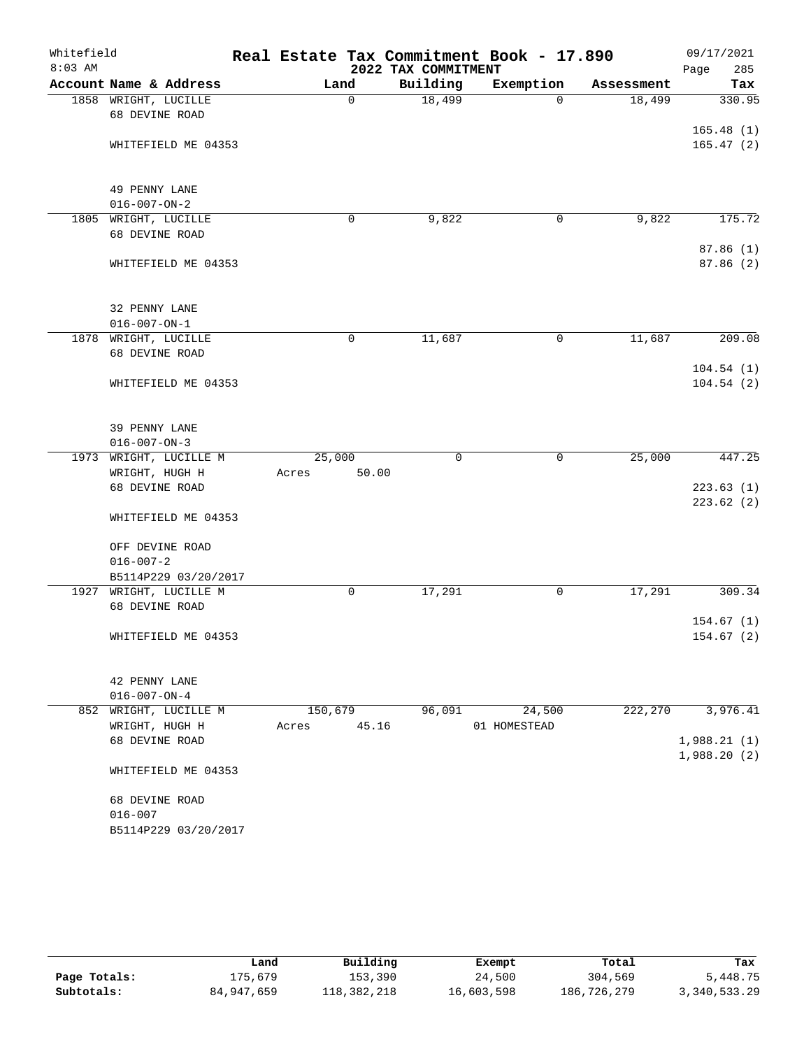# Whitefield — Real Estate Tax Commitment Book - 17.890

2022 TAX COMMITMENT

8:03 AM — 09/17/2021

| Account Name & Address | Land | Building | Exemption | Assessment | Tax |
|---|---|---|---|---|---|
| 1858 WRIGHT, LUCILLE<br>68 DEVINE ROAD<br><br>WHITEFIELD ME 04353<br><br>49 PENNY LANE<br>016-007-ON-2 | 0 | 18,499 | 0 | 18,499 | 330.95<br>165.48 (1)<br>165.47 (2) |
| 1805 WRIGHT, LUCILLE<br>68 DEVINE ROAD<br><br>WHITEFIELD ME 04353<br><br>32 PENNY LANE<br>016-007-ON-1 | 0 | 9,822 | 0 | 9,822 | 175.72<br>87.86 (1)<br>87.86 (2) |
| 1878 WRIGHT, LUCILLE<br>68 DEVINE ROAD<br><br>WHITEFIELD ME 04353<br><br>39 PENNY LANE<br>016-007-ON-3 | 0 | 11,687 | 0 | 11,687 | 209.08<br>104.54 (1)<br>104.54 (2) |
| 1973 WRIGHT, LUCILLE M<br>WRIGHT, HUGH H<br>68 DEVINE ROAD<br><br>WHITEFIELD ME 04353<br><br>OFF DEVINE ROAD<br>016-007-2<br>B5114P229 03/20/2017 | 25,000<br>Acres 50.00 | 0 | 0 | 25,000 | 447.25<br>223.63 (1)<br>223.62 (2) |
| 1927 WRIGHT, LUCILLE M<br>68 DEVINE ROAD<br><br>WHITEFIELD ME 04353<br><br>42 PENNY LANE<br>016-007-ON-4 | 0 | 17,291 | 0 | 17,291 | 309.34<br>154.67 (1)<br>154.67 (2) |
| 852 WRIGHT, LUCILLE M<br>WRIGHT, HUGH H<br>68 DEVINE ROAD<br><br>WHITEFIELD ME 04353<br><br>68 DEVINE ROAD<br>016-007<br>B5114P229 03/20/2017 | 150,679<br>Acres 45.16 | 96,091 | 24,500<br>01 HOMESTEAD | 222,270 | 3,976.41<br>1,988.21 (1)<br>1,988.20 (2) |

| | Land | Building | Exempt | Total | Tax |
|---|---|---|---|---|---|
| **Page Totals:** | 175,679 | 153,390 | 24,500 | 304,569 | 5,448.75 |
| **Subtotals:** | 84,947,659 | 118,382,218 | 16,603,598 | 186,726,279 | 3,340,533.29 |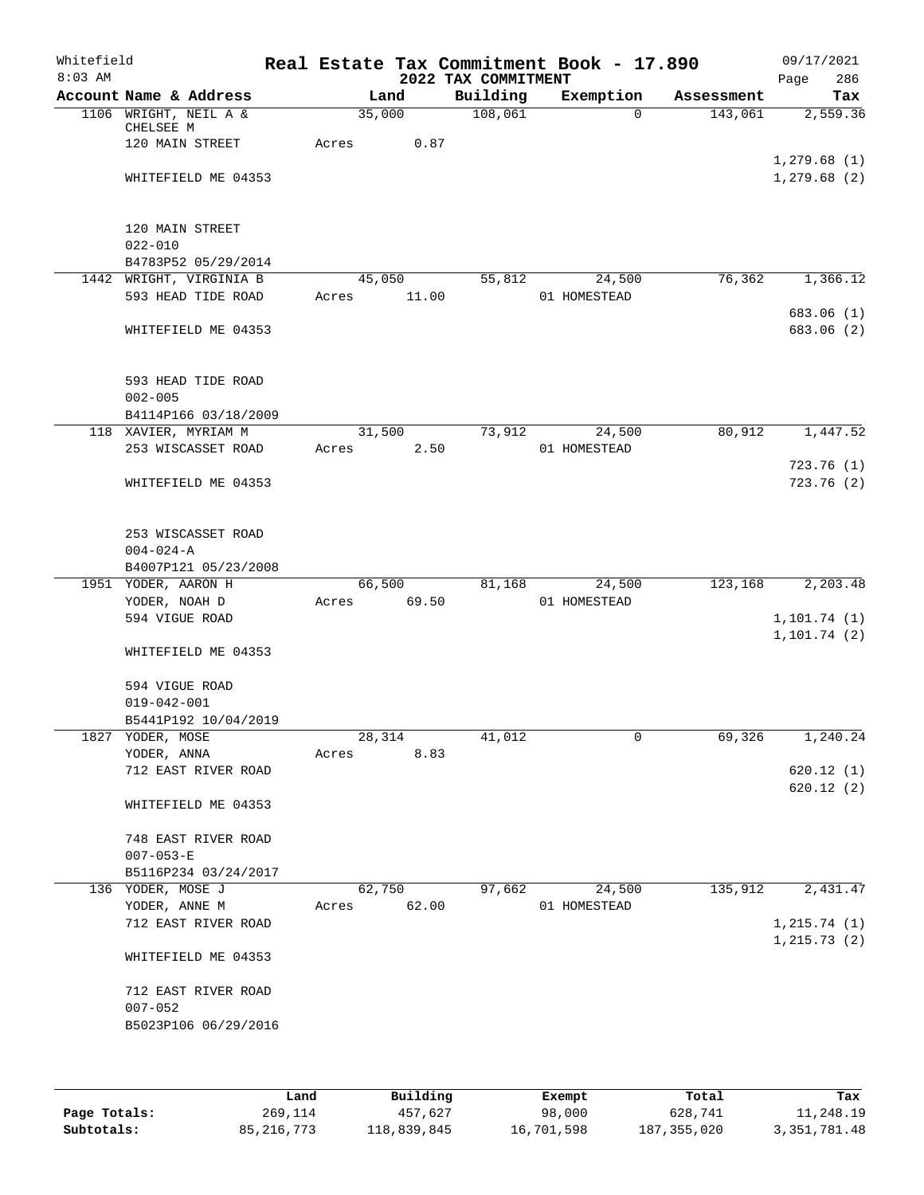Whitefield 8:03 AM

# Real Estate Tax Commitment Book - 17.890

## 2022 TAX COMMITMENT

09/17/2021 Page 286

| Account Name & Address | Land | Building | Exemption | Assessment | Tax |
|---|---|---|---|---|---|
| 1106 WRIGHT, NEIL A & CHELSEE M | 35,000 | 108,061 | 0 | 143,061 | 2,559.36 |
| 120 MAIN STREET | Acres 0.87 | | | | |
| | | | | | 1,279.68 (1) |
| WHITEFIELD ME 04353 | | | | | 1,279.68 (2) |
| 120 MAIN STREET | | | | | |
| 022-010 | | | | | |
| B4783P52 05/29/2014 | | | | | |
| 1442 WRIGHT, VIRGINIA B | 45,050 | 55,812 | 24,500 | 76,362 | 1,366.12 |
| 593 HEAD TIDE ROAD | Acres 11.00 | | 01 HOMESTEAD | | |
| | | | | | 683.06 (1) |
| WHITEFIELD ME 04353 | | | | | 683.06 (2) |
| 593 HEAD TIDE ROAD | | | | | |
| 002-005 | | | | | |
| B4114P166 03/18/2009 | | | | | |
| 118 XAVIER, MYRIAM M | 31,500 | 73,912 | 24,500 | 80,912 | 1,447.52 |
| 253 WISCASSET ROAD | Acres 2.50 | | 01 HOMESTEAD | | |
| | | | | | 723.76 (1) |
| WHITEFIELD ME 04353 | | | | | 723.76 (2) |
| 253 WISCASSET ROAD | | | | | |
| 004-024-A | | | | | |
| B4007P121 05/23/2008 | | | | | |
| 1951 YODER, AARON H | 66,500 | 81,168 | 24,500 | 123,168 | 2,203.48 |
| YODER, NOAH D | Acres 69.50 | | 01 HOMESTEAD | | |
| 594 VIGUE ROAD | | | | | 1,101.74 (1) |
| | | | | | 1,101.74 (2) |
| WHITEFIELD ME 04353 | | | | | |
| 594 VIGUE ROAD | | | | | |
| 019-042-001 | | | | | |
| B5441P192 10/04/2019 | | | | | |
| 1827 YODER, MOSE | 28,314 | 41,012 | 0 | 69,326 | 1,240.24 |
| YODER, ANNA | Acres 8.83 | | | | |
| 712 EAST RIVER ROAD | | | | | 620.12 (1) |
| | | | | | 620.12 (2) |
| WHITEFIELD ME 04353 | | | | | |
| 748 EAST RIVER ROAD | | | | | |
| 007-053-E | | | | | |
| B5116P234 03/24/2017 | | | | | |
| 136 YODER, MOSE J | 62,750 | 97,662 | 24,500 | 135,912 | 2,431.47 |
| YODER, ANNE M | Acres 62.00 | | 01 HOMESTEAD | | |
| 712 EAST RIVER ROAD | | | | | 1,215.74 (1) |
| | | | | | 1,215.73 (2) |
| WHITEFIELD ME 04353 | | | | | |
| 712 EAST RIVER ROAD | | | | | |
| 007-052 | | | | | |
| B5023P106 06/29/2016 | | | | | |

| | Land | Building | Exempt | Total | Tax |
|---|---|---|---|---|---|
| Page Totals: | 269,114 | 457,627 | 98,000 | 628,741 | 11,248.19 |
| Subtotals: | 85,216,773 | 118,839,845 | 16,701,598 | 187,355,020 | 3,351,781.48 |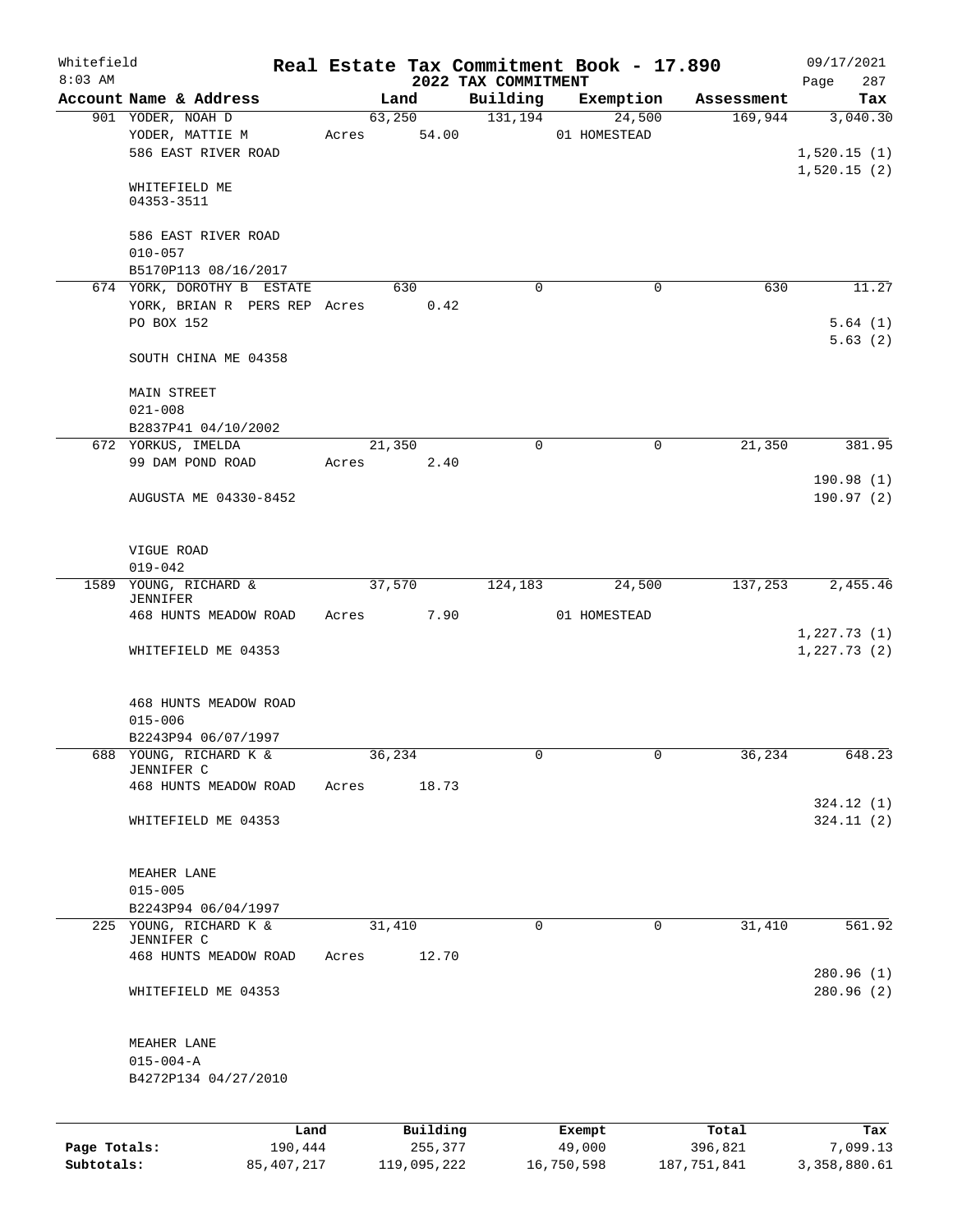Whitefield 8:03 AM

# Real Estate Tax Commitment Book - 17.890

## 2022 TAX COMMITMENT

09/17/2021

| Account Name & Address | Land | Building | Exemption | Assessment | Tax |
|---|---|---|---|---|---|
| 901 YODER, NOAH D | 63,250 | 131,194 | 24,500 | 169,944 | 3,040.30 |
| YODER, MATTIE M | Acres 54.00 | | 01 HOMESTEAD | | |
| 586 EAST RIVER ROAD | | | | | 1,520.15 (1) |
| | | | | | 1,520.15 (2) |
| WHITEFIELD ME 04353-3511 | | | | | |
| 586 EAST RIVER ROAD | | | | | |
| 010-057 | | | | | |
| B5170P113 08/16/2017 | | | | | |
| 674 YORK, DOROTHY B ESTATE | 630 | 0 | 0 | 630 | 11.27 |
| YORK, BRIAN R PERS REP | Acres 0.42 | | | | |
| PO BOX 152 | | | | | 5.64 (1) |
| | | | | | 5.63 (2) |
| SOUTH CHINA ME 04358 | | | | | |
| MAIN STREET | | | | | |
| 021-008 | | | | | |
| B2837P41 04/10/2002 | | | | | |
| 672 YORKUS, IMELDA | 21,350 | 0 | 0 | 21,350 | 381.95 |
| 99 DAM POND ROAD | Acres 2.40 | | | | |
| | | | | | 190.98 (1) |
| AUGUSTA ME 04330-8452 | | | | | 190.97 (2) |
| VIGUE ROAD | | | | | |
| 019-042 | | | | | |
| 1589 YOUNG, RICHARD & JENNIFER | 37,570 | 124,183 | 24,500 | 137,253 | 2,455.46 |
| 468 HUNTS MEADOW ROAD | Acres 7.90 | | 01 HOMESTEAD | | |
| | | | | | 1,227.73 (1) |
| WHITEFIELD ME 04353 | | | | | 1,227.73 (2) |
| 468 HUNTS MEADOW ROAD | | | | | |
| 015-006 | | | | | |
| B2243P94 06/07/1997 | | | | | |
| 688 YOUNG, RICHARD K & JENNIFER C | 36,234 | 0 | 0 | 36,234 | 648.23 |
| 468 HUNTS MEADOW ROAD | Acres 18.73 | | | | |
| | | | | | 324.12 (1) |
| WHITEFIELD ME 04353 | | | | | 324.11 (2) |
| MEAHER LANE | | | | | |
| 015-005 | | | | | |
| B2243P94 06/04/1997 | | | | | |
| 225 YOUNG, RICHARD K & JENNIFER C | 31,410 | 0 | 0 | 31,410 | 561.92 |
| 468 HUNTS MEADOW ROAD | Acres 12.70 | | | | |
| | | | | | 280.96 (1) |
| WHITEFIELD ME 04353 | | | | | 280.96 (2) |
| MEAHER LANE | | | | | |
| 015-004-A | | | | | |
| B4272P134 04/27/2010 | | | | | |

| | Land | Building | Exempt | Total | Tax |
|---|---|---|---|---|---|
| Page Totals: | 190,444 | 255,377 | 49,000 | 396,821 | 7,099.13 |
| Subtotals: | 85,407,217 | 119,095,222 | 16,750,598 | 187,751,841 | 3,358,880.61 |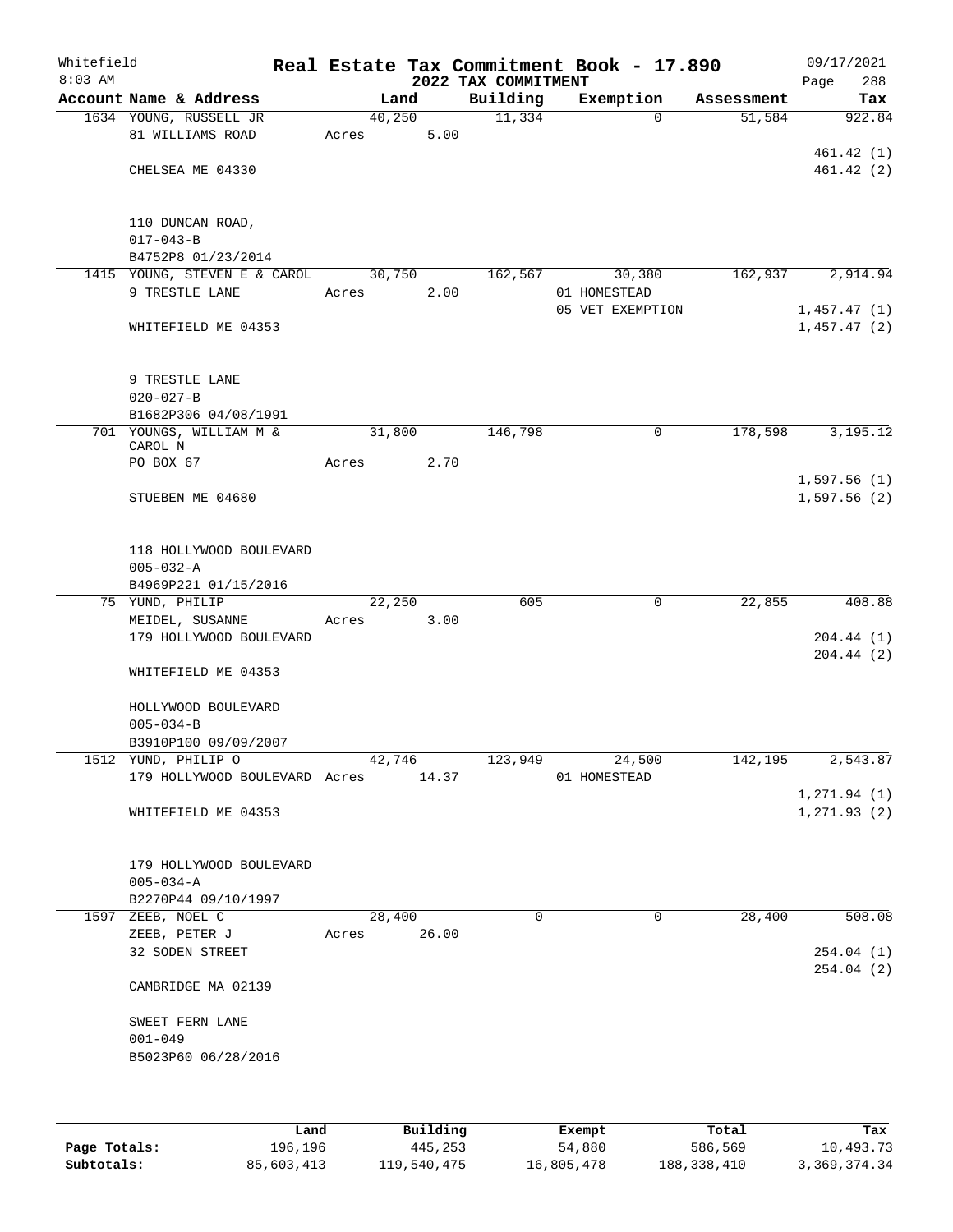Whitefield 8:03 AM

# Real Estate Tax Commitment Book - 17.890

## 2022 TAX COMMITMENT

09/17/2021 Page 288

| Account Name & Address | Land | Building | Exemption | Assessment | Tax |
|---|---|---|---|---|---|
| 1634 YOUNG, RUSSELL JR | 40,250 | 11,334 | 0 | 51,584 | 922.84 |
| 81 WILLIAMS ROAD | Acres 5.00 | | | | |
| | | | | | 461.42 (1) |
| CHELSEA ME 04330 | | | | | 461.42 (2) |
| 110 DUNCAN ROAD, | | | | | |
| 017-043-B | | | | | |
| B4752P8 01/23/2014 | | | | | |
| 1415 YOUNG, STEVEN E & CAROL | 30,750 | 162,567 | 30,380 | 162,937 | 2,914.94 |
| 9 TRESTLE LANE | Acres 2.00 | | 01 HOMESTEAD | | |
| | | | 05 VET EXEMPTION | | 1,457.47 (1) |
| WHITEFIELD ME 04353 | | | | | 1,457.47 (2) |
| 9 TRESTLE LANE | | | | | |
| 020-027-B | | | | | |
| B1682P306 04/08/1991 | | | | | |
| 701 YOUNGS, WILLIAM M & CAROL N | 31,800 | 146,798 | 0 | 178,598 | 3,195.12 |
| PO BOX 67 | Acres 2.70 | | | | |
| | | | | | 1,597.56 (1) |
| STUEBEN ME 04680 | | | | | 1,597.56 (2) |
| 118 HOLLYWOOD BOULEVARD | | | | | |
| 005-032-A | | | | | |
| B4969P221 01/15/2016 | | | | | |
| 75 YUND, PHILIP | 22,250 | 605 | 0 | 22,855 | 408.88 |
| MEIDEL, SUSANNE | Acres 3.00 | | | | |
| 179 HOLLYWOOD BOULEVARD | | | | | 204.44 (1) |
| | | | | | 204.44 (2) |
| WHITEFIELD ME 04353 | | | | | |
| HOLLYWOOD BOULEVARD | | | | | |
| 005-034-B | | | | | |
| B3910P100 09/09/2007 | | | | | |
| 1512 YUND, PHILIP O | 42,746 | 123,949 | 24,500 | 142,195 | 2,543.87 |
| 179 HOLLYWOOD BOULEVARD | Acres 14.37 | | 01 HOMESTEAD | | |
| | | | | | 1,271.94 (1) |
| WHITEFIELD ME 04353 | | | | | 1,271.93 (2) |
| 179 HOLLYWOOD BOULEVARD | | | | | |
| 005-034-A | | | | | |
| B2270P44 09/10/1997 | | | | | |
| 1597 ZEEB, NOEL C | 28,400 | 0 | 0 | 28,400 | 508.08 |
| ZEEB, PETER J | Acres 26.00 | | | | |
| 32 SODEN STREET | | | | | 254.04 (1) |
| | | | | | 254.04 (2) |
| CAMBRIDGE MA 02139 | | | | | |
| SWEET FERN LANE | | | | | |
| 001-049 | | | | | |
| B5023P60 06/28/2016 | | | | | |

| | Land | Building | Exempt | Total | Tax |
|---|---|---|---|---|---|
| Page Totals: | 196,196 | 445,253 | 54,880 | 586,569 | 10,493.73 |
| Subtotals: | 85,603,413 | 119,540,475 | 16,805,478 | 188,338,410 | 3,369,374.34 |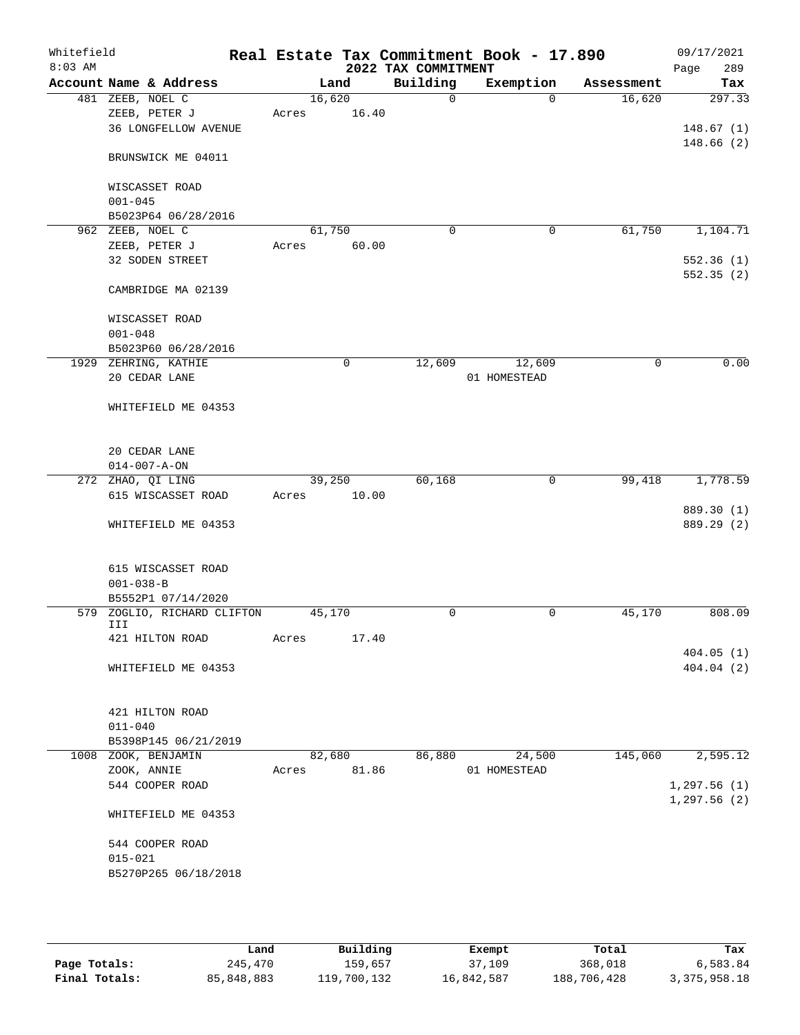Whitefield 8:03 AM

# Real Estate Tax Commitment Book - 17.890

## 2022 TAX COMMITMENT

09/17/2021

| Account Name & Address | Land | Building | Exemption | Assessment | Tax |
|---|---|---|---|---|---|
| 481 ZEEB, NOEL C | 16,620 | 0 | 0 | 16,620 | 297.33 |
| ZEEB, PETER J | Acres 16.40 | | | | |
| 36 LONGFELLOW AVENUE | | | | | 148.67 (1) |
| | | | | | 148.66 (2) |
| BRUNSWICK ME 04011 | | | | | |
| WISCASSET ROAD | | | | | |
| 001-045 | | | | | |
| B5023P64 06/28/2016 | | | | | |
| 962 ZEEB, NOEL C | 61,750 | 0 | 0 | 61,750 | 1,104.71 |
| ZEEB, PETER J | Acres 60.00 | | | | |
| 32 SODEN STREET | | | | | 552.36 (1) |
| | | | | | 552.35 (2) |
| CAMBRIDGE MA 02139 | | | | | |
| WISCASSET ROAD | | | | | |
| 001-048 | | | | | |
| B5023P60 06/28/2016 | | | | | |
| 1929 ZEHRING, KATHIE | 0 | 12,609 | 12,609 | 0 | 0.00 |
| 20 CEDAR LANE | | | 01 HOMESTEAD | | |
| WHITEFIELD ME 04353 | | | | | |
| 20 CEDAR LANE | | | | | |
| 014-007-A-ON | | | | | |
| 272 ZHAO, QI LING | 39,250 | 60,168 | 0 | 99,418 | 1,778.59 |
| 615 WISCASSET ROAD | Acres 10.00 | | | | |
| | | | | | 889.30 (1) |
| WHITEFIELD ME 04353 | | | | | 889.29 (2) |
| 615 WISCASSET ROAD | | | | | |
| 001-038-B | | | | | |
| B5552P1 07/14/2020 | | | | | |
| 579 ZOGLIO, RICHARD CLIFTON III | 45,170 | 0 | 0 | 45,170 | 808.09 |
| 421 HILTON ROAD | Acres 17.40 | | | | |
| | | | | | 404.05 (1) |
| WHITEFIELD ME 04353 | | | | | 404.04 (2) |
| 421 HILTON ROAD | | | | | |
| 011-040 | | | | | |
| B5398P145 06/21/2019 | | | | | |
| 1008 ZOOK, BENJAMIN | 82,680 | 86,880 | 24,500 | 145,060 | 2,595.12 |
| ZOOK, ANNIE | Acres 81.86 | | 01 HOMESTEAD | | |
| 544 COOPER ROAD | | | | | 1,297.56 (1) |
| | | | | | 1,297.56 (2) |
| WHITEFIELD ME 04353 | | | | | |
| 544 COOPER ROAD | | | | | |
| 015-021 | | | | | |
| B5270P265 06/18/2018 | | | | | |

| | Land | Building | Exempt | Total | Tax |
|---|---|---|---|---|---|
| Page Totals: | 245,470 | 159,657 | 37,109 | 368,018 | 6,583.84 |
| Final Totals: | 85,848,883 | 119,700,132 | 16,842,587 | 188,706,428 | 3,375,958.18 |